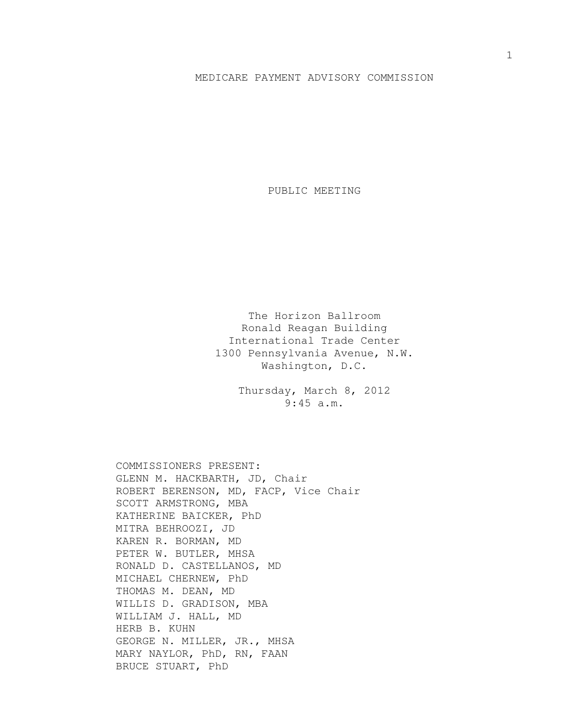# MEDICARE PAYMENT ADVISORY COMMISSION

## PUBLIC MEETING

The Horizon Ballroom
Ronald Reagan Building
International Trade Center
1300 Pennsylvania Avenue, N.W.
Washington, D.C.

Thursday, March 8, 2012
9:45 a.m.

COMMISSIONERS PRESENT:
GLENN M. HACKBARTH, JD, Chair
ROBERT BERENSON, MD, FACP, Vice Chair
SCOTT ARMSTRONG, MBA
KATHERINE BAICKER, PhD
MITRA BEHROOZI, JD
KAREN R. BORMAN, MD
PETER W. BUTLER, MHSA
RONALD D. CASTELLANOS, MD
MICHAEL CHERNEW, PhD
THOMAS M. DEAN, MD
WILLIS D. GRADISON, MBA
WILLIAM J. HALL, MD
HERB B. KUHN
GEORGE N. MILLER, JR., MHSA
MARY NAYLOR, PhD, RN, FAAN
BRUCE STUART, PhD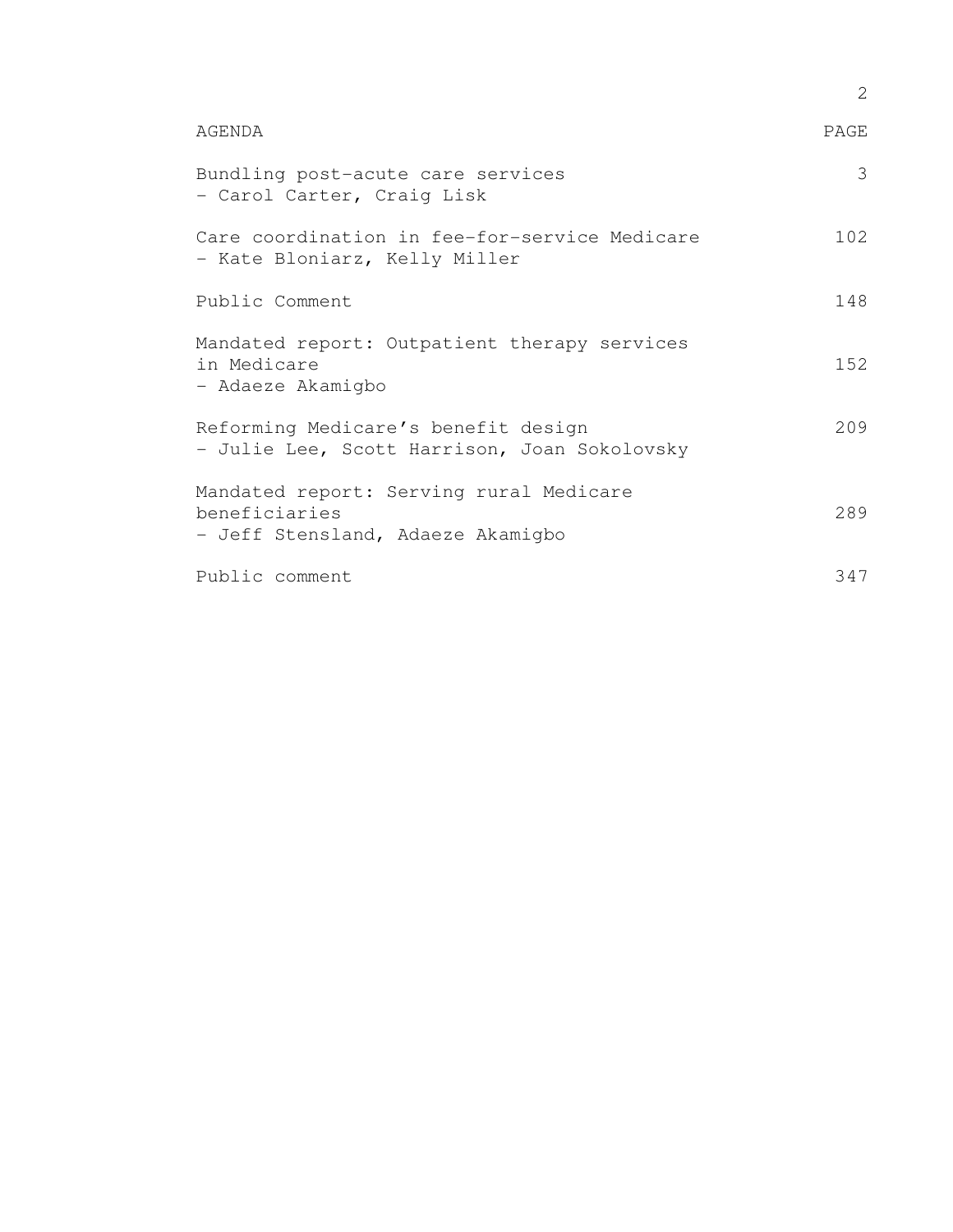| AGENDA | PAGE |
| --- | --- |
| Bundling post-acute care services<br>- Carol Carter, Craig Lisk | 3 |
| Care coordination in fee-for-service Medicare<br>- Kate Bloniarz, Kelly Miller | 102 |
| Public Comment | 148 |
| Mandated report: Outpatient therapy services in Medicare<br>- Adaeze Akamigbo | 152 |
| Reforming Medicare's benefit design<br>- Julie Lee, Scott Harrison, Joan Sokolovsky | 209 |
| Mandated report: Serving rural Medicare beneficiaries<br>- Jeff Stensland, Adaeze Akamigbo | 289 |
| Public comment | 347 |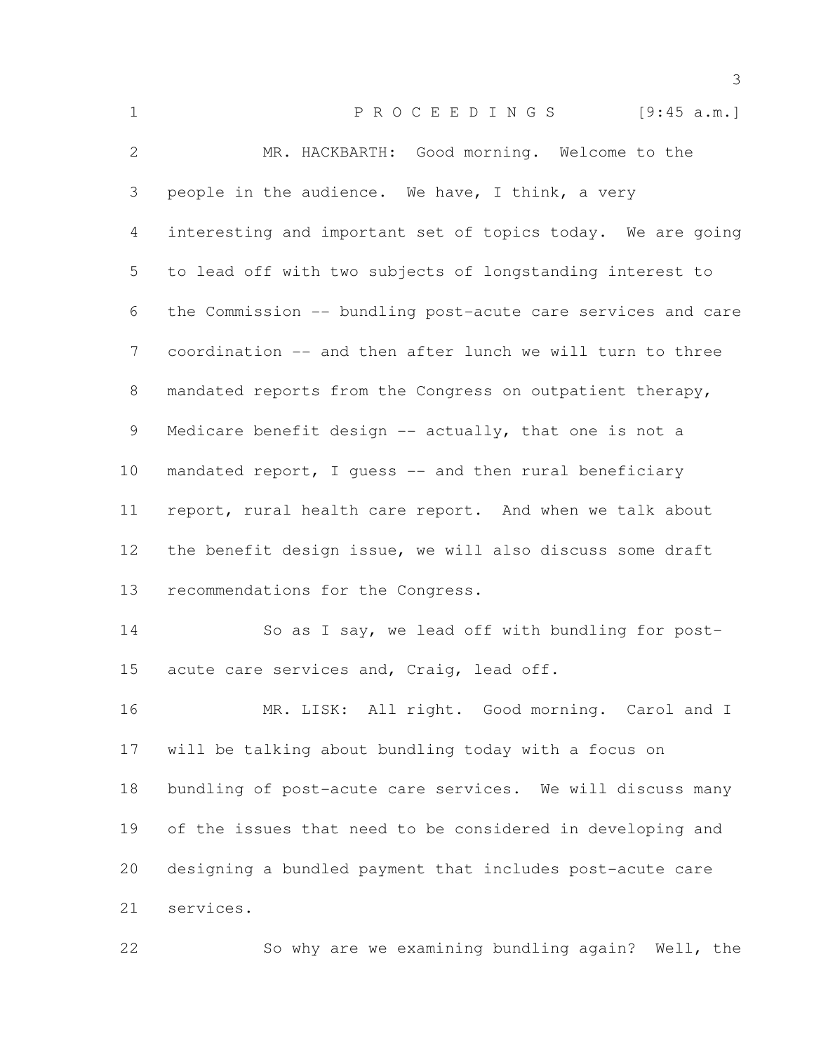P R O C E E D I N G S [9:45 a.m.]

MR. HACKBARTH: Good morning. Welcome to the people in the audience. We have, I think, a very interesting and important set of topics today. We are going to lead off with two subjects of longstanding interest to the Commission -- bundling post-acute care services and care coordination -- and then after lunch we will turn to three mandated reports from the Congress on outpatient therapy, Medicare benefit design -- actually, that one is not a mandated report, I guess -- and then rural beneficiary report, rural health care report. And when we talk about the benefit design issue, we will also discuss some draft recommendations for the Congress.

So as I say, we lead off with bundling for post-acute care services and, Craig, lead off.

MR. LISK: All right. Good morning. Carol and I will be talking about bundling today with a focus on bundling of post-acute care services. We will discuss many of the issues that need to be considered in developing and designing a bundled payment that includes post-acute care services.

So why are we examining bundling again? Well, the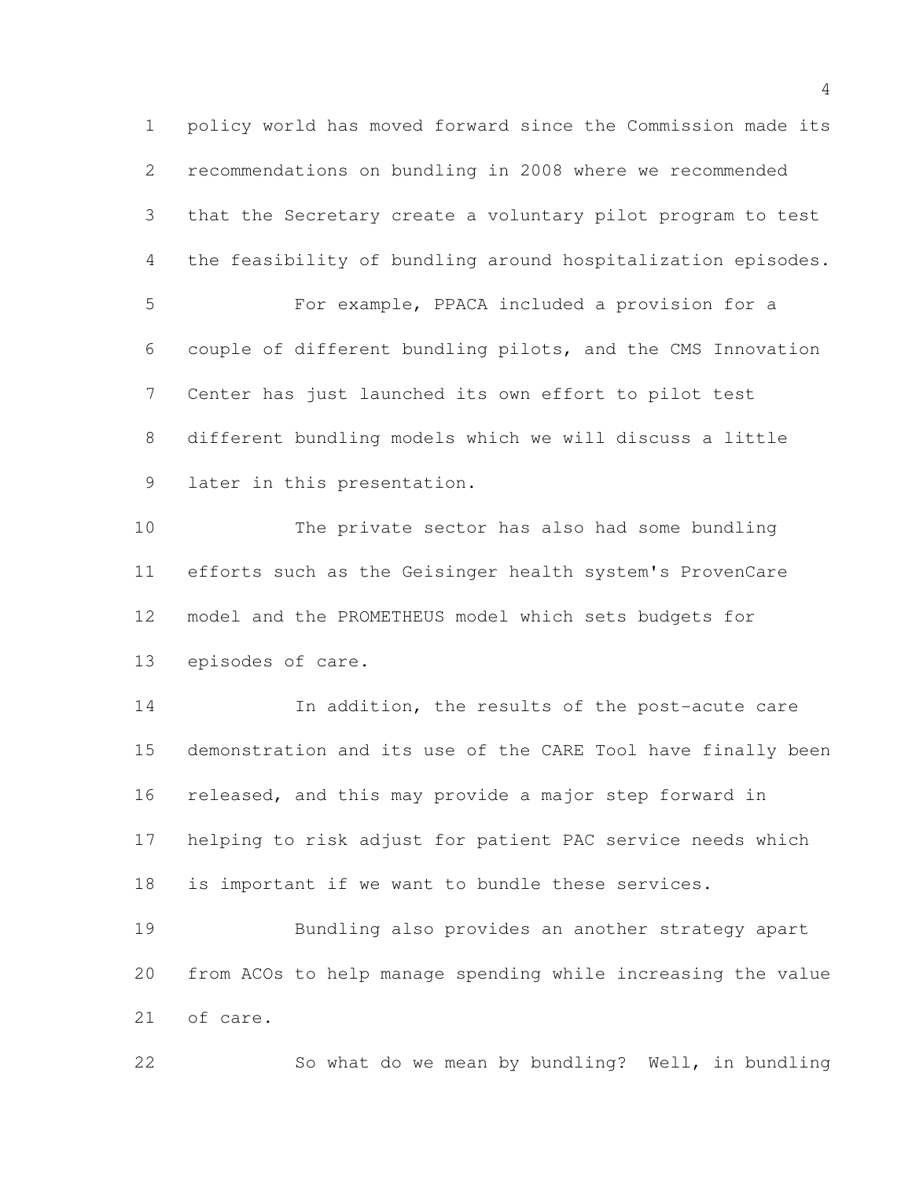policy world has moved forward since the Commission made its recommendations on bundling in 2008 where we recommended that the Secretary create a voluntary pilot program to test the feasibility of bundling around hospitalization episodes.

For example, PPACA included a provision for a couple of different bundling pilots, and the CMS Innovation Center has just launched its own effort to pilot test different bundling models which we will discuss a little later in this presentation.

The private sector has also had some bundling efforts such as the Geisinger health system's ProvenCare model and the PROMETHEUS model which sets budgets for episodes of care.

In addition, the results of the post-acute care demonstration and its use of the CARE Tool have finally been released, and this may provide a major step forward in helping to risk adjust for patient PAC service needs which is important if we want to bundle these services.

Bundling also provides an another strategy apart from ACOs to help manage spending while increasing the value of care.

So what do we mean by bundling? Well, in bundling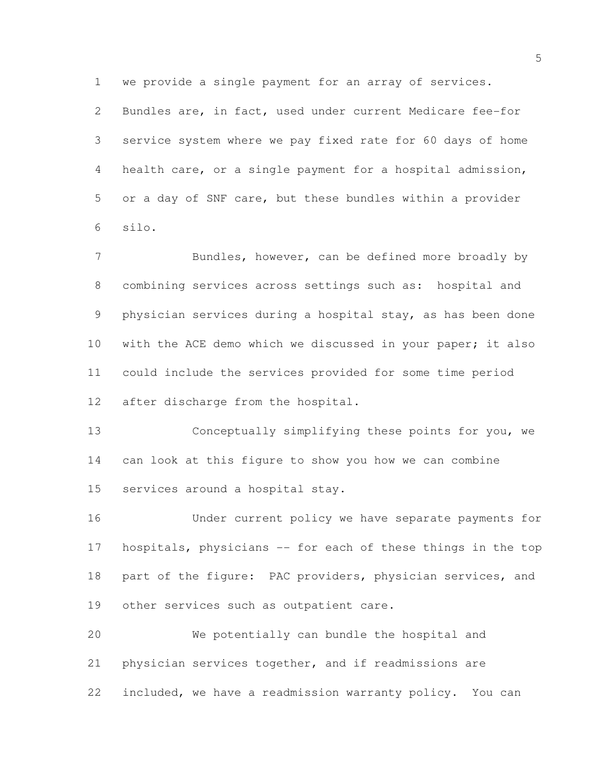we provide a single payment for an array of services. Bundles are, in fact, used under current Medicare fee-for service system where we pay fixed rate for 60 days of home health care, or a single payment for a hospital admission, or a day of SNF care, but these bundles within a provider silo.

Bundles, however, can be defined more broadly by combining services across settings such as: hospital and physician services during a hospital stay, as has been done with the ACE demo which we discussed in your paper; it also could include the services provided for some time period after discharge from the hospital.

Conceptually simplifying these points for you, we can look at this figure to show you how we can combine services around a hospital stay.

Under current policy we have separate payments for hospitals, physicians -- for each of these things in the top part of the figure: PAC providers, physician services, and other services such as outpatient care.

We potentially can bundle the hospital and physician services together, and if readmissions are included, we have a readmission warranty policy. You can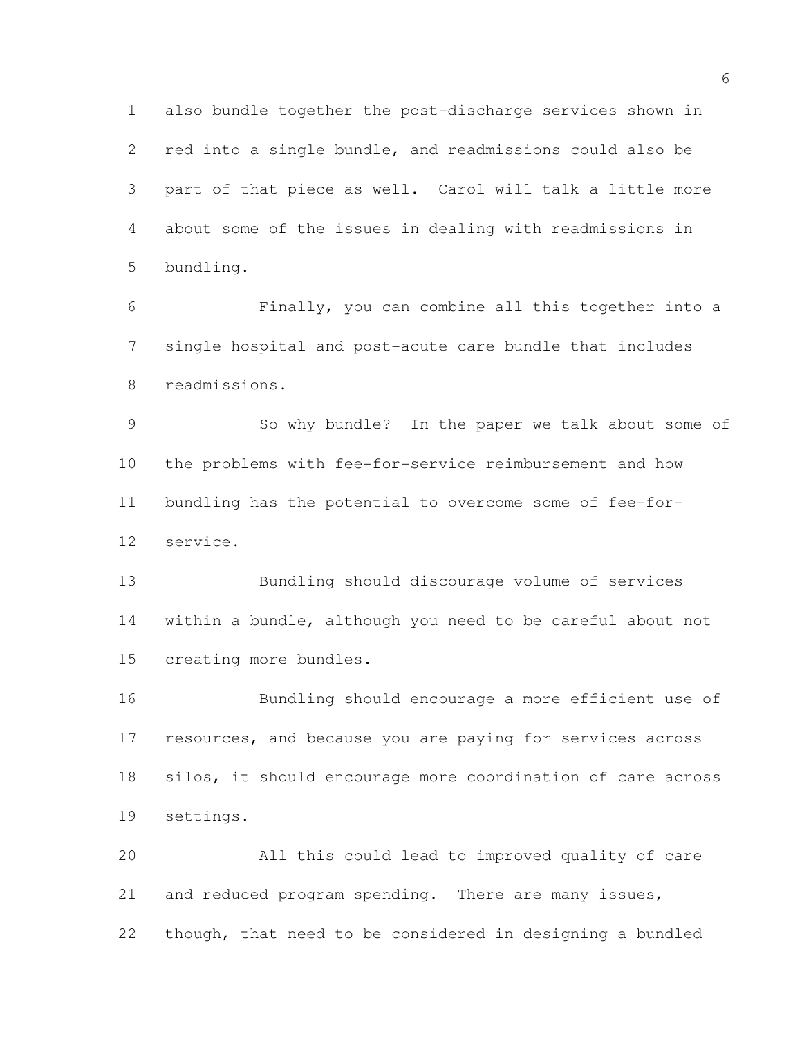also bundle together the post-discharge services shown in red into a single bundle, and readmissions could also be part of that piece as well. Carol will talk a little more about some of the issues in dealing with readmissions in bundling.

Finally, you can combine all this together into a single hospital and post-acute care bundle that includes readmissions.

So why bundle? In the paper we talk about some of the problems with fee-for-service reimbursement and how bundling has the potential to overcome some of fee-for-service.

Bundling should discourage volume of services within a bundle, although you need to be careful about not creating more bundles.

Bundling should encourage a more efficient use of resources, and because you are paying for services across silos, it should encourage more coordination of care across settings.

All this could lead to improved quality of care and reduced program spending. There are many issues, though, that need to be considered in designing a bundled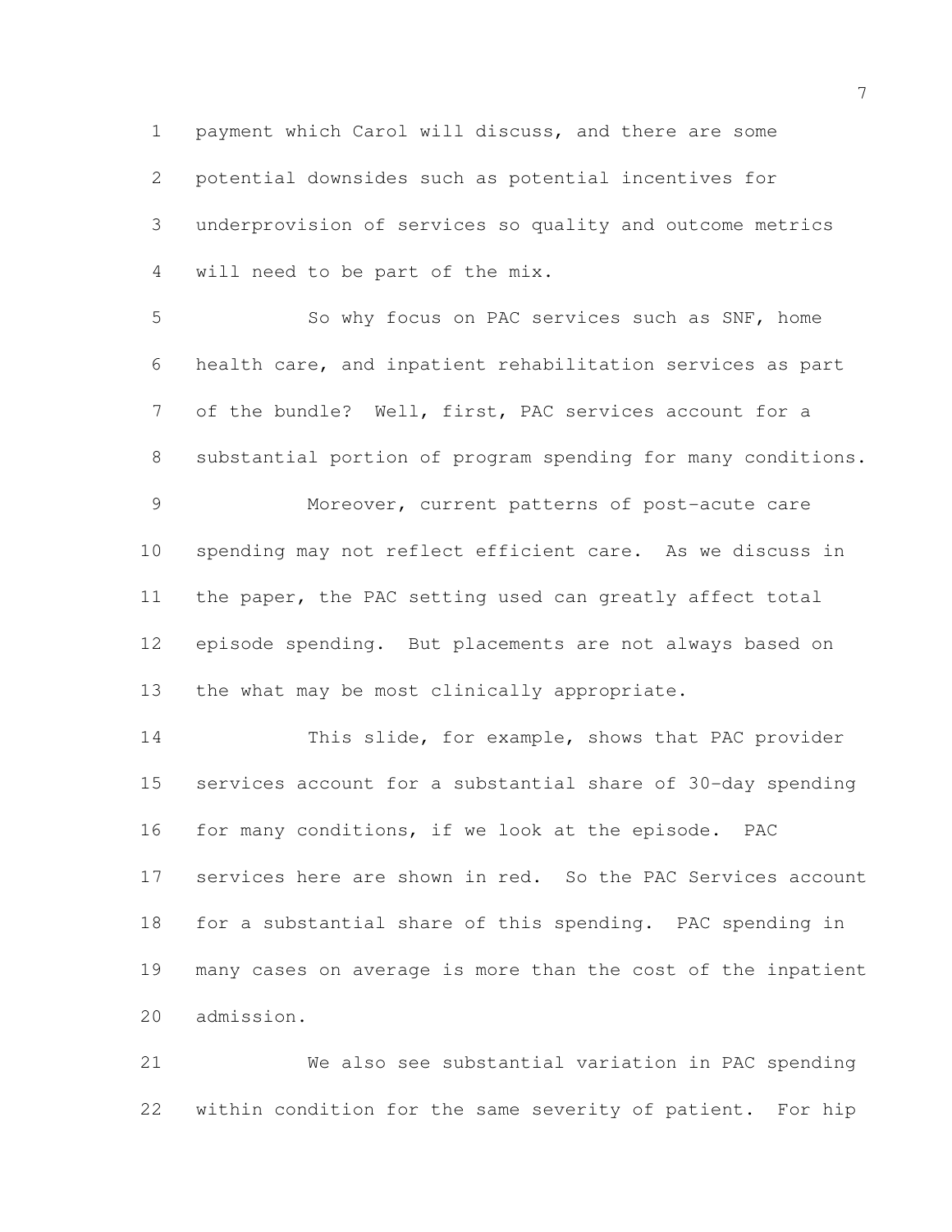payment which Carol will discuss, and there are some potential downsides such as potential incentives for underprovision of services so quality and outcome metrics will need to be part of the mix.

So why focus on PAC services such as SNF, home health care, and inpatient rehabilitation services as part of the bundle? Well, first, PAC services account for a substantial portion of program spending for many conditions.

Moreover, current patterns of post-acute care spending may not reflect efficient care. As we discuss in the paper, the PAC setting used can greatly affect total episode spending. But placements are not always based on the what may be most clinically appropriate.

This slide, for example, shows that PAC provider services account for a substantial share of 30-day spending for many conditions, if we look at the episode. PAC services here are shown in red. So the PAC Services account for a substantial share of this spending. PAC spending in many cases on average is more than the cost of the inpatient admission.

We also see substantial variation in PAC spending within condition for the same severity of patient. For hip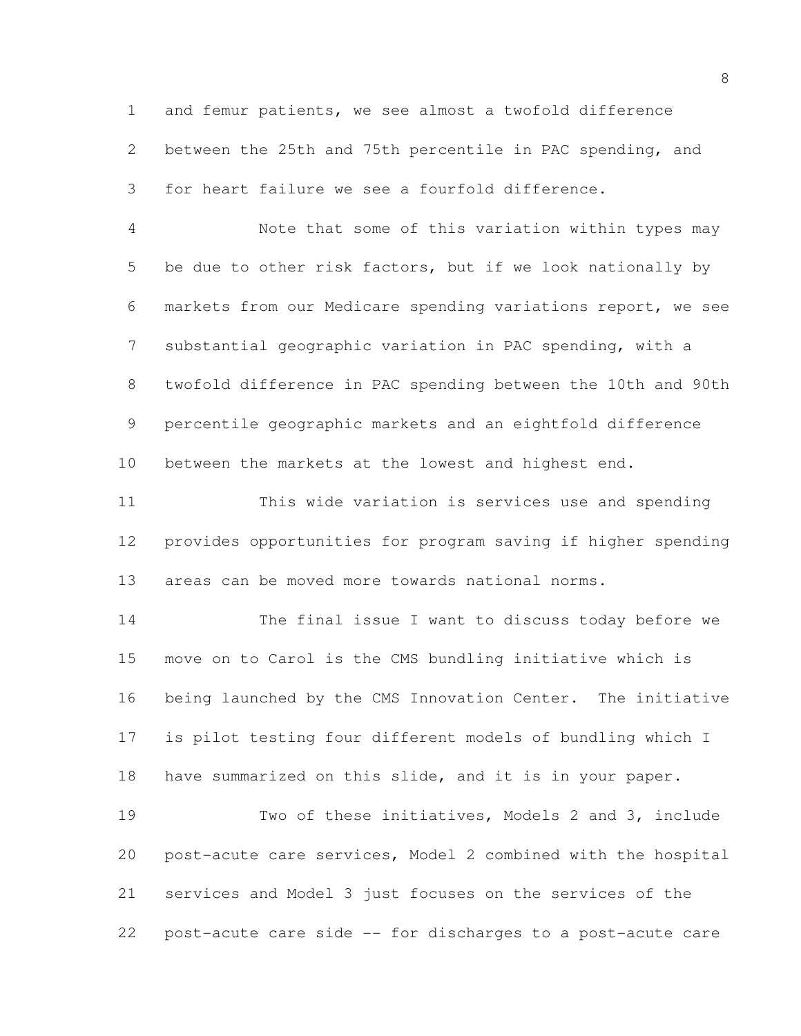and femur patients, we see almost a twofold difference between the 25th and 75th percentile in PAC spending, and for heart failure we see a fourfold difference.

Note that some of this variation within types may be due to other risk factors, but if we look nationally by markets from our Medicare spending variations report, we see substantial geographic variation in PAC spending, with a twofold difference in PAC spending between the 10th and 90th percentile geographic markets and an eightfold difference between the markets at the lowest and highest end.

This wide variation is services use and spending provides opportunities for program saving if higher spending areas can be moved more towards national norms.

The final issue I want to discuss today before we move on to Carol is the CMS bundling initiative which is being launched by the CMS Innovation Center. The initiative is pilot testing four different models of bundling which I have summarized on this slide, and it is in your paper.

Two of these initiatives, Models 2 and 3, include post-acute care services, Model 2 combined with the hospital services and Model 3 just focuses on the services of the post-acute care side -- for discharges to a post-acute care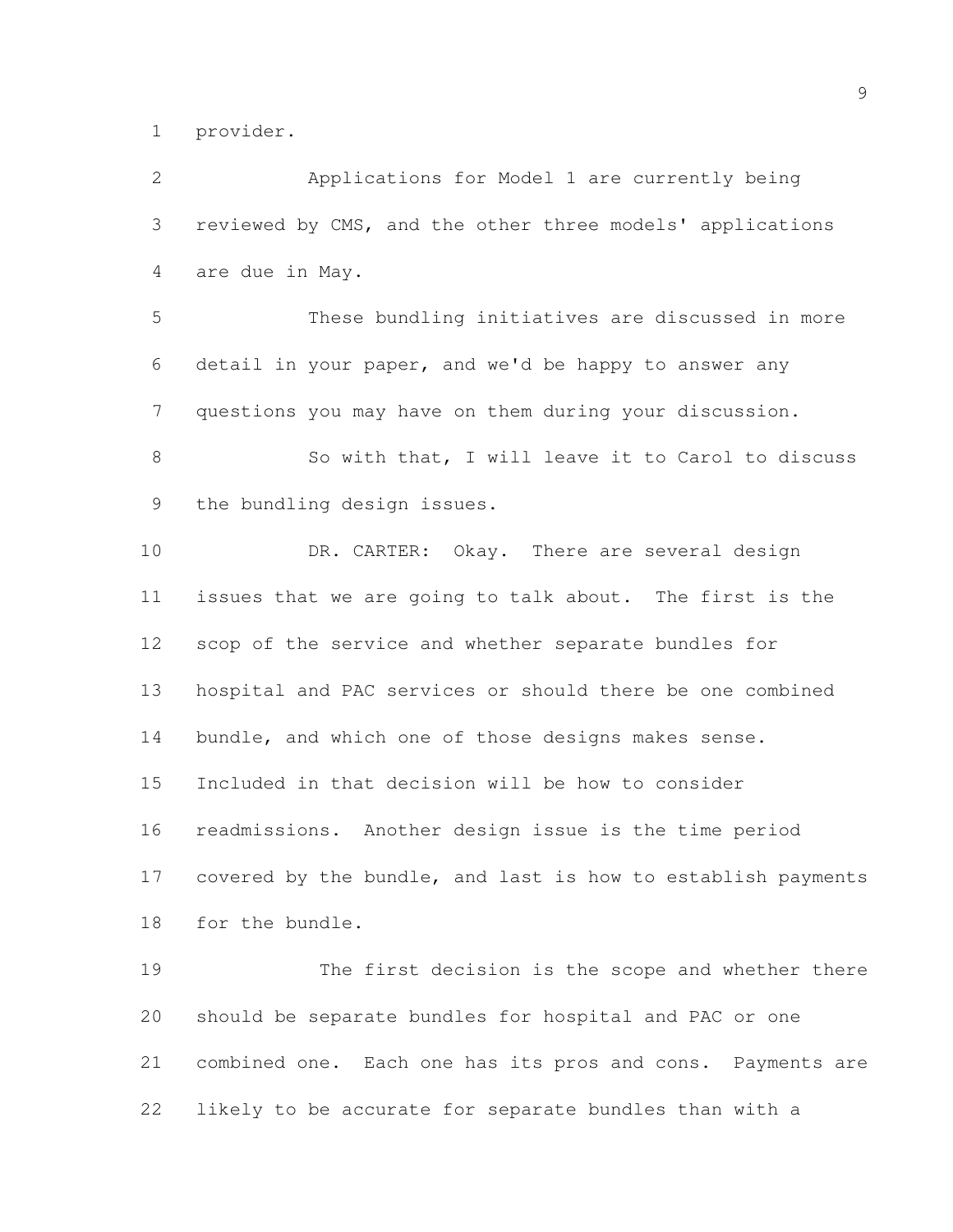provider.

Applications for Model 1 are currently being reviewed by CMS, and the other three models' applications are due in May.

These bundling initiatives are discussed in more detail in your paper, and we'd be happy to answer any questions you may have on them during your discussion.

So with that, I will leave it to Carol to discuss the bundling design issues.

DR. CARTER: Okay. There are several design issues that we are going to talk about. The first is the scop of the service and whether separate bundles for hospital and PAC services or should there be one combined bundle, and which one of those designs makes sense. Included in that decision will be how to consider readmissions. Another design issue is the time period covered by the bundle, and last is how to establish payments for the bundle.

The first decision is the scope and whether there should be separate bundles for hospital and PAC or one combined one. Each one has its pros and cons. Payments are likely to be accurate for separate bundles than with a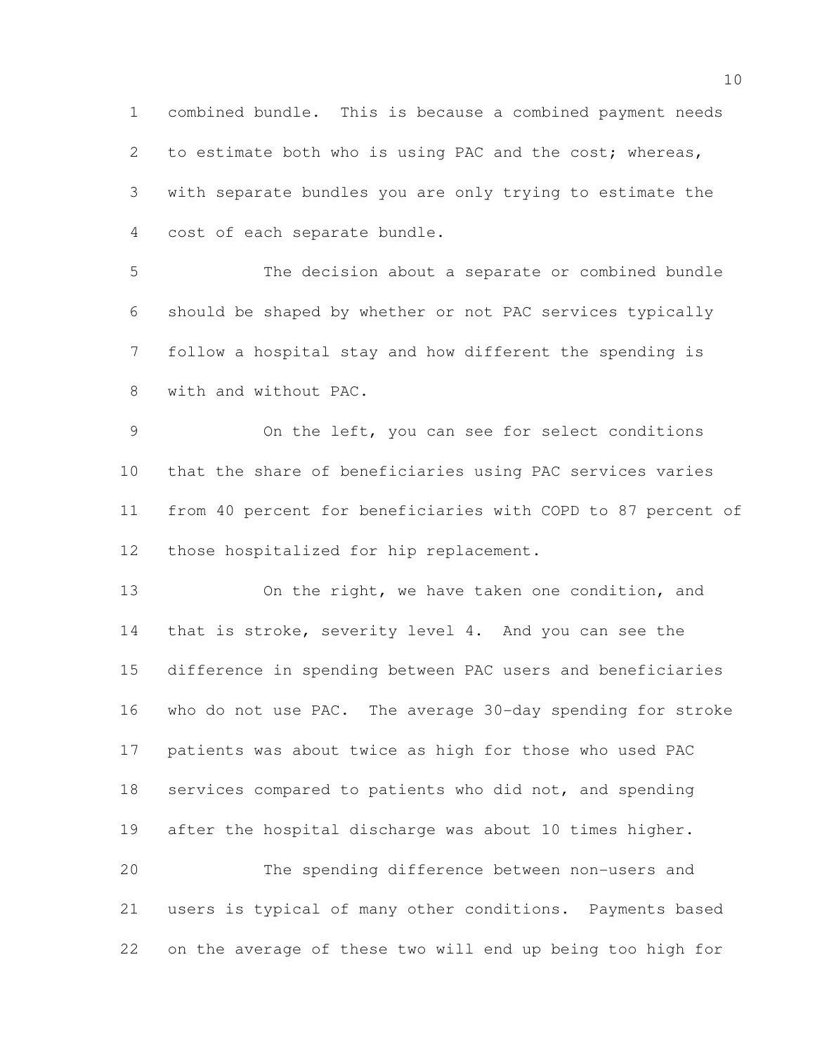combined bundle. This is because a combined payment needs to estimate both who is using PAC and the cost; whereas, with separate bundles you are only trying to estimate the cost of each separate bundle.

The decision about a separate or combined bundle should be shaped by whether or not PAC services typically follow a hospital stay and how different the spending is with and without PAC.

On the left, you can see for select conditions that the share of beneficiaries using PAC services varies from 40 percent for beneficiaries with COPD to 87 percent of those hospitalized for hip replacement.

On the right, we have taken one condition, and that is stroke, severity level 4. And you can see the difference in spending between PAC users and beneficiaries who do not use PAC. The average 30-day spending for stroke patients was about twice as high for those who used PAC services compared to patients who did not, and spending after the hospital discharge was about 10 times higher.

The spending difference between non-users and users is typical of many other conditions. Payments based on the average of these two will end up being too high for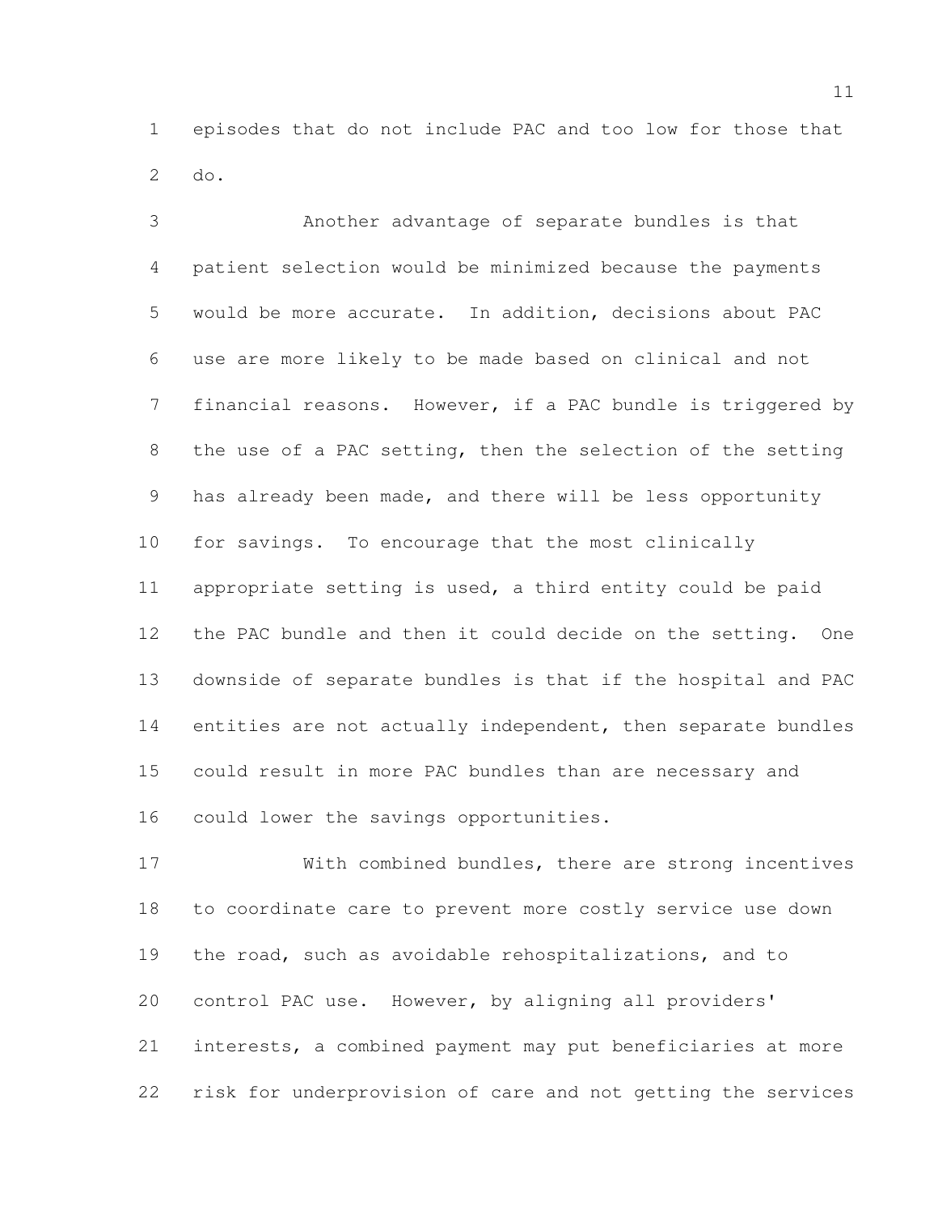episodes that do not include PAC and too low for those that do.

Another advantage of separate bundles is that patient selection would be minimized because the payments would be more accurate. In addition, decisions about PAC use are more likely to be made based on clinical and not financial reasons. However, if a PAC bundle is triggered by the use of a PAC setting, then the selection of the setting has already been made, and there will be less opportunity for savings. To encourage that the most clinically appropriate setting is used, a third entity could be paid the PAC bundle and then it could decide on the setting. One downside of separate bundles is that if the hospital and PAC entities are not actually independent, then separate bundles could result in more PAC bundles than are necessary and could lower the savings opportunities.

With combined bundles, there are strong incentives to coordinate care to prevent more costly service use down the road, such as avoidable rehospitalizations, and to control PAC use. However, by aligning all providers' interests, a combined payment may put beneficiaries at more risk for underprovision of care and not getting the services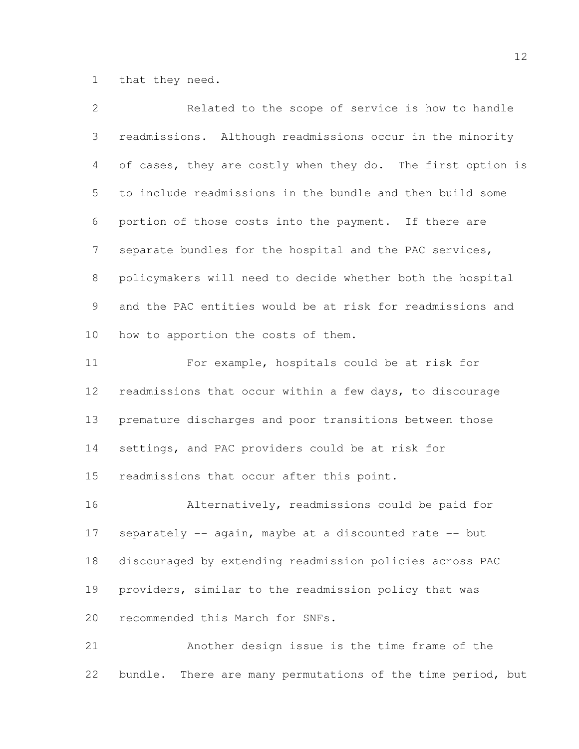that they need.

Related to the scope of service is how to handle readmissions. Although readmissions occur in the minority of cases, they are costly when they do. The first option is to include readmissions in the bundle and then build some portion of those costs into the payment. If there are separate bundles for the hospital and the PAC services, policymakers will need to decide whether both the hospital and the PAC entities would be at risk for readmissions and how to apportion the costs of them.

For example, hospitals could be at risk for readmissions that occur within a few days, to discourage premature discharges and poor transitions between those settings, and PAC providers could be at risk for readmissions that occur after this point.

Alternatively, readmissions could be paid for separately -- again, maybe at a discounted rate -- but discouraged by extending readmission policies across PAC providers, similar to the readmission policy that was recommended this March for SNFs.

Another design issue is the time frame of the bundle. There are many permutations of the time period, but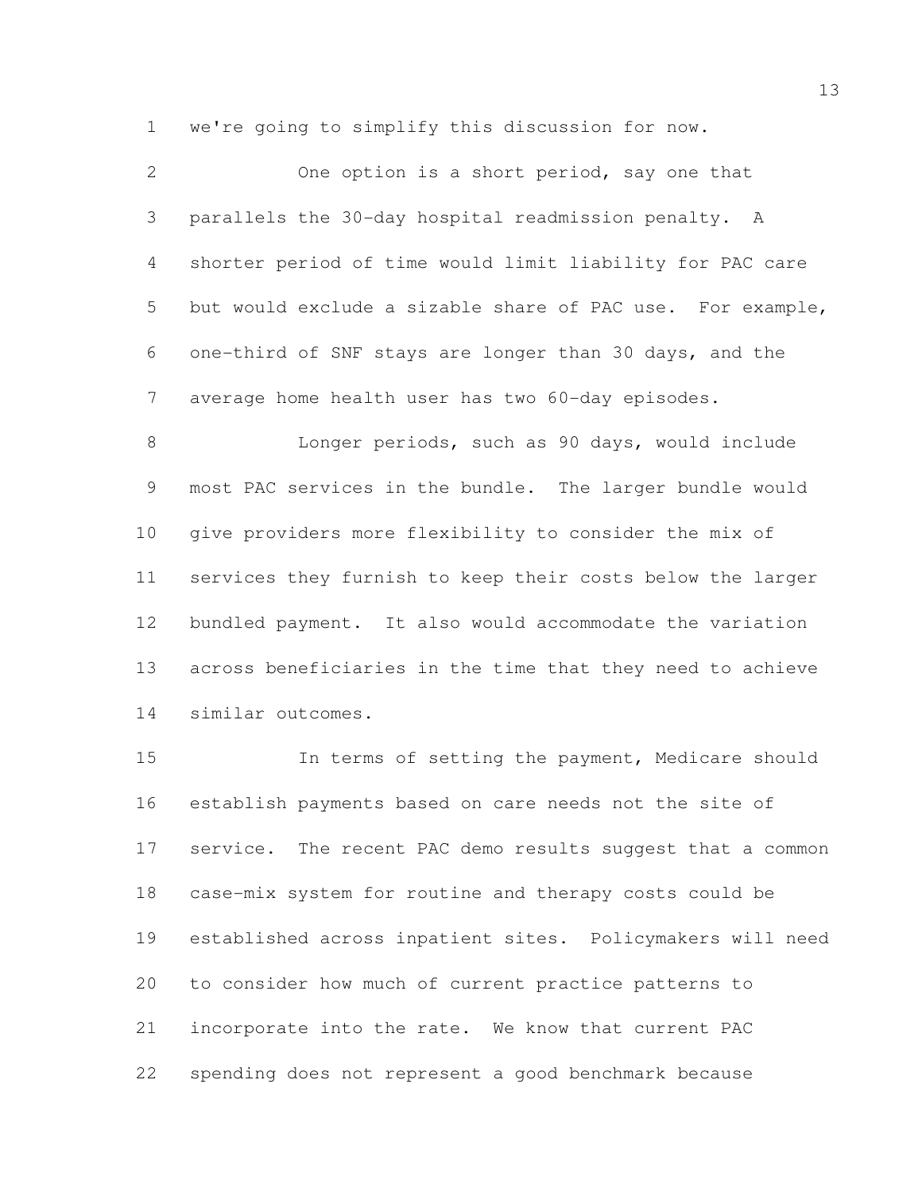we're going to simplify this discussion for now.

One option is a short period, say one that parallels the 30-day hospital readmission penalty. A shorter period of time would limit liability for PAC care but would exclude a sizable share of PAC use. For example, one-third of SNF stays are longer than 30 days, and the average home health user has two 60-day episodes.

Longer periods, such as 90 days, would include most PAC services in the bundle. The larger bundle would give providers more flexibility to consider the mix of services they furnish to keep their costs below the larger bundled payment. It also would accommodate the variation across beneficiaries in the time that they need to achieve similar outcomes.

In terms of setting the payment, Medicare should establish payments based on care needs not the site of service. The recent PAC demo results suggest that a common case-mix system for routine and therapy costs could be established across inpatient sites. Policymakers will need to consider how much of current practice patterns to incorporate into the rate. We know that current PAC spending does not represent a good benchmark because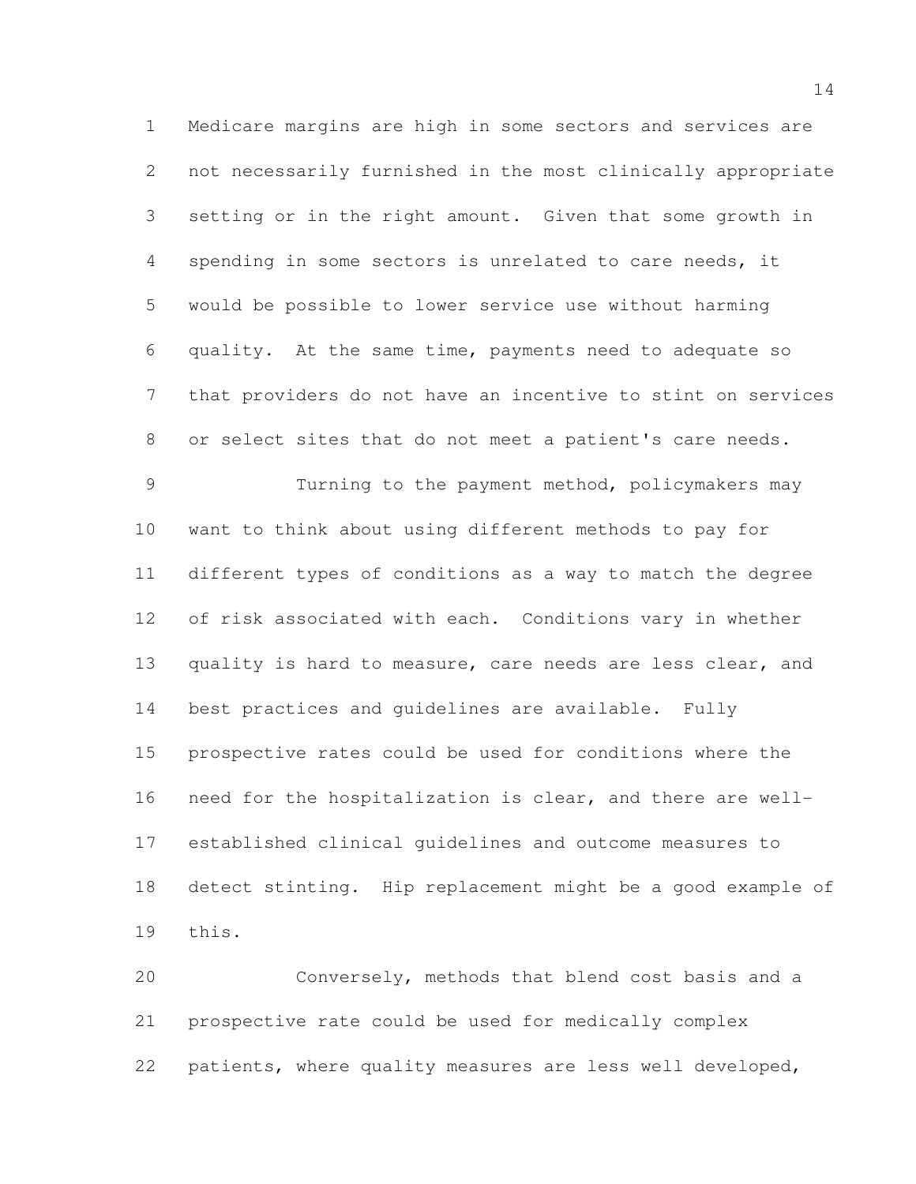Medicare margins are high in some sectors and services are not necessarily furnished in the most clinically appropriate setting or in the right amount. Given that some growth in spending in some sectors is unrelated to care needs, it would be possible to lower service use without harming quality. At the same time, payments need to adequate so that providers do not have an incentive to stint on services or select sites that do not meet a patient's care needs.

Turning to the payment method, policymakers may want to think about using different methods to pay for different types of conditions as a way to match the degree of risk associated with each. Conditions vary in whether quality is hard to measure, care needs are less clear, and best practices and guidelines are available. Fully prospective rates could be used for conditions where the need for the hospitalization is clear, and there are well-established clinical guidelines and outcome measures to detect stinting. Hip replacement might be a good example of this.

Conversely, methods that blend cost basis and a prospective rate could be used for medically complex patients, where quality measures are less well developed,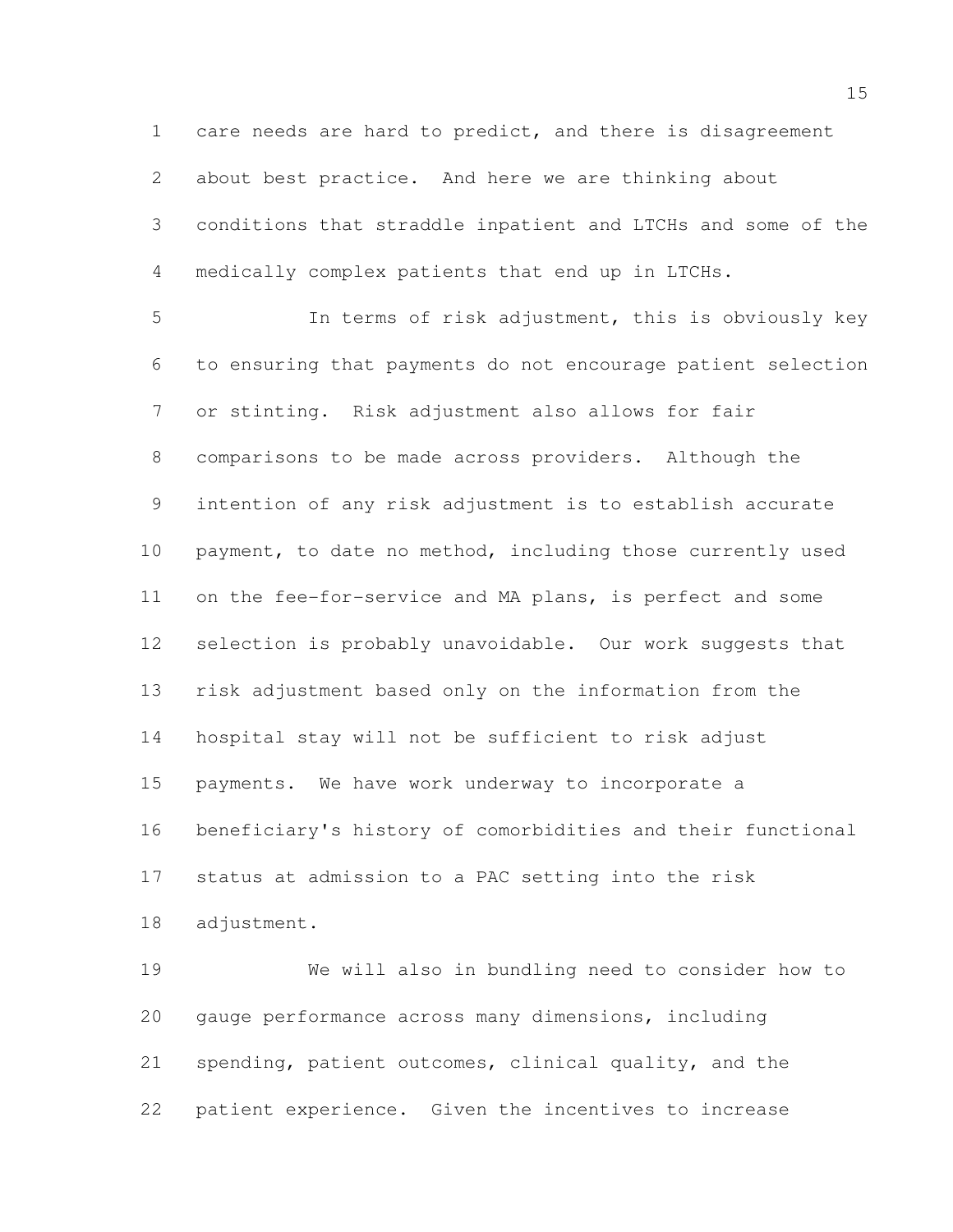care needs are hard to predict, and there is disagreement about best practice. And here we are thinking about conditions that straddle inpatient and LTCHs and some of the medically complex patients that end up in LTCHs.

In terms of risk adjustment, this is obviously key to ensuring that payments do not encourage patient selection or stinting. Risk adjustment also allows for fair comparisons to be made across providers. Although the intention of any risk adjustment is to establish accurate payment, to date no method, including those currently used on the fee-for-service and MA plans, is perfect and some selection is probably unavoidable. Our work suggests that risk adjustment based only on the information from the hospital stay will not be sufficient to risk adjust payments. We have work underway to incorporate a beneficiary's history of comorbidities and their functional status at admission to a PAC setting into the risk adjustment.

We will also in bundling need to consider how to gauge performance across many dimensions, including spending, patient outcomes, clinical quality, and the patient experience. Given the incentives to increase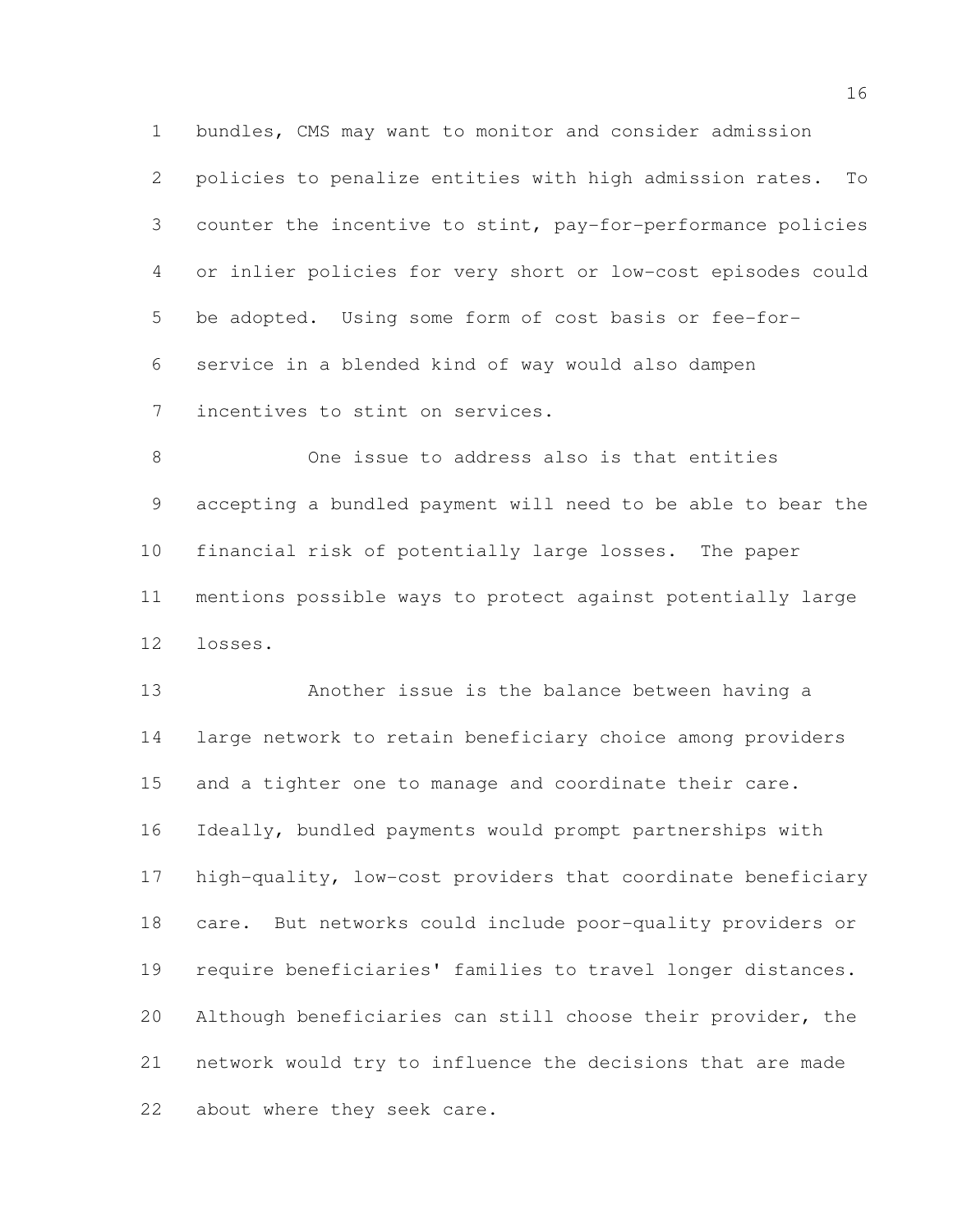bundles, CMS may want to monitor and consider admission policies to penalize entities with high admission rates. To counter the incentive to stint, pay-for-performance policies or inlier policies for very short or low-cost episodes could be adopted. Using some form of cost basis or fee-for-service in a blended kind of way would also dampen incentives to stint on services.

One issue to address also is that entities accepting a bundled payment will need to be able to bear the financial risk of potentially large losses. The paper mentions possible ways to protect against potentially large losses.

Another issue is the balance between having a large network to retain beneficiary choice among providers and a tighter one to manage and coordinate their care. Ideally, bundled payments would prompt partnerships with high-quality, low-cost providers that coordinate beneficiary care. But networks could include poor-quality providers or require beneficiaries' families to travel longer distances. Although beneficiaries can still choose their provider, the network would try to influence the decisions that are made about where they seek care.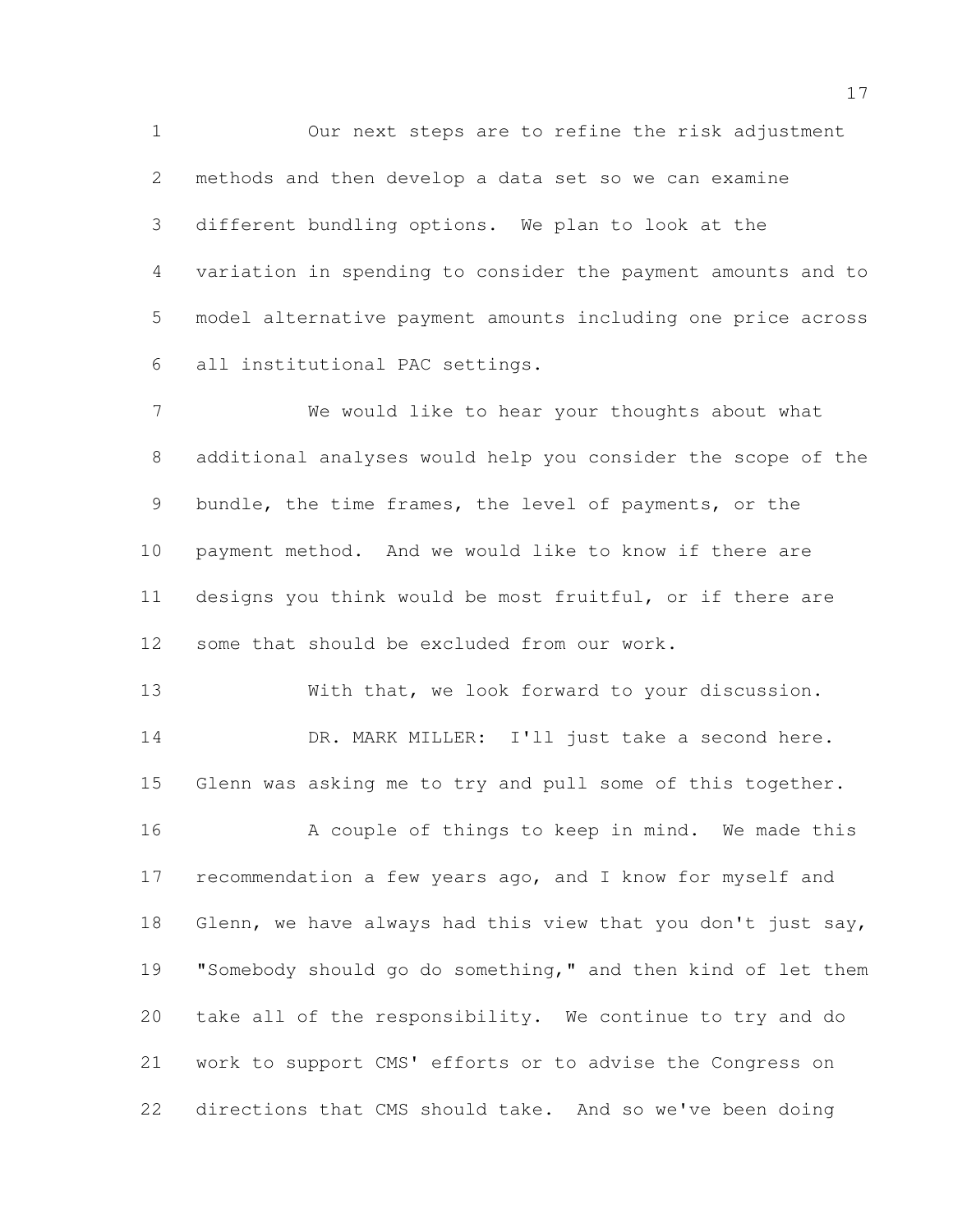Our next steps are to refine the risk adjustment methods and then develop a data set so we can examine different bundling options. We plan to look at the variation in spending to consider the payment amounts and to model alternative payment amounts including one price across all institutional PAC settings.

We would like to hear your thoughts about what additional analyses would help you consider the scope of the bundle, the time frames, the level of payments, or the payment method. And we would like to know if there are designs you think would be most fruitful, or if there are some that should be excluded from our work.

With that, we look forward to your discussion.

DR. MARK MILLER: I'll just take a second here. Glenn was asking me to try and pull some of this together.

A couple of things to keep in mind. We made this recommendation a few years ago, and I know for myself and Glenn, we have always had this view that you don't just say, "Somebody should go do something," and then kind of let them take all of the responsibility. We continue to try and do work to support CMS' efforts or to advise the Congress on directions that CMS should take. And so we've been doing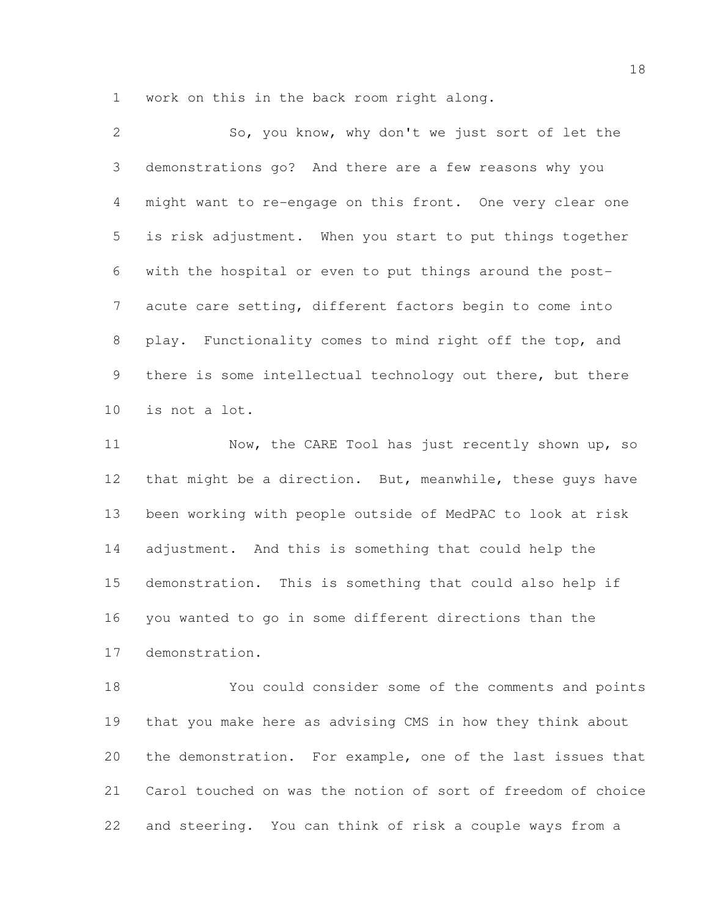work on this in the back room right along.

So, you know, why don't we just sort of let the demonstrations go? And there are a few reasons why you might want to re-engage on this front. One very clear one is risk adjustment. When you start to put things together with the hospital or even to put things around the post-acute care setting, different factors begin to come into play. Functionality comes to mind right off the top, and there is some intellectual technology out there, but there is not a lot.

Now, the CARE Tool has just recently shown up, so that might be a direction. But, meanwhile, these guys have been working with people outside of MedPAC to look at risk adjustment. And this is something that could help the demonstration. This is something that could also help if you wanted to go in some different directions than the demonstration.

You could consider some of the comments and points that you make here as advising CMS in how they think about the demonstration. For example, one of the last issues that Carol touched on was the notion of sort of freedom of choice and steering. You can think of risk a couple ways from a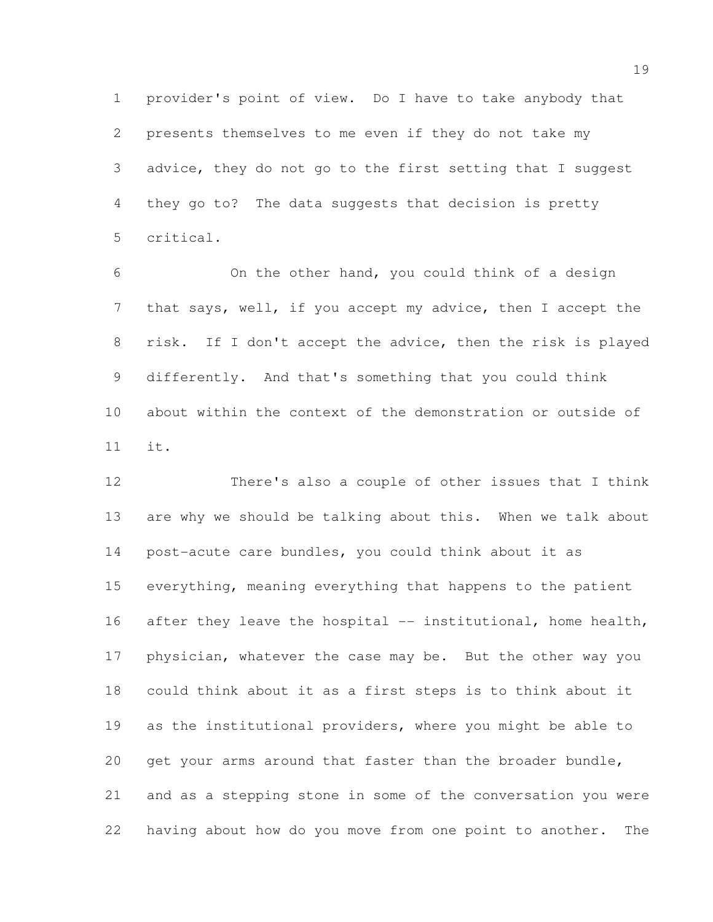provider's point of view. Do I have to take anybody that presents themselves to me even if they do not take my advice, they do not go to the first setting that I suggest they go to? The data suggests that decision is pretty critical.

On the other hand, you could think of a design that says, well, if you accept my advice, then I accept the risk. If I don't accept the advice, then the risk is played differently. And that's something that you could think about within the context of the demonstration or outside of it.

There's also a couple of other issues that I think are why we should be talking about this. When we talk about post-acute care bundles, you could think about it as everything, meaning everything that happens to the patient after they leave the hospital -- institutional, home health, physician, whatever the case may be. But the other way you could think about it as a first steps is to think about it as the institutional providers, where you might be able to get your arms around that faster than the broader bundle, and as a stepping stone in some of the conversation you were having about how do you move from one point to another. The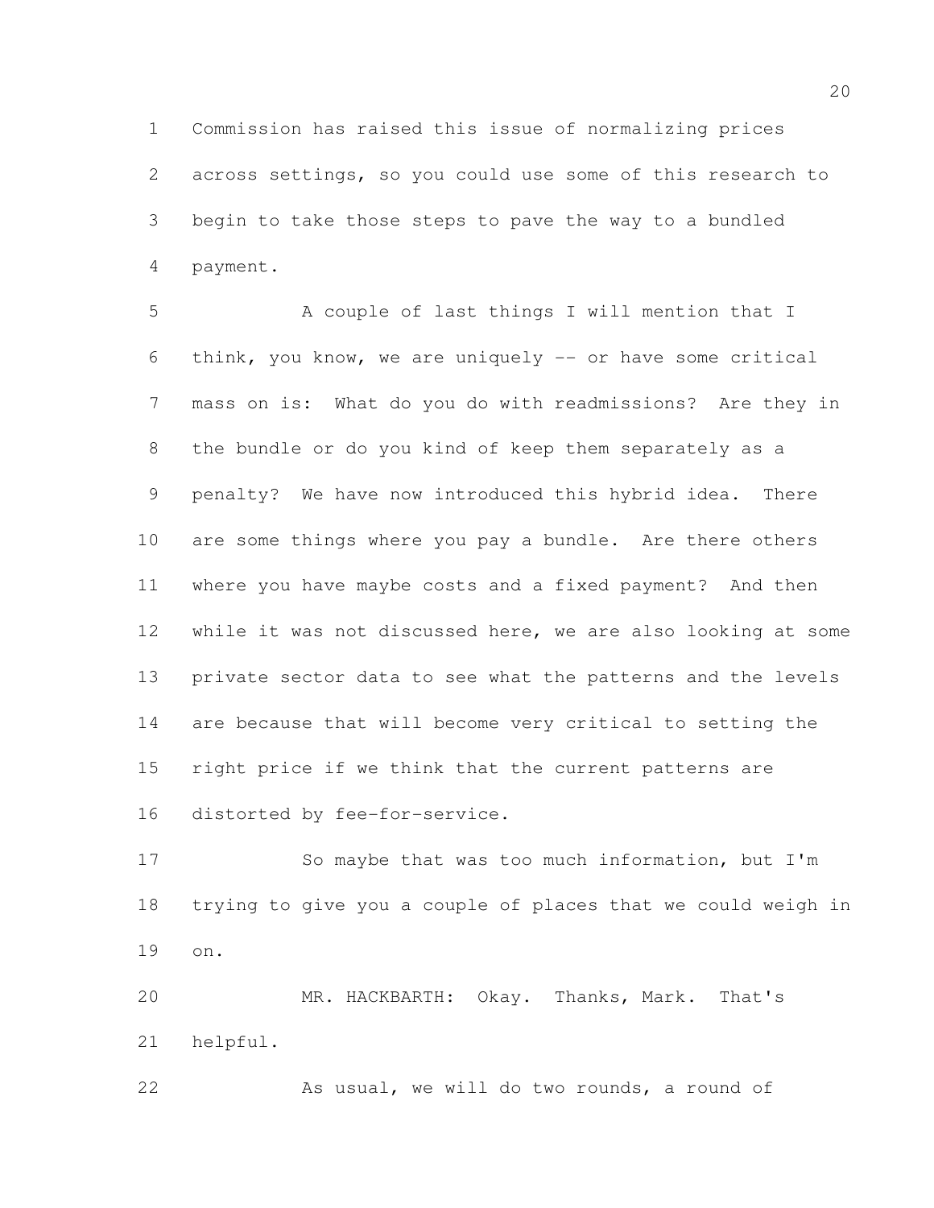Commission has raised this issue of normalizing prices across settings, so you could use some of this research to begin to take those steps to pave the way to a bundled payment.

A couple of last things I will mention that I think, you know, we are uniquely -- or have some critical mass on is: What do you do with readmissions? Are they in the bundle or do you kind of keep them separately as a penalty? We have now introduced this hybrid idea. There are some things where you pay a bundle. Are there others where you have maybe costs and a fixed payment? And then while it was not discussed here, we are also looking at some private sector data to see what the patterns and the levels are because that will become very critical to setting the right price if we think that the current patterns are distorted by fee-for-service.

So maybe that was too much information, but I'm trying to give you a couple of places that we could weigh in on.

MR. HACKBARTH: Okay. Thanks, Mark. That's helpful.

As usual, we will do two rounds, a round of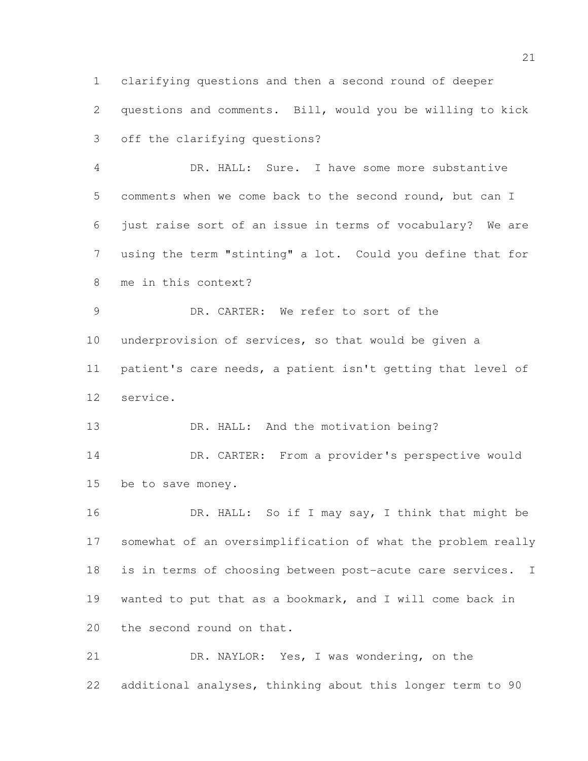clarifying questions and then a second round of deeper questions and comments. Bill, would you be willing to kick off the clarifying questions?

DR. HALL: Sure. I have some more substantive comments when we come back to the second round, but can I just raise sort of an issue in terms of vocabulary? We are using the term "stinting" a lot. Could you define that for me in this context?

DR. CARTER: We refer to sort of the underprovision of services, so that would be given a patient's care needs, a patient isn't getting that level of service.

DR. HALL: And the motivation being?

DR. CARTER: From a provider's perspective would be to save money.

DR. HALL: So if I may say, I think that might be somewhat of an oversimplification of what the problem really is in terms of choosing between post-acute care services. I wanted to put that as a bookmark, and I will come back in the second round on that.

DR. NAYLOR: Yes, I was wondering, on the additional analyses, thinking about this longer term to 90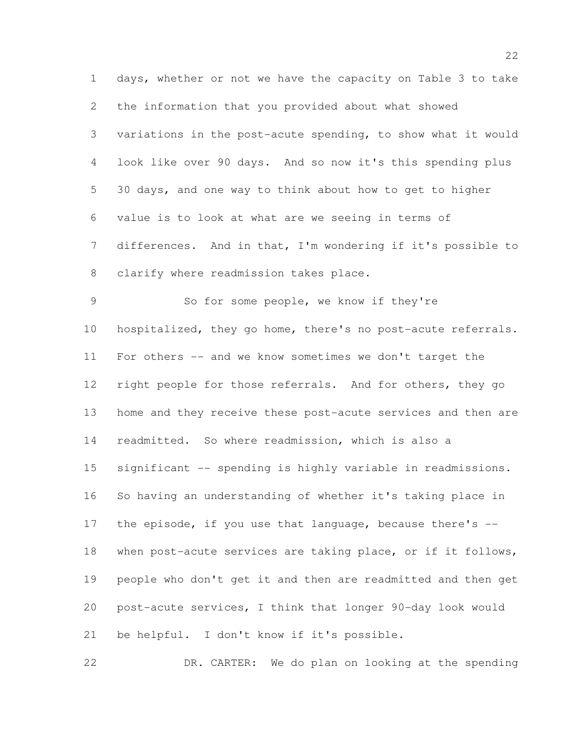days, whether or not we have the capacity on Table 3 to take the information that you provided about what showed variations in the post-acute spending, to show what it would look like over 90 days. And so now it's this spending plus 30 days, and one way to think about how to get to higher value is to look at what are we seeing in terms of differences. And in that, I'm wondering if it's possible to clarify where readmission takes place.

So for some people, we know if they're hospitalized, they go home, there's no post-acute referrals. For others -- and we know sometimes we don't target the right people for those referrals. And for others, they go home and they receive these post-acute services and then are readmitted. So where readmission, which is also a significant -- spending is highly variable in readmissions. So having an understanding of whether it's taking place in the episode, if you use that language, because there's -- when post-acute services are taking place, or if it follows, people who don't get it and then are readmitted and then get post-acute services, I think that longer 90-day look would be helpful. I don't know if it's possible.

DR. CARTER: We do plan on looking at the spending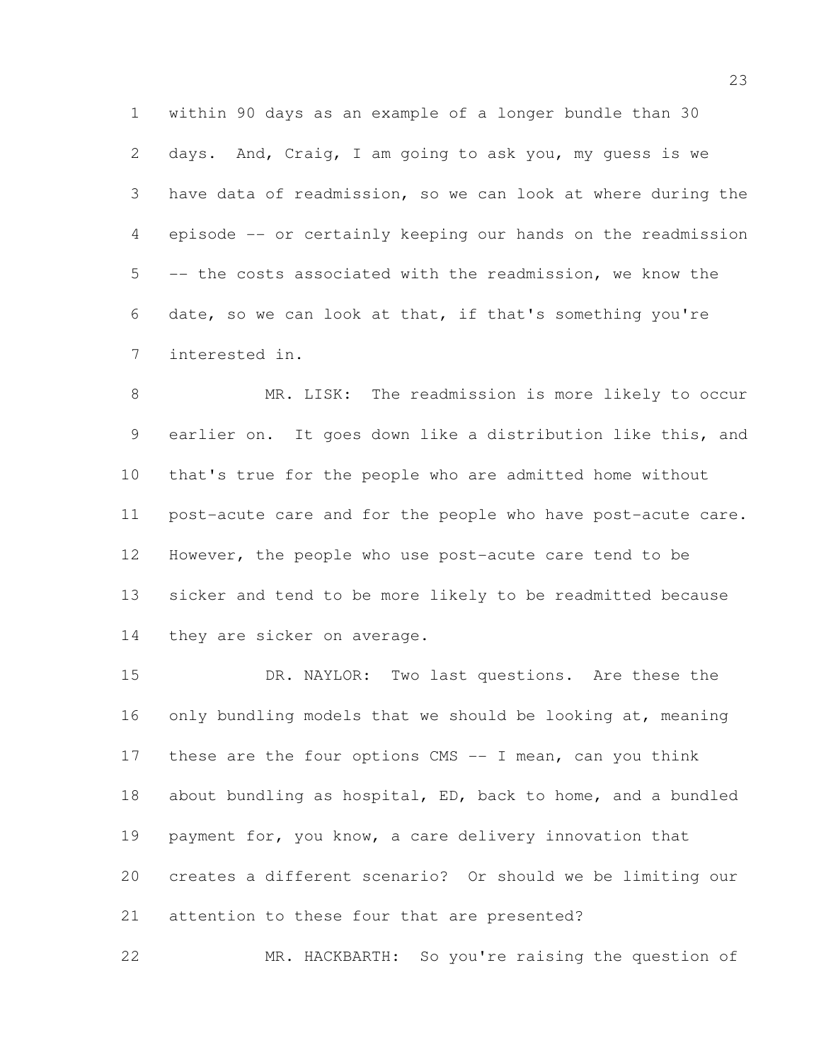within 90 days as an example of a longer bundle than 30 days. And, Craig, I am going to ask you, my guess is we have data of readmission, so we can look at where during the episode -- or certainly keeping our hands on the readmission -- the costs associated with the readmission, we know the date, so we can look at that, if that's something you're interested in.

MR. LISK: The readmission is more likely to occur earlier on. It goes down like a distribution like this, and that's true for the people who are admitted home without post-acute care and for the people who have post-acute care. However, the people who use post-acute care tend to be sicker and tend to be more likely to be readmitted because they are sicker on average.

DR. NAYLOR: Two last questions. Are these the only bundling models that we should be looking at, meaning these are the four options CMS -- I mean, can you think about bundling as hospital, ED, back to home, and a bundled payment for, you know, a care delivery innovation that creates a different scenario? Or should we be limiting our attention to these four that are presented?

MR. HACKBARTH: So you're raising the question of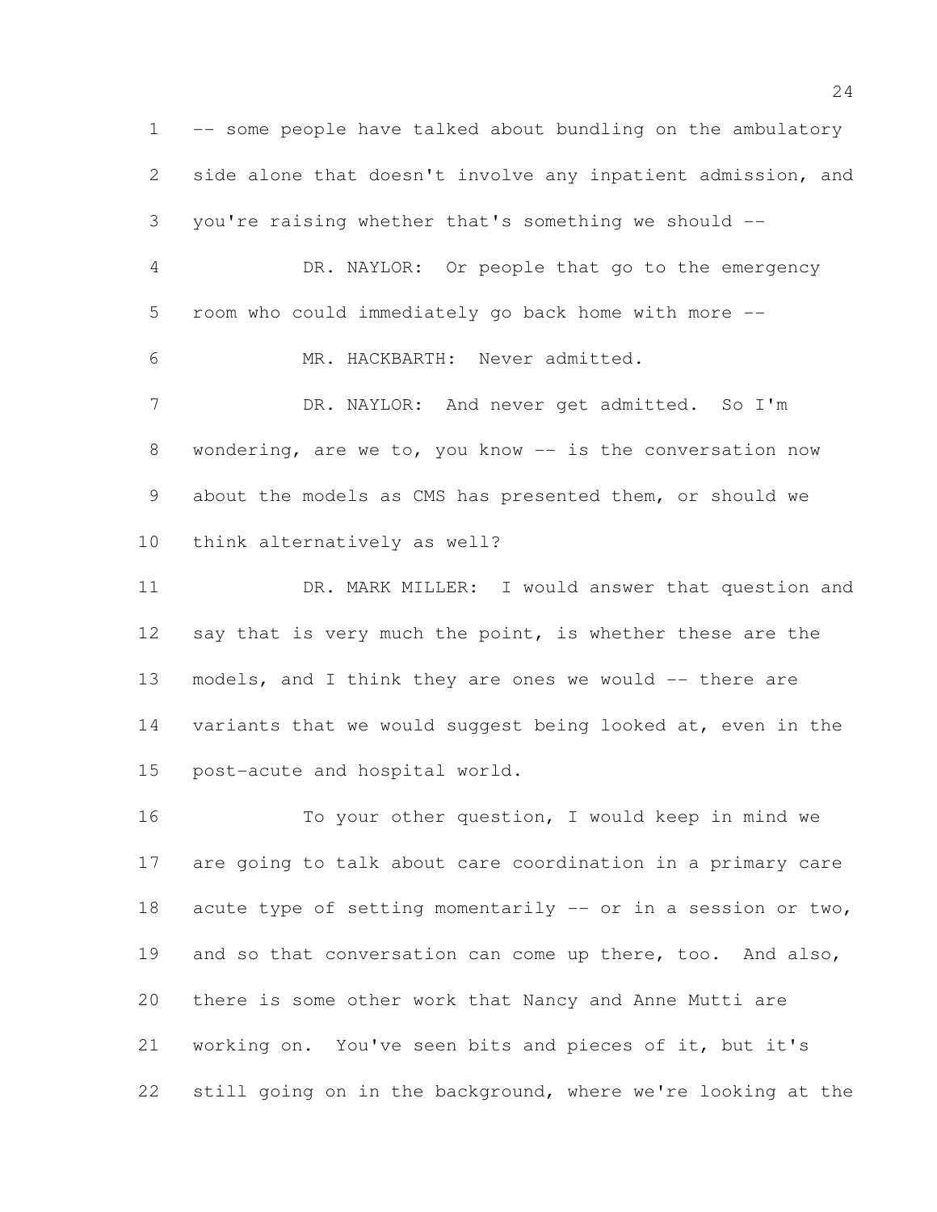-- some people have talked about bundling on the ambulatory side alone that doesn't involve any inpatient admission, and you're raising whether that's something we should --

DR. NAYLOR: Or people that go to the emergency room who could immediately go back home with more --

MR. HACKBARTH: Never admitted.

DR. NAYLOR: And never get admitted. So I'm wondering, are we to, you know -- is the conversation now about the models as CMS has presented them, or should we think alternatively as well?

DR. MARK MILLER: I would answer that question and say that is very much the point, is whether these are the models, and I think they are ones we would -- there are variants that we would suggest being looked at, even in the post-acute and hospital world.

To your other question, I would keep in mind we are going to talk about care coordination in a primary care acute type of setting momentarily -- or in a session or two, and so that conversation can come up there, too. And also, there is some other work that Nancy and Anne Mutti are working on. You've seen bits and pieces of it, but it's still going on in the background, where we're looking at the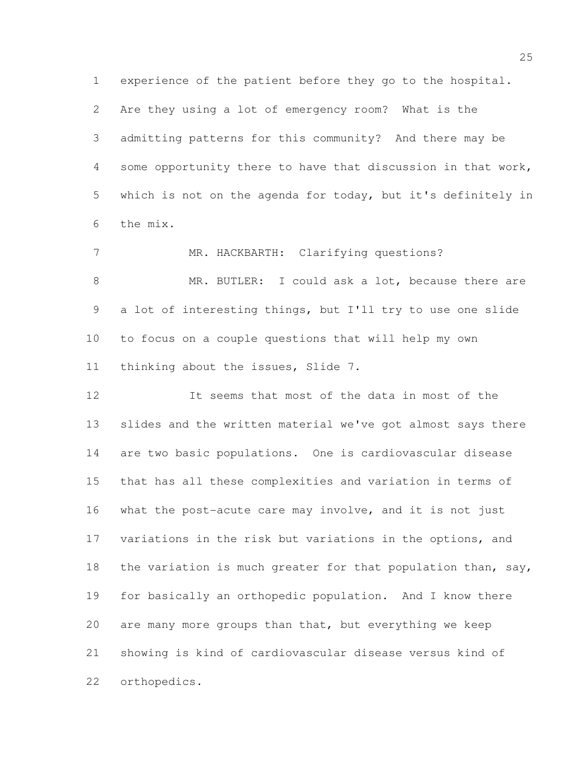experience of the patient before they go to the hospital. Are they using a lot of emergency room? What is the admitting patterns for this community? And there may be some opportunity there to have that discussion in that work, which is not on the agenda for today, but it's definitely in the mix.

MR. HACKBARTH: Clarifying questions?

MR. BUTLER: I could ask a lot, because there are a lot of interesting things, but I'll try to use one slide to focus on a couple questions that will help my own thinking about the issues, Slide 7.

It seems that most of the data in most of the slides and the written material we've got almost says there are two basic populations. One is cardiovascular disease that has all these complexities and variation in terms of what the post-acute care may involve, and it is not just variations in the risk but variations in the options, and the variation is much greater for that population than, say, for basically an orthopedic population. And I know there are many more groups than that, but everything we keep showing is kind of cardiovascular disease versus kind of orthopedics.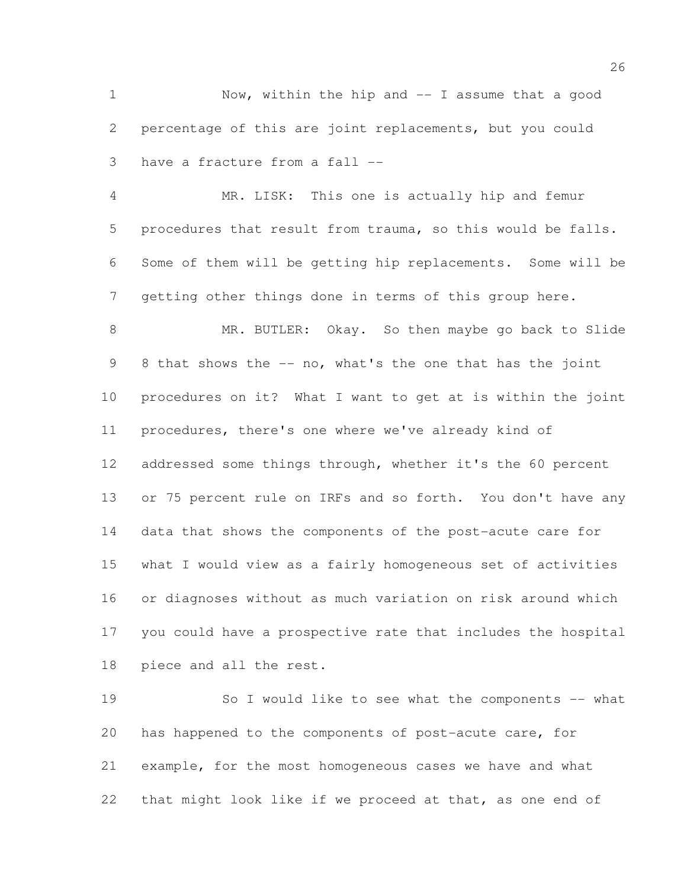Now, within the hip and -- I assume that a good percentage of this are joint replacements, but you could have a fracture from a fall --

MR. LISK: This one is actually hip and femur procedures that result from trauma, so this would be falls. Some of them will be getting hip replacements. Some will be getting other things done in terms of this group here.

MR. BUTLER: Okay. So then maybe go back to Slide 8 that shows the -- no, what's the one that has the joint procedures on it? What I want to get at is within the joint procedures, there's one where we've already kind of addressed some things through, whether it's the 60 percent or 75 percent rule on IRFs and so forth. You don't have any data that shows the components of the post-acute care for what I would view as a fairly homogeneous set of activities or diagnoses without as much variation on risk around which you could have a prospective rate that includes the hospital piece and all the rest.

So I would like to see what the components -- what has happened to the components of post-acute care, for example, for the most homogeneous cases we have and what that might look like if we proceed at that, as one end of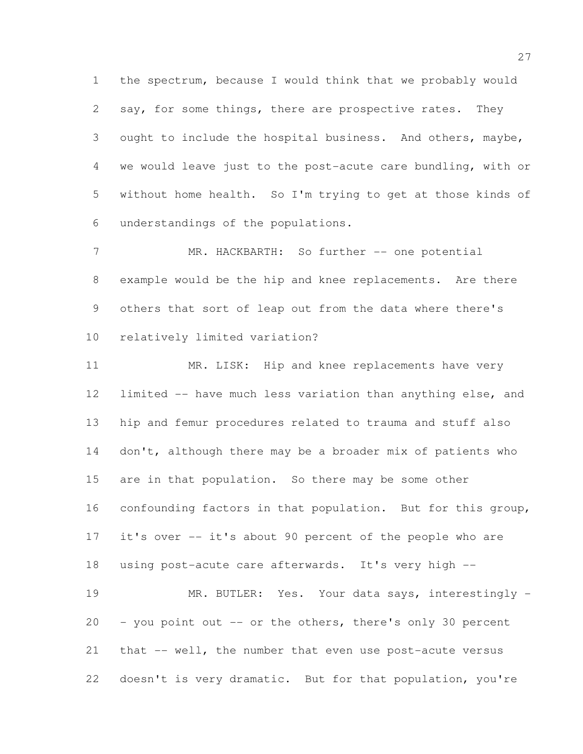the spectrum, because I would think that we probably would say, for some things, there are prospective rates. They ought to include the hospital business. And others, maybe, we would leave just to the post-acute care bundling, with or without home health. So I'm trying to get at those kinds of understandings of the populations.

MR. HACKBARTH: So further -- one potential example would be the hip and knee replacements. Are there others that sort of leap out from the data where there's relatively limited variation?

MR. LISK: Hip and knee replacements have very limited -- have much less variation than anything else, and hip and femur procedures related to trauma and stuff also don't, although there may be a broader mix of patients who are in that population. So there may be some other confounding factors in that population. But for this group, it's over -- it's about 90 percent of the people who are using post-acute care afterwards. It's very high --

MR. BUTLER: Yes. Your data says, interestingly -- you point out -- or the others, there's only 30 percent that -- well, the number that even use post-acute versus doesn't is very dramatic. But for that population, you're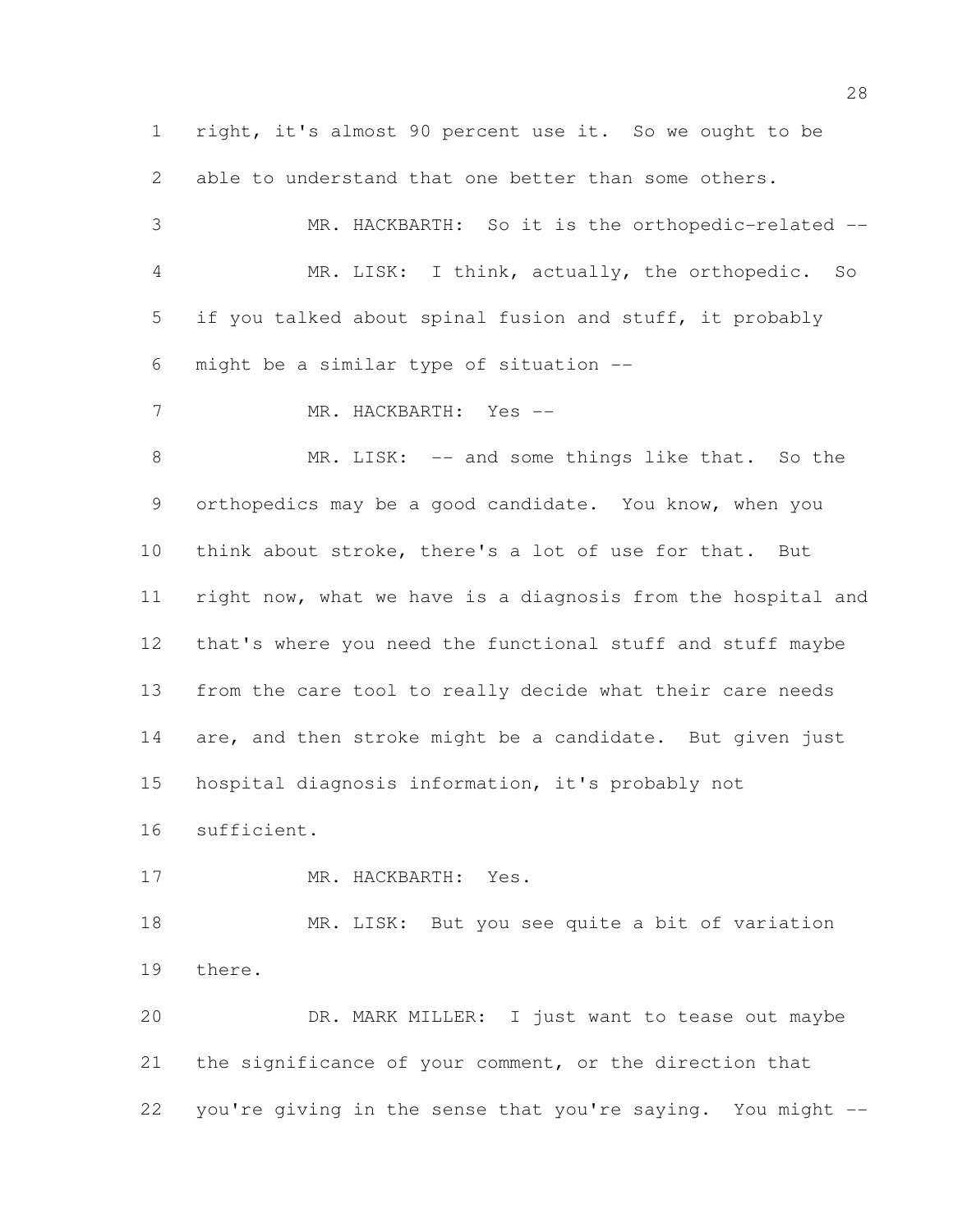right, it's almost 90 percent use it. So we ought to be able to understand that one better than some others.

MR. HACKBARTH: So it is the orthopedic-related --

MR. LISK: I think, actually, the orthopedic. So if you talked about spinal fusion and stuff, it probably might be a similar type of situation --

MR. HACKBARTH: Yes --

MR. LISK: -- and some things like that. So the orthopedics may be a good candidate. You know, when you think about stroke, there's a lot of use for that. But right now, what we have is a diagnosis from the hospital and that's where you need the functional stuff and stuff maybe from the care tool to really decide what their care needs are, and then stroke might be a candidate. But given just hospital diagnosis information, it's probably not sufficient.

MR. HACKBARTH: Yes.

MR. LISK: But you see quite a bit of variation there.

DR. MARK MILLER: I just want to tease out maybe the significance of your comment, or the direction that you're giving in the sense that you're saying. You might --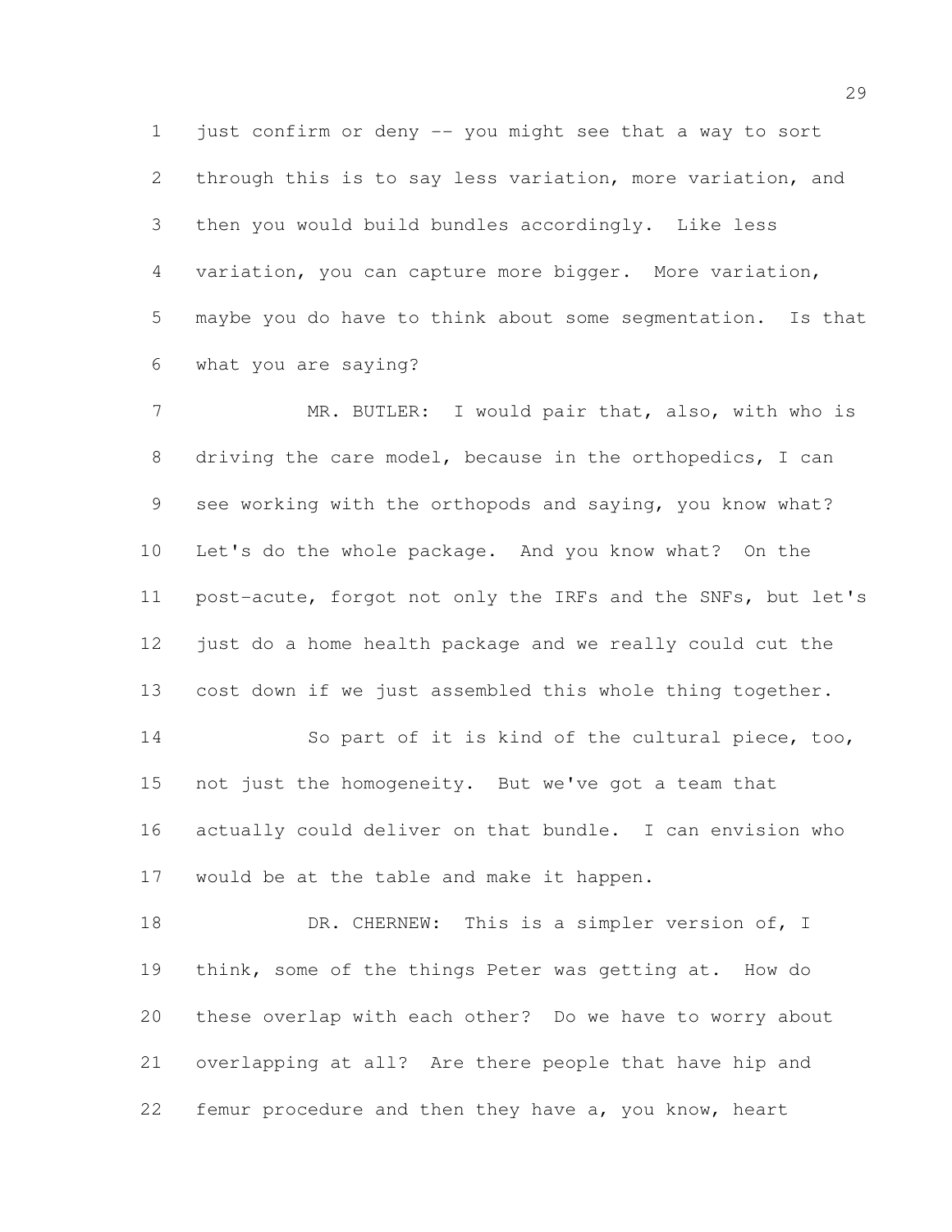just confirm or deny -- you might see that a way to sort through this is to say less variation, more variation, and then you would build bundles accordingly. Like less variation, you can capture more bigger. More variation, maybe you do have to think about some segmentation. Is that what you are saying?

MR. BUTLER: I would pair that, also, with who is driving the care model, because in the orthopedics, I can see working with the orthopods and saying, you know what? Let's do the whole package. And you know what? On the post-acute, forgot not only the IRFs and the SNFs, but let's just do a home health package and we really could cut the cost down if we just assembled this whole thing together.

So part of it is kind of the cultural piece, too, not just the homogeneity. But we've got a team that actually could deliver on that bundle. I can envision who would be at the table and make it happen.

DR. CHERNEW: This is a simpler version of, I think, some of the things Peter was getting at. How do these overlap with each other? Do we have to worry about overlapping at all? Are there people that have hip and femur procedure and then they have a, you know, heart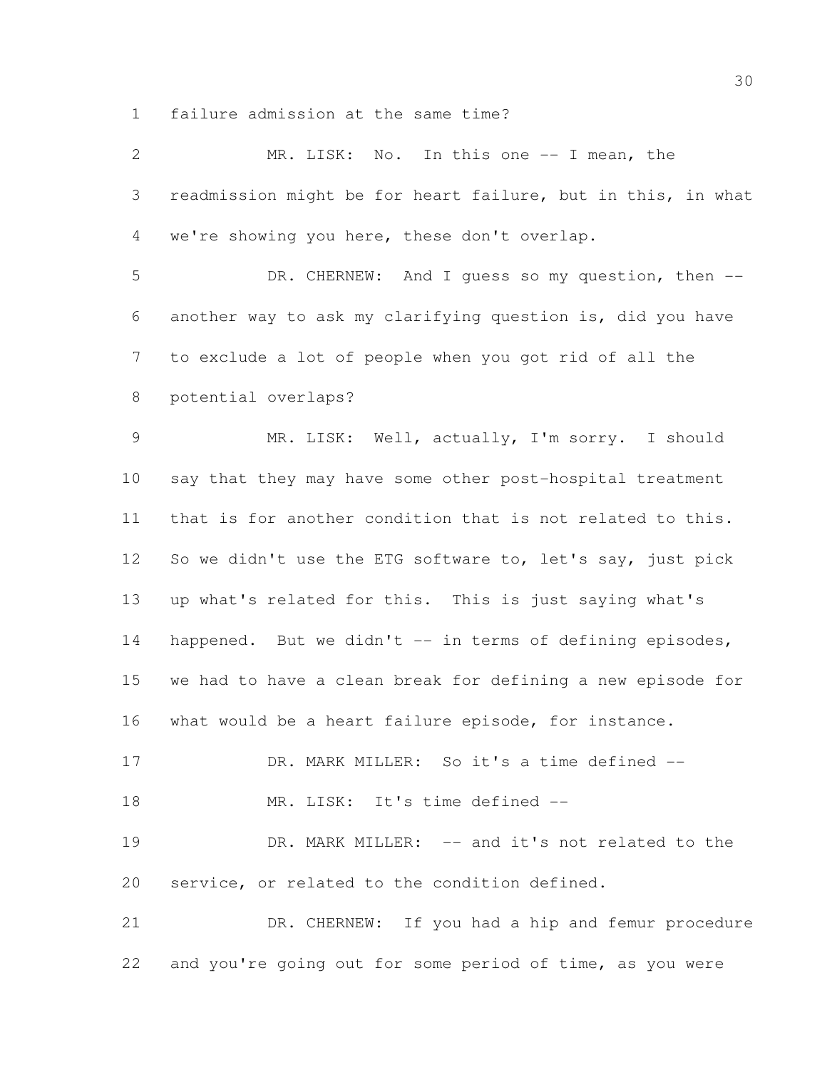failure admission at the same time?

MR. LISK: No. In this one -- I mean, the readmission might be for heart failure, but in this, in what we're showing you here, these don't overlap.

DR. CHERNEW: And I guess so my question, then -- another way to ask my clarifying question is, did you have to exclude a lot of people when you got rid of all the potential overlaps?

MR. LISK: Well, actually, I'm sorry. I should say that they may have some other post-hospital treatment that is for another condition that is not related to this. So we didn't use the ETG software to, let's say, just pick up what's related for this. This is just saying what's happened. But we didn't -- in terms of defining episodes, we had to have a clean break for defining a new episode for what would be a heart failure episode, for instance.

DR. MARK MILLER: So it's a time defined --

MR. LISK: It's time defined --

DR. MARK MILLER: -- and it's not related to the service, or related to the condition defined.

DR. CHERNEW: If you had a hip and femur procedure and you're going out for some period of time, as you were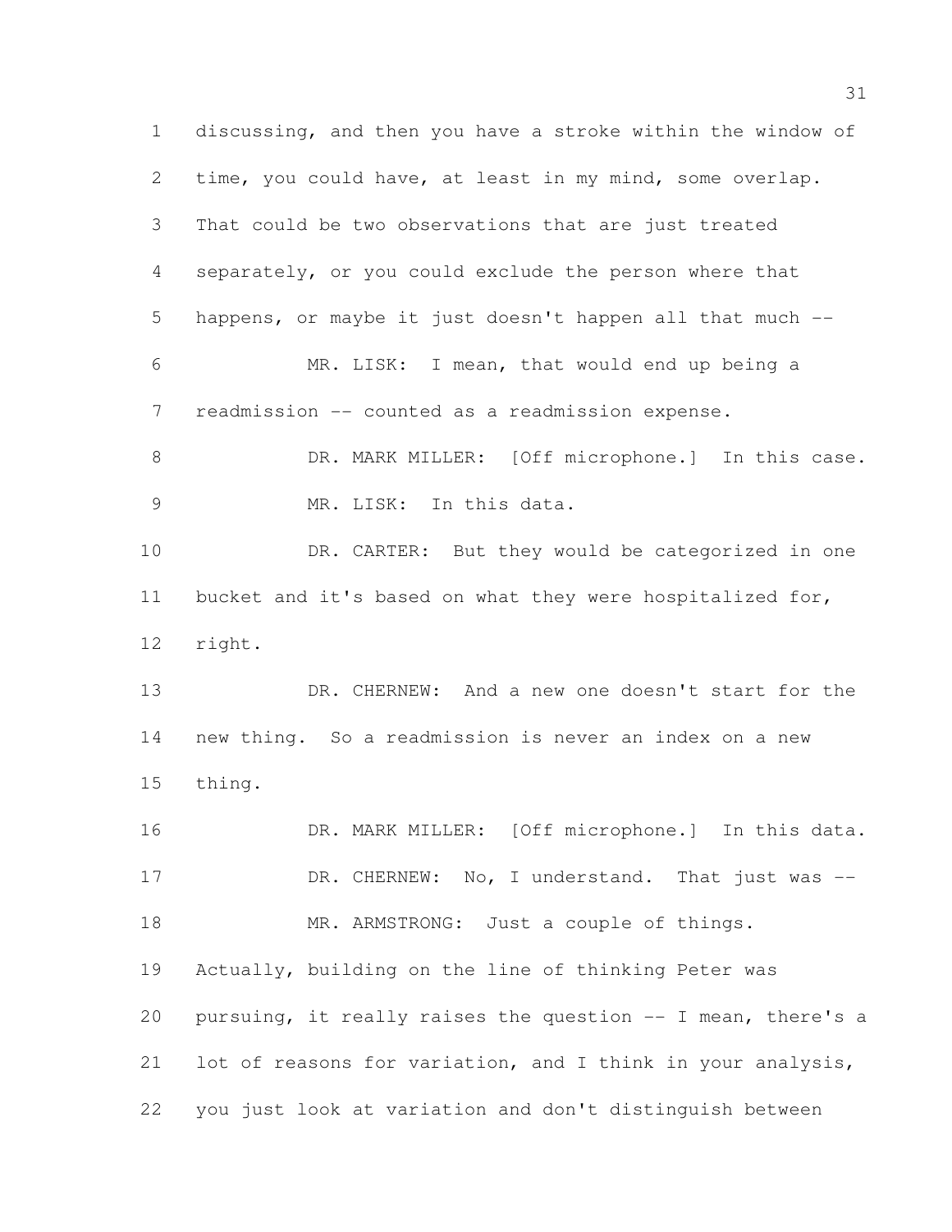discussing, and then you have a stroke within the window of time, you could have, at least in my mind, some overlap. That could be two observations that are just treated separately, or you could exclude the person where that happens, or maybe it just doesn't happen all that much --

MR. LISK: I mean, that would end up being a readmission -- counted as a readmission expense.

DR. MARK MILLER: [Off microphone.] In this case.

MR. LISK: In this data.

DR. CARTER: But they would be categorized in one bucket and it's based on what they were hospitalized for, right.

DR. CHERNEW: And a new one doesn't start for the new thing. So a readmission is never an index on a new thing.

DR. MARK MILLER: [Off microphone.] In this data.

DR. CHERNEW: No, I understand. That just was --

MR. ARMSTRONG: Just a couple of things. Actually, building on the line of thinking Peter was pursuing, it really raises the question -- I mean, there's a lot of reasons for variation, and I think in your analysis, you just look at variation and don't distinguish between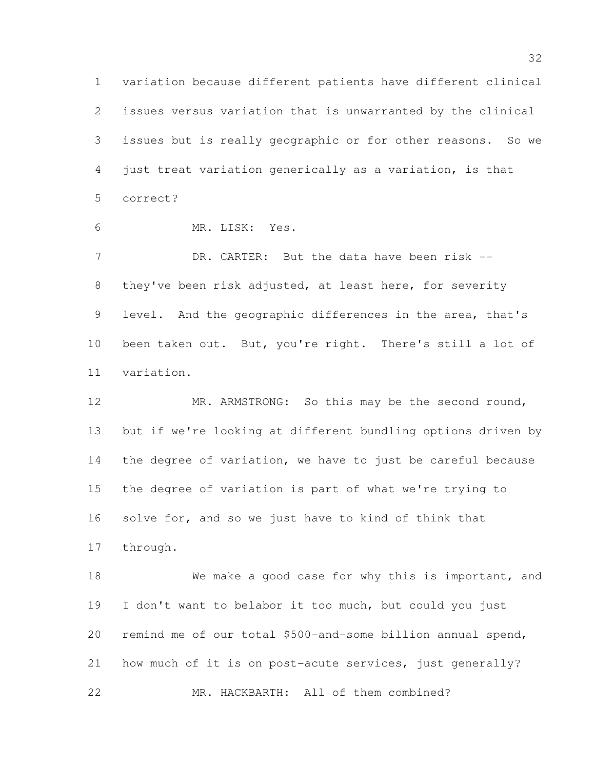variation because different patients have different clinical issues versus variation that is unwarranted by the clinical issues but is really geographic or for other reasons. So we just treat variation generically as a variation, is that correct?

MR. LISK: Yes.

DR. CARTER: But the data have been risk -- they've been risk adjusted, at least here, for severity level. And the geographic differences in the area, that's been taken out. But, you're right. There's still a lot of variation.

MR. ARMSTRONG: So this may be the second round, but if we're looking at different bundling options driven by the degree of variation, we have to just be careful because the degree of variation is part of what we're trying to solve for, and so we just have to kind of think that through.

We make a good case for why this is important, and I don't want to belabor it too much, but could you just remind me of our total $500-and-some billion annual spend, how much of it is on post-acute services, just generally?

MR. HACKBARTH: All of them combined?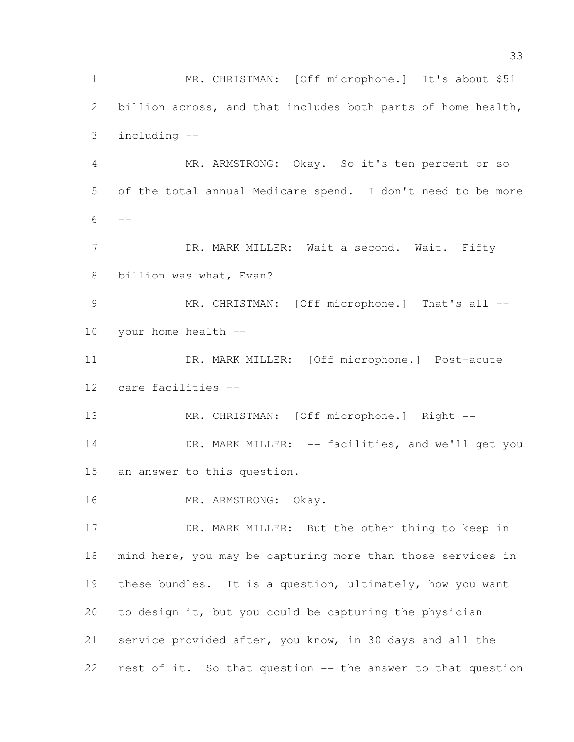MR. CHRISTMAN: [Off microphone.] It's about $51 billion across, and that includes both parts of home health, including --

MR. ARMSTRONG: Okay. So it's ten percent or so of the total annual Medicare spend. I don't need to be more --

DR. MARK MILLER: Wait a second. Wait. Fifty billion was what, Evan?

MR. CHRISTMAN: [Off microphone.] That's all -- your home health --

DR. MARK MILLER: [Off microphone.] Post-acute care facilities --

MR. CHRISTMAN: [Off microphone.] Right --

DR. MARK MILLER: -- facilities, and we'll get you an answer to this question.

MR. ARMSTRONG: Okay.

DR. MARK MILLER: But the other thing to keep in mind here, you may be capturing more than those services in these bundles. It is a question, ultimately, how you want to design it, but you could be capturing the physician service provided after, you know, in 30 days and all the rest of it. So that question -- the answer to that question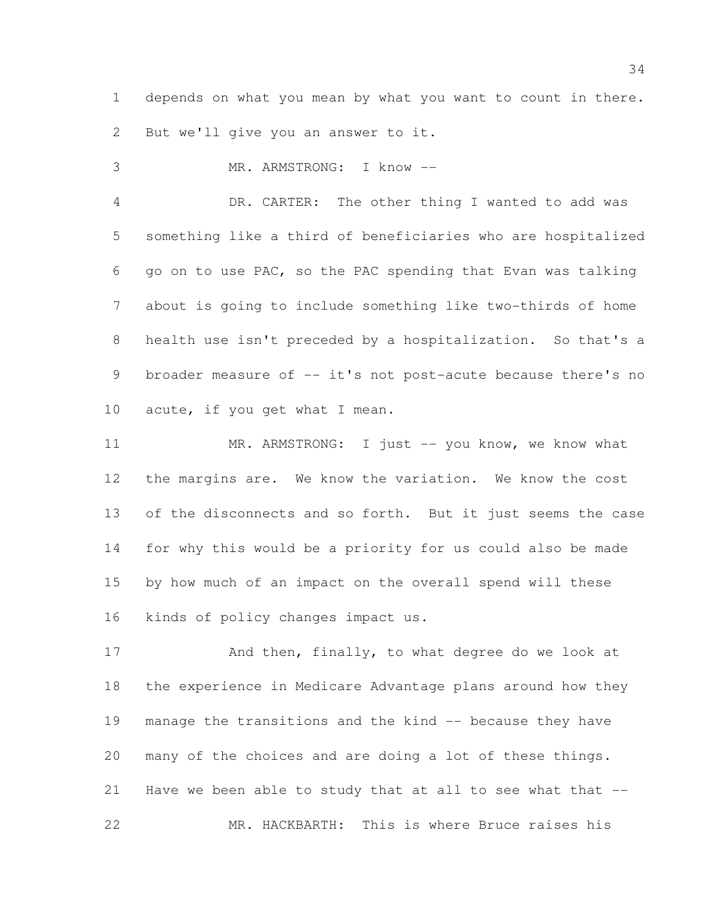depends on what you mean by what you want to count in there. But we'll give you an answer to it.

MR. ARMSTRONG: I know --

DR. CARTER: The other thing I wanted to add was something like a third of beneficiaries who are hospitalized go on to use PAC, so the PAC spending that Evan was talking about is going to include something like two-thirds of home health use isn't preceded by a hospitalization. So that's a broader measure of -- it's not post-acute because there's no acute, if you get what I mean.

MR. ARMSTRONG: I just -- you know, we know what the margins are. We know the variation. We know the cost of the disconnects and so forth. But it just seems the case for why this would be a priority for us could also be made by how much of an impact on the overall spend will these kinds of policy changes impact us.

And then, finally, to what degree do we look at the experience in Medicare Advantage plans around how they manage the transitions and the kind -- because they have many of the choices and are doing a lot of these things. Have we been able to study that at all to see what that --

MR. HACKBARTH: This is where Bruce raises his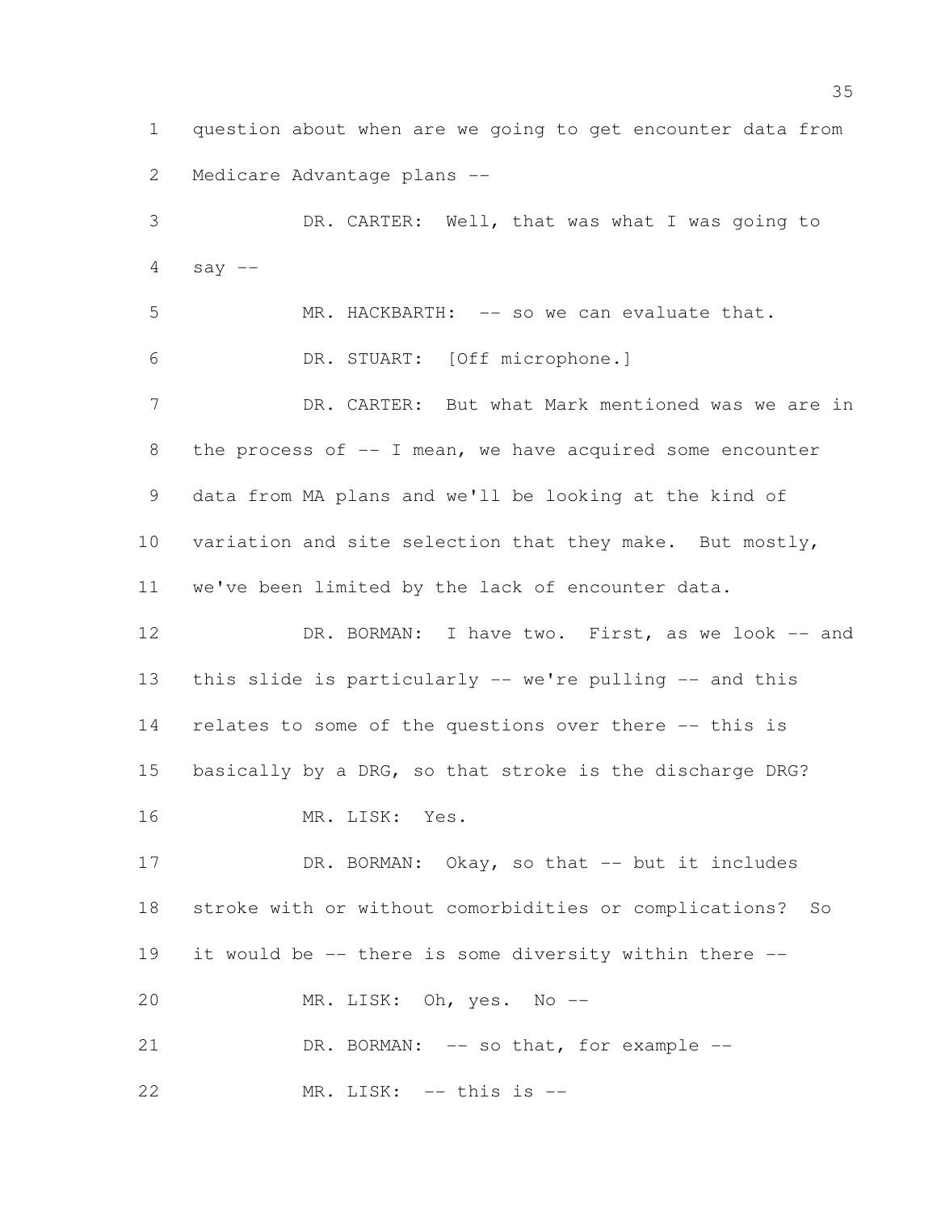question about when are we going to get encounter data from Medicare Advantage plans --

DR. CARTER: Well, that was what I was going to say --

MR. HACKBARTH: -- so we can evaluate that.

DR. STUART: [Off microphone.]

DR. CARTER: But what Mark mentioned was we are in the process of -- I mean, we have acquired some encounter data from MA plans and we'll be looking at the kind of variation and site selection that they make. But mostly, we've been limited by the lack of encounter data.

DR. BORMAN: I have two. First, as we look -- and this slide is particularly -- we're pulling -- and this relates to some of the questions over there -- this is basically by a DRG, so that stroke is the discharge DRG?

MR. LISK: Yes.

DR. BORMAN: Okay, so that -- but it includes stroke with or without comorbidities or complications? So it would be -- there is some diversity within there --

MR. LISK: Oh, yes. No --

DR. BORMAN: -- so that, for example --

MR. LISK: -- this is --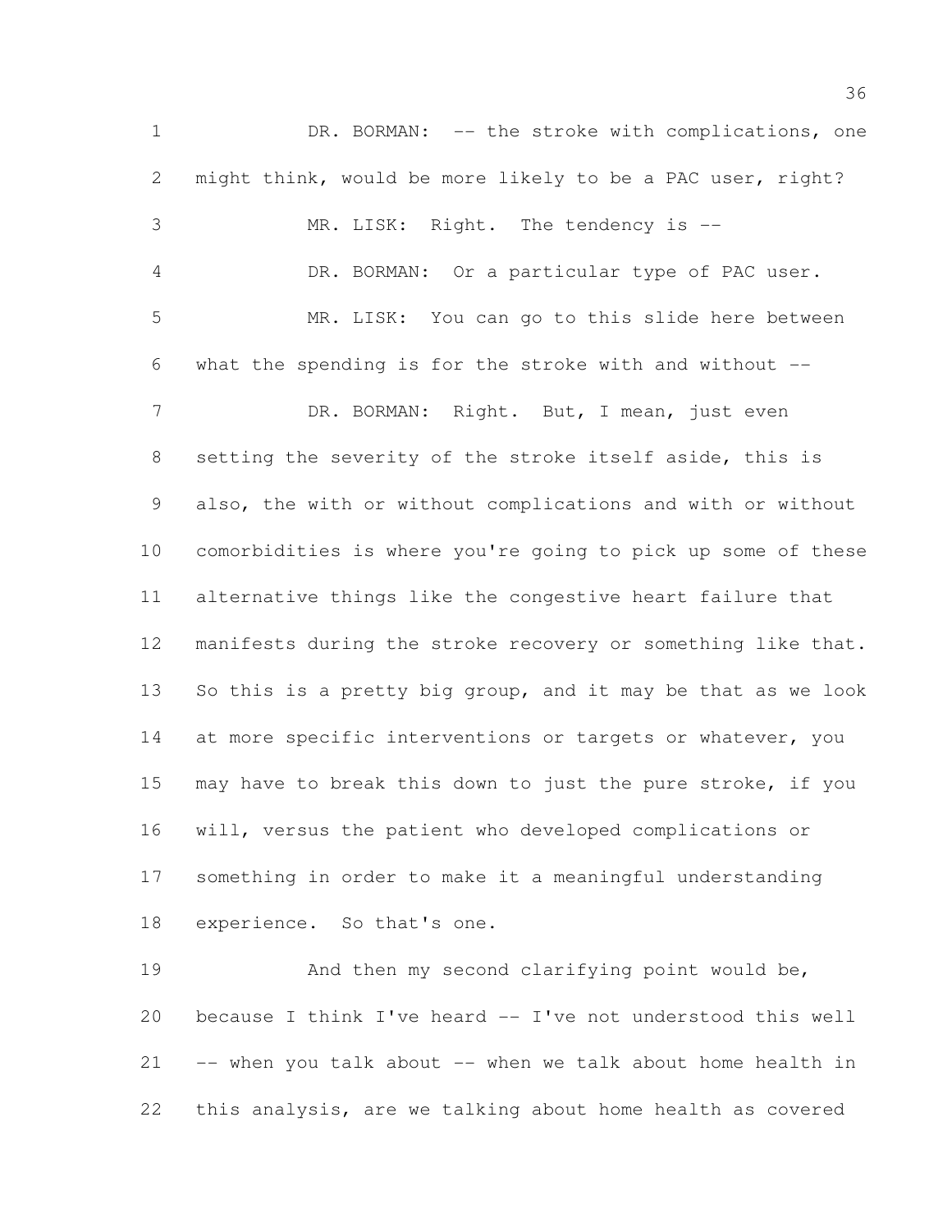DR. BORMAN: -- the stroke with complications, one might think, would be more likely to be a PAC user, right?

MR. LISK: Right. The tendency is --

DR. BORMAN: Or a particular type of PAC user.

MR. LISK: You can go to this slide here between what the spending is for the stroke with and without --

DR. BORMAN: Right. But, I mean, just even setting the severity of the stroke itself aside, this is also, the with or without complications and with or without comorbidities is where you're going to pick up some of these alternative things like the congestive heart failure that manifests during the stroke recovery or something like that. So this is a pretty big group, and it may be that as we look at more specific interventions or targets or whatever, you may have to break this down to just the pure stroke, if you will, versus the patient who developed complications or something in order to make it a meaningful understanding experience. So that's one.

And then my second clarifying point would be, because I think I've heard -- I've not understood this well -- when you talk about -- when we talk about home health in this analysis, are we talking about home health as covered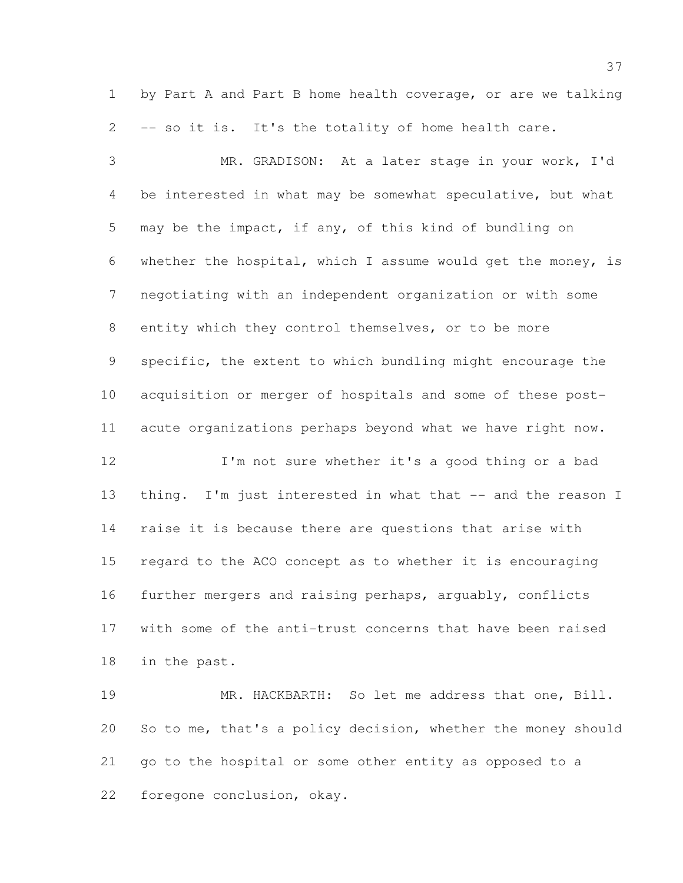by Part A and Part B home health coverage, or are we talking -- so it is. It's the totality of home health care.

MR. GRADISON: At a later stage in your work, I'd be interested in what may be somewhat speculative, but what may be the impact, if any, of this kind of bundling on whether the hospital, which I assume would get the money, is negotiating with an independent organization or with some entity which they control themselves, or to be more specific, the extent to which bundling might encourage the acquisition or merger of hospitals and some of these post-acute organizations perhaps beyond what we have right now.

I'm not sure whether it's a good thing or a bad thing. I'm just interested in what that -- and the reason I raise it is because there are questions that arise with regard to the ACO concept as to whether it is encouraging further mergers and raising perhaps, arguably, conflicts with some of the anti-trust concerns that have been raised in the past.

MR. HACKBARTH: So let me address that one, Bill. So to me, that's a policy decision, whether the money should go to the hospital or some other entity as opposed to a foregone conclusion, okay.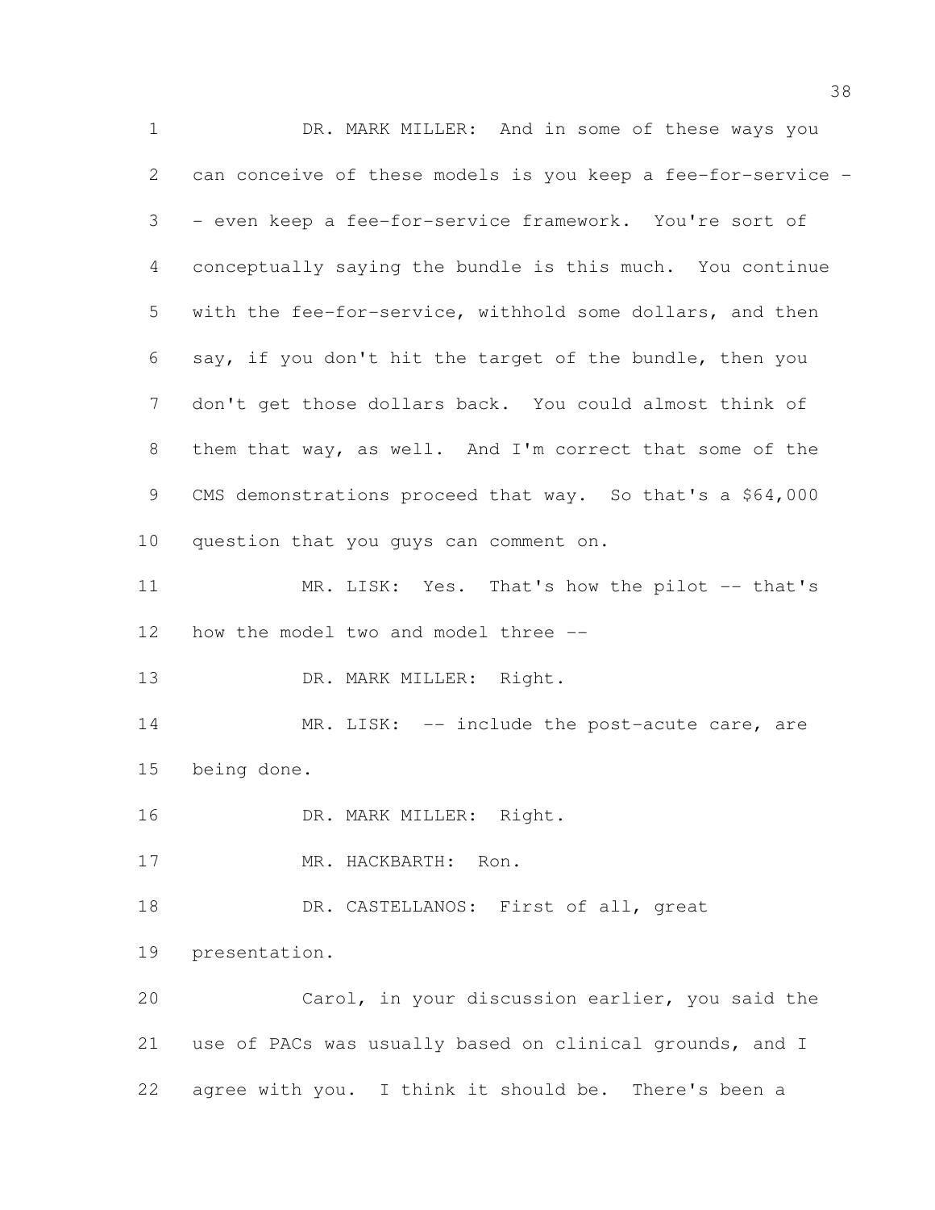DR. MARK MILLER: And in some of these ways you can conceive of these models is you keep a fee-for-service -- even keep a fee-for-service framework. You're sort of conceptually saying the bundle is this much. You continue with the fee-for-service, withhold some dollars, and then say, if you don't hit the target of the bundle, then you don't get those dollars back. You could almost think of them that way, as well. And I'm correct that some of the CMS demonstrations proceed that way. So that's a $64,000 question that you guys can comment on.

MR. LISK: Yes. That's how the pilot -- that's how the model two and model three --

DR. MARK MILLER: Right.

MR. LISK: -- include the post-acute care, are being done.

DR. MARK MILLER: Right.

MR. HACKBARTH: Ron.

DR. CASTELLANOS: First of all, great presentation.

Carol, in your discussion earlier, you said the use of PACs was usually based on clinical grounds, and I agree with you. I think it should be. There's been a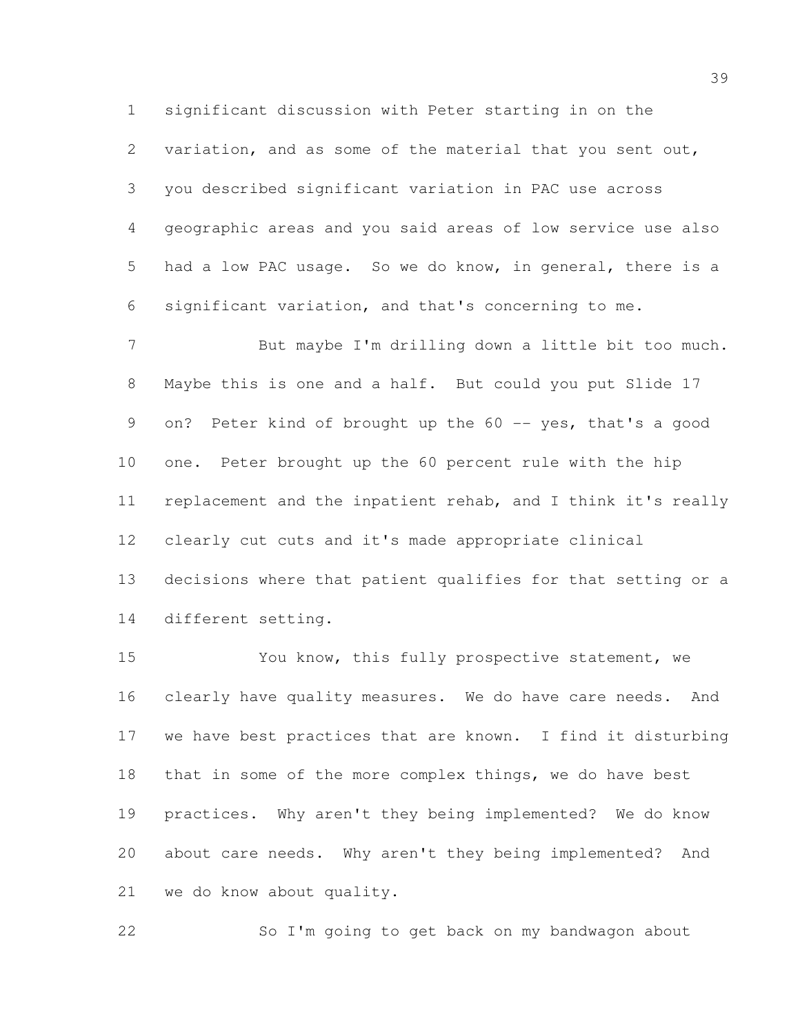significant discussion with Peter starting in on the variation, and as some of the material that you sent out, you described significant variation in PAC use across geographic areas and you said areas of low service use also had a low PAC usage. So we do know, in general, there is a significant variation, and that's concerning to me.

But maybe I'm drilling down a little bit too much. Maybe this is one and a half. But could you put Slide 17 on? Peter kind of brought up the 60 -- yes, that's a good one. Peter brought up the 60 percent rule with the hip replacement and the inpatient rehab, and I think it's really clearly cut cuts and it's made appropriate clinical decisions where that patient qualifies for that setting or a different setting.

You know, this fully prospective statement, we clearly have quality measures. We do have care needs. And we have best practices that are known. I find it disturbing that in some of the more complex things, we do have best practices. Why aren't they being implemented? We do know about care needs. Why aren't they being implemented? And we do know about quality.

So I'm going to get back on my bandwagon about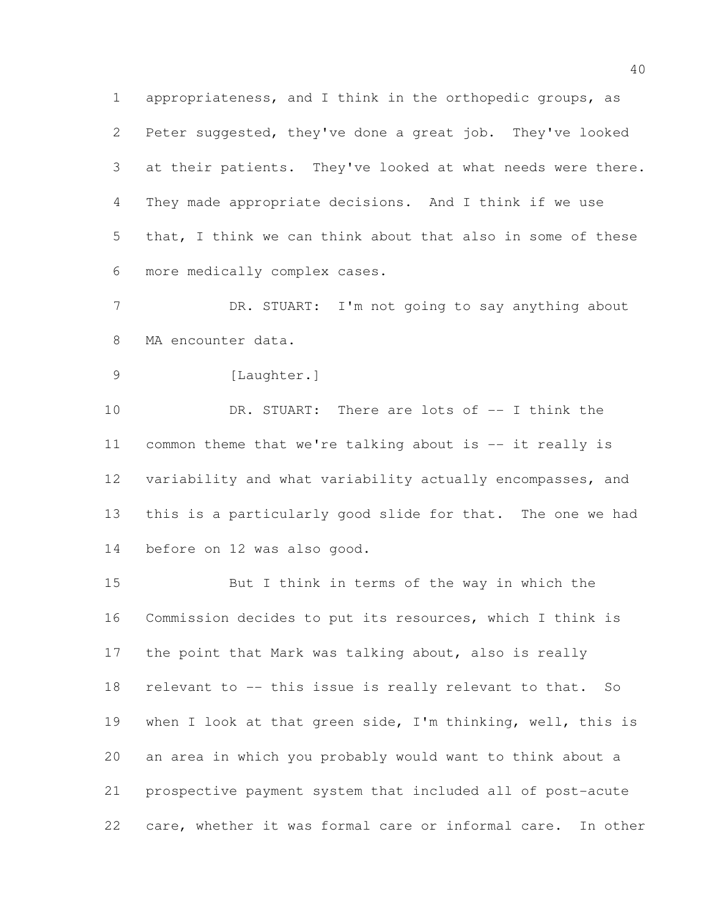appropriateness, and I think in the orthopedic groups, as Peter suggested, they've done a great job. They've looked at their patients. They've looked at what needs were there. They made appropriate decisions. And I think if we use that, I think we can think about that also in some of these more medically complex cases.

DR. STUART: I'm not going to say anything about MA encounter data.

[Laughter.]

DR. STUART: There are lots of -- I think the common theme that we're talking about is -- it really is variability and what variability actually encompasses, and this is a particularly good slide for that. The one we had before on 12 was also good.

But I think in terms of the way in which the Commission decides to put its resources, which I think is the point that Mark was talking about, also is really relevant to -- this issue is really relevant to that. So when I look at that green side, I'm thinking, well, this is an area in which you probably would want to think about a prospective payment system that included all of post-acute care, whether it was formal care or informal care. In other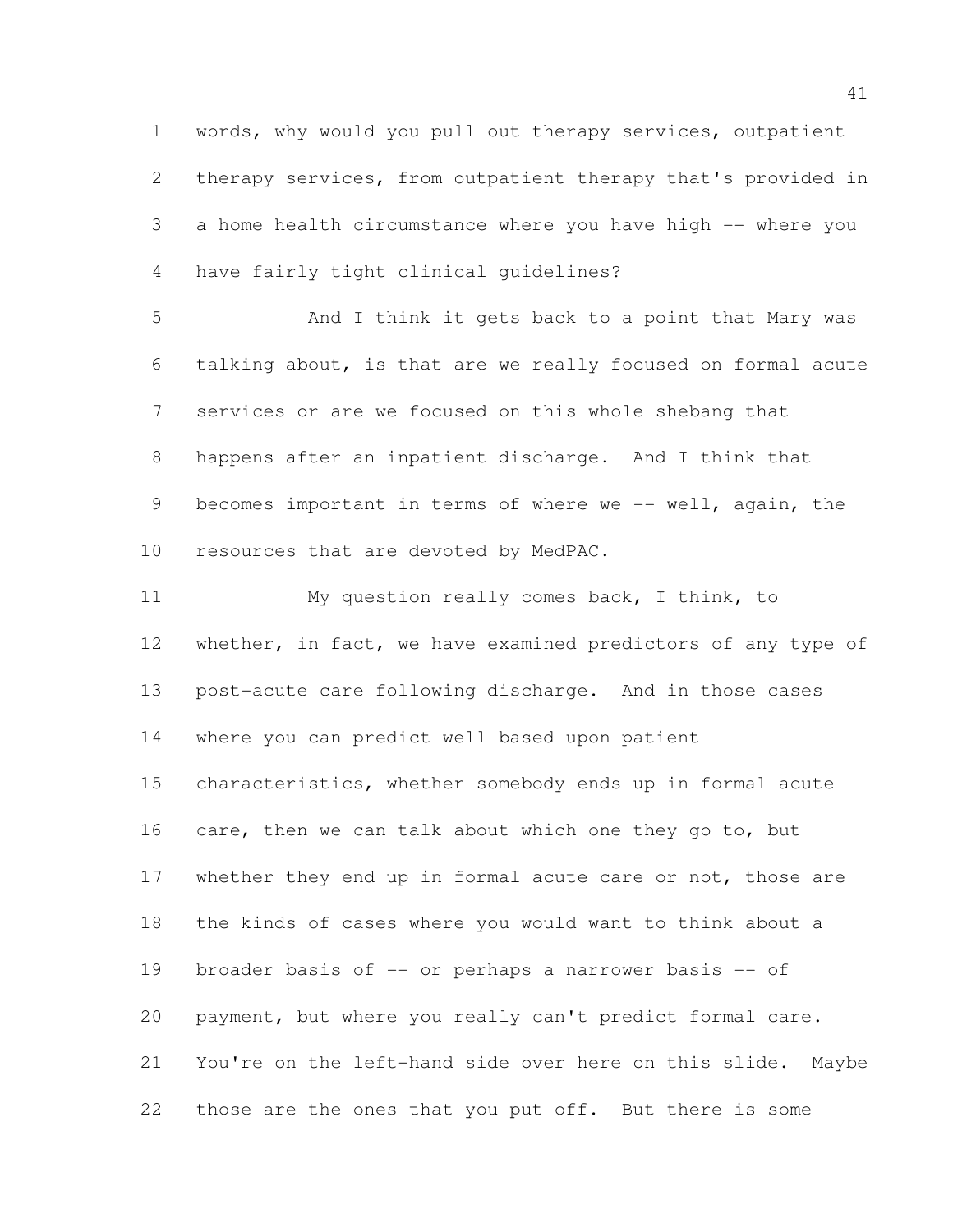words, why would you pull out therapy services, outpatient therapy services, from outpatient therapy that's provided in a home health circumstance where you have high -- where you have fairly tight clinical guidelines?

And I think it gets back to a point that Mary was talking about, is that are we really focused on formal acute services or are we focused on this whole shebang that happens after an inpatient discharge. And I think that becomes important in terms of where we -- well, again, the resources that are devoted by MedPAC.

My question really comes back, I think, to whether, in fact, we have examined predictors of any type of post-acute care following discharge. And in those cases where you can predict well based upon patient characteristics, whether somebody ends up in formal acute care, then we can talk about which one they go to, but whether they end up in formal acute care or not, those are the kinds of cases where you would want to think about a broader basis of -- or perhaps a narrower basis -- of payment, but where you really can't predict formal care. You're on the left-hand side over here on this slide. Maybe those are the ones that you put off. But there is some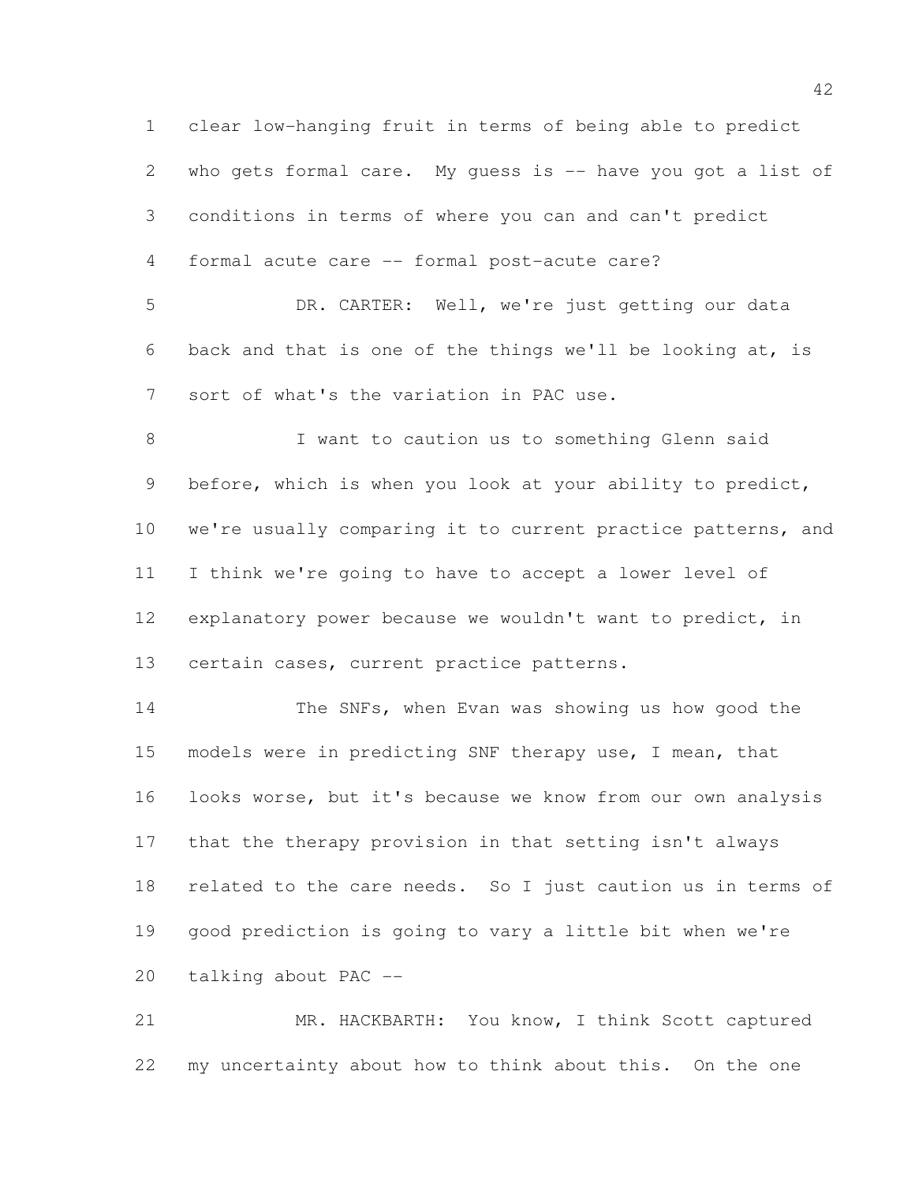clear low-hanging fruit in terms of being able to predict who gets formal care. My guess is -- have you got a list of conditions in terms of where you can and can't predict formal acute care -- formal post-acute care?

DR. CARTER: Well, we're just getting our data back and that is one of the things we'll be looking at, is sort of what's the variation in PAC use.

I want to caution us to something Glenn said before, which is when you look at your ability to predict, we're usually comparing it to current practice patterns, and I think we're going to have to accept a lower level of explanatory power because we wouldn't want to predict, in certain cases, current practice patterns.

The SNFs, when Evan was showing us how good the models were in predicting SNF therapy use, I mean, that looks worse, but it's because we know from our own analysis that the therapy provision in that setting isn't always related to the care needs. So I just caution us in terms of good prediction is going to vary a little bit when we're talking about PAC --

MR. HACKBARTH: You know, I think Scott captured my uncertainty about how to think about this. On the one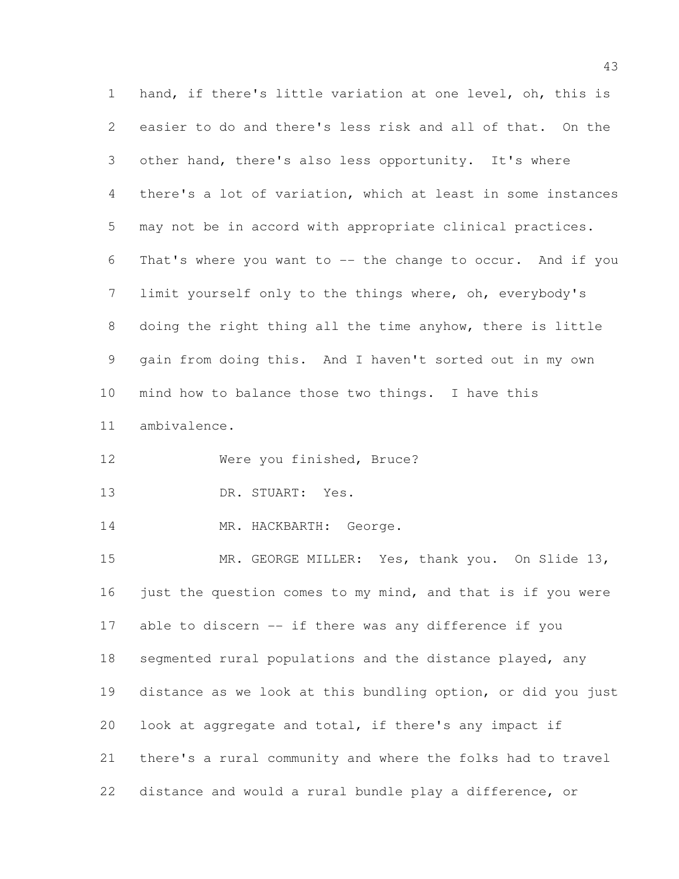hand, if there's little variation at one level, oh, this is easier to do and there's less risk and all of that. On the other hand, there's also less opportunity. It's where there's a lot of variation, which at least in some instances may not be in accord with appropriate clinical practices. That's where you want to -- the change to occur. And if you limit yourself only to the things where, oh, everybody's doing the right thing all the time anyhow, there is little gain from doing this. And I haven't sorted out in my own mind how to balance those two things. I have this ambivalence.

Were you finished, Bruce?

DR. STUART: Yes.

MR. HACKBARTH: George.

MR. GEORGE MILLER: Yes, thank you. On Slide 13, just the question comes to my mind, and that is if you were able to discern -- if there was any difference if you segmented rural populations and the distance played, any distance as we look at this bundling option, or did you just look at aggregate and total, if there's any impact if there's a rural community and where the folks had to travel distance and would a rural bundle play a difference, or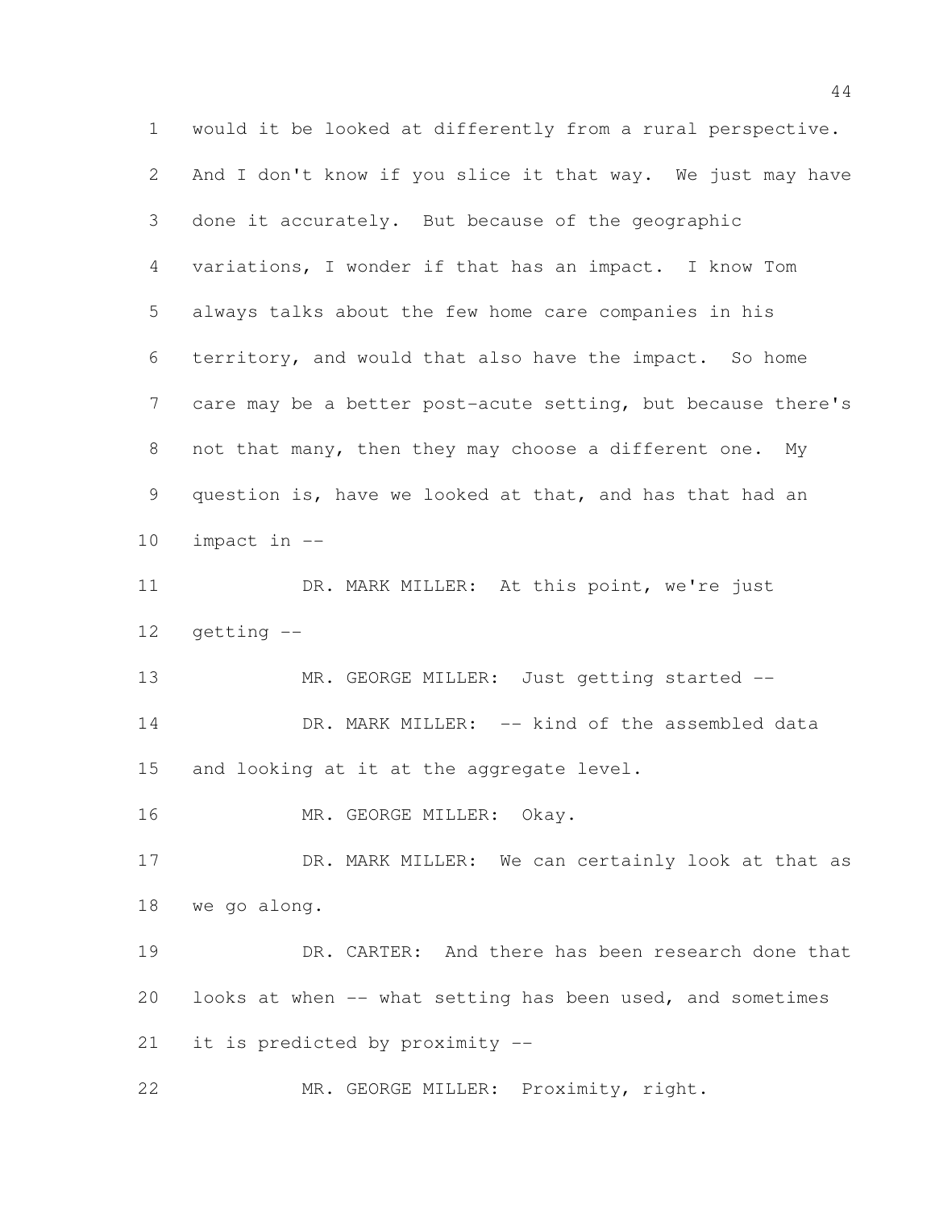would it be looked at differently from a rural perspective. And I don't know if you slice it that way. We just may have done it accurately. But because of the geographic variations, I wonder if that has an impact. I know Tom always talks about the few home care companies in his territory, and would that also have the impact. So home care may be a better post-acute setting, but because there's not that many, then they may choose a different one. My question is, have we looked at that, and has that had an impact in --

DR. MARK MILLER: At this point, we're just getting --

MR. GEORGE MILLER: Just getting started --

DR. MARK MILLER: -- kind of the assembled data and looking at it at the aggregate level.

MR. GEORGE MILLER: Okay.

DR. MARK MILLER: We can certainly look at that as we go along.

DR. CARTER: And there has been research done that looks at when -- what setting has been used, and sometimes it is predicted by proximity --

MR. GEORGE MILLER: Proximity, right.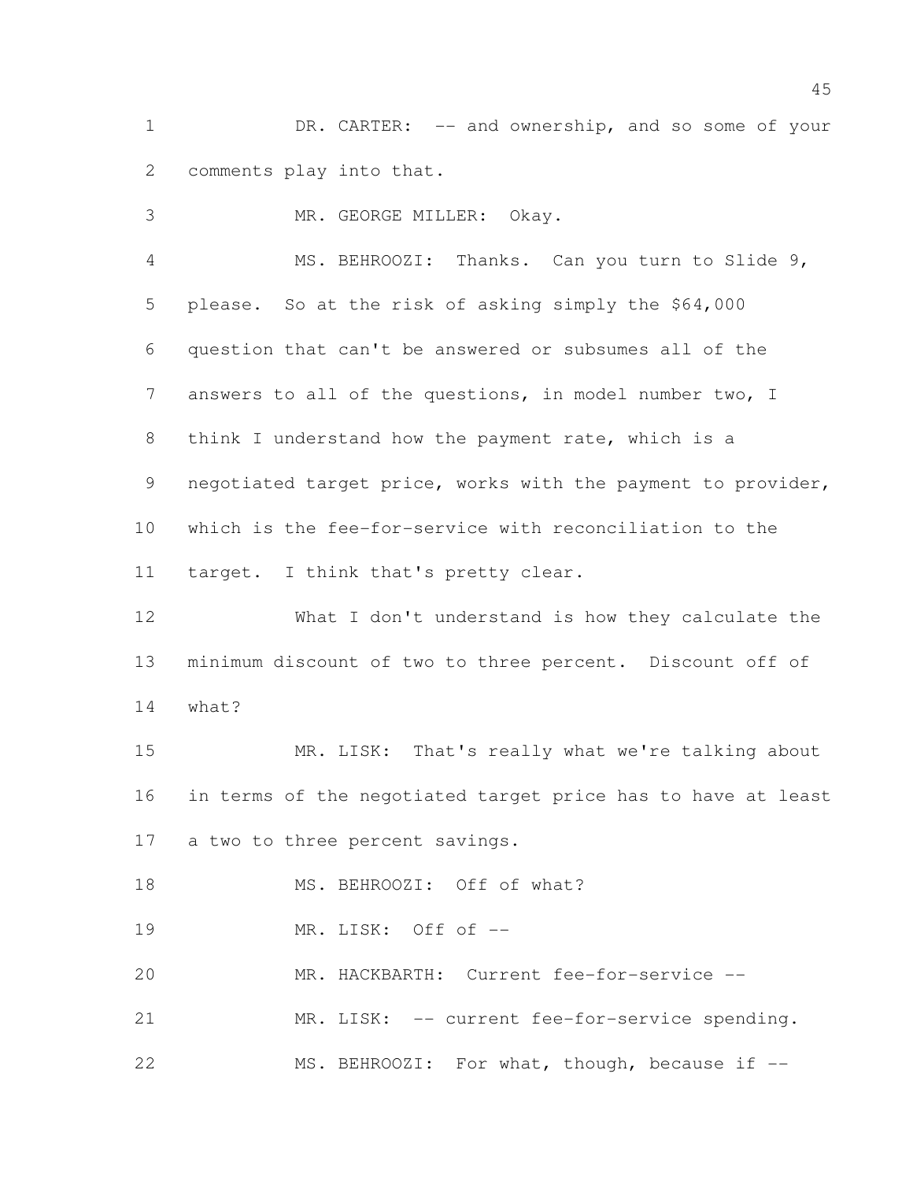DR. CARTER: -- and ownership, and so some of your comments play into that.

MR. GEORGE MILLER: Okay.

MS. BEHROOZI: Thanks. Can you turn to Slide 9, please. So at the risk of asking simply the $64,000 question that can't be answered or subsumes all of the answers to all of the questions, in model number two, I think I understand how the payment rate, which is a negotiated target price, works with the payment to provider, which is the fee-for-service with reconciliation to the target. I think that's pretty clear.

What I don't understand is how they calculate the minimum discount of two to three percent. Discount off of what?

MR. LISK: That's really what we're talking about in terms of the negotiated target price has to have at least a two to three percent savings.

MS. BEHROOZI: Off of what?

MR. LISK: Off of --

MR. HACKBARTH: Current fee-for-service --

MR. LISK: -- current fee-for-service spending.

MS. BEHROOZI: For what, though, because if --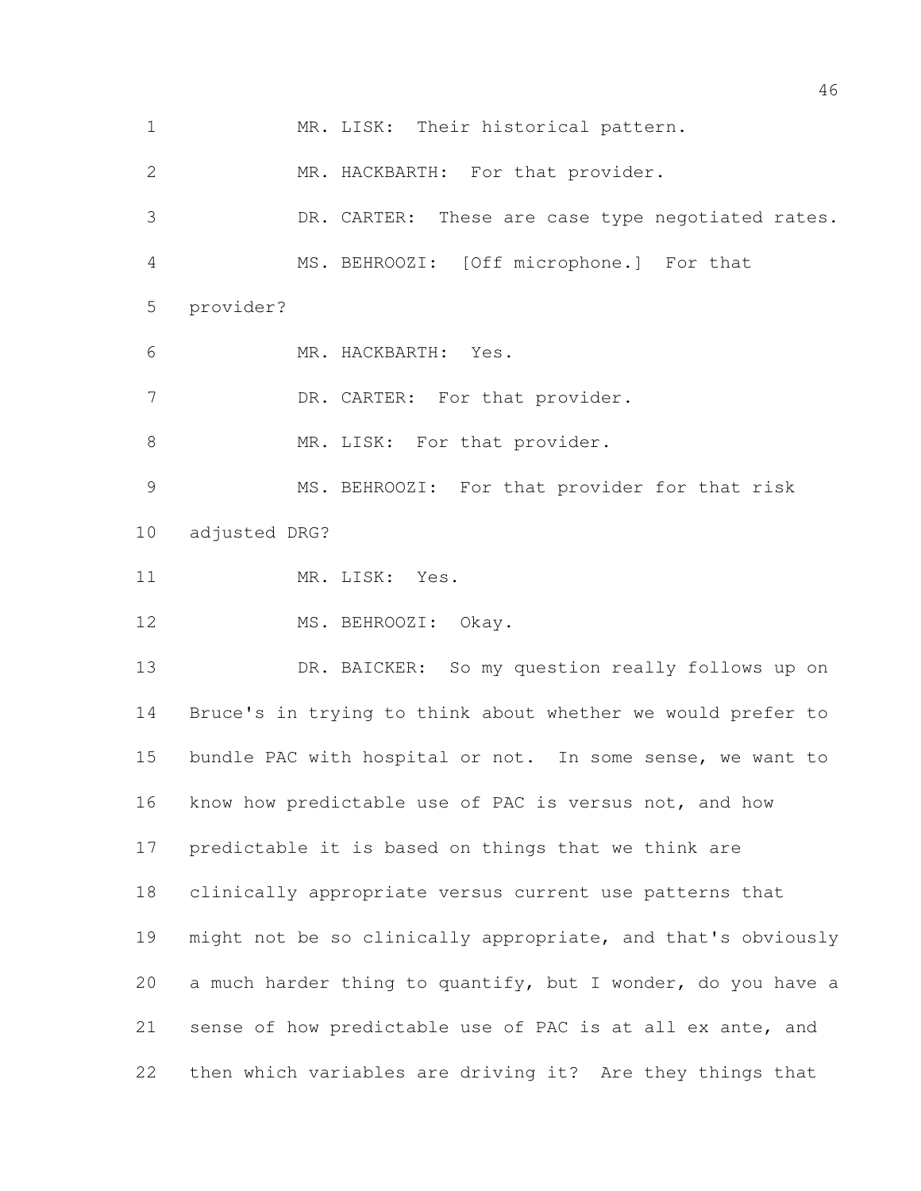MR. LISK: Their historical pattern.

MR. HACKBARTH: For that provider.

DR. CARTER: These are case type negotiated rates.

MS. BEHROOZI: [Off microphone.] For that provider?

MR. HACKBARTH: Yes.

DR. CARTER: For that provider.

MR. LISK: For that provider.

MS. BEHROOZI: For that provider for that risk adjusted DRG?

MR. LISK: Yes.

MS. BEHROOZI: Okay.

DR. BAICKER: So my question really follows up on Bruce's in trying to think about whether we would prefer to bundle PAC with hospital or not. In some sense, we want to know how predictable use of PAC is versus not, and how predictable it is based on things that we think are clinically appropriate versus current use patterns that might not be so clinically appropriate, and that's obviously a much harder thing to quantify, but I wonder, do you have a sense of how predictable use of PAC is at all ex ante, and then which variables are driving it? Are they things that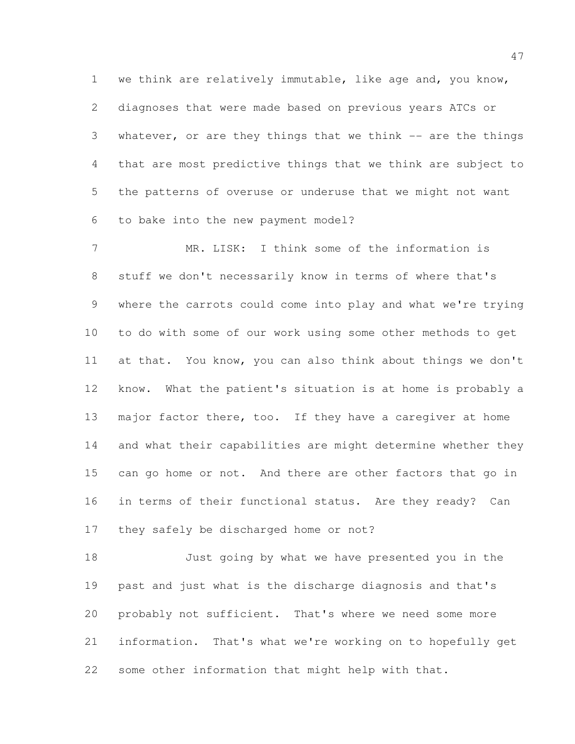we think are relatively immutable, like age and, you know, diagnoses that were made based on previous years ATCs or whatever, or are they things that we think -- are the things that are most predictive things that we think are subject to the patterns of overuse or underuse that we might not want to bake into the new payment model?

MR. LISK: I think some of the information is stuff we don't necessarily know in terms of where that's where the carrots could come into play and what we're trying to do with some of our work using some other methods to get at that. You know, you can also think about things we don't know. What the patient's situation is at home is probably a major factor there, too. If they have a caregiver at home and what their capabilities are might determine whether they can go home or not. And there are other factors that go in in terms of their functional status. Are they ready? Can they safely be discharged home or not?

Just going by what we have presented you in the past and just what is the discharge diagnosis and that's probably not sufficient. That's where we need some more information. That's what we're working on to hopefully get some other information that might help with that.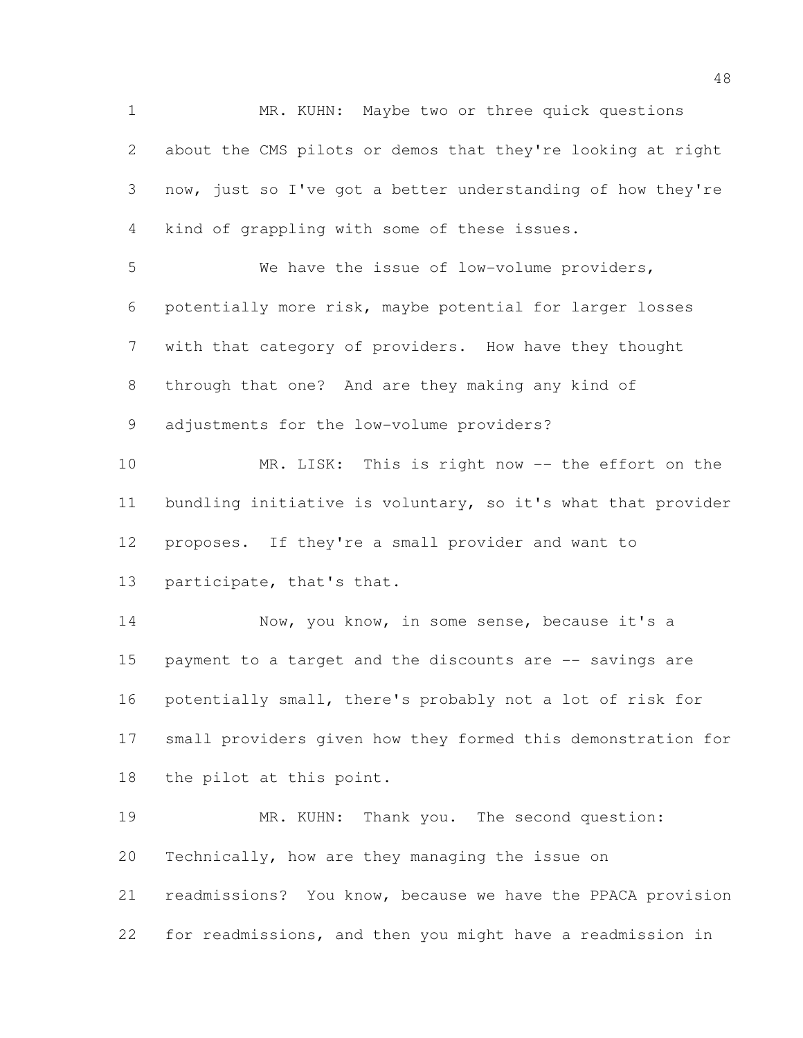MR. KUHN: Maybe two or three quick questions about the CMS pilots or demos that they're looking at right now, just so I've got a better understanding of how they're kind of grappling with some of these issues.

We have the issue of low-volume providers, potentially more risk, maybe potential for larger losses with that category of providers. How have they thought through that one? And are they making any kind of adjustments for the low-volume providers?

MR. LISK: This is right now -- the effort on the bundling initiative is voluntary, so it's what that provider proposes. If they're a small provider and want to participate, that's that.

Now, you know, in some sense, because it's a payment to a target and the discounts are -- savings are potentially small, there's probably not a lot of risk for small providers given how they formed this demonstration for the pilot at this point.

MR. KUHN: Thank you. The second question: Technically, how are they managing the issue on readmissions? You know, because we have the PPACA provision for readmissions, and then you might have a readmission in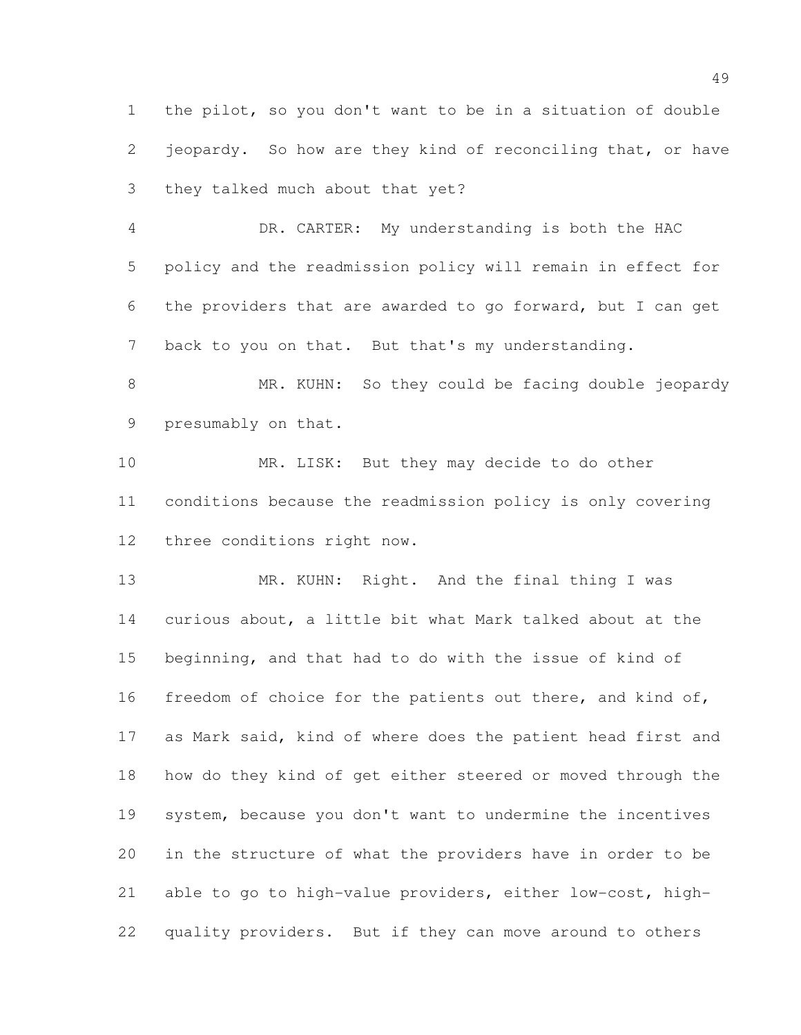the pilot, so you don't want to be in a situation of double jeopardy. So how are they kind of reconciling that, or have they talked much about that yet?

DR. CARTER: My understanding is both the HAC policy and the readmission policy will remain in effect for the providers that are awarded to go forward, but I can get back to you on that. But that's my understanding.

MR. KUHN: So they could be facing double jeopardy presumably on that.

MR. LISK: But they may decide to do other conditions because the readmission policy is only covering three conditions right now.

MR. KUHN: Right. And the final thing I was curious about, a little bit what Mark talked about at the beginning, and that had to do with the issue of kind of freedom of choice for the patients out there, and kind of, as Mark said, kind of where does the patient head first and how do they kind of get either steered or moved through the system, because you don't want to undermine the incentives in the structure of what the providers have in order to be able to go to high-value providers, either low-cost, high-quality providers. But if they can move around to others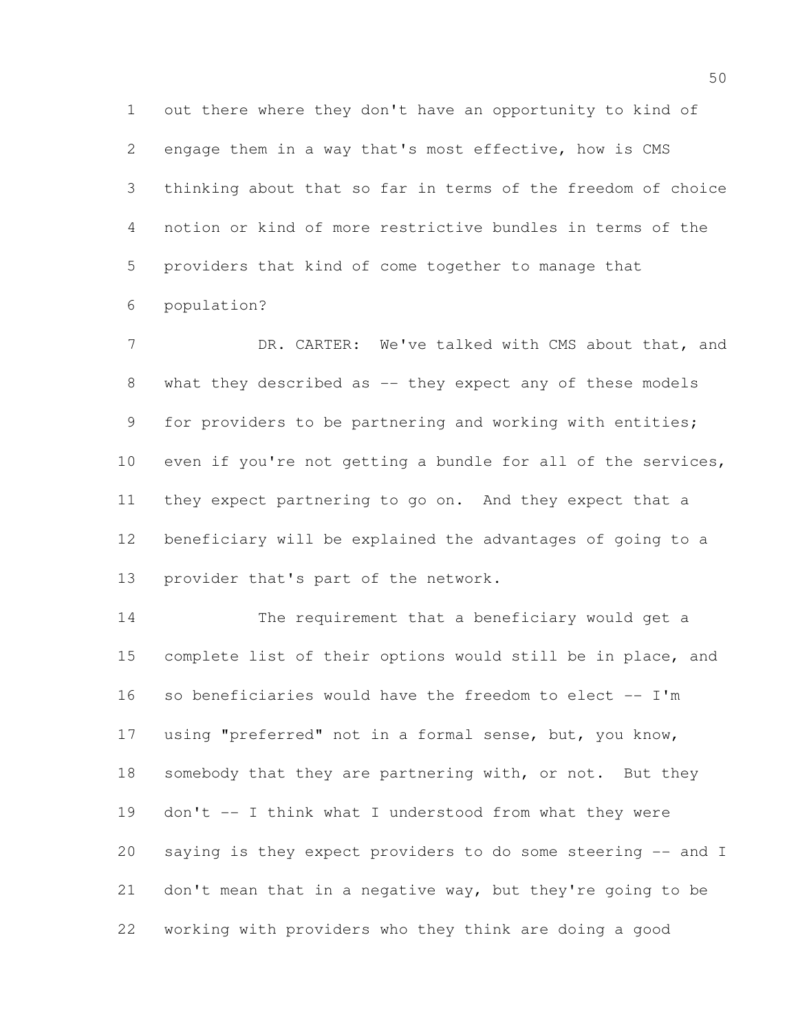out there where they don't have an opportunity to kind of engage them in a way that's most effective, how is CMS thinking about that so far in terms of the freedom of choice notion or kind of more restrictive bundles in terms of the providers that kind of come together to manage that population?

DR. CARTER: We've talked with CMS about that, and what they described as -- they expect any of these models for providers to be partnering and working with entities; even if you're not getting a bundle for all of the services, they expect partnering to go on. And they expect that a beneficiary will be explained the advantages of going to a provider that's part of the network.

The requirement that a beneficiary would get a complete list of their options would still be in place, and so beneficiaries would have the freedom to elect -- I'm using "preferred" not in a formal sense, but, you know, somebody that they are partnering with, or not. But they don't -- I think what I understood from what they were saying is they expect providers to do some steering -- and I don't mean that in a negative way, but they're going to be working with providers who they think are doing a good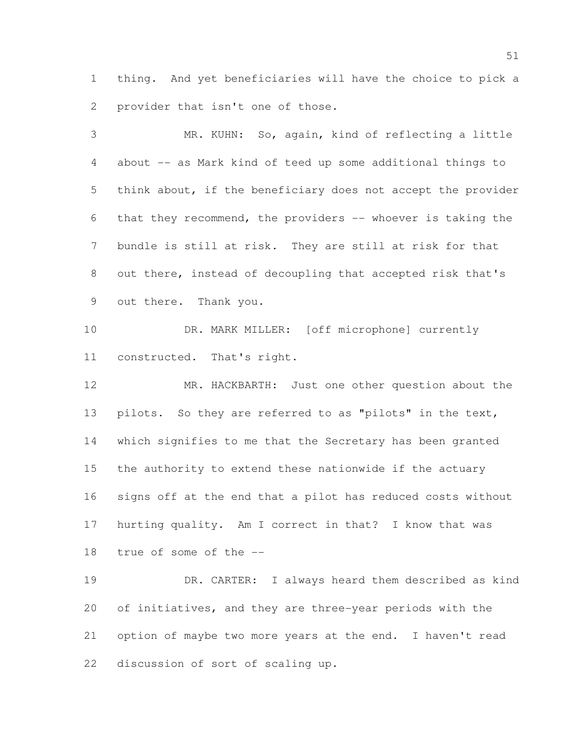thing. And yet beneficiaries will have the choice to pick a provider that isn't one of those.

MR. KUHN: So, again, kind of reflecting a little about -- as Mark kind of teed up some additional things to think about, if the beneficiary does not accept the provider that they recommend, the providers -- whoever is taking the bundle is still at risk. They are still at risk for that out there, instead of decoupling that accepted risk that's out there. Thank you.

DR. MARK MILLER: [off microphone] currently constructed. That's right.

MR. HACKBARTH: Just one other question about the pilots. So they are referred to as "pilots" in the text, which signifies to me that the Secretary has been granted the authority to extend these nationwide if the actuary signs off at the end that a pilot has reduced costs without hurting quality. Am I correct in that? I know that was true of some of the --

DR. CARTER: I always heard them described as kind of initiatives, and they are three-year periods with the option of maybe two more years at the end. I haven't read discussion of sort of scaling up.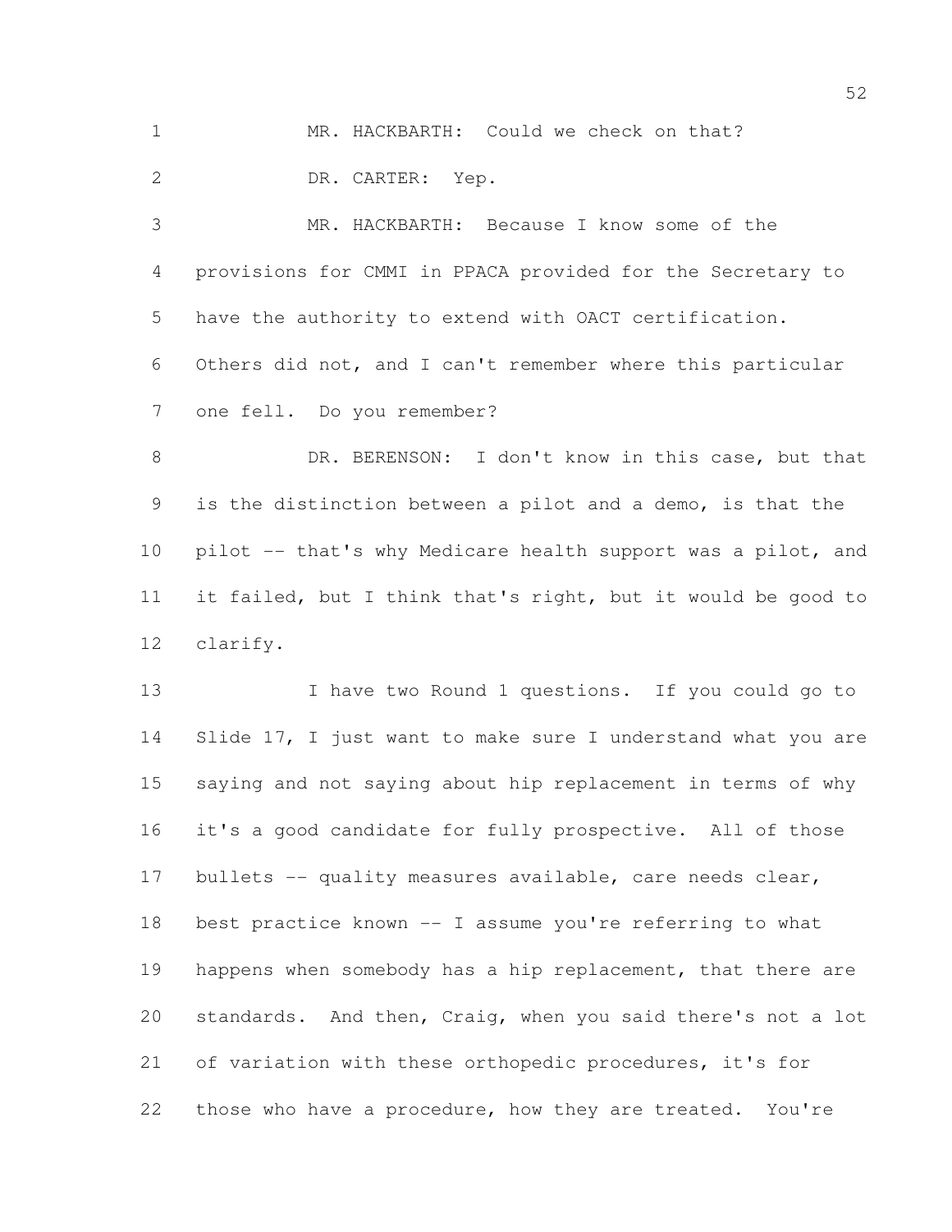MR. HACKBARTH: Could we check on that?

DR. CARTER: Yep.

MR. HACKBARTH: Because I know some of the provisions for CMMI in PPACA provided for the Secretary to have the authority to extend with OACT certification. Others did not, and I can't remember where this particular one fell. Do you remember?

DR. BERENSON: I don't know in this case, but that is the distinction between a pilot and a demo, is that the pilot -- that's why Medicare health support was a pilot, and it failed, but I think that's right, but it would be good to clarify.

I have two Round 1 questions. If you could go to Slide 17, I just want to make sure I understand what you are saying and not saying about hip replacement in terms of why it's a good candidate for fully prospective. All of those bullets -- quality measures available, care needs clear, best practice known -- I assume you're referring to what happens when somebody has a hip replacement, that there are standards. And then, Craig, when you said there's not a lot of variation with these orthopedic procedures, it's for those who have a procedure, how they are treated. You're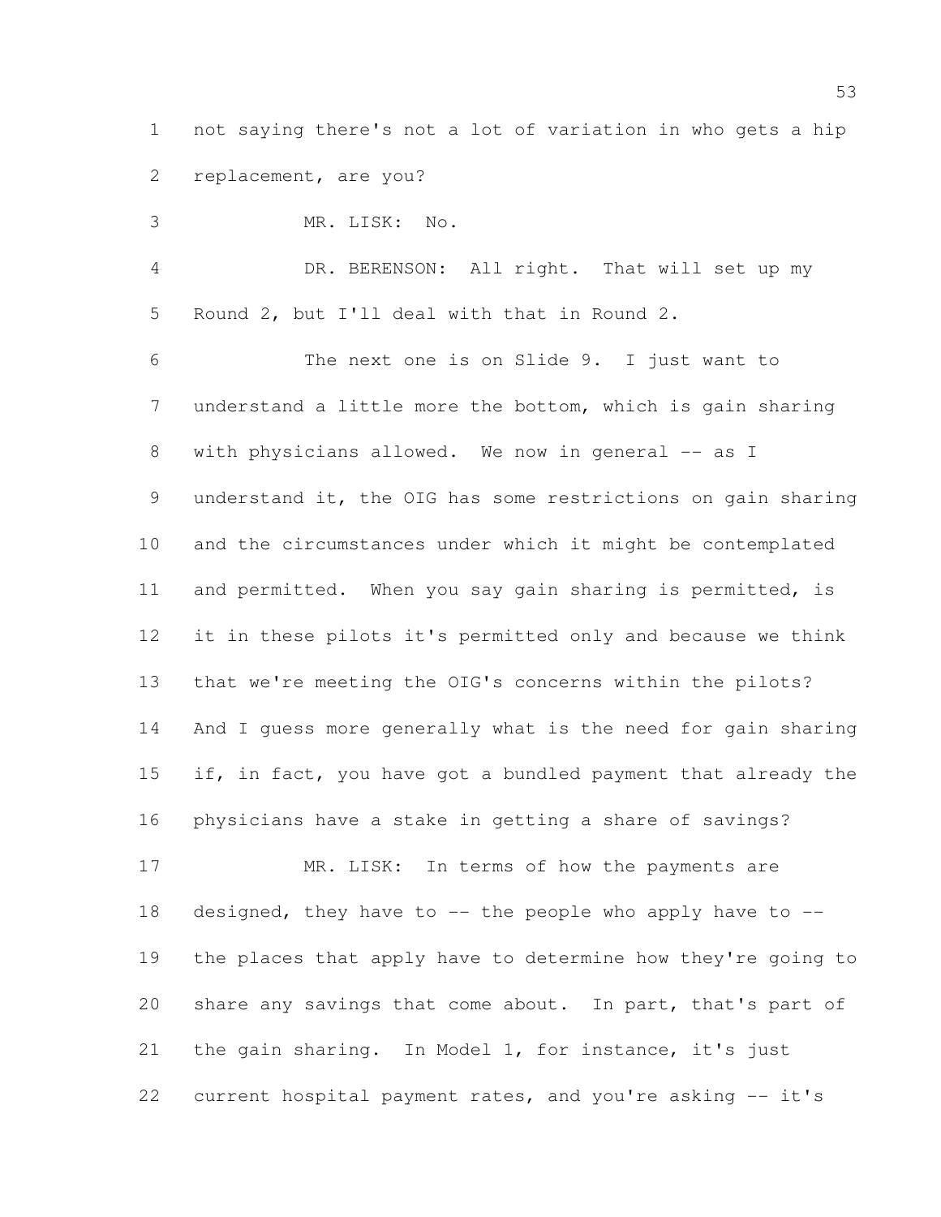not saying there's not a lot of variation in who gets a hip replacement, are you?

MR. LISK: No.

DR. BERENSON: All right. That will set up my Round 2, but I'll deal with that in Round 2.

The next one is on Slide 9. I just want to understand a little more the bottom, which is gain sharing with physicians allowed. We now in general -- as I understand it, the OIG has some restrictions on gain sharing and the circumstances under which it might be contemplated and permitted. When you say gain sharing is permitted, is it in these pilots it's permitted only and because we think that we're meeting the OIG's concerns within the pilots? And I guess more generally what is the need for gain sharing if, in fact, you have got a bundled payment that already the physicians have a stake in getting a share of savings?

MR. LISK: In terms of how the payments are designed, they have to -- the people who apply have to -- the places that apply have to determine how they're going to share any savings that come about. In part, that's part of the gain sharing. In Model 1, for instance, it's just current hospital payment rates, and you're asking -- it's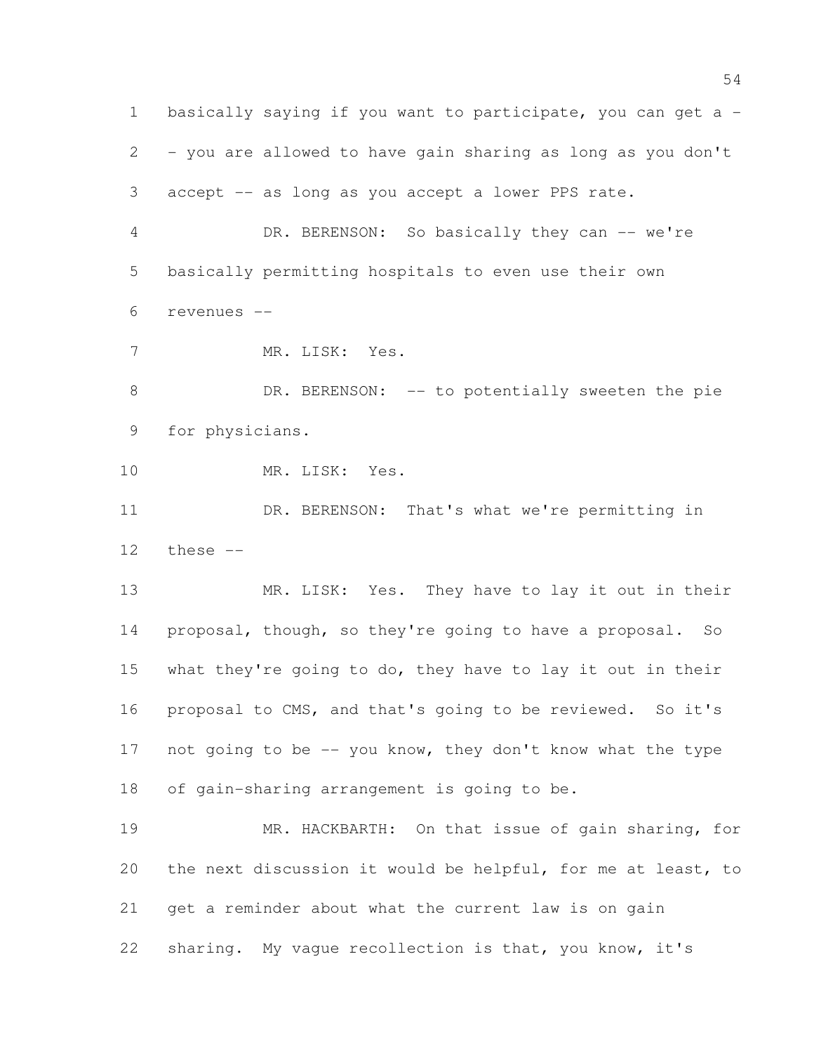basically saying if you want to participate, you can get a -- you are allowed to have gain sharing as long as you don't accept -- as long as you accept a lower PPS rate.

DR. BERENSON: So basically they can -- we're basically permitting hospitals to even use their own revenues --

MR. LISK: Yes.

DR. BERENSON: -- to potentially sweeten the pie for physicians.

MR. LISK: Yes.

DR. BERENSON: That's what we're permitting in these --

MR. LISK: Yes. They have to lay it out in their proposal, though, so they're going to have a proposal. So what they're going to do, they have to lay it out in their proposal to CMS, and that's going to be reviewed. So it's not going to be -- you know, they don't know what the type of gain-sharing arrangement is going to be.

MR. HACKBARTH: On that issue of gain sharing, for the next discussion it would be helpful, for me at least, to get a reminder about what the current law is on gain sharing. My vague recollection is that, you know, it's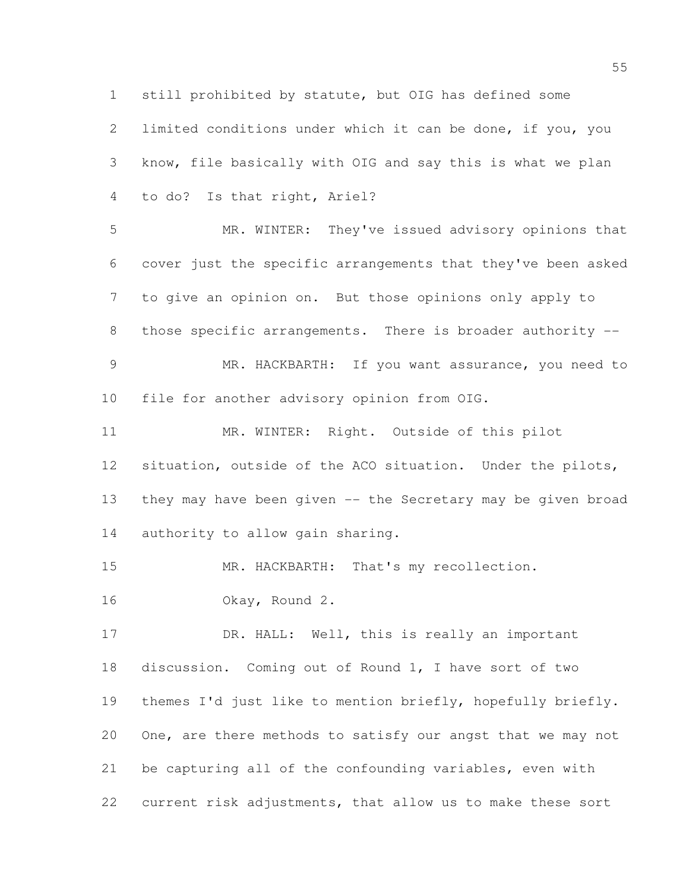still prohibited by statute, but OIG has defined some limited conditions under which it can be done, if you, you know, file basically with OIG and say this is what we plan to do? Is that right, Ariel?

MR. WINTER: They've issued advisory opinions that cover just the specific arrangements that they've been asked to give an opinion on. But those opinions only apply to those specific arrangements. There is broader authority --

MR. HACKBARTH: If you want assurance, you need to file for another advisory opinion from OIG.

MR. WINTER: Right. Outside of this pilot situation, outside of the ACO situation. Under the pilots, they may have been given -- the Secretary may be given broad authority to allow gain sharing.

MR. HACKBARTH: That's my recollection.

Okay, Round 2.

DR. HALL: Well, this is really an important discussion. Coming out of Round 1, I have sort of two themes I'd just like to mention briefly, hopefully briefly. One, are there methods to satisfy our angst that we may not be capturing all of the confounding variables, even with current risk adjustments, that allow us to make these sort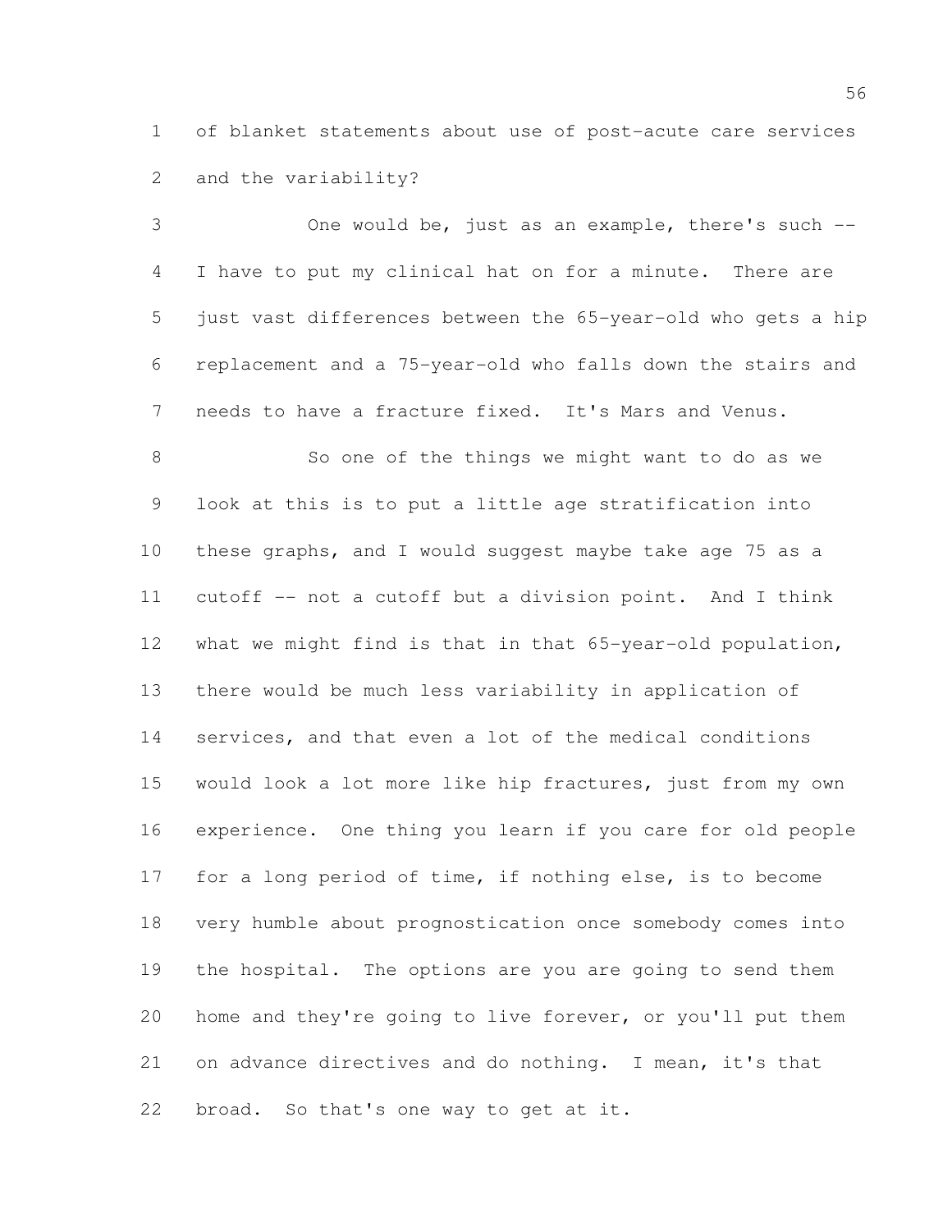of blanket statements about use of post-acute care services and the variability?

One would be, just as an example, there's such -- I have to put my clinical hat on for a minute. There are just vast differences between the 65-year-old who gets a hip replacement and a 75-year-old who falls down the stairs and needs to have a fracture fixed. It's Mars and Venus.

So one of the things we might want to do as we look at this is to put a little age stratification into these graphs, and I would suggest maybe take age 75 as a cutoff -- not a cutoff but a division point. And I think what we might find is that in that 65-year-old population, there would be much less variability in application of services, and that even a lot of the medical conditions would look a lot more like hip fractures, just from my own experience. One thing you learn if you care for old people for a long period of time, if nothing else, is to become very humble about prognostication once somebody comes into the hospital. The options are you are going to send them home and they're going to live forever, or you'll put them on advance directives and do nothing. I mean, it's that broad. So that's one way to get at it.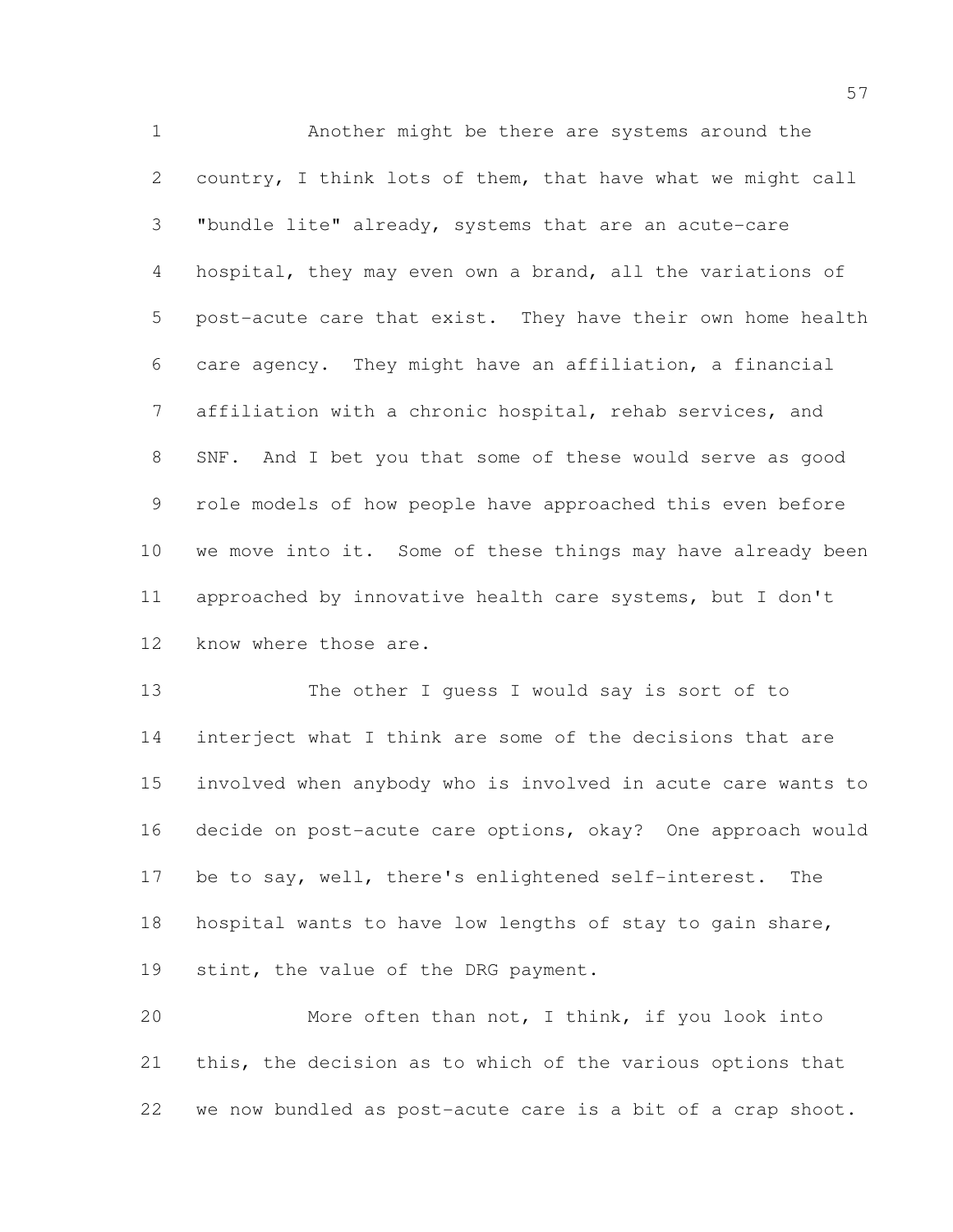Another might be there are systems around the country, I think lots of them, that have what we might call "bundle lite" already, systems that are an acute-care hospital, they may even own a brand, all the variations of post-acute care that exist. They have their own home health care agency. They might have an affiliation, a financial affiliation with a chronic hospital, rehab services, and SNF. And I bet you that some of these would serve as good role models of how people have approached this even before we move into it. Some of these things may have already been approached by innovative health care systems, but I don't know where those are.

The other I guess I would say is sort of to interject what I think are some of the decisions that are involved when anybody who is involved in acute care wants to decide on post-acute care options, okay? One approach would be to say, well, there's enlightened self-interest. The hospital wants to have low lengths of stay to gain share, stint, the value of the DRG payment.

More often than not, I think, if you look into this, the decision as to which of the various options that we now bundled as post-acute care is a bit of a crap shoot.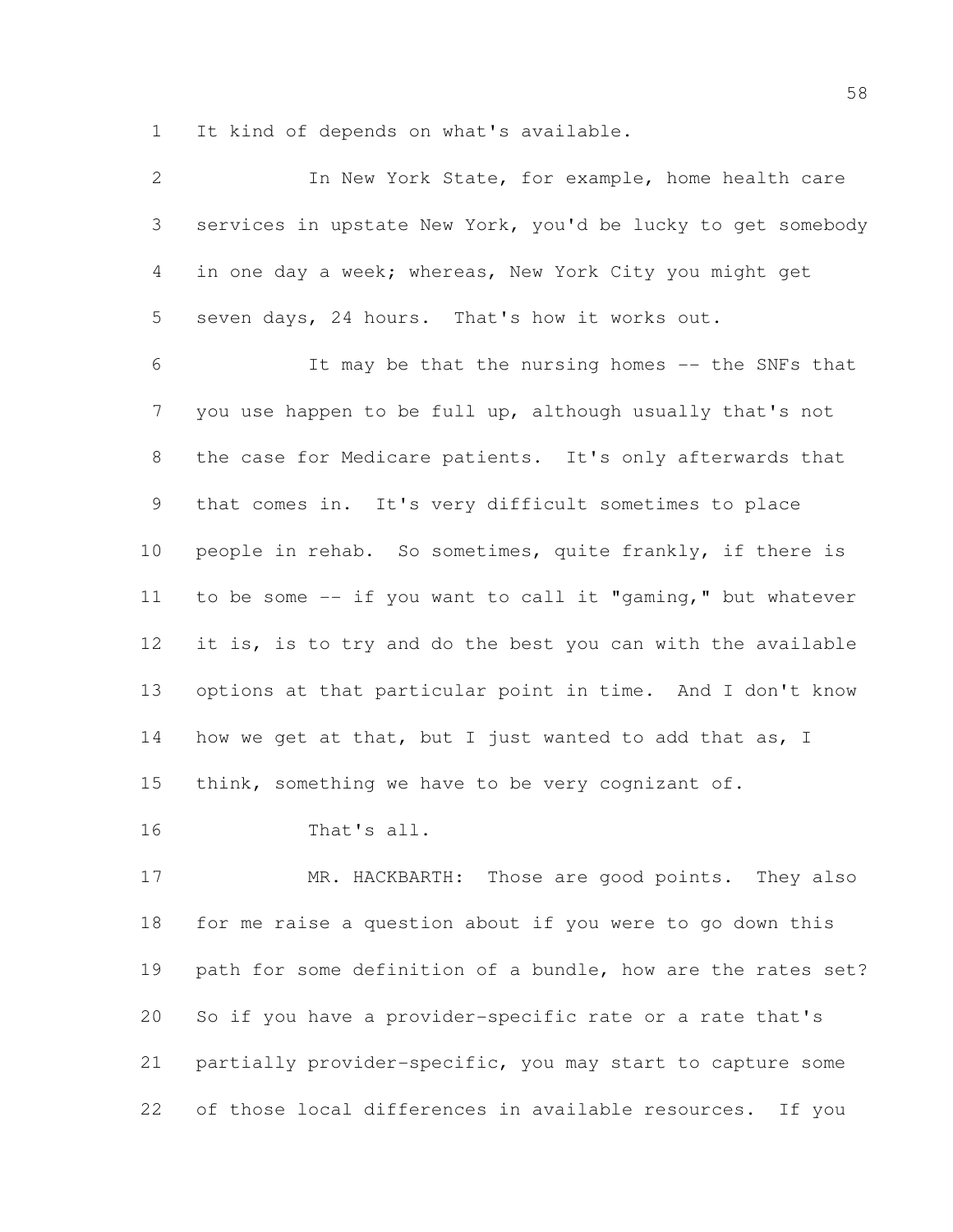It kind of depends on what's available.

In New York State, for example, home health care services in upstate New York, you'd be lucky to get somebody in one day a week; whereas, New York City you might get seven days, 24 hours. That's how it works out.

It may be that the nursing homes -- the SNFs that you use happen to be full up, although usually that's not the case for Medicare patients. It's only afterwards that that comes in. It's very difficult sometimes to place people in rehab. So sometimes, quite frankly, if there is to be some -- if you want to call it "gaming," but whatever it is, is to try and do the best you can with the available options at that particular point in time. And I don't know how we get at that, but I just wanted to add that as, I think, something we have to be very cognizant of.

That's all.

MR. HACKBARTH: Those are good points. They also for me raise a question about if you were to go down this path for some definition of a bundle, how are the rates set? So if you have a provider-specific rate or a rate that's partially provider-specific, you may start to capture some of those local differences in available resources. If you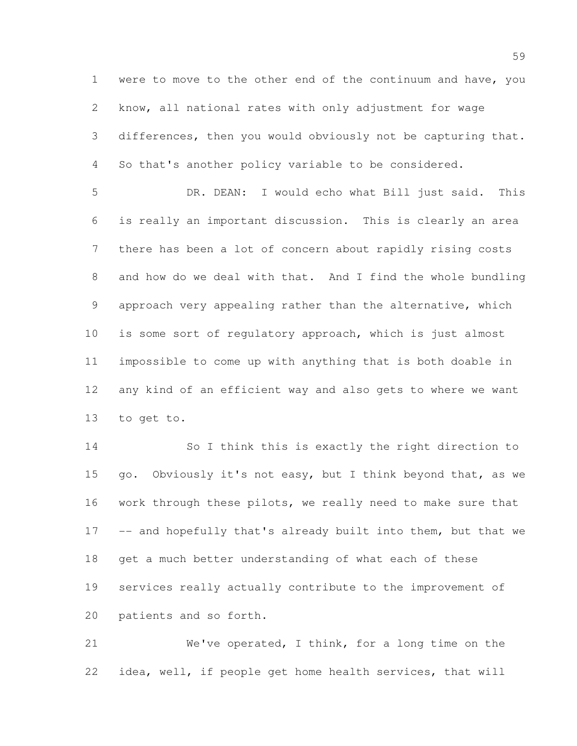were to move to the other end of the continuum and have, you know, all national rates with only adjustment for wage differences, then you would obviously not be capturing that. So that's another policy variable to be considered.

DR. DEAN: I would echo what Bill just said. This is really an important discussion. This is clearly an area there has been a lot of concern about rapidly rising costs and how do we deal with that. And I find the whole bundling approach very appealing rather than the alternative, which is some sort of regulatory approach, which is just almost impossible to come up with anything that is both doable in any kind of an efficient way and also gets to where we want to get to.

So I think this is exactly the right direction to go. Obviously it's not easy, but I think beyond that, as we work through these pilots, we really need to make sure that -- and hopefully that's already built into them, but that we get a much better understanding of what each of these services really actually contribute to the improvement of patients and so forth.

We've operated, I think, for a long time on the idea, well, if people get home health services, that will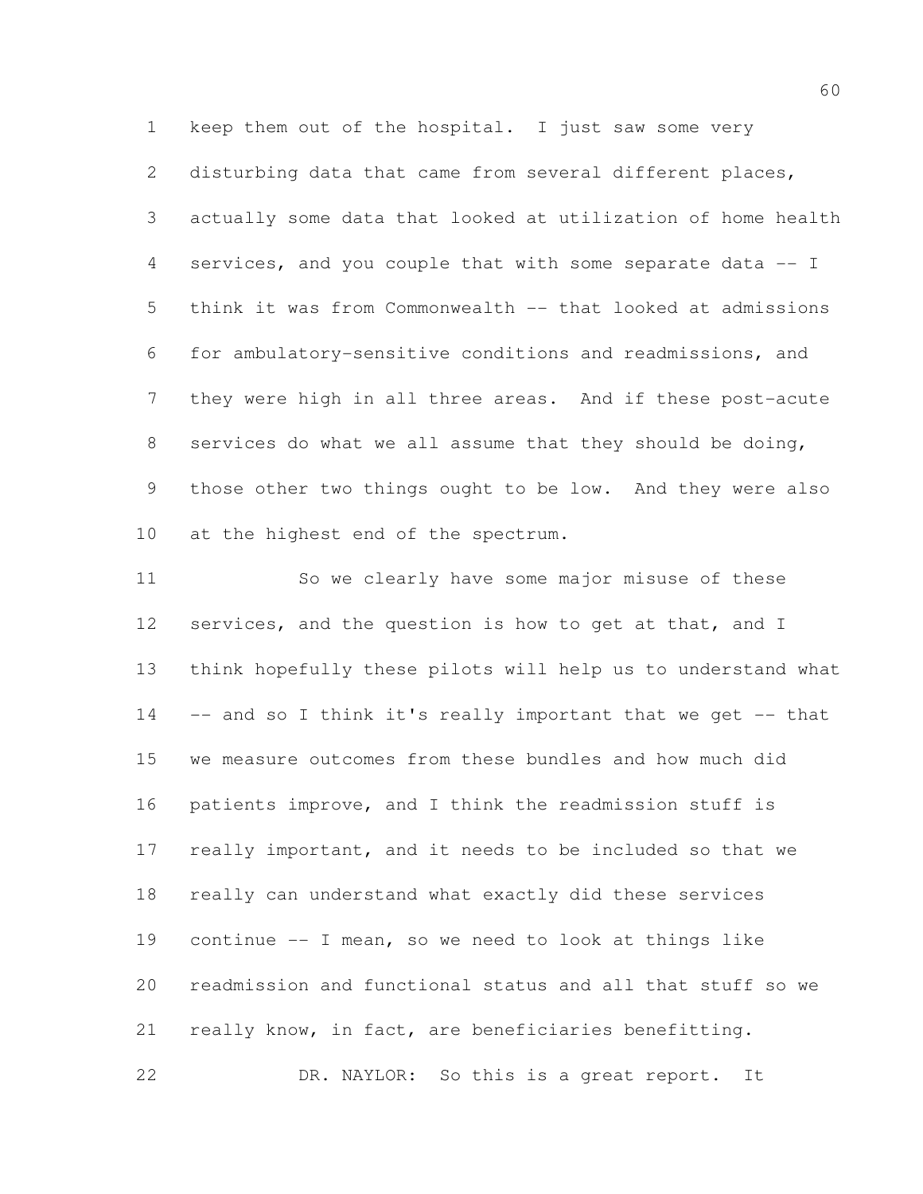keep them out of the hospital. I just saw some very disturbing data that came from several different places, actually some data that looked at utilization of home health services, and you couple that with some separate data -- I think it was from Commonwealth -- that looked at admissions for ambulatory-sensitive conditions and readmissions, and they were high in all three areas. And if these post-acute services do what we all assume that they should be doing, those other two things ought to be low. And they were also at the highest end of the spectrum.

So we clearly have some major misuse of these services, and the question is how to get at that, and I think hopefully these pilots will help us to understand what -- and so I think it's really important that we get -- that we measure outcomes from these bundles and how much did patients improve, and I think the readmission stuff is really important, and it needs to be included so that we really can understand what exactly did these services continue -- I mean, so we need to look at things like readmission and functional status and all that stuff so we really know, in fact, are beneficiaries benefitting.

DR. NAYLOR: So this is a great report. It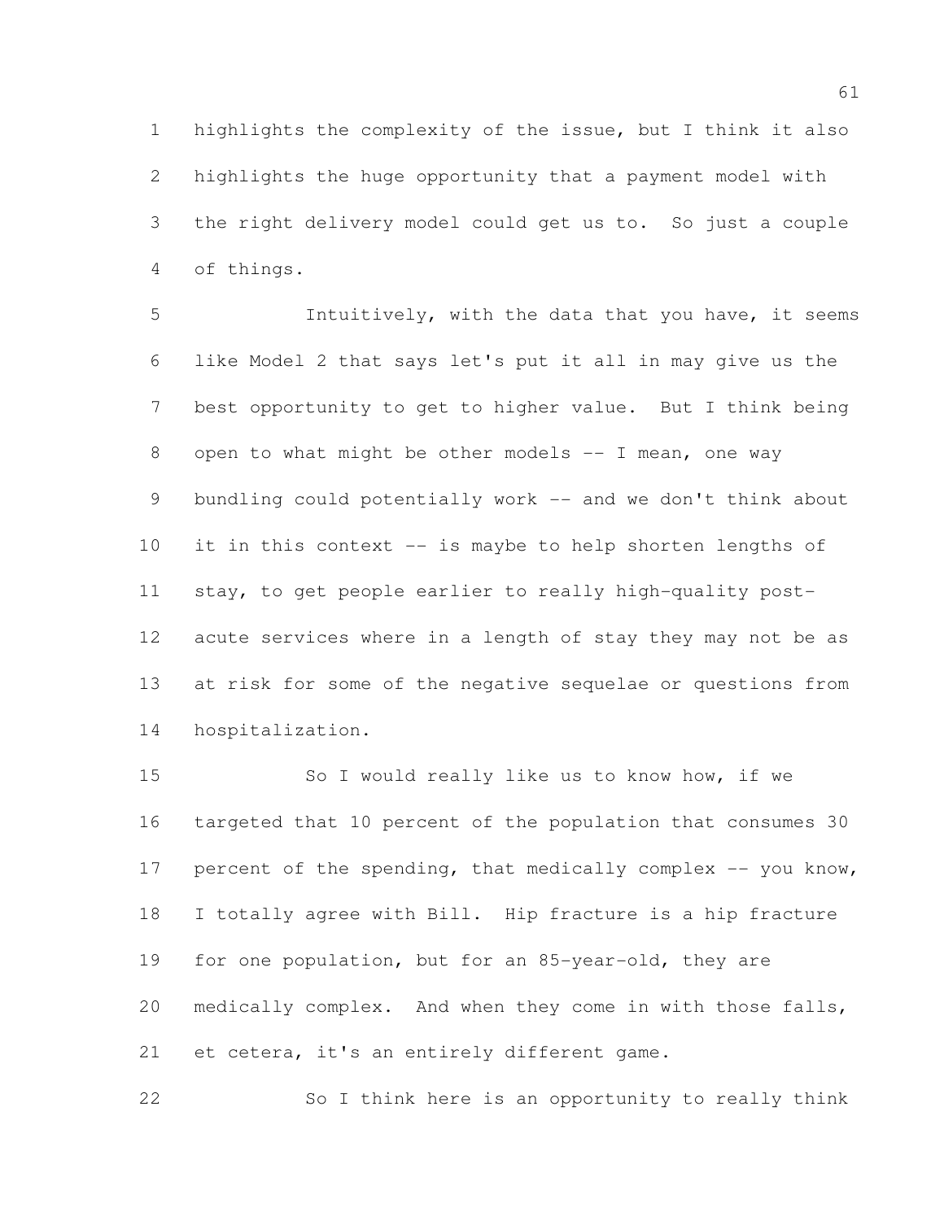highlights the complexity of the issue, but I think it also highlights the huge opportunity that a payment model with the right delivery model could get us to. So just a couple of things.

Intuitively, with the data that you have, it seems like Model 2 that says let's put it all in may give us the best opportunity to get to higher value. But I think being open to what might be other models -- I mean, one way bundling could potentially work -- and we don't think about it in this context -- is maybe to help shorten lengths of stay, to get people earlier to really high-quality post-acute services where in a length of stay they may not be as at risk for some of the negative sequelae or questions from hospitalization.

So I would really like us to know how, if we targeted that 10 percent of the population that consumes 30 percent of the spending, that medically complex -- you know, I totally agree with Bill. Hip fracture is a hip fracture for one population, but for an 85-year-old, they are medically complex. And when they come in with those falls, et cetera, it's an entirely different game.

So I think here is an opportunity to really think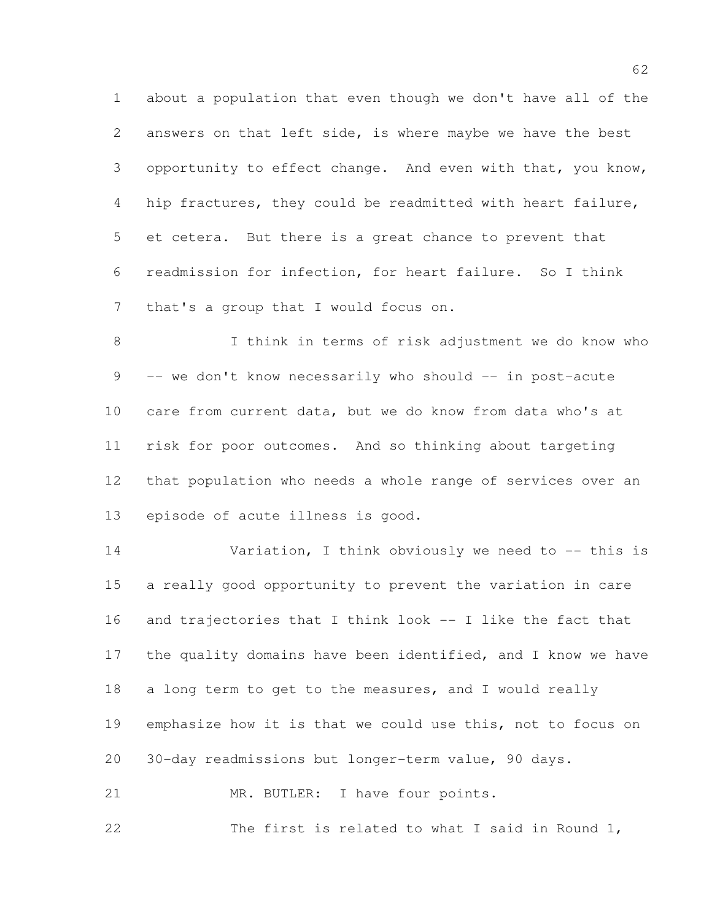about a population that even though we don't have all of the answers on that left side, is where maybe we have the best opportunity to effect change. And even with that, you know, hip fractures, they could be readmitted with heart failure, et cetera. But there is a great chance to prevent that readmission for infection, for heart failure. So I think that's a group that I would focus on.

I think in terms of risk adjustment we do know who -- we don't know necessarily who should -- in post-acute care from current data, but we do know from data who's at risk for poor outcomes. And so thinking about targeting that population who needs a whole range of services over an episode of acute illness is good.

Variation, I think obviously we need to -- this is a really good opportunity to prevent the variation in care and trajectories that I think look -- I like the fact that the quality domains have been identified, and I know we have a long term to get to the measures, and I would really emphasize how it is that we could use this, not to focus on 30-day readmissions but longer-term value, 90 days.

MR. BUTLER: I have four points.

The first is related to what I said in Round 1,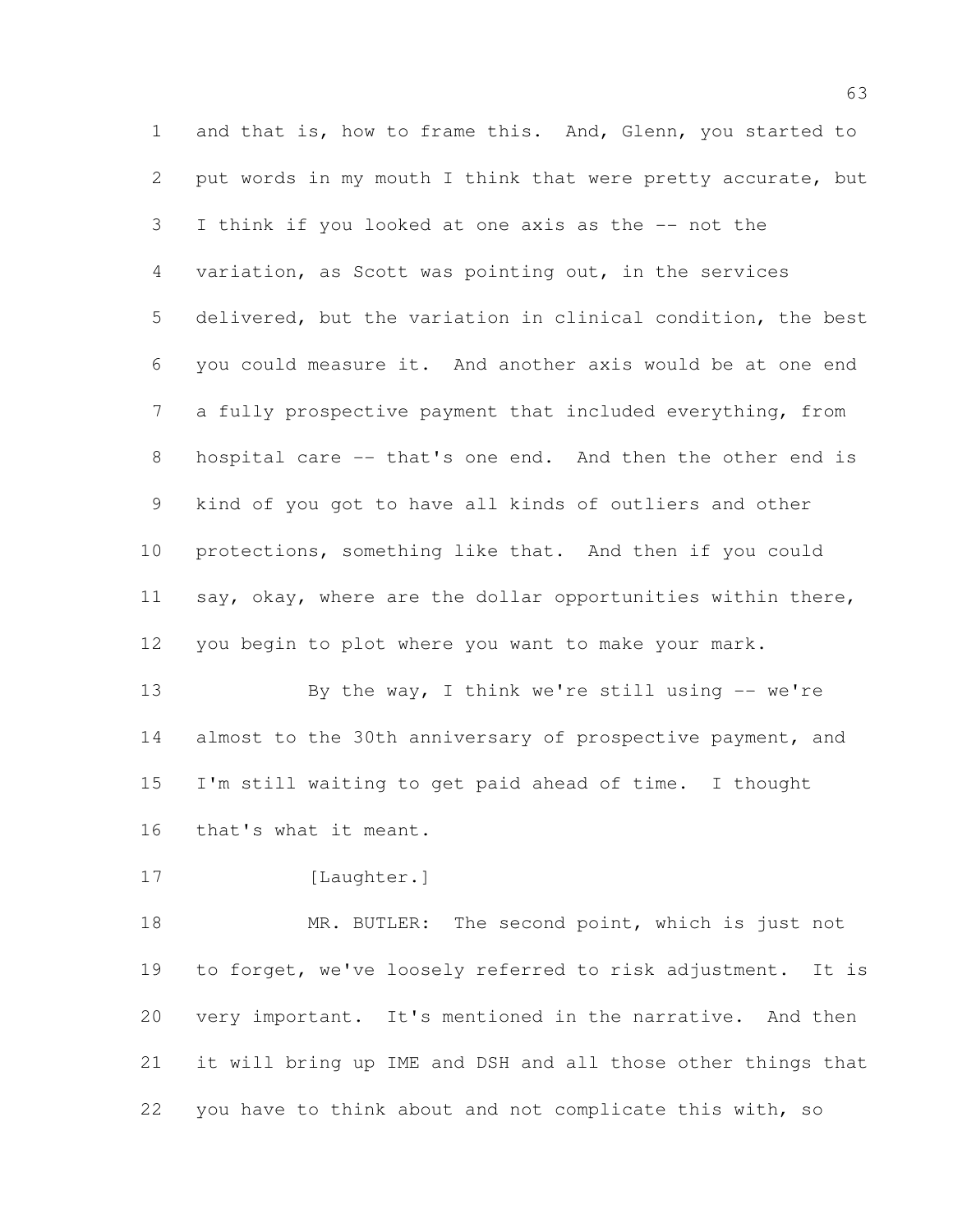and that is, how to frame this. And, Glenn, you started to put words in my mouth I think that were pretty accurate, but I think if you looked at one axis as the -- not the variation, as Scott was pointing out, in the services delivered, but the variation in clinical condition, the best you could measure it. And another axis would be at one end a fully prospective payment that included everything, from hospital care -- that's one end. And then the other end is kind of you got to have all kinds of outliers and other protections, something like that. And then if you could say, okay, where are the dollar opportunities within there, you begin to plot where you want to make your mark.

By the way, I think we're still using -- we're almost to the 30th anniversary of prospective payment, and I'm still waiting to get paid ahead of time. I thought that's what it meant.

[Laughter.]

MR. BUTLER: The second point, which is just not to forget, we've loosely referred to risk adjustment. It is very important. It's mentioned in the narrative. And then it will bring up IME and DSH and all those other things that you have to think about and not complicate this with, so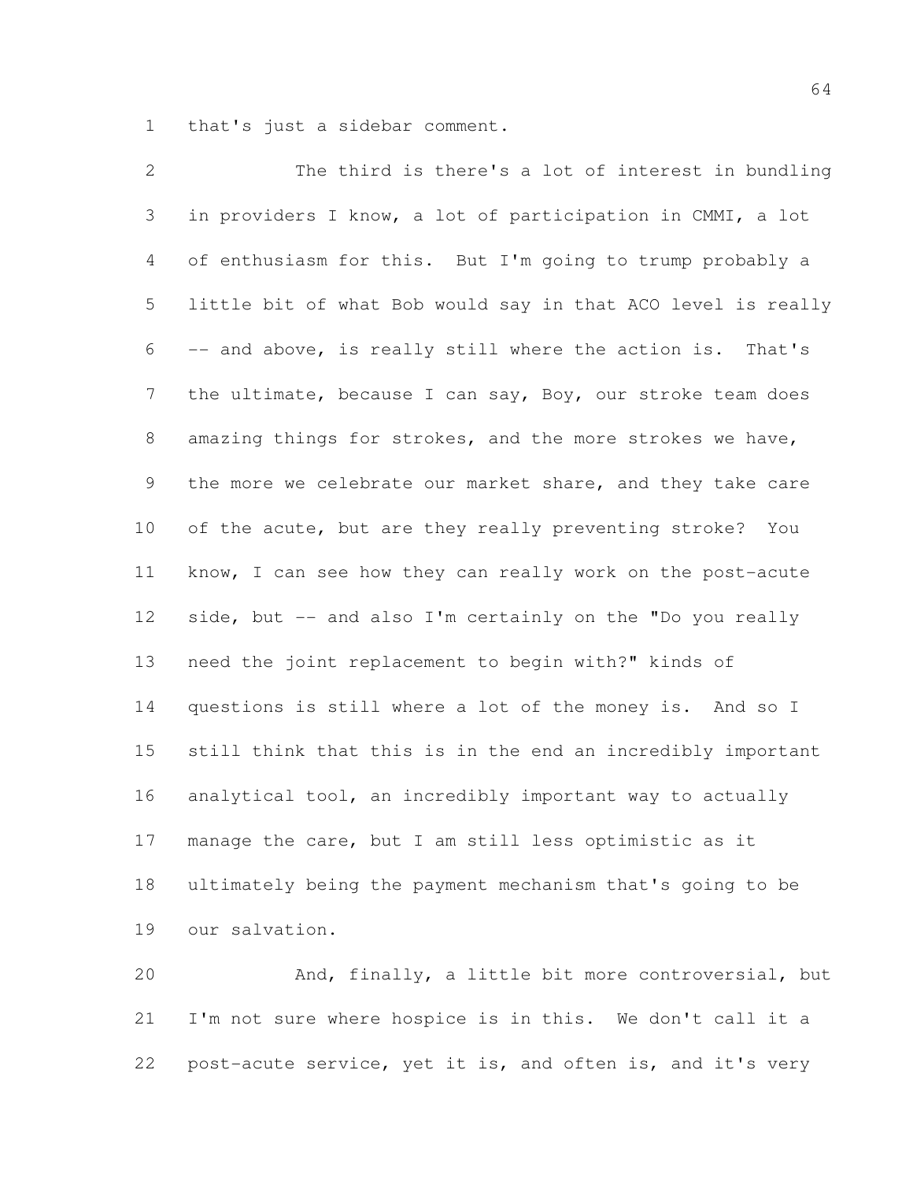that's just a sidebar comment.

The third is there's a lot of interest in bundling in providers I know, a lot of participation in CMMI, a lot of enthusiasm for this. But I'm going to trump probably a little bit of what Bob would say in that ACO level is really -- and above, is really still where the action is. That's the ultimate, because I can say, Boy, our stroke team does amazing things for strokes, and the more strokes we have, the more we celebrate our market share, and they take care of the acute, but are they really preventing stroke? You know, I can see how they can really work on the post-acute side, but -- and also I'm certainly on the "Do you really need the joint replacement to begin with?" kinds of questions is still where a lot of the money is. And so I still think that this is in the end an incredibly important analytical tool, an incredibly important way to actually manage the care, but I am still less optimistic as it ultimately being the payment mechanism that's going to be our salvation.

And, finally, a little bit more controversial, but I'm not sure where hospice is in this. We don't call it a post-acute service, yet it is, and often is, and it's very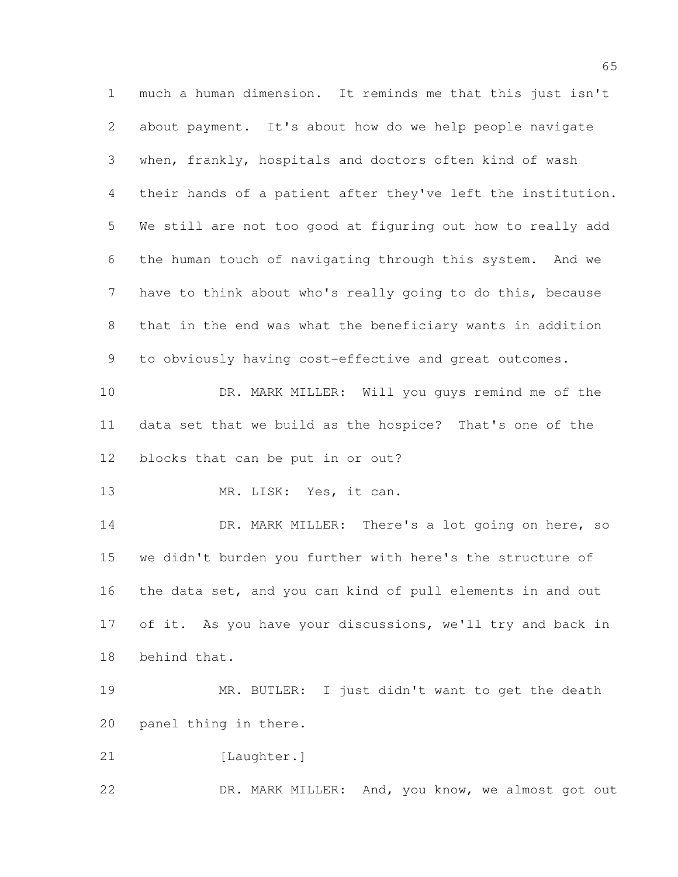much a human dimension. It reminds me that this just isn't about payment. It's about how do we help people navigate when, frankly, hospitals and doctors often kind of wash their hands of a patient after they've left the institution. We still are not too good at figuring out how to really add the human touch of navigating through this system. And we have to think about who's really going to do this, because that in the end was what the beneficiary wants in addition to obviously having cost-effective and great outcomes.

DR. MARK MILLER: Will you guys remind me of the data set that we build as the hospice? That's one of the blocks that can be put in or out?

MR. LISK: Yes, it can.

DR. MARK MILLER: There's a lot going on here, so we didn't burden you further with here's the structure of the data set, and you can kind of pull elements in and out of it. As you have your discussions, we'll try and back in behind that.

MR. BUTLER: I just didn't want to get the death panel thing in there.

[Laughter.]

DR. MARK MILLER: And, you know, we almost got out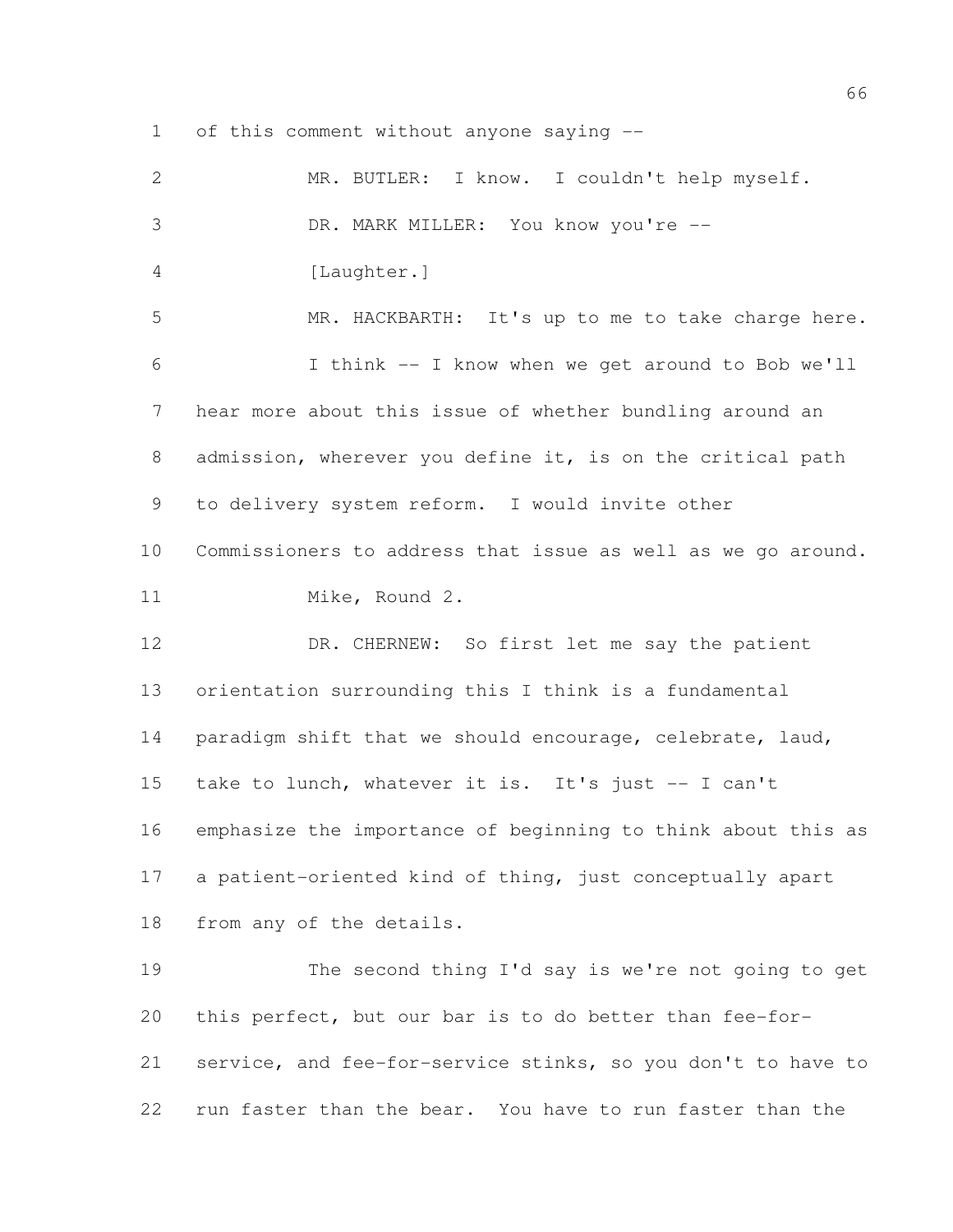of this comment without anyone saying --

MR. BUTLER: I know. I couldn't help myself.

DR. MARK MILLER: You know you're --

[Laughter.]

MR. HACKBARTH: It's up to me to take charge here.

I think -- I know when we get around to Bob we'll hear more about this issue of whether bundling around an admission, wherever you define it, is on the critical path to delivery system reform. I would invite other Commissioners to address that issue as well as we go around.

Mike, Round 2.

DR. CHERNEW: So first let me say the patient orientation surrounding this I think is a fundamental paradigm shift that we should encourage, celebrate, laud, take to lunch, whatever it is. It's just -- I can't emphasize the importance of beginning to think about this as a patient-oriented kind of thing, just conceptually apart from any of the details.

The second thing I'd say is we're not going to get this perfect, but our bar is to do better than fee-for-service, and fee-for-service stinks, so you don't to have to run faster than the bear. You have to run faster than the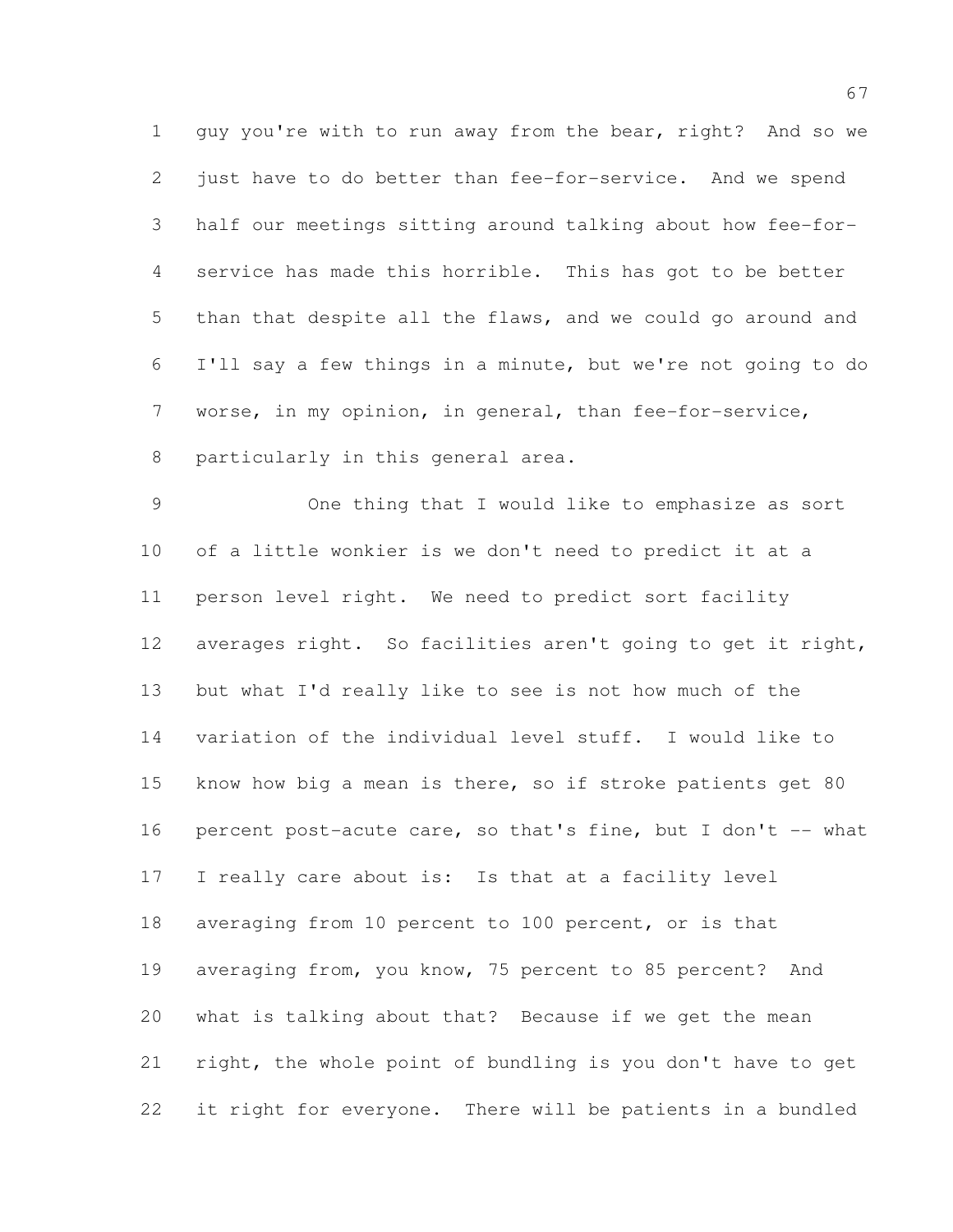guy you're with to run away from the bear, right? And so we just have to do better than fee-for-service. And we spend half our meetings sitting around talking about how fee-for-service has made this horrible. This has got to be better than that despite all the flaws, and we could go around and I'll say a few things in a minute, but we're not going to do worse, in my opinion, in general, than fee-for-service, particularly in this general area.

One thing that I would like to emphasize as sort of a little wonkier is we don't need to predict it at a person level right. We need to predict sort facility averages right. So facilities aren't going to get it right, but what I'd really like to see is not how much of the variation of the individual level stuff. I would like to know how big a mean is there, so if stroke patients get 80 percent post-acute care, so that's fine, but I don't -- what I really care about is: Is that at a facility level averaging from 10 percent to 100 percent, or is that averaging from, you know, 75 percent to 85 percent? And what is talking about that? Because if we get the mean right, the whole point of bundling is you don't have to get it right for everyone. There will be patients in a bundled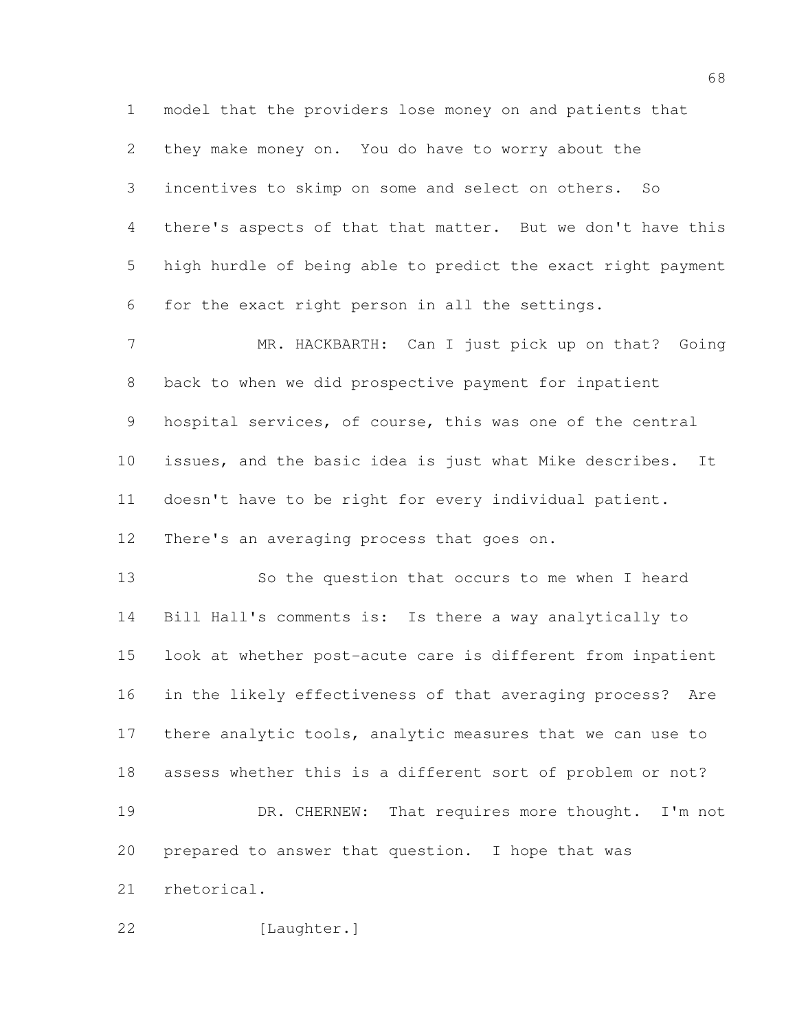model that the providers lose money on and patients that they make money on. You do have to worry about the incentives to skimp on some and select on others. So there's aspects of that that matter. But we don't have this high hurdle of being able to predict the exact right payment for the exact right person in all the settings.

MR. HACKBARTH: Can I just pick up on that? Going back to when we did prospective payment for inpatient hospital services, of course, this was one of the central issues, and the basic idea is just what Mike describes. It doesn't have to be right for every individual patient. There's an averaging process that goes on.

So the question that occurs to me when I heard Bill Hall's comments is: Is there a way analytically to look at whether post-acute care is different from inpatient in the likely effectiveness of that averaging process? Are there analytic tools, analytic measures that we can use to assess whether this is a different sort of problem or not?

DR. CHERNEW: That requires more thought. I'm not prepared to answer that question. I hope that was rhetorical.

[Laughter.]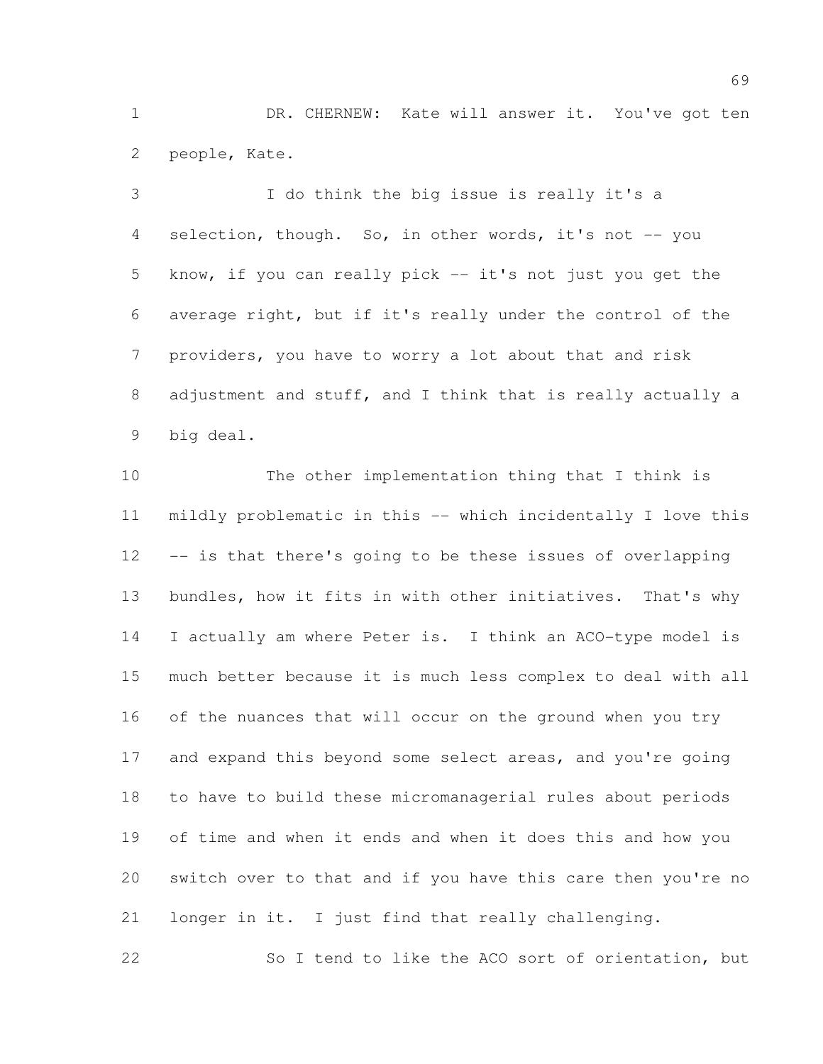DR. CHERNEW: Kate will answer it. You've got ten people, Kate.

I do think the big issue is really it's a selection, though. So, in other words, it's not -- you know, if you can really pick -- it's not just you get the average right, but if it's really under the control of the providers, you have to worry a lot about that and risk adjustment and stuff, and I think that is really actually a big deal.

The other implementation thing that I think is mildly problematic in this -- which incidentally I love this -- is that there's going to be these issues of overlapping bundles, how it fits in with other initiatives. That's why I actually am where Peter is. I think an ACO-type model is much better because it is much less complex to deal with all of the nuances that will occur on the ground when you try and expand this beyond some select areas, and you're going to have to build these micromanagerial rules about periods of time and when it ends and when it does this and how you switch over to that and if you have this care then you're no longer in it. I just find that really challenging.

So I tend to like the ACO sort of orientation, but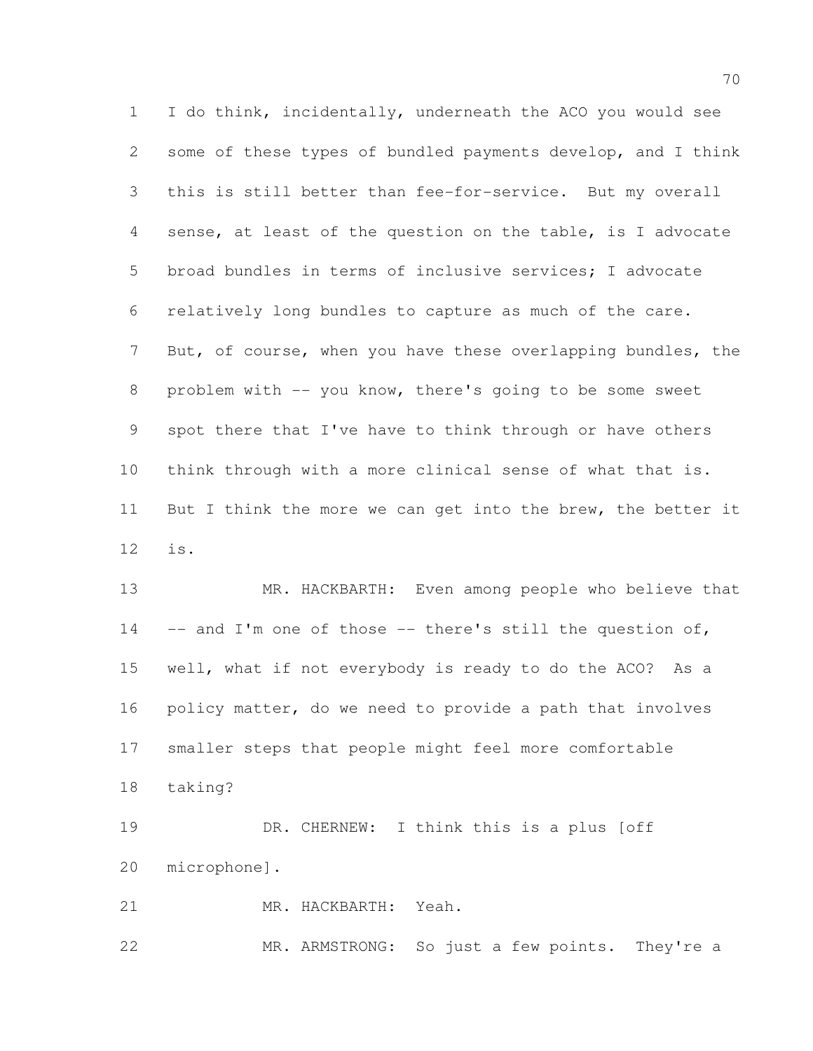I do think, incidentally, underneath the ACO you would see some of these types of bundled payments develop, and I think this is still better than fee-for-service. But my overall sense, at least of the question on the table, is I advocate broad bundles in terms of inclusive services; I advocate relatively long bundles to capture as much of the care. But, of course, when you have these overlapping bundles, the problem with -- you know, there's going to be some sweet spot there that I've have to think through or have others think through with a more clinical sense of what that is. But I think the more we can get into the brew, the better it is.

MR. HACKBARTH: Even among people who believe that -- and I'm one of those -- there's still the question of, well, what if not everybody is ready to do the ACO? As a policy matter, do we need to provide a path that involves smaller steps that people might feel more comfortable taking?

DR. CHERNEW: I think this is a plus [off microphone].

MR. HACKBARTH: Yeah.

MR. ARMSTRONG: So just a few points. They're a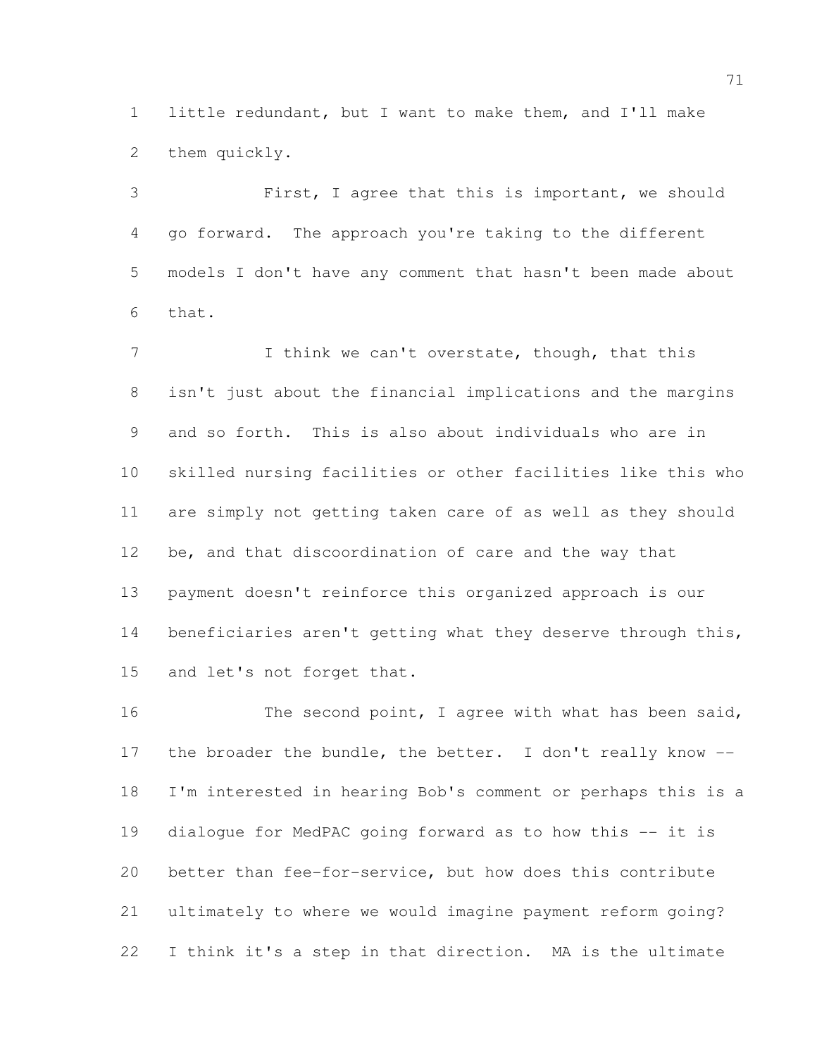little redundant, but I want to make them, and I'll make them quickly.

First, I agree that this is important, we should go forward. The approach you're taking to the different models I don't have any comment that hasn't been made about that.

I think we can't overstate, though, that this isn't just about the financial implications and the margins and so forth. This is also about individuals who are in skilled nursing facilities or other facilities like this who are simply not getting taken care of as well as they should be, and that discoordination of care and the way that payment doesn't reinforce this organized approach is our beneficiaries aren't getting what they deserve through this, and let's not forget that.

The second point, I agree with what has been said, the broader the bundle, the better. I don't really know -- I'm interested in hearing Bob's comment or perhaps this is a dialogue for MedPAC going forward as to how this -- it is better than fee-for-service, but how does this contribute ultimately to where we would imagine payment reform going? I think it's a step in that direction. MA is the ultimate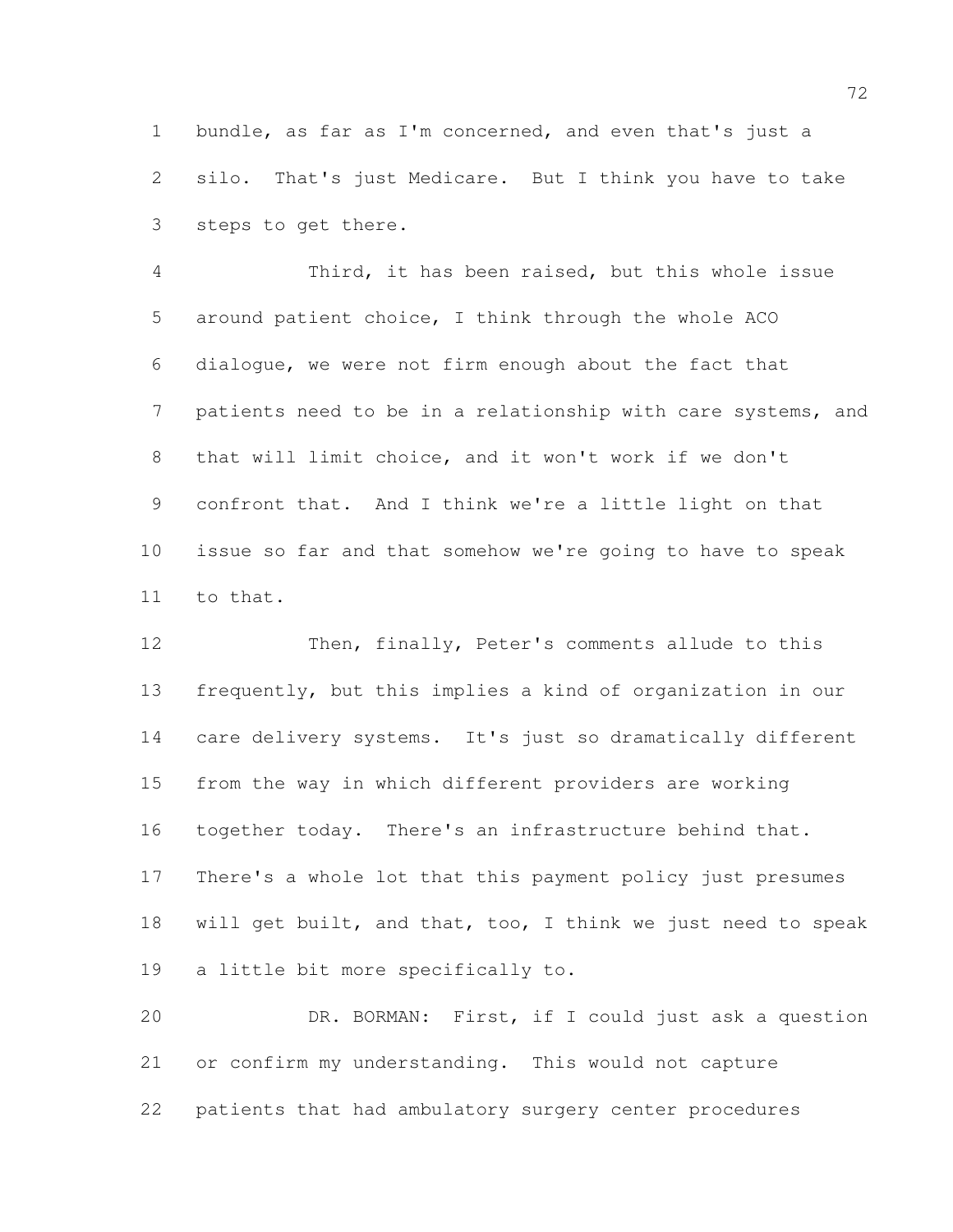bundle, as far as I'm concerned, and even that's just a silo. That's just Medicare. But I think you have to take steps to get there.

Third, it has been raised, but this whole issue around patient choice, I think through the whole ACO dialogue, we were not firm enough about the fact that patients need to be in a relationship with care systems, and that will limit choice, and it won't work if we don't confront that. And I think we're a little light on that issue so far and that somehow we're going to have to speak to that.

Then, finally, Peter's comments allude to this frequently, but this implies a kind of organization in our care delivery systems. It's just so dramatically different from the way in which different providers are working together today. There's an infrastructure behind that. There's a whole lot that this payment policy just presumes will get built, and that, too, I think we just need to speak a little bit more specifically to.

DR. BORMAN: First, if I could just ask a question or confirm my understanding. This would not capture patients that had ambulatory surgery center procedures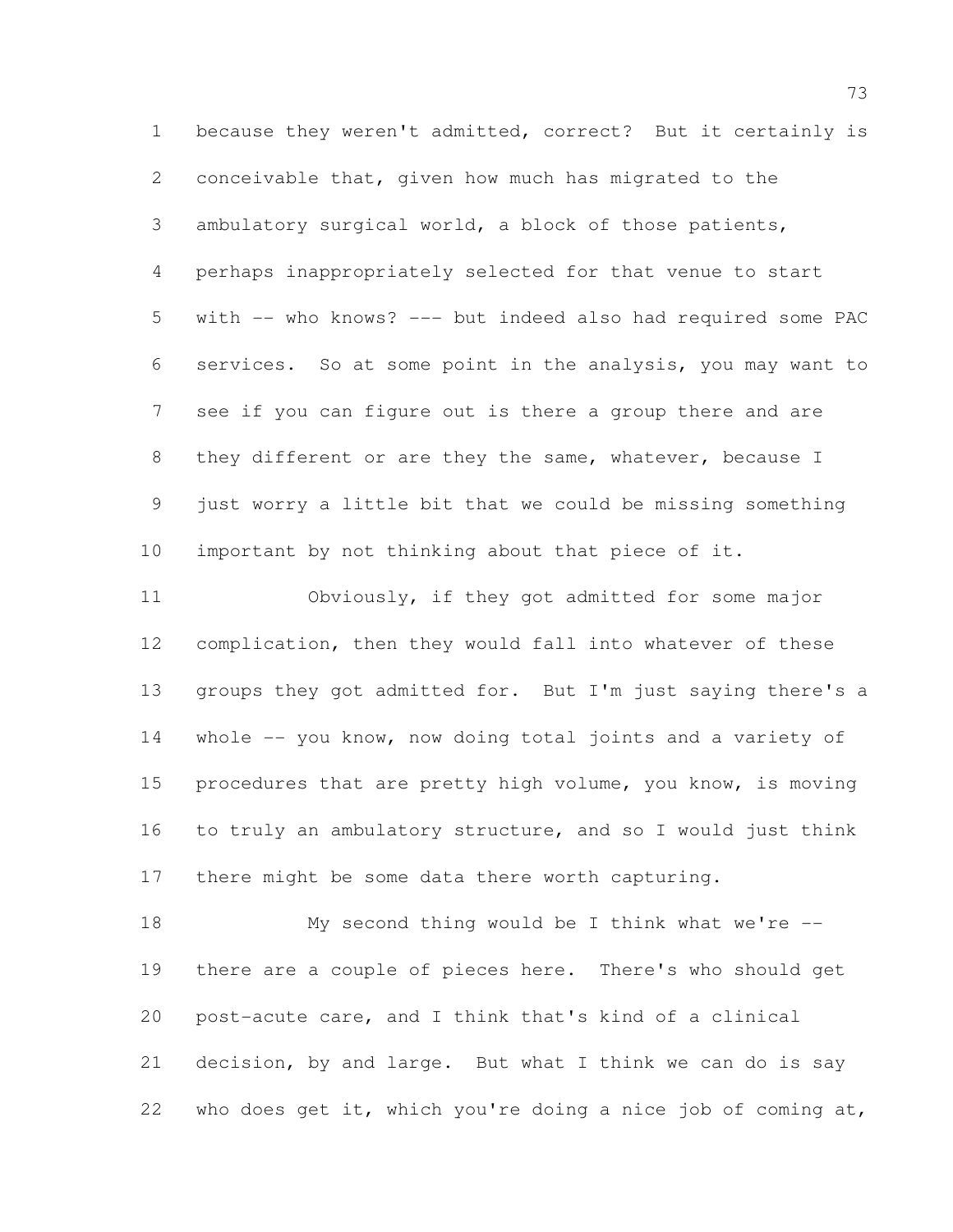because they weren't admitted, correct? But it certainly is conceivable that, given how much has migrated to the ambulatory surgical world, a block of those patients, perhaps inappropriately selected for that venue to start with -- who knows? --- but indeed also had required some PAC services. So at some point in the analysis, you may want to see if you can figure out is there a group there and are they different or are they the same, whatever, because I just worry a little bit that we could be missing something important by not thinking about that piece of it.

Obviously, if they got admitted for some major complication, then they would fall into whatever of these groups they got admitted for. But I'm just saying there's a whole -- you know, now doing total joints and a variety of procedures that are pretty high volume, you know, is moving to truly an ambulatory structure, and so I would just think there might be some data there worth capturing.

My second thing would be I think what we're -- there are a couple of pieces here. There's who should get post-acute care, and I think that's kind of a clinical decision, by and large. But what I think we can do is say who does get it, which you're doing a nice job of coming at,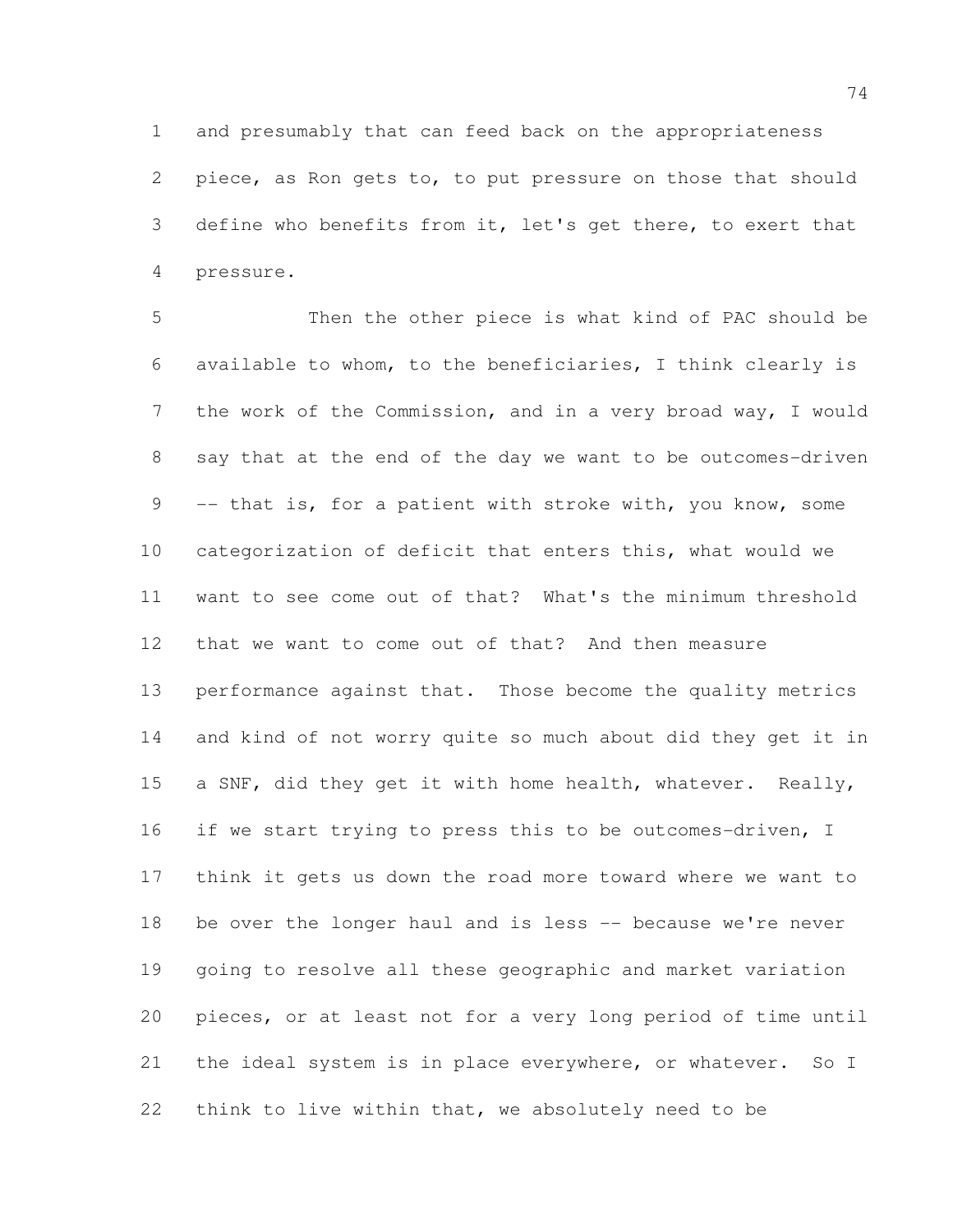and presumably that can feed back on the appropriateness piece, as Ron gets to, to put pressure on those that should define who benefits from it, let's get there, to exert that pressure.

Then the other piece is what kind of PAC should be available to whom, to the beneficiaries, I think clearly is the work of the Commission, and in a very broad way, I would say that at the end of the day we want to be outcomes-driven -- that is, for a patient with stroke with, you know, some categorization of deficit that enters this, what would we want to see come out of that? What's the minimum threshold that we want to come out of that? And then measure performance against that. Those become the quality metrics and kind of not worry quite so much about did they get it in a SNF, did they get it with home health, whatever. Really, if we start trying to press this to be outcomes-driven, I think it gets us down the road more toward where we want to be over the longer haul and is less -- because we're never going to resolve all these geographic and market variation pieces, or at least not for a very long period of time until the ideal system is in place everywhere, or whatever. So I think to live within that, we absolutely need to be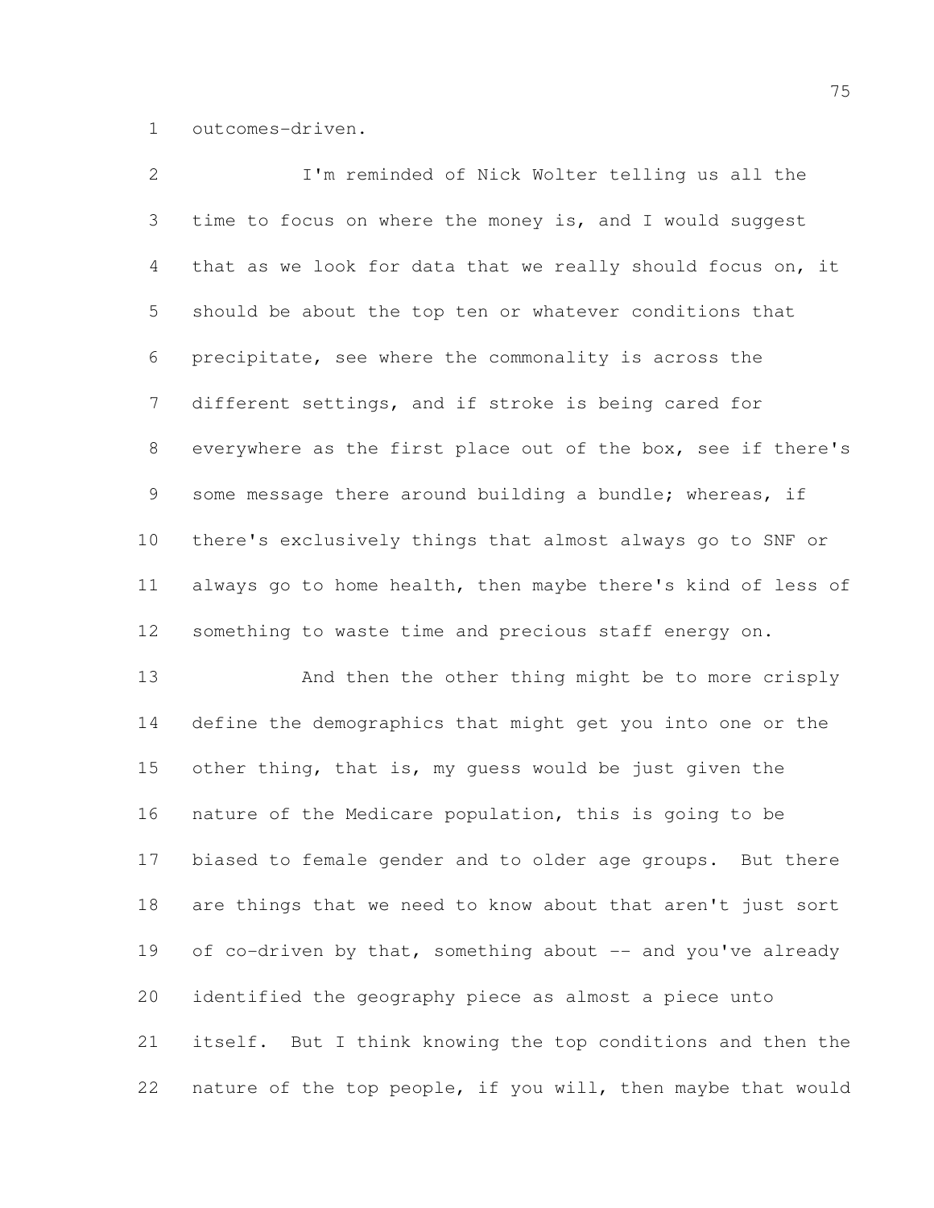outcomes-driven.

I'm reminded of Nick Wolter telling us all the time to focus on where the money is, and I would suggest that as we look for data that we really should focus on, it should be about the top ten or whatever conditions that precipitate, see where the commonality is across the different settings, and if stroke is being cared for everywhere as the first place out of the box, see if there's some message there around building a bundle; whereas, if there's exclusively things that almost always go to SNF or always go to home health, then maybe there's kind of less of something to waste time and precious staff energy on.

And then the other thing might be to more crisply define the demographics that might get you into one or the other thing, that is, my guess would be just given the nature of the Medicare population, this is going to be biased to female gender and to older age groups. But there are things that we need to know about that aren't just sort of co-driven by that, something about -- and you've already identified the geography piece as almost a piece unto itself. But I think knowing the top conditions and then the nature of the top people, if you will, then maybe that would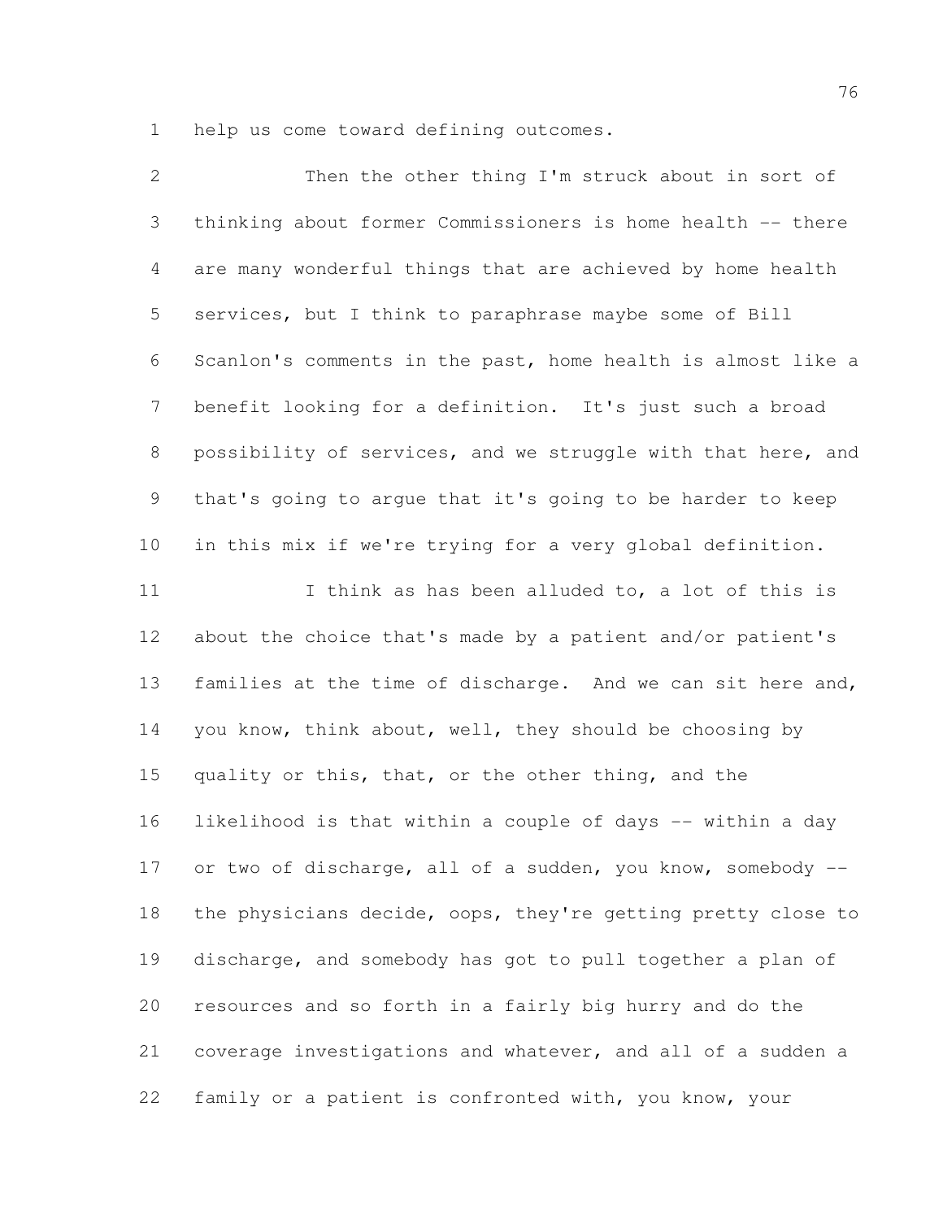help us come toward defining outcomes.

Then the other thing I'm struck about in sort of thinking about former Commissioners is home health -- there are many wonderful things that are achieved by home health services, but I think to paraphrase maybe some of Bill Scanlon's comments in the past, home health is almost like a benefit looking for a definition. It's just such a broad possibility of services, and we struggle with that here, and that's going to argue that it's going to be harder to keep in this mix if we're trying for a very global definition.

I think as has been alluded to, a lot of this is about the choice that's made by a patient and/or patient's families at the time of discharge. And we can sit here and, you know, think about, well, they should be choosing by quality or this, that, or the other thing, and the likelihood is that within a couple of days -- within a day or two of discharge, all of a sudden, you know, somebody -- the physicians decide, oops, they're getting pretty close to discharge, and somebody has got to pull together a plan of resources and so forth in a fairly big hurry and do the coverage investigations and whatever, and all of a sudden a family or a patient is confronted with, you know, your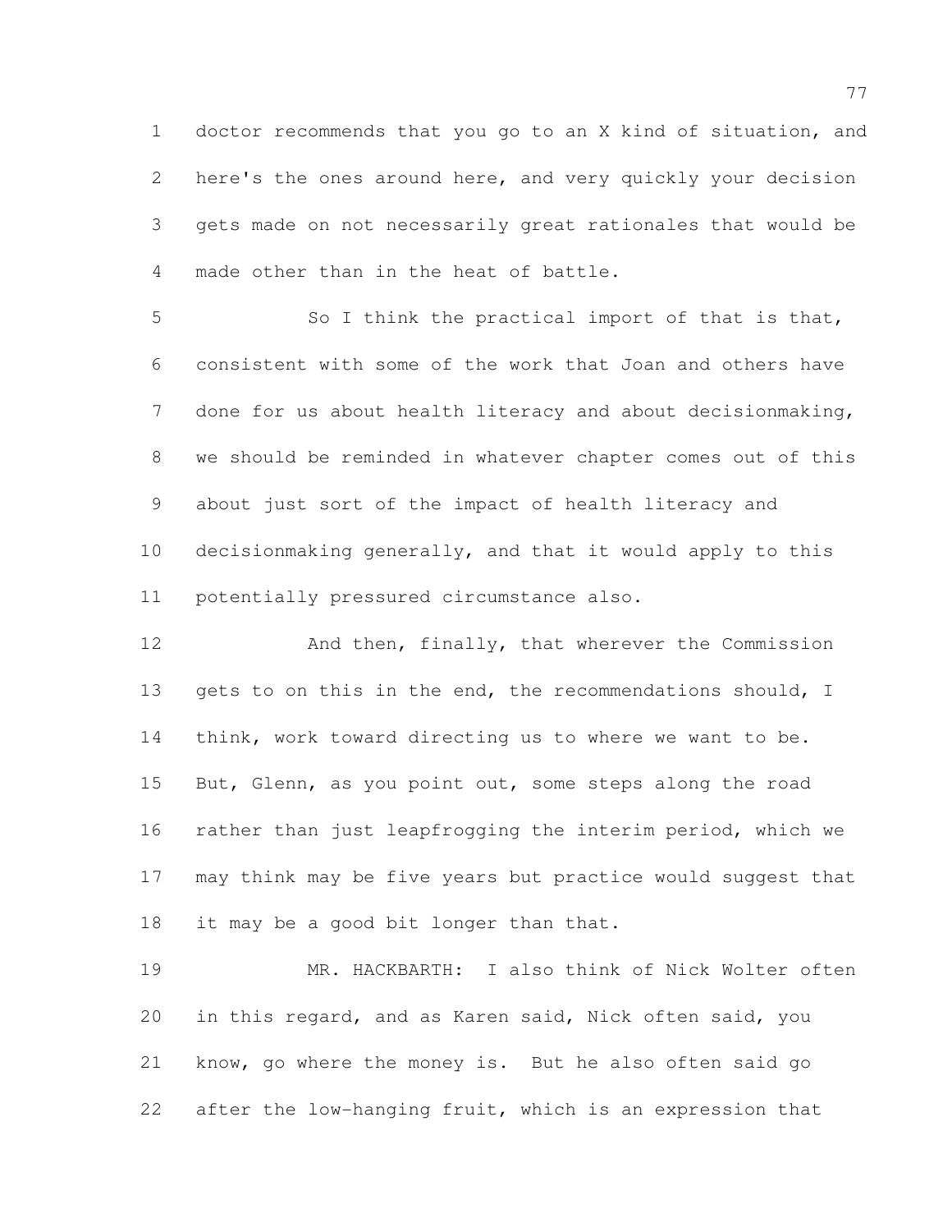doctor recommends that you go to an X kind of situation, and here's the ones around here, and very quickly your decision gets made on not necessarily great rationales that would be made other than in the heat of battle.

So I think the practical import of that is that, consistent with some of the work that Joan and others have done for us about health literacy and about decisionmaking, we should be reminded in whatever chapter comes out of this about just sort of the impact of health literacy and decisionmaking generally, and that it would apply to this potentially pressured circumstance also.

And then, finally, that wherever the Commission gets to on this in the end, the recommendations should, I think, work toward directing us to where we want to be. But, Glenn, as you point out, some steps along the road rather than just leapfrogging the interim period, which we may think may be five years but practice would suggest that it may be a good bit longer than that.

MR. HACKBARTH: I also think of Nick Wolter often in this regard, and as Karen said, Nick often said, you know, go where the money is. But he also often said go after the low-hanging fruit, which is an expression that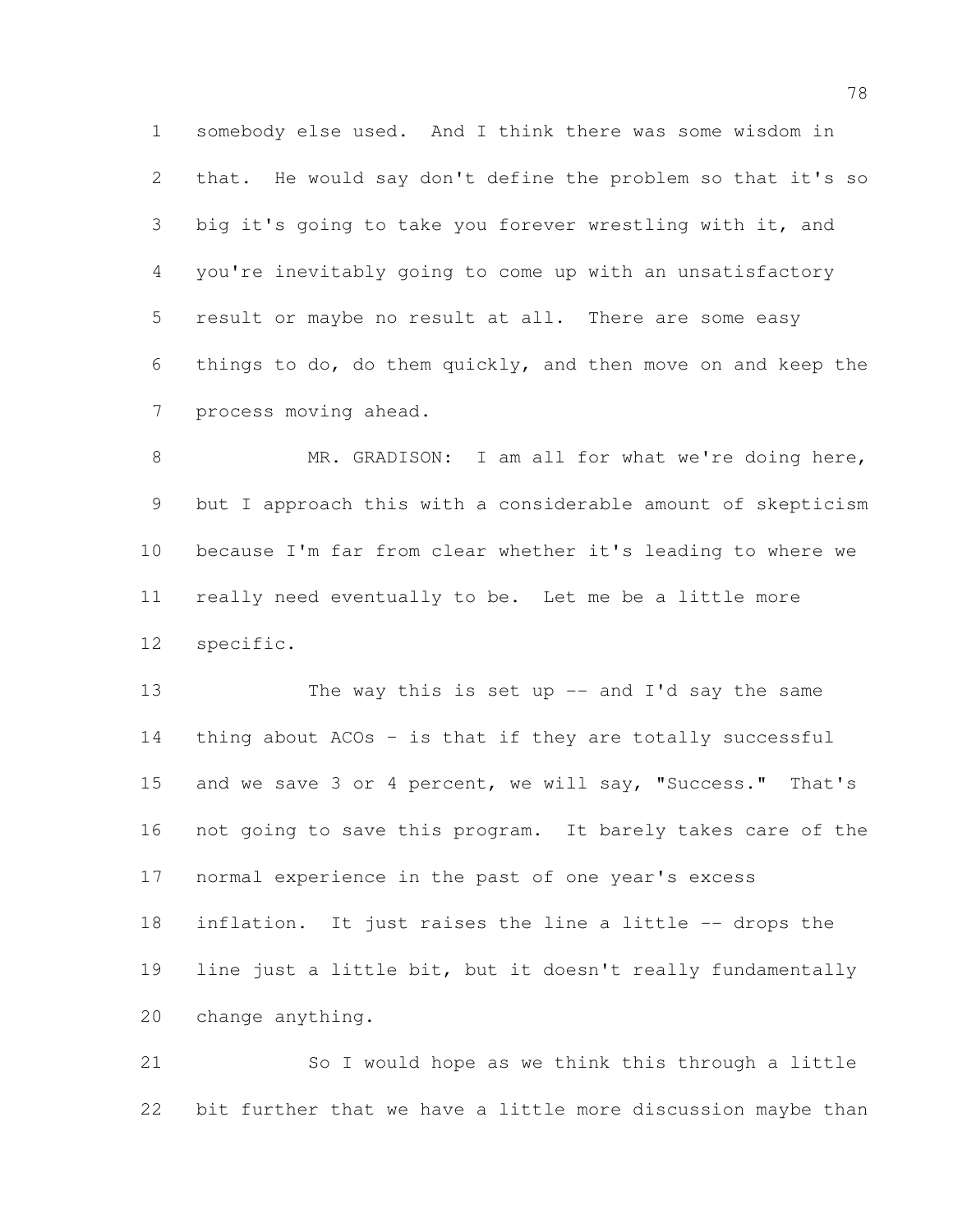somebody else used. And I think there was some wisdom in that. He would say don't define the problem so that it's so big it's going to take you forever wrestling with it, and you're inevitably going to come up with an unsatisfactory result or maybe no result at all. There are some easy things to do, do them quickly, and then move on and keep the process moving ahead.

MR. GRADISON: I am all for what we're doing here, but I approach this with a considerable amount of skepticism because I'm far from clear whether it's leading to where we really need eventually to be. Let me be a little more specific.

The way this is set up -- and I'd say the same thing about ACOs - is that if they are totally successful and we save 3 or 4 percent, we will say, "Success." That's not going to save this program. It barely takes care of the normal experience in the past of one year's excess inflation. It just raises the line a little -- drops the line just a little bit, but it doesn't really fundamentally change anything.

So I would hope as we think this through a little bit further that we have a little more discussion maybe than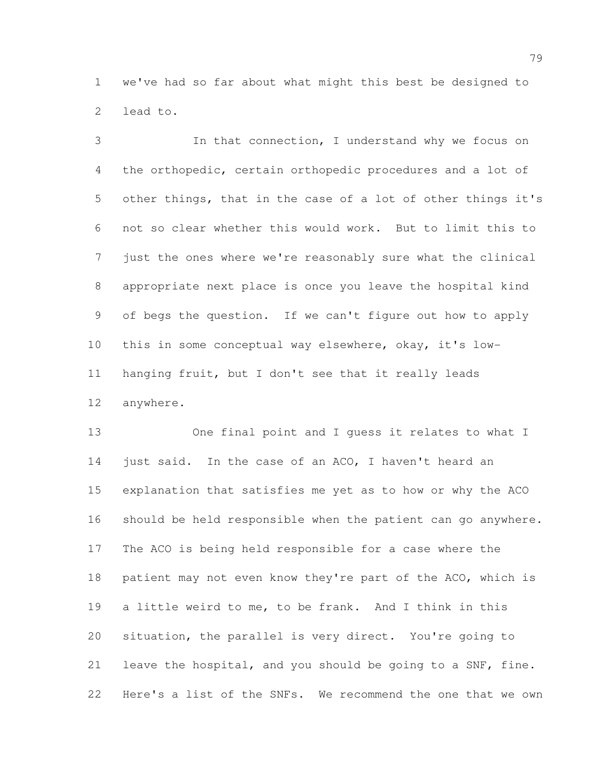we've had so far about what might this best be designed to lead to.

In that connection, I understand why we focus on the orthopedic, certain orthopedic procedures and a lot of other things, that in the case of a lot of other things it's not so clear whether this would work. But to limit this to just the ones where we're reasonably sure what the clinical appropriate next place is once you leave the hospital kind of begs the question. If we can't figure out how to apply this in some conceptual way elsewhere, okay, it's low-hanging fruit, but I don't see that it really leads anywhere.

One final point and I guess it relates to what I just said. In the case of an ACO, I haven't heard an explanation that satisfies me yet as to how or why the ACO should be held responsible when the patient can go anywhere. The ACO is being held responsible for a case where the patient may not even know they're part of the ACO, which is a little weird to me, to be frank. And I think in this situation, the parallel is very direct. You're going to leave the hospital, and you should be going to a SNF, fine. Here's a list of the SNFs. We recommend the one that we own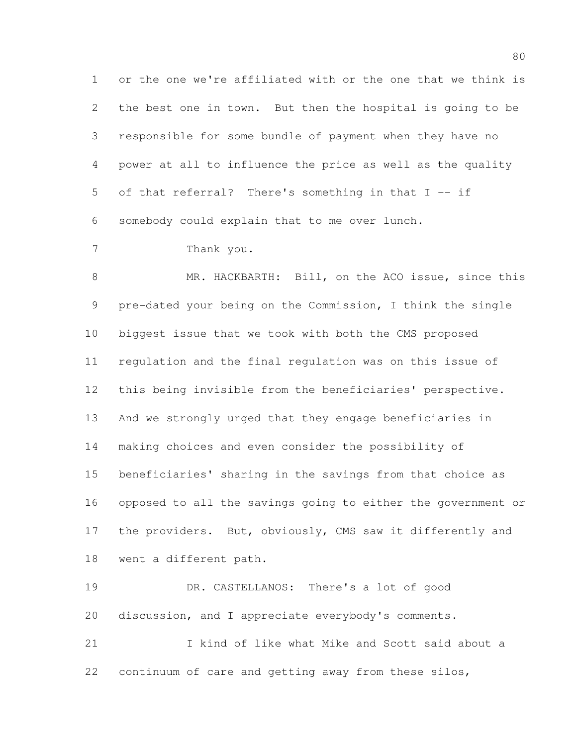or the one we're affiliated with or the one that we think is the best one in town. But then the hospital is going to be responsible for some bundle of payment when they have no power at all to influence the price as well as the quality of that referral? There's something in that I -- if somebody could explain that to me over lunch.

Thank you.

MR. HACKBARTH: Bill, on the ACO issue, since this pre-dated your being on the Commission, I think the single biggest issue that we took with both the CMS proposed regulation and the final regulation was on this issue of this being invisible from the beneficiaries' perspective. And we strongly urged that they engage beneficiaries in making choices and even consider the possibility of beneficiaries' sharing in the savings from that choice as opposed to all the savings going to either the government or the providers. But, obviously, CMS saw it differently and went a different path.

DR. CASTELLANOS: There's a lot of good discussion, and I appreciate everybody's comments.

I kind of like what Mike and Scott said about a continuum of care and getting away from these silos,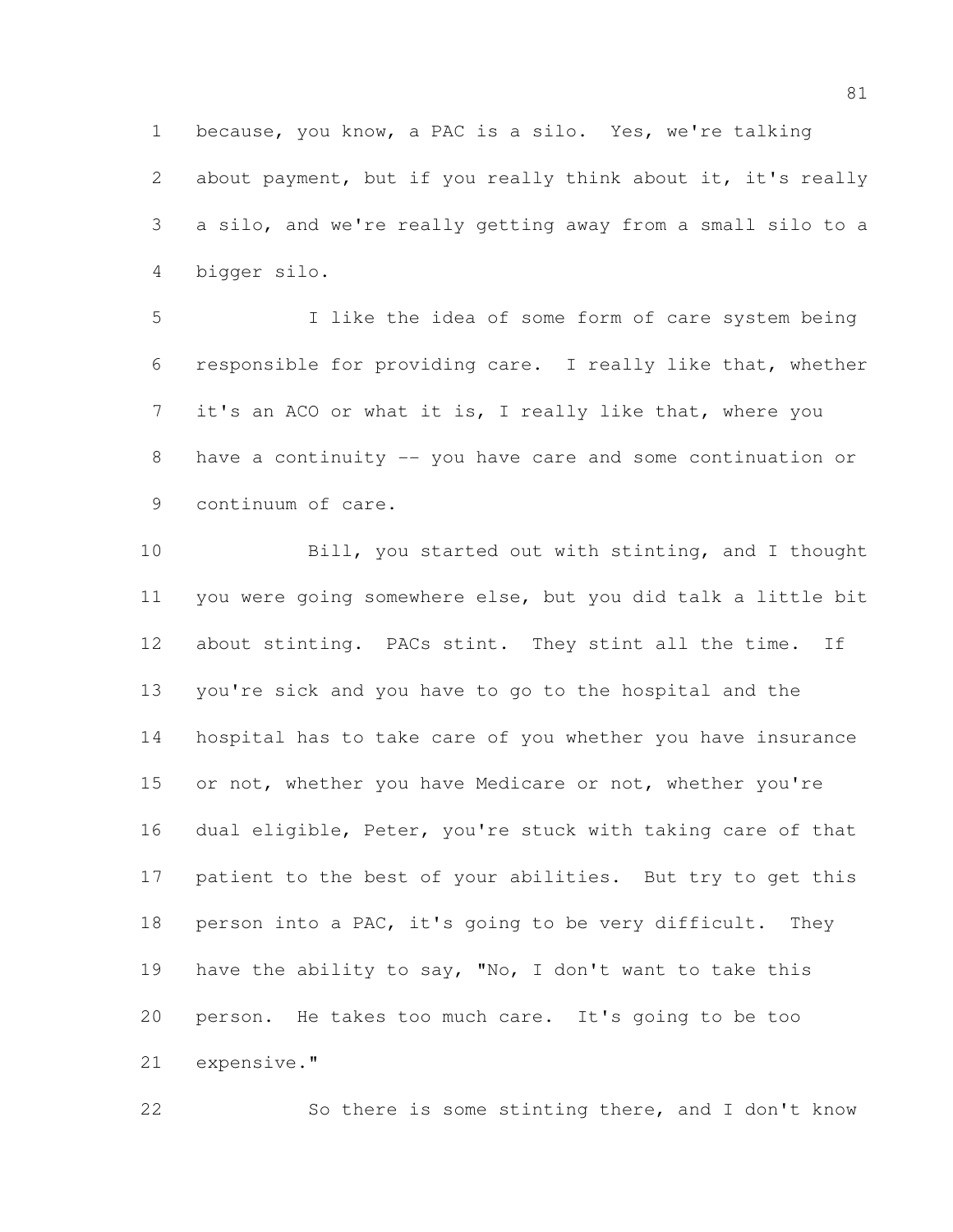because, you know, a PAC is a silo. Yes, we're talking about payment, but if you really think about it, it's really a silo, and we're really getting away from a small silo to a bigger silo.

I like the idea of some form of care system being responsible for providing care. I really like that, whether it's an ACO or what it is, I really like that, where you have a continuity -- you have care and some continuation or continuum of care.

Bill, you started out with stinting, and I thought you were going somewhere else, but you did talk a little bit about stinting. PACs stint. They stint all the time. If you're sick and you have to go to the hospital and the hospital has to take care of you whether you have insurance or not, whether you have Medicare or not, whether you're dual eligible, Peter, you're stuck with taking care of that patient to the best of your abilities. But try to get this person into a PAC, it's going to be very difficult. They have the ability to say, "No, I don't want to take this person. He takes too much care. It's going to be too expensive."

So there is some stinting there, and I don't know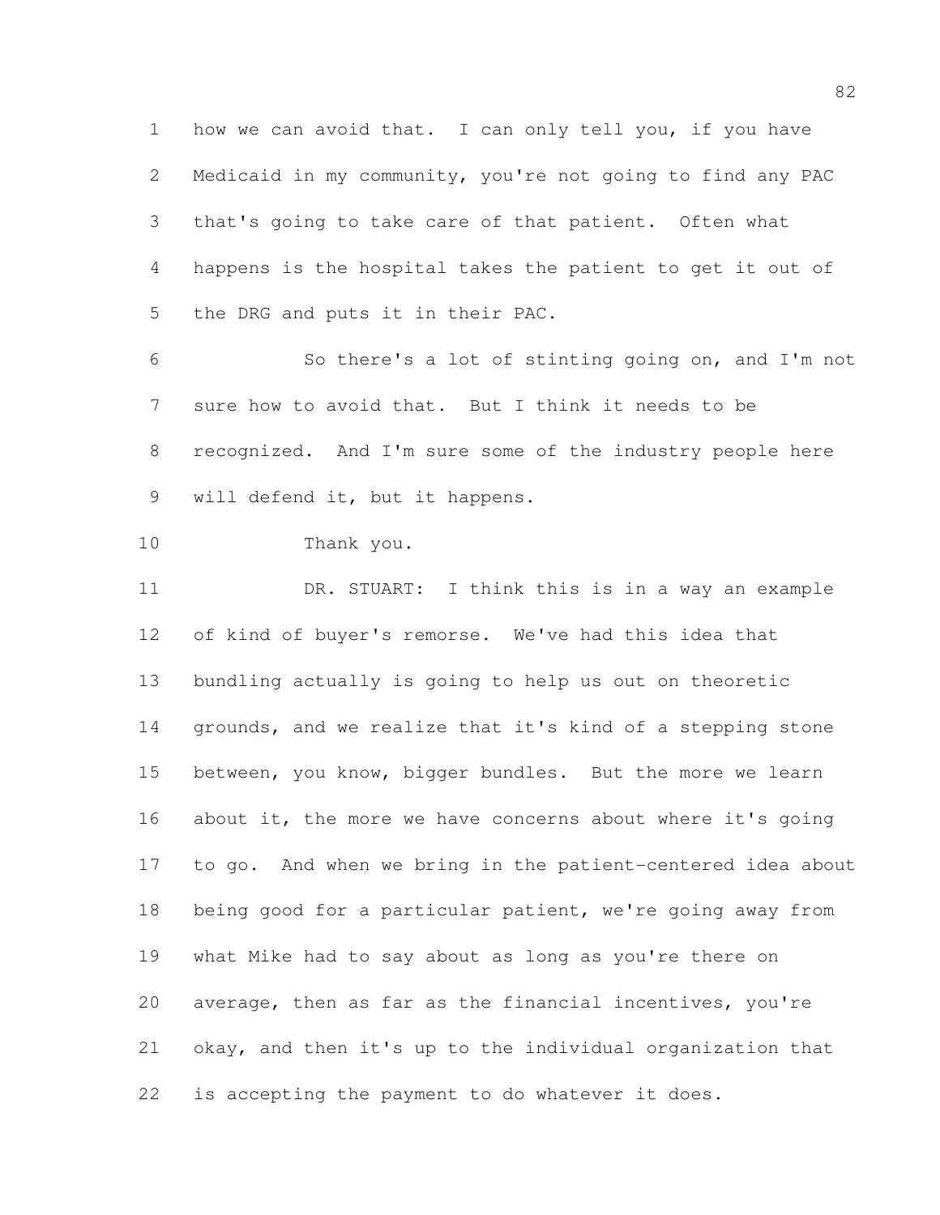how we can avoid that. I can only tell you, if you have Medicaid in my community, you're not going to find any PAC that's going to take care of that patient. Often what happens is the hospital takes the patient to get it out of the DRG and puts it in their PAC.

So there's a lot of stinting going on, and I'm not sure how to avoid that. But I think it needs to be recognized. And I'm sure some of the industry people here will defend it, but it happens.

Thank you.

DR. STUART: I think this is in a way an example of kind of buyer's remorse. We've had this idea that bundling actually is going to help us out on theoretic grounds, and we realize that it's kind of a stepping stone between, you know, bigger bundles. But the more we learn about it, the more we have concerns about where it's going to go. And when we bring in the patient-centered idea about being good for a particular patient, we're going away from what Mike had to say about as long as you're there on average, then as far as the financial incentives, you're okay, and then it's up to the individual organization that is accepting the payment to do whatever it does.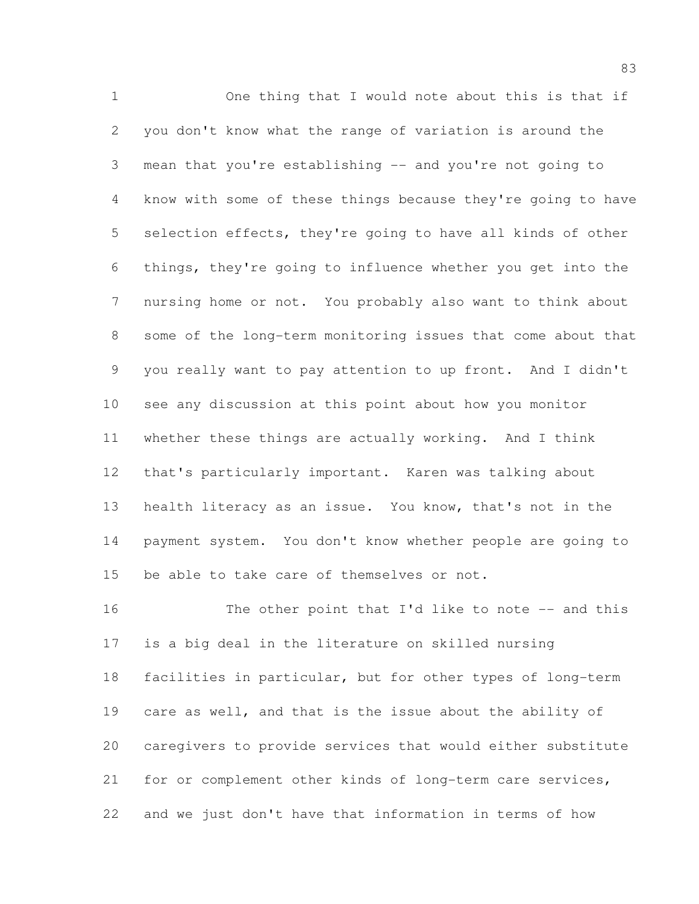One thing that I would note about this is that if you don't know what the range of variation is around the mean that you're establishing -- and you're not going to know with some of these things because they're going to have selection effects, they're going to have all kinds of other things, they're going to influence whether you get into the nursing home or not. You probably also want to think about some of the long-term monitoring issues that come about that you really want to pay attention to up front. And I didn't see any discussion at this point about how you monitor whether these things are actually working. And I think that's particularly important. Karen was talking about health literacy as an issue. You know, that's not in the payment system. You don't know whether people are going to be able to take care of themselves or not.

The other point that I'd like to note -- and this is a big deal in the literature on skilled nursing facilities in particular, but for other types of long-term care as well, and that is the issue about the ability of caregivers to provide services that would either substitute for or complement other kinds of long-term care services, and we just don't have that information in terms of how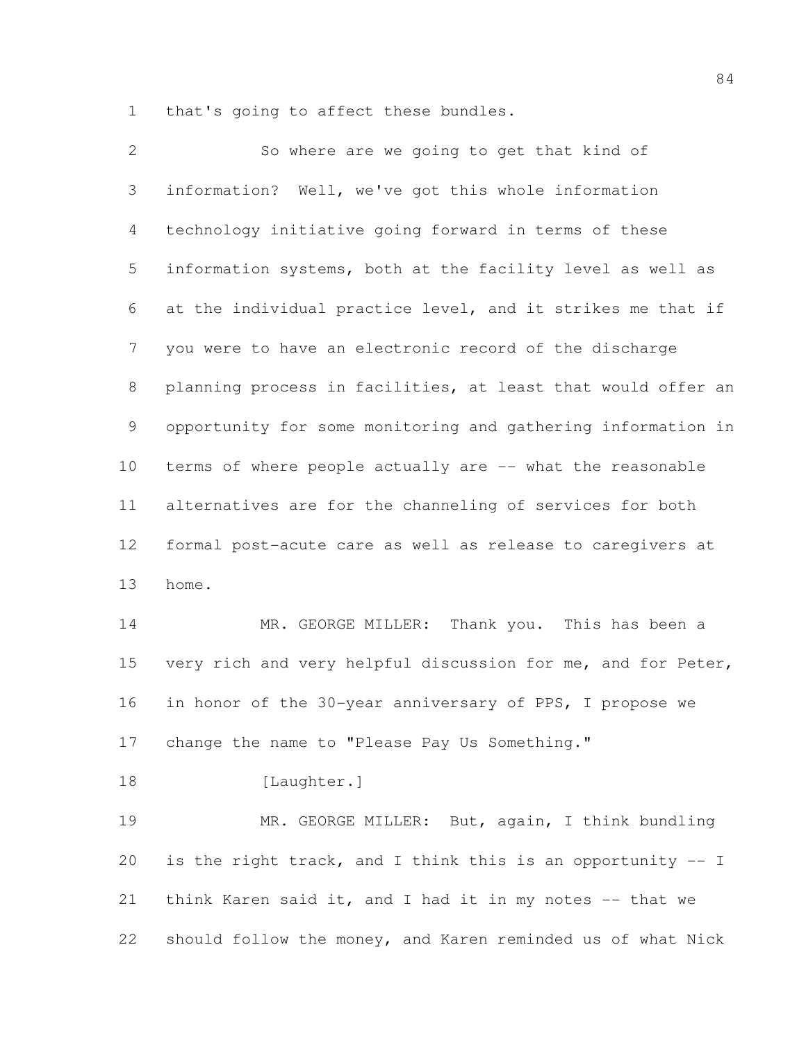that's going to affect these bundles.

So where are we going to get that kind of information? Well, we've got this whole information technology initiative going forward in terms of these information systems, both at the facility level as well as at the individual practice level, and it strikes me that if you were to have an electronic record of the discharge planning process in facilities, at least that would offer an opportunity for some monitoring and gathering information in terms of where people actually are -- what the reasonable alternatives are for the channeling of services for both formal post-acute care as well as release to caregivers at home.

MR. GEORGE MILLER: Thank you. This has been a very rich and very helpful discussion for me, and for Peter, in honor of the 30-year anniversary of PPS, I propose we change the name to "Please Pay Us Something."

[Laughter.]

MR. GEORGE MILLER: But, again, I think bundling is the right track, and I think this is an opportunity -- I think Karen said it, and I had it in my notes -- that we should follow the money, and Karen reminded us of what Nick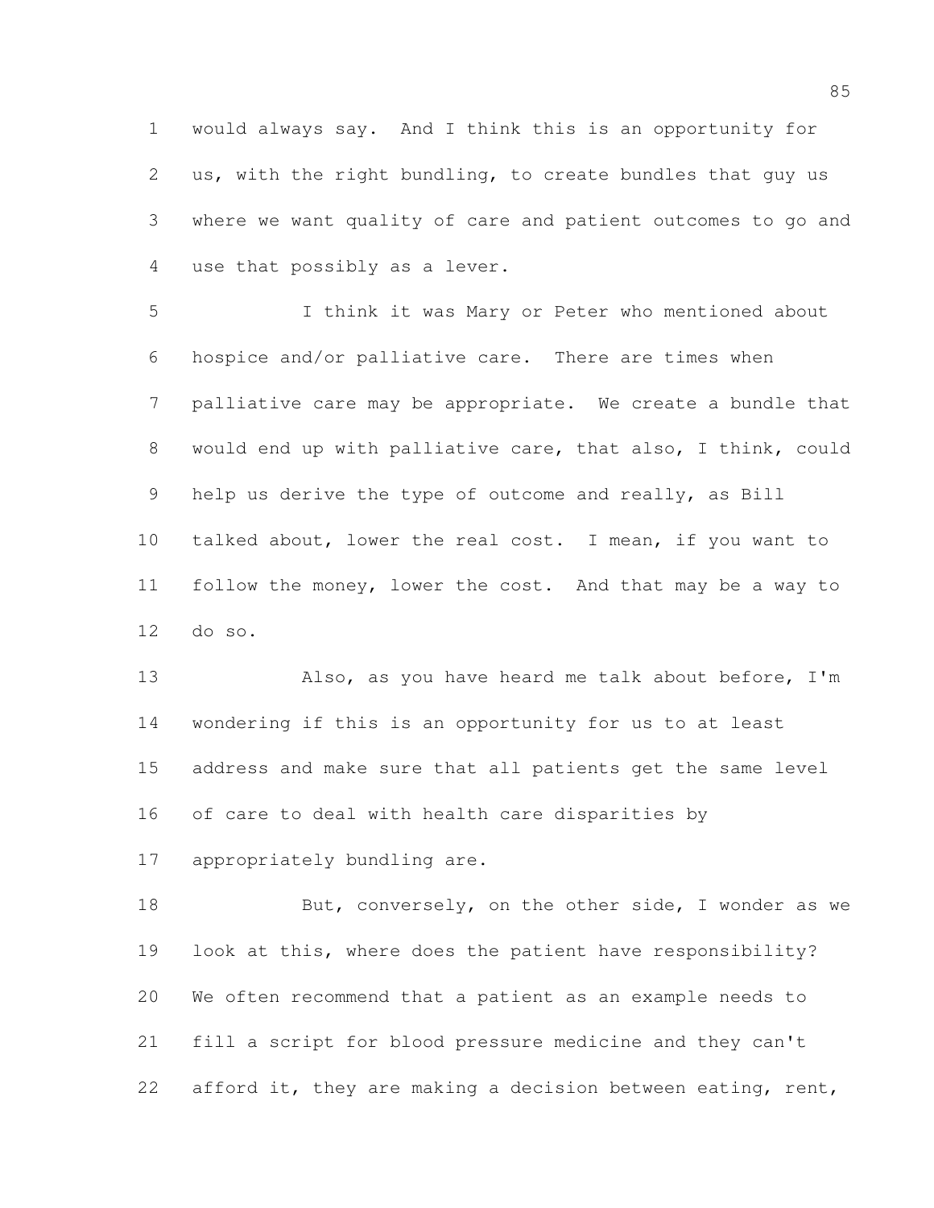would always say. And I think this is an opportunity for us, with the right bundling, to create bundles that guy us where we want quality of care and patient outcomes to go and use that possibly as a lever.

I think it was Mary or Peter who mentioned about hospice and/or palliative care. There are times when palliative care may be appropriate. We create a bundle that would end up with palliative care, that also, I think, could help us derive the type of outcome and really, as Bill talked about, lower the real cost. I mean, if you want to follow the money, lower the cost. And that may be a way to do so.

Also, as you have heard me talk about before, I'm wondering if this is an opportunity for us to at least address and make sure that all patients get the same level of care to deal with health care disparities by appropriately bundling are.

But, conversely, on the other side, I wonder as we look at this, where does the patient have responsibility? We often recommend that a patient as an example needs to fill a script for blood pressure medicine and they can't afford it, they are making a decision between eating, rent,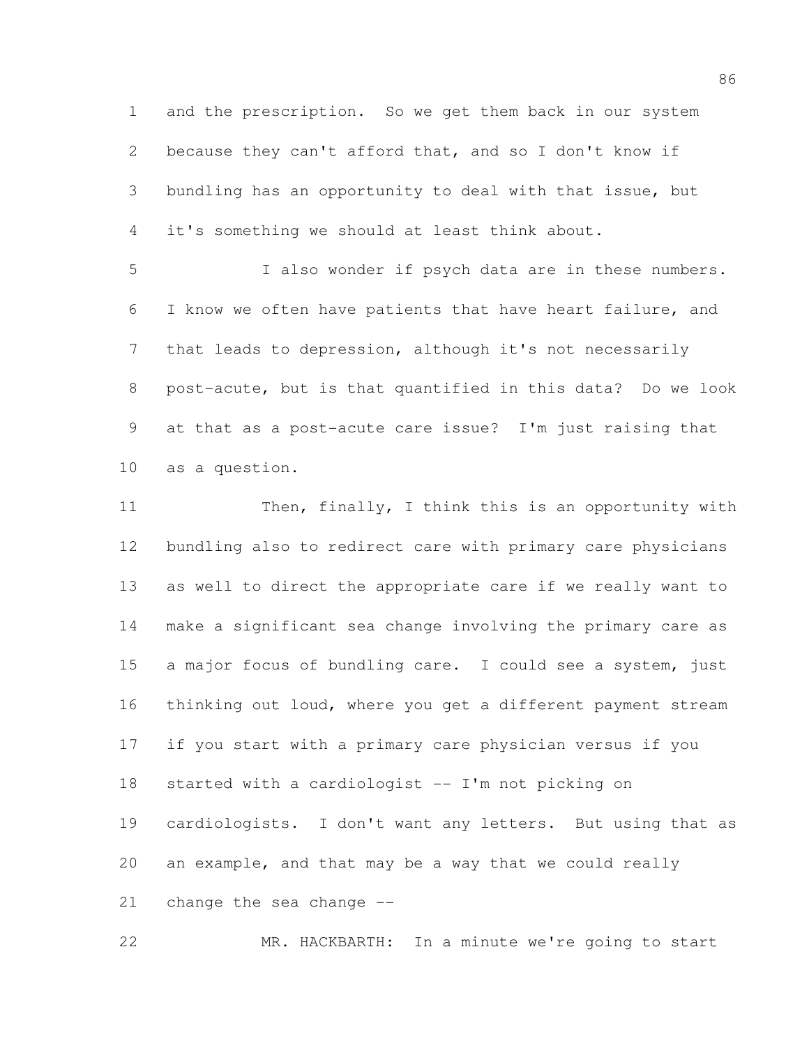and the prescription. So we get them back in our system because they can't afford that, and so I don't know if bundling has an opportunity to deal with that issue, but it's something we should at least think about.

I also wonder if psych data are in these numbers. I know we often have patients that have heart failure, and that leads to depression, although it's not necessarily post-acute, but is that quantified in this data? Do we look at that as a post-acute care issue? I'm just raising that as a question.

Then, finally, I think this is an opportunity with bundling also to redirect care with primary care physicians as well to direct the appropriate care if we really want to make a significant sea change involving the primary care as a major focus of bundling care. I could see a system, just thinking out loud, where you get a different payment stream if you start with a primary care physician versus if you started with a cardiologist -- I'm not picking on cardiologists. I don't want any letters. But using that as an example, and that may be a way that we could really change the sea change --

MR. HACKBARTH: In a minute we're going to start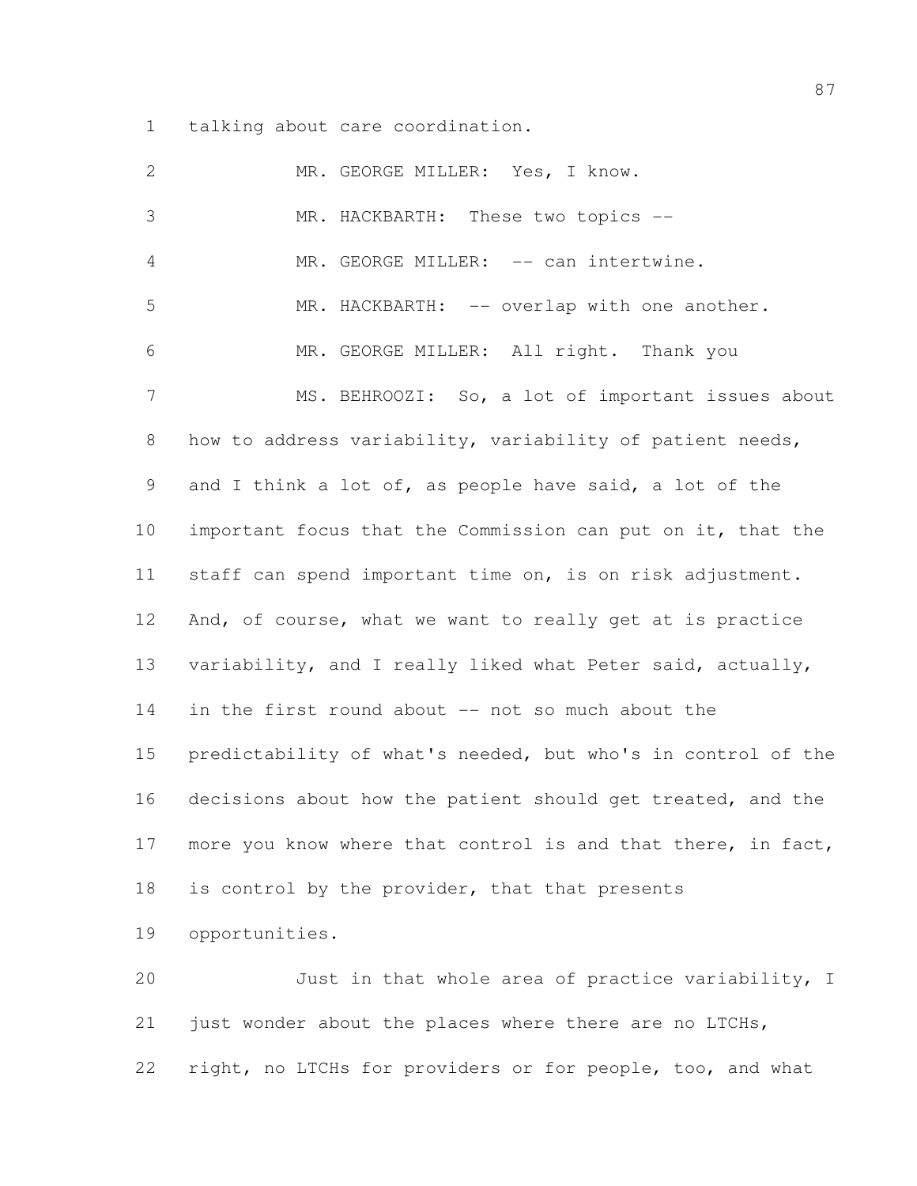talking about care coordination.

MR. GEORGE MILLER: Yes, I know.

MR. HACKBARTH: These two topics --

MR. GEORGE MILLER: -- can intertwine.

MR. HACKBARTH: -- overlap with one another.

MR. GEORGE MILLER: All right. Thank you

MS. BEHROOZI: So, a lot of important issues about how to address variability, variability of patient needs, and I think a lot of, as people have said, a lot of the important focus that the Commission can put on it, that the staff can spend important time on, is on risk adjustment. And, of course, what we want to really get at is practice variability, and I really liked what Peter said, actually, in the first round about -- not so much about the predictability of what's needed, but who's in control of the decisions about how the patient should get treated, and the more you know where that control is and that there, in fact, is control by the provider, that that presents opportunities.

Just in that whole area of practice variability, I just wonder about the places where there are no LTCHs, right, no LTCHs for providers or for people, too, and what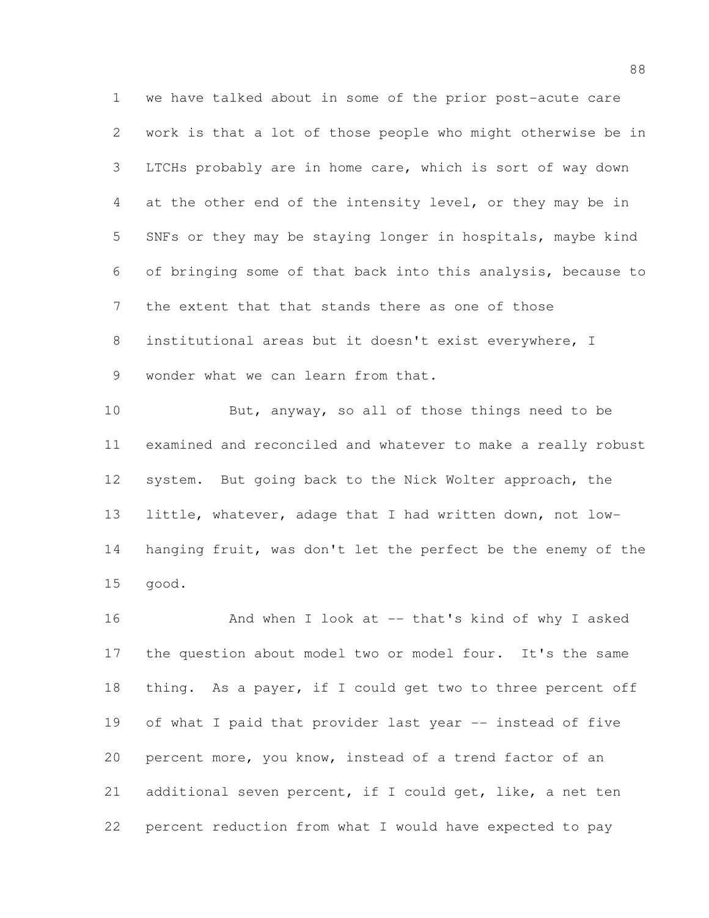we have talked about in some of the prior post-acute care work is that a lot of those people who might otherwise be in LTCHs probably are in home care, which is sort of way down at the other end of the intensity level, or they may be in SNFs or they may be staying longer in hospitals, maybe kind of bringing some of that back into this analysis, because to the extent that that stands there as one of those institutional areas but it doesn't exist everywhere, I wonder what we can learn from that.

But, anyway, so all of those things need to be examined and reconciled and whatever to make a really robust system. But going back to the Nick Wolter approach, the little, whatever, adage that I had written down, not low-hanging fruit, was don't let the perfect be the enemy of the good.

And when I look at -- that's kind of why I asked the question about model two or model four. It's the same thing. As a payer, if I could get two to three percent off of what I paid that provider last year -- instead of five percent more, you know, instead of a trend factor of an additional seven percent, if I could get, like, a net ten percent reduction from what I would have expected to pay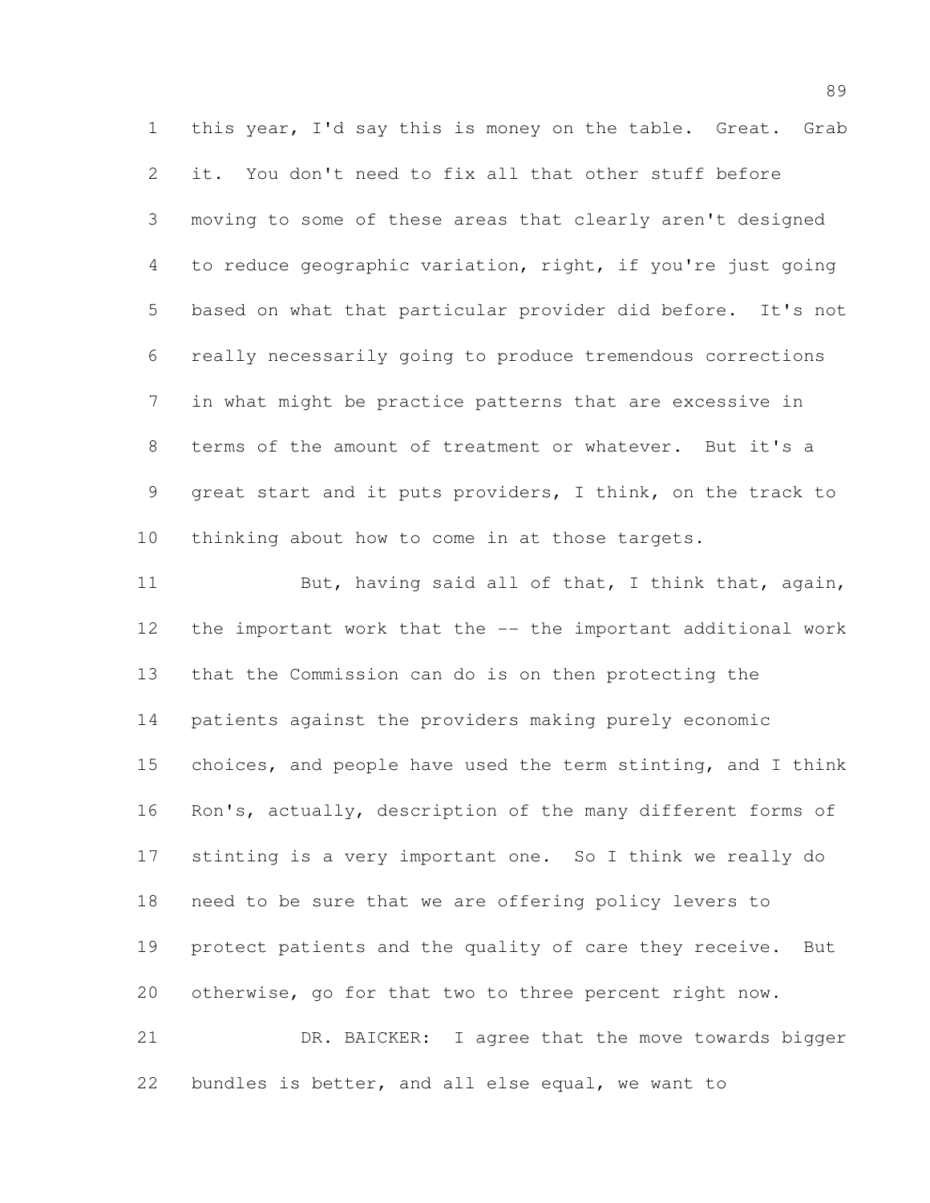this year, I'd say this is money on the table. Great. Grab it. You don't need to fix all that other stuff before moving to some of these areas that clearly aren't designed to reduce geographic variation, right, if you're just going based on what that particular provider did before. It's not really necessarily going to produce tremendous corrections in what might be practice patterns that are excessive in terms of the amount of treatment or whatever. But it's a great start and it puts providers, I think, on the track to thinking about how to come in at those targets.

But, having said all of that, I think that, again, the important work that the -- the important additional work that the Commission can do is on then protecting the patients against the providers making purely economic choices, and people have used the term stinting, and I think Ron's, actually, description of the many different forms of stinting is a very important one. So I think we really do need to be sure that we are offering policy levers to protect patients and the quality of care they receive. But otherwise, go for that two to three percent right now.

DR. BAICKER: I agree that the move towards bigger bundles is better, and all else equal, we want to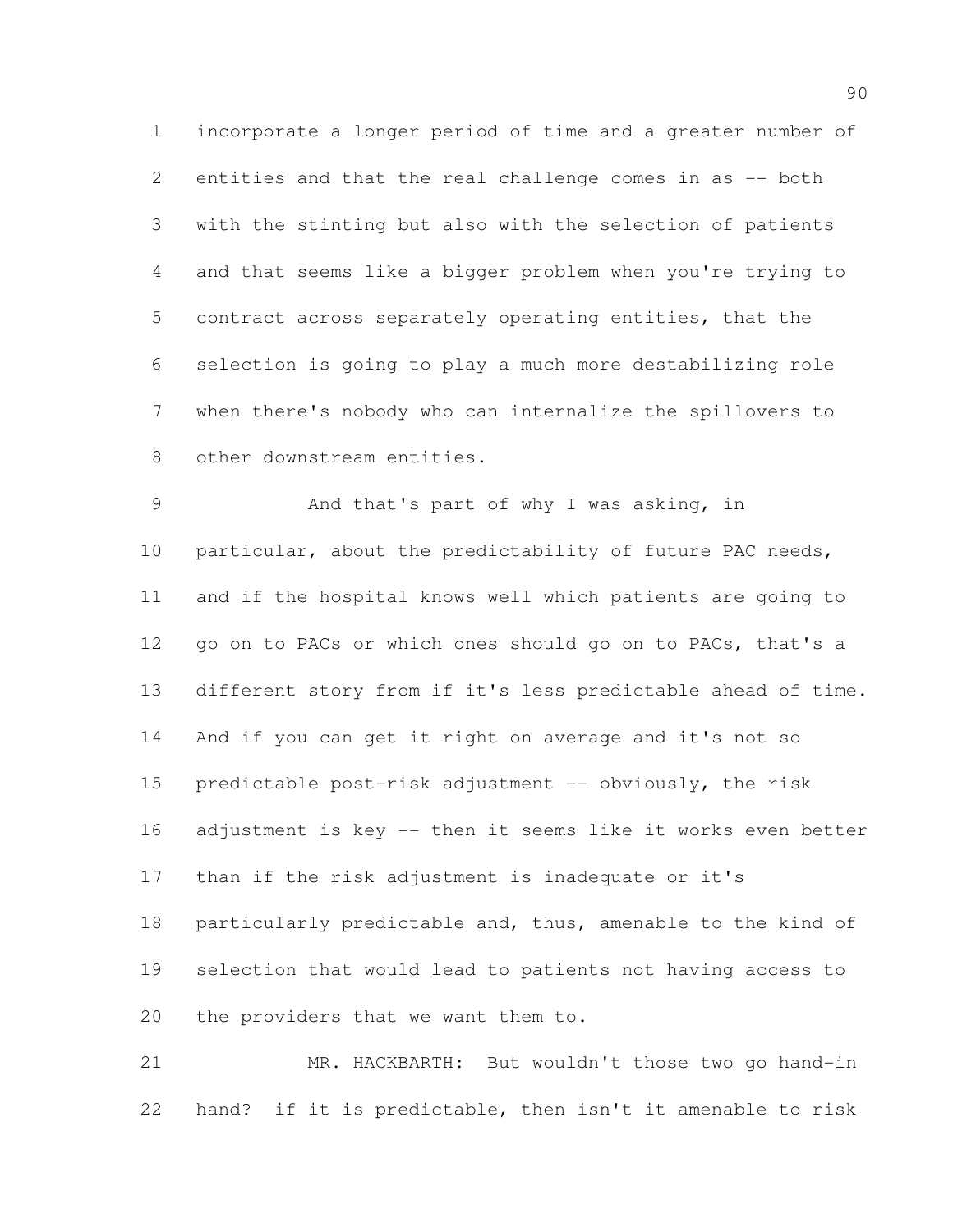incorporate a longer period of time and a greater number of entities and that the real challenge comes in as -- both with the stinting but also with the selection of patients and that seems like a bigger problem when you're trying to contract across separately operating entities, that the selection is going to play a much more destabilizing role when there's nobody who can internalize the spillovers to other downstream entities.

And that's part of why I was asking, in particular, about the predictability of future PAC needs, and if the hospital knows well which patients are going to go on to PACs or which ones should go on to PACs, that's a different story from if it's less predictable ahead of time. And if you can get it right on average and it's not so predictable post-risk adjustment -- obviously, the risk adjustment is key -- then it seems like it works even better than if the risk adjustment is inadequate or it's particularly predictable and, thus, amenable to the kind of selection that would lead to patients not having access to the providers that we want them to.

MR. HACKBARTH: But wouldn't those two go hand-in hand? if it is predictable, then isn't it amenable to risk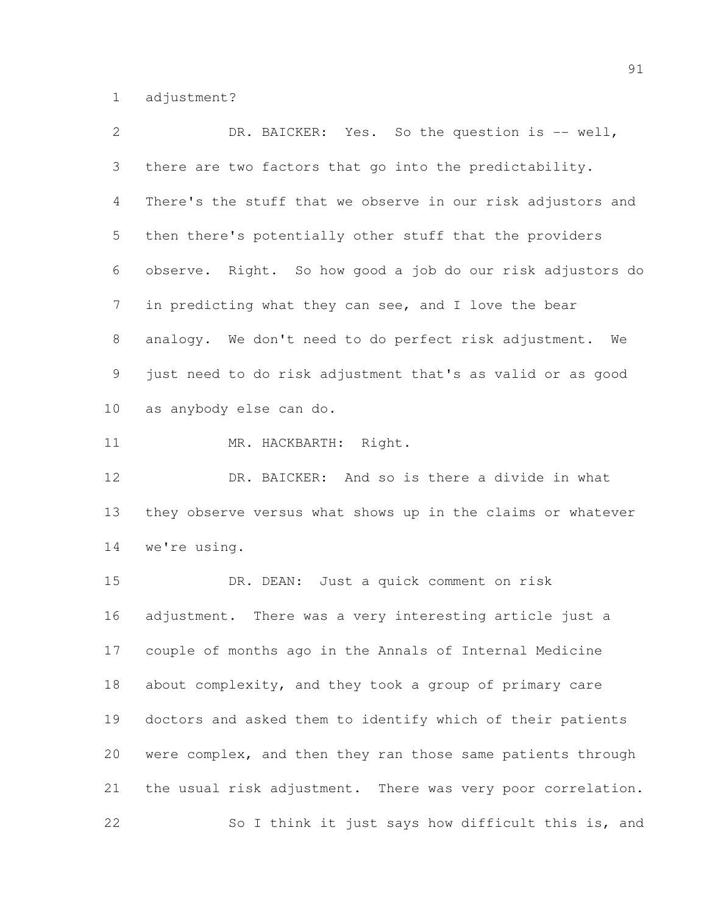adjustment?

DR. BAICKER: Yes. So the question is -- well, there are two factors that go into the predictability. There's the stuff that we observe in our risk adjustors and then there's potentially other stuff that the providers observe. Right. So how good a job do our risk adjustors do in predicting what they can see, and I love the bear analogy. We don't need to do perfect risk adjustment. We just need to do risk adjustment that's as valid or as good as anybody else can do.

MR. HACKBARTH: Right.

DR. BAICKER: And so is there a divide in what they observe versus what shows up in the claims or whatever we're using.

DR. DEAN: Just a quick comment on risk adjustment. There was a very interesting article just a couple of months ago in the Annals of Internal Medicine about complexity, and they took a group of primary care doctors and asked them to identify which of their patients were complex, and then they ran those same patients through the usual risk adjustment. There was very poor correlation.

So I think it just says how difficult this is, and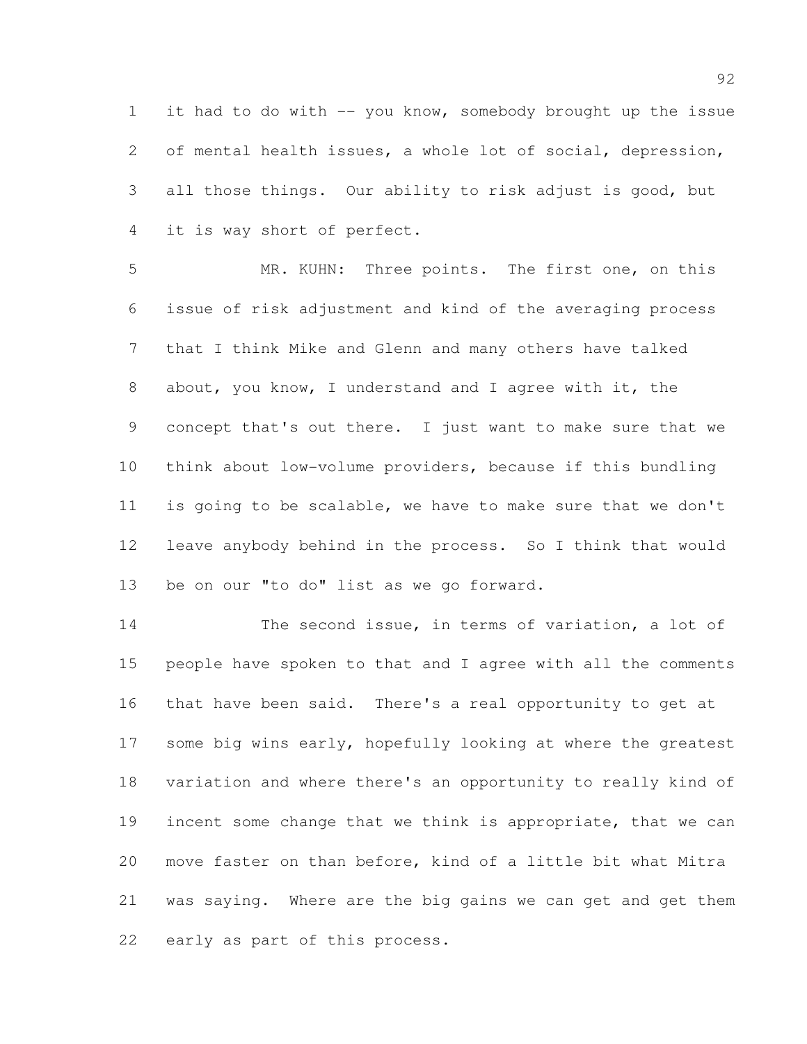it had to do with -- you know, somebody brought up the issue of mental health issues, a whole lot of social, depression, all those things. Our ability to risk adjust is good, but it is way short of perfect.

MR. KUHN: Three points. The first one, on this issue of risk adjustment and kind of the averaging process that I think Mike and Glenn and many others have talked about, you know, I understand and I agree with it, the concept that's out there. I just want to make sure that we think about low-volume providers, because if this bundling is going to be scalable, we have to make sure that we don't leave anybody behind in the process. So I think that would be on our "to do" list as we go forward.

The second issue, in terms of variation, a lot of people have spoken to that and I agree with all the comments that have been said. There's a real opportunity to get at some big wins early, hopefully looking at where the greatest variation and where there's an opportunity to really kind of incent some change that we think is appropriate, that we can move faster on than before, kind of a little bit what Mitra was saying. Where are the big gains we can get and get them early as part of this process.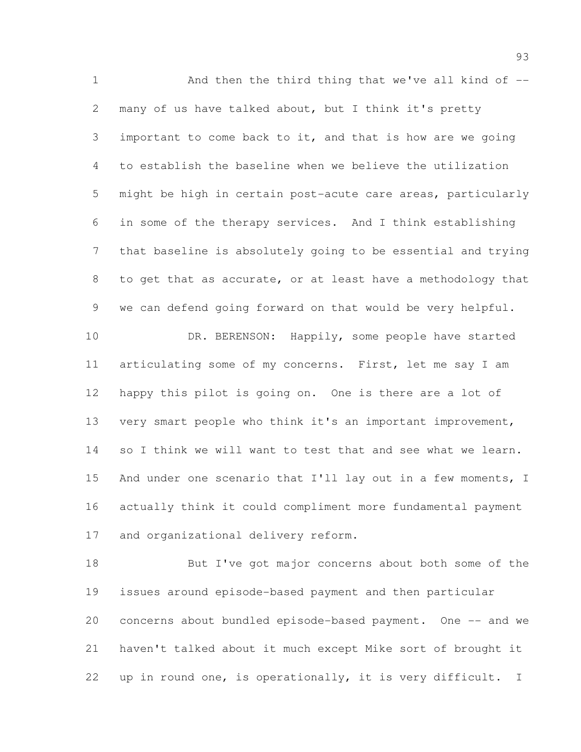And then the third thing that we've all kind of -- many of us have talked about, but I think it's pretty important to come back to it, and that is how are we going to establish the baseline when we believe the utilization might be high in certain post-acute care areas, particularly in some of the therapy services. And I think establishing that baseline is absolutely going to be essential and trying to get that as accurate, or at least have a methodology that we can defend going forward on that would be very helpful.

DR. BERENSON: Happily, some people have started articulating some of my concerns. First, let me say I am happy this pilot is going on. One is there are a lot of very smart people who think it's an important improvement, so I think we will want to test that and see what we learn. And under one scenario that I'll lay out in a few moments, I actually think it could compliment more fundamental payment and organizational delivery reform.

But I've got major concerns about both some of the issues around episode-based payment and then particular concerns about bundled episode-based payment. One -- and we haven't talked about it much except Mike sort of brought it up in round one, is operationally, it is very difficult. I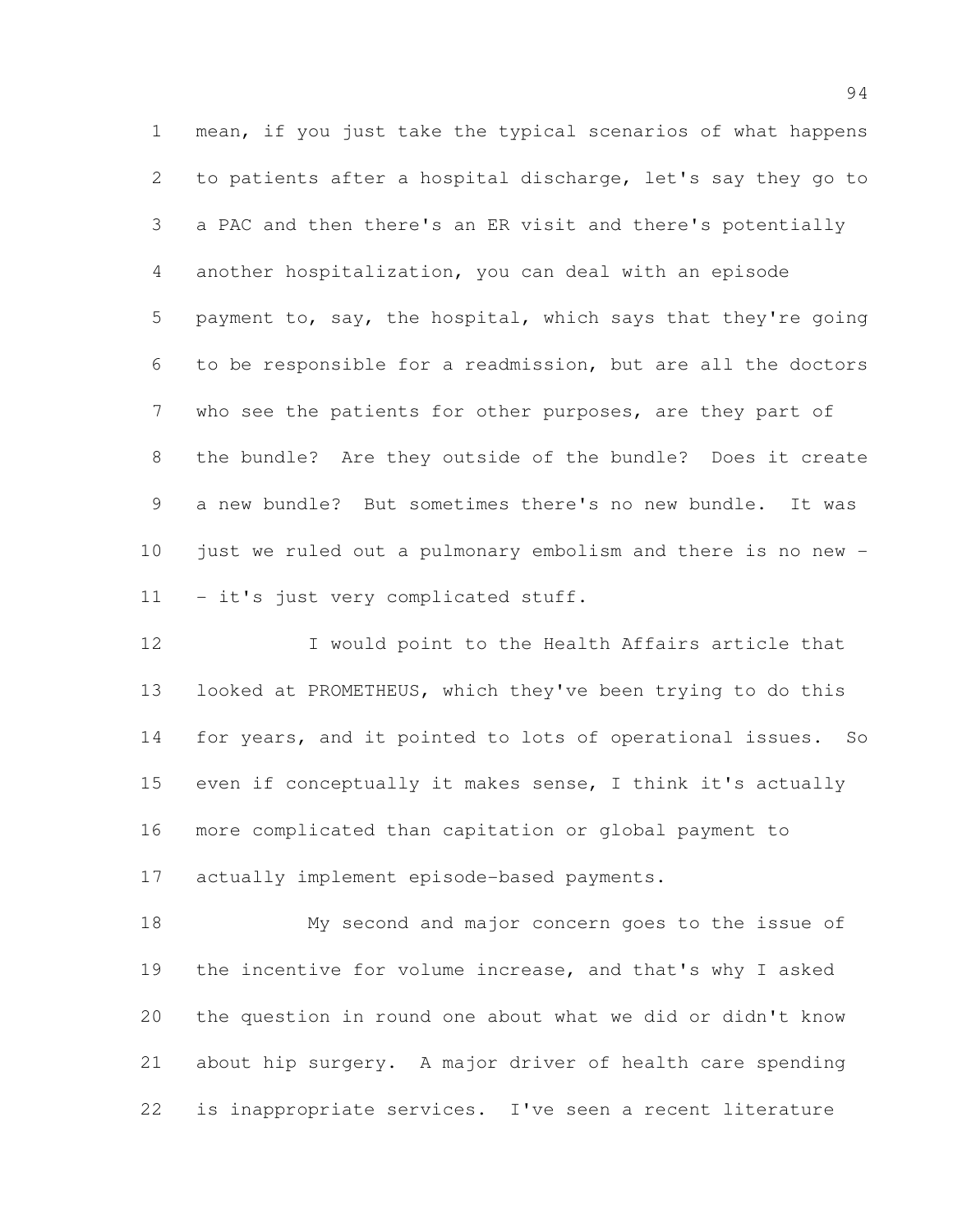mean, if you just take the typical scenarios of what happens to patients after a hospital discharge, let's say they go to a PAC and then there's an ER visit and there's potentially another hospitalization, you can deal with an episode payment to, say, the hospital, which says that they're going to be responsible for a readmission, but are all the doctors who see the patients for other purposes, are they part of the bundle? Are they outside of the bundle? Does it create a new bundle? But sometimes there's no new bundle. It was just we ruled out a pulmonary embolism and there is no new -- it's just very complicated stuff.

I would point to the Health Affairs article that looked at PROMETHEUS, which they've been trying to do this for years, and it pointed to lots of operational issues. So even if conceptually it makes sense, I think it's actually more complicated than capitation or global payment to actually implement episode-based payments.

My second and major concern goes to the issue of the incentive for volume increase, and that's why I asked the question in round one about what we did or didn't know about hip surgery. A major driver of health care spending is inappropriate services. I've seen a recent literature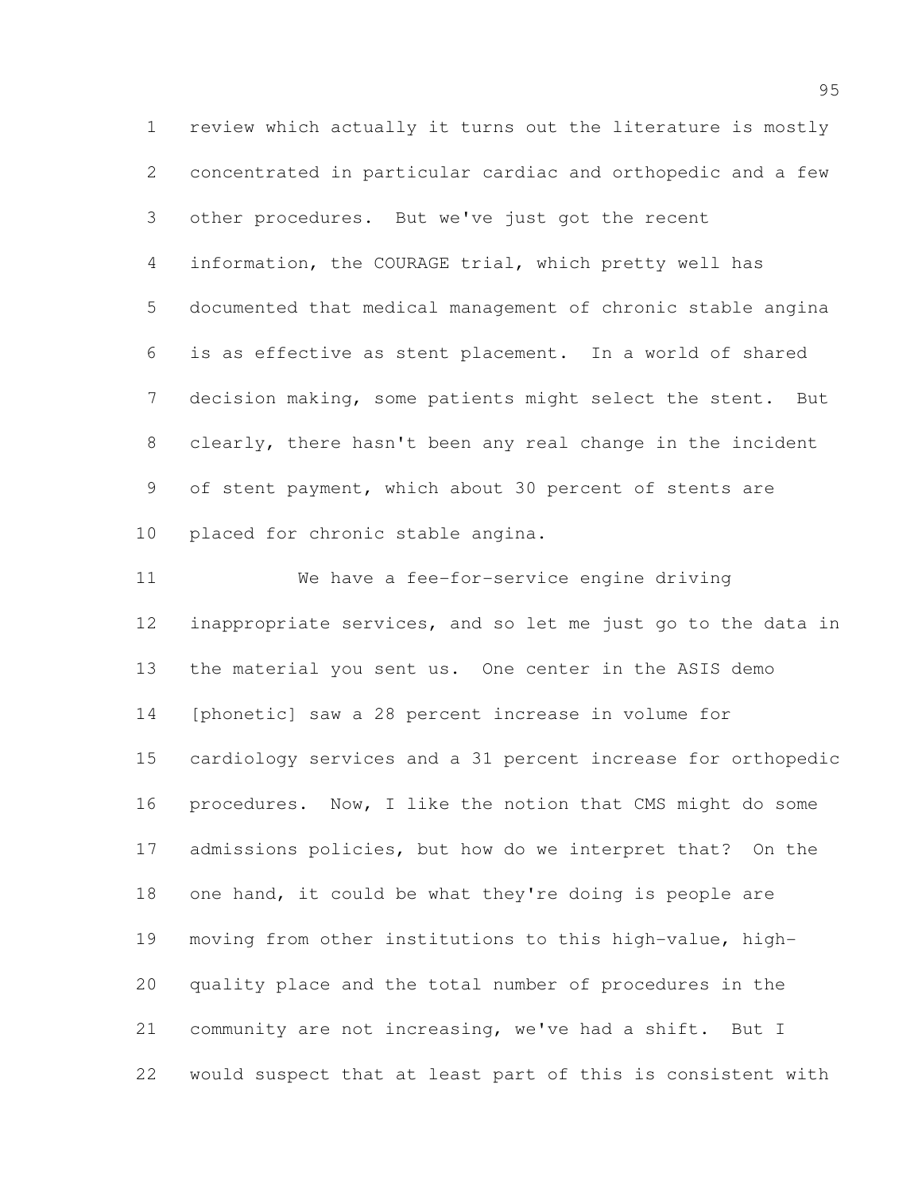review which actually it turns out the literature is mostly concentrated in particular cardiac and orthopedic and a few other procedures. But we've just got the recent information, the COURAGE trial, which pretty well has documented that medical management of chronic stable angina is as effective as stent placement. In a world of shared decision making, some patients might select the stent. But clearly, there hasn't been any real change in the incident of stent payment, which about 30 percent of stents are placed for chronic stable angina.

We have a fee-for-service engine driving inappropriate services, and so let me just go to the data in the material you sent us. One center in the ASIS demo [phonetic] saw a 28 percent increase in volume for cardiology services and a 31 percent increase for orthopedic procedures. Now, I like the notion that CMS might do some admissions policies, but how do we interpret that? On the one hand, it could be what they're doing is people are moving from other institutions to this high-value, high-quality place and the total number of procedures in the community are not increasing, we've had a shift. But I would suspect that at least part of this is consistent with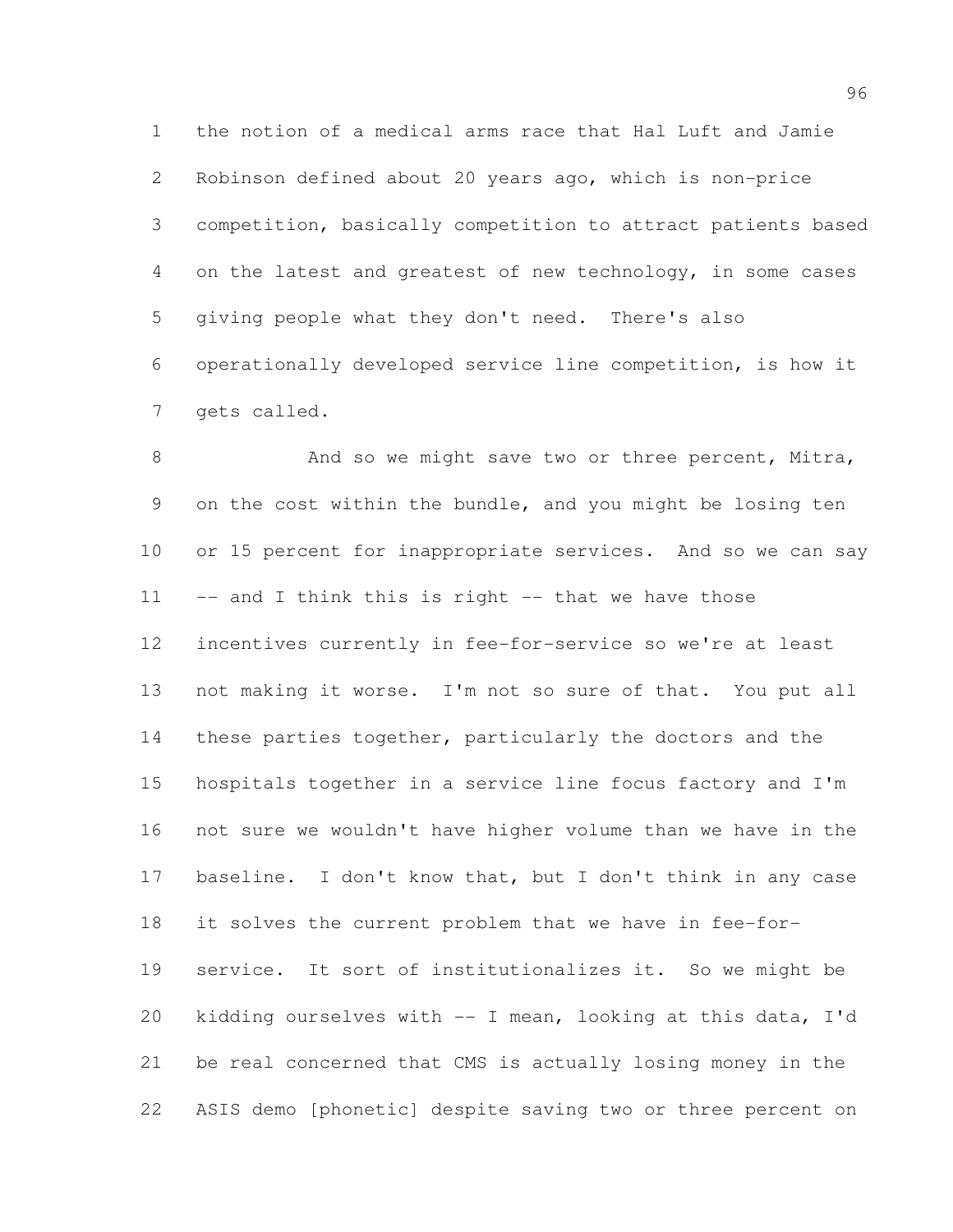the notion of a medical arms race that Hal Luft and Jamie Robinson defined about 20 years ago, which is non-price competition, basically competition to attract patients based on the latest and greatest of new technology, in some cases giving people what they don't need. There's also operationally developed service line competition, is how it gets called.

And so we might save two or three percent, Mitra, on the cost within the bundle, and you might be losing ten or 15 percent for inappropriate services. And so we can say -- and I think this is right -- that we have those incentives currently in fee-for-service so we're at least not making it worse. I'm not so sure of that. You put all these parties together, particularly the doctors and the hospitals together in a service line focus factory and I'm not sure we wouldn't have higher volume than we have in the baseline. I don't know that, but I don't think in any case it solves the current problem that we have in fee-for-service. It sort of institutionalizes it. So we might be kidding ourselves with -- I mean, looking at this data, I'd be real concerned that CMS is actually losing money in the ASIS demo [phonetic] despite saving two or three percent on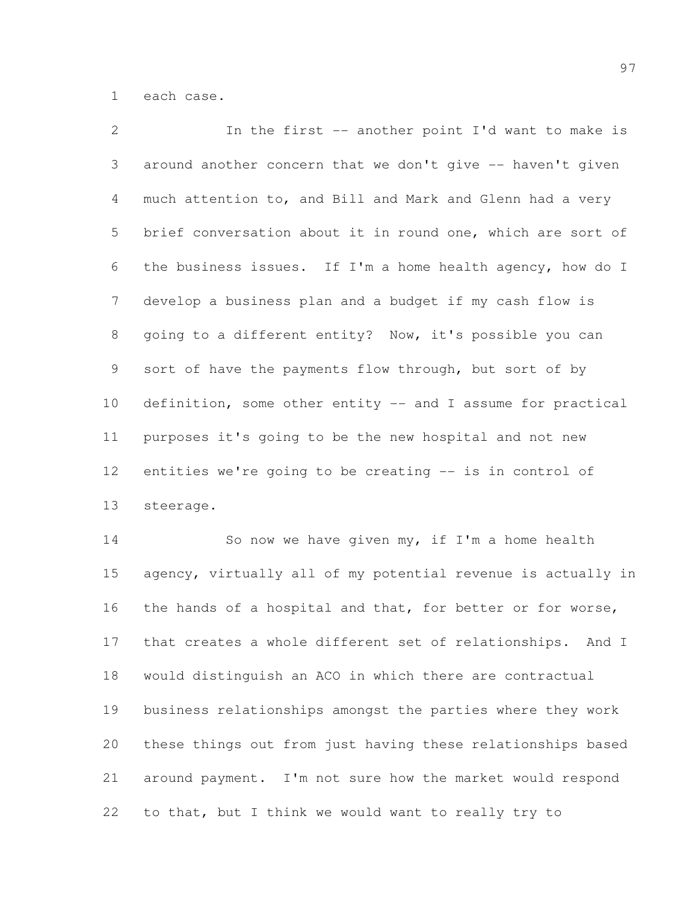each case.

In the first -- another point I'd want to make is around another concern that we don't give -- haven't given much attention to, and Bill and Mark and Glenn had a very brief conversation about it in round one, which are sort of the business issues. If I'm a home health agency, how do I develop a business plan and a budget if my cash flow is going to a different entity? Now, it's possible you can sort of have the payments flow through, but sort of by definition, some other entity -- and I assume for practical purposes it's going to be the new hospital and not new entities we're going to be creating -- is in control of steerage.

So now we have given my, if I'm a home health agency, virtually all of my potential revenue is actually in the hands of a hospital and that, for better or for worse, that creates a whole different set of relationships. And I would distinguish an ACO in which there are contractual business relationships amongst the parties where they work these things out from just having these relationships based around payment. I'm not sure how the market would respond to that, but I think we would want to really try to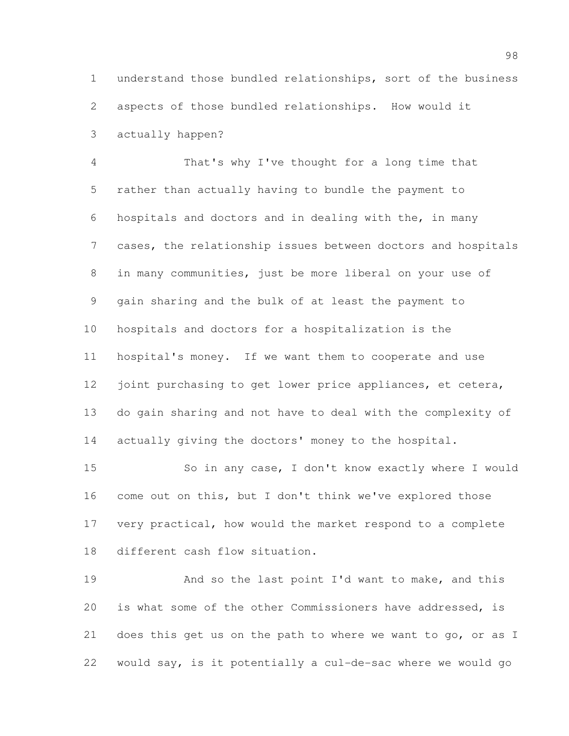understand those bundled relationships, sort of the business aspects of those bundled relationships. How would it actually happen?

That's why I've thought for a long time that rather than actually having to bundle the payment to hospitals and doctors and in dealing with the, in many cases, the relationship issues between doctors and hospitals in many communities, just be more liberal on your use of gain sharing and the bulk of at least the payment to hospitals and doctors for a hospitalization is the hospital's money. If we want them to cooperate and use joint purchasing to get lower price appliances, et cetera, do gain sharing and not have to deal with the complexity of actually giving the doctors' money to the hospital.

So in any case, I don't know exactly where I would come out on this, but I don't think we've explored those very practical, how would the market respond to a complete different cash flow situation.

And so the last point I'd want to make, and this is what some of the other Commissioners have addressed, is does this get us on the path to where we want to go, or as I would say, is it potentially a cul-de-sac where we would go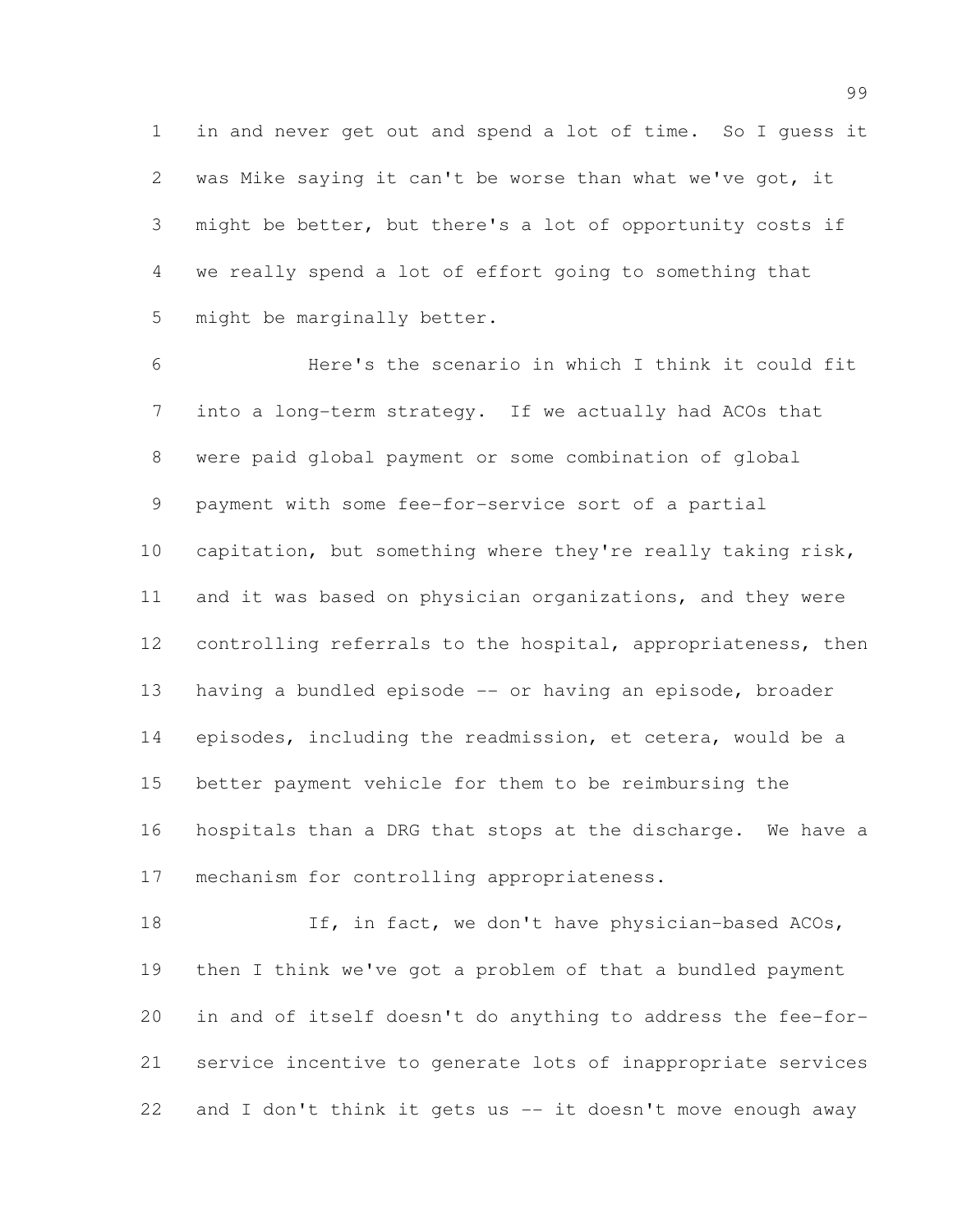in and never get out and spend a lot of time. So I guess it was Mike saying it can't be worse than what we've got, it might be better, but there's a lot of opportunity costs if we really spend a lot of effort going to something that might be marginally better.

Here's the scenario in which I think it could fit into a long-term strategy. If we actually had ACOs that were paid global payment or some combination of global payment with some fee-for-service sort of a partial capitation, but something where they're really taking risk, and it was based on physician organizations, and they were controlling referrals to the hospital, appropriateness, then having a bundled episode -- or having an episode, broader episodes, including the readmission, et cetera, would be a better payment vehicle for them to be reimbursing the hospitals than a DRG that stops at the discharge. We have a mechanism for controlling appropriateness.

If, in fact, we don't have physician-based ACOs, then I think we've got a problem of that a bundled payment in and of itself doesn't do anything to address the fee-for-service incentive to generate lots of inappropriate services and I don't think it gets us -- it doesn't move enough away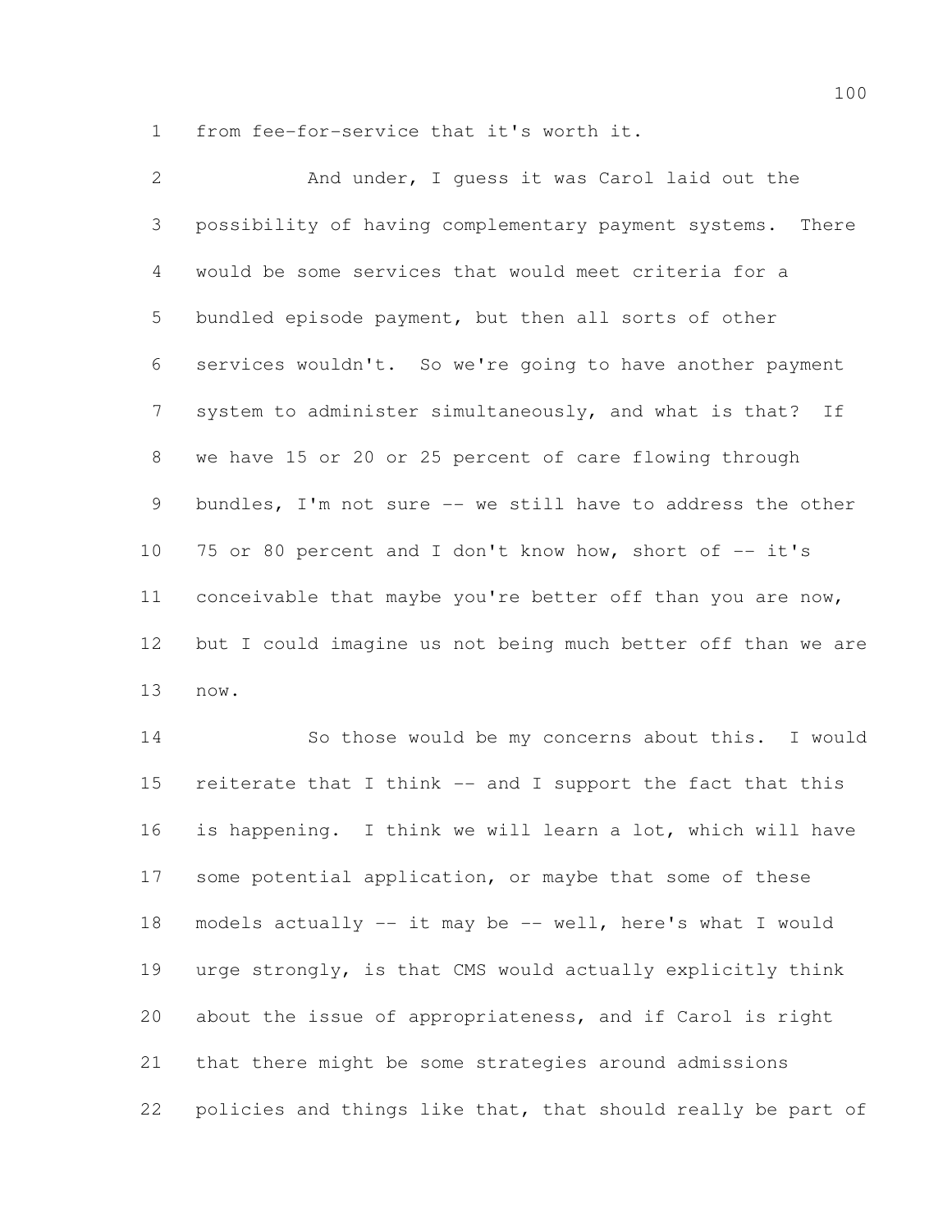from fee-for-service that it's worth it.

And under, I guess it was Carol laid out the possibility of having complementary payment systems. There would be some services that would meet criteria for a bundled episode payment, but then all sorts of other services wouldn't. So we're going to have another payment system to administer simultaneously, and what is that? If we have 15 or 20 or 25 percent of care flowing through bundles, I'm not sure -- we still have to address the other 75 or 80 percent and I don't know how, short of -- it's conceivable that maybe you're better off than you are now, but I could imagine us not being much better off than we are now.

So those would be my concerns about this. I would reiterate that I think -- and I support the fact that this is happening. I think we will learn a lot, which will have some potential application, or maybe that some of these models actually -- it may be -- well, here's what I would urge strongly, is that CMS would actually explicitly think about the issue of appropriateness, and if Carol is right that there might be some strategies around admissions policies and things like that, that should really be part of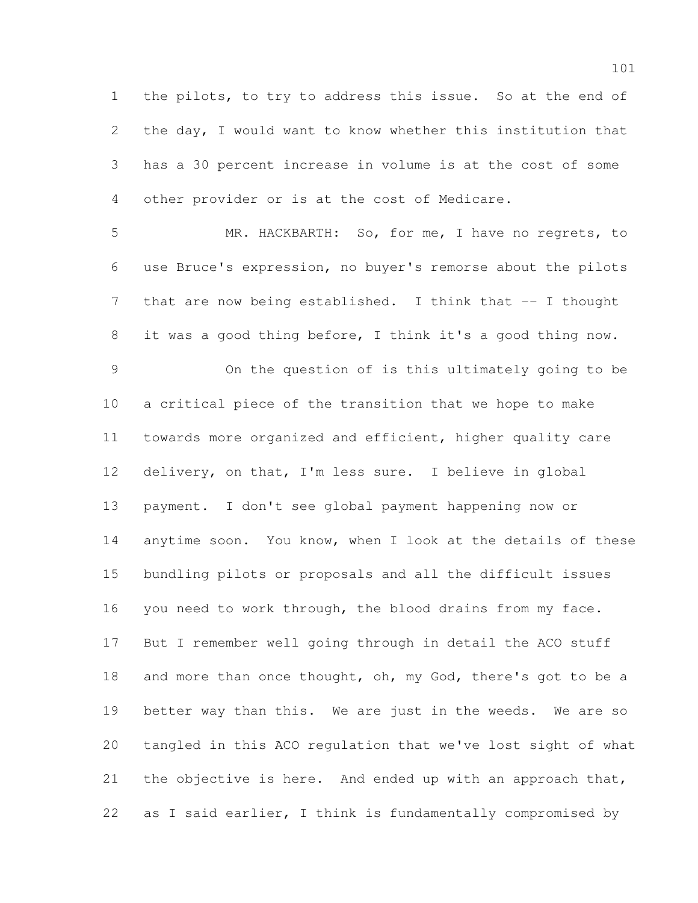the pilots, to try to address this issue. So at the end of the day, I would want to know whether this institution that has a 30 percent increase in volume is at the cost of some other provider or is at the cost of Medicare.

MR. HACKBARTH: So, for me, I have no regrets, to use Bruce's expression, no buyer's remorse about the pilots that are now being established. I think that -- I thought it was a good thing before, I think it's a good thing now.

On the question of is this ultimately going to be a critical piece of the transition that we hope to make towards more organized and efficient, higher quality care delivery, on that, I'm less sure. I believe in global payment. I don't see global payment happening now or anytime soon. You know, when I look at the details of these bundling pilots or proposals and all the difficult issues you need to work through, the blood drains from my face. But I remember well going through in detail the ACO stuff and more than once thought, oh, my God, there's got to be a better way than this. We are just in the weeds. We are so tangled in this ACO regulation that we've lost sight of what the objective is here. And ended up with an approach that, as I said earlier, I think is fundamentally compromised by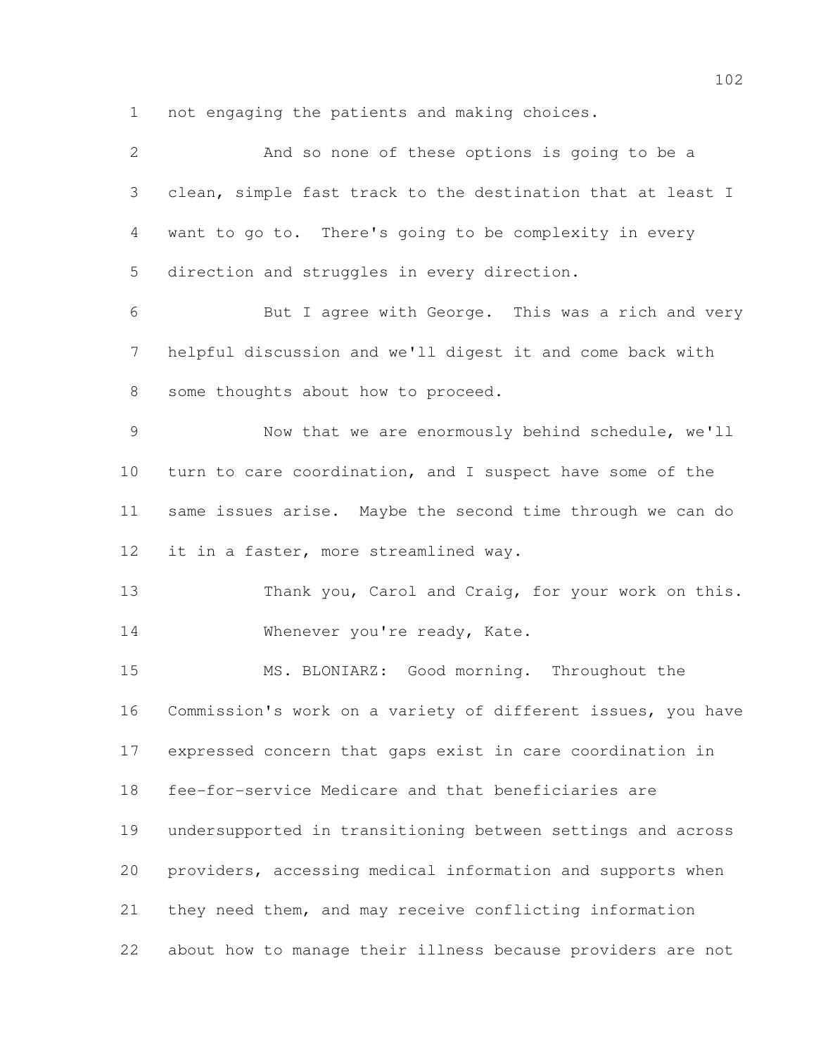not engaging the patients and making choices.

And so none of these options is going to be a clean, simple fast track to the destination that at least I want to go to. There's going to be complexity in every direction and struggles in every direction.

But I agree with George. This was a rich and very helpful discussion and we'll digest it and come back with some thoughts about how to proceed.

Now that we are enormously behind schedule, we'll turn to care coordination, and I suspect have some of the same issues arise. Maybe the second time through we can do it in a faster, more streamlined way.

Thank you, Carol and Craig, for your work on this.

Whenever you're ready, Kate.

MS. BLONIARZ: Good morning. Throughout the Commission's work on a variety of different issues, you have expressed concern that gaps exist in care coordination in fee-for-service Medicare and that beneficiaries are undersupported in transitioning between settings and across providers, accessing medical information and supports when they need them, and may receive conflicting information about how to manage their illness because providers are not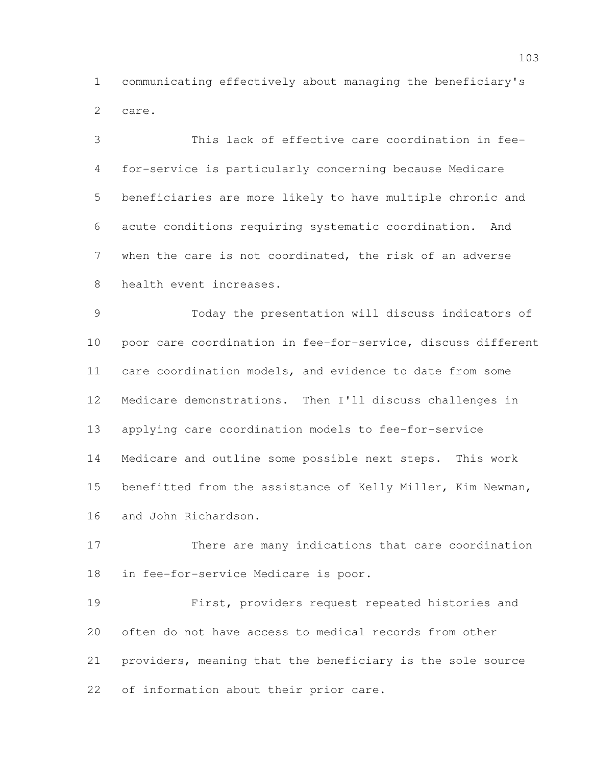communicating effectively about managing the beneficiary's care.

This lack of effective care coordination in fee-for-service is particularly concerning because Medicare beneficiaries are more likely to have multiple chronic and acute conditions requiring systematic coordination. And when the care is not coordinated, the risk of an adverse health event increases.

Today the presentation will discuss indicators of poor care coordination in fee-for-service, discuss different care coordination models, and evidence to date from some Medicare demonstrations. Then I'll discuss challenges in applying care coordination models to fee-for-service Medicare and outline some possible next steps. This work benefitted from the assistance of Kelly Miller, Kim Newman, and John Richardson.

There are many indications that care coordination in fee-for-service Medicare is poor.

First, providers request repeated histories and often do not have access to medical records from other providers, meaning that the beneficiary is the sole source of information about their prior care.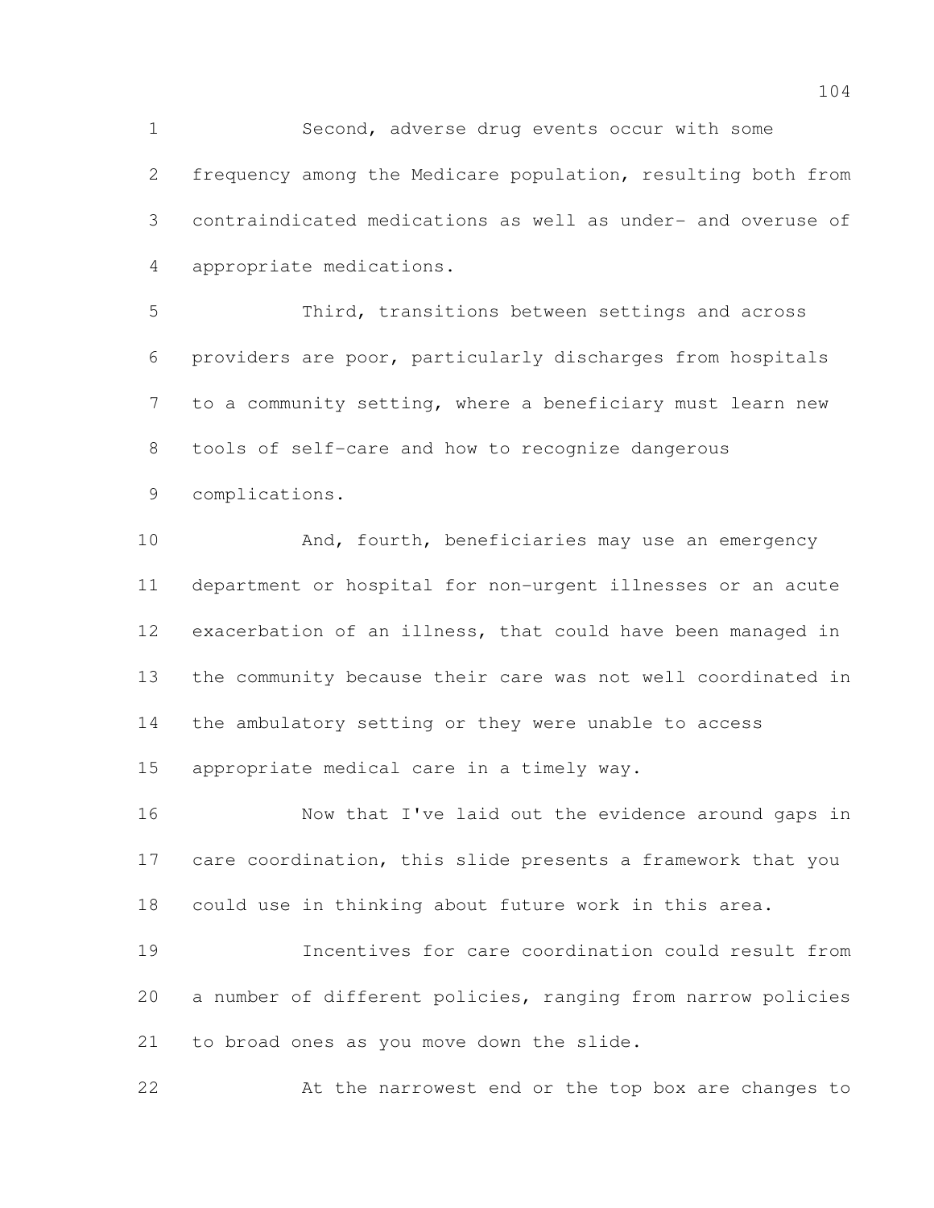Second, adverse drug events occur with some frequency among the Medicare population, resulting both from contraindicated medications as well as under- and overuse of appropriate medications.

Third, transitions between settings and across providers are poor, particularly discharges from hospitals to a community setting, where a beneficiary must learn new tools of self-care and how to recognize dangerous complications.

And, fourth, beneficiaries may use an emergency department or hospital for non-urgent illnesses or an acute exacerbation of an illness, that could have been managed in the community because their care was not well coordinated in the ambulatory setting or they were unable to access appropriate medical care in a timely way.

Now that I've laid out the evidence around gaps in care coordination, this slide presents a framework that you could use in thinking about future work in this area.

Incentives for care coordination could result from a number of different policies, ranging from narrow policies to broad ones as you move down the slide.

At the narrowest end or the top box are changes to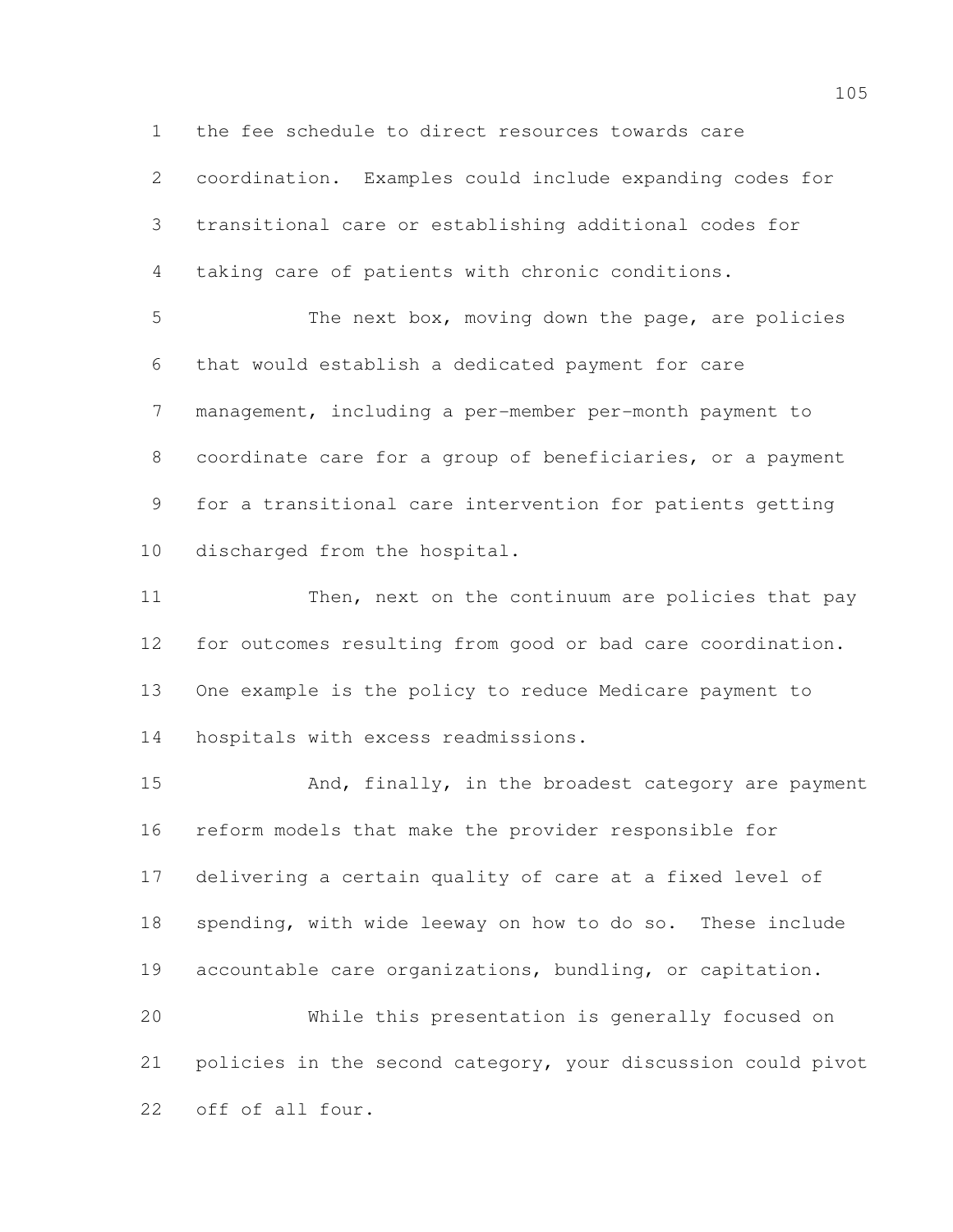the fee schedule to direct resources towards care coordination. Examples could include expanding codes for transitional care or establishing additional codes for taking care of patients with chronic conditions.

The next box, moving down the page, are policies that would establish a dedicated payment for care management, including a per-member per-month payment to coordinate care for a group of beneficiaries, or a payment for a transitional care intervention for patients getting discharged from the hospital.

Then, next on the continuum are policies that pay for outcomes resulting from good or bad care coordination. One example is the policy to reduce Medicare payment to hospitals with excess readmissions.

And, finally, in the broadest category are payment reform models that make the provider responsible for delivering a certain quality of care at a fixed level of spending, with wide leeway on how to do so. These include accountable care organizations, bundling, or capitation.

While this presentation is generally focused on policies in the second category, your discussion could pivot off of all four.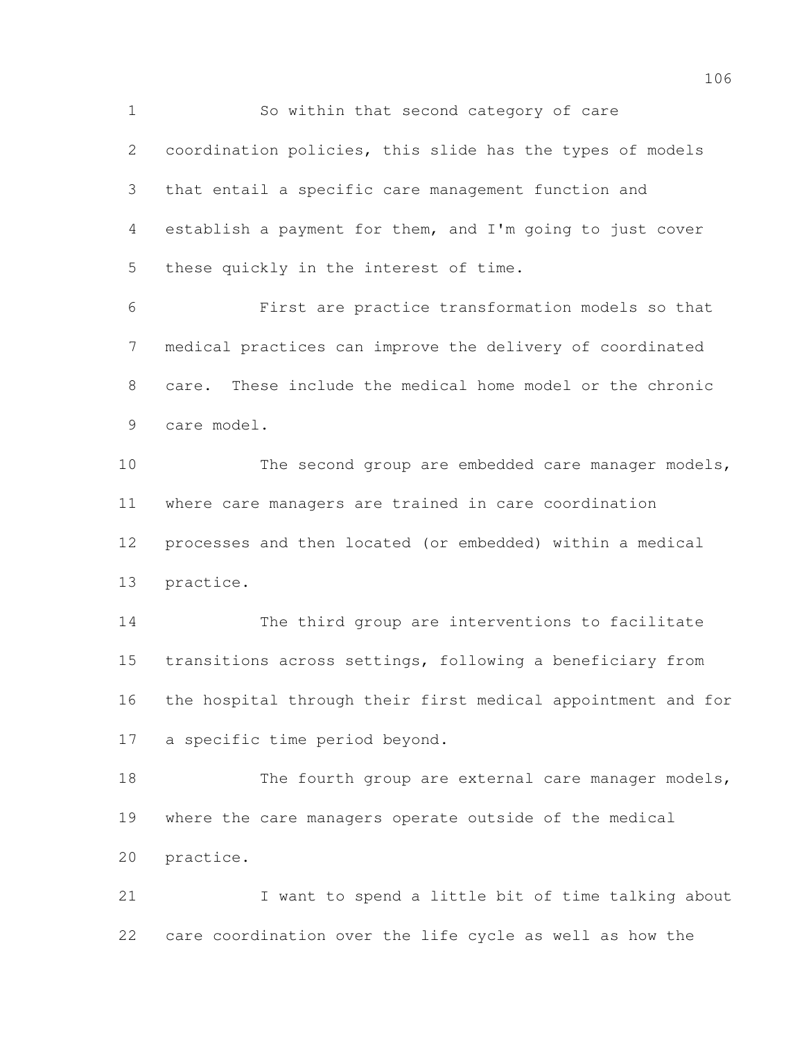So within that second category of care coordination policies, this slide has the types of models that entail a specific care management function and establish a payment for them, and I'm going to just cover these quickly in the interest of time.

First are practice transformation models so that medical practices can improve the delivery of coordinated care. These include the medical home model or the chronic care model.

The second group are embedded care manager models, where care managers are trained in care coordination processes and then located (or embedded) within a medical practice.

The third group are interventions to facilitate transitions across settings, following a beneficiary from the hospital through their first medical appointment and for a specific time period beyond.

The fourth group are external care manager models, where the care managers operate outside of the medical practice.

I want to spend a little bit of time talking about care coordination over the life cycle as well as how the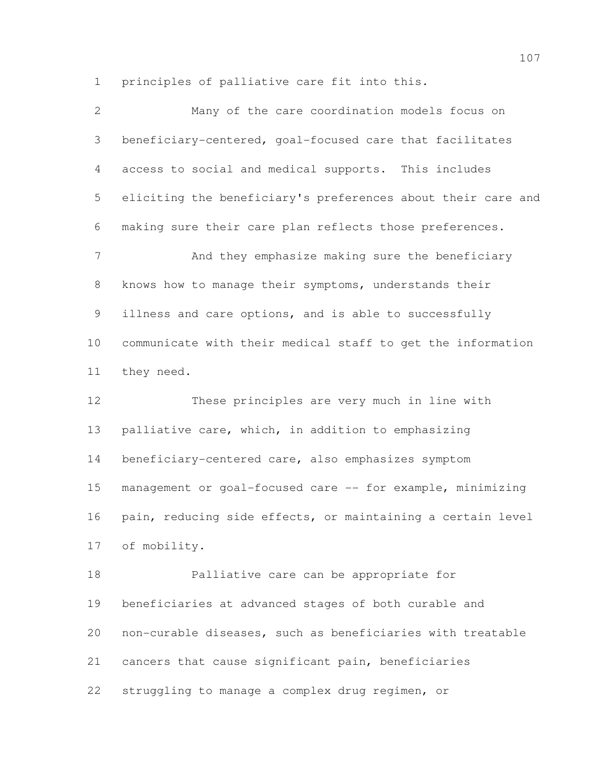principles of palliative care fit into this.

Many of the care coordination models focus on beneficiary-centered, goal-focused care that facilitates access to social and medical supports. This includes eliciting the beneficiary's preferences about their care and making sure their care plan reflects those preferences.

And they emphasize making sure the beneficiary knows how to manage their symptoms, understands their illness and care options, and is able to successfully communicate with their medical staff to get the information they need.

These principles are very much in line with palliative care, which, in addition to emphasizing beneficiary-centered care, also emphasizes symptom management or goal-focused care -- for example, minimizing pain, reducing side effects, or maintaining a certain level of mobility.

Palliative care can be appropriate for beneficiaries at advanced stages of both curable and non-curable diseases, such as beneficiaries with treatable cancers that cause significant pain, beneficiaries struggling to manage a complex drug regimen, or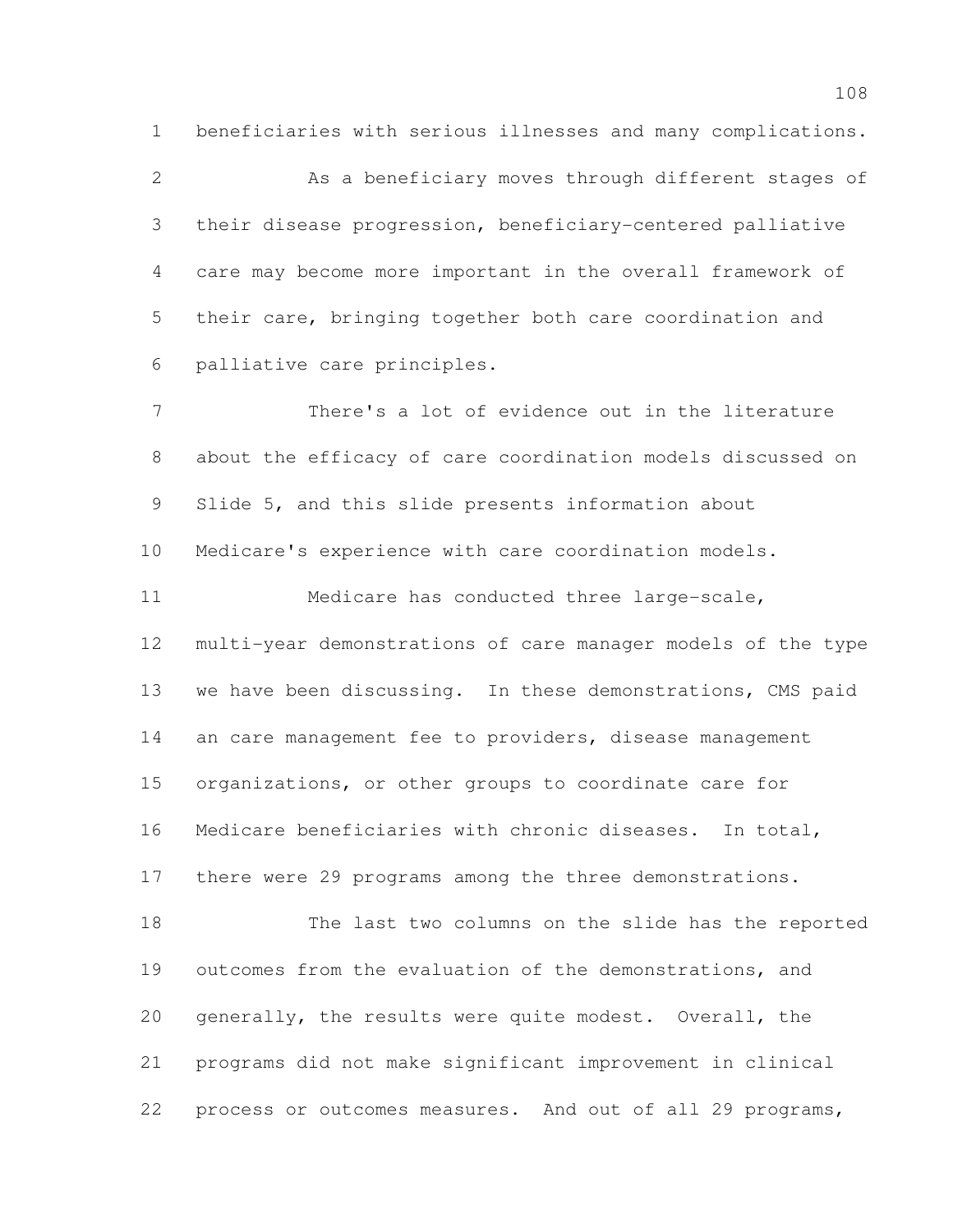beneficiaries with serious illnesses and many complications.

As a beneficiary moves through different stages of their disease progression, beneficiary-centered palliative care may become more important in the overall framework of their care, bringing together both care coordination and palliative care principles.

There's a lot of evidence out in the literature about the efficacy of care coordination models discussed on Slide 5, and this slide presents information about Medicare's experience with care coordination models.

Medicare has conducted three large-scale, multi-year demonstrations of care manager models of the type we have been discussing. In these demonstrations, CMS paid an care management fee to providers, disease management organizations, or other groups to coordinate care for Medicare beneficiaries with chronic diseases. In total, there were 29 programs among the three demonstrations.

The last two columns on the slide has the reported outcomes from the evaluation of the demonstrations, and generally, the results were quite modest. Overall, the programs did not make significant improvement in clinical process or outcomes measures. And out of all 29 programs,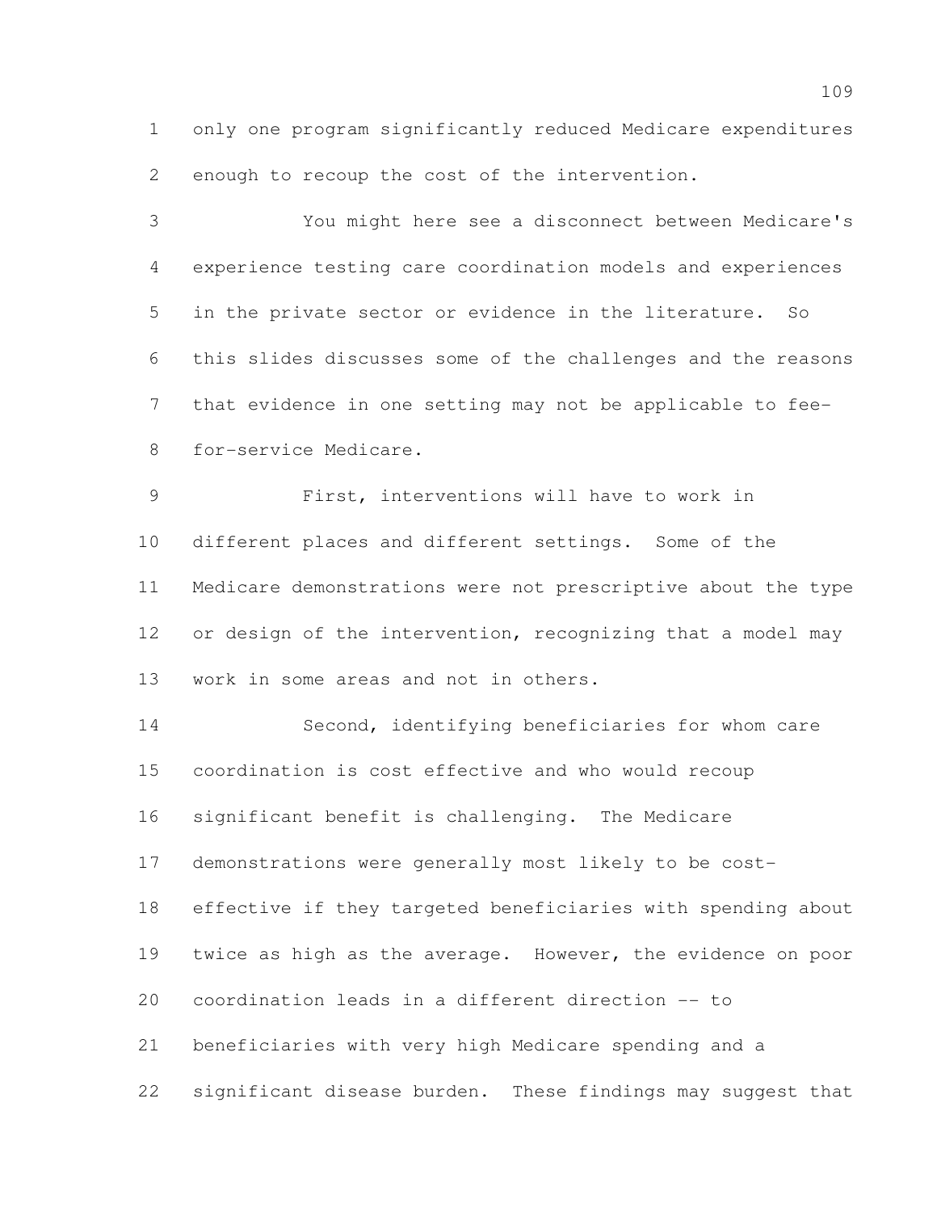only one program significantly reduced Medicare expenditures enough to recoup the cost of the intervention.

You might here see a disconnect between Medicare's experience testing care coordination models and experiences in the private sector or evidence in the literature. So this slides discusses some of the challenges and the reasons that evidence in one setting may not be applicable to fee-for-service Medicare.

First, interventions will have to work in different places and different settings. Some of the Medicare demonstrations were not prescriptive about the type or design of the intervention, recognizing that a model may work in some areas and not in others.

Second, identifying beneficiaries for whom care coordination is cost effective and who would recoup significant benefit is challenging. The Medicare demonstrations were generally most likely to be cost-effective if they targeted beneficiaries with spending about twice as high as the average. However, the evidence on poor coordination leads in a different direction -- to beneficiaries with very high Medicare spending and a significant disease burden. These findings may suggest that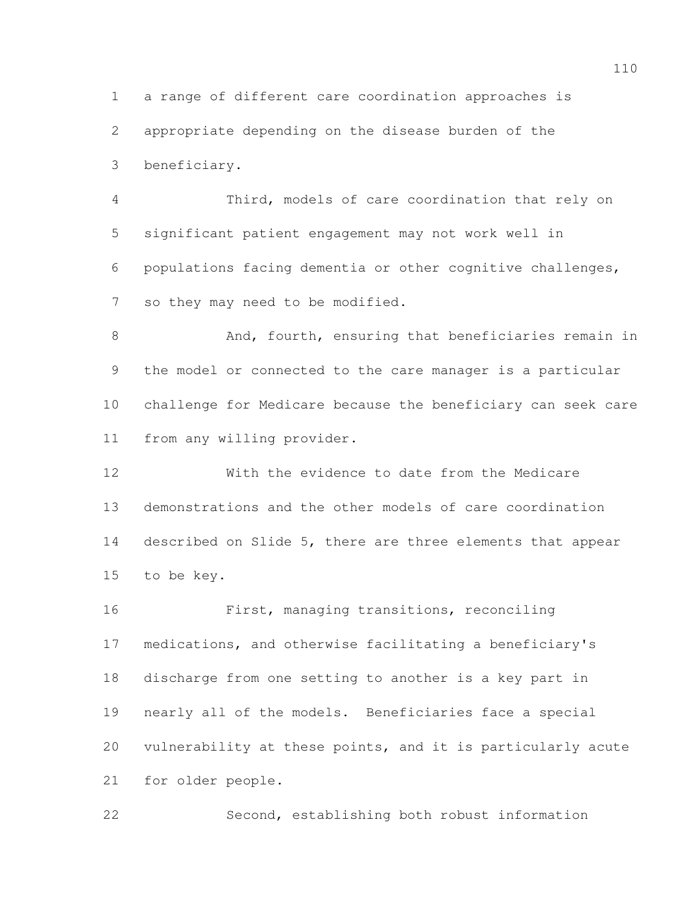a range of different care coordination approaches is appropriate depending on the disease burden of the beneficiary.

Third, models of care coordination that rely on significant patient engagement may not work well in populations facing dementia or other cognitive challenges, so they may need to be modified.

And, fourth, ensuring that beneficiaries remain in the model or connected to the care manager is a particular challenge for Medicare because the beneficiary can seek care from any willing provider.

With the evidence to date from the Medicare demonstrations and the other models of care coordination described on Slide 5, there are three elements that appear to be key.

First, managing transitions, reconciling medications, and otherwise facilitating a beneficiary's discharge from one setting to another is a key part in nearly all of the models. Beneficiaries face a special vulnerability at these points, and it is particularly acute for older people.

Second, establishing both robust information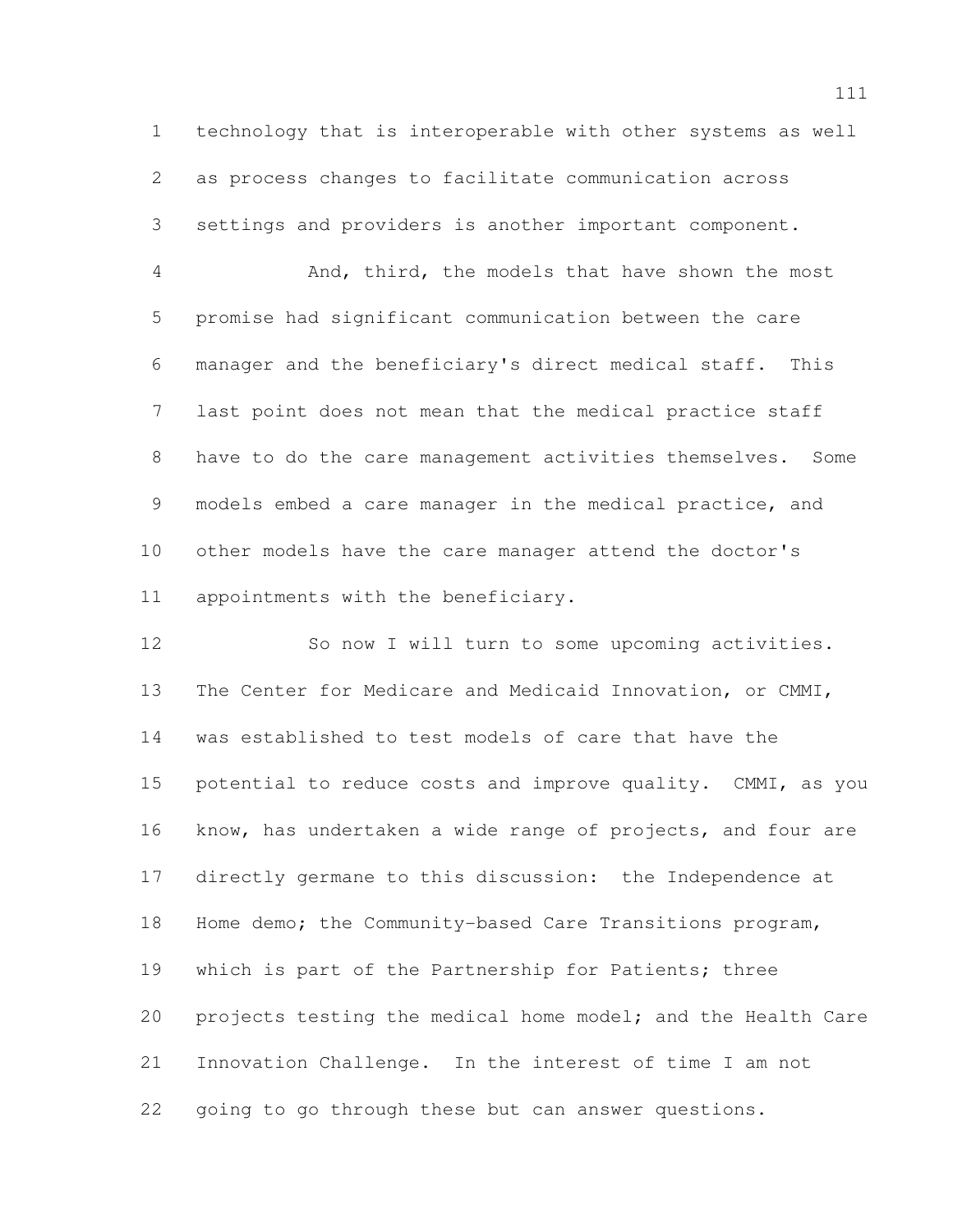technology that is interoperable with other systems as well as process changes to facilitate communication across settings and providers is another important component.

And, third, the models that have shown the most promise had significant communication between the care manager and the beneficiary's direct medical staff. This last point does not mean that the medical practice staff have to do the care management activities themselves. Some models embed a care manager in the medical practice, and other models have the care manager attend the doctor's appointments with the beneficiary.

So now I will turn to some upcoming activities. The Center for Medicare and Medicaid Innovation, or CMMI, was established to test models of care that have the potential to reduce costs and improve quality. CMMI, as you know, has undertaken a wide range of projects, and four are directly germane to this discussion: the Independence at Home demo; the Community-based Care Transitions program, which is part of the Partnership for Patients; three projects testing the medical home model; and the Health Care Innovation Challenge. In the interest of time I am not going to go through these but can answer questions.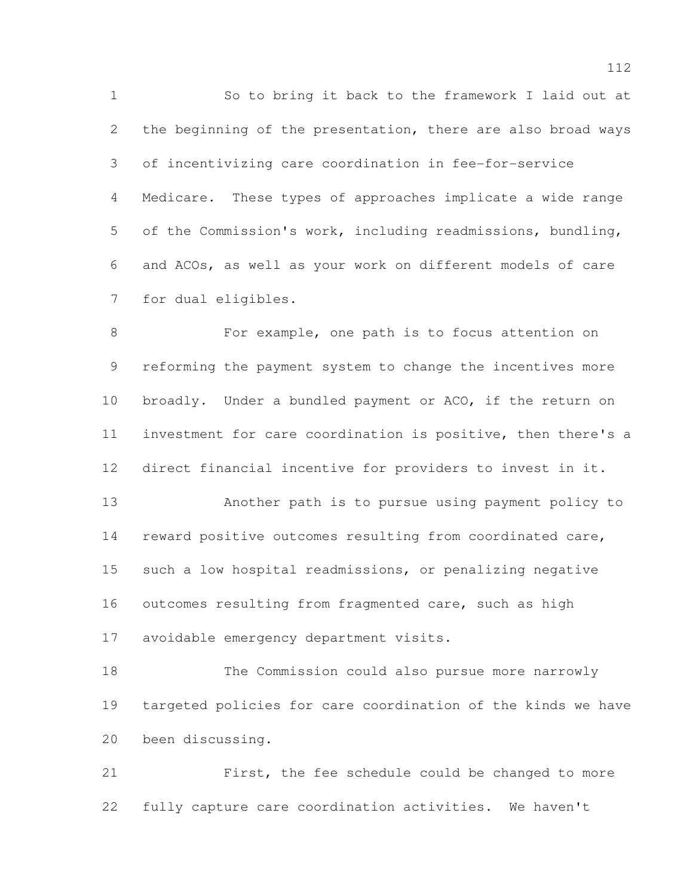So to bring it back to the framework I laid out at the beginning of the presentation, there are also broad ways of incentivizing care coordination in fee-for-service Medicare. These types of approaches implicate a wide range of the Commission's work, including readmissions, bundling, and ACOs, as well as your work on different models of care for dual eligibles.

For example, one path is to focus attention on reforming the payment system to change the incentives more broadly. Under a bundled payment or ACO, if the return on investment for care coordination is positive, then there's a direct financial incentive for providers to invest in it.

Another path is to pursue using payment policy to reward positive outcomes resulting from coordinated care, such a low hospital readmissions, or penalizing negative outcomes resulting from fragmented care, such as high avoidable emergency department visits.

The Commission could also pursue more narrowly targeted policies for care coordination of the kinds we have been discussing.

First, the fee schedule could be changed to more fully capture care coordination activities. We haven't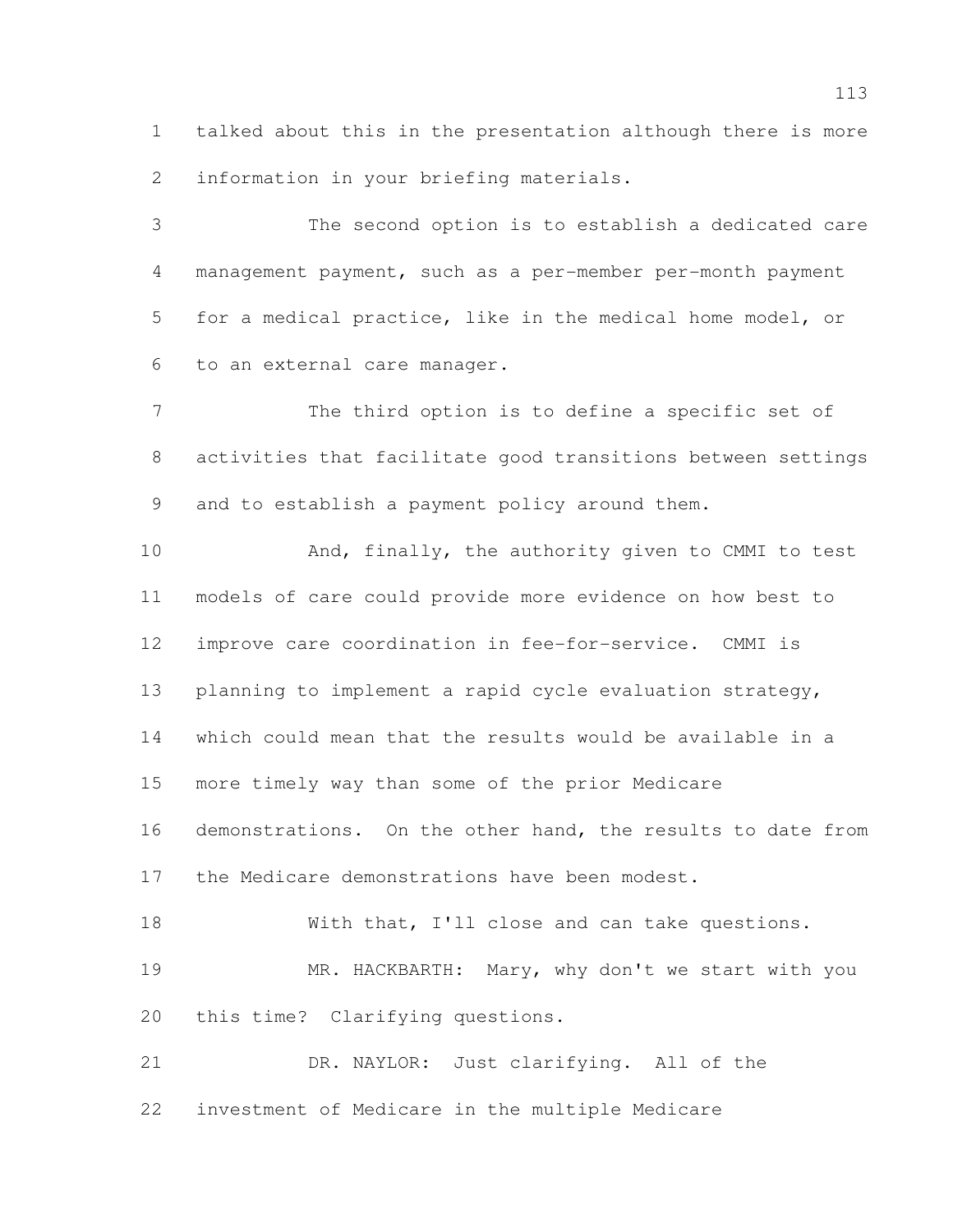talked about this in the presentation although there is more information in your briefing materials.

The second option is to establish a dedicated care management payment, such as a per-member per-month payment for a medical practice, like in the medical home model, or to an external care manager.

The third option is to define a specific set of activities that facilitate good transitions between settings and to establish a payment policy around them.

And, finally, the authority given to CMMI to test models of care could provide more evidence on how best to improve care coordination in fee-for-service. CMMI is planning to implement a rapid cycle evaluation strategy, which could mean that the results would be available in a more timely way than some of the prior Medicare demonstrations. On the other hand, the results to date from the Medicare demonstrations have been modest.

With that, I'll close and can take questions.

MR. HACKBARTH: Mary, why don't we start with you this time? Clarifying questions.

DR. NAYLOR: Just clarifying. All of the investment of Medicare in the multiple Medicare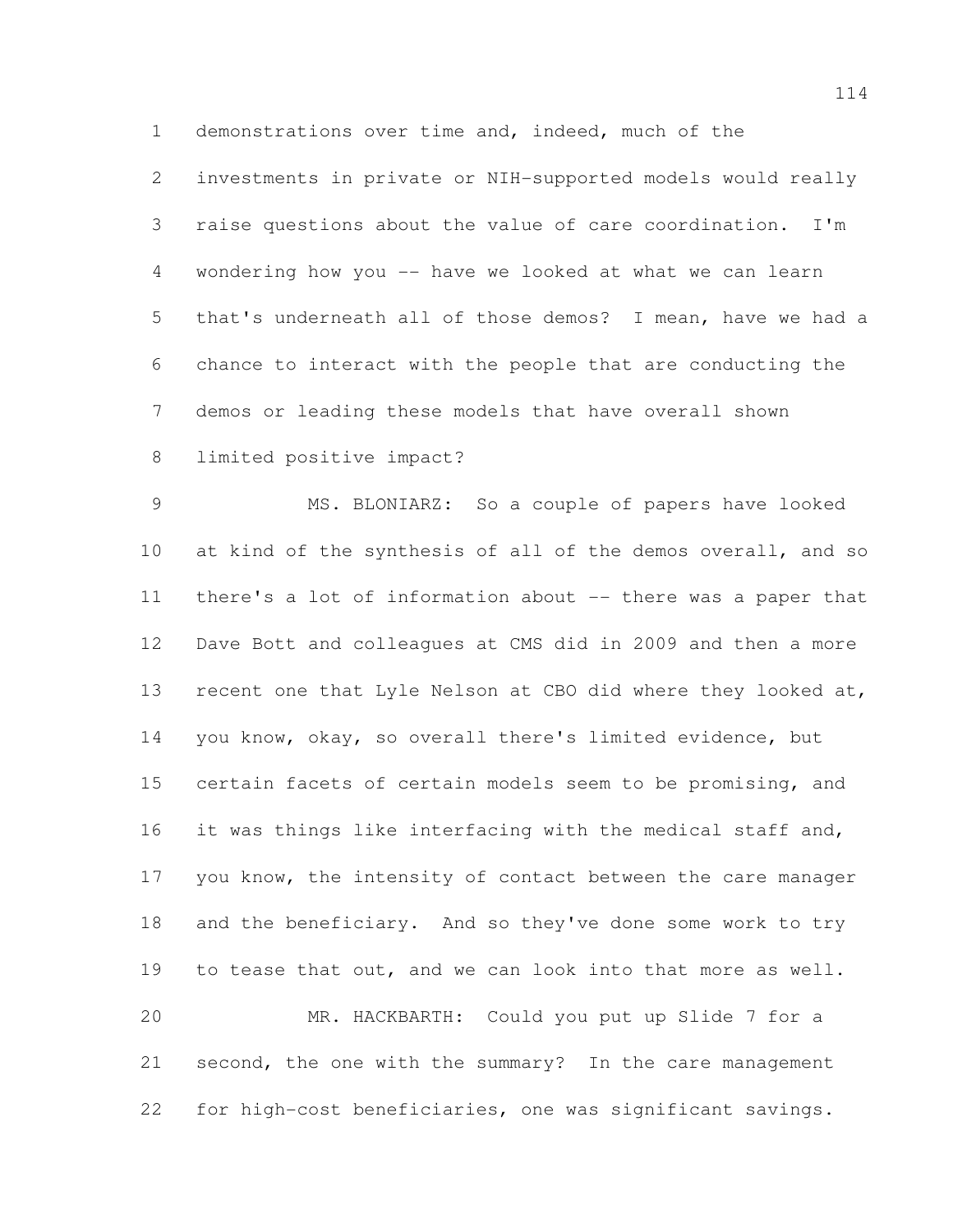demonstrations over time and, indeed, much of the investments in private or NIH-supported models would really raise questions about the value of care coordination. I'm wondering how you -- have we looked at what we can learn that's underneath all of those demos? I mean, have we had a chance to interact with the people that are conducting the demos or leading these models that have overall shown limited positive impact?

MS. BLONIARZ: So a couple of papers have looked at kind of the synthesis of all of the demos overall, and so there's a lot of information about -- there was a paper that Dave Bott and colleagues at CMS did in 2009 and then a more recent one that Lyle Nelson at CBO did where they looked at, you know, okay, so overall there's limited evidence, but certain facets of certain models seem to be promising, and it was things like interfacing with the medical staff and, you know, the intensity of contact between the care manager and the beneficiary. And so they've done some work to try to tease that out, and we can look into that more as well.

MR. HACKBARTH: Could you put up Slide 7 for a second, the one with the summary? In the care management for high-cost beneficiaries, one was significant savings.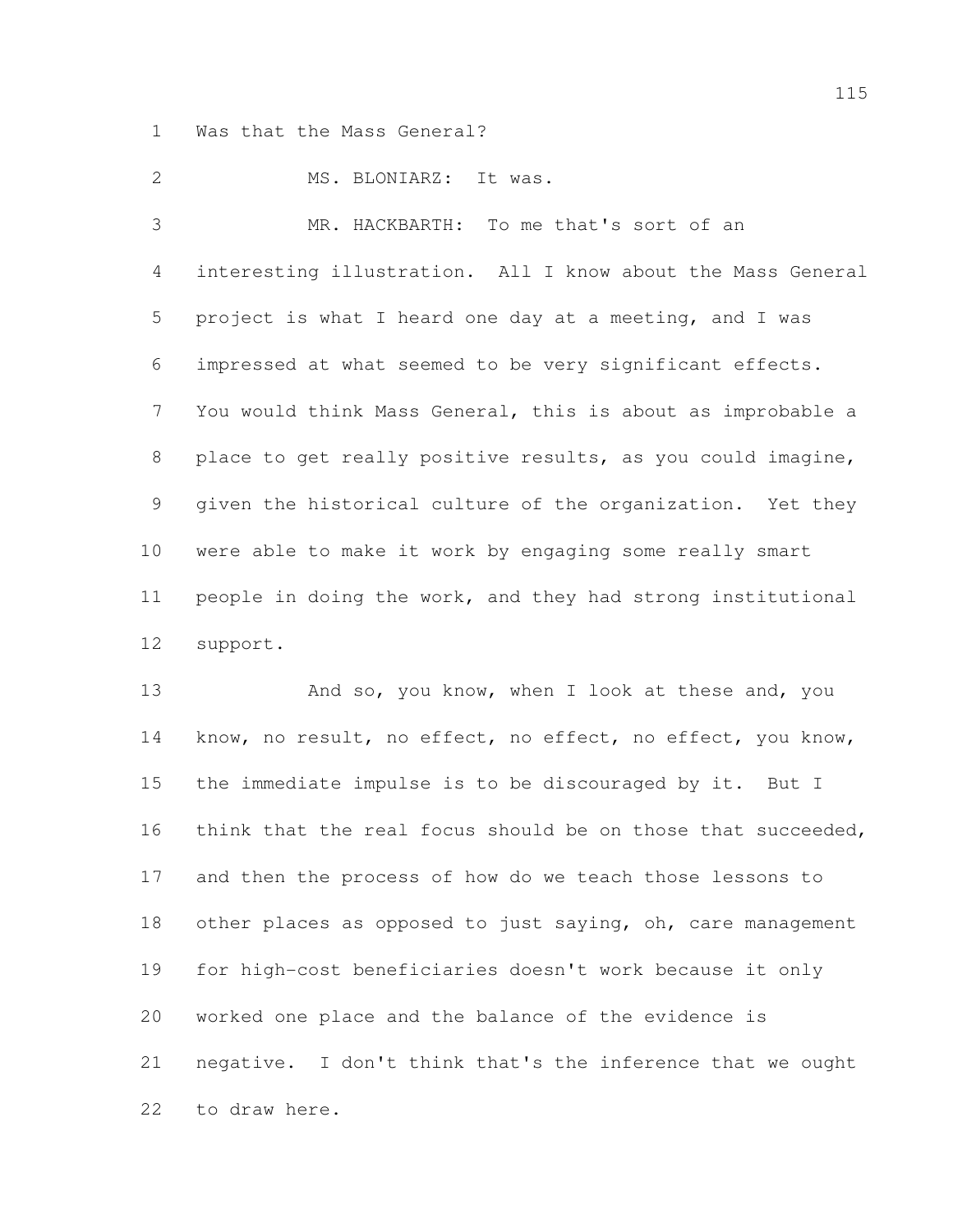Was that the Mass General?

MS. BLONIARZ: It was.

MR. HACKBARTH: To me that's sort of an interesting illustration. All I know about the Mass General project is what I heard one day at a meeting, and I was impressed at what seemed to be very significant effects. You would think Mass General, this is about as improbable a place to get really positive results, as you could imagine, given the historical culture of the organization. Yet they were able to make it work by engaging some really smart people in doing the work, and they had strong institutional support.

And so, you know, when I look at these and, you know, no result, no effect, no effect, no effect, you know, the immediate impulse is to be discouraged by it. But I think that the real focus should be on those that succeeded, and then the process of how do we teach those lessons to other places as opposed to just saying, oh, care management for high-cost beneficiaries doesn't work because it only worked one place and the balance of the evidence is negative. I don't think that's the inference that we ought to draw here.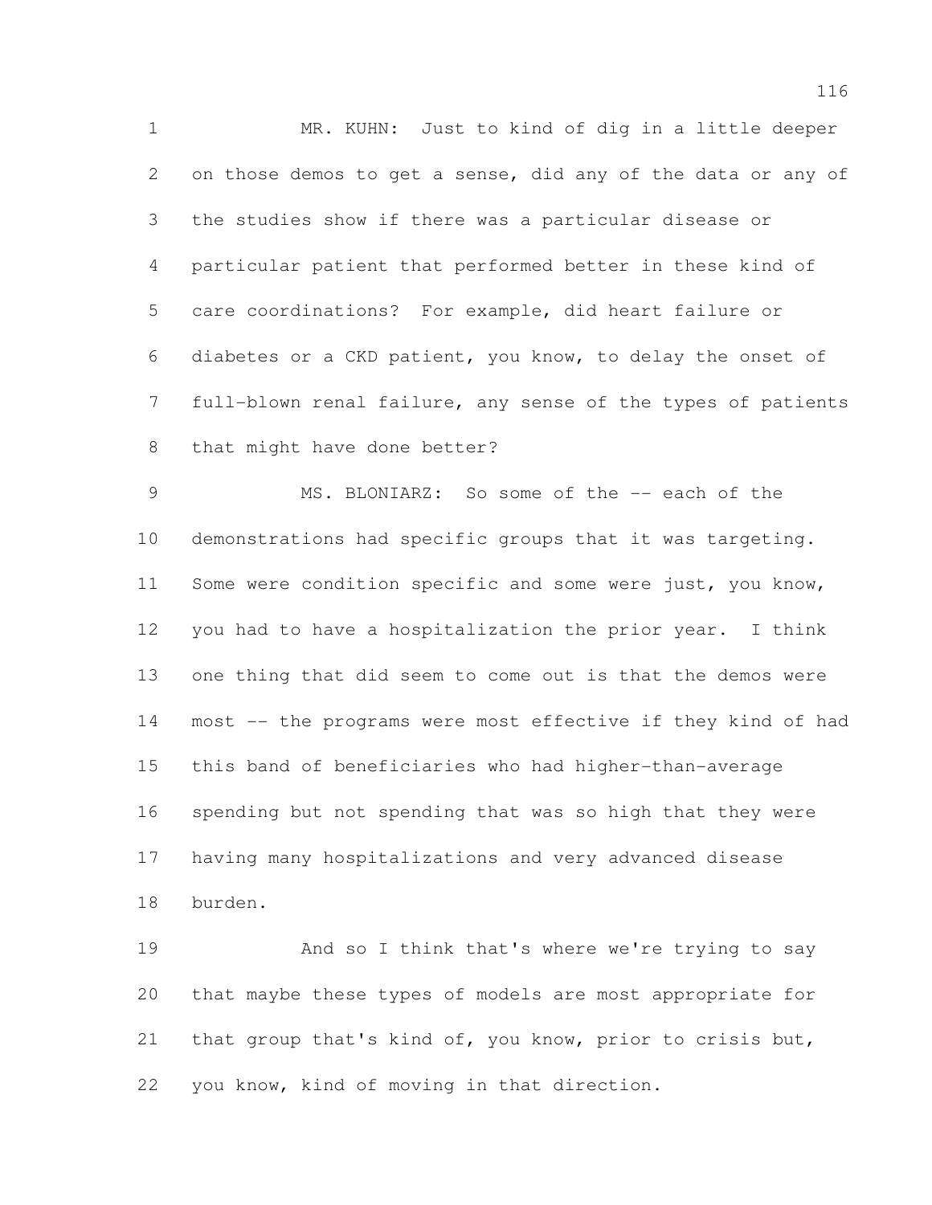MR. KUHN: Just to kind of dig in a little deeper on those demos to get a sense, did any of the data or any of the studies show if there was a particular disease or particular patient that performed better in these kind of care coordinations? For example, did heart failure or diabetes or a CKD patient, you know, to delay the onset of full-blown renal failure, any sense of the types of patients that might have done better?

MS. BLONIARZ: So some of the -- each of the demonstrations had specific groups that it was targeting. Some were condition specific and some were just, you know, you had to have a hospitalization the prior year. I think one thing that did seem to come out is that the demos were most -- the programs were most effective if they kind of had this band of beneficiaries who had higher-than-average spending but not spending that was so high that they were having many hospitalizations and very advanced disease burden.

And so I think that's where we're trying to say that maybe these types of models are most appropriate for that group that's kind of, you know, prior to crisis but, you know, kind of moving in that direction.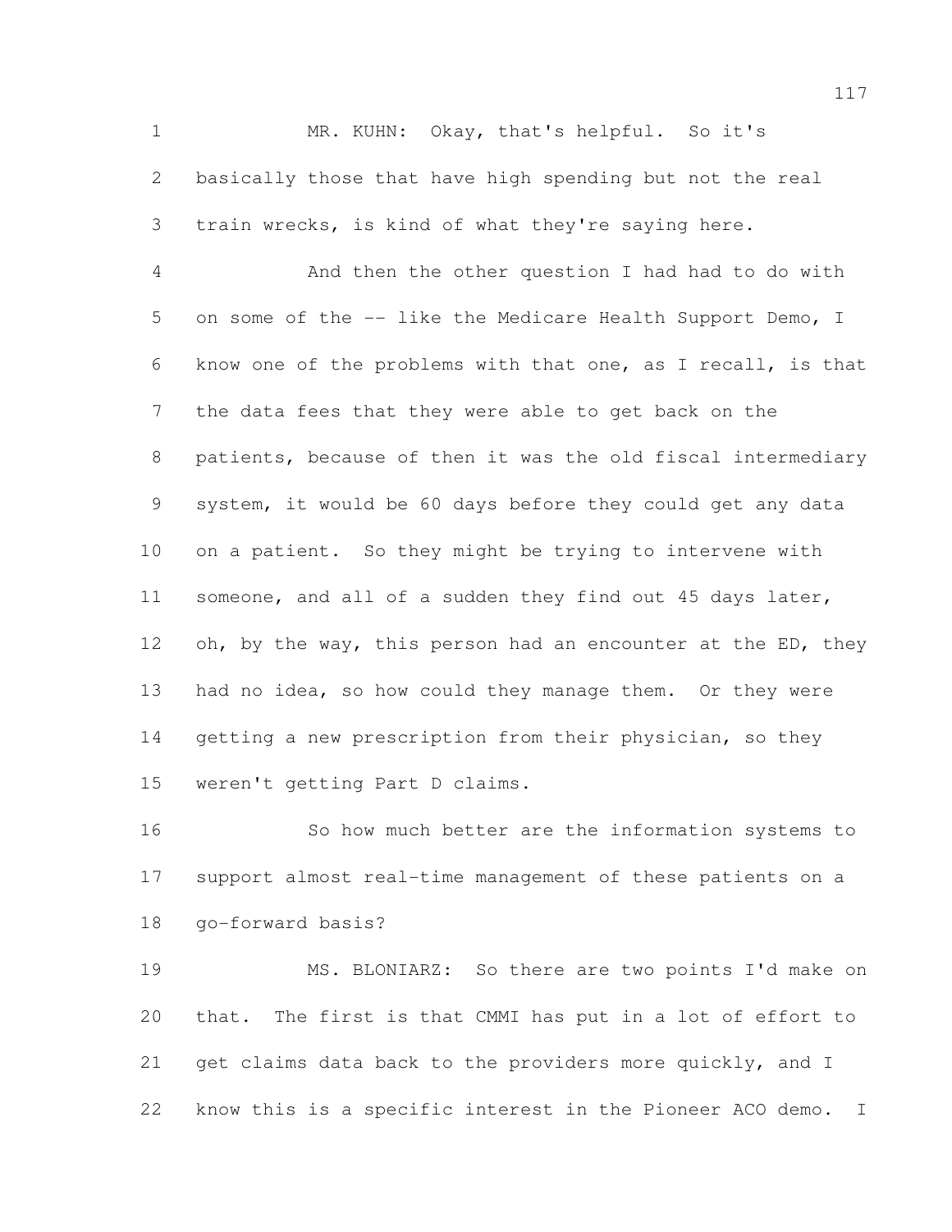MR. KUHN: Okay, that's helpful. So it's basically those that have high spending but not the real train wrecks, is kind of what they're saying here.

And then the other question I had had to do with on some of the -- like the Medicare Health Support Demo, I know one of the problems with that one, as I recall, is that the data fees that they were able to get back on the patients, because of then it was the old fiscal intermediary system, it would be 60 days before they could get any data on a patient. So they might be trying to intervene with someone, and all of a sudden they find out 45 days later, oh, by the way, this person had an encounter at the ED, they had no idea, so how could they manage them. Or they were getting a new prescription from their physician, so they weren't getting Part D claims.

So how much better are the information systems to support almost real-time management of these patients on a go-forward basis?

MS. BLONIARZ: So there are two points I'd make on that. The first is that CMMI has put in a lot of effort to get claims data back to the providers more quickly, and I know this is a specific interest in the Pioneer ACO demo. I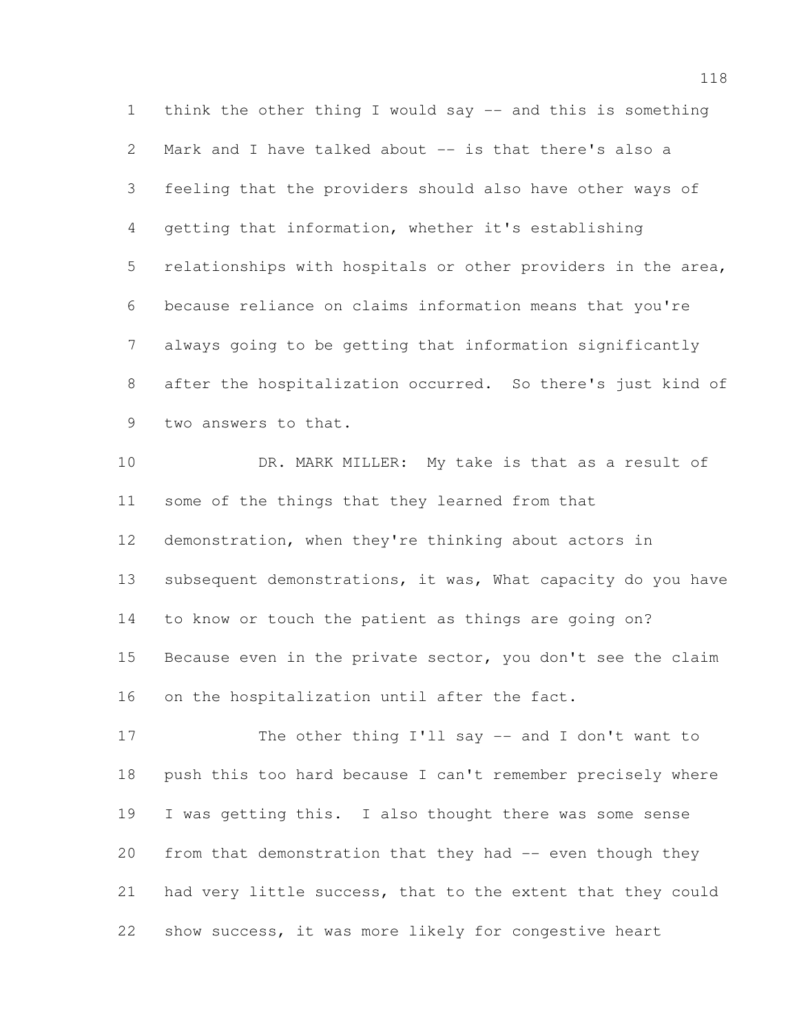think the other thing I would say -- and this is something Mark and I have talked about -- is that there's also a feeling that the providers should also have other ways of getting that information, whether it's establishing relationships with hospitals or other providers in the area, because reliance on claims information means that you're always going to be getting that information significantly after the hospitalization occurred. So there's just kind of two answers to that.

DR. MARK MILLER: My take is that as a result of some of the things that they learned from that demonstration, when they're thinking about actors in subsequent demonstrations, it was, What capacity do you have to know or touch the patient as things are going on? Because even in the private sector, you don't see the claim on the hospitalization until after the fact.

The other thing I'll say -- and I don't want to push this too hard because I can't remember precisely where I was getting this. I also thought there was some sense from that demonstration that they had -- even though they had very little success, that to the extent that they could show success, it was more likely for congestive heart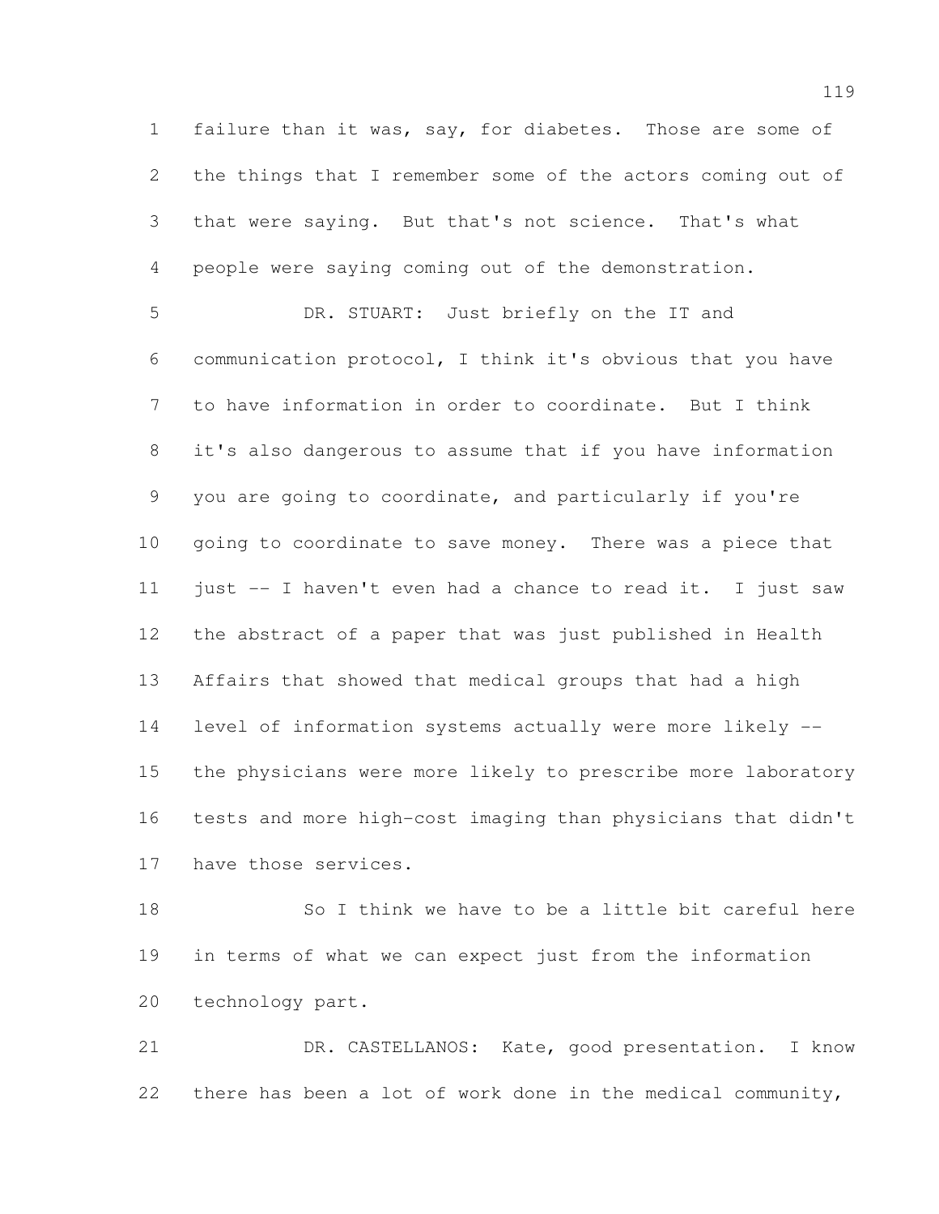failure than it was, say, for diabetes. Those are some of the things that I remember some of the actors coming out of that were saying. But that's not science. That's what people were saying coming out of the demonstration.

DR. STUART: Just briefly on the IT and communication protocol, I think it's obvious that you have to have information in order to coordinate. But I think it's also dangerous to assume that if you have information you are going to coordinate, and particularly if you're going to coordinate to save money. There was a piece that just -- I haven't even had a chance to read it. I just saw the abstract of a paper that was just published in Health Affairs that showed that medical groups that had a high level of information systems actually were more likely -- the physicians were more likely to prescribe more laboratory tests and more high-cost imaging than physicians that didn't have those services.

So I think we have to be a little bit careful here in terms of what we can expect just from the information technology part.

DR. CASTELLANOS: Kate, good presentation. I know there has been a lot of work done in the medical community,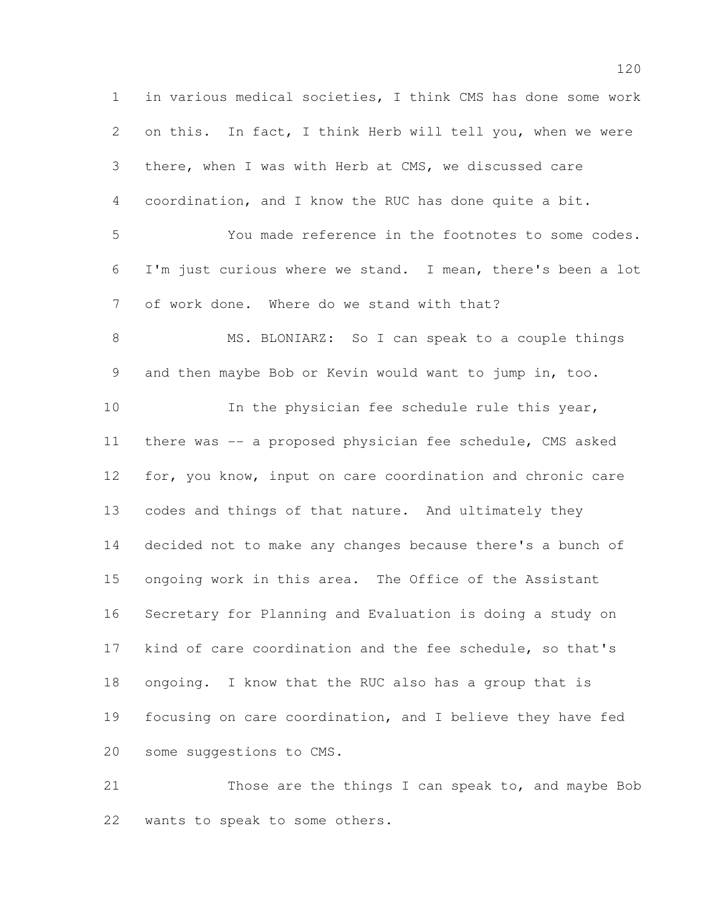in various medical societies, I think CMS has done some work on this. In fact, I think Herb will tell you, when we were there, when I was with Herb at CMS, we discussed care coordination, and I know the RUC has done quite a bit.

You made reference in the footnotes to some codes. I'm just curious where we stand. I mean, there's been a lot of work done. Where do we stand with that?

MS. BLONIARZ: So I can speak to a couple things and then maybe Bob or Kevin would want to jump in, too.

In the physician fee schedule rule this year, there was -- a proposed physician fee schedule, CMS asked for, you know, input on care coordination and chronic care codes and things of that nature. And ultimately they decided not to make any changes because there's a bunch of ongoing work in this area. The Office of the Assistant Secretary for Planning and Evaluation is doing a study on kind of care coordination and the fee schedule, so that's ongoing. I know that the RUC also has a group that is focusing on care coordination, and I believe they have fed some suggestions to CMS.

Those are the things I can speak to, and maybe Bob wants to speak to some others.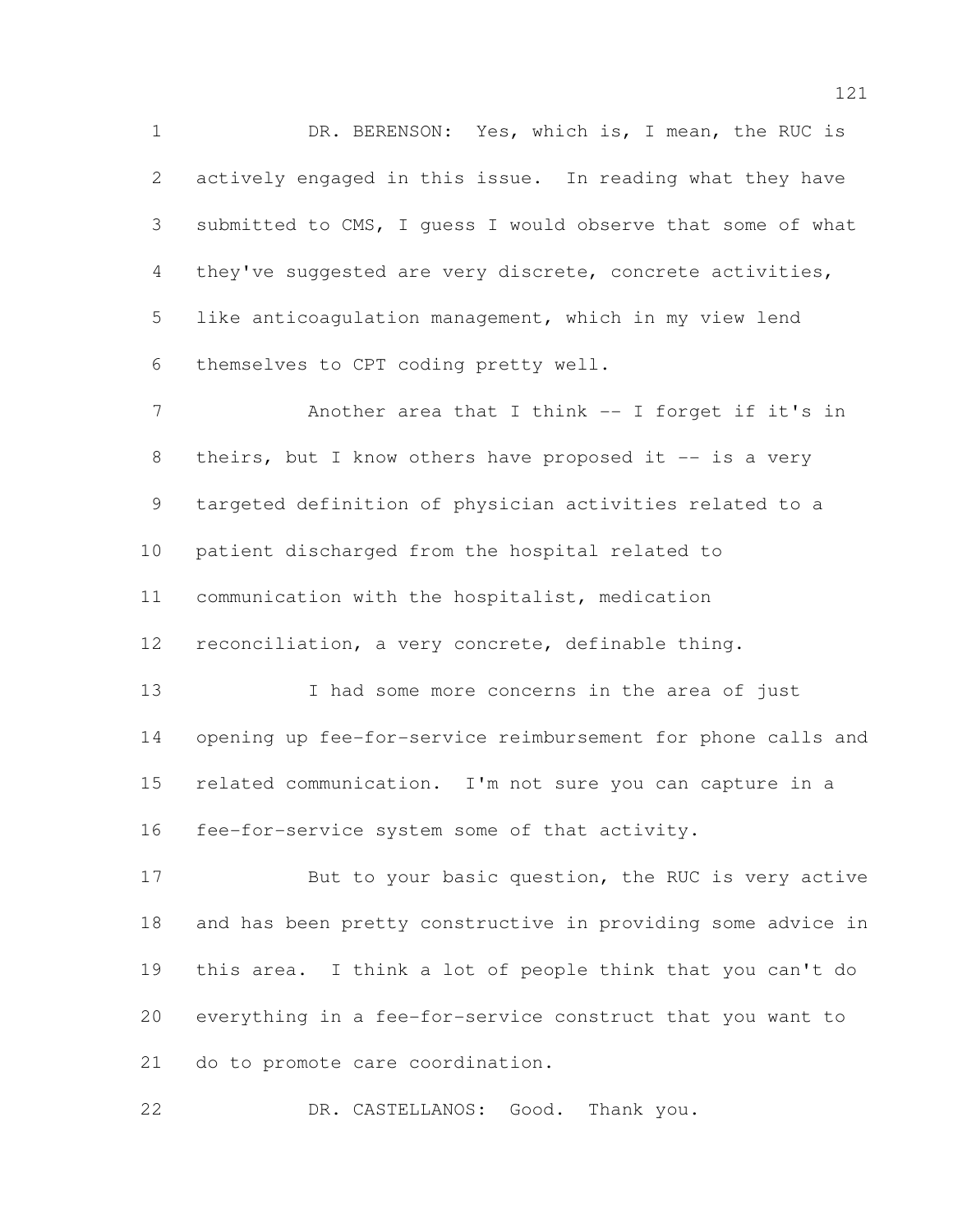DR. BERENSON: Yes, which is, I mean, the RUC is actively engaged in this issue. In reading what they have submitted to CMS, I guess I would observe that some of what they've suggested are very discrete, concrete activities, like anticoagulation management, which in my view lend themselves to CPT coding pretty well.

Another area that I think -- I forget if it's in theirs, but I know others have proposed it -- is a very targeted definition of physician activities related to a patient discharged from the hospital related to communication with the hospitalist, medication reconciliation, a very concrete, definable thing.

I had some more concerns in the area of just opening up fee-for-service reimbursement for phone calls and related communication. I'm not sure you can capture in a fee-for-service system some of that activity.

But to your basic question, the RUC is very active and has been pretty constructive in providing some advice in this area. I think a lot of people think that you can't do everything in a fee-for-service construct that you want to do to promote care coordination.

DR. CASTELLANOS: Good. Thank you.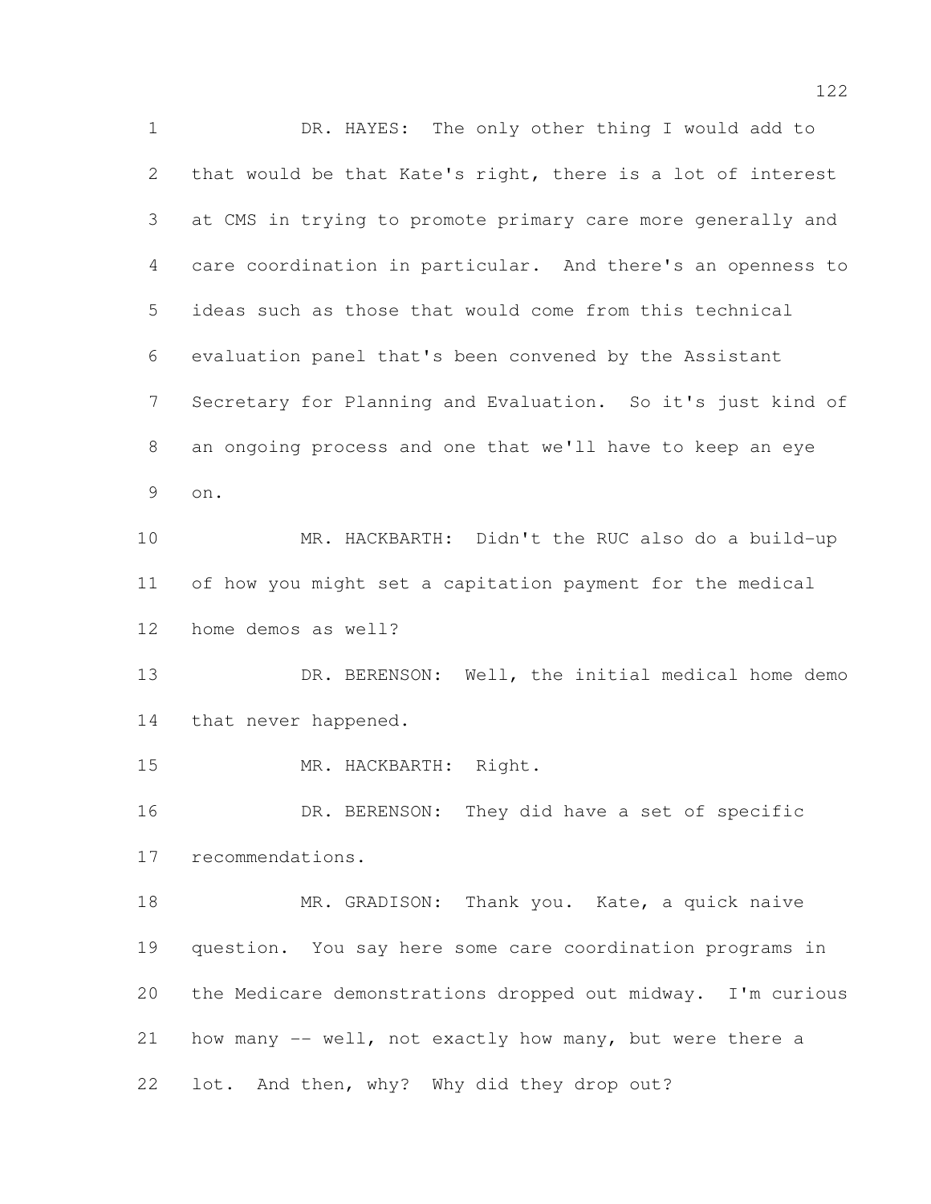DR. HAYES: The only other thing I would add to that would be that Kate's right, there is a lot of interest at CMS in trying to promote primary care more generally and care coordination in particular. And there's an openness to ideas such as those that would come from this technical evaluation panel that's been convened by the Assistant Secretary for Planning and Evaluation. So it's just kind of an ongoing process and one that we'll have to keep an eye on.

MR. HACKBARTH: Didn't the RUC also do a build-up of how you might set a capitation payment for the medical home demos as well?

DR. BERENSON: Well, the initial medical home demo that never happened.

MR. HACKBARTH: Right.

DR. BERENSON: They did have a set of specific recommendations.

MR. GRADISON: Thank you. Kate, a quick naive question. You say here some care coordination programs in the Medicare demonstrations dropped out midway. I'm curious how many -- well, not exactly how many, but were there a lot. And then, why? Why did they drop out?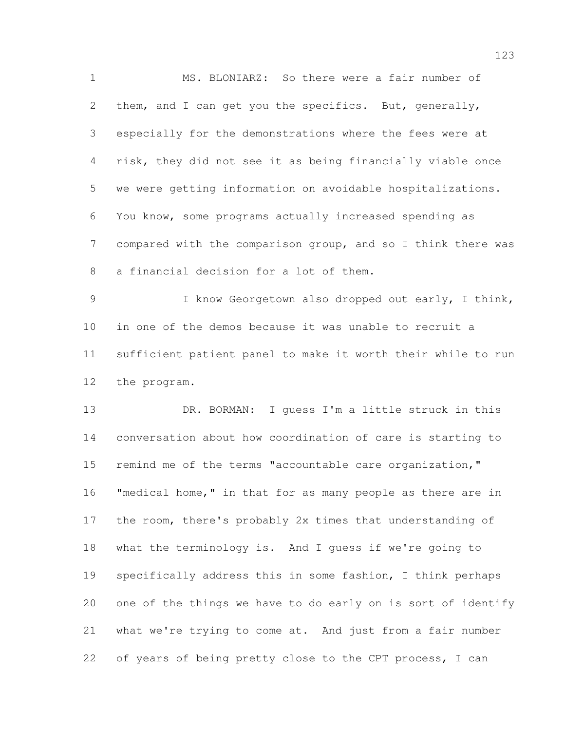MS. BLONIARZ: So there were a fair number of them, and I can get you the specifics. But, generally, especially for the demonstrations where the fees were at risk, they did not see it as being financially viable once we were getting information on avoidable hospitalizations. You know, some programs actually increased spending as compared with the comparison group, and so I think there was a financial decision for a lot of them.

I know Georgetown also dropped out early, I think, in one of the demos because it was unable to recruit a sufficient patient panel to make it worth their while to run the program.

DR. BORMAN: I guess I'm a little struck in this conversation about how coordination of care is starting to remind me of the terms "accountable care organization," "medical home," in that for as many people as there are in the room, there's probably 2x times that understanding of what the terminology is. And I guess if we're going to specifically address this in some fashion, I think perhaps one of the things we have to do early on is sort of identify what we're trying to come at. And just from a fair number of years of being pretty close to the CPT process, I can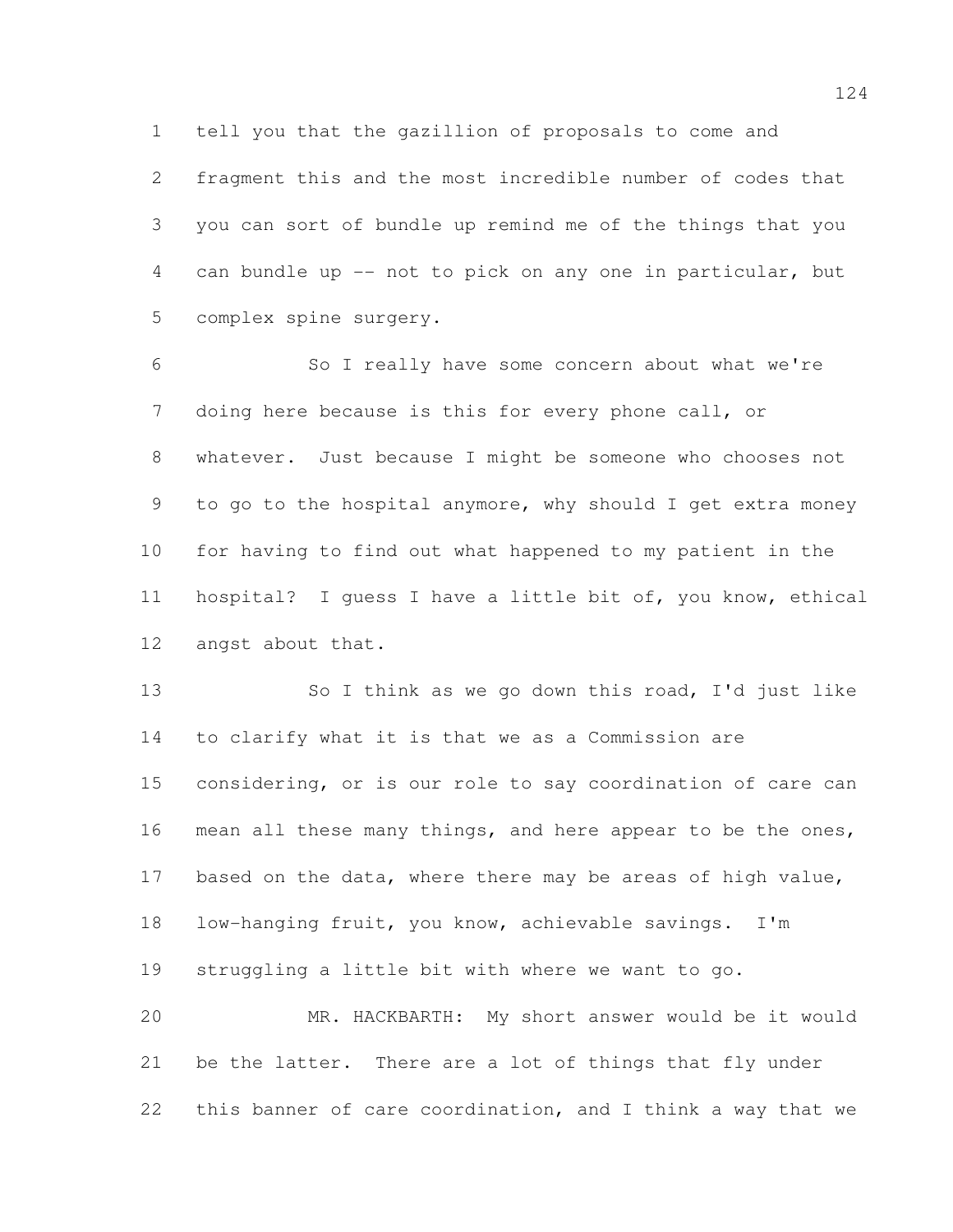tell you that the gazillion of proposals to come and fragment this and the most incredible number of codes that you can sort of bundle up remind me of the things that you can bundle up -- not to pick on any one in particular, but complex spine surgery.

So I really have some concern about what we're doing here because is this for every phone call, or whatever. Just because I might be someone who chooses not to go to the hospital anymore, why should I get extra money for having to find out what happened to my patient in the hospital? I guess I have a little bit of, you know, ethical angst about that.

So I think as we go down this road, I'd just like to clarify what it is that we as a Commission are considering, or is our role to say coordination of care can mean all these many things, and here appear to be the ones, based on the data, where there may be areas of high value, low-hanging fruit, you know, achievable savings. I'm struggling a little bit with where we want to go.

MR. HACKBARTH: My short answer would be it would be the latter. There are a lot of things that fly under this banner of care coordination, and I think a way that we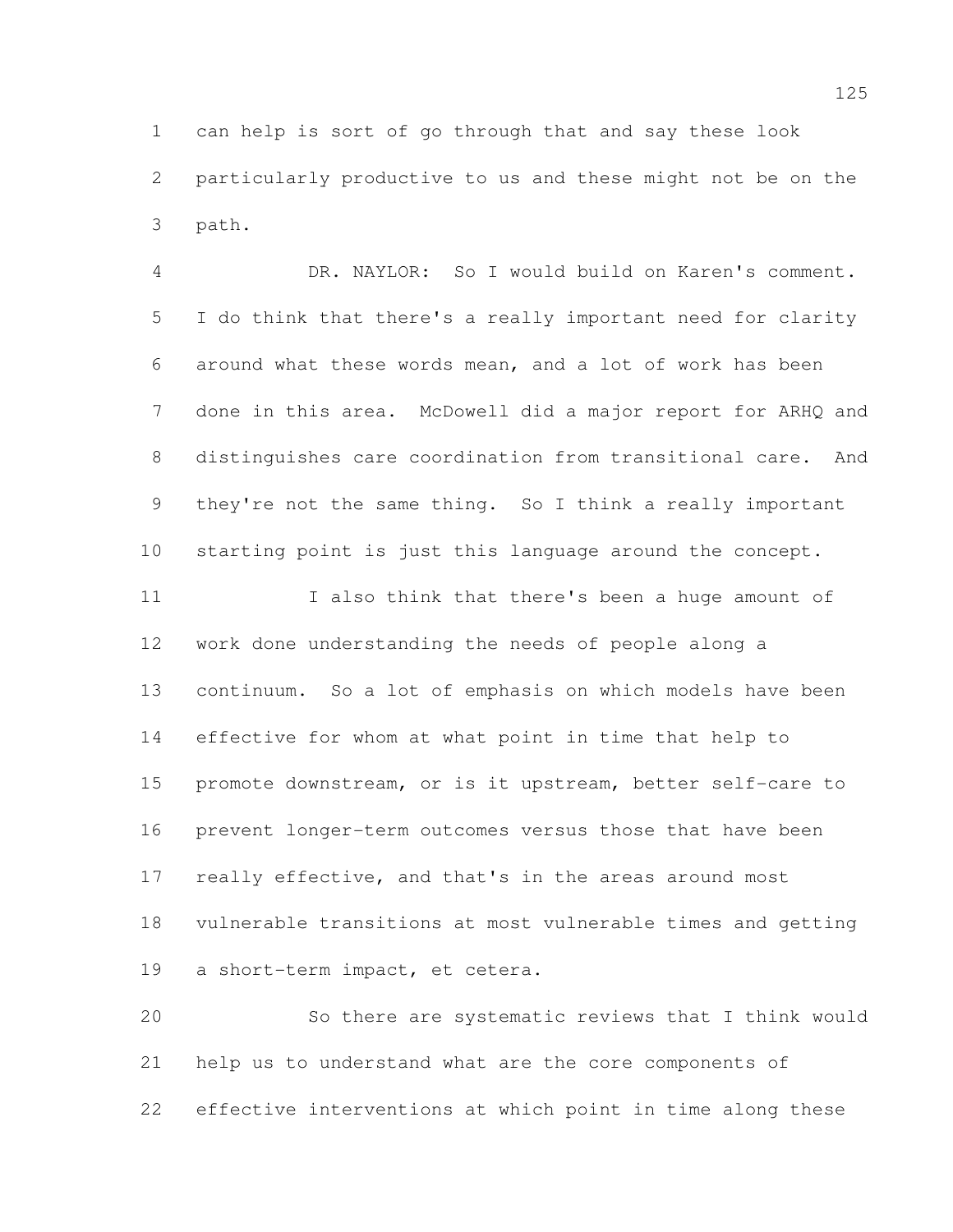can help is sort of go through that and say these look particularly productive to us and these might not be on the path.

DR. NAYLOR: So I would build on Karen's comment. I do think that there's a really important need for clarity around what these words mean, and a lot of work has been done in this area. McDowell did a major report for ARHQ and distinguishes care coordination from transitional care. And they're not the same thing. So I think a really important starting point is just this language around the concept.

I also think that there's been a huge amount of work done understanding the needs of people along a continuum. So a lot of emphasis on which models have been effective for whom at what point in time that help to promote downstream, or is it upstream, better self-care to prevent longer-term outcomes versus those that have been really effective, and that's in the areas around most vulnerable transitions at most vulnerable times and getting a short-term impact, et cetera.

So there are systematic reviews that I think would help us to understand what are the core components of effective interventions at which point in time along these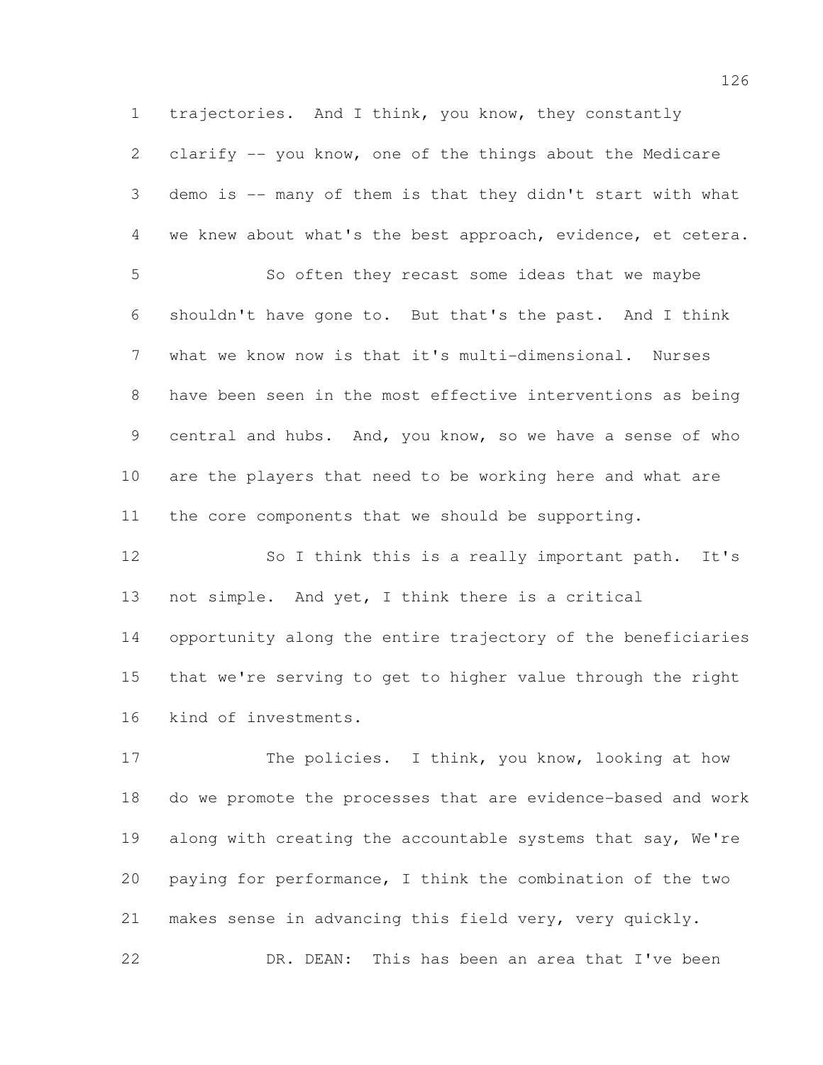trajectories. And I think, you know, they constantly clarify -- you know, one of the things about the Medicare demo is -- many of them is that they didn't start with what we knew about what's the best approach, evidence, et cetera.

So often they recast some ideas that we maybe shouldn't have gone to. But that's the past. And I think what we know now is that it's multi-dimensional. Nurses have been seen in the most effective interventions as being central and hubs. And, you know, so we have a sense of who are the players that need to be working here and what are the core components that we should be supporting.

So I think this is a really important path. It's not simple. And yet, I think there is a critical opportunity along the entire trajectory of the beneficiaries that we're serving to get to higher value through the right kind of investments.

The policies. I think, you know, looking at how do we promote the processes that are evidence-based and work along with creating the accountable systems that say, We're paying for performance, I think the combination of the two makes sense in advancing this field very, very quickly.

DR. DEAN: This has been an area that I've been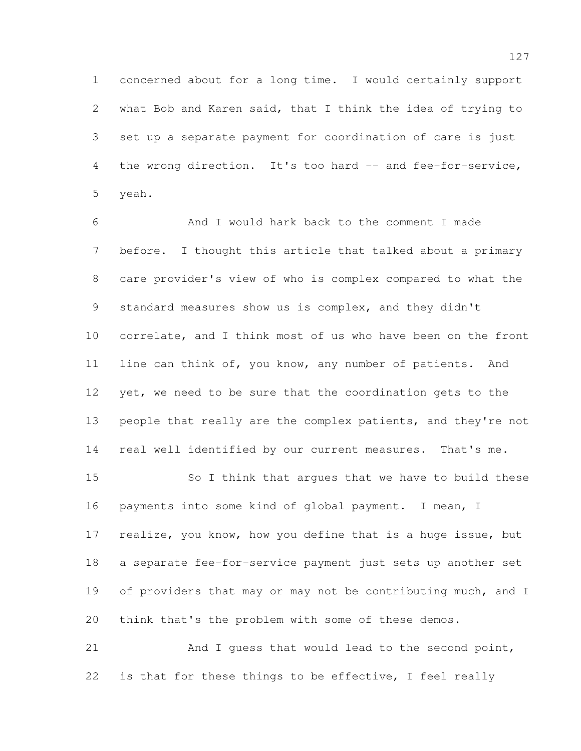concerned about for a long time. I would certainly support what Bob and Karen said, that I think the idea of trying to set up a separate payment for coordination of care is just the wrong direction. It's too hard -- and fee-for-service, yeah.

And I would hark back to the comment I made before. I thought this article that talked about a primary care provider's view of who is complex compared to what the standard measures show us is complex, and they didn't correlate, and I think most of us who have been on the front line can think of, you know, any number of patients. And yet, we need to be sure that the coordination gets to the people that really are the complex patients, and they're not real well identified by our current measures. That's me.

So I think that argues that we have to build these payments into some kind of global payment. I mean, I realize, you know, how you define that is a huge issue, but a separate fee-for-service payment just sets up another set of providers that may or may not be contributing much, and I think that's the problem with some of these demos.

And I guess that would lead to the second point, is that for these things to be effective, I feel really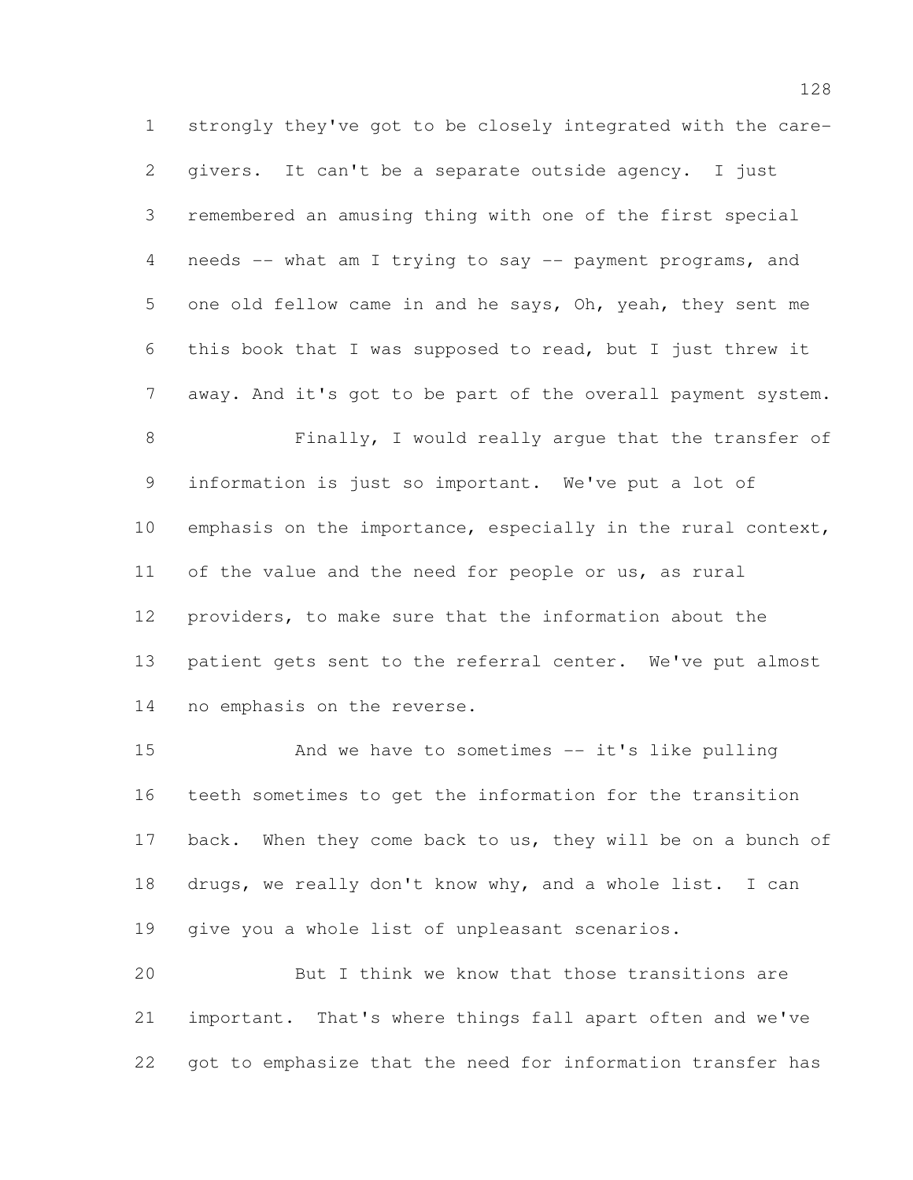strongly they've got to be closely integrated with the care-givers. It can't be a separate outside agency. I just remembered an amusing thing with one of the first special needs -- what am I trying to say -- payment programs, and one old fellow came in and he says, Oh, yeah, they sent me this book that I was supposed to read, but I just threw it away. And it's got to be part of the overall payment system.

Finally, I would really argue that the transfer of information is just so important. We've put a lot of emphasis on the importance, especially in the rural context, of the value and the need for people or us, as rural providers, to make sure that the information about the patient gets sent to the referral center. We've put almost no emphasis on the reverse.

And we have to sometimes -- it's like pulling teeth sometimes to get the information for the transition back. When they come back to us, they will be on a bunch of drugs, we really don't know why, and a whole list. I can give you a whole list of unpleasant scenarios.

But I think we know that those transitions are important. That's where things fall apart often and we've got to emphasize that the need for information transfer has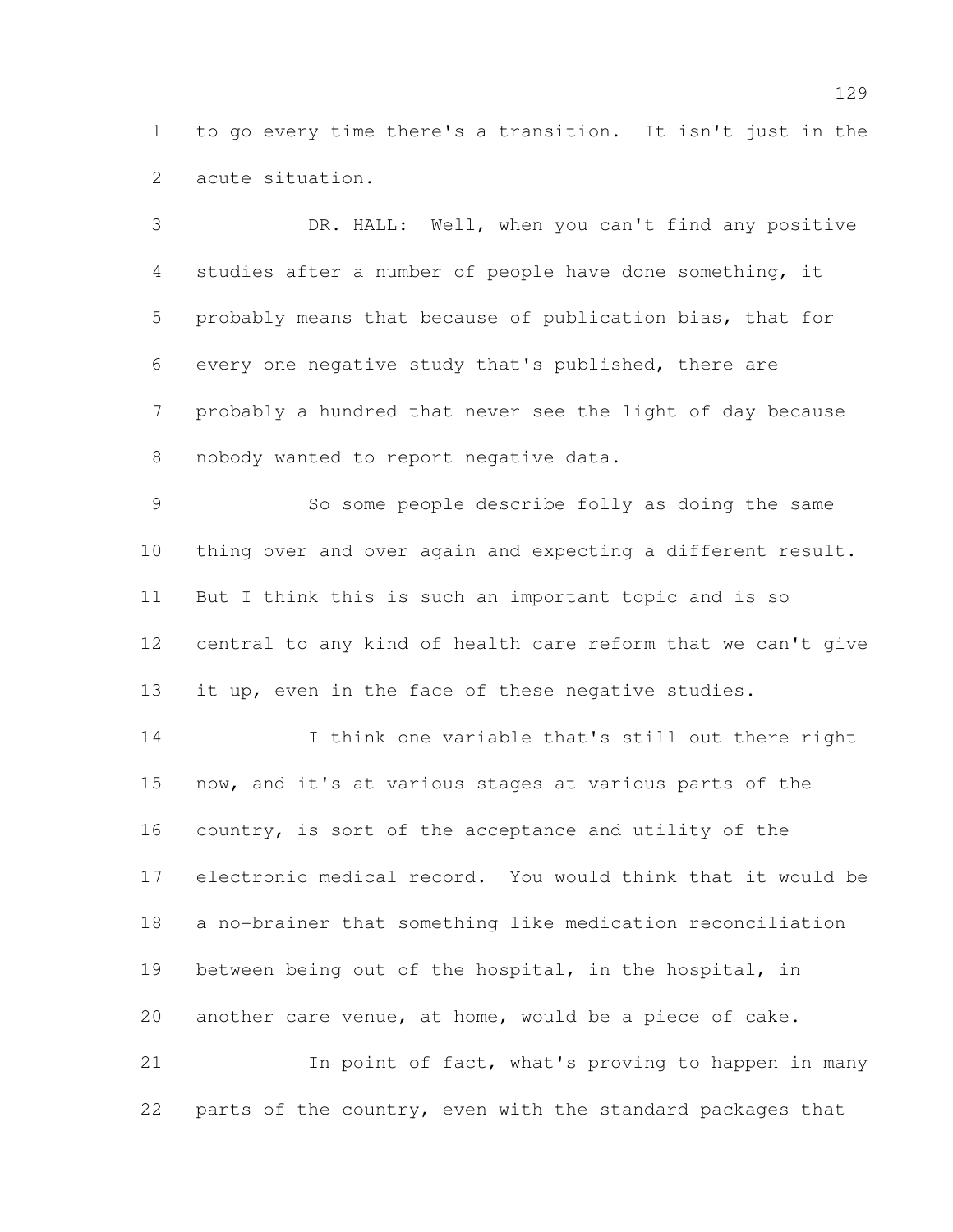to go every time there's a transition. It isn't just in the acute situation.

DR. HALL: Well, when you can't find any positive studies after a number of people have done something, it probably means that because of publication bias, that for every one negative study that's published, there are probably a hundred that never see the light of day because nobody wanted to report negative data.

So some people describe folly as doing the same thing over and over again and expecting a different result. But I think this is such an important topic and is so central to any kind of health care reform that we can't give it up, even in the face of these negative studies.

I think one variable that's still out there right now, and it's at various stages at various parts of the country, is sort of the acceptance and utility of the electronic medical record. You would think that it would be a no-brainer that something like medication reconciliation between being out of the hospital, in the hospital, in another care venue, at home, would be a piece of cake.

In point of fact, what's proving to happen in many parts of the country, even with the standard packages that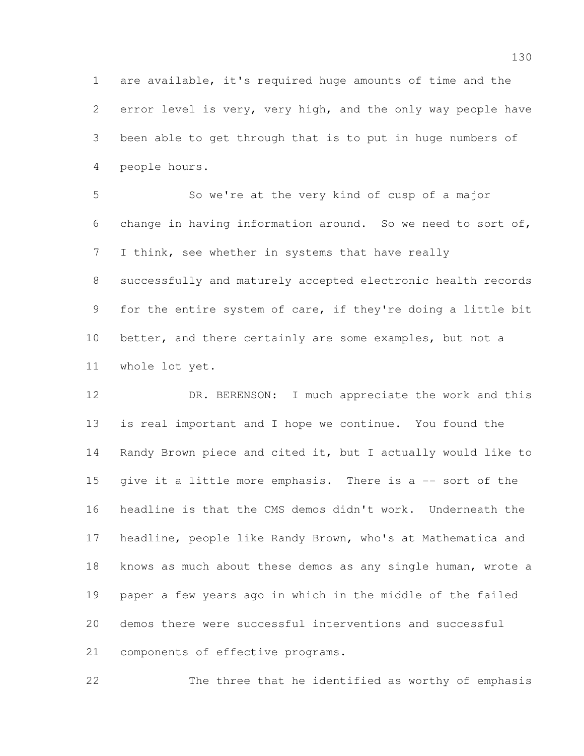are available, it's required huge amounts of time and the error level is very, very high, and the only way people have been able to get through that is to put in huge numbers of people hours.

So we're at the very kind of cusp of a major change in having information around. So we need to sort of, I think, see whether in systems that have really successfully and maturely accepted electronic health records for the entire system of care, if they're doing a little bit better, and there certainly are some examples, but not a whole lot yet.

DR. BERENSON: I much appreciate the work and this is real important and I hope we continue. You found the Randy Brown piece and cited it, but I actually would like to give it a little more emphasis. There is a -- sort of the headline is that the CMS demos didn't work. Underneath the headline, people like Randy Brown, who's at Mathematica and knows as much about these demos as any single human, wrote a paper a few years ago in which in the middle of the failed demos there were successful interventions and successful components of effective programs.

The three that he identified as worthy of emphasis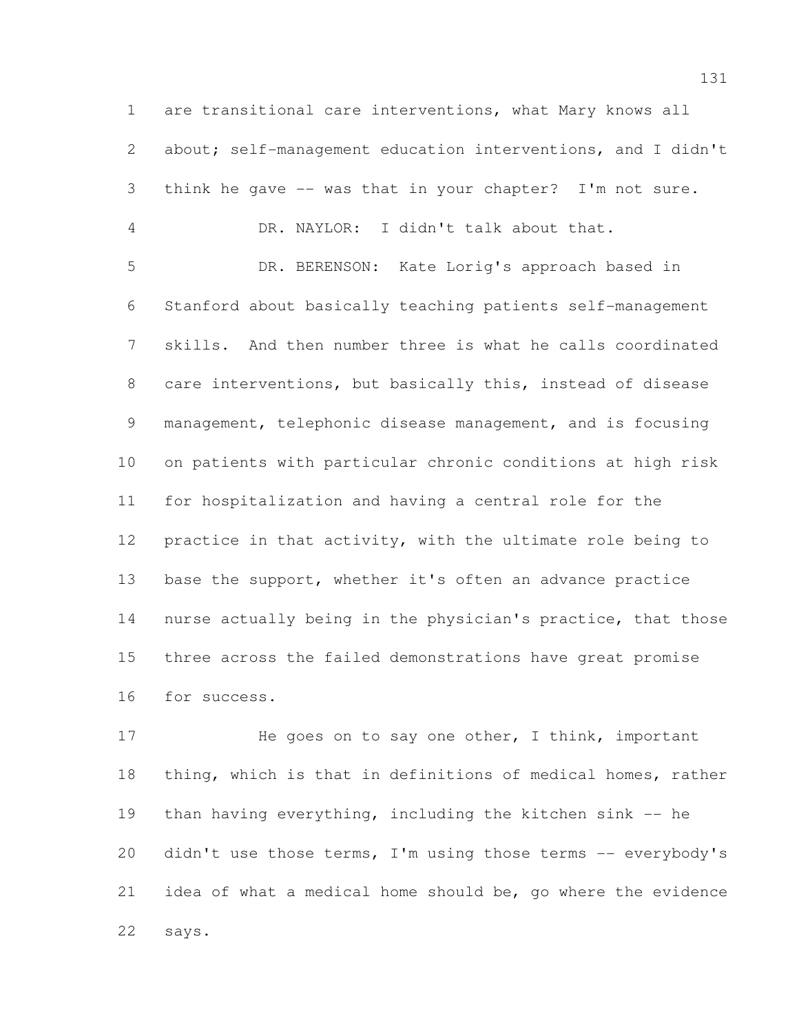are transitional care interventions, what Mary knows all about; self-management education interventions, and I didn't think he gave -- was that in your chapter? I'm not sure.

DR. NAYLOR: I didn't talk about that.

DR. BERENSON: Kate Lorig's approach based in Stanford about basically teaching patients self-management skills. And then number three is what he calls coordinated care interventions, but basically this, instead of disease management, telephonic disease management, and is focusing on patients with particular chronic conditions at high risk for hospitalization and having a central role for the practice in that activity, with the ultimate role being to base the support, whether it's often an advance practice nurse actually being in the physician's practice, that those three across the failed demonstrations have great promise for success.

He goes on to say one other, I think, important thing, which is that in definitions of medical homes, rather than having everything, including the kitchen sink -- he didn't use those terms, I'm using those terms -- everybody's idea of what a medical home should be, go where the evidence says.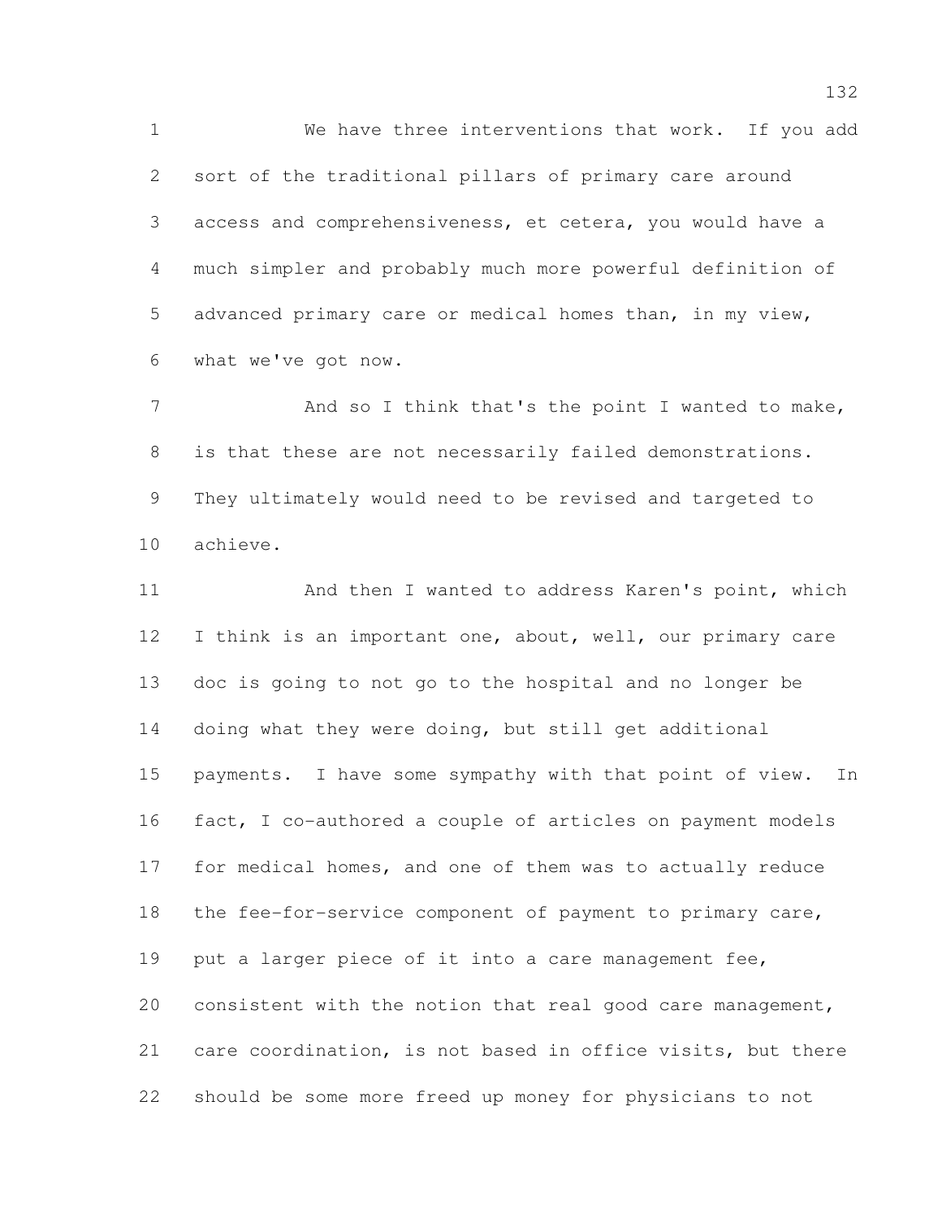We have three interventions that work. If you add sort of the traditional pillars of primary care around access and comprehensiveness, et cetera, you would have a much simpler and probably much more powerful definition of advanced primary care or medical homes than, in my view, what we've got now.

And so I think that's the point I wanted to make, is that these are not necessarily failed demonstrations. They ultimately would need to be revised and targeted to achieve.

And then I wanted to address Karen's point, which I think is an important one, about, well, our primary care doc is going to not go to the hospital and no longer be doing what they were doing, but still get additional payments. I have some sympathy with that point of view. In fact, I co-authored a couple of articles on payment models for medical homes, and one of them was to actually reduce the fee-for-service component of payment to primary care, put a larger piece of it into a care management fee, consistent with the notion that real good care management, care coordination, is not based in office visits, but there should be some more freed up money for physicians to not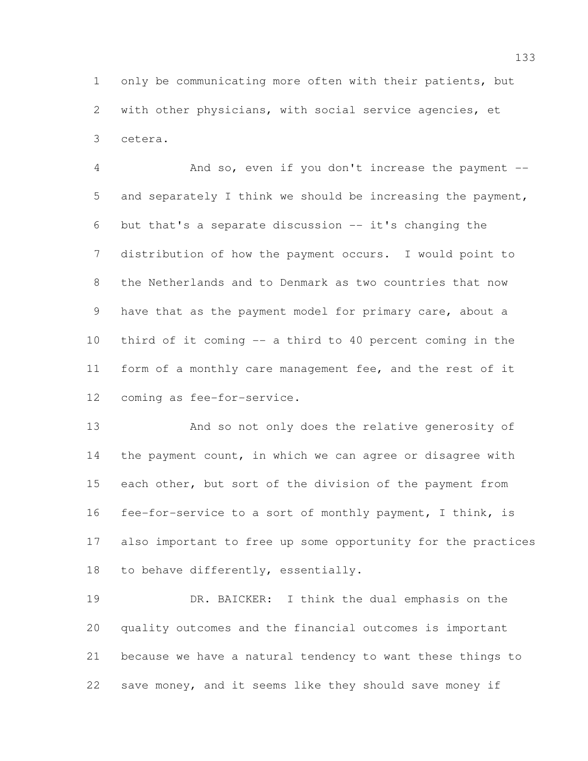only be communicating more often with their patients, but with other physicians, with social service agencies, et cetera.

And so, even if you don't increase the payment -- and separately I think we should be increasing the payment, but that's a separate discussion -- it's changing the distribution of how the payment occurs. I would point to the Netherlands and to Denmark as two countries that now have that as the payment model for primary care, about a third of it coming -- a third to 40 percent coming in the form of a monthly care management fee, and the rest of it coming as fee-for-service.

And so not only does the relative generosity of the payment count, in which we can agree or disagree with each other, but sort of the division of the payment from fee-for-service to a sort of monthly payment, I think, is also important to free up some opportunity for the practices to behave differently, essentially.

DR. BAICKER: I think the dual emphasis on the quality outcomes and the financial outcomes is important because we have a natural tendency to want these things to save money, and it seems like they should save money if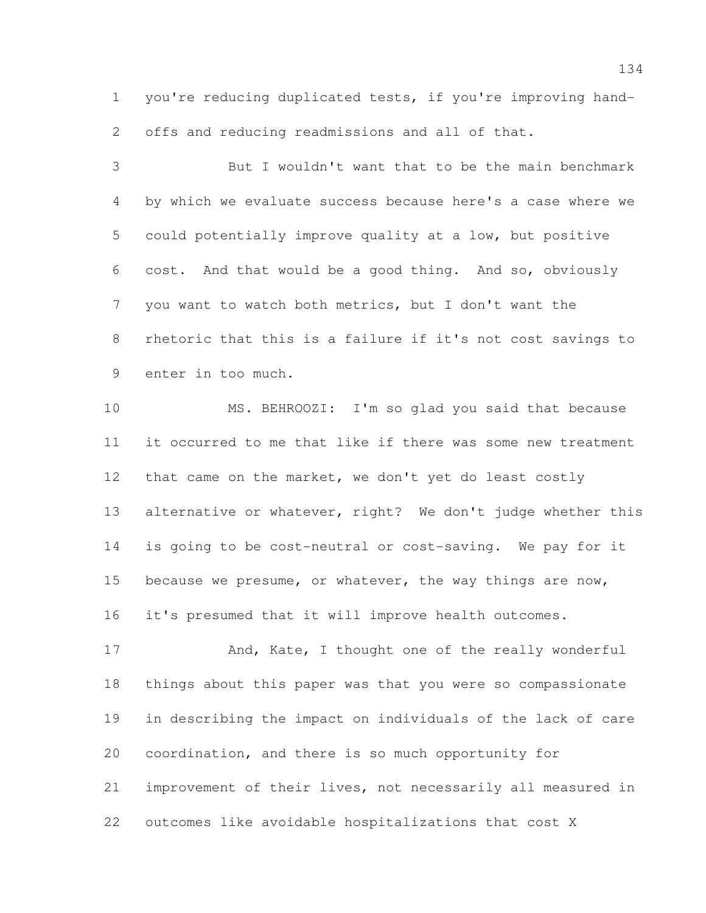you're reducing duplicated tests, if you're improving hand-offs and reducing readmissions and all of that.

But I wouldn't want that to be the main benchmark by which we evaluate success because here's a case where we could potentially improve quality at a low, but positive cost. And that would be a good thing. And so, obviously you want to watch both metrics, but I don't want the rhetoric that this is a failure if it's not cost savings to enter in too much.

MS. BEHROOZI: I'm so glad you said that because it occurred to me that like if there was some new treatment that came on the market, we don't yet do least costly alternative or whatever, right? We don't judge whether this is going to be cost-neutral or cost-saving. We pay for it because we presume, or whatever, the way things are now, it's presumed that it will improve health outcomes.

And, Kate, I thought one of the really wonderful things about this paper was that you were so compassionate in describing the impact on individuals of the lack of care coordination, and there is so much opportunity for improvement of their lives, not necessarily all measured in outcomes like avoidable hospitalizations that cost X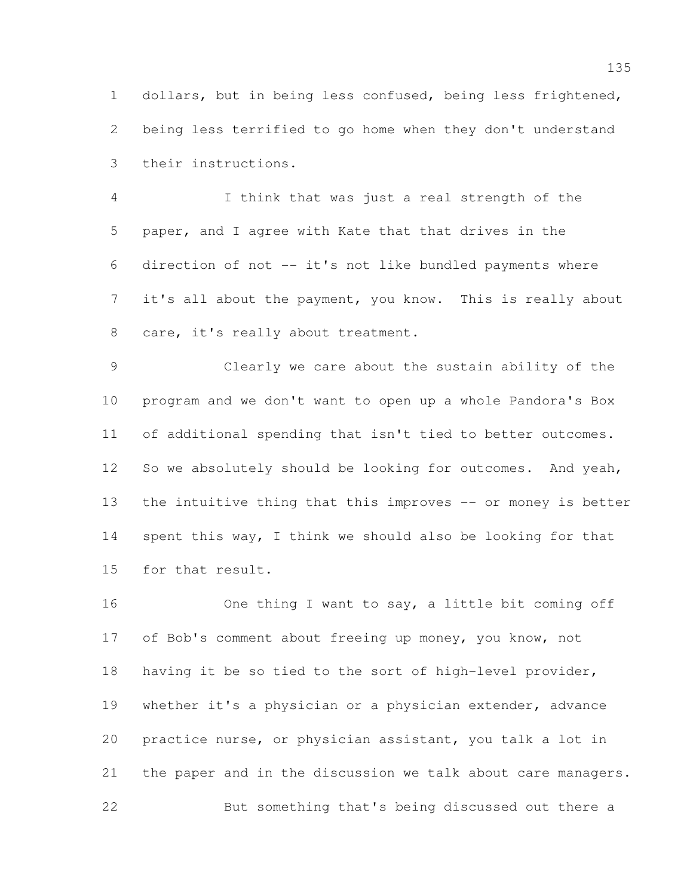dollars, but in being less confused, being less frightened, being less terrified to go home when they don't understand their instructions.

I think that was just a real strength of the paper, and I agree with Kate that that drives in the direction of not -- it's not like bundled payments where it's all about the payment, you know. This is really about care, it's really about treatment.

Clearly we care about the sustain ability of the program and we don't want to open up a whole Pandora's Box of additional spending that isn't tied to better outcomes. So we absolutely should be looking for outcomes. And yeah, the intuitive thing that this improves -- or money is better spent this way, I think we should also be looking for that for that result.

One thing I want to say, a little bit coming off of Bob's comment about freeing up money, you know, not having it be so tied to the sort of high-level provider, whether it's a physician or a physician extender, advance practice nurse, or physician assistant, you talk a lot in the paper and in the discussion we talk about care managers.

But something that's being discussed out there a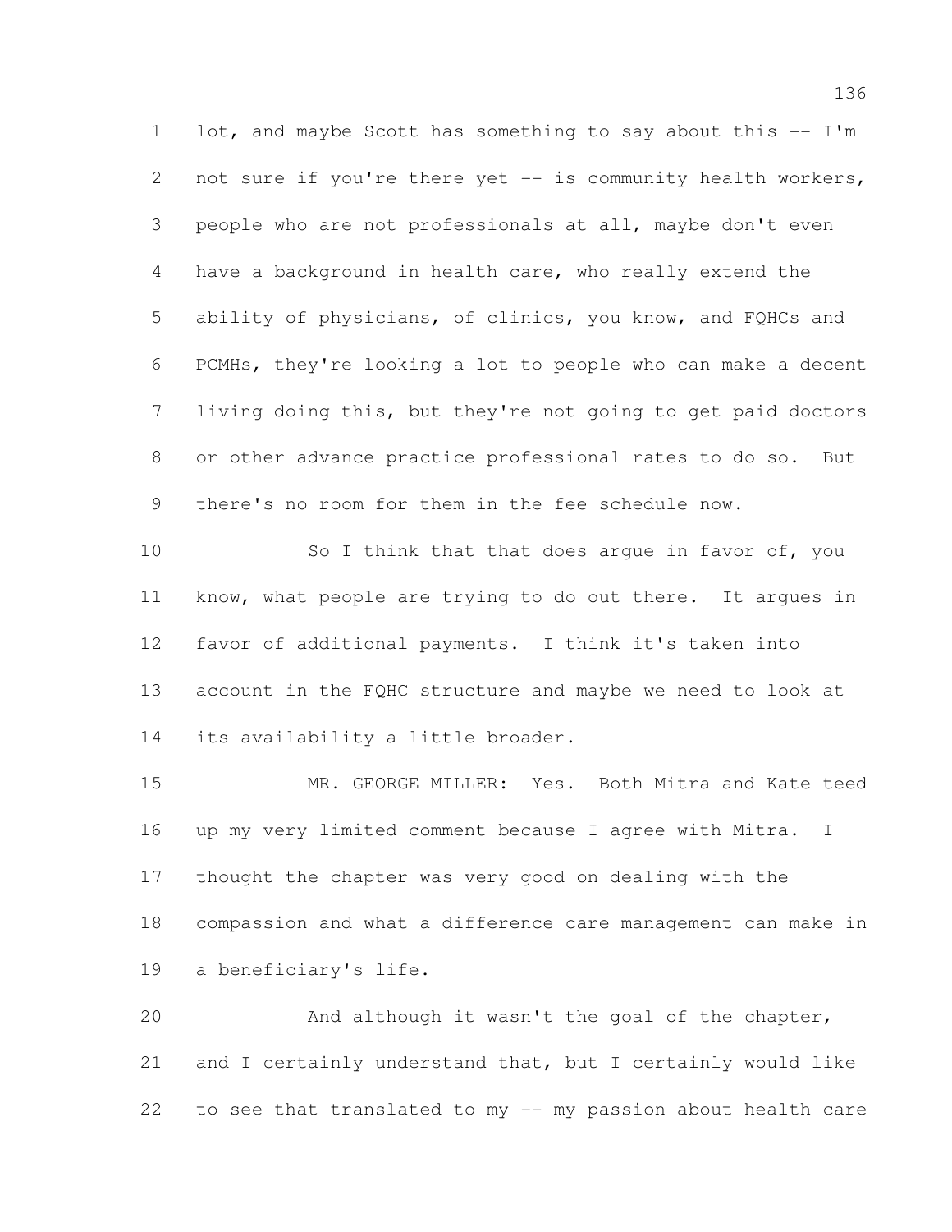lot, and maybe Scott has something to say about this -- I'm not sure if you're there yet -- is community health workers, people who are not professionals at all, maybe don't even have a background in health care, who really extend the ability of physicians, of clinics, you know, and FQHCs and PCMHs, they're looking a lot to people who can make a decent living doing this, but they're not going to get paid doctors or other advance practice professional rates to do so. But there's no room for them in the fee schedule now.

So I think that that does argue in favor of, you know, what people are trying to do out there. It argues in favor of additional payments. I think it's taken into account in the FQHC structure and maybe we need to look at its availability a little broader.

MR. GEORGE MILLER: Yes. Both Mitra and Kate teed up my very limited comment because I agree with Mitra. I thought the chapter was very good on dealing with the compassion and what a difference care management can make in a beneficiary's life.

And although it wasn't the goal of the chapter, and I certainly understand that, but I certainly would like to see that translated to my -- my passion about health care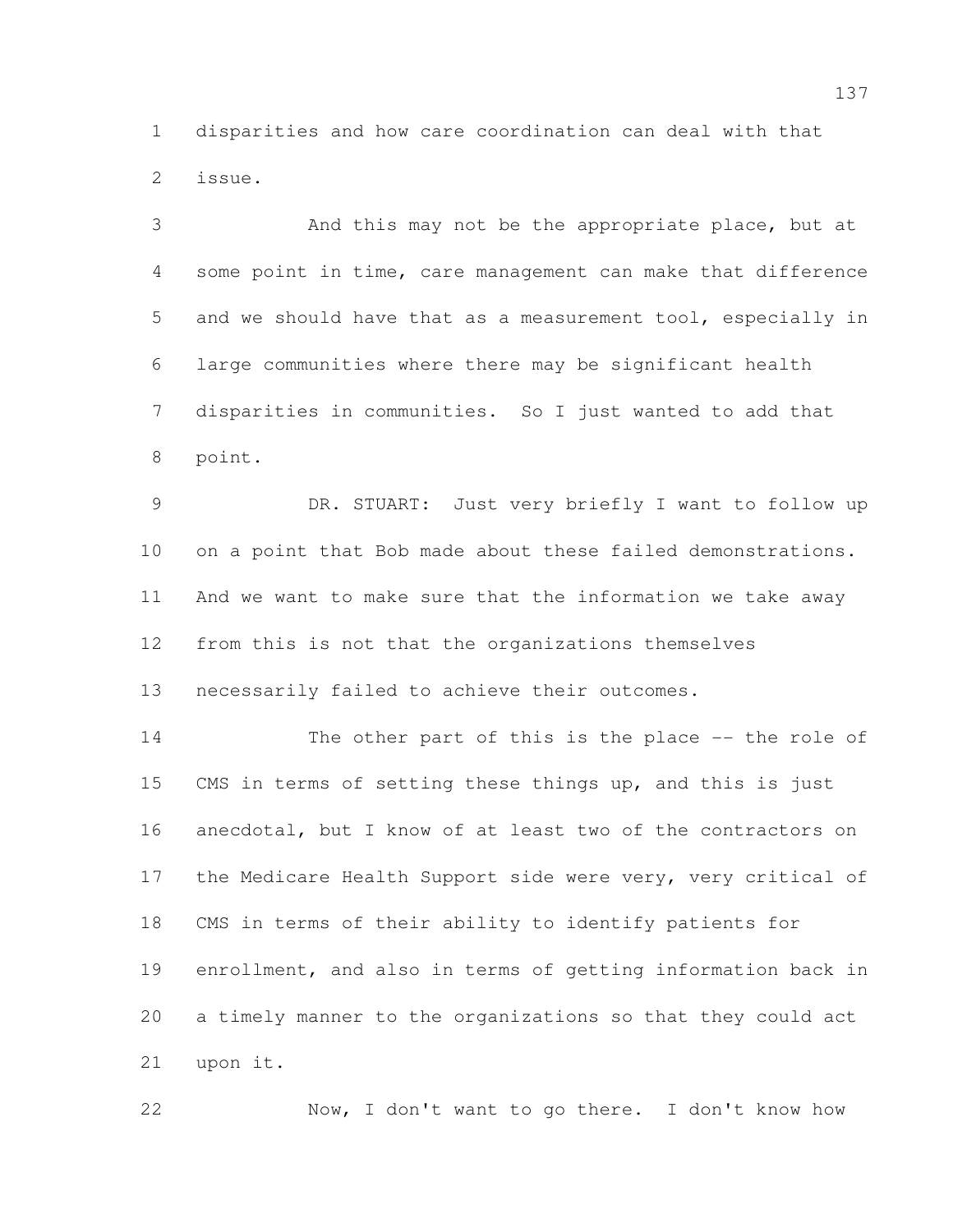disparities and how care coordination can deal with that issue.

And this may not be the appropriate place, but at some point in time, care management can make that difference and we should have that as a measurement tool, especially in large communities where there may be significant health disparities in communities. So I just wanted to add that point.

DR. STUART: Just very briefly I want to follow up on a point that Bob made about these failed demonstrations. And we want to make sure that the information we take away from this is not that the organizations themselves necessarily failed to achieve their outcomes.

The other part of this is the place -- the role of CMS in terms of setting these things up, and this is just anecdotal, but I know of at least two of the contractors on the Medicare Health Support side were very, very critical of CMS in terms of their ability to identify patients for enrollment, and also in terms of getting information back in a timely manner to the organizations so that they could act upon it.

Now, I don't want to go there. I don't know how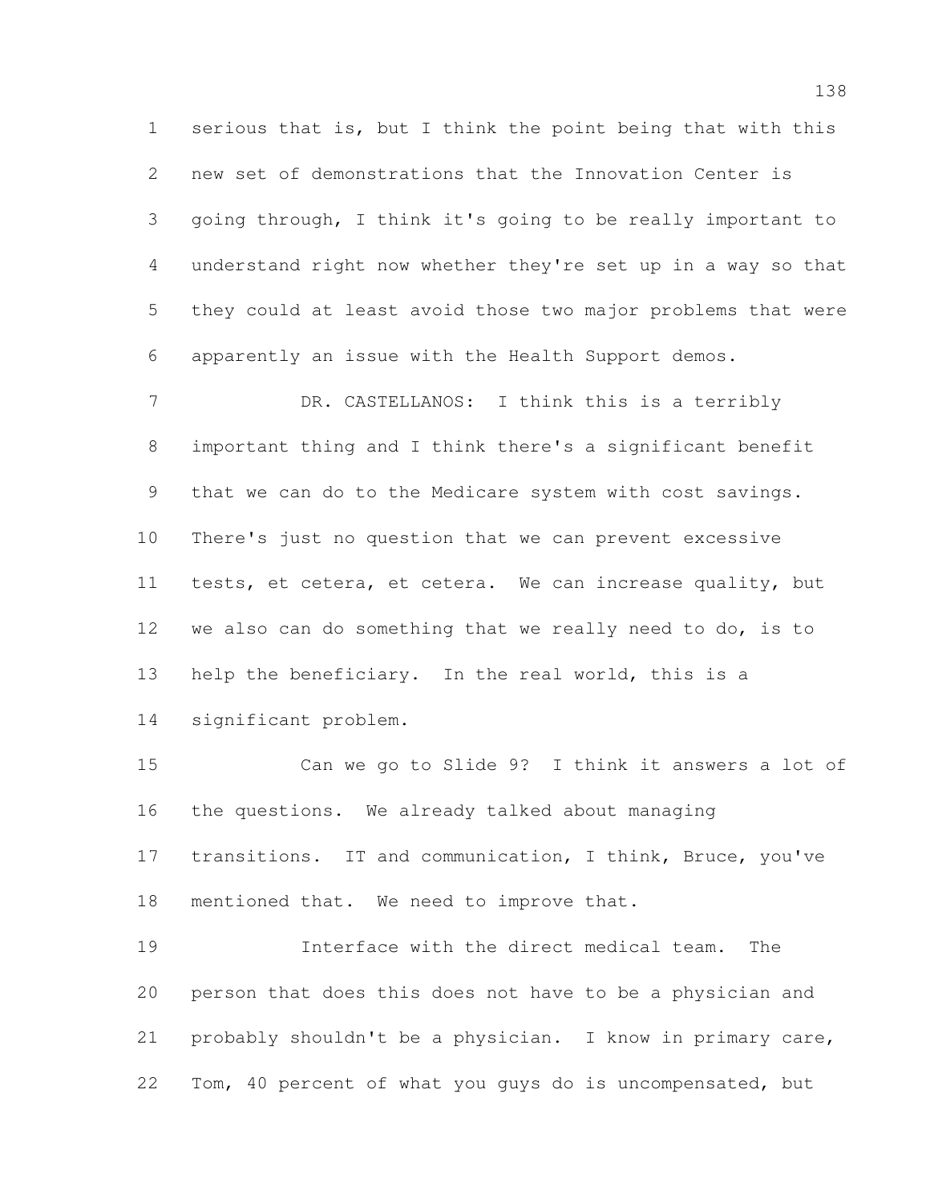serious that is, but I think the point being that with this new set of demonstrations that the Innovation Center is going through, I think it's going to be really important to understand right now whether they're set up in a way so that they could at least avoid those two major problems that were apparently an issue with the Health Support demos.

DR. CASTELLANOS: I think this is a terribly important thing and I think there's a significant benefit that we can do to the Medicare system with cost savings. There's just no question that we can prevent excessive tests, et cetera, et cetera. We can increase quality, but we also can do something that we really need to do, is to help the beneficiary. In the real world, this is a significant problem.

Can we go to Slide 9? I think it answers a lot of the questions. We already talked about managing transitions. IT and communication, I think, Bruce, you've mentioned that. We need to improve that.

Interface with the direct medical team. The person that does this does not have to be a physician and probably shouldn't be a physician. I know in primary care, Tom, 40 percent of what you guys do is uncompensated, but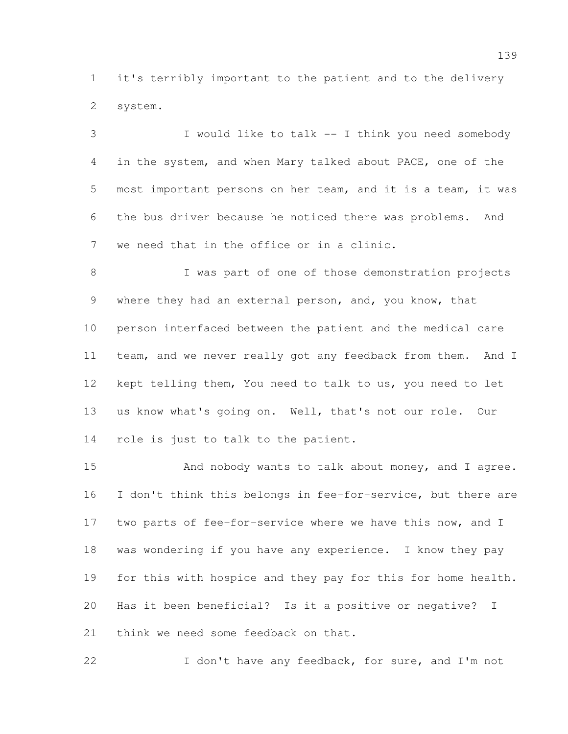it's terribly important to the patient and to the delivery system.

I would like to talk -- I think you need somebody in the system, and when Mary talked about PACE, one of the most important persons on her team, and it is a team, it was the bus driver because he noticed there was problems. And we need that in the office or in a clinic.

I was part of one of those demonstration projects where they had an external person, and, you know, that person interfaced between the patient and the medical care team, and we never really got any feedback from them. And I kept telling them, You need to talk to us, you need to let us know what's going on. Well, that's not our role. Our role is just to talk to the patient.

And nobody wants to talk about money, and I agree. I don't think this belongs in fee-for-service, but there are two parts of fee-for-service where we have this now, and I was wondering if you have any experience. I know they pay for this with hospice and they pay for this for home health. Has it been beneficial? Is it a positive or negative? I think we need some feedback on that.

I don't have any feedback, for sure, and I'm not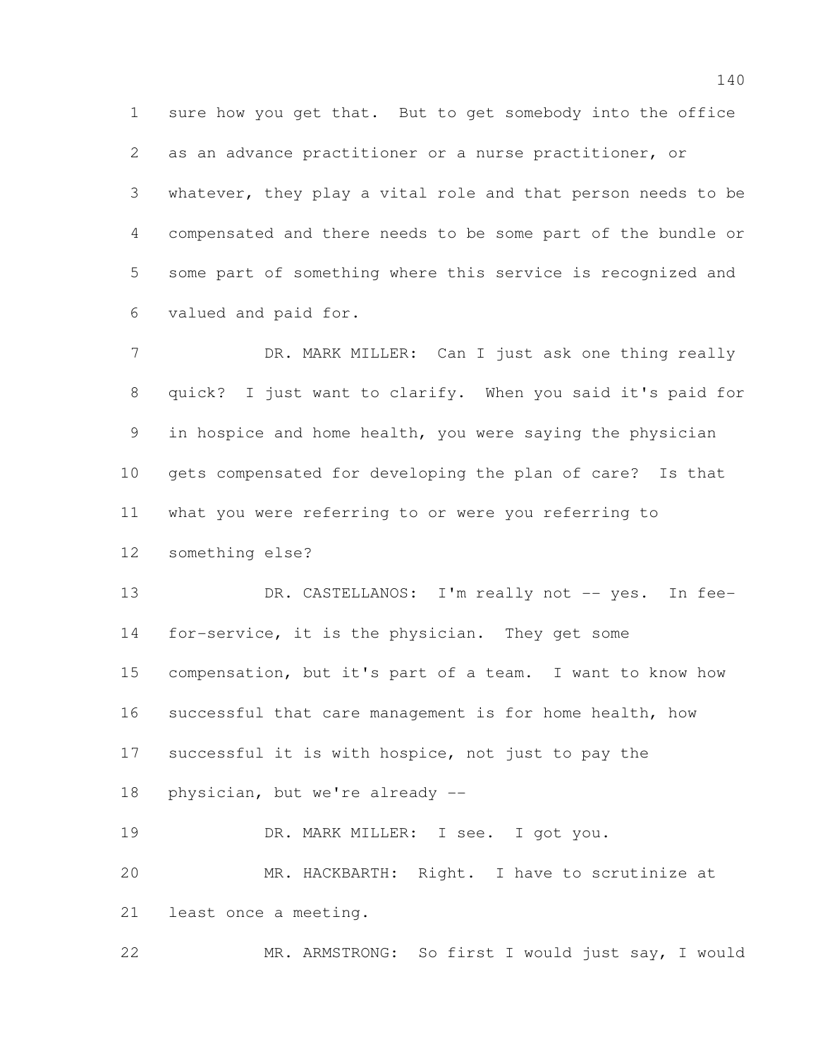sure how you get that. But to get somebody into the office as an advance practitioner or a nurse practitioner, or whatever, they play a vital role and that person needs to be compensated and there needs to be some part of the bundle or some part of something where this service is recognized and valued and paid for.

DR. MARK MILLER: Can I just ask one thing really quick? I just want to clarify. When you said it's paid for in hospice and home health, you were saying the physician gets compensated for developing the plan of care? Is that what you were referring to or were you referring to something else?

DR. CASTELLANOS: I'm really not -- yes. In fee-for-service, it is the physician. They get some compensation, but it's part of a team. I want to know how successful that care management is for home health, how successful it is with hospice, not just to pay the physician, but we're already --

DR. MARK MILLER: I see. I got you.

MR. HACKBARTH: Right. I have to scrutinize at least once a meeting.

MR. ARMSTRONG: So first I would just say, I would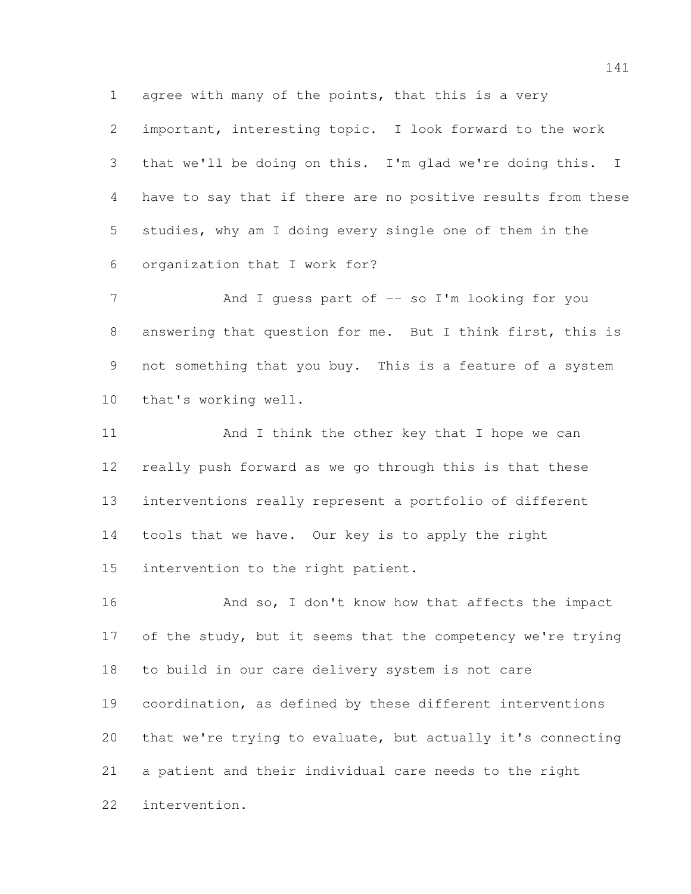agree with many of the points, that this is a very important, interesting topic. I look forward to the work that we'll be doing on this. I'm glad we're doing this. I have to say that if there are no positive results from these studies, why am I doing every single one of them in the organization that I work for?

And I guess part of -- so I'm looking for you answering that question for me. But I think first, this is not something that you buy. This is a feature of a system that's working well.

And I think the other key that I hope we can really push forward as we go through this is that these interventions really represent a portfolio of different tools that we have. Our key is to apply the right intervention to the right patient.

And so, I don't know how that affects the impact of the study, but it seems that the competency we're trying to build in our care delivery system is not care coordination, as defined by these different interventions that we're trying to evaluate, but actually it's connecting a patient and their individual care needs to the right intervention.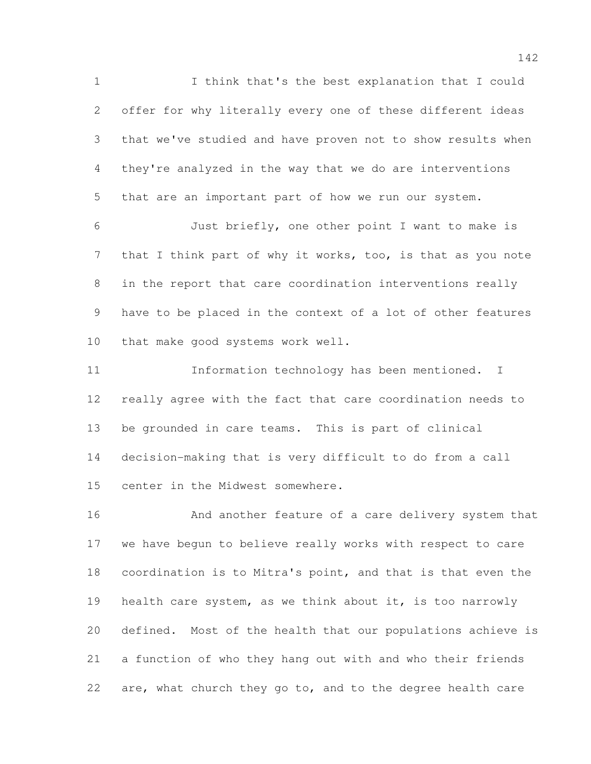I think that's the best explanation that I could offer for why literally every one of these different ideas that we've studied and have proven not to show results when they're analyzed in the way that we do are interventions that are an important part of how we run our system.

Just briefly, one other point I want to make is that I think part of why it works, too, is that as you note in the report that care coordination interventions really have to be placed in the context of a lot of other features that make good systems work well.

Information technology has been mentioned. I really agree with the fact that care coordination needs to be grounded in care teams. This is part of clinical decision-making that is very difficult to do from a call center in the Midwest somewhere.

And another feature of a care delivery system that we have begun to believe really works with respect to care coordination is to Mitra's point, and that is that even the health care system, as we think about it, is too narrowly defined. Most of the health that our populations achieve is a function of who they hang out with and who their friends are, what church they go to, and to the degree health care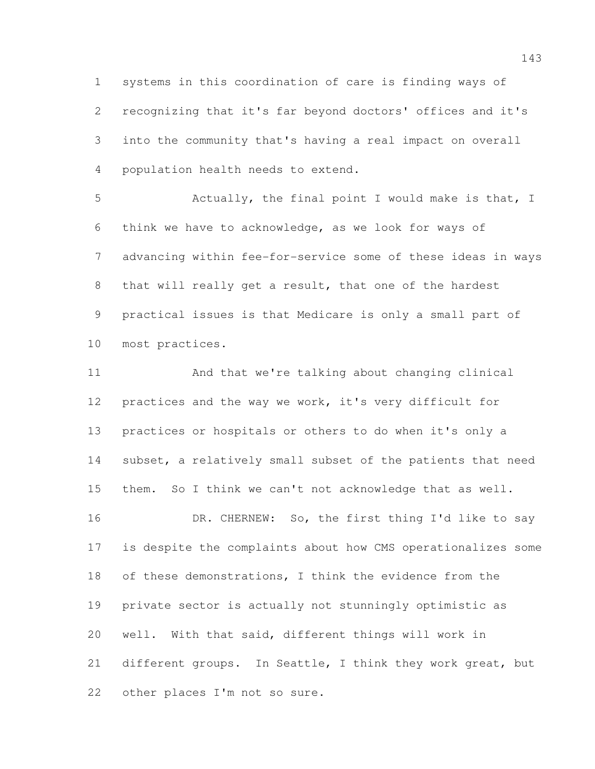systems in this coordination of care is finding ways of recognizing that it's far beyond doctors' offices and it's into the community that's having a real impact on overall population health needs to extend.

Actually, the final point I would make is that, I think we have to acknowledge, as we look for ways of advancing within fee-for-service some of these ideas in ways that will really get a result, that one of the hardest practical issues is that Medicare is only a small part of most practices.

And that we're talking about changing clinical practices and the way we work, it's very difficult for practices or hospitals or others to do when it's only a subset, a relatively small subset of the patients that need them. So I think we can't not acknowledge that as well.

DR. CHERNEW: So, the first thing I'd like to say is despite the complaints about how CMS operationalizes some of these demonstrations, I think the evidence from the private sector is actually not stunningly optimistic as well. With that said, different things will work in different groups. In Seattle, I think they work great, but other places I'm not so sure.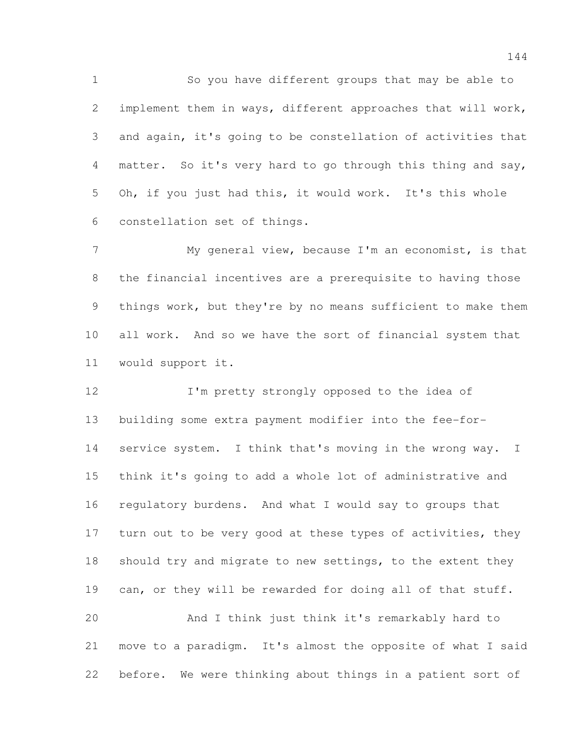So you have different groups that may be able to implement them in ways, different approaches that will work, and again, it's going to be constellation of activities that matter. So it's very hard to go through this thing and say, Oh, if you just had this, it would work. It's this whole constellation set of things.

My general view, because I'm an economist, is that the financial incentives are a prerequisite to having those things work, but they're by no means sufficient to make them all work. And so we have the sort of financial system that would support it.

I'm pretty strongly opposed to the idea of building some extra payment modifier into the fee-for-service system. I think that's moving in the wrong way. I think it's going to add a whole lot of administrative and regulatory burdens. And what I would say to groups that turn out to be very good at these types of activities, they should try and migrate to new settings, to the extent they can, or they will be rewarded for doing all of that stuff.

And I think just think it's remarkably hard to move to a paradigm. It's almost the opposite of what I said before. We were thinking about things in a patient sort of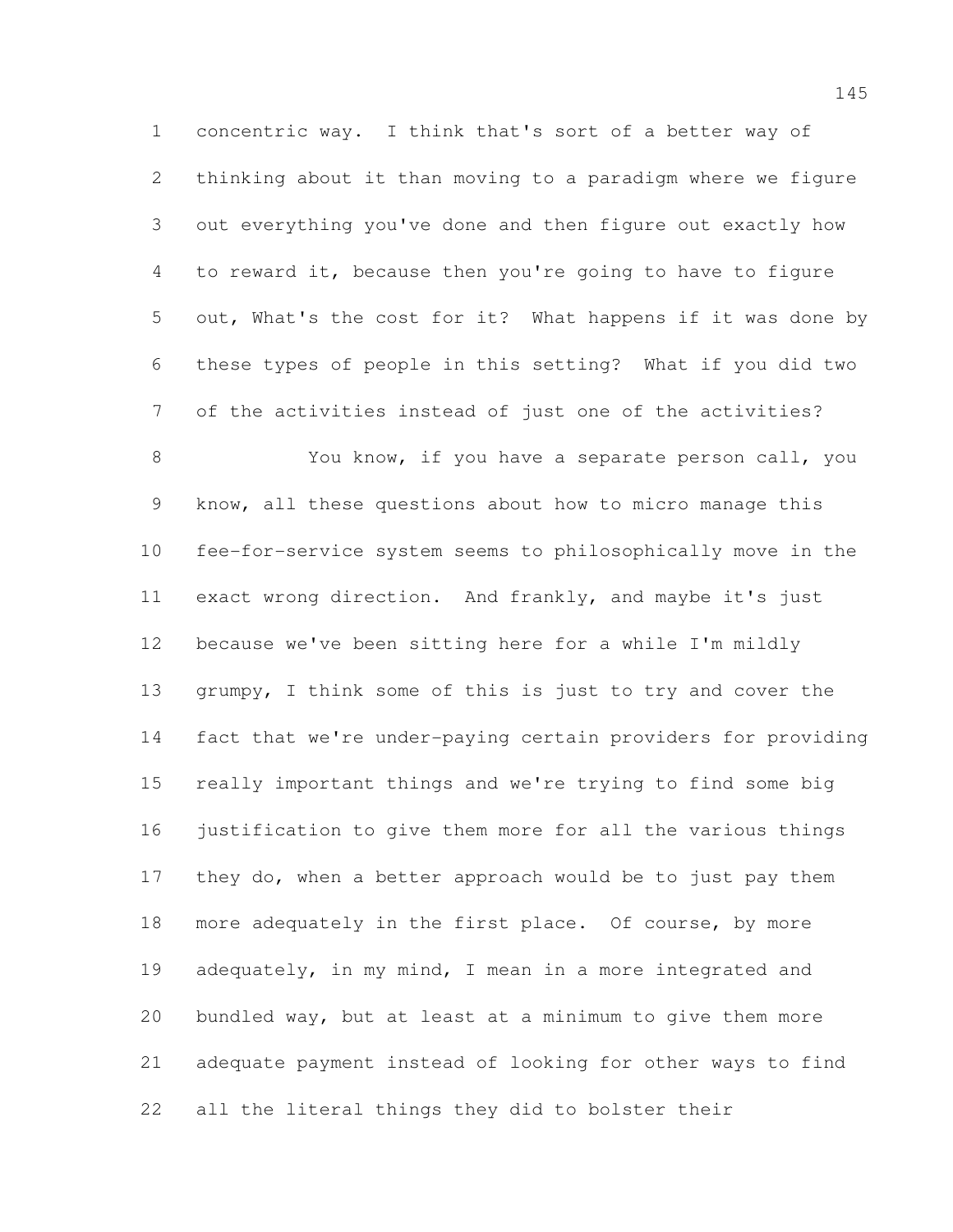concentric way. I think that's sort of a better way of thinking about it than moving to a paradigm where we figure out everything you've done and then figure out exactly how to reward it, because then you're going to have to figure out, What's the cost for it? What happens if it was done by these types of people in this setting? What if you did two of the activities instead of just one of the activities?

You know, if you have a separate person call, you know, all these questions about how to micro manage this fee-for-service system seems to philosophically move in the exact wrong direction. And frankly, and maybe it's just because we've been sitting here for a while I'm mildly grumpy, I think some of this is just to try and cover the fact that we're under-paying certain providers for providing really important things and we're trying to find some big justification to give them more for all the various things they do, when a better approach would be to just pay them more adequately in the first place. Of course, by more adequately, in my mind, I mean in a more integrated and bundled way, but at least at a minimum to give them more adequate payment instead of looking for other ways to find all the literal things they did to bolster their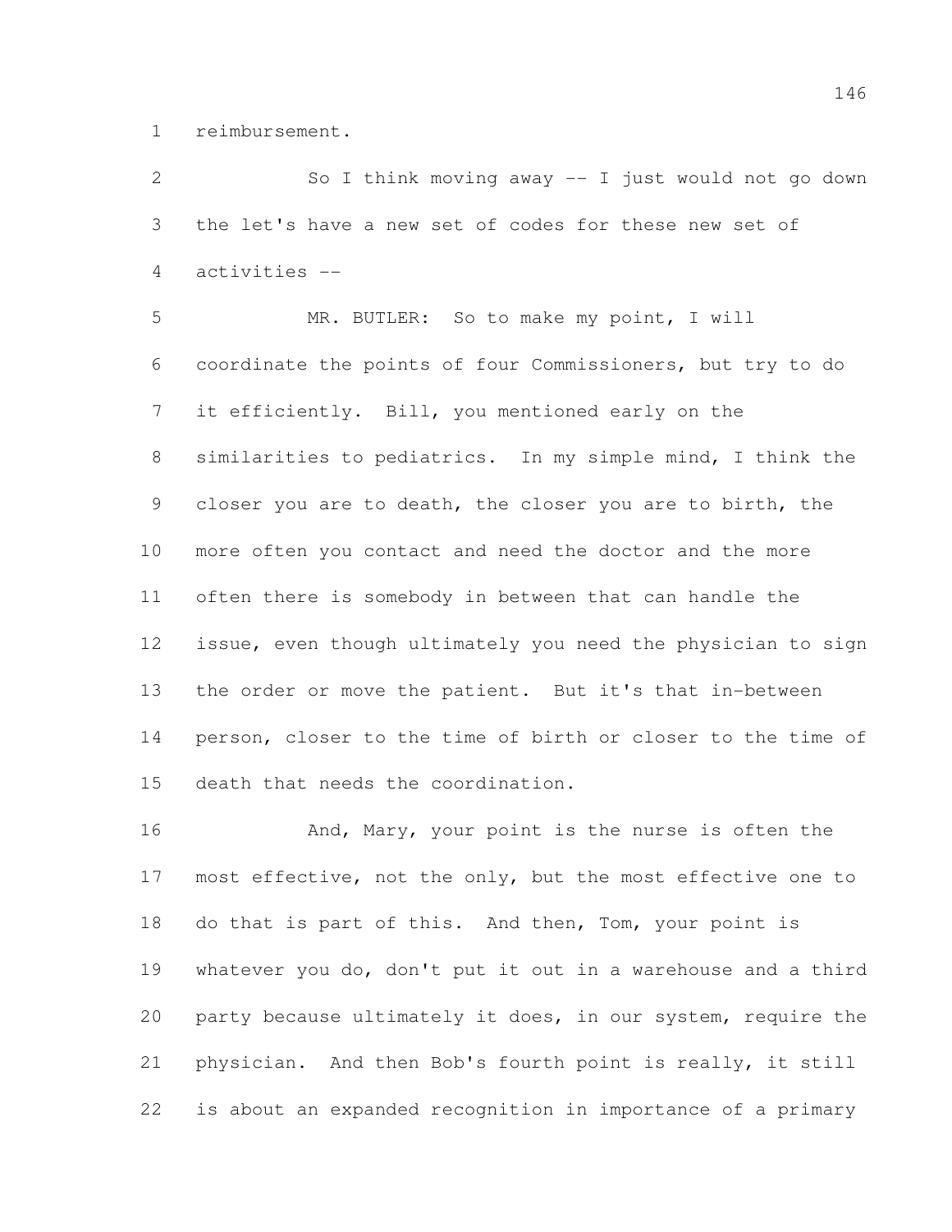reimbursement.

So I think moving away -- I just would not go down the let's have a new set of codes for these new set of activities --

MR. BUTLER: So to make my point, I will coordinate the points of four Commissioners, but try to do it efficiently. Bill, you mentioned early on the similarities to pediatrics. In my simple mind, I think the closer you are to death, the closer you are to birth, the more often you contact and need the doctor and the more often there is somebody in between that can handle the issue, even though ultimately you need the physician to sign the order or move the patient. But it's that in-between person, closer to the time of birth or closer to the time of death that needs the coordination.

And, Mary, your point is the nurse is often the most effective, not the only, but the most effective one to do that is part of this. And then, Tom, your point is whatever you do, don't put it out in a warehouse and a third party because ultimately it does, in our system, require the physician. And then Bob's fourth point is really, it still is about an expanded recognition in importance of a primary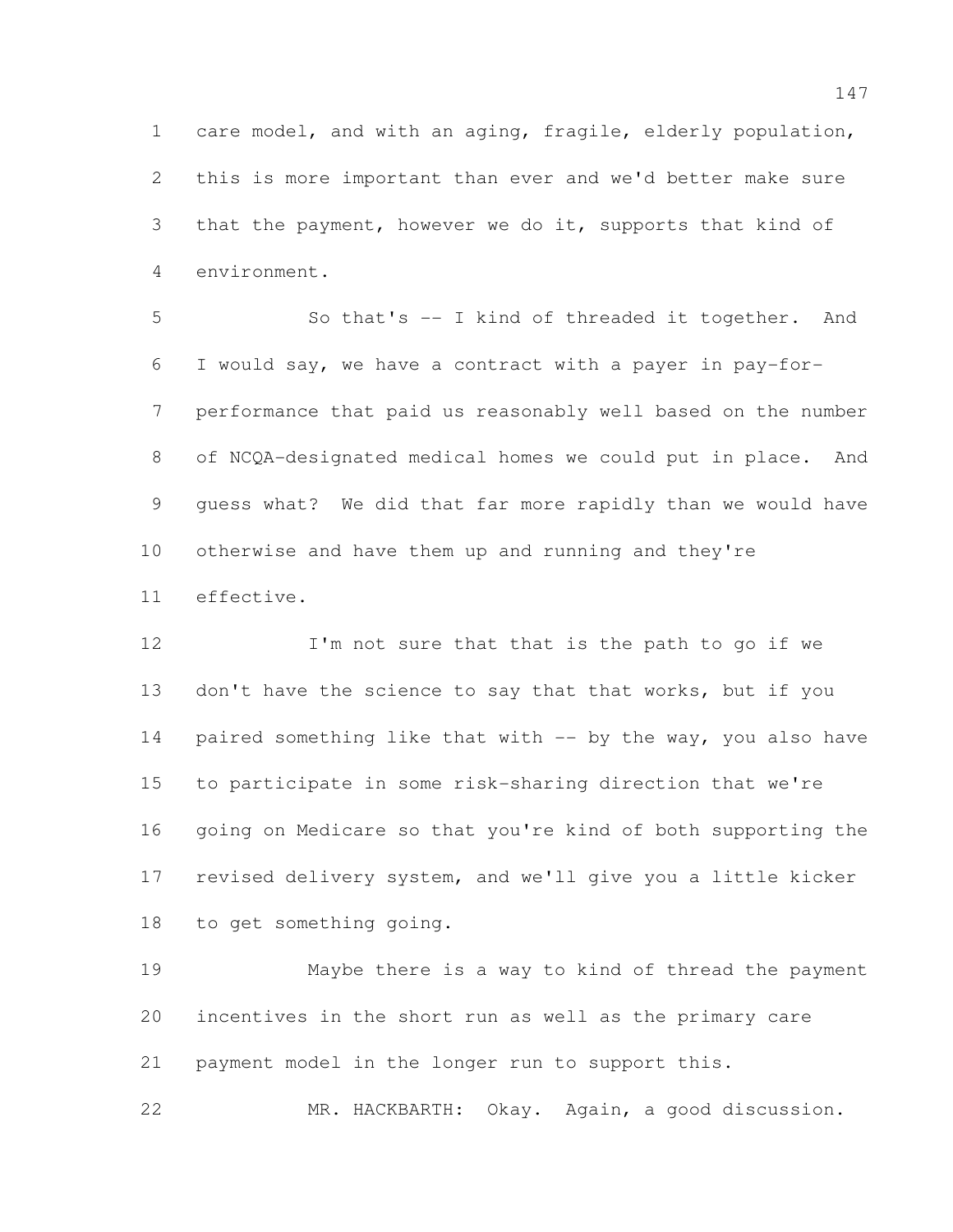care model, and with an aging, fragile, elderly population, this is more important than ever and we'd better make sure that the payment, however we do it, supports that kind of environment.

So that's -- I kind of threaded it together. And I would say, we have a contract with a payer in pay-for-performance that paid us reasonably well based on the number of NCQA-designated medical homes we could put in place. And guess what? We did that far more rapidly than we would have otherwise and have them up and running and they're effective.

I'm not sure that that is the path to go if we don't have the science to say that that works, but if you paired something like that with -- by the way, you also have to participate in some risk-sharing direction that we're going on Medicare so that you're kind of both supporting the revised delivery system, and we'll give you a little kicker to get something going.

Maybe there is a way to kind of thread the payment incentives in the short run as well as the primary care payment model in the longer run to support this.

MR. HACKBARTH: Okay. Again, a good discussion.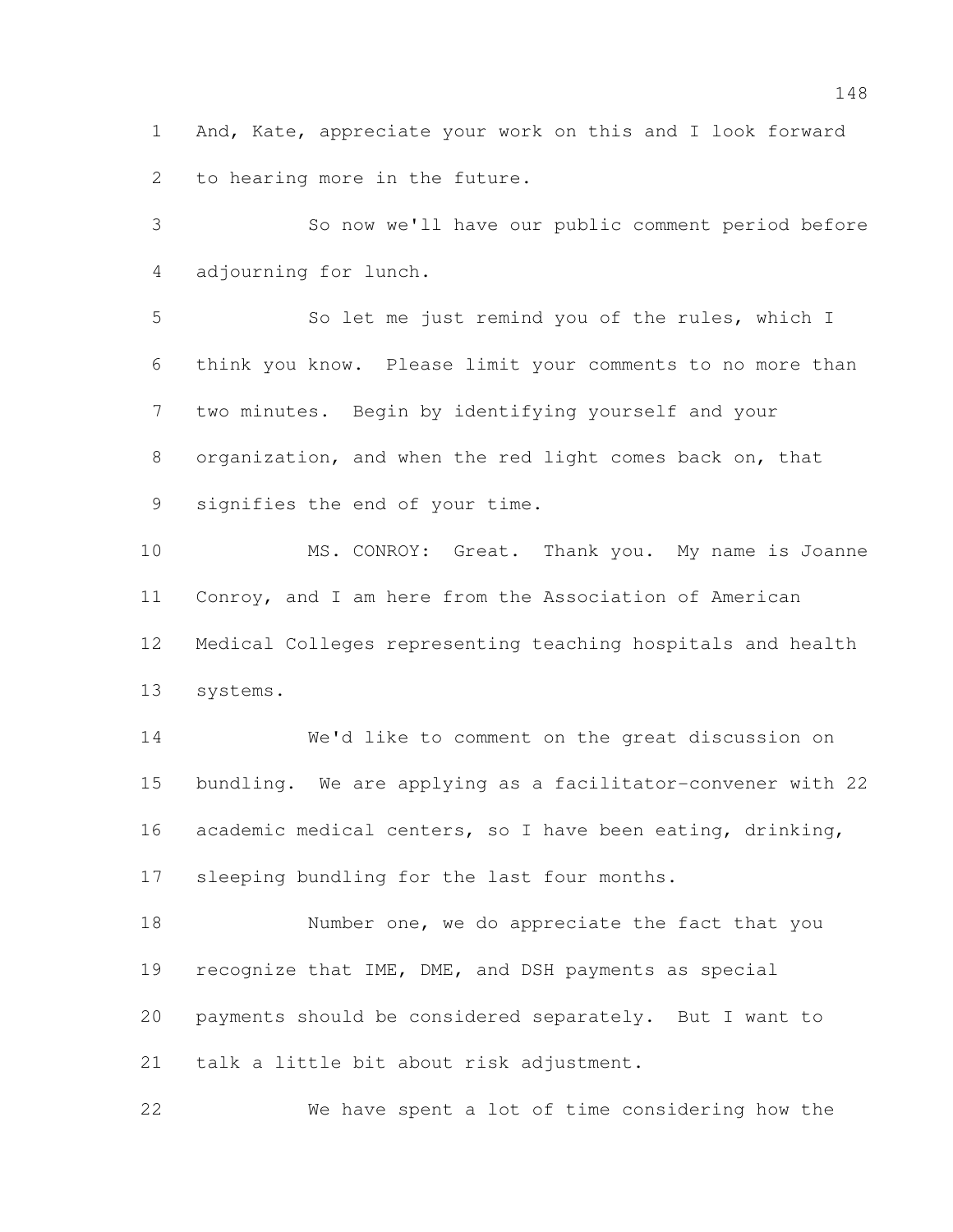And, Kate, appreciate your work on this and I look forward to hearing more in the future.

So now we'll have our public comment period before adjourning for lunch.

So let me just remind you of the rules, which I think you know. Please limit your comments to no more than two minutes. Begin by identifying yourself and your organization, and when the red light comes back on, that signifies the end of your time.

MS. CONROY: Great. Thank you. My name is Joanne Conroy, and I am here from the Association of American Medical Colleges representing teaching hospitals and health systems.

We'd like to comment on the great discussion on bundling. We are applying as a facilitator-convener with 22 academic medical centers, so I have been eating, drinking, sleeping bundling for the last four months.

Number one, we do appreciate the fact that you recognize that IME, DME, and DSH payments as special payments should be considered separately. But I want to talk a little bit about risk adjustment.

We have spent a lot of time considering how the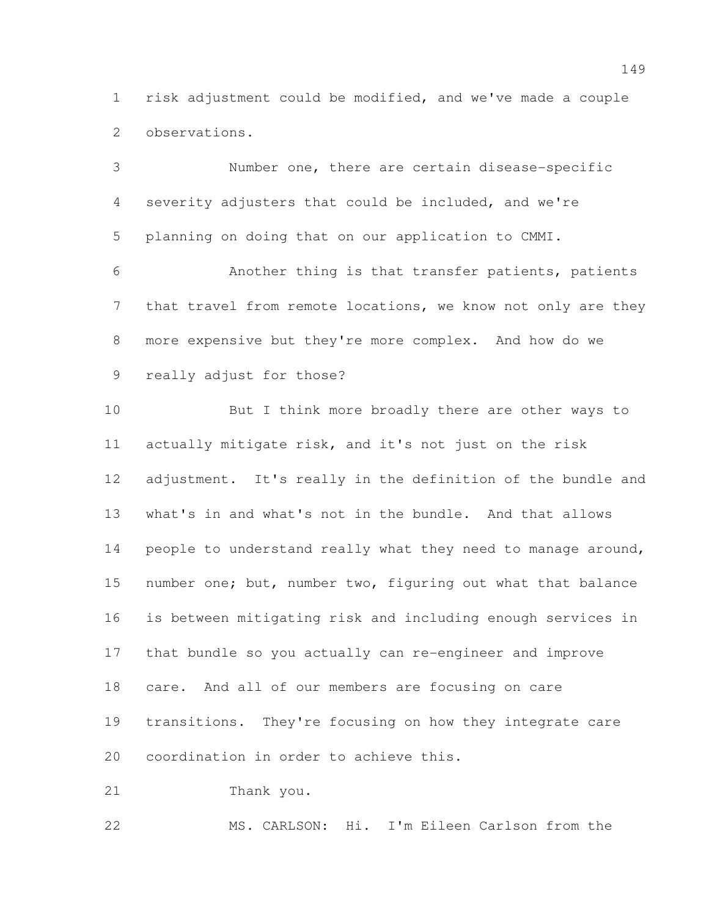risk adjustment could be modified, and we've made a couple observations.

Number one, there are certain disease-specific severity adjusters that could be included, and we're planning on doing that on our application to CMMI.

Another thing is that transfer patients, patients that travel from remote locations, we know not only are they more expensive but they're more complex. And how do we really adjust for those?

But I think more broadly there are other ways to actually mitigate risk, and it's not just on the risk adjustment. It's really in the definition of the bundle and what's in and what's not in the bundle. And that allows people to understand really what they need to manage around, number one; but, number two, figuring out what that balance is between mitigating risk and including enough services in that bundle so you actually can re-engineer and improve care. And all of our members are focusing on care transitions. They're focusing on how they integrate care coordination in order to achieve this.

Thank you.

MS. CARLSON: Hi. I'm Eileen Carlson from the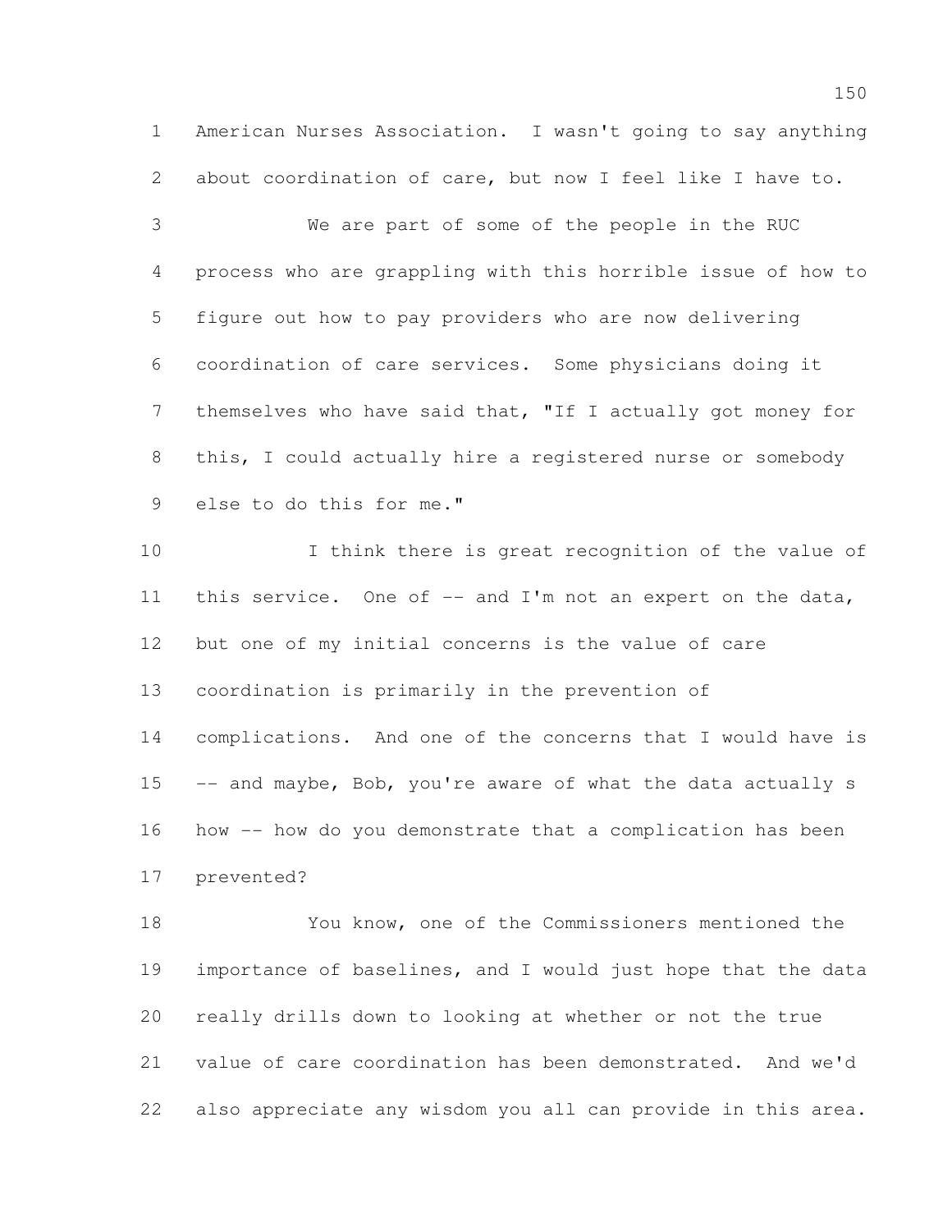American Nurses Association. I wasn't going to say anything about coordination of care, but now I feel like I have to.

We are part of some of the people in the RUC process who are grappling with this horrible issue of how to figure out how to pay providers who are now delivering coordination of care services. Some physicians doing it themselves who have said that, "If I actually got money for this, I could actually hire a registered nurse or somebody else to do this for me."

I think there is great recognition of the value of this service. One of -- and I'm not an expert on the data, but one of my initial concerns is the value of care coordination is primarily in the prevention of complications. And one of the concerns that I would have is -- and maybe, Bob, you're aware of what the data actually s how -- how do you demonstrate that a complication has been prevented?

You know, one of the Commissioners mentioned the importance of baselines, and I would just hope that the data really drills down to looking at whether or not the true value of care coordination has been demonstrated. And we'd also appreciate any wisdom you all can provide in this area.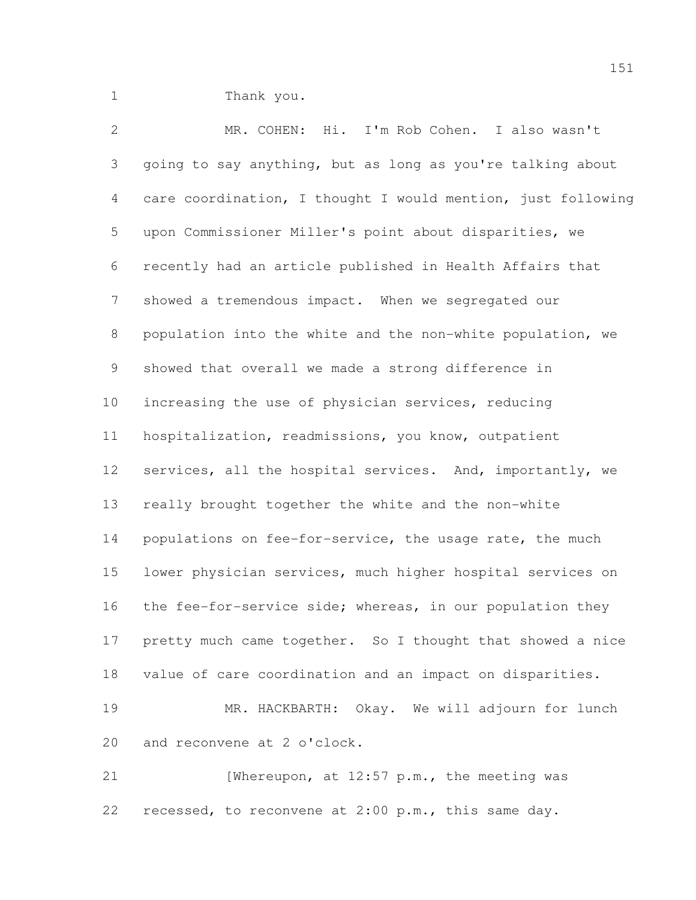Thank you.

MR. COHEN: Hi. I'm Rob Cohen. I also wasn't going to say anything, but as long as you're talking about care coordination, I thought I would mention, just following upon Commissioner Miller's point about disparities, we recently had an article published in Health Affairs that showed a tremendous impact. When we segregated our population into the white and the non-white population, we showed that overall we made a strong difference in increasing the use of physician services, reducing hospitalization, readmissions, you know, outpatient services, all the hospital services. And, importantly, we really brought together the white and the non-white populations on fee-for-service, the usage rate, the much lower physician services, much higher hospital services on the fee-for-service side; whereas, in our population they pretty much came together. So I thought that showed a nice value of care coordination and an impact on disparities.

MR. HACKBARTH: Okay. We will adjourn for lunch and reconvene at 2 o'clock.

[Whereupon, at 12:57 p.m., the meeting was recessed, to reconvene at 2:00 p.m., this same day.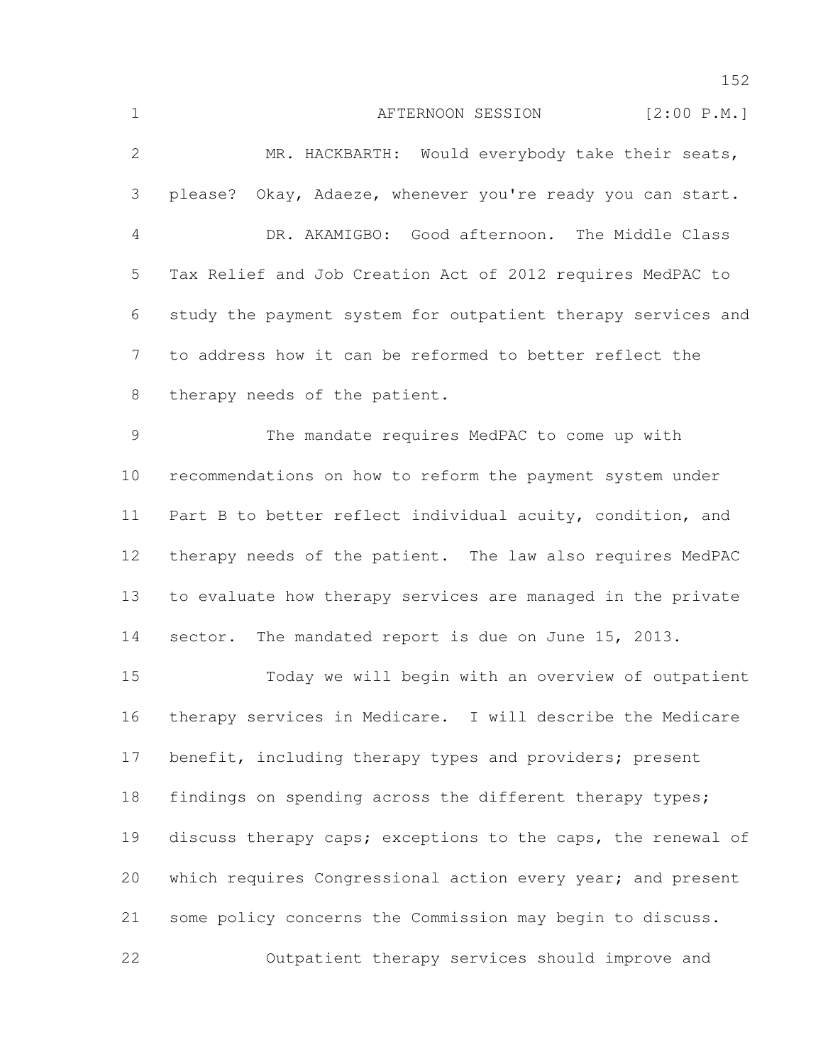AFTERNOON SESSION [2:00 P.M.]

MR. HACKBARTH: Would everybody take their seats, please? Okay, Adaeze, whenever you're ready you can start.

DR. AKAMIGBO: Good afternoon. The Middle Class Tax Relief and Job Creation Act of 2012 requires MedPAC to study the payment system for outpatient therapy services and to address how it can be reformed to better reflect the therapy needs of the patient.

The mandate requires MedPAC to come up with recommendations on how to reform the payment system under Part B to better reflect individual acuity, condition, and therapy needs of the patient. The law also requires MedPAC to evaluate how therapy services are managed in the private sector. The mandated report is due on June 15, 2013.

Today we will begin with an overview of outpatient therapy services in Medicare. I will describe the Medicare benefit, including therapy types and providers; present findings on spending across the different therapy types; discuss therapy caps; exceptions to the caps, the renewal of which requires Congressional action every year; and present some policy concerns the Commission may begin to discuss.

Outpatient therapy services should improve and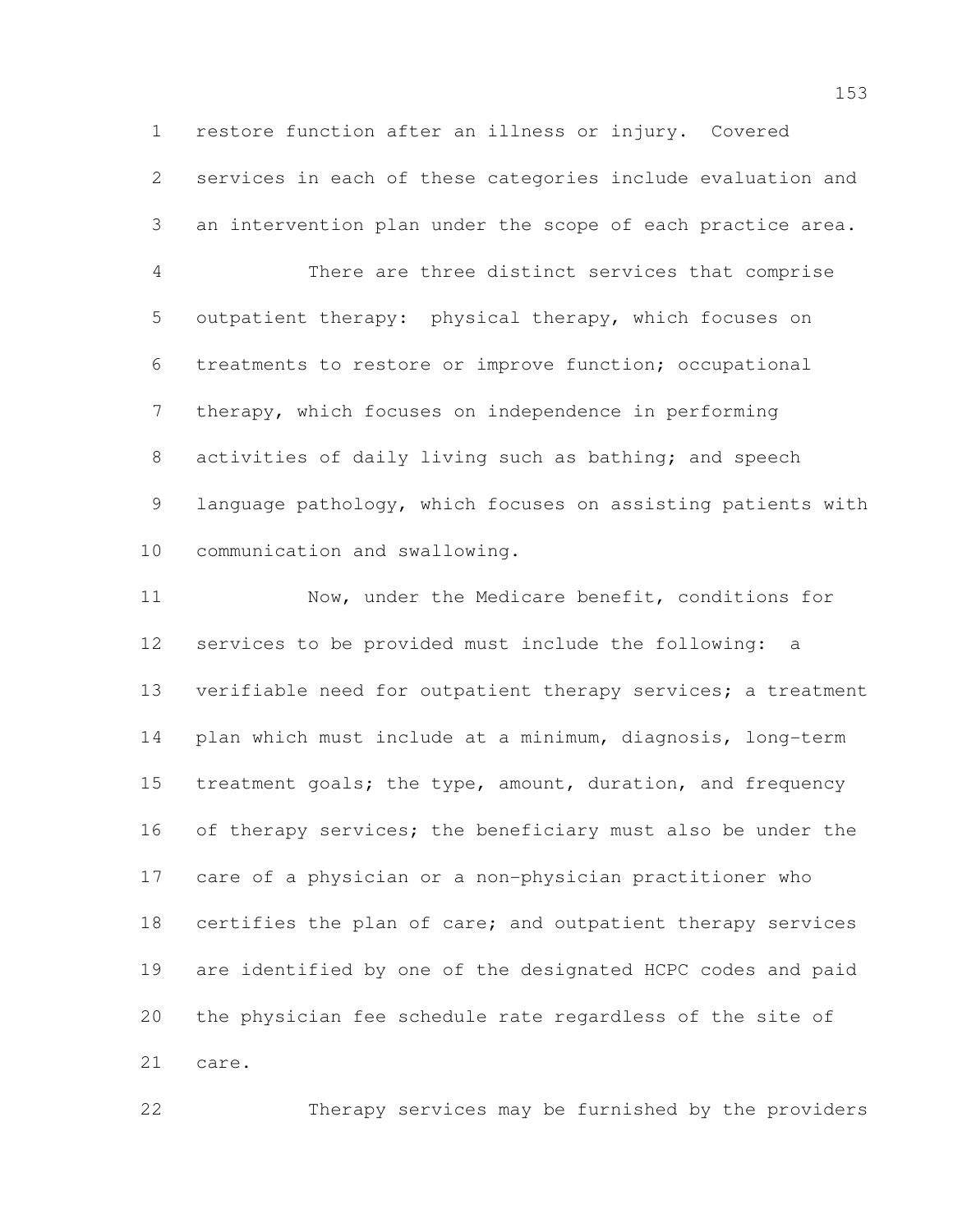restore function after an illness or injury. Covered services in each of these categories include evaluation and an intervention plan under the scope of each practice area.

There are three distinct services that comprise outpatient therapy: physical therapy, which focuses on treatments to restore or improve function; occupational therapy, which focuses on independence in performing activities of daily living such as bathing; and speech language pathology, which focuses on assisting patients with communication and swallowing.

Now, under the Medicare benefit, conditions for services to be provided must include the following: a verifiable need for outpatient therapy services; a treatment plan which must include at a minimum, diagnosis, long-term treatment goals; the type, amount, duration, and frequency of therapy services; the beneficiary must also be under the care of a physician or a non-physician practitioner who certifies the plan of care; and outpatient therapy services are identified by one of the designated HCPC codes and paid the physician fee schedule rate regardless of the site of care.

Therapy services may be furnished by the providers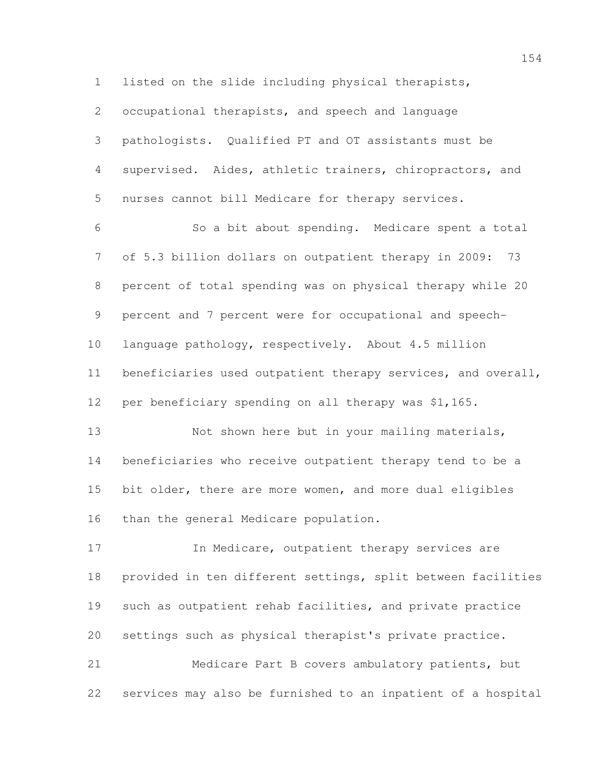listed on the slide including physical therapists, occupational therapists, and speech and language pathologists. Qualified PT and OT assistants must be supervised. Aides, athletic trainers, chiropractors, and nurses cannot bill Medicare for therapy services.

So a bit about spending. Medicare spent a total of 5.3 billion dollars on outpatient therapy in 2009: 73 percent of total spending was on physical therapy while 20 percent and 7 percent were for occupational and speech-language pathology, respectively. About 4.5 million beneficiaries used outpatient therapy services, and overall, per beneficiary spending on all therapy was $1,165.

Not shown here but in your mailing materials, beneficiaries who receive outpatient therapy tend to be a bit older, there are more women, and more dual eligibles than the general Medicare population.

In Medicare, outpatient therapy services are provided in ten different settings, split between facilities such as outpatient rehab facilities, and private practice settings such as physical therapist's private practice.

Medicare Part B covers ambulatory patients, but services may also be furnished to an inpatient of a hospital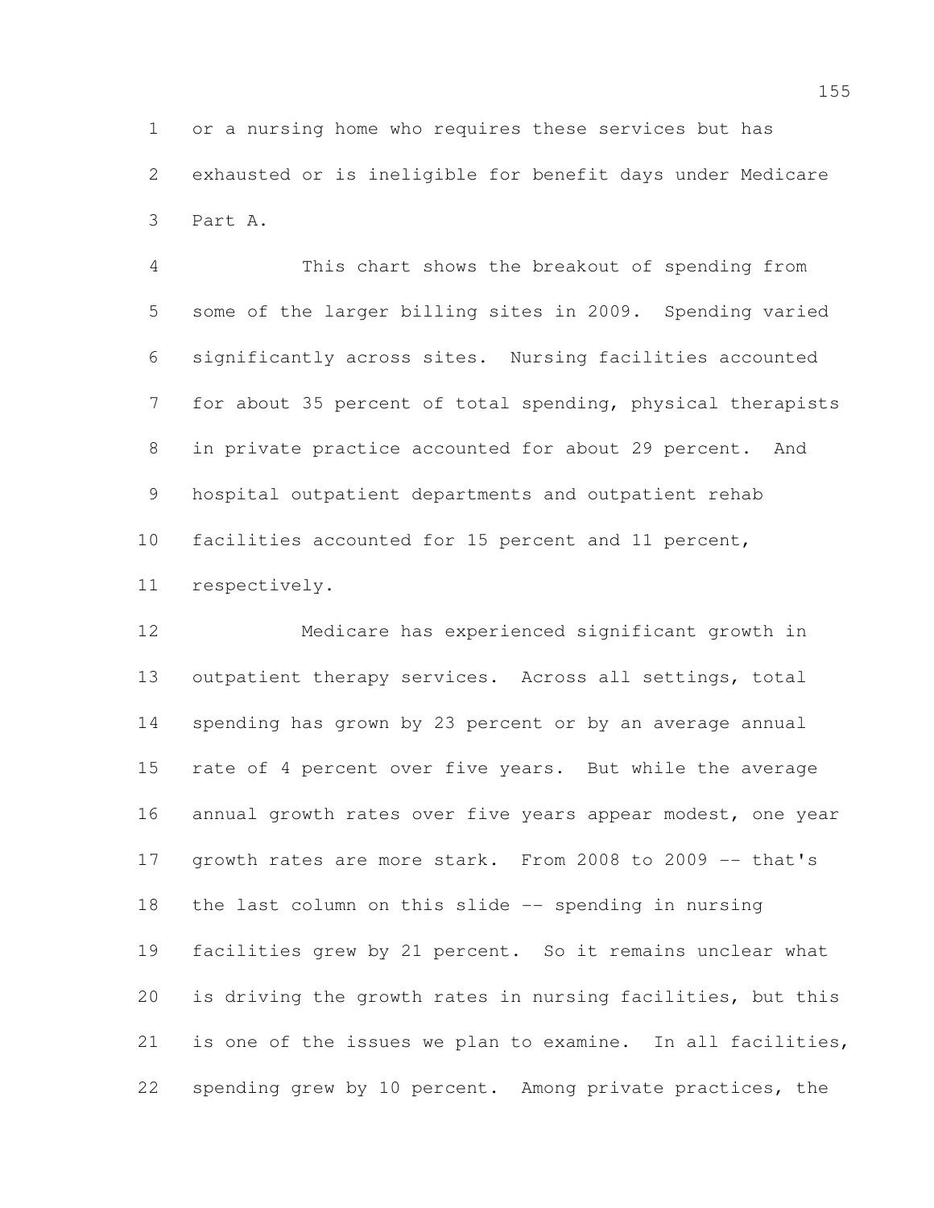or a nursing home who requires these services but has exhausted or is ineligible for benefit days under Medicare Part A.

This chart shows the breakout of spending from some of the larger billing sites in 2009. Spending varied significantly across sites. Nursing facilities accounted for about 35 percent of total spending, physical therapists in private practice accounted for about 29 percent. And hospital outpatient departments and outpatient rehab facilities accounted for 15 percent and 11 percent, respectively.

Medicare has experienced significant growth in outpatient therapy services. Across all settings, total spending has grown by 23 percent or by an average annual rate of 4 percent over five years. But while the average annual growth rates over five years appear modest, one year growth rates are more stark. From 2008 to 2009 -- that's the last column on this slide -- spending in nursing facilities grew by 21 percent. So it remains unclear what is driving the growth rates in nursing facilities, but this is one of the issues we plan to examine. In all facilities, spending grew by 10 percent. Among private practices, the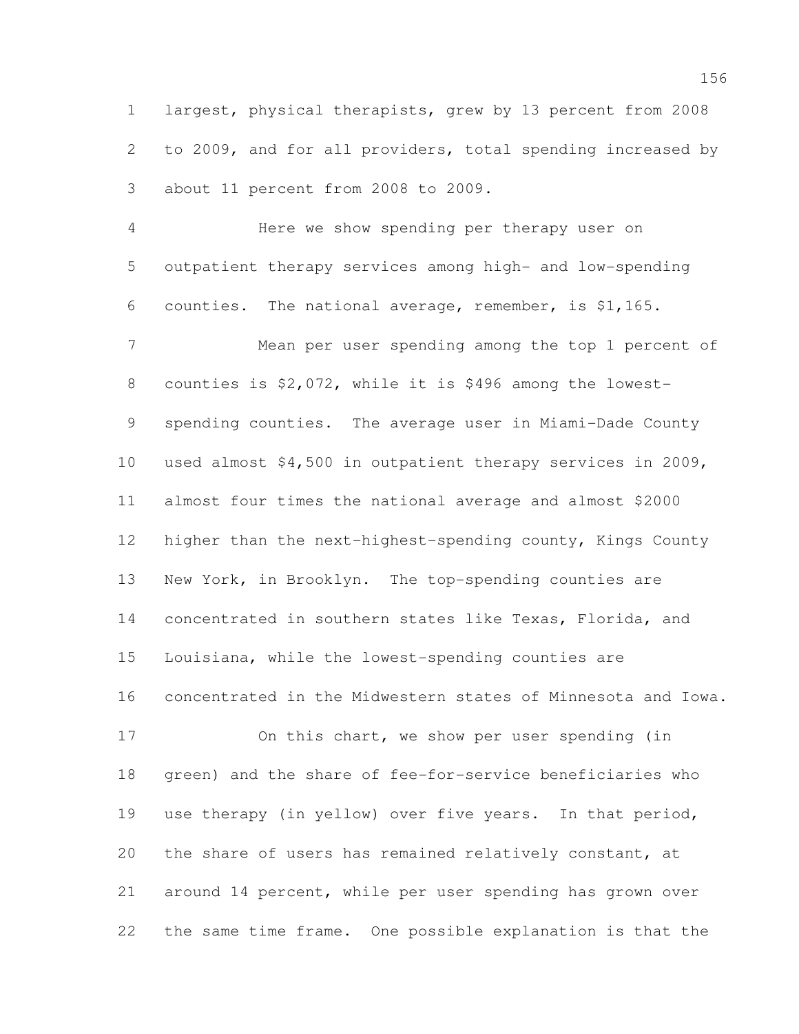largest, physical therapists, grew by 13 percent from 2008 to 2009, and for all providers, total spending increased by about 11 percent from 2008 to 2009.

Here we show spending per therapy user on outpatient therapy services among high- and low-spending counties. The national average, remember, is $1,165.

Mean per user spending among the top 1 percent of counties is $2,072, while it is $496 among the lowest-spending counties. The average user in Miami-Dade County used almost $4,500 in outpatient therapy services in 2009, almost four times the national average and almost $2000 higher than the next-highest-spending county, Kings County New York, in Brooklyn. The top-spending counties are concentrated in southern states like Texas, Florida, and Louisiana, while the lowest-spending counties are concentrated in the Midwestern states of Minnesota and Iowa.

On this chart, we show per user spending (in green) and the share of fee-for-service beneficiaries who use therapy (in yellow) over five years. In that period, the share of users has remained relatively constant, at around 14 percent, while per user spending has grown over the same time frame. One possible explanation is that the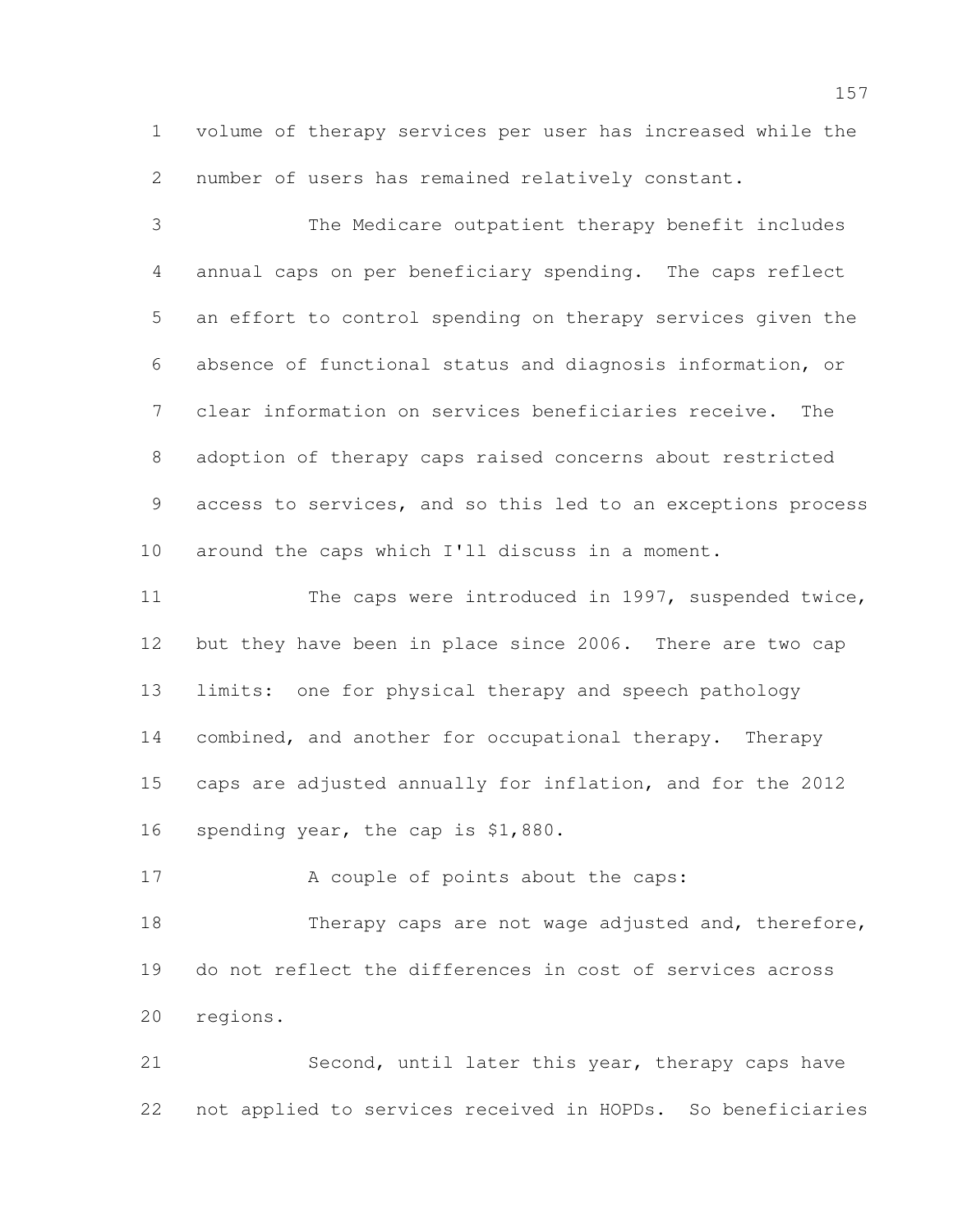volume of therapy services per user has increased while the number of users has remained relatively constant.

The Medicare outpatient therapy benefit includes annual caps on per beneficiary spending. The caps reflect an effort to control spending on therapy services given the absence of functional status and diagnosis information, or clear information on services beneficiaries receive. The adoption of therapy caps raised concerns about restricted access to services, and so this led to an exceptions process around the caps which I'll discuss in a moment.

The caps were introduced in 1997, suspended twice, but they have been in place since 2006. There are two cap limits: one for physical therapy and speech pathology combined, and another for occupational therapy. Therapy caps are adjusted annually for inflation, and for the 2012 spending year, the cap is $1,880.

A couple of points about the caps:

Therapy caps are not wage adjusted and, therefore, do not reflect the differences in cost of services across regions.

Second, until later this year, therapy caps have not applied to services received in HOPDs. So beneficiaries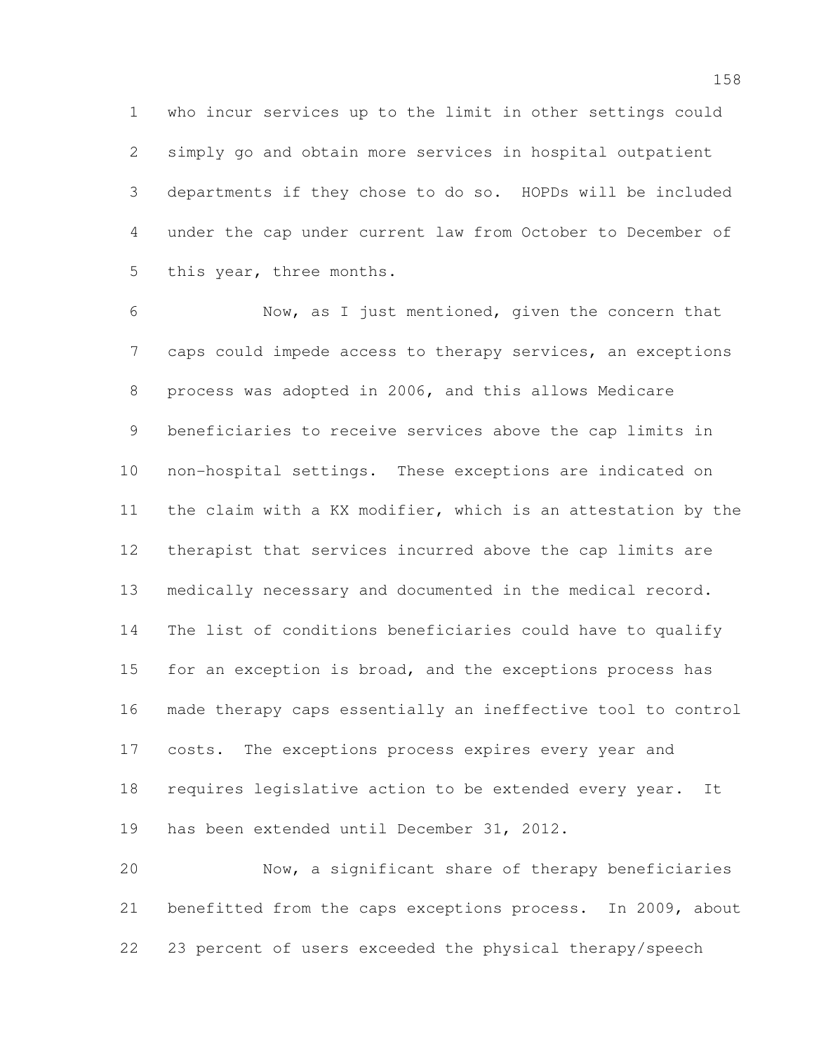who incur services up to the limit in other settings could simply go and obtain more services in hospital outpatient departments if they chose to do so. HOPDs will be included under the cap under current law from October to December of this year, three months.

Now, as I just mentioned, given the concern that caps could impede access to therapy services, an exceptions process was adopted in 2006, and this allows Medicare beneficiaries to receive services above the cap limits in non-hospital settings. These exceptions are indicated on the claim with a KX modifier, which is an attestation by the therapist that services incurred above the cap limits are medically necessary and documented in the medical record. The list of conditions beneficiaries could have to qualify for an exception is broad, and the exceptions process has made therapy caps essentially an ineffective tool to control costs. The exceptions process expires every year and requires legislative action to be extended every year. It has been extended until December 31, 2012.

Now, a significant share of therapy beneficiaries benefitted from the caps exceptions process. In 2009, about 23 percent of users exceeded the physical therapy/speech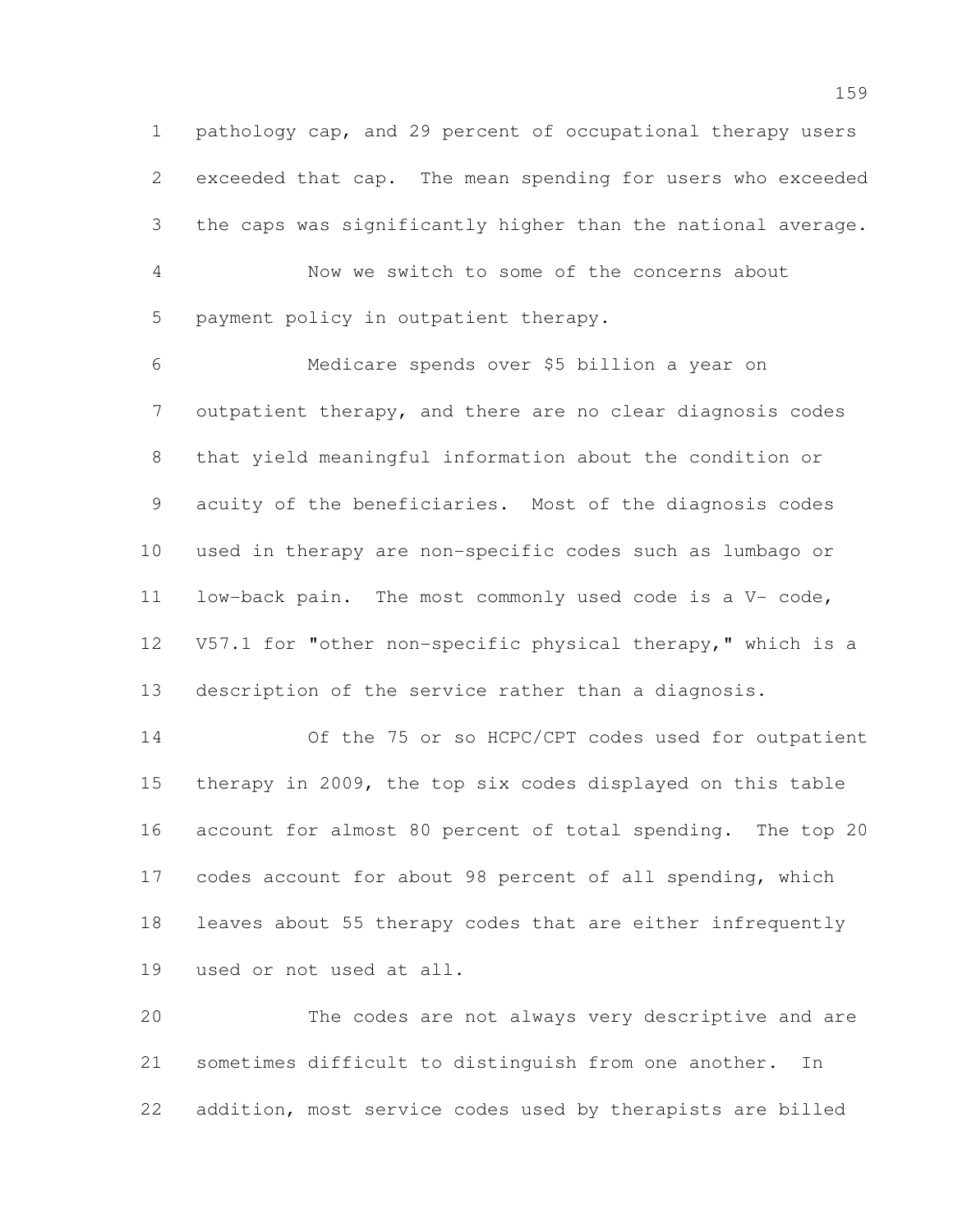pathology cap, and 29 percent of occupational therapy users exceeded that cap. The mean spending for users who exceeded the caps was significantly higher than the national average.

Now we switch to some of the concerns about payment policy in outpatient therapy.

Medicare spends over $5 billion a year on outpatient therapy, and there are no clear diagnosis codes that yield meaningful information about the condition or acuity of the beneficiaries. Most of the diagnosis codes used in therapy are non-specific codes such as lumbago or low-back pain. The most commonly used code is a V- code, V57.1 for "other non-specific physical therapy," which is a description of the service rather than a diagnosis.

Of the 75 or so HCPC/CPT codes used for outpatient therapy in 2009, the top six codes displayed on this table account for almost 80 percent of total spending. The top 20 codes account for about 98 percent of all spending, which leaves about 55 therapy codes that are either infrequently used or not used at all.

The codes are not always very descriptive and are sometimes difficult to distinguish from one another. In addition, most service codes used by therapists are billed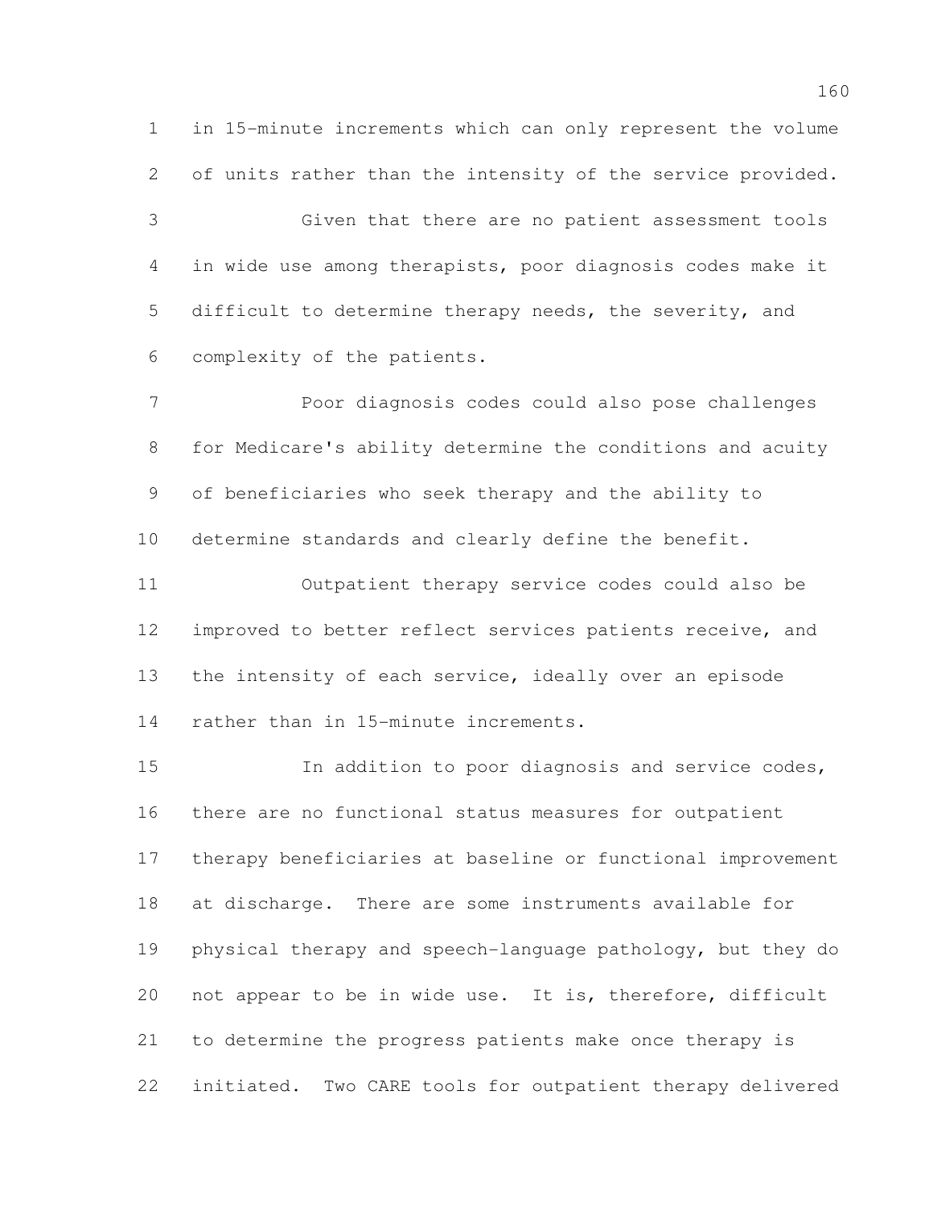in 15-minute increments which can only represent the volume of units rather than the intensity of the service provided.

Given that there are no patient assessment tools in wide use among therapists, poor diagnosis codes make it difficult to determine therapy needs, the severity, and complexity of the patients.

Poor diagnosis codes could also pose challenges for Medicare's ability determine the conditions and acuity of beneficiaries who seek therapy and the ability to determine standards and clearly define the benefit.

Outpatient therapy service codes could also be improved to better reflect services patients receive, and the intensity of each service, ideally over an episode rather than in 15-minute increments.

In addition to poor diagnosis and service codes, there are no functional status measures for outpatient therapy beneficiaries at baseline or functional improvement at discharge. There are some instruments available for physical therapy and speech-language pathology, but they do not appear to be in wide use. It is, therefore, difficult to determine the progress patients make once therapy is initiated. Two CARE tools for outpatient therapy delivered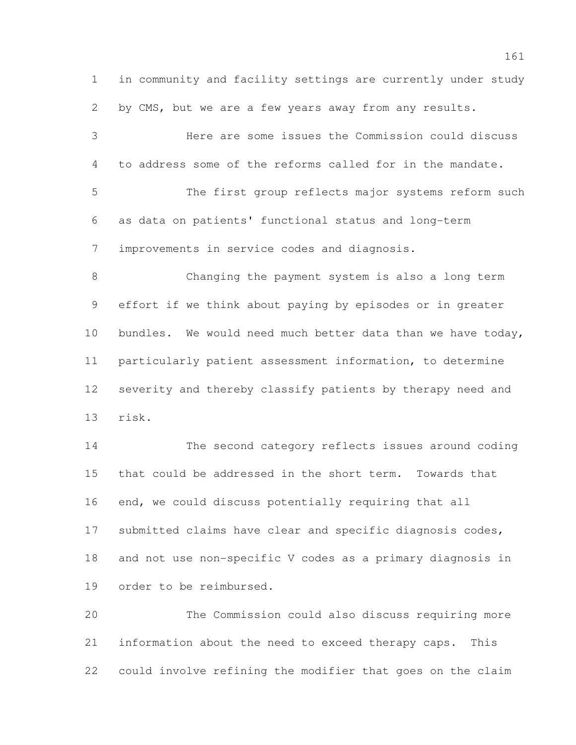in community and facility settings are currently under study by CMS, but we are a few years away from any results.

Here are some issues the Commission could discuss to address some of the reforms called for in the mandate.

The first group reflects major systems reform such as data on patients' functional status and long-term improvements in service codes and diagnosis.

Changing the payment system is also a long term effort if we think about paying by episodes or in greater bundles. We would need much better data than we have today, particularly patient assessment information, to determine severity and thereby classify patients by therapy need and risk.

The second category reflects issues around coding that could be addressed in the short term. Towards that end, we could discuss potentially requiring that all submitted claims have clear and specific diagnosis codes, and not use non-specific V codes as a primary diagnosis in order to be reimbursed.

The Commission could also discuss requiring more information about the need to exceed therapy caps. This could involve refining the modifier that goes on the claim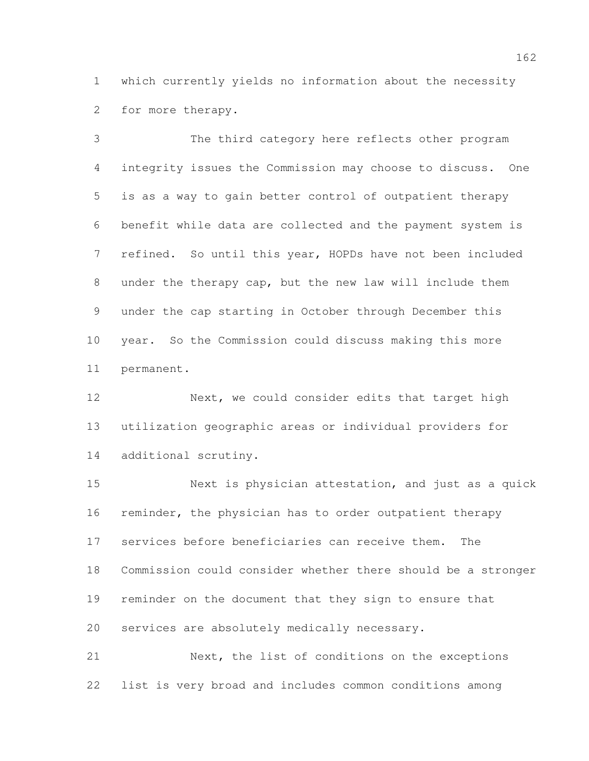which currently yields no information about the necessity for more therapy.

The third category here reflects other program integrity issues the Commission may choose to discuss. One is as a way to gain better control of outpatient therapy benefit while data are collected and the payment system is refined. So until this year, HOPDs have not been included under the therapy cap, but the new law will include them under the cap starting in October through December this year. So the Commission could discuss making this more permanent.

Next, we could consider edits that target high utilization geographic areas or individual providers for additional scrutiny.

Next is physician attestation, and just as a quick reminder, the physician has to order outpatient therapy services before beneficiaries can receive them. The Commission could consider whether there should be a stronger reminder on the document that they sign to ensure that services are absolutely medically necessary.

Next, the list of conditions on the exceptions list is very broad and includes common conditions among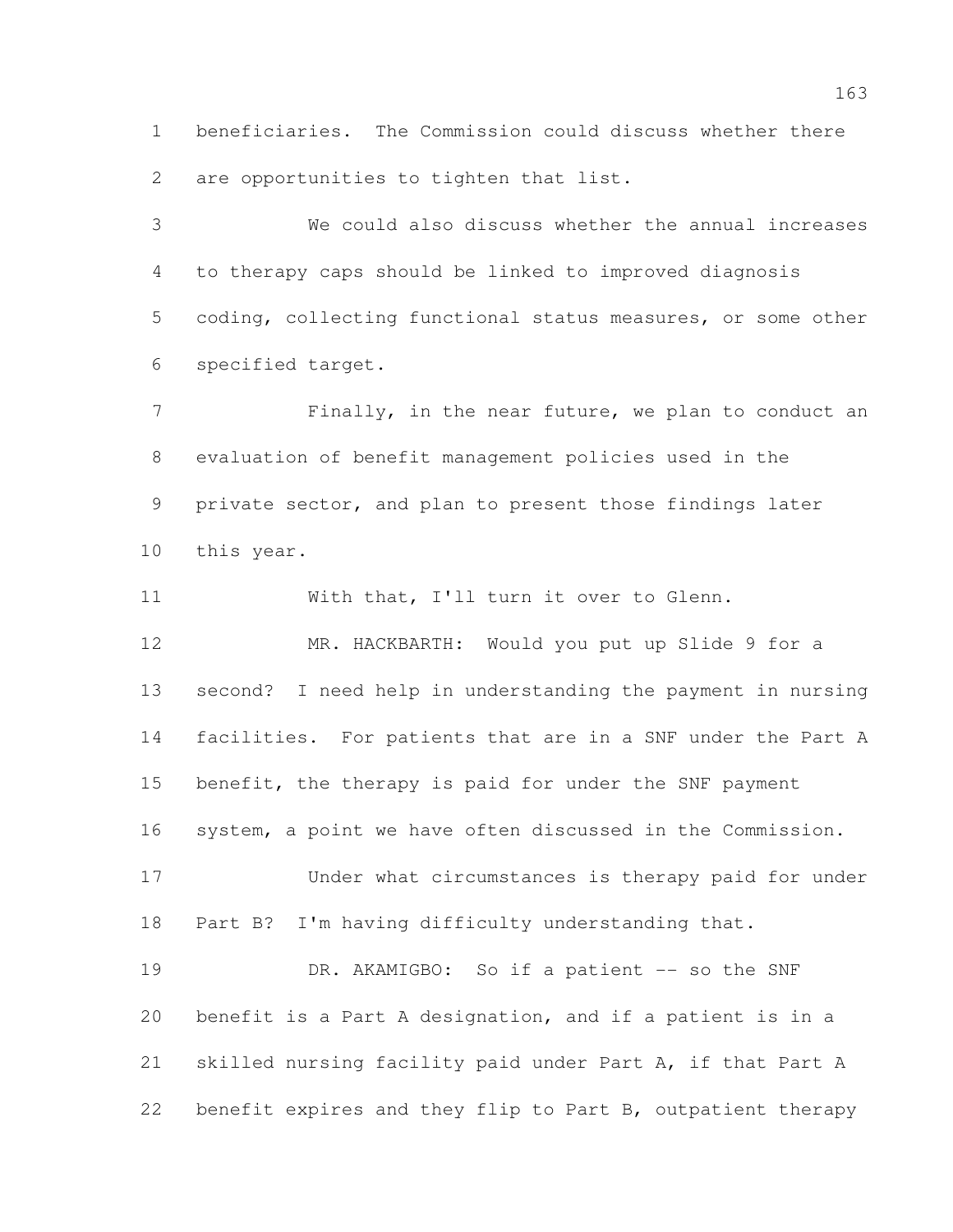beneficiaries. The Commission could discuss whether there are opportunities to tighten that list.

We could also discuss whether the annual increases to therapy caps should be linked to improved diagnosis coding, collecting functional status measures, or some other specified target.

Finally, in the near future, we plan to conduct an evaluation of benefit management policies used in the private sector, and plan to present those findings later this year.

With that, I'll turn it over to Glenn.

MR. HACKBARTH: Would you put up Slide 9 for a second? I need help in understanding the payment in nursing facilities. For patients that are in a SNF under the Part A benefit, the therapy is paid for under the SNF payment system, a point we have often discussed in the Commission.

Under what circumstances is therapy paid for under Part B? I'm having difficulty understanding that.

DR. AKAMIGBO: So if a patient -- so the SNF benefit is a Part A designation, and if a patient is in a skilled nursing facility paid under Part A, if that Part A benefit expires and they flip to Part B, outpatient therapy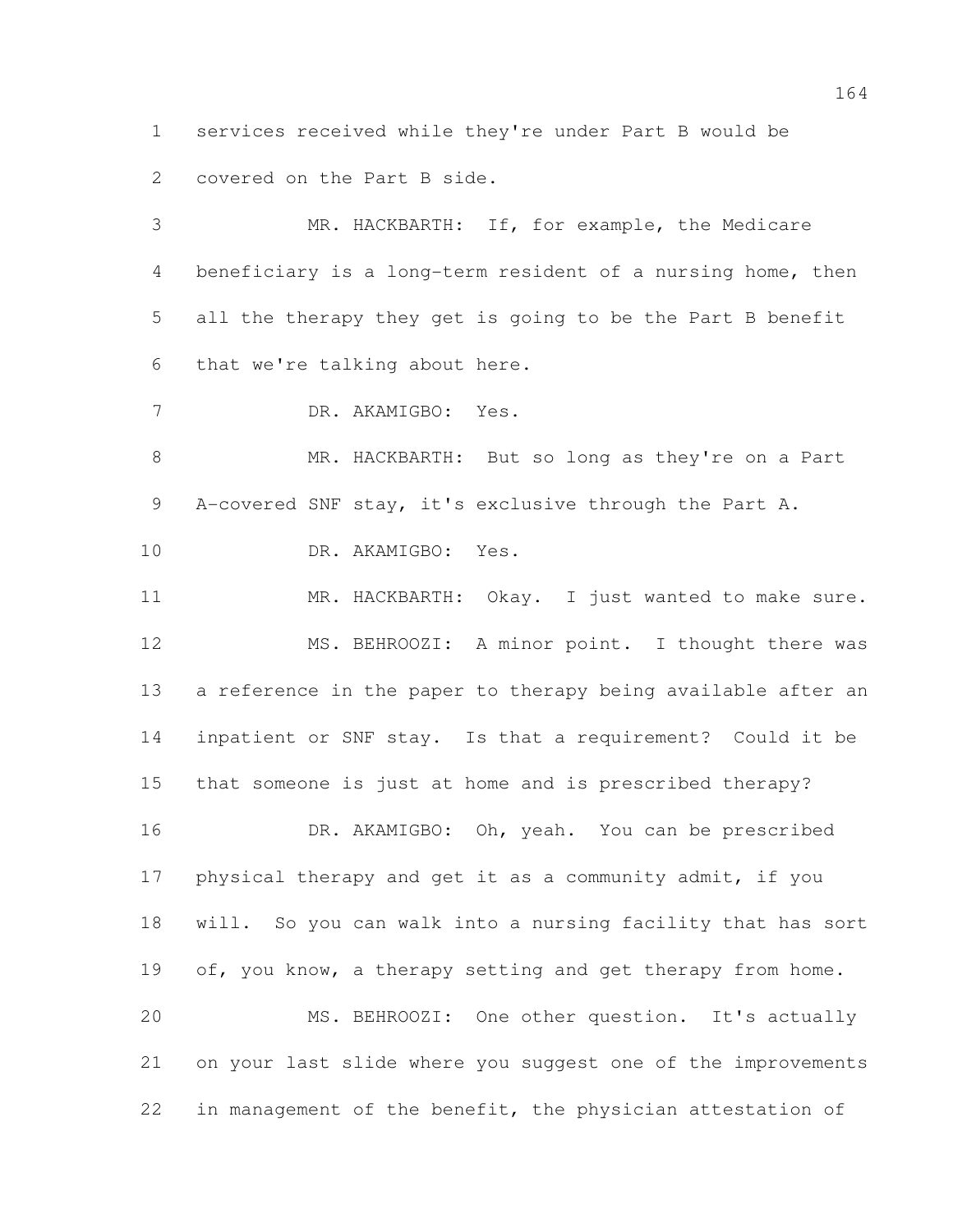services received while they're under Part B would be covered on the Part B side.

MR. HACKBARTH: If, for example, the Medicare beneficiary is a long-term resident of a nursing home, then all the therapy they get is going to be the Part B benefit that we're talking about here.

DR. AKAMIGBO: Yes.

MR. HACKBARTH: But so long as they're on a Part A-covered SNF stay, it's exclusive through the Part A.

DR. AKAMIGBO: Yes.

MR. HACKBARTH: Okay. I just wanted to make sure.

MS. BEHROOZI: A minor point. I thought there was a reference in the paper to therapy being available after an inpatient or SNF stay. Is that a requirement? Could it be that someone is just at home and is prescribed therapy?

DR. AKAMIGBO: Oh, yeah. You can be prescribed physical therapy and get it as a community admit, if you will. So you can walk into a nursing facility that has sort of, you know, a therapy setting and get therapy from home.

MS. BEHROOZI: One other question. It's actually on your last slide where you suggest one of the improvements in management of the benefit, the physician attestation of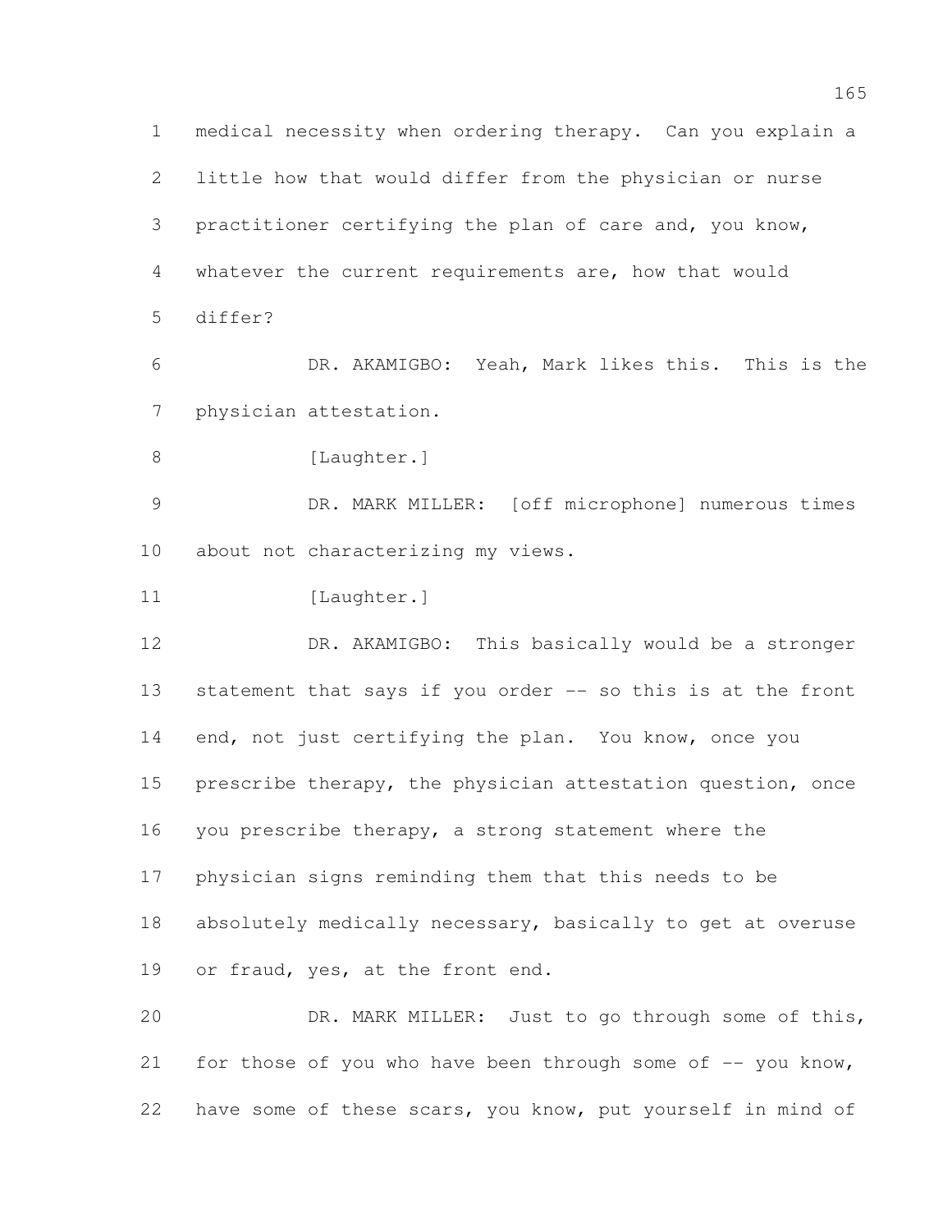medical necessity when ordering therapy. Can you explain a little how that would differ from the physician or nurse practitioner certifying the plan of care and, you know, whatever the current requirements are, how that would differ?

DR. AKAMIGBO: Yeah, Mark likes this. This is the physician attestation.

[Laughter.]

DR. MARK MILLER: [off microphone] numerous times about not characterizing my views.

[Laughter.]

DR. AKAMIGBO: This basically would be a stronger statement that says if you order -- so this is at the front end, not just certifying the plan. You know, once you prescribe therapy, the physician attestation question, once you prescribe therapy, a strong statement where the physician signs reminding them that this needs to be absolutely medically necessary, basically to get at overuse or fraud, yes, at the front end.

DR. MARK MILLER: Just to go through some of this, for those of you who have been through some of -- you know, have some of these scars, you know, put yourself in mind of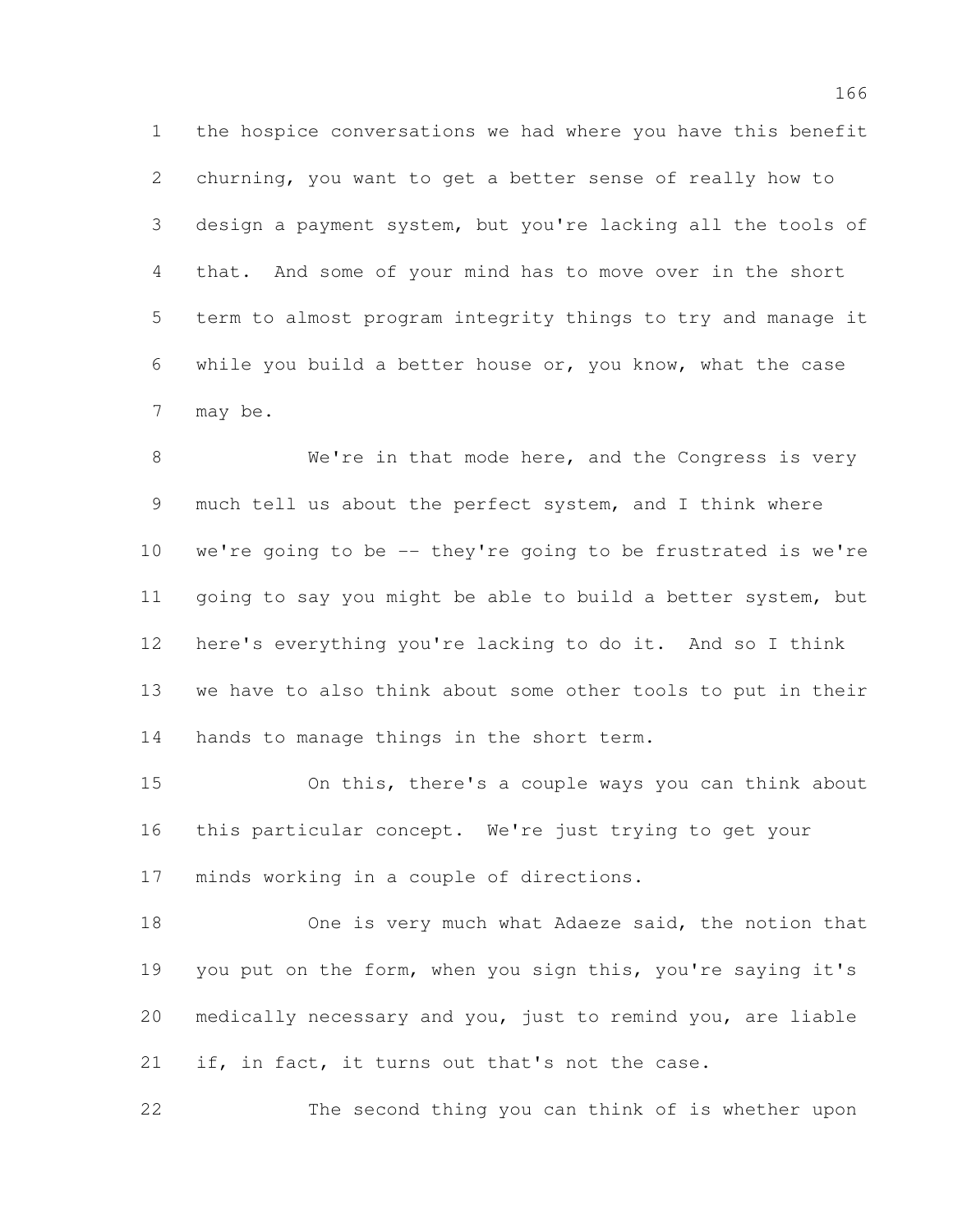the hospice conversations we had where you have this benefit churning, you want to get a better sense of really how to design a payment system, but you're lacking all the tools of that. And some of your mind has to move over in the short term to almost program integrity things to try and manage it while you build a better house or, you know, what the case may be.

We're in that mode here, and the Congress is very much tell us about the perfect system, and I think where we're going to be -- they're going to be frustrated is we're going to say you might be able to build a better system, but here's everything you're lacking to do it. And so I think we have to also think about some other tools to put in their hands to manage things in the short term.

On this, there's a couple ways you can think about this particular concept. We're just trying to get your minds working in a couple of directions.

One is very much what Adaeze said, the notion that you put on the form, when you sign this, you're saying it's medically necessary and you, just to remind you, are liable if, in fact, it turns out that's not the case.

The second thing you can think of is whether upon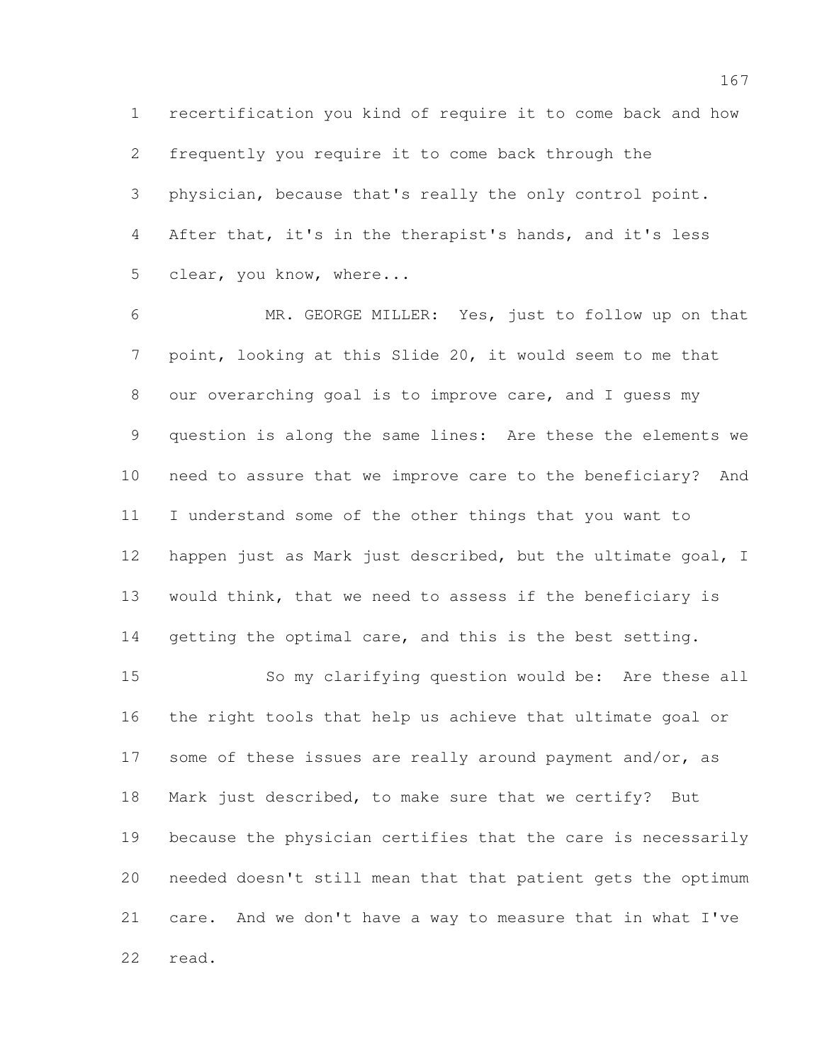recertification you kind of require it to come back and how frequently you require it to come back through the physician, because that's really the only control point. After that, it's in the therapist's hands, and it's less clear, you know, where...

MR. GEORGE MILLER: Yes, just to follow up on that point, looking at this Slide 20, it would seem to me that our overarching goal is to improve care, and I guess my question is along the same lines: Are these the elements we need to assure that we improve care to the beneficiary? And I understand some of the other things that you want to happen just as Mark just described, but the ultimate goal, I would think, that we need to assess if the beneficiary is getting the optimal care, and this is the best setting.

So my clarifying question would be: Are these all the right tools that help us achieve that ultimate goal or some of these issues are really around payment and/or, as Mark just described, to make sure that we certify? But because the physician certifies that the care is necessarily needed doesn't still mean that that patient gets the optimum care. And we don't have a way to measure that in what I've read.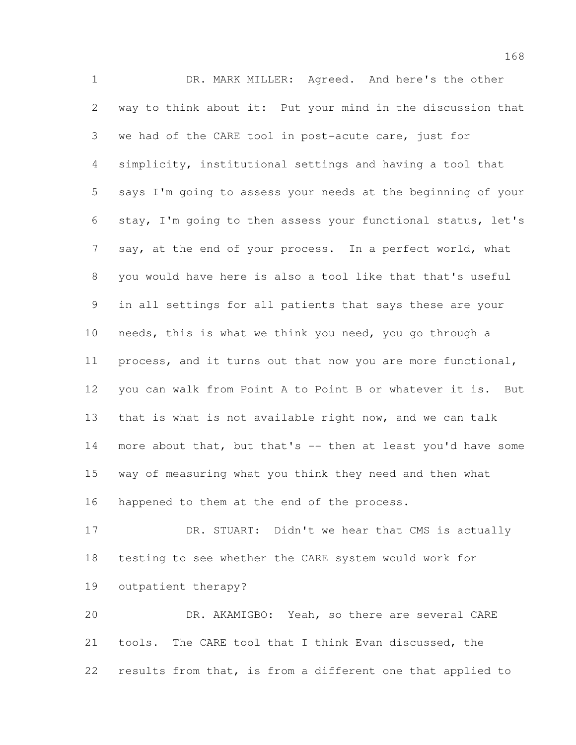DR. MARK MILLER: Agreed. And here's the other way to think about it: Put your mind in the discussion that we had of the CARE tool in post-acute care, just for simplicity, institutional settings and having a tool that says I'm going to assess your needs at the beginning of your stay, I'm going to then assess your functional status, let's say, at the end of your process. In a perfect world, what you would have here is also a tool like that that's useful in all settings for all patients that says these are your needs, this is what we think you need, you go through a process, and it turns out that now you are more functional, you can walk from Point A to Point B or whatever it is. But that is what is not available right now, and we can talk more about that, but that's -- then at least you'd have some way of measuring what you think they need and then what happened to them at the end of the process.

DR. STUART: Didn't we hear that CMS is actually testing to see whether the CARE system would work for outpatient therapy?

DR. AKAMIGBO: Yeah, so there are several CARE tools. The CARE tool that I think Evan discussed, the results from that, is from a different one that applied to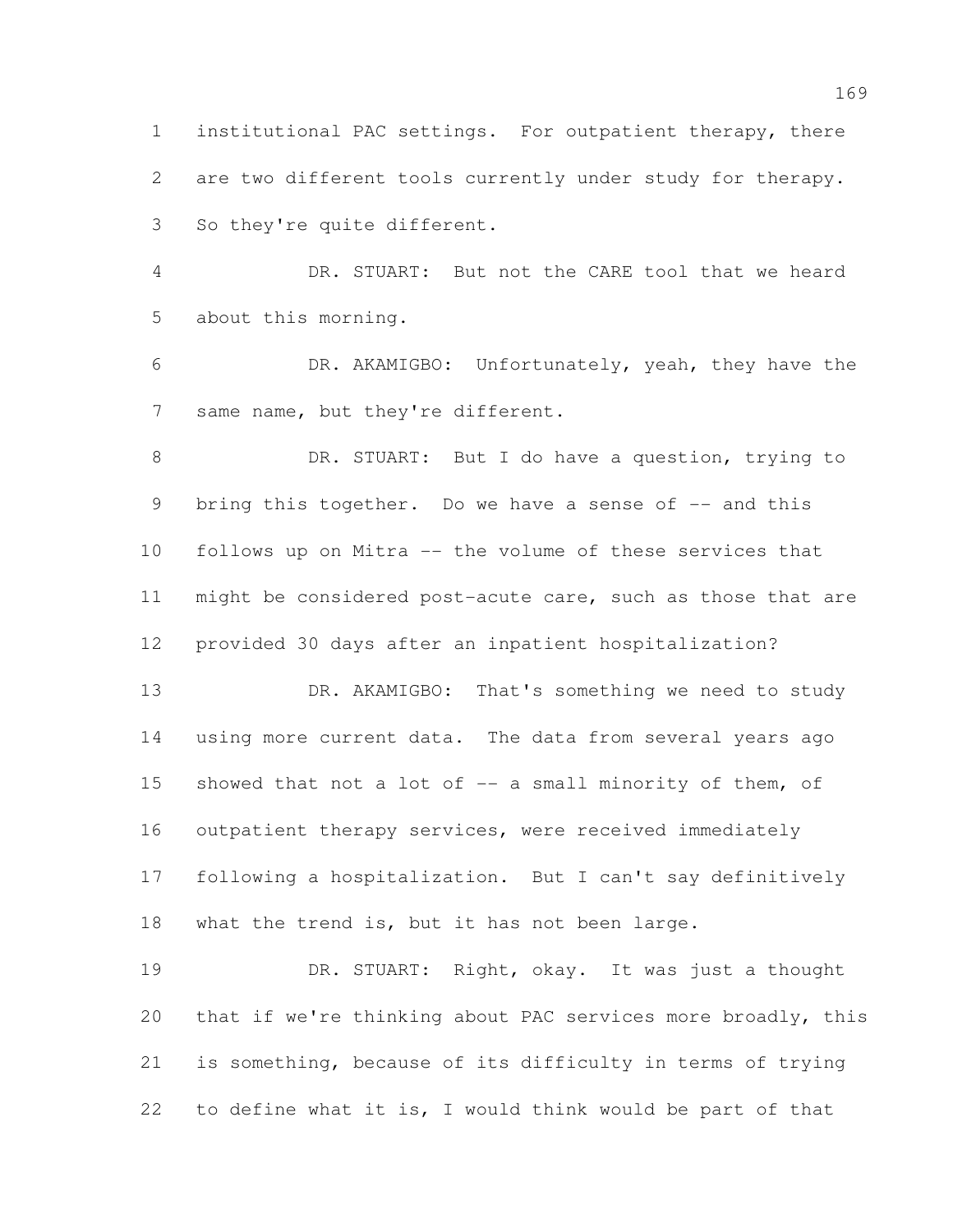institutional PAC settings. For outpatient therapy, there are two different tools currently under study for therapy. So they're quite different.

DR. STUART: But not the CARE tool that we heard about this morning.

DR. AKAMIGBO: Unfortunately, yeah, they have the same name, but they're different.

DR. STUART: But I do have a question, trying to bring this together. Do we have a sense of -- and this follows up on Mitra -- the volume of these services that might be considered post-acute care, such as those that are provided 30 days after an inpatient hospitalization?

DR. AKAMIGBO: That's something we need to study using more current data. The data from several years ago showed that not a lot of -- a small minority of them, of outpatient therapy services, were received immediately following a hospitalization. But I can't say definitively what the trend is, but it has not been large.

DR. STUART: Right, okay. It was just a thought that if we're thinking about PAC services more broadly, this is something, because of its difficulty in terms of trying to define what it is, I would think would be part of that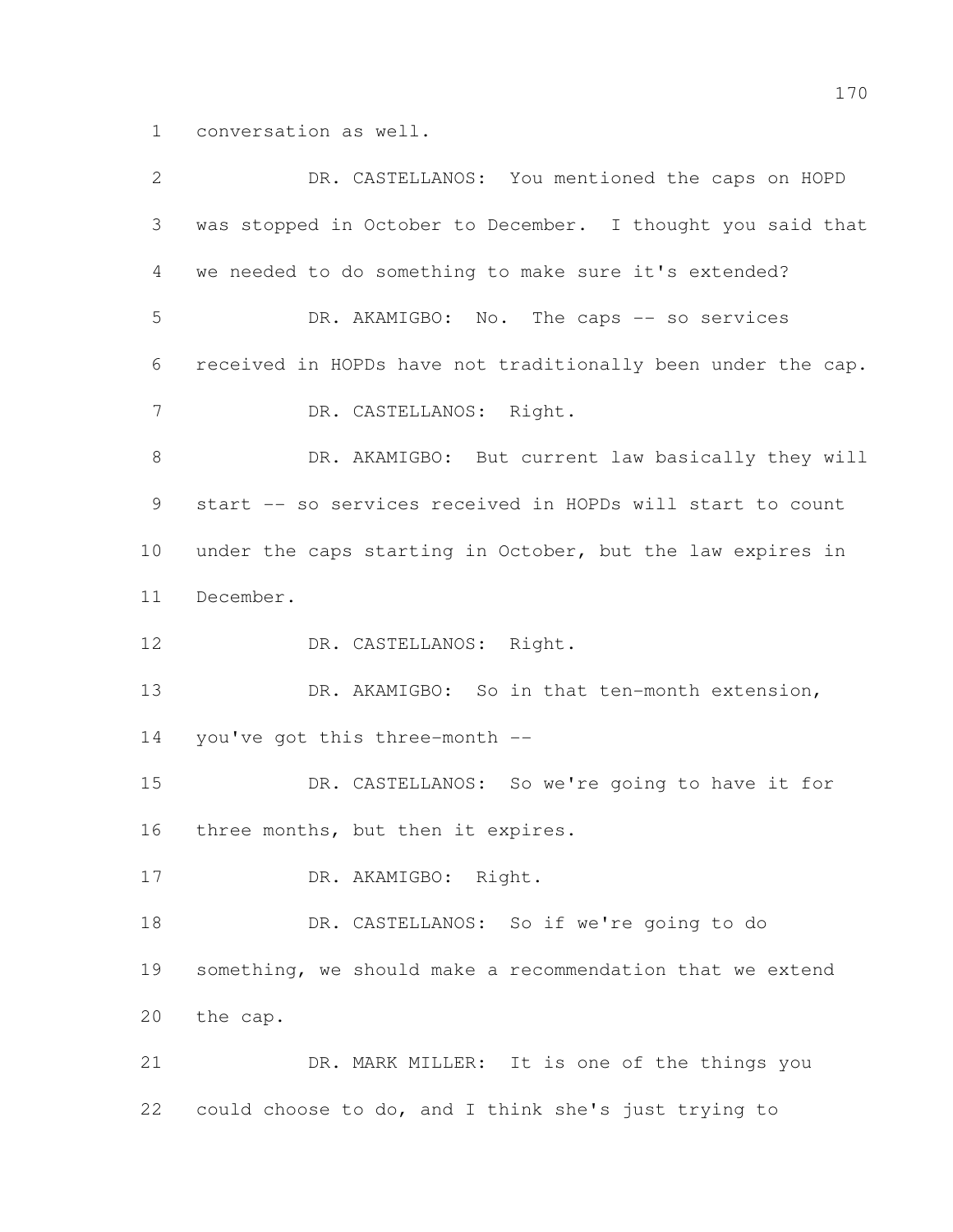conversation as well.

DR. CASTELLANOS: You mentioned the caps on HOPD was stopped in October to December. I thought you said that we needed to do something to make sure it's extended?

DR. AKAMIGBO: No. The caps -- so services received in HOPDs have not traditionally been under the cap.

DR. CASTELLANOS: Right.

DR. AKAMIGBO: But current law basically they will start -- so services received in HOPDs will start to count under the caps starting in October, but the law expires in December.

DR. CASTELLANOS: Right.

DR. AKAMIGBO: So in that ten-month extension, you've got this three-month --

DR. CASTELLANOS: So we're going to have it for three months, but then it expires.

DR. AKAMIGBO: Right.

DR. CASTELLANOS: So if we're going to do something, we should make a recommendation that we extend the cap.

DR. MARK MILLER: It is one of the things you could choose to do, and I think she's just trying to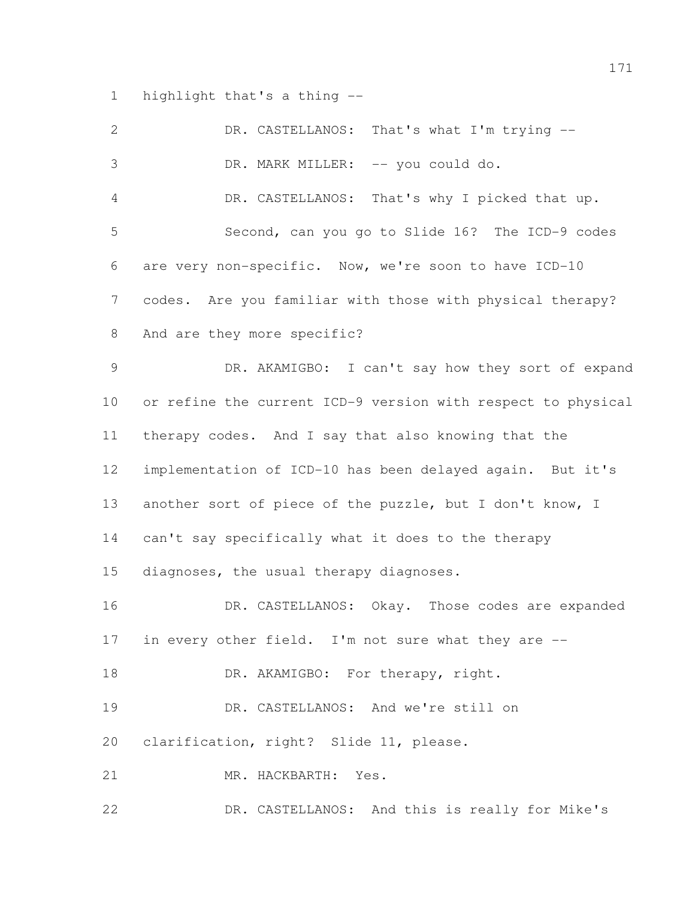highlight that's a thing --

DR. CASTELLANOS: That's what I'm trying --

DR. MARK MILLER: -- you could do.

DR. CASTELLANOS: That's why I picked that up.

Second, can you go to Slide 16? The ICD-9 codes are very non-specific. Now, we're soon to have ICD-10 codes. Are you familiar with those with physical therapy? And are they more specific?

DR. AKAMIGBO: I can't say how they sort of expand or refine the current ICD-9 version with respect to physical therapy codes. And I say that also knowing that the implementation of ICD-10 has been delayed again. But it's another sort of piece of the puzzle, but I don't know, I can't say specifically what it does to the therapy diagnoses, the usual therapy diagnoses.

DR. CASTELLANOS: Okay. Those codes are expanded in every other field. I'm not sure what they are --

DR. AKAMIGBO: For therapy, right.

DR. CASTELLANOS: And we're still on clarification, right? Slide 11, please.

MR. HACKBARTH: Yes.

DR. CASTELLANOS: And this is really for Mike's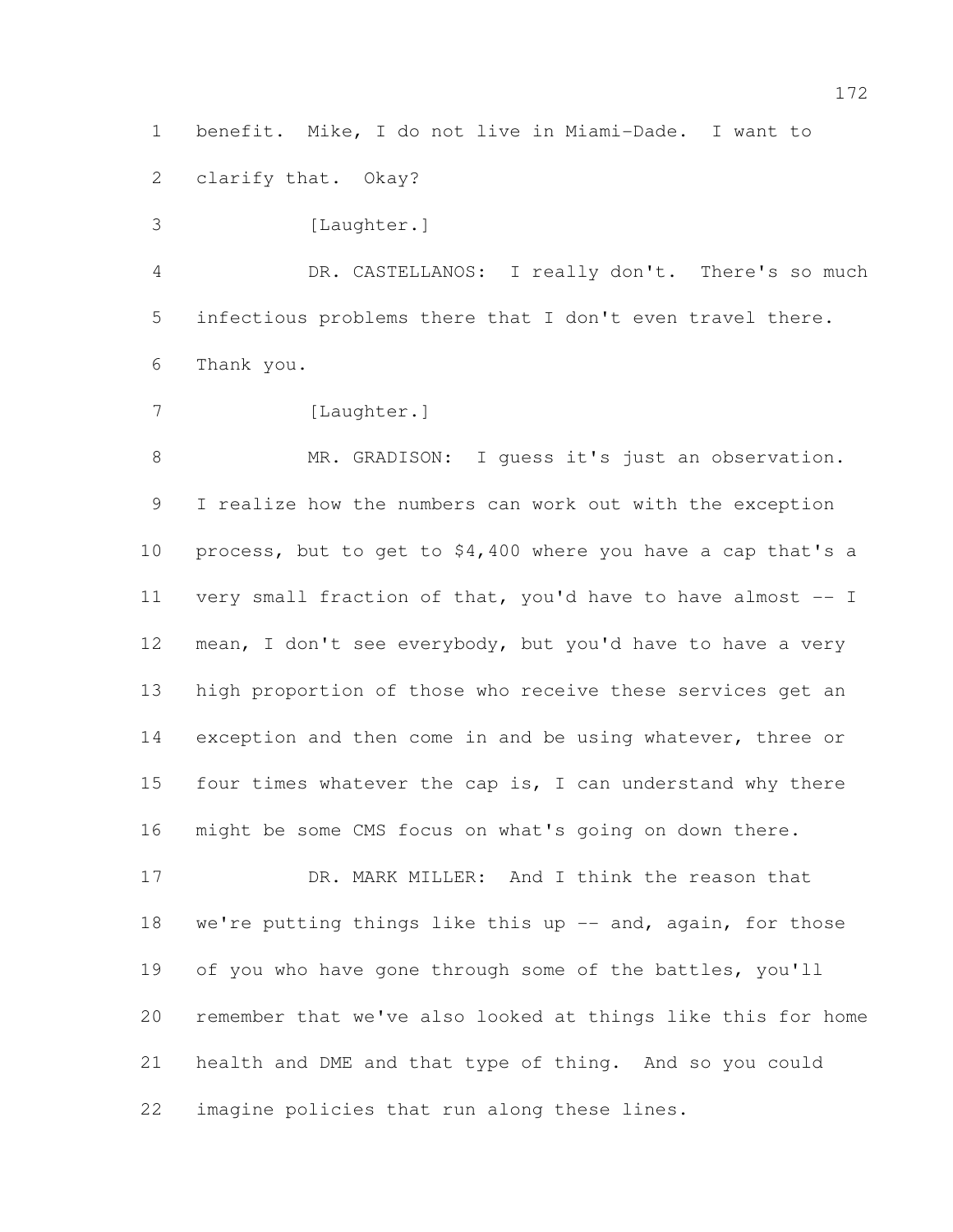benefit. Mike, I do not live in Miami-Dade. I want to clarify that. Okay?

[Laughter.]

DR. CASTELLANOS: I really don't. There's so much infectious problems there that I don't even travel there. Thank you.

[Laughter.]

MR. GRADISON: I guess it's just an observation. I realize how the numbers can work out with the exception process, but to get to $4,400 where you have a cap that's a very small fraction of that, you'd have to have almost -- I mean, I don't see everybody, but you'd have to have a very high proportion of those who receive these services get an exception and then come in and be using whatever, three or four times whatever the cap is, I can understand why there might be some CMS focus on what's going on down there.

DR. MARK MILLER: And I think the reason that we're putting things like this up -- and, again, for those of you who have gone through some of the battles, you'll remember that we've also looked at things like this for home health and DME and that type of thing. And so you could imagine policies that run along these lines.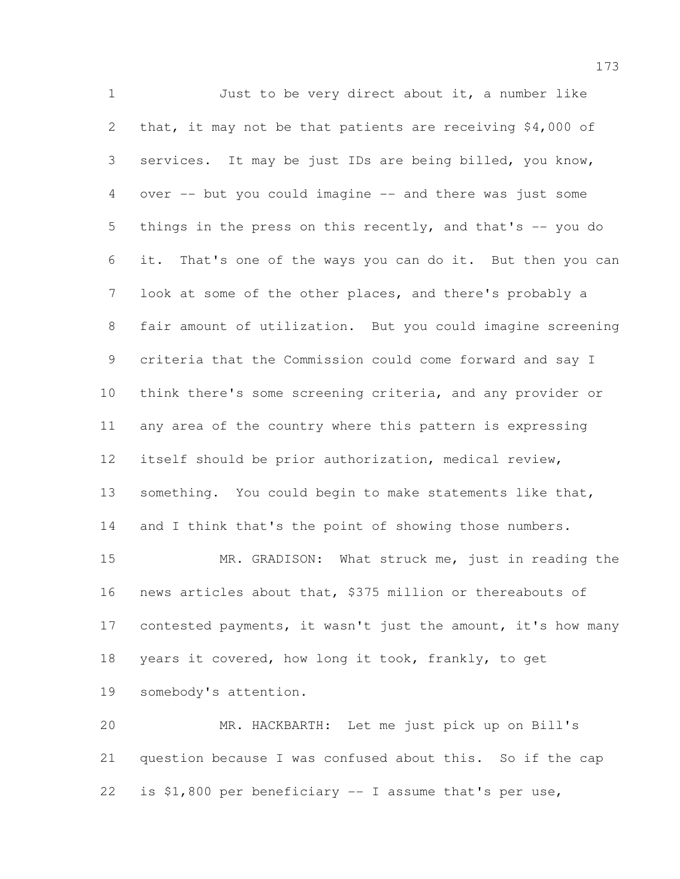Just to be very direct about it, a number like that, it may not be that patients are receiving $4,000 of services. It may be just IDs are being billed, you know, over -- but you could imagine -- and there was just some things in the press on this recently, and that's -- you do it. That's one of the ways you can do it. But then you can look at some of the other places, and there's probably a fair amount of utilization. But you could imagine screening criteria that the Commission could come forward and say I think there's some screening criteria, and any provider or any area of the country where this pattern is expressing itself should be prior authorization, medical review, something. You could begin to make statements like that, and I think that's the point of showing those numbers.

MR. GRADISON: What struck me, just in reading the news articles about that, $375 million or thereabouts of contested payments, it wasn't just the amount, it's how many years it covered, how long it took, frankly, to get somebody's attention.

MR. HACKBARTH: Let me just pick up on Bill's question because I was confused about this. So if the cap is $1,800 per beneficiary -- I assume that's per use,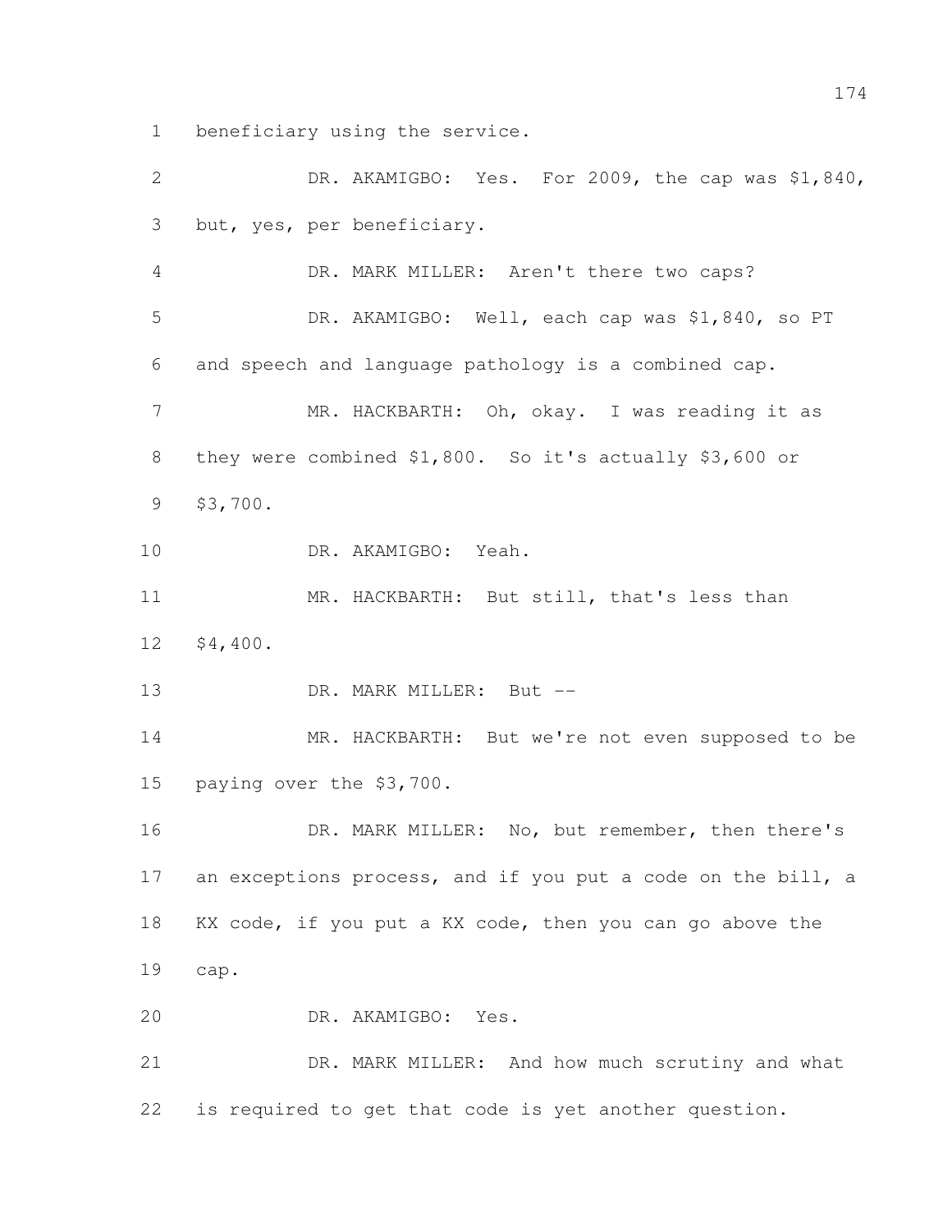beneficiary using the service.

DR. AKAMIGBO: Yes. For 2009, the cap was $1,840, but, yes, per beneficiary.

DR. MARK MILLER: Aren't there two caps?

DR. AKAMIGBO: Well, each cap was $1,840, so PT and speech and language pathology is a combined cap.

MR. HACKBARTH: Oh, okay. I was reading it as they were combined $1,800. So it's actually $3,600 or $3,700.

DR. AKAMIGBO: Yeah.

MR. HACKBARTH: But still, that's less than $4,400.

DR. MARK MILLER: But --

MR. HACKBARTH: But we're not even supposed to be paying over the $3,700.

DR. MARK MILLER: No, but remember, then there's an exceptions process, and if you put a code on the bill, a KX code, if you put a KX code, then you can go above the cap.

DR. AKAMIGBO: Yes.

DR. MARK MILLER: And how much scrutiny and what is required to get that code is yet another question.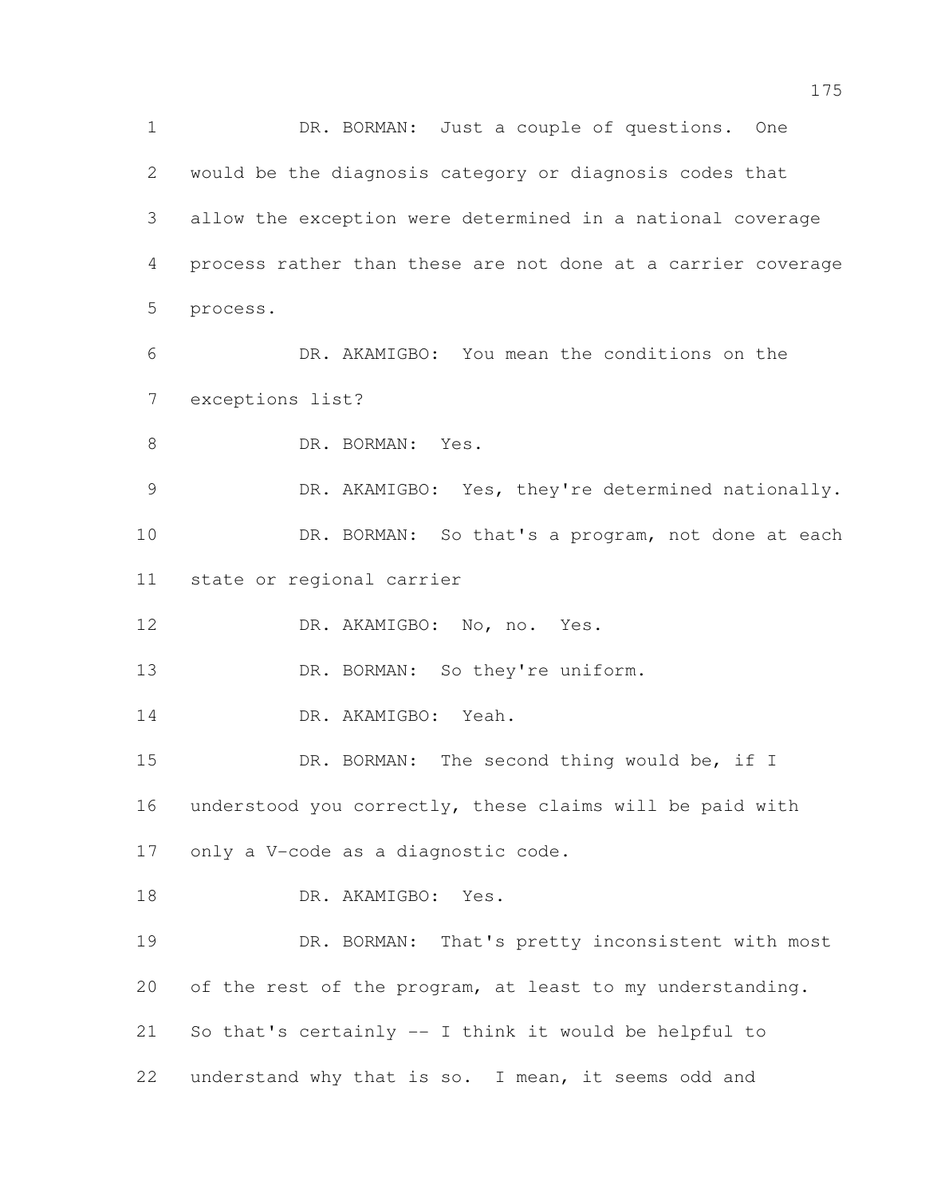DR. BORMAN: Just a couple of questions. One would be the diagnosis category or diagnosis codes that allow the exception were determined in a national coverage process rather than these are not done at a carrier coverage process.

DR. AKAMIGBO: You mean the conditions on the exceptions list?

DR. BORMAN: Yes.

DR. AKAMIGBO: Yes, they're determined nationally.

DR. BORMAN: So that's a program, not done at each state or regional carrier

DR. AKAMIGBO: No, no. Yes.

DR. BORMAN: So they're uniform.

DR. AKAMIGBO: Yeah.

DR. BORMAN: The second thing would be, if I understood you correctly, these claims will be paid with only a V-code as a diagnostic code.

DR. AKAMIGBO: Yes.

DR. BORMAN: That's pretty inconsistent with most of the rest of the program, at least to my understanding. So that's certainly -- I think it would be helpful to understand why that is so. I mean, it seems odd and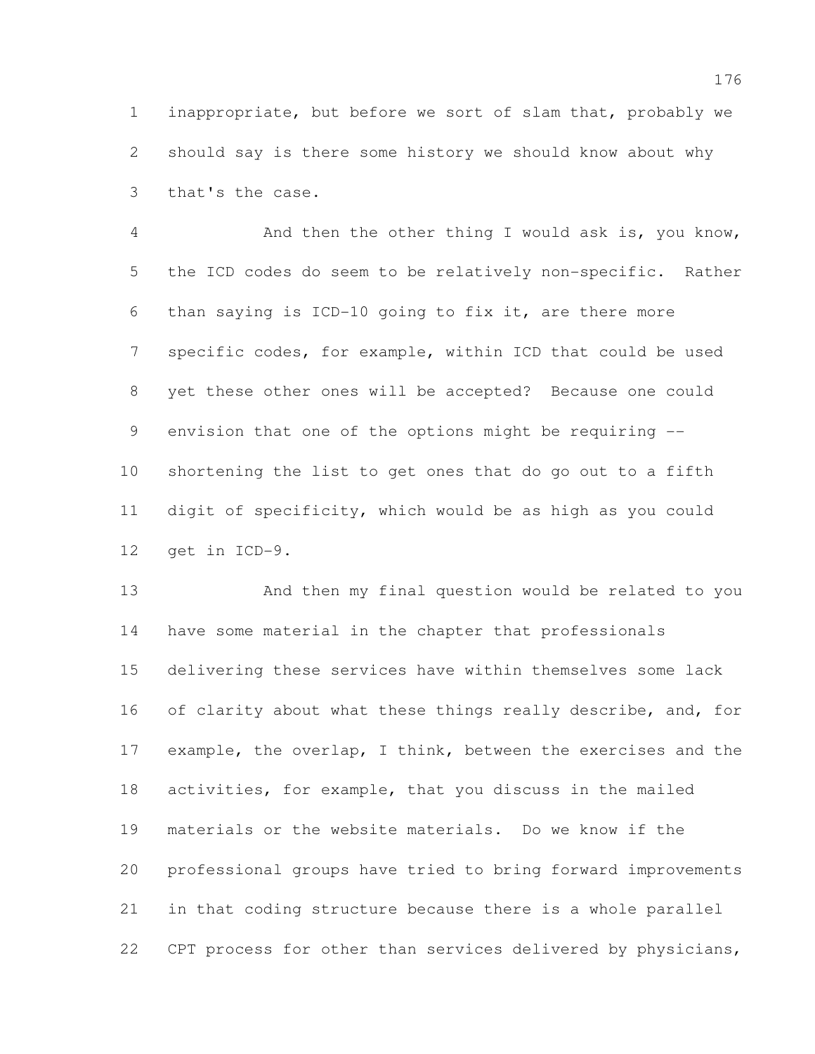inappropriate, but before we sort of slam that, probably we should say is there some history we should know about why that's the case.

And then the other thing I would ask is, you know, the ICD codes do seem to be relatively non-specific. Rather than saying is ICD-10 going to fix it, are there more specific codes, for example, within ICD that could be used yet these other ones will be accepted? Because one could envision that one of the options might be requiring -- shortening the list to get ones that do go out to a fifth digit of specificity, which would be as high as you could get in ICD-9.

And then my final question would be related to you have some material in the chapter that professionals delivering these services have within themselves some lack of clarity about what these things really describe, and, for example, the overlap, I think, between the exercises and the activities, for example, that you discuss in the mailed materials or the website materials. Do we know if the professional groups have tried to bring forward improvements in that coding structure because there is a whole parallel CPT process for other than services delivered by physicians,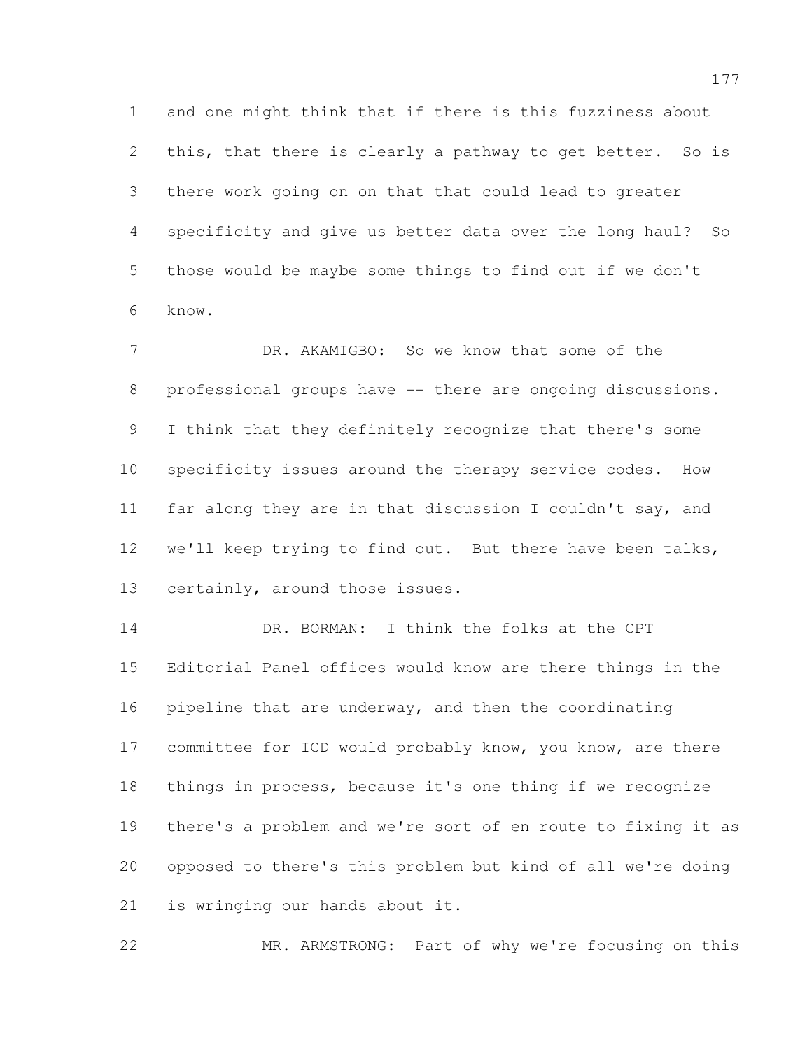and one might think that if there is this fuzziness about this, that there is clearly a pathway to get better. So is there work going on on that that could lead to greater specificity and give us better data over the long haul? So those would be maybe some things to find out if we don't know.

DR. AKAMIGBO: So we know that some of the professional groups have -- there are ongoing discussions. I think that they definitely recognize that there's some specificity issues around the therapy service codes. How far along they are in that discussion I couldn't say, and we'll keep trying to find out. But there have been talks, certainly, around those issues.

DR. BORMAN: I think the folks at the CPT Editorial Panel offices would know are there things in the pipeline that are underway, and then the coordinating committee for ICD would probably know, you know, are there things in process, because it's one thing if we recognize there's a problem and we're sort of en route to fixing it as opposed to there's this problem but kind of all we're doing is wringing our hands about it.

MR. ARMSTRONG: Part of why we're focusing on this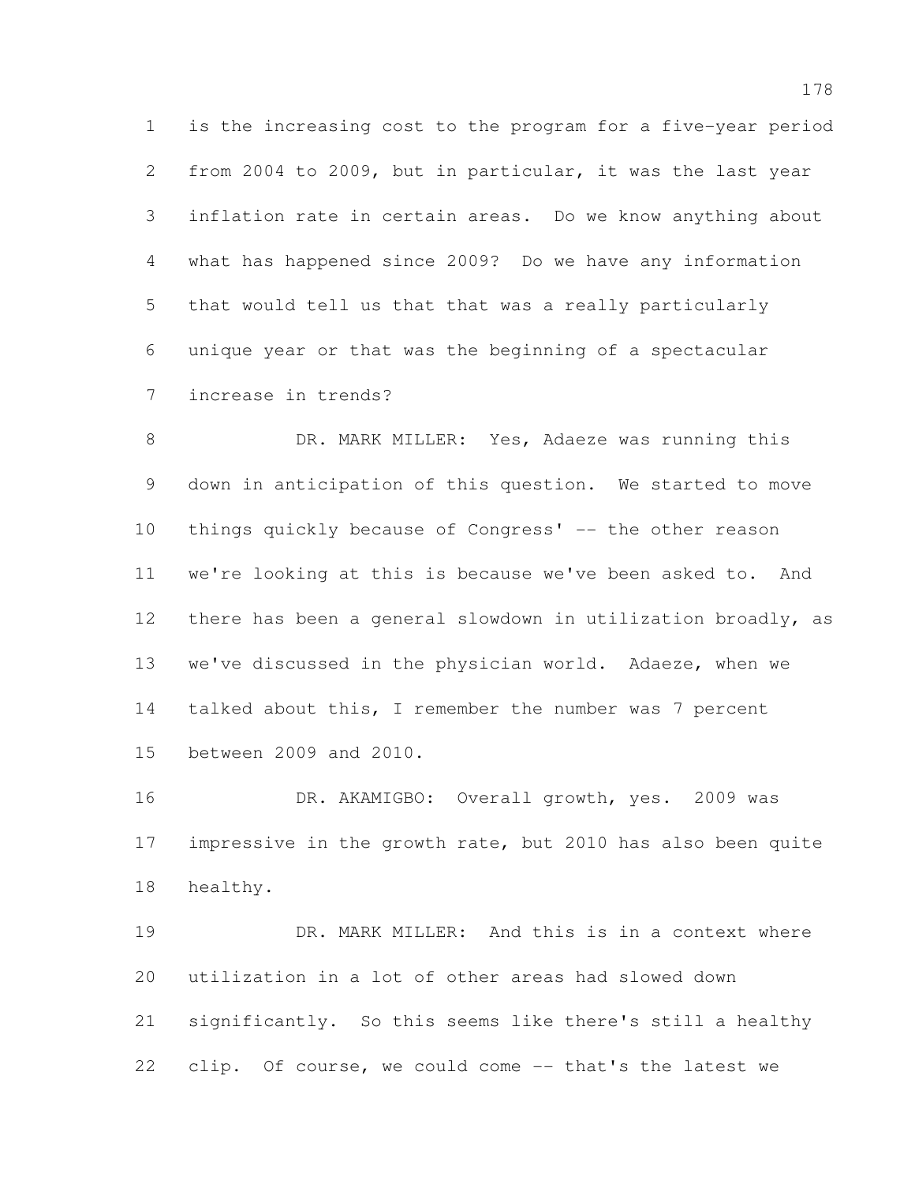is the increasing cost to the program for a five-year period from 2004 to 2009, but in particular, it was the last year inflation rate in certain areas. Do we know anything about what has happened since 2009? Do we have any information that would tell us that that was a really particularly unique year or that was the beginning of a spectacular increase in trends?

DR. MARK MILLER: Yes, Adaeze was running this down in anticipation of this question. We started to move things quickly because of Congress' -- the other reason we're looking at this is because we've been asked to. And there has been a general slowdown in utilization broadly, as we've discussed in the physician world. Adaeze, when we talked about this, I remember the number was 7 percent between 2009 and 2010.

DR. AKAMIGBO: Overall growth, yes. 2009 was impressive in the growth rate, but 2010 has also been quite healthy.

DR. MARK MILLER: And this is in a context where utilization in a lot of other areas had slowed down significantly. So this seems like there's still a healthy clip. Of course, we could come -- that's the latest we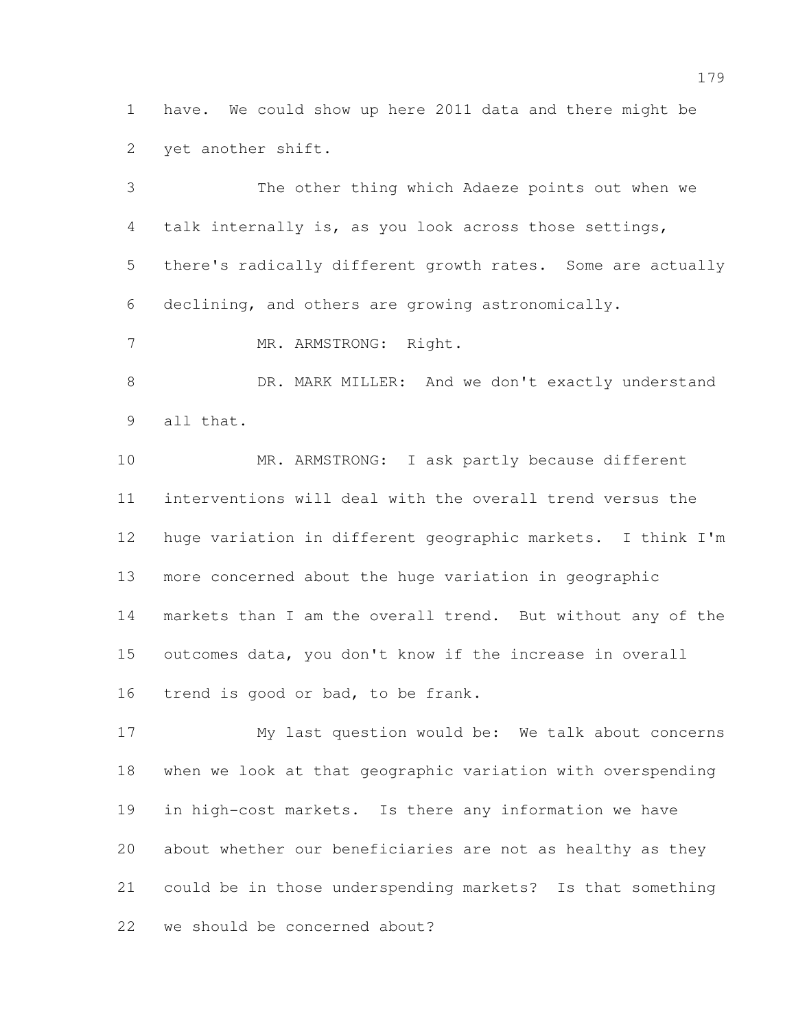have. We could show up here 2011 data and there might be yet another shift.

The other thing which Adaeze points out when we talk internally is, as you look across those settings, there's radically different growth rates. Some are actually declining, and others are growing astronomically.

MR. ARMSTRONG: Right.

DR. MARK MILLER: And we don't exactly understand all that.

MR. ARMSTRONG: I ask partly because different interventions will deal with the overall trend versus the huge variation in different geographic markets. I think I'm more concerned about the huge variation in geographic markets than I am the overall trend. But without any of the outcomes data, you don't know if the increase in overall trend is good or bad, to be frank.

My last question would be: We talk about concerns when we look at that geographic variation with overspending in high-cost markets. Is there any information we have about whether our beneficiaries are not as healthy as they could be in those underspending markets? Is that something we should be concerned about?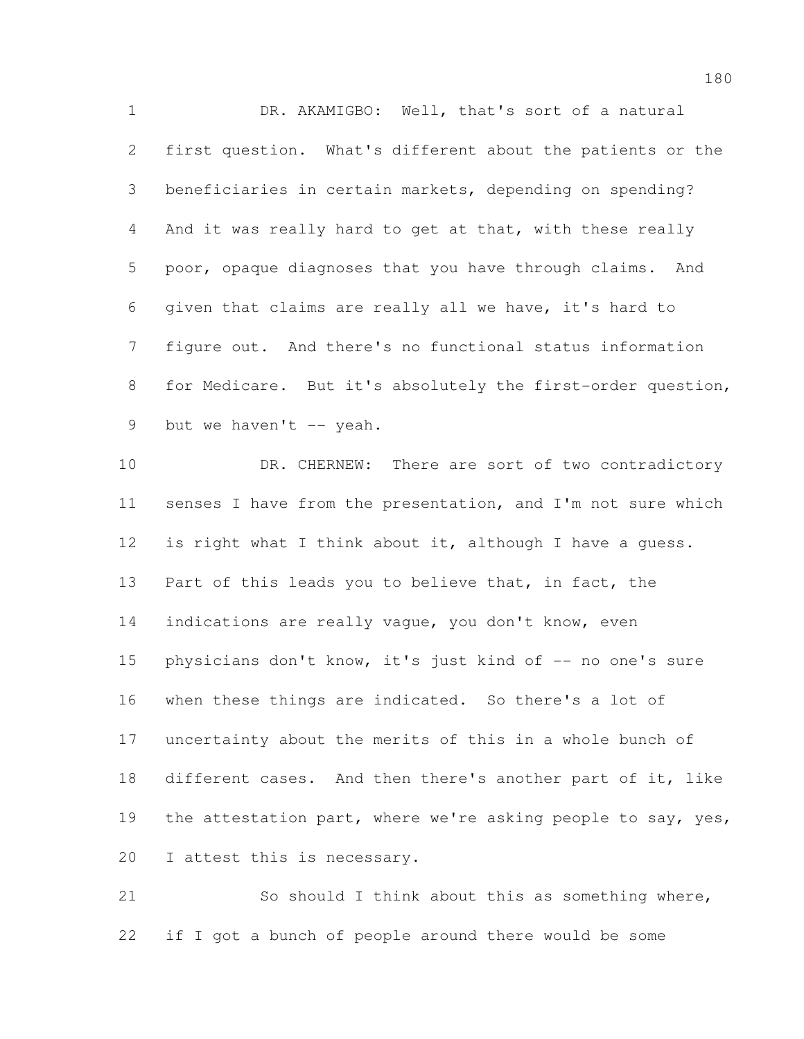DR. AKAMIGBO: Well, that's sort of a natural first question. What's different about the patients or the beneficiaries in certain markets, depending on spending? And it was really hard to get at that, with these really poor, opaque diagnoses that you have through claims. And given that claims are really all we have, it's hard to figure out. And there's no functional status information for Medicare. But it's absolutely the first-order question, but we haven't -- yeah.

DR. CHERNEW: There are sort of two contradictory senses I have from the presentation, and I'm not sure which is right what I think about it, although I have a guess. Part of this leads you to believe that, in fact, the indications are really vague, you don't know, even physicians don't know, it's just kind of -- no one's sure when these things are indicated. So there's a lot of uncertainty about the merits of this in a whole bunch of different cases. And then there's another part of it, like the attestation part, where we're asking people to say, yes, I attest this is necessary.

So should I think about this as something where, if I got a bunch of people around there would be some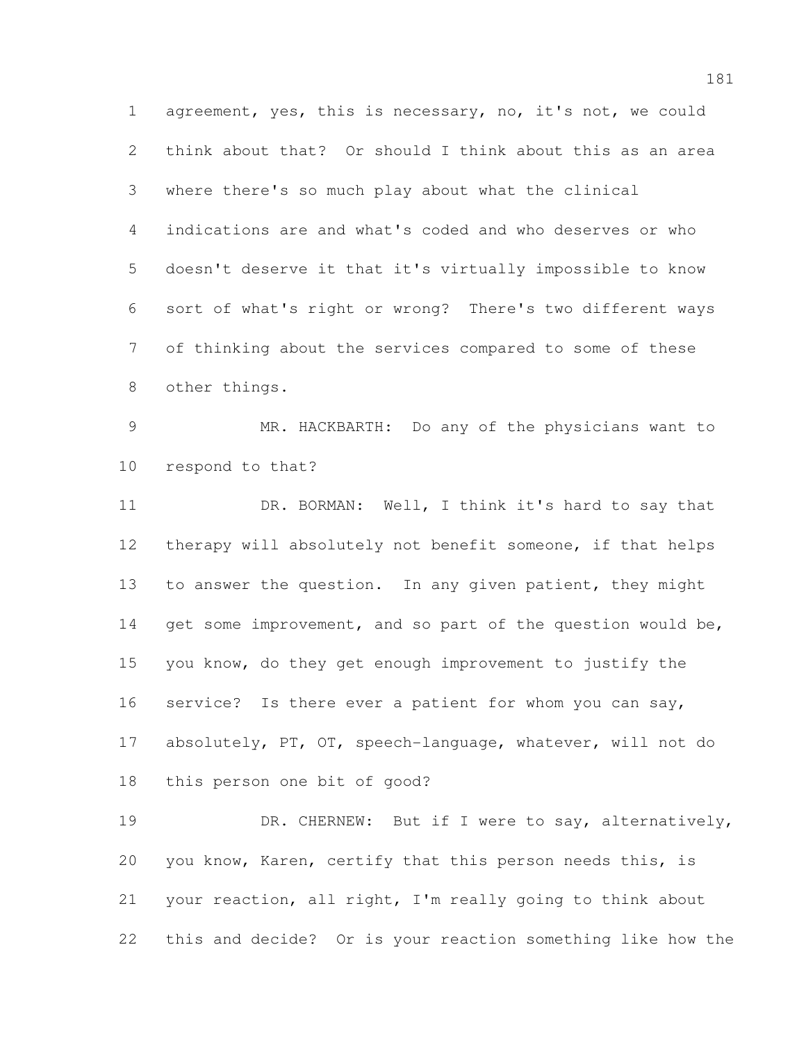agreement, yes, this is necessary, no, it's not, we could think about that? Or should I think about this as an area where there's so much play about what the clinical indications are and what's coded and who deserves or who doesn't deserve it that it's virtually impossible to know sort of what's right or wrong? There's two different ways of thinking about the services compared to some of these other things.

MR. HACKBARTH: Do any of the physicians want to respond to that?

DR. BORMAN: Well, I think it's hard to say that therapy will absolutely not benefit someone, if that helps to answer the question. In any given patient, they might get some improvement, and so part of the question would be, you know, do they get enough improvement to justify the service? Is there ever a patient for whom you can say, absolutely, PT, OT, speech-language, whatever, will not do this person one bit of good?

DR. CHERNEW: But if I were to say, alternatively, you know, Karen, certify that this person needs this, is your reaction, all right, I'm really going to think about this and decide? Or is your reaction something like how the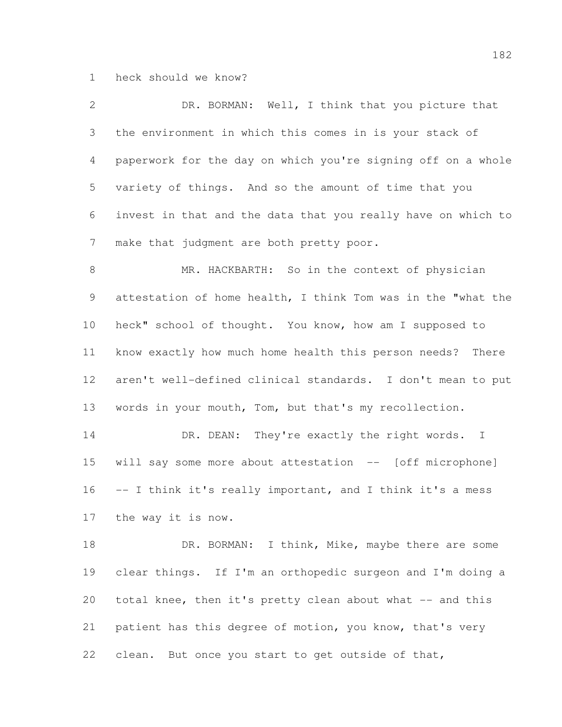heck should we know?

DR. BORMAN: Well, I think that you picture that the environment in which this comes in is your stack of paperwork for the day on which you're signing off on a whole variety of things. And so the amount of time that you invest in that and the data that you really have on which to make that judgment are both pretty poor.

MR. HACKBARTH: So in the context of physician attestation of home health, I think Tom was in the "what the heck" school of thought. You know, how am I supposed to know exactly how much home health this person needs? There aren't well-defined clinical standards. I don't mean to put words in your mouth, Tom, but that's my recollection.

DR. DEAN: They're exactly the right words. I will say some more about attestation -- [off microphone] -- I think it's really important, and I think it's a mess the way it is now.

DR. BORMAN: I think, Mike, maybe there are some clear things. If I'm an orthopedic surgeon and I'm doing a total knee, then it's pretty clean about what -- and this patient has this degree of motion, you know, that's very clean. But once you start to get outside of that,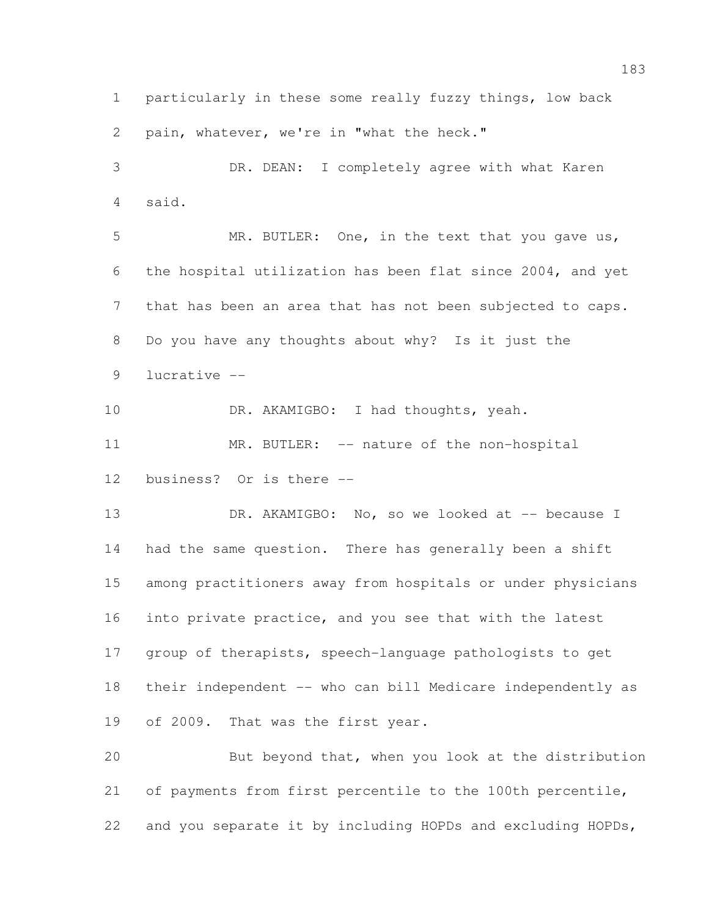particularly in these some really fuzzy things, low back pain, whatever, we're in "what the heck."

DR. DEAN: I completely agree with what Karen said.

MR. BUTLER: One, in the text that you gave us, the hospital utilization has been flat since 2004, and yet that has been an area that has not been subjected to caps. Do you have any thoughts about why? Is it just the lucrative --

DR. AKAMIGBO: I had thoughts, yeah.

MR. BUTLER: -- nature of the non-hospital business? Or is there --

DR. AKAMIGBO: No, so we looked at -- because I had the same question. There has generally been a shift among practitioners away from hospitals or under physicians into private practice, and you see that with the latest group of therapists, speech-language pathologists to get their independent -- who can bill Medicare independently as of 2009. That was the first year.

But beyond that, when you look at the distribution of payments from first percentile to the 100th percentile, and you separate it by including HOPDs and excluding HOPDs,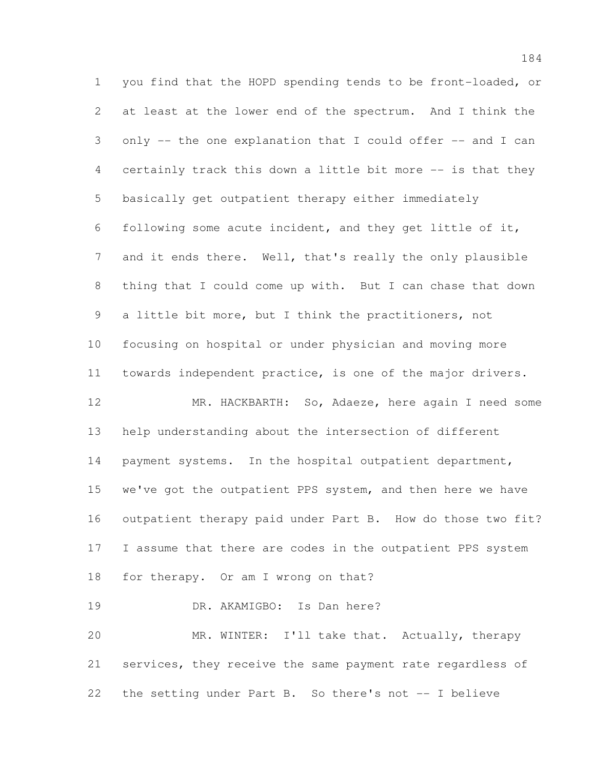you find that the HOPD spending tends to be front-loaded, or at least at the lower end of the spectrum. And I think the only -- the one explanation that I could offer -- and I can certainly track this down a little bit more -- is that they basically get outpatient therapy either immediately following some acute incident, and they get little of it, and it ends there. Well, that's really the only plausible thing that I could come up with. But I can chase that down a little bit more, but I think the practitioners, not focusing on hospital or under physician and moving more towards independent practice, is one of the major drivers.

MR. HACKBARTH: So, Adaeze, here again I need some help understanding about the intersection of different payment systems. In the hospital outpatient department, we've got the outpatient PPS system, and then here we have outpatient therapy paid under Part B. How do those two fit? I assume that there are codes in the outpatient PPS system for therapy. Or am I wrong on that?

DR. AKAMIGBO: Is Dan here?

MR. WINTER: I'll take that. Actually, therapy services, they receive the same payment rate regardless of the setting under Part B. So there's not -- I believe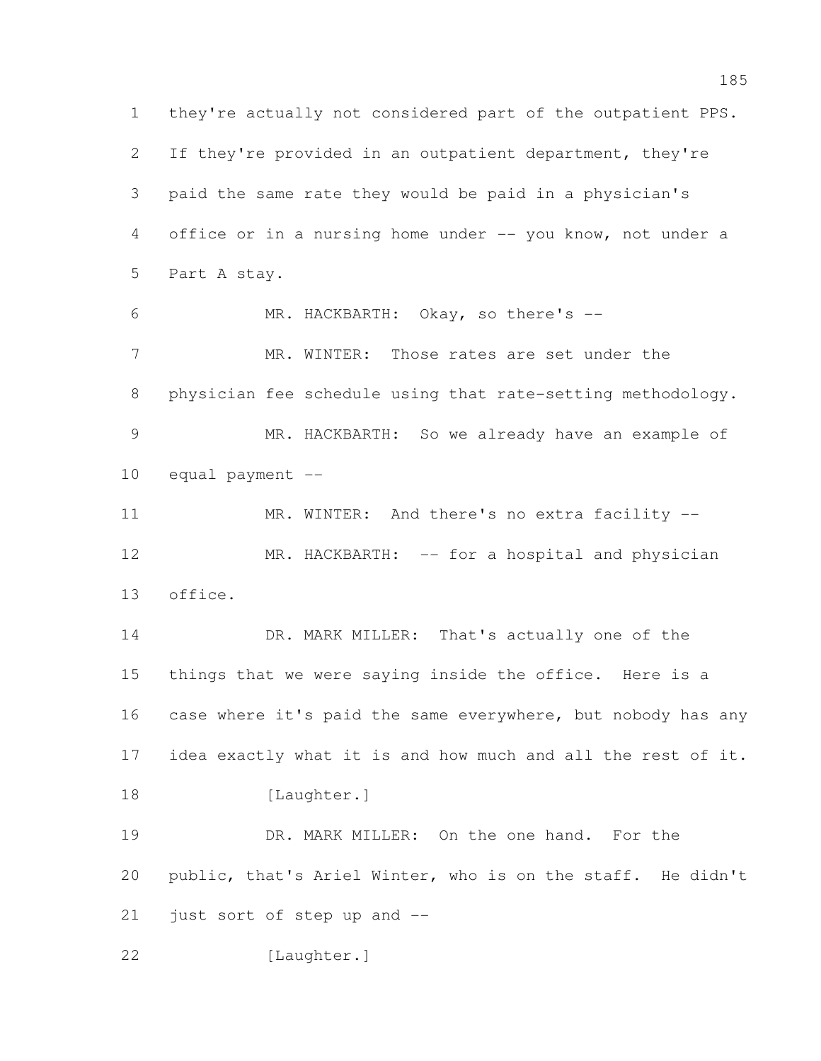they're actually not considered part of the outpatient PPS. If they're provided in an outpatient department, they're paid the same rate they would be paid in a physician's office or in a nursing home under -- you know, not under a Part A stay.

MR. HACKBARTH: Okay, so there's --

MR. WINTER: Those rates are set under the physician fee schedule using that rate-setting methodology.

MR. HACKBARTH: So we already have an example of equal payment --

MR. WINTER: And there's no extra facility --

MR. HACKBARTH: -- for a hospital and physician office.

DR. MARK MILLER: That's actually one of the things that we were saying inside the office. Here is a case where it's paid the same everywhere, but nobody has any idea exactly what it is and how much and all the rest of it.

[Laughter.]

DR. MARK MILLER: On the one hand. For the public, that's Ariel Winter, who is on the staff. He didn't just sort of step up and --

[Laughter.]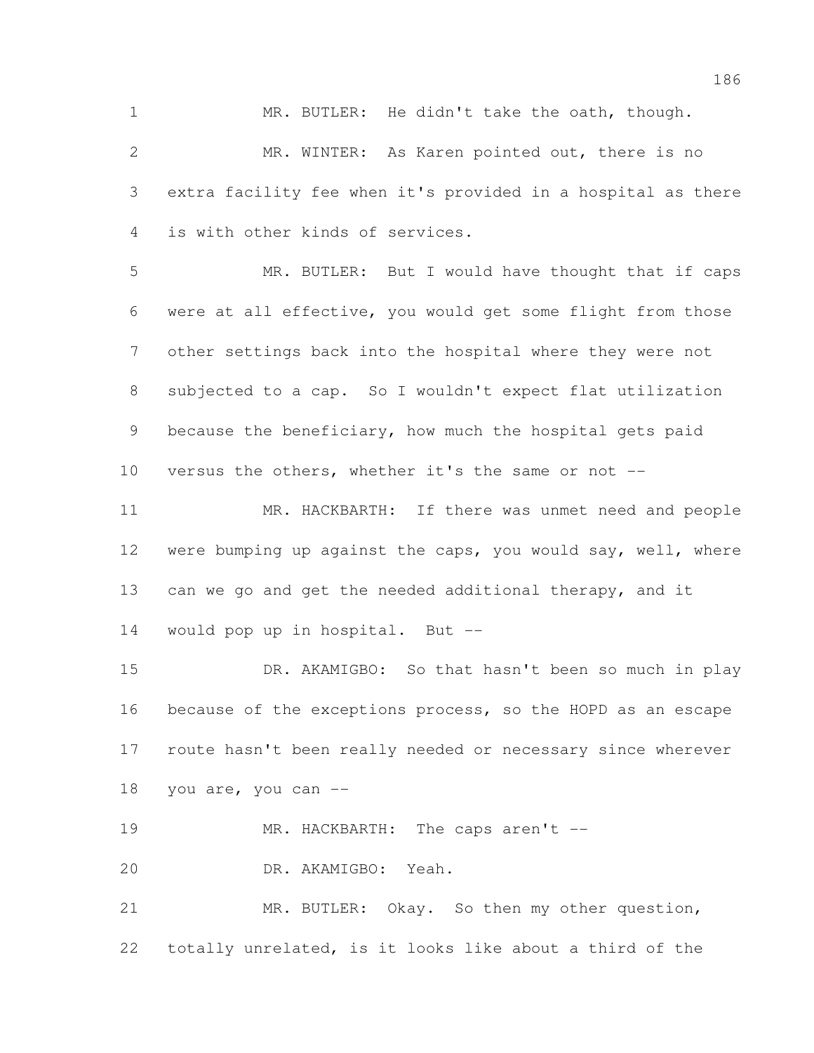MR. BUTLER: He didn't take the oath, though.

MR. WINTER: As Karen pointed out, there is no extra facility fee when it's provided in a hospital as there is with other kinds of services.

MR. BUTLER: But I would have thought that if caps were at all effective, you would get some flight from those other settings back into the hospital where they were not subjected to a cap. So I wouldn't expect flat utilization because the beneficiary, how much the hospital gets paid versus the others, whether it's the same or not --

MR. HACKBARTH: If there was unmet need and people were bumping up against the caps, you would say, well, where can we go and get the needed additional therapy, and it would pop up in hospital. But --

DR. AKAMIGBO: So that hasn't been so much in play because of the exceptions process, so the HOPD as an escape route hasn't been really needed or necessary since wherever you are, you can --

MR. HACKBARTH: The caps aren't --

DR. AKAMIGBO: Yeah.

MR. BUTLER: Okay. So then my other question, totally unrelated, is it looks like about a third of the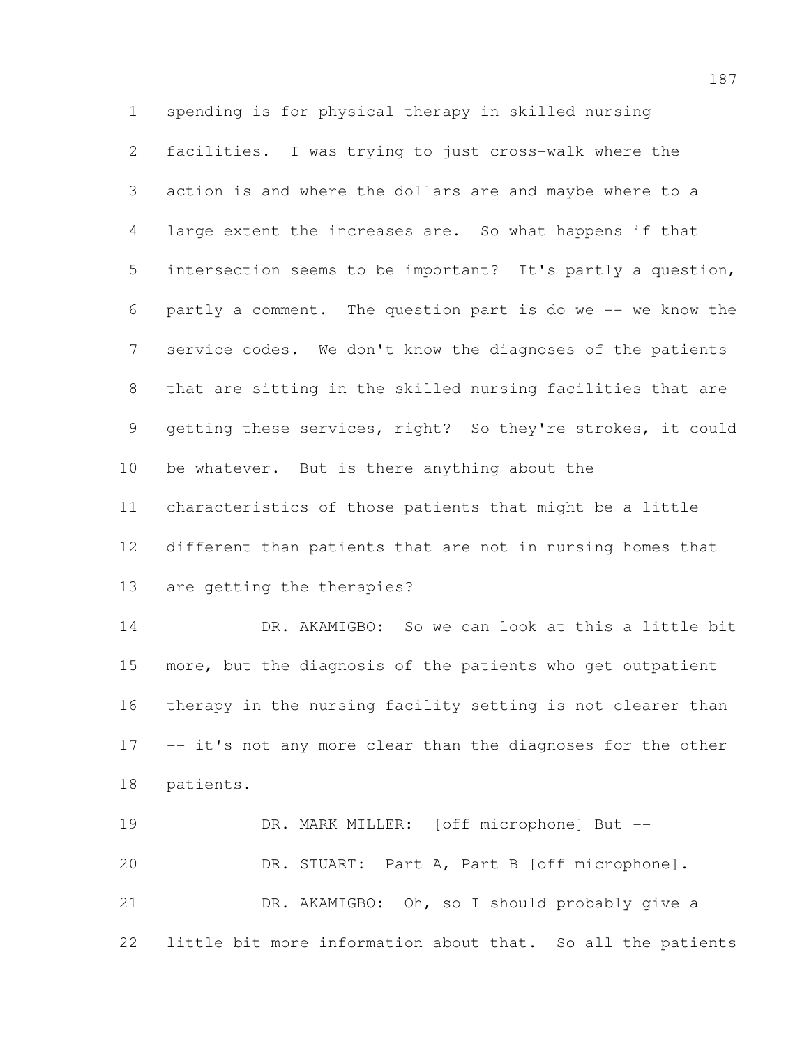spending is for physical therapy in skilled nursing facilities. I was trying to just cross-walk where the action is and where the dollars are and maybe where to a large extent the increases are. So what happens if that intersection seems to be important? It's partly a question, partly a comment. The question part is do we -- we know the service codes. We don't know the diagnoses of the patients that are sitting in the skilled nursing facilities that are getting these services, right? So they're strokes, it could be whatever. But is there anything about the characteristics of those patients that might be a little different than patients that are not in nursing homes that are getting the therapies?

DR. AKAMIGBO: So we can look at this a little bit more, but the diagnosis of the patients who get outpatient therapy in the nursing facility setting is not clearer than -- it's not any more clear than the diagnoses for the other patients.

DR. MARK MILLER: [off microphone] But --

DR. STUART: Part A, Part B [off microphone].

DR. AKAMIGBO: Oh, so I should probably give a little bit more information about that. So all the patients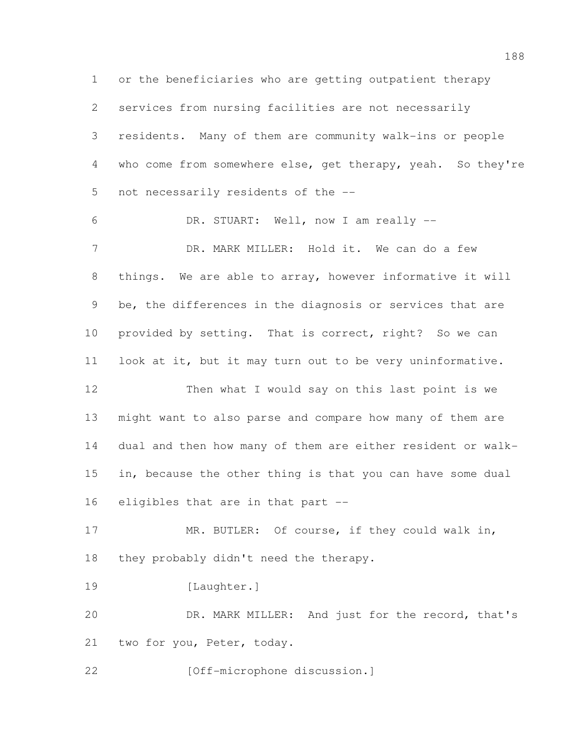or the beneficiaries who are getting outpatient therapy services from nursing facilities are not necessarily residents. Many of them are community walk-ins or people who come from somewhere else, get therapy, yeah. So they're not necessarily residents of the --

DR. STUART: Well, now I am really --

DR. MARK MILLER: Hold it. We can do a few things. We are able to array, however informative it will be, the differences in the diagnosis or services that are provided by setting. That is correct, right? So we can look at it, but it may turn out to be very uninformative.

Then what I would say on this last point is we might want to also parse and compare how many of them are dual and then how many of them are either resident or walk-in, because the other thing is that you can have some dual eligibles that are in that part --

MR. BUTLER: Of course, if they could walk in, they probably didn't need the therapy.

[Laughter.]

DR. MARK MILLER: And just for the record, that's two for you, Peter, today.

[Off-microphone discussion.]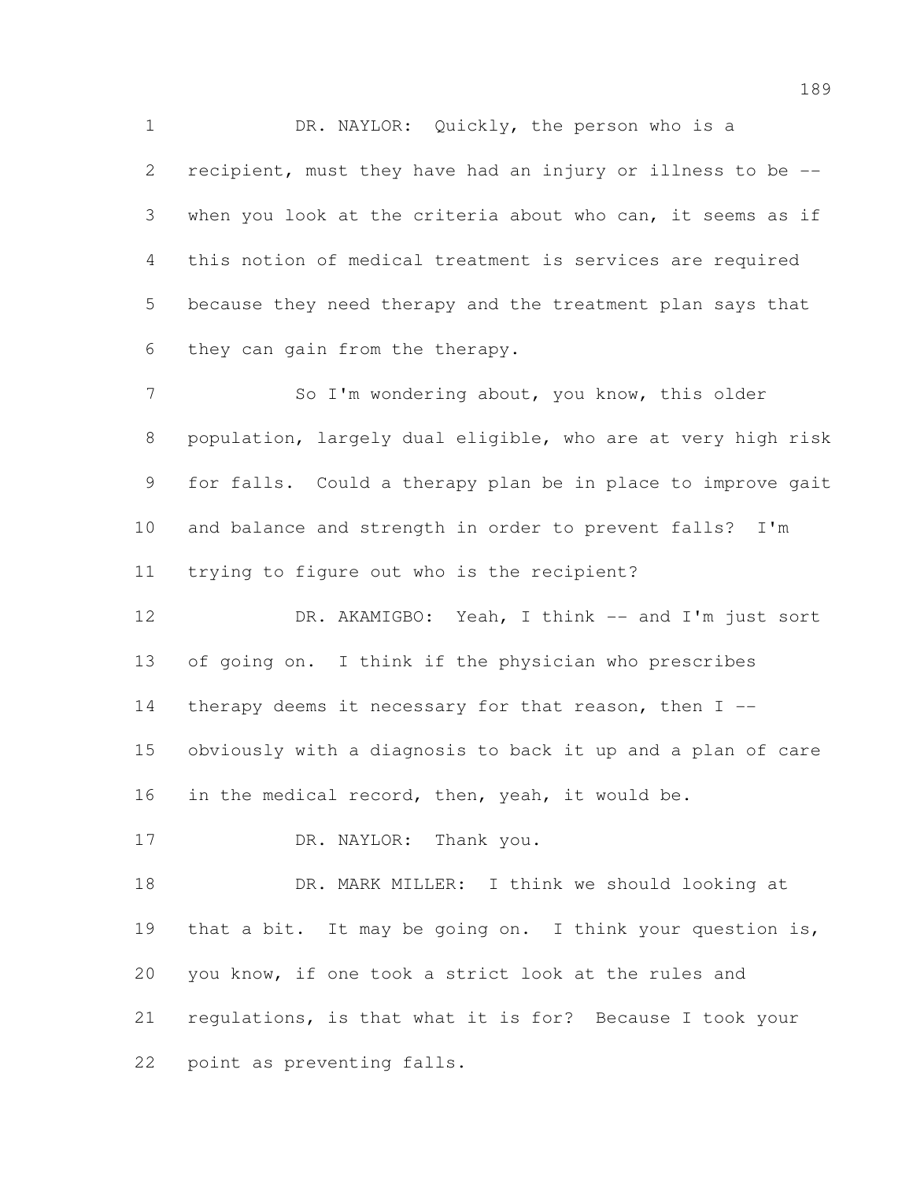DR. NAYLOR: Quickly, the person who is a recipient, must they have had an injury or illness to be -- when you look at the criteria about who can, it seems as if this notion of medical treatment is services are required because they need therapy and the treatment plan says that they can gain from the therapy.

So I'm wondering about, you know, this older population, largely dual eligible, who are at very high risk for falls. Could a therapy plan be in place to improve gait and balance and strength in order to prevent falls? I'm trying to figure out who is the recipient?

DR. AKAMIGBO: Yeah, I think -- and I'm just sort of going on. I think if the physician who prescribes therapy deems it necessary for that reason, then I -- obviously with a diagnosis to back it up and a plan of care in the medical record, then, yeah, it would be.

DR. NAYLOR: Thank you.

DR. MARK MILLER: I think we should looking at that a bit. It may be going on. I think your question is, you know, if one took a strict look at the rules and regulations, is that what it is for? Because I took your point as preventing falls.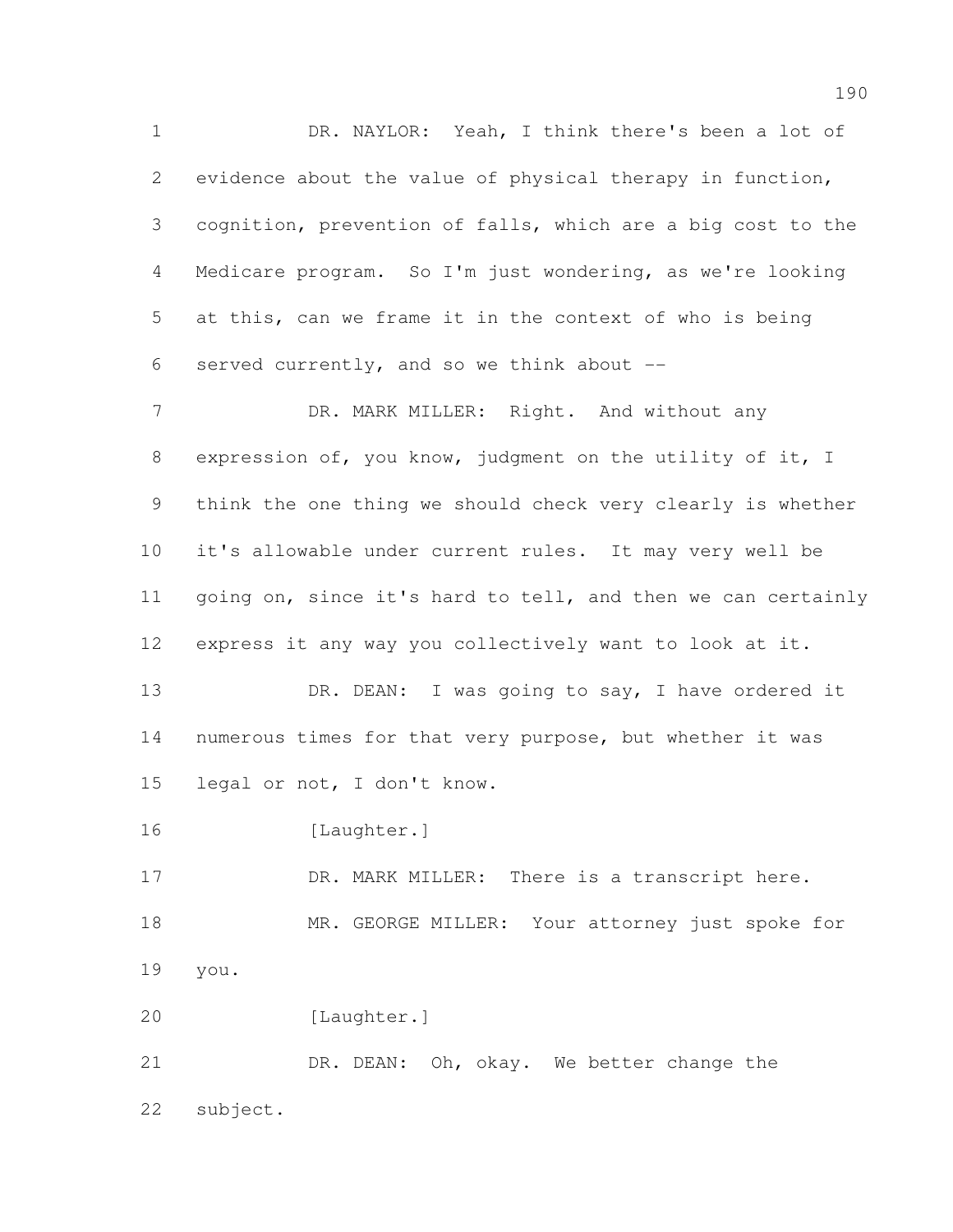DR. NAYLOR: Yeah, I think there's been a lot of evidence about the value of physical therapy in function, cognition, prevention of falls, which are a big cost to the Medicare program. So I'm just wondering, as we're looking at this, can we frame it in the context of who is being served currently, and so we think about --

DR. MARK MILLER: Right. And without any expression of, you know, judgment on the utility of it, I think the one thing we should check very clearly is whether it's allowable under current rules. It may very well be going on, since it's hard to tell, and then we can certainly express it any way you collectively want to look at it.

DR. DEAN: I was going to say, I have ordered it numerous times for that very purpose, but whether it was legal or not, I don't know.

[Laughter.]

DR. MARK MILLER: There is a transcript here.

MR. GEORGE MILLER: Your attorney just spoke for you.

[Laughter.]

DR. DEAN: Oh, okay. We better change the subject.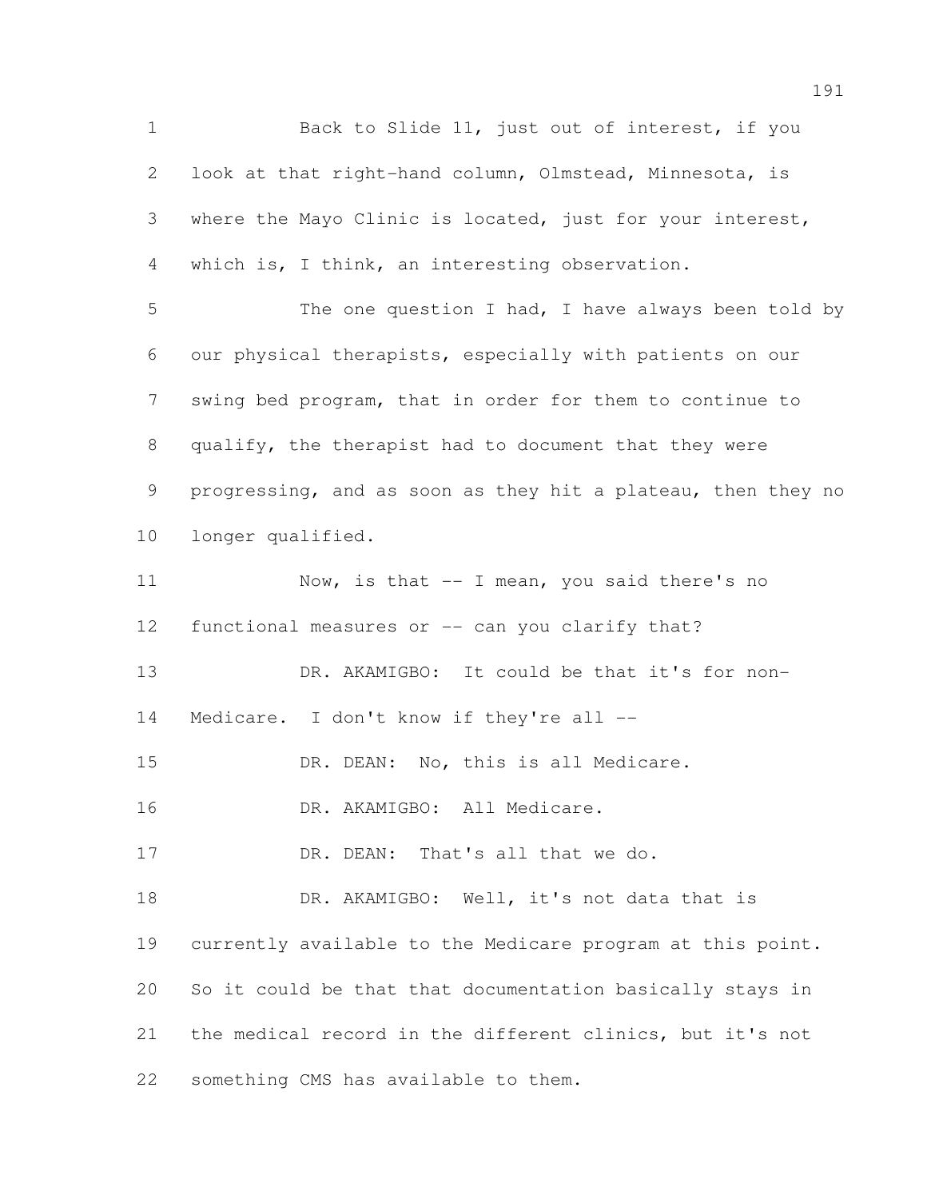Back to Slide 11, just out of interest, if you look at that right-hand column, Olmstead, Minnesota, is where the Mayo Clinic is located, just for your interest, which is, I think, an interesting observation.

The one question I had, I have always been told by our physical therapists, especially with patients on our swing bed program, that in order for them to continue to qualify, the therapist had to document that they were progressing, and as soon as they hit a plateau, then they no longer qualified.

Now, is that -- I mean, you said there's no functional measures or -- can you clarify that?

DR. AKAMIGBO: It could be that it's for non-Medicare. I don't know if they're all --

DR. DEAN: No, this is all Medicare.

DR. AKAMIGBO: All Medicare.

DR. DEAN: That's all that we do.

DR. AKAMIGBO: Well, it's not data that is currently available to the Medicare program at this point. So it could be that that documentation basically stays in the medical record in the different clinics, but it's not something CMS has available to them.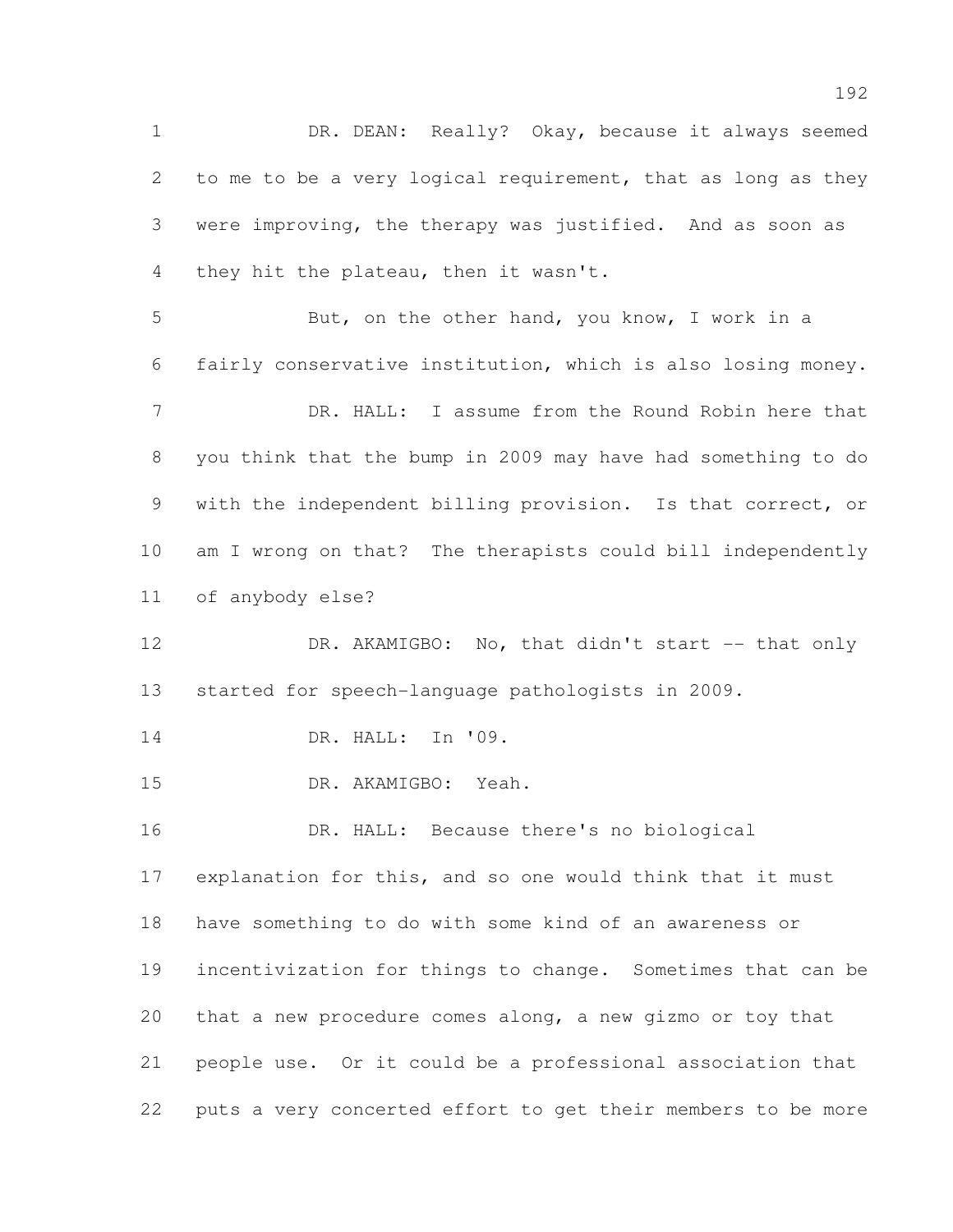DR. DEAN: Really? Okay, because it always seemed to me to be a very logical requirement, that as long as they were improving, the therapy was justified. And as soon as they hit the plateau, then it wasn't.

But, on the other hand, you know, I work in a fairly conservative institution, which is also losing money.

DR. HALL: I assume from the Round Robin here that you think that the bump in 2009 may have had something to do with the independent billing provision. Is that correct, or am I wrong on that? The therapists could bill independently of anybody else?

DR. AKAMIGBO: No, that didn't start -- that only started for speech-language pathologists in 2009.

DR. HALL: In '09.

DR. AKAMIGBO: Yeah.

DR. HALL: Because there's no biological explanation for this, and so one would think that it must have something to do with some kind of an awareness or incentivization for things to change. Sometimes that can be that a new procedure comes along, a new gizmo or toy that people use. Or it could be a professional association that puts a very concerted effort to get their members to be more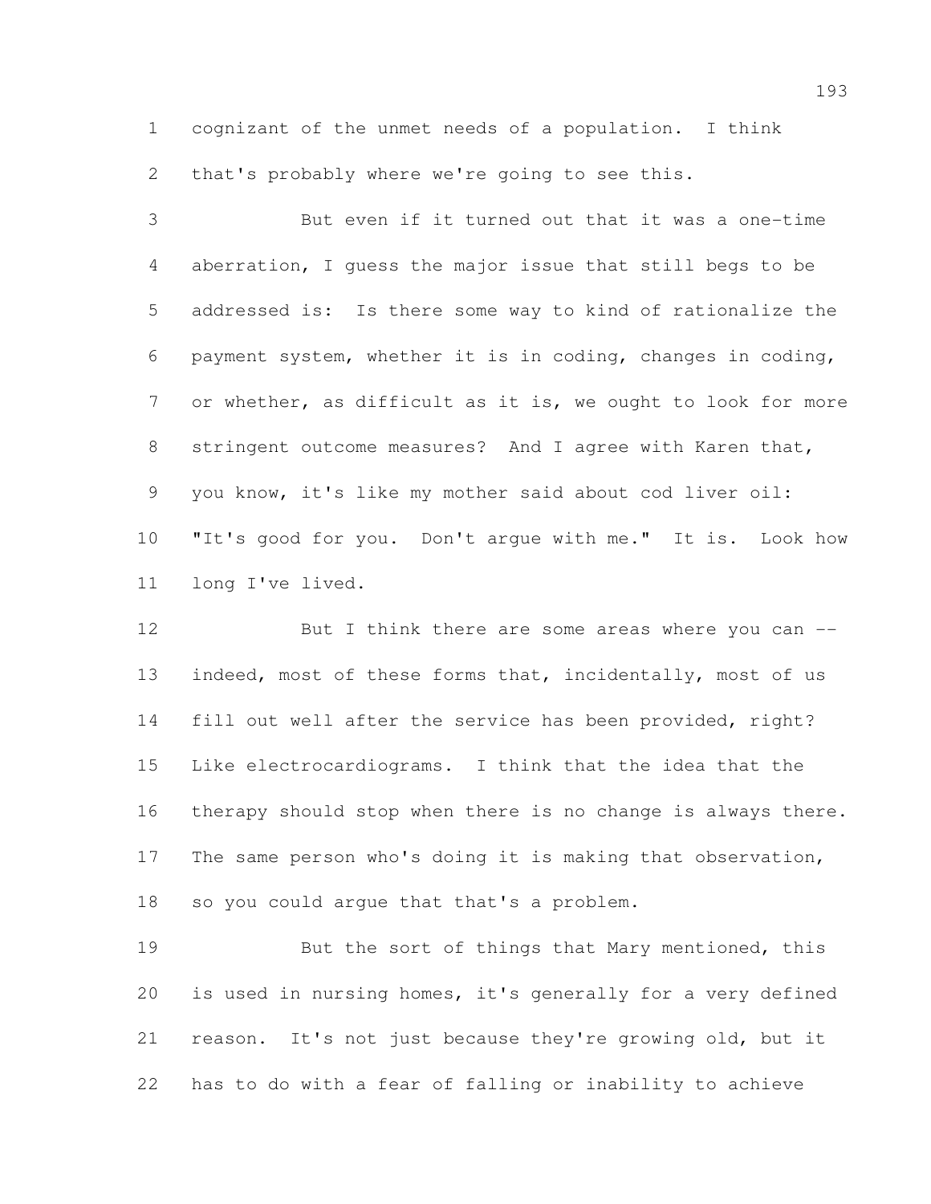cognizant of the unmet needs of a population. I think that's probably where we're going to see this.

But even if it turned out that it was a one-time aberration, I guess the major issue that still begs to be addressed is: Is there some way to kind of rationalize the payment system, whether it is in coding, changes in coding, or whether, as difficult as it is, we ought to look for more stringent outcome measures? And I agree with Karen that, you know, it's like my mother said about cod liver oil: "It's good for you. Don't argue with me." It is. Look how long I've lived.

But I think there are some areas where you can -- indeed, most of these forms that, incidentally, most of us fill out well after the service has been provided, right? Like electrocardiograms. I think that the idea that the therapy should stop when there is no change is always there. The same person who's doing it is making that observation, so you could argue that that's a problem.

But the sort of things that Mary mentioned, this is used in nursing homes, it's generally for a very defined reason. It's not just because they're growing old, but it has to do with a fear of falling or inability to achieve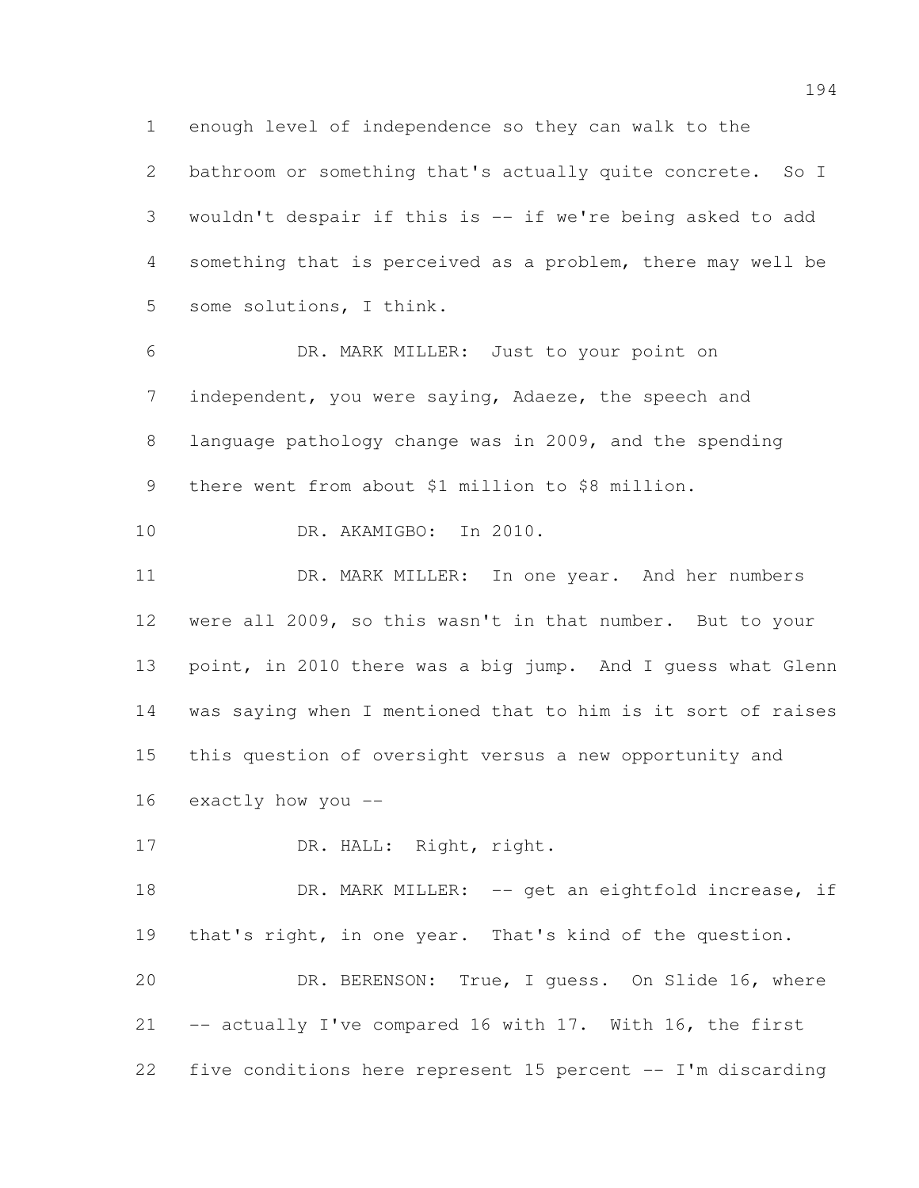enough level of independence so they can walk to the bathroom or something that's actually quite concrete. So I wouldn't despair if this is -- if we're being asked to add something that is perceived as a problem, there may well be some solutions, I think.

DR. MARK MILLER: Just to your point on independent, you were saying, Adaeze, the speech and language pathology change was in 2009, and the spending there went from about $1 million to $8 million.

DR. AKAMIGBO: In 2010.

DR. MARK MILLER: In one year. And her numbers were all 2009, so this wasn't in that number. But to your point, in 2010 there was a big jump. And I guess what Glenn was saying when I mentioned that to him is it sort of raises this question of oversight versus a new opportunity and exactly how you --

DR. HALL: Right, right.

DR. MARK MILLER: -- get an eightfold increase, if that's right, in one year. That's kind of the question.

DR. BERENSON: True, I guess. On Slide 16, where -- actually I've compared 16 with 17. With 16, the first five conditions here represent 15 percent -- I'm discarding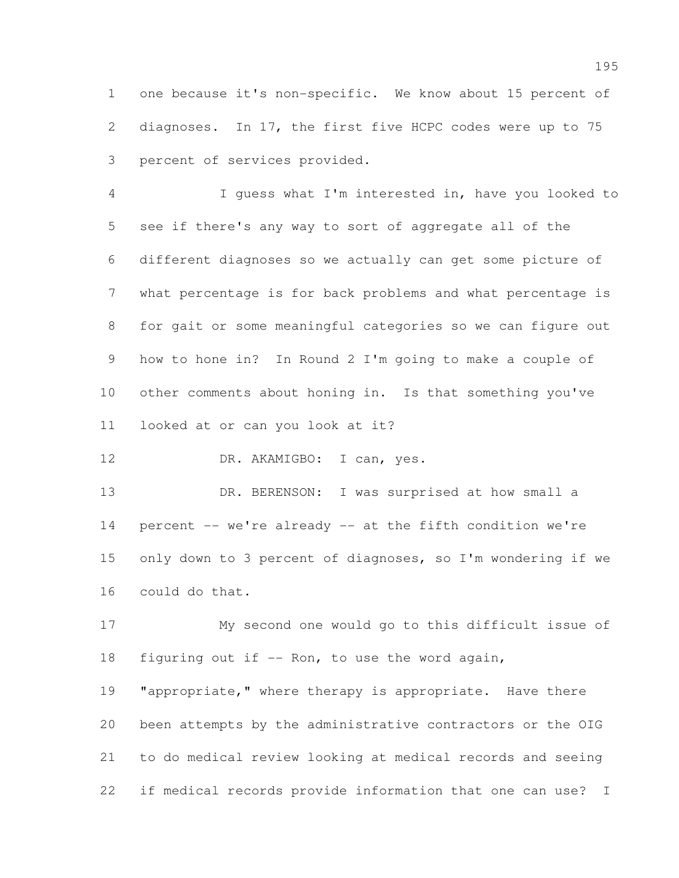one because it's non-specific. We know about 15 percent of diagnoses. In 17, the first five HCPC codes were up to 75 percent of services provided.

I guess what I'm interested in, have you looked to see if there's any way to sort of aggregate all of the different diagnoses so we actually can get some picture of what percentage is for back problems and what percentage is for gait or some meaningful categories so we can figure out how to hone in? In Round 2 I'm going to make a couple of other comments about honing in. Is that something you've looked at or can you look at it?

DR. AKAMIGBO: I can, yes.

DR. BERENSON: I was surprised at how small a percent -- we're already -- at the fifth condition we're only down to 3 percent of diagnoses, so I'm wondering if we could do that.

My second one would go to this difficult issue of figuring out if -- Ron, to use the word again, "appropriate," where therapy is appropriate. Have there been attempts by the administrative contractors or the OIG to do medical review looking at medical records and seeing if medical records provide information that one can use? I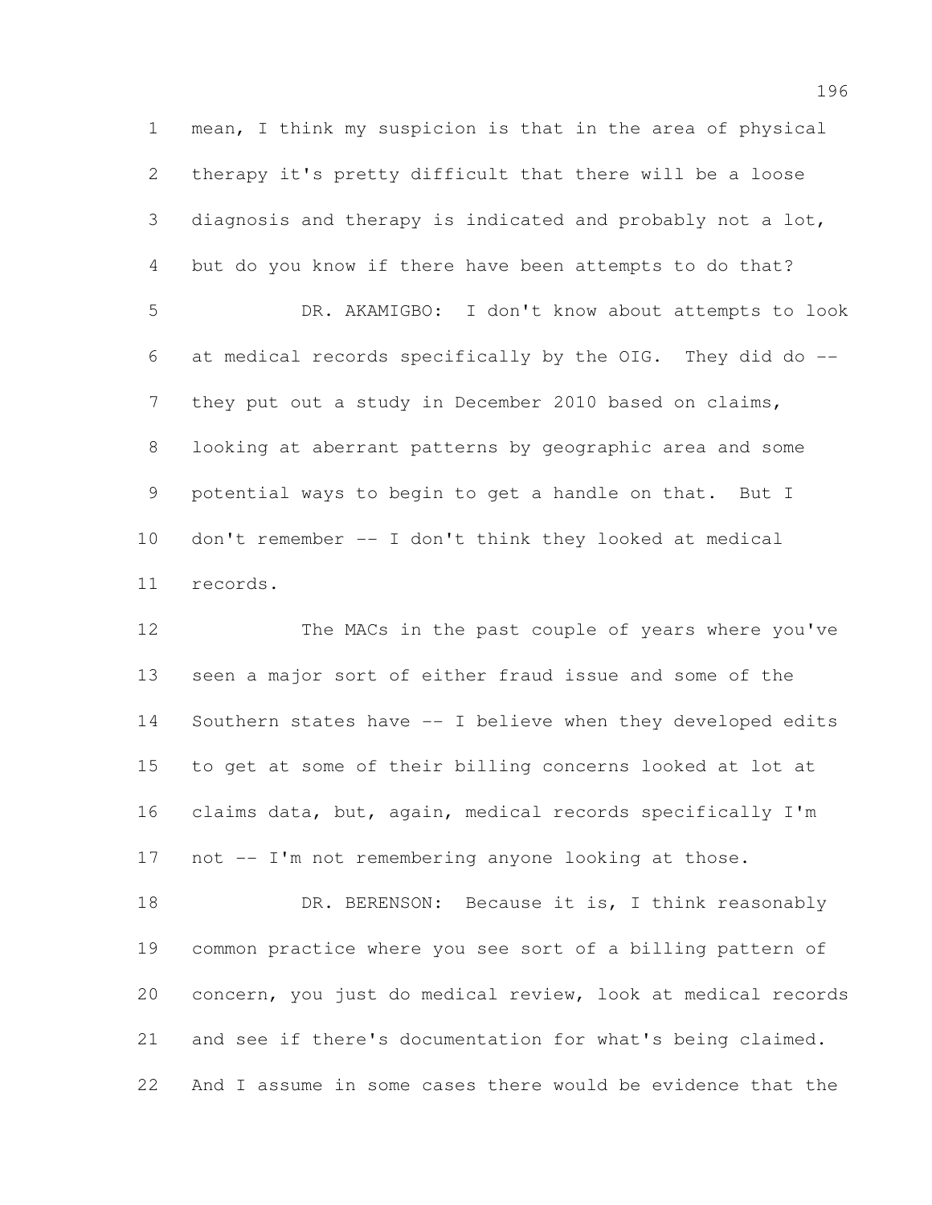mean, I think my suspicion is that in the area of physical therapy it's pretty difficult that there will be a loose diagnosis and therapy is indicated and probably not a lot, but do you know if there have been attempts to do that?

DR. AKAMIGBO: I don't know about attempts to look at medical records specifically by the OIG. They did do -- they put out a study in December 2010 based on claims, looking at aberrant patterns by geographic area and some potential ways to begin to get a handle on that. But I don't remember -- I don't think they looked at medical records.

The MACs in the past couple of years where you've seen a major sort of either fraud issue and some of the Southern states have -- I believe when they developed edits to get at some of their billing concerns looked at lot at claims data, but, again, medical records specifically I'm not -- I'm not remembering anyone looking at those.

DR. BERENSON: Because it is, I think reasonably common practice where you see sort of a billing pattern of concern, you just do medical review, look at medical records and see if there's documentation for what's being claimed. And I assume in some cases there would be evidence that the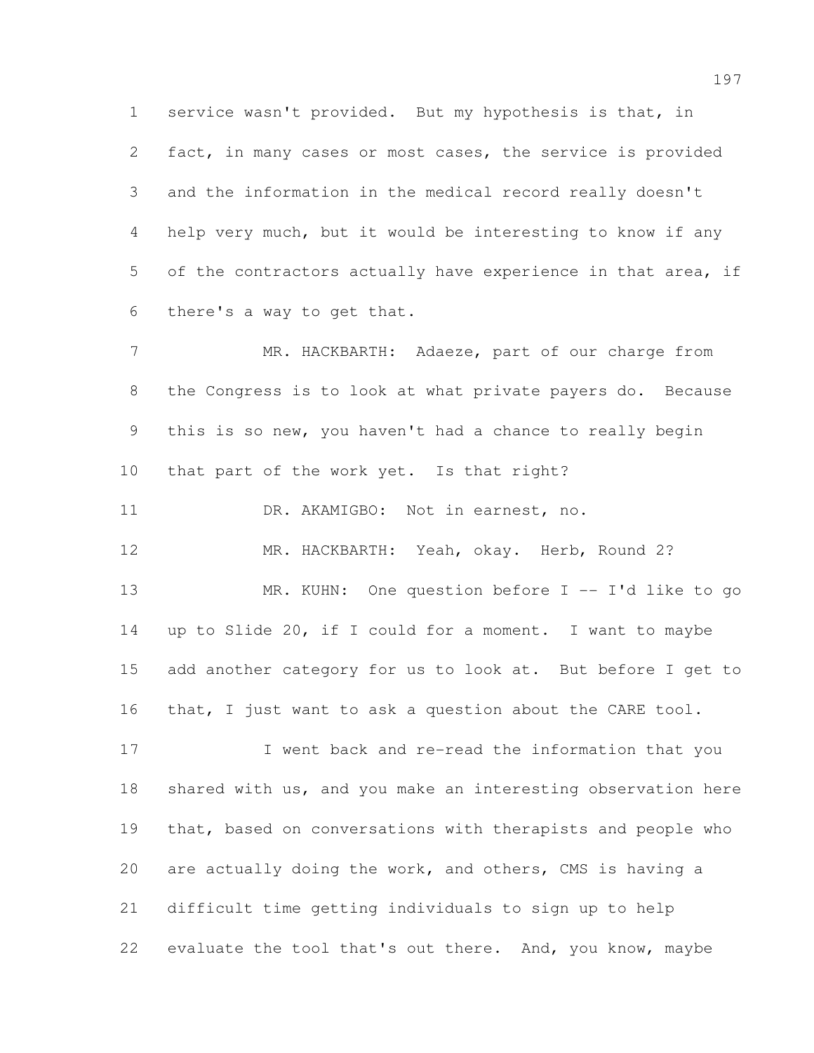service wasn't provided. But my hypothesis is that, in fact, in many cases or most cases, the service is provided and the information in the medical record really doesn't help very much, but it would be interesting to know if any of the contractors actually have experience in that area, if there's a way to get that.

MR. HACKBARTH: Adaeze, part of our charge from the Congress is to look at what private payers do. Because this is so new, you haven't had a chance to really begin that part of the work yet. Is that right?

DR. AKAMIGBO: Not in earnest, no.

MR. HACKBARTH: Yeah, okay. Herb, Round 2?

MR. KUHN: One question before I -- I'd like to go up to Slide 20, if I could for a moment. I want to maybe add another category for us to look at. But before I get to that, I just want to ask a question about the CARE tool.

I went back and re-read the information that you shared with us, and you make an interesting observation here that, based on conversations with therapists and people who are actually doing the work, and others, CMS is having a difficult time getting individuals to sign up to help evaluate the tool that's out there. And, you know, maybe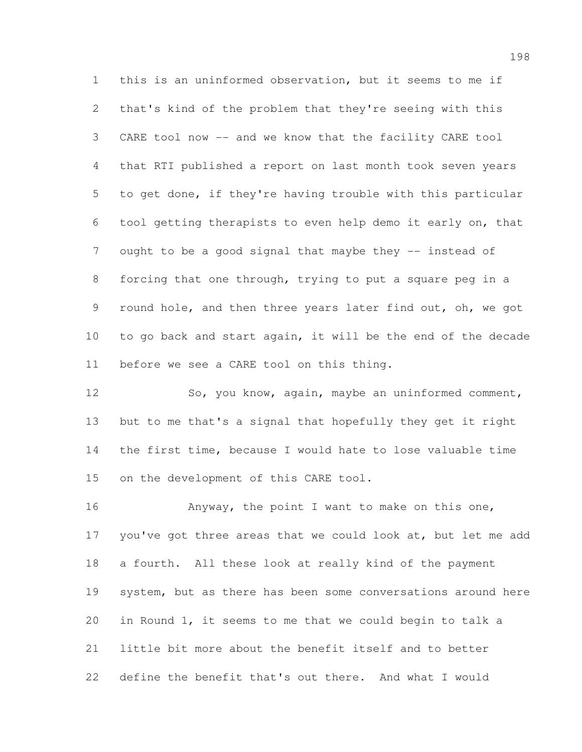this is an uninformed observation, but it seems to me if that's kind of the problem that they're seeing with this CARE tool now -- and we know that the facility CARE tool that RTI published a report on last month took seven years to get done, if they're having trouble with this particular tool getting therapists to even help demo it early on, that ought to be a good signal that maybe they -- instead of forcing that one through, trying to put a square peg in a round hole, and then three years later find out, oh, we got to go back and start again, it will be the end of the decade before we see a CARE tool on this thing.

So, you know, again, maybe an uninformed comment, but to me that's a signal that hopefully they get it right the first time, because I would hate to lose valuable time on the development of this CARE tool.

Anyway, the point I want to make on this one, you've got three areas that we could look at, but let me add a fourth. All these look at really kind of the payment system, but as there has been some conversations around here in Round 1, it seems to me that we could begin to talk a little bit more about the benefit itself and to better define the benefit that's out there. And what I would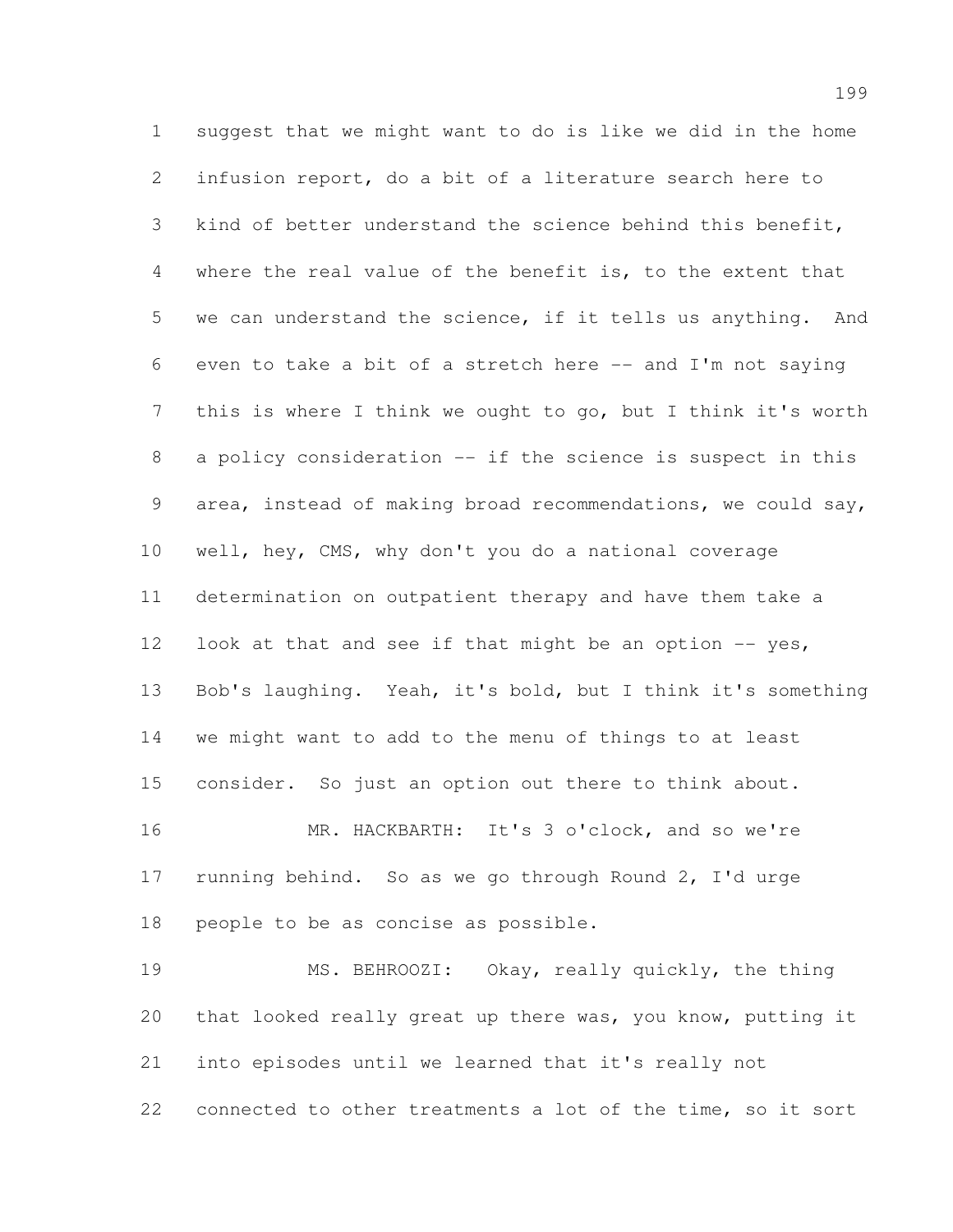suggest that we might want to do is like we did in the home infusion report, do a bit of a literature search here to kind of better understand the science behind this benefit, where the real value of the benefit is, to the extent that we can understand the science, if it tells us anything. And even to take a bit of a stretch here -- and I'm not saying this is where I think we ought to go, but I think it's worth a policy consideration -- if the science is suspect in this area, instead of making broad recommendations, we could say, well, hey, CMS, why don't you do a national coverage determination on outpatient therapy and have them take a look at that and see if that might be an option -- yes, Bob's laughing. Yeah, it's bold, but I think it's something we might want to add to the menu of things to at least consider. So just an option out there to think about.

MR. HACKBARTH: It's 3 o'clock, and so we're running behind. So as we go through Round 2, I'd urge people to be as concise as possible.

MS. BEHROOZI: Okay, really quickly, the thing that looked really great up there was, you know, putting it into episodes until we learned that it's really not connected to other treatments a lot of the time, so it sort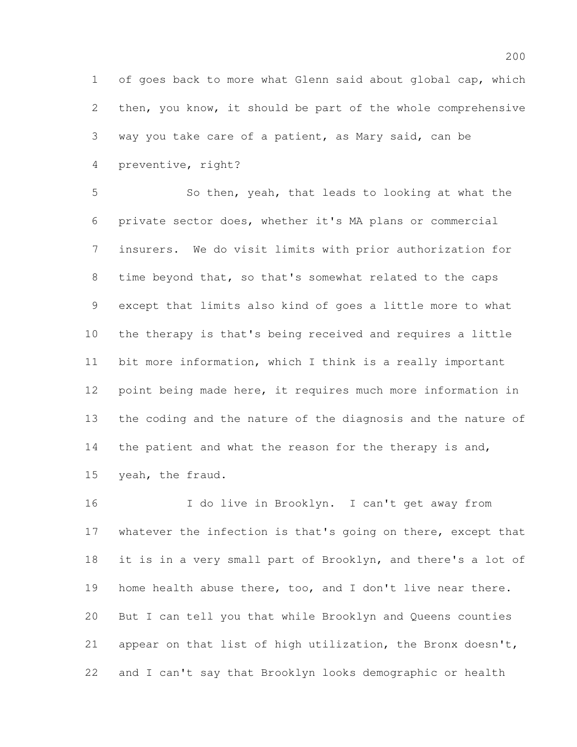of goes back to more what Glenn said about global cap, which then, you know, it should be part of the whole comprehensive way you take care of a patient, as Mary said, can be preventive, right?

So then, yeah, that leads to looking at what the private sector does, whether it's MA plans or commercial insurers. We do visit limits with prior authorization for time beyond that, so that's somewhat related to the caps except that limits also kind of goes a little more to what the therapy is that's being received and requires a little bit more information, which I think is a really important point being made here, it requires much more information in the coding and the nature of the diagnosis and the nature of the patient and what the reason for the therapy is and, yeah, the fraud.

I do live in Brooklyn. I can't get away from whatever the infection is that's going on there, except that it is in a very small part of Brooklyn, and there's a lot of home health abuse there, too, and I don't live near there. But I can tell you that while Brooklyn and Queens counties appear on that list of high utilization, the Bronx doesn't, and I can't say that Brooklyn looks demographic or health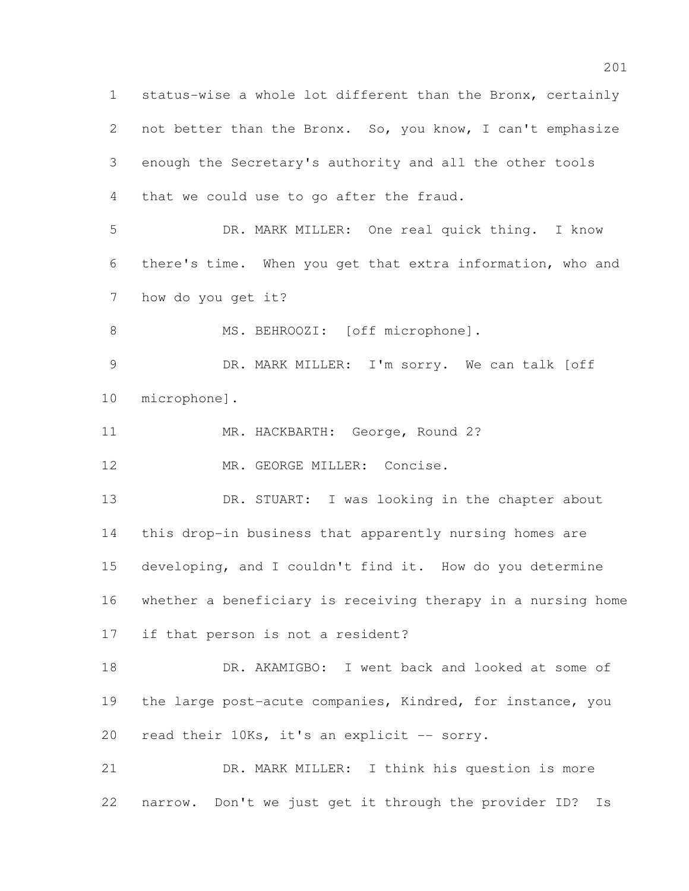status-wise a whole lot different than the Bronx, certainly not better than the Bronx. So, you know, I can't emphasize enough the Secretary's authority and all the other tools that we could use to go after the fraud.

DR. MARK MILLER: One real quick thing. I know there's time. When you get that extra information, who and how do you get it?

MS. BEHROOZI: [off microphone].

DR. MARK MILLER: I'm sorry. We can talk [off microphone].

MR. HACKBARTH: George, Round 2?

MR. GEORGE MILLER: Concise.

DR. STUART: I was looking in the chapter about this drop-in business that apparently nursing homes are developing, and I couldn't find it. How do you determine whether a beneficiary is receiving therapy in a nursing home if that person is not a resident?

DR. AKAMIGBO: I went back and looked at some of the large post-acute companies, Kindred, for instance, you read their 10Ks, it's an explicit -- sorry.

DR. MARK MILLER: I think his question is more narrow. Don't we just get it through the provider ID? Is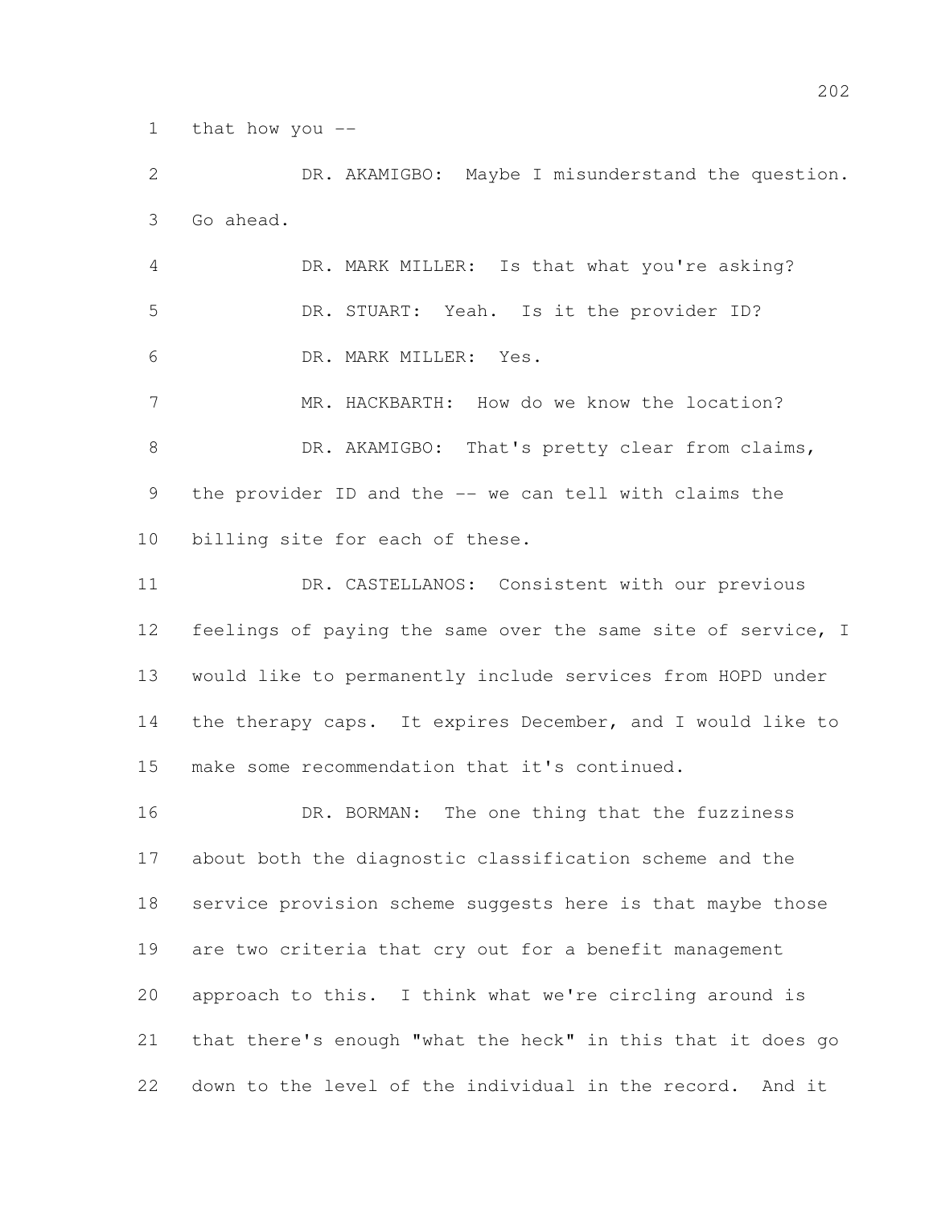that how you --

DR. AKAMIGBO: Maybe I misunderstand the question. Go ahead.

DR. MARK MILLER: Is that what you're asking?

DR. STUART: Yeah. Is it the provider ID?

DR. MARK MILLER: Yes.

MR. HACKBARTH: How do we know the location?

DR. AKAMIGBO: That's pretty clear from claims, the provider ID and the -- we can tell with claims the billing site for each of these.

DR. CASTELLANOS: Consistent with our previous feelings of paying the same over the same site of service, I would like to permanently include services from HOPD under the therapy caps. It expires December, and I would like to make some recommendation that it's continued.

DR. BORMAN: The one thing that the fuzziness about both the diagnostic classification scheme and the service provision scheme suggests here is that maybe those are two criteria that cry out for a benefit management approach to this. I think what we're circling around is that there's enough "what the heck" in this that it does go down to the level of the individual in the record. And it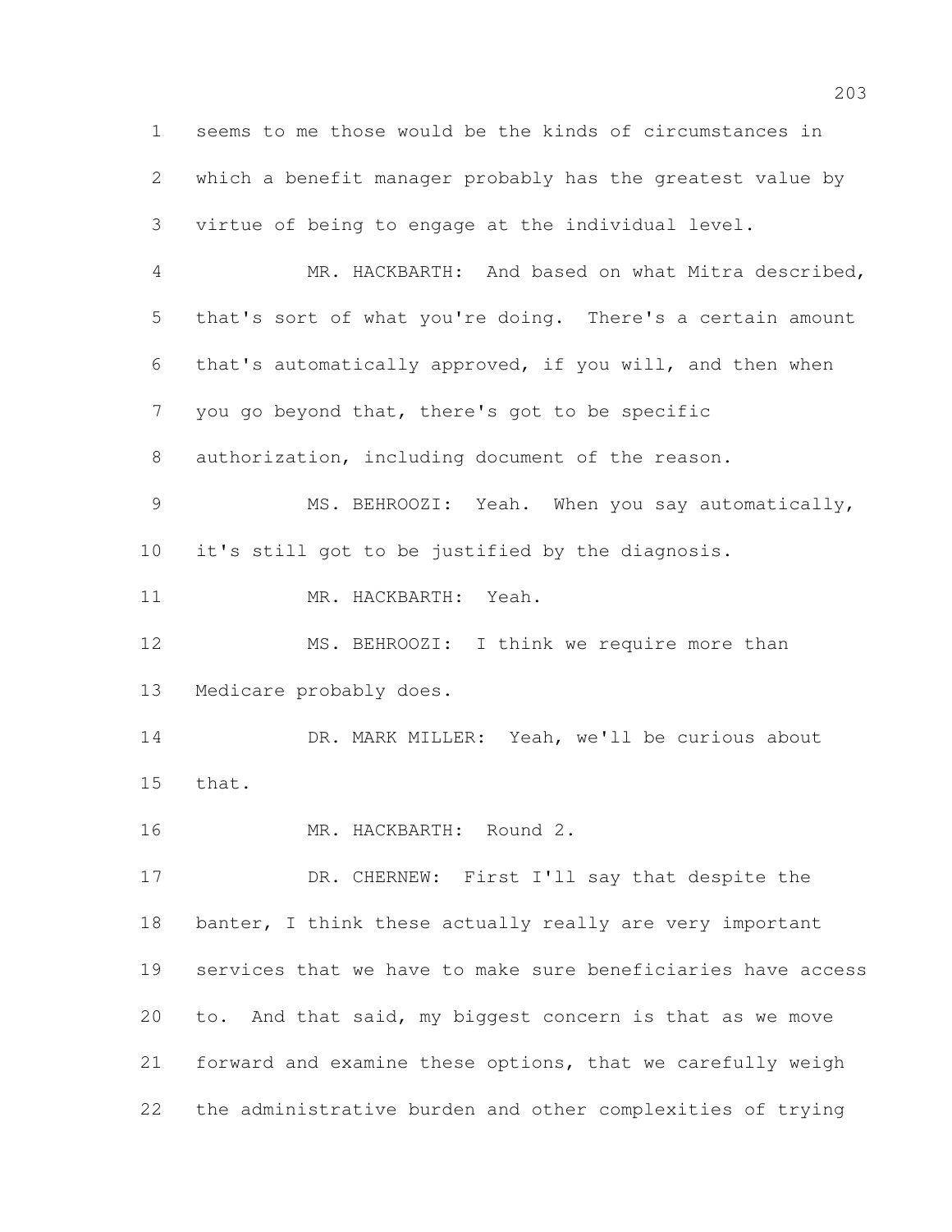seems to me those would be the kinds of circumstances in which a benefit manager probably has the greatest value by virtue of being to engage at the individual level.

MR. HACKBARTH: And based on what Mitra described, that's sort of what you're doing. There's a certain amount that's automatically approved, if you will, and then when you go beyond that, there's got to be specific authorization, including document of the reason.

MS. BEHROOZI: Yeah. When you say automatically, it's still got to be justified by the diagnosis.

MR. HACKBARTH: Yeah.

MS. BEHROOZI: I think we require more than Medicare probably does.

DR. MARK MILLER: Yeah, we'll be curious about that.

MR. HACKBARTH: Round 2.

DR. CHERNEW: First I'll say that despite the banter, I think these actually really are very important services that we have to make sure beneficiaries have access to. And that said, my biggest concern is that as we move forward and examine these options, that we carefully weigh the administrative burden and other complexities of trying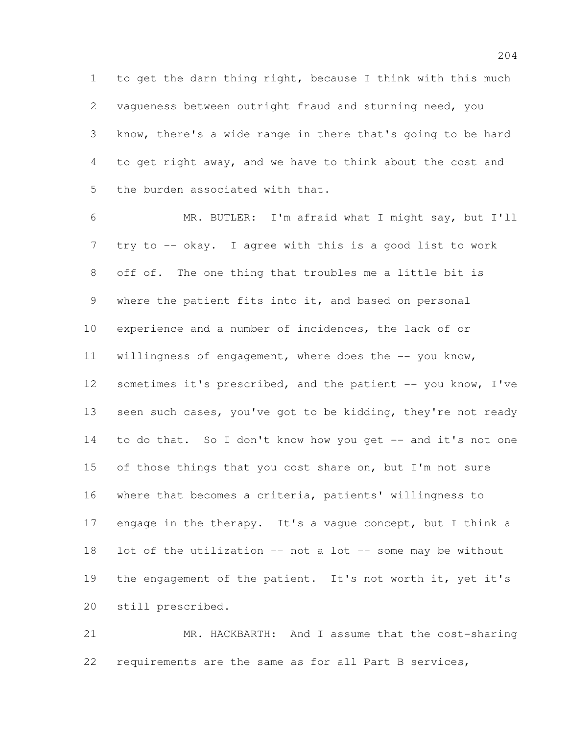to get the darn thing right, because I think with this much vagueness between outright fraud and stunning need, you know, there's a wide range in there that's going to be hard to get right away, and we have to think about the cost and the burden associated with that.

MR. BUTLER: I'm afraid what I might say, but I'll try to -- okay. I agree with this is a good list to work off of. The one thing that troubles me a little bit is where the patient fits into it, and based on personal experience and a number of incidences, the lack of or willingness of engagement, where does the -- you know, sometimes it's prescribed, and the patient -- you know, I've seen such cases, you've got to be kidding, they're not ready to do that. So I don't know how you get -- and it's not one of those things that you cost share on, but I'm not sure where that becomes a criteria, patients' willingness to engage in the therapy. It's a vague concept, but I think a lot of the utilization -- not a lot -- some may be without the engagement of the patient. It's not worth it, yet it's still prescribed.

MR. HACKBARTH: And I assume that the cost-sharing requirements are the same as for all Part B services,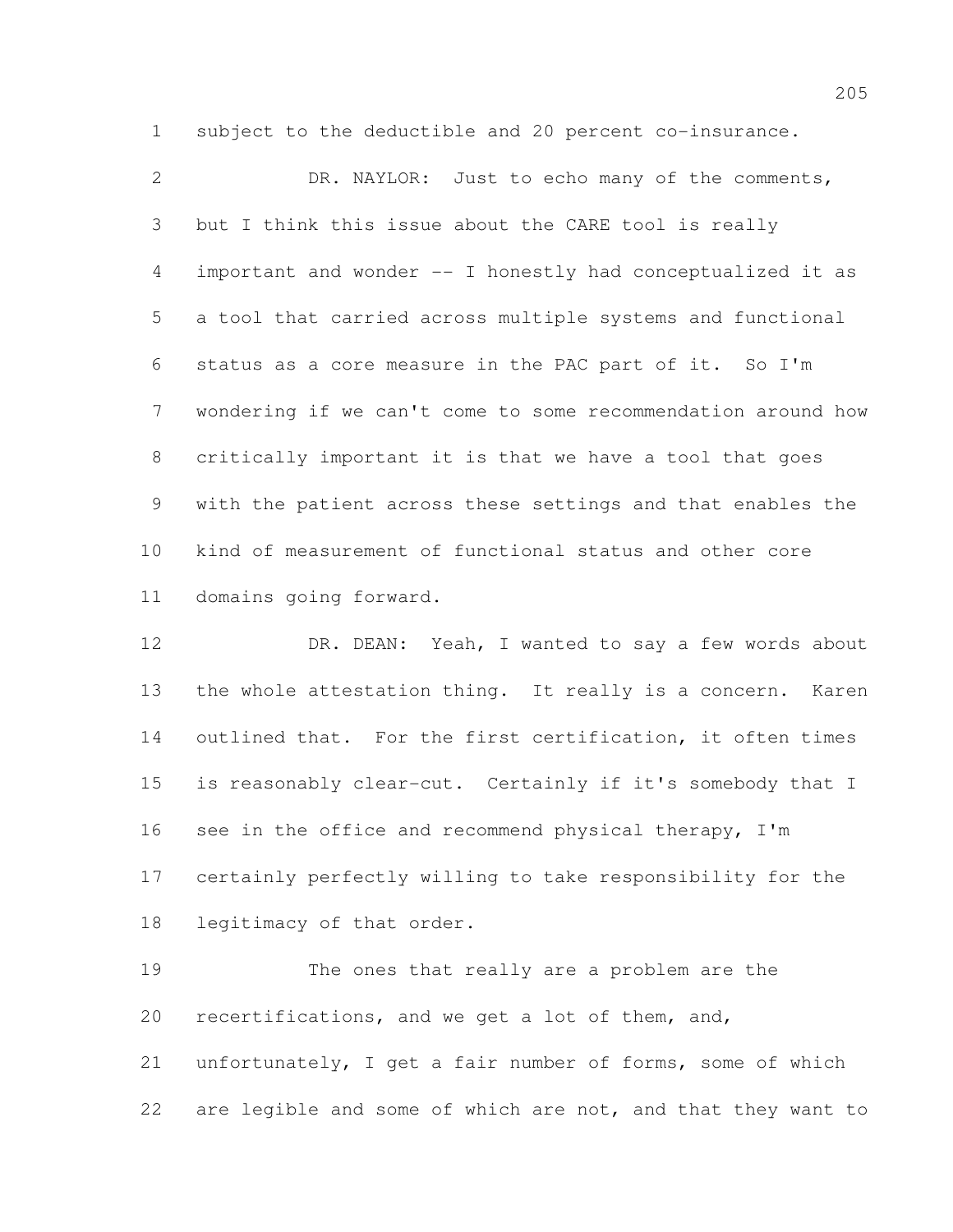subject to the deductible and 20 percent co-insurance.

DR. NAYLOR: Just to echo many of the comments, but I think this issue about the CARE tool is really important and wonder -- I honestly had conceptualized it as a tool that carried across multiple systems and functional status as a core measure in the PAC part of it. So I'm wondering if we can't come to some recommendation around how critically important it is that we have a tool that goes with the patient across these settings and that enables the kind of measurement of functional status and other core domains going forward.

DR. DEAN: Yeah, I wanted to say a few words about the whole attestation thing. It really is a concern. Karen outlined that. For the first certification, it often times is reasonably clear-cut. Certainly if it's somebody that I see in the office and recommend physical therapy, I'm certainly perfectly willing to take responsibility for the legitimacy of that order.

The ones that really are a problem are the recertifications, and we get a lot of them, and, unfortunately, I get a fair number of forms, some of which are legible and some of which are not, and that they want to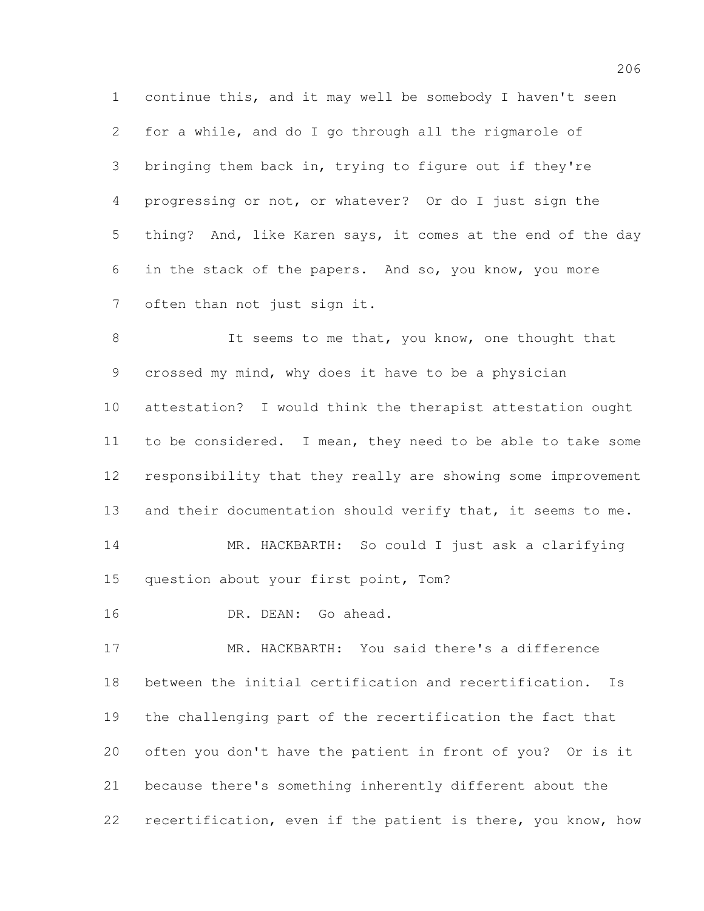continue this, and it may well be somebody I haven't seen for a while, and do I go through all the rigmarole of bringing them back in, trying to figure out if they're progressing or not, or whatever? Or do I just sign the thing? And, like Karen says, it comes at the end of the day in the stack of the papers. And so, you know, you more often than not just sign it.

It seems to me that, you know, one thought that crossed my mind, why does it have to be a physician attestation? I would think the therapist attestation ought to be considered. I mean, they need to be able to take some responsibility that they really are showing some improvement and their documentation should verify that, it seems to me.

MR. HACKBARTH: So could I just ask a clarifying question about your first point, Tom?

DR. DEAN: Go ahead.

MR. HACKBARTH: You said there's a difference between the initial certification and recertification. Is the challenging part of the recertification the fact that often you don't have the patient in front of you? Or is it because there's something inherently different about the recertification, even if the patient is there, you know, how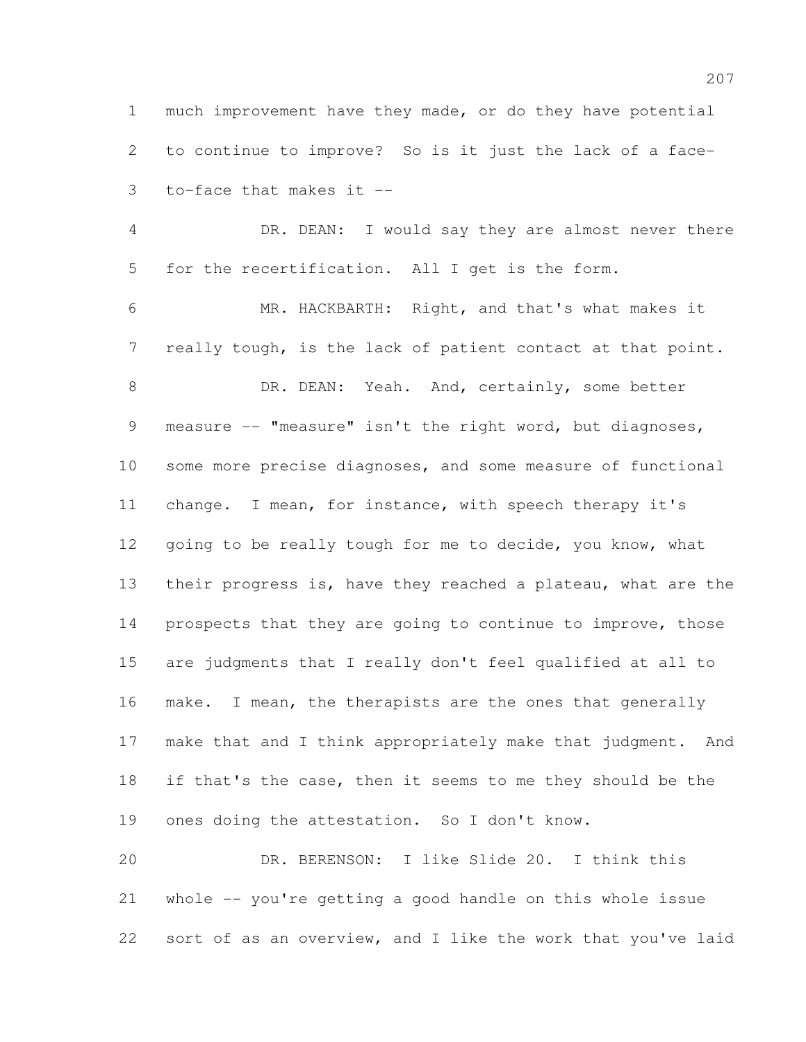much improvement have they made, or do they have potential to continue to improve? So is it just the lack of a face-to-face that makes it --

DR. DEAN: I would say they are almost never there for the recertification. All I get is the form.

MR. HACKBARTH: Right, and that's what makes it really tough, is the lack of patient contact at that point.

DR. DEAN: Yeah. And, certainly, some better measure -- "measure" isn't the right word, but diagnoses, some more precise diagnoses, and some measure of functional change. I mean, for instance, with speech therapy it's going to be really tough for me to decide, you know, what their progress is, have they reached a plateau, what are the prospects that they are going to continue to improve, those are judgments that I really don't feel qualified at all to make. I mean, the therapists are the ones that generally make that and I think appropriately make that judgment. And if that's the case, then it seems to me they should be the ones doing the attestation. So I don't know.

DR. BERENSON: I like Slide 20. I think this whole -- you're getting a good handle on this whole issue sort of as an overview, and I like the work that you've laid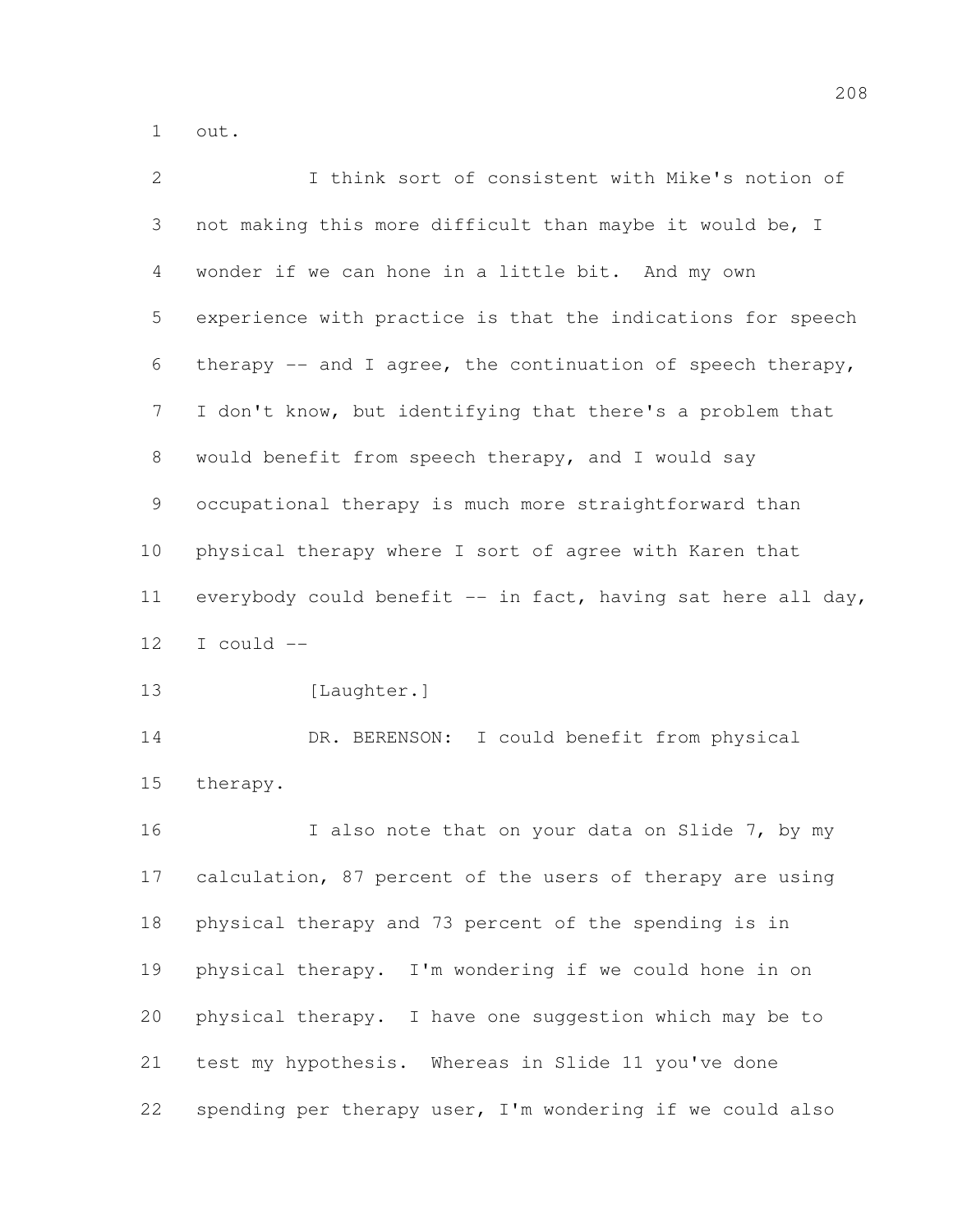out.

I think sort of consistent with Mike's notion of not making this more difficult than maybe it would be, I wonder if we can hone in a little bit. And my own experience with practice is that the indications for speech therapy -- and I agree, the continuation of speech therapy, I don't know, but identifying that there's a problem that would benefit from speech therapy, and I would say occupational therapy is much more straightforward than physical therapy where I sort of agree with Karen that everybody could benefit -- in fact, having sat here all day, I could --

[Laughter.]

DR. BERENSON: I could benefit from physical therapy.

I also note that on your data on Slide 7, by my calculation, 87 percent of the users of therapy are using physical therapy and 73 percent of the spending is in physical therapy. I'm wondering if we could hone in on physical therapy. I have one suggestion which may be to test my hypothesis. Whereas in Slide 11 you've done spending per therapy user, I'm wondering if we could also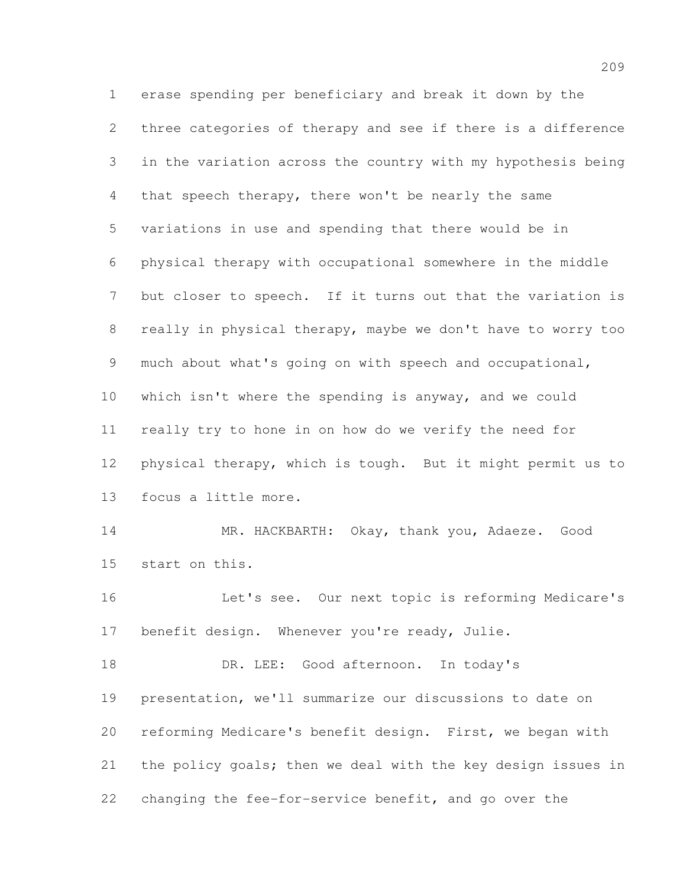erase spending per beneficiary and break it down by the three categories of therapy and see if there is a difference in the variation across the country with my hypothesis being that speech therapy, there won't be nearly the same variations in use and spending that there would be in physical therapy with occupational somewhere in the middle but closer to speech. If it turns out that the variation is really in physical therapy, maybe we don't have to worry too much about what's going on with speech and occupational, which isn't where the spending is anyway, and we could really try to hone in on how do we verify the need for physical therapy, which is tough. But it might permit us to focus a little more.

MR. HACKBARTH: Okay, thank you, Adaeze. Good start on this.

Let's see. Our next topic is reforming Medicare's benefit design. Whenever you're ready, Julie.

DR. LEE: Good afternoon. In today's presentation, we'll summarize our discussions to date on reforming Medicare's benefit design. First, we began with the policy goals; then we deal with the key design issues in changing the fee-for-service benefit, and go over the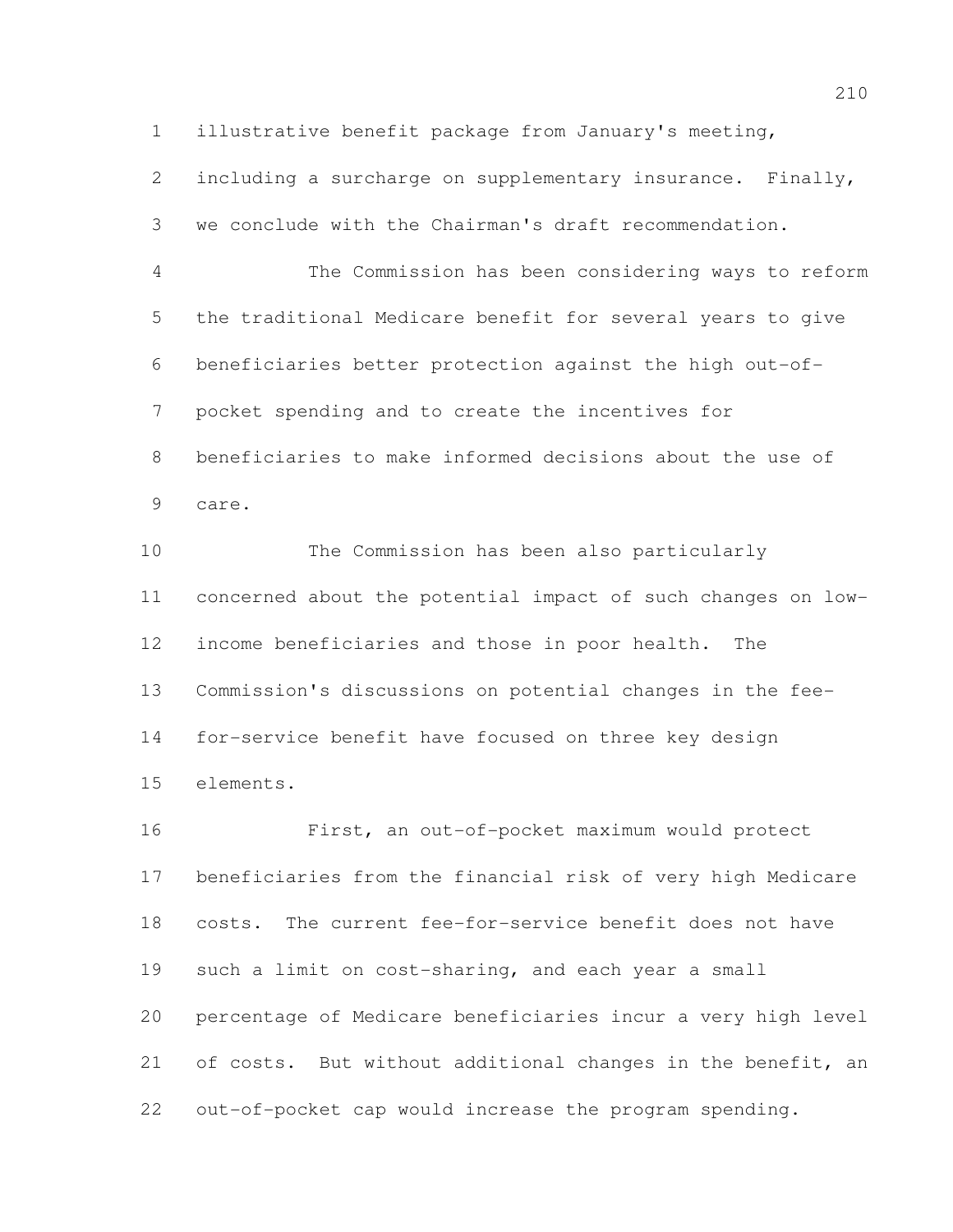illustrative benefit package from January's meeting, including a surcharge on supplementary insurance. Finally, we conclude with the Chairman's draft recommendation.

The Commission has been considering ways to reform the traditional Medicare benefit for several years to give beneficiaries better protection against the high out-of-pocket spending and to create the incentives for beneficiaries to make informed decisions about the use of care.

The Commission has been also particularly concerned about the potential impact of such changes on low-income beneficiaries and those in poor health. The Commission's discussions on potential changes in the fee-for-service benefit have focused on three key design elements.

First, an out-of-pocket maximum would protect beneficiaries from the financial risk of very high Medicare costs. The current fee-for-service benefit does not have such a limit on cost-sharing, and each year a small percentage of Medicare beneficiaries incur a very high level of costs. But without additional changes in the benefit, an out-of-pocket cap would increase the program spending.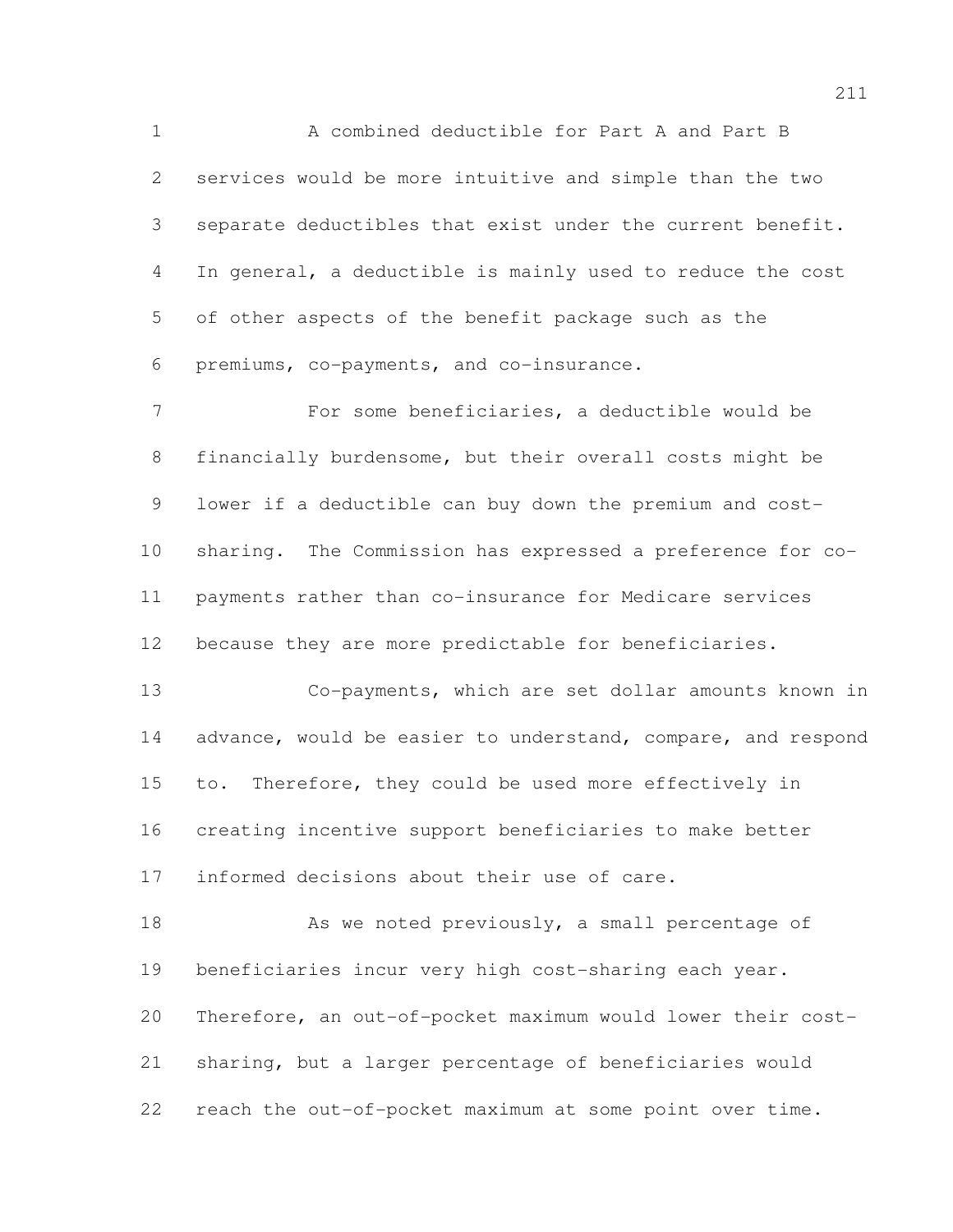A combined deductible for Part A and Part B services would be more intuitive and simple than the two separate deductibles that exist under the current benefit. In general, a deductible is mainly used to reduce the cost of other aspects of the benefit package such as the premiums, co-payments, and co-insurance.

For some beneficiaries, a deductible would be financially burdensome, but their overall costs might be lower if a deductible can buy down the premium and cost-sharing. The Commission has expressed a preference for co-payments rather than co-insurance for Medicare services because they are more predictable for beneficiaries.

Co-payments, which are set dollar amounts known in advance, would be easier to understand, compare, and respond to. Therefore, they could be used more effectively in creating incentive support beneficiaries to make better informed decisions about their use of care.

As we noted previously, a small percentage of beneficiaries incur very high cost-sharing each year. Therefore, an out-of-pocket maximum would lower their cost-sharing, but a larger percentage of beneficiaries would reach the out-of-pocket maximum at some point over time.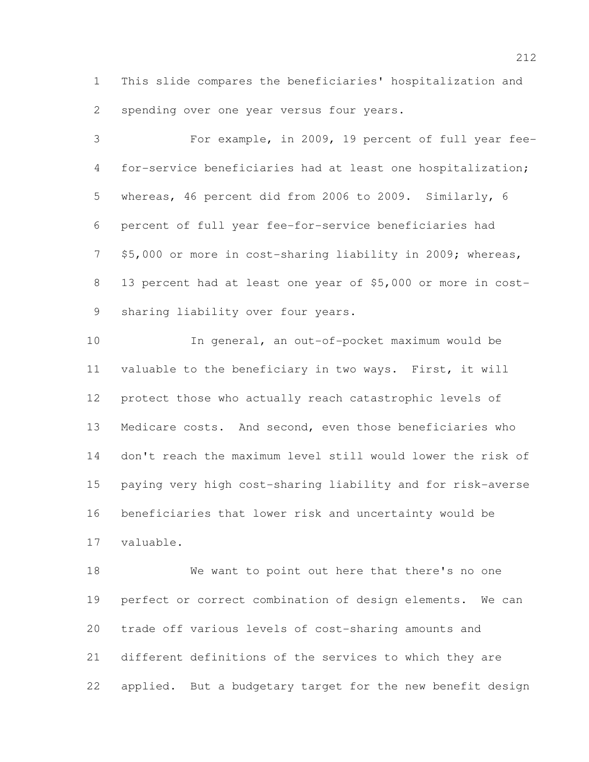This slide compares the beneficiaries' hospitalization and spending over one year versus four years.

For example, in 2009, 19 percent of full year fee-for-service beneficiaries had at least one hospitalization; whereas, 46 percent did from 2006 to 2009. Similarly, 6 percent of full year fee-for-service beneficiaries had $5,000 or more in cost-sharing liability in 2009; whereas, 13 percent had at least one year of $5,000 or more in cost-sharing liability over four years.

In general, an out-of-pocket maximum would be valuable to the beneficiary in two ways. First, it will protect those who actually reach catastrophic levels of Medicare costs. And second, even those beneficiaries who don't reach the maximum level still would lower the risk of paying very high cost-sharing liability and for risk-averse beneficiaries that lower risk and uncertainty would be valuable.

We want to point out here that there's no one perfect or correct combination of design elements. We can trade off various levels of cost-sharing amounts and different definitions of the services to which they are applied. But a budgetary target for the new benefit design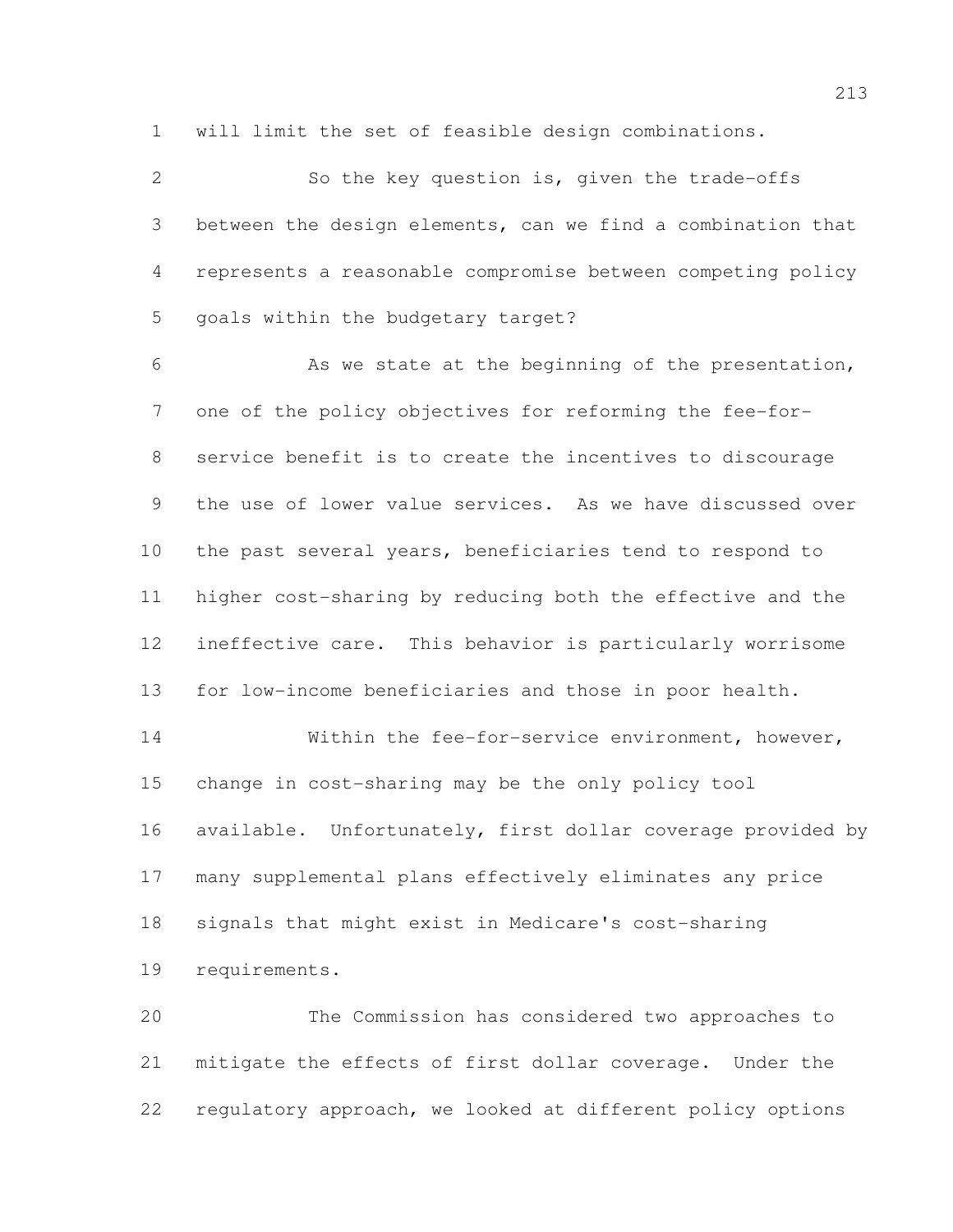will limit the set of feasible design combinations.

So the key question is, given the trade-offs between the design elements, can we find a combination that represents a reasonable compromise between competing policy goals within the budgetary target?

As we state at the beginning of the presentation, one of the policy objectives for reforming the fee-for-service benefit is to create the incentives to discourage the use of lower value services. As we have discussed over the past several years, beneficiaries tend to respond to higher cost-sharing by reducing both the effective and the ineffective care. This behavior is particularly worrisome for low-income beneficiaries and those in poor health.

Within the fee-for-service environment, however, change in cost-sharing may be the only policy tool available. Unfortunately, first dollar coverage provided by many supplemental plans effectively eliminates any price signals that might exist in Medicare's cost-sharing requirements.

The Commission has considered two approaches to mitigate the effects of first dollar coverage. Under the regulatory approach, we looked at different policy options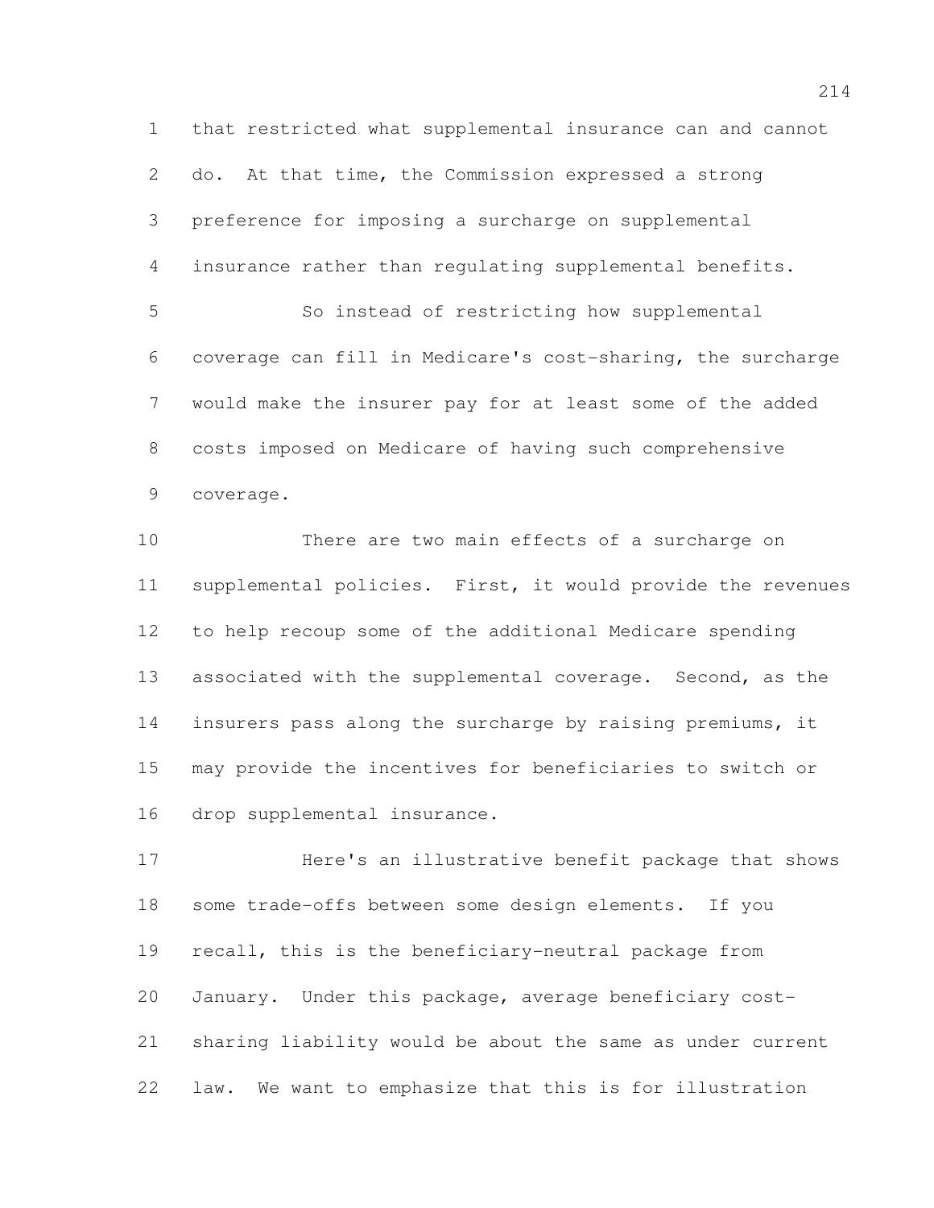that restricted what supplemental insurance can and cannot do. At that time, the Commission expressed a strong preference for imposing a surcharge on supplemental insurance rather than regulating supplemental benefits.

So instead of restricting how supplemental coverage can fill in Medicare's cost-sharing, the surcharge would make the insurer pay for at least some of the added costs imposed on Medicare of having such comprehensive coverage.

There are two main effects of a surcharge on supplemental policies. First, it would provide the revenues to help recoup some of the additional Medicare spending associated with the supplemental coverage. Second, as the insurers pass along the surcharge by raising premiums, it may provide the incentives for beneficiaries to switch or drop supplemental insurance.

Here's an illustrative benefit package that shows some trade-offs between some design elements. If you recall, this is the beneficiary-neutral package from January. Under this package, average beneficiary cost-sharing liability would be about the same as under current law. We want to emphasize that this is for illustration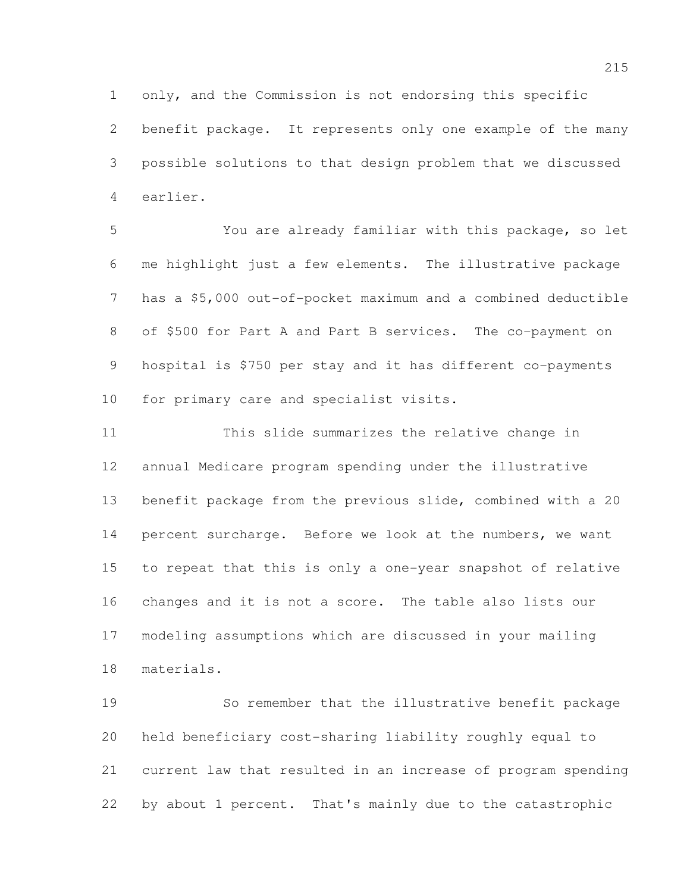only, and the Commission is not endorsing this specific benefit package. It represents only one example of the many possible solutions to that design problem that we discussed earlier.

You are already familiar with this package, so let me highlight just a few elements. The illustrative package has a $5,000 out-of-pocket maximum and a combined deductible of $500 for Part A and Part B services. The co-payment on hospital is $750 per stay and it has different co-payments for primary care and specialist visits.

This slide summarizes the relative change in annual Medicare program spending under the illustrative benefit package from the previous slide, combined with a 20 percent surcharge. Before we look at the numbers, we want to repeat that this is only a one-year snapshot of relative changes and it is not a score. The table also lists our modeling assumptions which are discussed in your mailing materials.

So remember that the illustrative benefit package held beneficiary cost-sharing liability roughly equal to current law that resulted in an increase of program spending by about 1 percent. That's mainly due to the catastrophic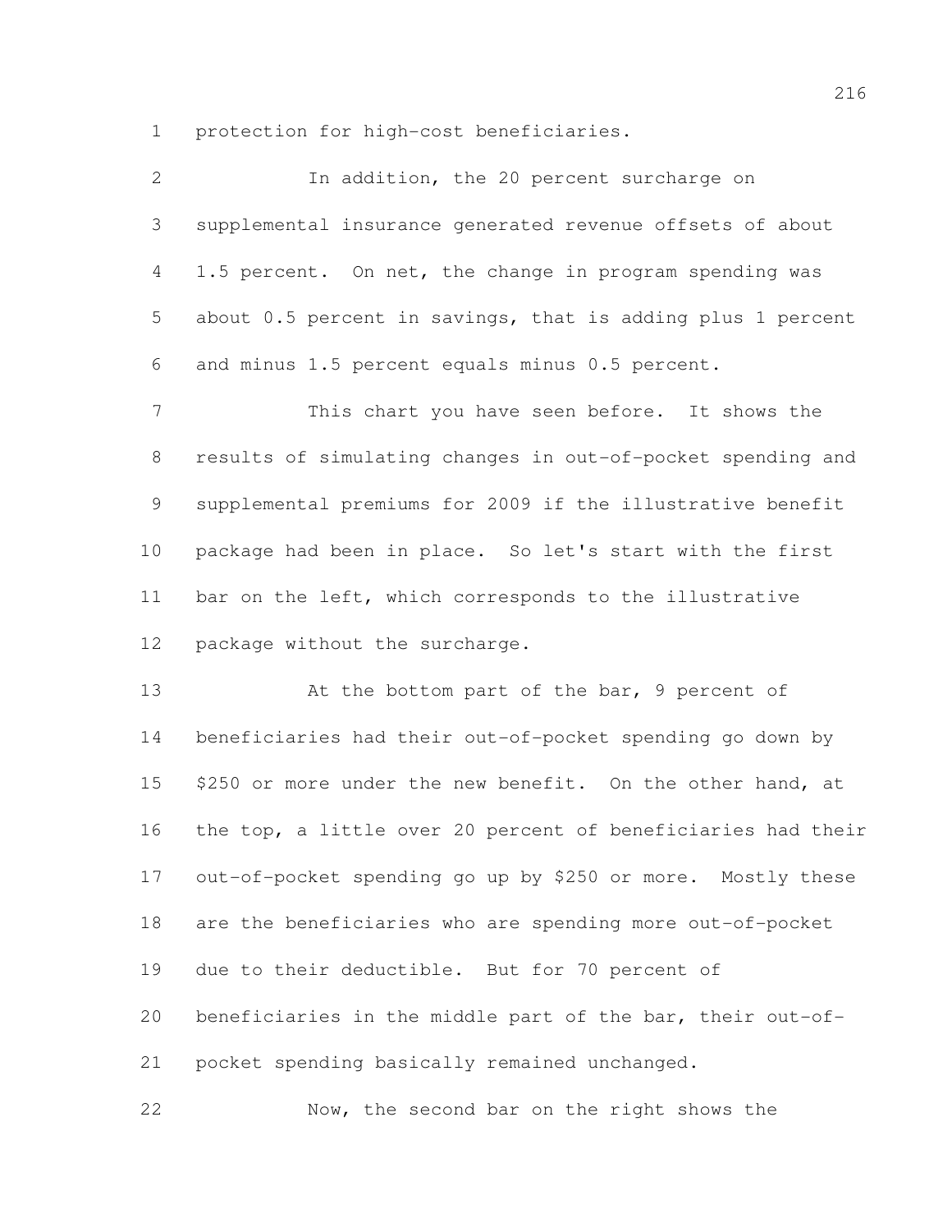protection for high-cost beneficiaries.

In addition, the 20 percent surcharge on supplemental insurance generated revenue offsets of about 1.5 percent. On net, the change in program spending was about 0.5 percent in savings, that is adding plus 1 percent and minus 1.5 percent equals minus 0.5 percent.

This chart you have seen before. It shows the results of simulating changes in out-of-pocket spending and supplemental premiums for 2009 if the illustrative benefit package had been in place. So let's start with the first bar on the left, which corresponds to the illustrative package without the surcharge.

At the bottom part of the bar, 9 percent of beneficiaries had their out-of-pocket spending go down by $250 or more under the new benefit. On the other hand, at the top, a little over 20 percent of beneficiaries had their out-of-pocket spending go up by $250 or more. Mostly these are the beneficiaries who are spending more out-of-pocket due to their deductible. But for 70 percent of beneficiaries in the middle part of the bar, their out-of-pocket spending basically remained unchanged.

Now, the second bar on the right shows the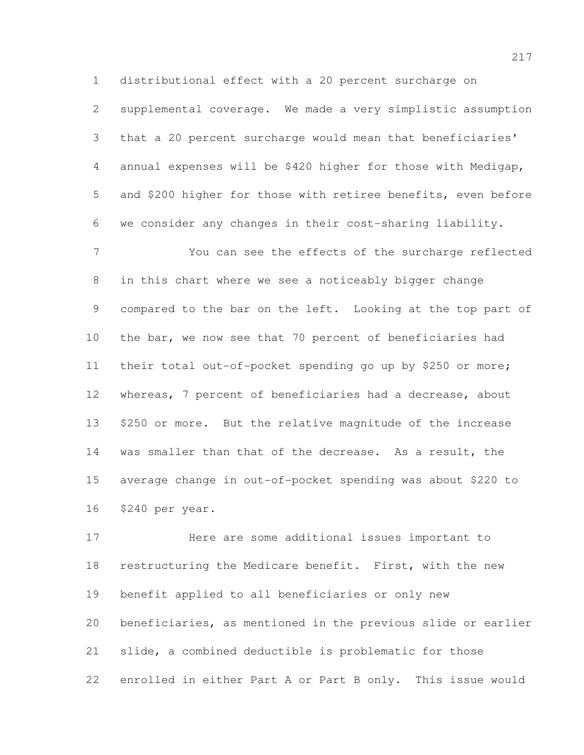distributional effect with a 20 percent surcharge on supplemental coverage. We made a very simplistic assumption that a 20 percent surcharge would mean that beneficiaries' annual expenses will be $420 higher for those with Medigap, and $200 higher for those with retiree benefits, even before we consider any changes in their cost-sharing liability.

You can see the effects of the surcharge reflected in this chart where we see a noticeably bigger change compared to the bar on the left. Looking at the top part of the bar, we now see that 70 percent of beneficiaries had their total out-of-pocket spending go up by $250 or more; whereas, 7 percent of beneficiaries had a decrease, about $250 or more. But the relative magnitude of the increase was smaller than that of the decrease. As a result, the average change in out-of-pocket spending was about $220 to $240 per year.

Here are some additional issues important to restructuring the Medicare benefit. First, with the new benefit applied to all beneficiaries or only new beneficiaries, as mentioned in the previous slide or earlier slide, a combined deductible is problematic for those enrolled in either Part A or Part B only. This issue would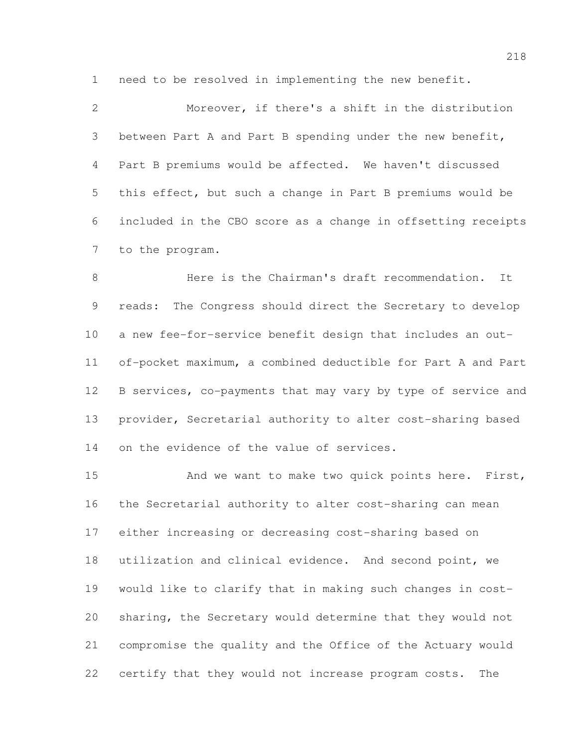need to be resolved in implementing the new benefit.

Moreover, if there's a shift in the distribution between Part A and Part B spending under the new benefit, Part B premiums would be affected. We haven't discussed this effect, but such a change in Part B premiums would be included in the CBO score as a change in offsetting receipts to the program.

Here is the Chairman's draft recommendation. It reads: The Congress should direct the Secretary to develop a new fee-for-service benefit design that includes an out-of-pocket maximum, a combined deductible for Part A and Part B services, co-payments that may vary by type of service and provider, Secretarial authority to alter cost-sharing based on the evidence of the value of services.

And we want to make two quick points here. First, the Secretarial authority to alter cost-sharing can mean either increasing or decreasing cost-sharing based on utilization and clinical evidence. And second point, we would like to clarify that in making such changes in cost-sharing, the Secretary would determine that they would not compromise the quality and the Office of the Actuary would certify that they would not increase program costs. The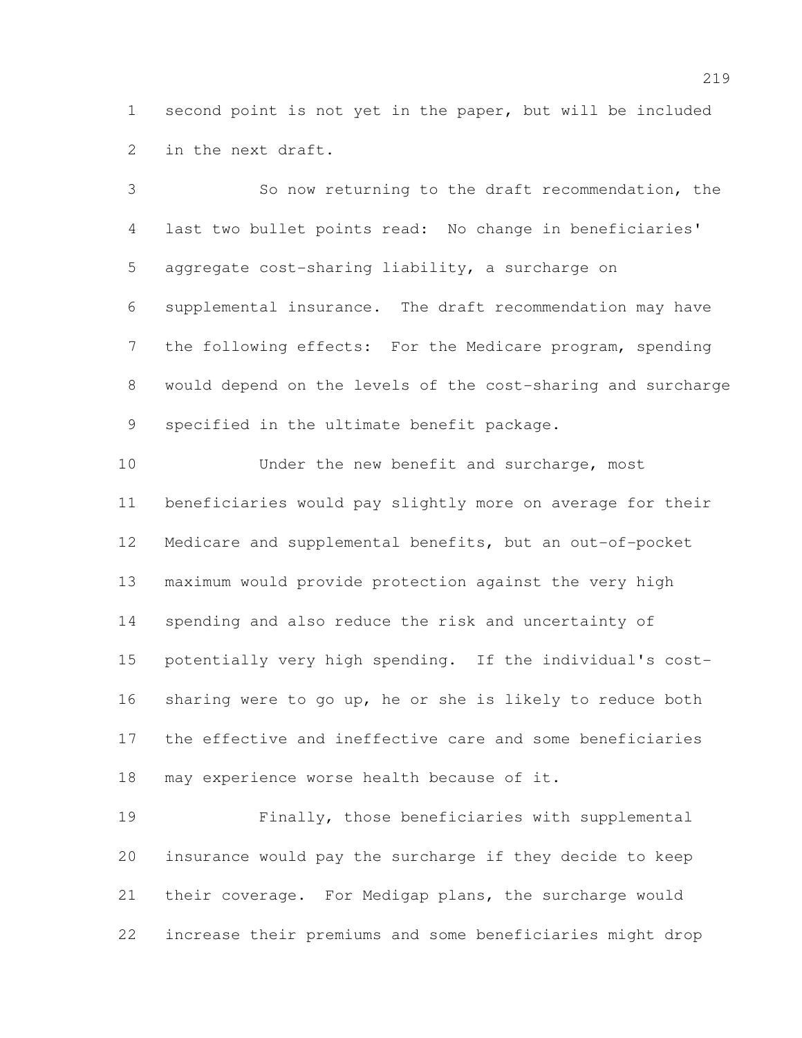second point is not yet in the paper, but will be included in the next draft.

So now returning to the draft recommendation, the last two bullet points read: No change in beneficiaries' aggregate cost-sharing liability, a surcharge on supplemental insurance. The draft recommendation may have the following effects: For the Medicare program, spending would depend on the levels of the cost-sharing and surcharge specified in the ultimate benefit package.

Under the new benefit and surcharge, most beneficiaries would pay slightly more on average for their Medicare and supplemental benefits, but an out-of-pocket maximum would provide protection against the very high spending and also reduce the risk and uncertainty of potentially very high spending. If the individual's cost-sharing were to go up, he or she is likely to reduce both the effective and ineffective care and some beneficiaries may experience worse health because of it.

Finally, those beneficiaries with supplemental insurance would pay the surcharge if they decide to keep their coverage. For Medigap plans, the surcharge would increase their premiums and some beneficiaries might drop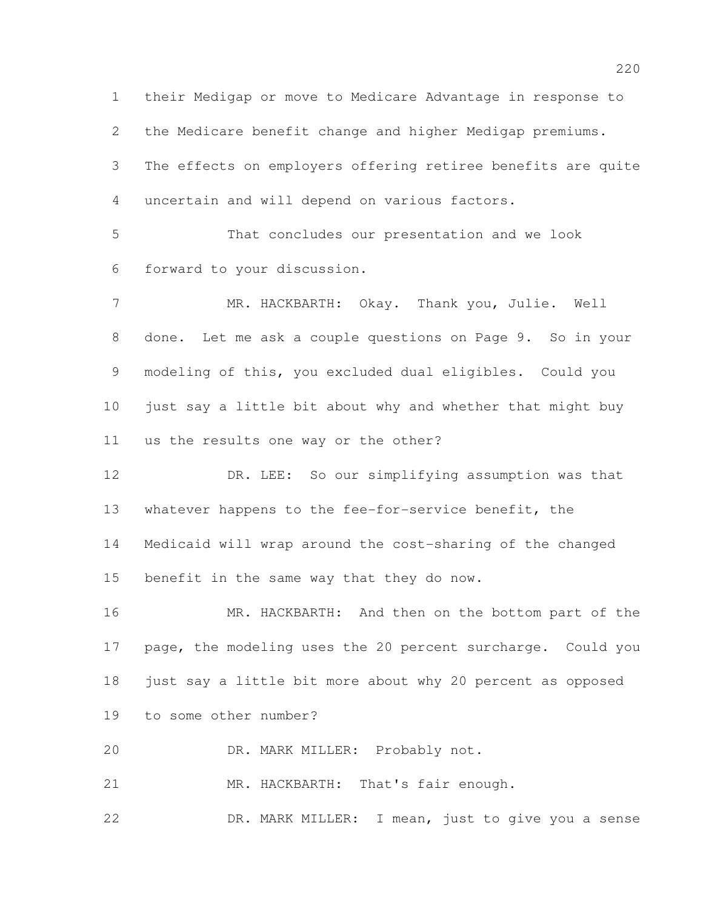their Medigap or move to Medicare Advantage in response to the Medicare benefit change and higher Medigap premiums. The effects on employers offering retiree benefits are quite uncertain and will depend on various factors.

That concludes our presentation and we look forward to your discussion.

MR. HACKBARTH: Okay. Thank you, Julie. Well done. Let me ask a couple questions on Page 9. So in your modeling of this, you excluded dual eligibles. Could you just say a little bit about why and whether that might buy us the results one way or the other?

DR. LEE: So our simplifying assumption was that whatever happens to the fee-for-service benefit, the Medicaid will wrap around the cost-sharing of the changed benefit in the same way that they do now.

MR. HACKBARTH: And then on the bottom part of the page, the modeling uses the 20 percent surcharge. Could you just say a little bit more about why 20 percent as opposed to some other number?

DR. MARK MILLER: Probably not.

MR. HACKBARTH: That's fair enough.

DR. MARK MILLER: I mean, just to give you a sense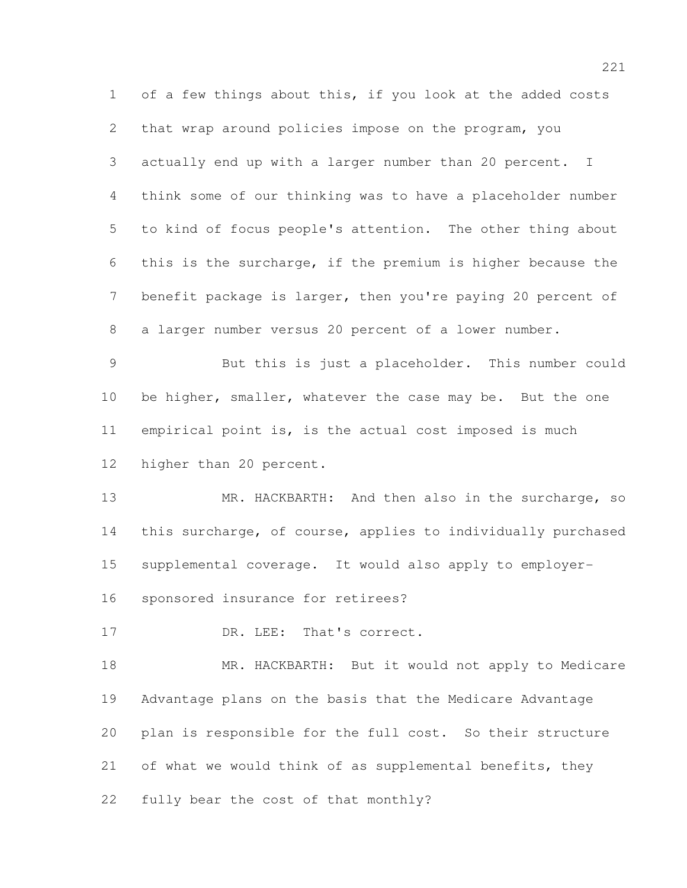of a few things about this, if you look at the added costs that wrap around policies impose on the program, you actually end up with a larger number than 20 percent. I think some of our thinking was to have a placeholder number to kind of focus people's attention. The other thing about this is the surcharge, if the premium is higher because the benefit package is larger, then you're paying 20 percent of a larger number versus 20 percent of a lower number.

But this is just a placeholder. This number could be higher, smaller, whatever the case may be. But the one empirical point is, is the actual cost imposed is much higher than 20 percent.

MR. HACKBARTH: And then also in the surcharge, so this surcharge, of course, applies to individually purchased supplemental coverage. It would also apply to employer-sponsored insurance for retirees?

DR. LEE: That's correct.

MR. HACKBARTH: But it would not apply to Medicare Advantage plans on the basis that the Medicare Advantage plan is responsible for the full cost. So their structure of what we would think of as supplemental benefits, they fully bear the cost of that monthly?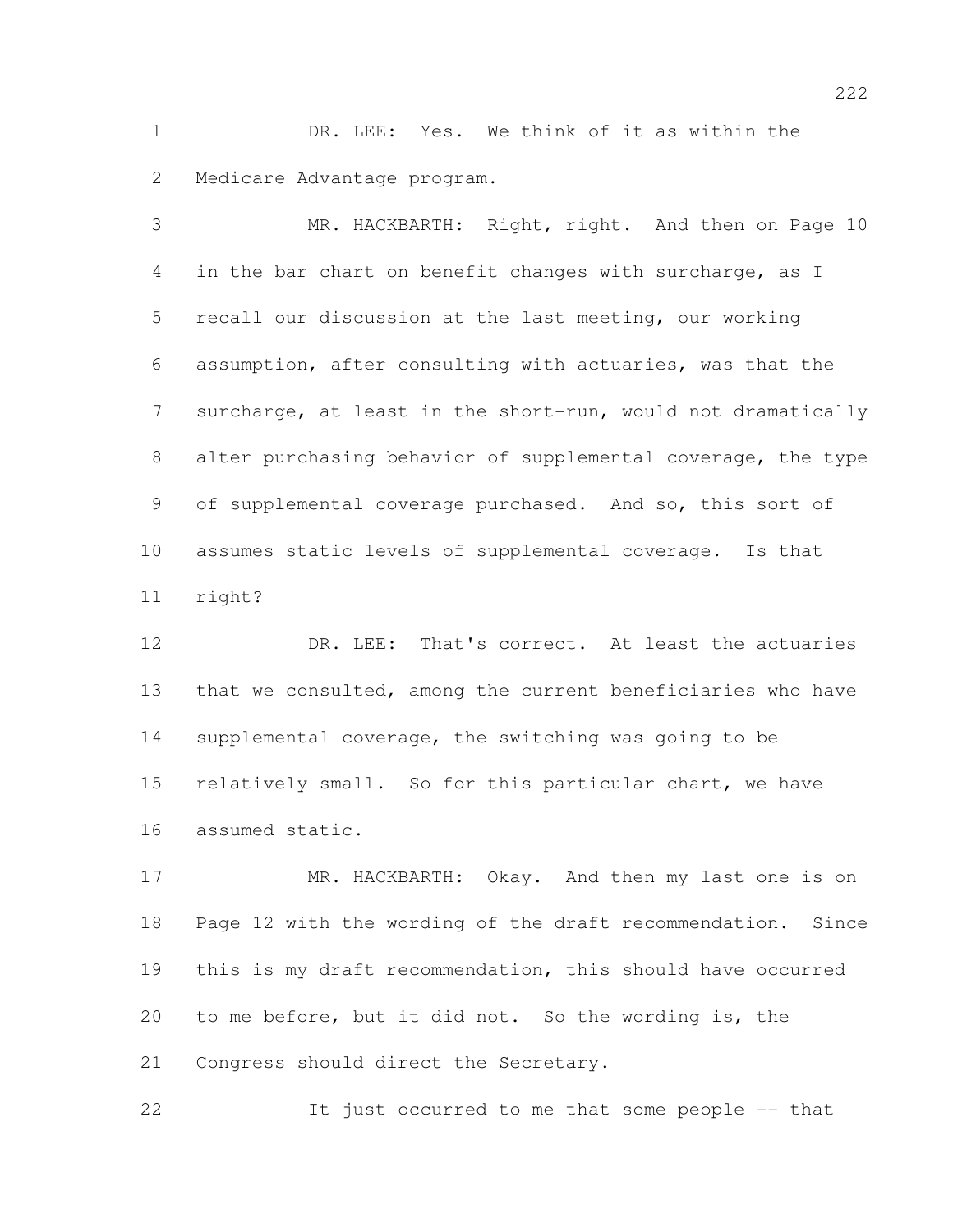DR. LEE: Yes. We think of it as within the Medicare Advantage program.

MR. HACKBARTH: Right, right. And then on Page 10 in the bar chart on benefit changes with surcharge, as I recall our discussion at the last meeting, our working assumption, after consulting with actuaries, was that the surcharge, at least in the short-run, would not dramatically alter purchasing behavior of supplemental coverage, the type of supplemental coverage purchased. And so, this sort of assumes static levels of supplemental coverage. Is that right?

DR. LEE: That's correct. At least the actuaries that we consulted, among the current beneficiaries who have supplemental coverage, the switching was going to be relatively small. So for this particular chart, we have assumed static.

MR. HACKBARTH: Okay. And then my last one is on Page 12 with the wording of the draft recommendation. Since this is my draft recommendation, this should have occurred to me before, but it did not. So the wording is, the Congress should direct the Secretary.

It just occurred to me that some people -- that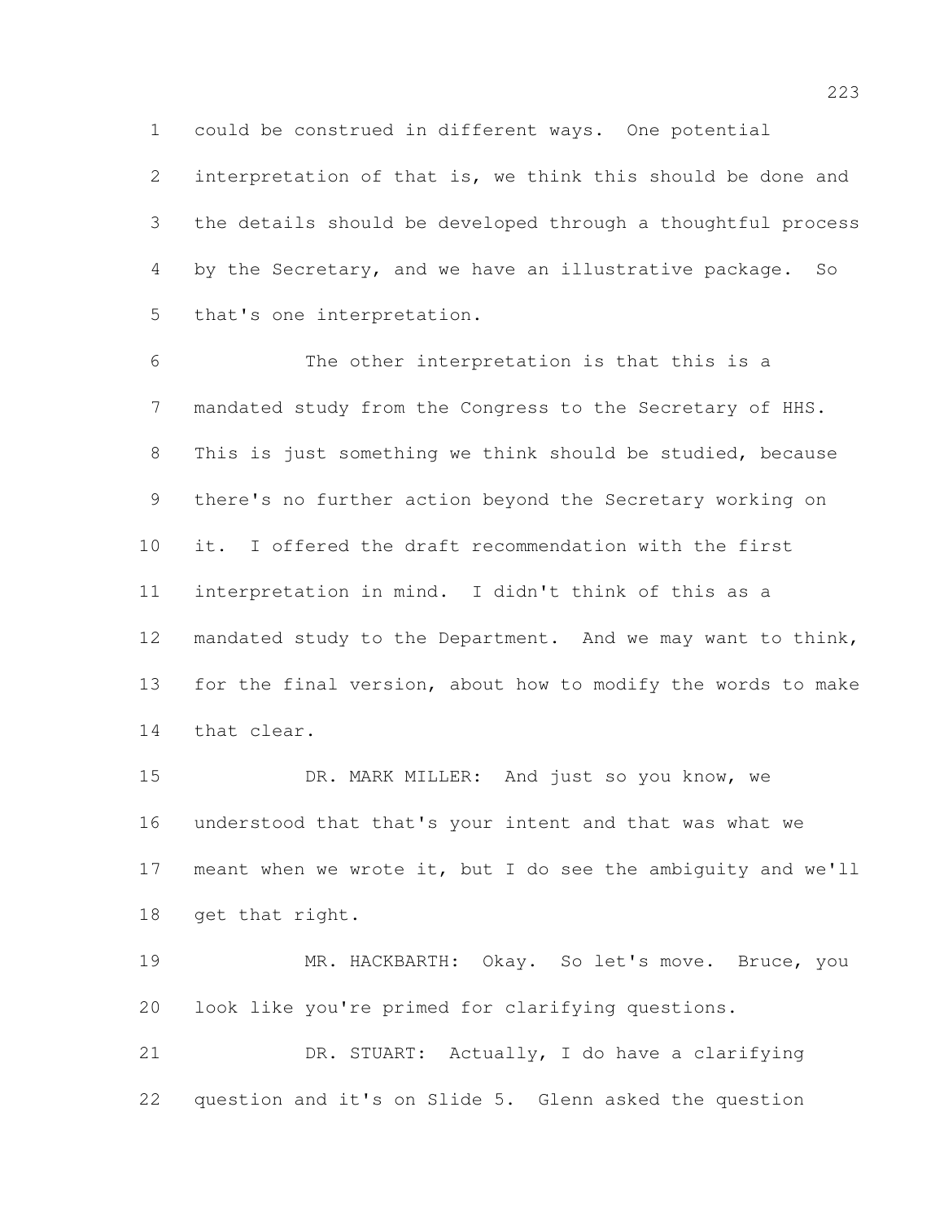could be construed in different ways. One potential interpretation of that is, we think this should be done and the details should be developed through a thoughtful process by the Secretary, and we have an illustrative package. So that's one interpretation.

The other interpretation is that this is a mandated study from the Congress to the Secretary of HHS. This is just something we think should be studied, because there's no further action beyond the Secretary working on it. I offered the draft recommendation with the first interpretation in mind. I didn't think of this as a mandated study to the Department. And we may want to think, for the final version, about how to modify the words to make that clear.

DR. MARK MILLER: And just so you know, we understood that that's your intent and that was what we meant when we wrote it, but I do see the ambiguity and we'll get that right.

MR. HACKBARTH: Okay. So let's move. Bruce, you look like you're primed for clarifying questions.

DR. STUART: Actually, I do have a clarifying question and it's on Slide 5. Glenn asked the question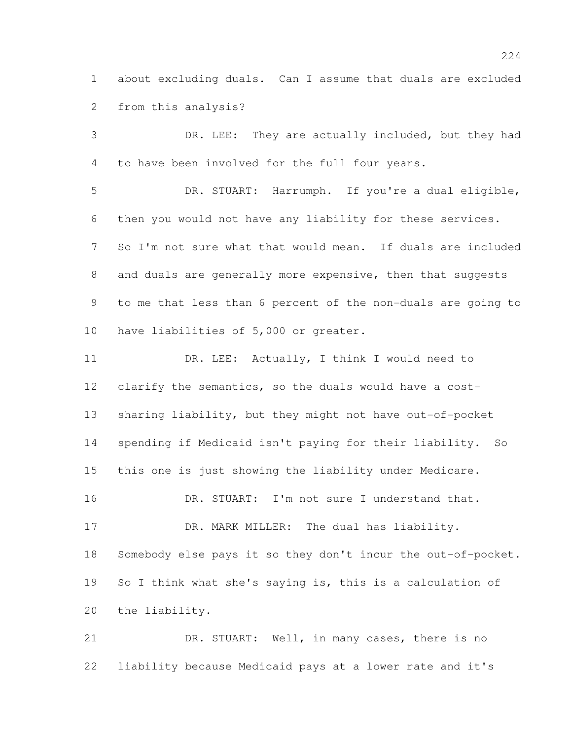about excluding duals. Can I assume that duals are excluded from this analysis?

DR. LEE: They are actually included, but they had to have been involved for the full four years.

DR. STUART: Harrumph. If you're a dual eligible, then you would not have any liability for these services. So I'm not sure what that would mean. If duals are included and duals are generally more expensive, then that suggests to me that less than 6 percent of the non-duals are going to have liabilities of 5,000 or greater.

DR. LEE: Actually, I think I would need to clarify the semantics, so the duals would have a cost-sharing liability, but they might not have out-of-pocket spending if Medicaid isn't paying for their liability. So this one is just showing the liability under Medicare.

DR. STUART: I'm not sure I understand that.

DR. MARK MILLER: The dual has liability. Somebody else pays it so they don't incur the out-of-pocket. So I think what she's saying is, this is a calculation of the liability.

DR. STUART: Well, in many cases, there is no liability because Medicaid pays at a lower rate and it's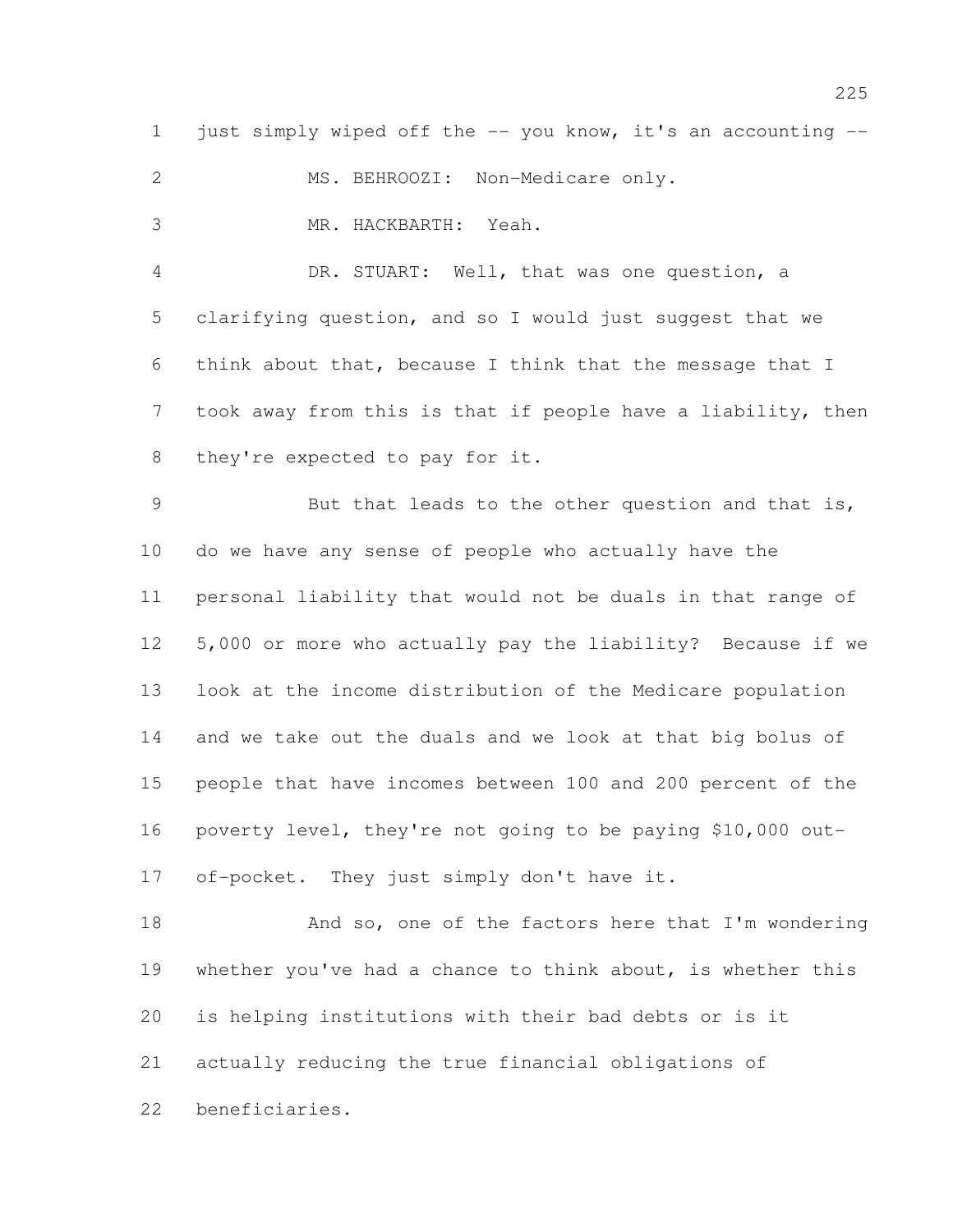just simply wiped off the -- you know, it's an accounting --

MS. BEHROOZI: Non-Medicare only.

MR. HACKBARTH: Yeah.

DR. STUART: Well, that was one question, a clarifying question, and so I would just suggest that we think about that, because I think that the message that I took away from this is that if people have a liability, then they're expected to pay for it.

But that leads to the other question and that is, do we have any sense of people who actually have the personal liability that would not be duals in that range of 5,000 or more who actually pay the liability? Because if we look at the income distribution of the Medicare population and we take out the duals and we look at that big bolus of people that have incomes between 100 and 200 percent of the poverty level, they're not going to be paying $10,000 out-of-pocket. They just simply don't have it.

And so, one of the factors here that I'm wondering whether you've had a chance to think about, is whether this is helping institutions with their bad debts or is it actually reducing the true financial obligations of beneficiaries.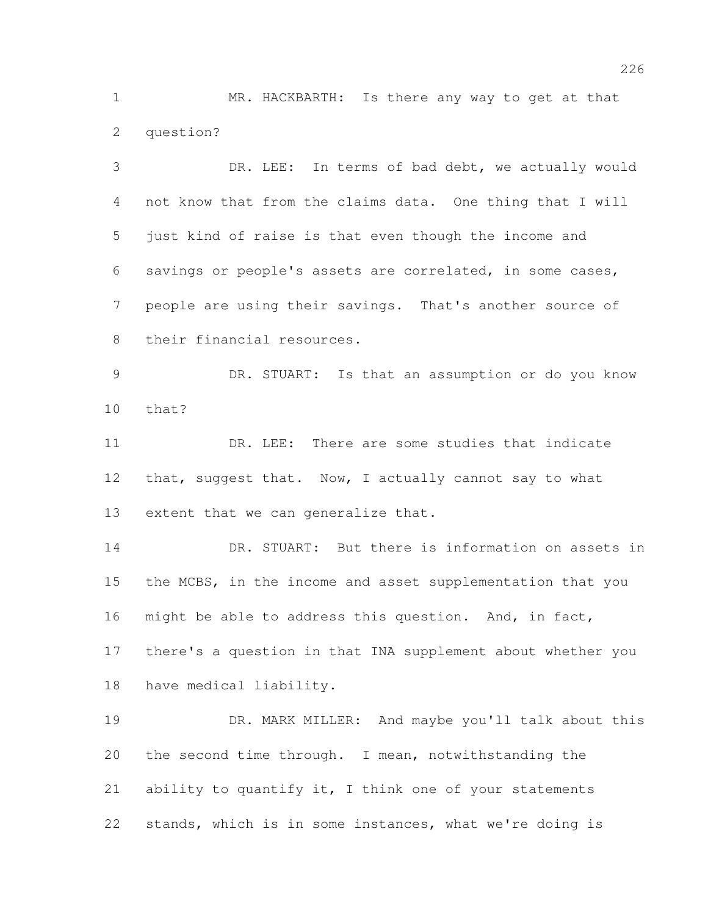MR. HACKBARTH: Is there any way to get at that question?

DR. LEE: In terms of bad debt, we actually would not know that from the claims data. One thing that I will just kind of raise is that even though the income and savings or people's assets are correlated, in some cases, people are using their savings. That's another source of their financial resources.

DR. STUART: Is that an assumption or do you know that?

DR. LEE: There are some studies that indicate that, suggest that. Now, I actually cannot say to what extent that we can generalize that.

DR. STUART: But there is information on assets in the MCBS, in the income and asset supplementation that you might be able to address this question. And, in fact, there's a question in that INA supplement about whether you have medical liability.

DR. MARK MILLER: And maybe you'll talk about this the second time through. I mean, notwithstanding the ability to quantify it, I think one of your statements stands, which is in some instances, what we're doing is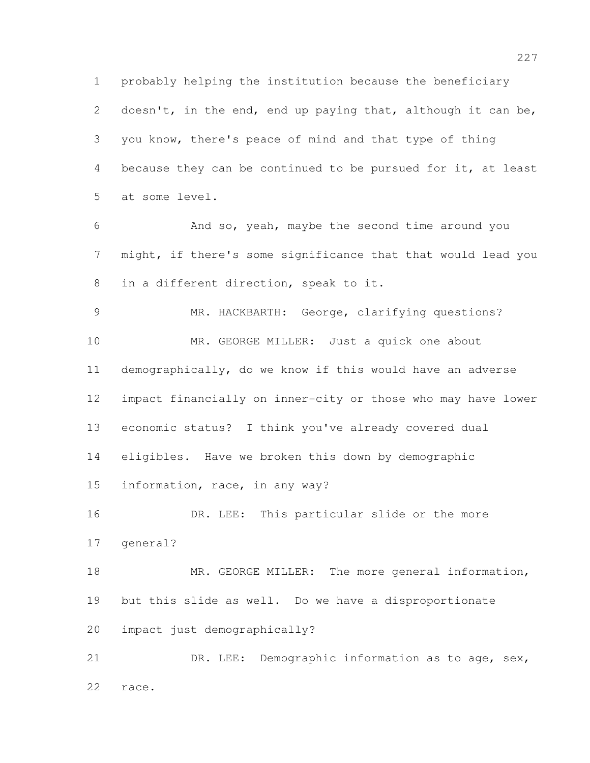probably helping the institution because the beneficiary doesn't, in the end, end up paying that, although it can be, you know, there's peace of mind and that type of thing because they can be continued to be pursued for it, at least at some level.

And so, yeah, maybe the second time around you might, if there's some significance that that would lead you in a different direction, speak to it.

MR. HACKBARTH: George, clarifying questions?

MR. GEORGE MILLER: Just a quick one about demographically, do we know if this would have an adverse impact financially on inner-city or those who may have lower economic status? I think you've already covered dual eligibles. Have we broken this down by demographic information, race, in any way?

DR. LEE: This particular slide or the more general?

MR. GEORGE MILLER: The more general information, but this slide as well. Do we have a disproportionate impact just demographically?

DR. LEE: Demographic information as to age, sex, race.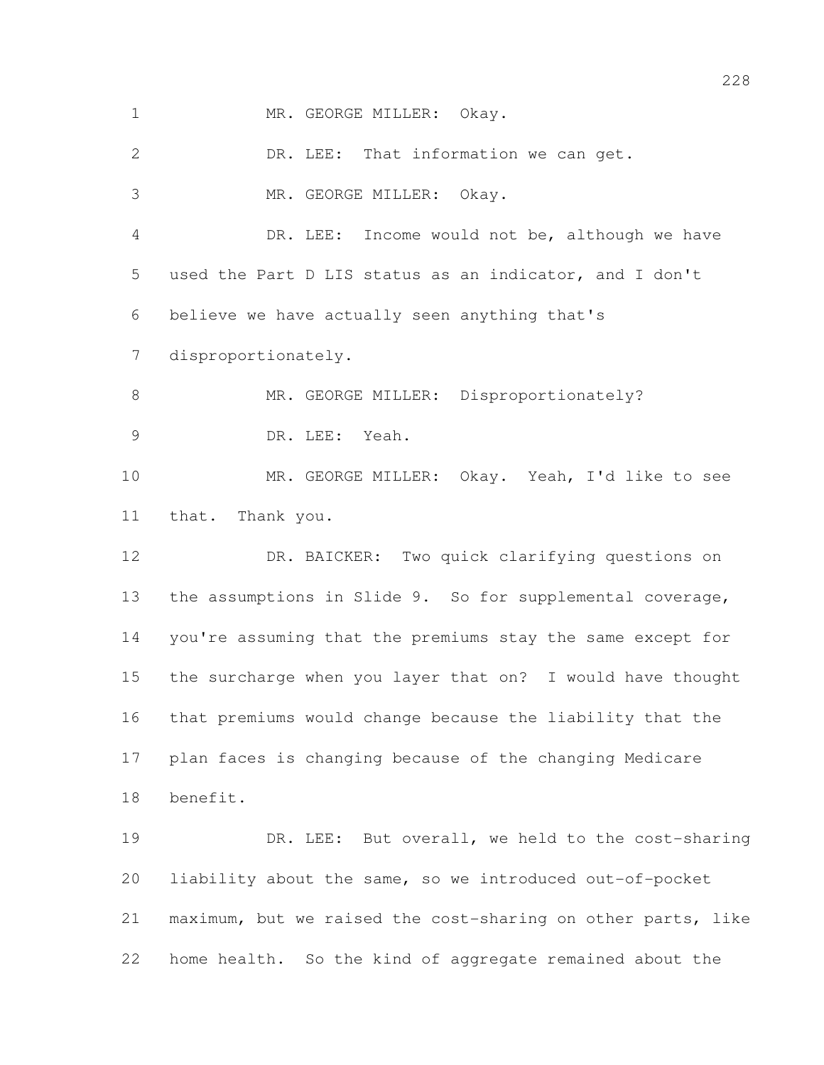MR. GEORGE MILLER: Okay.

DR. LEE: That information we can get.

MR. GEORGE MILLER: Okay.

DR. LEE: Income would not be, although we have used the Part D LIS status as an indicator, and I don't believe we have actually seen anything that's disproportionately.

MR. GEORGE MILLER: Disproportionately?

DR. LEE: Yeah.

MR. GEORGE MILLER: Okay. Yeah, I'd like to see that. Thank you.

DR. BAICKER: Two quick clarifying questions on the assumptions in Slide 9. So for supplemental coverage, you're assuming that the premiums stay the same except for the surcharge when you layer that on? I would have thought that premiums would change because the liability that the plan faces is changing because of the changing Medicare benefit.

DR. LEE: But overall, we held to the cost-sharing liability about the same, so we introduced out-of-pocket maximum, but we raised the cost-sharing on other parts, like home health. So the kind of aggregate remained about the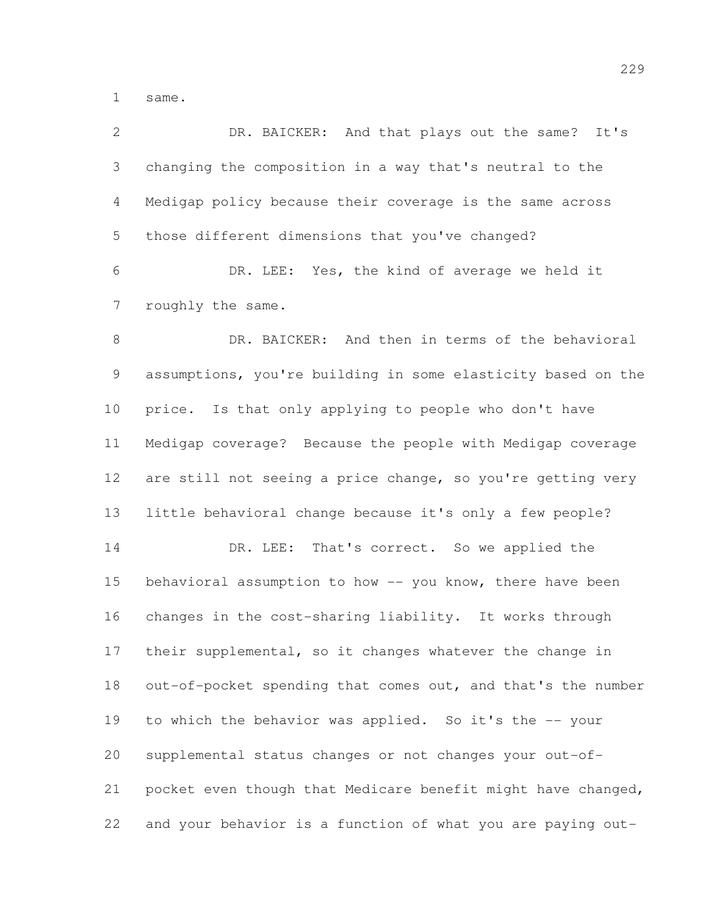same.

DR. BAICKER: And that plays out the same? It's changing the composition in a way that's neutral to the Medigap policy because their coverage is the same across those different dimensions that you've changed?

DR. LEE: Yes, the kind of average we held it roughly the same.

DR. BAICKER: And then in terms of the behavioral assumptions, you're building in some elasticity based on the price. Is that only applying to people who don't have Medigap coverage? Because the people with Medigap coverage are still not seeing a price change, so you're getting very little behavioral change because it's only a few people?

DR. LEE: That's correct. So we applied the behavioral assumption to how -- you know, there have been changes in the cost-sharing liability. It works through their supplemental, so it changes whatever the change in out-of-pocket spending that comes out, and that's the number to which the behavior was applied. So it's the -- your supplemental status changes or not changes your out-of-pocket even though that Medicare benefit might have changed, and your behavior is a function of what you are paying out-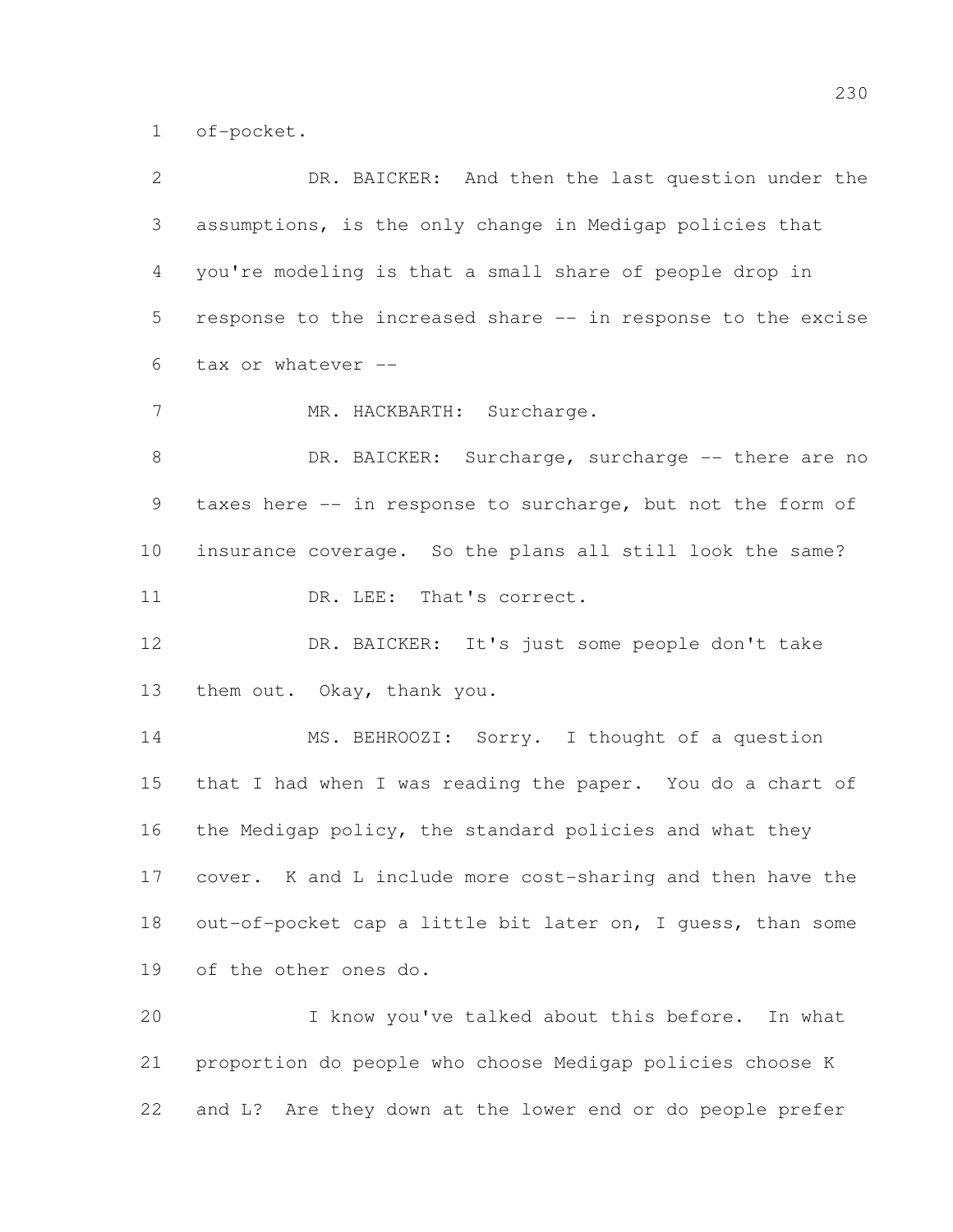of-pocket.

DR. BAICKER: And then the last question under the assumptions, is the only change in Medigap policies that you're modeling is that a small share of people drop in response to the increased share -- in response to the excise tax or whatever --

MR. HACKBARTH: Surcharge.

DR. BAICKER: Surcharge, surcharge -- there are no taxes here -- in response to surcharge, but not the form of insurance coverage. So the plans all still look the same?

DR. LEE: That's correct.

DR. BAICKER: It's just some people don't take them out. Okay, thank you.

MS. BEHROOZI: Sorry. I thought of a question that I had when I was reading the paper. You do a chart of the Medigap policy, the standard policies and what they cover. K and L include more cost-sharing and then have the out-of-pocket cap a little bit later on, I guess, than some of the other ones do.

I know you've talked about this before. In what proportion do people who choose Medigap policies choose K and L? Are they down at the lower end or do people prefer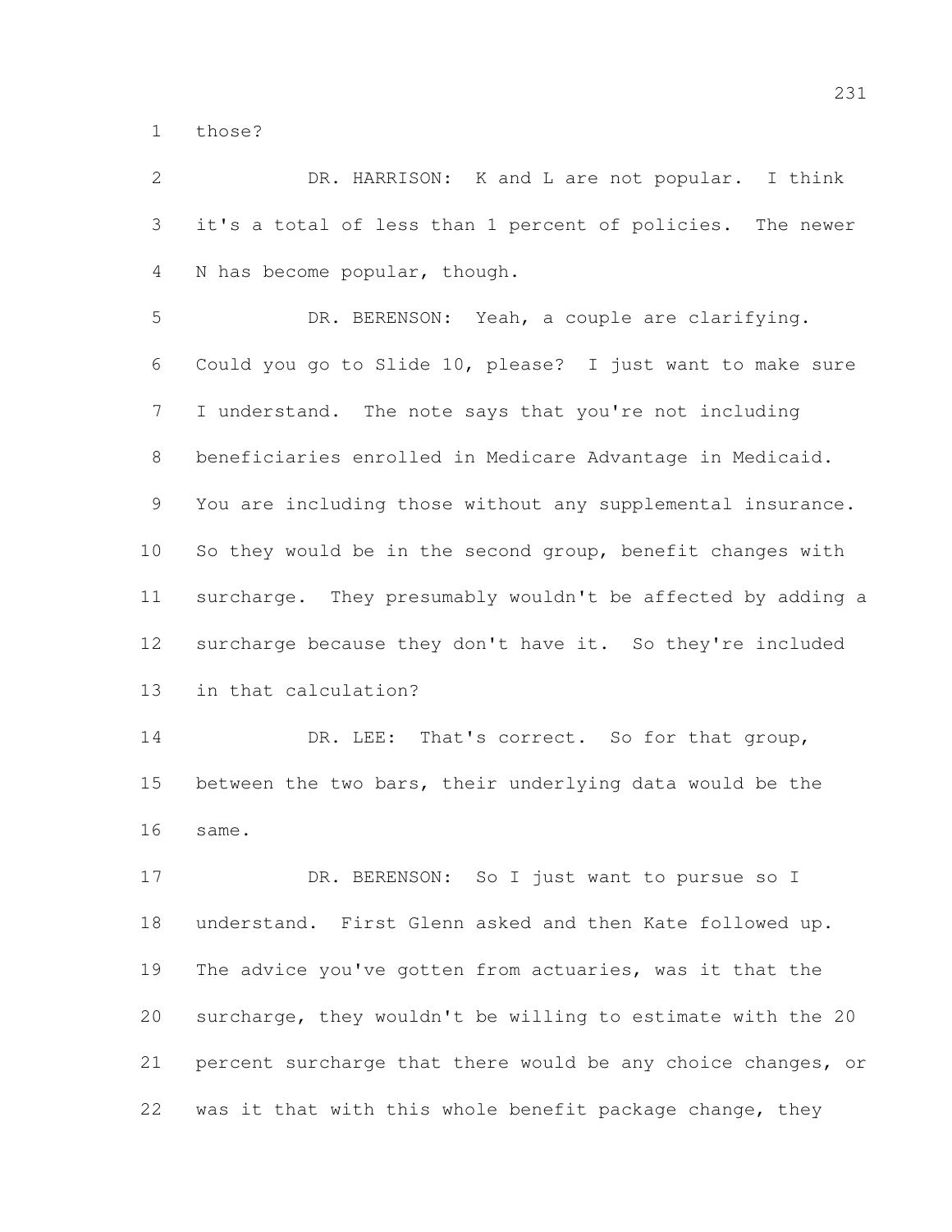those?

DR. HARRISON: K and L are not popular. I think it's a total of less than 1 percent of policies. The newer N has become popular, though.

DR. BERENSON: Yeah, a couple are clarifying. Could you go to Slide 10, please? I just want to make sure I understand. The note says that you're not including beneficiaries enrolled in Medicare Advantage in Medicaid. You are including those without any supplemental insurance. So they would be in the second group, benefit changes with surcharge. They presumably wouldn't be affected by adding a surcharge because they don't have it. So they're included in that calculation?

DR. LEE: That's correct. So for that group, between the two bars, their underlying data would be the same.

DR. BERENSON: So I just want to pursue so I understand. First Glenn asked and then Kate followed up. The advice you've gotten from actuaries, was it that the surcharge, they wouldn't be willing to estimate with the 20 percent surcharge that there would be any choice changes, or was it that with this whole benefit package change, they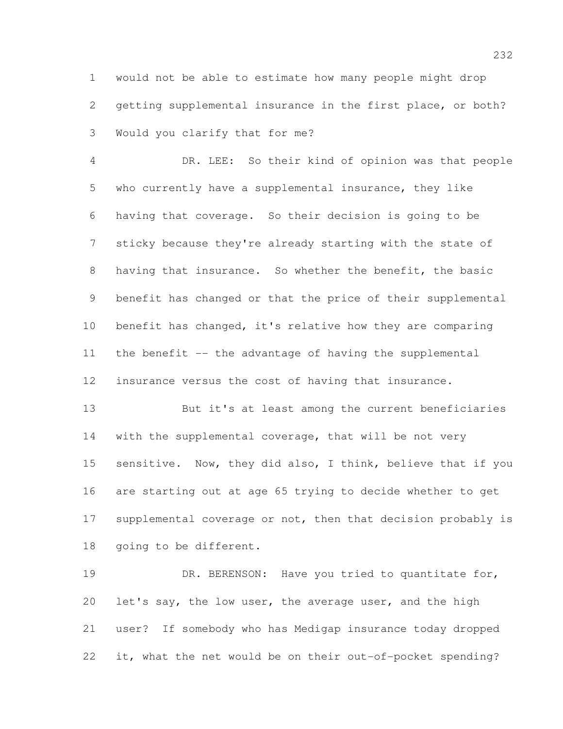would not be able to estimate how many people might drop getting supplemental insurance in the first place, or both? Would you clarify that for me?

DR. LEE: So their kind of opinion was that people who currently have a supplemental insurance, they like having that coverage. So their decision is going to be sticky because they're already starting with the state of having that insurance. So whether the benefit, the basic benefit has changed or that the price of their supplemental benefit has changed, it's relative how they are comparing the benefit -- the advantage of having the supplemental insurance versus the cost of having that insurance.

But it's at least among the current beneficiaries with the supplemental coverage, that will be not very sensitive. Now, they did also, I think, believe that if you are starting out at age 65 trying to decide whether to get supplemental coverage or not, then that decision probably is going to be different.

DR. BERENSON: Have you tried to quantitate for, let's say, the low user, the average user, and the high user? If somebody who has Medigap insurance today dropped it, what the net would be on their out-of-pocket spending?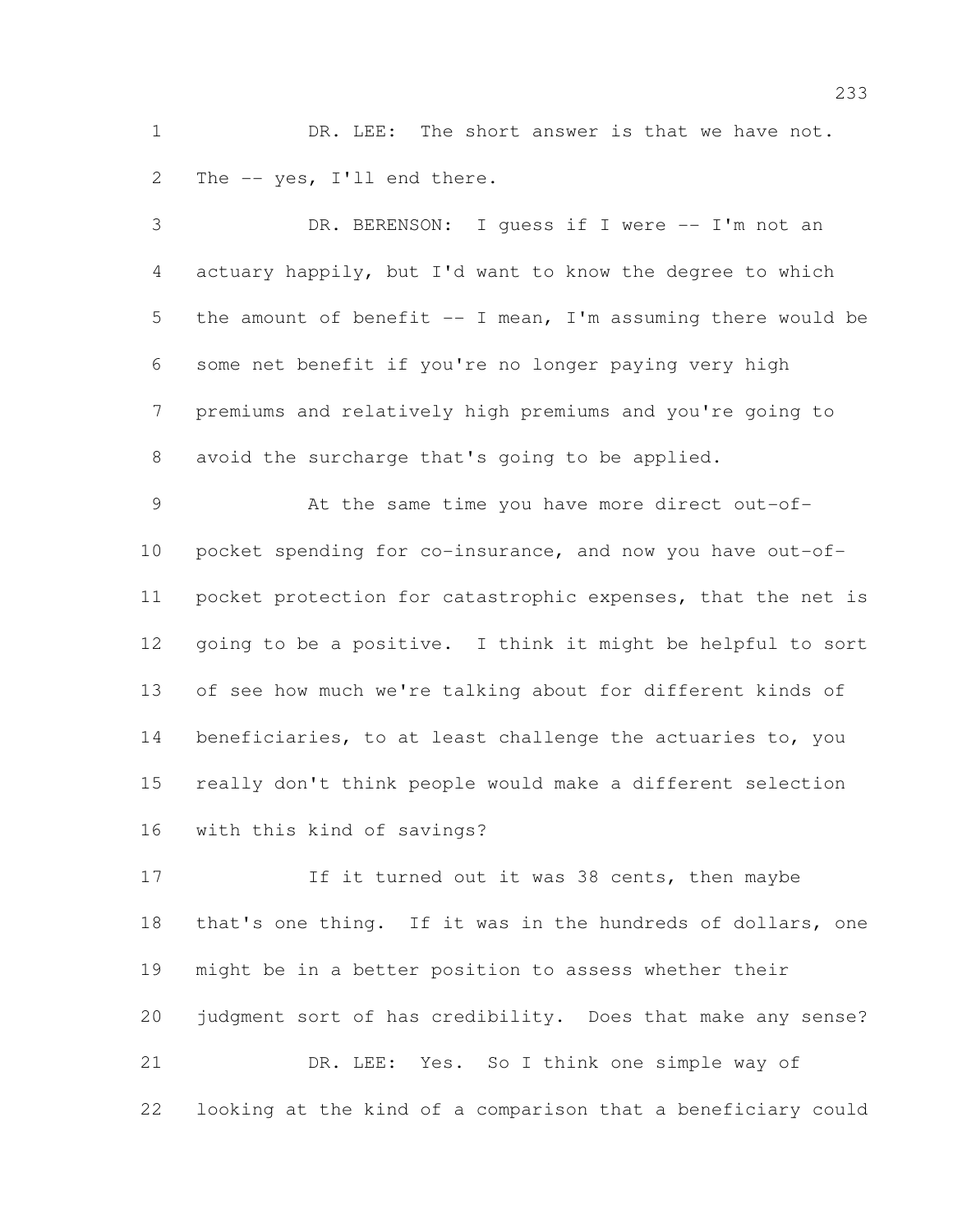DR. LEE: The short answer is that we have not. The -- yes, I'll end there.

DR. BERENSON: I guess if I were -- I'm not an actuary happily, but I'd want to know the degree to which the amount of benefit -- I mean, I'm assuming there would be some net benefit if you're no longer paying very high premiums and relatively high premiums and you're going to avoid the surcharge that's going to be applied.

At the same time you have more direct out-of-pocket spending for co-insurance, and now you have out-of-pocket protection for catastrophic expenses, that the net is going to be a positive. I think it might be helpful to sort of see how much we're talking about for different kinds of beneficiaries, to at least challenge the actuaries to, you really don't think people would make a different selection with this kind of savings?

If it turned out it was 38 cents, then maybe that's one thing. If it was in the hundreds of dollars, one might be in a better position to assess whether their judgment sort of has credibility. Does that make any sense?

DR. LEE: Yes. So I think one simple way of looking at the kind of a comparison that a beneficiary could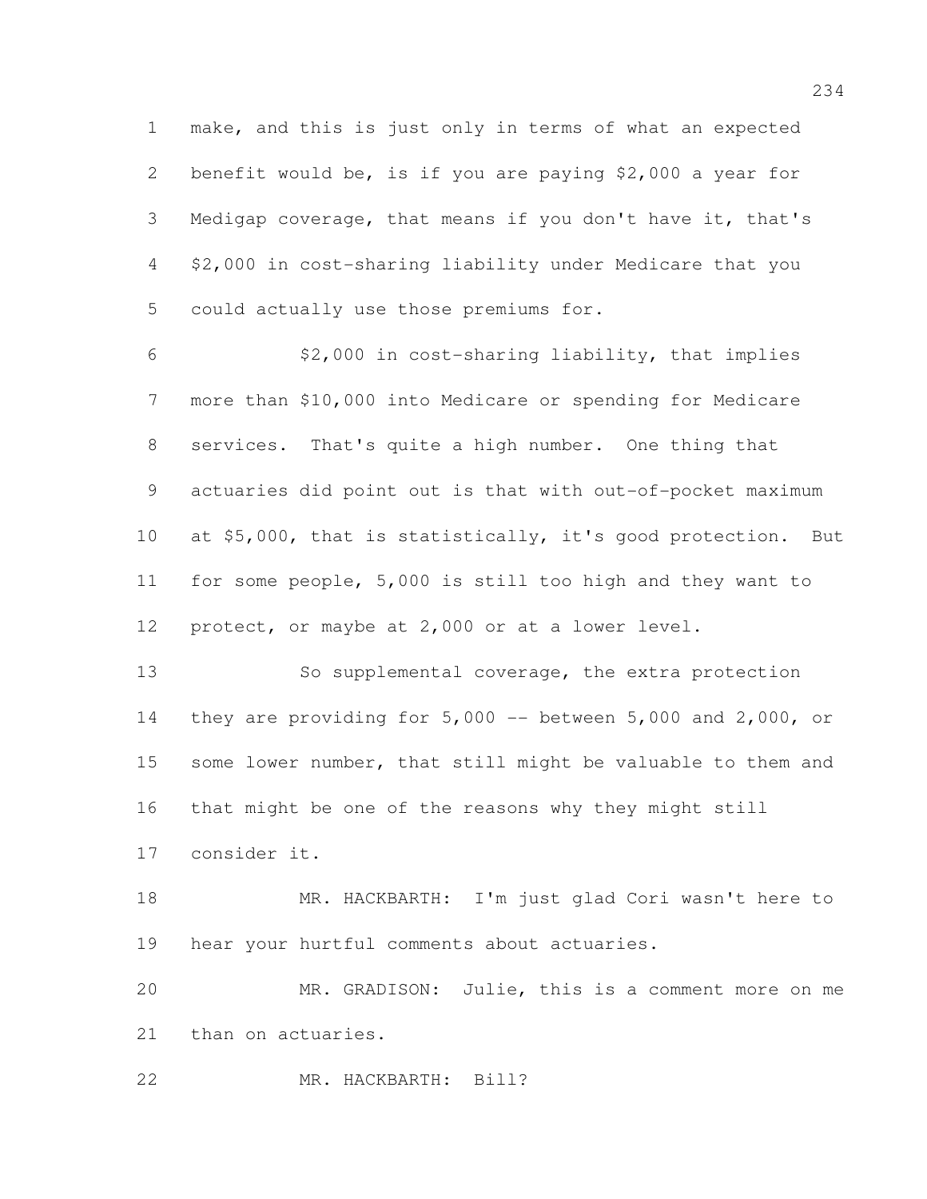make, and this is just only in terms of what an expected benefit would be, is if you are paying $2,000 a year for Medigap coverage, that means if you don't have it, that's $2,000 in cost-sharing liability under Medicare that you could actually use those premiums for.

$2,000 in cost-sharing liability, that implies more than $10,000 into Medicare or spending for Medicare services. That's quite a high number. One thing that actuaries did point out is that with out-of-pocket maximum at $5,000, that is statistically, it's good protection. But for some people, 5,000 is still too high and they want to protect, or maybe at 2,000 or at a lower level.

So supplemental coverage, the extra protection they are providing for 5,000 -- between 5,000 and 2,000, or some lower number, that still might be valuable to them and that might be one of the reasons why they might still consider it.

MR. HACKBARTH: I'm just glad Cori wasn't here to hear your hurtful comments about actuaries.

MR. GRADISON: Julie, this is a comment more on me than on actuaries.

MR. HACKBARTH: Bill?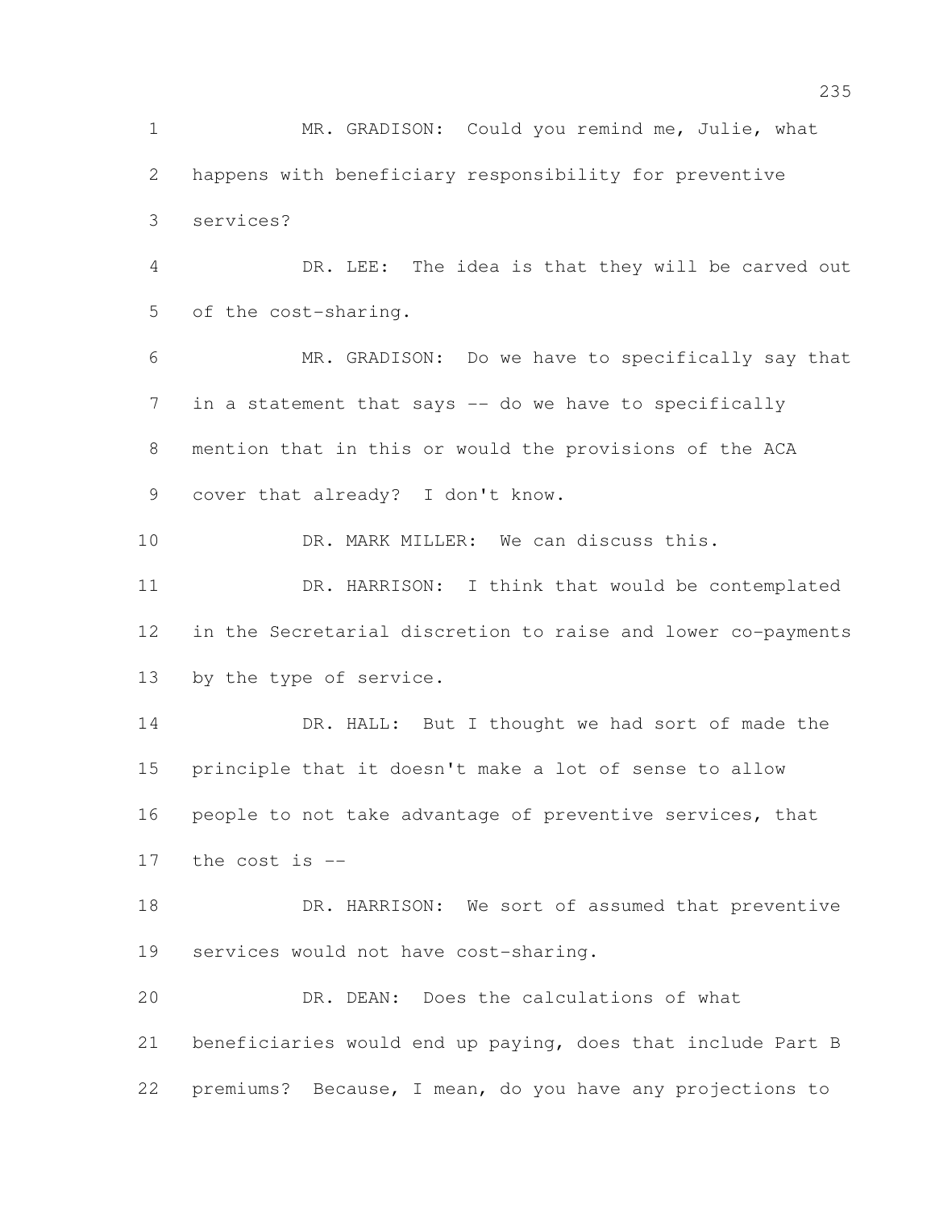MR. GRADISON: Could you remind me, Julie, what happens with beneficiary responsibility for preventive services?

DR. LEE: The idea is that they will be carved out of the cost-sharing.

MR. GRADISON: Do we have to specifically say that in a statement that says -- do we have to specifically mention that in this or would the provisions of the ACA cover that already? I don't know.

DR. MARK MILLER: We can discuss this.

DR. HARRISON: I think that would be contemplated in the Secretarial discretion to raise and lower co-payments by the type of service.

DR. HALL: But I thought we had sort of made the principle that it doesn't make a lot of sense to allow people to not take advantage of preventive services, that the cost is --

DR. HARRISON: We sort of assumed that preventive services would not have cost-sharing.

DR. DEAN: Does the calculations of what beneficiaries would end up paying, does that include Part B premiums? Because, I mean, do you have any projections to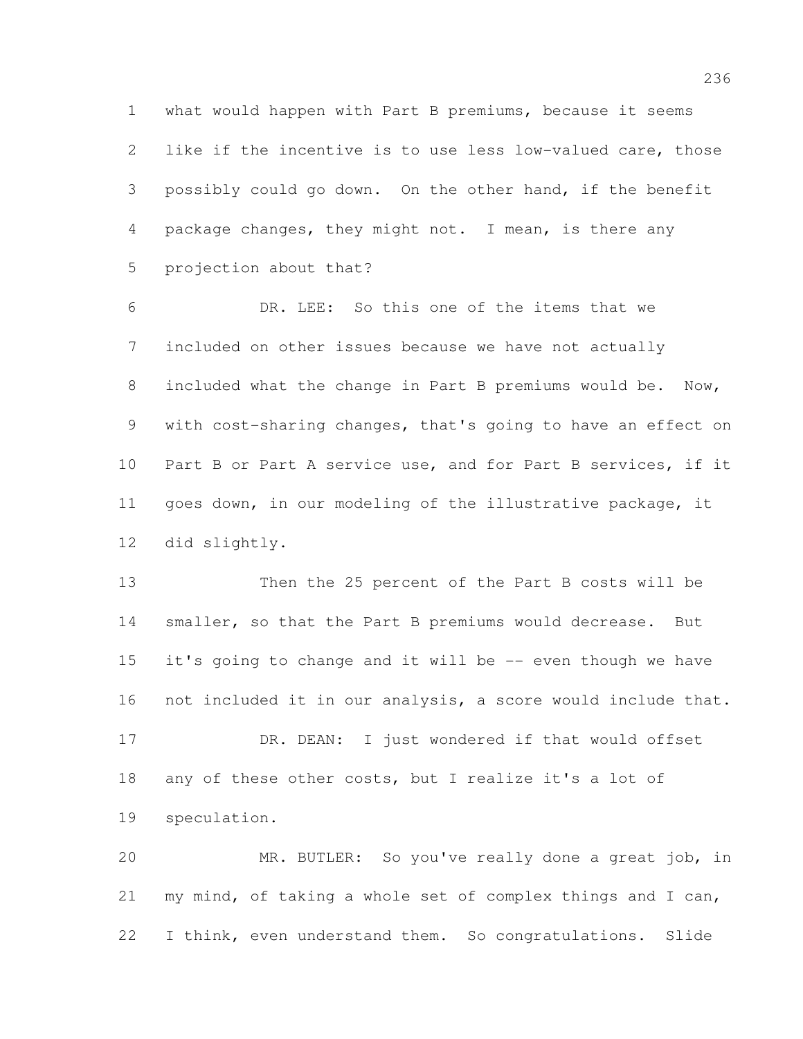what would happen with Part B premiums, because it seems like if the incentive is to use less low-valued care, those possibly could go down. On the other hand, if the benefit package changes, they might not. I mean, is there any projection about that?

DR. LEE: So this one of the items that we included on other issues because we have not actually included what the change in Part B premiums would be. Now, with cost-sharing changes, that's going to have an effect on Part B or Part A service use, and for Part B services, if it goes down, in our modeling of the illustrative package, it did slightly.

Then the 25 percent of the Part B costs will be smaller, so that the Part B premiums would decrease. But it's going to change and it will be -- even though we have not included it in our analysis, a score would include that.

DR. DEAN: I just wondered if that would offset any of these other costs, but I realize it's a lot of speculation.

MR. BUTLER: So you've really done a great job, in my mind, of taking a whole set of complex things and I can, I think, even understand them. So congratulations. Slide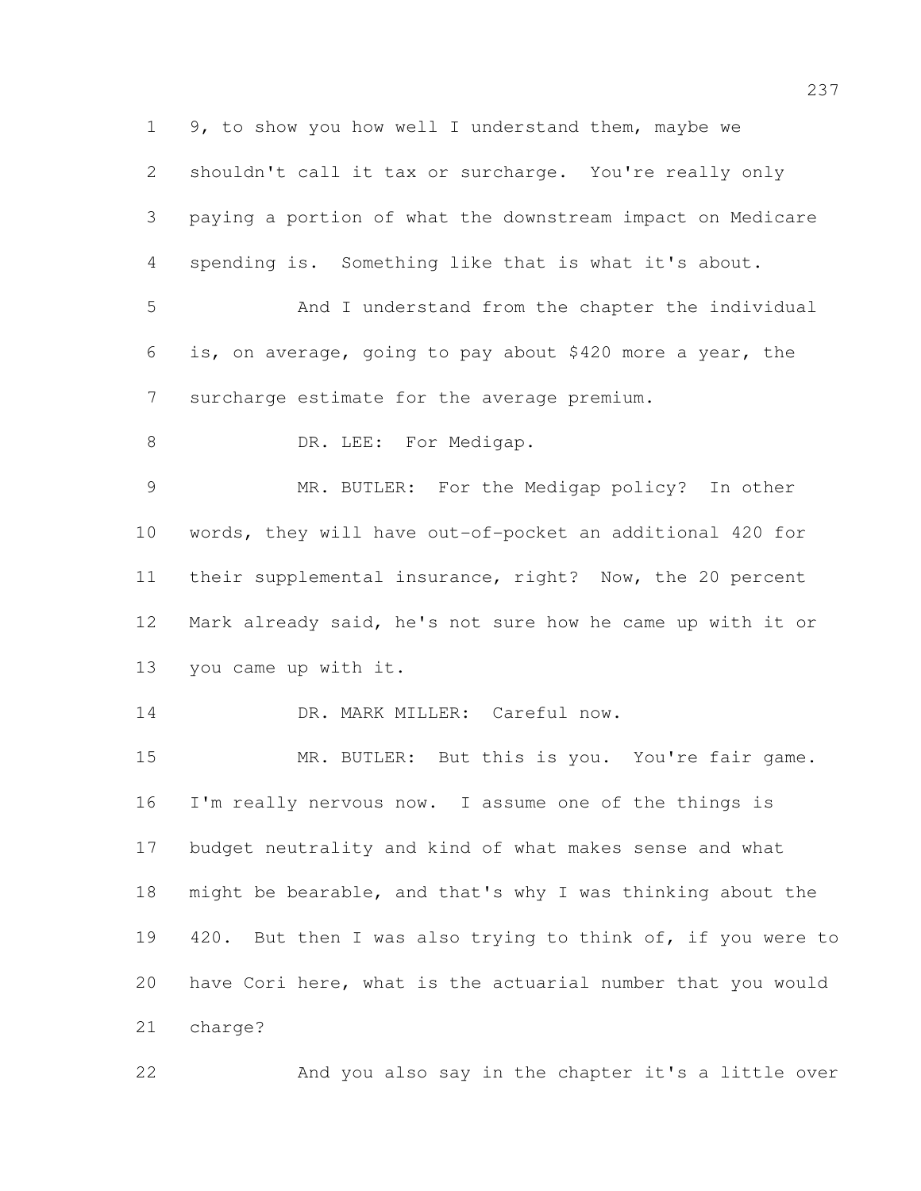9, to show you how well I understand them, maybe we shouldn't call it tax or surcharge. You're really only paying a portion of what the downstream impact on Medicare spending is. Something like that is what it's about.

And I understand from the chapter the individual is, on average, going to pay about $420 more a year, the surcharge estimate for the average premium.

DR. LEE: For Medigap.

MR. BUTLER: For the Medigap policy? In other words, they will have out-of-pocket an additional 420 for their supplemental insurance, right? Now, the 20 percent Mark already said, he's not sure how he came up with it or you came up with it.

DR. MARK MILLER: Careful now.

MR. BUTLER: But this is you. You're fair game. I'm really nervous now. I assume one of the things is budget neutrality and kind of what makes sense and what might be bearable, and that's why I was thinking about the 420. But then I was also trying to think of, if you were to have Cori here, what is the actuarial number that you would charge?

And you also say in the chapter it's a little over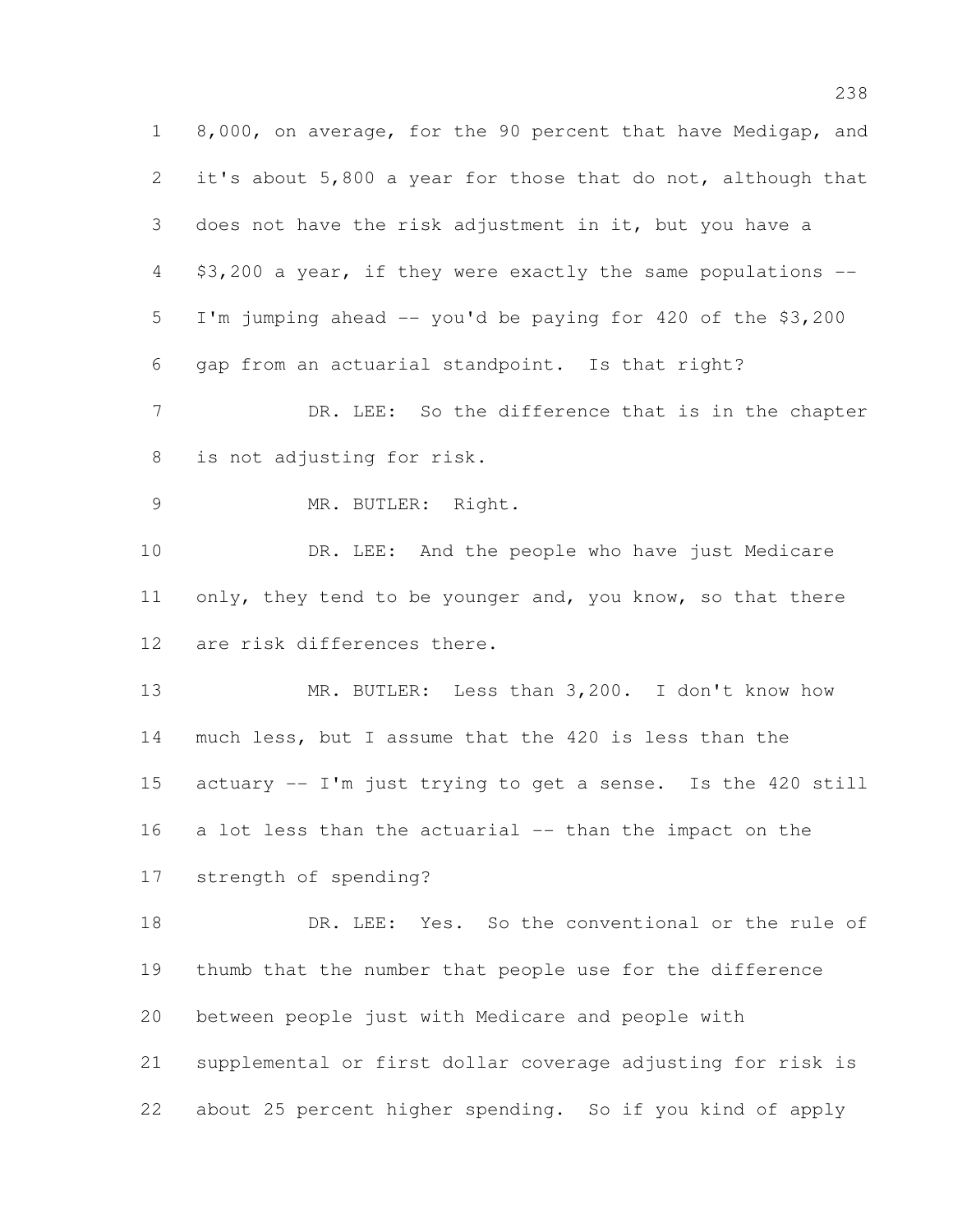8,000, on average, for the 90 percent that have Medigap, and it's about 5,800 a year for those that do not, although that does not have the risk adjustment in it, but you have a $3,200 a year, if they were exactly the same populations -- I'm jumping ahead -- you'd be paying for 420 of the $3,200 gap from an actuarial standpoint. Is that right?

DR. LEE: So the difference that is in the chapter is not adjusting for risk.

MR. BUTLER: Right.

DR. LEE: And the people who have just Medicare only, they tend to be younger and, you know, so that there are risk differences there.

MR. BUTLER: Less than 3,200. I don't know how much less, but I assume that the 420 is less than the actuary -- I'm just trying to get a sense. Is the 420 still a lot less than the actuarial -- than the impact on the strength of spending?

DR. LEE: Yes. So the conventional or the rule of thumb that the number that people use for the difference between people just with Medicare and people with supplemental or first dollar coverage adjusting for risk is about 25 percent higher spending. So if you kind of apply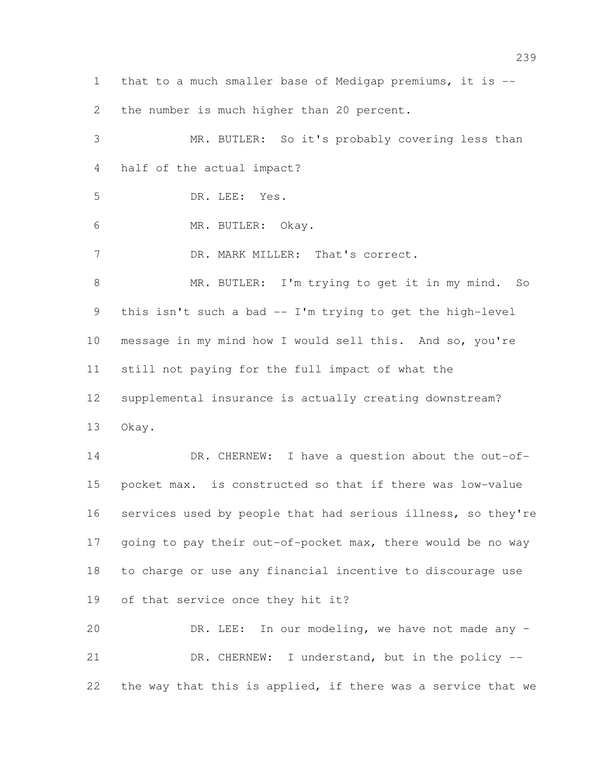1 that to a much smaller base of Medigap premiums, it is --
2 the number is much higher than 20 percent.

3 MR. BUTLER: So it's probably covering less than
4 half of the actual impact?

5 DR. LEE: Yes.

6 MR. BUTLER: Okay.

7 DR. MARK MILLER: That's correct.

8 MR. BUTLER: I'm trying to get it in my mind. So
9 this isn't such a bad -- I'm trying to get the high-level
10 message in my mind how I would sell this. And so, you're
11 still not paying for the full impact of what the
12 supplemental insurance is actually creating downstream?
13 Okay.

14 DR. CHERNEW: I have a question about the out-of-
15 pocket max. is constructed so that if there was low-value
16 services used by people that had serious illness, so they're
17 going to pay their out-of-pocket max, there would be no way
18 to charge or use any financial incentive to discourage use
19 of that service once they hit it?

20 DR. LEE: In our modeling, we have not made any -

21 DR. CHERNEW: I understand, but in the policy --
22 the way that this is applied, if there was a service that we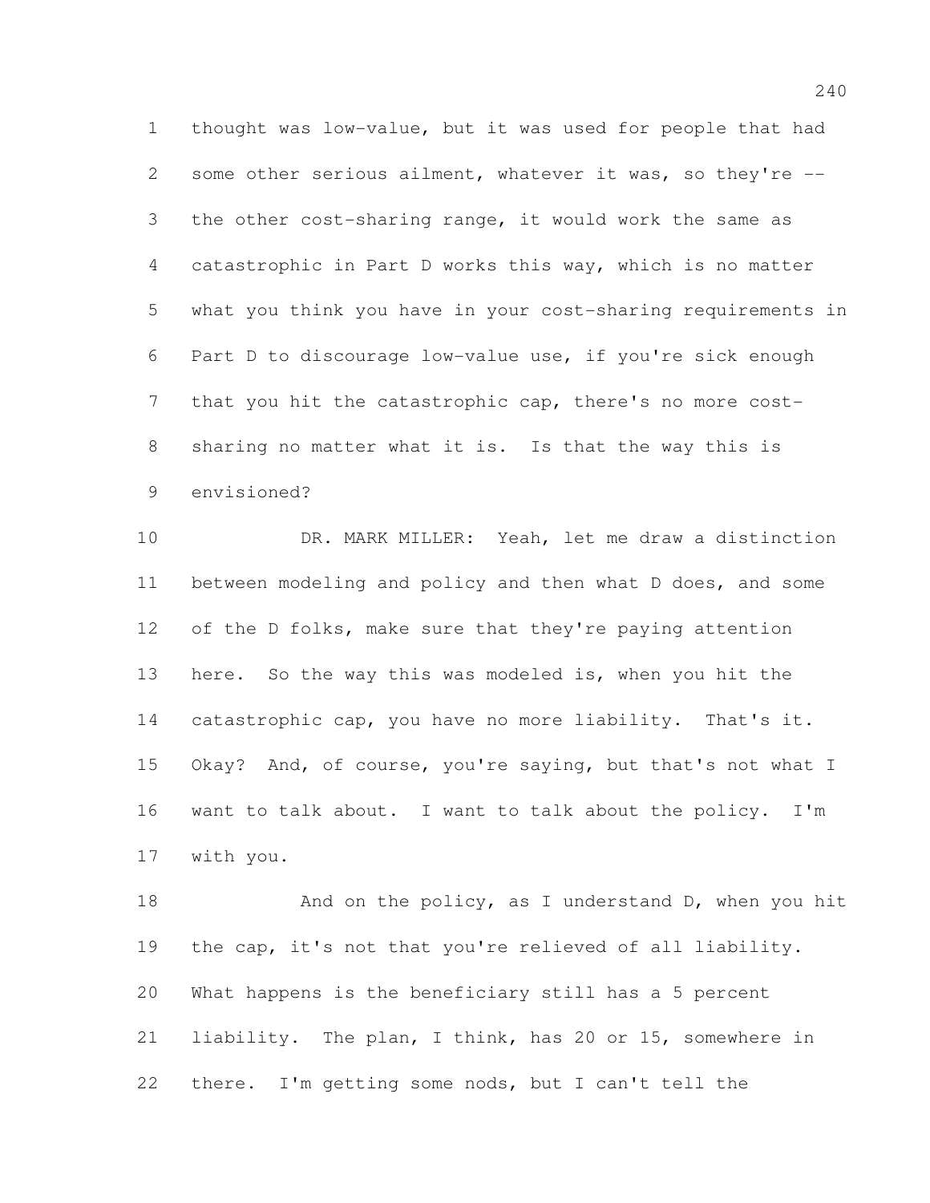thought was low-value, but it was used for people that had some other serious ailment, whatever it was, so they're -- the other cost-sharing range, it would work the same as catastrophic in Part D works this way, which is no matter what you think you have in your cost-sharing requirements in Part D to discourage low-value use, if you're sick enough that you hit the catastrophic cap, there's no more cost-sharing no matter what it is. Is that the way this is envisioned?

DR. MARK MILLER: Yeah, let me draw a distinction between modeling and policy and then what D does, and some of the D folks, make sure that they're paying attention here. So the way this was modeled is, when you hit the catastrophic cap, you have no more liability. That's it. Okay? And, of course, you're saying, but that's not what I want to talk about. I want to talk about the policy. I'm with you.

And on the policy, as I understand D, when you hit the cap, it's not that you're relieved of all liability. What happens is the beneficiary still has a 5 percent liability. The plan, I think, has 20 or 15, somewhere in there. I'm getting some nods, but I can't tell the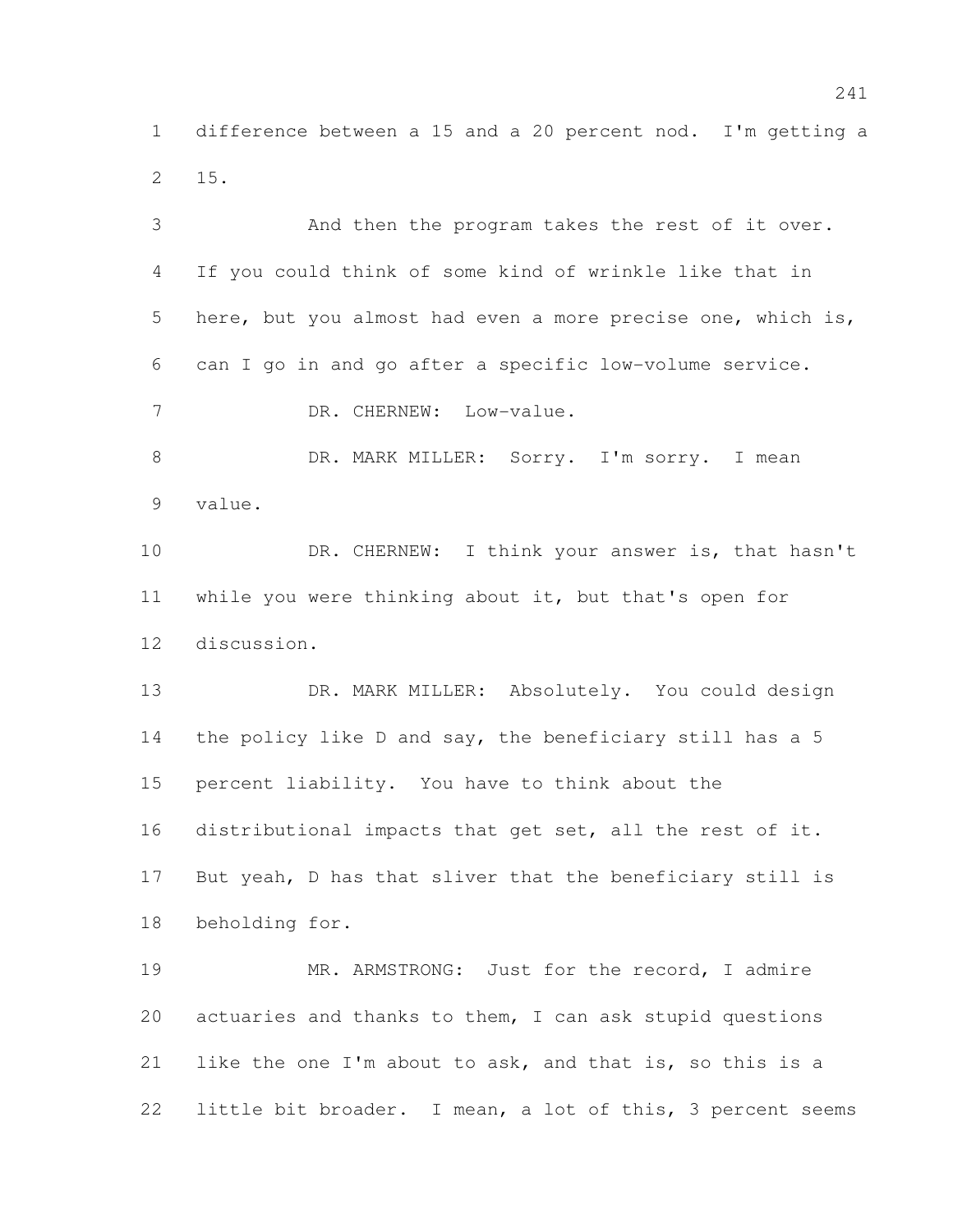difference between a 15 and a 20 percent nod. I'm getting a 15.

And then the program takes the rest of it over. If you could think of some kind of wrinkle like that in here, but you almost had even a more precise one, which is, can I go in and go after a specific low-volume service.

DR. CHERNEW: Low-value.

DR. MARK MILLER: Sorry. I'm sorry. I mean value.

DR. CHERNEW: I think your answer is, that hasn't while you were thinking about it, but that's open for discussion.

DR. MARK MILLER: Absolutely. You could design the policy like D and say, the beneficiary still has a 5 percent liability. You have to think about the distributional impacts that get set, all the rest of it. But yeah, D has that sliver that the beneficiary still is beholding for.

MR. ARMSTRONG: Just for the record, I admire actuaries and thanks to them, I can ask stupid questions like the one I'm about to ask, and that is, so this is a little bit broader. I mean, a lot of this, 3 percent seems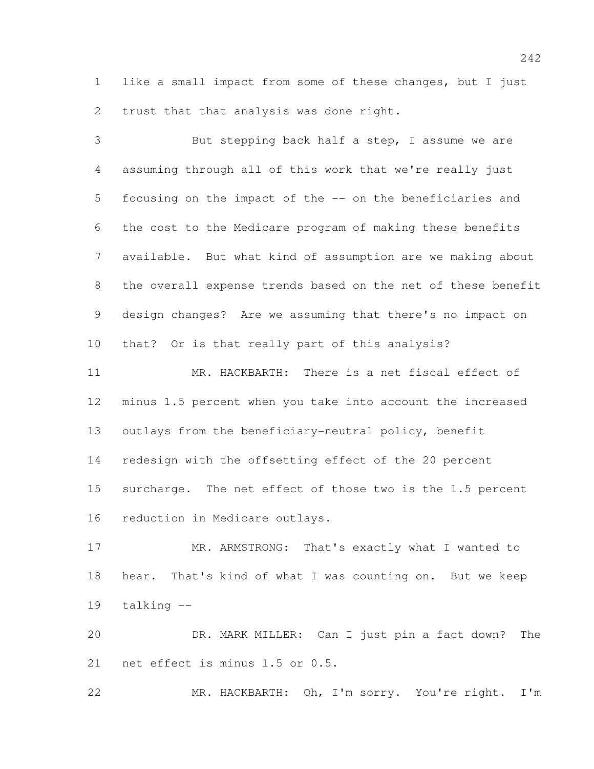like a small impact from some of these changes, but I just trust that that analysis was done right.

But stepping back half a step, I assume we are assuming through all of this work that we're really just focusing on the impact of the -- on the beneficiaries and the cost to the Medicare program of making these benefits available. But what kind of assumption are we making about the overall expense trends based on the net of these benefit design changes? Are we assuming that there's no impact on that? Or is that really part of this analysis?

MR. HACKBARTH: There is a net fiscal effect of minus 1.5 percent when you take into account the increased outlays from the beneficiary-neutral policy, benefit redesign with the offsetting effect of the 20 percent surcharge. The net effect of those two is the 1.5 percent reduction in Medicare outlays.

MR. ARMSTRONG: That's exactly what I wanted to hear. That's kind of what I was counting on. But we keep talking --

DR. MARK MILLER: Can I just pin a fact down? The net effect is minus 1.5 or 0.5.

MR. HACKBARTH: Oh, I'm sorry. You're right. I'm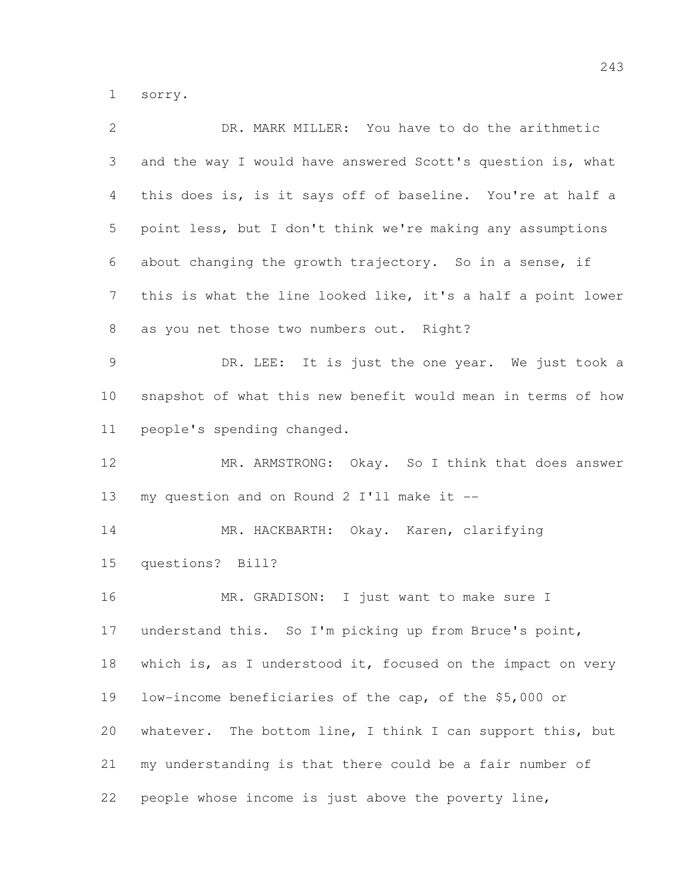sorry.

DR. MARK MILLER: You have to do the arithmetic and the way I would have answered Scott's question is, what this does is, is it says off of baseline. You're at half a point less, but I don't think we're making any assumptions about changing the growth trajectory. So in a sense, if this is what the line looked like, it's a half a point lower as you net those two numbers out. Right?

DR. LEE: It is just the one year. We just took a snapshot of what this new benefit would mean in terms of how people's spending changed.

MR. ARMSTRONG: Okay. So I think that does answer my question and on Round 2 I'll make it --

MR. HACKBARTH: Okay. Karen, clarifying questions? Bill?

MR. GRADISON: I just want to make sure I understand this. So I'm picking up from Bruce's point, which is, as I understood it, focused on the impact on very low-income beneficiaries of the cap, of the $5,000 or whatever. The bottom line, I think I can support this, but my understanding is that there could be a fair number of people whose income is just above the poverty line,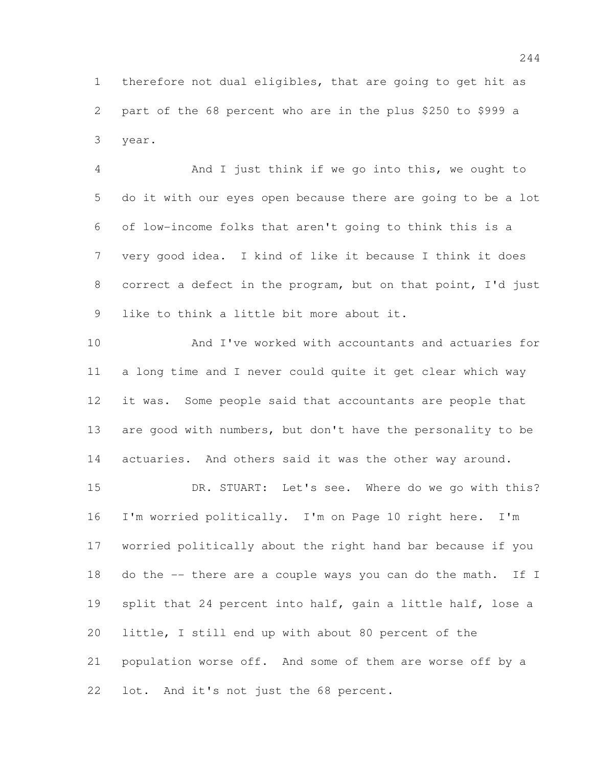therefore not dual eligibles, that are going to get hit as part of the 68 percent who are in the plus $250 to $999 a year.

And I just think if we go into this, we ought to do it with our eyes open because there are going to be a lot of low-income folks that aren't going to think this is a very good idea. I kind of like it because I think it does correct a defect in the program, but on that point, I'd just like to think a little bit more about it.

And I've worked with accountants and actuaries for a long time and I never could quite it get clear which way it was. Some people said that accountants are people that are good with numbers, but don't have the personality to be actuaries. And others said it was the other way around.

DR. STUART: Let's see. Where do we go with this? I'm worried politically. I'm on Page 10 right here. I'm worried politically about the right hand bar because if you do the -- there are a couple ways you can do the math. If I split that 24 percent into half, gain a little half, lose a little, I still end up with about 80 percent of the population worse off. And some of them are worse off by a lot. And it's not just the 68 percent.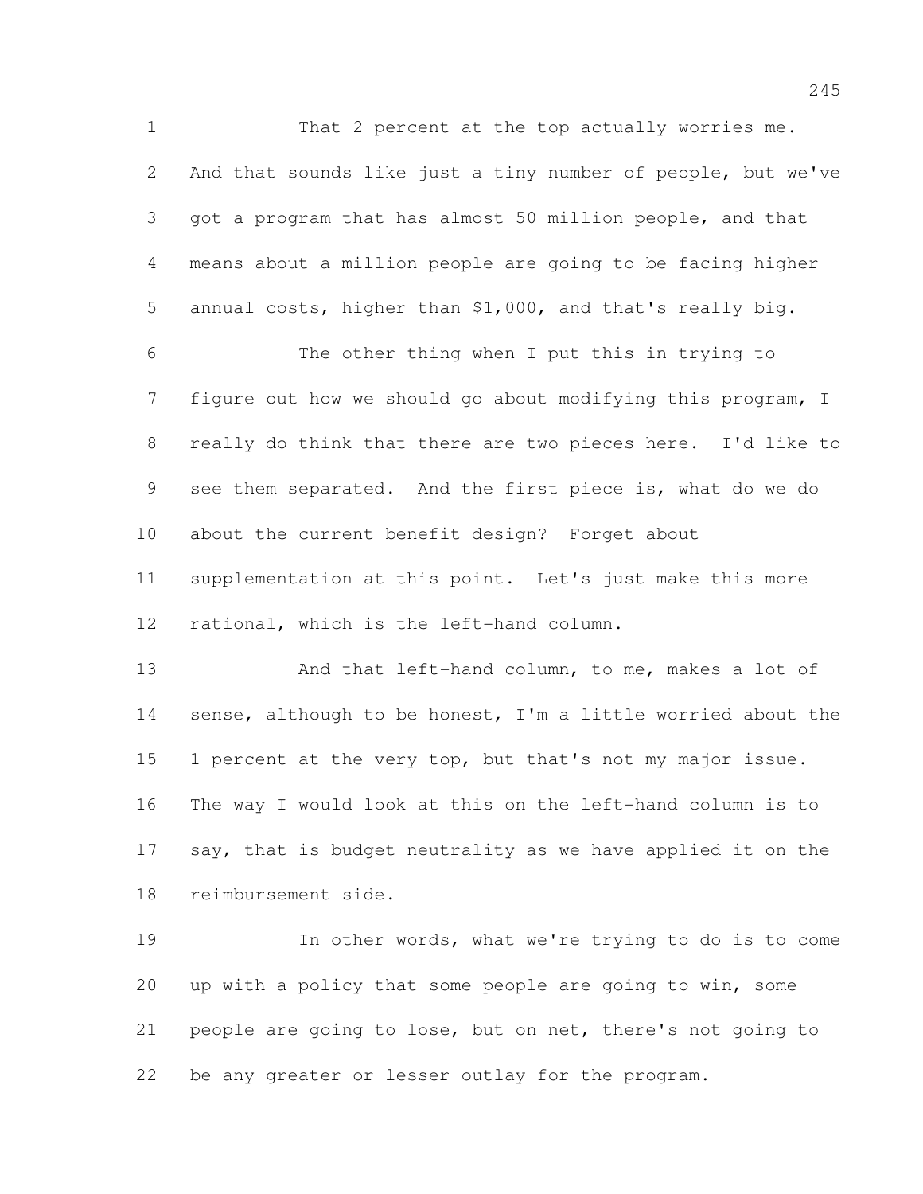That 2 percent at the top actually worries me. And that sounds like just a tiny number of people, but we've got a program that has almost 50 million people, and that means about a million people are going to be facing higher annual costs, higher than $1,000, and that's really big.

The other thing when I put this in trying to figure out how we should go about modifying this program, I really do think that there are two pieces here. I'd like to see them separated. And the first piece is, what do we do about the current benefit design? Forget about supplementation at this point. Let's just make this more rational, which is the left-hand column.

And that left-hand column, to me, makes a lot of sense, although to be honest, I'm a little worried about the 1 percent at the very top, but that's not my major issue. The way I would look at this on the left-hand column is to say, that is budget neutrality as we have applied it on the reimbursement side.

In other words, what we're trying to do is to come up with a policy that some people are going to win, some people are going to lose, but on net, there's not going to be any greater or lesser outlay for the program.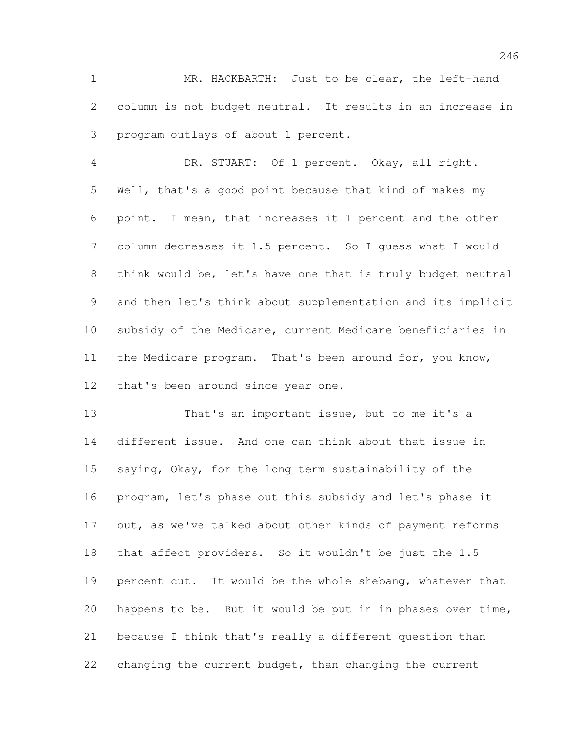MR. HACKBARTH: Just to be clear, the left-hand column is not budget neutral. It results in an increase in program outlays of about 1 percent.

DR. STUART: Of 1 percent. Okay, all right. Well, that's a good point because that kind of makes my point. I mean, that increases it 1 percent and the other column decreases it 1.5 percent. So I guess what I would think would be, let's have one that is truly budget neutral and then let's think about supplementation and its implicit subsidy of the Medicare, current Medicare beneficiaries in the Medicare program. That's been around for, you know, that's been around since year one.

That's an important issue, but to me it's a different issue. And one can think about that issue in saying, Okay, for the long term sustainability of the program, let's phase out this subsidy and let's phase it out, as we've talked about other kinds of payment reforms that affect providers. So it wouldn't be just the 1.5 percent cut. It would be the whole shebang, whatever that happens to be. But it would be put in in phases over time, because I think that's really a different question than changing the current budget, than changing the current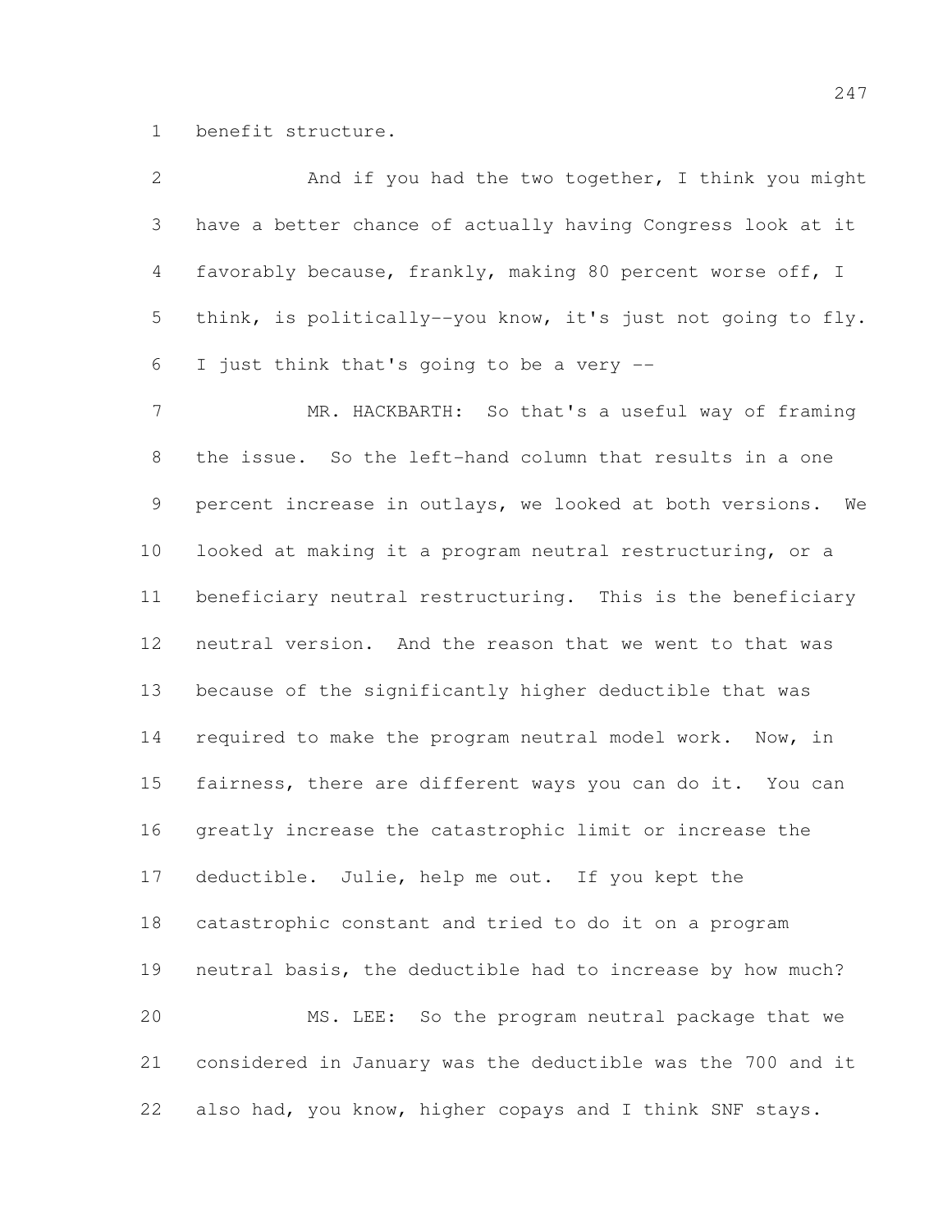benefit structure.

And if you had the two together, I think you might have a better chance of actually having Congress look at it favorably because, frankly, making 80 percent worse off, I think, is politically--you know, it's just not going to fly. I just think that's going to be a very --

MR. HACKBARTH: So that's a useful way of framing the issue. So the left-hand column that results in a one percent increase in outlays, we looked at both versions. We looked at making it a program neutral restructuring, or a beneficiary neutral restructuring. This is the beneficiary neutral version. And the reason that we went to that was because of the significantly higher deductible that was required to make the program neutral model work. Now, in fairness, there are different ways you can do it. You can greatly increase the catastrophic limit or increase the deductible. Julie, help me out. If you kept the catastrophic constant and tried to do it on a program neutral basis, the deductible had to increase by how much?

MS. LEE: So the program neutral package that we considered in January was the deductible was the 700 and it also had, you know, higher copays and I think SNF stays.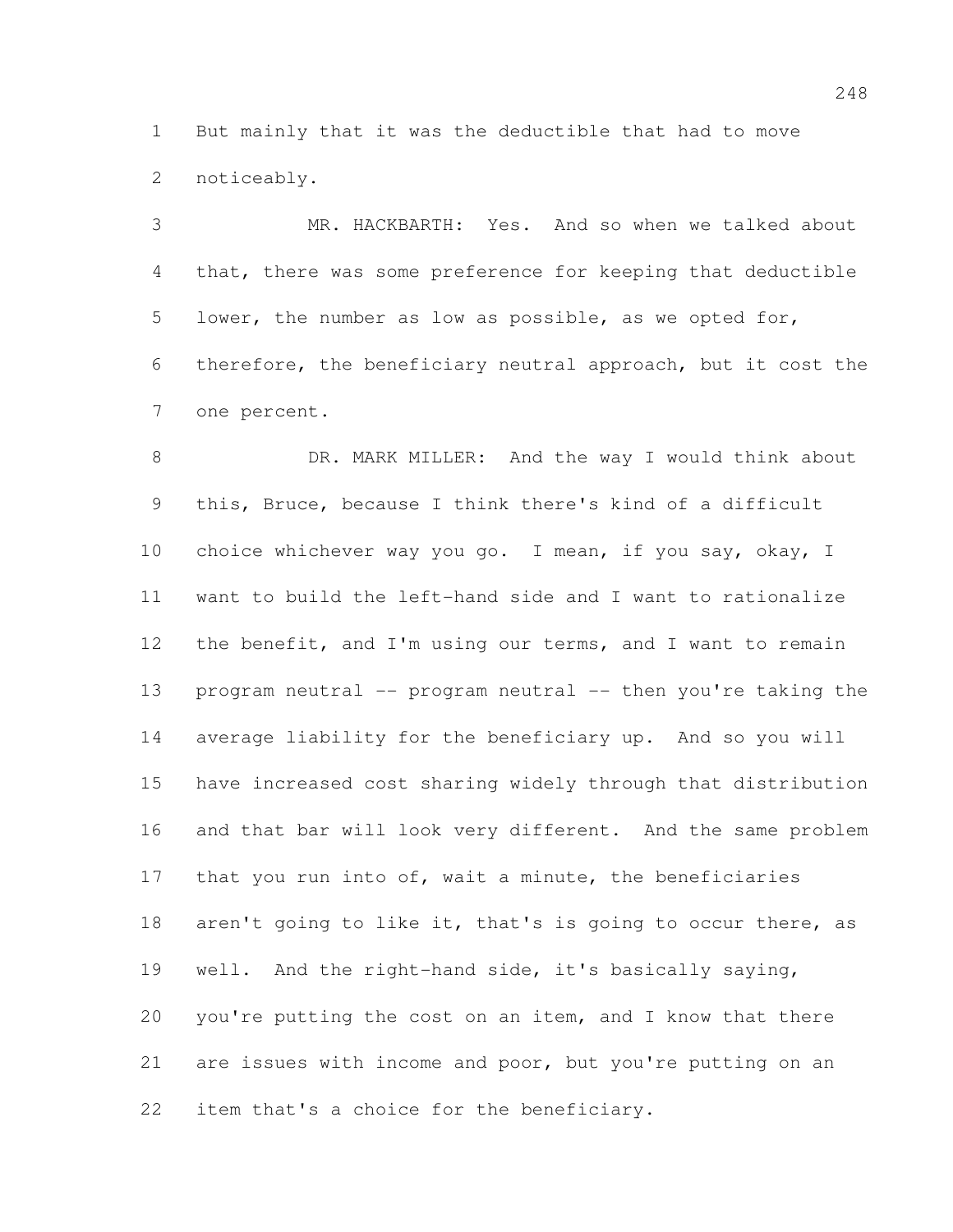But mainly that it was the deductible that had to move noticeably.

MR. HACKBARTH: Yes. And so when we talked about that, there was some preference for keeping that deductible lower, the number as low as possible, as we opted for, therefore, the beneficiary neutral approach, but it cost the one percent.

DR. MARK MILLER: And the way I would think about this, Bruce, because I think there's kind of a difficult choice whichever way you go. I mean, if you say, okay, I want to build the left-hand side and I want to rationalize the benefit, and I'm using our terms, and I want to remain program neutral -- program neutral -- then you're taking the average liability for the beneficiary up. And so you will have increased cost sharing widely through that distribution and that bar will look very different. And the same problem that you run into of, wait a minute, the beneficiaries aren't going to like it, that's is going to occur there, as well. And the right-hand side, it's basically saying, you're putting the cost on an item, and I know that there are issues with income and poor, but you're putting on an item that's a choice for the beneficiary.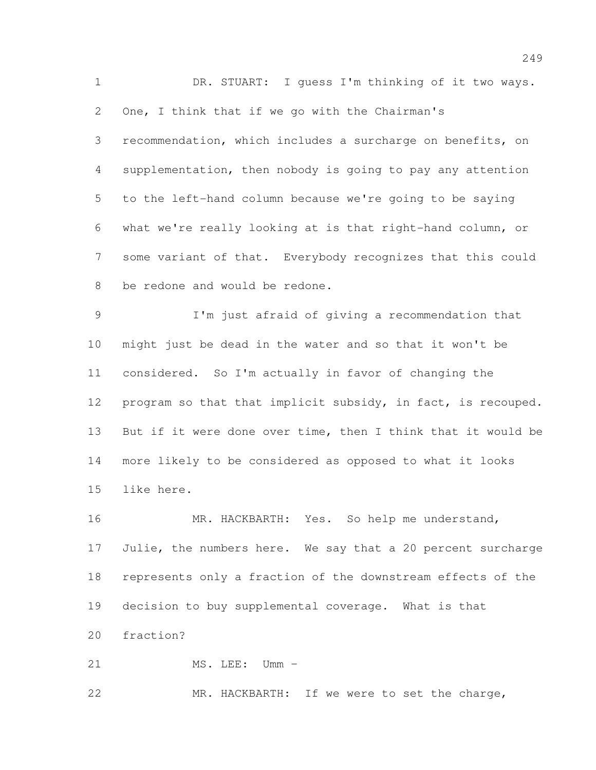DR. STUART: I guess I'm thinking of it two ways. One, I think that if we go with the Chairman's recommendation, which includes a surcharge on benefits, on supplementation, then nobody is going to pay any attention to the left-hand column because we're going to be saying what we're really looking at is that right-hand column, or some variant of that. Everybody recognizes that this could be redone and would be redone.

I'm just afraid of giving a recommendation that might just be dead in the water and so that it won't be considered. So I'm actually in favor of changing the program so that that implicit subsidy, in fact, is recouped. But if it were done over time, then I think that it would be more likely to be considered as opposed to what it looks like here.

MR. HACKBARTH: Yes. So help me understand, Julie, the numbers here. We say that a 20 percent surcharge represents only a fraction of the downstream effects of the decision to buy supplemental coverage. What is that fraction?

MS. LEE: Umm -

MR. HACKBARTH: If we were to set the charge,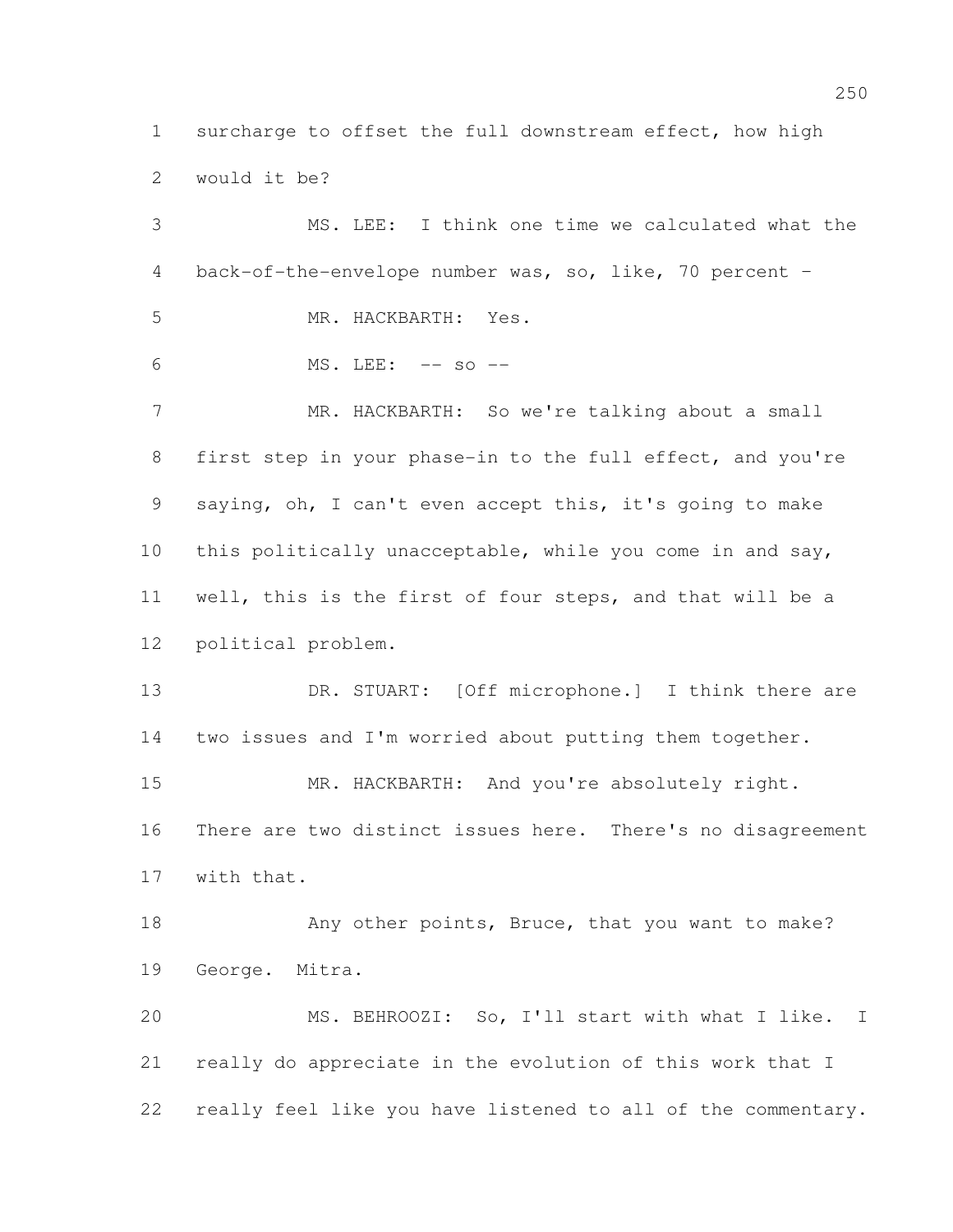surcharge to offset the full downstream effect, how high would it be?

MS. LEE: I think one time we calculated what the back-of-the-envelope number was, so, like, 70 percent -

MR. HACKBARTH: Yes.

MS. LEE: -- so --

MR. HACKBARTH: So we're talking about a small first step in your phase-in to the full effect, and you're saying, oh, I can't even accept this, it's going to make this politically unacceptable, while you come in and say, well, this is the first of four steps, and that will be a political problem.

DR. STUART: [Off microphone.] I think there are two issues and I'm worried about putting them together.

MR. HACKBARTH: And you're absolutely right. There are two distinct issues here. There's no disagreement with that.

Any other points, Bruce, that you want to make? George. Mitra.

MS. BEHROOZI: So, I'll start with what I like. I really do appreciate in the evolution of this work that I really feel like you have listened to all of the commentary.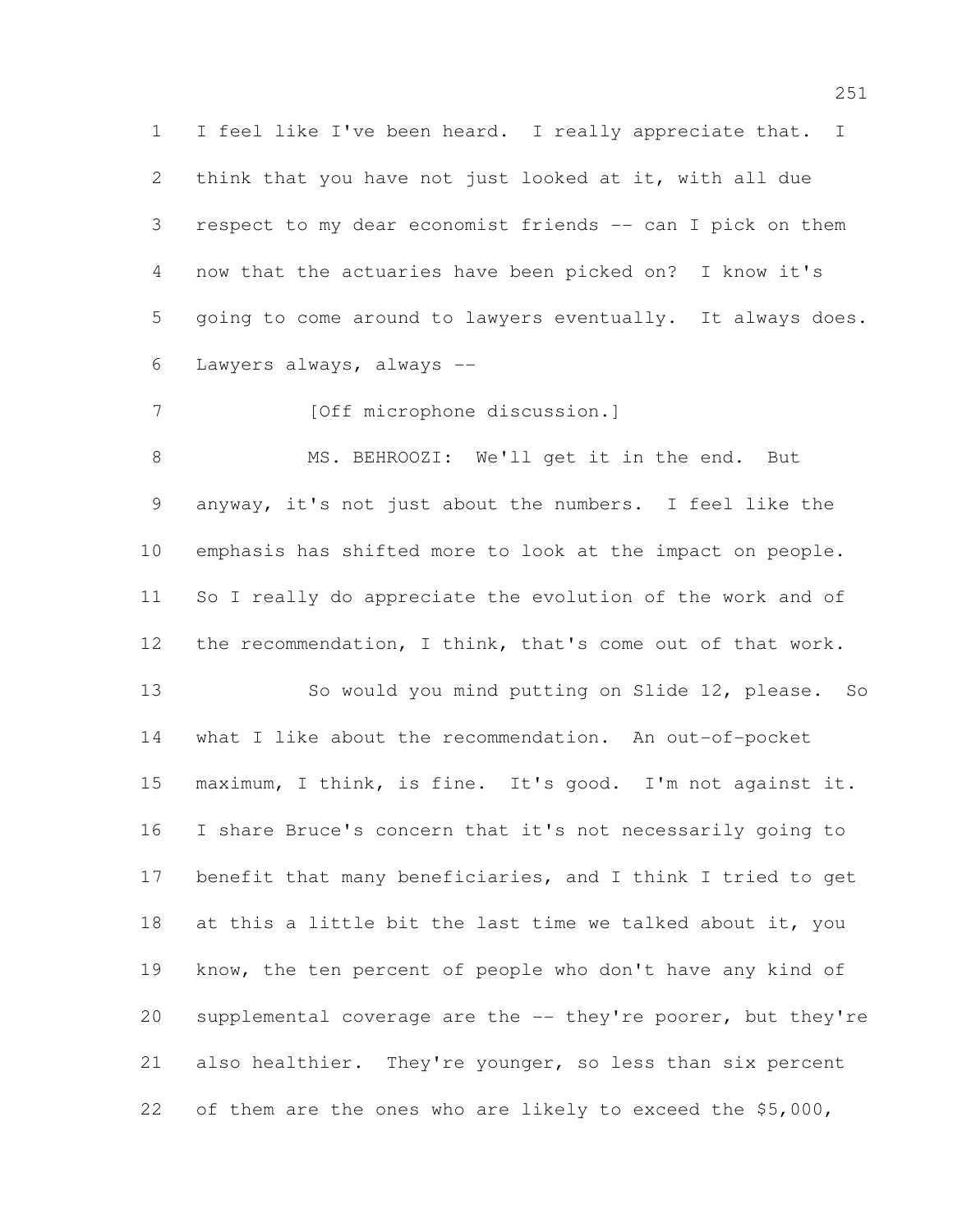I feel like I've been heard. I really appreciate that. I think that you have not just looked at it, with all due respect to my dear economist friends -- can I pick on them now that the actuaries have been picked on? I know it's going to come around to lawyers eventually. It always does. Lawyers always, always --

[Off microphone discussion.]

MS. BEHROOZI: We'll get it in the end. But anyway, it's not just about the numbers. I feel like the emphasis has shifted more to look at the impact on people. So I really do appreciate the evolution of the work and of the recommendation, I think, that's come out of that work.

So would you mind putting on Slide 12, please. So what I like about the recommendation. An out-of-pocket maximum, I think, is fine. It's good. I'm not against it. I share Bruce's concern that it's not necessarily going to benefit that many beneficiaries, and I think I tried to get at this a little bit the last time we talked about it, you know, the ten percent of people who don't have any kind of supplemental coverage are the -- they're poorer, but they're also healthier. They're younger, so less than six percent of them are the ones who are likely to exceed the $5,000,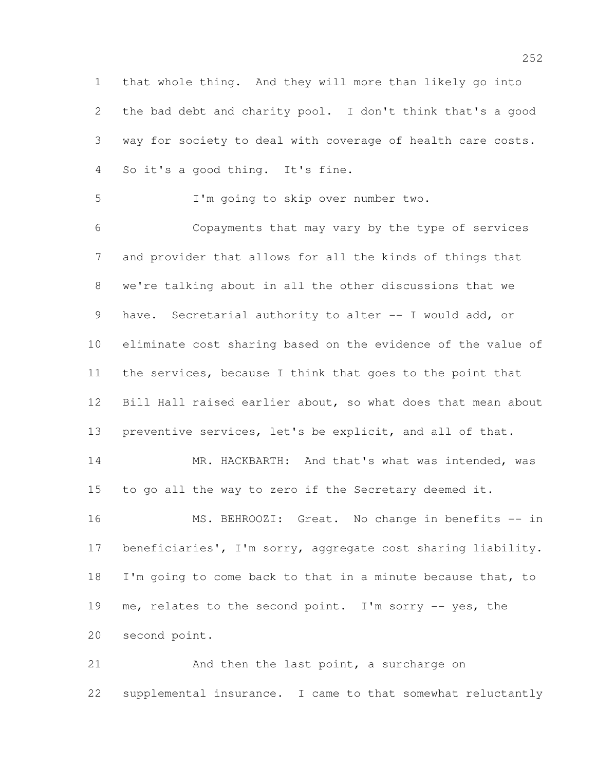that whole thing. And they will more than likely go into the bad debt and charity pool. I don't think that's a good way for society to deal with coverage of health care costs. So it's a good thing. It's fine.

I'm going to skip over number two.

Copayments that may vary by the type of services and provider that allows for all the kinds of things that we're talking about in all the other discussions that we have. Secretarial authority to alter -- I would add, or eliminate cost sharing based on the evidence of the value of the services, because I think that goes to the point that Bill Hall raised earlier about, so what does that mean about preventive services, let's be explicit, and all of that.

MR. HACKBARTH: And that's what was intended, was to go all the way to zero if the Secretary deemed it.

MS. BEHROOZI: Great. No change in benefits -- in beneficiaries', I'm sorry, aggregate cost sharing liability. I'm going to come back to that in a minute because that, to me, relates to the second point. I'm sorry -- yes, the second point.

And then the last point, a surcharge on supplemental insurance. I came to that somewhat reluctantly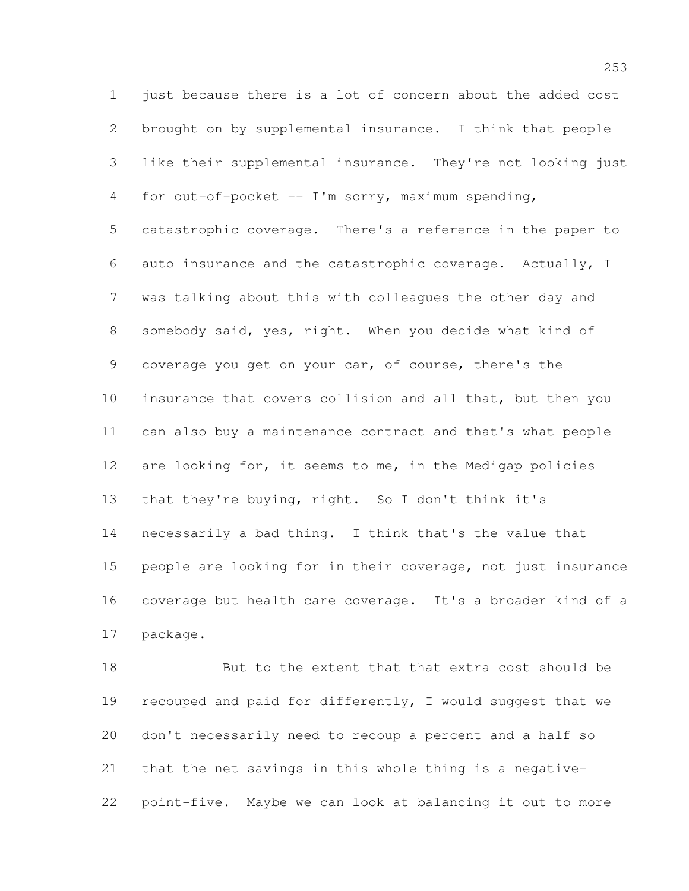just because there is a lot of concern about the added cost brought on by supplemental insurance. I think that people like their supplemental insurance. They're not looking just for out-of-pocket -- I'm sorry, maximum spending, catastrophic coverage. There's a reference in the paper to auto insurance and the catastrophic coverage. Actually, I was talking about this with colleagues the other day and somebody said, yes, right. When you decide what kind of coverage you get on your car, of course, there's the insurance that covers collision and all that, but then you can also buy a maintenance contract and that's what people are looking for, it seems to me, in the Medigap policies that they're buying, right. So I don't think it's necessarily a bad thing. I think that's the value that people are looking for in their coverage, not just insurance coverage but health care coverage. It's a broader kind of a package.

But to the extent that that extra cost should be recouped and paid for differently, I would suggest that we don't necessarily need to recoup a percent and a half so that the net savings in this whole thing is a negative-point-five. Maybe we can look at balancing it out to more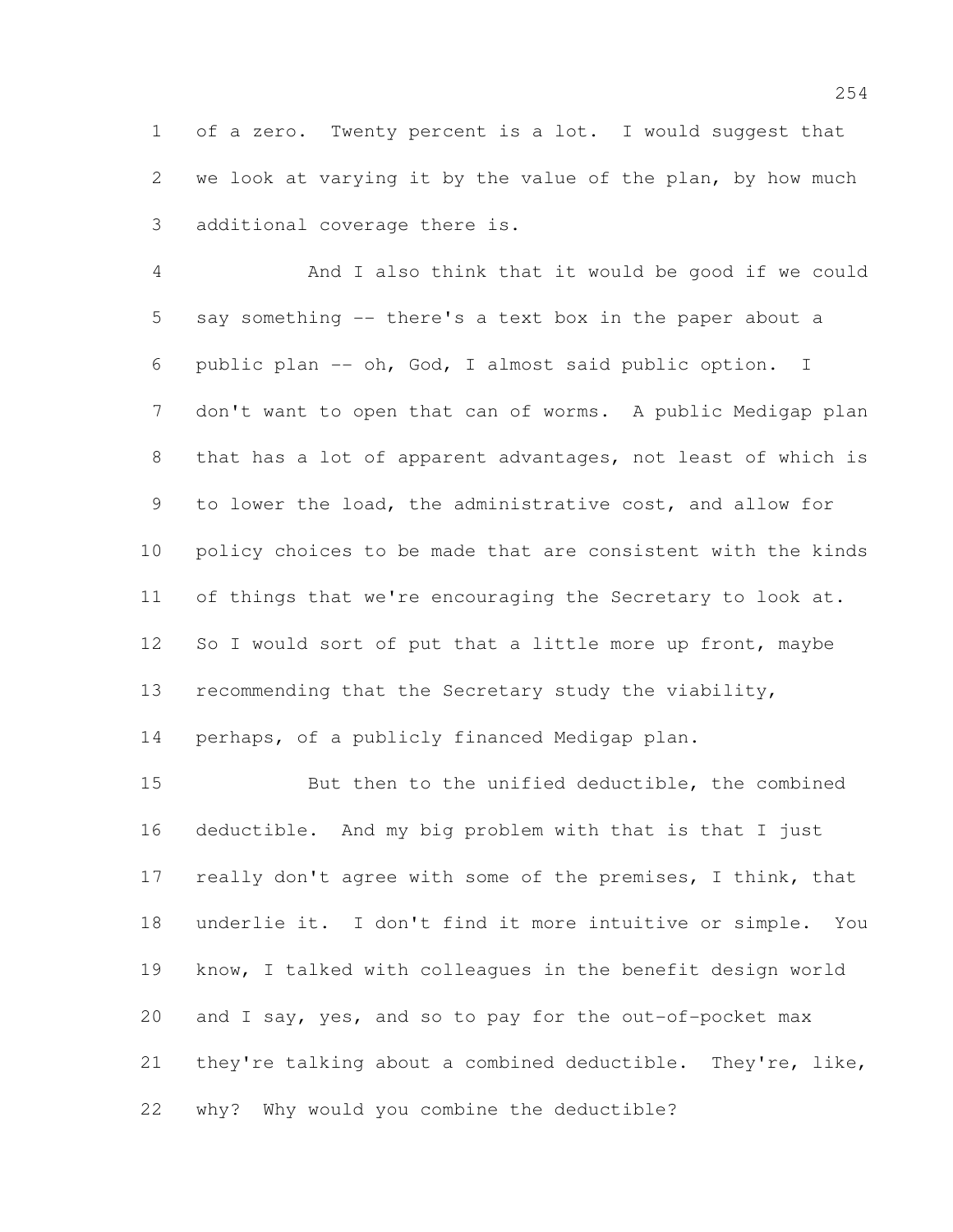of a zero. Twenty percent is a lot. I would suggest that we look at varying it by the value of the plan, by how much additional coverage there is.

And I also think that it would be good if we could say something -- there's a text box in the paper about a public plan -- oh, God, I almost said public option. I don't want to open that can of worms. A public Medigap plan that has a lot of apparent advantages, not least of which is to lower the load, the administrative cost, and allow for policy choices to be made that are consistent with the kinds of things that we're encouraging the Secretary to look at. So I would sort of put that a little more up front, maybe recommending that the Secretary study the viability, perhaps, of a publicly financed Medigap plan.

But then to the unified deductible, the combined deductible. And my big problem with that is that I just really don't agree with some of the premises, I think, that underlie it. I don't find it more intuitive or simple. You know, I talked with colleagues in the benefit design world and I say, yes, and so to pay for the out-of-pocket max they're talking about a combined deductible. They're, like, why? Why would you combine the deductible?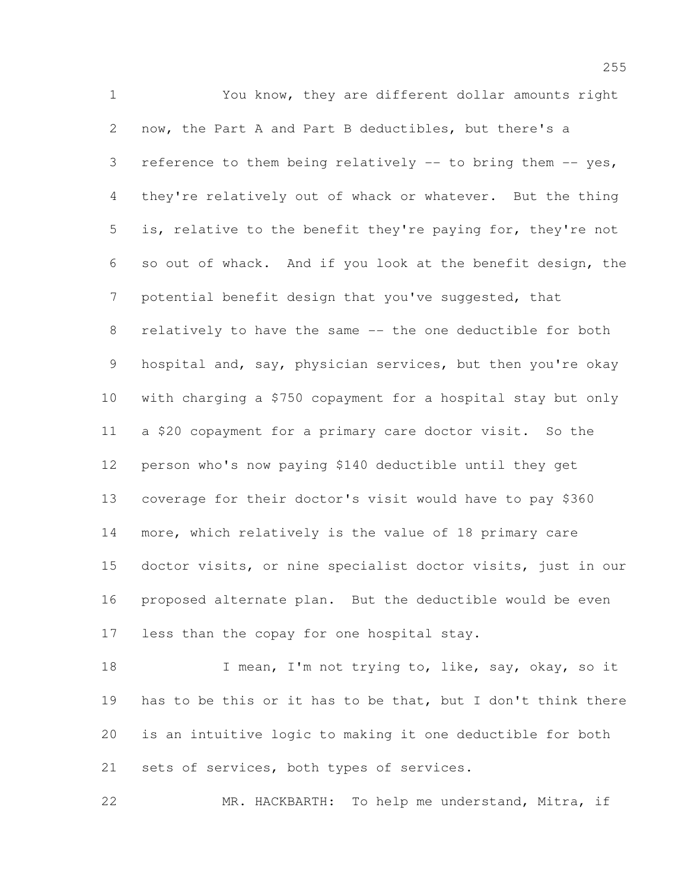You know, they are different dollar amounts right now, the Part A and Part B deductibles, but there's a reference to them being relatively -- to bring them -- yes, they're relatively out of whack or whatever. But the thing is, relative to the benefit they're paying for, they're not so out of whack. And if you look at the benefit design, the potential benefit design that you've suggested, that relatively to have the same -- the one deductible for both hospital and, say, physician services, but then you're okay with charging a $750 copayment for a hospital stay but only a $20 copayment for a primary care doctor visit. So the person who's now paying $140 deductible until they get coverage for their doctor's visit would have to pay $360 more, which relatively is the value of 18 primary care doctor visits, or nine specialist doctor visits, just in our proposed alternate plan. But the deductible would be even less than the copay for one hospital stay.

I mean, I'm not trying to, like, say, okay, so it has to be this or it has to be that, but I don't think there is an intuitive logic to making it one deductible for both sets of services, both types of services.

MR. HACKBARTH: To help me understand, Mitra, if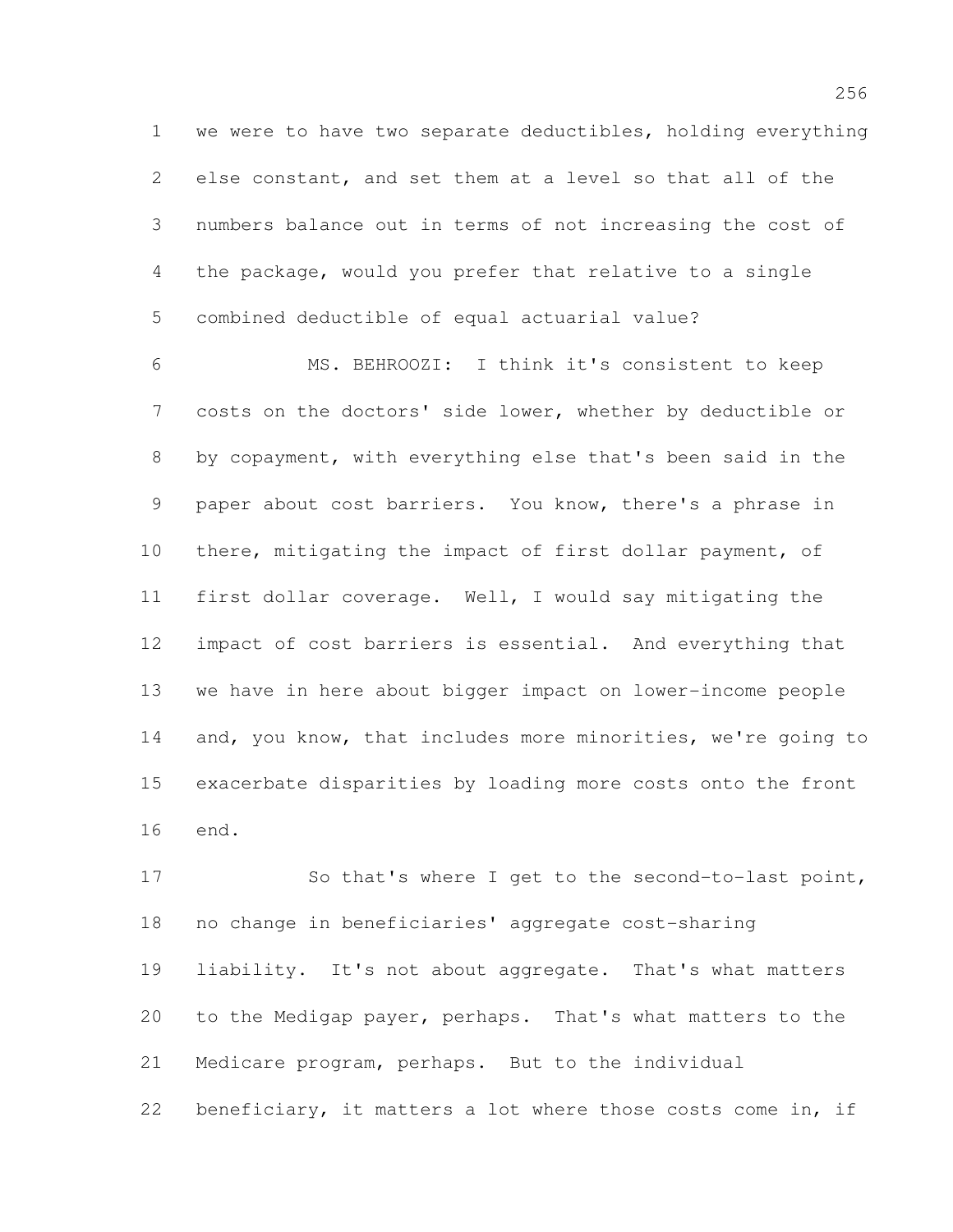we were to have two separate deductibles, holding everything else constant, and set them at a level so that all of the numbers balance out in terms of not increasing the cost of the package, would you prefer that relative to a single combined deductible of equal actuarial value?

MS. BEHROOZI: I think it's consistent to keep costs on the doctors' side lower, whether by deductible or by copayment, with everything else that's been said in the paper about cost barriers. You know, there's a phrase in there, mitigating the impact of first dollar payment, of first dollar coverage. Well, I would say mitigating the impact of cost barriers is essential. And everything that we have in here about bigger impact on lower-income people and, you know, that includes more minorities, we're going to exacerbate disparities by loading more costs onto the front end.

So that's where I get to the second-to-last point, no change in beneficiaries' aggregate cost-sharing liability. It's not about aggregate. That's what matters to the Medigap payer, perhaps. That's what matters to the Medicare program, perhaps. But to the individual beneficiary, it matters a lot where those costs come in, if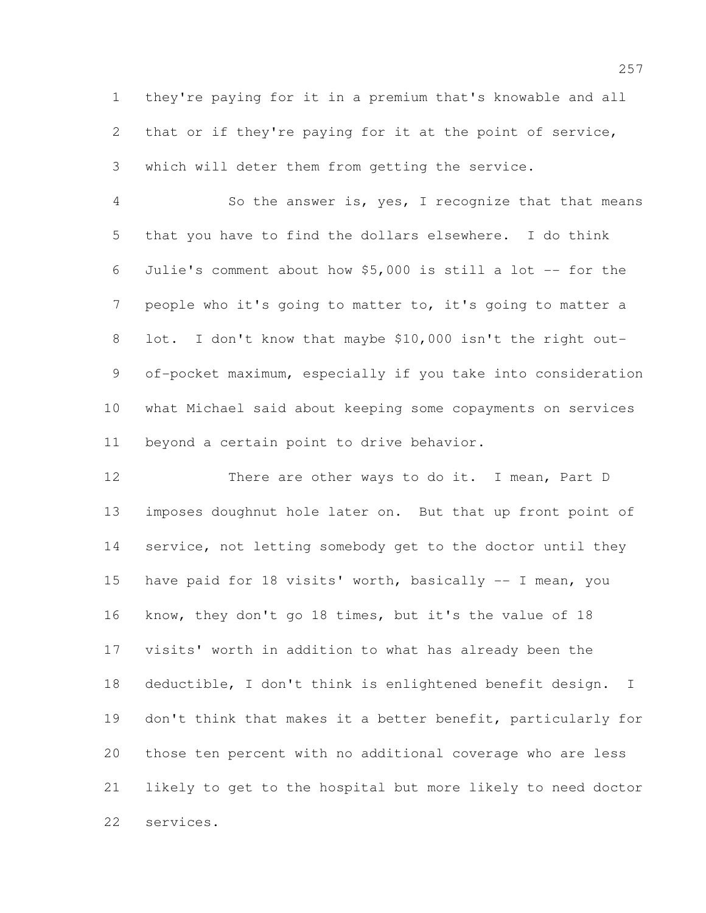they're paying for it in a premium that's knowable and all that or if they're paying for it at the point of service, which will deter them from getting the service.

So the answer is, yes, I recognize that that means that you have to find the dollars elsewhere. I do think Julie's comment about how $5,000 is still a lot -- for the people who it's going to matter to, it's going to matter a lot. I don't know that maybe $10,000 isn't the right out-of-pocket maximum, especially if you take into consideration what Michael said about keeping some copayments on services beyond a certain point to drive behavior.

There are other ways to do it. I mean, Part D imposes doughnut hole later on. But that up front point of service, not letting somebody get to the doctor until they have paid for 18 visits' worth, basically -- I mean, you know, they don't go 18 times, but it's the value of 18 visits' worth in addition to what has already been the deductible, I don't think is enlightened benefit design. I don't think that makes it a better benefit, particularly for those ten percent with no additional coverage who are less likely to get to the hospital but more likely to need doctor services.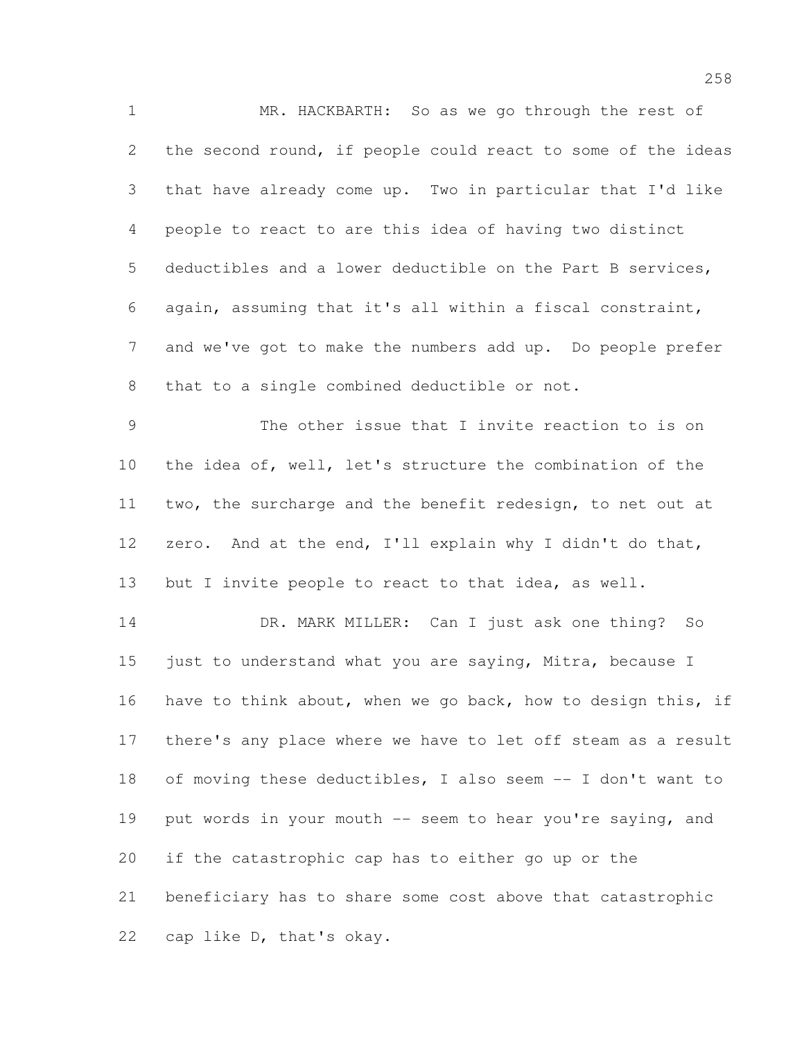MR. HACKBARTH: So as we go through the rest of the second round, if people could react to some of the ideas that have already come up. Two in particular that I'd like people to react to are this idea of having two distinct deductibles and a lower deductible on the Part B services, again, assuming that it's all within a fiscal constraint, and we've got to make the numbers add up. Do people prefer that to a single combined deductible or not.

The other issue that I invite reaction to is on the idea of, well, let's structure the combination of the two, the surcharge and the benefit redesign, to net out at zero. And at the end, I'll explain why I didn't do that, but I invite people to react to that idea, as well.

DR. MARK MILLER: Can I just ask one thing? So just to understand what you are saying, Mitra, because I have to think about, when we go back, how to design this, if there's any place where we have to let off steam as a result of moving these deductibles, I also seem -- I don't want to put words in your mouth -- seem to hear you're saying, and if the catastrophic cap has to either go up or the beneficiary has to share some cost above that catastrophic cap like D, that's okay.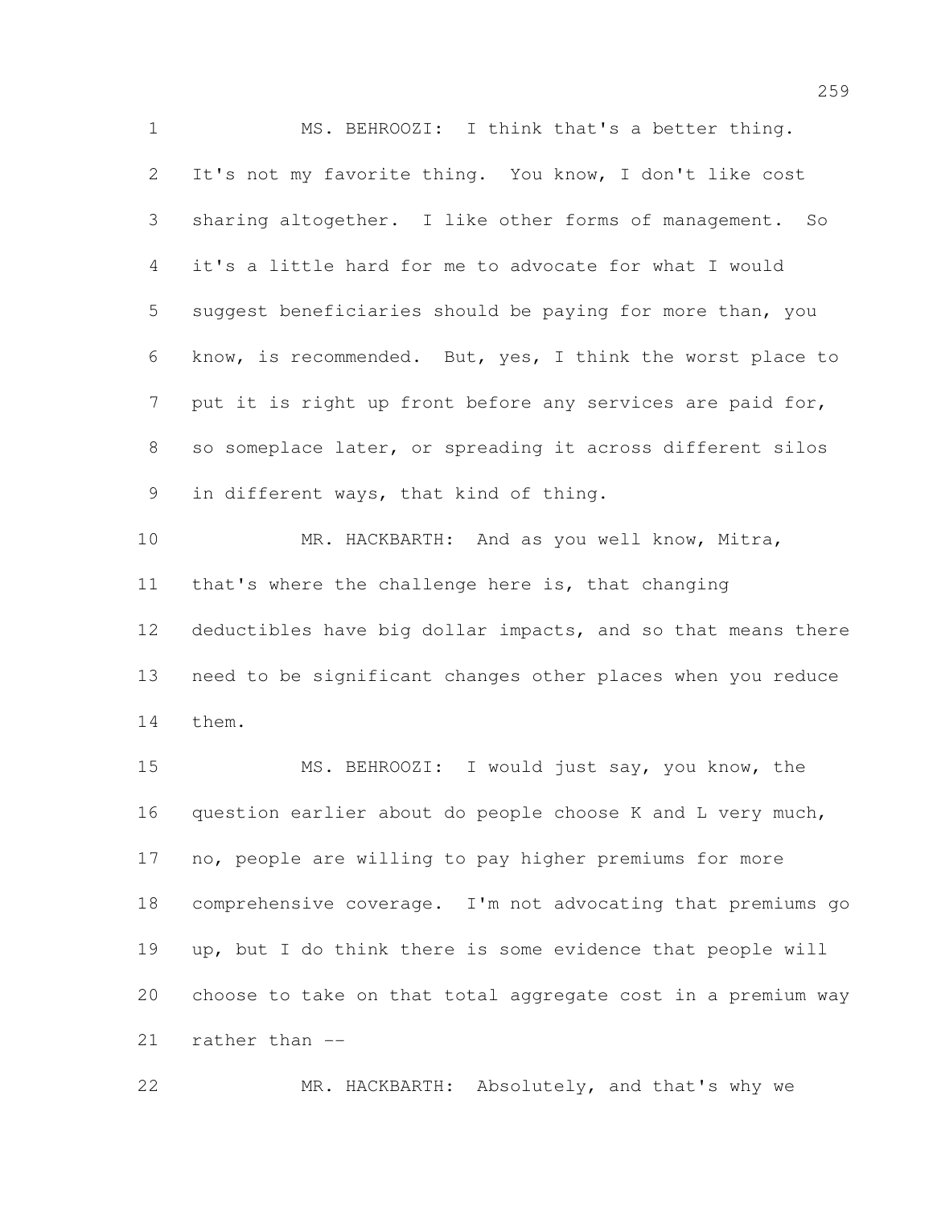MS. BEHROOZI: I think that's a better thing. It's not my favorite thing. You know, I don't like cost sharing altogether. I like other forms of management. So it's a little hard for me to advocate for what I would suggest beneficiaries should be paying for more than, you know, is recommended. But, yes, I think the worst place to put it is right up front before any services are paid for, so someplace later, or spreading it across different silos in different ways, that kind of thing.

MR. HACKBARTH: And as you well know, Mitra, that's where the challenge here is, that changing deductibles have big dollar impacts, and so that means there need to be significant changes other places when you reduce them.

MS. BEHROOZI: I would just say, you know, the question earlier about do people choose K and L very much, no, people are willing to pay higher premiums for more comprehensive coverage. I'm not advocating that premiums go up, but I do think there is some evidence that people will choose to take on that total aggregate cost in a premium way rather than --

MR. HACKBARTH: Absolutely, and that's why we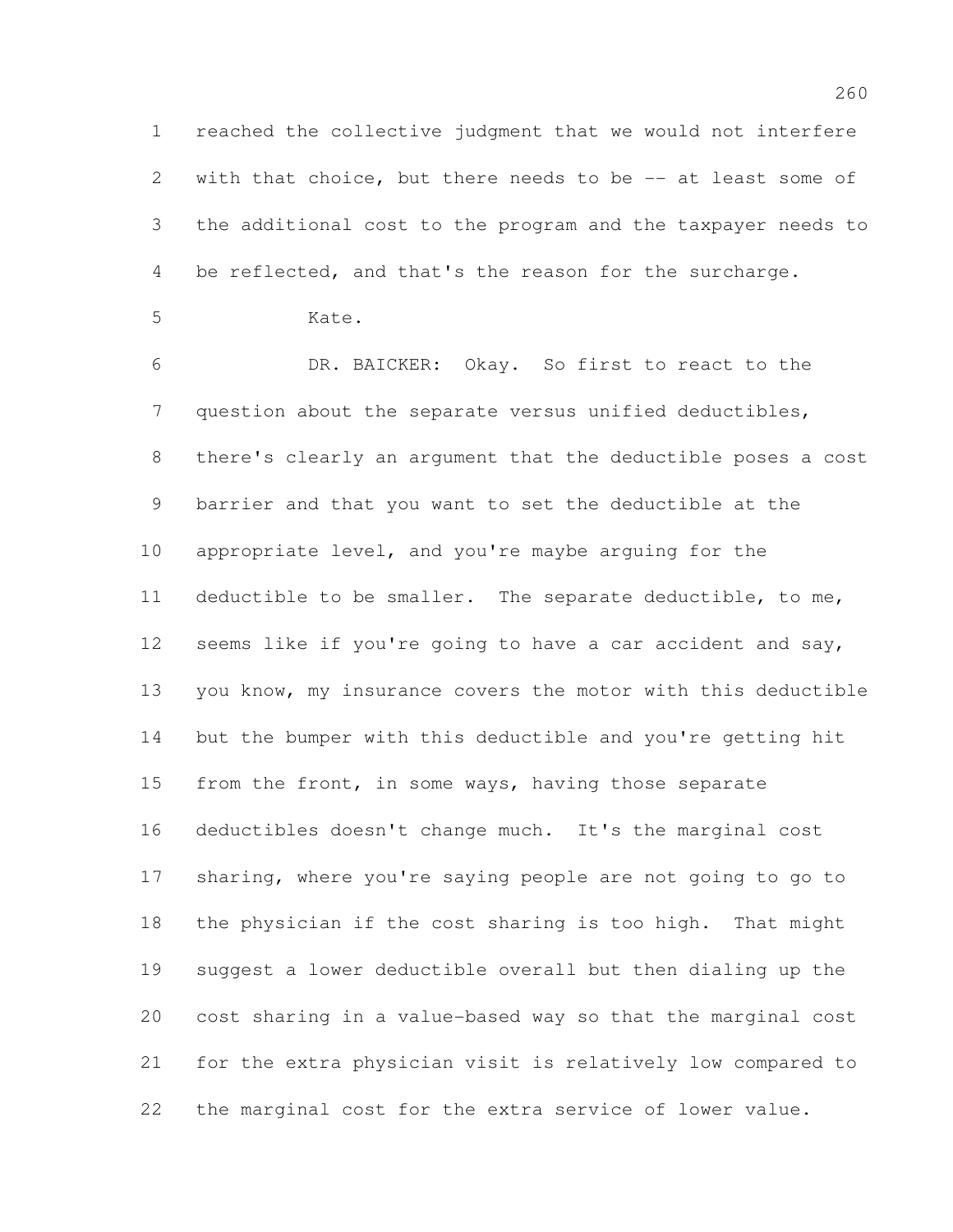reached the collective judgment that we would not interfere with that choice, but there needs to be -- at least some of the additional cost to the program and the taxpayer needs to be reflected, and that's the reason for the surcharge.

Kate.

DR. BAICKER: Okay. So first to react to the question about the separate versus unified deductibles, there's clearly an argument that the deductible poses a cost barrier and that you want to set the deductible at the appropriate level, and you're maybe arguing for the deductible to be smaller. The separate deductible, to me, seems like if you're going to have a car accident and say, you know, my insurance covers the motor with this deductible but the bumper with this deductible and you're getting hit from the front, in some ways, having those separate deductibles doesn't change much. It's the marginal cost sharing, where you're saying people are not going to go to the physician if the cost sharing is too high. That might suggest a lower deductible overall but then dialing up the cost sharing in a value-based way so that the marginal cost for the extra physician visit is relatively low compared to the marginal cost for the extra service of lower value.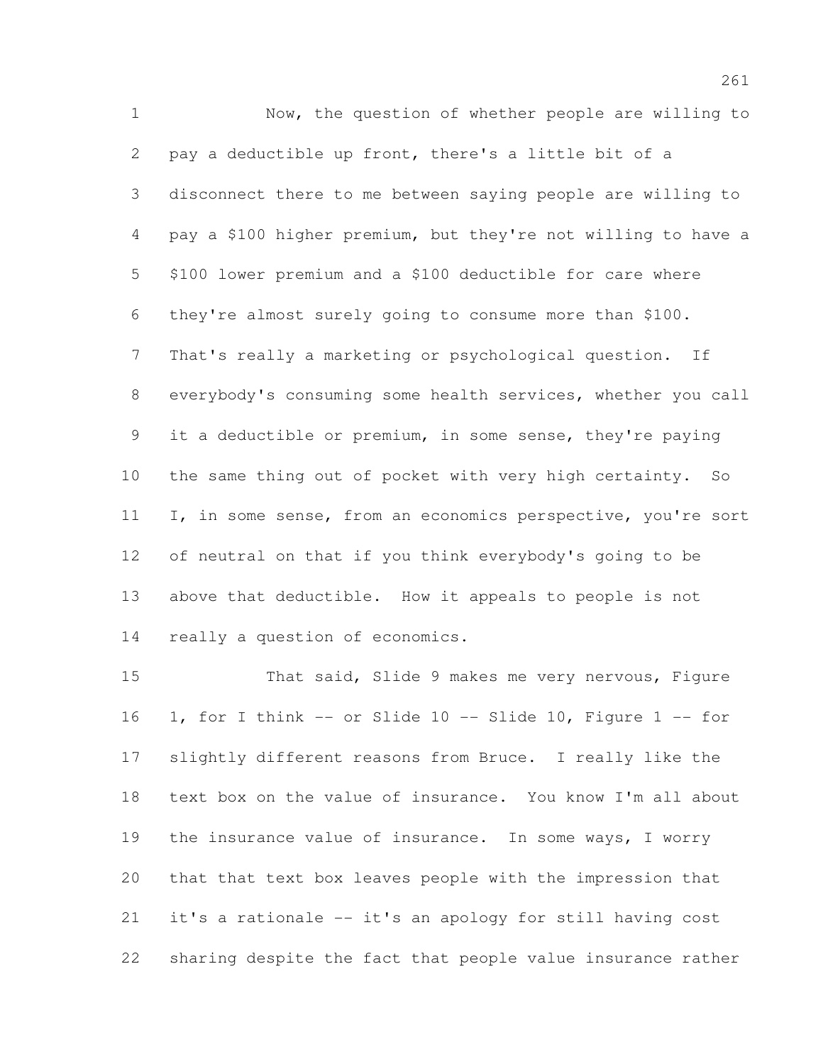Now, the question of whether people are willing to pay a deductible up front, there's a little bit of a disconnect there to me between saying people are willing to pay a $100 higher premium, but they're not willing to have a $100 lower premium and a $100 deductible for care where they're almost surely going to consume more than $100. That's really a marketing or psychological question. If everybody's consuming some health services, whether you call it a deductible or premium, in some sense, they're paying the same thing out of pocket with very high certainty. So I, in some sense, from an economics perspective, you're sort of neutral on that if you think everybody's going to be above that deductible. How it appeals to people is not really a question of economics.

That said, Slide 9 makes me very nervous, Figure 1, for I think -- or Slide 10 -- Slide 10, Figure 1 -- for slightly different reasons from Bruce. I really like the text box on the value of insurance. You know I'm all about the insurance value of insurance. In some ways, I worry that that text box leaves people with the impression that it's a rationale -- it's an apology for still having cost sharing despite the fact that people value insurance rather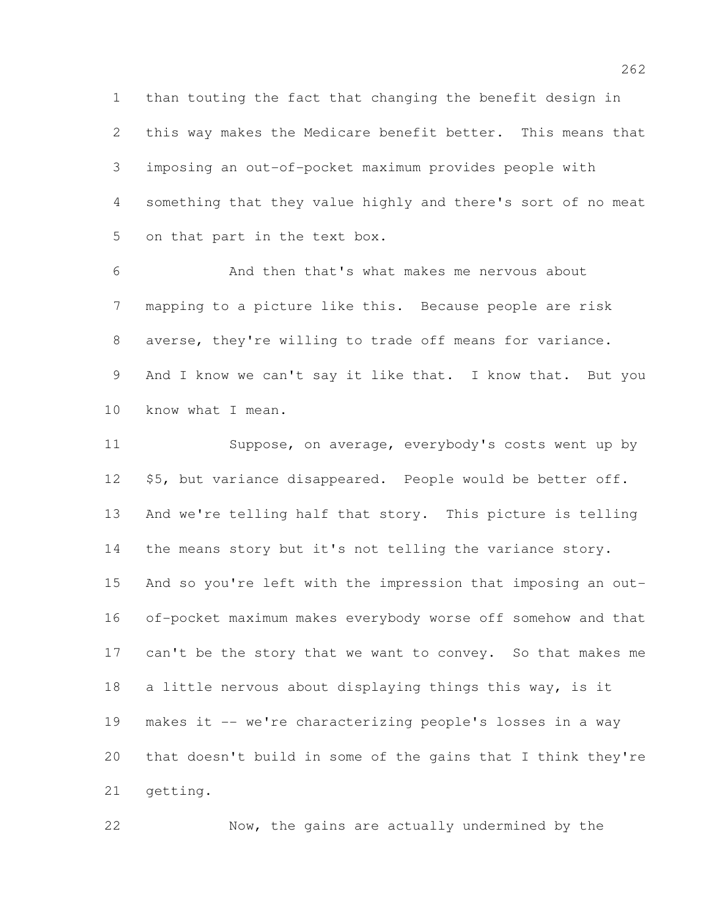than touting the fact that changing the benefit design in this way makes the Medicare benefit better. This means that imposing an out-of-pocket maximum provides people with something that they value highly and there's sort of no meat on that part in the text box.

And then that's what makes me nervous about mapping to a picture like this. Because people are risk averse, they're willing to trade off means for variance. And I know we can't say it like that. I know that. But you know what I mean.

Suppose, on average, everybody's costs went up by $5, but variance disappeared. People would be better off. And we're telling half that story. This picture is telling the means story but it's not telling the variance story. And so you're left with the impression that imposing an out-of-pocket maximum makes everybody worse off somehow and that can't be the story that we want to convey. So that makes me a little nervous about displaying things this way, is it makes it -- we're characterizing people's losses in a way that doesn't build in some of the gains that I think they're getting.

Now, the gains are actually undermined by the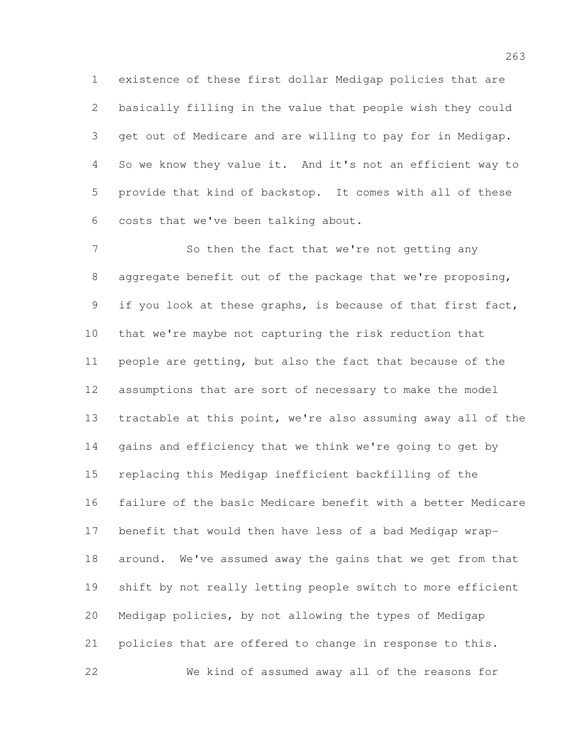existence of these first dollar Medigap policies that are basically filling in the value that people wish they could get out of Medicare and are willing to pay for in Medigap. So we know they value it. And it's not an efficient way to provide that kind of backstop. It comes with all of these costs that we've been talking about.

So then the fact that we're not getting any aggregate benefit out of the package that we're proposing, if you look at these graphs, is because of that first fact, that we're maybe not capturing the risk reduction that people are getting, but also the fact that because of the assumptions that are sort of necessary to make the model tractable at this point, we're also assuming away all of the gains and efficiency that we think we're going to get by replacing this Medigap inefficient backfilling of the failure of the basic Medicare benefit with a better Medicare benefit that would then have less of a bad Medigap wrap-around. We've assumed away the gains that we get from that shift by not really letting people switch to more efficient Medigap policies, by not allowing the types of Medigap policies that are offered to change in response to this.

We kind of assumed away all of the reasons for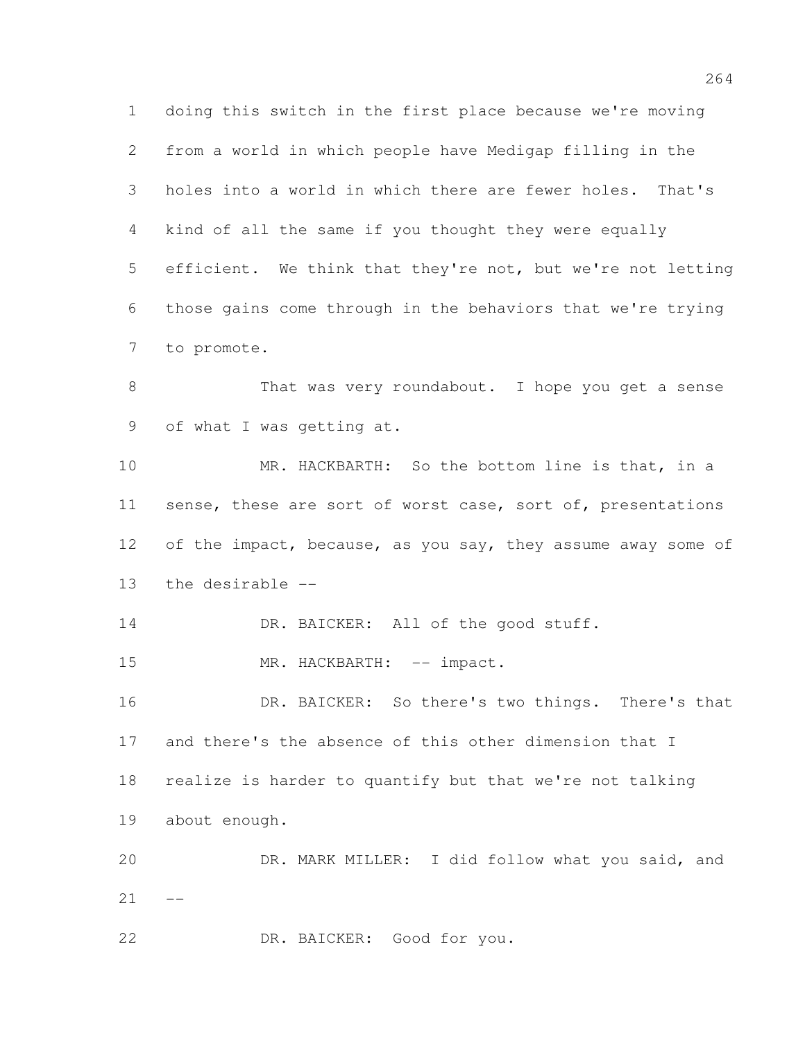doing this switch in the first place because we're moving from a world in which people have Medigap filling in the holes into a world in which there are fewer holes. That's kind of all the same if you thought they were equally efficient. We think that they're not, but we're not letting those gains come through in the behaviors that we're trying to promote.

That was very roundabout. I hope you get a sense of what I was getting at.

MR. HACKBARTH: So the bottom line is that, in a sense, these are sort of worst case, sort of, presentations of the impact, because, as you say, they assume away some of the desirable --

DR. BAICKER: All of the good stuff.

MR. HACKBARTH: -- impact.

DR. BAICKER: So there's two things. There's that and there's the absence of this other dimension that I realize is harder to quantify but that we're not talking about enough.

DR. MARK MILLER: I did follow what you said, and --

DR. BAICKER: Good for you.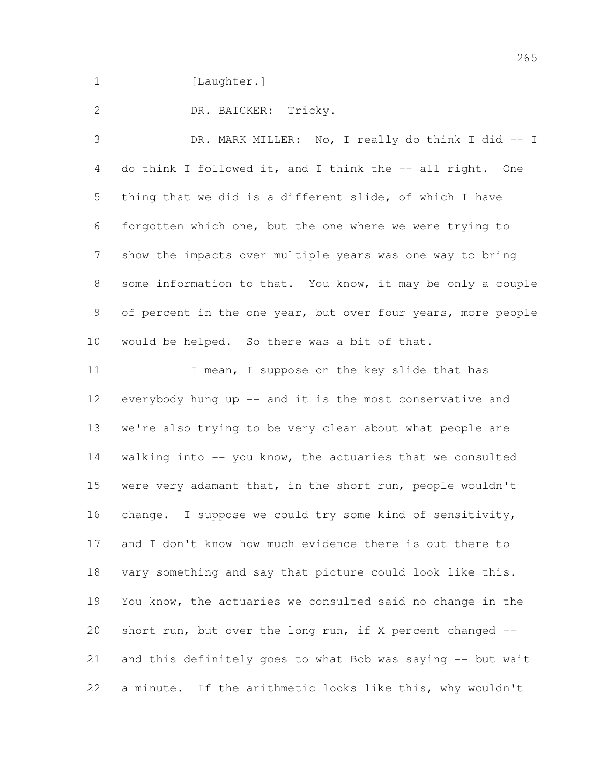[Laughter.]

DR. BAICKER: Tricky.

DR. MARK MILLER: No, I really do think I did -- I do think I followed it, and I think the -- all right. One thing that we did is a different slide, of which I have forgotten which one, but the one where we were trying to show the impacts over multiple years was one way to bring some information to that. You know, it may be only a couple of percent in the one year, but over four years, more people would be helped. So there was a bit of that.

I mean, I suppose on the key slide that has everybody hung up -- and it is the most conservative and we're also trying to be very clear about what people are walking into -- you know, the actuaries that we consulted were very adamant that, in the short run, people wouldn't change. I suppose we could try some kind of sensitivity, and I don't know how much evidence there is out there to vary something and say that picture could look like this. You know, the actuaries we consulted said no change in the short run, but over the long run, if X percent changed -- and this definitely goes to what Bob was saying -- but wait a minute. If the arithmetic looks like this, why wouldn't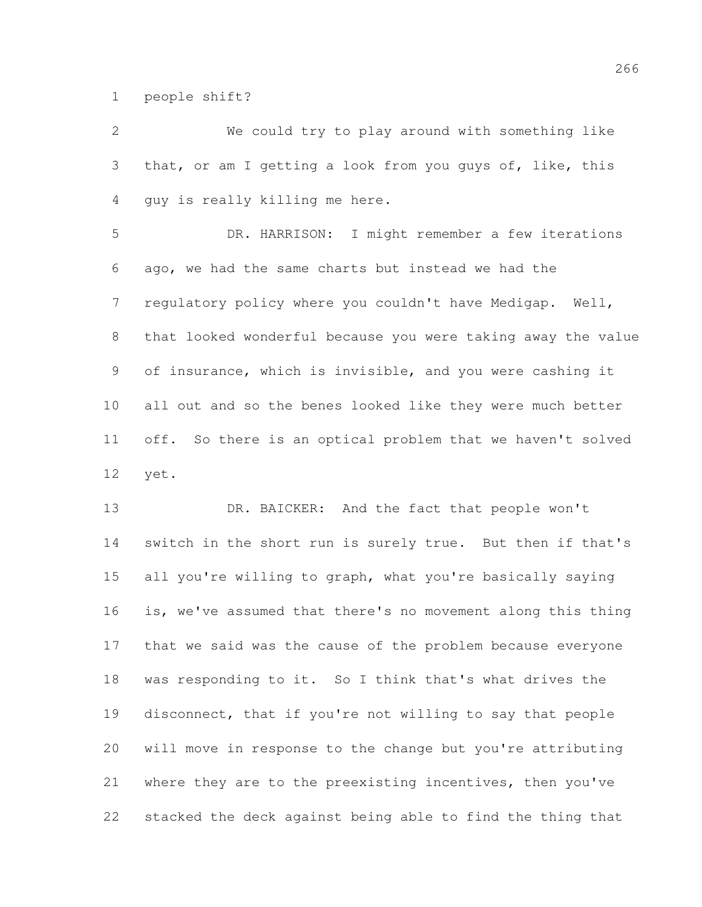people shift?

We could try to play around with something like that, or am I getting a look from you guys of, like, this guy is really killing me here.

DR. HARRISON: I might remember a few iterations ago, we had the same charts but instead we had the regulatory policy where you couldn't have Medigap. Well, that looked wonderful because you were taking away the value of insurance, which is invisible, and you were cashing it all out and so the benes looked like they were much better off. So there is an optical problem that we haven't solved yet.

DR. BAICKER: And the fact that people won't switch in the short run is surely true. But then if that's all you're willing to graph, what you're basically saying is, we've assumed that there's no movement along this thing that we said was the cause of the problem because everyone was responding to it. So I think that's what drives the disconnect, that if you're not willing to say that people will move in response to the change but you're attributing where they are to the preexisting incentives, then you've stacked the deck against being able to find the thing that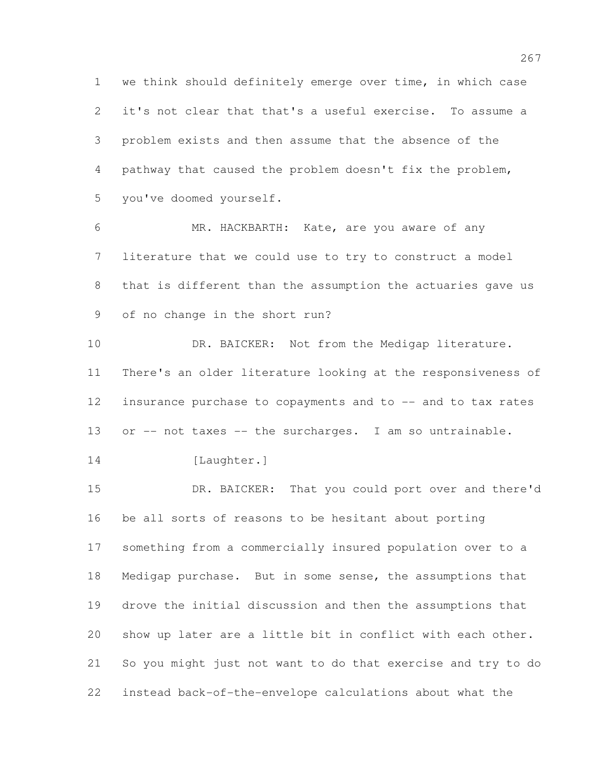we think should definitely emerge over time, in which case it's not clear that that's a useful exercise. To assume a problem exists and then assume that the absence of the pathway that caused the problem doesn't fix the problem, you've doomed yourself.

MR. HACKBARTH: Kate, are you aware of any literature that we could use to try to construct a model that is different than the assumption the actuaries gave us of no change in the short run?

DR. BAICKER: Not from the Medigap literature. There's an older literature looking at the responsiveness of insurance purchase to copayments and to -- and to tax rates or -- not taxes -- the surcharges. I am so untrainable.

[Laughter.]

DR. BAICKER: That you could port over and there'd be all sorts of reasons to be hesitant about porting something from a commercially insured population over to a Medigap purchase. But in some sense, the assumptions that drove the initial discussion and then the assumptions that show up later are a little bit in conflict with each other. So you might just not want to do that exercise and try to do instead back-of-the-envelope calculations about what the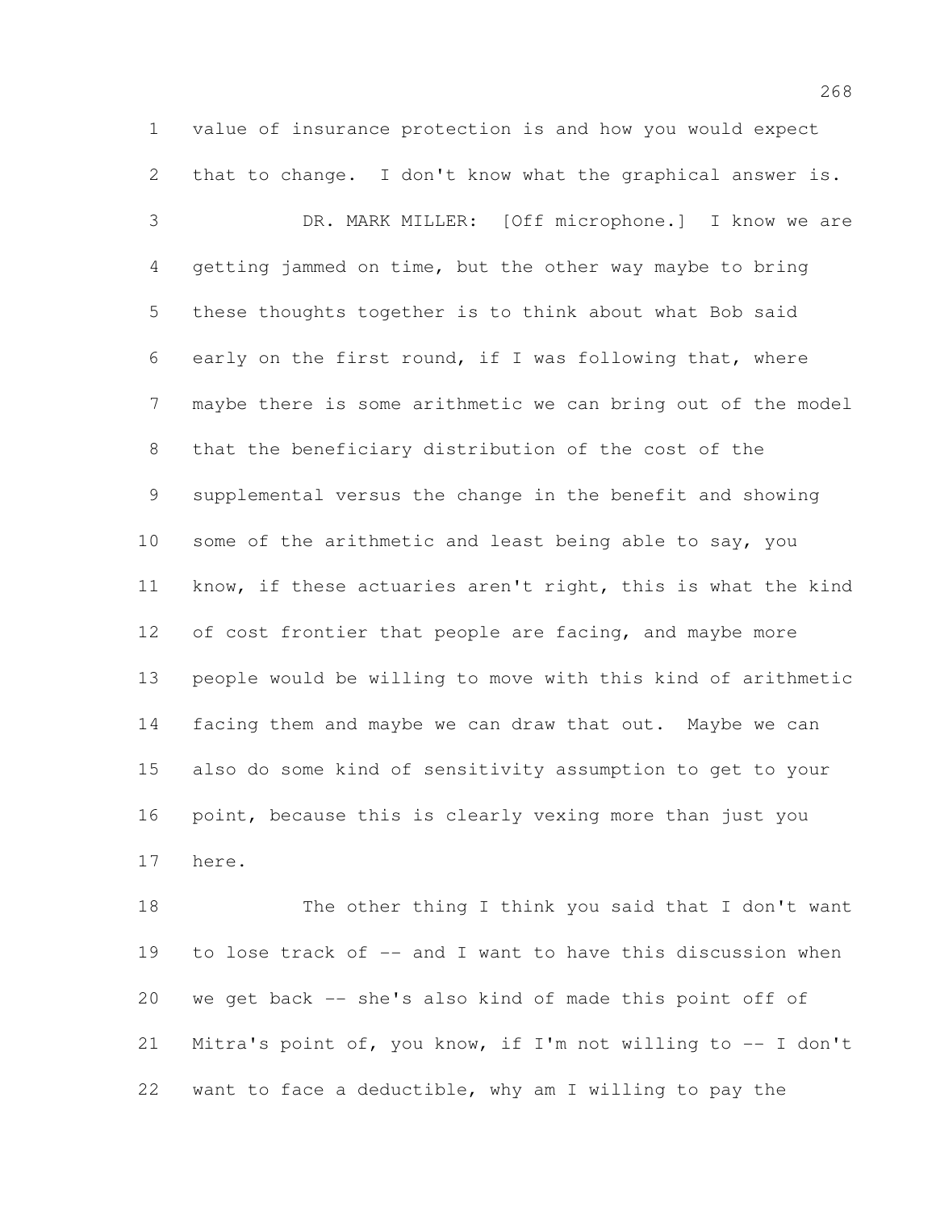value of insurance protection is and how you would expect that to change. I don't know what the graphical answer is.

DR. MARK MILLER: [Off microphone.] I know we are getting jammed on time, but the other way maybe to bring these thoughts together is to think about what Bob said early on the first round, if I was following that, where maybe there is some arithmetic we can bring out of the model that the beneficiary distribution of the cost of the supplemental versus the change in the benefit and showing some of the arithmetic and least being able to say, you know, if these actuaries aren't right, this is what the kind of cost frontier that people are facing, and maybe more people would be willing to move with this kind of arithmetic facing them and maybe we can draw that out. Maybe we can also do some kind of sensitivity assumption to get to your point, because this is clearly vexing more than just you here.

The other thing I think you said that I don't want to lose track of -- and I want to have this discussion when we get back -- she's also kind of made this point off of Mitra's point of, you know, if I'm not willing to -- I don't want to face a deductible, why am I willing to pay the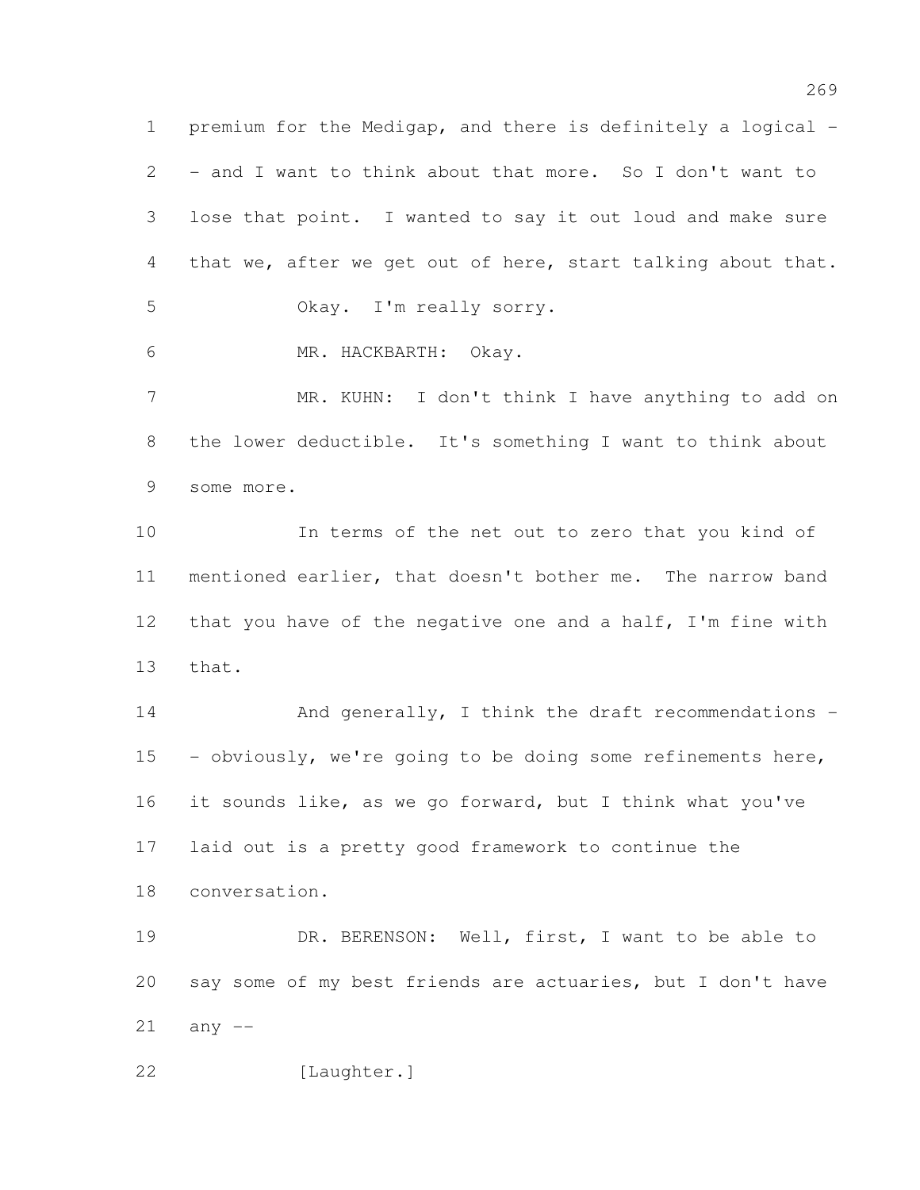premium for the Medigap, and there is definitely a logical -- and I want to think about that more. So I don't want to lose that point. I wanted to say it out loud and make sure that we, after we get out of here, start talking about that.

Okay. I'm really sorry.

MR. HACKBARTH: Okay.

MR. KUHN: I don't think I have anything to add on the lower deductible. It's something I want to think about some more.

In terms of the net out to zero that you kind of mentioned earlier, that doesn't bother me. The narrow band that you have of the negative one and a half, I'm fine with that.

And generally, I think the draft recommendations -- obviously, we're going to be doing some refinements here, it sounds like, as we go forward, but I think what you've laid out is a pretty good framework to continue the conversation.

DR. BERENSON: Well, first, I want to be able to say some of my best friends are actuaries, but I don't have any --

[Laughter.]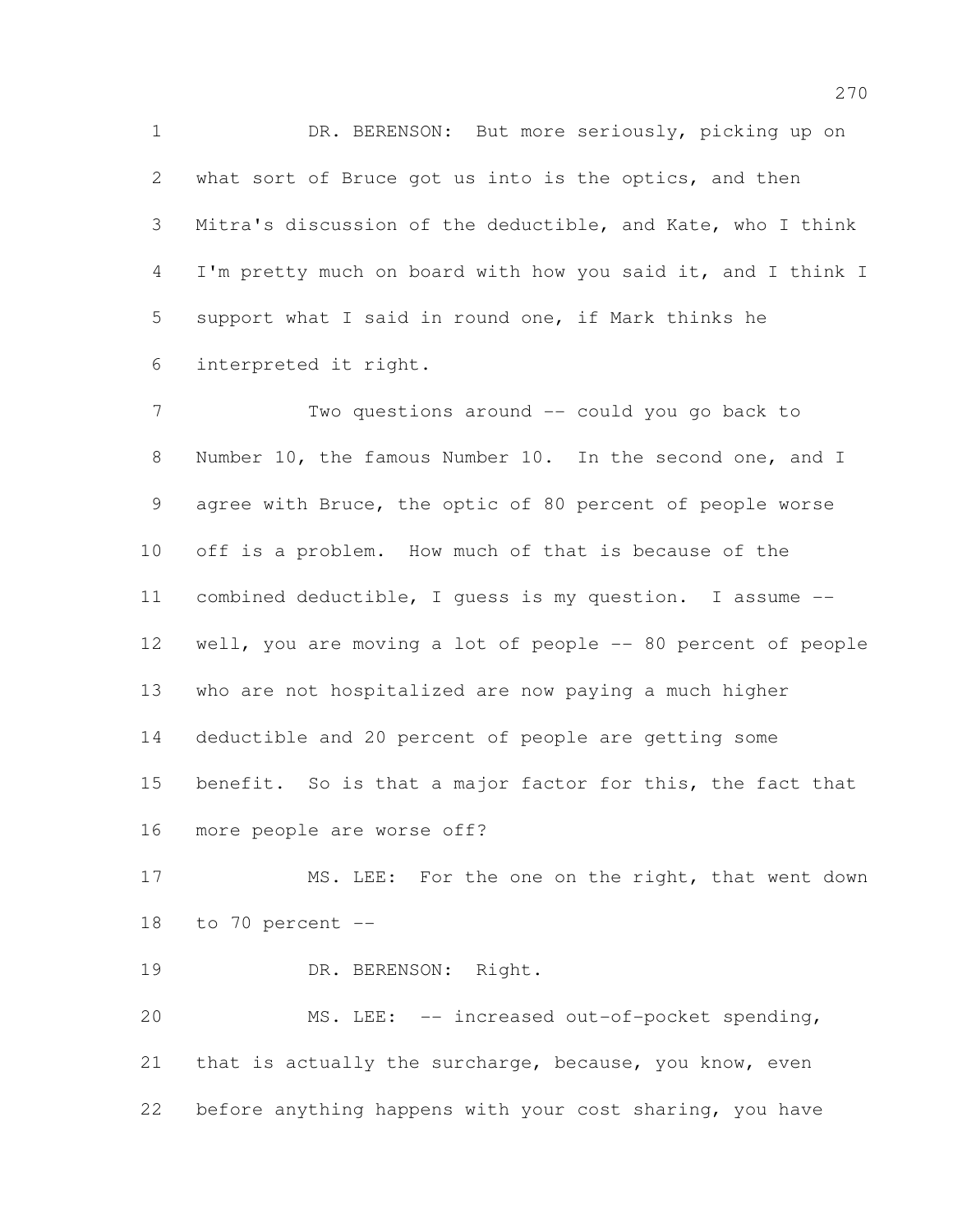DR. BERENSON: But more seriously, picking up on what sort of Bruce got us into is the optics, and then Mitra's discussion of the deductible, and Kate, who I think I'm pretty much on board with how you said it, and I think I support what I said in round one, if Mark thinks he interpreted it right.

Two questions around -- could you go back to Number 10, the famous Number 10. In the second one, and I agree with Bruce, the optic of 80 percent of people worse off is a problem. How much of that is because of the combined deductible, I guess is my question. I assume -- well, you are moving a lot of people -- 80 percent of people who are not hospitalized are now paying a much higher deductible and 20 percent of people are getting some benefit. So is that a major factor for this, the fact that more people are worse off?

MS. LEE: For the one on the right, that went down to 70 percent --

DR. BERENSON: Right.

MS. LEE: -- increased out-of-pocket spending, that is actually the surcharge, because, you know, even before anything happens with your cost sharing, you have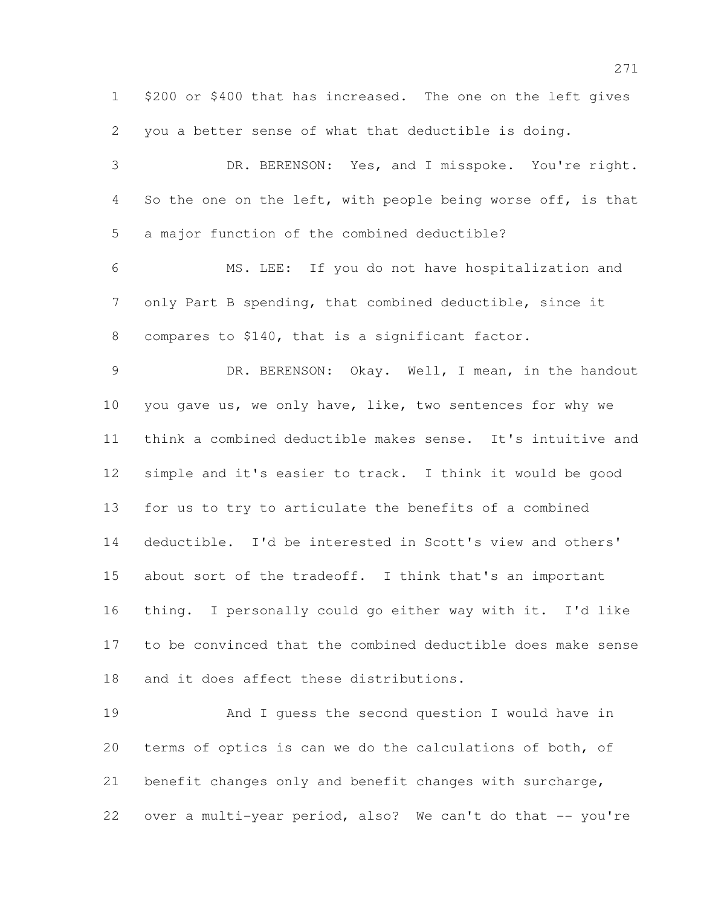$200 or $400 that has increased. The one on the left gives you a better sense of what that deductible is doing.

DR. BERENSON: Yes, and I misspoke. You're right. So the one on the left, with people being worse off, is that a major function of the combined deductible?

MS. LEE: If you do not have hospitalization and only Part B spending, that combined deductible, since it compares to $140, that is a significant factor.

DR. BERENSON: Okay. Well, I mean, in the handout you gave us, we only have, like, two sentences for why we think a combined deductible makes sense. It's intuitive and simple and it's easier to track. I think it would be good for us to try to articulate the benefits of a combined deductible. I'd be interested in Scott's view and others' about sort of the tradeoff. I think that's an important thing. I personally could go either way with it. I'd like to be convinced that the combined deductible does make sense and it does affect these distributions.

And I guess the second question I would have in terms of optics is can we do the calculations of both, of benefit changes only and benefit changes with surcharge, over a multi-year period, also? We can't do that -- you're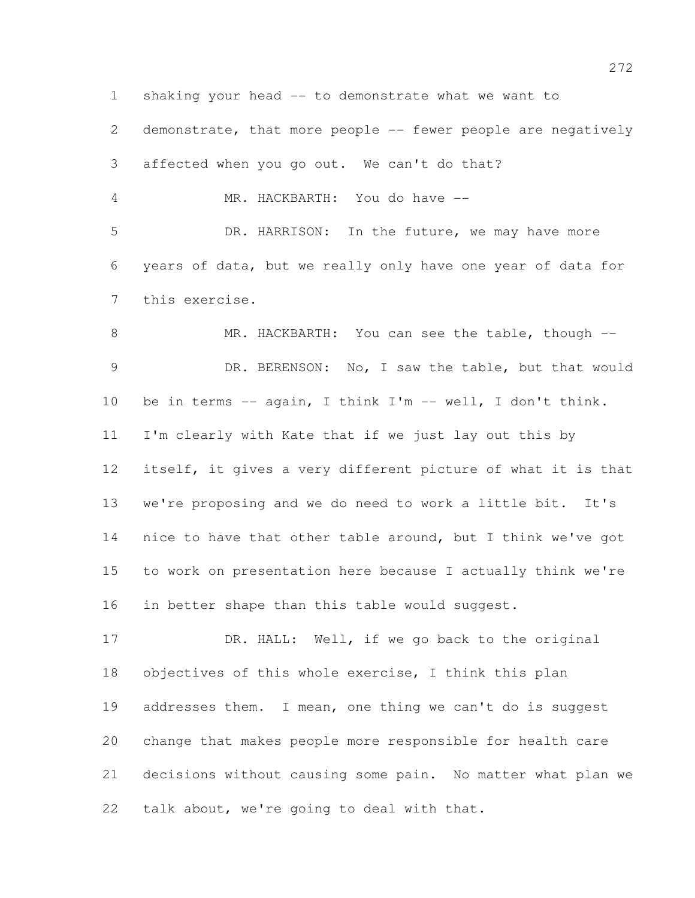shaking your head -- to demonstrate what we want to demonstrate, that more people -- fewer people are negatively affected when you go out. We can't do that?

MR. HACKBARTH: You do have --

DR. HARRISON: In the future, we may have more years of data, but we really only have one year of data for this exercise.

MR. HACKBARTH: You can see the table, though --

DR. BERENSON: No, I saw the table, but that would be in terms -- again, I think I'm -- well, I don't think. I'm clearly with Kate that if we just lay out this by itself, it gives a very different picture of what it is that we're proposing and we do need to work a little bit. It's nice to have that other table around, but I think we've got to work on presentation here because I actually think we're in better shape than this table would suggest.

DR. HALL: Well, if we go back to the original objectives of this whole exercise, I think this plan addresses them. I mean, one thing we can't do is suggest change that makes people more responsible for health care decisions without causing some pain. No matter what plan we talk about, we're going to deal with that.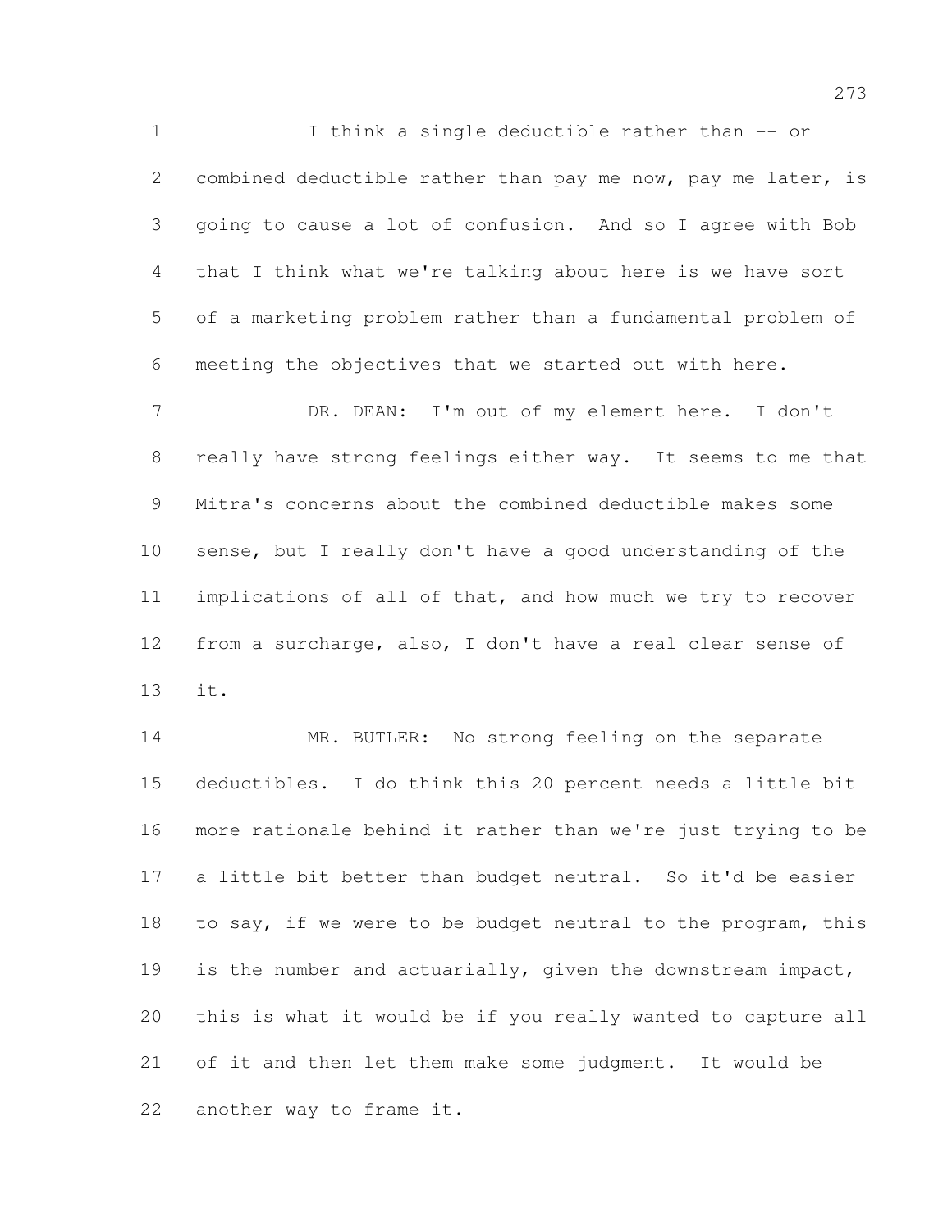I think a single deductible rather than -- or combined deductible rather than pay me now, pay me later, is going to cause a lot of confusion. And so I agree with Bob that I think what we're talking about here is we have sort of a marketing problem rather than a fundamental problem of meeting the objectives that we started out with here.

DR. DEAN: I'm out of my element here. I don't really have strong feelings either way. It seems to me that Mitra's concerns about the combined deductible makes some sense, but I really don't have a good understanding of the implications of all of that, and how much we try to recover from a surcharge, also, I don't have a real clear sense of it.

MR. BUTLER: No strong feeling on the separate deductibles. I do think this 20 percent needs a little bit more rationale behind it rather than we're just trying to be a little bit better than budget neutral. So it'd be easier to say, if we were to be budget neutral to the program, this is the number and actuarially, given the downstream impact, this is what it would be if you really wanted to capture all of it and then let them make some judgment. It would be another way to frame it.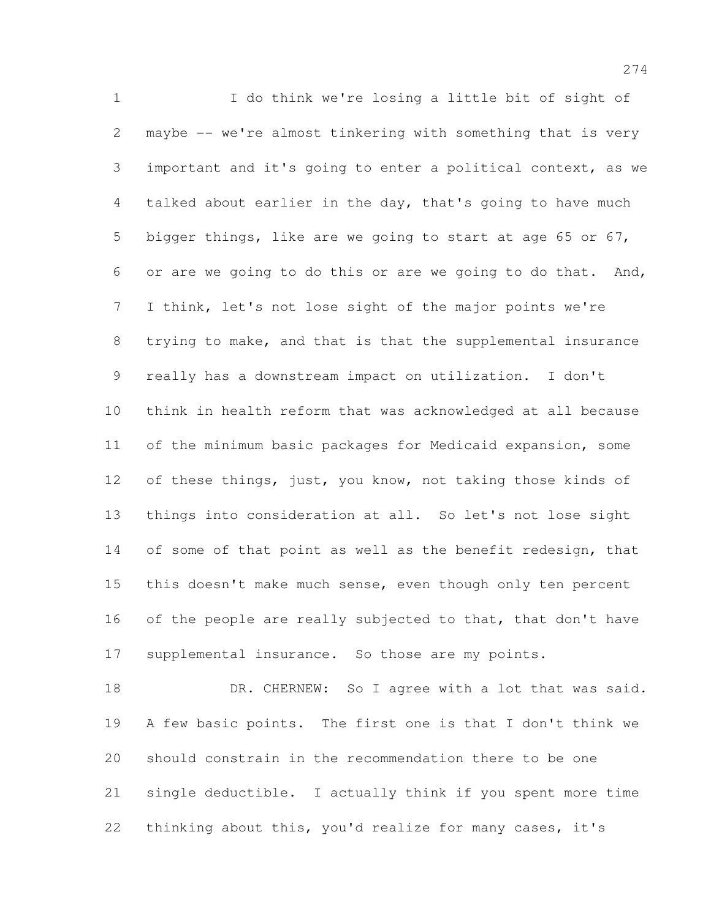I do think we're losing a little bit of sight of maybe -- we're almost tinkering with something that is very important and it's going to enter a political context, as we talked about earlier in the day, that's going to have much bigger things, like are we going to start at age 65 or 67, or are we going to do this or are we going to do that. And, I think, let's not lose sight of the major points we're trying to make, and that is that the supplemental insurance really has a downstream impact on utilization. I don't think in health reform that was acknowledged at all because of the minimum basic packages for Medicaid expansion, some of these things, just, you know, not taking those kinds of things into consideration at all. So let's not lose sight of some of that point as well as the benefit redesign, that this doesn't make much sense, even though only ten percent of the people are really subjected to that, that don't have supplemental insurance. So those are my points.

DR. CHERNEW: So I agree with a lot that was said. A few basic points. The first one is that I don't think we should constrain in the recommendation there to be one single deductible. I actually think if you spent more time thinking about this, you'd realize for many cases, it's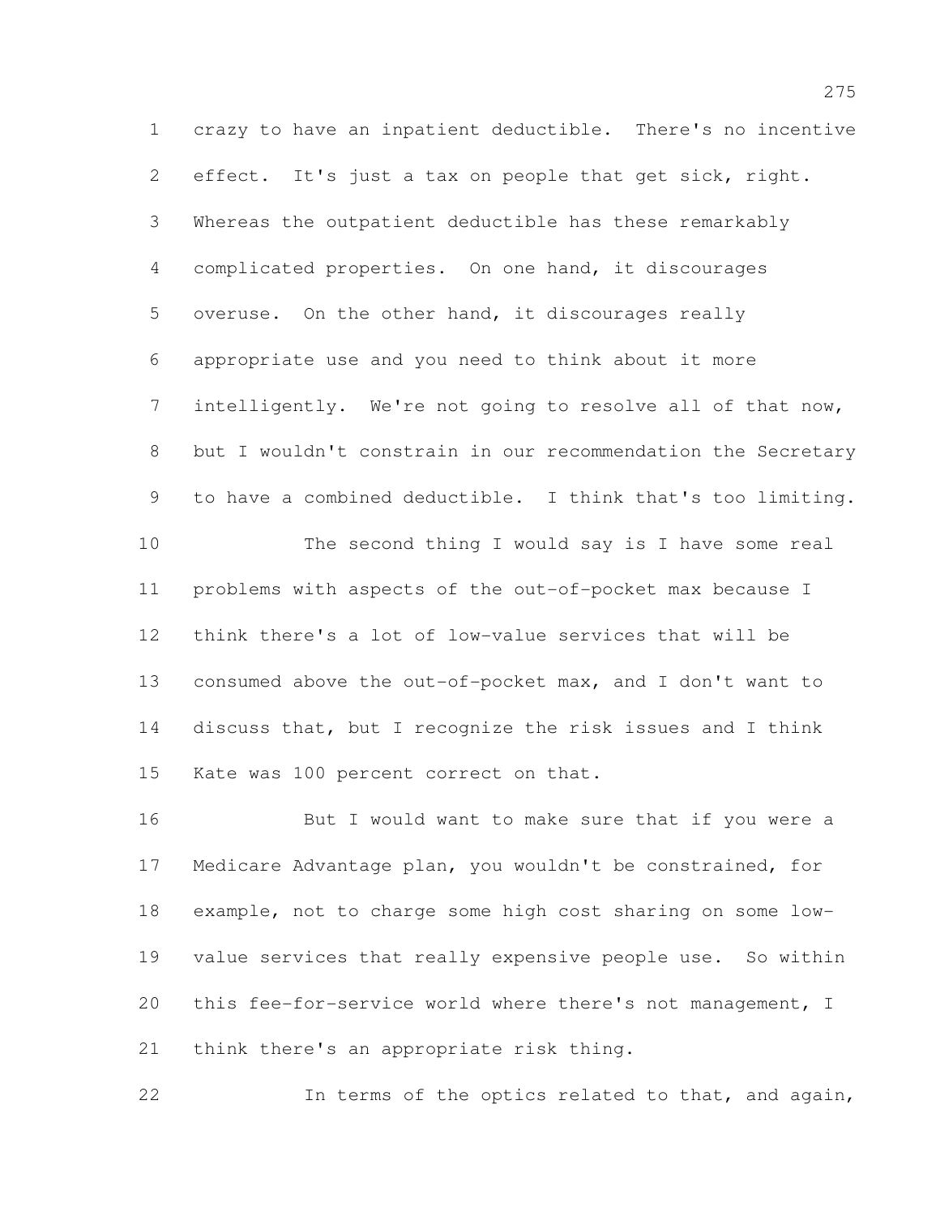crazy to have an inpatient deductible. There's no incentive effect. It's just a tax on people that get sick, right. Whereas the outpatient deductible has these remarkably complicated properties. On one hand, it discourages overuse. On the other hand, it discourages really appropriate use and you need to think about it more intelligently. We're not going to resolve all of that now, but I wouldn't constrain in our recommendation the Secretary to have a combined deductible. I think that's too limiting.

The second thing I would say is I have some real problems with aspects of the out-of-pocket max because I think there's a lot of low-value services that will be consumed above the out-of-pocket max, and I don't want to discuss that, but I recognize the risk issues and I think Kate was 100 percent correct on that.

But I would want to make sure that if you were a Medicare Advantage plan, you wouldn't be constrained, for example, not to charge some high cost sharing on some low-value services that really expensive people use. So within this fee-for-service world where there's not management, I think there's an appropriate risk thing.

In terms of the optics related to that, and again,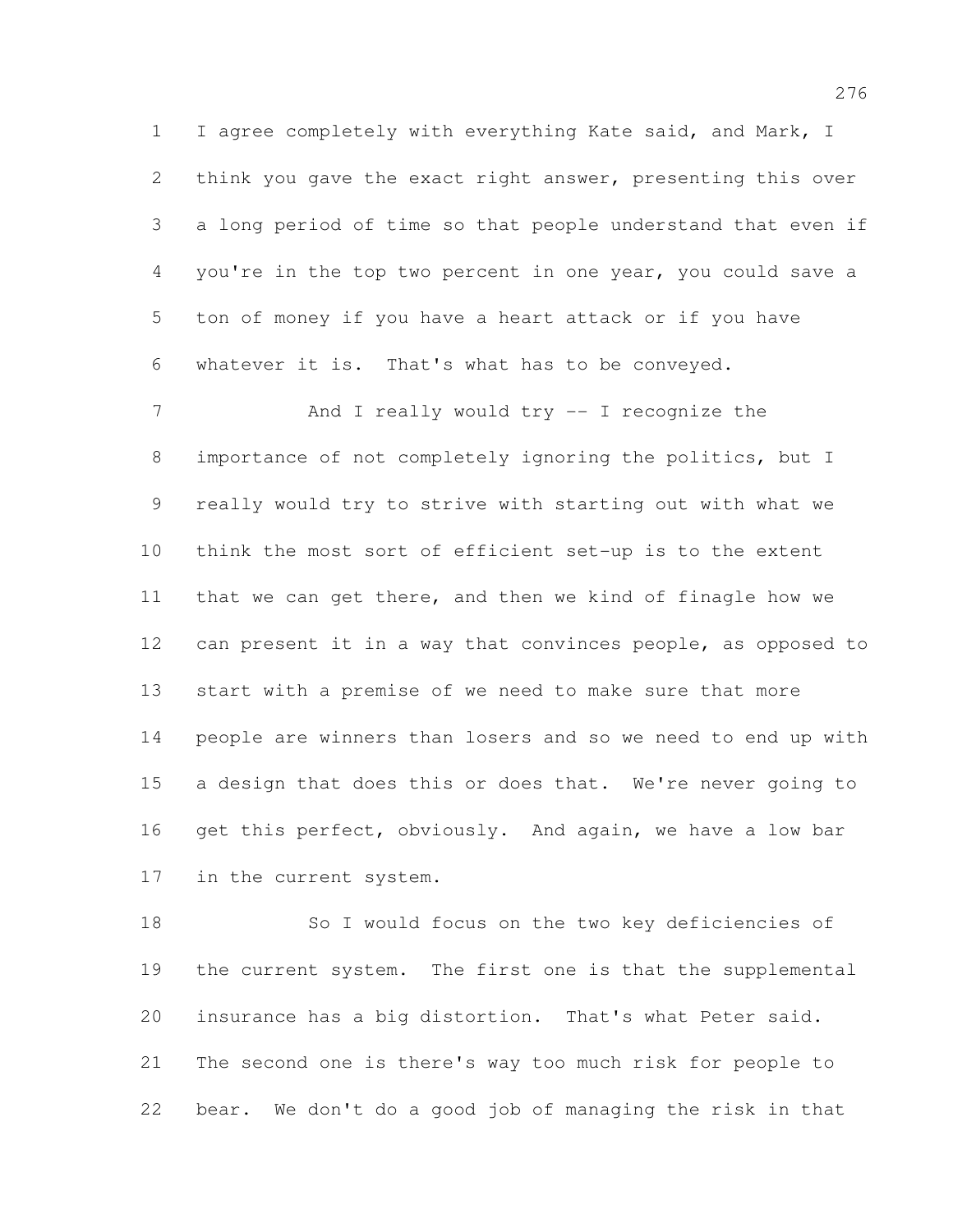I agree completely with everything Kate said, and Mark, I think you gave the exact right answer, presenting this over a long period of time so that people understand that even if you're in the top two percent in one year, you could save a ton of money if you have a heart attack or if you have whatever it is. That's what has to be conveyed.

And I really would try -- I recognize the importance of not completely ignoring the politics, but I really would try to strive with starting out with what we think the most sort of efficient set-up is to the extent that we can get there, and then we kind of finagle how we can present it in a way that convinces people, as opposed to start with a premise of we need to make sure that more people are winners than losers and so we need to end up with a design that does this or does that. We're never going to get this perfect, obviously. And again, we have a low bar in the current system.

So I would focus on the two key deficiencies of the current system. The first one is that the supplemental insurance has a big distortion. That's what Peter said. The second one is there's way too much risk for people to bear. We don't do a good job of managing the risk in that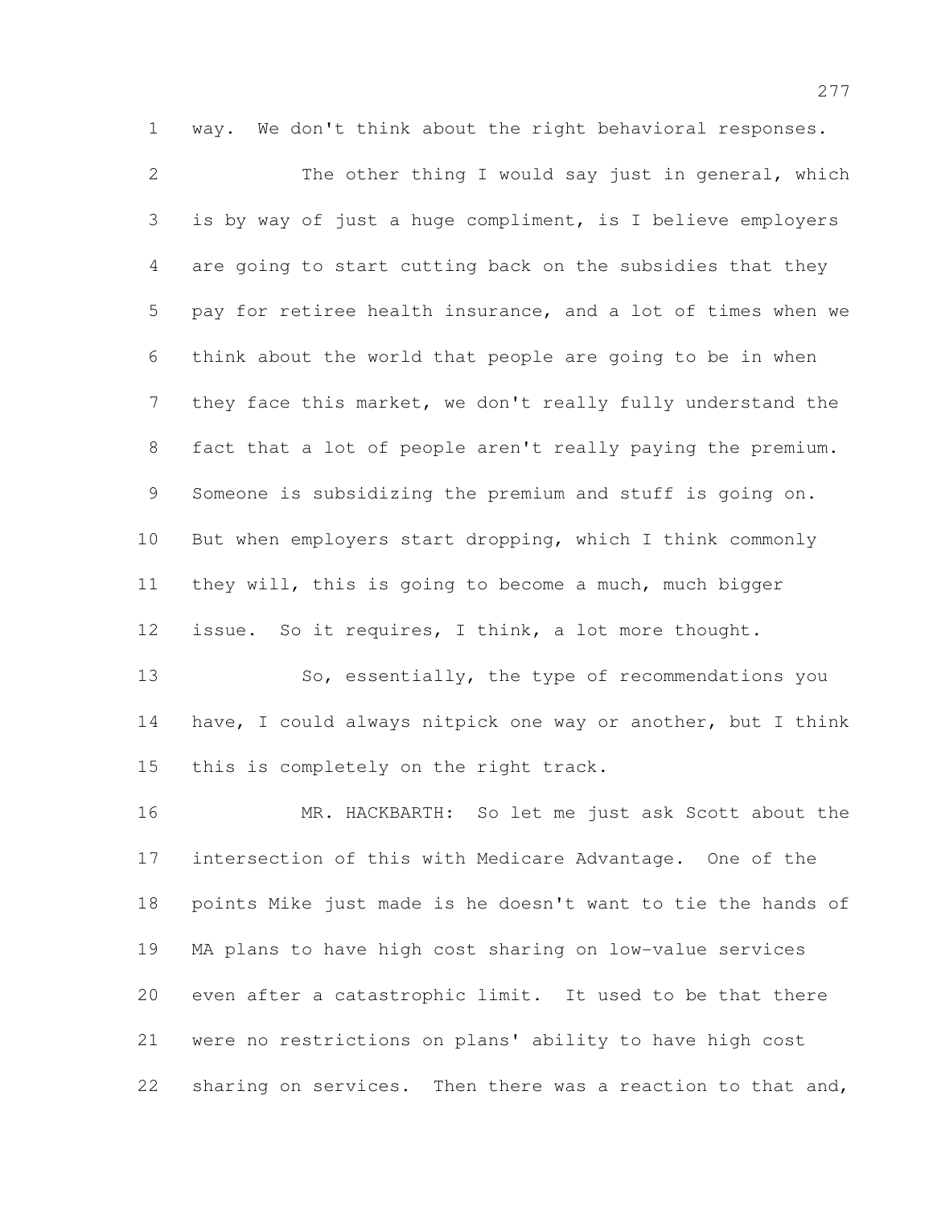way. We don't think about the right behavioral responses.

The other thing I would say just in general, which is by way of just a huge compliment, is I believe employers are going to start cutting back on the subsidies that they pay for retiree health insurance, and a lot of times when we think about the world that people are going to be in when they face this market, we don't really fully understand the fact that a lot of people aren't really paying the premium. Someone is subsidizing the premium and stuff is going on. But when employers start dropping, which I think commonly they will, this is going to become a much, much bigger issue. So it requires, I think, a lot more thought.

So, essentially, the type of recommendations you have, I could always nitpick one way or another, but I think this is completely on the right track.

MR. HACKBARTH: So let me just ask Scott about the intersection of this with Medicare Advantage. One of the points Mike just made is he doesn't want to tie the hands of MA plans to have high cost sharing on low-value services even after a catastrophic limit. It used to be that there were no restrictions on plans' ability to have high cost sharing on services. Then there was a reaction to that and,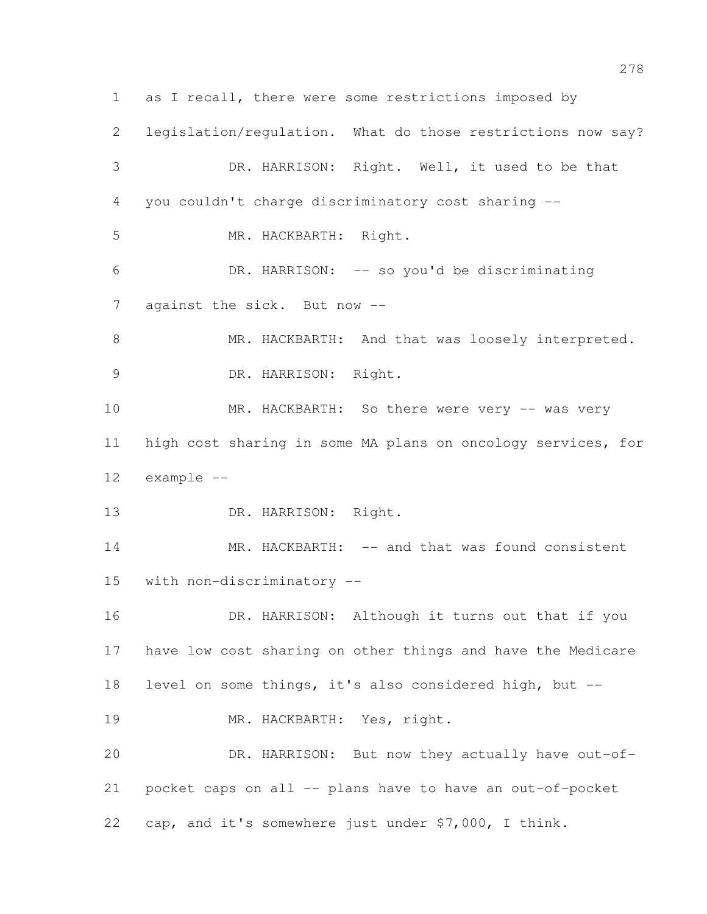as I recall, there were some restrictions imposed by legislation/regulation. What do those restrictions now say?

DR. HARRISON: Right. Well, it used to be that you couldn't charge discriminatory cost sharing --

MR. HACKBARTH: Right.

DR. HARRISON: -- so you'd be discriminating against the sick. But now --

MR. HACKBARTH: And that was loosely interpreted.

DR. HARRISON: Right.

MR. HACKBARTH: So there were very -- was very high cost sharing in some MA plans on oncology services, for example --

DR. HARRISON: Right.

MR. HACKBARTH: -- and that was found consistent with non-discriminatory --

DR. HARRISON: Although it turns out that if you have low cost sharing on other things and have the Medicare level on some things, it's also considered high, but --

MR. HACKBARTH: Yes, right.

DR. HARRISON: But now they actually have out-of-pocket caps on all -- plans have to have an out-of-pocket cap, and it's somewhere just under $7,000, I think.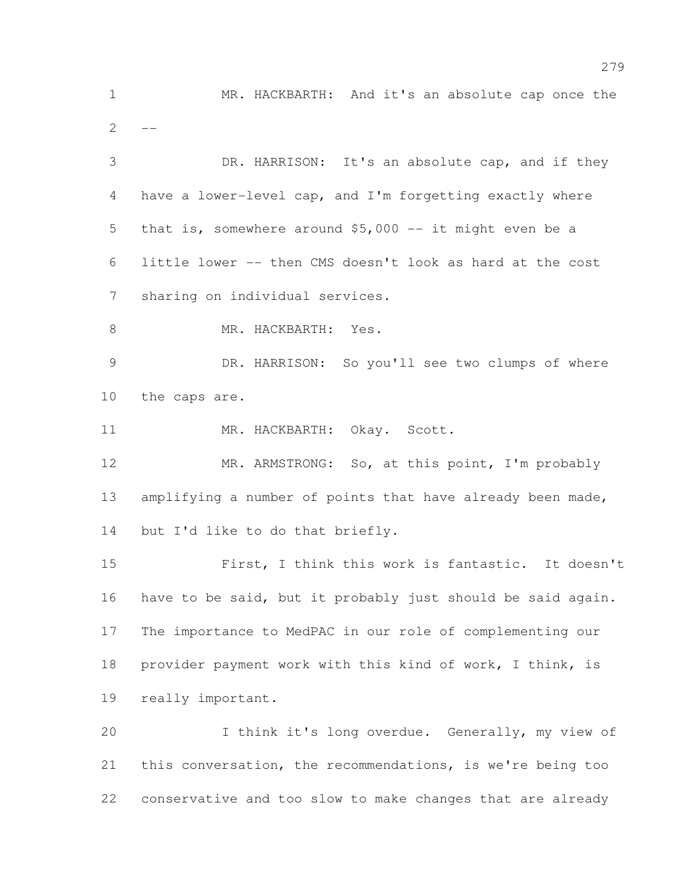MR. HACKBARTH: And it's an absolute cap once the --

DR. HARRISON: It's an absolute cap, and if they have a lower-level cap, and I'm forgetting exactly where that is, somewhere around $5,000 -- it might even be a little lower -- then CMS doesn't look as hard at the cost sharing on individual services.

MR. HACKBARTH: Yes.

DR. HARRISON: So you'll see two clumps of where the caps are.

MR. HACKBARTH: Okay. Scott.

MR. ARMSTRONG: So, at this point, I'm probably amplifying a number of points that have already been made, but I'd like to do that briefly.

First, I think this work is fantastic. It doesn't have to be said, but it probably just should be said again. The importance to MedPAC in our role of complementing our provider payment work with this kind of work, I think, is really important.

I think it's long overdue. Generally, my view of this conversation, the recommendations, is we're being too conservative and too slow to make changes that are already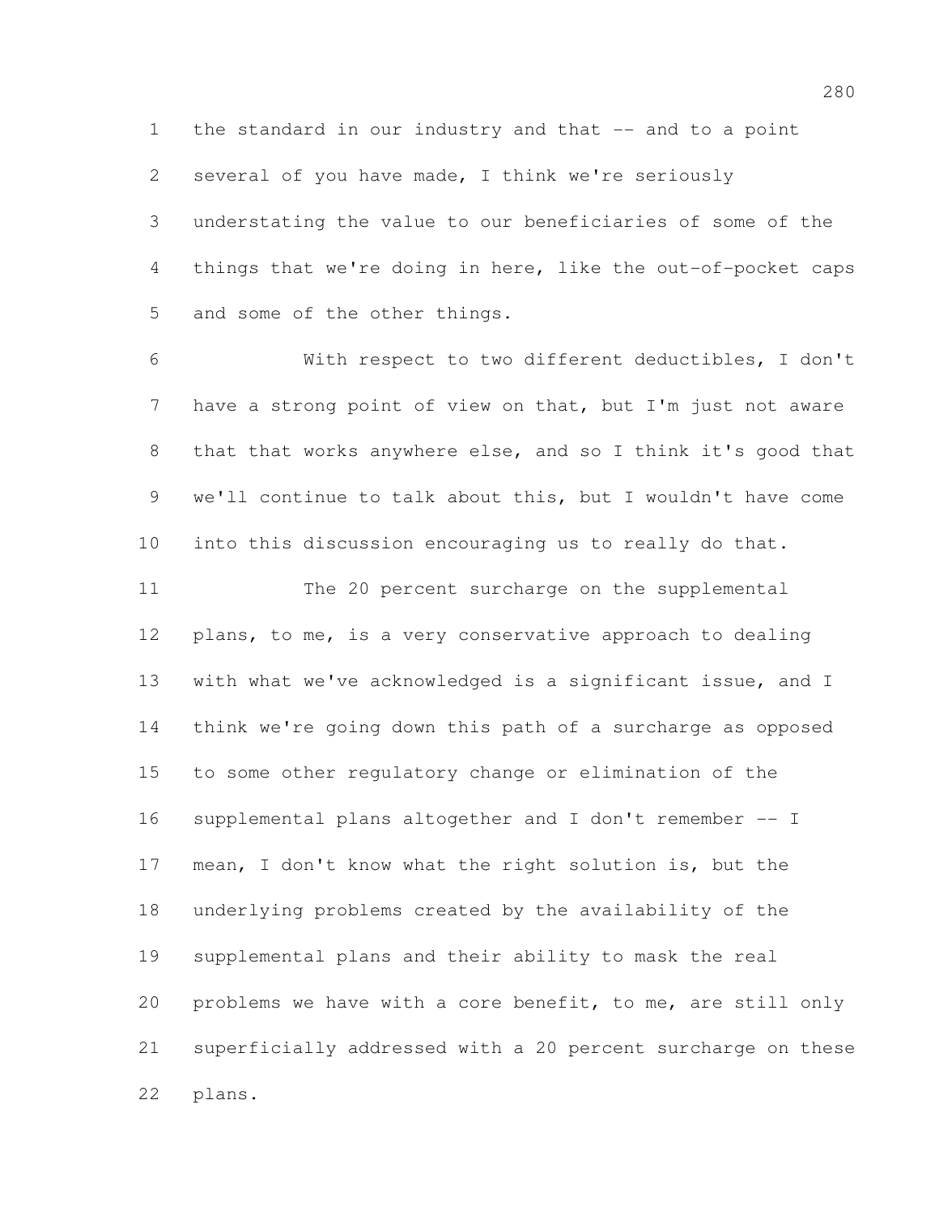the standard in our industry and that -- and to a point several of you have made, I think we're seriously understating the value to our beneficiaries of some of the things that we're doing in here, like the out-of-pocket caps and some of the other things.

With respect to two different deductibles, I don't have a strong point of view on that, but I'm just not aware that that works anywhere else, and so I think it's good that we'll continue to talk about this, but I wouldn't have come into this discussion encouraging us to really do that.

The 20 percent surcharge on the supplemental plans, to me, is a very conservative approach to dealing with what we've acknowledged is a significant issue, and I think we're going down this path of a surcharge as opposed to some other regulatory change or elimination of the supplemental plans altogether and I don't remember -- I mean, I don't know what the right solution is, but the underlying problems created by the availability of the supplemental plans and their ability to mask the real problems we have with a core benefit, to me, are still only superficially addressed with a 20 percent surcharge on these plans.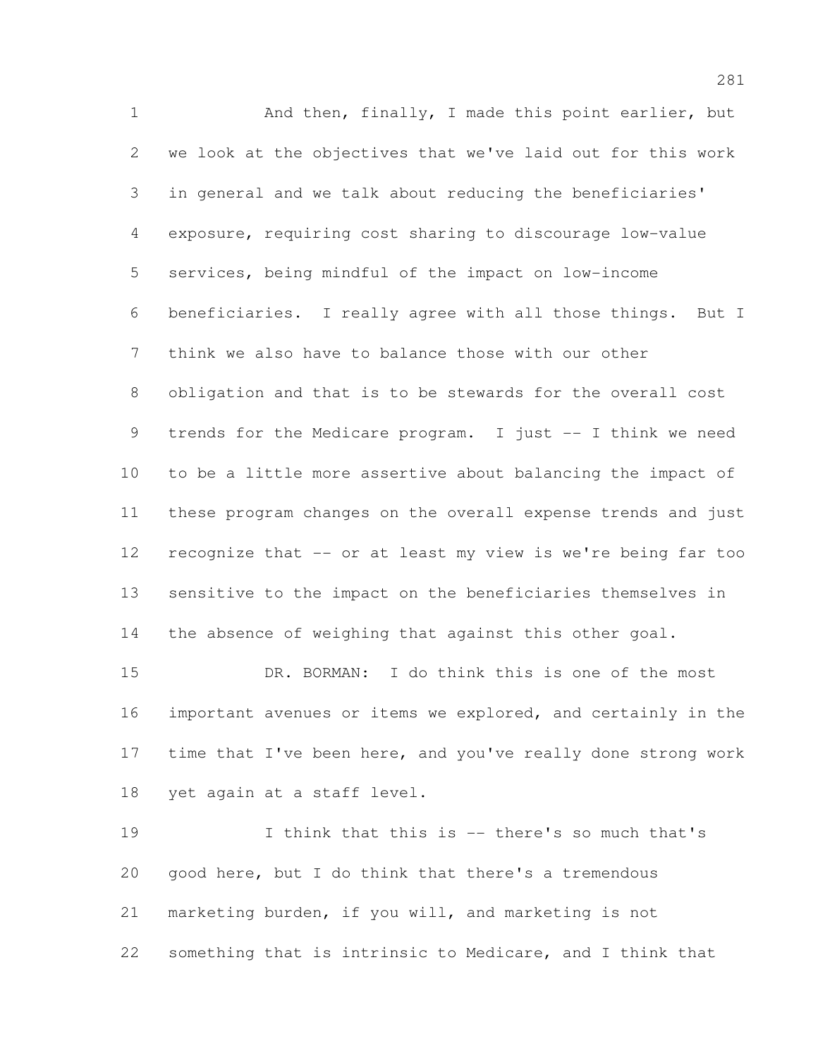And then, finally, I made this point earlier, but we look at the objectives that we've laid out for this work in general and we talk about reducing the beneficiaries' exposure, requiring cost sharing to discourage low-value services, being mindful of the impact on low-income beneficiaries. I really agree with all those things. But I think we also have to balance those with our other obligation and that is to be stewards for the overall cost trends for the Medicare program. I just -- I think we need to be a little more assertive about balancing the impact of these program changes on the overall expense trends and just recognize that -- or at least my view is we're being far too sensitive to the impact on the beneficiaries themselves in the absence of weighing that against this other goal.

DR. BORMAN: I do think this is one of the most important avenues or items we explored, and certainly in the time that I've been here, and you've really done strong work yet again at a staff level.

I think that this is -- there's so much that's good here, but I do think that there's a tremendous marketing burden, if you will, and marketing is not something that is intrinsic to Medicare, and I think that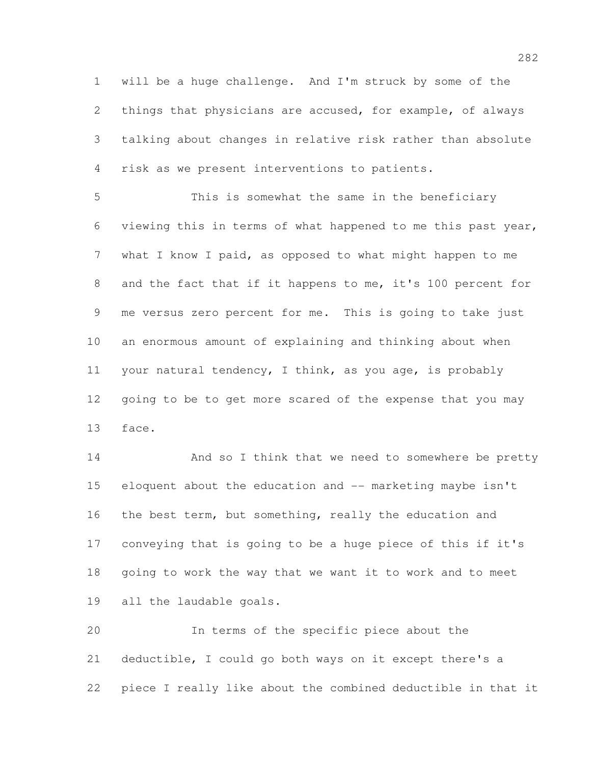will be a huge challenge. And I'm struck by some of the things that physicians are accused, for example, of always talking about changes in relative risk rather than absolute risk as we present interventions to patients.

This is somewhat the same in the beneficiary viewing this in terms of what happened to me this past year, what I know I paid, as opposed to what might happen to me and the fact that if it happens to me, it's 100 percent for me versus zero percent for me. This is going to take just an enormous amount of explaining and thinking about when your natural tendency, I think, as you age, is probably going to be to get more scared of the expense that you may face.

And so I think that we need to somewhere be pretty eloquent about the education and -- marketing maybe isn't the best term, but something, really the education and conveying that is going to be a huge piece of this if it's going to work the way that we want it to work and to meet all the laudable goals.

In terms of the specific piece about the deductible, I could go both ways on it except there's a piece I really like about the combined deductible in that it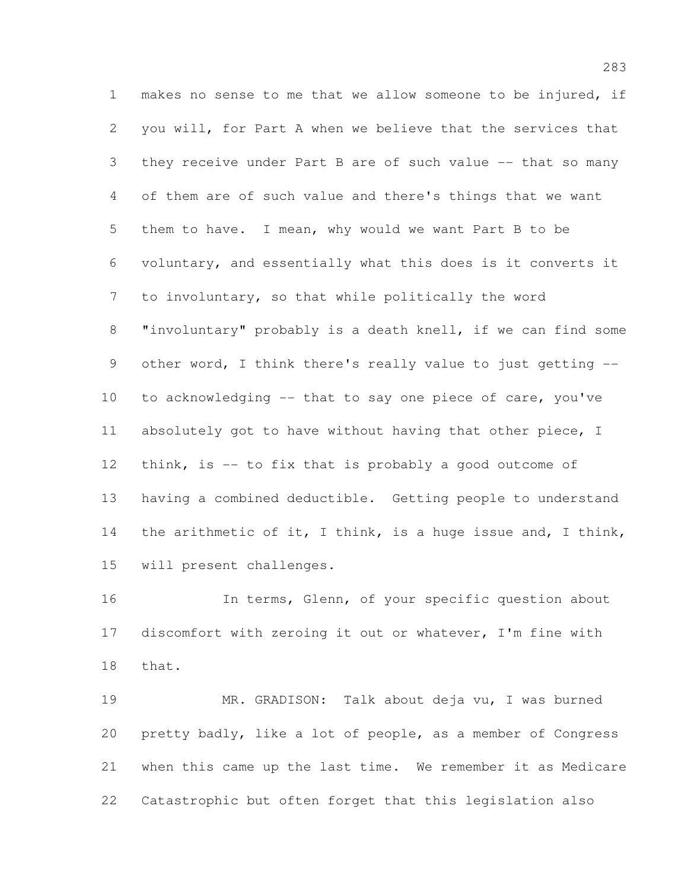makes no sense to me that we allow someone to be injured, if you will, for Part A when we believe that the services that they receive under Part B are of such value -- that so many of them are of such value and there's things that we want them to have. I mean, why would we want Part B to be voluntary, and essentially what this does is it converts it to involuntary, so that while politically the word "involuntary" probably is a death knell, if we can find some other word, I think there's really value to just getting -- to acknowledging -- that to say one piece of care, you've absolutely got to have without having that other piece, I think, is -- to fix that is probably a good outcome of having a combined deductible. Getting people to understand the arithmetic of it, I think, is a huge issue and, I think, will present challenges.

In terms, Glenn, of your specific question about discomfort with zeroing it out or whatever, I'm fine with that.

MR. GRADISON: Talk about deja vu, I was burned pretty badly, like a lot of people, as a member of Congress when this came up the last time. We remember it as Medicare Catastrophic but often forget that this legislation also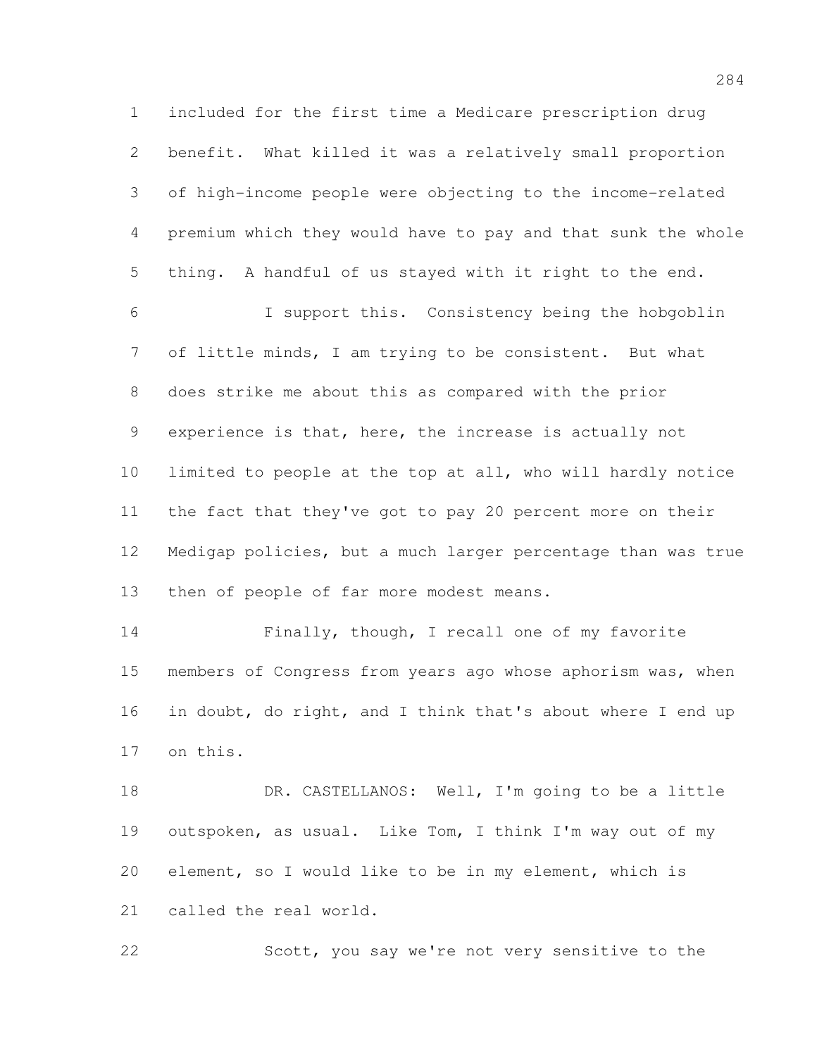included for the first time a Medicare prescription drug benefit. What killed it was a relatively small proportion of high-income people were objecting to the income-related premium which they would have to pay and that sunk the whole thing. A handful of us stayed with it right to the end.

I support this. Consistency being the hobgoblin of little minds, I am trying to be consistent. But what does strike me about this as compared with the prior experience is that, here, the increase is actually not limited to people at the top at all, who will hardly notice the fact that they've got to pay 20 percent more on their Medigap policies, but a much larger percentage than was true then of people of far more modest means.

Finally, though, I recall one of my favorite members of Congress from years ago whose aphorism was, when in doubt, do right, and I think that's about where I end up on this.

DR. CASTELLANOS: Well, I'm going to be a little outspoken, as usual. Like Tom, I think I'm way out of my element, so I would like to be in my element, which is called the real world.

Scott, you say we're not very sensitive to the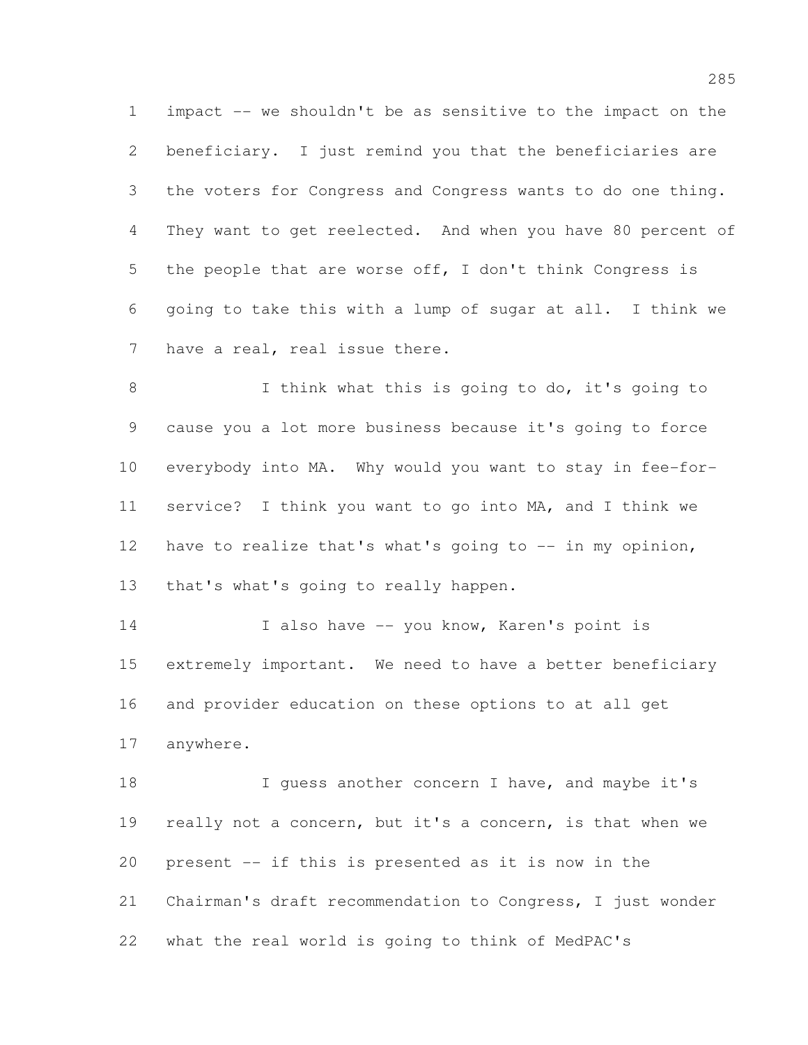impact -- we shouldn't be as sensitive to the impact on the beneficiary. I just remind you that the beneficiaries are the voters for Congress and Congress wants to do one thing. They want to get reelected. And when you have 80 percent of the people that are worse off, I don't think Congress is going to take this with a lump of sugar at all. I think we have a real, real issue there.

I think what this is going to do, it's going to cause you a lot more business because it's going to force everybody into MA. Why would you want to stay in fee-for-service? I think you want to go into MA, and I think we have to realize that's what's going to -- in my opinion, that's what's going to really happen.

I also have -- you know, Karen's point is extremely important. We need to have a better beneficiary and provider education on these options to at all get anywhere.

I guess another concern I have, and maybe it's really not a concern, but it's a concern, is that when we present -- if this is presented as it is now in the Chairman's draft recommendation to Congress, I just wonder what the real world is going to think of MedPAC's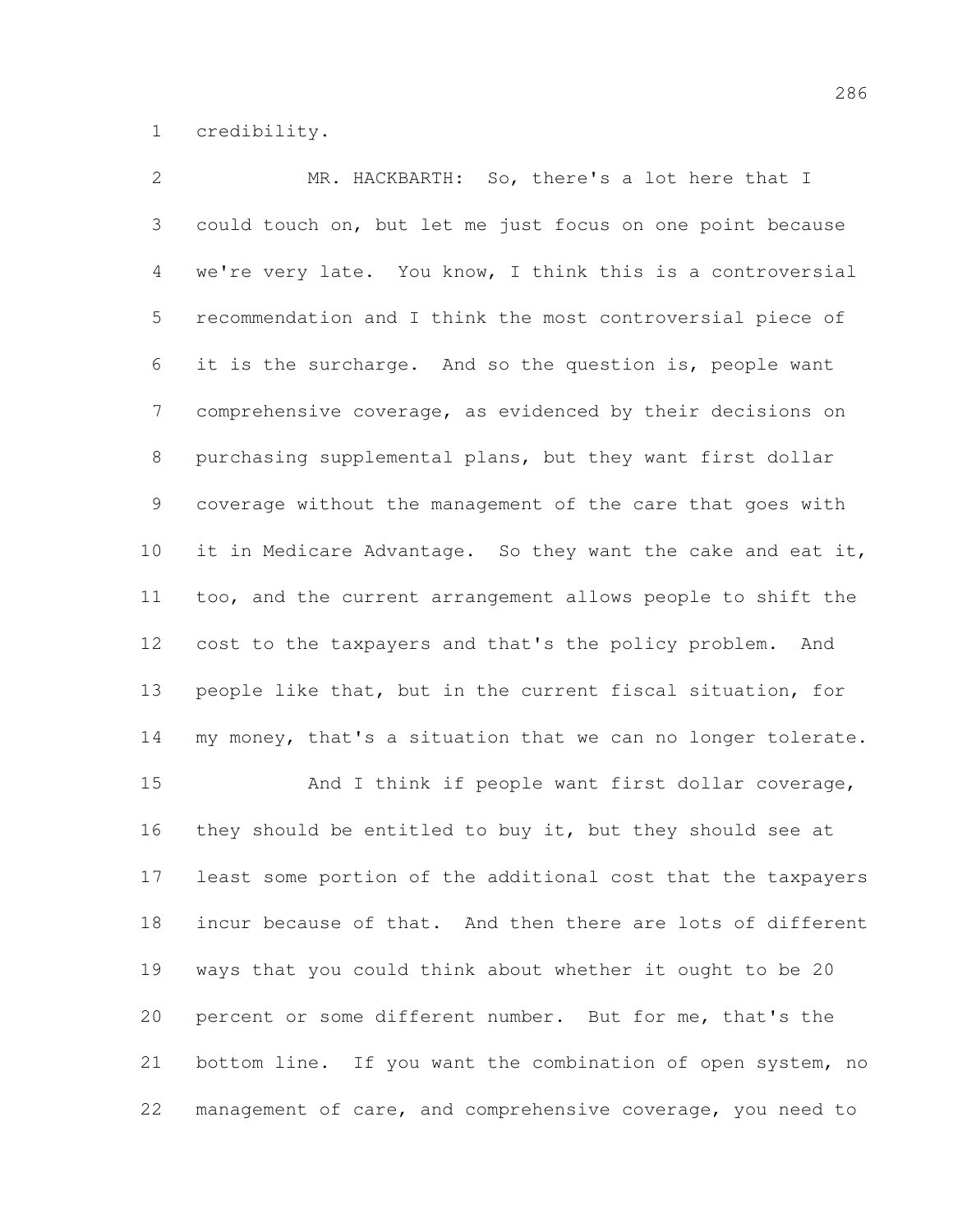credibility.

MR. HACKBARTH: So, there's a lot here that I could touch on, but let me just focus on one point because we're very late. You know, I think this is a controversial recommendation and I think the most controversial piece of it is the surcharge. And so the question is, people want comprehensive coverage, as evidenced by their decisions on purchasing supplemental plans, but they want first dollar coverage without the management of the care that goes with it in Medicare Advantage. So they want the cake and eat it, too, and the current arrangement allows people to shift the cost to the taxpayers and that's the policy problem. And people like that, but in the current fiscal situation, for my money, that's a situation that we can no longer tolerate.

And I think if people want first dollar coverage, they should be entitled to buy it, but they should see at least some portion of the additional cost that the taxpayers incur because of that. And then there are lots of different ways that you could think about whether it ought to be 20 percent or some different number. But for me, that's the bottom line. If you want the combination of open system, no management of care, and comprehensive coverage, you need to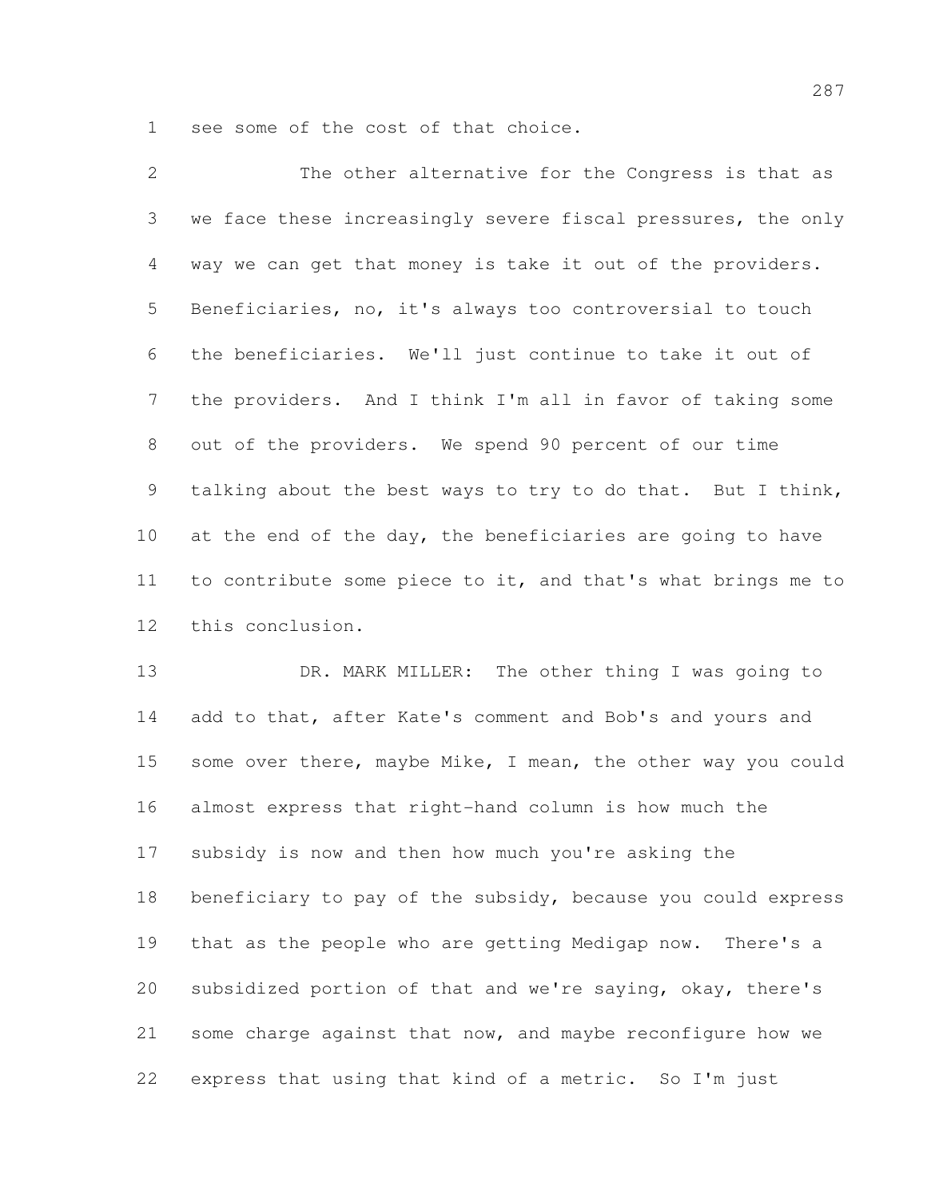see some of the cost of that choice.

The other alternative for the Congress is that as we face these increasingly severe fiscal pressures, the only way we can get that money is take it out of the providers. Beneficiaries, no, it's always too controversial to touch the beneficiaries. We'll just continue to take it out of the providers. And I think I'm all in favor of taking some out of the providers. We spend 90 percent of our time talking about the best ways to try to do that. But I think, at the end of the day, the beneficiaries are going to have to contribute some piece to it, and that's what brings me to this conclusion.

DR. MARK MILLER: The other thing I was going to add to that, after Kate's comment and Bob's and yours and some over there, maybe Mike, I mean, the other way you could almost express that right-hand column is how much the subsidy is now and then how much you're asking the beneficiary to pay of the subsidy, because you could express that as the people who are getting Medigap now. There's a subsidized portion of that and we're saying, okay, there's some charge against that now, and maybe reconfigure how we express that using that kind of a metric. So I'm just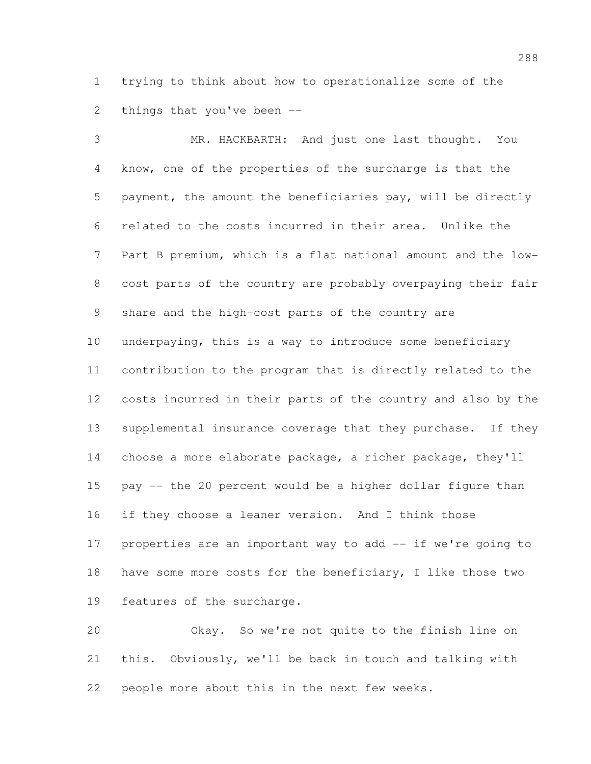trying to think about how to operationalize some of the things that you've been --

MR. HACKBARTH: And just one last thought. You know, one of the properties of the surcharge is that the payment, the amount the beneficiaries pay, will be directly related to the costs incurred in their area. Unlike the Part B premium, which is a flat national amount and the low-cost parts of the country are probably overpaying their fair share and the high-cost parts of the country are underpaying, this is a way to introduce some beneficiary contribution to the program that is directly related to the costs incurred in their parts of the country and also by the supplemental insurance coverage that they purchase. If they choose a more elaborate package, a richer package, they'll pay -- the 20 percent would be a higher dollar figure than if they choose a leaner version. And I think those properties are an important way to add -- if we're going to have some more costs for the beneficiary, I like those two features of the surcharge.

Okay. So we're not quite to the finish line on this. Obviously, we'll be back in touch and talking with people more about this in the next few weeks.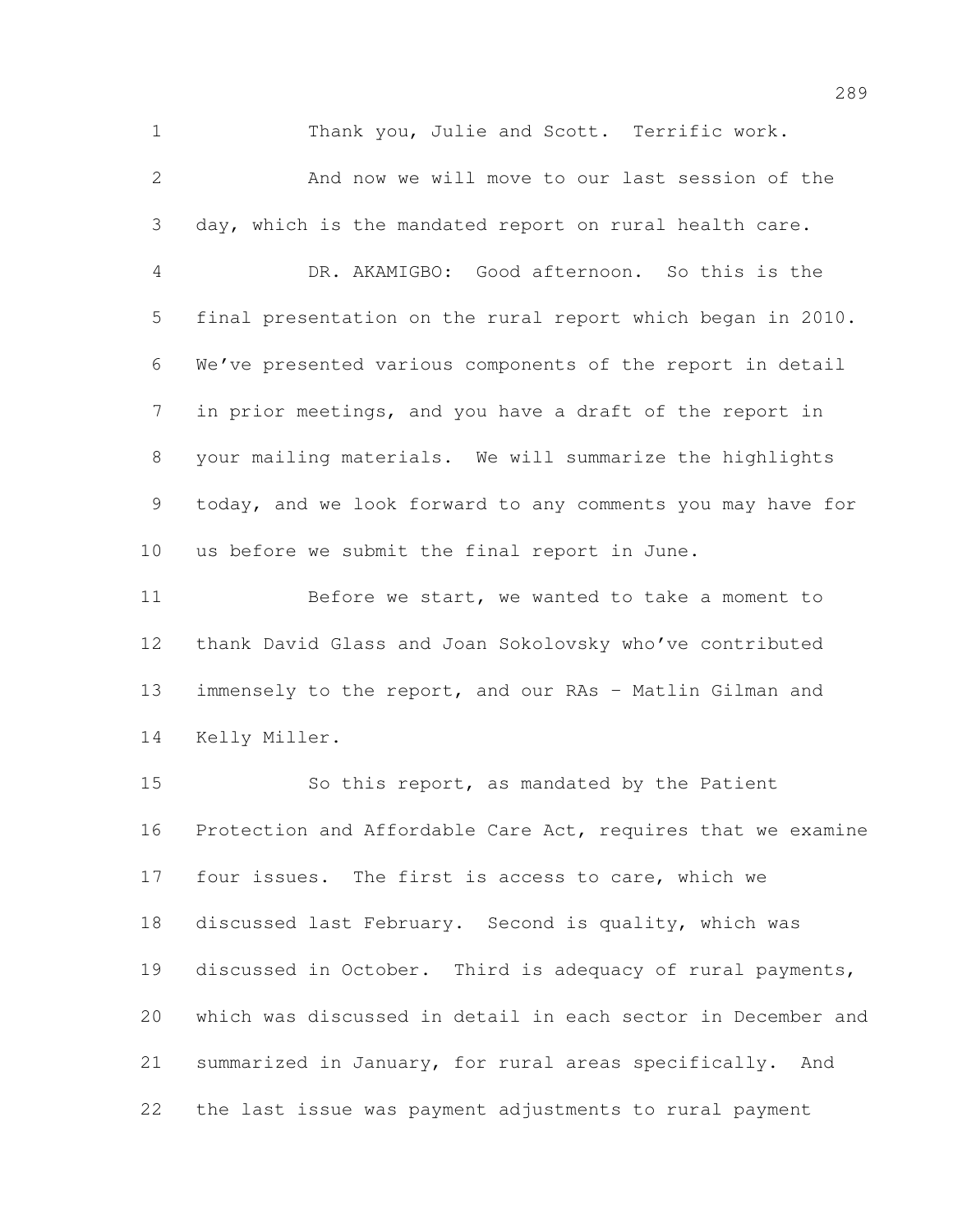Thank you, Julie and Scott. Terrific work.

And now we will move to our last session of the day, which is the mandated report on rural health care.

DR. AKAMIGBO: Good afternoon. So this is the final presentation on the rural report which began in 2010. We've presented various components of the report in detail in prior meetings, and you have a draft of the report in your mailing materials. We will summarize the highlights today, and we look forward to any comments you may have for us before we submit the final report in June.

Before we start, we wanted to take a moment to thank David Glass and Joan Sokolovsky who've contributed immensely to the report, and our RAs – Matlin Gilman and Kelly Miller.

So this report, as mandated by the Patient Protection and Affordable Care Act, requires that we examine four issues. The first is access to care, which we discussed last February. Second is quality, which was discussed in October. Third is adequacy of rural payments, which was discussed in detail in each sector in December and summarized in January, for rural areas specifically. And the last issue was payment adjustments to rural payment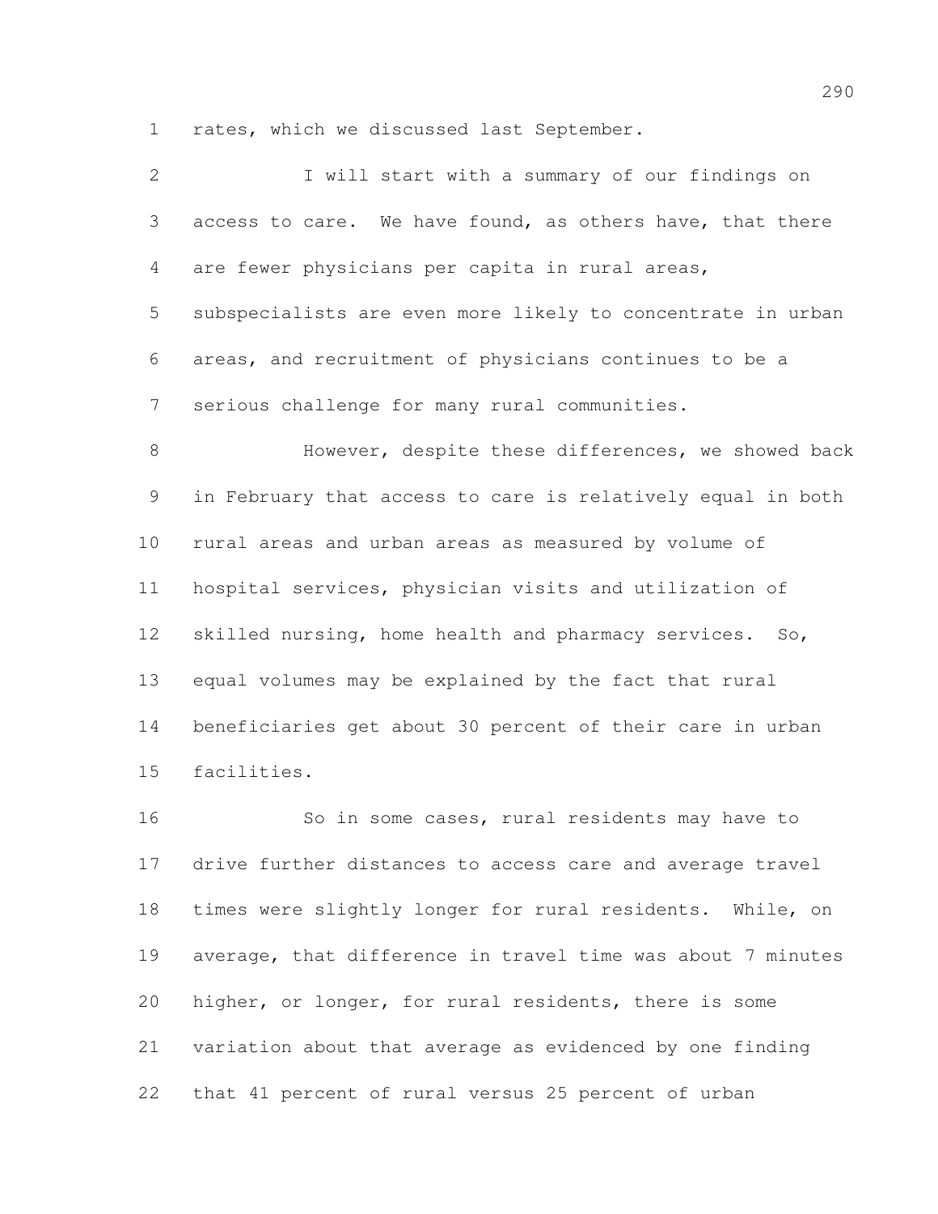rates, which we discussed last September.

I will start with a summary of our findings on access to care. We have found, as others have, that there are fewer physicians per capita in rural areas, subspecialists are even more likely to concentrate in urban areas, and recruitment of physicians continues to be a serious challenge for many rural communities.

However, despite these differences, we showed back in February that access to care is relatively equal in both rural areas and urban areas as measured by volume of hospital services, physician visits and utilization of skilled nursing, home health and pharmacy services. So, equal volumes may be explained by the fact that rural beneficiaries get about 30 percent of their care in urban facilities.

So in some cases, rural residents may have to drive further distances to access care and average travel times were slightly longer for rural residents. While, on average, that difference in travel time was about 7 minutes higher, or longer, for rural residents, there is some variation about that average as evidenced by one finding that 41 percent of rural versus 25 percent of urban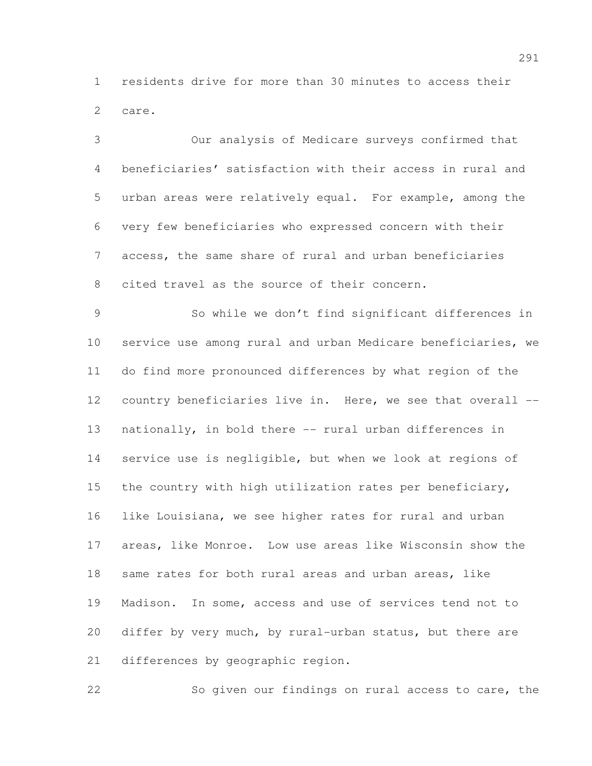residents drive for more than 30 minutes to access their care.

Our analysis of Medicare surveys confirmed that beneficiaries' satisfaction with their access in rural and urban areas were relatively equal. For example, among the very few beneficiaries who expressed concern with their access, the same share of rural and urban beneficiaries cited travel as the source of their concern.

So while we don't find significant differences in service use among rural and urban Medicare beneficiaries, we do find more pronounced differences by what region of the country beneficiaries live in. Here, we see that overall -- nationally, in bold there -- rural urban differences in service use is negligible, but when we look at regions of the country with high utilization rates per beneficiary, like Louisiana, we see higher rates for rural and urban areas, like Monroe. Low use areas like Wisconsin show the same rates for both rural areas and urban areas, like Madison. In some, access and use of services tend not to differ by very much, by rural-urban status, but there are differences by geographic region.

So given our findings on rural access to care, the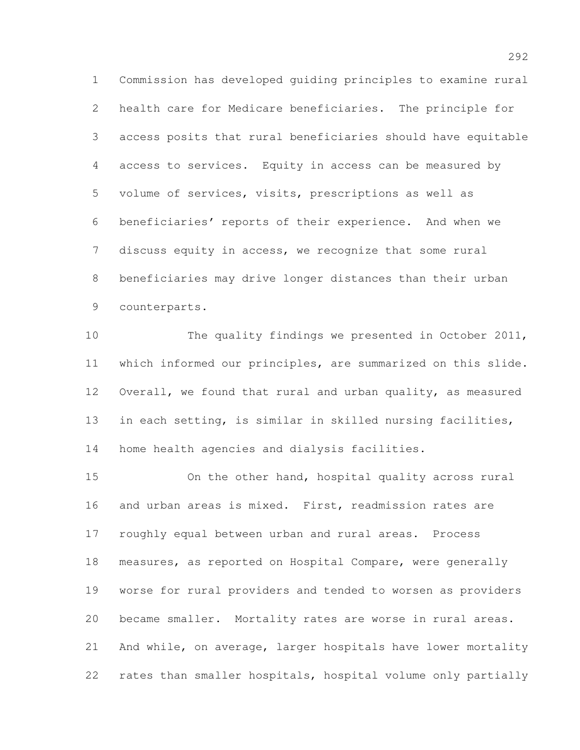Commission has developed guiding principles to examine rural health care for Medicare beneficiaries. The principle for access posits that rural beneficiaries should have equitable access to services. Equity in access can be measured by volume of services, visits, prescriptions as well as beneficiaries' reports of their experience. And when we discuss equity in access, we recognize that some rural beneficiaries may drive longer distances than their urban counterparts.

The quality findings we presented in October 2011, which informed our principles, are summarized on this slide. Overall, we found that rural and urban quality, as measured in each setting, is similar in skilled nursing facilities, home health agencies and dialysis facilities.

On the other hand, hospital quality across rural and urban areas is mixed. First, readmission rates are roughly equal between urban and rural areas. Process measures, as reported on Hospital Compare, were generally worse for rural providers and tended to worsen as providers became smaller. Mortality rates are worse in rural areas. And while, on average, larger hospitals have lower mortality rates than smaller hospitals, hospital volume only partially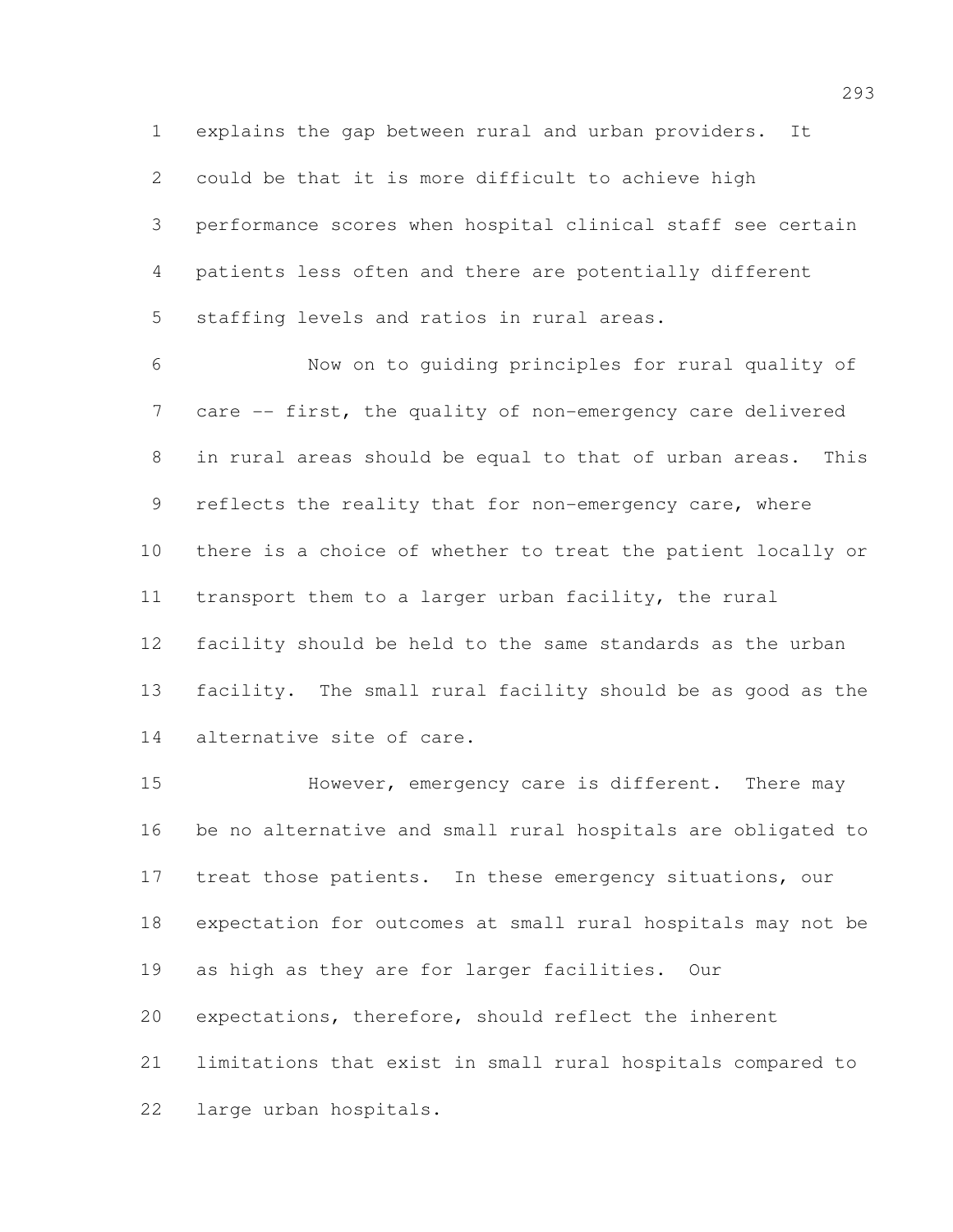explains the gap between rural and urban providers. It could be that it is more difficult to achieve high performance scores when hospital clinical staff see certain patients less often and there are potentially different staffing levels and ratios in rural areas.

Now on to guiding principles for rural quality of care -- first, the quality of non-emergency care delivered in rural areas should be equal to that of urban areas. This reflects the reality that for non-emergency care, where there is a choice of whether to treat the patient locally or transport them to a larger urban facility, the rural facility should be held to the same standards as the urban facility. The small rural facility should be as good as the alternative site of care.

However, emergency care is different. There may be no alternative and small rural hospitals are obligated to treat those patients. In these emergency situations, our expectation for outcomes at small rural hospitals may not be as high as they are for larger facilities. Our expectations, therefore, should reflect the inherent limitations that exist in small rural hospitals compared to large urban hospitals.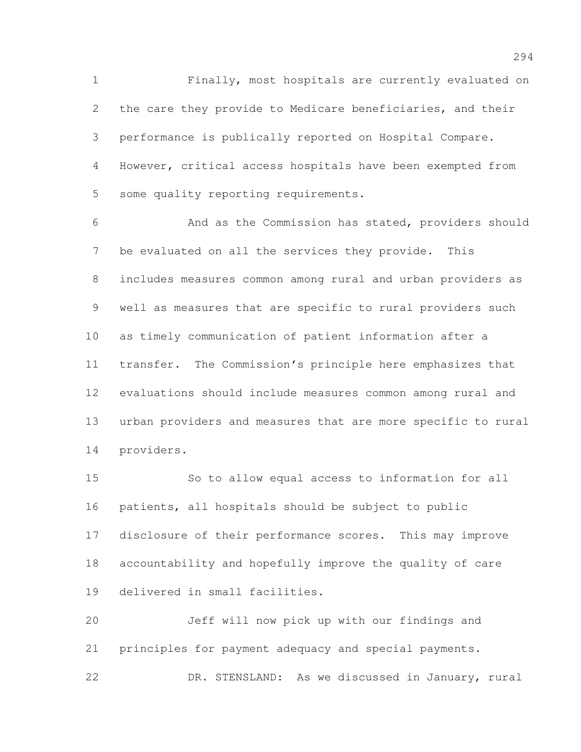Finally, most hospitals are currently evaluated on the care they provide to Medicare beneficiaries, and their performance is publically reported on Hospital Compare. However, critical access hospitals have been exempted from some quality reporting requirements.

And as the Commission has stated, providers should be evaluated on all the services they provide. This includes measures common among rural and urban providers as well as measures that are specific to rural providers such as timely communication of patient information after a transfer. The Commission's principle here emphasizes that evaluations should include measures common among rural and urban providers and measures that are more specific to rural providers.

So to allow equal access to information for all patients, all hospitals should be subject to public disclosure of their performance scores. This may improve accountability and hopefully improve the quality of care delivered in small facilities.

Jeff will now pick up with our findings and principles for payment adequacy and special payments.

DR. STENSLAND: As we discussed in January, rural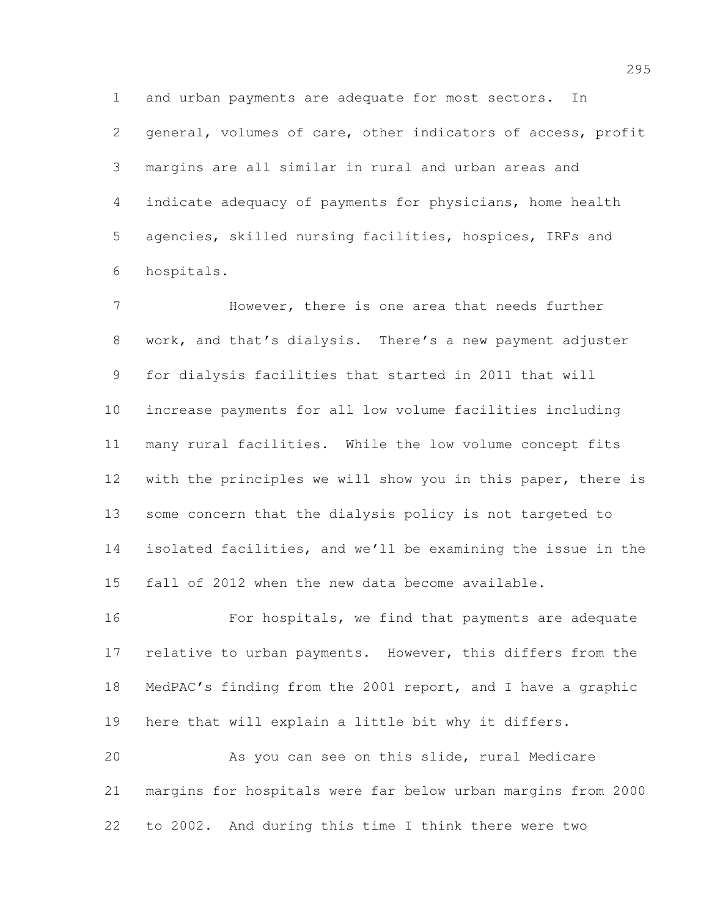and urban payments are adequate for most sectors. In general, volumes of care, other indicators of access, profit margins are all similar in rural and urban areas and indicate adequacy of payments for physicians, home health agencies, skilled nursing facilities, hospices, IRFs and hospitals.

However, there is one area that needs further work, and that's dialysis. There's a new payment adjuster for dialysis facilities that started in 2011 that will increase payments for all low volume facilities including many rural facilities. While the low volume concept fits with the principles we will show you in this paper, there is some concern that the dialysis policy is not targeted to isolated facilities, and we'll be examining the issue in the fall of 2012 when the new data become available.

For hospitals, we find that payments are adequate relative to urban payments. However, this differs from the MedPAC's finding from the 2001 report, and I have a graphic here that will explain a little bit why it differs.

As you can see on this slide, rural Medicare margins for hospitals were far below urban margins from 2000 to 2002. And during this time I think there were two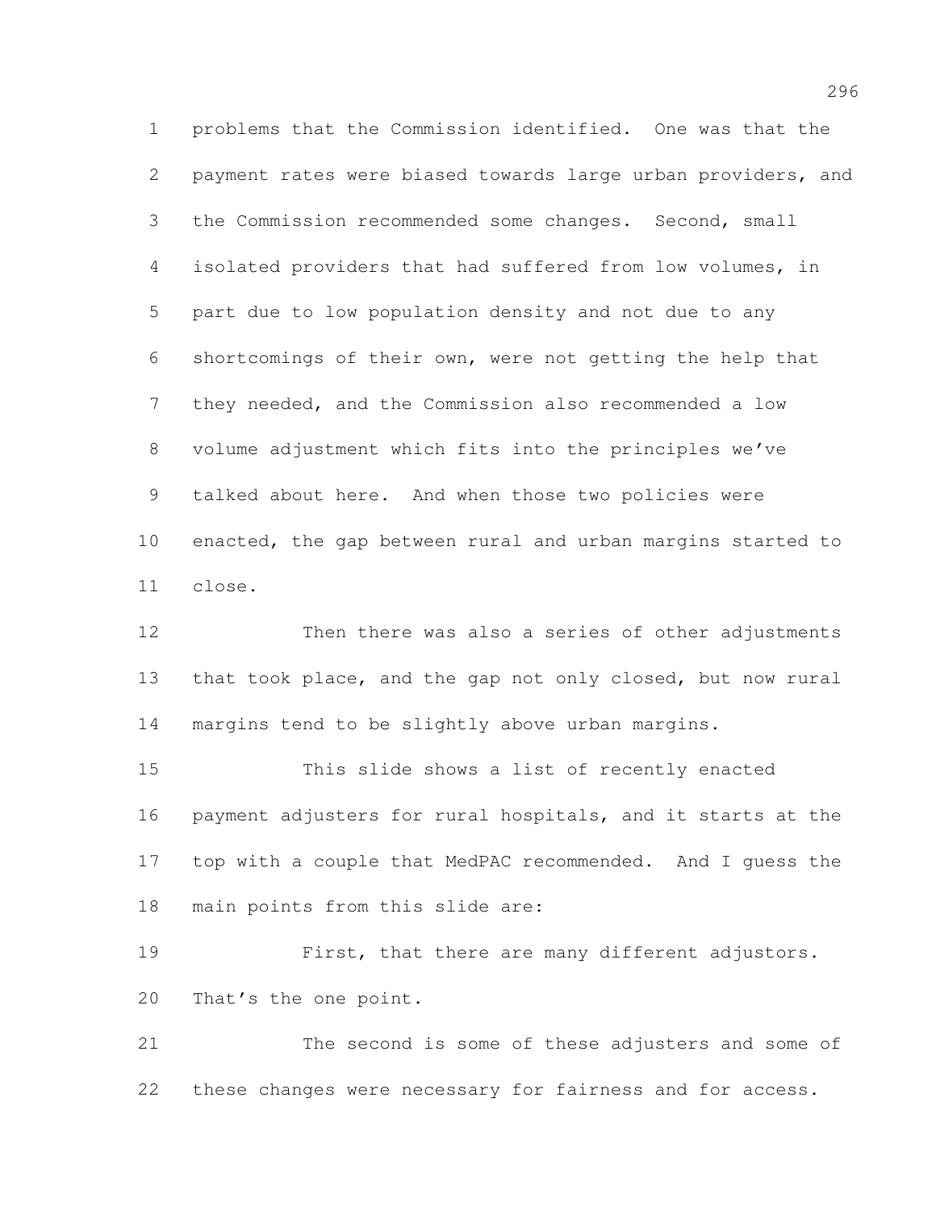problems that the Commission identified. One was that the payment rates were biased towards large urban providers, and the Commission recommended some changes. Second, small isolated providers that had suffered from low volumes, in part due to low population density and not due to any shortcomings of their own, were not getting the help that they needed, and the Commission also recommended a low volume adjustment which fits into the principles we've talked about here. And when those two policies were enacted, the gap between rural and urban margins started to close.

Then there was also a series of other adjustments that took place, and the gap not only closed, but now rural margins tend to be slightly above urban margins.

This slide shows a list of recently enacted payment adjusters for rural hospitals, and it starts at the top with a couple that MedPAC recommended. And I guess the main points from this slide are:

First, that there are many different adjustors. That's the one point.

The second is some of these adjusters and some of these changes were necessary for fairness and for access.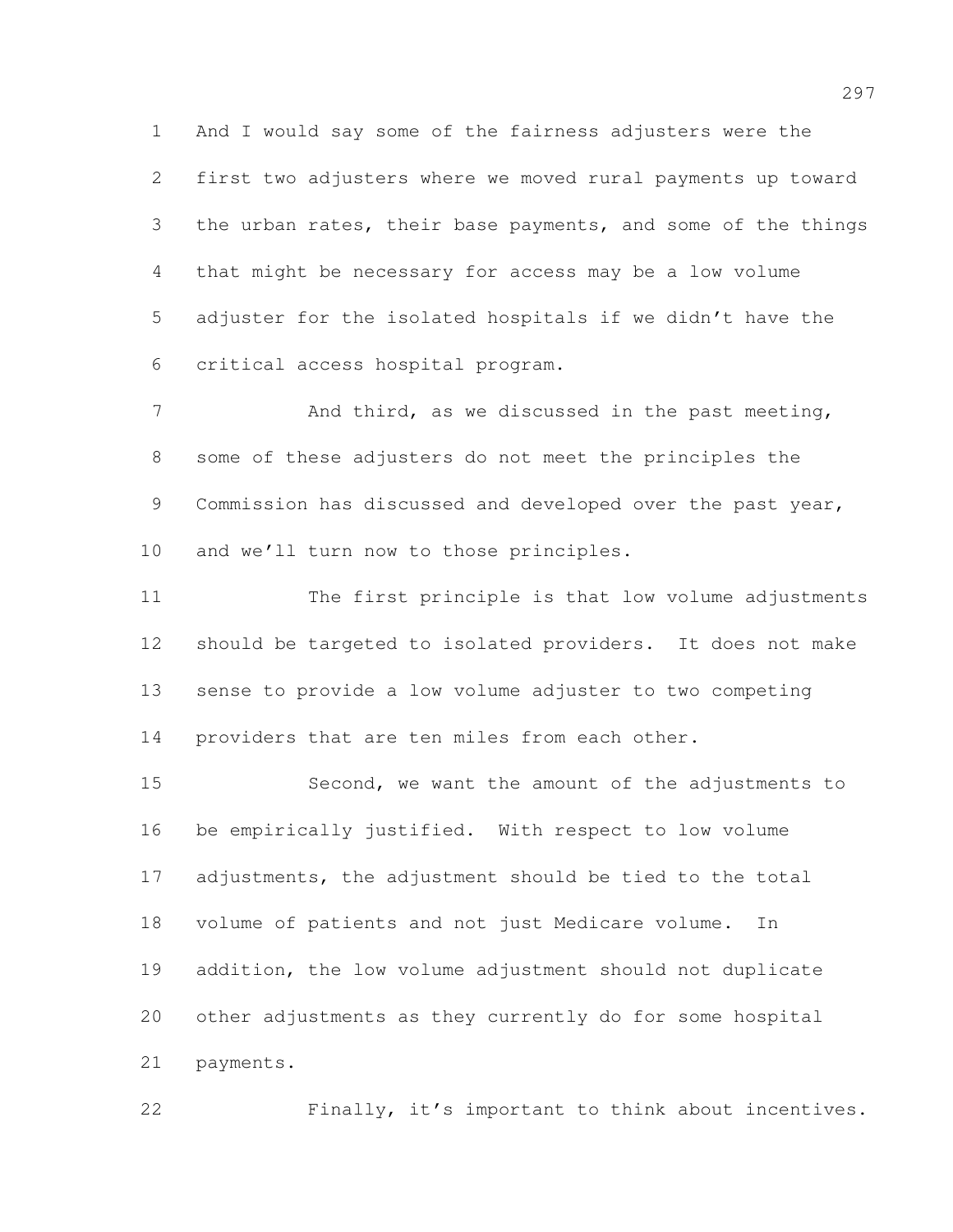And I would say some of the fairness adjusters were the first two adjusters where we moved rural payments up toward the urban rates, their base payments, and some of the things that might be necessary for access may be a low volume adjuster for the isolated hospitals if we didn't have the critical access hospital program.

And third, as we discussed in the past meeting, some of these adjusters do not meet the principles the Commission has discussed and developed over the past year, and we'll turn now to those principles.

The first principle is that low volume adjustments should be targeted to isolated providers. It does not make sense to provide a low volume adjuster to two competing providers that are ten miles from each other.

Second, we want the amount of the adjustments to be empirically justified. With respect to low volume adjustments, the adjustment should be tied to the total volume of patients and not just Medicare volume. In addition, the low volume adjustment should not duplicate other adjustments as they currently do for some hospital payments.

Finally, it's important to think about incentives.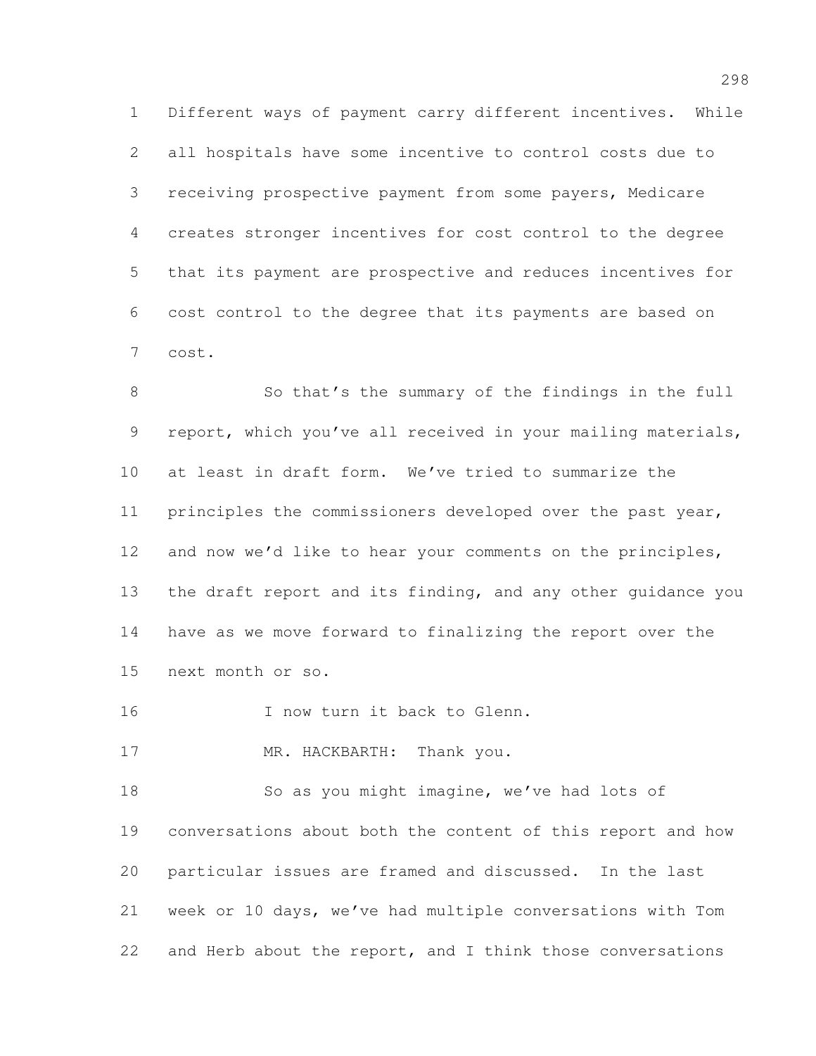Different ways of payment carry different incentives. While all hospitals have some incentive to control costs due to receiving prospective payment from some payers, Medicare creates stronger incentives for cost control to the degree that its payment are prospective and reduces incentives for cost control to the degree that its payments are based on cost.

So that's the summary of the findings in the full report, which you've all received in your mailing materials, at least in draft form. We've tried to summarize the principles the commissioners developed over the past year, and now we'd like to hear your comments on the principles, the draft report and its finding, and any other guidance you have as we move forward to finalizing the report over the next month or so.

I now turn it back to Glenn.

MR. HACKBARTH: Thank you.

So as you might imagine, we've had lots of conversations about both the content of this report and how particular issues are framed and discussed. In the last week or 10 days, we've had multiple conversations with Tom and Herb about the report, and I think those conversations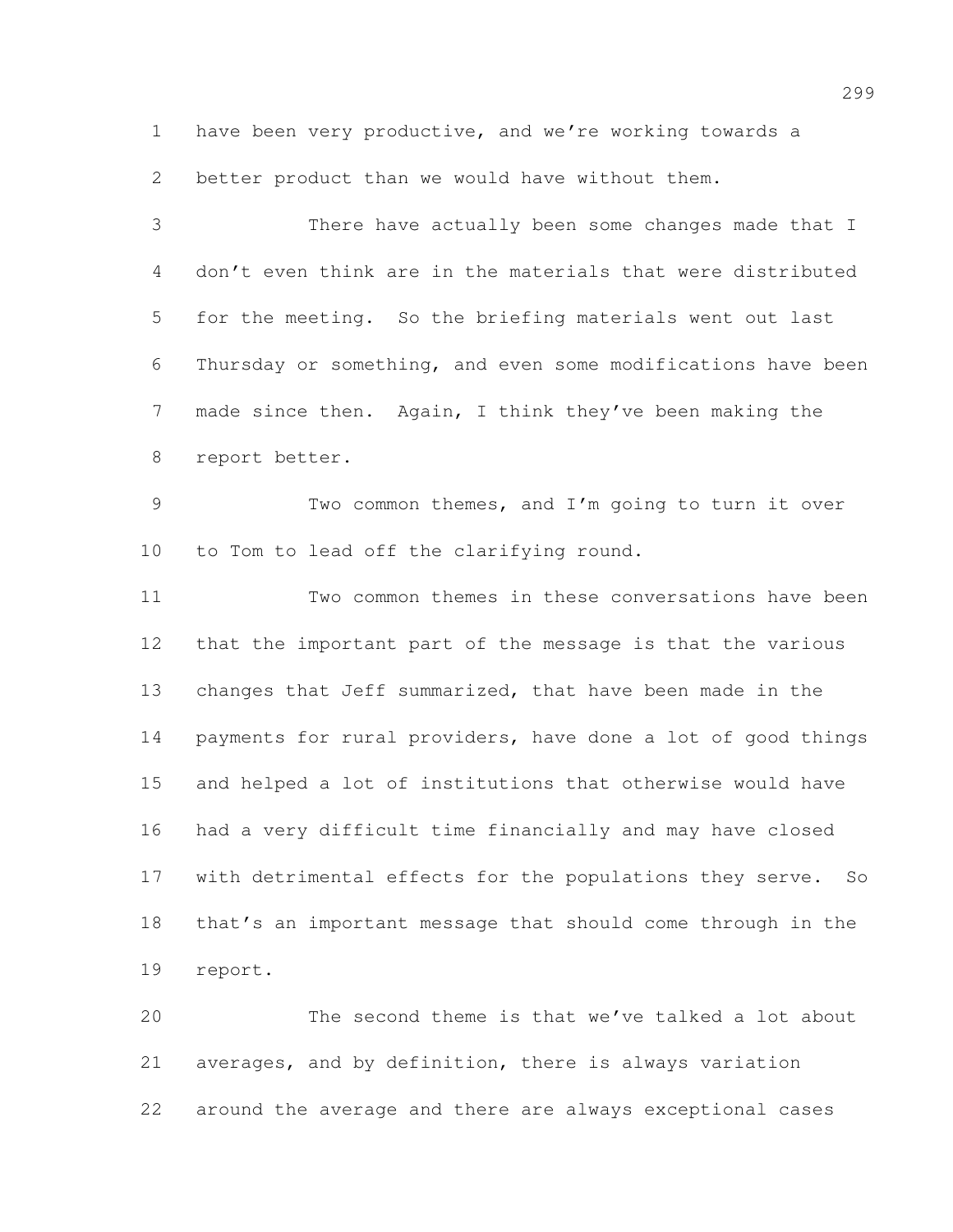have been very productive, and we're working towards a better product than we would have without them.

There have actually been some changes made that I don't even think are in the materials that were distributed for the meeting. So the briefing materials went out last Thursday or something, and even some modifications have been made since then. Again, I think they've been making the report better.

Two common themes, and I'm going to turn it over to Tom to lead off the clarifying round.

Two common themes in these conversations have been that the important part of the message is that the various changes that Jeff summarized, that have been made in the payments for rural providers, have done a lot of good things and helped a lot of institutions that otherwise would have had a very difficult time financially and may have closed with detrimental effects for the populations they serve. So that's an important message that should come through in the report.

The second theme is that we've talked a lot about averages, and by definition, there is always variation around the average and there are always exceptional cases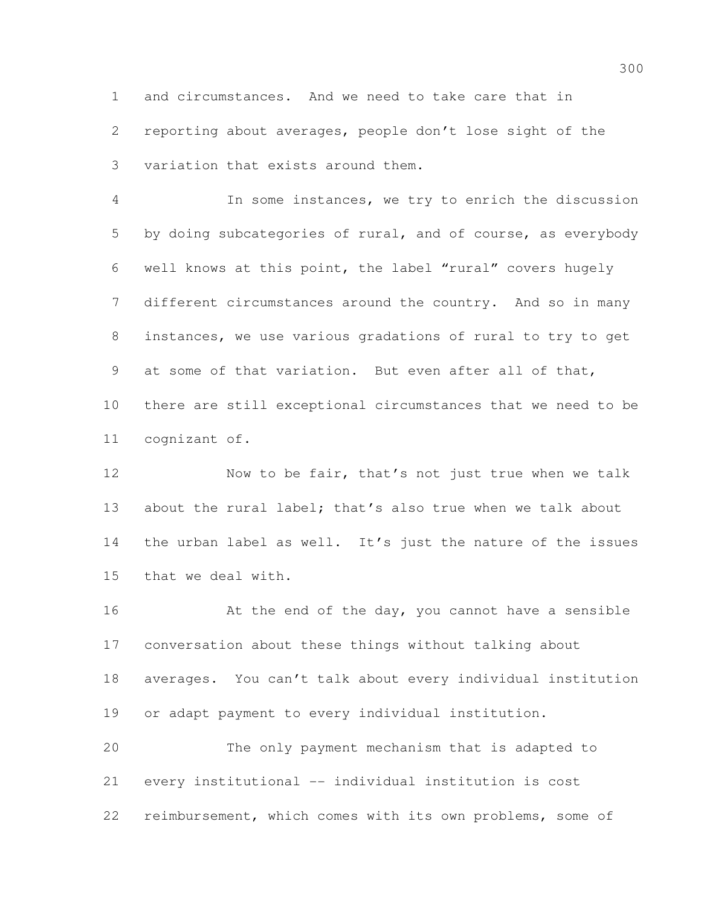and circumstances. And we need to take care that in reporting about averages, people don't lose sight of the variation that exists around them.

In some instances, we try to enrich the discussion by doing subcategories of rural, and of course, as everybody well knows at this point, the label "rural" covers hugely different circumstances around the country. And so in many instances, we use various gradations of rural to try to get at some of that variation. But even after all of that, there are still exceptional circumstances that we need to be cognizant of.

Now to be fair, that's not just true when we talk about the rural label; that's also true when we talk about the urban label as well. It's just the nature of the issues that we deal with.

At the end of the day, you cannot have a sensible conversation about these things without talking about averages. You can't talk about every individual institution or adapt payment to every individual institution.

The only payment mechanism that is adapted to every institutional -- individual institution is cost reimbursement, which comes with its own problems, some of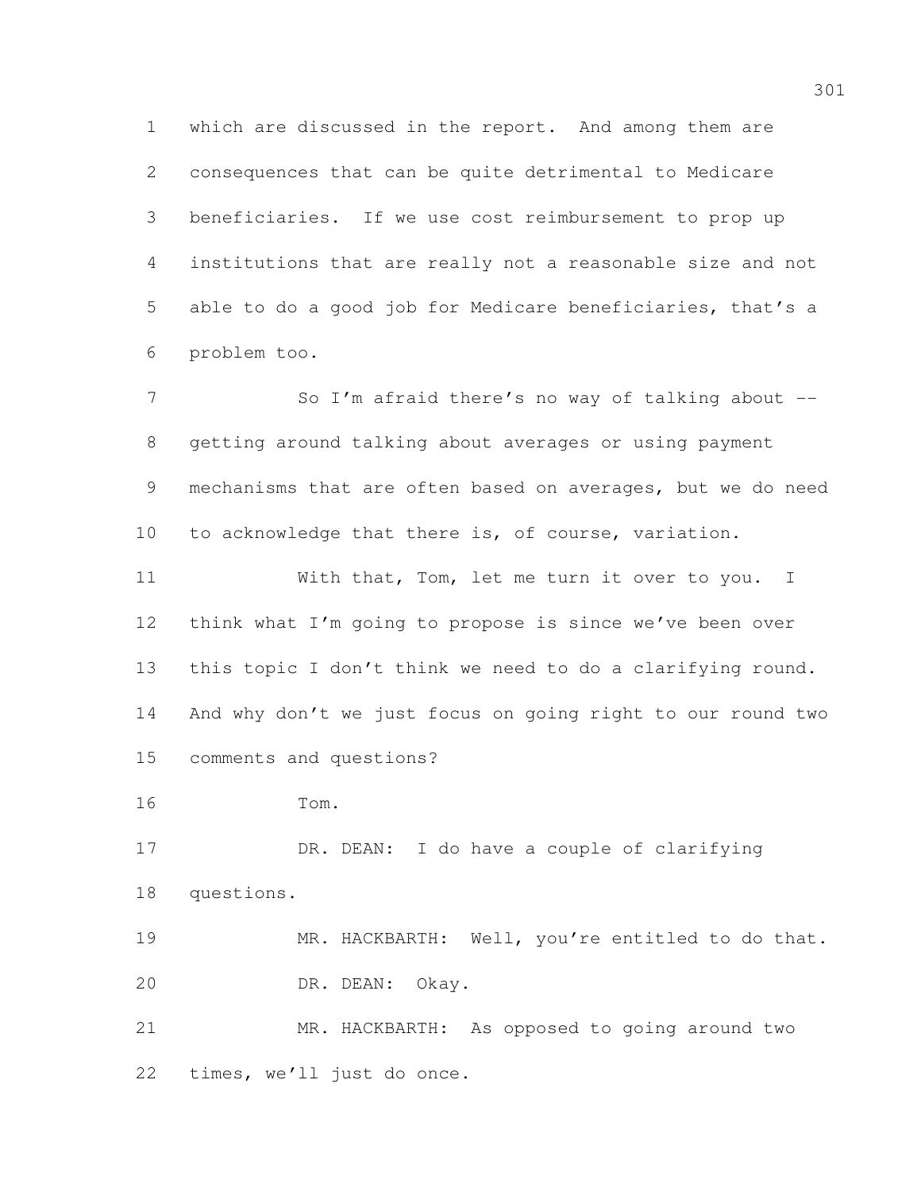which are discussed in the report. And among them are consequences that can be quite detrimental to Medicare beneficiaries. If we use cost reimbursement to prop up institutions that are really not a reasonable size and not able to do a good job for Medicare beneficiaries, that's a problem too.

So I'm afraid there's no way of talking about -- getting around talking about averages or using payment mechanisms that are often based on averages, but we do need to acknowledge that there is, of course, variation.

With that, Tom, let me turn it over to you. I think what I'm going to propose is since we've been over this topic I don't think we need to do a clarifying round. And why don't we just focus on going right to our round two comments and questions?

Tom.

DR. DEAN: I do have a couple of clarifying questions.

MR. HACKBARTH: Well, you're entitled to do that.

DR. DEAN: Okay.

MR. HACKBARTH: As opposed to going around two times, we'll just do once.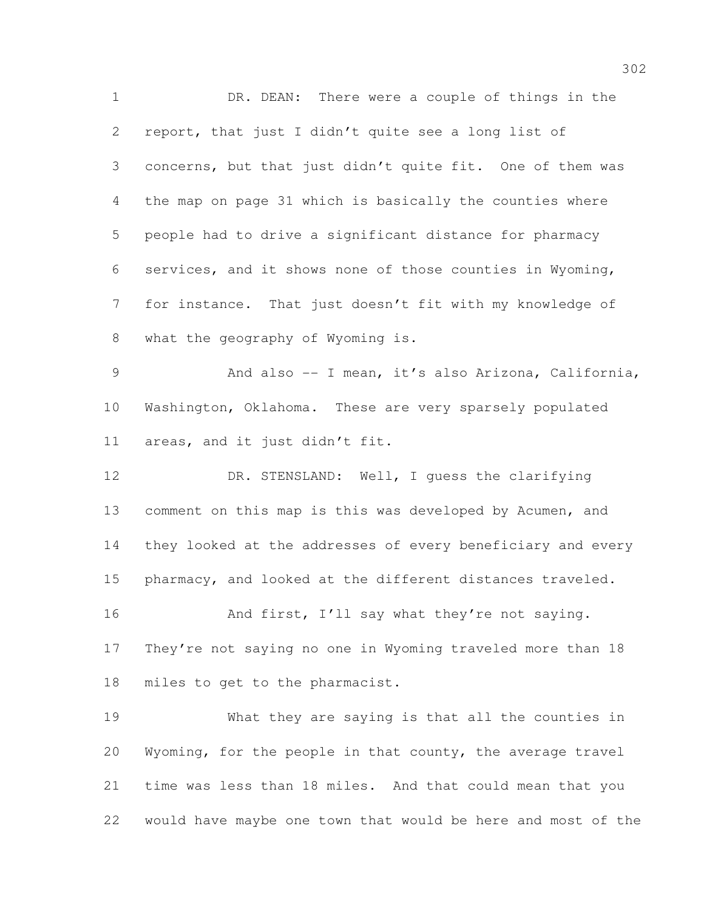DR. DEAN: There were a couple of things in the report, that just I didn't quite see a long list of concerns, but that just didn't quite fit. One of them was the map on page 31 which is basically the counties where people had to drive a significant distance for pharmacy services, and it shows none of those counties in Wyoming, for instance. That just doesn't fit with my knowledge of what the geography of Wyoming is.

And also -- I mean, it's also Arizona, California, Washington, Oklahoma. These are very sparsely populated areas, and it just didn't fit.

DR. STENSLAND: Well, I guess the clarifying comment on this map is this was developed by Acumen, and they looked at the addresses of every beneficiary and every pharmacy, and looked at the different distances traveled.

And first, I'll say what they're not saying. They're not saying no one in Wyoming traveled more than 18 miles to get to the pharmacist.

What they are saying is that all the counties in Wyoming, for the people in that county, the average travel time was less than 18 miles. And that could mean that you would have maybe one town that would be here and most of the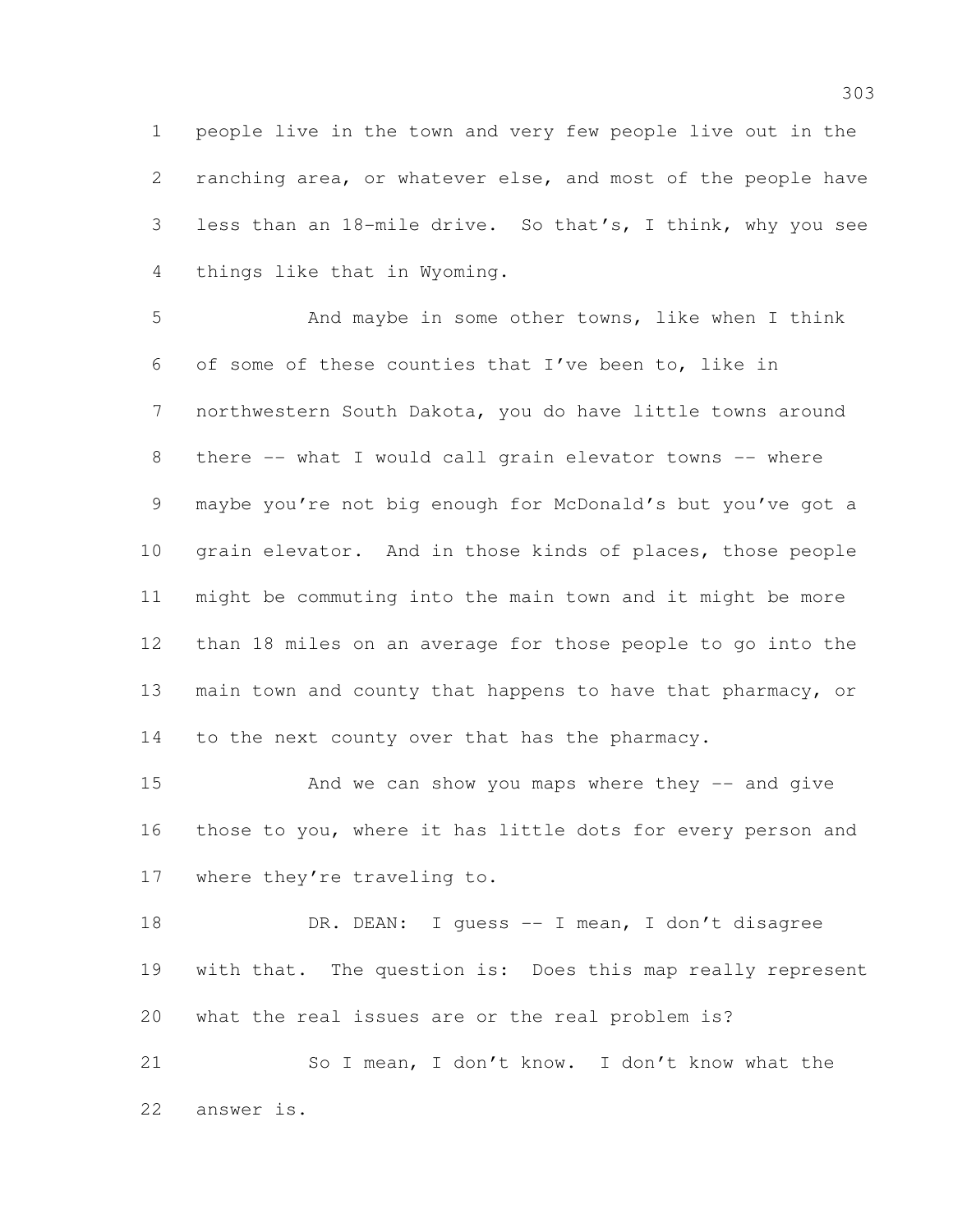people live in the town and very few people live out in the ranching area, or whatever else, and most of the people have less than an 18-mile drive. So that's, I think, why you see things like that in Wyoming.

And maybe in some other towns, like when I think of some of these counties that I've been to, like in northwestern South Dakota, you do have little towns around there -- what I would call grain elevator towns -- where maybe you're not big enough for McDonald's but you've got a grain elevator. And in those kinds of places, those people might be commuting into the main town and it might be more than 18 miles on an average for those people to go into the main town and county that happens to have that pharmacy, or to the next county over that has the pharmacy.

And we can show you maps where they -- and give those to you, where it has little dots for every person and where they're traveling to.

DR. DEAN: I guess -- I mean, I don't disagree with that. The question is: Does this map really represent what the real issues are or the real problem is?

So I mean, I don't know. I don't know what the answer is.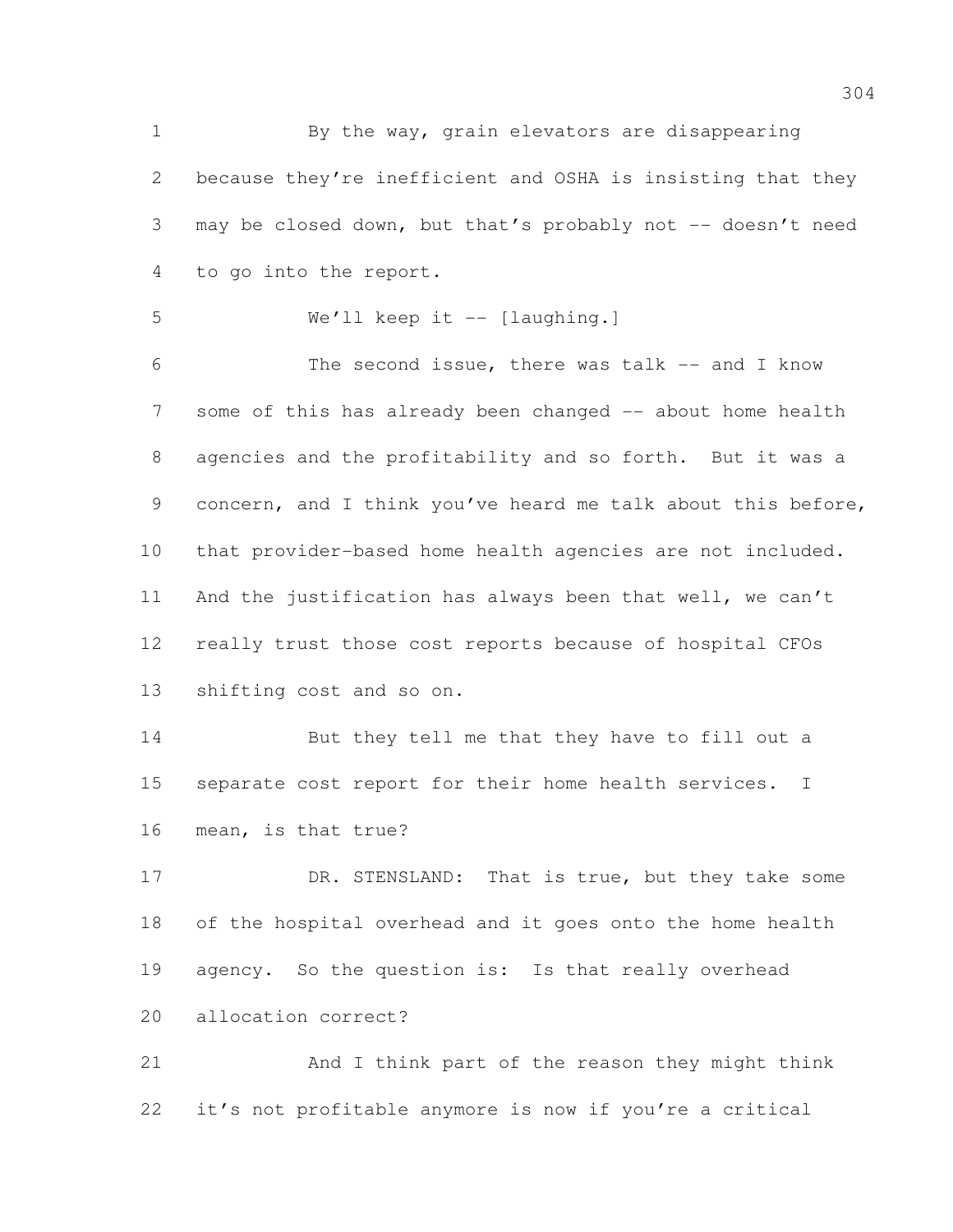By the way, grain elevators are disappearing because they're inefficient and OSHA is insisting that they may be closed down, but that's probably not -- doesn't need to go into the report.

We'll keep it -- [laughing.]

The second issue, there was talk -- and I know some of this has already been changed -- about home health agencies and the profitability and so forth. But it was a concern, and I think you've heard me talk about this before, that provider-based home health agencies are not included. And the justification has always been that well, we can't really trust those cost reports because of hospital CFOs shifting cost and so on.

But they tell me that they have to fill out a separate cost report for their home health services. I mean, is that true?

DR. STENSLAND: That is true, but they take some of the hospital overhead and it goes onto the home health agency. So the question is: Is that really overhead allocation correct?

And I think part of the reason they might think it's not profitable anymore is now if you're a critical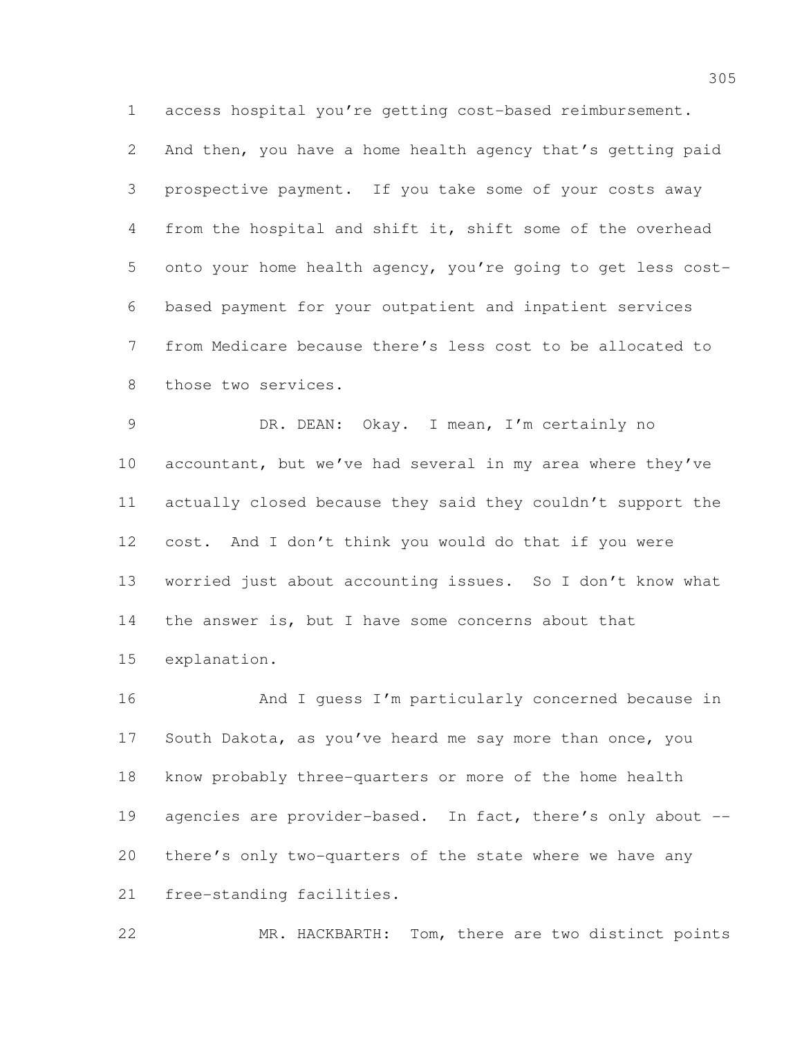access hospital you're getting cost-based reimbursement. And then, you have a home health agency that's getting paid prospective payment. If you take some of your costs away from the hospital and shift it, shift some of the overhead onto your home health agency, you're going to get less cost-based payment for your outpatient and inpatient services from Medicare because there's less cost to be allocated to those two services.

DR. DEAN: Okay. I mean, I'm certainly no accountant, but we've had several in my area where they've actually closed because they said they couldn't support the cost. And I don't think you would do that if you were worried just about accounting issues. So I don't know what the answer is, but I have some concerns about that explanation.

And I guess I'm particularly concerned because in South Dakota, as you've heard me say more than once, you know probably three-quarters or more of the home health agencies are provider-based. In fact, there's only about -- there's only two-quarters of the state where we have any free-standing facilities.

MR. HACKBARTH: Tom, there are two distinct points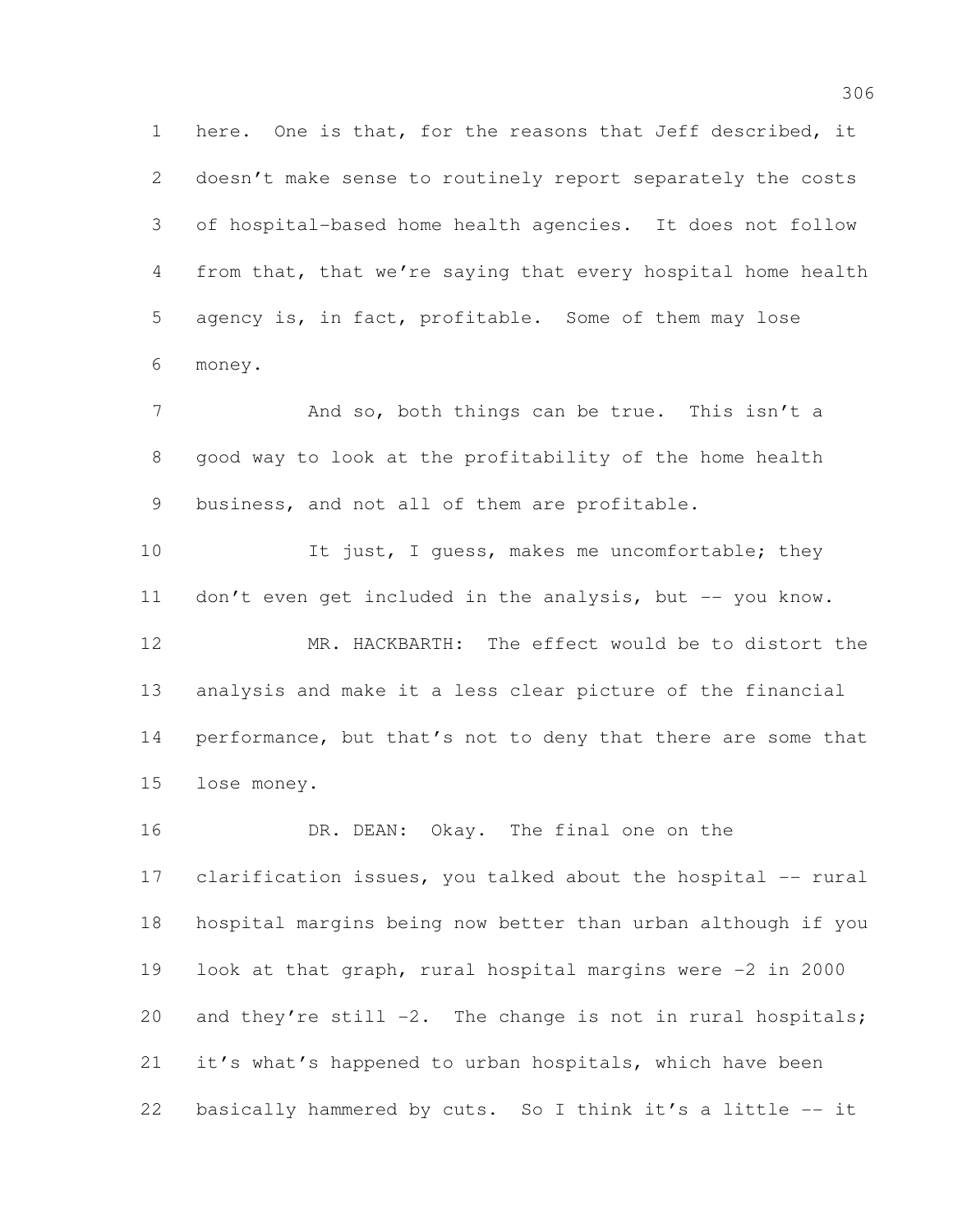here. One is that, for the reasons that Jeff described, it doesn't make sense to routinely report separately the costs of hospital-based home health agencies. It does not follow from that, that we're saying that every hospital home health agency is, in fact, profitable. Some of them may lose money.

And so, both things can be true. This isn't a good way to look at the profitability of the home health business, and not all of them are profitable.

It just, I guess, makes me uncomfortable; they don't even get included in the analysis, but -- you know.

MR. HACKBARTH: The effect would be to distort the analysis and make it a less clear picture of the financial performance, but that's not to deny that there are some that lose money.

DR. DEAN: Okay. The final one on the clarification issues, you talked about the hospital -- rural hospital margins being now better than urban although if you look at that graph, rural hospital margins were -2 in 2000 and they're still -2. The change is not in rural hospitals; it's what's happened to urban hospitals, which have been basically hammered by cuts. So I think it's a little -- it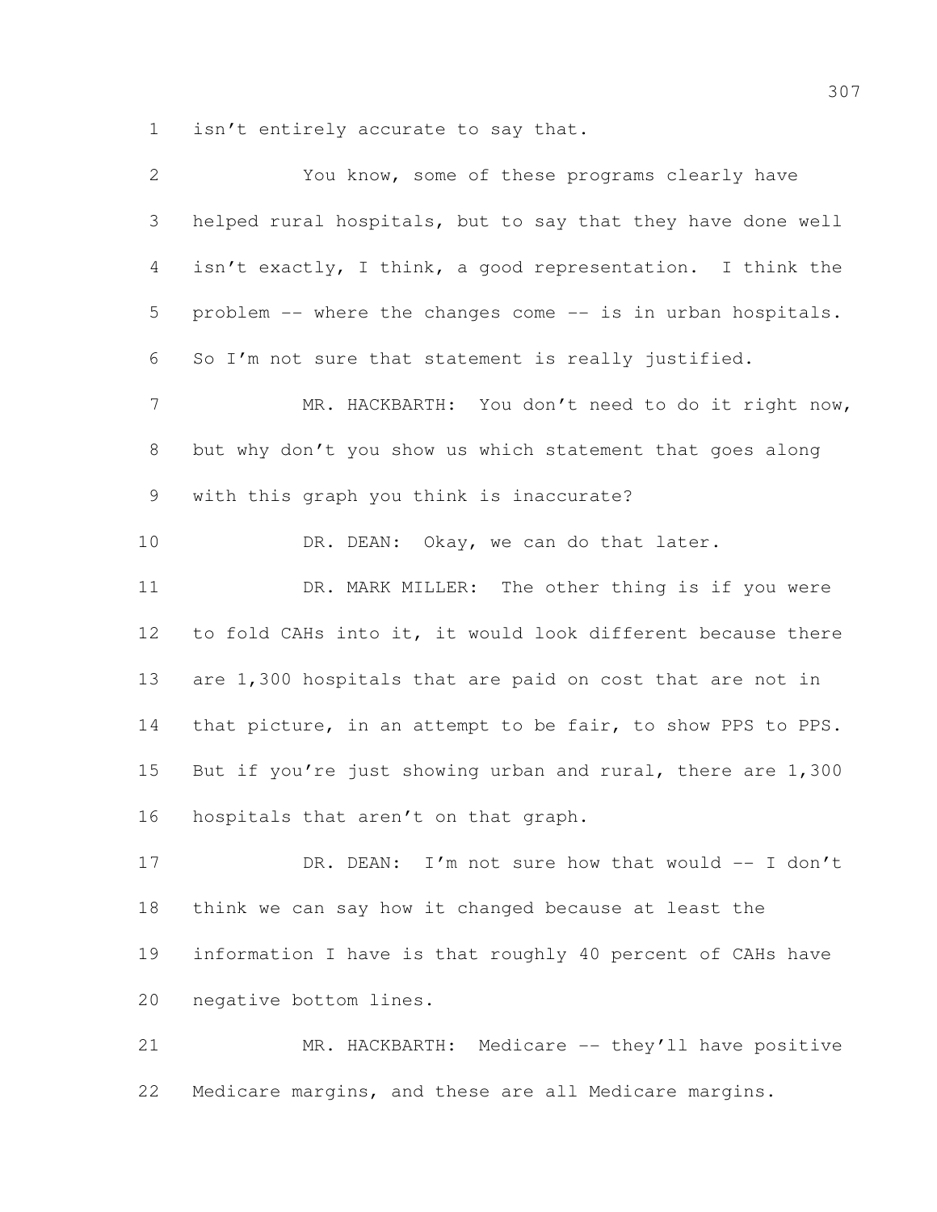isn't entirely accurate to say that.

You know, some of these programs clearly have helped rural hospitals, but to say that they have done well isn't exactly, I think, a good representation. I think the problem -- where the changes come -- is in urban hospitals. So I'm not sure that statement is really justified.

MR. HACKBARTH: You don't need to do it right now, but why don't you show us which statement that goes along with this graph you think is inaccurate?

DR. DEAN: Okay, we can do that later.

DR. MARK MILLER: The other thing is if you were to fold CAHs into it, it would look different because there are 1,300 hospitals that are paid on cost that are not in that picture, in an attempt to be fair, to show PPS to PPS. But if you're just showing urban and rural, there are 1,300 hospitals that aren't on that graph.

DR. DEAN: I'm not sure how that would -- I don't think we can say how it changed because at least the information I have is that roughly 40 percent of CAHs have negative bottom lines.

MR. HACKBARTH: Medicare -- they'll have positive Medicare margins, and these are all Medicare margins.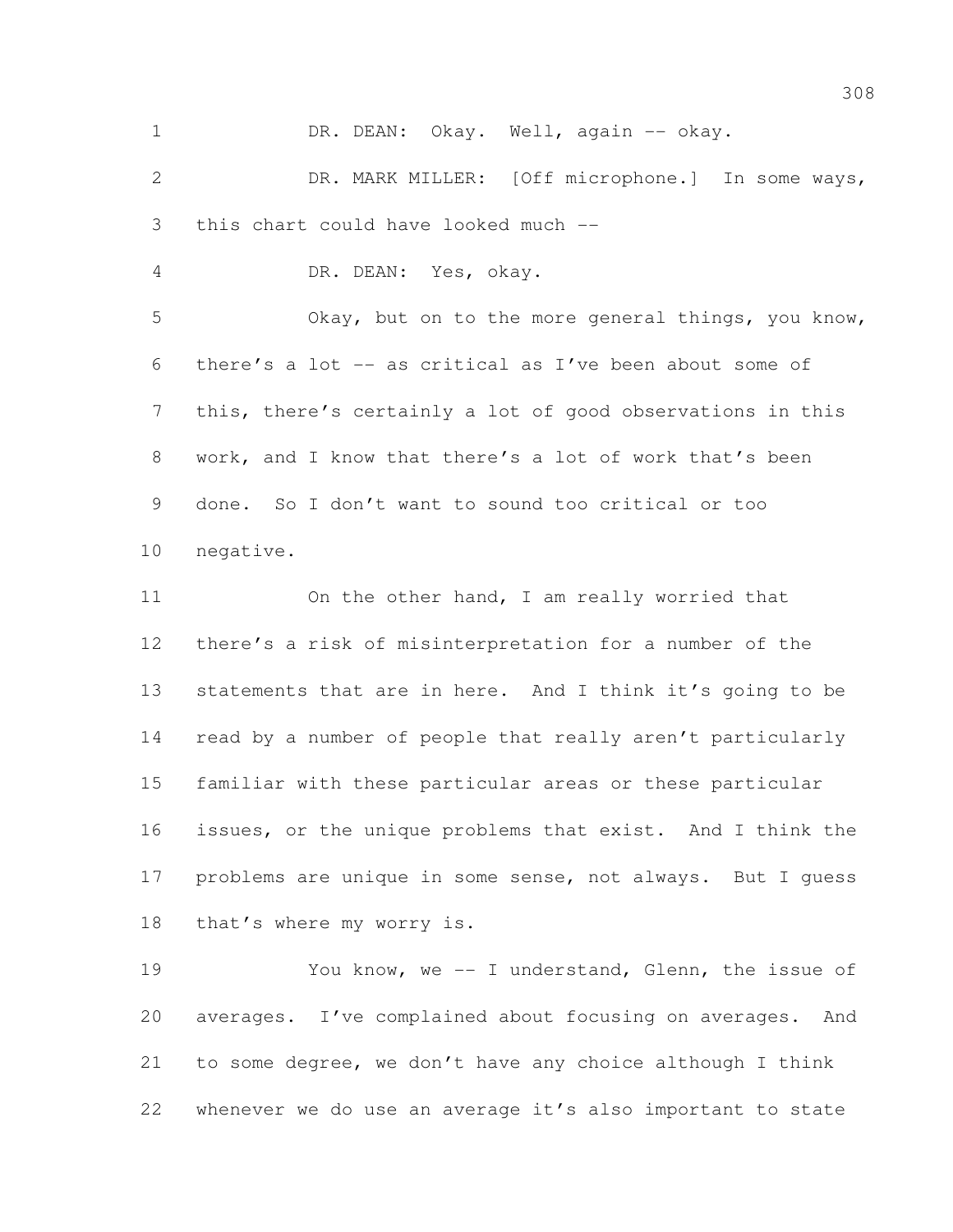DR. DEAN: Okay. Well, again -- okay.

DR. MARK MILLER: [Off microphone.] In some ways, this chart could have looked much --

DR. DEAN: Yes, okay.

Okay, but on to the more general things, you know, there's a lot -- as critical as I've been about some of this, there's certainly a lot of good observations in this work, and I know that there's a lot of work that's been done. So I don't want to sound too critical or too negative.

On the other hand, I am really worried that there's a risk of misinterpretation for a number of the statements that are in here. And I think it's going to be read by a number of people that really aren't particularly familiar with these particular areas or these particular issues, or the unique problems that exist. And I think the problems are unique in some sense, not always. But I guess that's where my worry is.

You know, we -- I understand, Glenn, the issue of averages. I've complained about focusing on averages. And to some degree, we don't have any choice although I think whenever we do use an average it's also important to state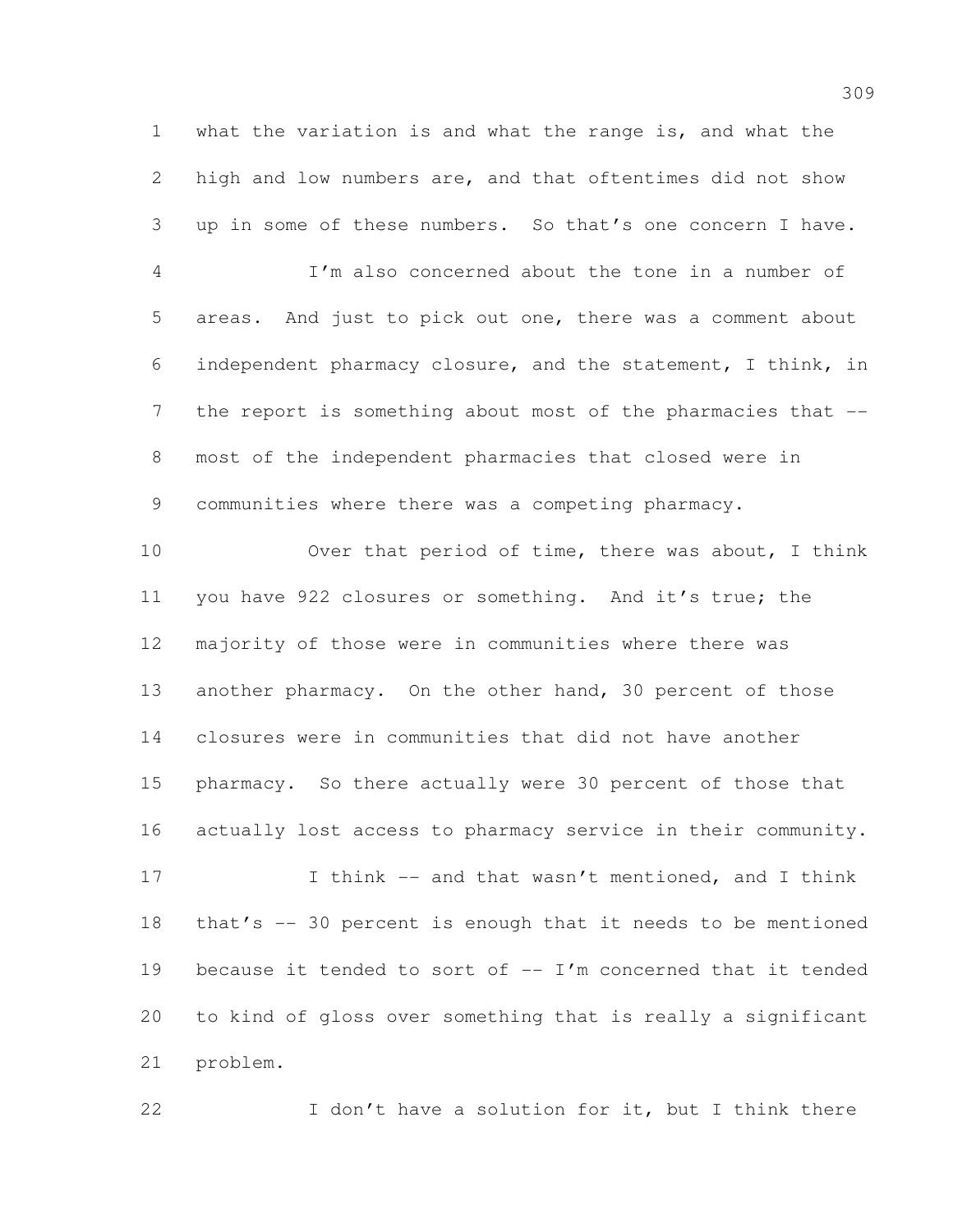what the variation is and what the range is, and what the high and low numbers are, and that oftentimes did not show up in some of these numbers. So that's one concern I have.

I'm also concerned about the tone in a number of areas. And just to pick out one, there was a comment about independent pharmacy closure, and the statement, I think, in the report is something about most of the pharmacies that -- most of the independent pharmacies that closed were in communities where there was a competing pharmacy.

Over that period of time, there was about, I think you have 922 closures or something. And it's true; the majority of those were in communities where there was another pharmacy. On the other hand, 30 percent of those closures were in communities that did not have another pharmacy. So there actually were 30 percent of those that actually lost access to pharmacy service in their community.

I think -- and that wasn't mentioned, and I think that's -- 30 percent is enough that it needs to be mentioned because it tended to sort of -- I'm concerned that it tended to kind of gloss over something that is really a significant problem.

I don't have a solution for it, but I think there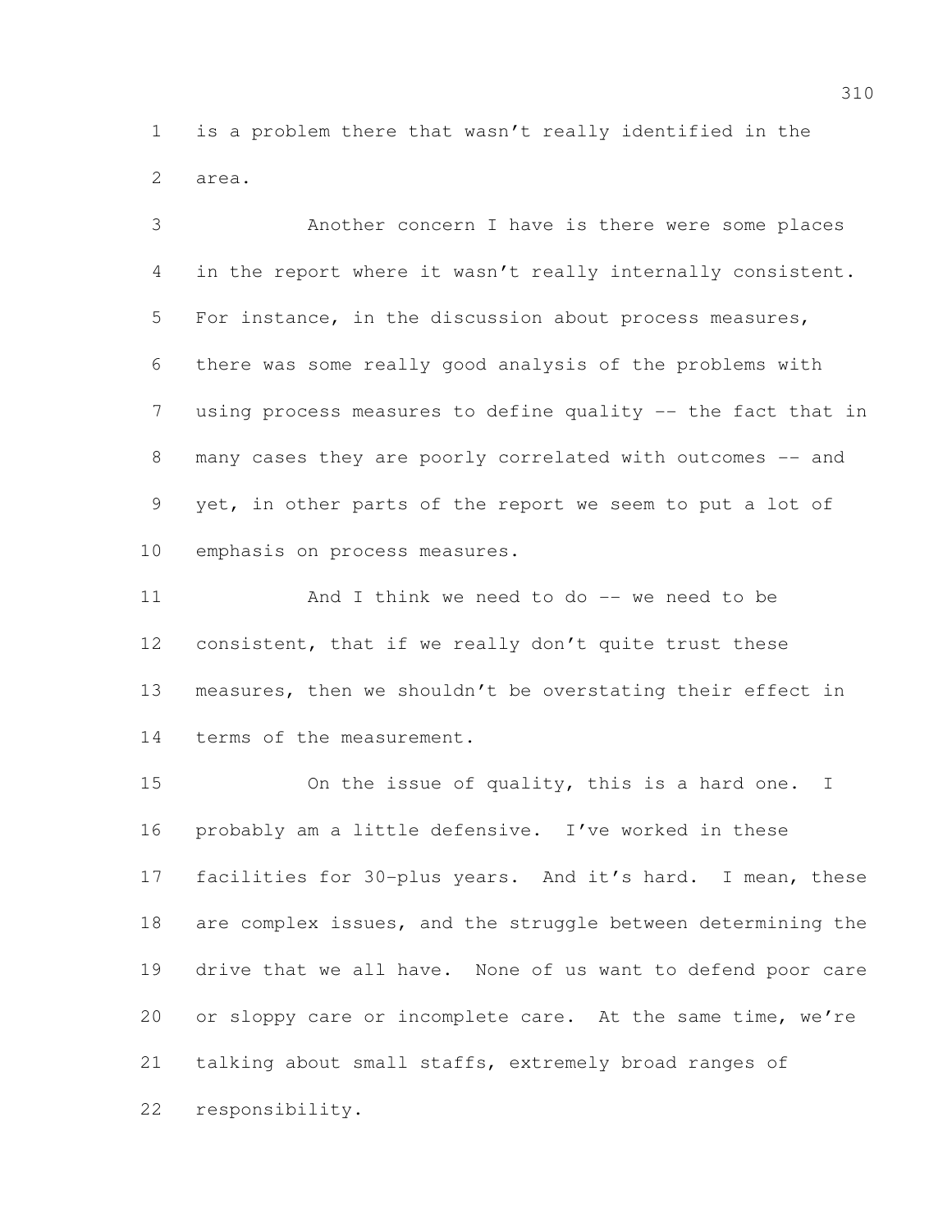is a problem there that wasn't really identified in the area.

Another concern I have is there were some places in the report where it wasn't really internally consistent. For instance, in the discussion about process measures, there was some really good analysis of the problems with using process measures to define quality -- the fact that in many cases they are poorly correlated with outcomes -- and yet, in other parts of the report we seem to put a lot of emphasis on process measures.

And I think we need to do -- we need to be consistent, that if we really don't quite trust these measures, then we shouldn't be overstating their effect in terms of the measurement.

On the issue of quality, this is a hard one. I probably am a little defensive. I've worked in these facilities for 30-plus years. And it's hard. I mean, these are complex issues, and the struggle between determining the drive that we all have. None of us want to defend poor care or sloppy care or incomplete care. At the same time, we're talking about small staffs, extremely broad ranges of responsibility.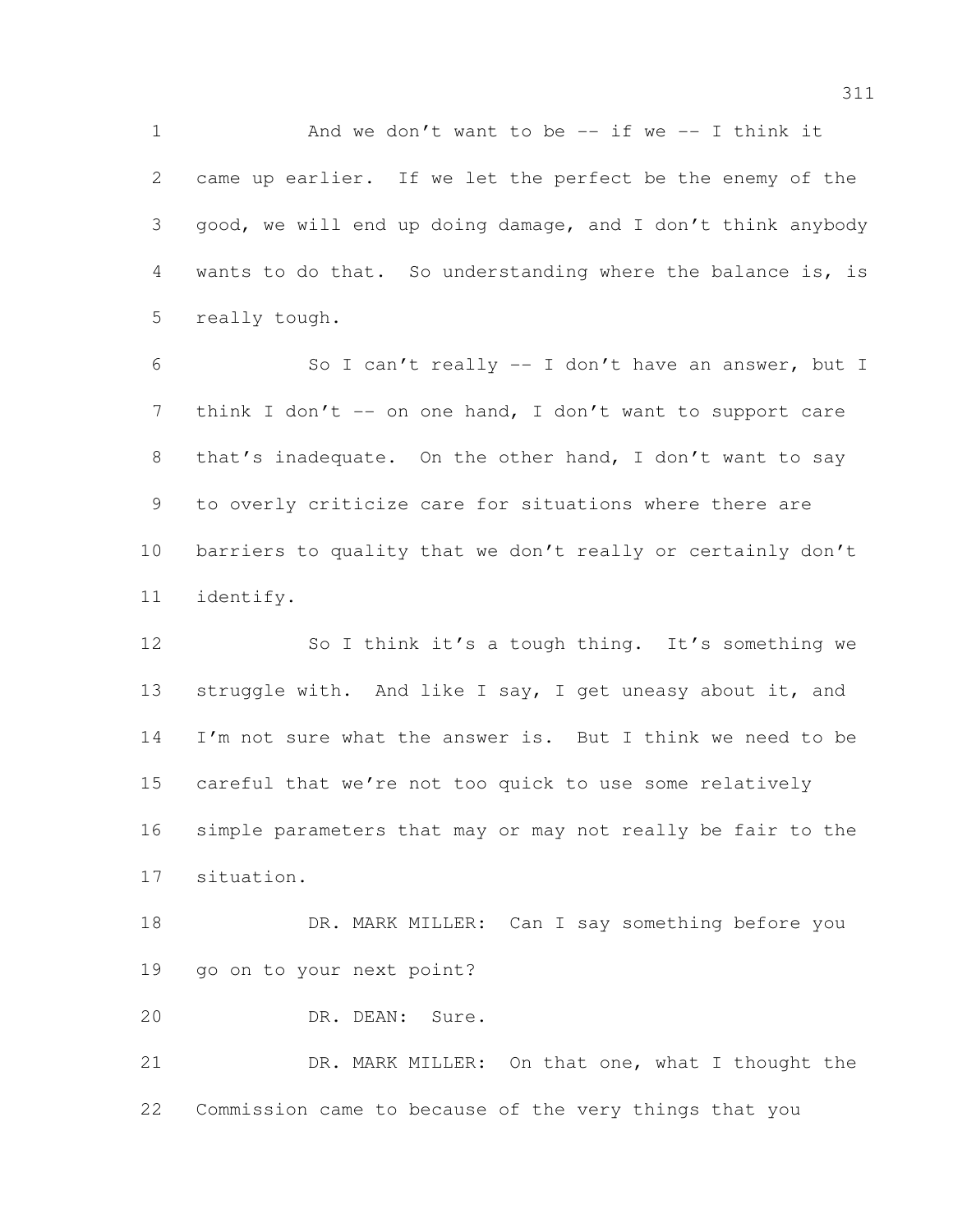And we don't want to be -- if we -- I think it came up earlier. If we let the perfect be the enemy of the good, we will end up doing damage, and I don't think anybody wants to do that. So understanding where the balance is, is really tough.

So I can't really -- I don't have an answer, but I think I don't -- on one hand, I don't want to support care that's inadequate. On the other hand, I don't want to say to overly criticize care for situations where there are barriers to quality that we don't really or certainly don't identify.

So I think it's a tough thing. It's something we struggle with. And like I say, I get uneasy about it, and I'm not sure what the answer is. But I think we need to be careful that we're not too quick to use some relatively simple parameters that may or may not really be fair to the situation.

DR. MARK MILLER: Can I say something before you go on to your next point?

DR. DEAN: Sure.

DR. MARK MILLER: On that one, what I thought the Commission came to because of the very things that you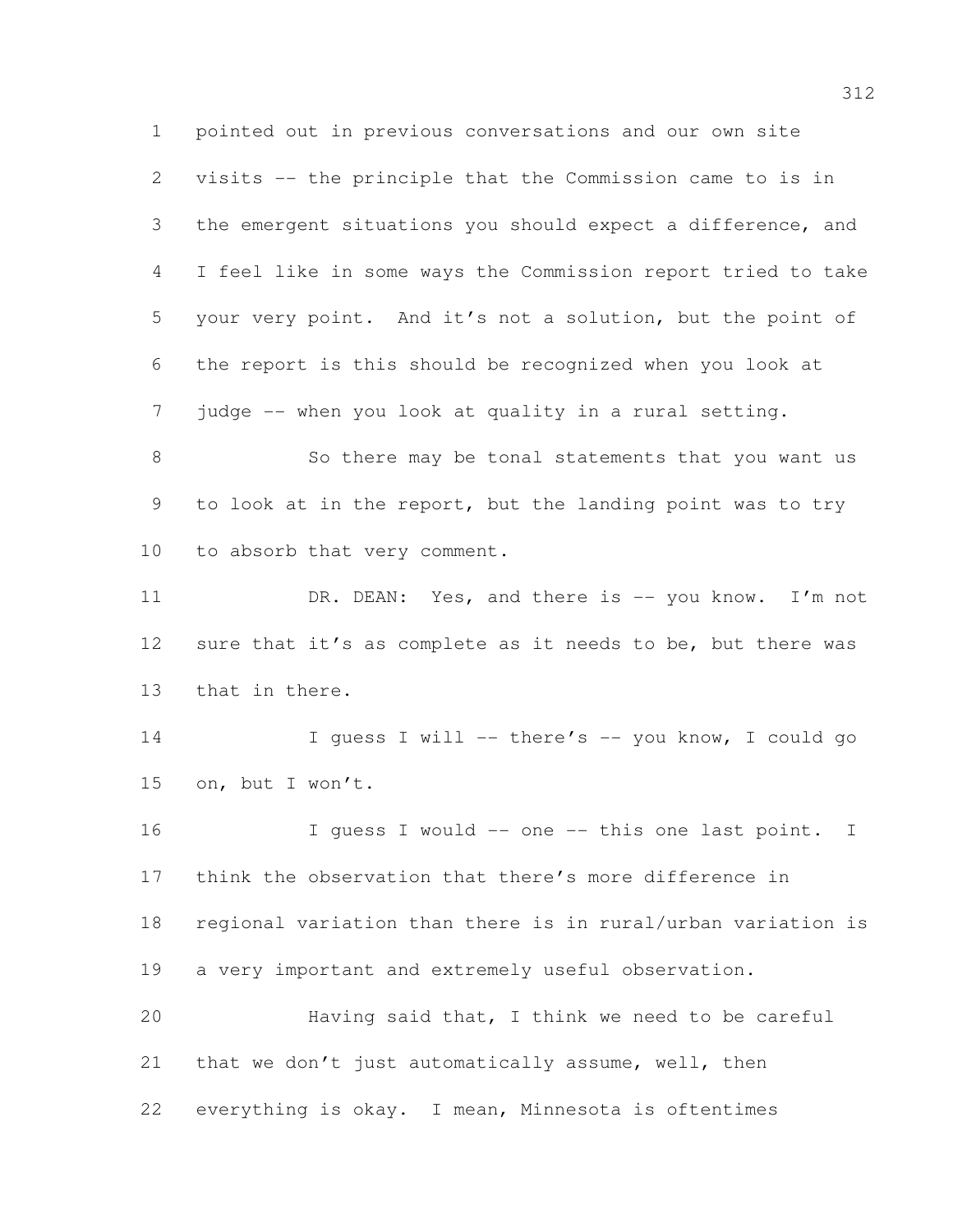pointed out in previous conversations and our own site visits -- the principle that the Commission came to is in the emergent situations you should expect a difference, and I feel like in some ways the Commission report tried to take your very point. And it's not a solution, but the point of the report is this should be recognized when you look at judge -- when you look at quality in a rural setting.

So there may be tonal statements that you want us to look at in the report, but the landing point was to try to absorb that very comment.

DR. DEAN: Yes, and there is -- you know. I'm not sure that it's as complete as it needs to be, but there was that in there.

I guess I will -- there's -- you know, I could go on, but I won't.

I guess I would -- one -- this one last point. I think the observation that there's more difference in regional variation than there is in rural/urban variation is a very important and extremely useful observation.

Having said that, I think we need to be careful that we don't just automatically assume, well, then everything is okay. I mean, Minnesota is oftentimes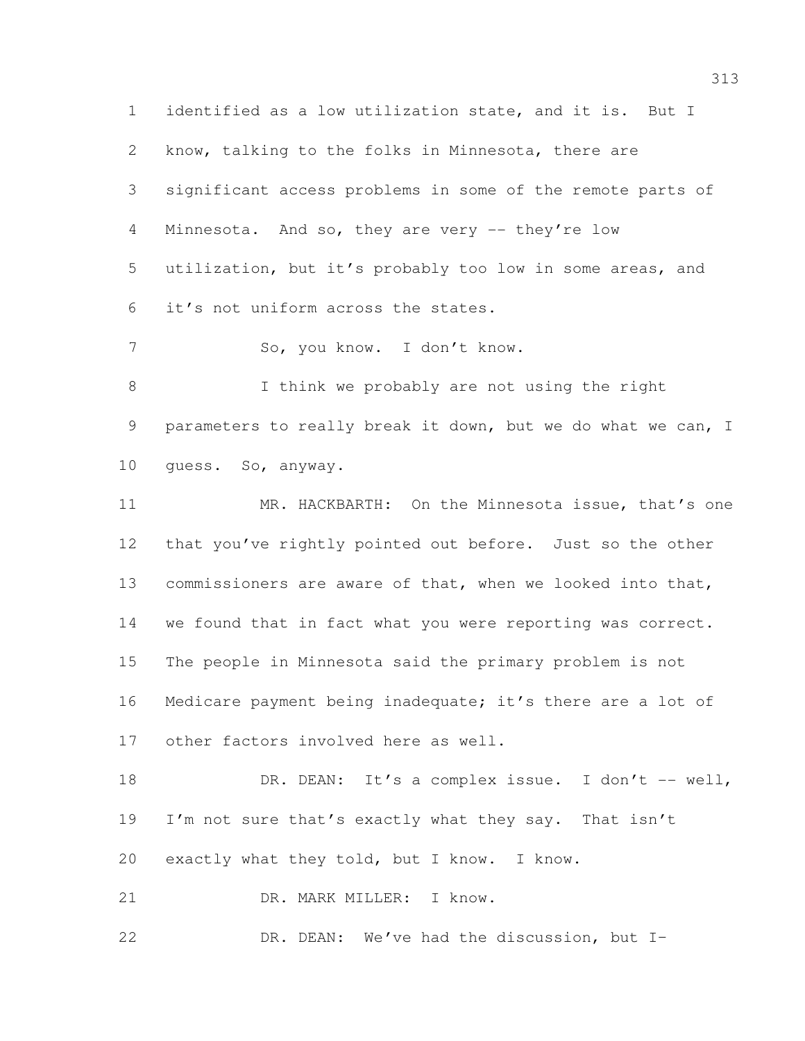identified as a low utilization state, and it is. But I know, talking to the folks in Minnesota, there are significant access problems in some of the remote parts of Minnesota. And so, they are very -- they're low utilization, but it's probably too low in some areas, and it's not uniform across the states.

So, you know. I don't know.

I think we probably are not using the right parameters to really break it down, but we do what we can, I guess. So, anyway.

MR. HACKBARTH: On the Minnesota issue, that's one that you've rightly pointed out before. Just so the other commissioners are aware of that, when we looked into that, we found that in fact what you were reporting was correct. The people in Minnesota said the primary problem is not Medicare payment being inadequate; it's there are a lot of other factors involved here as well.

DR. DEAN: It's a complex issue. I don't -- well, I'm not sure that's exactly what they say. That isn't exactly what they told, but I know. I know.

DR. MARK MILLER: I know.

DR. DEAN: We've had the discussion, but I-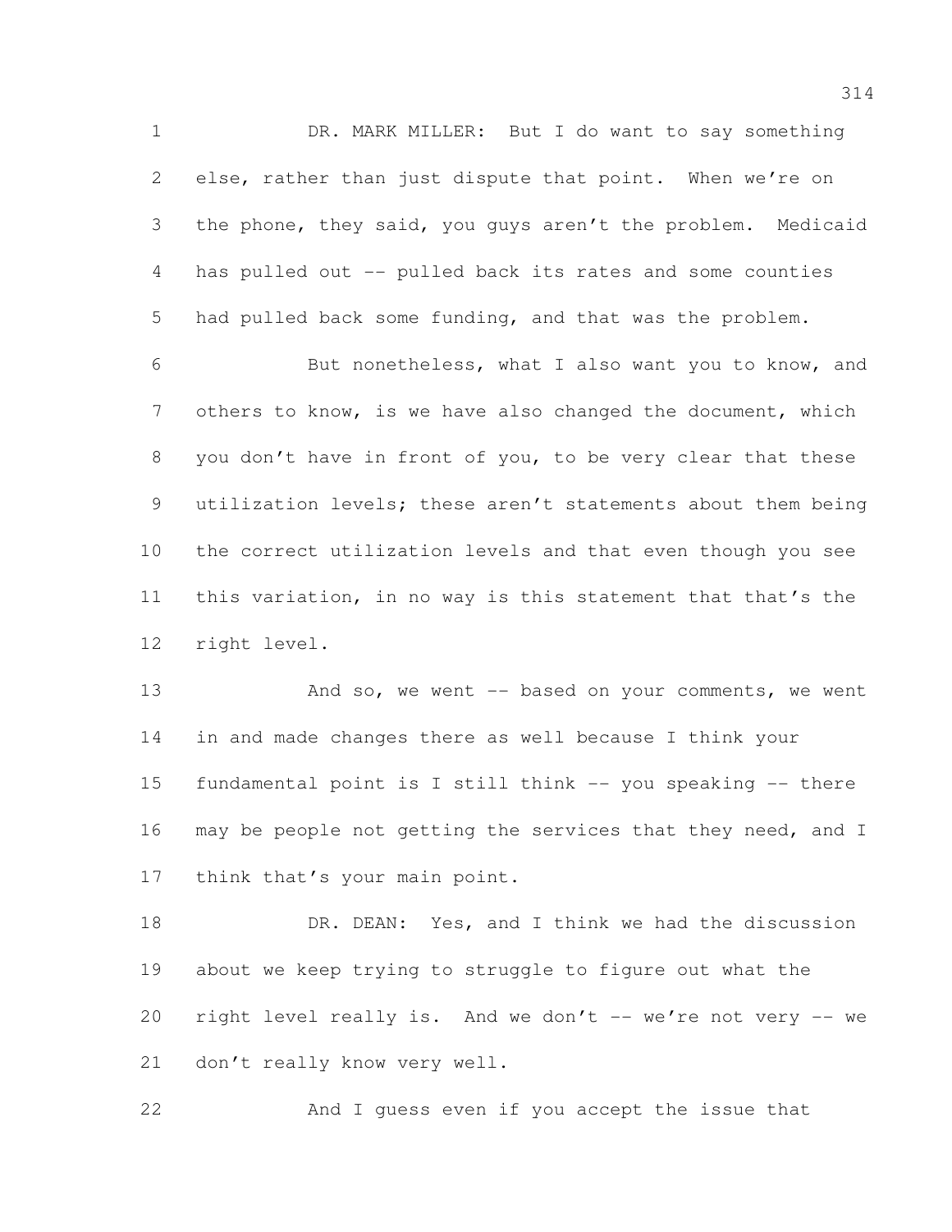DR. MARK MILLER: But I do want to say something else, rather than just dispute that point. When we're on the phone, they said, you guys aren't the problem. Medicaid has pulled out -- pulled back its rates and some counties had pulled back some funding, and that was the problem.

But nonetheless, what I also want you to know, and others to know, is we have also changed the document, which you don't have in front of you, to be very clear that these utilization levels; these aren't statements about them being the correct utilization levels and that even though you see this variation, in no way is this statement that that's the right level.

And so, we went -- based on your comments, we went in and made changes there as well because I think your fundamental point is I still think -- you speaking -- there may be people not getting the services that they need, and I think that's your main point.

DR. DEAN: Yes, and I think we had the discussion about we keep trying to struggle to figure out what the right level really is. And we don't -- we're not very -- we don't really know very well.

And I guess even if you accept the issue that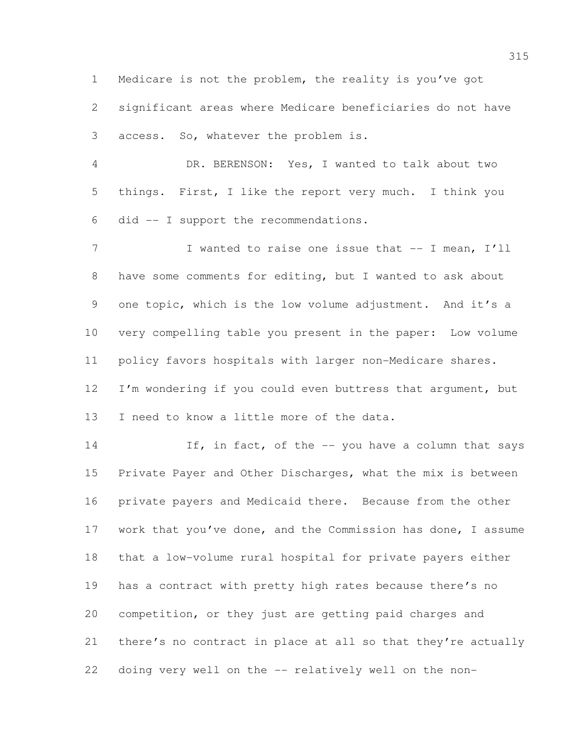Medicare is not the problem, the reality is you've got significant areas where Medicare beneficiaries do not have access. So, whatever the problem is.

DR. BERENSON: Yes, I wanted to talk about two things. First, I like the report very much. I think you did -- I support the recommendations.

I wanted to raise one issue that -- I mean, I'll have some comments for editing, but I wanted to ask about one topic, which is the low volume adjustment. And it's a very compelling table you present in the paper: Low volume policy favors hospitals with larger non-Medicare shares. I'm wondering if you could even buttress that argument, but I need to know a little more of the data.

If, in fact, of the -- you have a column that says Private Payer and Other Discharges, what the mix is between private payers and Medicaid there. Because from the other work that you've done, and the Commission has done, I assume that a low-volume rural hospital for private payers either has a contract with pretty high rates because there's no competition, or they just are getting paid charges and there's no contract in place at all so that they're actually doing very well on the -- relatively well on the non-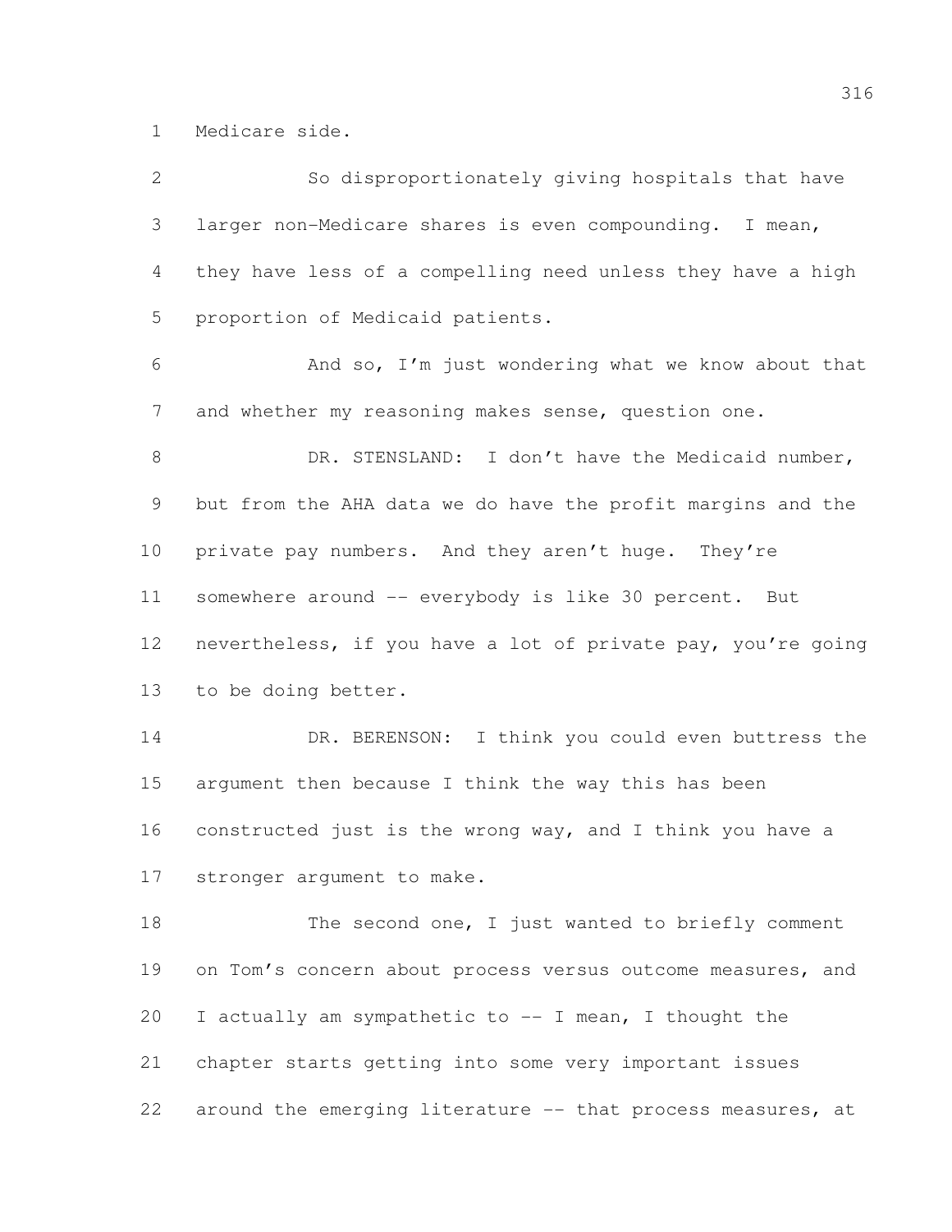Medicare side.

So disproportionately giving hospitals that have larger non-Medicare shares is even compounding. I mean, they have less of a compelling need unless they have a high proportion of Medicaid patients.

And so, I'm just wondering what we know about that and whether my reasoning makes sense, question one.

DR. STENSLAND: I don't have the Medicaid number, but from the AHA data we do have the profit margins and the private pay numbers. And they aren't huge. They're somewhere around -- everybody is like 30 percent. But nevertheless, if you have a lot of private pay, you're going to be doing better.

DR. BERENSON: I think you could even buttress the argument then because I think the way this has been constructed just is the wrong way, and I think you have a stronger argument to make.

The second one, I just wanted to briefly comment on Tom's concern about process versus outcome measures, and I actually am sympathetic to -- I mean, I thought the chapter starts getting into some very important issues around the emerging literature -- that process measures, at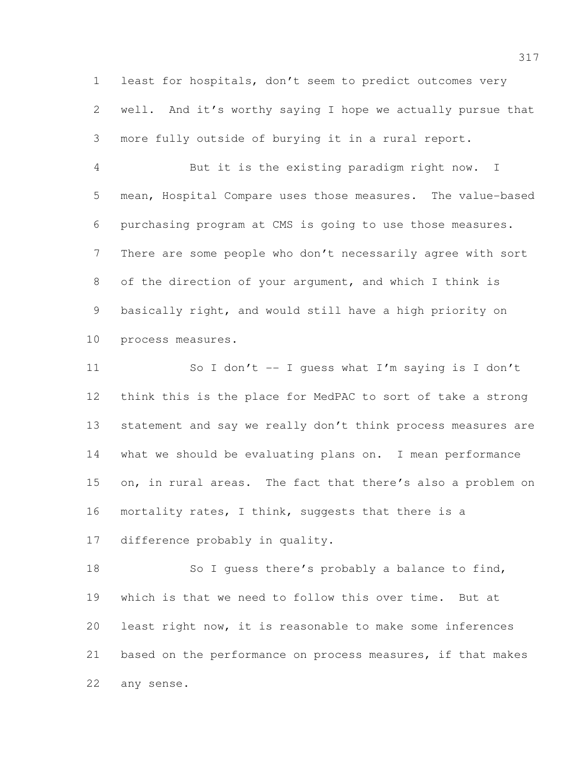least for hospitals, don't seem to predict outcomes very well. And it's worthy saying I hope we actually pursue that more fully outside of burying it in a rural report.

But it is the existing paradigm right now. I mean, Hospital Compare uses those measures. The value-based purchasing program at CMS is going to use those measures. There are some people who don't necessarily agree with sort of the direction of your argument, and which I think is basically right, and would still have a high priority on process measures.

So I don't -- I guess what I'm saying is I don't think this is the place for MedPAC to sort of take a strong statement and say we really don't think process measures are what we should be evaluating plans on. I mean performance on, in rural areas. The fact that there's also a problem on mortality rates, I think, suggests that there is a difference probably in quality.

So I guess there's probably a balance to find, which is that we need to follow this over time. But at least right now, it is reasonable to make some inferences based on the performance on process measures, if that makes any sense.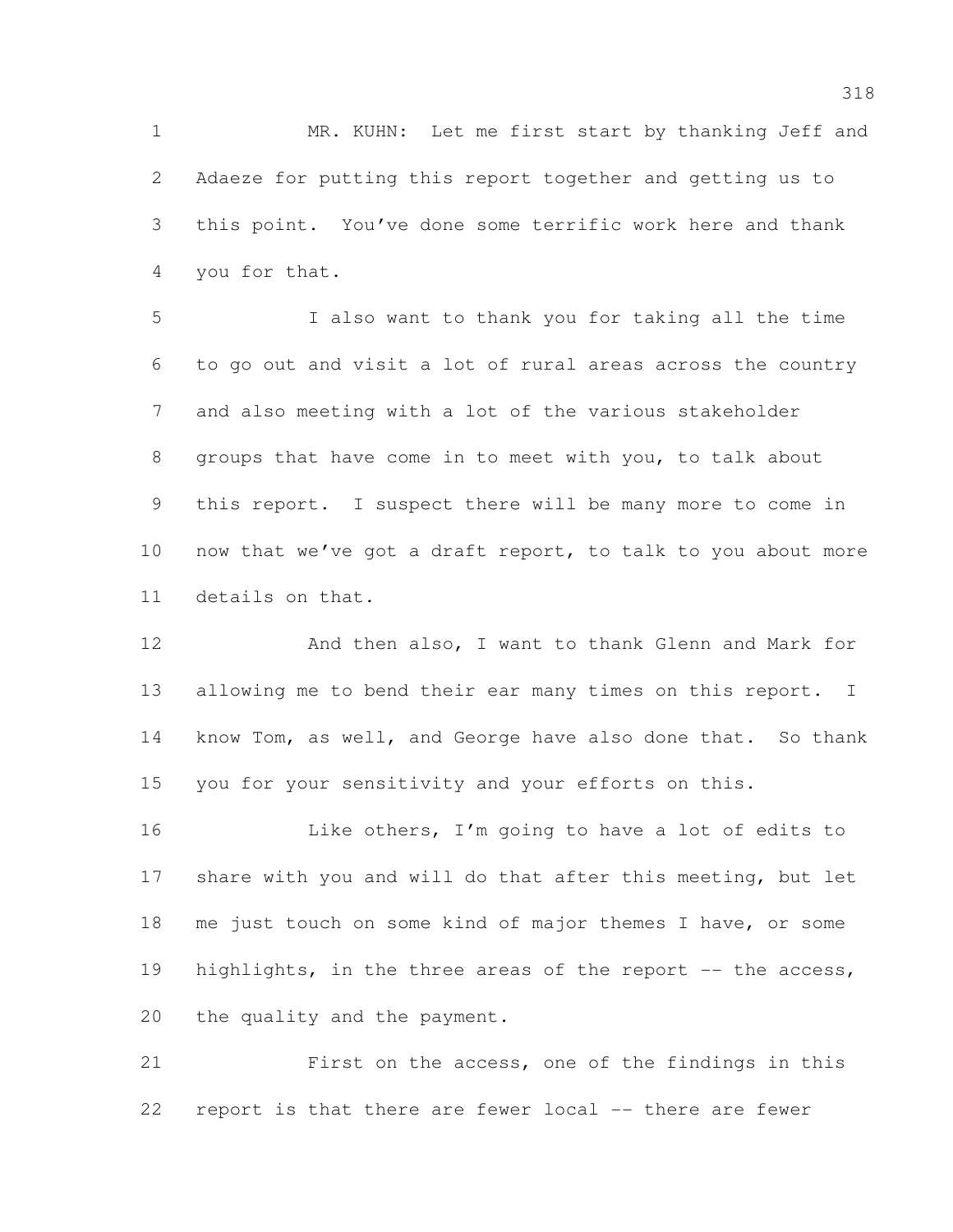MR. KUHN: Let me first start by thanking Jeff and Adaeze for putting this report together and getting us to this point. You've done some terrific work here and thank you for that.

I also want to thank you for taking all the time to go out and visit a lot of rural areas across the country and also meeting with a lot of the various stakeholder groups that have come in to meet with you, to talk about this report. I suspect there will be many more to come in now that we've got a draft report, to talk to you about more details on that.

And then also, I want to thank Glenn and Mark for allowing me to bend their ear many times on this report. I know Tom, as well, and George have also done that. So thank you for your sensitivity and your efforts on this.

Like others, I'm going to have a lot of edits to share with you and will do that after this meeting, but let me just touch on some kind of major themes I have, or some highlights, in the three areas of the report -- the access, the quality and the payment.

First on the access, one of the findings in this report is that there are fewer local -- there are fewer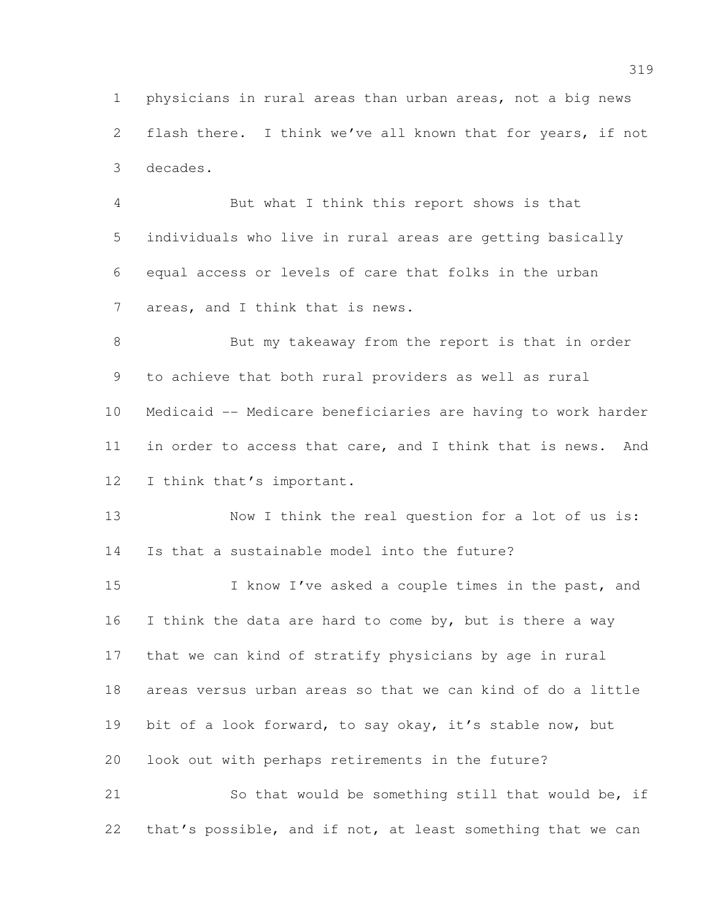physicians in rural areas than urban areas, not a big news flash there. I think we've all known that for years, if not decades.

But what I think this report shows is that individuals who live in rural areas are getting basically equal access or levels of care that folks in the urban areas, and I think that is news.

But my takeaway from the report is that in order to achieve that both rural providers as well as rural Medicaid -- Medicare beneficiaries are having to work harder in order to access that care, and I think that is news. And I think that's important.

Now I think the real question for a lot of us is: Is that a sustainable model into the future?

I know I've asked a couple times in the past, and I think the data are hard to come by, but is there a way that we can kind of stratify physicians by age in rural areas versus urban areas so that we can kind of do a little bit of a look forward, to say okay, it's stable now, but look out with perhaps retirements in the future?

So that would be something still that would be, if that's possible, and if not, at least something that we can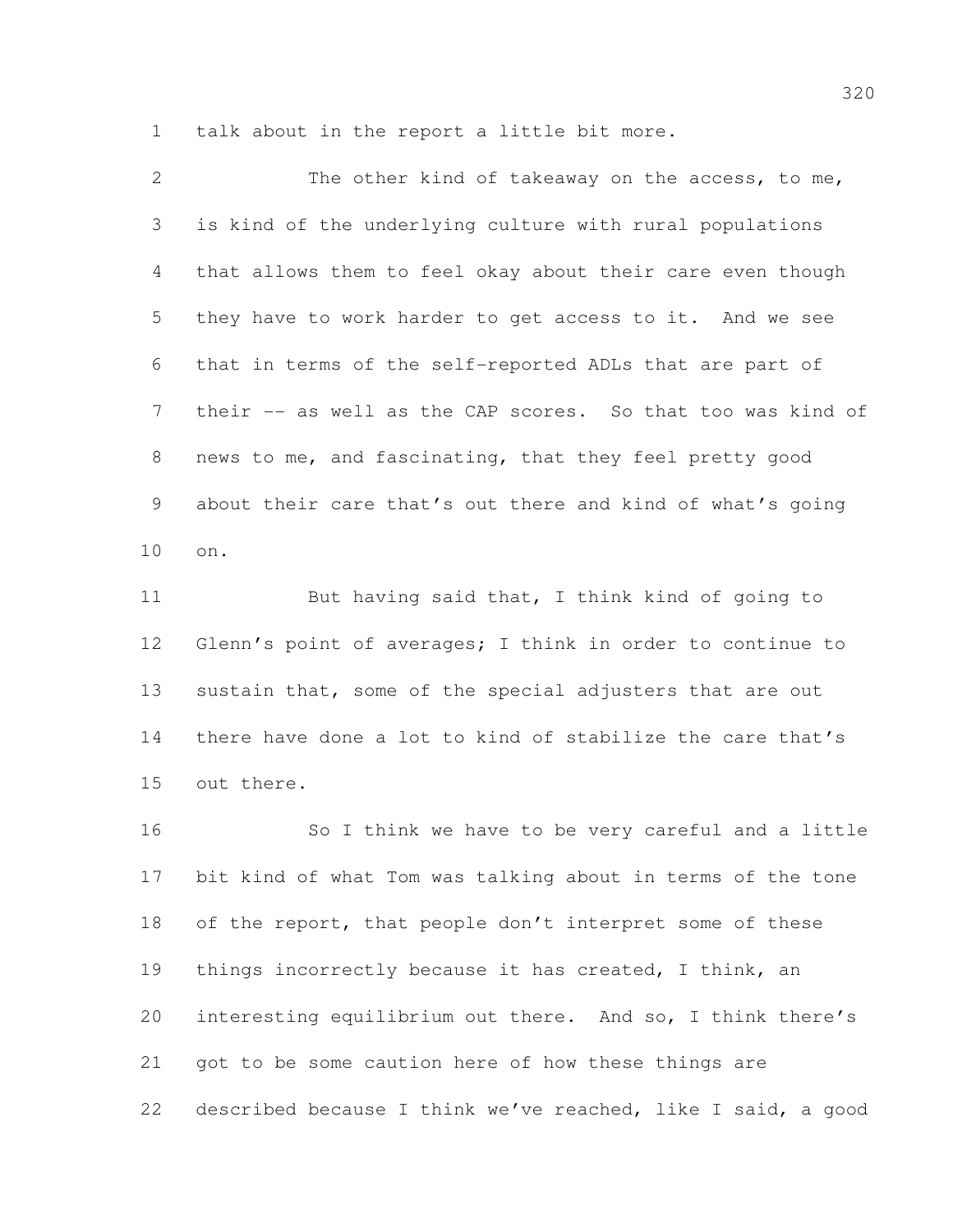talk about in the report a little bit more.

The other kind of takeaway on the access, to me, is kind of the underlying culture with rural populations that allows them to feel okay about their care even though they have to work harder to get access to it. And we see that in terms of the self-reported ADLs that are part of their -- as well as the CAP scores. So that too was kind of news to me, and fascinating, that they feel pretty good about their care that's out there and kind of what's going on.

But having said that, I think kind of going to Glenn's point of averages; I think in order to continue to sustain that, some of the special adjusters that are out there have done a lot to kind of stabilize the care that's out there.

So I think we have to be very careful and a little bit kind of what Tom was talking about in terms of the tone of the report, that people don't interpret some of these things incorrectly because it has created, I think, an interesting equilibrium out there. And so, I think there's got to be some caution here of how these things are described because I think we've reached, like I said, a good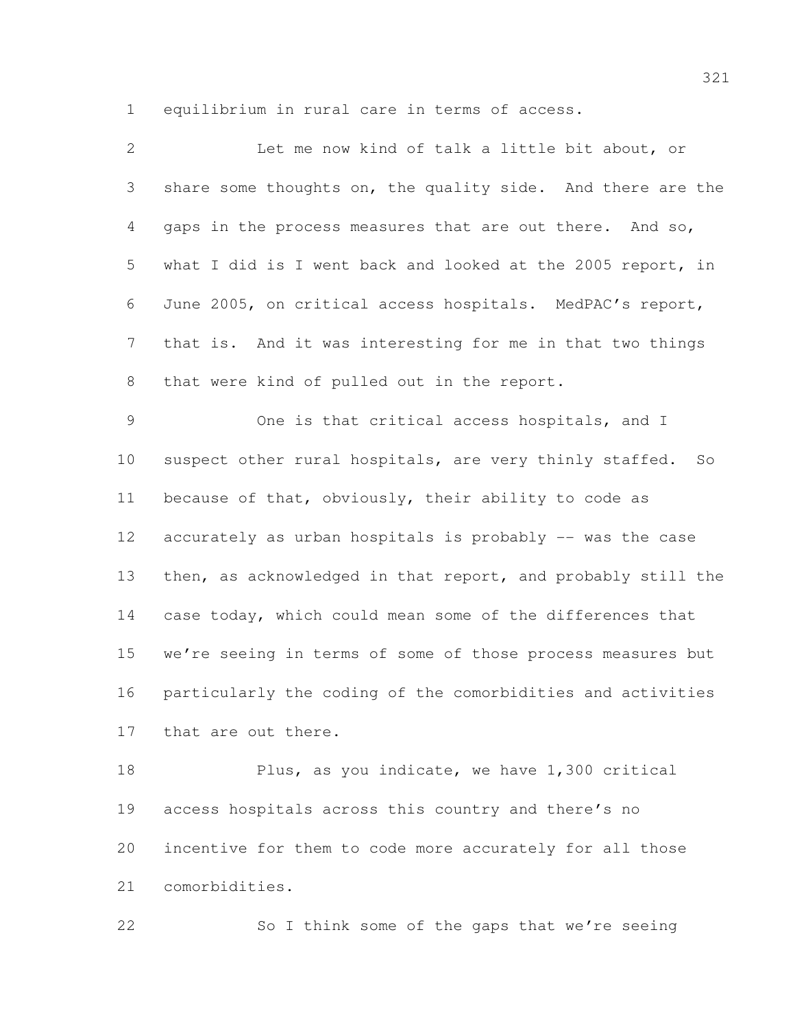equilibrium in rural care in terms of access.

Let me now kind of talk a little bit about, or share some thoughts on, the quality side. And there are the gaps in the process measures that are out there. And so, what I did is I went back and looked at the 2005 report, in June 2005, on critical access hospitals. MedPAC's report, that is. And it was interesting for me in that two things that were kind of pulled out in the report.

One is that critical access hospitals, and I suspect other rural hospitals, are very thinly staffed. So because of that, obviously, their ability to code as accurately as urban hospitals is probably -- was the case then, as acknowledged in that report, and probably still the case today, which could mean some of the differences that we're seeing in terms of some of those process measures but particularly the coding of the comorbidities and activities that are out there.

Plus, as you indicate, we have 1,300 critical access hospitals across this country and there's no incentive for them to code more accurately for all those comorbidities.

So I think some of the gaps that we're seeing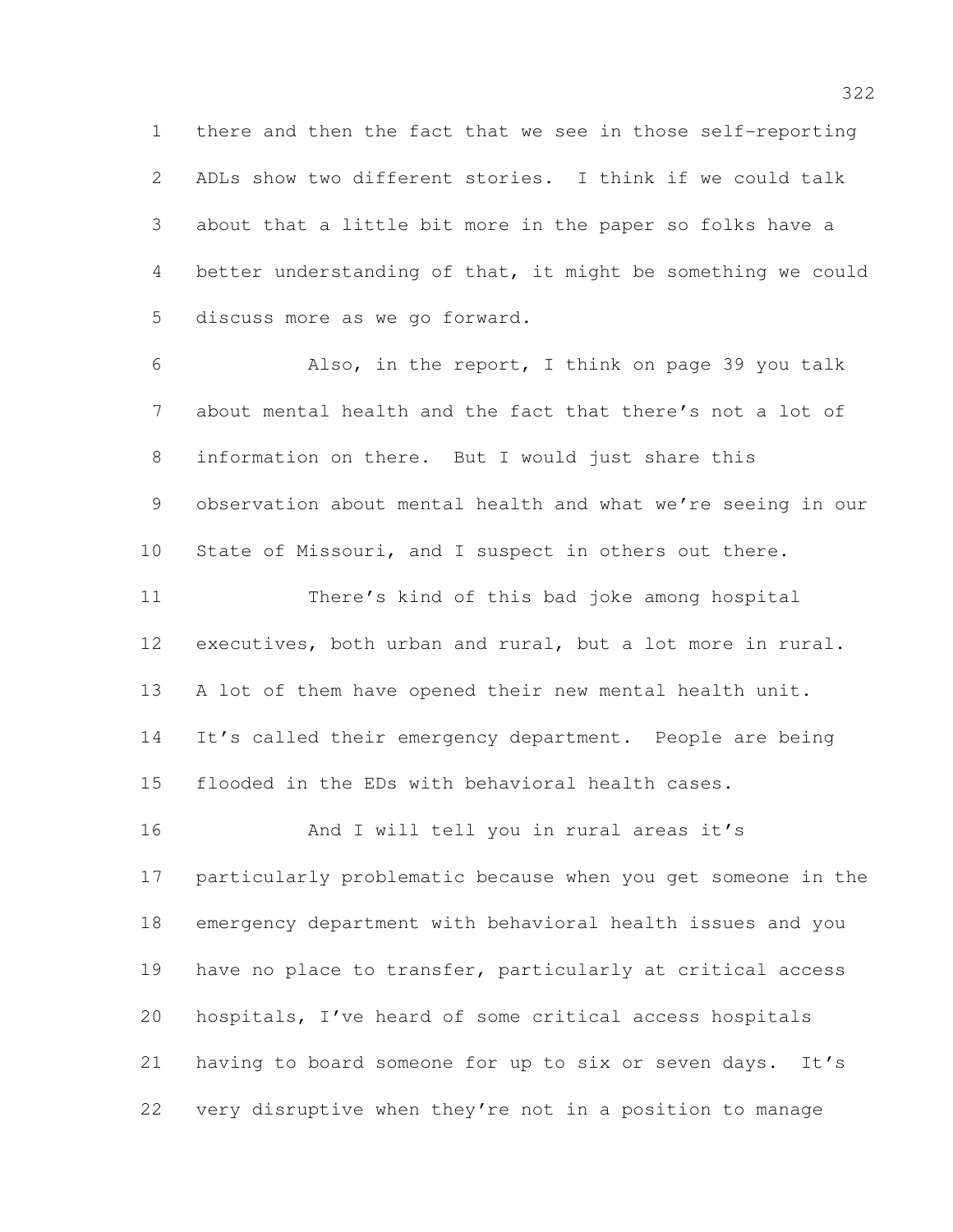there and then the fact that we see in those self-reporting ADLs show two different stories. I think if we could talk about that a little bit more in the paper so folks have a better understanding of that, it might be something we could discuss more as we go forward.

Also, in the report, I think on page 39 you talk about mental health and the fact that there's not a lot of information on there. But I would just share this observation about mental health and what we're seeing in our State of Missouri, and I suspect in others out there.

There's kind of this bad joke among hospital executives, both urban and rural, but a lot more in rural. A lot of them have opened their new mental health unit. It's called their emergency department. People are being flooded in the EDs with behavioral health cases.

And I will tell you in rural areas it's particularly problematic because when you get someone in the emergency department with behavioral health issues and you have no place to transfer, particularly at critical access hospitals, I've heard of some critical access hospitals having to board someone for up to six or seven days. It's very disruptive when they're not in a position to manage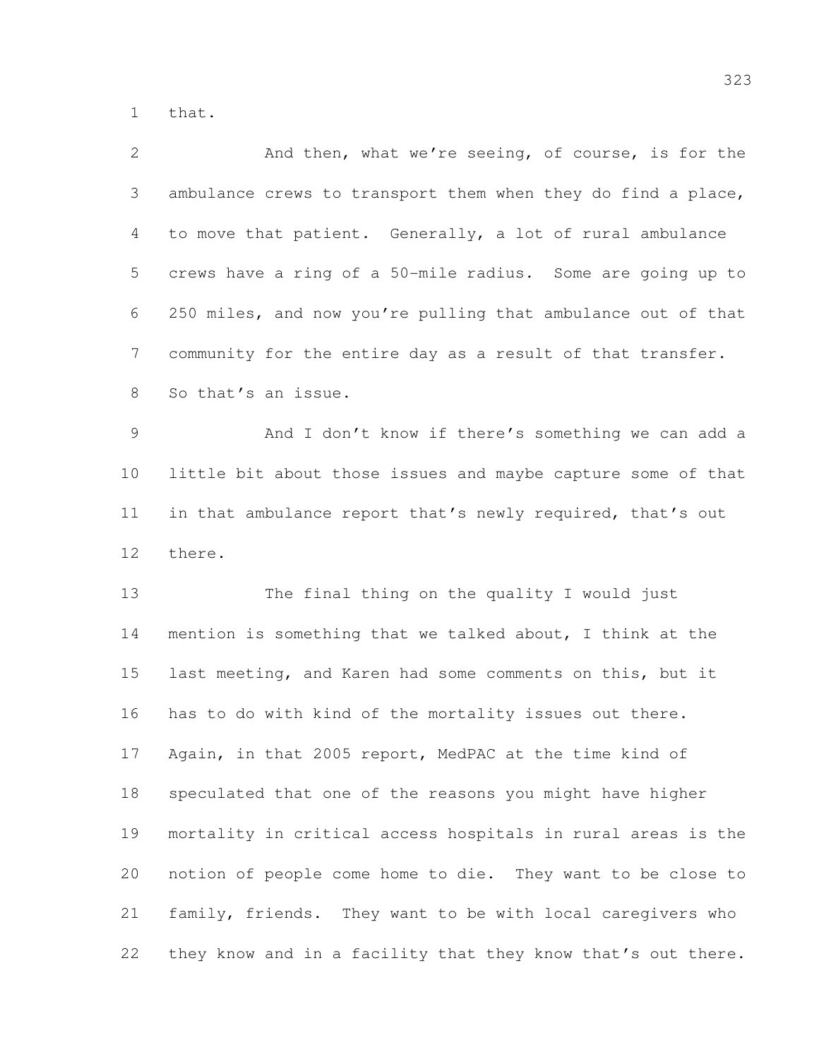that.

And then, what we're seeing, of course, is for the ambulance crews to transport them when they do find a place, to move that patient. Generally, a lot of rural ambulance crews have a ring of a 50-mile radius. Some are going up to 250 miles, and now you're pulling that ambulance out of that community for the entire day as a result of that transfer. So that's an issue.

And I don't know if there's something we can add a little bit about those issues and maybe capture some of that in that ambulance report that's newly required, that's out there.

The final thing on the quality I would just mention is something that we talked about, I think at the last meeting, and Karen had some comments on this, but it has to do with kind of the mortality issues out there. Again, in that 2005 report, MedPAC at the time kind of speculated that one of the reasons you might have higher mortality in critical access hospitals in rural areas is the notion of people come home to die. They want to be close to family, friends. They want to be with local caregivers who they know and in a facility that they know that's out there.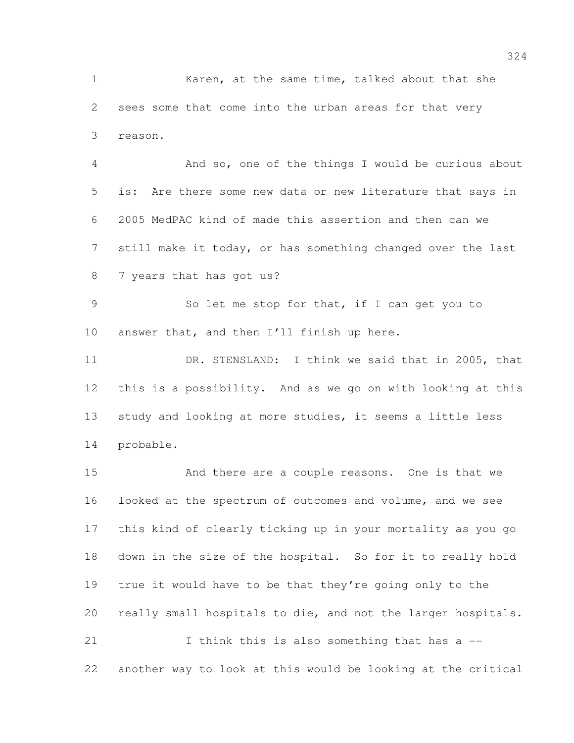Karen, at the same time, talked about that she sees some that come into the urban areas for that very reason.

And so, one of the things I would be curious about is: Are there some new data or new literature that says in 2005 MedPAC kind of made this assertion and then can we still make it today, or has something changed over the last 7 years that has got us?

So let me stop for that, if I can get you to answer that, and then I'll finish up here.

DR. STENSLAND: I think we said that in 2005, that this is a possibility. And as we go on with looking at this study and looking at more studies, it seems a little less probable.

And there are a couple reasons. One is that we looked at the spectrum of outcomes and volume, and we see this kind of clearly ticking up in your mortality as you go down in the size of the hospital. So for it to really hold true it would have to be that they're going only to the really small hospitals to die, and not the larger hospitals.

I think this is also something that has a -- another way to look at this would be looking at the critical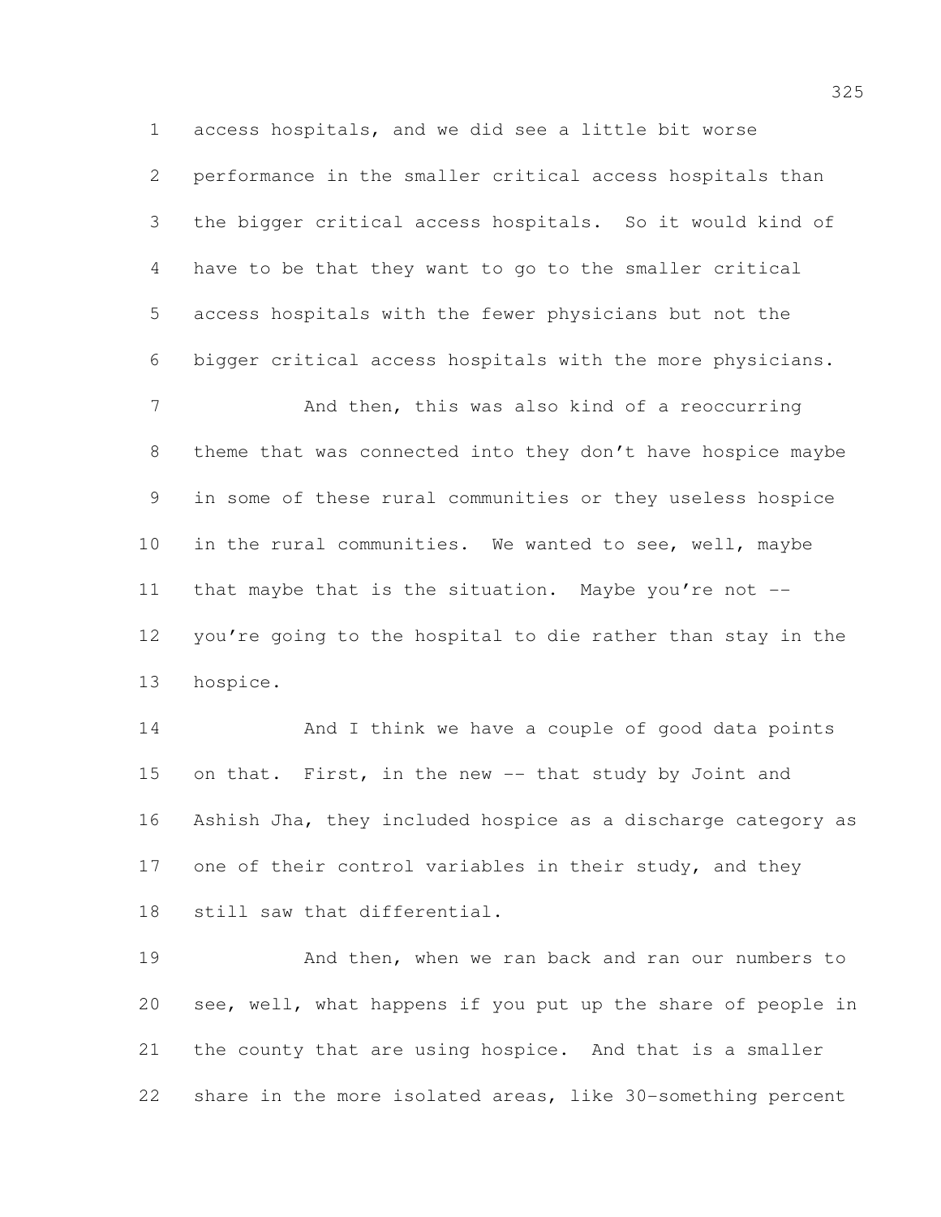access hospitals, and we did see a little bit worse performance in the smaller critical access hospitals than the bigger critical access hospitals. So it would kind of have to be that they want to go to the smaller critical access hospitals with the fewer physicians but not the bigger critical access hospitals with the more physicians.

And then, this was also kind of a reoccurring theme that was connected into they don't have hospice maybe in some of these rural communities or they useless hospice in the rural communities. We wanted to see, well, maybe that maybe that is the situation. Maybe you're not -- you're going to the hospital to die rather than stay in the hospice.

And I think we have a couple of good data points on that. First, in the new -- that study by Joint and Ashish Jha, they included hospice as a discharge category as one of their control variables in their study, and they still saw that differential.

And then, when we ran back and ran our numbers to see, well, what happens if you put up the share of people in the county that are using hospice. And that is a smaller share in the more isolated areas, like 30-something percent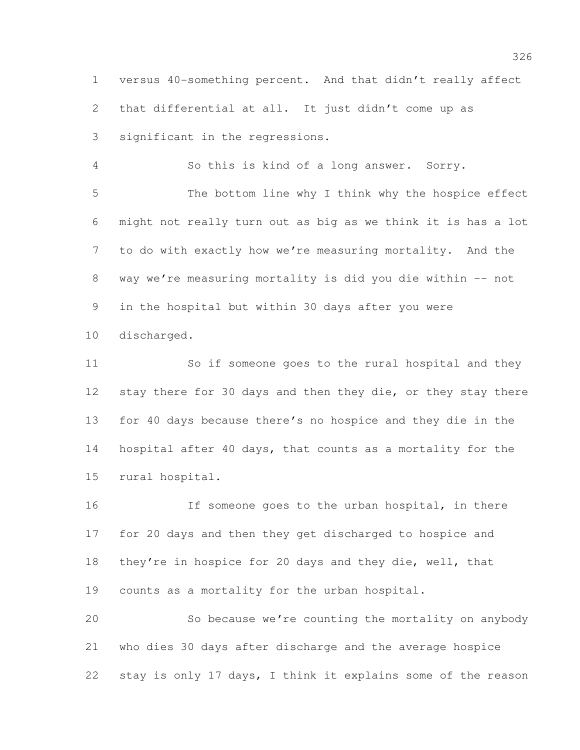versus 40-something percent. And that didn't really affect that differential at all. It just didn't come up as significant in the regressions.

So this is kind of a long answer. Sorry.

The bottom line why I think why the hospice effect might not really turn out as big as we think it is has a lot to do with exactly how we're measuring mortality. And the way we're measuring mortality is did you die within -- not in the hospital but within 30 days after you were discharged.

So if someone goes to the rural hospital and they stay there for 30 days and then they die, or they stay there for 40 days because there's no hospice and they die in the hospital after 40 days, that counts as a mortality for the rural hospital.

If someone goes to the urban hospital, in there for 20 days and then they get discharged to hospice and they're in hospice for 20 days and they die, well, that counts as a mortality for the urban hospital.

So because we're counting the mortality on anybody who dies 30 days after discharge and the average hospice stay is only 17 days, I think it explains some of the reason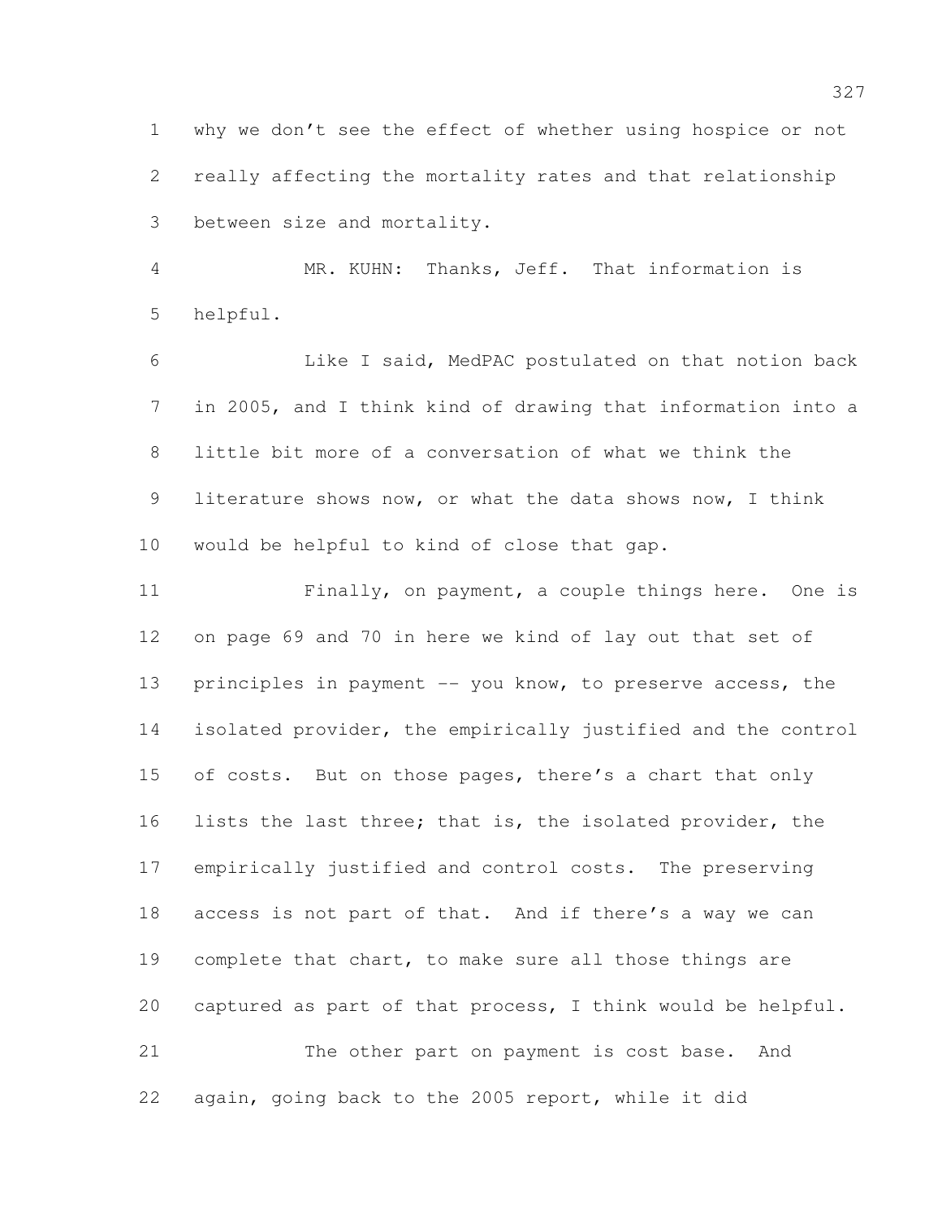why we don't see the effect of whether using hospice or not really affecting the mortality rates and that relationship between size and mortality.

MR. KUHN: Thanks, Jeff. That information is helpful.

Like I said, MedPAC postulated on that notion back in 2005, and I think kind of drawing that information into a little bit more of a conversation of what we think the literature shows now, or what the data shows now, I think would be helpful to kind of close that gap.

Finally, on payment, a couple things here. One is on page 69 and 70 in here we kind of lay out that set of principles in payment -- you know, to preserve access, the isolated provider, the empirically justified and the control of costs. But on those pages, there's a chart that only lists the last three; that is, the isolated provider, the empirically justified and control costs. The preserving access is not part of that. And if there's a way we can complete that chart, to make sure all those things are captured as part of that process, I think would be helpful.

The other part on payment is cost base. And again, going back to the 2005 report, while it did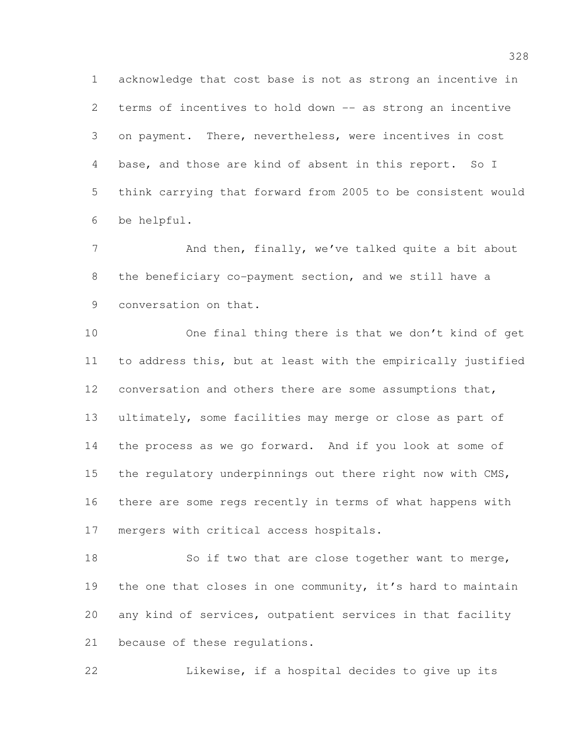acknowledge that cost base is not as strong an incentive in terms of incentives to hold down -- as strong an incentive on payment. There, nevertheless, were incentives in cost base, and those are kind of absent in this report. So I think carrying that forward from 2005 to be consistent would be helpful.

And then, finally, we've talked quite a bit about the beneficiary co-payment section, and we still have a conversation on that.

One final thing there is that we don't kind of get to address this, but at least with the empirically justified conversation and others there are some assumptions that, ultimately, some facilities may merge or close as part of the process as we go forward. And if you look at some of the regulatory underpinnings out there right now with CMS, there are some regs recently in terms of what happens with mergers with critical access hospitals.

So if two that are close together want to merge, the one that closes in one community, it's hard to maintain any kind of services, outpatient services in that facility because of these regulations.

Likewise, if a hospital decides to give up its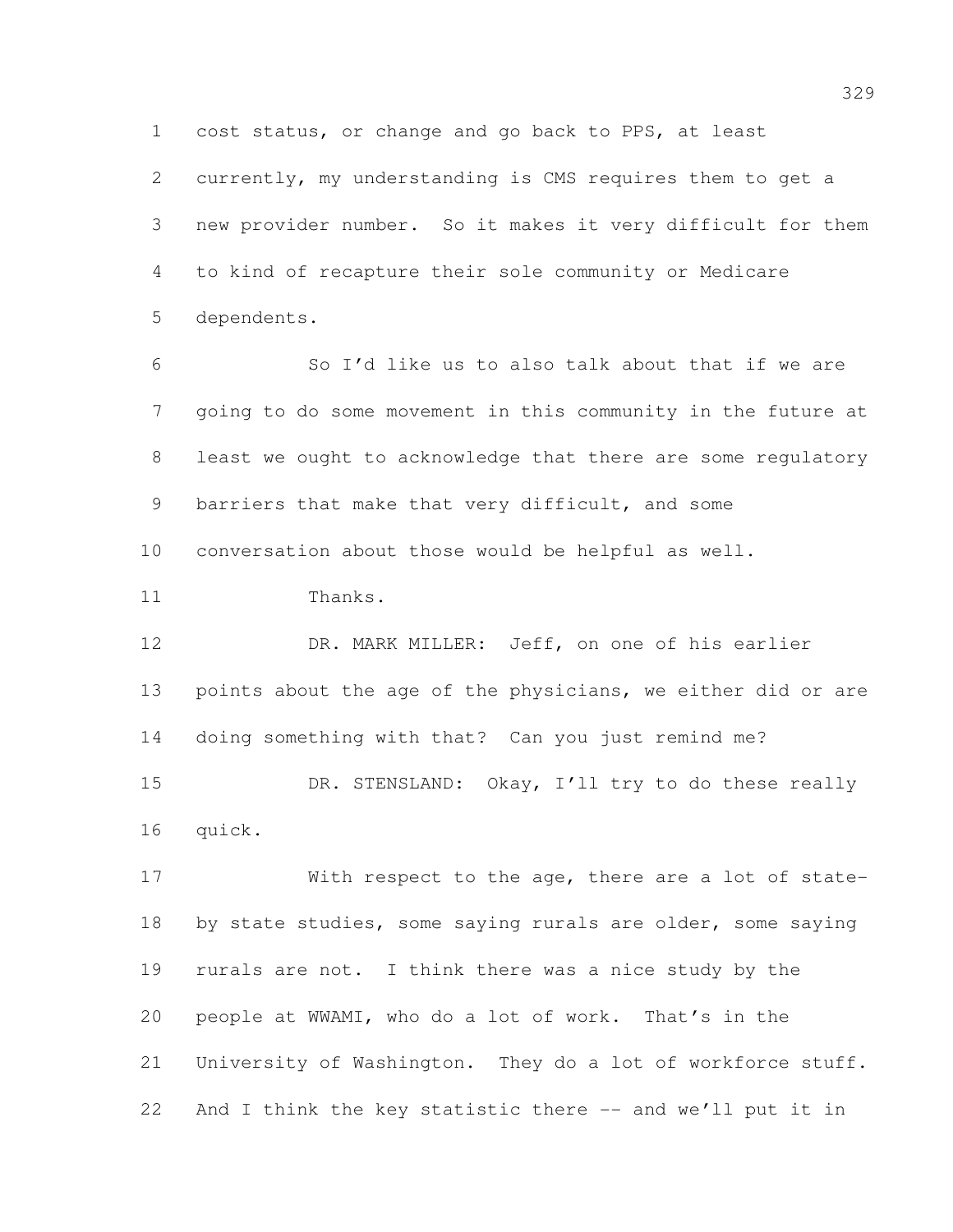cost status, or change and go back to PPS, at least currently, my understanding is CMS requires them to get a new provider number. So it makes it very difficult for them to kind of recapture their sole community or Medicare dependents.

So I'd like us to also talk about that if we are going to do some movement in this community in the future at least we ought to acknowledge that there are some regulatory barriers that make that very difficult, and some conversation about those would be helpful as well.

Thanks.

DR. MARK MILLER: Jeff, on one of his earlier points about the age of the physicians, we either did or are doing something with that? Can you just remind me?

DR. STENSLAND: Okay, I'll try to do these really quick.

With respect to the age, there are a lot of state-by state studies, some saying rurals are older, some saying rurals are not. I think there was a nice study by the people at WWAMI, who do a lot of work. That's in the University of Washington. They do a lot of workforce stuff. And I think the key statistic there -- and we'll put it in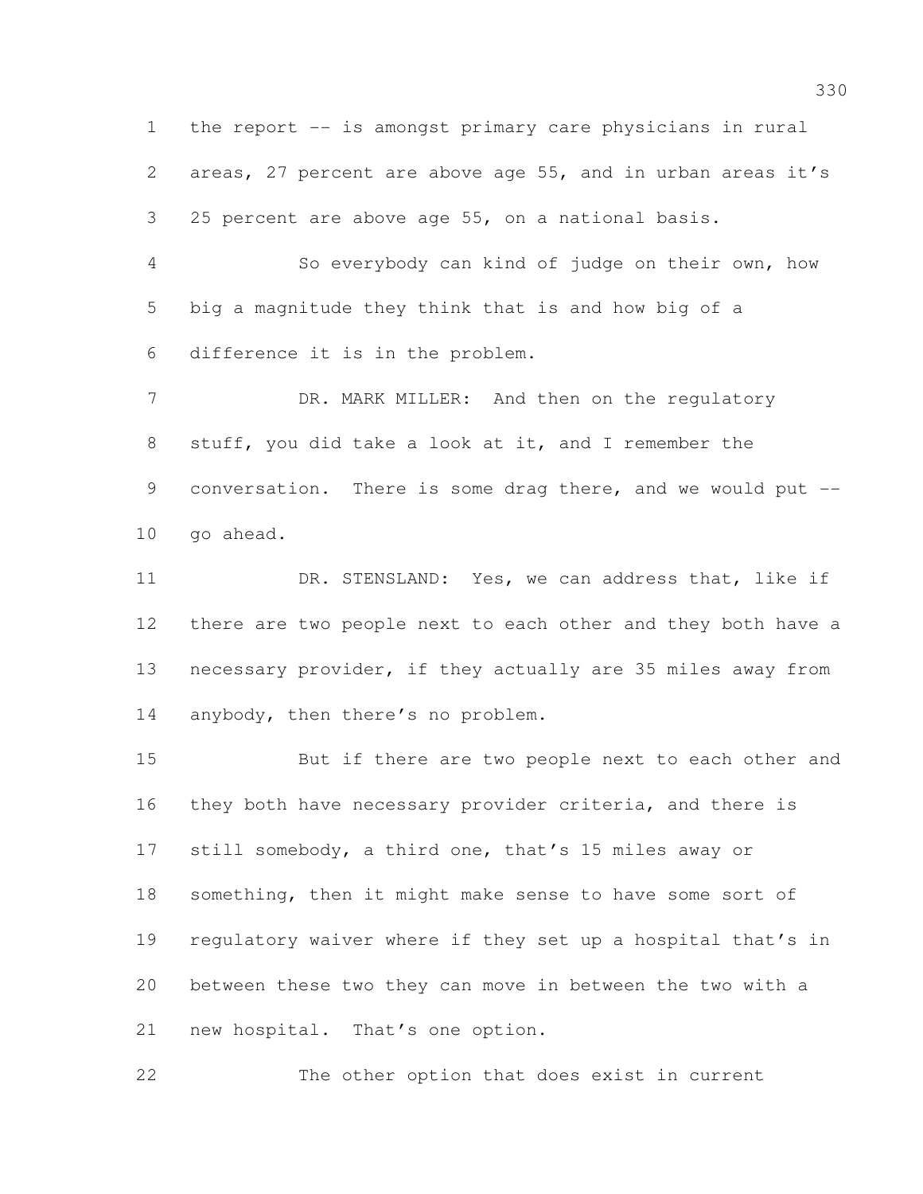the report -- is amongst primary care physicians in rural areas, 27 percent are above age 55, and in urban areas it's 25 percent are above age 55, on a national basis.

So everybody can kind of judge on their own, how big a magnitude they think that is and how big of a difference it is in the problem.

DR. MARK MILLER: And then on the regulatory stuff, you did take a look at it, and I remember the conversation. There is some drag there, and we would put -- go ahead.

DR. STENSLAND: Yes, we can address that, like if there are two people next to each other and they both have a necessary provider, if they actually are 35 miles away from anybody, then there's no problem.

But if there are two people next to each other and they both have necessary provider criteria, and there is still somebody, a third one, that's 15 miles away or something, then it might make sense to have some sort of regulatory waiver where if they set up a hospital that's in between these two they can move in between the two with a new hospital. That's one option.

The other option that does exist in current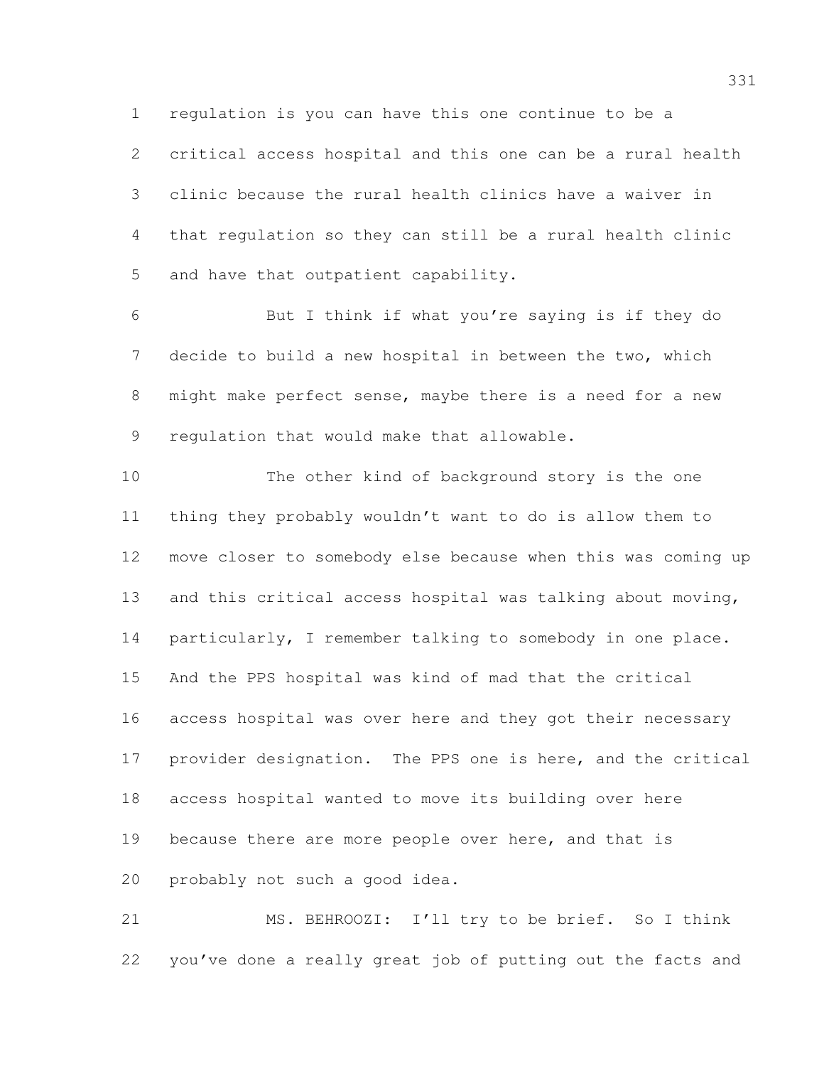regulation is you can have this one continue to be a critical access hospital and this one can be a rural health clinic because the rural health clinics have a waiver in that regulation so they can still be a rural health clinic and have that outpatient capability.

But I think if what you're saying is if they do decide to build a new hospital in between the two, which might make perfect sense, maybe there is a need for a new regulation that would make that allowable.

The other kind of background story is the one thing they probably wouldn't want to do is allow them to move closer to somebody else because when this was coming up and this critical access hospital was talking about moving, particularly, I remember talking to somebody in one place. And the PPS hospital was kind of mad that the critical access hospital was over here and they got their necessary provider designation. The PPS one is here, and the critical access hospital wanted to move its building over here because there are more people over here, and that is probably not such a good idea.

MS. BEHROOZI: I'll try to be brief. So I think you've done a really great job of putting out the facts and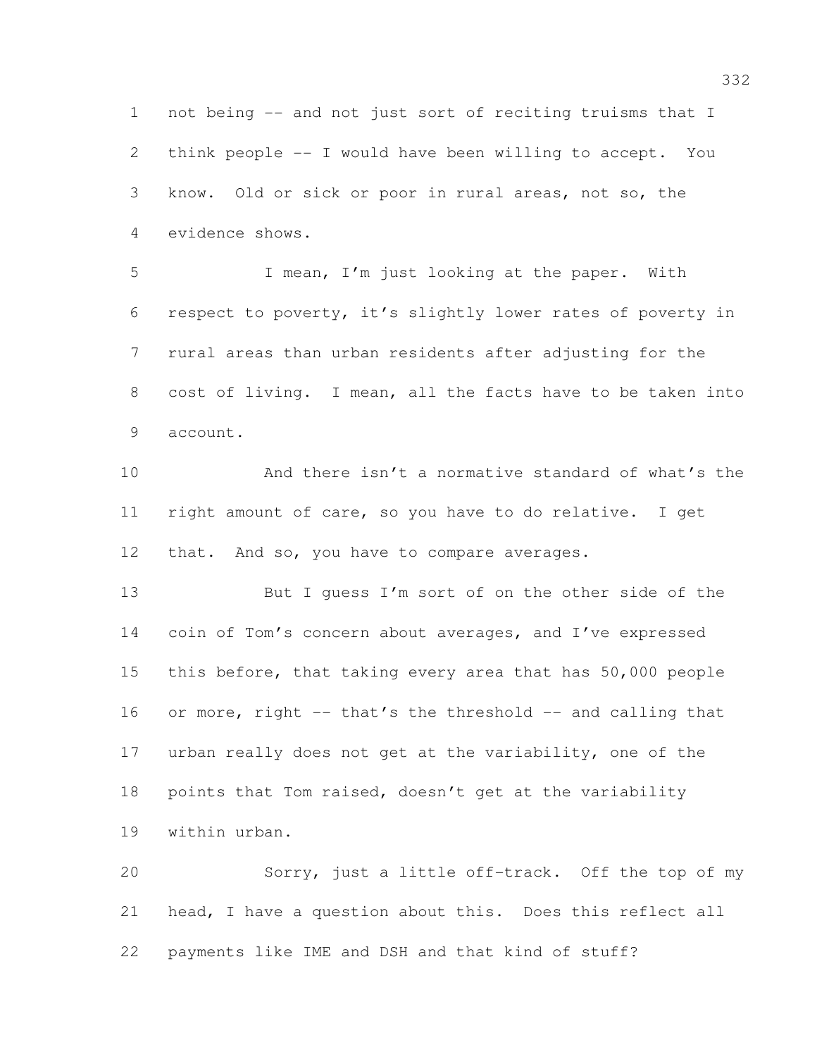not being -- and not just sort of reciting truisms that I think people -- I would have been willing to accept. You know. Old or sick or poor in rural areas, not so, the evidence shows.

I mean, I'm just looking at the paper. With respect to poverty, it's slightly lower rates of poverty in rural areas than urban residents after adjusting for the cost of living. I mean, all the facts have to be taken into account.

And there isn't a normative standard of what's the right amount of care, so you have to do relative. I get that. And so, you have to compare averages.

But I guess I'm sort of on the other side of the coin of Tom's concern about averages, and I've expressed this before, that taking every area that has 50,000 people or more, right -- that's the threshold -- and calling that urban really does not get at the variability, one of the points that Tom raised, doesn't get at the variability within urban.

Sorry, just a little off-track. Off the top of my head, I have a question about this. Does this reflect all payments like IME and DSH and that kind of stuff?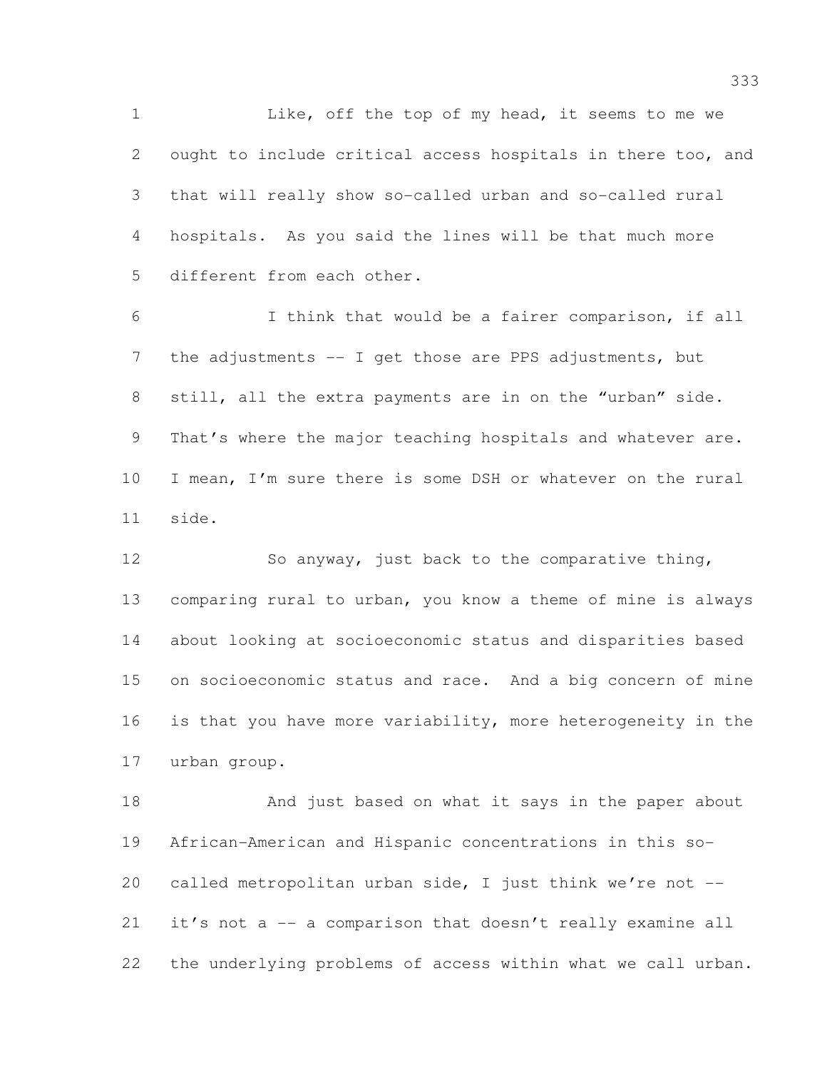Like, off the top of my head, it seems to me we ought to include critical access hospitals in there too, and that will really show so-called urban and so-called rural hospitals. As you said the lines will be that much more different from each other.

I think that would be a fairer comparison, if all the adjustments -- I get those are PPS adjustments, but still, all the extra payments are in on the "urban" side. That's where the major teaching hospitals and whatever are. I mean, I'm sure there is some DSH or whatever on the rural side.

So anyway, just back to the comparative thing, comparing rural to urban, you know a theme of mine is always about looking at socioeconomic status and disparities based on socioeconomic status and race. And a big concern of mine is that you have more variability, more heterogeneity in the urban group.

And just based on what it says in the paper about African-American and Hispanic concentrations in this so-called metropolitan urban side, I just think we're not -- it's not a -- a comparison that doesn't really examine all the underlying problems of access within what we call urban.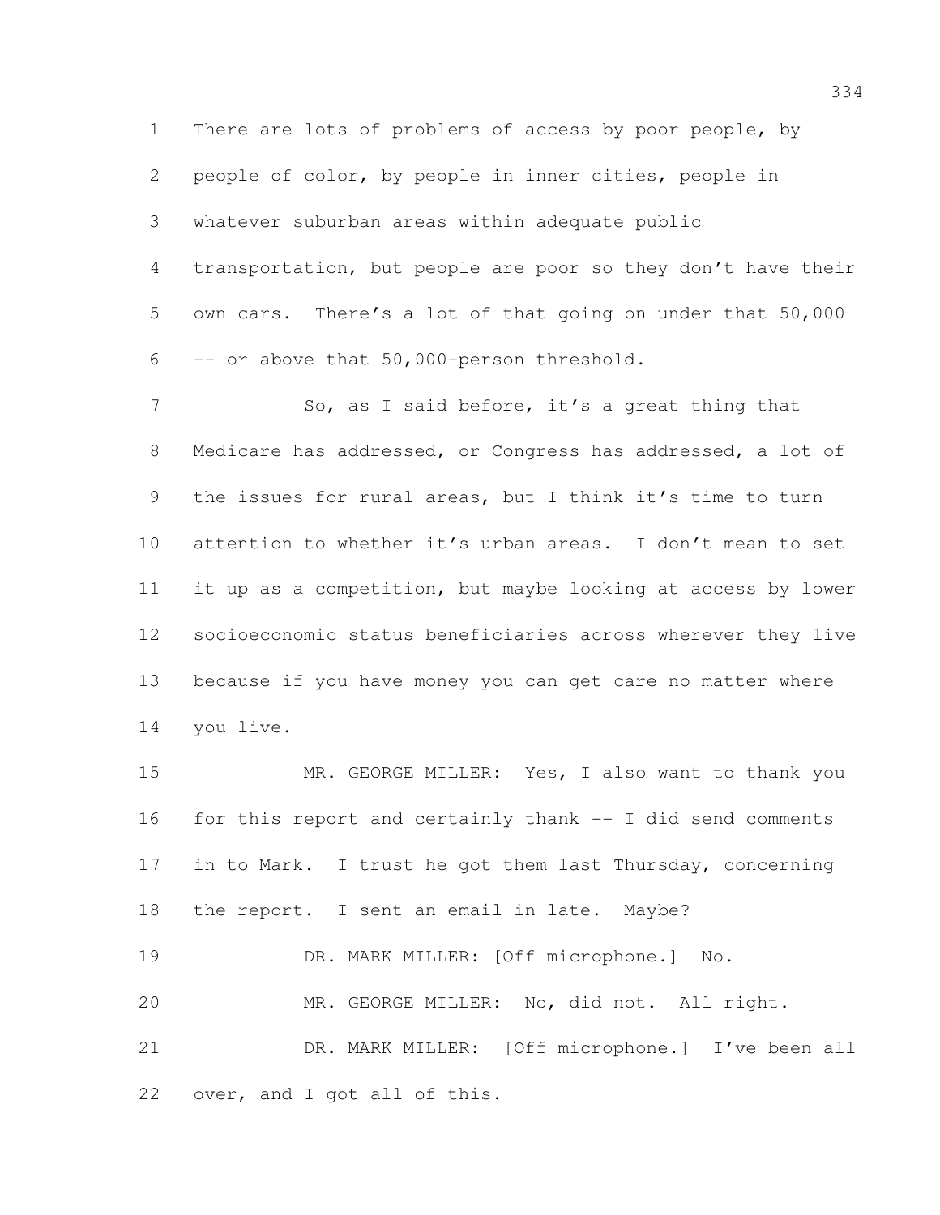There are lots of problems of access by poor people, by people of color, by people in inner cities, people in whatever suburban areas within adequate public transportation, but people are poor so they don't have their own cars. There's a lot of that going on under that 50,000 -- or above that 50,000-person threshold.

So, as I said before, it's a great thing that Medicare has addressed, or Congress has addressed, a lot of the issues for rural areas, but I think it's time to turn attention to whether it's urban areas. I don't mean to set it up as a competition, but maybe looking at access by lower socioeconomic status beneficiaries across wherever they live because if you have money you can get care no matter where you live.

MR. GEORGE MILLER: Yes, I also want to thank you for this report and certainly thank -- I did send comments in to Mark. I trust he got them last Thursday, concerning the report. I sent an email in late. Maybe?

DR. MARK MILLER: [Off microphone.] No.

MR. GEORGE MILLER: No, did not. All right.

DR. MARK MILLER: [Off microphone.] I've been all over, and I got all of this.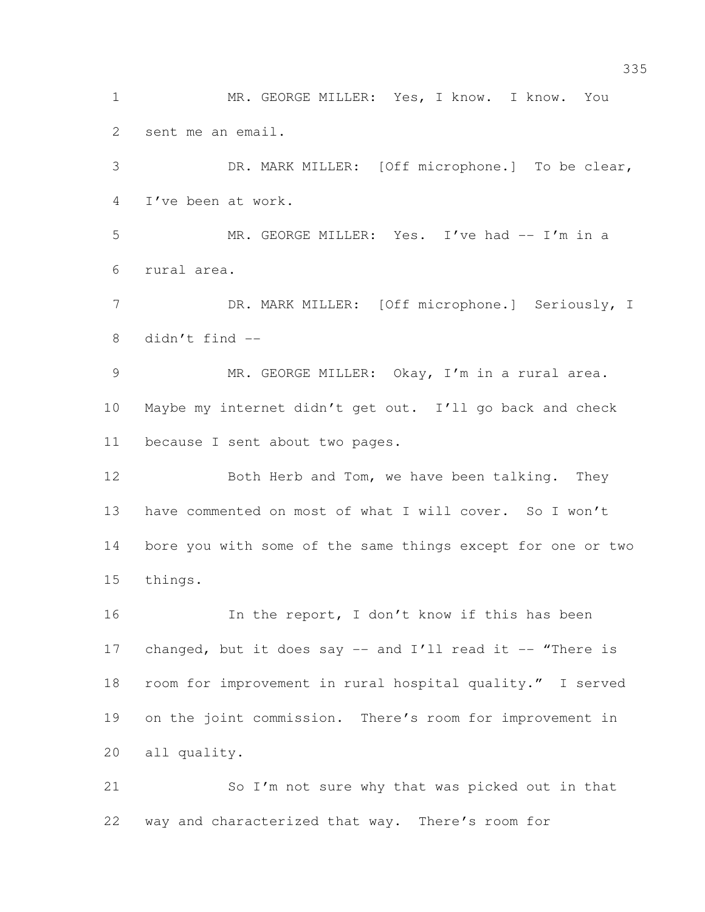MR. GEORGE MILLER: Yes, I know. I know. You sent me an email.

DR. MARK MILLER: [Off microphone.] To be clear, I've been at work.

MR. GEORGE MILLER: Yes. I've had -- I'm in a rural area.

DR. MARK MILLER: [Off microphone.] Seriously, I didn't find --

MR. GEORGE MILLER: Okay, I'm in a rural area. Maybe my internet didn't get out. I'll go back and check because I sent about two pages.

Both Herb and Tom, we have been talking. They have commented on most of what I will cover. So I won't bore you with some of the same things except for one or two things.

In the report, I don't know if this has been changed, but it does say -- and I'll read it -- "There is room for improvement in rural hospital quality." I served on the joint commission. There's room for improvement in all quality.

So I'm not sure why that was picked out in that way and characterized that way. There's room for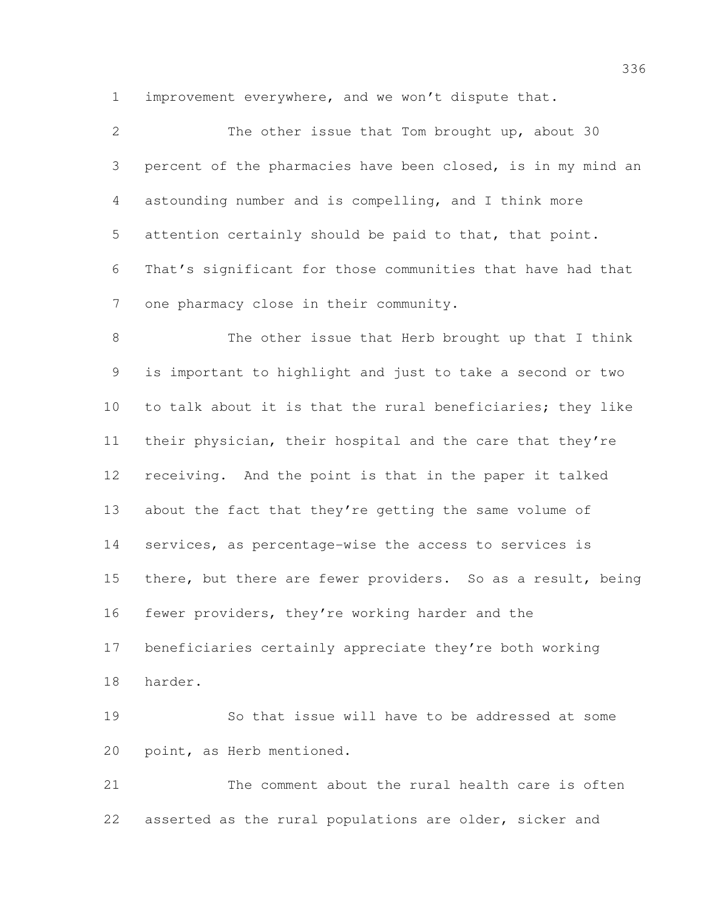improvement everywhere, and we won't dispute that.

The other issue that Tom brought up, about 30 percent of the pharmacies have been closed, is in my mind an astounding number and is compelling, and I think more attention certainly should be paid to that, that point. That's significant for those communities that have had that one pharmacy close in their community.

The other issue that Herb brought up that I think is important to highlight and just to take a second or two to talk about it is that the rural beneficiaries; they like their physician, their hospital and the care that they're receiving. And the point is that in the paper it talked about the fact that they're getting the same volume of services, as percentage-wise the access to services is there, but there are fewer providers. So as a result, being fewer providers, they're working harder and the beneficiaries certainly appreciate they're both working harder.

So that issue will have to be addressed at some point, as Herb mentioned.

The comment about the rural health care is often asserted as the rural populations are older, sicker and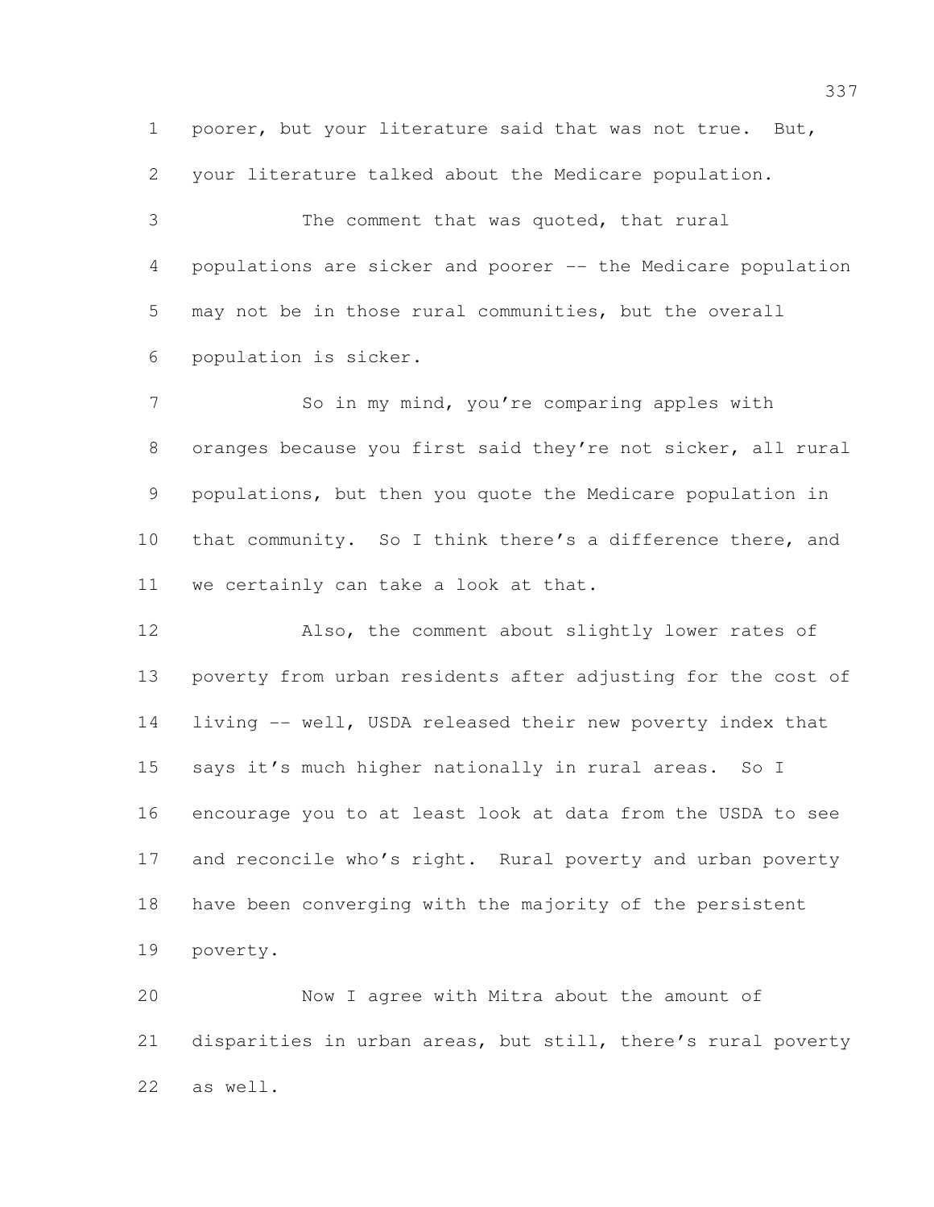poorer, but your literature said that was not true. But, your literature talked about the Medicare population.

The comment that was quoted, that rural populations are sicker and poorer -- the Medicare population may not be in those rural communities, but the overall population is sicker.

So in my mind, you're comparing apples with oranges because you first said they're not sicker, all rural populations, but then you quote the Medicare population in that community. So I think there's a difference there, and we certainly can take a look at that.

Also, the comment about slightly lower rates of poverty from urban residents after adjusting for the cost of living -- well, USDA released their new poverty index that says it's much higher nationally in rural areas. So I encourage you to at least look at data from the USDA to see and reconcile who's right. Rural poverty and urban poverty have been converging with the majority of the persistent poverty.

Now I agree with Mitra about the amount of disparities in urban areas, but still, there's rural poverty as well.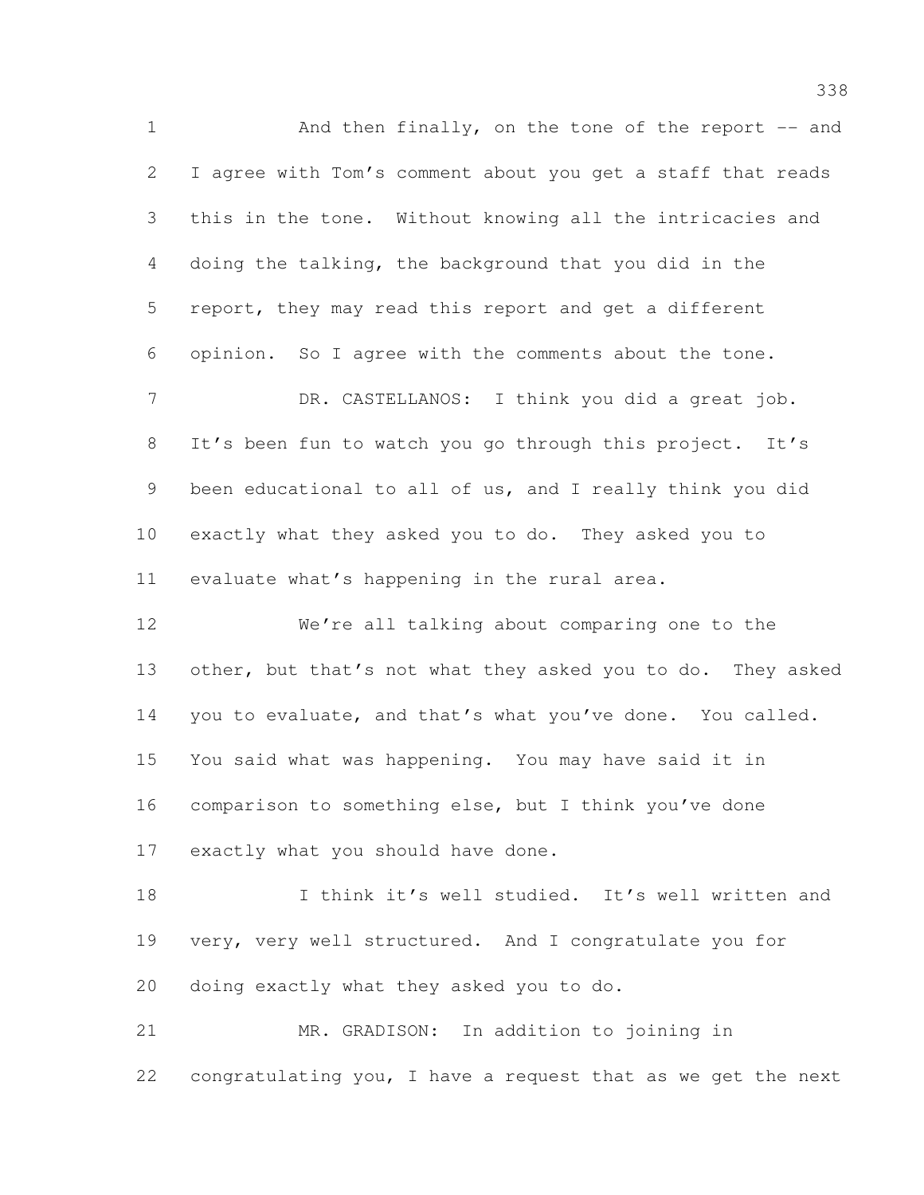And then finally, on the tone of the report -- and I agree with Tom's comment about you get a staff that reads this in the tone. Without knowing all the intricacies and doing the talking, the background that you did in the report, they may read this report and get a different opinion. So I agree with the comments about the tone.

DR. CASTELLANOS: I think you did a great job. It's been fun to watch you go through this project. It's been educational to all of us, and I really think you did exactly what they asked you to do. They asked you to evaluate what's happening in the rural area.

We're all talking about comparing one to the other, but that's not what they asked you to do. They asked you to evaluate, and that's what you've done. You called. You said what was happening. You may have said it in comparison to something else, but I think you've done exactly what you should have done.

I think it's well studied. It's well written and very, very well structured. And I congratulate you for doing exactly what they asked you to do.

MR. GRADISON: In addition to joining in congratulating you, I have a request that as we get the next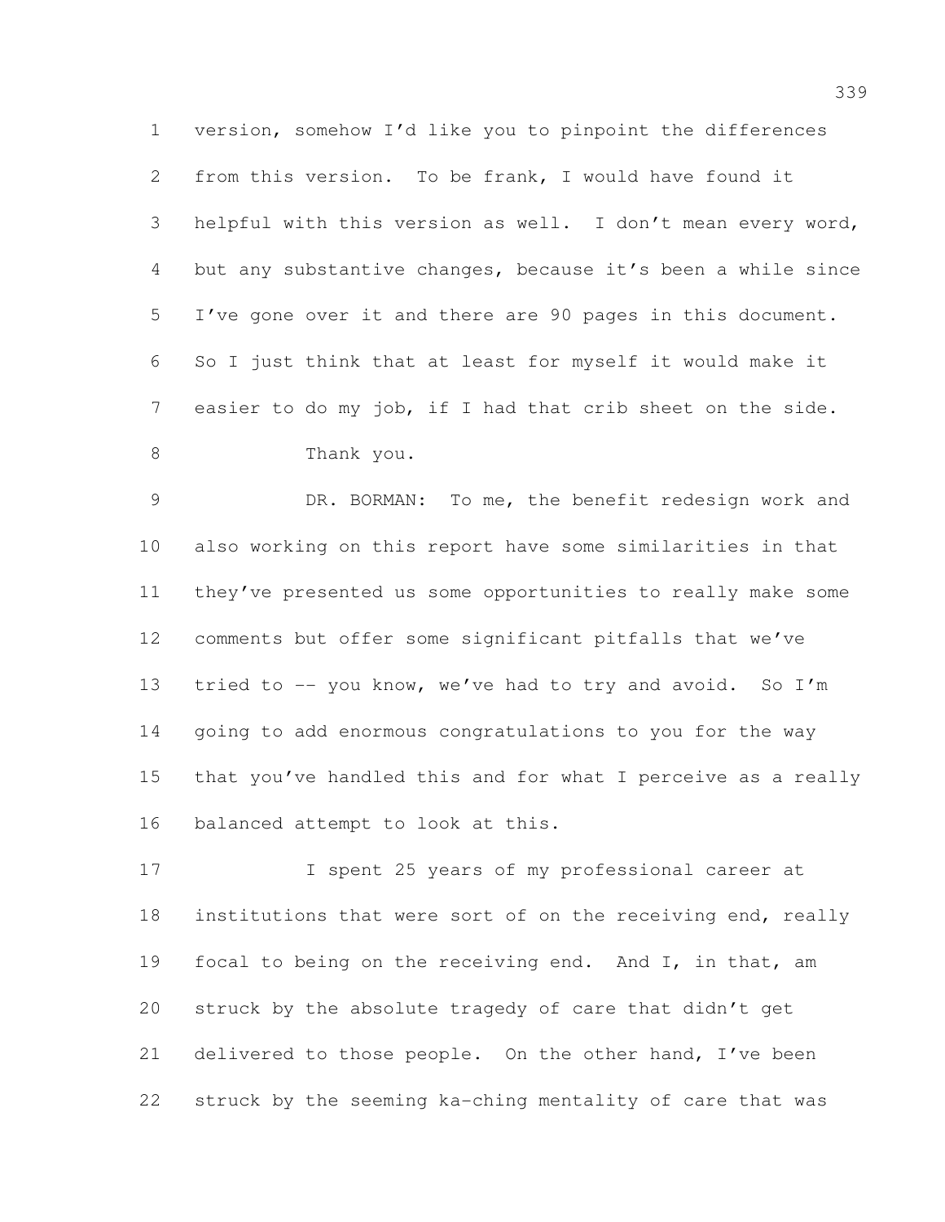version, somehow I'd like you to pinpoint the differences from this version. To be frank, I would have found it helpful with this version as well. I don't mean every word, but any substantive changes, because it's been a while since I've gone over it and there are 90 pages in this document. So I just think that at least for myself it would make it easier to do my job, if I had that crib sheet on the side.

Thank you.

DR. BORMAN: To me, the benefit redesign work and also working on this report have some similarities in that they've presented us some opportunities to really make some comments but offer some significant pitfalls that we've tried to -- you know, we've had to try and avoid. So I'm going to add enormous congratulations to you for the way that you've handled this and for what I perceive as a really balanced attempt to look at this.

I spent 25 years of my professional career at institutions that were sort of on the receiving end, really focal to being on the receiving end. And I, in that, am struck by the absolute tragedy of care that didn't get delivered to those people. On the other hand, I've been struck by the seeming ka-ching mentality of care that was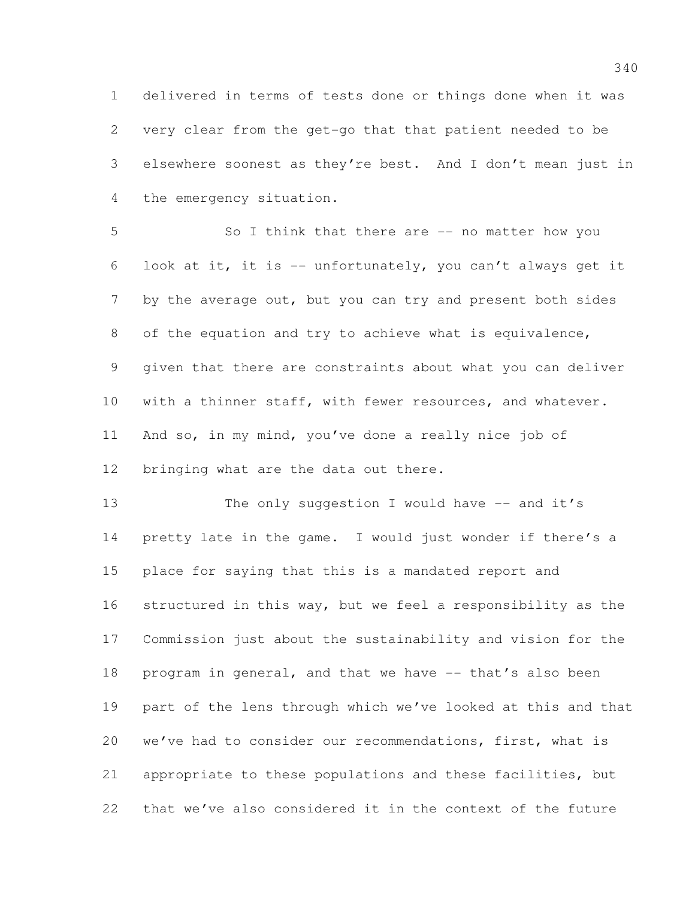delivered in terms of tests done or things done when it was very clear from the get-go that that patient needed to be elsewhere soonest as they're best. And I don't mean just in the emergency situation.

So I think that there are -- no matter how you look at it, it is -- unfortunately, you can't always get it by the average out, but you can try and present both sides of the equation and try to achieve what is equivalence, given that there are constraints about what you can deliver with a thinner staff, with fewer resources, and whatever. And so, in my mind, you've done a really nice job of bringing what are the data out there.

The only suggestion I would have -- and it's pretty late in the game. I would just wonder if there's a place for saying that this is a mandated report and structured in this way, but we feel a responsibility as the Commission just about the sustainability and vision for the program in general, and that we have -- that's also been part of the lens through which we've looked at this and that we've had to consider our recommendations, first, what is appropriate to these populations and these facilities, but that we've also considered it in the context of the future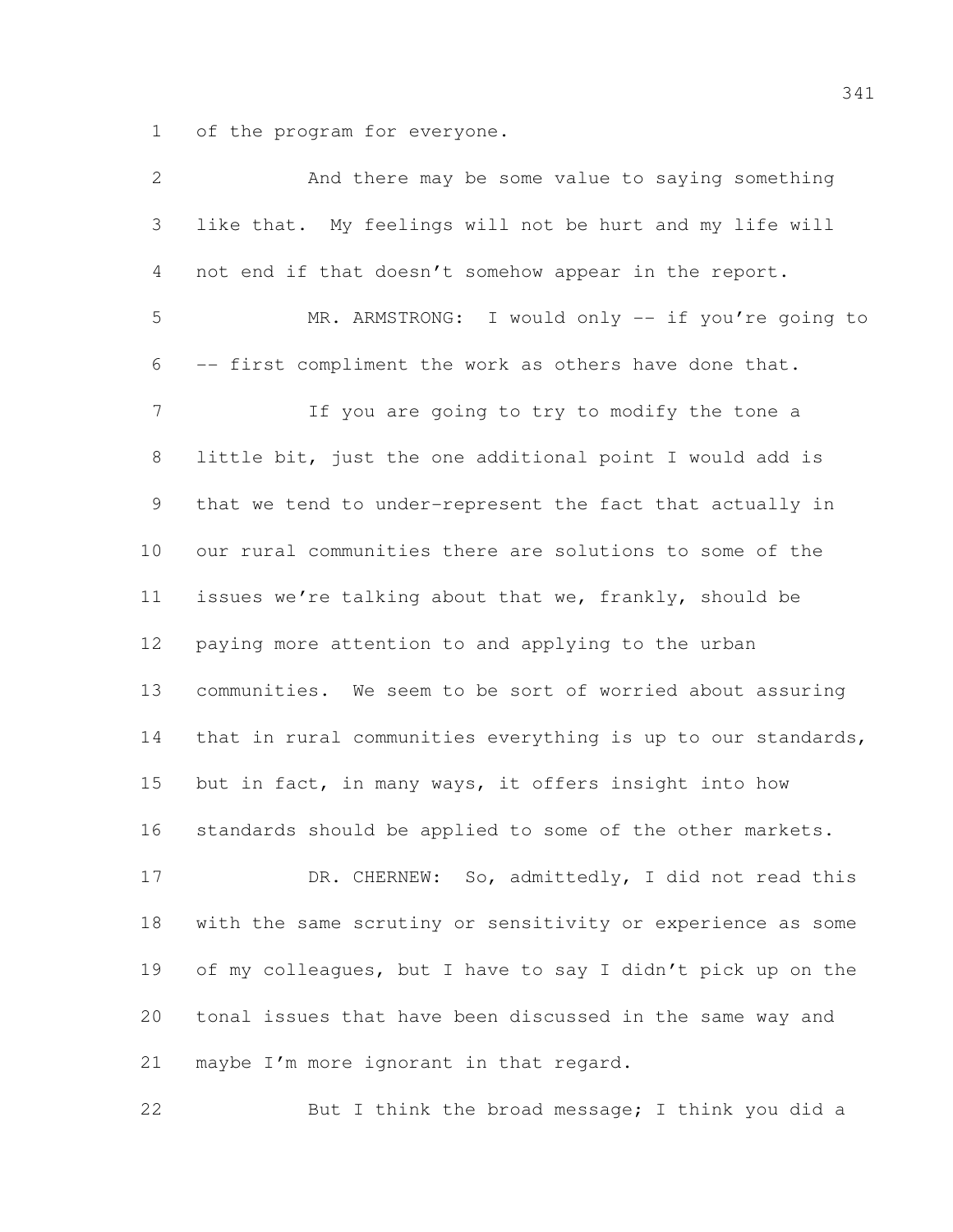of the program for everyone.

And there may be some value to saying something like that. My feelings will not be hurt and my life will not end if that doesn't somehow appear in the report.

MR. ARMSTRONG: I would only -- if you're going to -- first compliment the work as others have done that.

If you are going to try to modify the tone a little bit, just the one additional point I would add is that we tend to under-represent the fact that actually in our rural communities there are solutions to some of the issues we're talking about that we, frankly, should be paying more attention to and applying to the urban communities. We seem to be sort of worried about assuring that in rural communities everything is up to our standards, but in fact, in many ways, it offers insight into how standards should be applied to some of the other markets.

DR. CHERNEW: So, admittedly, I did not read this with the same scrutiny or sensitivity or experience as some of my colleagues, but I have to say I didn't pick up on the tonal issues that have been discussed in the same way and maybe I'm more ignorant in that regard.

But I think the broad message; I think you did a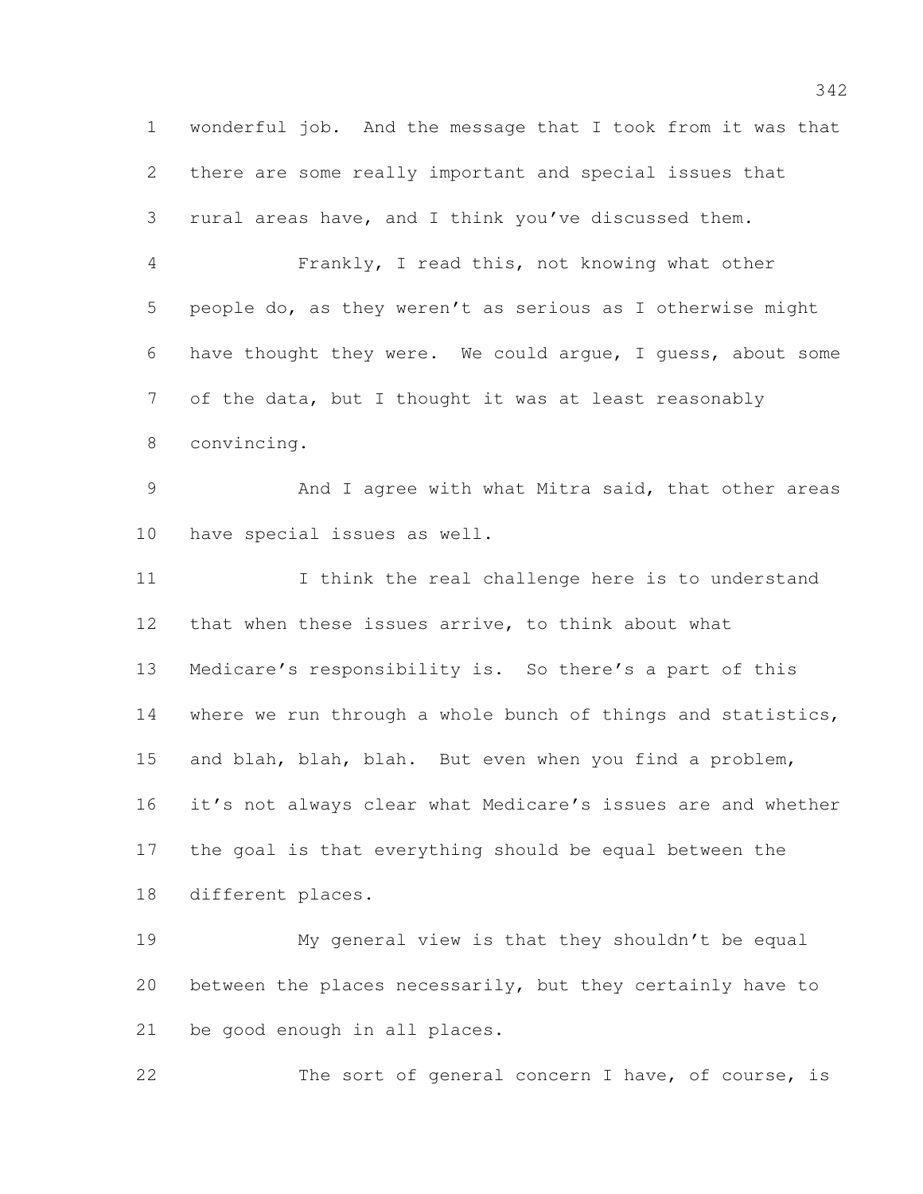wonderful job. And the message that I took from it was that there are some really important and special issues that rural areas have, and I think you've discussed them.

Frankly, I read this, not knowing what other people do, as they weren't as serious as I otherwise might have thought they were. We could argue, I guess, about some of the data, but I thought it was at least reasonably convincing.

And I agree with what Mitra said, that other areas have special issues as well.

I think the real challenge here is to understand that when these issues arrive, to think about what Medicare's responsibility is. So there's a part of this where we run through a whole bunch of things and statistics, and blah, blah, blah. But even when you find a problem, it's not always clear what Medicare's issues are and whether the goal is that everything should be equal between the different places.

My general view is that they shouldn't be equal between the places necessarily, but they certainly have to be good enough in all places.

The sort of general concern I have, of course, is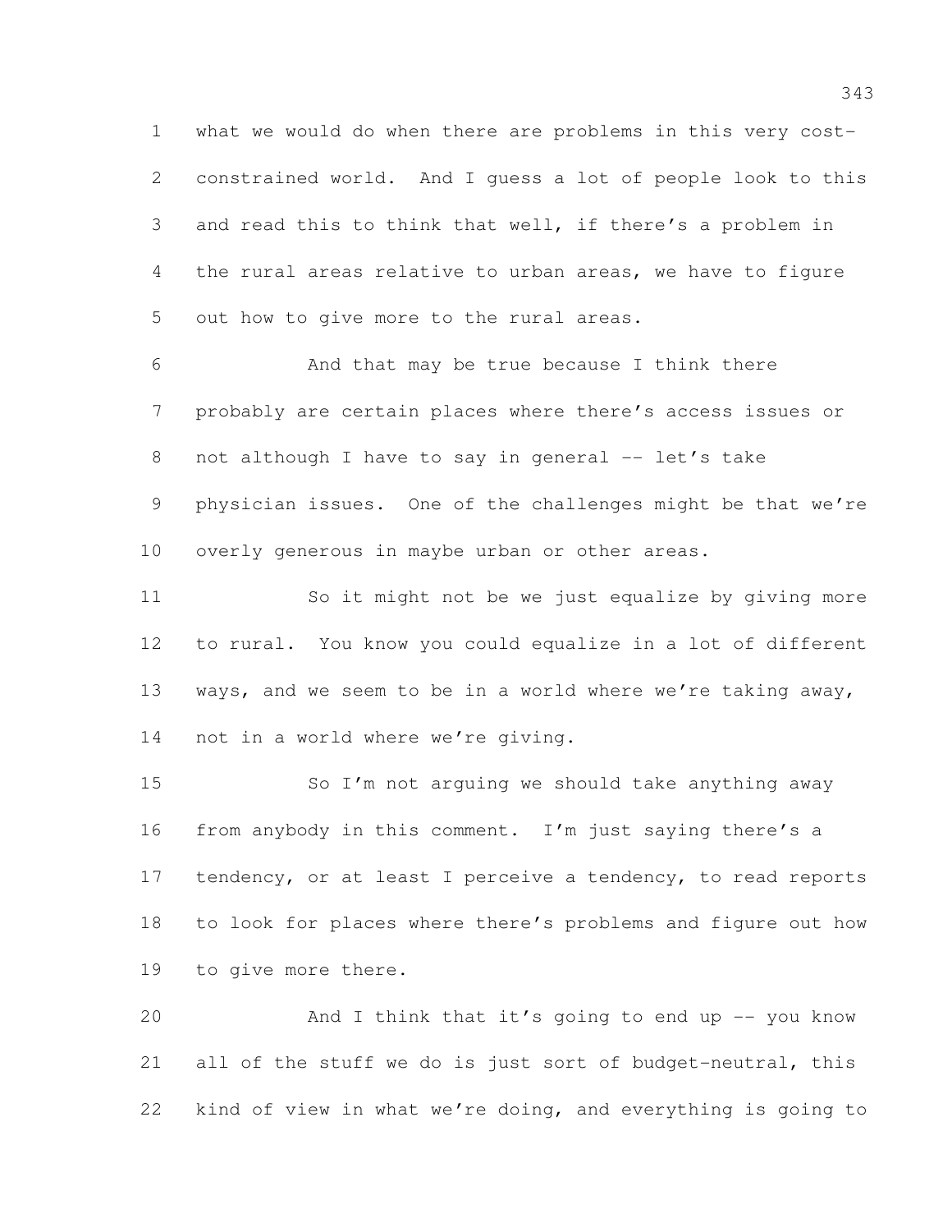what we would do when there are problems in this very cost-constrained world. And I guess a lot of people look to this and read this to think that well, if there's a problem in the rural areas relative to urban areas, we have to figure out how to give more to the rural areas.

And that may be true because I think there probably are certain places where there's access issues or not although I have to say in general -- let's take physician issues. One of the challenges might be that we're overly generous in maybe urban or other areas.

So it might not be we just equalize by giving more to rural. You know you could equalize in a lot of different ways, and we seem to be in a world where we're taking away, not in a world where we're giving.

So I'm not arguing we should take anything away from anybody in this comment. I'm just saying there's a tendency, or at least I perceive a tendency, to read reports to look for places where there's problems and figure out how to give more there.

And I think that it's going to end up -- you know all of the stuff we do is just sort of budget-neutral, this kind of view in what we're doing, and everything is going to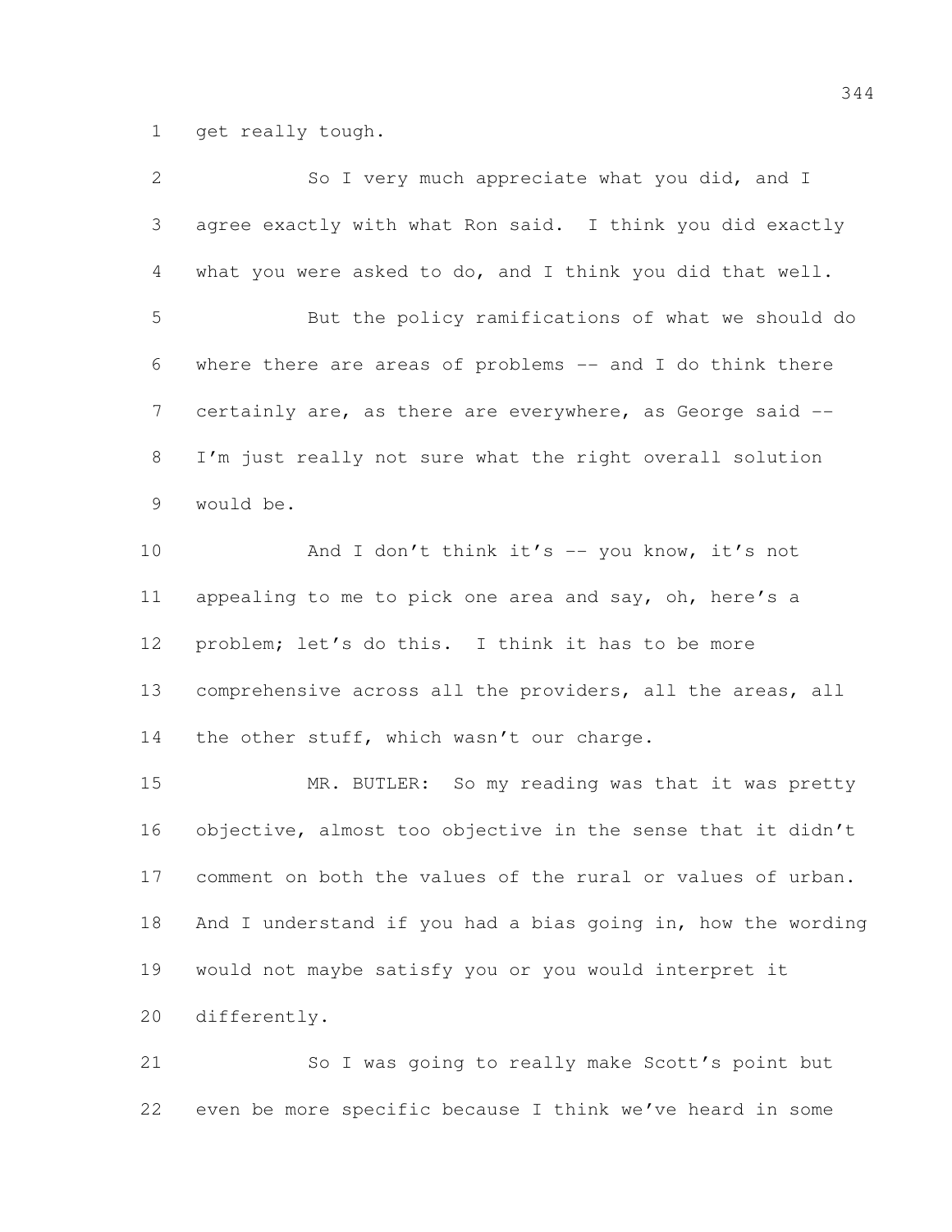get really tough.

So I very much appreciate what you did, and I agree exactly with what Ron said. I think you did exactly what you were asked to do, and I think you did that well.

But the policy ramifications of what we should do where there are areas of problems -- and I do think there certainly are, as there are everywhere, as George said -- I'm just really not sure what the right overall solution would be.

And I don't think it's -- you know, it's not appealing to me to pick one area and say, oh, here's a problem; let's do this. I think it has to be more comprehensive across all the providers, all the areas, all the other stuff, which wasn't our charge.

MR. BUTLER: So my reading was that it was pretty objective, almost too objective in the sense that it didn't comment on both the values of the rural or values of urban. And I understand if you had a bias going in, how the wording would not maybe satisfy you or you would interpret it differently.

So I was going to really make Scott's point but even be more specific because I think we've heard in some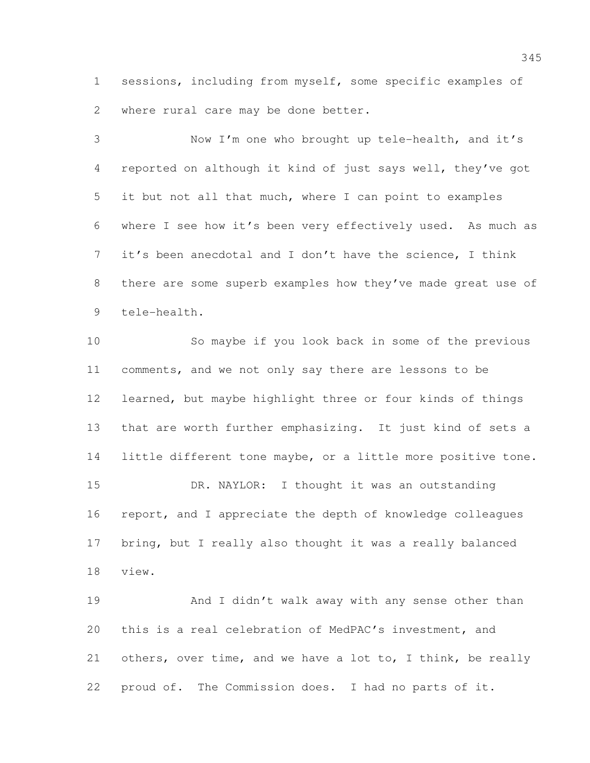sessions, including from myself, some specific examples of where rural care may be done better.

Now I'm one who brought up tele-health, and it's reported on although it kind of just says well, they've got it but not all that much, where I can point to examples where I see how it's been very effectively used. As much as it's been anecdotal and I don't have the science, I think there are some superb examples how they've made great use of tele-health.

So maybe if you look back in some of the previous comments, and we not only say there are lessons to be learned, but maybe highlight three or four kinds of things that are worth further emphasizing. It just kind of sets a little different tone maybe, or a little more positive tone.

DR. NAYLOR: I thought it was an outstanding report, and I appreciate the depth of knowledge colleagues bring, but I really also thought it was a really balanced view.

And I didn't walk away with any sense other than this is a real celebration of MedPAC's investment, and others, over time, and we have a lot to, I think, be really proud of. The Commission does. I had no parts of it.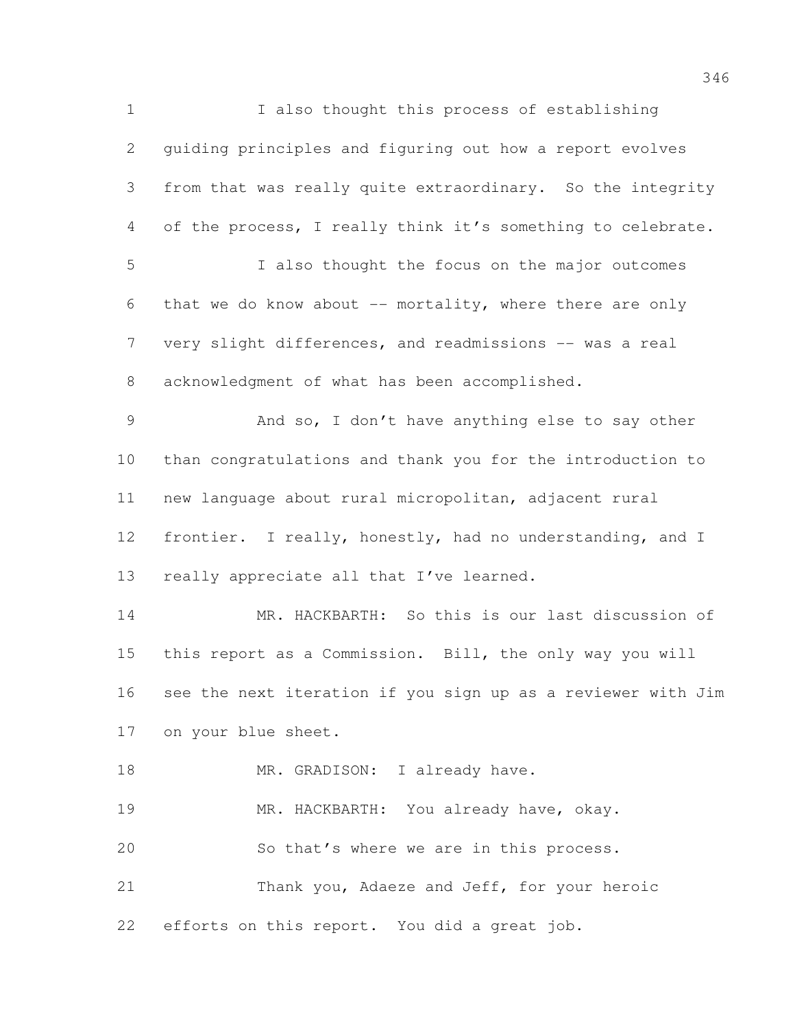I also thought this process of establishing guiding principles and figuring out how a report evolves from that was really quite extraordinary. So the integrity of the process, I really think it's something to celebrate.

I also thought the focus on the major outcomes that we do know about -- mortality, where there are only very slight differences, and readmissions -- was a real acknowledgment of what has been accomplished.

And so, I don't have anything else to say other than congratulations and thank you for the introduction to new language about rural micropolitan, adjacent rural frontier. I really, honestly, had no understanding, and I really appreciate all that I've learned.

MR. HACKBARTH: So this is our last discussion of this report as a Commission. Bill, the only way you will see the next iteration if you sign up as a reviewer with Jim on your blue sheet.

MR. GRADISON: I already have.

MR. HACKBARTH: You already have, okay.

So that's where we are in this process.

Thank you, Adaeze and Jeff, for your heroic efforts on this report. You did a great job.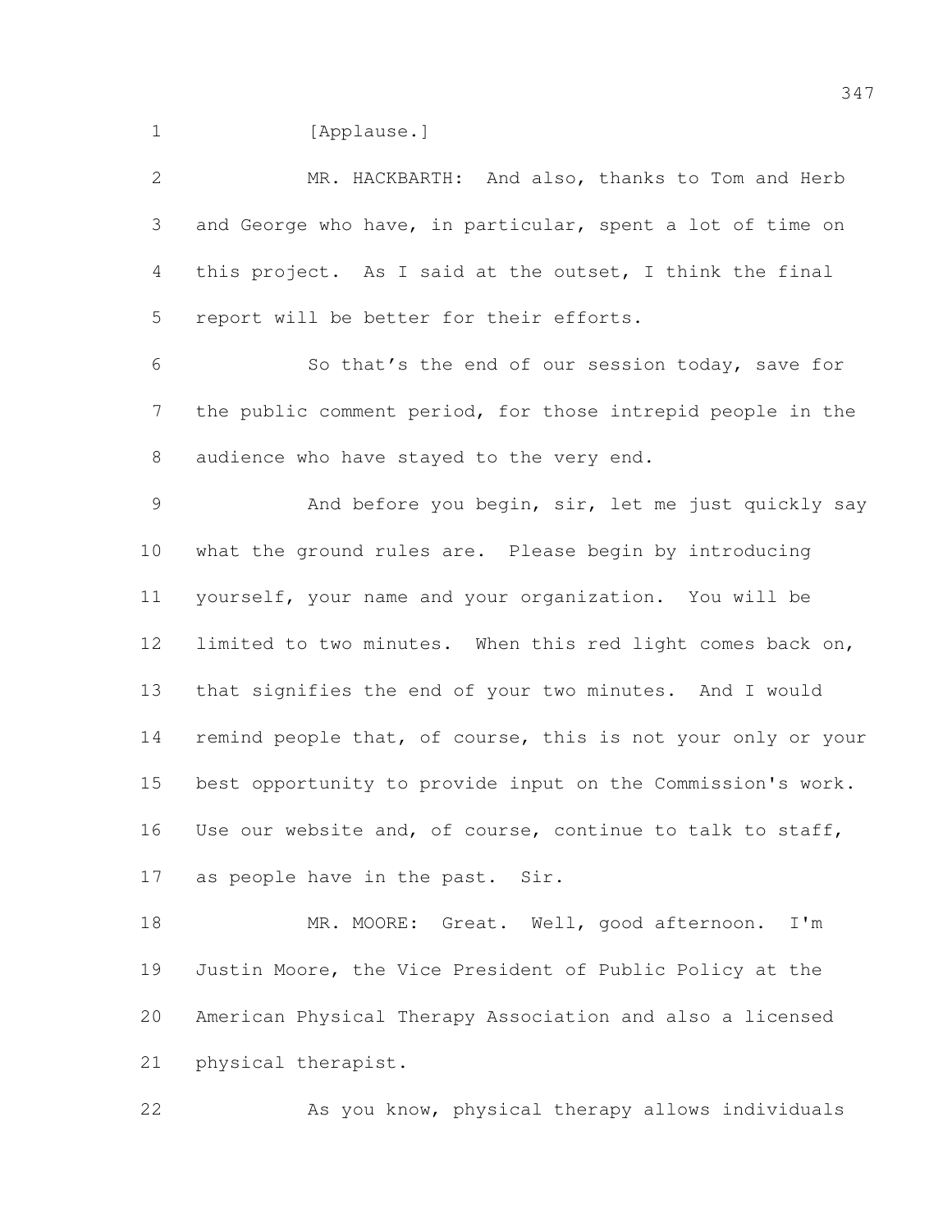[Applause.]

MR. HACKBARTH: And also, thanks to Tom and Herb and George who have, in particular, spent a lot of time on this project. As I said at the outset, I think the final report will be better for their efforts.

So that's the end of our session today, save for the public comment period, for those intrepid people in the audience who have stayed to the very end.

And before you begin, sir, let me just quickly say what the ground rules are. Please begin by introducing yourself, your name and your organization. You will be limited to two minutes. When this red light comes back on, that signifies the end of your two minutes. And I would remind people that, of course, this is not your only or your best opportunity to provide input on the Commission's work. Use our website and, of course, continue to talk to staff, as people have in the past. Sir.

MR. MOORE: Great. Well, good afternoon. I'm Justin Moore, the Vice President of Public Policy at the American Physical Therapy Association and also a licensed physical therapist.

As you know, physical therapy allows individuals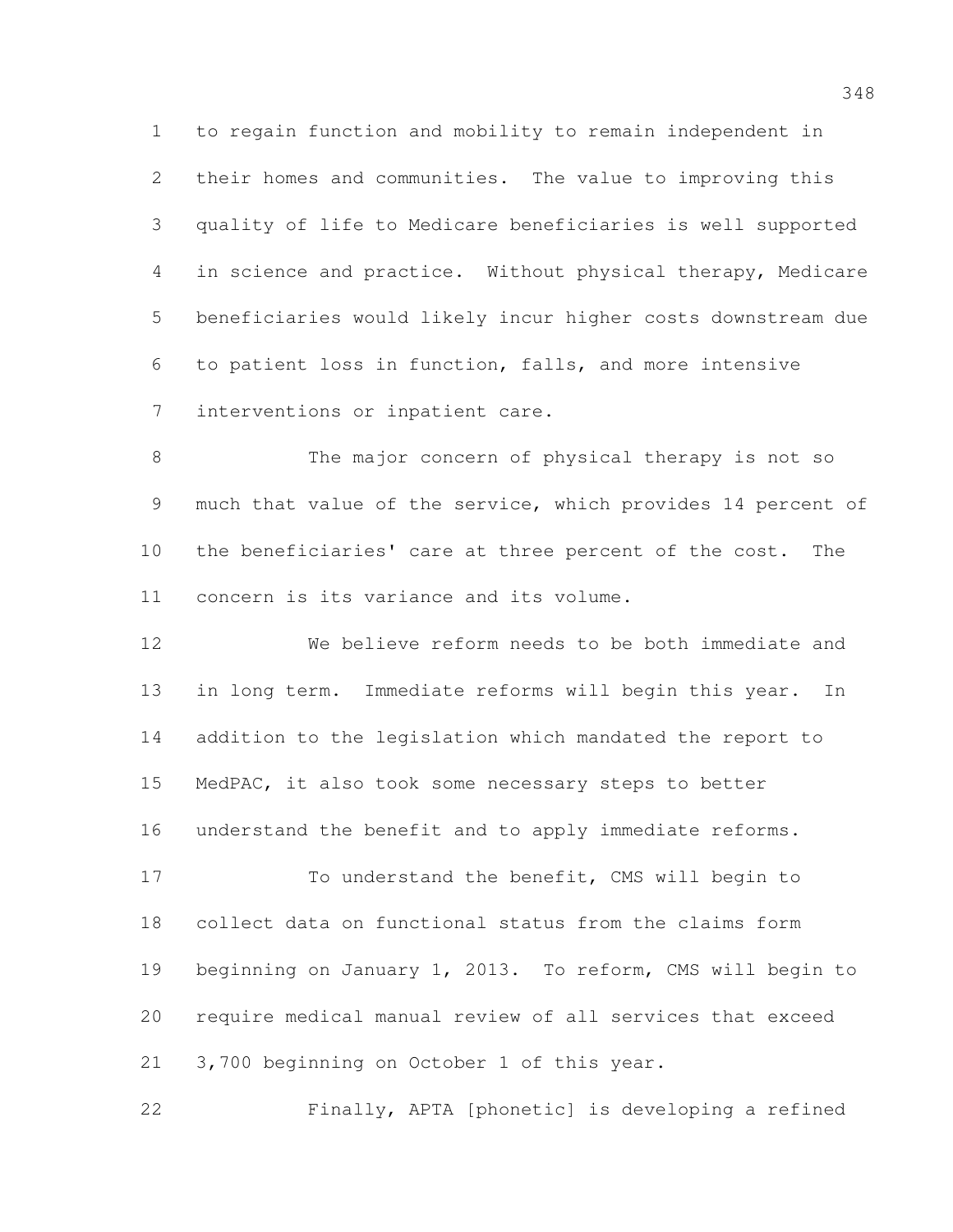to regain function and mobility to remain independent in their homes and communities. The value to improving this quality of life to Medicare beneficiaries is well supported in science and practice. Without physical therapy, Medicare beneficiaries would likely incur higher costs downstream due to patient loss in function, falls, and more intensive interventions or inpatient care.

The major concern of physical therapy is not so much that value of the service, which provides 14 percent of the beneficiaries' care at three percent of the cost. The concern is its variance and its volume.

We believe reform needs to be both immediate and in long term. Immediate reforms will begin this year. In addition to the legislation which mandated the report to MedPAC, it also took some necessary steps to better understand the benefit and to apply immediate reforms.

To understand the benefit, CMS will begin to collect data on functional status from the claims form beginning on January 1, 2013. To reform, CMS will begin to require medical manual review of all services that exceed 3,700 beginning on October 1 of this year.

Finally, APTA [phonetic] is developing a refined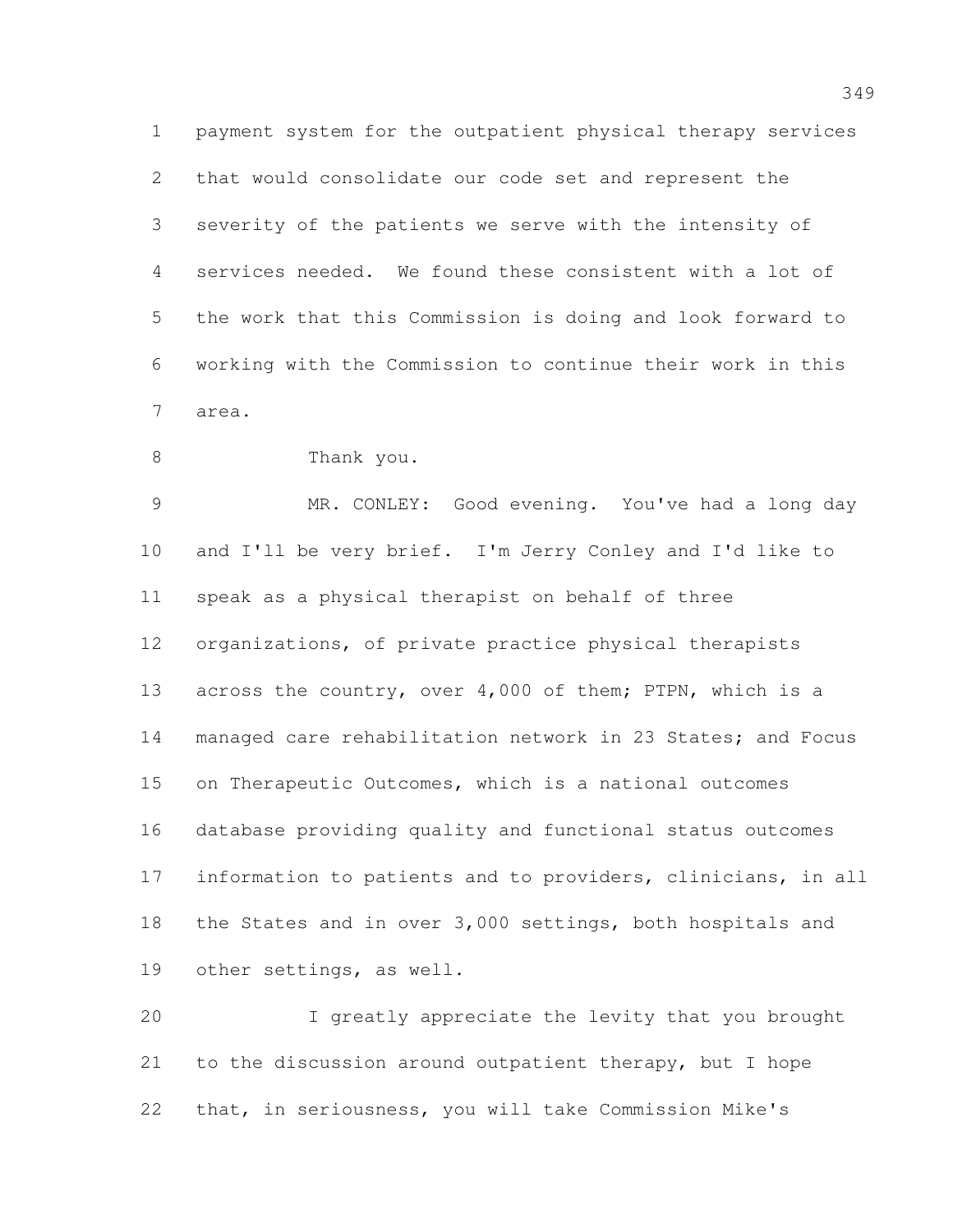payment system for the outpatient physical therapy services that would consolidate our code set and represent the severity of the patients we serve with the intensity of services needed. We found these consistent with a lot of the work that this Commission is doing and look forward to working with the Commission to continue their work in this area.

Thank you.

MR. CONLEY: Good evening. You've had a long day and I'll be very brief. I'm Jerry Conley and I'd like to speak as a physical therapist on behalf of three organizations, of private practice physical therapists across the country, over 4,000 of them; PTPN, which is a managed care rehabilitation network in 23 States; and Focus on Therapeutic Outcomes, which is a national outcomes database providing quality and functional status outcomes information to patients and to providers, clinicians, in all the States and in over 3,000 settings, both hospitals and other settings, as well.

I greatly appreciate the levity that you brought to the discussion around outpatient therapy, but I hope that, in seriousness, you will take Commission Mike's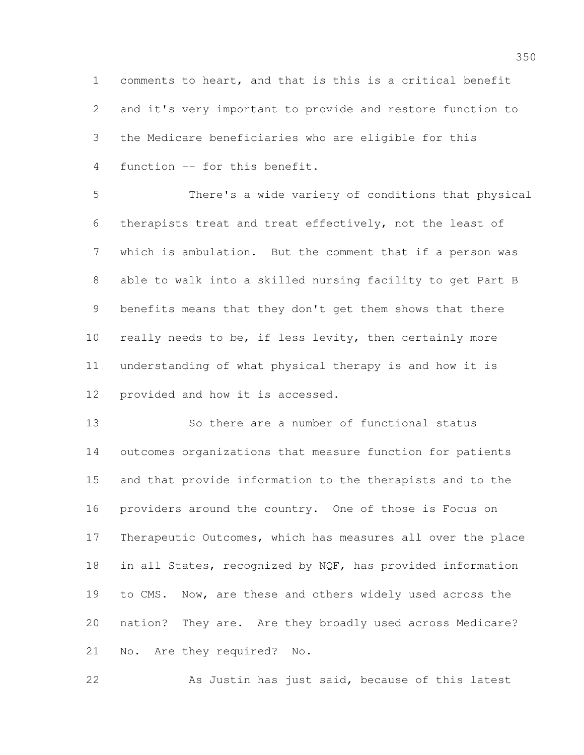comments to heart, and that is this is a critical benefit and it's very important to provide and restore function to the Medicare beneficiaries who are eligible for this function -- for this benefit.

There's a wide variety of conditions that physical therapists treat and treat effectively, not the least of which is ambulation. But the comment that if a person was able to walk into a skilled nursing facility to get Part B benefits means that they don't get them shows that there really needs to be, if less levity, then certainly more understanding of what physical therapy is and how it is provided and how it is accessed.

So there are a number of functional status outcomes organizations that measure function for patients and that provide information to the therapists and to the providers around the country. One of those is Focus on Therapeutic Outcomes, which has measures all over the place in all States, recognized by NQF, has provided information to CMS. Now, are these and others widely used across the nation? They are. Are they broadly used across Medicare? No. Are they required? No.

As Justin has just said, because of this latest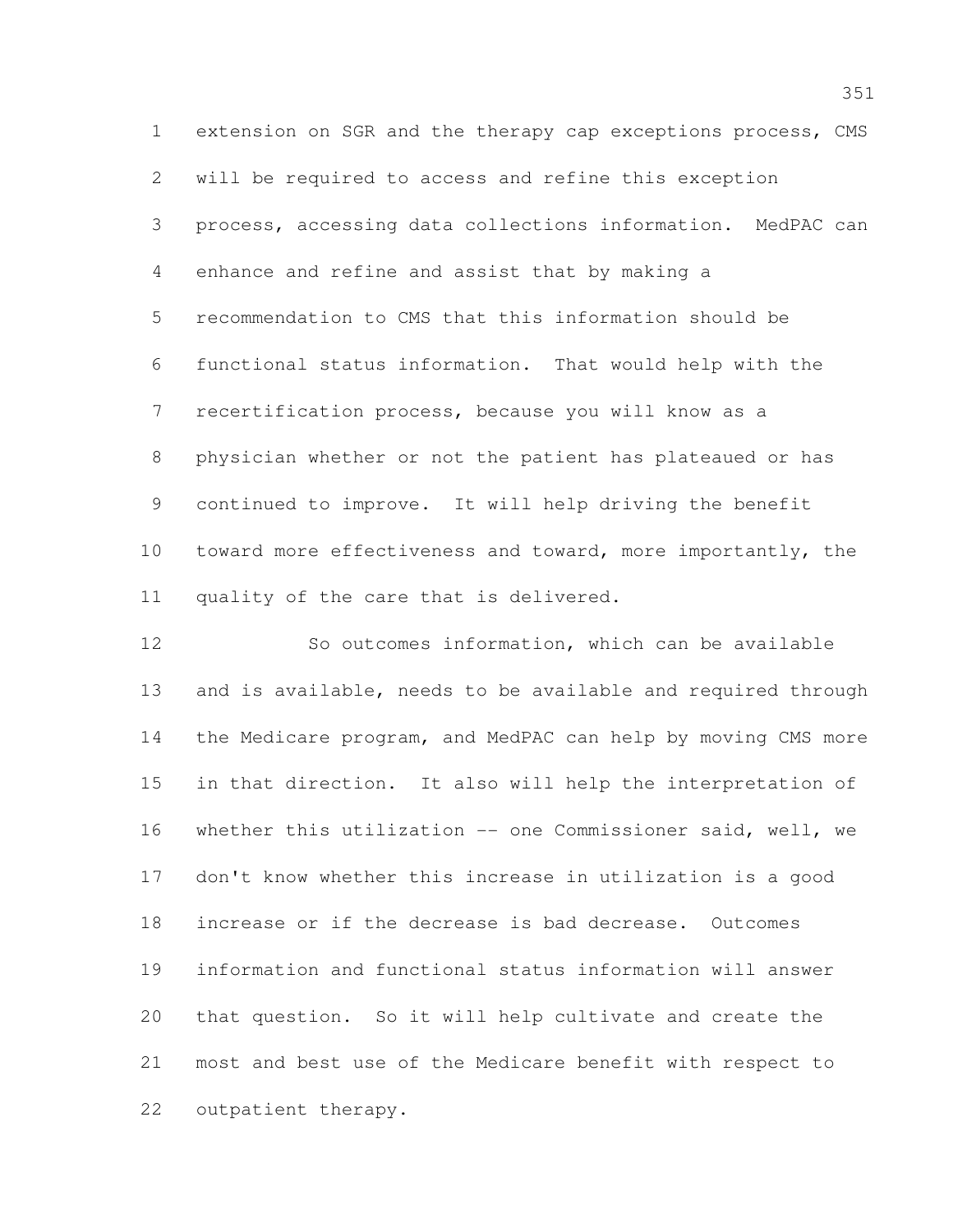extension on SGR and the therapy cap exceptions process, CMS will be required to access and refine this exception process, accessing data collections information. MedPAC can enhance and refine and assist that by making a recommendation to CMS that this information should be functional status information. That would help with the recertification process, because you will know as a physician whether or not the patient has plateaued or has continued to improve. It will help driving the benefit toward more effectiveness and toward, more importantly, the quality of the care that is delivered.

So outcomes information, which can be available and is available, needs to be available and required through the Medicare program, and MedPAC can help by moving CMS more in that direction. It also will help the interpretation of whether this utilization -- one Commissioner said, well, we don't know whether this increase in utilization is a good increase or if the decrease is bad decrease. Outcomes information and functional status information will answer that question. So it will help cultivate and create the most and best use of the Medicare benefit with respect to outpatient therapy.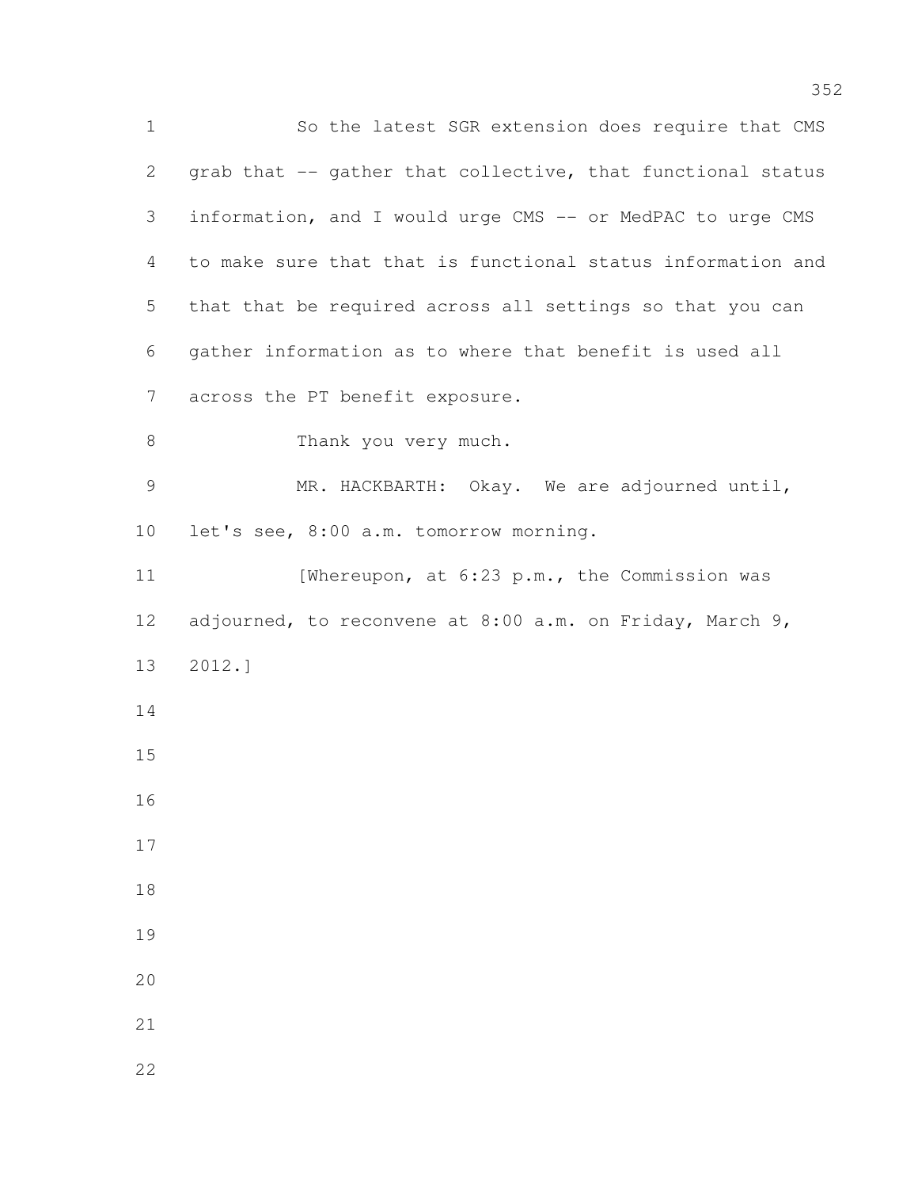So the latest SGR extension does require that CMS grab that -- gather that collective, that functional status information, and I would urge CMS -- or MedPAC to urge CMS to make sure that that is functional status information and that that be required across all settings so that you can gather information as to where that benefit is used all across the PT benefit exposure.

Thank you very much.

MR. HACKBARTH: Okay. We are adjourned until, let's see, 8:00 a.m. tomorrow morning.

[Whereupon, at 6:23 p.m., the Commission was adjourned, to reconvene at 8:00 a.m. on Friday, March 9, 2012.]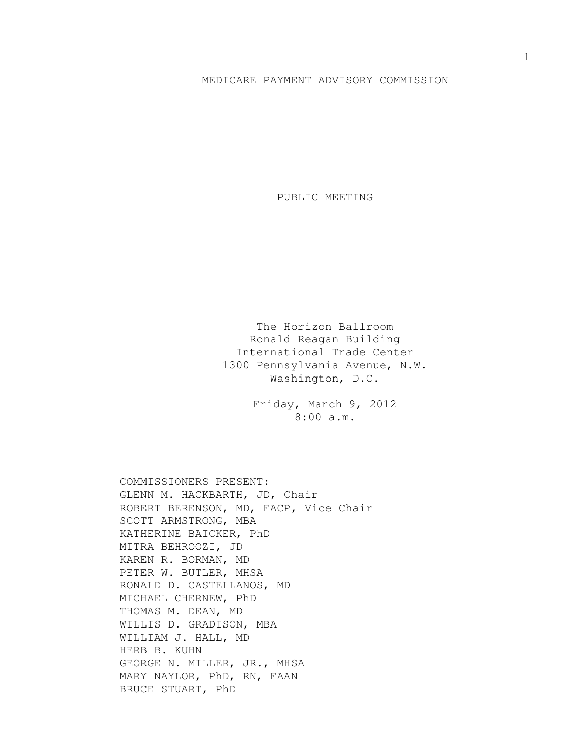# MEDICARE PAYMENT ADVISORY COMMISSION

## PUBLIC MEETING

The Horizon Ballroom
Ronald Reagan Building
International Trade Center
1300 Pennsylvania Avenue, N.W.
Washington, D.C.

Friday, March 9, 2012
8:00 a.m.

COMMISSIONERS PRESENT:
GLENN M. HACKBARTH, JD, Chair
ROBERT BERENSON, MD, FACP, Vice Chair
SCOTT ARMSTRONG, MBA
KATHERINE BAICKER, PhD
MITRA BEHROOZI, JD
KAREN R. BORMAN, MD
PETER W. BUTLER, MHSA
RONALD D. CASTELLANOS, MD
MICHAEL CHERNEW, PhD
THOMAS M. DEAN, MD
WILLIS D. GRADISON, MBA
WILLIAM J. HALL, MD
HERB B. KUHN
GEORGE N. MILLER, JR., MHSA
MARY NAYLOR, PhD, RN, FAAN
BRUCE STUART, PhD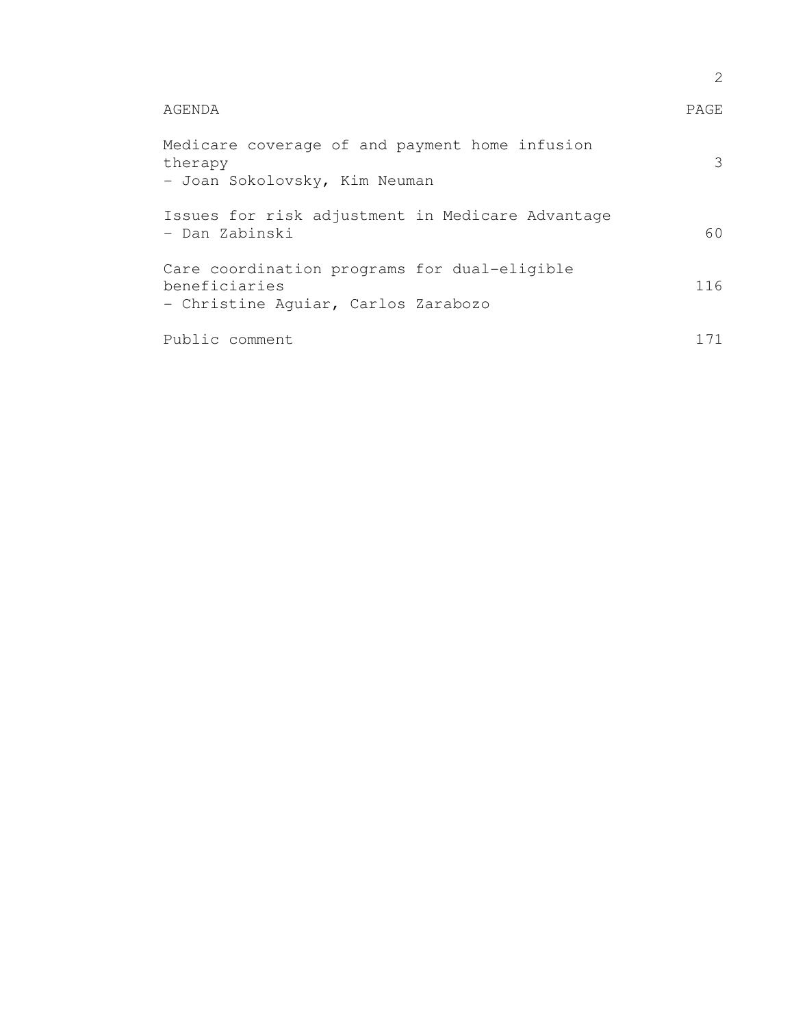| AGENDA | PAGE |
| --- | --- |
| Medicare coverage of and payment home infusion therapy<br>- Joan Sokolovsky, Kim Neuman | 3 |
| Issues for risk adjustment in Medicare Advantage<br>- Dan Zabinski | 60 |
| Care coordination programs for dual-eligible beneficiaries<br>- Christine Aguiar, Carlos Zarabozo | 116 |
| Public comment | 171 |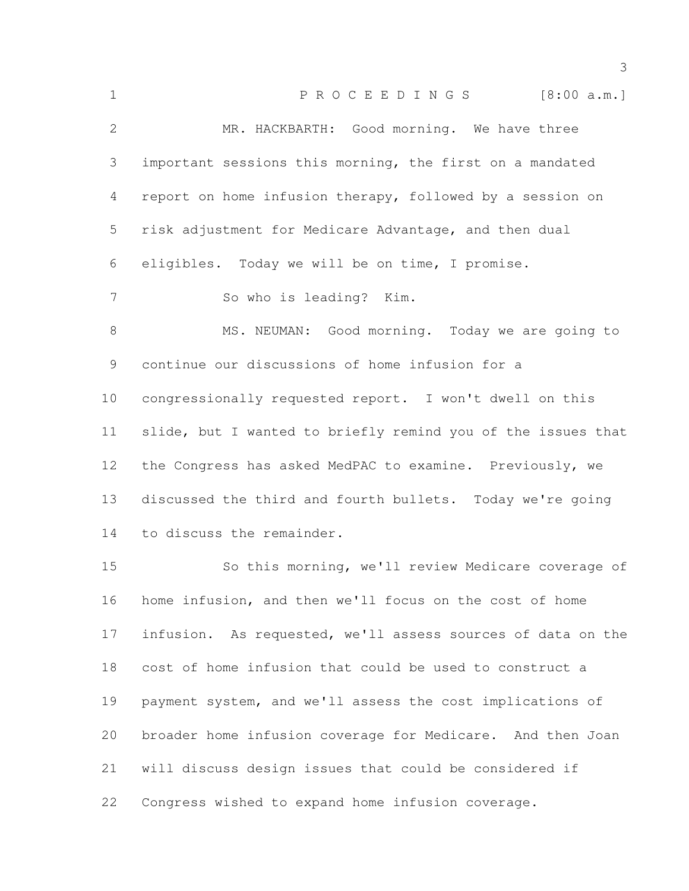P R O C E E D I N G S [8:00 a.m.]

MR. HACKBARTH: Good morning. We have three important sessions this morning, the first on a mandated report on home infusion therapy, followed by a session on risk adjustment for Medicare Advantage, and then dual eligibles. Today we will be on time, I promise.

So who is leading? Kim.

MS. NEUMAN: Good morning. Today we are going to continue our discussions of home infusion for a congressionally requested report. I won't dwell on this slide, but I wanted to briefly remind you of the issues that the Congress has asked MedPAC to examine. Previously, we discussed the third and fourth bullets. Today we're going to discuss the remainder.

So this morning, we'll review Medicare coverage of home infusion, and then we'll focus on the cost of home infusion. As requested, we'll assess sources of data on the cost of home infusion that could be used to construct a payment system, and we'll assess the cost implications of broader home infusion coverage for Medicare. And then Joan will discuss design issues that could be considered if Congress wished to expand home infusion coverage.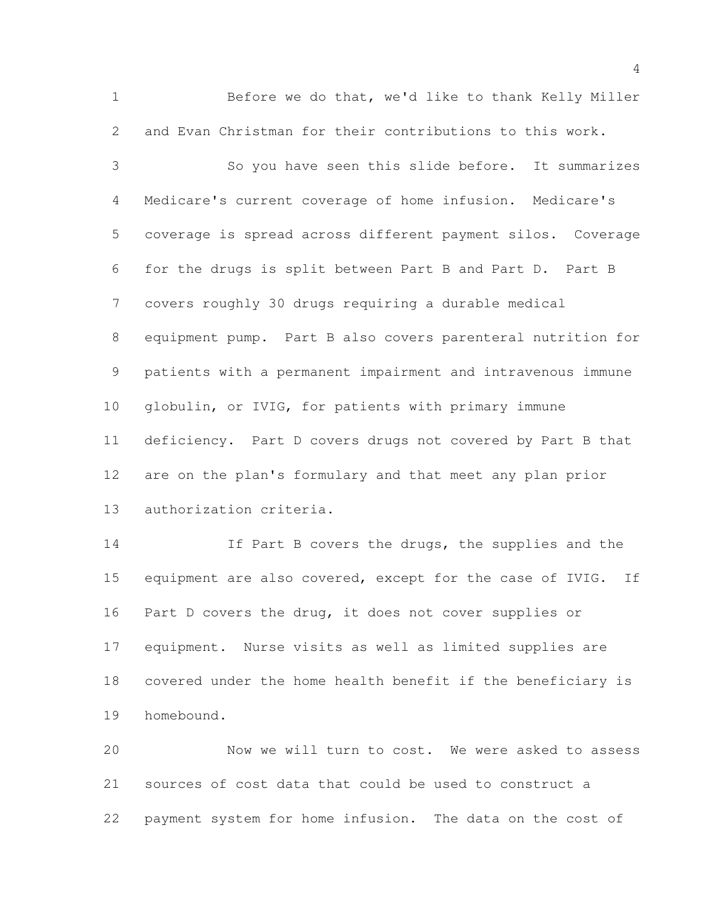Before we do that, we'd like to thank Kelly Miller and Evan Christman for their contributions to this work.

So you have seen this slide before. It summarizes Medicare's current coverage of home infusion. Medicare's coverage is spread across different payment silos. Coverage for the drugs is split between Part B and Part D. Part B covers roughly 30 drugs requiring a durable medical equipment pump. Part B also covers parenteral nutrition for patients with a permanent impairment and intravenous immune globulin, or IVIG, for patients with primary immune deficiency. Part D covers drugs not covered by Part B that are on the plan's formulary and that meet any plan prior authorization criteria.

If Part B covers the drugs, the supplies and the equipment are also covered, except for the case of IVIG. If Part D covers the drug, it does not cover supplies or equipment. Nurse visits as well as limited supplies are covered under the home health benefit if the beneficiary is homebound.

Now we will turn to cost. We were asked to assess sources of cost data that could be used to construct a payment system for home infusion. The data on the cost of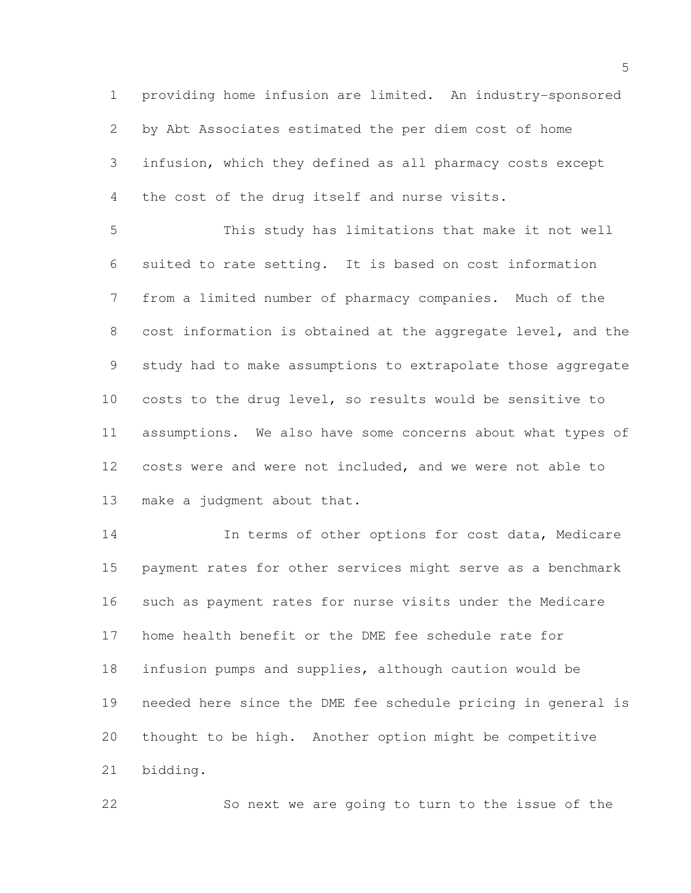providing home infusion are limited. An industry-sponsored by Abt Associates estimated the per diem cost of home infusion, which they defined as all pharmacy costs except the cost of the drug itself and nurse visits.

This study has limitations that make it not well suited to rate setting. It is based on cost information from a limited number of pharmacy companies. Much of the cost information is obtained at the aggregate level, and the study had to make assumptions to extrapolate those aggregate costs to the drug level, so results would be sensitive to assumptions. We also have some concerns about what types of costs were and were not included, and we were not able to make a judgment about that.

In terms of other options for cost data, Medicare payment rates for other services might serve as a benchmark such as payment rates for nurse visits under the Medicare home health benefit or the DME fee schedule rate for infusion pumps and supplies, although caution would be needed here since the DME fee schedule pricing in general is thought to be high. Another option might be competitive bidding.

So next we are going to turn to the issue of the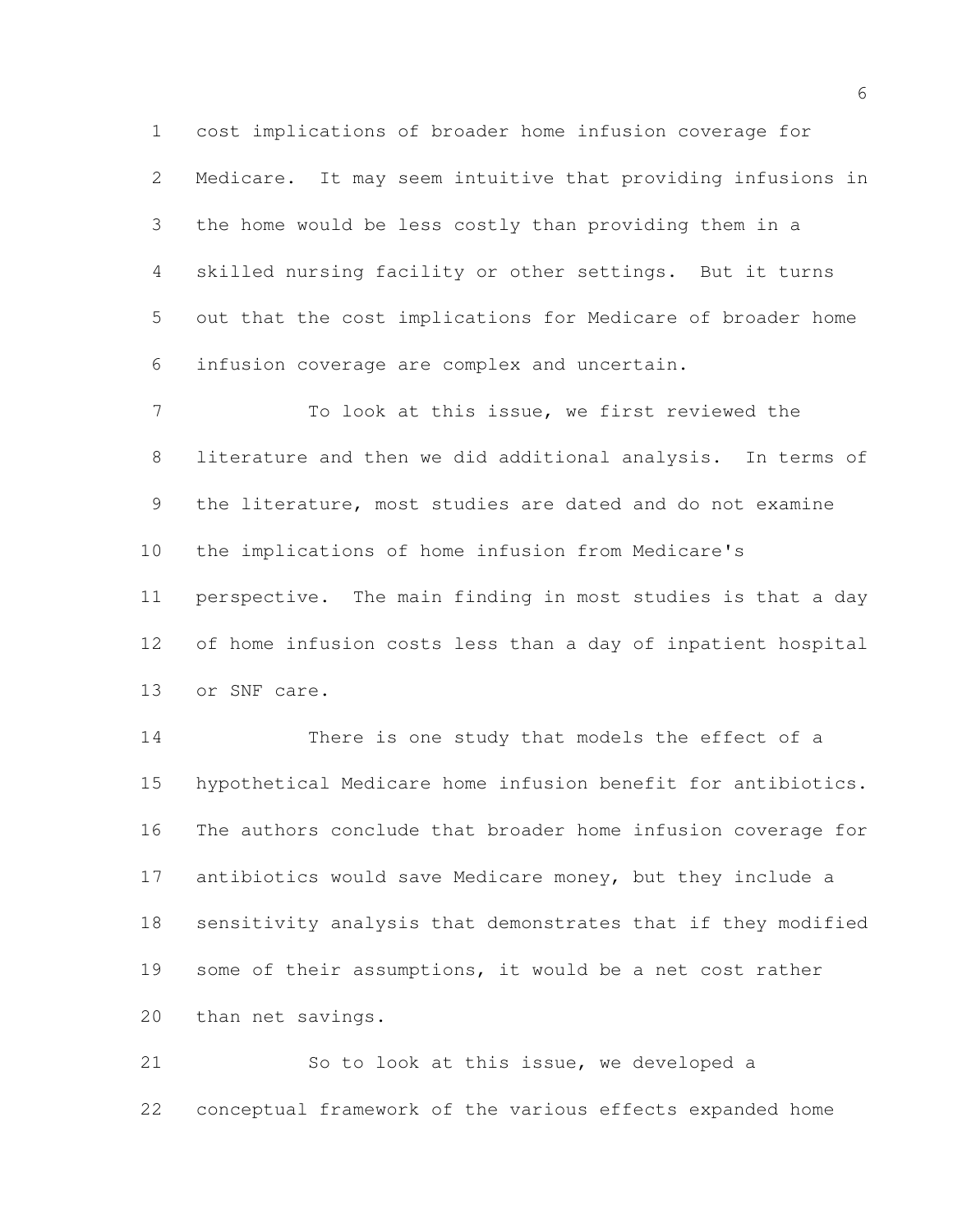cost implications of broader home infusion coverage for Medicare. It may seem intuitive that providing infusions in the home would be less costly than providing them in a skilled nursing facility or other settings. But it turns out that the cost implications for Medicare of broader home infusion coverage are complex and uncertain.

To look at this issue, we first reviewed the literature and then we did additional analysis. In terms of the literature, most studies are dated and do not examine the implications of home infusion from Medicare's perspective. The main finding in most studies is that a day of home infusion costs less than a day of inpatient hospital or SNF care.

There is one study that models the effect of a hypothetical Medicare home infusion benefit for antibiotics. The authors conclude that broader home infusion coverage for antibiotics would save Medicare money, but they include a sensitivity analysis that demonstrates that if they modified some of their assumptions, it would be a net cost rather than net savings.

So to look at this issue, we developed a conceptual framework of the various effects expanded home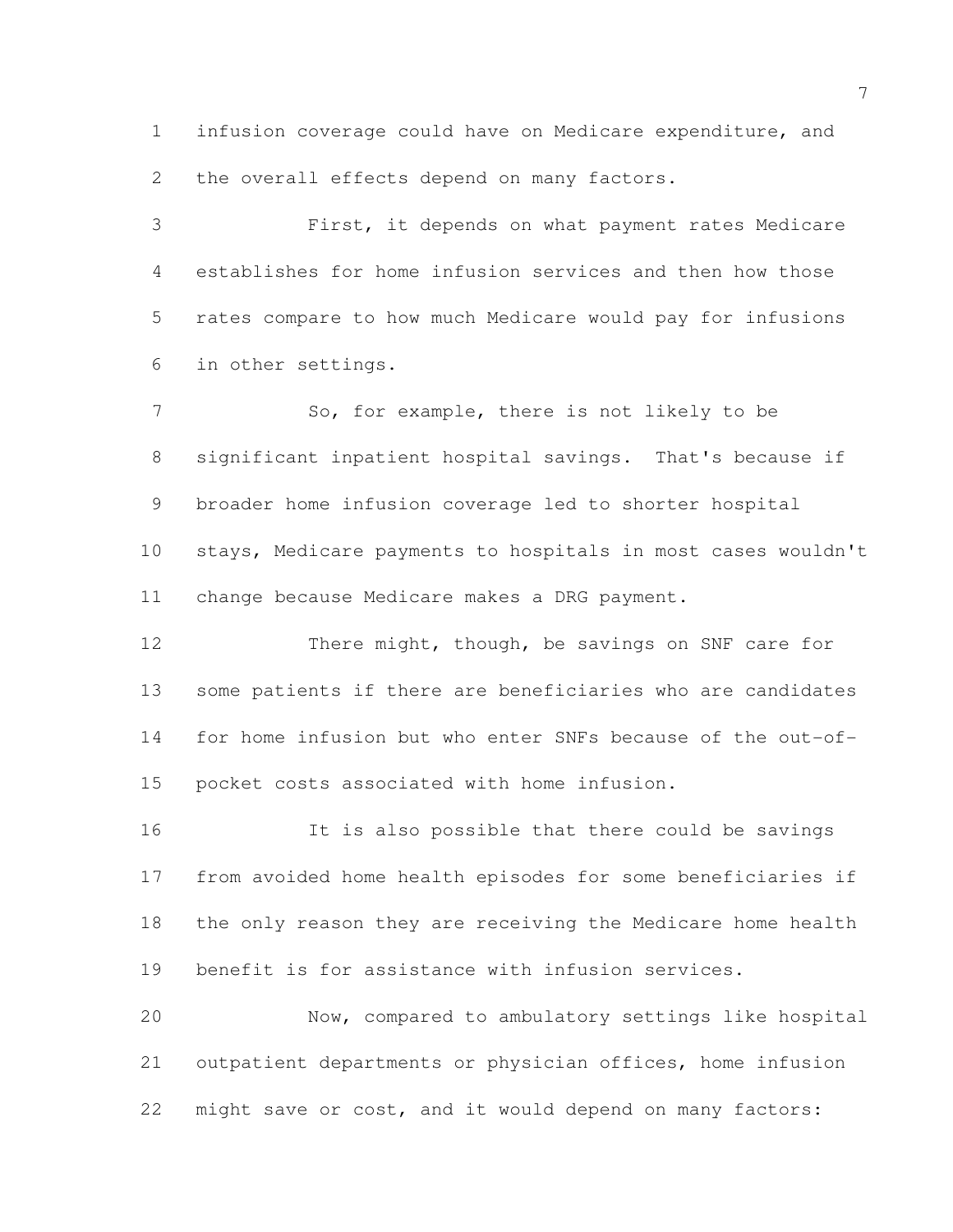infusion coverage could have on Medicare expenditure, and the overall effects depend on many factors.

First, it depends on what payment rates Medicare establishes for home infusion services and then how those rates compare to how much Medicare would pay for infusions in other settings.

So, for example, there is not likely to be significant inpatient hospital savings. That's because if broader home infusion coverage led to shorter hospital stays, Medicare payments to hospitals in most cases wouldn't change because Medicare makes a DRG payment.

There might, though, be savings on SNF care for some patients if there are beneficiaries who are candidates for home infusion but who enter SNFs because of the out-of-pocket costs associated with home infusion.

It is also possible that there could be savings from avoided home health episodes for some beneficiaries if the only reason they are receiving the Medicare home health benefit is for assistance with infusion services.

Now, compared to ambulatory settings like hospital outpatient departments or physician offices, home infusion might save or cost, and it would depend on many factors: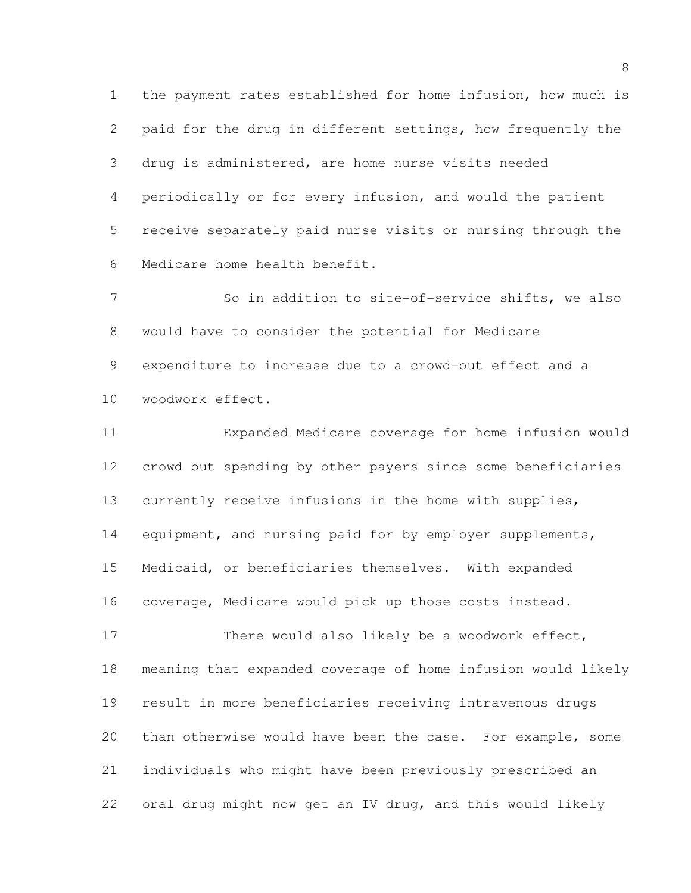the payment rates established for home infusion, how much is paid for the drug in different settings, how frequently the drug is administered, are home nurse visits needed periodically or for every infusion, and would the patient receive separately paid nurse visits or nursing through the Medicare home health benefit.

So in addition to site-of-service shifts, we also would have to consider the potential for Medicare expenditure to increase due to a crowd-out effect and a woodwork effect.

Expanded Medicare coverage for home infusion would crowd out spending by other payers since some beneficiaries currently receive infusions in the home with supplies, equipment, and nursing paid for by employer supplements, Medicaid, or beneficiaries themselves. With expanded coverage, Medicare would pick up those costs instead.

There would also likely be a woodwork effect, meaning that expanded coverage of home infusion would likely result in more beneficiaries receiving intravenous drugs than otherwise would have been the case. For example, some individuals who might have been previously prescribed an oral drug might now get an IV drug, and this would likely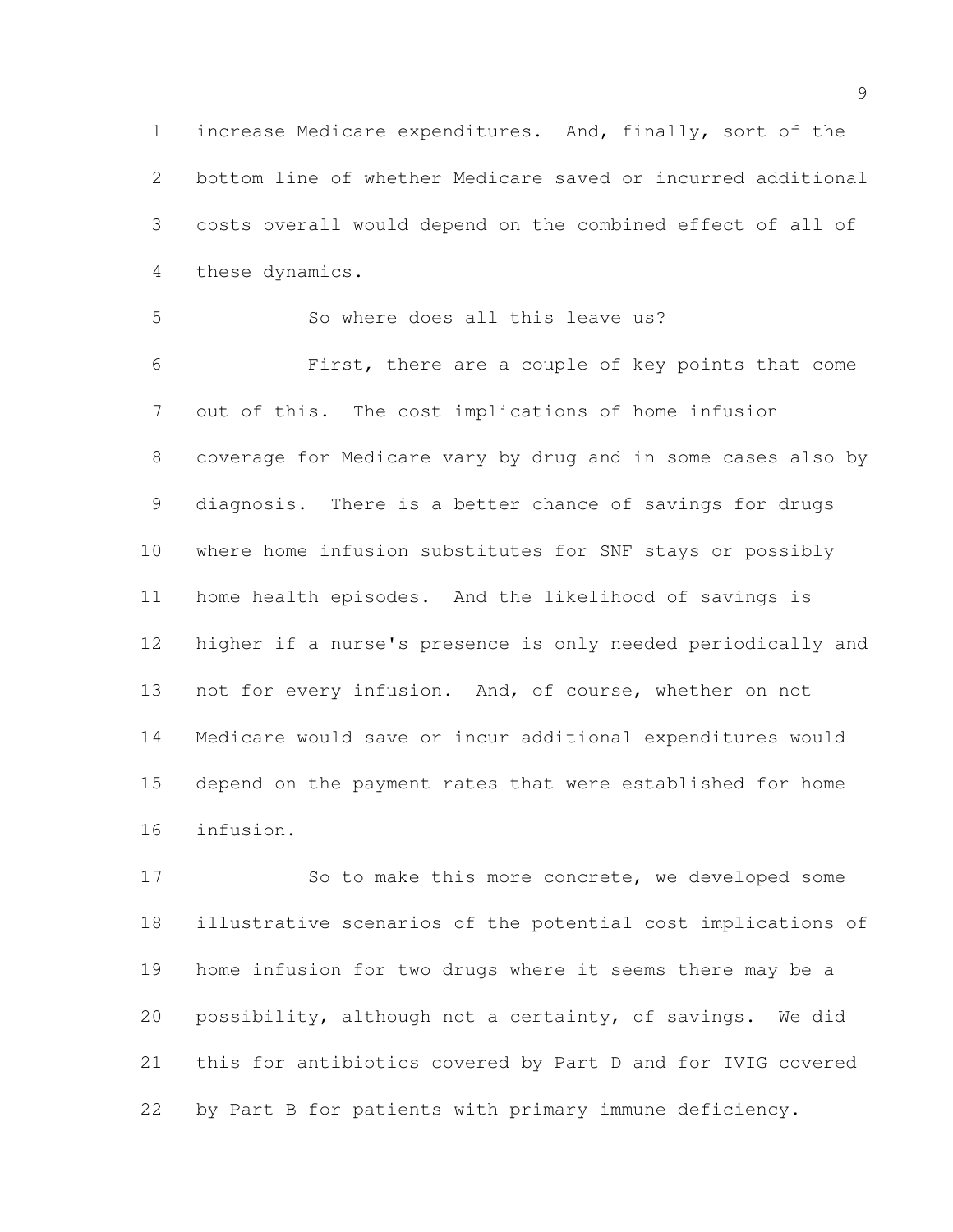increase Medicare expenditures. And, finally, sort of the bottom line of whether Medicare saved or incurred additional costs overall would depend on the combined effect of all of these dynamics.

So where does all this leave us?

First, there are a couple of key points that come out of this. The cost implications of home infusion coverage for Medicare vary by drug and in some cases also by diagnosis. There is a better chance of savings for drugs where home infusion substitutes for SNF stays or possibly home health episodes. And the likelihood of savings is higher if a nurse's presence is only needed periodically and not for every infusion. And, of course, whether on not Medicare would save or incur additional expenditures would depend on the payment rates that were established for home infusion.

So to make this more concrete, we developed some illustrative scenarios of the potential cost implications of home infusion for two drugs where it seems there may be a possibility, although not a certainty, of savings. We did this for antibiotics covered by Part D and for IVIG covered by Part B for patients with primary immune deficiency.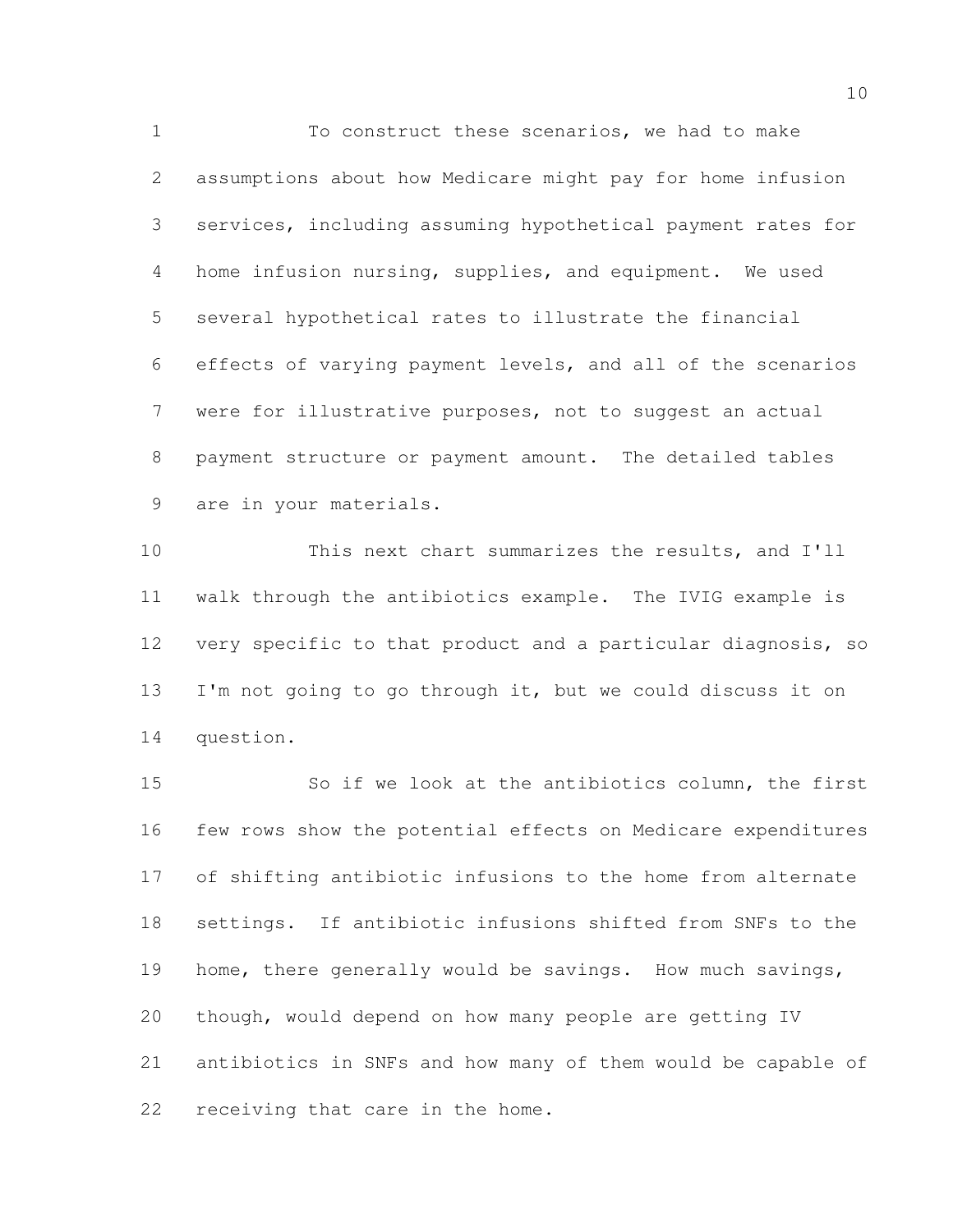To construct these scenarios, we had to make assumptions about how Medicare might pay for home infusion services, including assuming hypothetical payment rates for home infusion nursing, supplies, and equipment. We used several hypothetical rates to illustrate the financial effects of varying payment levels, and all of the scenarios were for illustrative purposes, not to suggest an actual payment structure or payment amount. The detailed tables are in your materials.

This next chart summarizes the results, and I'll walk through the antibiotics example. The IVIG example is very specific to that product and a particular diagnosis, so I'm not going to go through it, but we could discuss it on question.

So if we look at the antibiotics column, the first few rows show the potential effects on Medicare expenditures of shifting antibiotic infusions to the home from alternate settings. If antibiotic infusions shifted from SNFs to the home, there generally would be savings. How much savings, though, would depend on how many people are getting IV antibiotics in SNFs and how many of them would be capable of receiving that care in the home.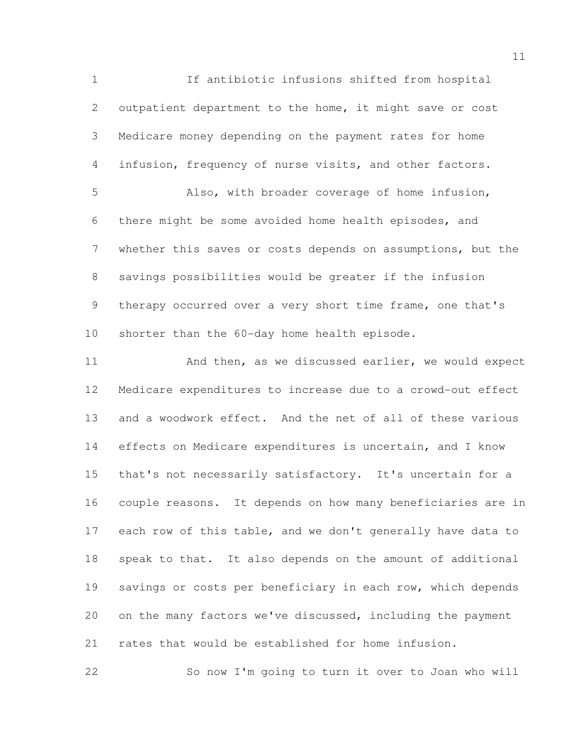If antibiotic infusions shifted from hospital outpatient department to the home, it might save or cost Medicare money depending on the payment rates for home infusion, frequency of nurse visits, and other factors.

Also, with broader coverage of home infusion, there might be some avoided home health episodes, and whether this saves or costs depends on assumptions, but the savings possibilities would be greater if the infusion therapy occurred over a very short time frame, one that's shorter than the 60-day home health episode.

And then, as we discussed earlier, we would expect Medicare expenditures to increase due to a crowd-out effect and a woodwork effect. And the net of all of these various effects on Medicare expenditures is uncertain, and I know that's not necessarily satisfactory. It's uncertain for a couple reasons. It depends on how many beneficiaries are in each row of this table, and we don't generally have data to speak to that. It also depends on the amount of additional savings or costs per beneficiary in each row, which depends on the many factors we've discussed, including the payment rates that would be established for home infusion.

So now I'm going to turn it over to Joan who will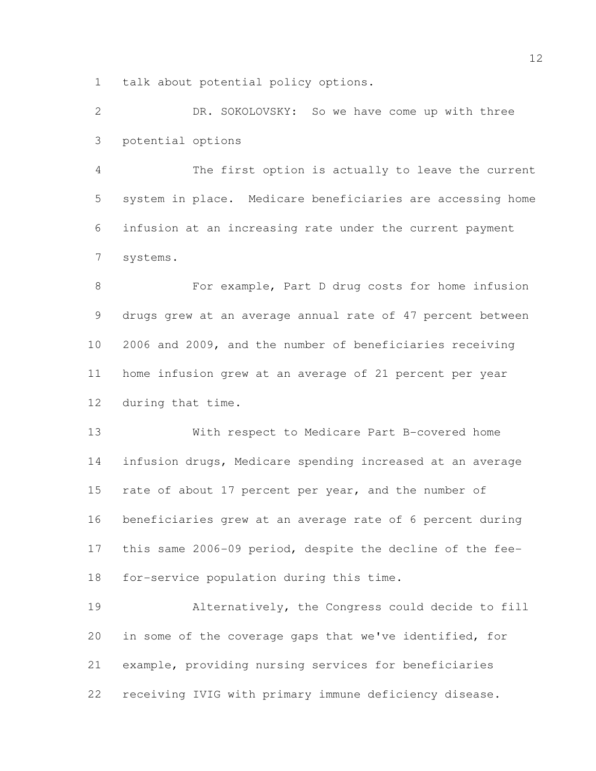talk about potential policy options.

DR. SOKOLOVSKY: So we have come up with three potential options

The first option is actually to leave the current system in place. Medicare beneficiaries are accessing home infusion at an increasing rate under the current payment systems.

For example, Part D drug costs for home infusion drugs grew at an average annual rate of 47 percent between 2006 and 2009, and the number of beneficiaries receiving home infusion grew at an average of 21 percent per year during that time.

With respect to Medicare Part B-covered home infusion drugs, Medicare spending increased at an average rate of about 17 percent per year, and the number of beneficiaries grew at an average rate of 6 percent during this same 2006-09 period, despite the decline of the fee-for-service population during this time.

Alternatively, the Congress could decide to fill in some of the coverage gaps that we've identified, for example, providing nursing services for beneficiaries receiving IVIG with primary immune deficiency disease.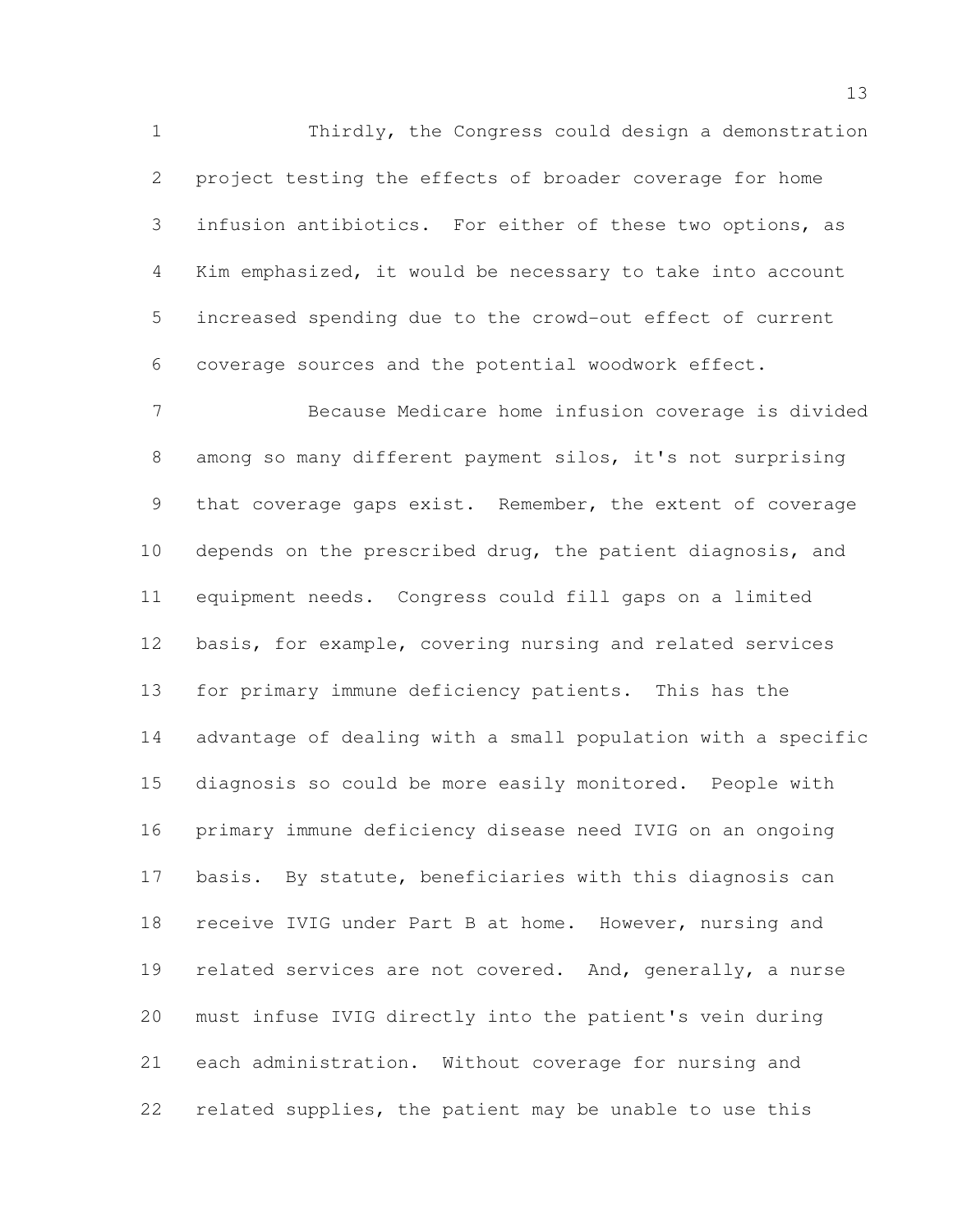Thirdly, the Congress could design a demonstration project testing the effects of broader coverage for home infusion antibiotics. For either of these two options, as Kim emphasized, it would be necessary to take into account increased spending due to the crowd-out effect of current coverage sources and the potential woodwork effect.

Because Medicare home infusion coverage is divided among so many different payment silos, it's not surprising that coverage gaps exist. Remember, the extent of coverage depends on the prescribed drug, the patient diagnosis, and equipment needs. Congress could fill gaps on a limited basis, for example, covering nursing and related services for primary immune deficiency patients. This has the advantage of dealing with a small population with a specific diagnosis so could be more easily monitored. People with primary immune deficiency disease need IVIG on an ongoing basis. By statute, beneficiaries with this diagnosis can receive IVIG under Part B at home. However, nursing and related services are not covered. And, generally, a nurse must infuse IVIG directly into the patient's vein during each administration. Without coverage for nursing and related supplies, the patient may be unable to use this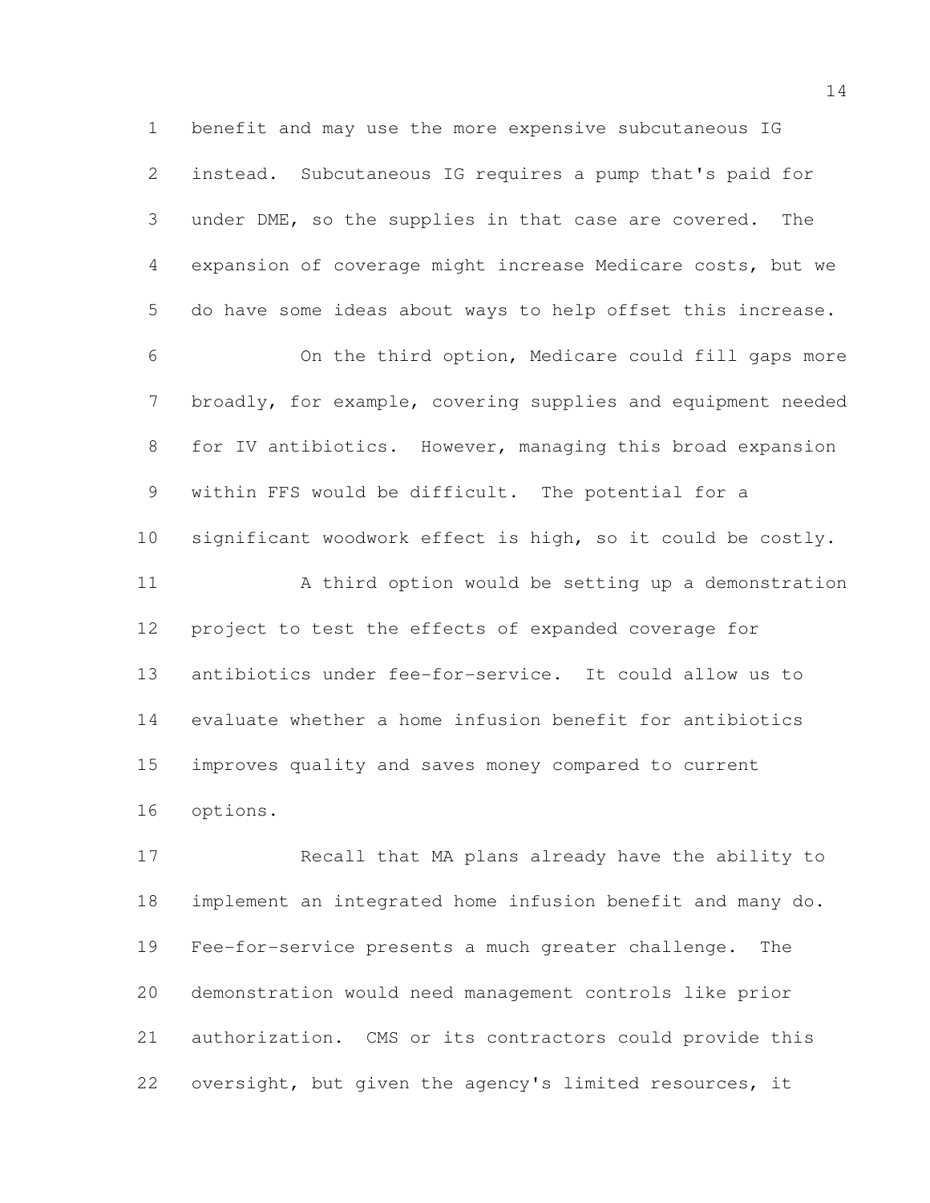benefit and may use the more expensive subcutaneous IG instead. Subcutaneous IG requires a pump that's paid for under DME, so the supplies in that case are covered. The expansion of coverage might increase Medicare costs, but we do have some ideas about ways to help offset this increase.

On the third option, Medicare could fill gaps more broadly, for example, covering supplies and equipment needed for IV antibiotics. However, managing this broad expansion within FFS would be difficult. The potential for a significant woodwork effect is high, so it could be costly.

A third option would be setting up a demonstration project to test the effects of expanded coverage for antibiotics under fee-for-service. It could allow us to evaluate whether a home infusion benefit for antibiotics improves quality and saves money compared to current options.

Recall that MA plans already have the ability to implement an integrated home infusion benefit and many do. Fee-for-service presents a much greater challenge. The demonstration would need management controls like prior authorization. CMS or its contractors could provide this oversight, but given the agency's limited resources, it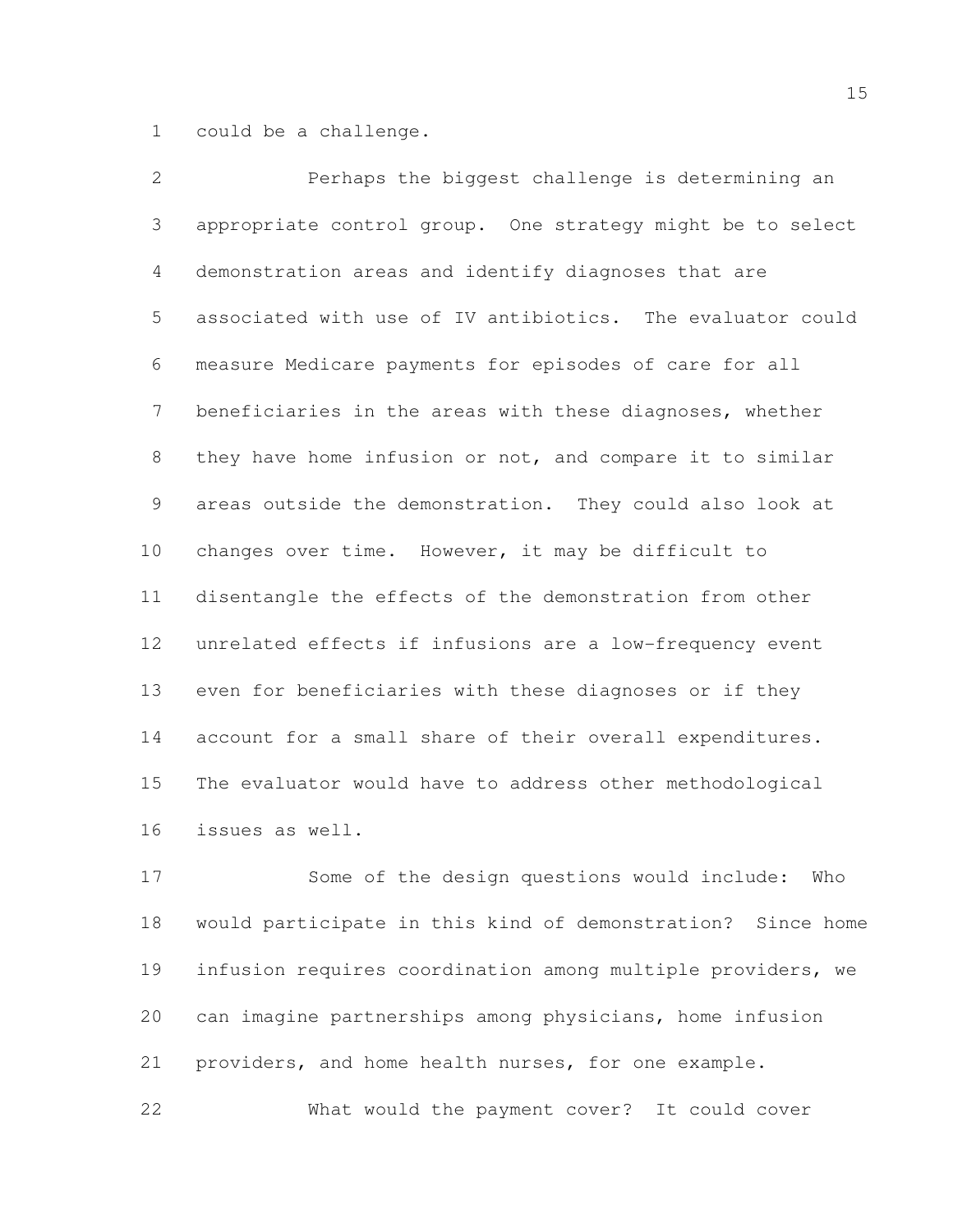could be a challenge.

Perhaps the biggest challenge is determining an appropriate control group. One strategy might be to select demonstration areas and identify diagnoses that are associated with use of IV antibiotics. The evaluator could measure Medicare payments for episodes of care for all beneficiaries in the areas with these diagnoses, whether they have home infusion or not, and compare it to similar areas outside the demonstration. They could also look at changes over time. However, it may be difficult to disentangle the effects of the demonstration from other unrelated effects if infusions are a low-frequency event even for beneficiaries with these diagnoses or if they account for a small share of their overall expenditures. The evaluator would have to address other methodological issues as well.

Some of the design questions would include: Who would participate in this kind of demonstration? Since home infusion requires coordination among multiple providers, we can imagine partnerships among physicians, home infusion providers, and home health nurses, for one example.

What would the payment cover? It could cover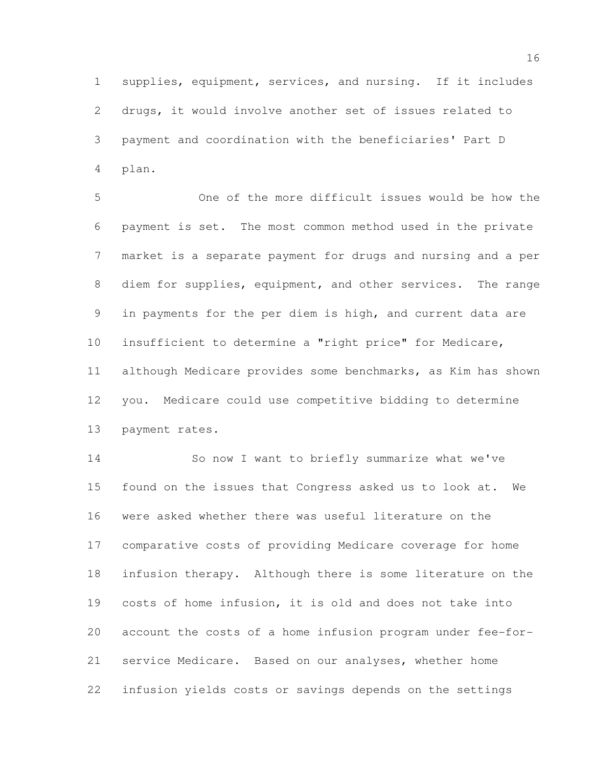supplies, equipment, services, and nursing. If it includes drugs, it would involve another set of issues related to payment and coordination with the beneficiaries' Part D plan.

One of the more difficult issues would be how the payment is set. The most common method used in the private market is a separate payment for drugs and nursing and a per diem for supplies, equipment, and other services. The range in payments for the per diem is high, and current data are insufficient to determine a "right price" for Medicare, although Medicare provides some benchmarks, as Kim has shown you. Medicare could use competitive bidding to determine payment rates.

So now I want to briefly summarize what we've found on the issues that Congress asked us to look at. We were asked whether there was useful literature on the comparative costs of providing Medicare coverage for home infusion therapy. Although there is some literature on the costs of home infusion, it is old and does not take into account the costs of a home infusion program under fee-for-service Medicare. Based on our analyses, whether home infusion yields costs or savings depends on the settings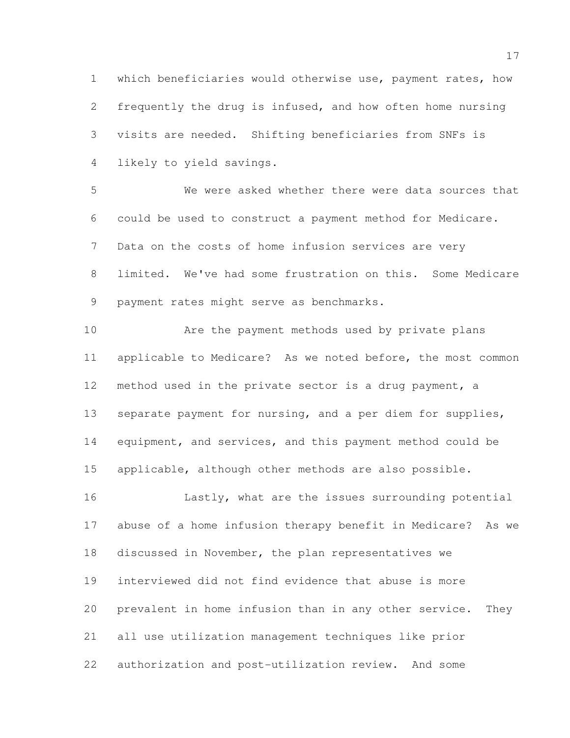which beneficiaries would otherwise use, payment rates, how frequently the drug is infused, and how often home nursing visits are needed. Shifting beneficiaries from SNFs is likely to yield savings.

We were asked whether there were data sources that could be used to construct a payment method for Medicare. Data on the costs of home infusion services are very limited. We've had some frustration on this. Some Medicare payment rates might serve as benchmarks.

Are the payment methods used by private plans applicable to Medicare? As we noted before, the most common method used in the private sector is a drug payment, a separate payment for nursing, and a per diem for supplies, equipment, and services, and this payment method could be applicable, although other methods are also possible.

Lastly, what are the issues surrounding potential abuse of a home infusion therapy benefit in Medicare? As we discussed in November, the plan representatives we interviewed did not find evidence that abuse is more prevalent in home infusion than in any other service. They all use utilization management techniques like prior authorization and post-utilization review. And some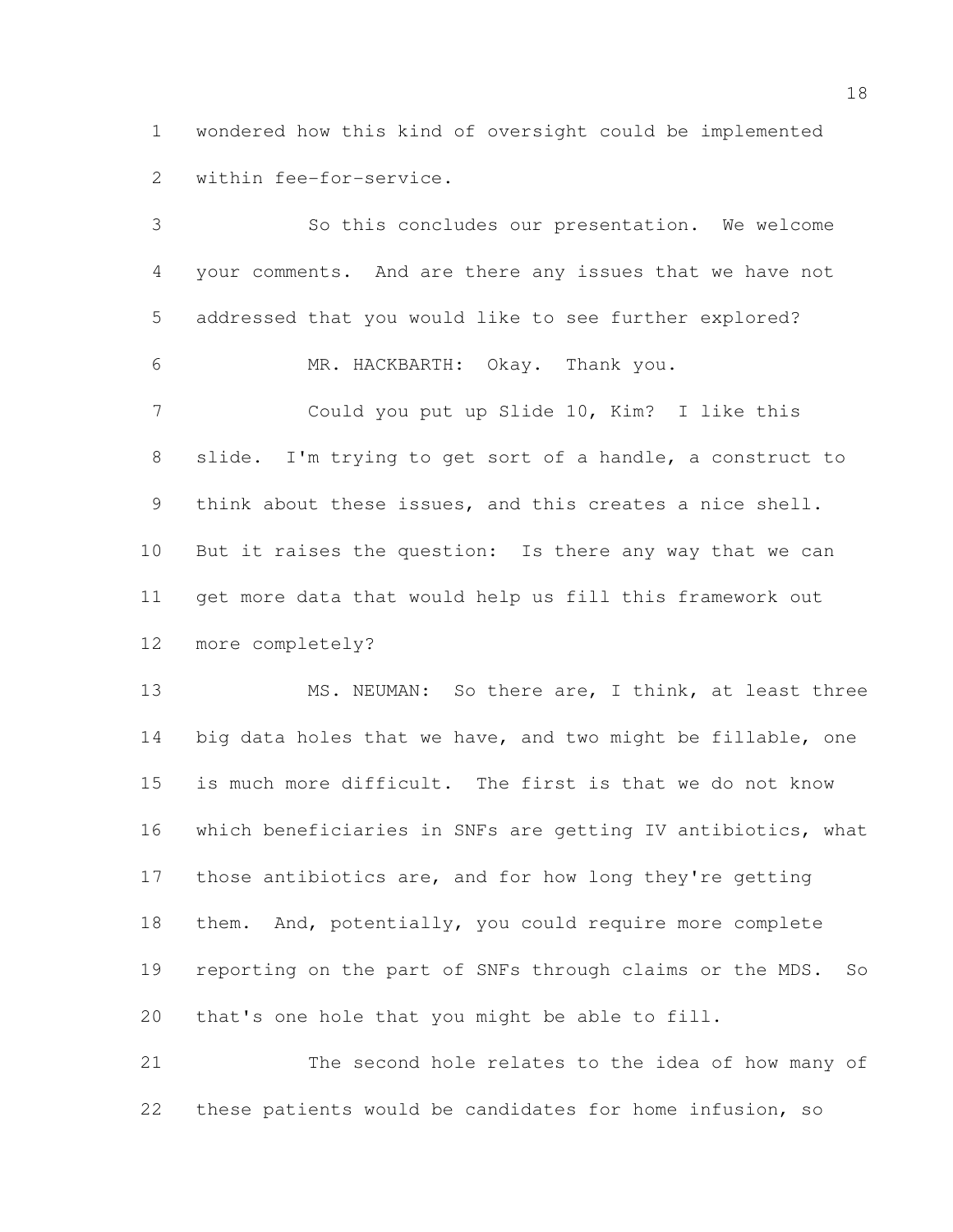wondered how this kind of oversight could be implemented within fee-for-service.

So this concludes our presentation. We welcome your comments. And are there any issues that we have not addressed that you would like to see further explored?

MR. HACKBARTH: Okay. Thank you.

Could you put up Slide 10, Kim? I like this slide. I'm trying to get sort of a handle, a construct to think about these issues, and this creates a nice shell. But it raises the question: Is there any way that we can get more data that would help us fill this framework out more completely?

MS. NEUMAN: So there are, I think, at least three big data holes that we have, and two might be fillable, one is much more difficult. The first is that we do not know which beneficiaries in SNFs are getting IV antibiotics, what those antibiotics are, and for how long they're getting them. And, potentially, you could require more complete reporting on the part of SNFs through claims or the MDS. So that's one hole that you might be able to fill.

The second hole relates to the idea of how many of these patients would be candidates for home infusion, so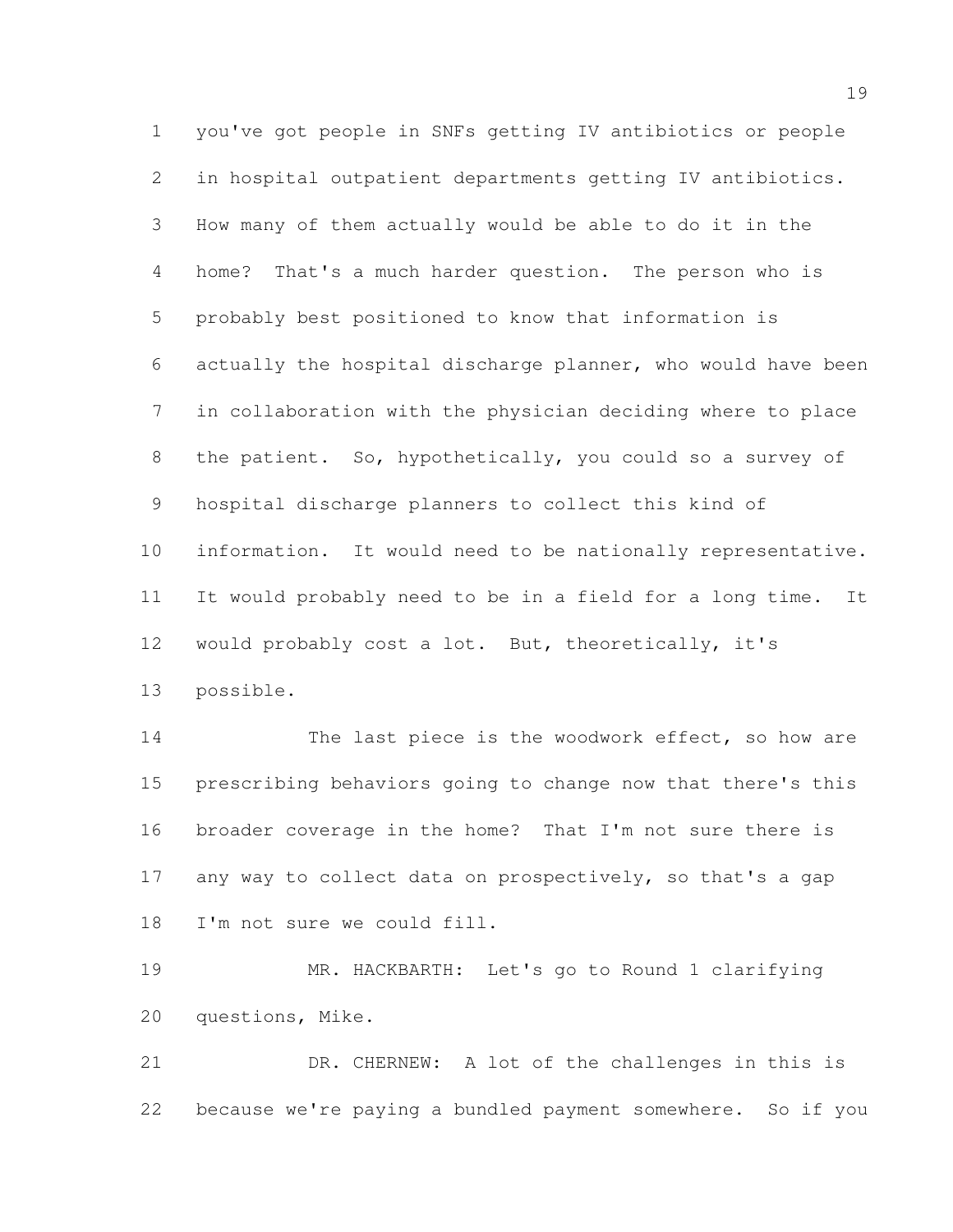you've got people in SNFs getting IV antibiotics or people in hospital outpatient departments getting IV antibiotics. How many of them actually would be able to do it in the home? That's a much harder question. The person who is probably best positioned to know that information is actually the hospital discharge planner, who would have been in collaboration with the physician deciding where to place the patient. So, hypothetically, you could so a survey of hospital discharge planners to collect this kind of information. It would need to be nationally representative. It would probably need to be in a field for a long time. It would probably cost a lot. But, theoretically, it's possible.

The last piece is the woodwork effect, so how are prescribing behaviors going to change now that there's this broader coverage in the home? That I'm not sure there is any way to collect data on prospectively, so that's a gap I'm not sure we could fill.

MR. HACKBARTH: Let's go to Round 1 clarifying questions, Mike.

DR. CHERNEW: A lot of the challenges in this is because we're paying a bundled payment somewhere. So if you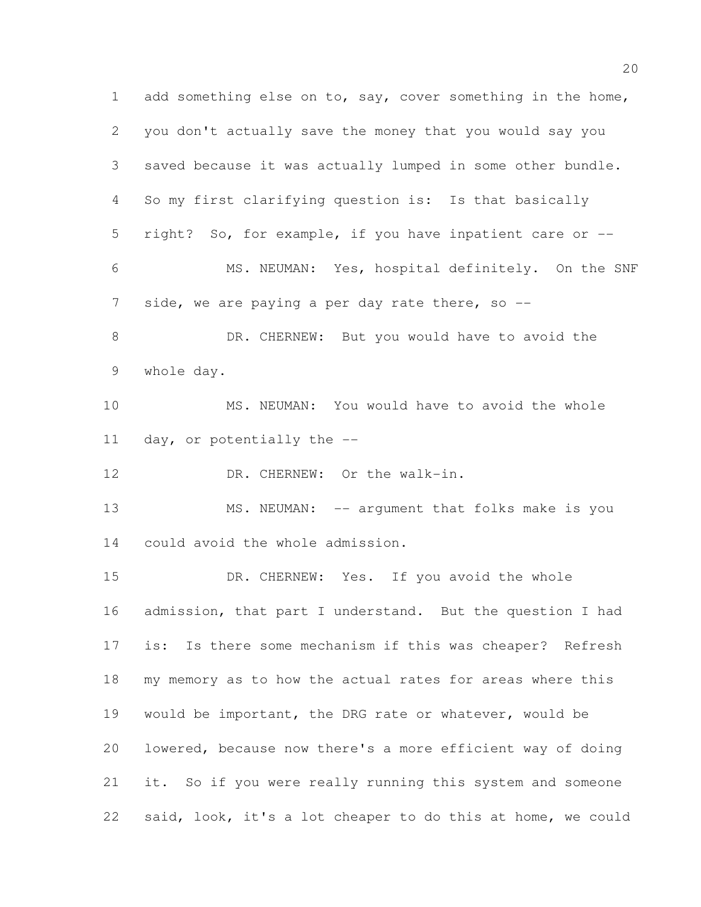add something else on to, say, cover something in the home, you don't actually save the money that you would say you saved because it was actually lumped in some other bundle. So my first clarifying question is: Is that basically right? So, for example, if you have inpatient care or --

MS. NEUMAN: Yes, hospital definitely. On the SNF side, we are paying a per day rate there, so --

DR. CHERNEW: But you would have to avoid the whole day.

MS. NEUMAN: You would have to avoid the whole day, or potentially the --

DR. CHERNEW: Or the walk-in.

MS. NEUMAN: -- argument that folks make is you could avoid the whole admission.

DR. CHERNEW: Yes. If you avoid the whole admission, that part I understand. But the question I had is: Is there some mechanism if this was cheaper? Refresh my memory as to how the actual rates for areas where this would be important, the DRG rate or whatever, would be lowered, because now there's a more efficient way of doing it. So if you were really running this system and someone said, look, it's a lot cheaper to do this at home, we could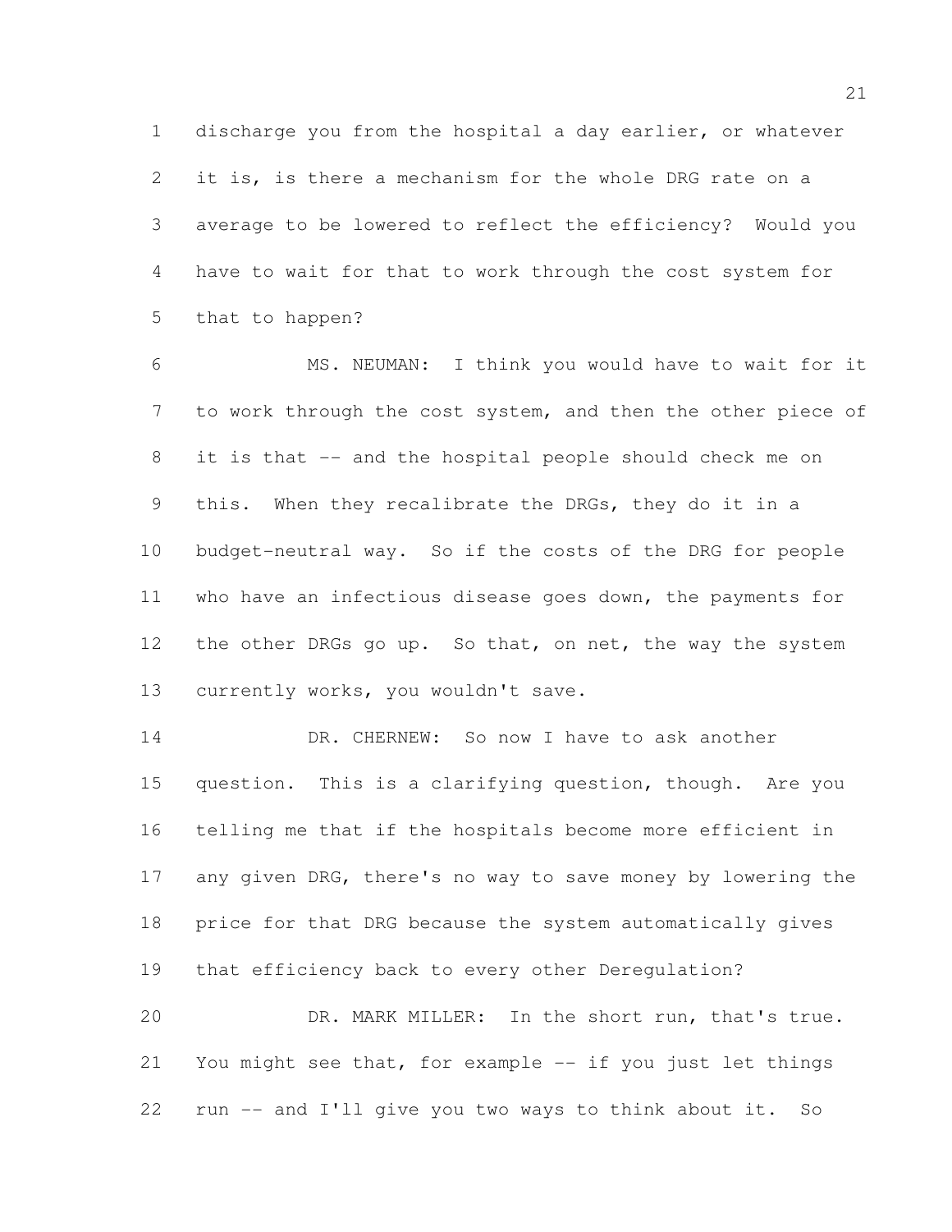discharge you from the hospital a day earlier, or whatever it is, is there a mechanism for the whole DRG rate on a average to be lowered to reflect the efficiency? Would you have to wait for that to work through the cost system for that to happen?

MS. NEUMAN: I think you would have to wait for it to work through the cost system, and then the other piece of it is that -- and the hospital people should check me on this. When they recalibrate the DRGs, they do it in a budget-neutral way. So if the costs of the DRG for people who have an infectious disease goes down, the payments for the other DRGs go up. So that, on net, the way the system currently works, you wouldn't save.

DR. CHERNEW: So now I have to ask another question. This is a clarifying question, though. Are you telling me that if the hospitals become more efficient in any given DRG, there's no way to save money by lowering the price for that DRG because the system automatically gives that efficiency back to every other Deregulation?

DR. MARK MILLER: In the short run, that's true. You might see that, for example -- if you just let things run -- and I'll give you two ways to think about it. So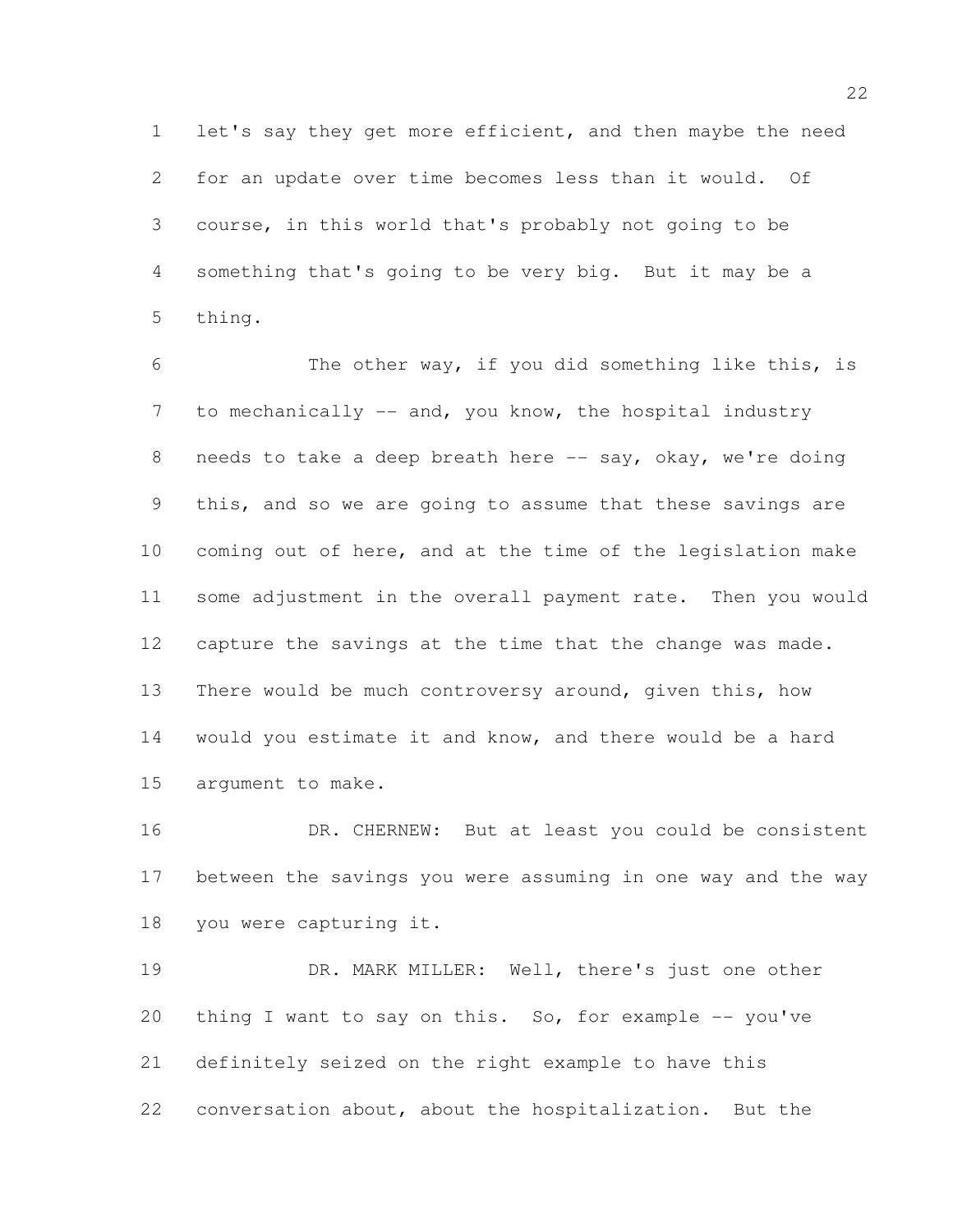let's say they get more efficient, and then maybe the need for an update over time becomes less than it would. Of course, in this world that's probably not going to be something that's going to be very big. But it may be a thing.

The other way, if you did something like this, is to mechanically -- and, you know, the hospital industry needs to take a deep breath here -- say, okay, we're doing this, and so we are going to assume that these savings are coming out of here, and at the time of the legislation make some adjustment in the overall payment rate. Then you would capture the savings at the time that the change was made. There would be much controversy around, given this, how would you estimate it and know, and there would be a hard argument to make.

DR. CHERNEW: But at least you could be consistent between the savings you were assuming in one way and the way you were capturing it.

DR. MARK MILLER: Well, there's just one other thing I want to say on this. So, for example -- you've definitely seized on the right example to have this conversation about, about the hospitalization. But the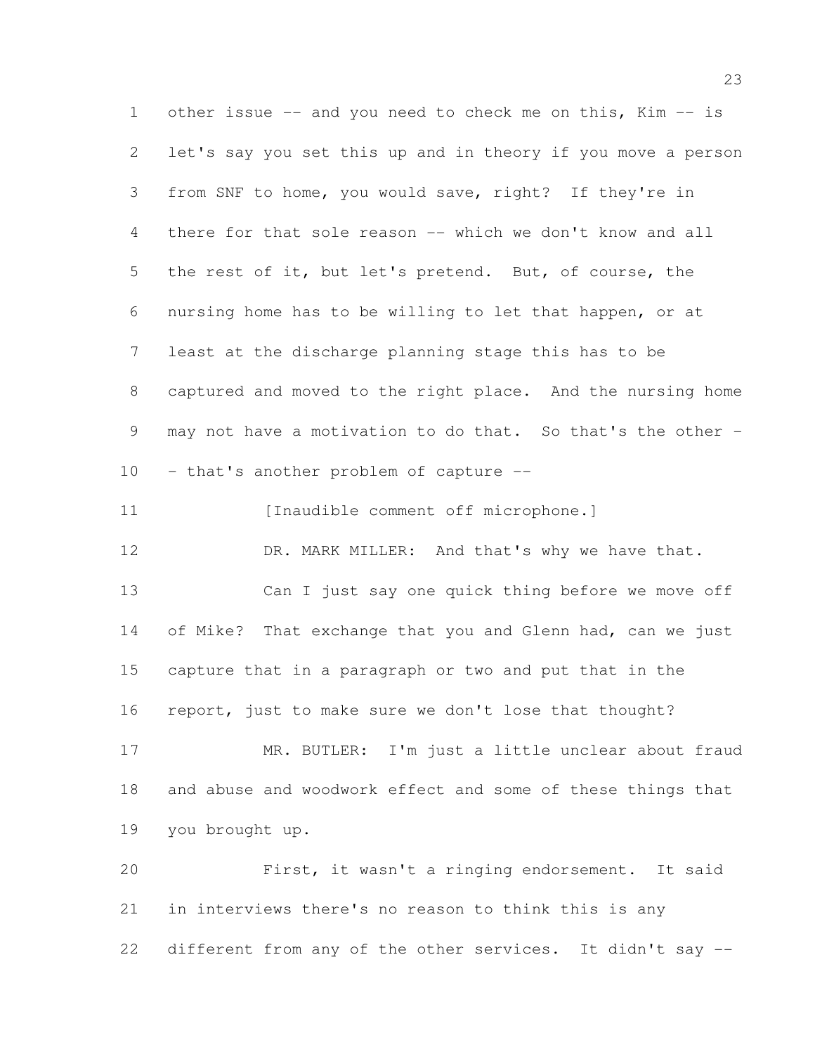other issue -- and you need to check me on this, Kim -- is let's say you set this up and in theory if you move a person from SNF to home, you would save, right? If they're in there for that sole reason -- which we don't know and all the rest of it, but let's pretend. But, of course, the nursing home has to be willing to let that happen, or at least at the discharge planning stage this has to be captured and moved to the right place. And the nursing home may not have a motivation to do that. So that's the other -- that's another problem of capture --

[Inaudible comment off microphone.]

DR. MARK MILLER: And that's why we have that.

Can I just say one quick thing before we move off of Mike? That exchange that you and Glenn had, can we just capture that in a paragraph or two and put that in the report, just to make sure we don't lose that thought?

MR. BUTLER: I'm just a little unclear about fraud and abuse and woodwork effect and some of these things that you brought up.

First, it wasn't a ringing endorsement. It said in interviews there's no reason to think this is any different from any of the other services. It didn't say --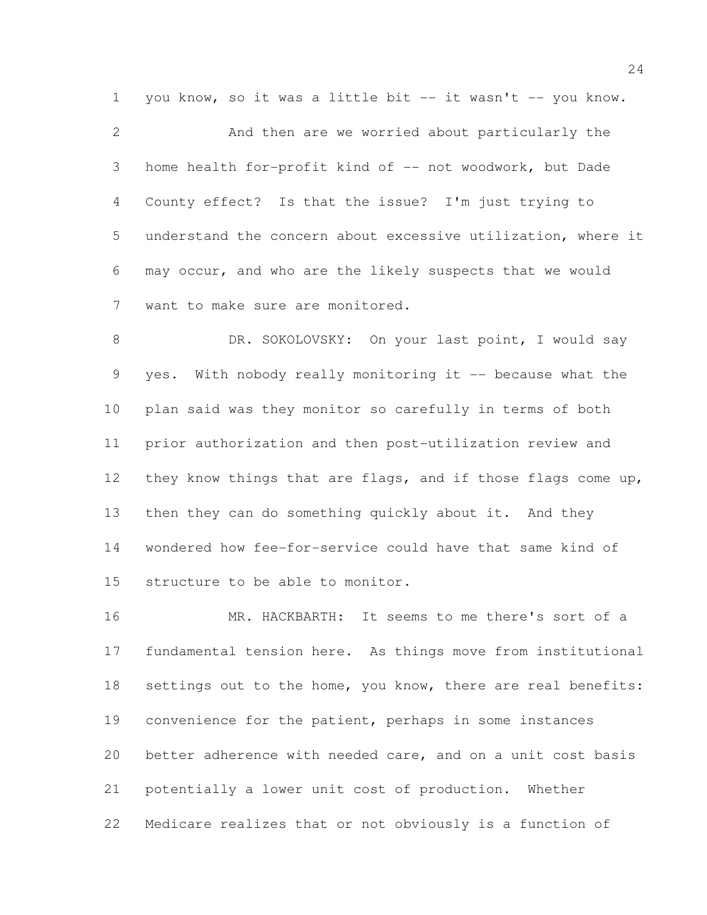you know, so it was a little bit -- it wasn't -- you know.

And then are we worried about particularly the home health for-profit kind of -- not woodwork, but Dade County effect? Is that the issue? I'm just trying to understand the concern about excessive utilization, where it may occur, and who are the likely suspects that we would want to make sure are monitored.

DR. SOKOLOVSKY: On your last point, I would say yes. With nobody really monitoring it -- because what the plan said was they monitor so carefully in terms of both prior authorization and then post-utilization review and they know things that are flags, and if those flags come up, then they can do something quickly about it. And they wondered how fee-for-service could have that same kind of structure to be able to monitor.

MR. HACKBARTH: It seems to me there's sort of a fundamental tension here. As things move from institutional settings out to the home, you know, there are real benefits: convenience for the patient, perhaps in some instances better adherence with needed care, and on a unit cost basis potentially a lower unit cost of production. Whether Medicare realizes that or not obviously is a function of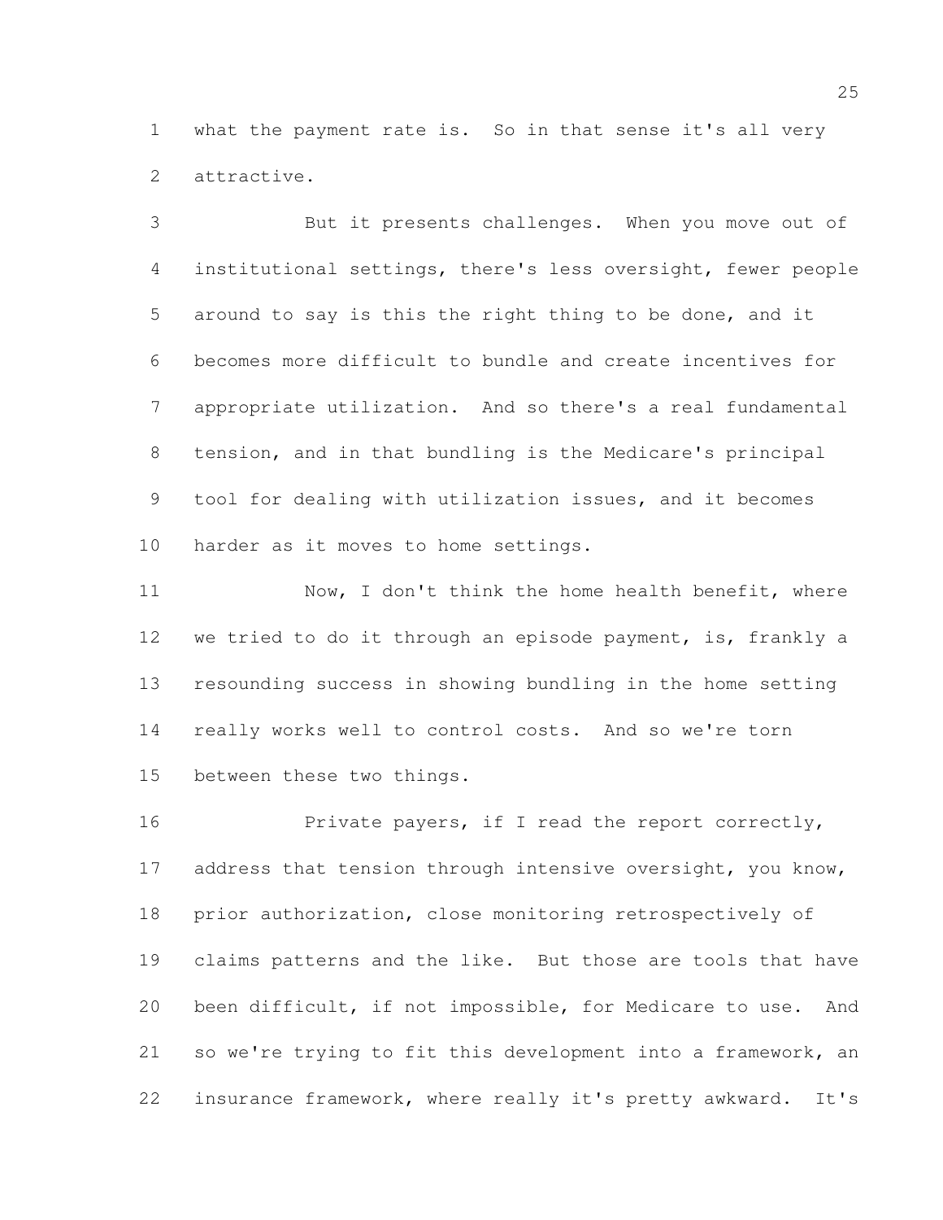what the payment rate is. So in that sense it's all very attractive.

But it presents challenges. When you move out of institutional settings, there's less oversight, fewer people around to say is this the right thing to be done, and it becomes more difficult to bundle and create incentives for appropriate utilization. And so there's a real fundamental tension, and in that bundling is the Medicare's principal tool for dealing with utilization issues, and it becomes harder as it moves to home settings.

Now, I don't think the home health benefit, where we tried to do it through an episode payment, is, frankly a resounding success in showing bundling in the home setting really works well to control costs. And so we're torn between these two things.

Private payers, if I read the report correctly, address that tension through intensive oversight, you know, prior authorization, close monitoring retrospectively of claims patterns and the like. But those are tools that have been difficult, if not impossible, for Medicare to use. And so we're trying to fit this development into a framework, an insurance framework, where really it's pretty awkward. It's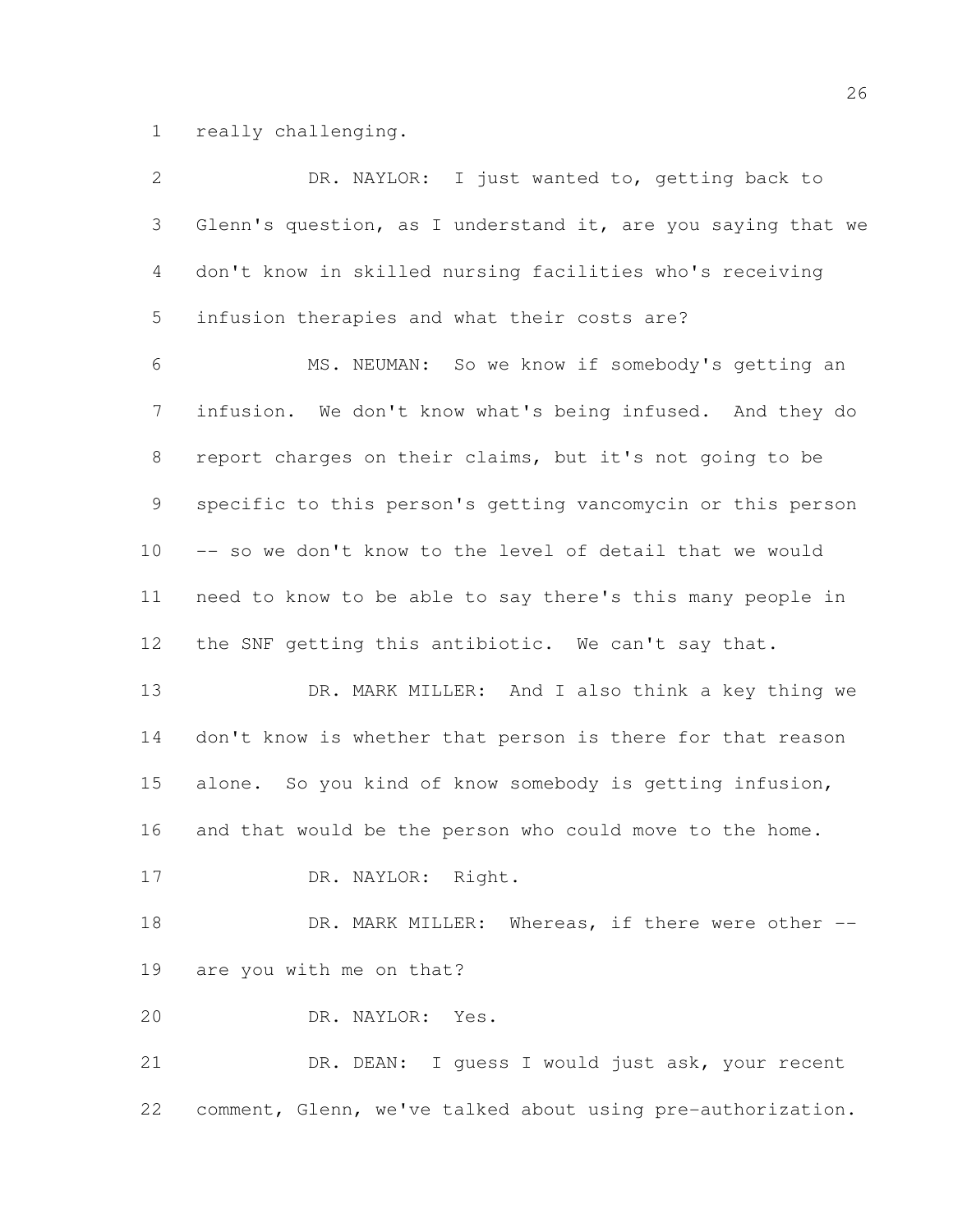really challenging.

DR. NAYLOR: I just wanted to, getting back to Glenn's question, as I understand it, are you saying that we don't know in skilled nursing facilities who's receiving infusion therapies and what their costs are?

MS. NEUMAN: So we know if somebody's getting an infusion. We don't know what's being infused. And they do report charges on their claims, but it's not going to be specific to this person's getting vancomycin or this person -- so we don't know to the level of detail that we would need to know to be able to say there's this many people in the SNF getting this antibiotic. We can't say that.

DR. MARK MILLER: And I also think a key thing we don't know is whether that person is there for that reason alone. So you kind of know somebody is getting infusion, and that would be the person who could move to the home.

DR. NAYLOR: Right.

DR. MARK MILLER: Whereas, if there were other -- are you with me on that?

DR. NAYLOR: Yes.

DR. DEAN: I guess I would just ask, your recent comment, Glenn, we've talked about using pre-authorization.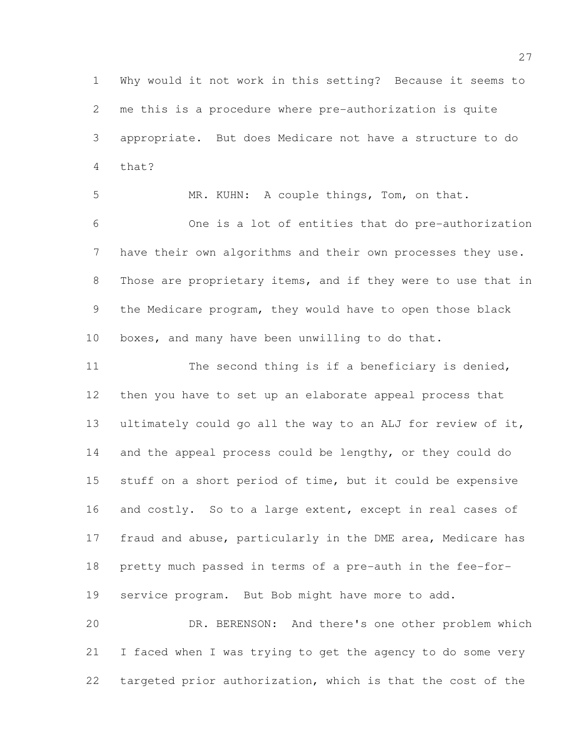Why would it not work in this setting? Because it seems to me this is a procedure where pre-authorization is quite appropriate. But does Medicare not have a structure to do that?

MR. KUHN: A couple things, Tom, on that.

One is a lot of entities that do pre-authorization have their own algorithms and their own processes they use. Those are proprietary items, and if they were to use that in the Medicare program, they would have to open those black boxes, and many have been unwilling to do that.

The second thing is if a beneficiary is denied, then you have to set up an elaborate appeal process that ultimately could go all the way to an ALJ for review of it, and the appeal process could be lengthy, or they could do stuff on a short period of time, but it could be expensive and costly. So to a large extent, except in real cases of fraud and abuse, particularly in the DME area, Medicare has pretty much passed in terms of a pre-auth in the fee-for-service program. But Bob might have more to add.

DR. BERENSON: And there's one other problem which I faced when I was trying to get the agency to do some very targeted prior authorization, which is that the cost of the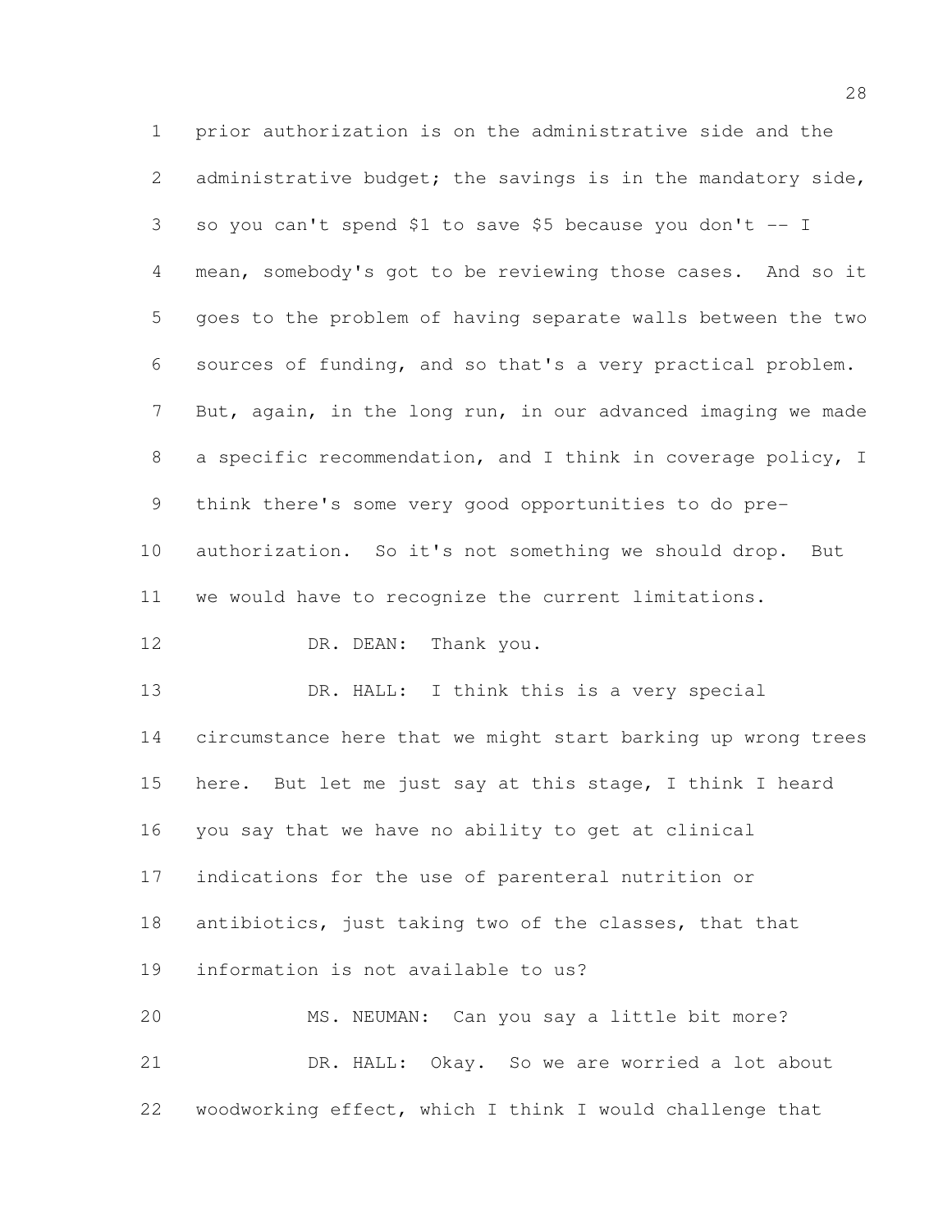prior authorization is on the administrative side and the administrative budget; the savings is in the mandatory side, so you can't spend $1 to save $5 because you don't -- I mean, somebody's got to be reviewing those cases. And so it goes to the problem of having separate walls between the two sources of funding, and so that's a very practical problem. But, again, in the long run, in our advanced imaging we made a specific recommendation, and I think in coverage policy, I think there's some very good opportunities to do pre-authorization. So it's not something we should drop. But we would have to recognize the current limitations.

DR. DEAN: Thank you.

DR. HALL: I think this is a very special circumstance here that we might start barking up wrong trees here. But let me just say at this stage, I think I heard you say that we have no ability to get at clinical indications for the use of parenteral nutrition or antibiotics, just taking two of the classes, that that information is not available to us?

MS. NEUMAN: Can you say a little bit more?

DR. HALL: Okay. So we are worried a lot about woodworking effect, which I think I would challenge that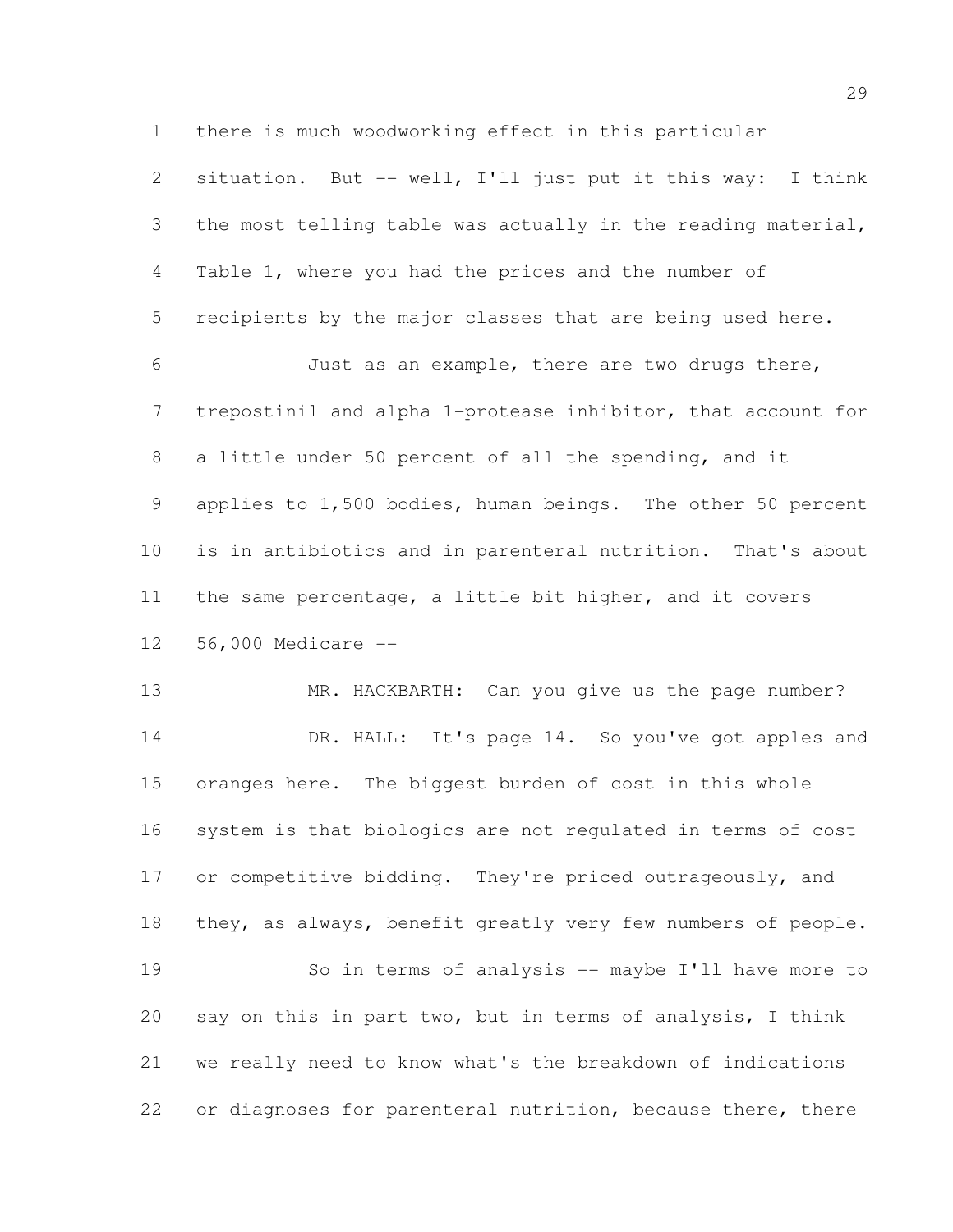there is much woodworking effect in this particular situation. But -- well, I'll just put it this way: I think the most telling table was actually in the reading material, Table 1, where you had the prices and the number of recipients by the major classes that are being used here.

Just as an example, there are two drugs there, trepostinil and alpha 1-protease inhibitor, that account for a little under 50 percent of all the spending, and it applies to 1,500 bodies, human beings. The other 50 percent is in antibiotics and in parenteral nutrition. That's about the same percentage, a little bit higher, and it covers 56,000 Medicare --

MR. HACKBARTH: Can you give us the page number?

DR. HALL: It's page 14. So you've got apples and oranges here. The biggest burden of cost in this whole system is that biologics are not regulated in terms of cost or competitive bidding. They're priced outrageously, and they, as always, benefit greatly very few numbers of people.

So in terms of analysis -- maybe I'll have more to say on this in part two, but in terms of analysis, I think we really need to know what's the breakdown of indications or diagnoses for parenteral nutrition, because there, there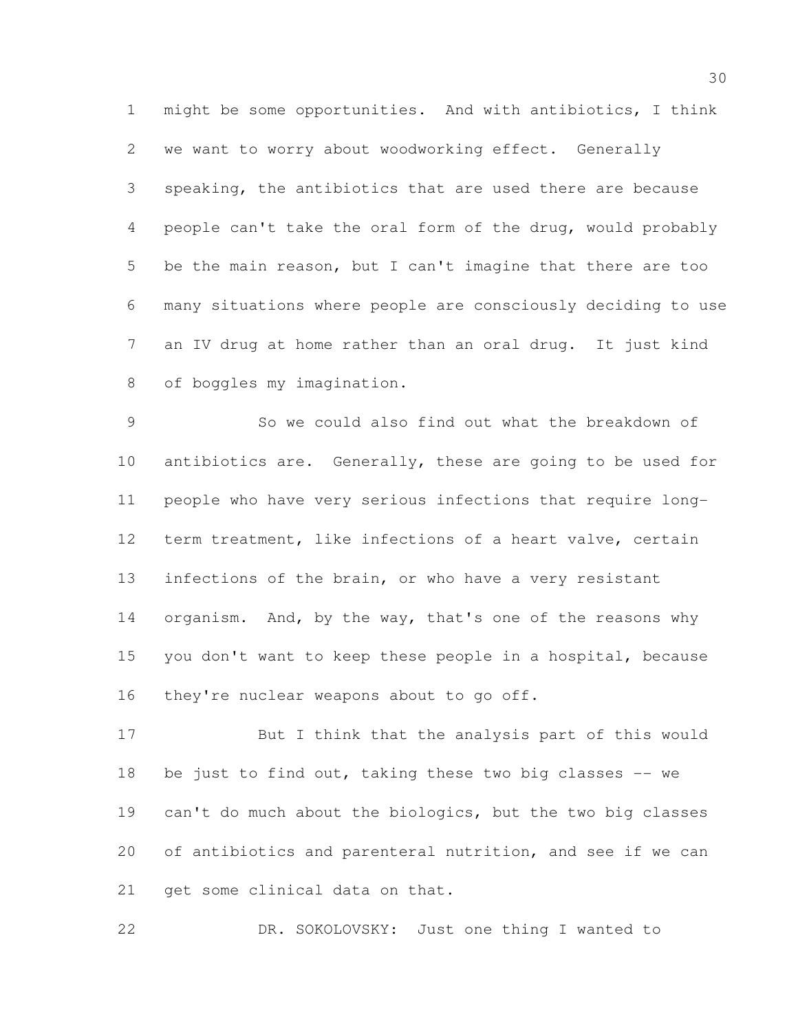might be some opportunities. And with antibiotics, I think we want to worry about woodworking effect. Generally speaking, the antibiotics that are used there are because people can't take the oral form of the drug, would probably be the main reason, but I can't imagine that there are too many situations where people are consciously deciding to use an IV drug at home rather than an oral drug. It just kind of boggles my imagination.

So we could also find out what the breakdown of antibiotics are. Generally, these are going to be used for people who have very serious infections that require long-term treatment, like infections of a heart valve, certain infections of the brain, or who have a very resistant organism. And, by the way, that's one of the reasons why you don't want to keep these people in a hospital, because they're nuclear weapons about to go off.

But I think that the analysis part of this would be just to find out, taking these two big classes -- we can't do much about the biologics, but the two big classes of antibiotics and parenteral nutrition, and see if we can get some clinical data on that.

DR. SOKOLOVSKY: Just one thing I wanted to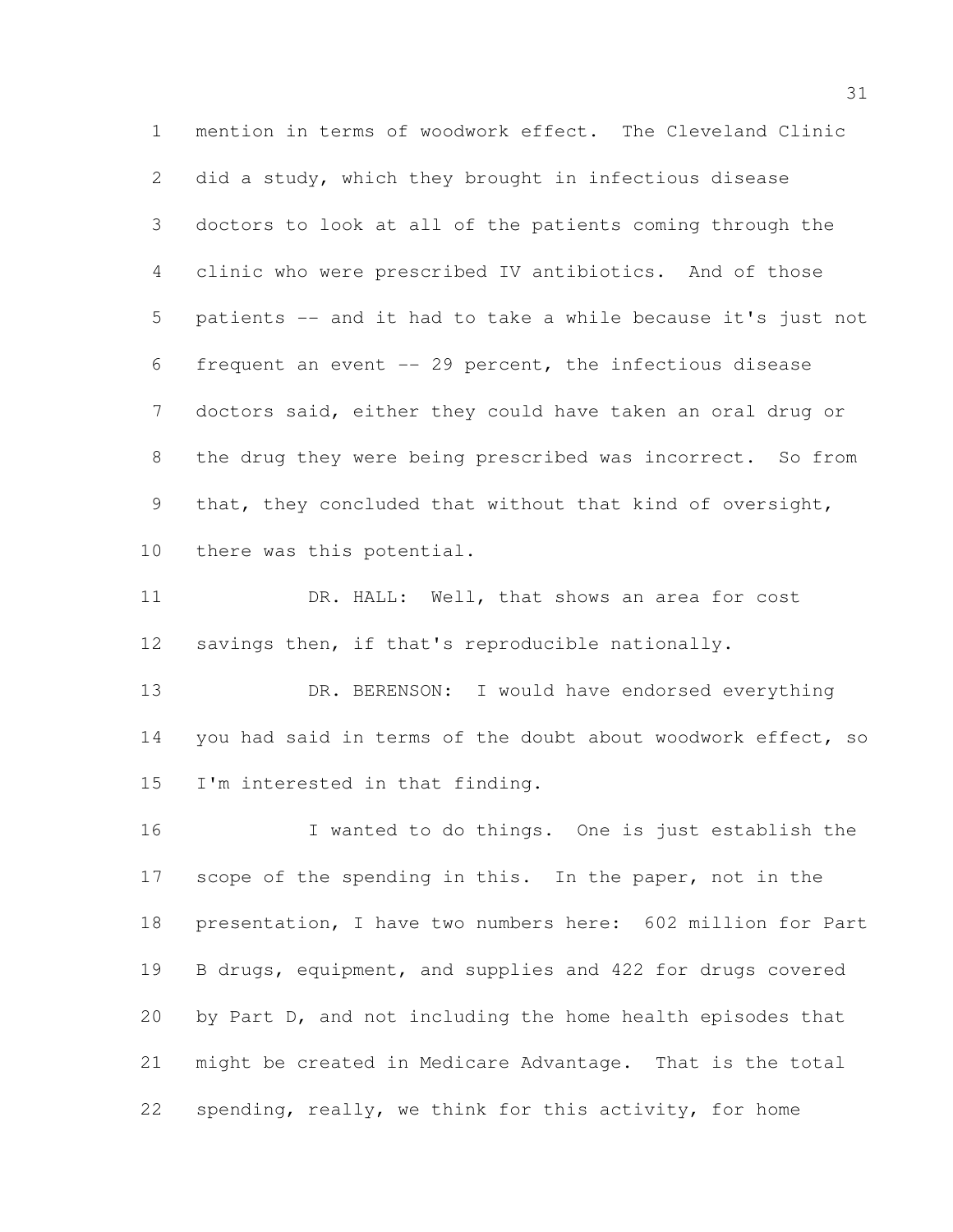mention in terms of woodwork effect. The Cleveland Clinic did a study, which they brought in infectious disease doctors to look at all of the patients coming through the clinic who were prescribed IV antibiotics. And of those patients -- and it had to take a while because it's just not frequent an event -- 29 percent, the infectious disease doctors said, either they could have taken an oral drug or the drug they were being prescribed was incorrect. So from that, they concluded that without that kind of oversight, there was this potential.

DR. HALL: Well, that shows an area for cost savings then, if that's reproducible nationally.

DR. BERENSON: I would have endorsed everything you had said in terms of the doubt about woodwork effect, so I'm interested in that finding.

I wanted to do things. One is just establish the scope of the spending in this. In the paper, not in the presentation, I have two numbers here: 602 million for Part B drugs, equipment, and supplies and 422 for drugs covered by Part D, and not including the home health episodes that might be created in Medicare Advantage. That is the total spending, really, we think for this activity, for home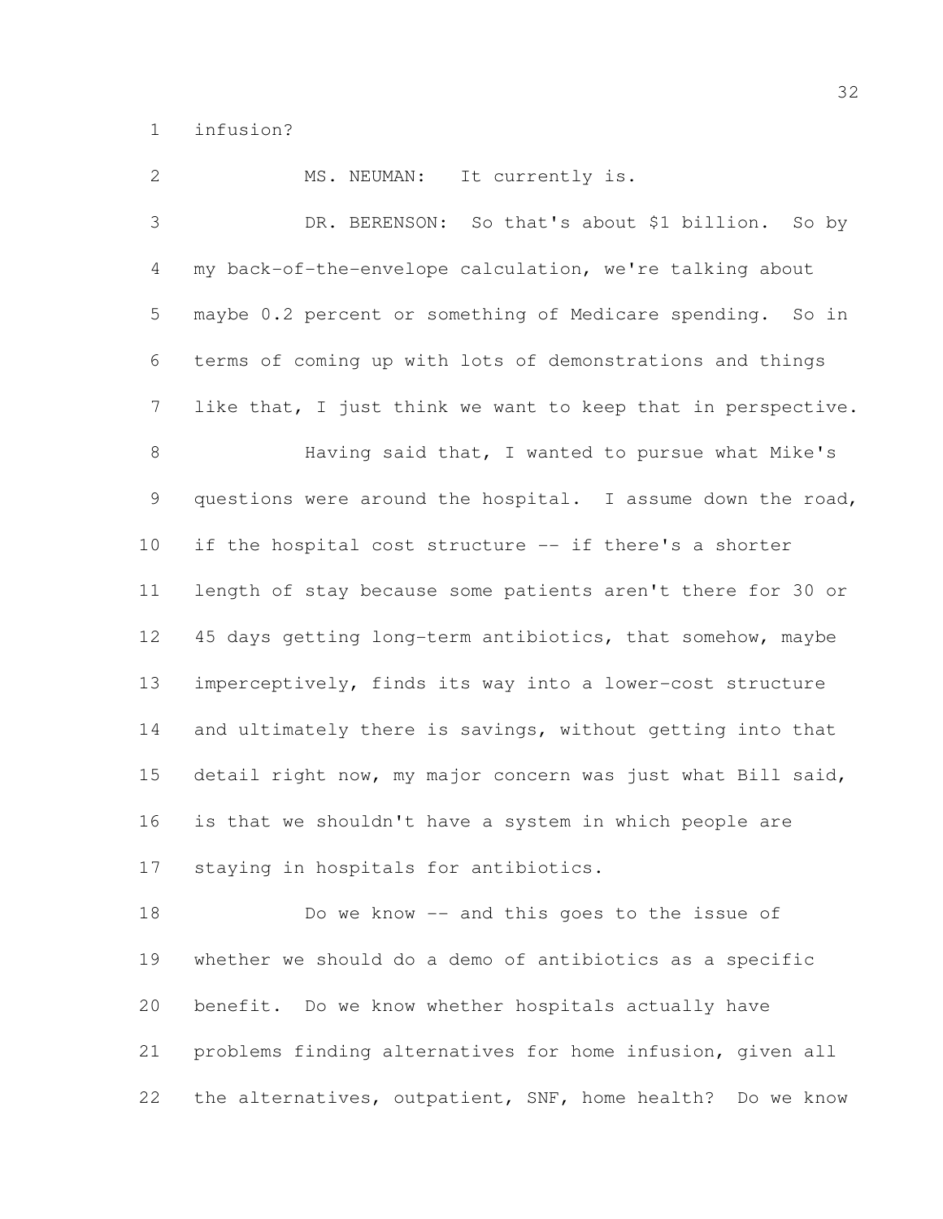infusion?

MS. NEUMAN: It currently is.

DR. BERENSON: So that's about $1 billion. So by my back-of-the-envelope calculation, we're talking about maybe 0.2 percent or something of Medicare spending. So in terms of coming up with lots of demonstrations and things like that, I just think we want to keep that in perspective.

Having said that, I wanted to pursue what Mike's questions were around the hospital. I assume down the road, if the hospital cost structure -- if there's a shorter length of stay because some patients aren't there for 30 or 45 days getting long-term antibiotics, that somehow, maybe imperceptively, finds its way into a lower-cost structure and ultimately there is savings, without getting into that detail right now, my major concern was just what Bill said, is that we shouldn't have a system in which people are staying in hospitals for antibiotics.

Do we know -- and this goes to the issue of whether we should do a demo of antibiotics as a specific benefit. Do we know whether hospitals actually have problems finding alternatives for home infusion, given all the alternatives, outpatient, SNF, home health? Do we know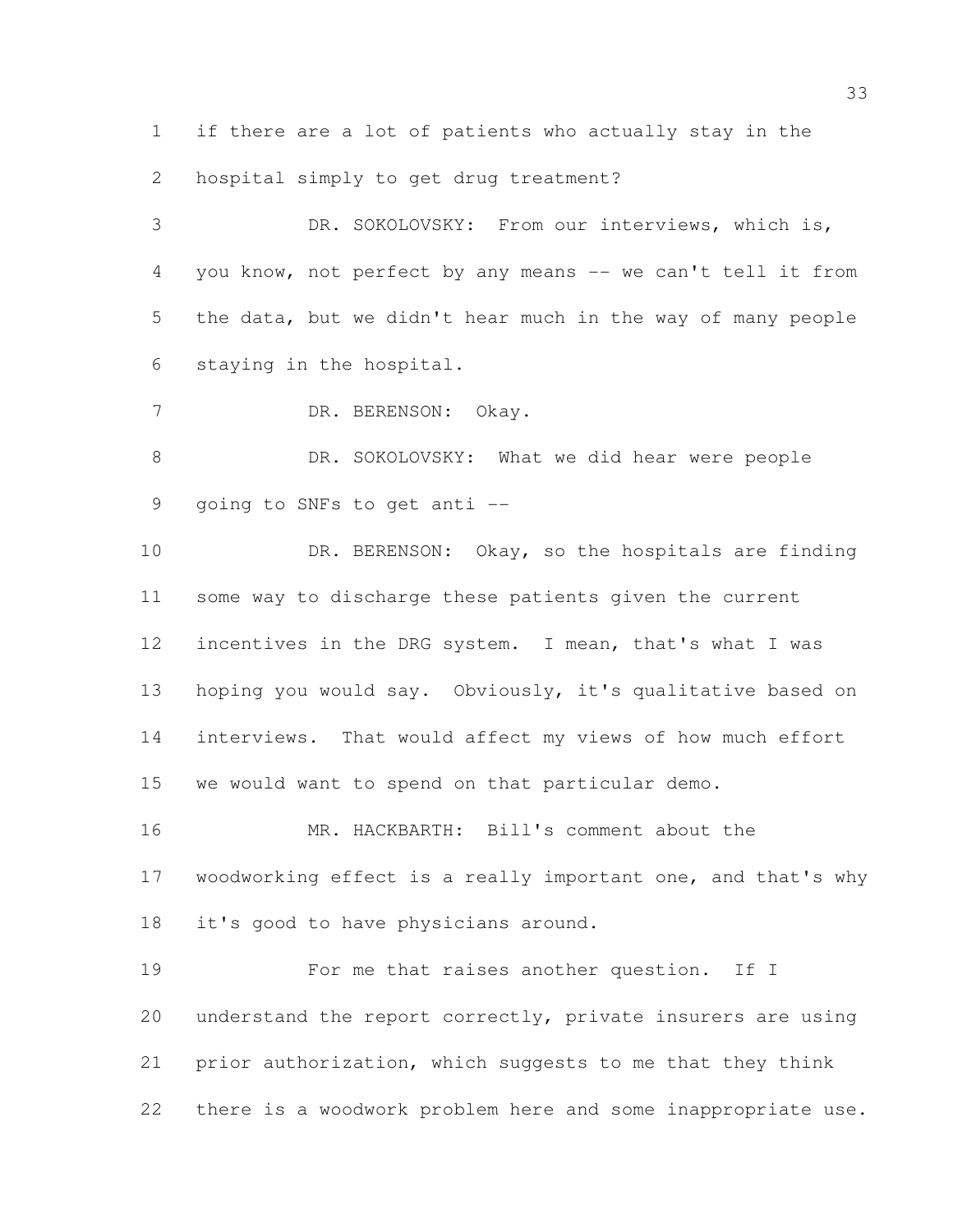if there are a lot of patients who actually stay in the hospital simply to get drug treatment?

DR. SOKOLOVSKY: From our interviews, which is, you know, not perfect by any means -- we can't tell it from the data, but we didn't hear much in the way of many people staying in the hospital.

DR. BERENSON: Okay.

DR. SOKOLOVSKY: What we did hear were people going to SNFs to get anti --

DR. BERENSON: Okay, so the hospitals are finding some way to discharge these patients given the current incentives in the DRG system. I mean, that's what I was hoping you would say. Obviously, it's qualitative based on interviews. That would affect my views of how much effort we would want to spend on that particular demo.

MR. HACKBARTH: Bill's comment about the woodworking effect is a really important one, and that's why it's good to have physicians around.

For me that raises another question. If I understand the report correctly, private insurers are using prior authorization, which suggests to me that they think there is a woodwork problem here and some inappropriate use.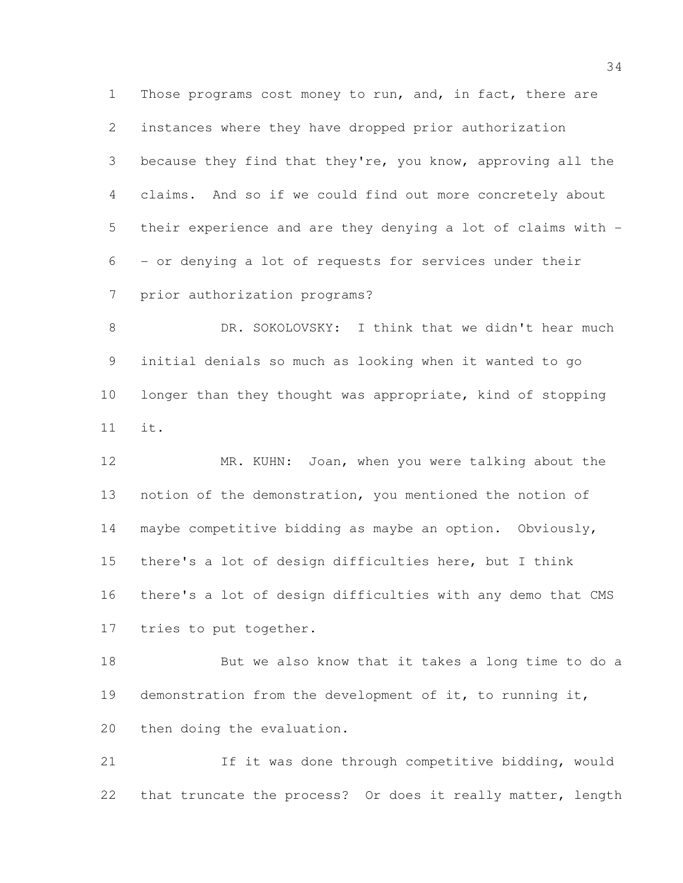Those programs cost money to run, and, in fact, there are instances where they have dropped prior authorization because they find that they're, you know, approving all the claims. And so if we could find out more concretely about their experience and are they denying a lot of claims with -- or denying a lot of requests for services under their prior authorization programs?

DR. SOKOLOVSKY: I think that we didn't hear much initial denials so much as looking when it wanted to go longer than they thought was appropriate, kind of stopping it.

MR. KUHN: Joan, when you were talking about the notion of the demonstration, you mentioned the notion of maybe competitive bidding as maybe an option. Obviously, there's a lot of design difficulties here, but I think there's a lot of design difficulties with any demo that CMS tries to put together.

But we also know that it takes a long time to do a demonstration from the development of it, to running it, then doing the evaluation.

If it was done through competitive bidding, would that truncate the process? Or does it really matter, length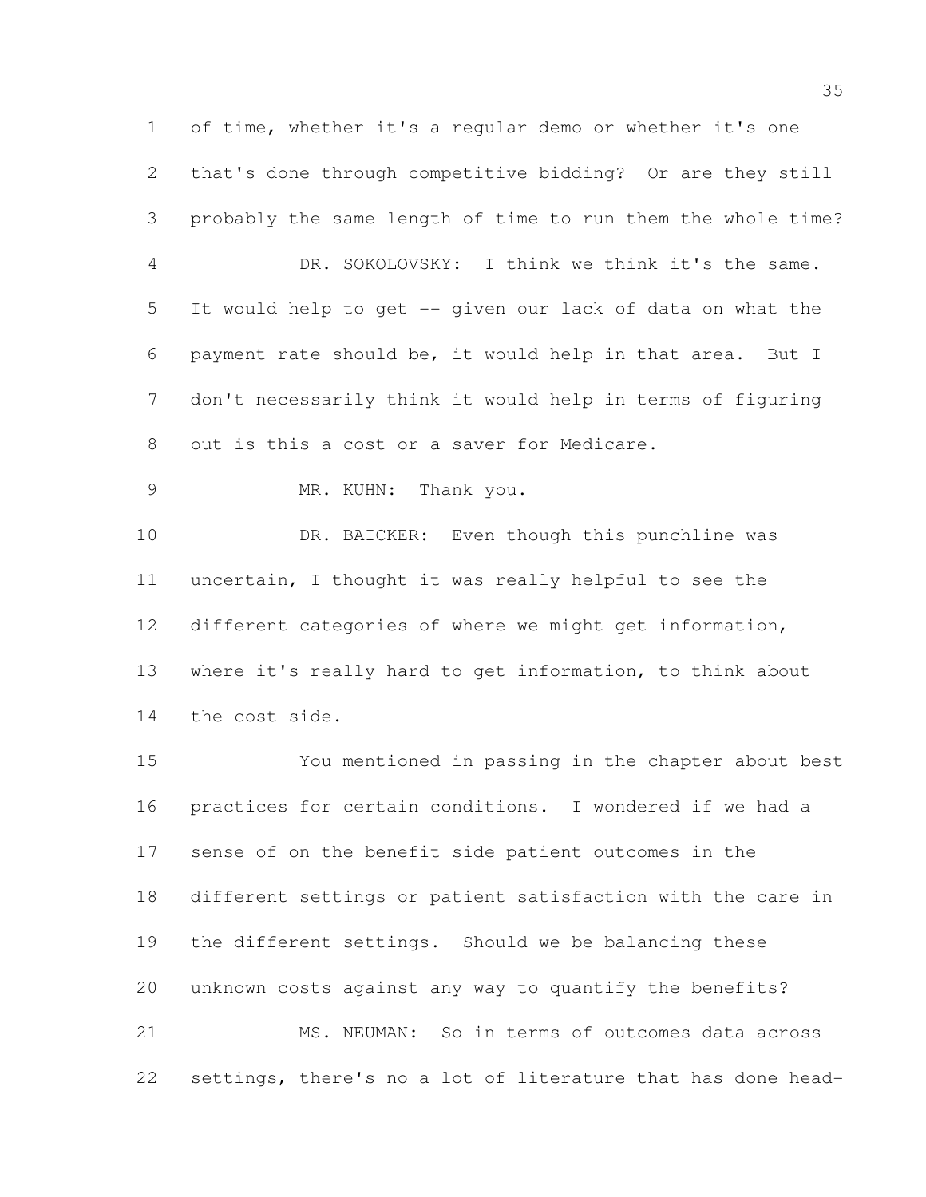of time, whether it's a regular demo or whether it's one that's done through competitive bidding? Or are they still probably the same length of time to run them the whole time?

DR. SOKOLOVSKY: I think we think it's the same. It would help to get -- given our lack of data on what the payment rate should be, it would help in that area. But I don't necessarily think it would help in terms of figuring out is this a cost or a saver for Medicare.

MR. KUHN: Thank you.

DR. BAICKER: Even though this punchline was uncertain, I thought it was really helpful to see the different categories of where we might get information, where it's really hard to get information, to think about the cost side.

You mentioned in passing in the chapter about best practices for certain conditions. I wondered if we had a sense of on the benefit side patient outcomes in the different settings or patient satisfaction with the care in the different settings. Should we be balancing these unknown costs against any way to quantify the benefits?

MS. NEUMAN: So in terms of outcomes data across settings, there's no a lot of literature that has done head-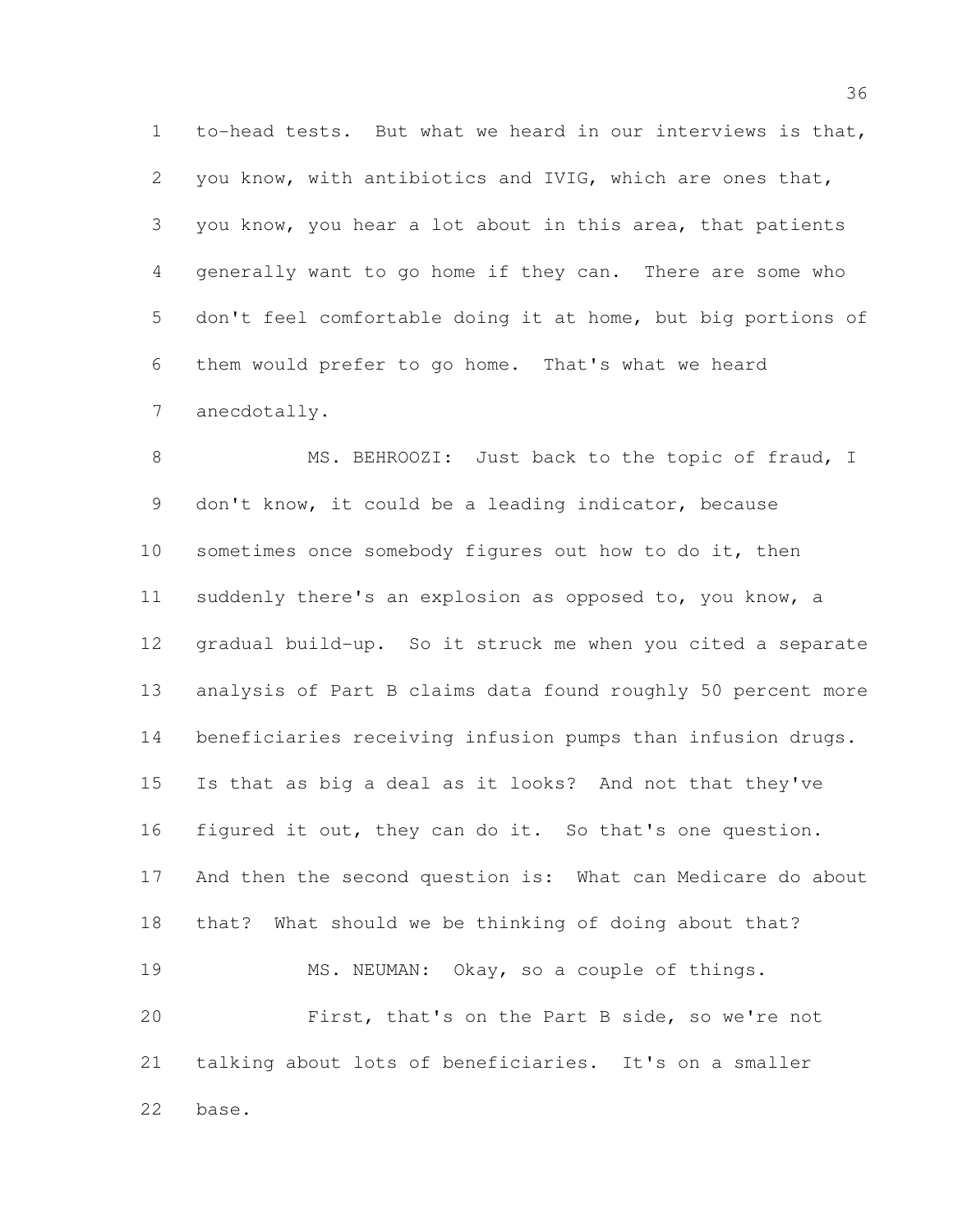to-head tests. But what we heard in our interviews is that, you know, with antibiotics and IVIG, which are ones that, you know, you hear a lot about in this area, that patients generally want to go home if they can. There are some who don't feel comfortable doing it at home, but big portions of them would prefer to go home. That's what we heard anecdotally.

MS. BEHROOZI: Just back to the topic of fraud, I don't know, it could be a leading indicator, because sometimes once somebody figures out how to do it, then suddenly there's an explosion as opposed to, you know, a gradual build-up. So it struck me when you cited a separate analysis of Part B claims data found roughly 50 percent more beneficiaries receiving infusion pumps than infusion drugs. Is that as big a deal as it looks? And not that they've figured it out, they can do it. So that's one question. And then the second question is: What can Medicare do about that? What should we be thinking of doing about that?

MS. NEUMAN: Okay, so a couple of things.

First, that's on the Part B side, so we're not talking about lots of beneficiaries. It's on a smaller base.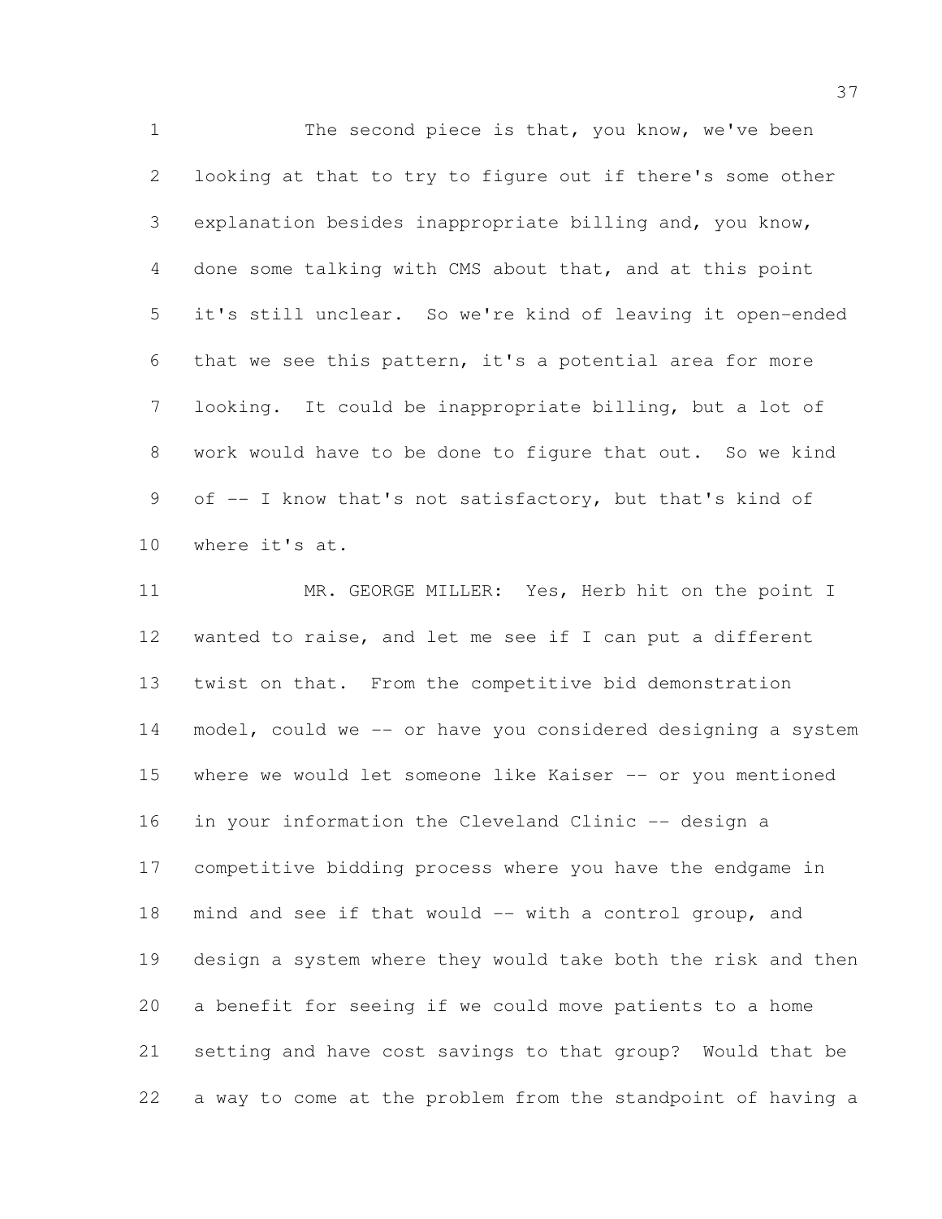The second piece is that, you know, we've been looking at that to try to figure out if there's some other explanation besides inappropriate billing and, you know, done some talking with CMS about that, and at this point it's still unclear. So we're kind of leaving it open-ended that we see this pattern, it's a potential area for more looking. It could be inappropriate billing, but a lot of work would have to be done to figure that out. So we kind of -- I know that's not satisfactory, but that's kind of where it's at.

MR. GEORGE MILLER: Yes, Herb hit on the point I wanted to raise, and let me see if I can put a different twist on that. From the competitive bid demonstration model, could we -- or have you considered designing a system where we would let someone like Kaiser -- or you mentioned in your information the Cleveland Clinic -- design a competitive bidding process where you have the endgame in mind and see if that would -- with a control group, and design a system where they would take both the risk and then a benefit for seeing if we could move patients to a home setting and have cost savings to that group? Would that be a way to come at the problem from the standpoint of having a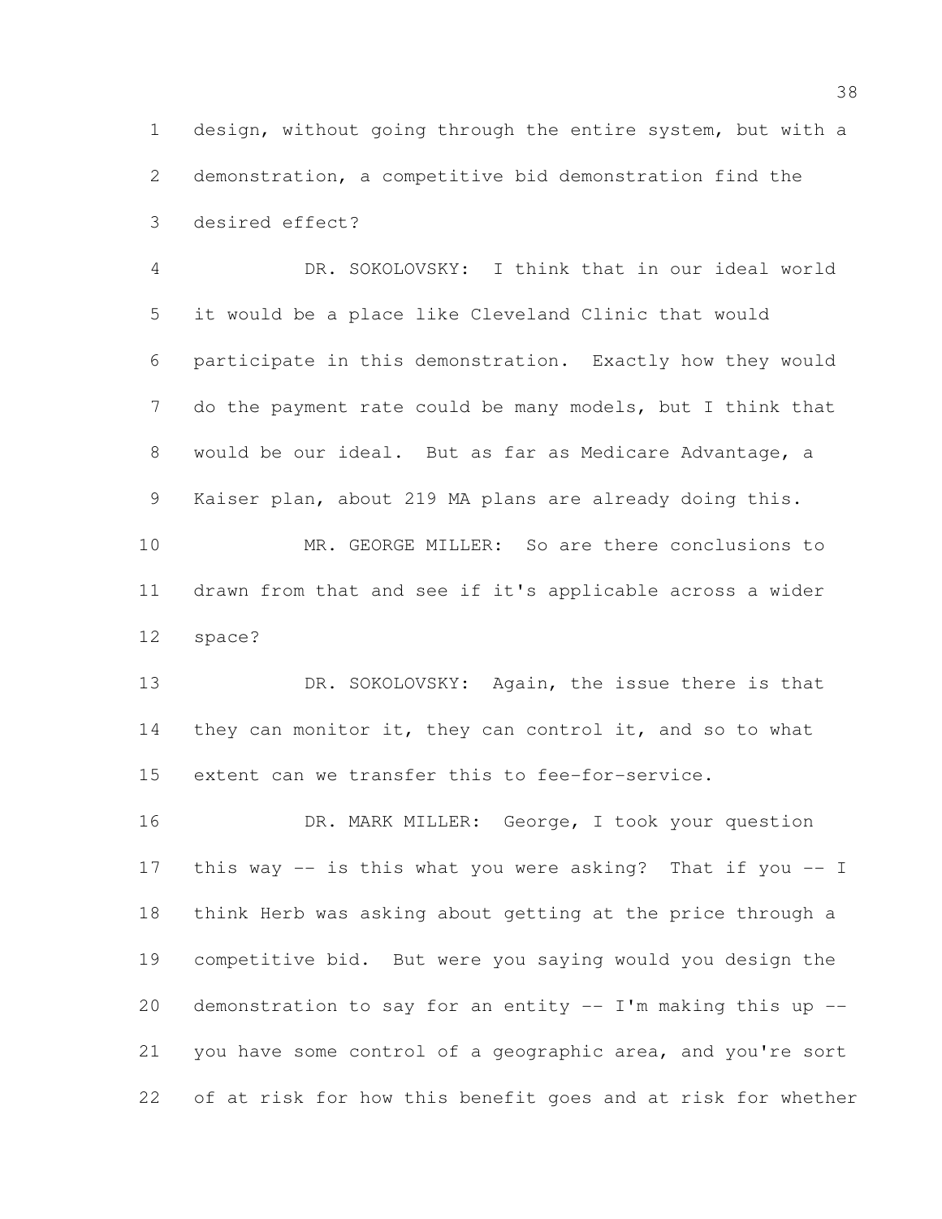design, without going through the entire system, but with a demonstration, a competitive bid demonstration find the desired effect?

DR. SOKOLOVSKY: I think that in our ideal world it would be a place like Cleveland Clinic that would participate in this demonstration. Exactly how they would do the payment rate could be many models, but I think that would be our ideal. But as far as Medicare Advantage, a Kaiser plan, about 219 MA plans are already doing this.

MR. GEORGE MILLER: So are there conclusions to drawn from that and see if it's applicable across a wider space?

DR. SOKOLOVSKY: Again, the issue there is that they can monitor it, they can control it, and so to what extent can we transfer this to fee-for-service.

DR. MARK MILLER: George, I took your question this way -- is this what you were asking? That if you -- I think Herb was asking about getting at the price through a competitive bid. But were you saying would you design the demonstration to say for an entity -- I'm making this up -- you have some control of a geographic area, and you're sort of at risk for how this benefit goes and at risk for whether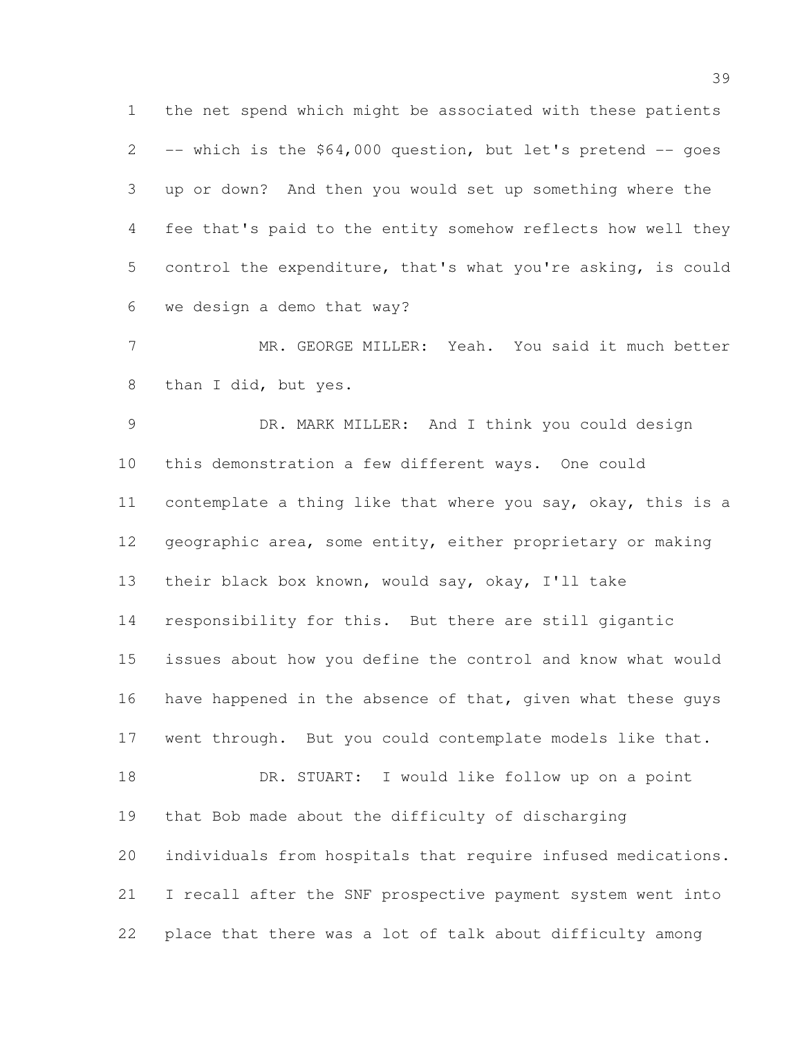the net spend which might be associated with these patients -- which is the $64,000 question, but let's pretend -- goes up or down? And then you would set up something where the fee that's paid to the entity somehow reflects how well they control the expenditure, that's what you're asking, is could we design a demo that way?

MR. GEORGE MILLER: Yeah. You said it much better than I did, but yes.

DR. MARK MILLER: And I think you could design this demonstration a few different ways. One could contemplate a thing like that where you say, okay, this is a geographic area, some entity, either proprietary or making their black box known, would say, okay, I'll take responsibility for this. But there are still gigantic issues about how you define the control and know what would have happened in the absence of that, given what these guys went through. But you could contemplate models like that.

DR. STUART: I would like follow up on a point that Bob made about the difficulty of discharging individuals from hospitals that require infused medications. I recall after the SNF prospective payment system went into place that there was a lot of talk about difficulty among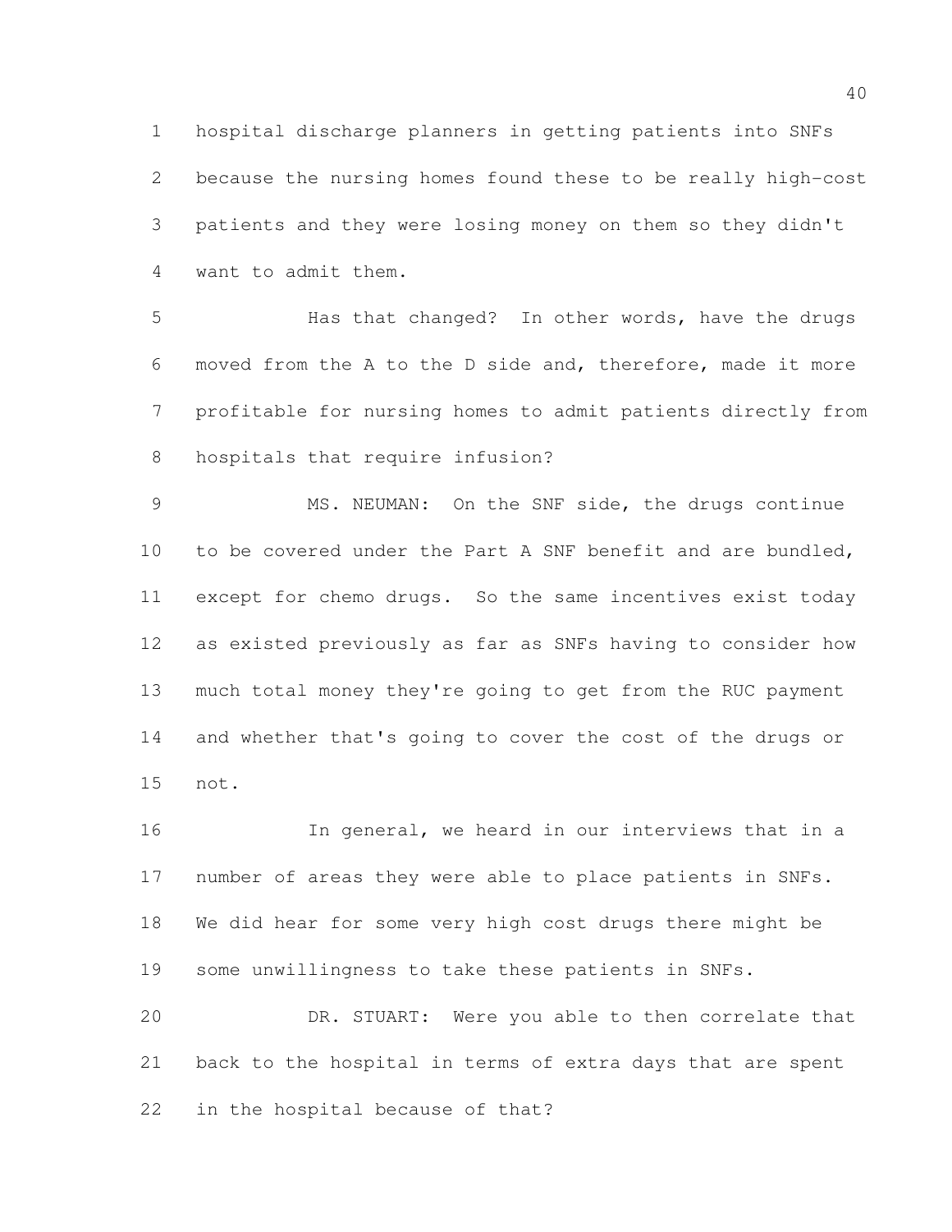hospital discharge planners in getting patients into SNFs because the nursing homes found these to be really high-cost patients and they were losing money on them so they didn't want to admit them.

Has that changed? In other words, have the drugs moved from the A to the D side and, therefore, made it more profitable for nursing homes to admit patients directly from hospitals that require infusion?

MS. NEUMAN: On the SNF side, the drugs continue to be covered under the Part A SNF benefit and are bundled, except for chemo drugs. So the same incentives exist today as existed previously as far as SNFs having to consider how much total money they're going to get from the RUC payment and whether that's going to cover the cost of the drugs or not.

In general, we heard in our interviews that in a number of areas they were able to place patients in SNFs. We did hear for some very high cost drugs there might be some unwillingness to take these patients in SNFs.

DR. STUART: Were you able to then correlate that back to the hospital in terms of extra days that are spent in the hospital because of that?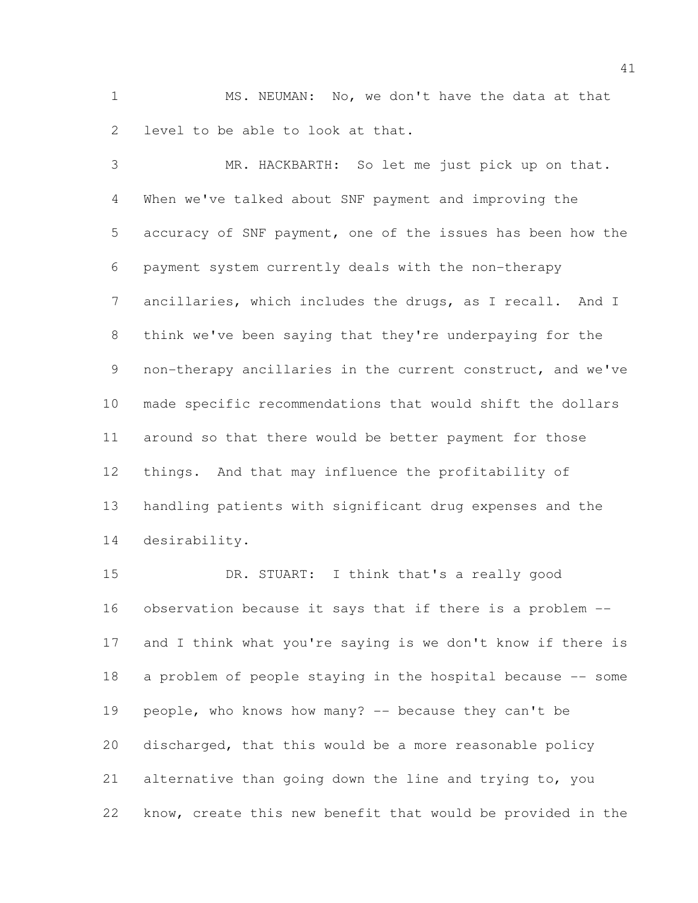MS. NEUMAN: No, we don't have the data at that level to be able to look at that.

MR. HACKBARTH: So let me just pick up on that. When we've talked about SNF payment and improving the accuracy of SNF payment, one of the issues has been how the payment system currently deals with the non-therapy ancillaries, which includes the drugs, as I recall. And I think we've been saying that they're underpaying for the non-therapy ancillaries in the current construct, and we've made specific recommendations that would shift the dollars around so that there would be better payment for those things. And that may influence the profitability of handling patients with significant drug expenses and the desirability.

DR. STUART: I think that's a really good observation because it says that if there is a problem -- and I think what you're saying is we don't know if there is a problem of people staying in the hospital because -- some people, who knows how many? -- because they can't be discharged, that this would be a more reasonable policy alternative than going down the line and trying to, you know, create this new benefit that would be provided in the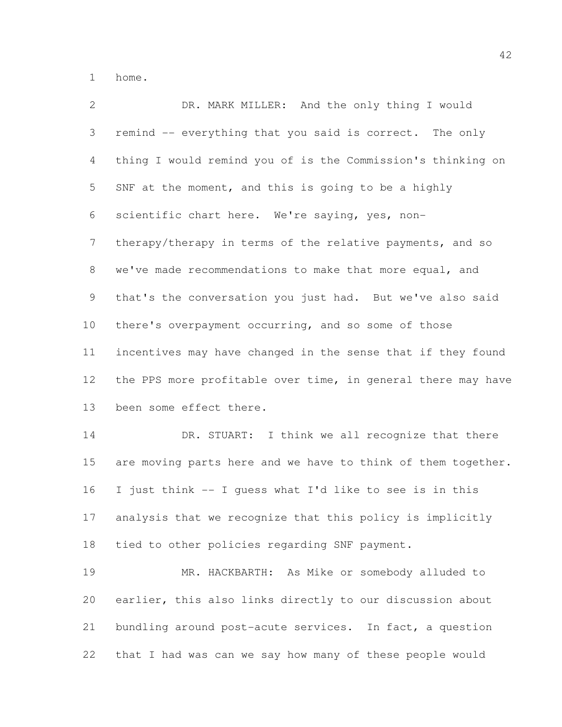home.

DR. MARK MILLER: And the only thing I would remind -- everything that you said is correct. The only thing I would remind you of is the Commission's thinking on SNF at the moment, and this is going to be a highly scientific chart here. We're saying, yes, non-therapy/therapy in terms of the relative payments, and so we've made recommendations to make that more equal, and that's the conversation you just had. But we've also said there's overpayment occurring, and so some of those incentives may have changed in the sense that if they found the PPS more profitable over time, in general there may have been some effect there.

DR. STUART: I think we all recognize that there are moving parts here and we have to think of them together. I just think -- I guess what I'd like to see is in this analysis that we recognize that this policy is implicitly tied to other policies regarding SNF payment.

MR. HACKBARTH: As Mike or somebody alluded to earlier, this also links directly to our discussion about bundling around post-acute services. In fact, a question that I had was can we say how many of these people would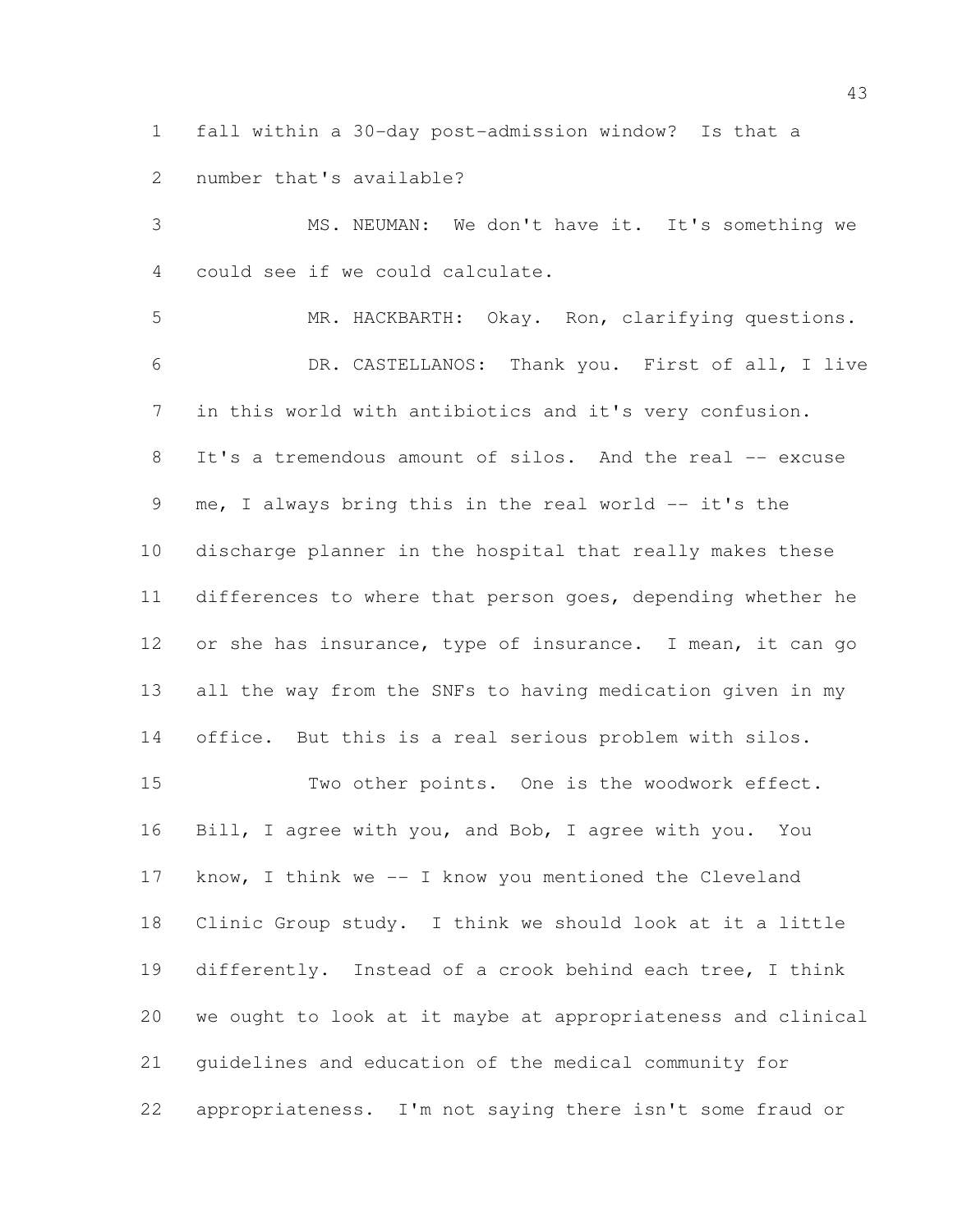fall within a 30-day post-admission window? Is that a number that's available?

MS. NEUMAN: We don't have it. It's something we could see if we could calculate.

MR. HACKBARTH: Okay. Ron, clarifying questions.

DR. CASTELLANOS: Thank you. First of all, I live in this world with antibiotics and it's very confusion. It's a tremendous amount of silos. And the real -- excuse me, I always bring this in the real world -- it's the discharge planner in the hospital that really makes these differences to where that person goes, depending whether he or she has insurance, type of insurance. I mean, it can go all the way from the SNFs to having medication given in my office. But this is a real serious problem with silos.

Two other points. One is the woodwork effect. Bill, I agree with you, and Bob, I agree with you. You know, I think we -- I know you mentioned the Cleveland Clinic Group study. I think we should look at it a little differently. Instead of a crook behind each tree, I think we ought to look at it maybe at appropriateness and clinical guidelines and education of the medical community for appropriateness. I'm not saying there isn't some fraud or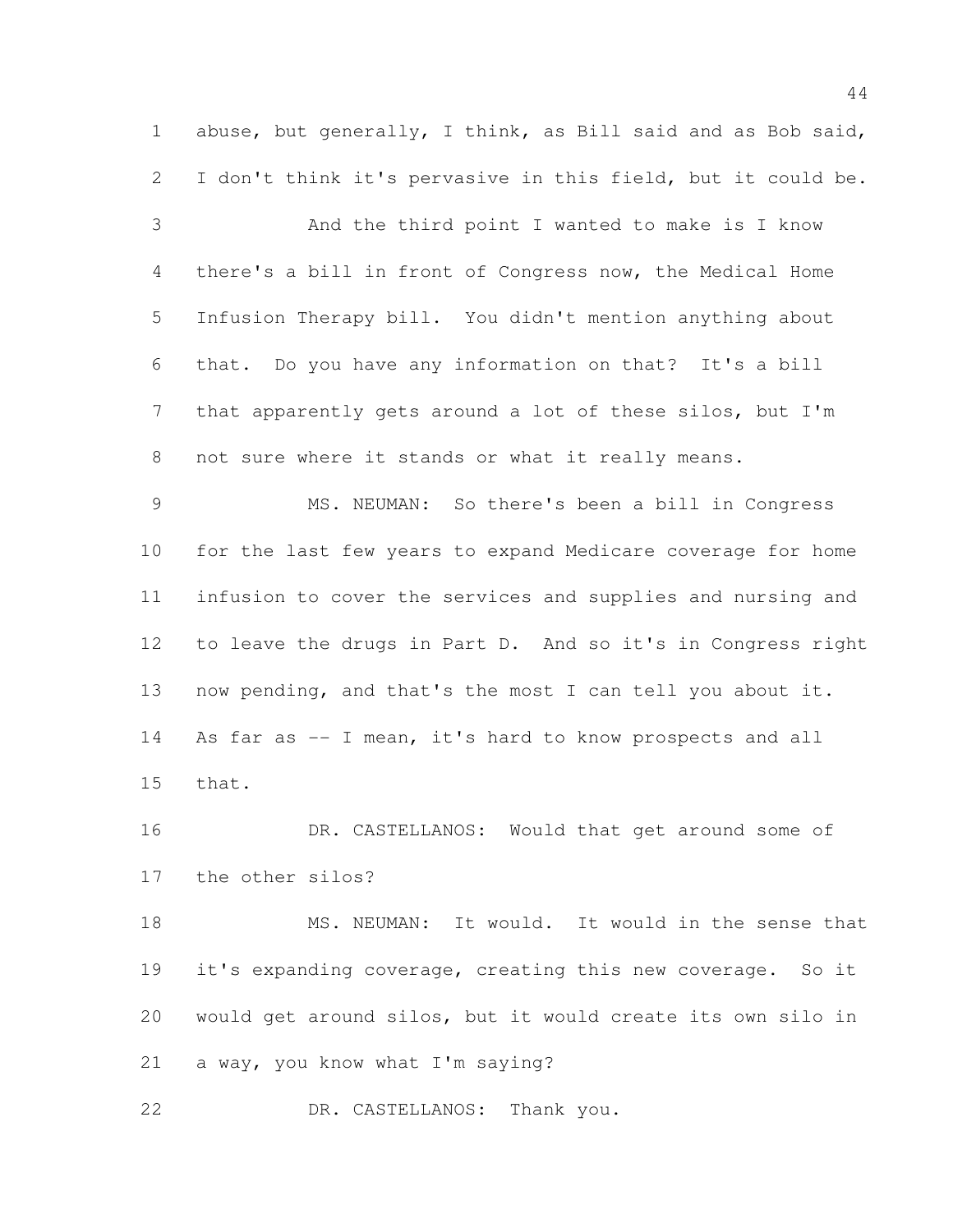abuse, but generally, I think, as Bill said and as Bob said, I don't think it's pervasive in this field, but it could be.

And the third point I wanted to make is I know there's a bill in front of Congress now, the Medical Home Infusion Therapy bill. You didn't mention anything about that. Do you have any information on that? It's a bill that apparently gets around a lot of these silos, but I'm not sure where it stands or what it really means.

MS. NEUMAN: So there's been a bill in Congress for the last few years to expand Medicare coverage for home infusion to cover the services and supplies and nursing and to leave the drugs in Part D. And so it's in Congress right now pending, and that's the most I can tell you about it. As far as -- I mean, it's hard to know prospects and all that.

DR. CASTELLANOS: Would that get around some of the other silos?

MS. NEUMAN: It would. It would in the sense that it's expanding coverage, creating this new coverage. So it would get around silos, but it would create its own silo in a way, you know what I'm saying?

DR. CASTELLANOS: Thank you.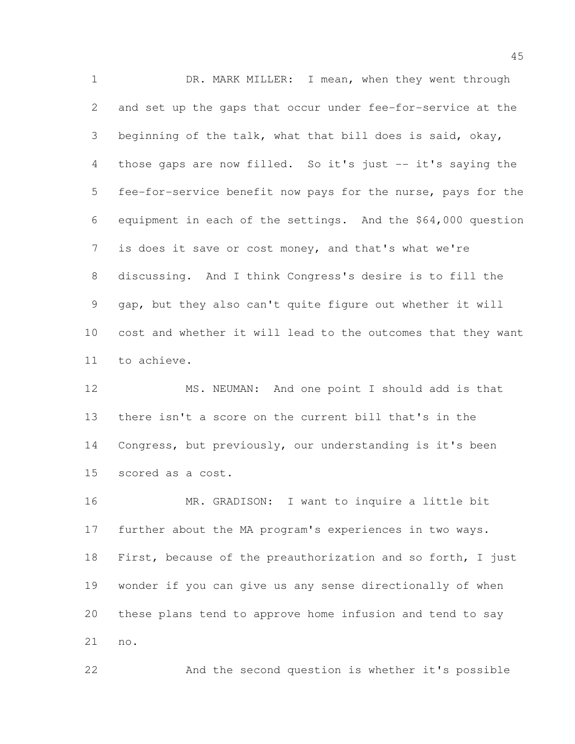DR. MARK MILLER: I mean, when they went through and set up the gaps that occur under fee-for-service at the beginning of the talk, what that bill does is said, okay, those gaps are now filled. So it's just -- it's saying the fee-for-service benefit now pays for the nurse, pays for the equipment in each of the settings. And the $64,000 question is does it save or cost money, and that's what we're discussing. And I think Congress's desire is to fill the gap, but they also can't quite figure out whether it will cost and whether it will lead to the outcomes that they want to achieve.

MS. NEUMAN: And one point I should add is that there isn't a score on the current bill that's in the Congress, but previously, our understanding is it's been scored as a cost.

MR. GRADISON: I want to inquire a little bit further about the MA program's experiences in two ways. First, because of the preauthorization and so forth, I just wonder if you can give us any sense directionally of when these plans tend to approve home infusion and tend to say no.

And the second question is whether it's possible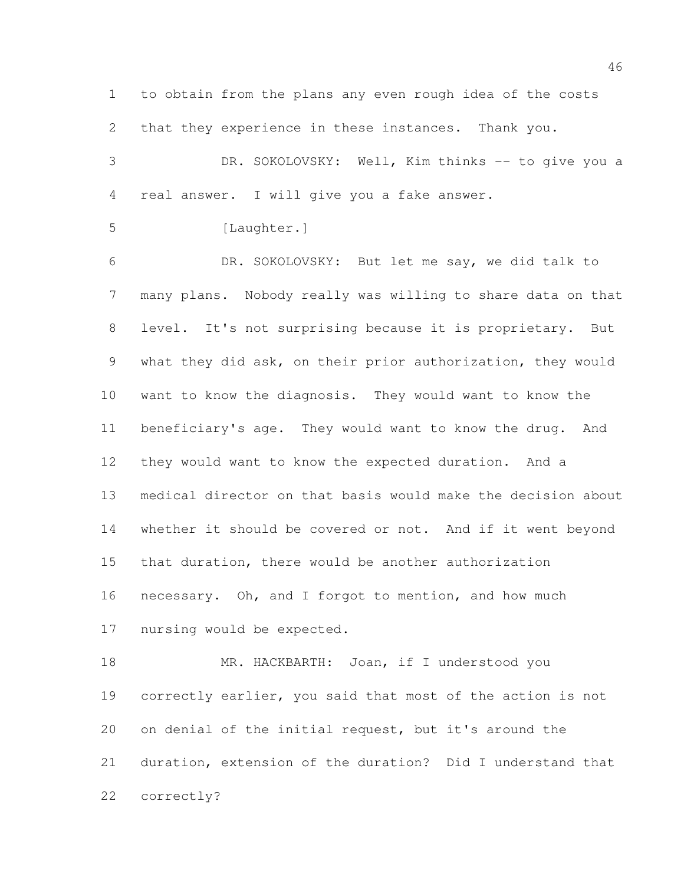to obtain from the plans any even rough idea of the costs that they experience in these instances. Thank you.

DR. SOKOLOVSKY: Well, Kim thinks -- to give you a real answer. I will give you a fake answer.

[Laughter.]

DR. SOKOLOVSKY: But let me say, we did talk to many plans. Nobody really was willing to share data on that level. It's not surprising because it is proprietary. But what they did ask, on their prior authorization, they would want to know the diagnosis. They would want to know the beneficiary's age. They would want to know the drug. And they would want to know the expected duration. And a medical director on that basis would make the decision about whether it should be covered or not. And if it went beyond that duration, there would be another authorization necessary. Oh, and I forgot to mention, and how much nursing would be expected.

MR. HACKBARTH: Joan, if I understood you correctly earlier, you said that most of the action is not on denial of the initial request, but it's around the duration, extension of the duration? Did I understand that correctly?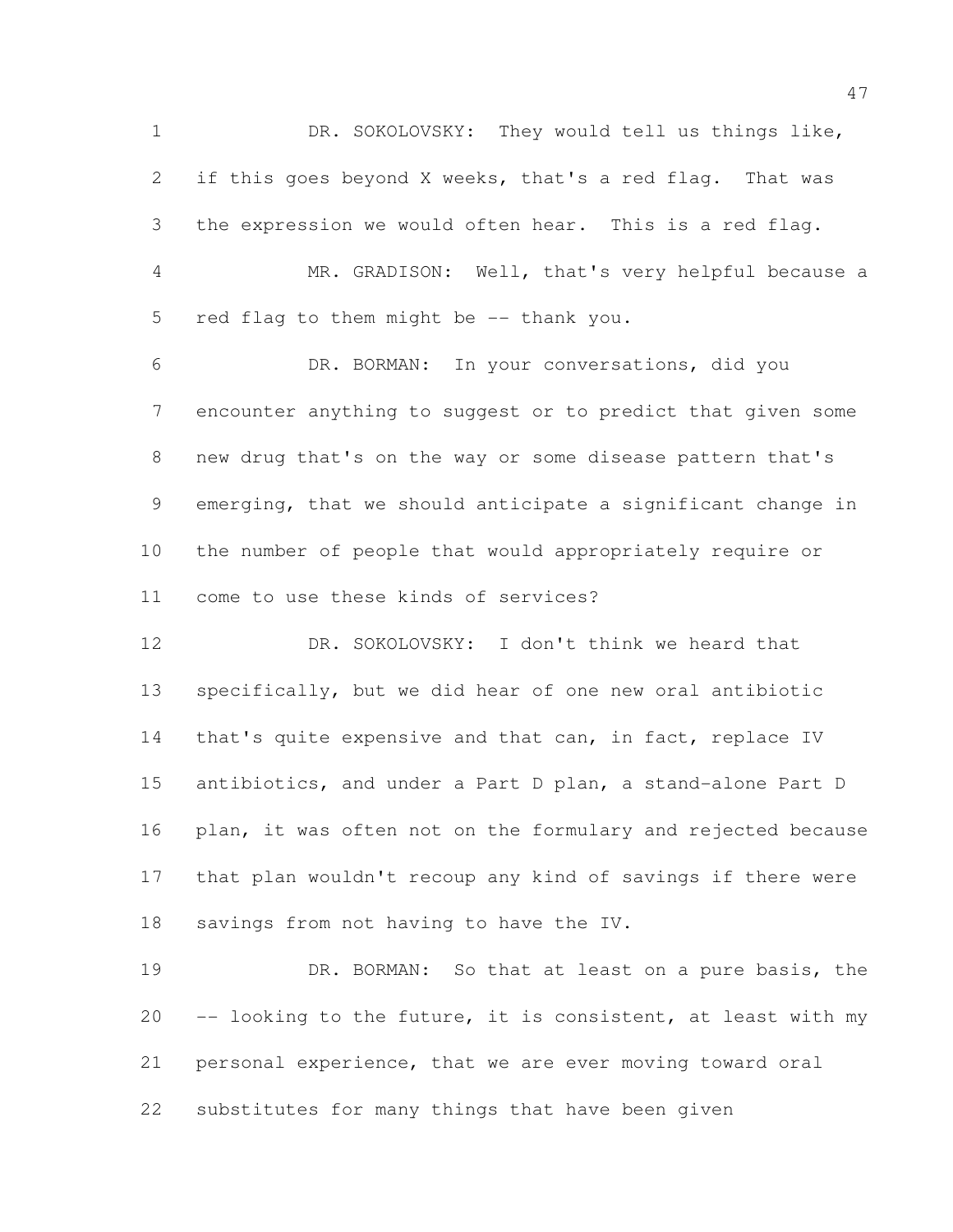DR. SOKOLOVSKY: They would tell us things like, if this goes beyond X weeks, that's a red flag. That was the expression we would often hear. This is a red flag.

MR. GRADISON: Well, that's very helpful because a red flag to them might be -- thank you.

DR. BORMAN: In your conversations, did you encounter anything to suggest or to predict that given some new drug that's on the way or some disease pattern that's emerging, that we should anticipate a significant change in the number of people that would appropriately require or come to use these kinds of services?

DR. SOKOLOVSKY: I don't think we heard that specifically, but we did hear of one new oral antibiotic that's quite expensive and that can, in fact, replace IV antibiotics, and under a Part D plan, a stand-alone Part D plan, it was often not on the formulary and rejected because that plan wouldn't recoup any kind of savings if there were savings from not having to have the IV.

DR. BORMAN: So that at least on a pure basis, the -- looking to the future, it is consistent, at least with my personal experience, that we are ever moving toward oral substitutes for many things that have been given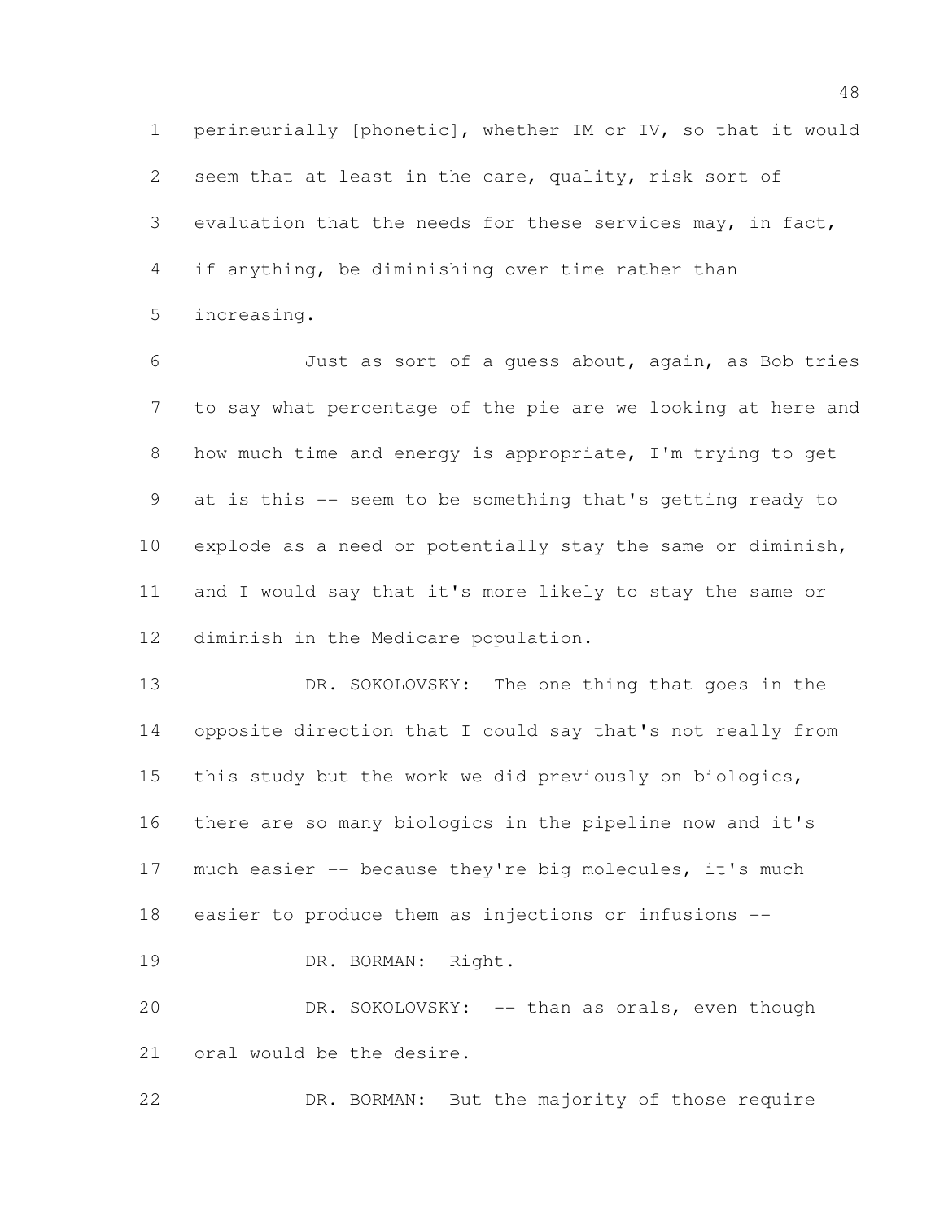perineurially [phonetic], whether IM or IV, so that it would seem that at least in the care, quality, risk sort of evaluation that the needs for these services may, in fact, if anything, be diminishing over time rather than increasing.

Just as sort of a guess about, again, as Bob tries to say what percentage of the pie are we looking at here and how much time and energy is appropriate, I'm trying to get at is this -- seem to be something that's getting ready to explode as a need or potentially stay the same or diminish, and I would say that it's more likely to stay the same or diminish in the Medicare population.

DR. SOKOLOVSKY: The one thing that goes in the opposite direction that I could say that's not really from this study but the work we did previously on biologics, there are so many biologics in the pipeline now and it's much easier -- because they're big molecules, it's much easier to produce them as injections or infusions --

DR. BORMAN: Right.

DR. SOKOLOVSKY: -- than as orals, even though oral would be the desire.

DR. BORMAN: But the majority of those require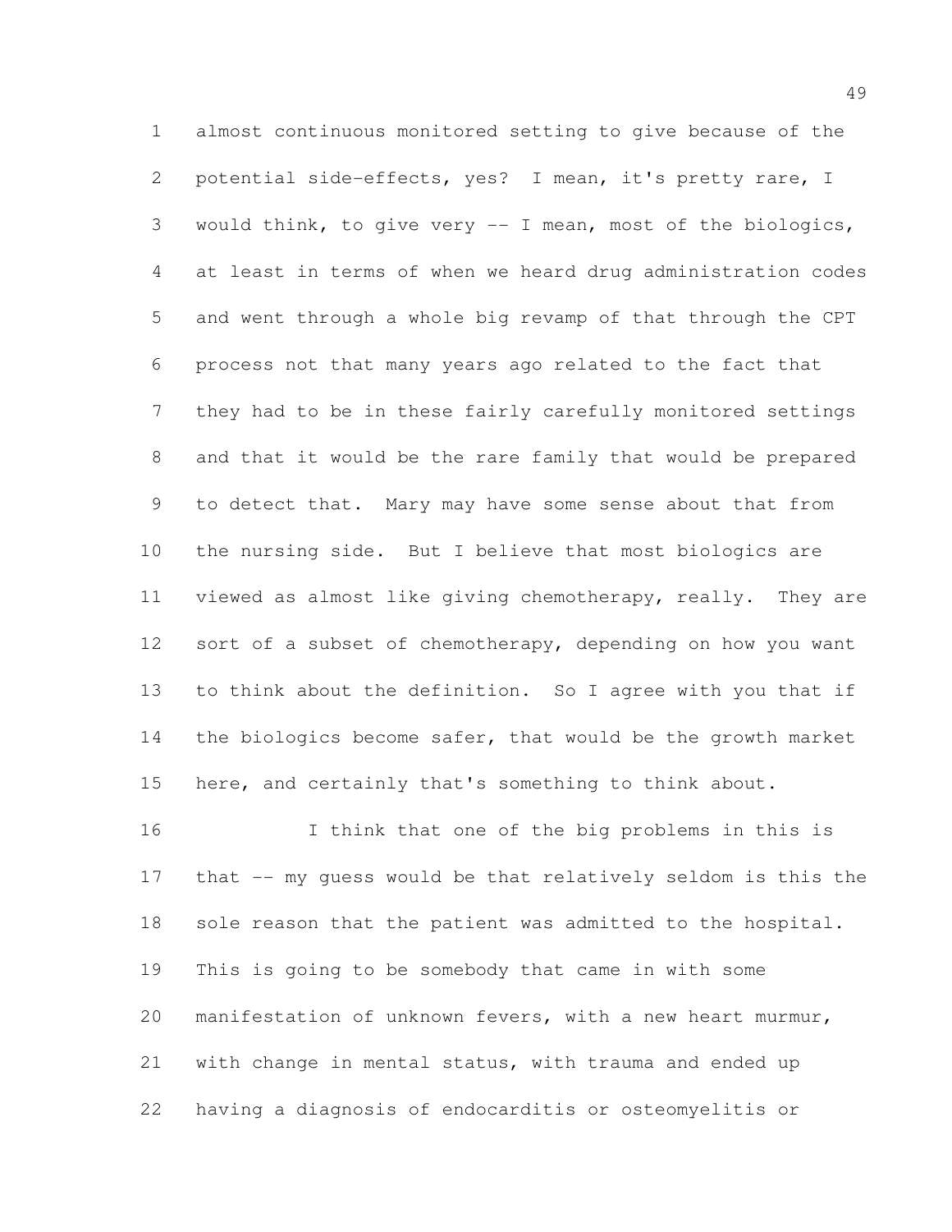almost continuous monitored setting to give because of the potential side-effects, yes? I mean, it's pretty rare, I would think, to give very -- I mean, most of the biologics, at least in terms of when we heard drug administration codes and went through a whole big revamp of that through the CPT process not that many years ago related to the fact that they had to be in these fairly carefully monitored settings and that it would be the rare family that would be prepared to detect that. Mary may have some sense about that from the nursing side. But I believe that most biologics are viewed as almost like giving chemotherapy, really. They are sort of a subset of chemotherapy, depending on how you want to think about the definition. So I agree with you that if the biologics become safer, that would be the growth market here, and certainly that's something to think about.

I think that one of the big problems in this is that -- my guess would be that relatively seldom is this the sole reason that the patient was admitted to the hospital. This is going to be somebody that came in with some manifestation of unknown fevers, with a new heart murmur, with change in mental status, with trauma and ended up having a diagnosis of endocarditis or osteomyelitis or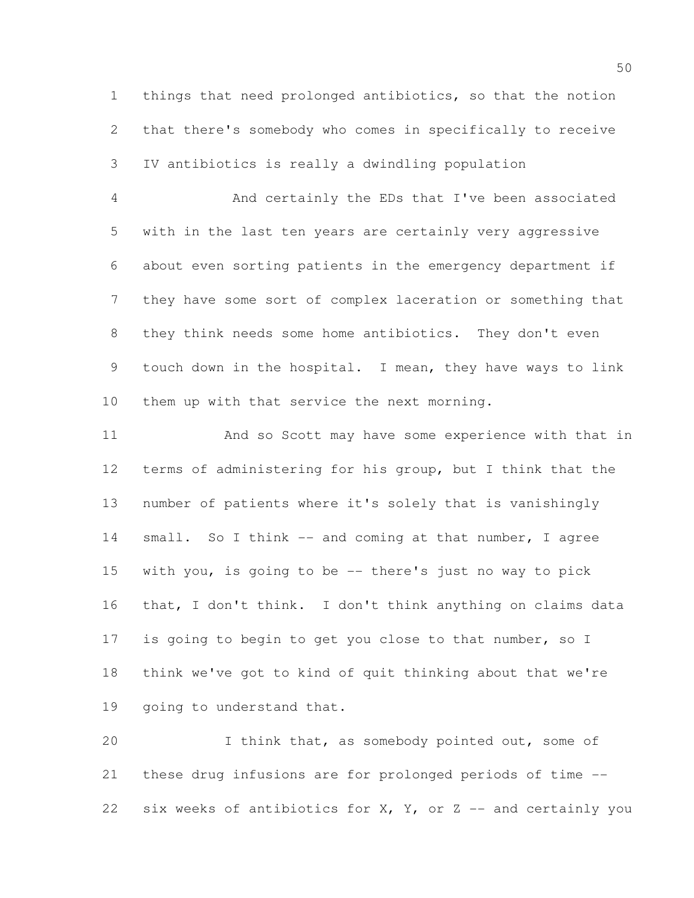things that need prolonged antibiotics, so that the notion that there's somebody who comes in specifically to receive IV antibiotics is really a dwindling population

And certainly the EDs that I've been associated with in the last ten years are certainly very aggressive about even sorting patients in the emergency department if they have some sort of complex laceration or something that they think needs some home antibiotics. They don't even touch down in the hospital. I mean, they have ways to link them up with that service the next morning.

And so Scott may have some experience with that in terms of administering for his group, but I think that the number of patients where it's solely that is vanishingly small. So I think -- and coming at that number, I agree with you, is going to be -- there's just no way to pick that, I don't think. I don't think anything on claims data is going to begin to get you close to that number, so I think we've got to kind of quit thinking about that we're going to understand that.

I think that, as somebody pointed out, some of these drug infusions are for prolonged periods of time -- six weeks of antibiotics for X, Y, or Z -- and certainly you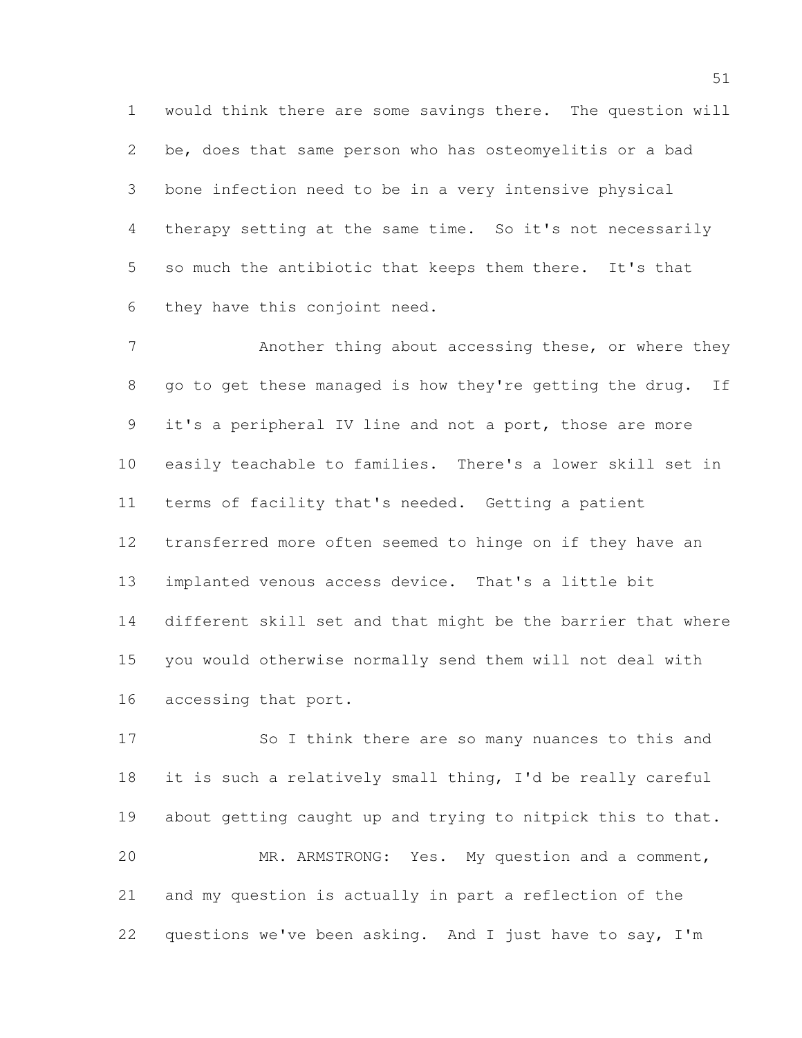would think there are some savings there. The question will be, does that same person who has osteomyelitis or a bad bone infection need to be in a very intensive physical therapy setting at the same time. So it's not necessarily so much the antibiotic that keeps them there. It's that they have this conjoint need.

Another thing about accessing these, or where they go to get these managed is how they're getting the drug. If it's a peripheral IV line and not a port, those are more easily teachable to families. There's a lower skill set in terms of facility that's needed. Getting a patient transferred more often seemed to hinge on if they have an implanted venous access device. That's a little bit different skill set and that might be the barrier that where you would otherwise normally send them will not deal with accessing that port.

So I think there are so many nuances to this and it is such a relatively small thing, I'd be really careful about getting caught up and trying to nitpick this to that.

MR. ARMSTRONG: Yes. My question and a comment, and my question is actually in part a reflection of the questions we've been asking. And I just have to say, I'm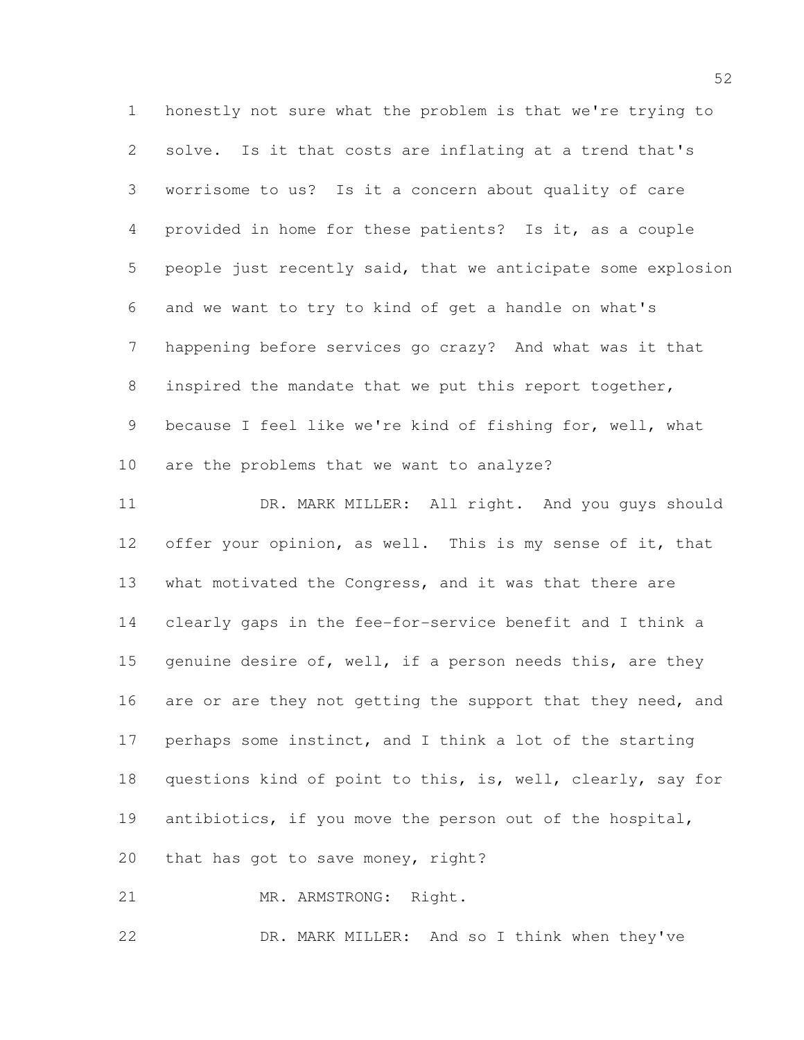honestly not sure what the problem is that we're trying to solve. Is it that costs are inflating at a trend that's worrisome to us? Is it a concern about quality of care provided in home for these patients? Is it, as a couple people just recently said, that we anticipate some explosion and we want to try to kind of get a handle on what's happening before services go crazy? And what was it that inspired the mandate that we put this report together, because I feel like we're kind of fishing for, well, what are the problems that we want to analyze?

DR. MARK MILLER: All right. And you guys should offer your opinion, as well. This is my sense of it, that what motivated the Congress, and it was that there are clearly gaps in the fee-for-service benefit and I think a genuine desire of, well, if a person needs this, are they are or are they not getting the support that they need, and perhaps some instinct, and I think a lot of the starting questions kind of point to this, is, well, clearly, say for antibiotics, if you move the person out of the hospital, that has got to save money, right?

MR. ARMSTRONG: Right.

DR. MARK MILLER: And so I think when they've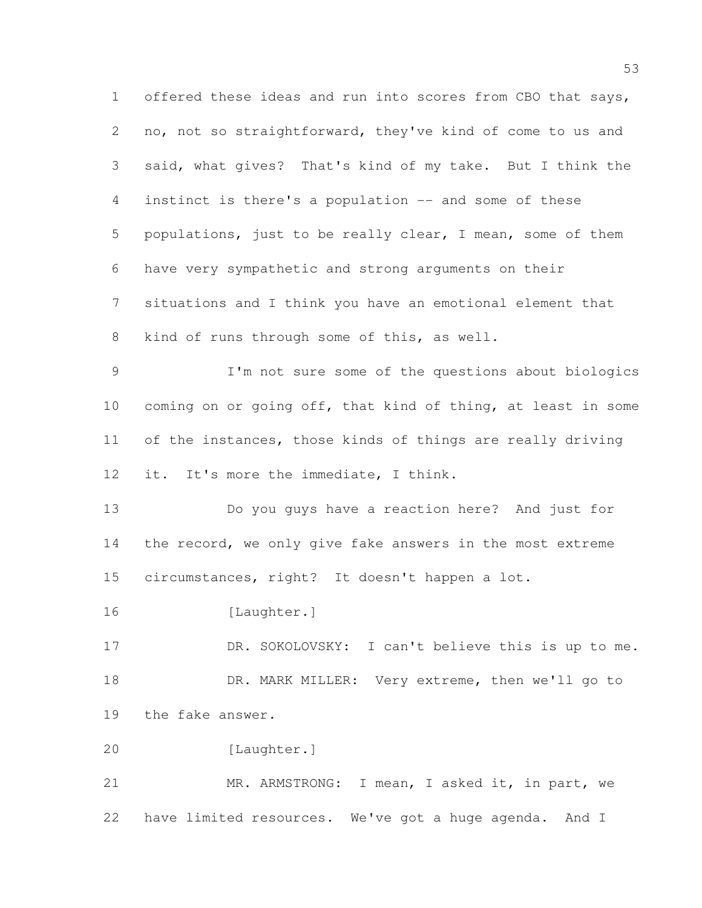offered these ideas and run into scores from CBO that says, no, not so straightforward, they've kind of come to us and said, what gives? That's kind of my take. But I think the instinct is there's a population -- and some of these populations, just to be really clear, I mean, some of them have very sympathetic and strong arguments on their situations and I think you have an emotional element that kind of runs through some of this, as well.

I'm not sure some of the questions about biologics coming on or going off, that kind of thing, at least in some of the instances, those kinds of things are really driving it. It's more the immediate, I think.

Do you guys have a reaction here? And just for the record, we only give fake answers in the most extreme circumstances, right? It doesn't happen a lot.

[Laughter.]

DR. SOKOLOVSKY: I can't believe this is up to me.

DR. MARK MILLER: Very extreme, then we'll go to the fake answer.

[Laughter.]

MR. ARMSTRONG: I mean, I asked it, in part, we have limited resources. We've got a huge agenda. And I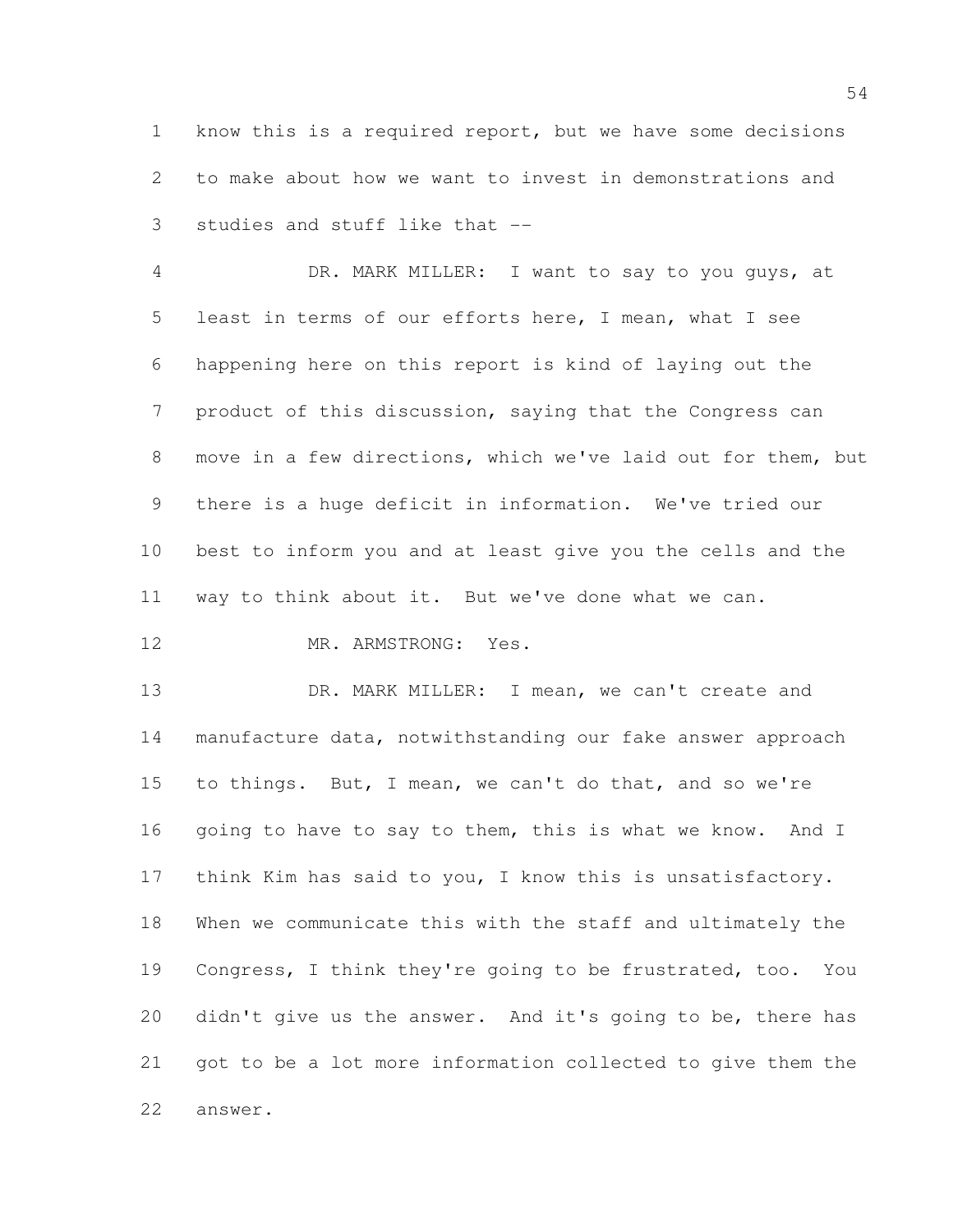know this is a required report, but we have some decisions to make about how we want to invest in demonstrations and studies and stuff like that --

DR. MARK MILLER: I want to say to you guys, at least in terms of our efforts here, I mean, what I see happening here on this report is kind of laying out the product of this discussion, saying that the Congress can move in a few directions, which we've laid out for them, but there is a huge deficit in information. We've tried our best to inform you and at least give you the cells and the way to think about it. But we've done what we can.

MR. ARMSTRONG: Yes.

DR. MARK MILLER: I mean, we can't create and manufacture data, notwithstanding our fake answer approach to things. But, I mean, we can't do that, and so we're going to have to say to them, this is what we know. And I think Kim has said to you, I know this is unsatisfactory. When we communicate this with the staff and ultimately the Congress, I think they're going to be frustrated, too. You didn't give us the answer. And it's going to be, there has got to be a lot more information collected to give them the answer.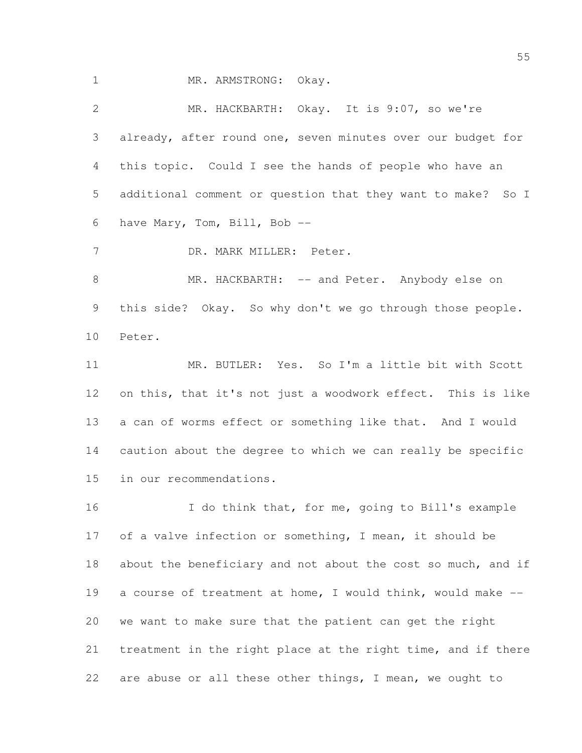MR. ARMSTRONG: Okay.

MR. HACKBARTH: Okay. It is 9:07, so we're already, after round one, seven minutes over our budget for this topic. Could I see the hands of people who have an additional comment or question that they want to make? So I have Mary, Tom, Bill, Bob --

DR. MARK MILLER: Peter.

MR. HACKBARTH: -- and Peter. Anybody else on this side? Okay. So why don't we go through those people. Peter.

MR. BUTLER: Yes. So I'm a little bit with Scott on this, that it's not just a woodwork effect. This is like a can of worms effect or something like that. And I would caution about the degree to which we can really be specific in our recommendations.

I do think that, for me, going to Bill's example of a valve infection or something, I mean, it should be about the beneficiary and not about the cost so much, and if a course of treatment at home, I would think, would make -- we want to make sure that the patient can get the right treatment in the right place at the right time, and if there are abuse or all these other things, I mean, we ought to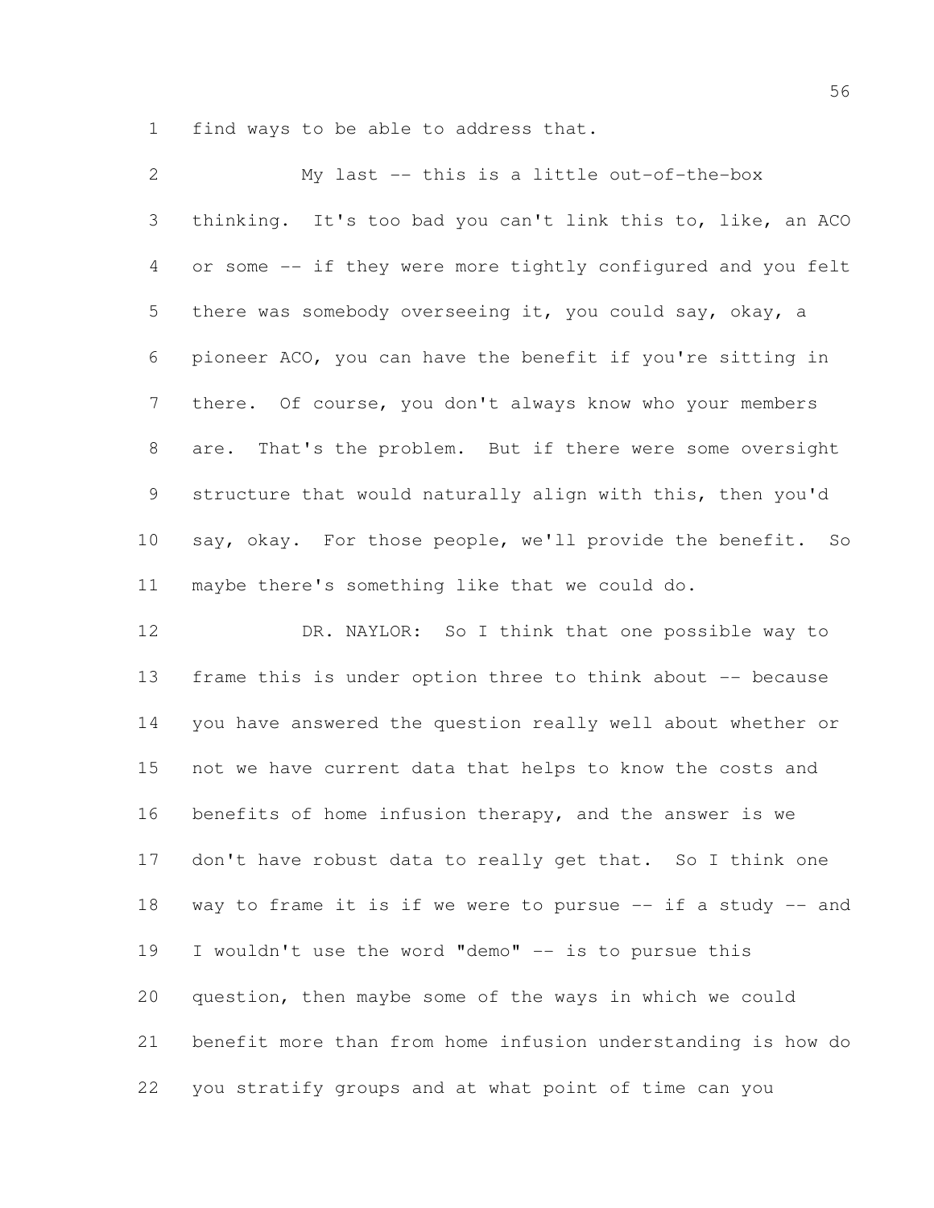find ways to be able to address that.

My last -- this is a little out-of-the-box thinking. It's too bad you can't link this to, like, an ACO or some -- if they were more tightly configured and you felt there was somebody overseeing it, you could say, okay, a pioneer ACO, you can have the benefit if you're sitting in there. Of course, you don't always know who your members are. That's the problem. But if there were some oversight structure that would naturally align with this, then you'd say, okay. For those people, we'll provide the benefit. So maybe there's something like that we could do.

DR. NAYLOR: So I think that one possible way to frame this is under option three to think about -- because you have answered the question really well about whether or not we have current data that helps to know the costs and benefits of home infusion therapy, and the answer is we don't have robust data to really get that. So I think one way to frame it is if we were to pursue -- if a study -- and I wouldn't use the word "demo" -- is to pursue this question, then maybe some of the ways in which we could benefit more than from home infusion understanding is how do you stratify groups and at what point of time can you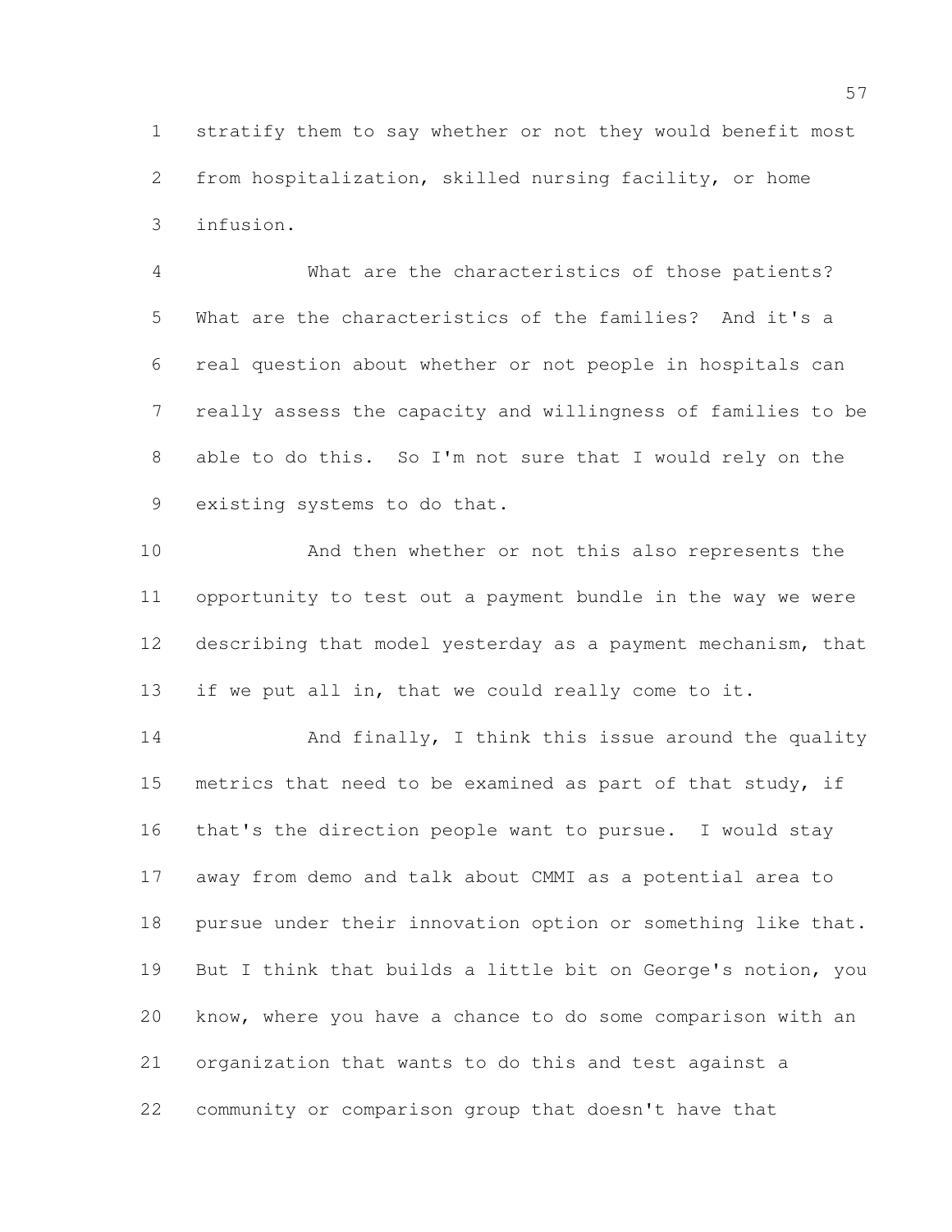stratify them to say whether or not they would benefit most from hospitalization, skilled nursing facility, or home infusion.

What are the characteristics of those patients? What are the characteristics of the families? And it's a real question about whether or not people in hospitals can really assess the capacity and willingness of families to be able to do this. So I'm not sure that I would rely on the existing systems to do that.

And then whether or not this also represents the opportunity to test out a payment bundle in the way we were describing that model yesterday as a payment mechanism, that if we put all in, that we could really come to it.

And finally, I think this issue around the quality metrics that need to be examined as part of that study, if that's the direction people want to pursue. I would stay away from demo and talk about CMMI as a potential area to pursue under their innovation option or something like that. But I think that builds a little bit on George's notion, you know, where you have a chance to do some comparison with an organization that wants to do this and test against a community or comparison group that doesn't have that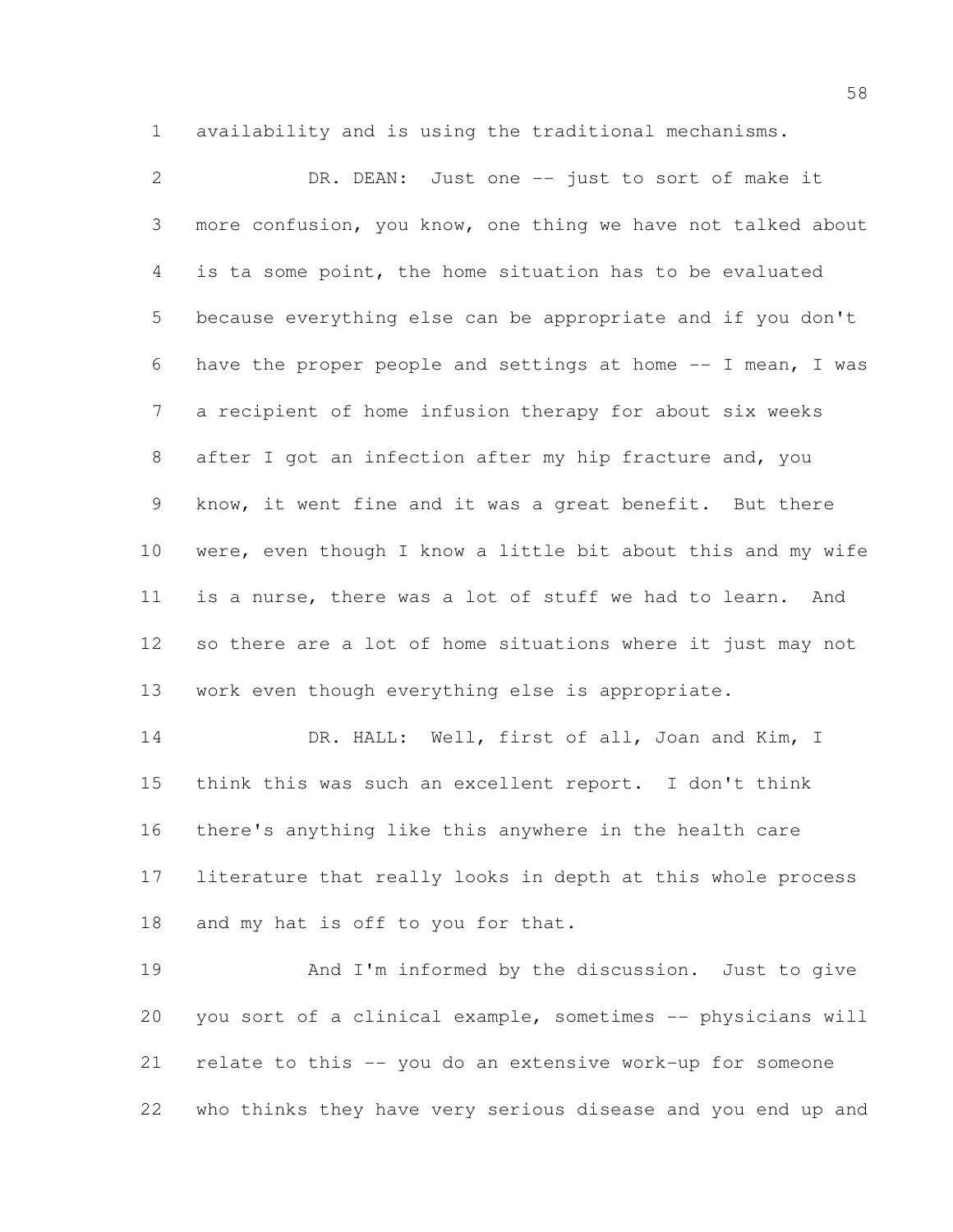availability and is using the traditional mechanisms.

DR. DEAN: Just one -- just to sort of make it more confusion, you know, one thing we have not talked about is ta some point, the home situation has to be evaluated because everything else can be appropriate and if you don't have the proper people and settings at home -- I mean, I was a recipient of home infusion therapy for about six weeks after I got an infection after my hip fracture and, you know, it went fine and it was a great benefit. But there were, even though I know a little bit about this and my wife is a nurse, there was a lot of stuff we had to learn. And so there are a lot of home situations where it just may not work even though everything else is appropriate.

DR. HALL: Well, first of all, Joan and Kim, I think this was such an excellent report. I don't think there's anything like this anywhere in the health care literature that really looks in depth at this whole process and my hat is off to you for that.

And I'm informed by the discussion. Just to give you sort of a clinical example, sometimes -- physicians will relate to this -- you do an extensive work-up for someone who thinks they have very serious disease and you end up and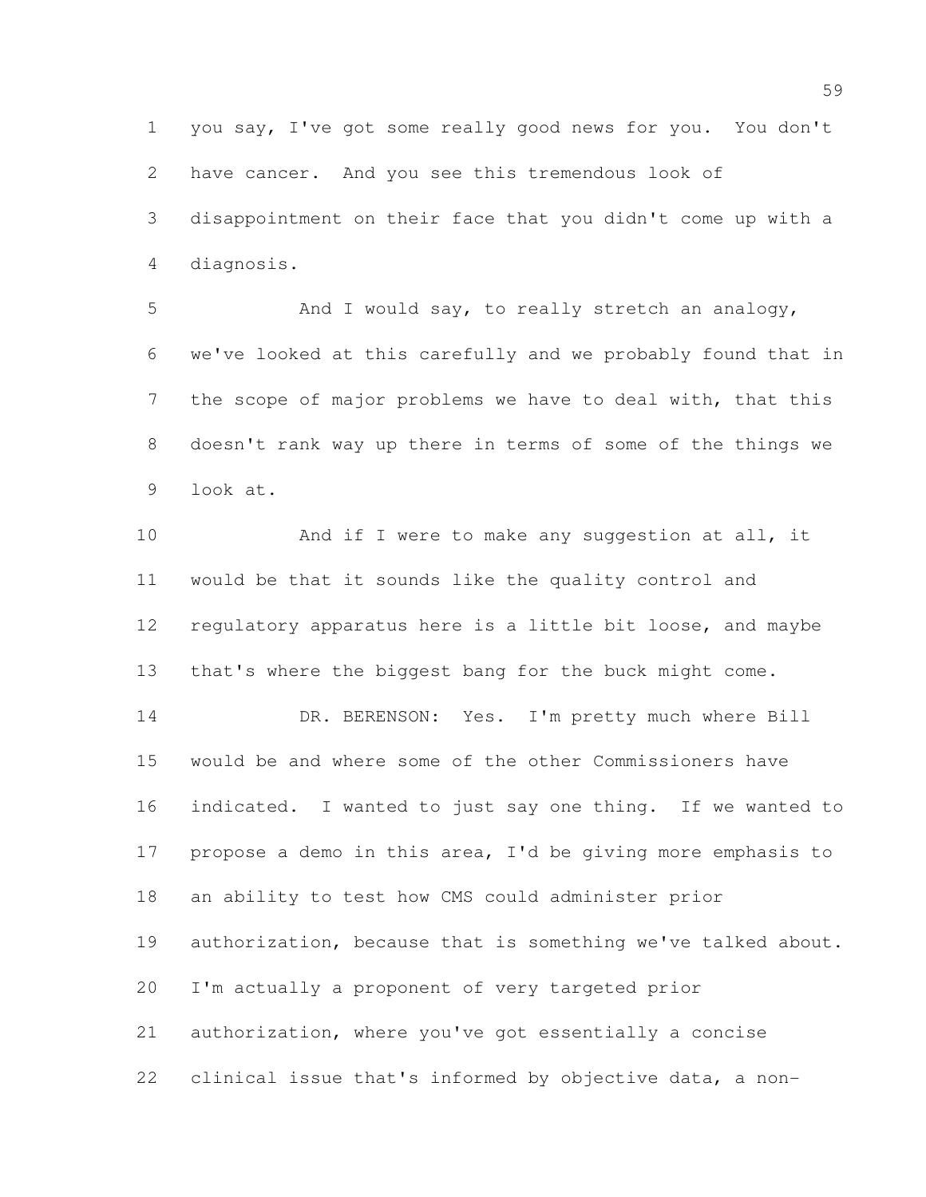you say, I've got some really good news for you. You don't have cancer. And you see this tremendous look of disappointment on their face that you didn't come up with a diagnosis.

And I would say, to really stretch an analogy, we've looked at this carefully and we probably found that in the scope of major problems we have to deal with, that this doesn't rank way up there in terms of some of the things we look at.

And if I were to make any suggestion at all, it would be that it sounds like the quality control and regulatory apparatus here is a little bit loose, and maybe that's where the biggest bang for the buck might come.

DR. BERENSON: Yes. I'm pretty much where Bill would be and where some of the other Commissioners have indicated. I wanted to just say one thing. If we wanted to propose a demo in this area, I'd be giving more emphasis to an ability to test how CMS could administer prior authorization, because that is something we've talked about. I'm actually a proponent of very targeted prior authorization, where you've got essentially a concise clinical issue that's informed by objective data, a non-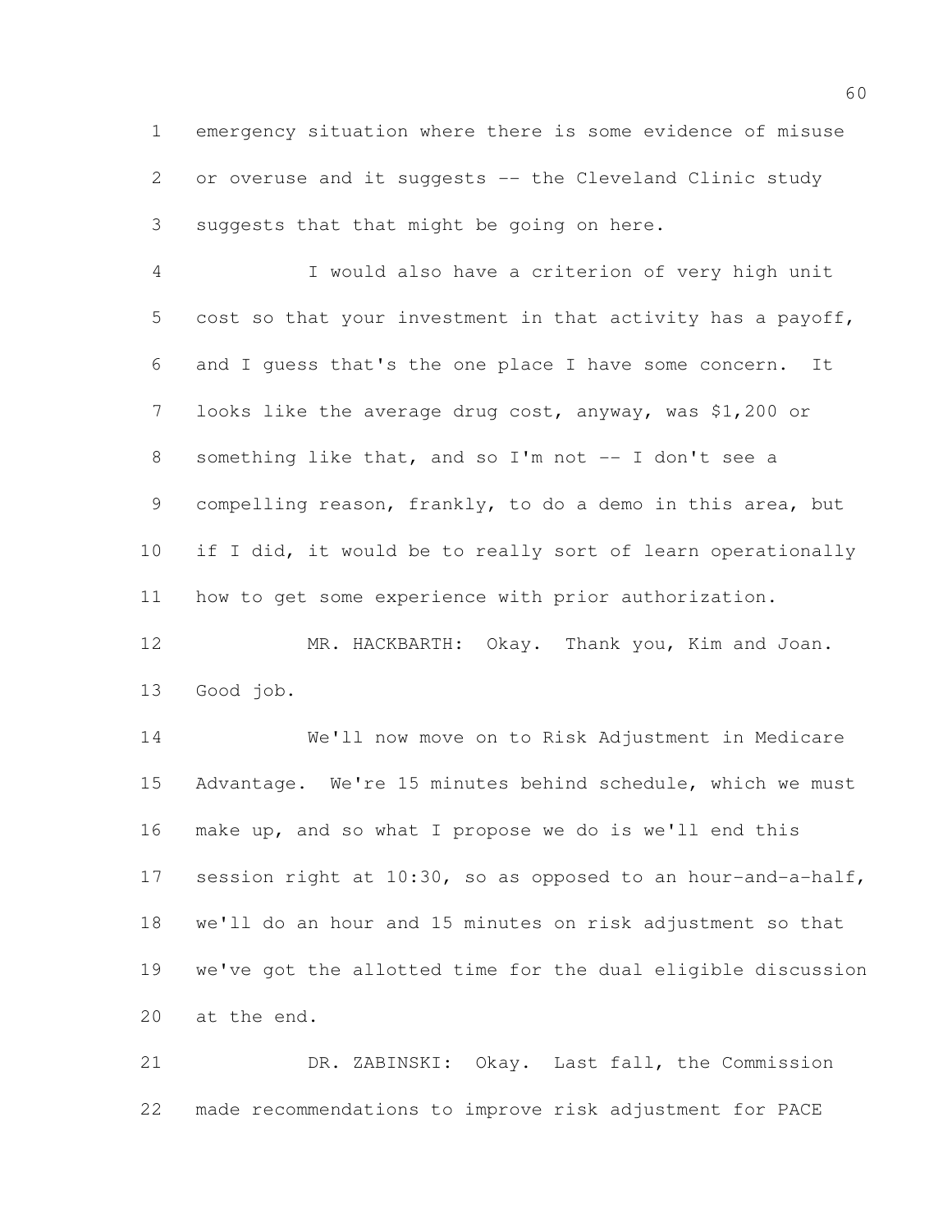emergency situation where there is some evidence of misuse or overuse and it suggests -- the Cleveland Clinic study suggests that that might be going on here.

I would also have a criterion of very high unit cost so that your investment in that activity has a payoff, and I guess that's the one place I have some concern. It looks like the average drug cost, anyway, was $1,200 or something like that, and so I'm not -- I don't see a compelling reason, frankly, to do a demo in this area, but if I did, it would be to really sort of learn operationally how to get some experience with prior authorization.

MR. HACKBARTH: Okay. Thank you, Kim and Joan. Good job.

We'll now move on to Risk Adjustment in Medicare Advantage. We're 15 minutes behind schedule, which we must make up, and so what I propose we do is we'll end this session right at 10:30, so as opposed to an hour-and-a-half, we'll do an hour and 15 minutes on risk adjustment so that we've got the allotted time for the dual eligible discussion at the end.

DR. ZABINSKI: Okay. Last fall, the Commission made recommendations to improve risk adjustment for PACE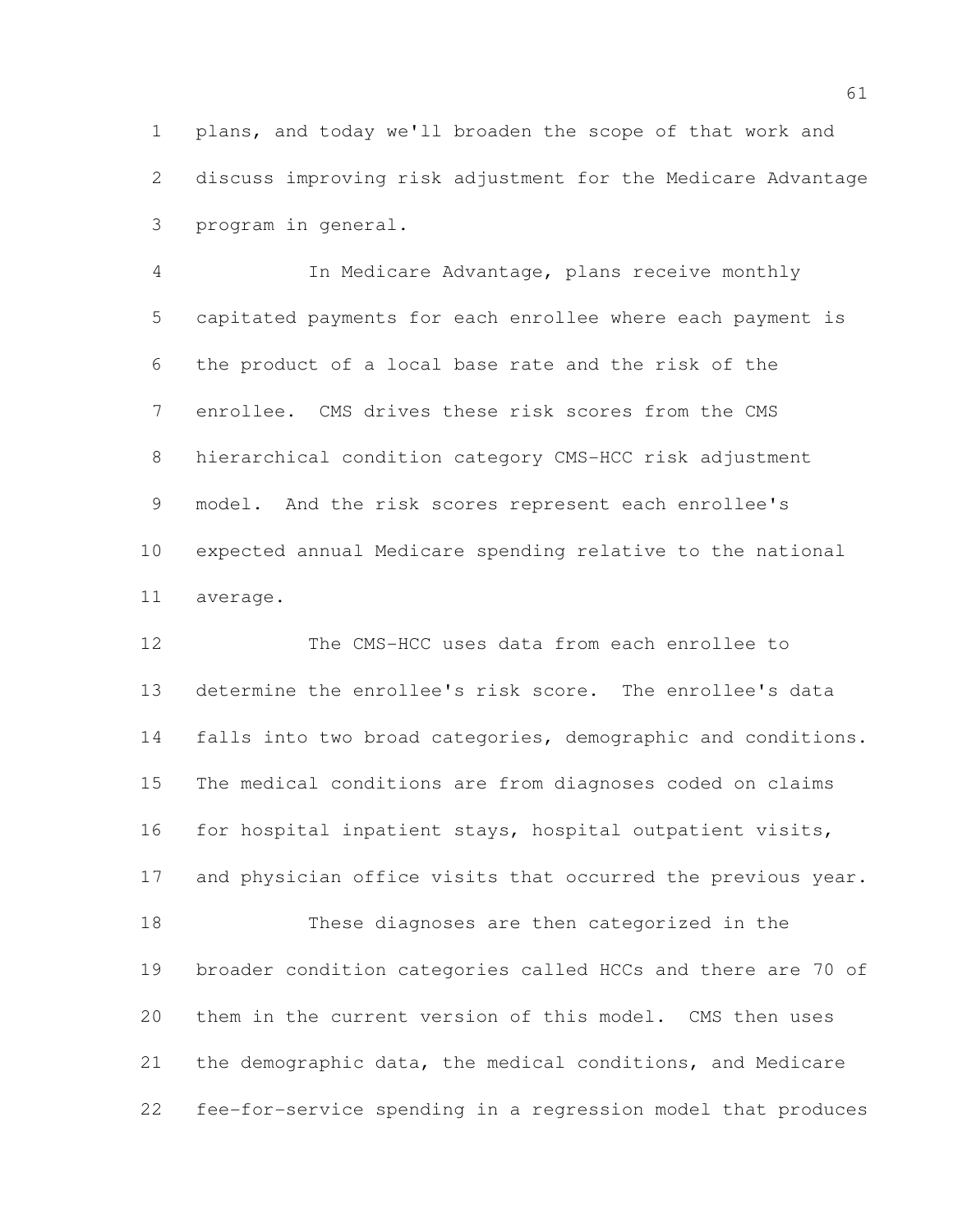plans, and today we'll broaden the scope of that work and discuss improving risk adjustment for the Medicare Advantage program in general.

In Medicare Advantage, plans receive monthly capitated payments for each enrollee where each payment is the product of a local base rate and the risk of the enrollee. CMS drives these risk scores from the CMS hierarchical condition category CMS-HCC risk adjustment model. And the risk scores represent each enrollee's expected annual Medicare spending relative to the national average.

The CMS-HCC uses data from each enrollee to determine the enrollee's risk score. The enrollee's data falls into two broad categories, demographic and conditions. The medical conditions are from diagnoses coded on claims for hospital inpatient stays, hospital outpatient visits, and physician office visits that occurred the previous year.

These diagnoses are then categorized in the broader condition categories called HCCs and there are 70 of them in the current version of this model. CMS then uses the demographic data, the medical conditions, and Medicare fee-for-service spending in a regression model that produces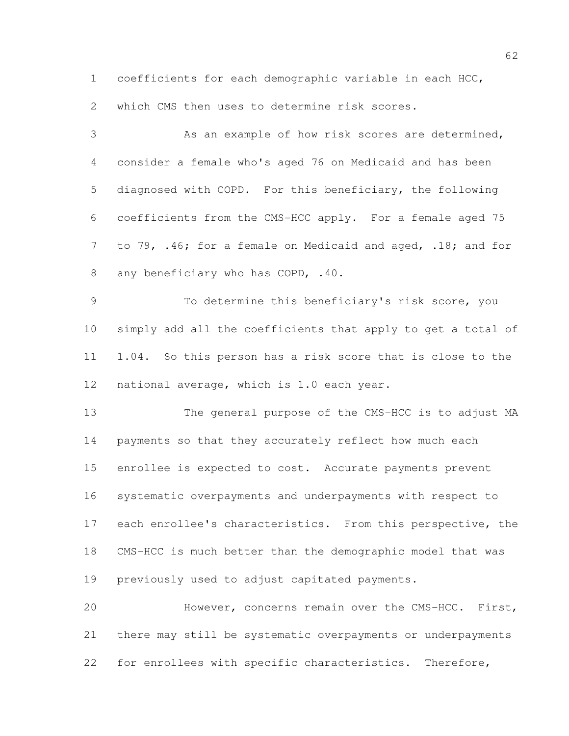coefficients for each demographic variable in each HCC, which CMS then uses to determine risk scores.

As an example of how risk scores are determined, consider a female who's aged 76 on Medicaid and has been diagnosed with COPD. For this beneficiary, the following coefficients from the CMS-HCC apply. For a female aged 75 to 79, .46; for a female on Medicaid and aged, .18; and for any beneficiary who has COPD, .40.

To determine this beneficiary's risk score, you simply add all the coefficients that apply to get a total of 1.04. So this person has a risk score that is close to the national average, which is 1.0 each year.

The general purpose of the CMS-HCC is to adjust MA payments so that they accurately reflect how much each enrollee is expected to cost. Accurate payments prevent systematic overpayments and underpayments with respect to each enrollee's characteristics. From this perspective, the CMS-HCC is much better than the demographic model that was previously used to adjust capitated payments.

However, concerns remain over the CMS-HCC. First, there may still be systematic overpayments or underpayments for enrollees with specific characteristics. Therefore,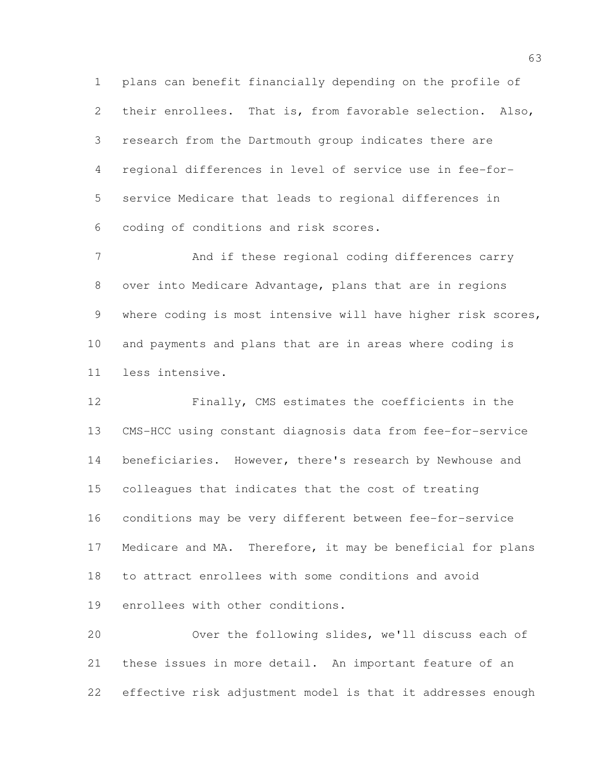plans can benefit financially depending on the profile of their enrollees. That is, from favorable selection. Also, research from the Dartmouth group indicates there are regional differences in level of service use in fee-for-service Medicare that leads to regional differences in coding of conditions and risk scores.

And if these regional coding differences carry over into Medicare Advantage, plans that are in regions where coding is most intensive will have higher risk scores, and payments and plans that are in areas where coding is less intensive.

Finally, CMS estimates the coefficients in the CMS-HCC using constant diagnosis data from fee-for-service beneficiaries. However, there's research by Newhouse and colleagues that indicates that the cost of treating conditions may be very different between fee-for-service Medicare and MA. Therefore, it may be beneficial for plans to attract enrollees with some conditions and avoid enrollees with other conditions.

Over the following slides, we'll discuss each of these issues in more detail. An important feature of an effective risk adjustment model is that it addresses enough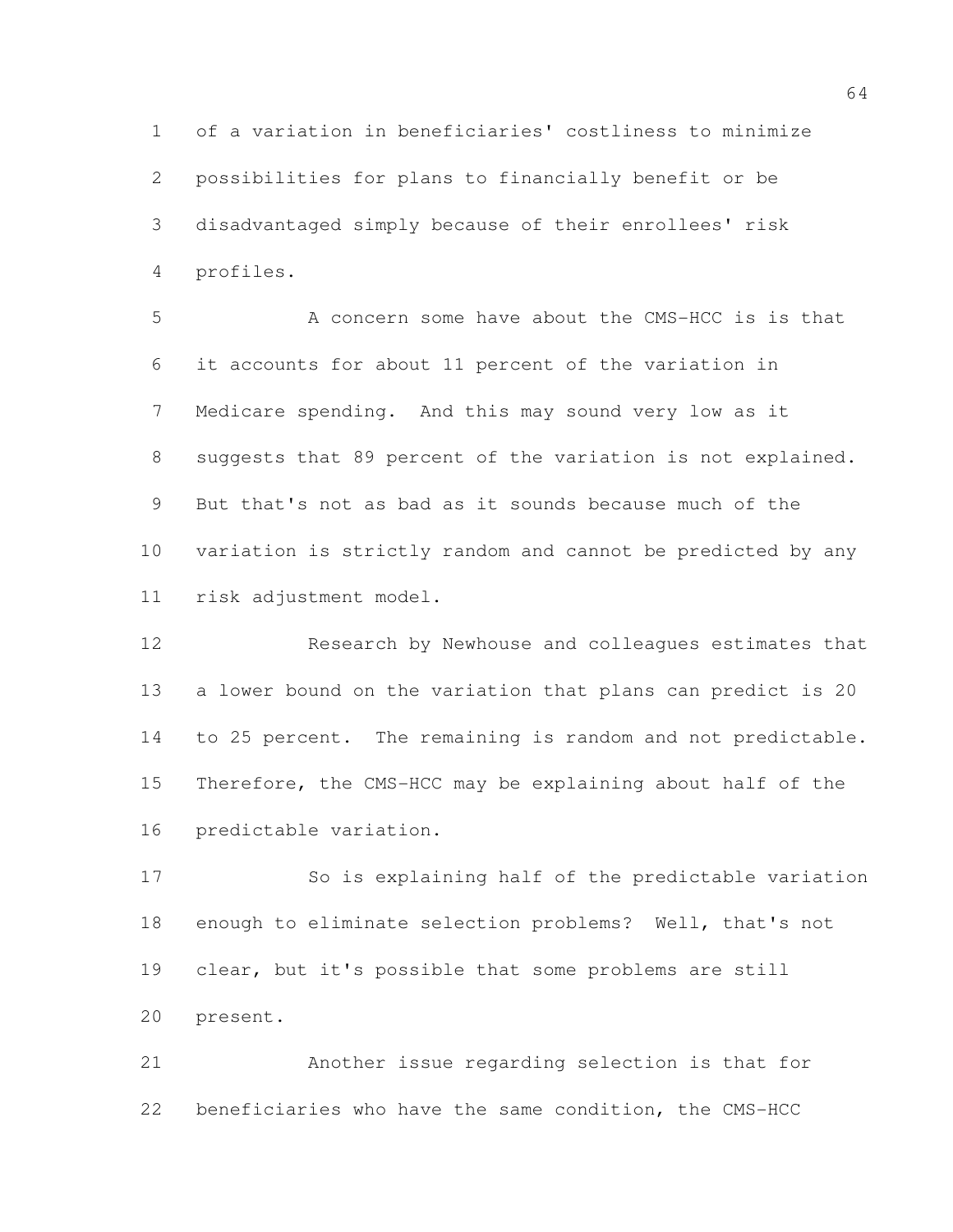of a variation in beneficiaries' costliness to minimize possibilities for plans to financially benefit or be disadvantaged simply because of their enrollees' risk profiles.

A concern some have about the CMS-HCC is is that it accounts for about 11 percent of the variation in Medicare spending. And this may sound very low as it suggests that 89 percent of the variation is not explained. But that's not as bad as it sounds because much of the variation is strictly random and cannot be predicted by any risk adjustment model.

Research by Newhouse and colleagues estimates that a lower bound on the variation that plans can predict is 20 to 25 percent. The remaining is random and not predictable. Therefore, the CMS-HCC may be explaining about half of the predictable variation.

So is explaining half of the predictable variation enough to eliminate selection problems? Well, that's not clear, but it's possible that some problems are still present.

Another issue regarding selection is that for beneficiaries who have the same condition, the CMS-HCC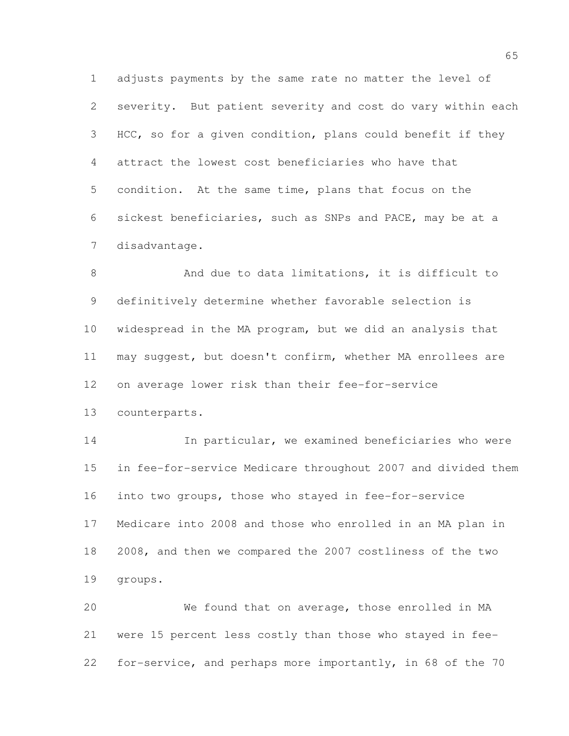adjusts payments by the same rate no matter the level of severity. But patient severity and cost do vary within each HCC, so for a given condition, plans could benefit if they attract the lowest cost beneficiaries who have that condition. At the same time, plans that focus on the sickest beneficiaries, such as SNPs and PACE, may be at a disadvantage.

And due to data limitations, it is difficult to definitively determine whether favorable selection is widespread in the MA program, but we did an analysis that may suggest, but doesn't confirm, whether MA enrollees are on average lower risk than their fee-for-service counterparts.

In particular, we examined beneficiaries who were in fee-for-service Medicare throughout 2007 and divided them into two groups, those who stayed in fee-for-service Medicare into 2008 and those who enrolled in an MA plan in 2008, and then we compared the 2007 costliness of the two groups.

We found that on average, those enrolled in MA were 15 percent less costly than those who stayed in fee-for-service, and perhaps more importantly, in 68 of the 70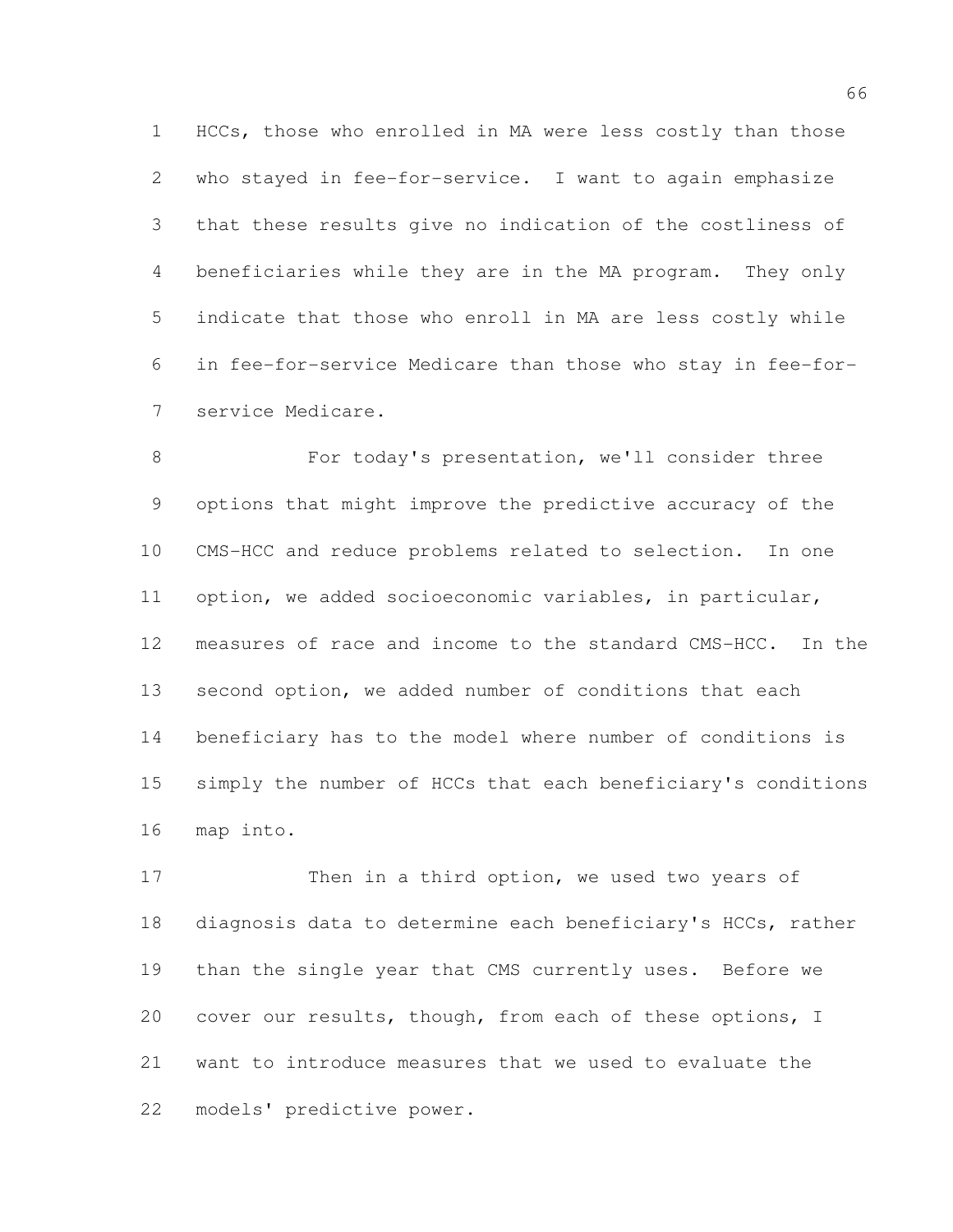HCCs, those who enrolled in MA were less costly than those who stayed in fee-for-service. I want to again emphasize that these results give no indication of the costliness of beneficiaries while they are in the MA program. They only indicate that those who enroll in MA are less costly while in fee-for-service Medicare than those who stay in fee-for-service Medicare.

For today's presentation, we'll consider three options that might improve the predictive accuracy of the CMS-HCC and reduce problems related to selection. In one option, we added socioeconomic variables, in particular, measures of race and income to the standard CMS-HCC. In the second option, we added number of conditions that each beneficiary has to the model where number of conditions is simply the number of HCCs that each beneficiary's conditions map into.

Then in a third option, we used two years of diagnosis data to determine each beneficiary's HCCs, rather than the single year that CMS currently uses. Before we cover our results, though, from each of these options, I want to introduce measures that we used to evaluate the models' predictive power.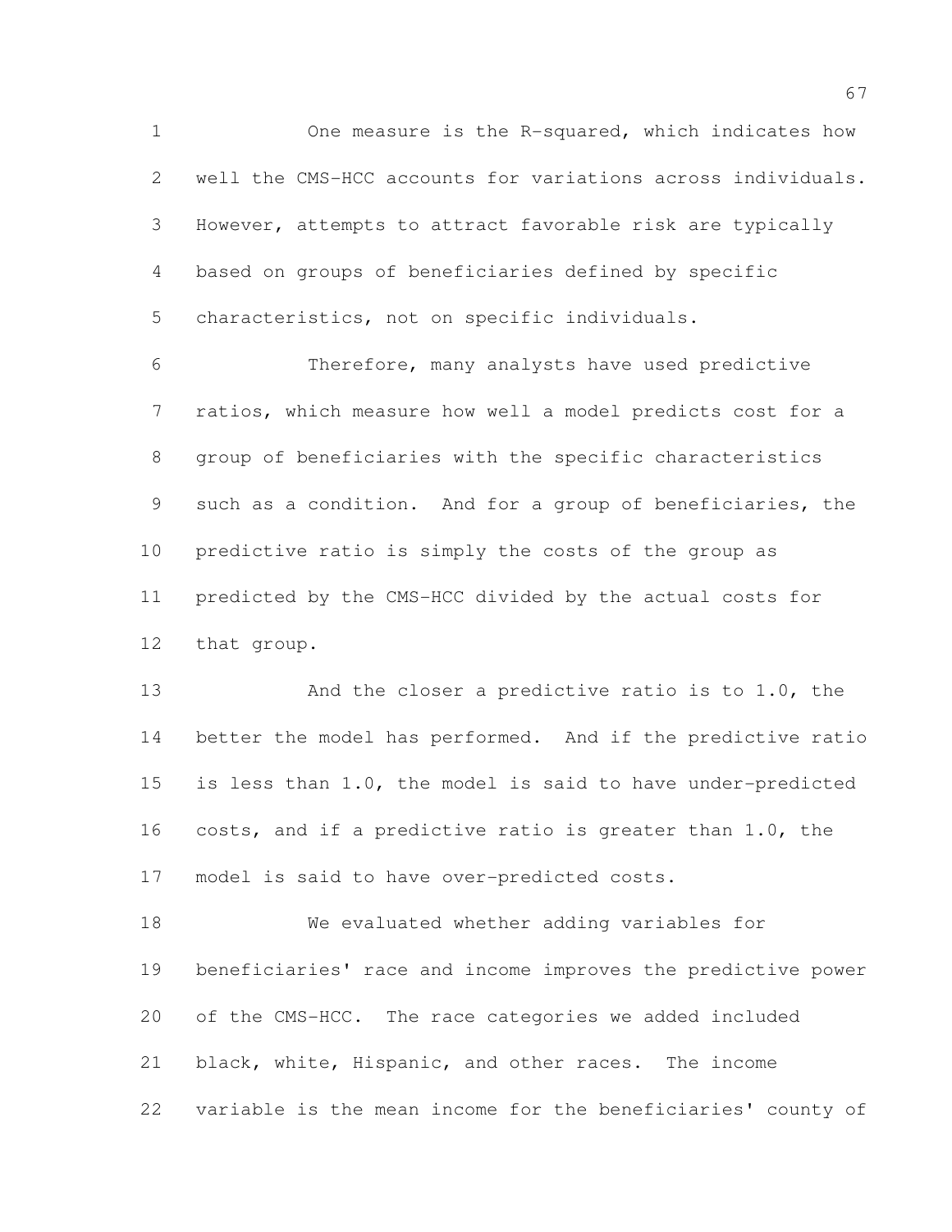One measure is the R-squared, which indicates how well the CMS-HCC accounts for variations across individuals. However, attempts to attract favorable risk are typically based on groups of beneficiaries defined by specific characteristics, not on specific individuals.

Therefore, many analysts have used predictive ratios, which measure how well a model predicts cost for a group of beneficiaries with the specific characteristics such as a condition. And for a group of beneficiaries, the predictive ratio is simply the costs of the group as predicted by the CMS-HCC divided by the actual costs for that group.

And the closer a predictive ratio is to 1.0, the better the model has performed. And if the predictive ratio is less than 1.0, the model is said to have under-predicted costs, and if a predictive ratio is greater than 1.0, the model is said to have over-predicted costs.

We evaluated whether adding variables for beneficiaries' race and income improves the predictive power of the CMS-HCC. The race categories we added included black, white, Hispanic, and other races. The income variable is the mean income for the beneficiaries' county of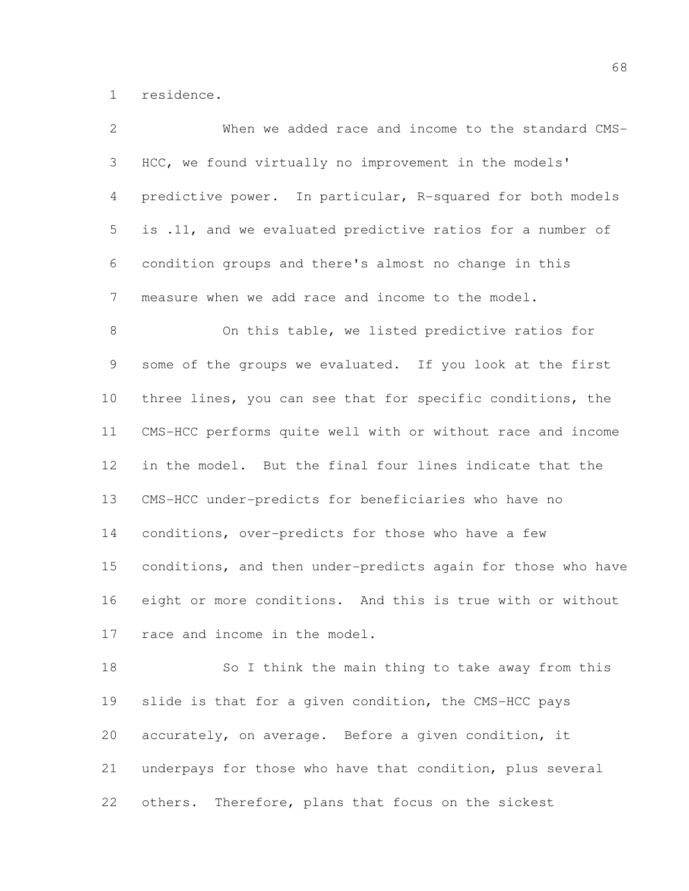residence.

When we added race and income to the standard CMS-HCC, we found virtually no improvement in the models' predictive power. In particular, R-squared for both models is .11, and we evaluated predictive ratios for a number of condition groups and there's almost no change in this measure when we add race and income to the model.

On this table, we listed predictive ratios for some of the groups we evaluated. If you look at the first three lines, you can see that for specific conditions, the CMS-HCC performs quite well with or without race and income in the model. But the final four lines indicate that the CMS-HCC under-predicts for beneficiaries who have no conditions, over-predicts for those who have a few conditions, and then under-predicts again for those who have eight or more conditions. And this is true with or without race and income in the model.

So I think the main thing to take away from this slide is that for a given condition, the CMS-HCC pays accurately, on average. Before a given condition, it underpays for those who have that condition, plus several others. Therefore, plans that focus on the sickest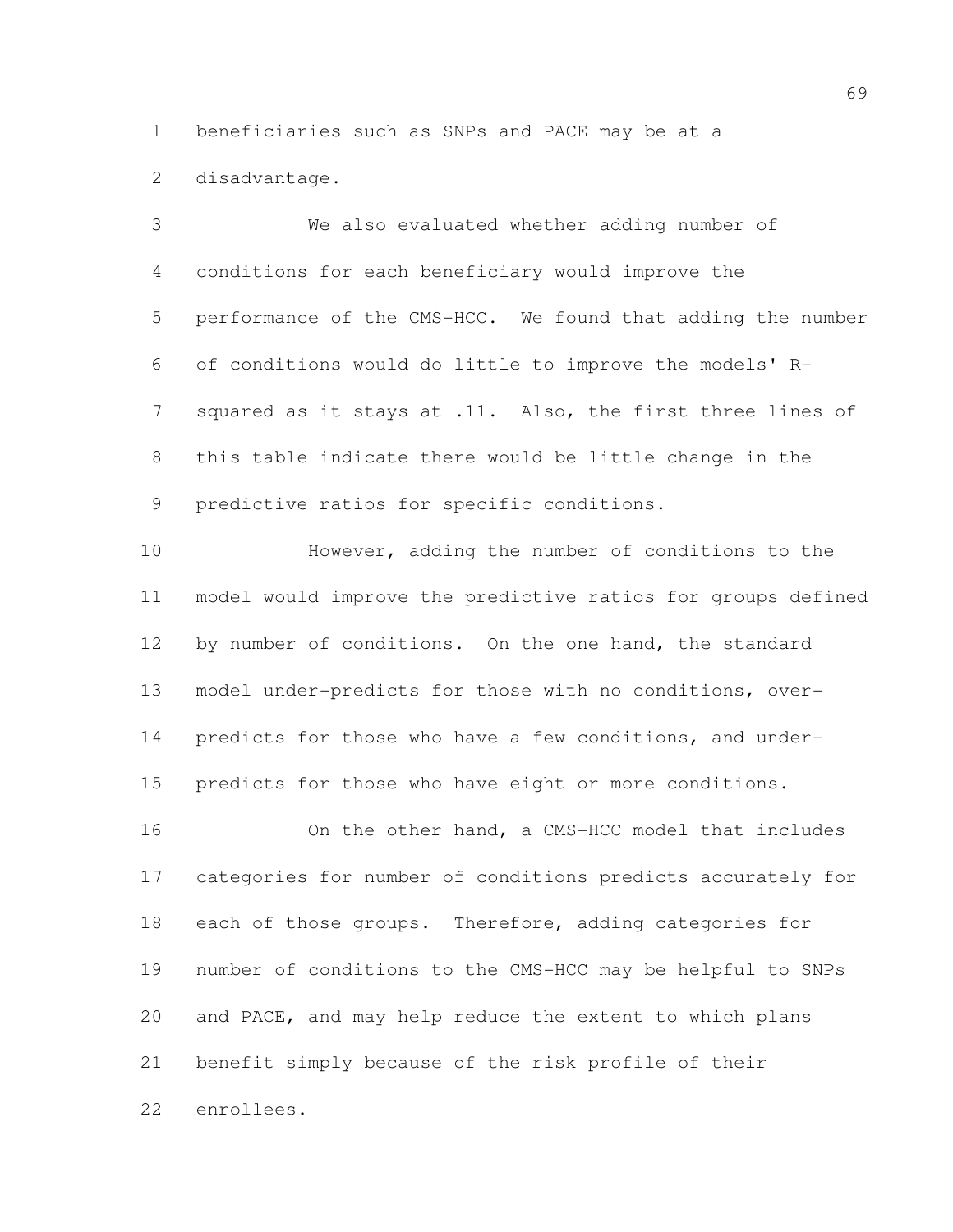beneficiaries such as SNPs and PACE may be at a disadvantage.

We also evaluated whether adding number of conditions for each beneficiary would improve the performance of the CMS-HCC. We found that adding the number of conditions would do little to improve the models' R-squared as it stays at .11. Also, the first three lines of this table indicate there would be little change in the predictive ratios for specific conditions.

However, adding the number of conditions to the model would improve the predictive ratios for groups defined by number of conditions. On the one hand, the standard model under-predicts for those with no conditions, over-predicts for those who have a few conditions, and under-predicts for those who have eight or more conditions.

On the other hand, a CMS-HCC model that includes categories for number of conditions predicts accurately for each of those groups. Therefore, adding categories for number of conditions to the CMS-HCC may be helpful to SNPs and PACE, and may help reduce the extent to which plans benefit simply because of the risk profile of their enrollees.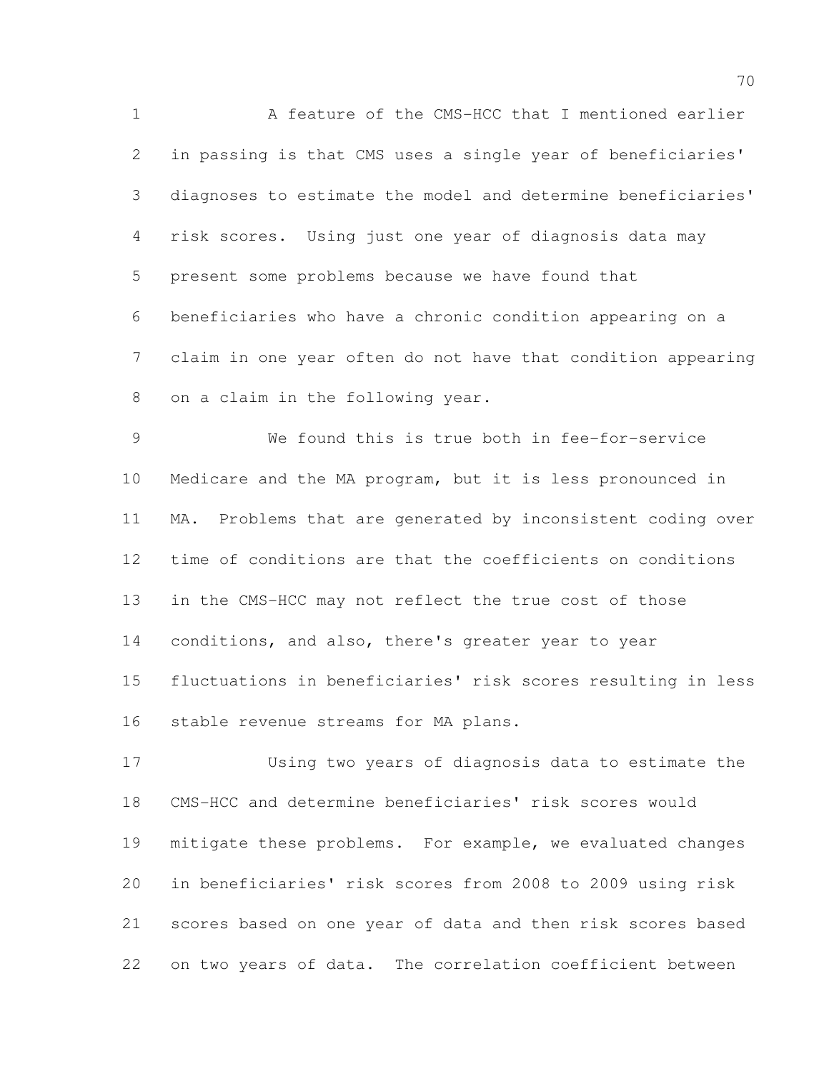A feature of the CMS-HCC that I mentioned earlier in passing is that CMS uses a single year of beneficiaries' diagnoses to estimate the model and determine beneficiaries' risk scores. Using just one year of diagnosis data may present some problems because we have found that beneficiaries who have a chronic condition appearing on a claim in one year often do not have that condition appearing on a claim in the following year.

We found this is true both in fee-for-service Medicare and the MA program, but it is less pronounced in MA. Problems that are generated by inconsistent coding over time of conditions are that the coefficients on conditions in the CMS-HCC may not reflect the true cost of those conditions, and also, there's greater year to year fluctuations in beneficiaries' risk scores resulting in less stable revenue streams for MA plans.

Using two years of diagnosis data to estimate the CMS-HCC and determine beneficiaries' risk scores would mitigate these problems. For example, we evaluated changes in beneficiaries' risk scores from 2008 to 2009 using risk scores based on one year of data and then risk scores based on two years of data. The correlation coefficient between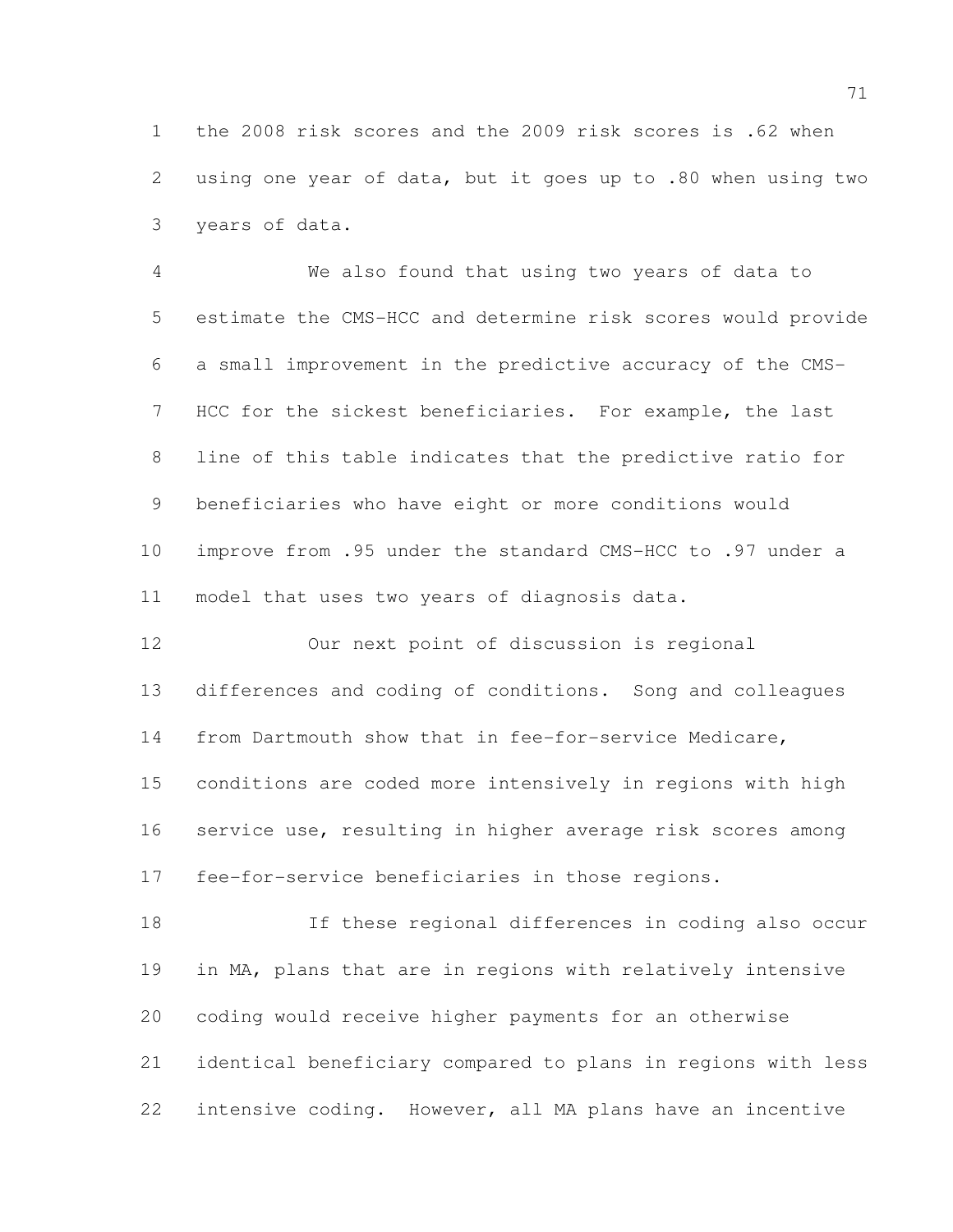the 2008 risk scores and the 2009 risk scores is .62 when using one year of data, but it goes up to .80 when using two years of data.

We also found that using two years of data to estimate the CMS-HCC and determine risk scores would provide a small improvement in the predictive accuracy of the CMS-HCC for the sickest beneficiaries. For example, the last line of this table indicates that the predictive ratio for beneficiaries who have eight or more conditions would improve from .95 under the standard CMS-HCC to .97 under a model that uses two years of diagnosis data.

Our next point of discussion is regional differences and coding of conditions. Song and colleagues from Dartmouth show that in fee-for-service Medicare, conditions are coded more intensively in regions with high service use, resulting in higher average risk scores among fee-for-service beneficiaries in those regions.

If these regional differences in coding also occur in MA, plans that are in regions with relatively intensive coding would receive higher payments for an otherwise identical beneficiary compared to plans in regions with less intensive coding. However, all MA plans have an incentive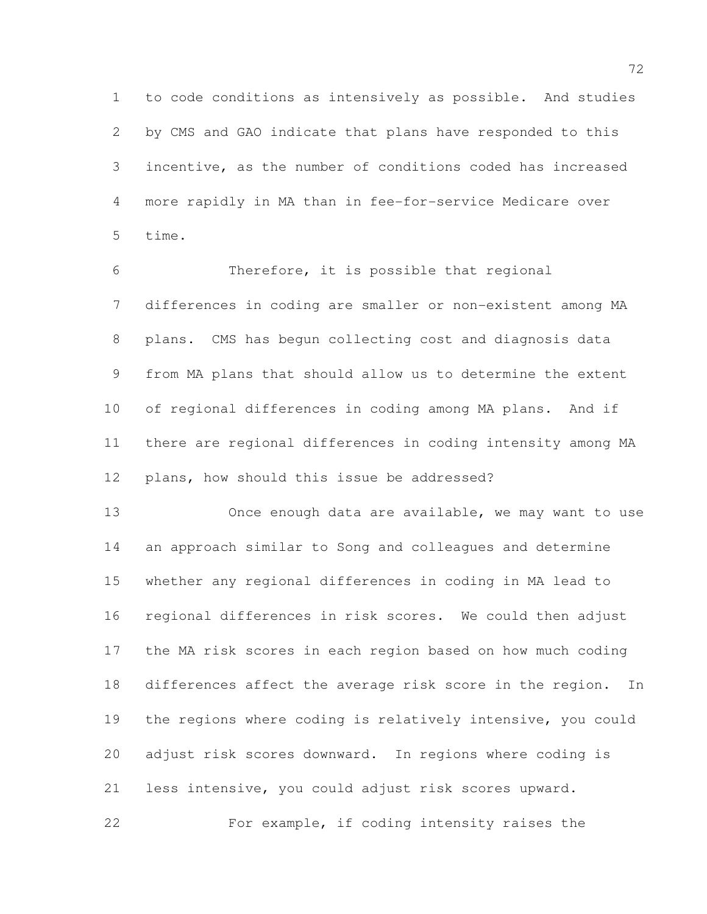to code conditions as intensively as possible. And studies by CMS and GAO indicate that plans have responded to this incentive, as the number of conditions coded has increased more rapidly in MA than in fee-for-service Medicare over time.

Therefore, it is possible that regional differences in coding are smaller or non-existent among MA plans. CMS has begun collecting cost and diagnosis data from MA plans that should allow us to determine the extent of regional differences in coding among MA plans. And if there are regional differences in coding intensity among MA plans, how should this issue be addressed?

Once enough data are available, we may want to use an approach similar to Song and colleagues and determine whether any regional differences in coding in MA lead to regional differences in risk scores. We could then adjust the MA risk scores in each region based on how much coding differences affect the average risk score in the region. In the regions where coding is relatively intensive, you could adjust risk scores downward. In regions where coding is less intensive, you could adjust risk scores upward.

For example, if coding intensity raises the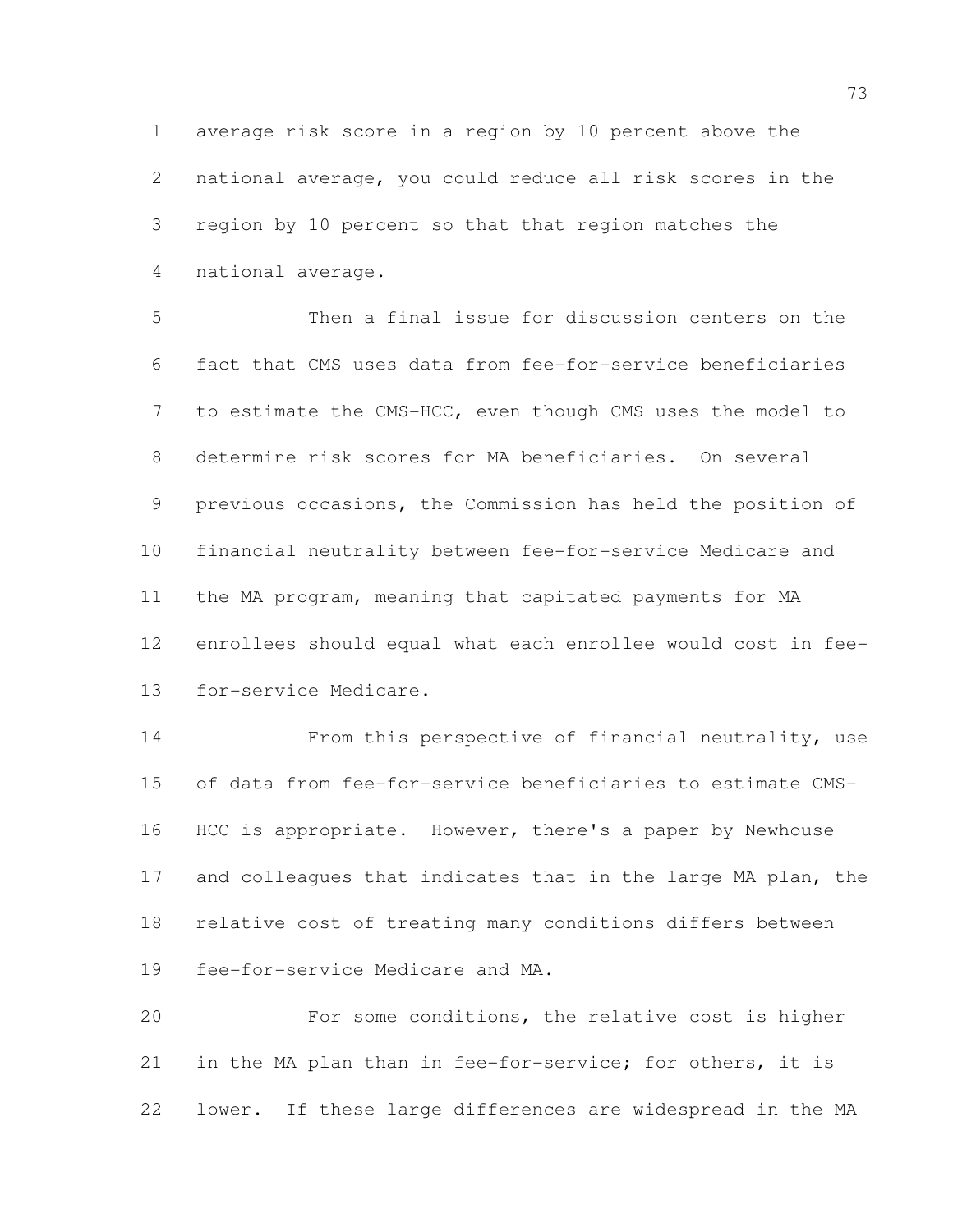average risk score in a region by 10 percent above the national average, you could reduce all risk scores in the region by 10 percent so that that region matches the national average.

Then a final issue for discussion centers on the fact that CMS uses data from fee-for-service beneficiaries to estimate the CMS-HCC, even though CMS uses the model to determine risk scores for MA beneficiaries. On several previous occasions, the Commission has held the position of financial neutrality between fee-for-service Medicare and the MA program, meaning that capitated payments for MA enrollees should equal what each enrollee would cost in fee-for-service Medicare.

From this perspective of financial neutrality, use of data from fee-for-service beneficiaries to estimate CMS-HCC is appropriate. However, there's a paper by Newhouse and colleagues that indicates that in the large MA plan, the relative cost of treating many conditions differs between fee-for-service Medicare and MA.

For some conditions, the relative cost is higher in the MA plan than in fee-for-service; for others, it is lower. If these large differences are widespread in the MA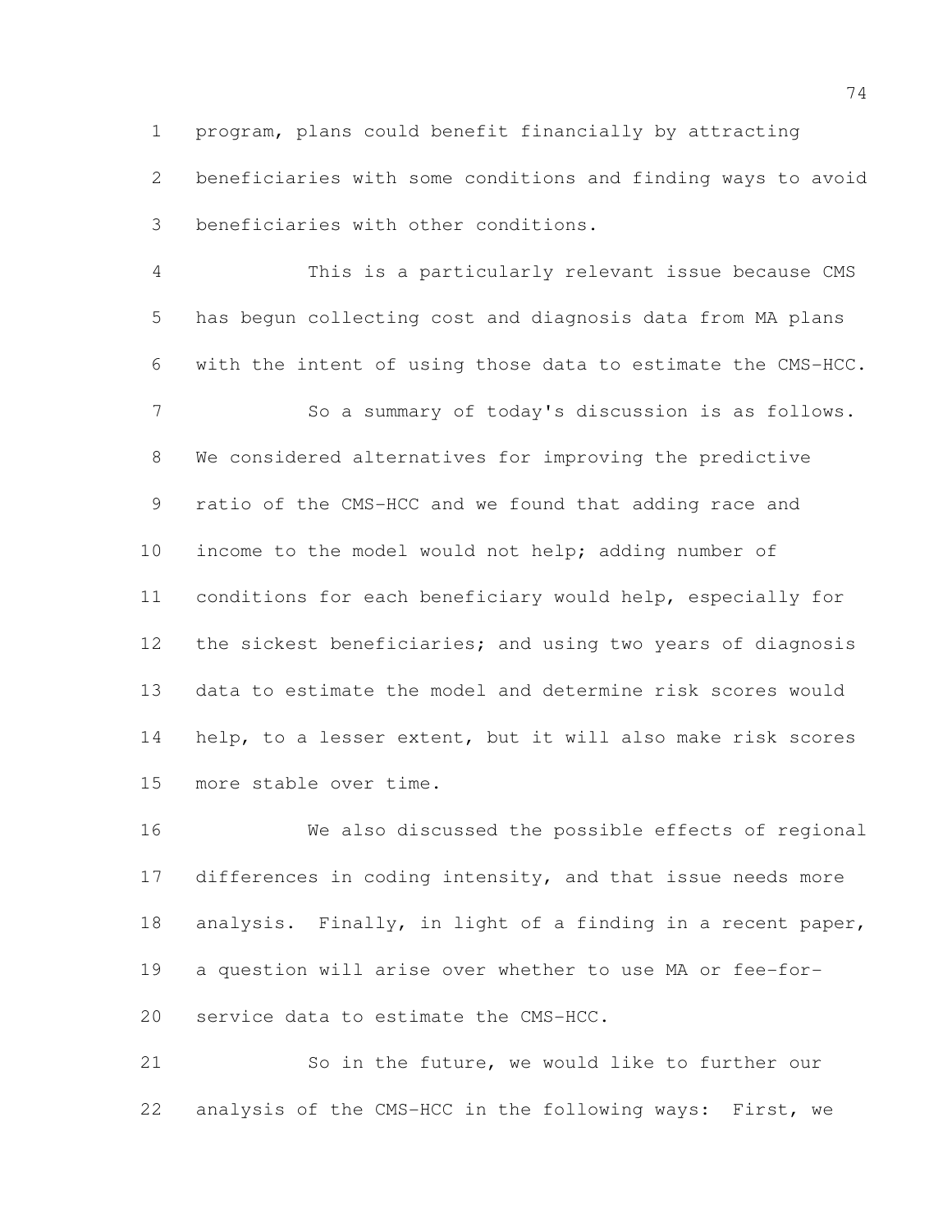program, plans could benefit financially by attracting beneficiaries with some conditions and finding ways to avoid beneficiaries with other conditions.

This is a particularly relevant issue because CMS has begun collecting cost and diagnosis data from MA plans with the intent of using those data to estimate the CMS-HCC.

So a summary of today's discussion is as follows. We considered alternatives for improving the predictive ratio of the CMS-HCC and we found that adding race and income to the model would not help; adding number of conditions for each beneficiary would help, especially for the sickest beneficiaries; and using two years of diagnosis data to estimate the model and determine risk scores would help, to a lesser extent, but it will also make risk scores more stable over time.

We also discussed the possible effects of regional differences in coding intensity, and that issue needs more analysis. Finally, in light of a finding in a recent paper, a question will arise over whether to use MA or fee-for-service data to estimate the CMS-HCC.

So in the future, we would like to further our analysis of the CMS-HCC in the following ways: First, we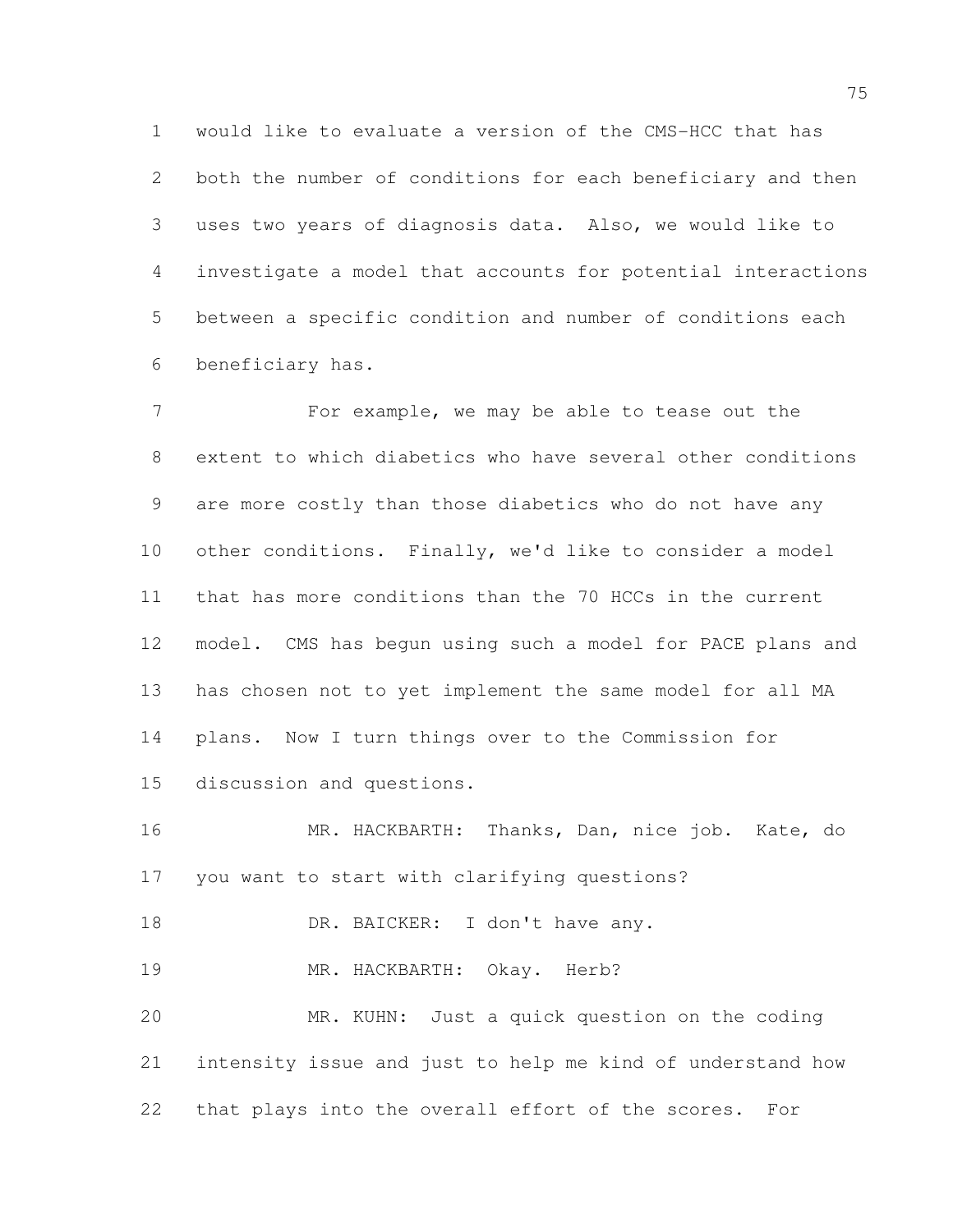would like to evaluate a version of the CMS-HCC that has both the number of conditions for each beneficiary and then uses two years of diagnosis data. Also, we would like to investigate a model that accounts for potential interactions between a specific condition and number of conditions each beneficiary has.

For example, we may be able to tease out the extent to which diabetics who have several other conditions are more costly than those diabetics who do not have any other conditions. Finally, we'd like to consider a model that has more conditions than the 70 HCCs in the current model. CMS has begun using such a model for PACE plans and has chosen not to yet implement the same model for all MA plans. Now I turn things over to the Commission for discussion and questions.

MR. HACKBARTH: Thanks, Dan, nice job. Kate, do you want to start with clarifying questions?

DR. BAICKER: I don't have any.

MR. HACKBARTH: Okay. Herb?

MR. KUHN: Just a quick question on the coding intensity issue and just to help me kind of understand how that plays into the overall effort of the scores. For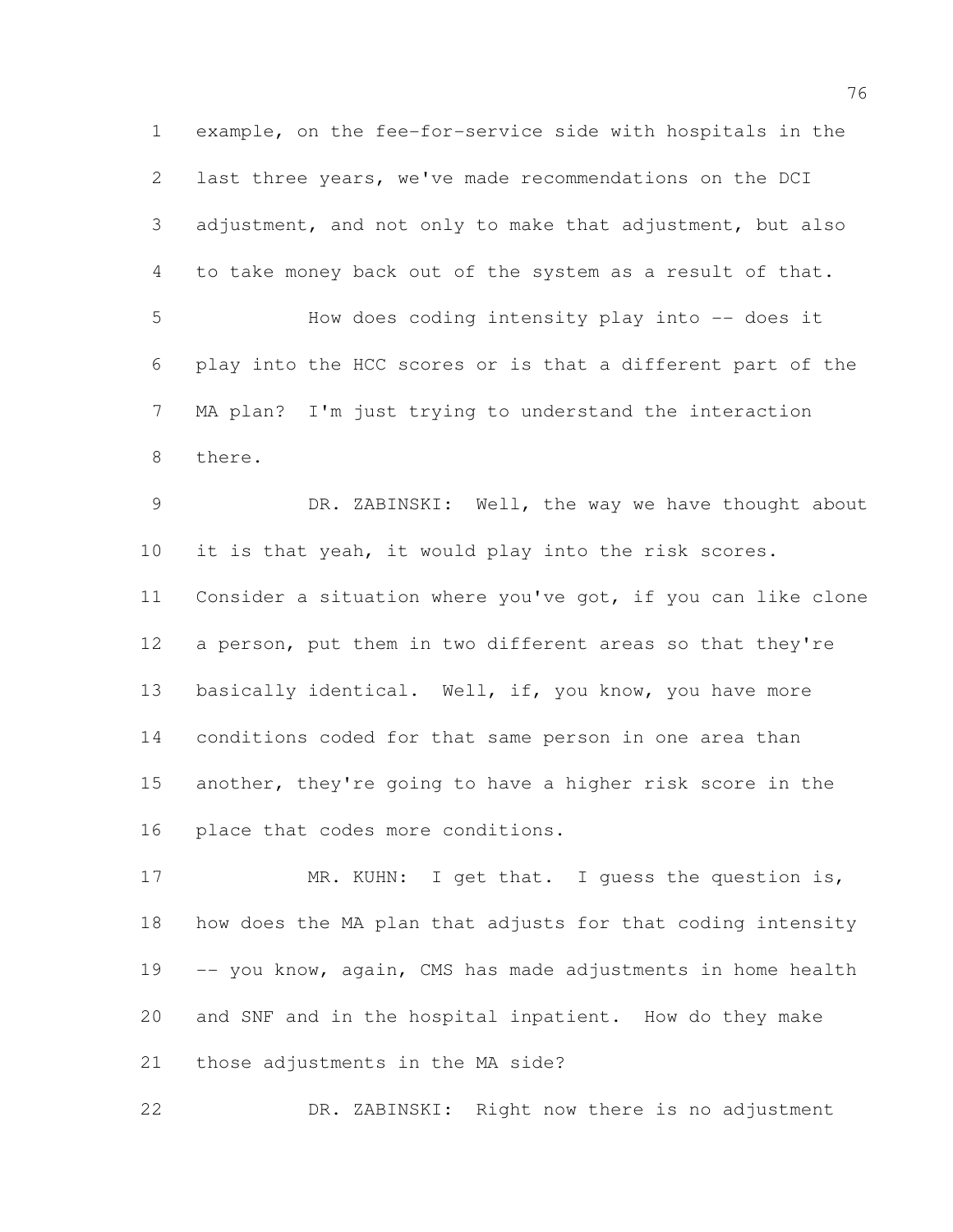example, on the fee-for-service side with hospitals in the last three years, we've made recommendations on the DCI adjustment, and not only to make that adjustment, but also to take money back out of the system as a result of that.

How does coding intensity play into -- does it play into the HCC scores or is that a different part of the MA plan? I'm just trying to understand the interaction there.

DR. ZABINSKI: Well, the way we have thought about it is that yeah, it would play into the risk scores. Consider a situation where you've got, if you can like clone a person, put them in two different areas so that they're basically identical. Well, if, you know, you have more conditions coded for that same person in one area than another, they're going to have a higher risk score in the place that codes more conditions.

MR. KUHN: I get that. I guess the question is, how does the MA plan that adjusts for that coding intensity -- you know, again, CMS has made adjustments in home health and SNF and in the hospital inpatient. How do they make those adjustments in the MA side?

DR. ZABINSKI: Right now there is no adjustment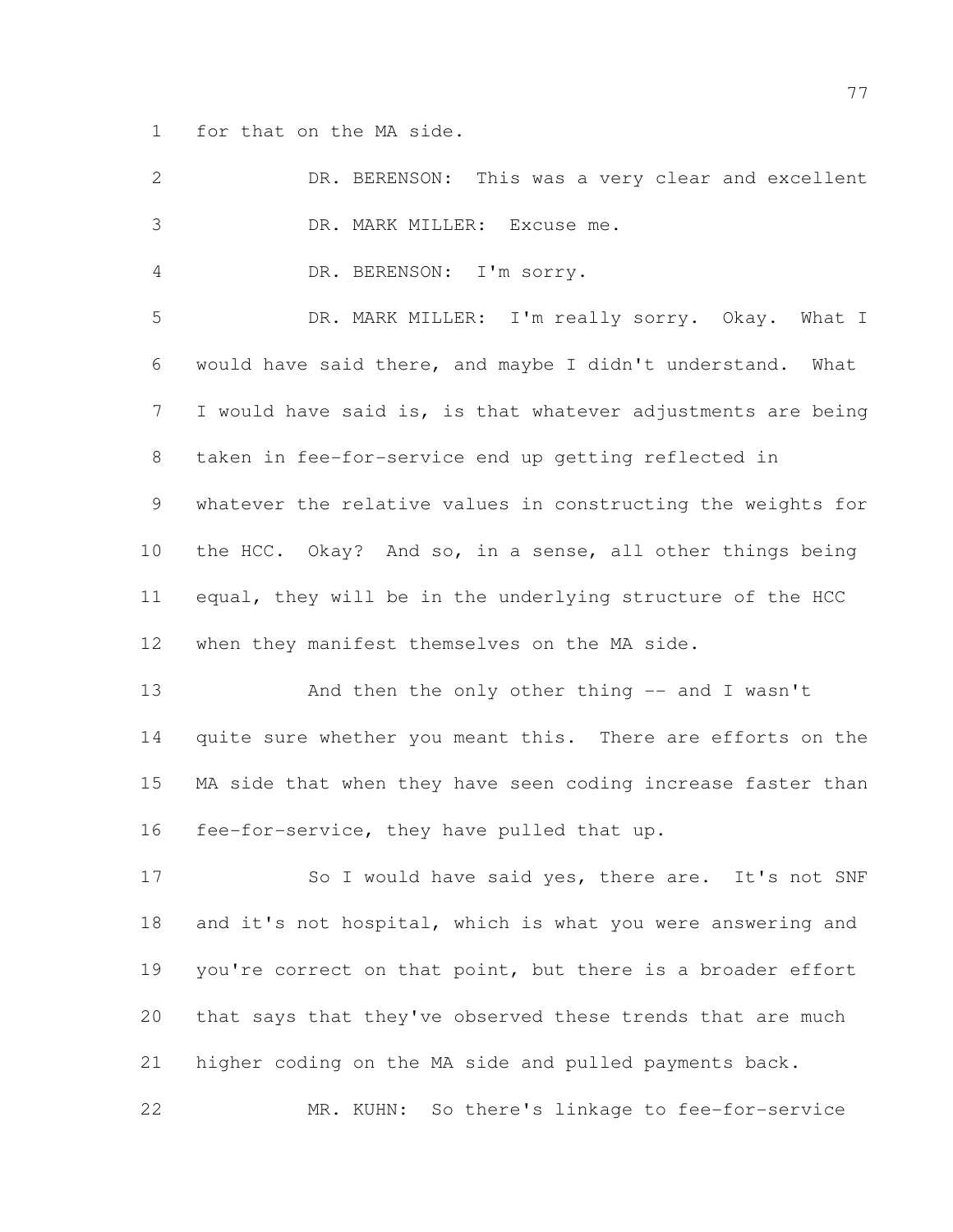for that on the MA side.

DR. BERENSON: This was a very clear and excellent

DR. MARK MILLER: Excuse me.

DR. BERENSON: I'm sorry.

DR. MARK MILLER: I'm really sorry. Okay. What I would have said there, and maybe I didn't understand. What I would have said is, is that whatever adjustments are being taken in fee-for-service end up getting reflected in whatever the relative values in constructing the weights for the HCC. Okay? And so, in a sense, all other things being equal, they will be in the underlying structure of the HCC when they manifest themselves on the MA side.

And then the only other thing -- and I wasn't quite sure whether you meant this. There are efforts on the MA side that when they have seen coding increase faster than fee-for-service, they have pulled that up.

So I would have said yes, there are. It's not SNF and it's not hospital, which is what you were answering and you're correct on that point, but there is a broader effort that says that they've observed these trends that are much higher coding on the MA side and pulled payments back.

MR. KUHN: So there's linkage to fee-for-service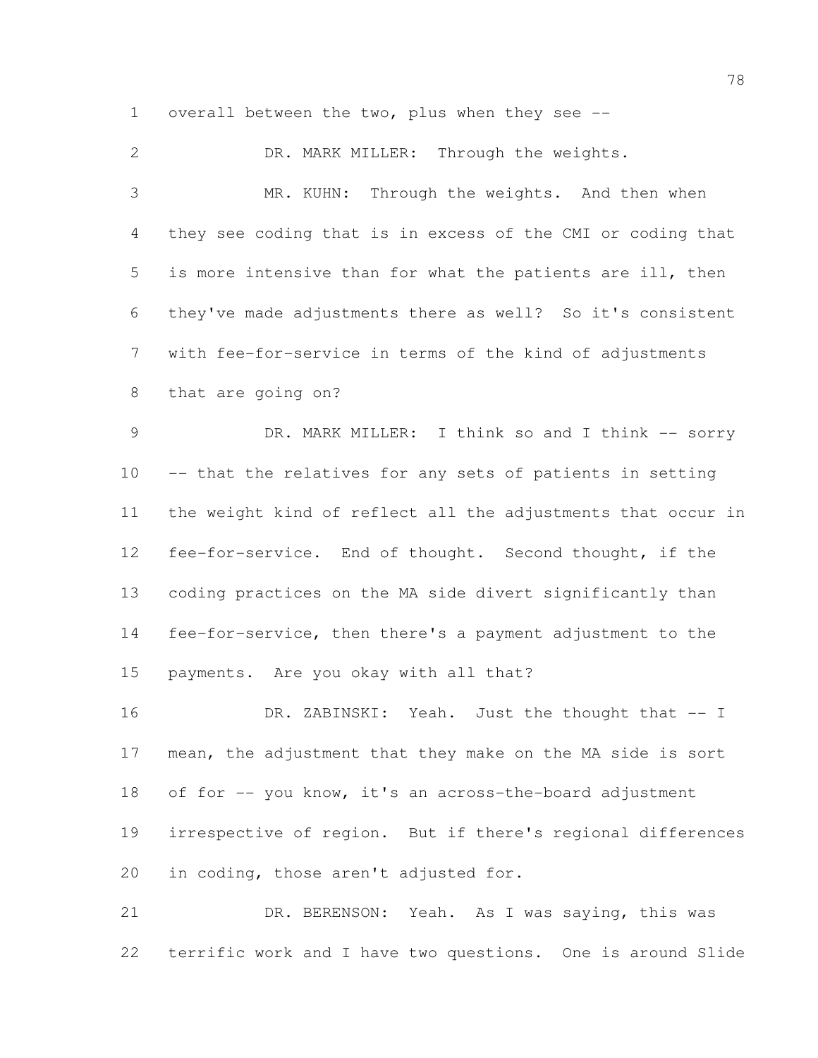overall between the two, plus when they see --

DR. MARK MILLER: Through the weights.

MR. KUHN: Through the weights. And then when they see coding that is in excess of the CMI or coding that is more intensive than for what the patients are ill, then they've made adjustments there as well? So it's consistent with fee-for-service in terms of the kind of adjustments that are going on?

DR. MARK MILLER: I think so and I think -- sorry -- that the relatives for any sets of patients in setting the weight kind of reflect all the adjustments that occur in fee-for-service. End of thought. Second thought, if the coding practices on the MA side divert significantly than fee-for-service, then there's a payment adjustment to the payments. Are you okay with all that?

DR. ZABINSKI: Yeah. Just the thought that -- I mean, the adjustment that they make on the MA side is sort of for -- you know, it's an across-the-board adjustment irrespective of region. But if there's regional differences in coding, those aren't adjusted for.

DR. BERENSON: Yeah. As I was saying, this was terrific work and I have two questions. One is around Slide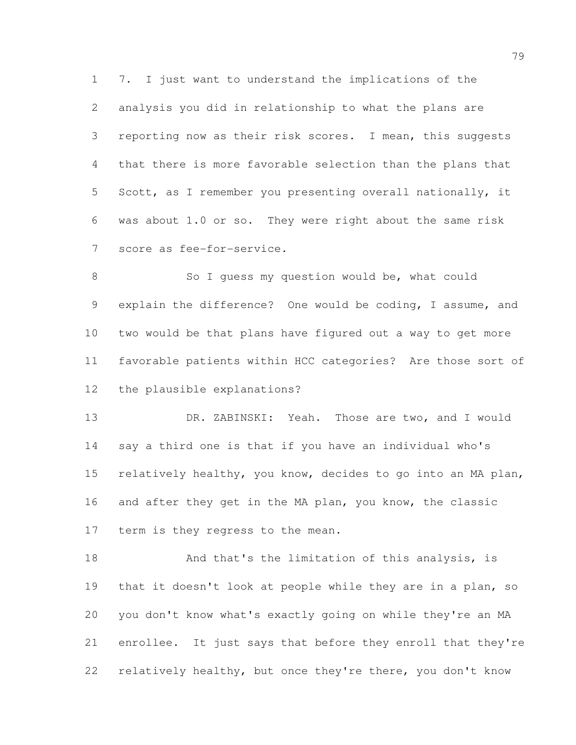7. I just want to understand the implications of the analysis you did in relationship to what the plans are reporting now as their risk scores. I mean, this suggests that there is more favorable selection than the plans that Scott, as I remember you presenting overall nationally, it was about 1.0 or so. They were right about the same risk score as fee-for-service.

So I guess my question would be, what could explain the difference? One would be coding, I assume, and two would be that plans have figured out a way to get more favorable patients within HCC categories? Are those sort of the plausible explanations?

DR. ZABINSKI: Yeah. Those are two, and I would say a third one is that if you have an individual who's relatively healthy, you know, decides to go into an MA plan, and after they get in the MA plan, you know, the classic term is they regress to the mean.

And that's the limitation of this analysis, is that it doesn't look at people while they are in a plan, so you don't know what's exactly going on while they're an MA enrollee. It just says that before they enroll that they're relatively healthy, but once they're there, you don't know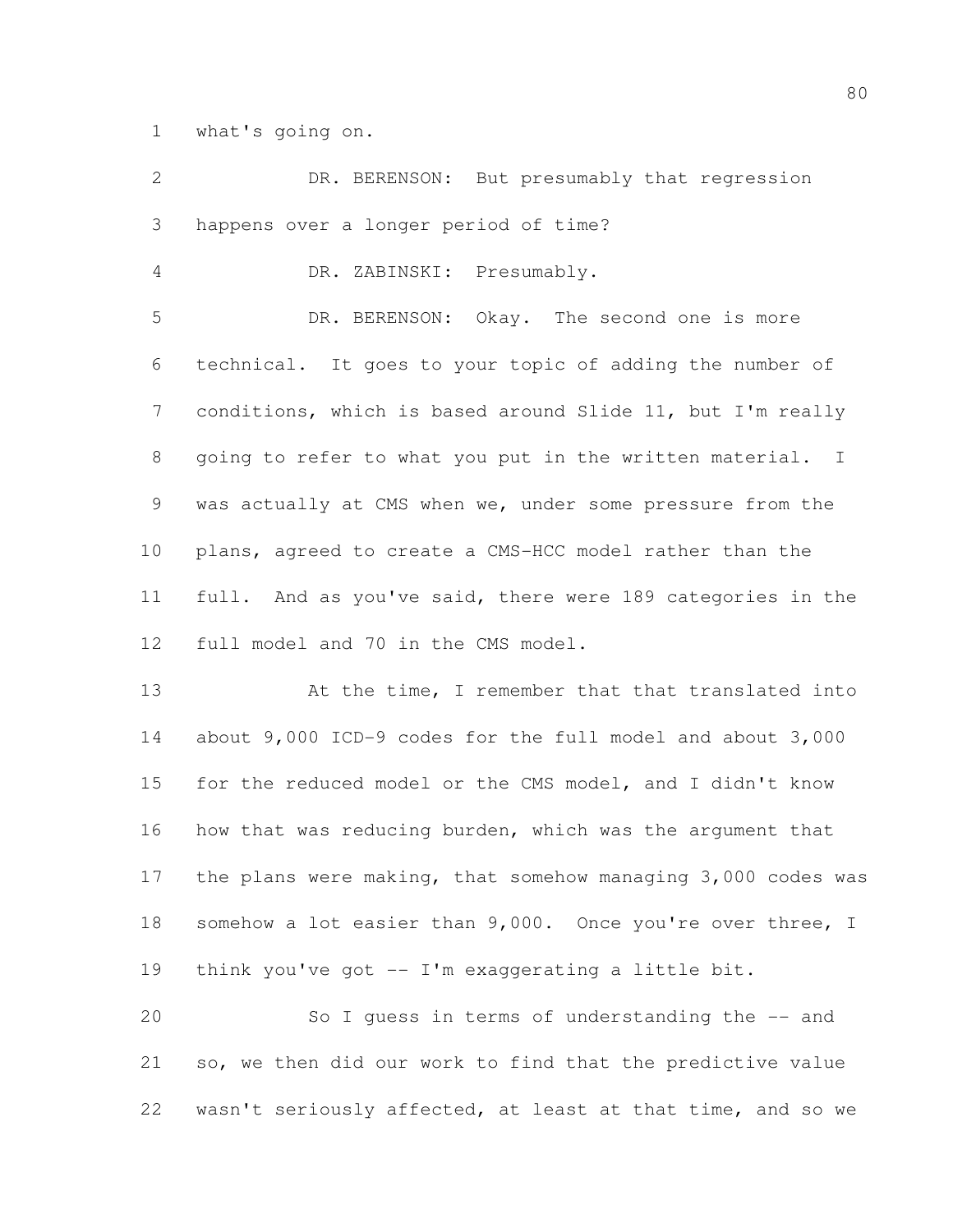what's going on.

DR. BERENSON: But presumably that regression happens over a longer period of time?

DR. ZABINSKI: Presumably.

DR. BERENSON: Okay. The second one is more technical. It goes to your topic of adding the number of conditions, which is based around Slide 11, but I'm really going to refer to what you put in the written material. I was actually at CMS when we, under some pressure from the plans, agreed to create a CMS-HCC model rather than the full. And as you've said, there were 189 categories in the full model and 70 in the CMS model.

At the time, I remember that that translated into about 9,000 ICD-9 codes for the full model and about 3,000 for the reduced model or the CMS model, and I didn't know how that was reducing burden, which was the argument that the plans were making, that somehow managing 3,000 codes was somehow a lot easier than 9,000. Once you're over three, I think you've got -- I'm exaggerating a little bit.

So I guess in terms of understanding the -- and so, we then did our work to find that the predictive value wasn't seriously affected, at least at that time, and so we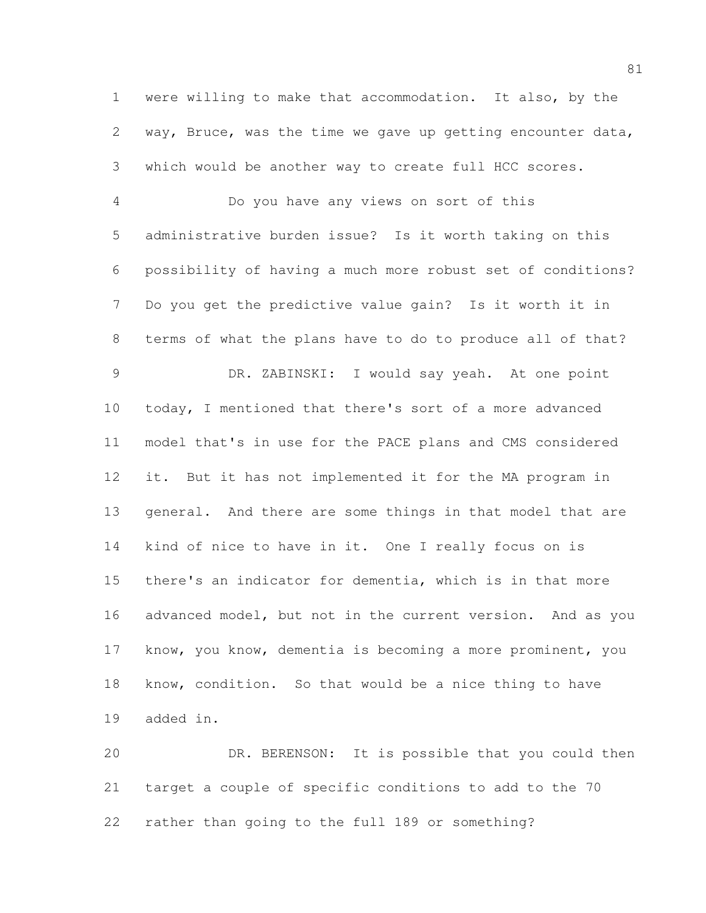were willing to make that accommodation. It also, by the way, Bruce, was the time we gave up getting encounter data, which would be another way to create full HCC scores.

Do you have any views on sort of this administrative burden issue? Is it worth taking on this possibility of having a much more robust set of conditions? Do you get the predictive value gain? Is it worth it in terms of what the plans have to do to produce all of that?

DR. ZABINSKI: I would say yeah. At one point today, I mentioned that there's sort of a more advanced model that's in use for the PACE plans and CMS considered it. But it has not implemented it for the MA program in general. And there are some things in that model that are kind of nice to have in it. One I really focus on is there's an indicator for dementia, which is in that more advanced model, but not in the current version. And as you know, you know, dementia is becoming a more prominent, you know, condition. So that would be a nice thing to have added in.

DR. BERENSON: It is possible that you could then target a couple of specific conditions to add to the 70 rather than going to the full 189 or something?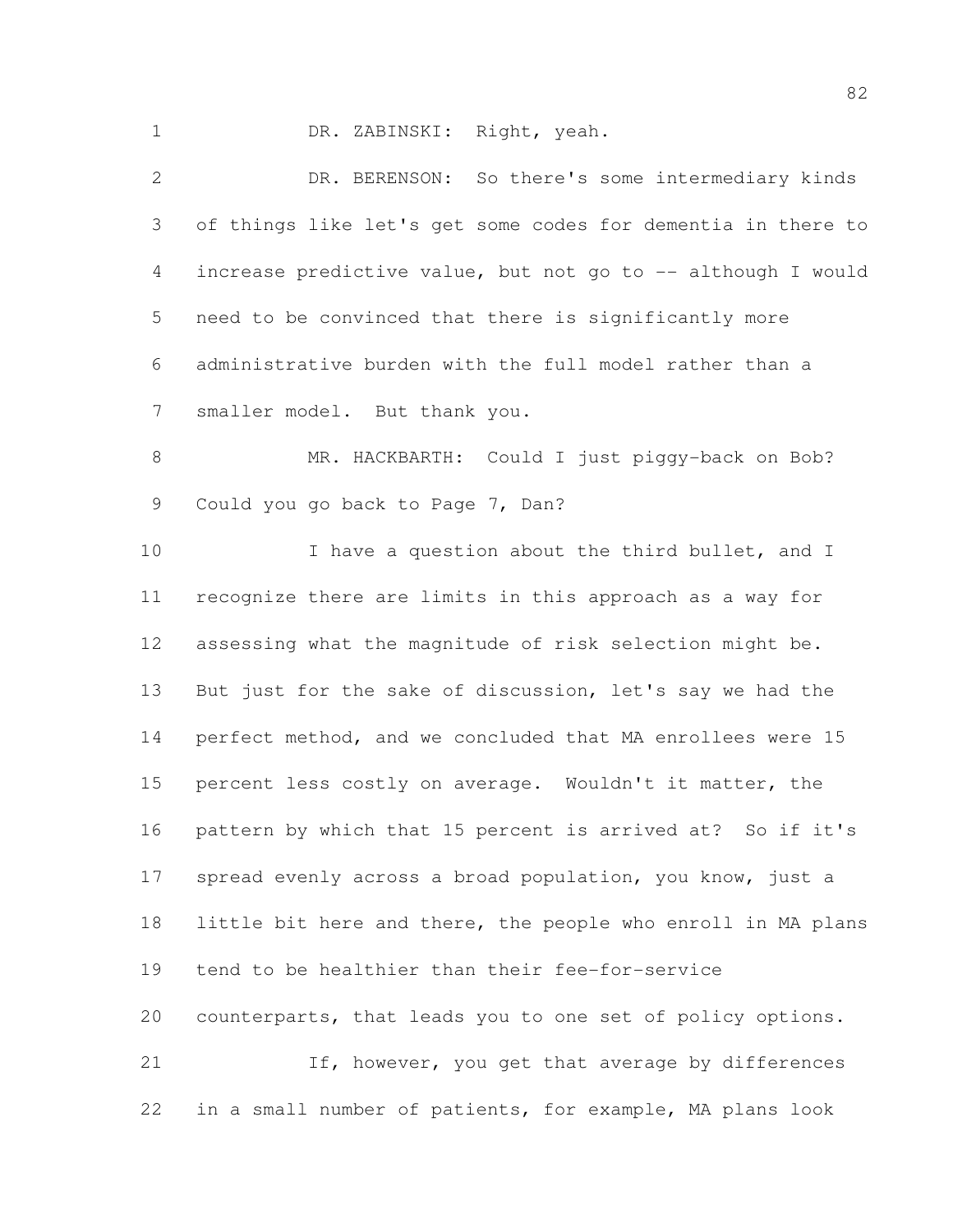DR. ZABINSKI: Right, yeah.

DR. BERENSON: So there's some intermediary kinds of things like let's get some codes for dementia in there to increase predictive value, but not go to -- although I would need to be convinced that there is significantly more administrative burden with the full model rather than a smaller model. But thank you.

MR. HACKBARTH: Could I just piggy-back on Bob? Could you go back to Page 7, Dan?

I have a question about the third bullet, and I recognize there are limits in this approach as a way for assessing what the magnitude of risk selection might be. But just for the sake of discussion, let's say we had the perfect method, and we concluded that MA enrollees were 15 percent less costly on average. Wouldn't it matter, the pattern by which that 15 percent is arrived at? So if it's spread evenly across a broad population, you know, just a little bit here and there, the people who enroll in MA plans tend to be healthier than their fee-for-service counterparts, that leads you to one set of policy options.

If, however, you get that average by differences in a small number of patients, for example, MA plans look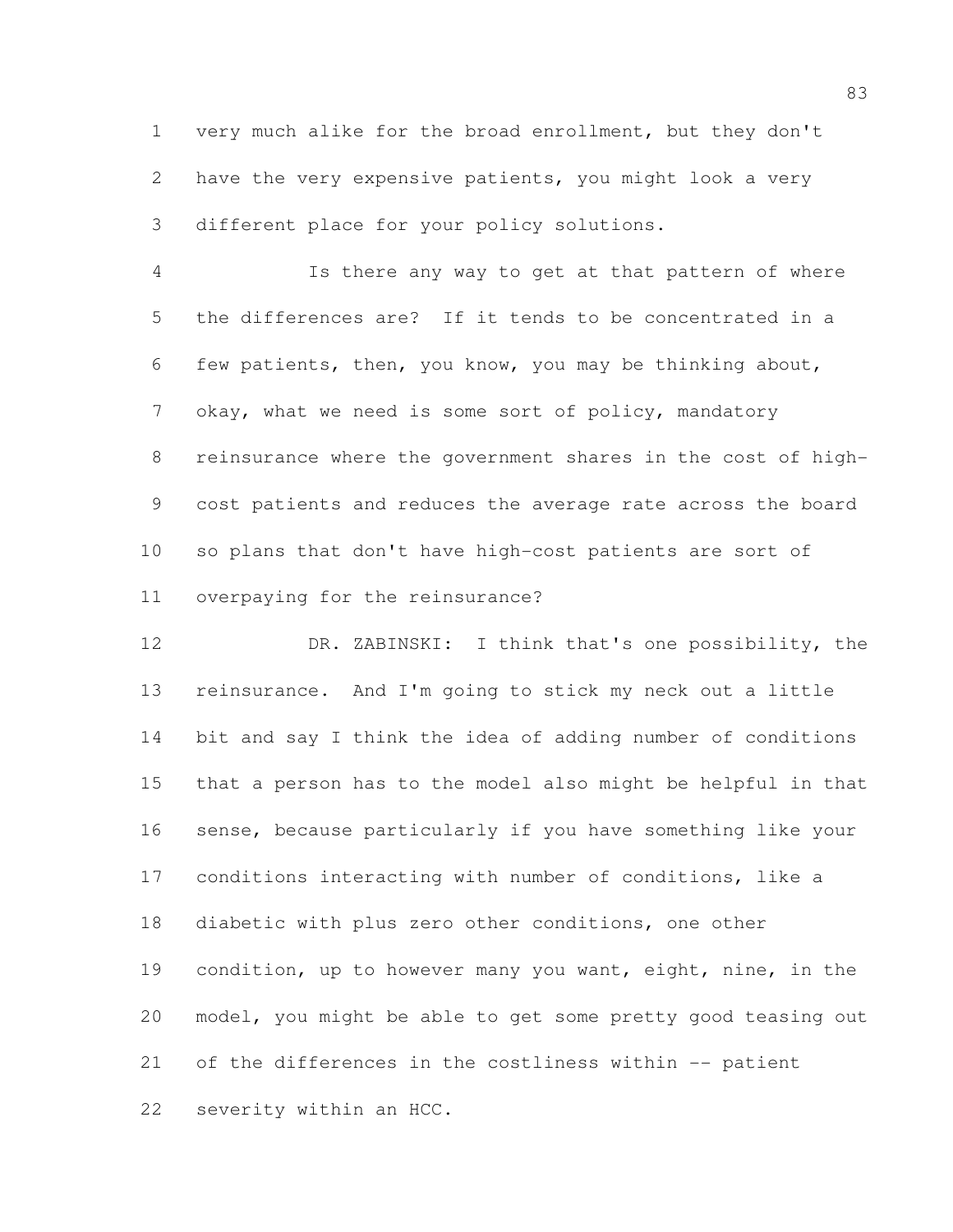very much alike for the broad enrollment, but they don't have the very expensive patients, you might look a very different place for your policy solutions.

Is there any way to get at that pattern of where the differences are? If it tends to be concentrated in a few patients, then, you know, you may be thinking about, okay, what we need is some sort of policy, mandatory reinsurance where the government shares in the cost of high-cost patients and reduces the average rate across the board so plans that don't have high-cost patients are sort of overpaying for the reinsurance?

DR. ZABINSKI: I think that's one possibility, the reinsurance. And I'm going to stick my neck out a little bit and say I think the idea of adding number of conditions that a person has to the model also might be helpful in that sense, because particularly if you have something like your conditions interacting with number of conditions, like a diabetic with plus zero other conditions, one other condition, up to however many you want, eight, nine, in the model, you might be able to get some pretty good teasing out of the differences in the costliness within -- patient severity within an HCC.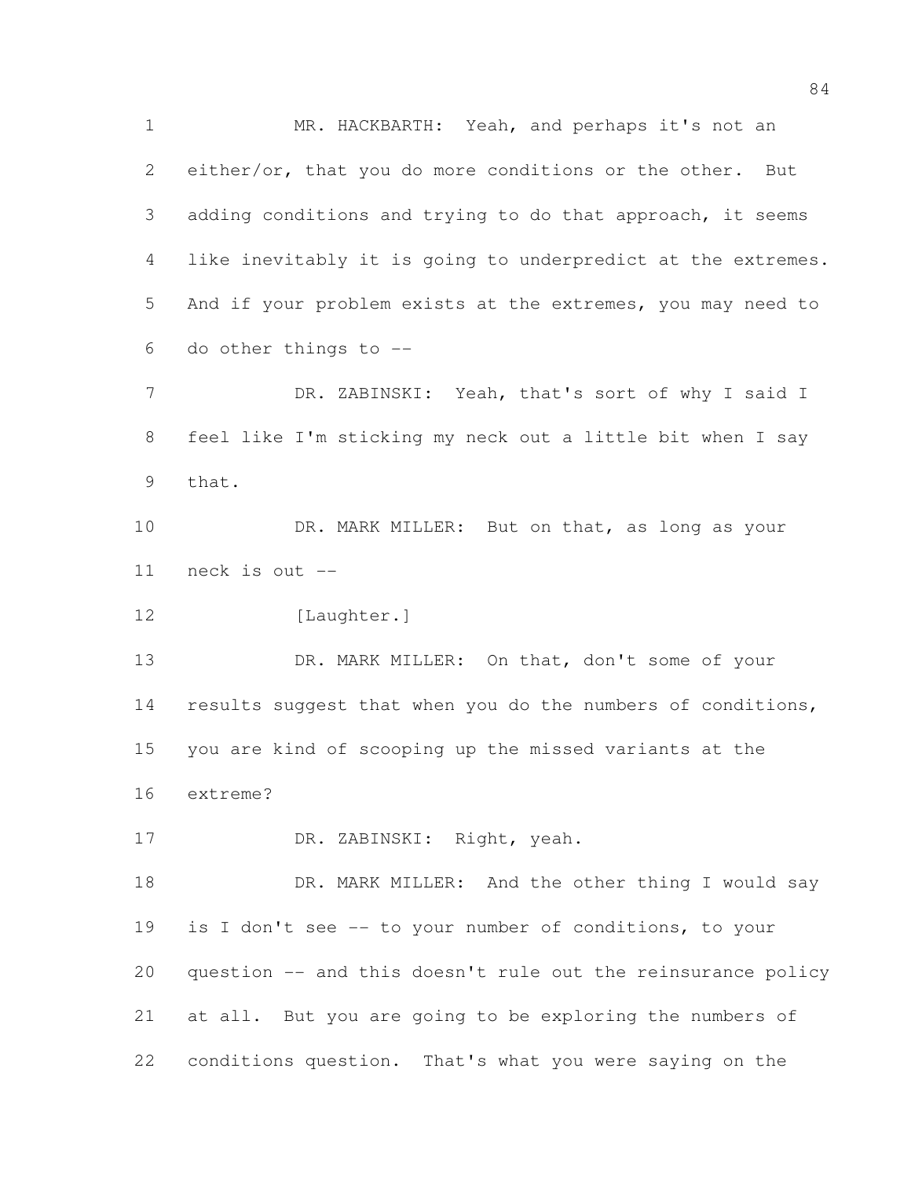MR. HACKBARTH: Yeah, and perhaps it's not an either/or, that you do more conditions or the other. But adding conditions and trying to do that approach, it seems like inevitably it is going to underpredict at the extremes. And if your problem exists at the extremes, you may need to do other things to --

DR. ZABINSKI: Yeah, that's sort of why I said I feel like I'm sticking my neck out a little bit when I say that.

DR. MARK MILLER: But on that, as long as your neck is out --

[Laughter.]

DR. MARK MILLER: On that, don't some of your results suggest that when you do the numbers of conditions, you are kind of scooping up the missed variants at the extreme?

DR. ZABINSKI: Right, yeah.

DR. MARK MILLER: And the other thing I would say is I don't see -- to your number of conditions, to your question -- and this doesn't rule out the reinsurance policy at all. But you are going to be exploring the numbers of conditions question. That's what you were saying on the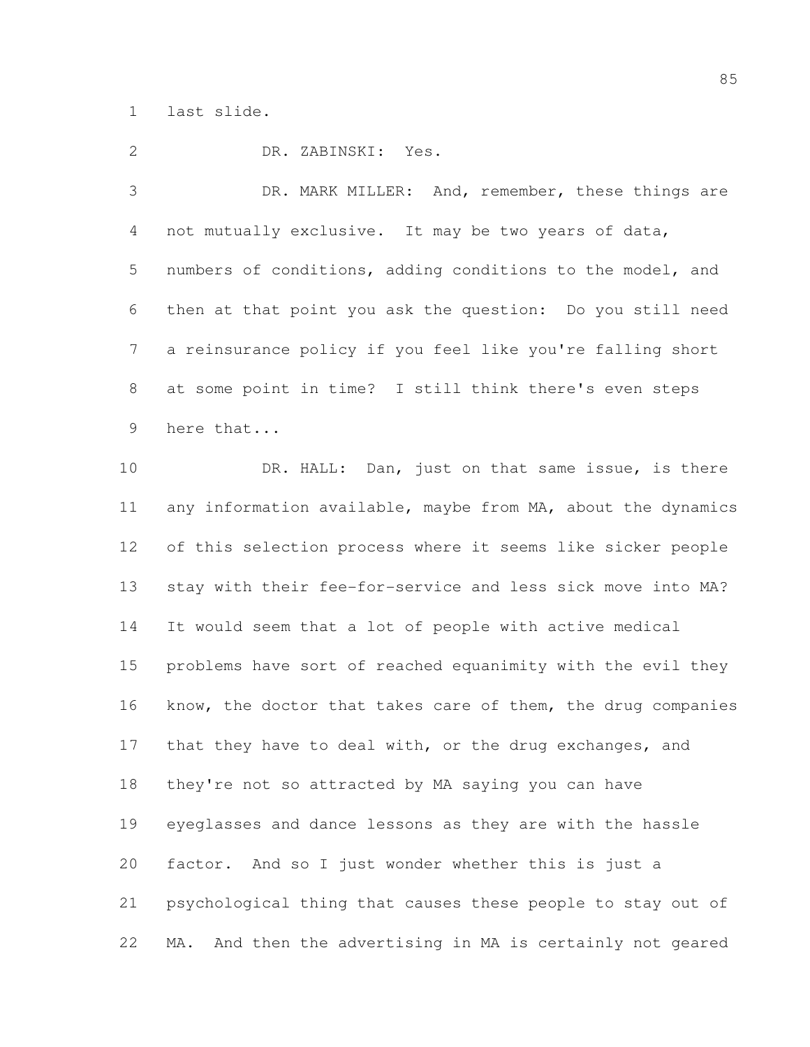last slide.

DR. ZABINSKI: Yes.

DR. MARK MILLER: And, remember, these things are not mutually exclusive. It may be two years of data, numbers of conditions, adding conditions to the model, and then at that point you ask the question: Do you still need a reinsurance policy if you feel like you're falling short at some point in time? I still think there's even steps here that...

DR. HALL: Dan, just on that same issue, is there any information available, maybe from MA, about the dynamics of this selection process where it seems like sicker people stay with their fee-for-service and less sick move into MA? It would seem that a lot of people with active medical problems have sort of reached equanimity with the evil they know, the doctor that takes care of them, the drug companies that they have to deal with, or the drug exchanges, and they're not so attracted by MA saying you can have eyeglasses and dance lessons as they are with the hassle factor. And so I just wonder whether this is just a psychological thing that causes these people to stay out of MA. And then the advertising in MA is certainly not geared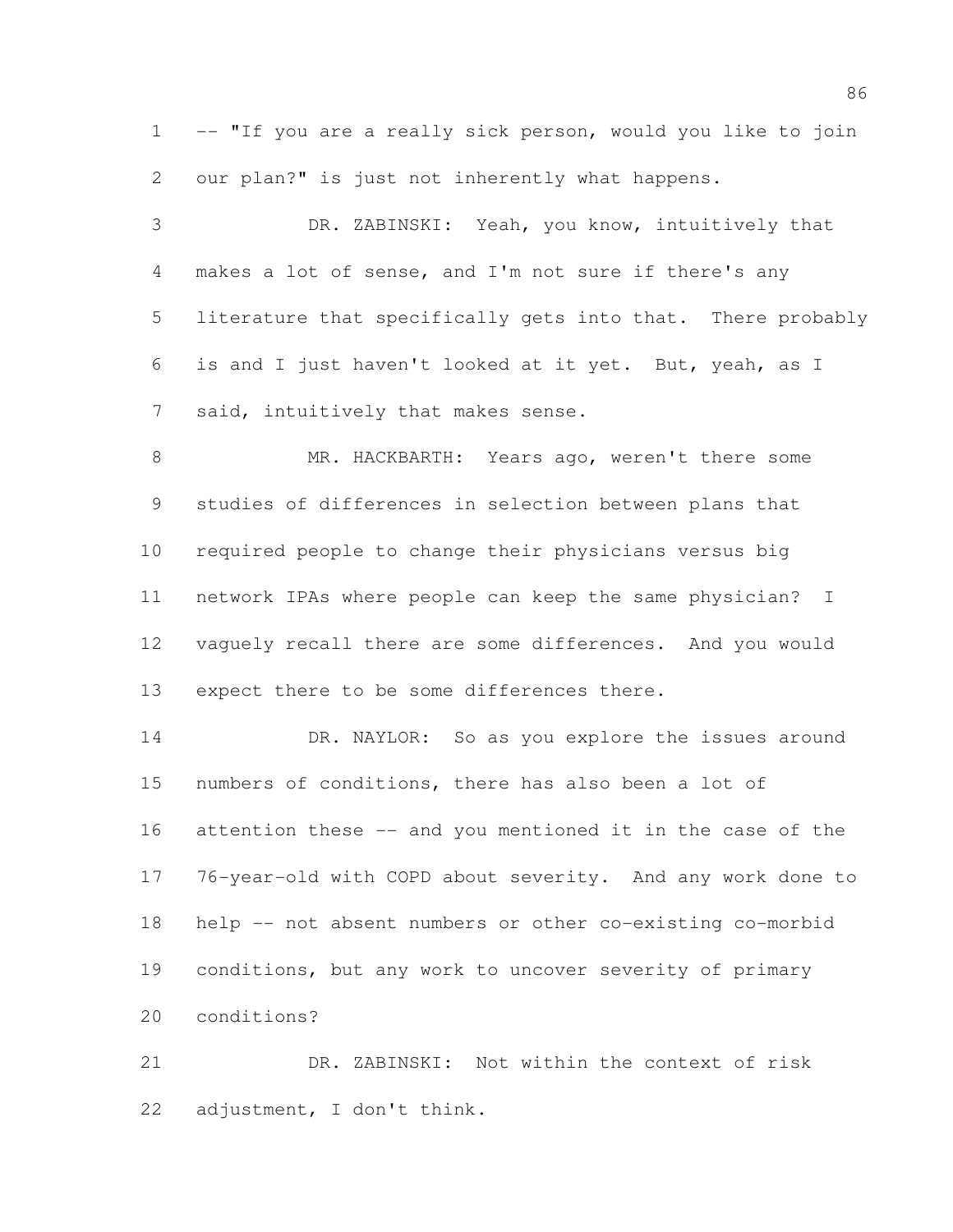-- "If you are a really sick person, would you like to join our plan?" is just not inherently what happens.

DR. ZABINSKI: Yeah, you know, intuitively that makes a lot of sense, and I'm not sure if there's any literature that specifically gets into that. There probably is and I just haven't looked at it yet. But, yeah, as I said, intuitively that makes sense.

MR. HACKBARTH: Years ago, weren't there some studies of differences in selection between plans that required people to change their physicians versus big network IPAs where people can keep the same physician? I vaguely recall there are some differences. And you would expect there to be some differences there.

DR. NAYLOR: So as you explore the issues around numbers of conditions, there has also been a lot of attention these -- and you mentioned it in the case of the 76-year-old with COPD about severity. And any work done to help -- not absent numbers or other co-existing co-morbid conditions, but any work to uncover severity of primary conditions?

DR. ZABINSKI: Not within the context of risk adjustment, I don't think.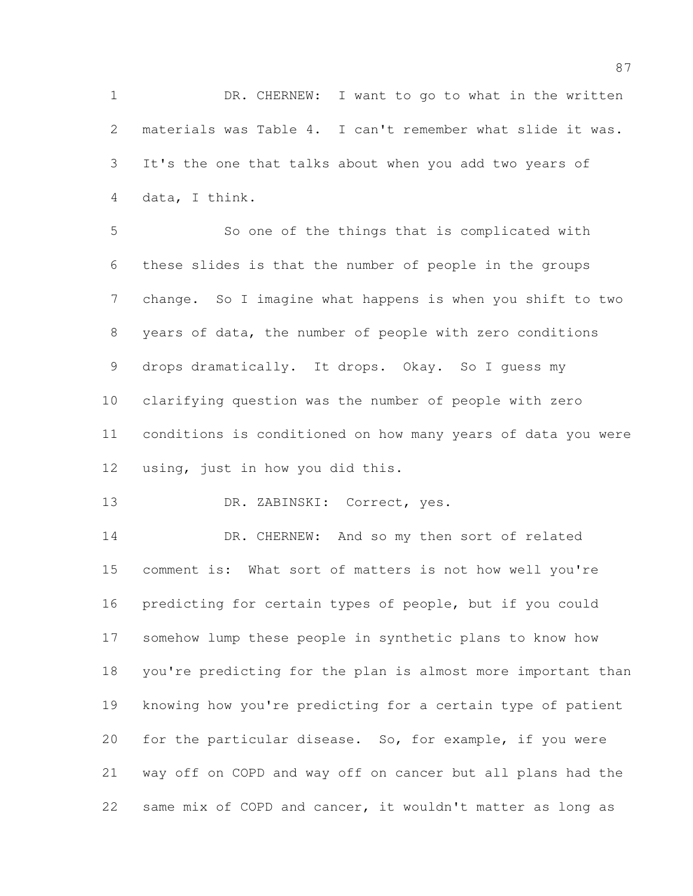DR. CHERNEW: I want to go to what in the written materials was Table 4. I can't remember what slide it was. It's the one that talks about when you add two years of data, I think.

So one of the things that is complicated with these slides is that the number of people in the groups change. So I imagine what happens is when you shift to two years of data, the number of people with zero conditions drops dramatically. It drops. Okay. So I guess my clarifying question was the number of people with zero conditions is conditioned on how many years of data you were using, just in how you did this.

DR. ZABINSKI: Correct, yes.

DR. CHERNEW: And so my then sort of related comment is: What sort of matters is not how well you're predicting for certain types of people, but if you could somehow lump these people in synthetic plans to know how you're predicting for the plan is almost more important than knowing how you're predicting for a certain type of patient for the particular disease. So, for example, if you were way off on COPD and way off on cancer but all plans had the same mix of COPD and cancer, it wouldn't matter as long as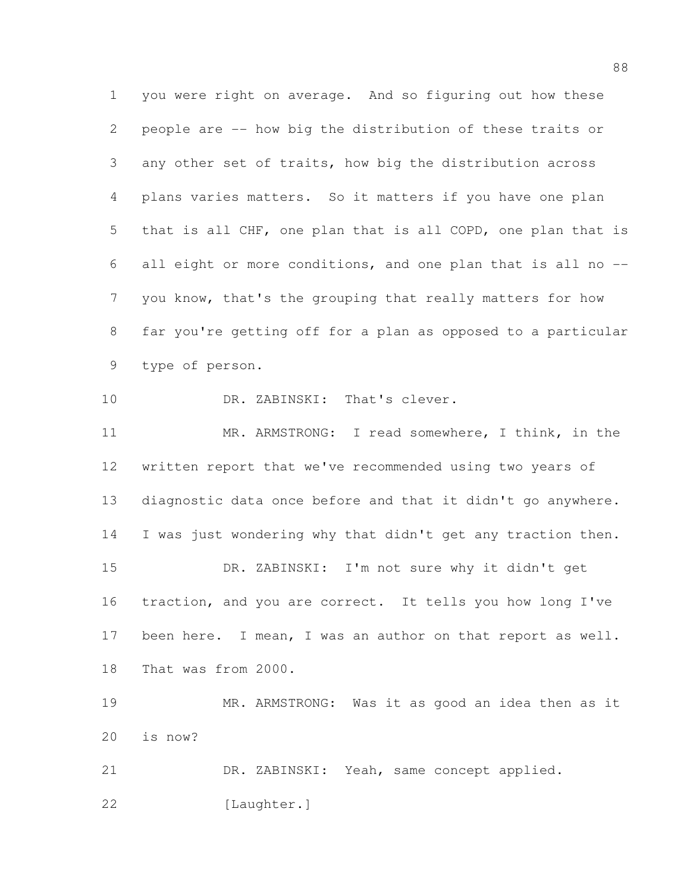you were right on average. And so figuring out how these people are -- how big the distribution of these traits or any other set of traits, how big the distribution across plans varies matters. So it matters if you have one plan that is all CHF, one plan that is all COPD, one plan that is all eight or more conditions, and one plan that is all no -- you know, that's the grouping that really matters for how far you're getting off for a plan as opposed to a particular type of person.

DR. ZABINSKI: That's clever.

MR. ARMSTRONG: I read somewhere, I think, in the written report that we've recommended using two years of diagnostic data once before and that it didn't go anywhere. I was just wondering why that didn't get any traction then.

DR. ZABINSKI: I'm not sure why it didn't get traction, and you are correct. It tells you how long I've been here. I mean, I was an author on that report as well. That was from 2000.

MR. ARMSTRONG: Was it as good an idea then as it is now?

DR. ZABINSKI: Yeah, same concept applied.

[Laughter.]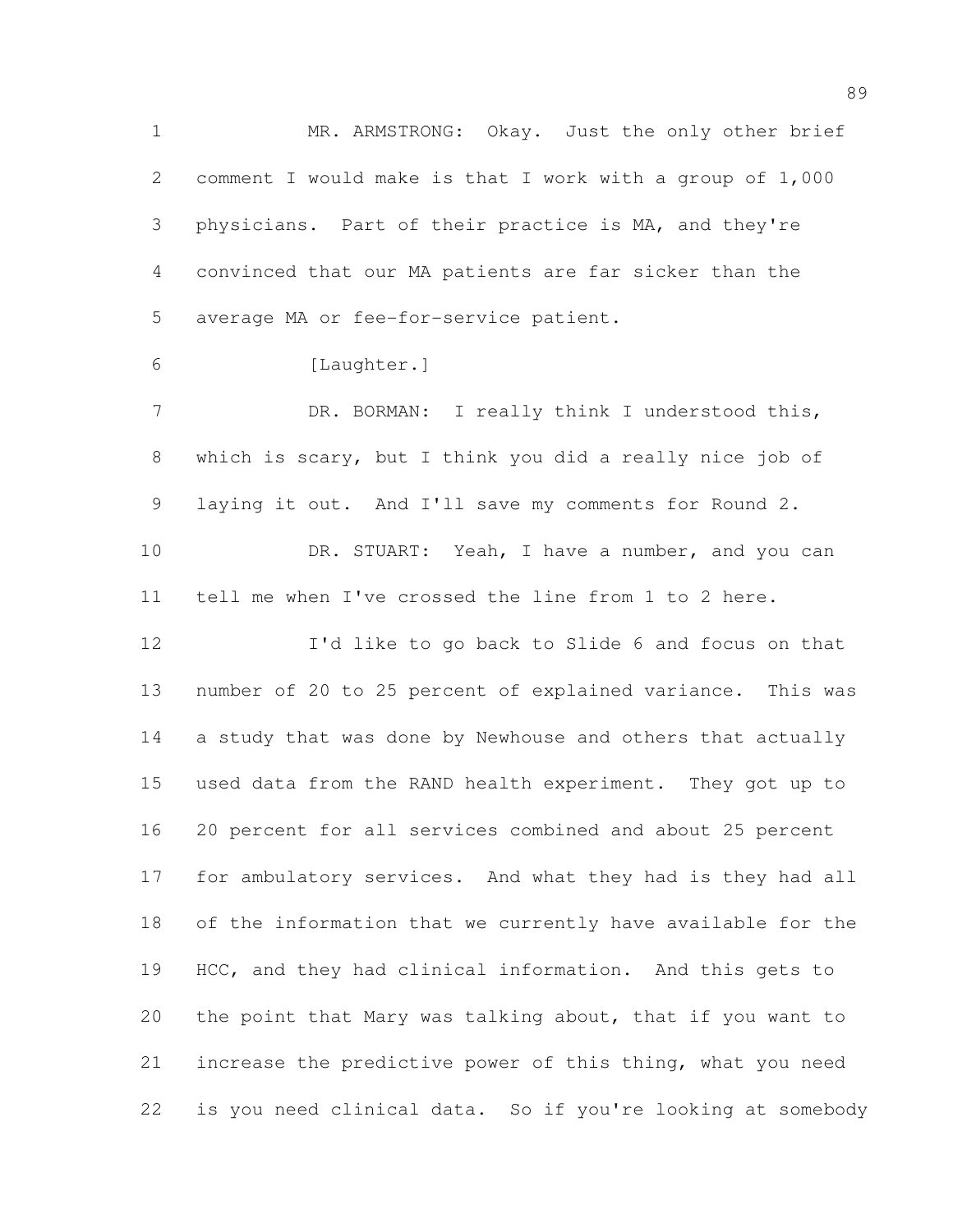MR. ARMSTRONG: Okay. Just the only other brief comment I would make is that I work with a group of 1,000 physicians. Part of their practice is MA, and they're convinced that our MA patients are far sicker than the average MA or fee-for-service patient.

[Laughter.]

DR. BORMAN: I really think I understood this, which is scary, but I think you did a really nice job of laying it out. And I'll save my comments for Round 2.

DR. STUART: Yeah, I have a number, and you can tell me when I've crossed the line from 1 to 2 here.

I'd like to go back to Slide 6 and focus on that number of 20 to 25 percent of explained variance. This was a study that was done by Newhouse and others that actually used data from the RAND health experiment. They got up to 20 percent for all services combined and about 25 percent for ambulatory services. And what they had is they had all of the information that we currently have available for the HCC, and they had clinical information. And this gets to the point that Mary was talking about, that if you want to increase the predictive power of this thing, what you need is you need clinical data. So if you're looking at somebody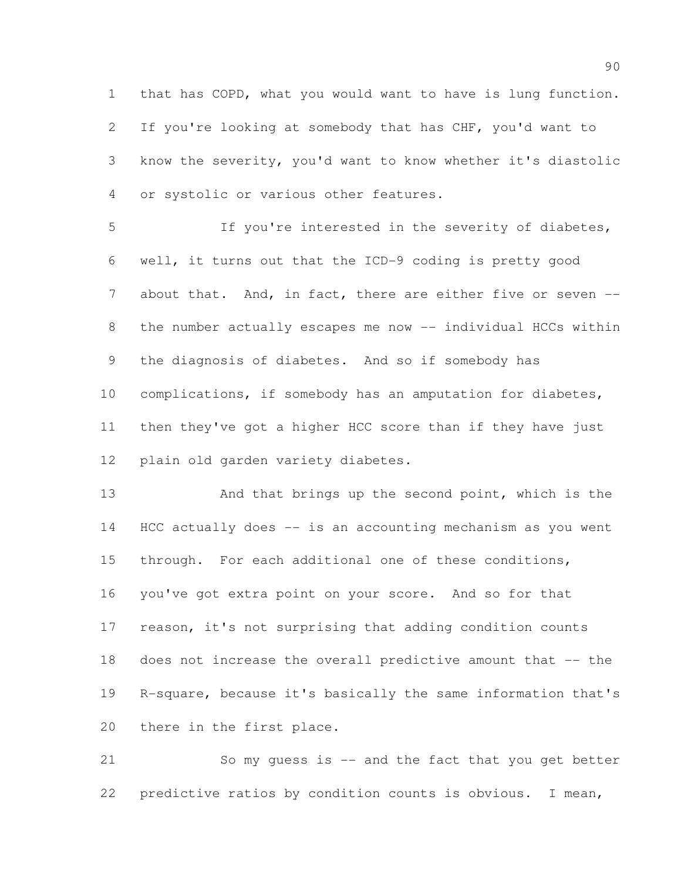that has COPD, what you would want to have is lung function. If you're looking at somebody that has CHF, you'd want to know the severity, you'd want to know whether it's diastolic or systolic or various other features.

If you're interested in the severity of diabetes, well, it turns out that the ICD-9 coding is pretty good about that. And, in fact, there are either five or seven -- the number actually escapes me now -- individual HCCs within the diagnosis of diabetes. And so if somebody has complications, if somebody has an amputation for diabetes, then they've got a higher HCC score than if they have just plain old garden variety diabetes.

And that brings up the second point, which is the HCC actually does -- is an accounting mechanism as you went through. For each additional one of these conditions, you've got extra point on your score. And so for that reason, it's not surprising that adding condition counts does not increase the overall predictive amount that -- the R-square, because it's basically the same information that's there in the first place.

So my guess is -- and the fact that you get better predictive ratios by condition counts is obvious. I mean,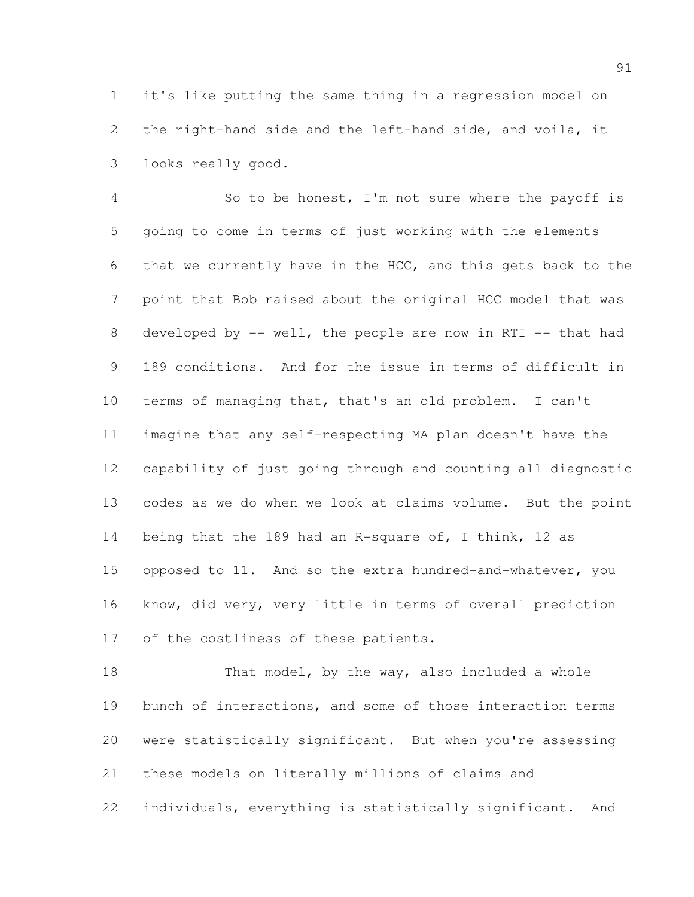it's like putting the same thing in a regression model on the right-hand side and the left-hand side, and voila, it looks really good.

So to be honest, I'm not sure where the payoff is going to come in terms of just working with the elements that we currently have in the HCC, and this gets back to the point that Bob raised about the original HCC model that was developed by -- well, the people are now in RTI -- that had 189 conditions. And for the issue in terms of difficult in terms of managing that, that's an old problem. I can't imagine that any self-respecting MA plan doesn't have the capability of just going through and counting all diagnostic codes as we do when we look at claims volume. But the point being that the 189 had an R-square of, I think, 12 as opposed to 11. And so the extra hundred-and-whatever, you know, did very, very little in terms of overall prediction of the costliness of these patients.

That model, by the way, also included a whole bunch of interactions, and some of those interaction terms were statistically significant. But when you're assessing these models on literally millions of claims and individuals, everything is statistically significant. And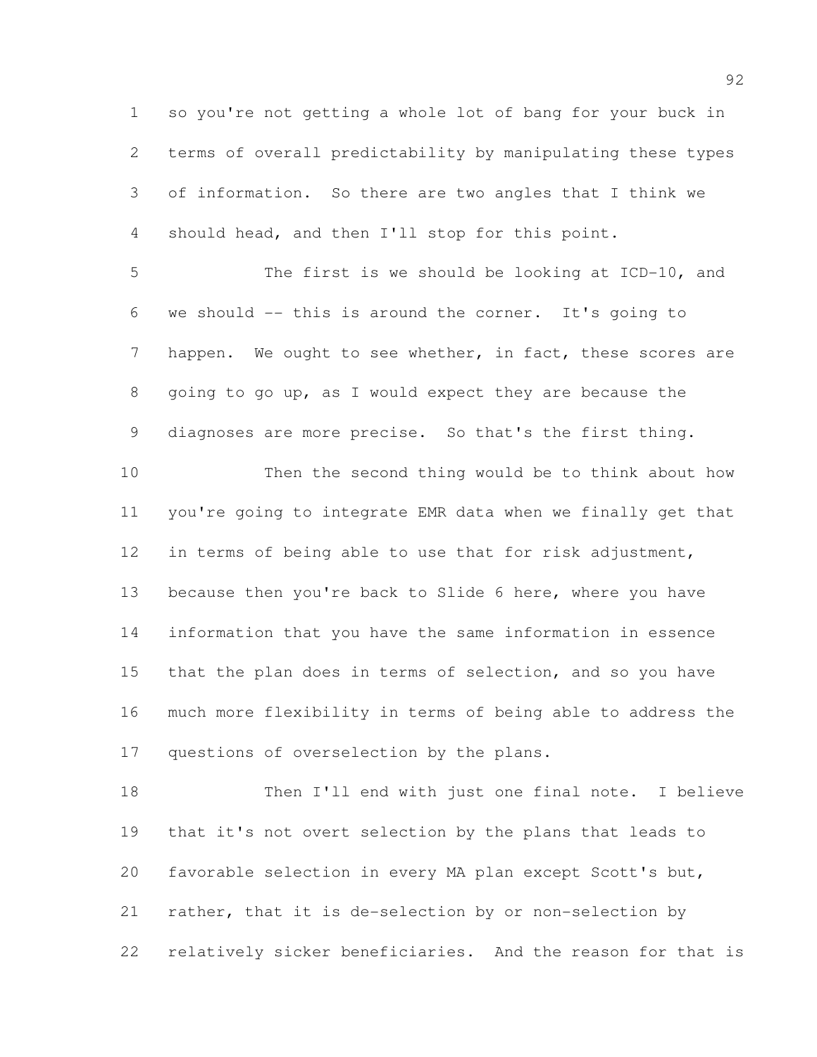so you're not getting a whole lot of bang for your buck in terms of overall predictability by manipulating these types of information. So there are two angles that I think we should head, and then I'll stop for this point.

The first is we should be looking at ICD-10, and we should -- this is around the corner. It's going to happen. We ought to see whether, in fact, these scores are going to go up, as I would expect they are because the diagnoses are more precise. So that's the first thing.

Then the second thing would be to think about how you're going to integrate EMR data when we finally get that in terms of being able to use that for risk adjustment, because then you're back to Slide 6 here, where you have information that you have the same information in essence that the plan does in terms of selection, and so you have much more flexibility in terms of being able to address the questions of overselection by the plans.

Then I'll end with just one final note. I believe that it's not overt selection by the plans that leads to favorable selection in every MA plan except Scott's but, rather, that it is de-selection by or non-selection by relatively sicker beneficiaries. And the reason for that is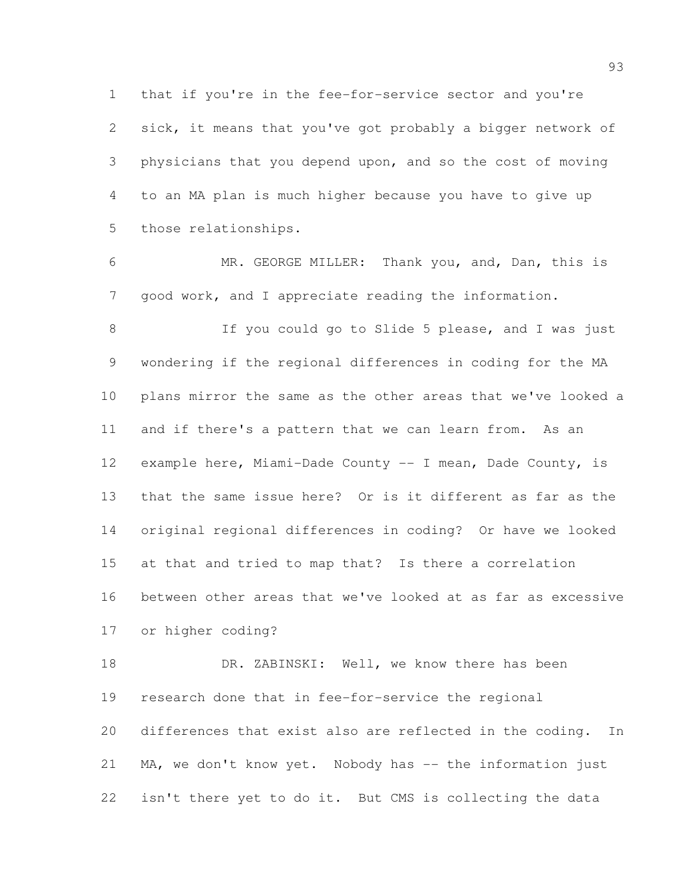that if you're in the fee-for-service sector and you're sick, it means that you've got probably a bigger network of physicians that you depend upon, and so the cost of moving to an MA plan is much higher because you have to give up those relationships.

MR. GEORGE MILLER: Thank you, and, Dan, this is good work, and I appreciate reading the information.

If you could go to Slide 5 please, and I was just wondering if the regional differences in coding for the MA plans mirror the same as the other areas that we've looked a and if there's a pattern that we can learn from. As an example here, Miami-Dade County -- I mean, Dade County, is that the same issue here? Or is it different as far as the original regional differences in coding? Or have we looked at that and tried to map that? Is there a correlation between other areas that we've looked at as far as excessive or higher coding?

DR. ZABINSKI: Well, we know there has been research done that in fee-for-service the regional differences that exist also are reflected in the coding. In MA, we don't know yet. Nobody has -- the information just isn't there yet to do it. But CMS is collecting the data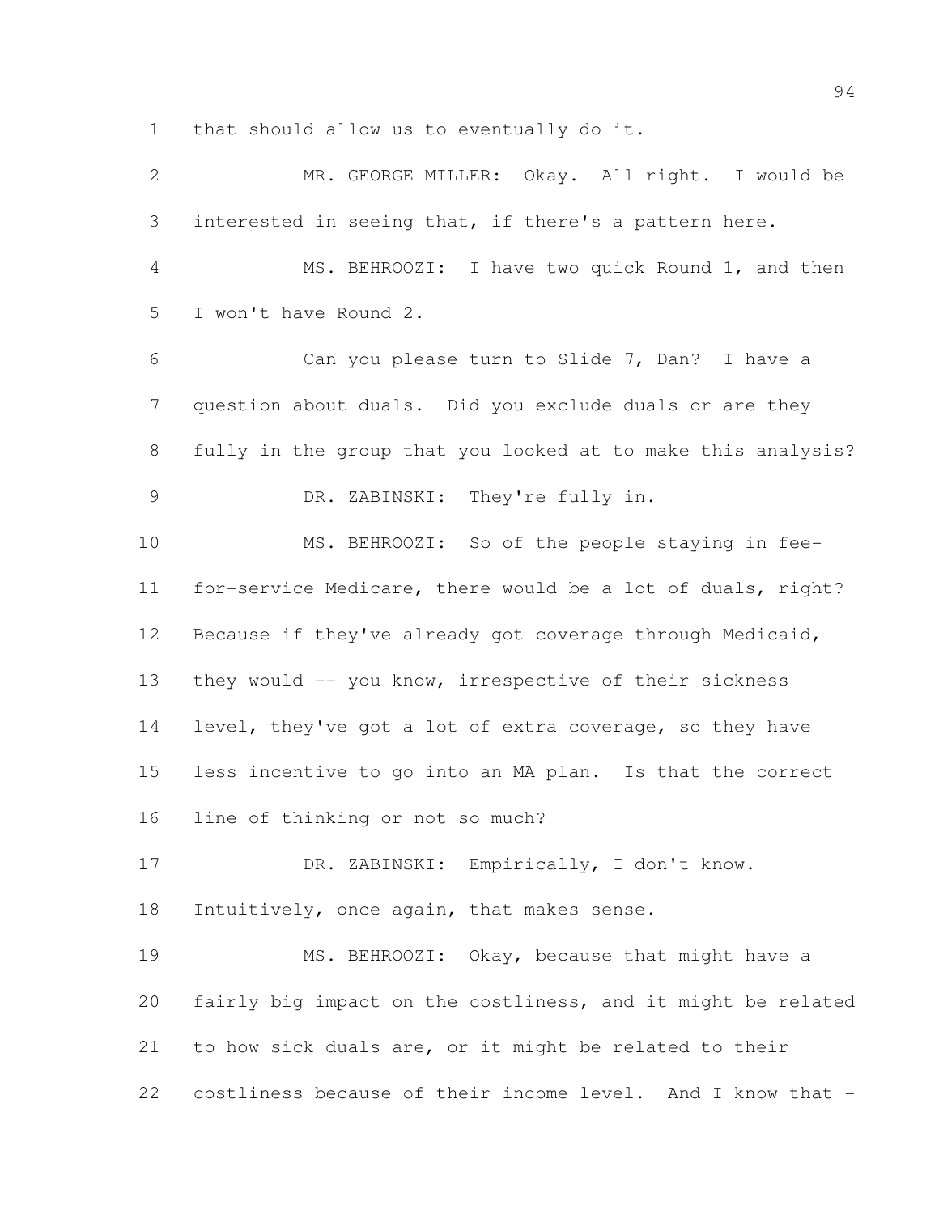that should allow us to eventually do it.

MR. GEORGE MILLER: Okay. All right. I would be interested in seeing that, if there's a pattern here.

MS. BEHROOZI: I have two quick Round 1, and then I won't have Round 2.

Can you please turn to Slide 7, Dan? I have a question about duals. Did you exclude duals or are they fully in the group that you looked at to make this analysis?

DR. ZABINSKI: They're fully in.

MS. BEHROOZI: So of the people staying in fee-for-service Medicare, there would be a lot of duals, right? Because if they've already got coverage through Medicaid, they would -- you know, irrespective of their sickness level, they've got a lot of extra coverage, so they have less incentive to go into an MA plan. Is that the correct line of thinking or not so much?

DR. ZABINSKI: Empirically, I don't know. Intuitively, once again, that makes sense.

MS. BEHROOZI: Okay, because that might have a fairly big impact on the costliness, and it might be related to how sick duals are, or it might be related to their costliness because of their income level. And I know that -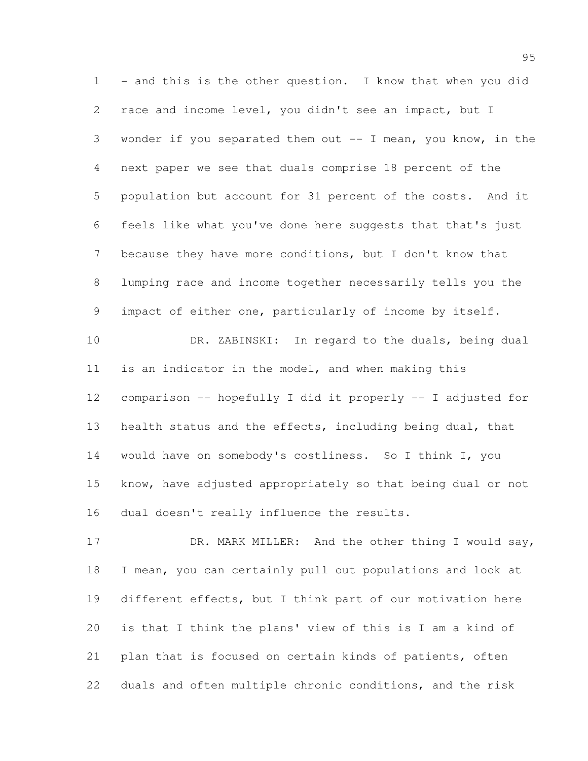- and this is the other question. I know that when you did race and income level, you didn't see an impact, but I wonder if you separated them out -- I mean, you know, in the next paper we see that duals comprise 18 percent of the population but account for 31 percent of the costs. And it feels like what you've done here suggests that that's just because they have more conditions, but I don't know that lumping race and income together necessarily tells you the impact of either one, particularly of income by itself.

DR. ZABINSKI: In regard to the duals, being dual is an indicator in the model, and when making this comparison -- hopefully I did it properly -- I adjusted for health status and the effects, including being dual, that would have on somebody's costliness. So I think I, you know, have adjusted appropriately so that being dual or not dual doesn't really influence the results.

DR. MARK MILLER: And the other thing I would say, I mean, you can certainly pull out populations and look at different effects, but I think part of our motivation here is that I think the plans' view of this is I am a kind of plan that is focused on certain kinds of patients, often duals and often multiple chronic conditions, and the risk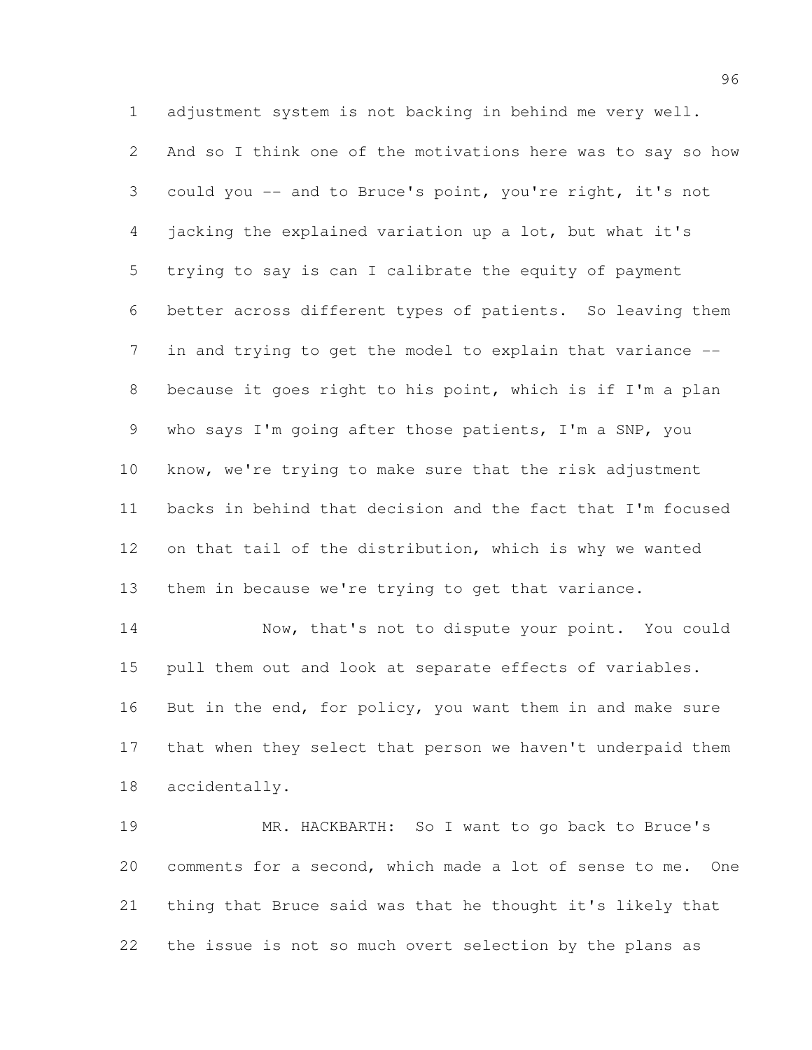adjustment system is not backing in behind me very well. And so I think one of the motivations here was to say so how could you -- and to Bruce's point, you're right, it's not jacking the explained variation up a lot, but what it's trying to say is can I calibrate the equity of payment better across different types of patients. So leaving them in and trying to get the model to explain that variance -- because it goes right to his point, which is if I'm a plan who says I'm going after those patients, I'm a SNP, you know, we're trying to make sure that the risk adjustment backs in behind that decision and the fact that I'm focused on that tail of the distribution, which is why we wanted them in because we're trying to get that variance.

Now, that's not to dispute your point. You could pull them out and look at separate effects of variables. But in the end, for policy, you want them in and make sure that when they select that person we haven't underpaid them accidentally.

MR. HACKBARTH: So I want to go back to Bruce's comments for a second, which made a lot of sense to me. One thing that Bruce said was that he thought it's likely that the issue is not so much overt selection by the plans as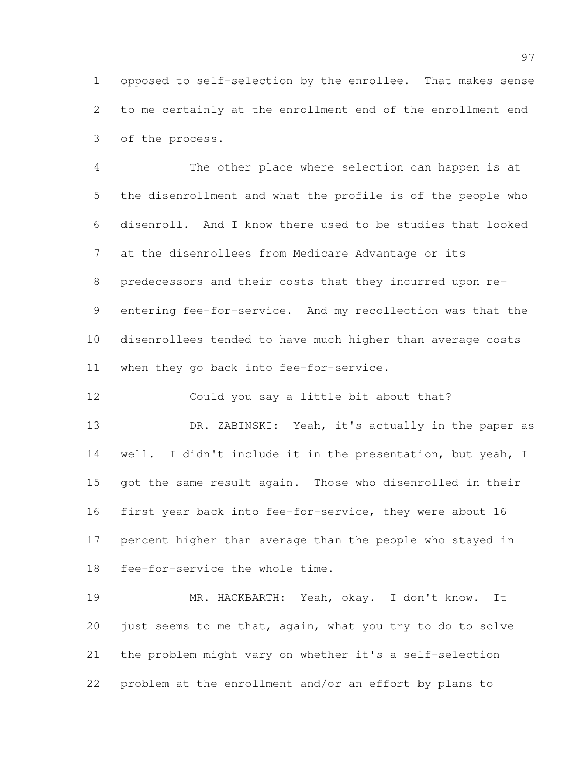opposed to self-selection by the enrollee. That makes sense to me certainly at the enrollment end of the enrollment end of the process.

The other place where selection can happen is at the disenrollment and what the profile is of the people who disenroll. And I know there used to be studies that looked at the disenrollees from Medicare Advantage or its predecessors and their costs that they incurred upon re-entering fee-for-service. And my recollection was that the disenrollees tended to have much higher than average costs when they go back into fee-for-service.

Could you say a little bit about that?

DR. ZABINSKI: Yeah, it's actually in the paper as well. I didn't include it in the presentation, but yeah, I got the same result again. Those who disenrolled in their first year back into fee-for-service, they were about 16 percent higher than average than the people who stayed in fee-for-service the whole time.

MR. HACKBARTH: Yeah, okay. I don't know. It just seems to me that, again, what you try to do to solve the problem might vary on whether it's a self-selection problem at the enrollment and/or an effort by plans to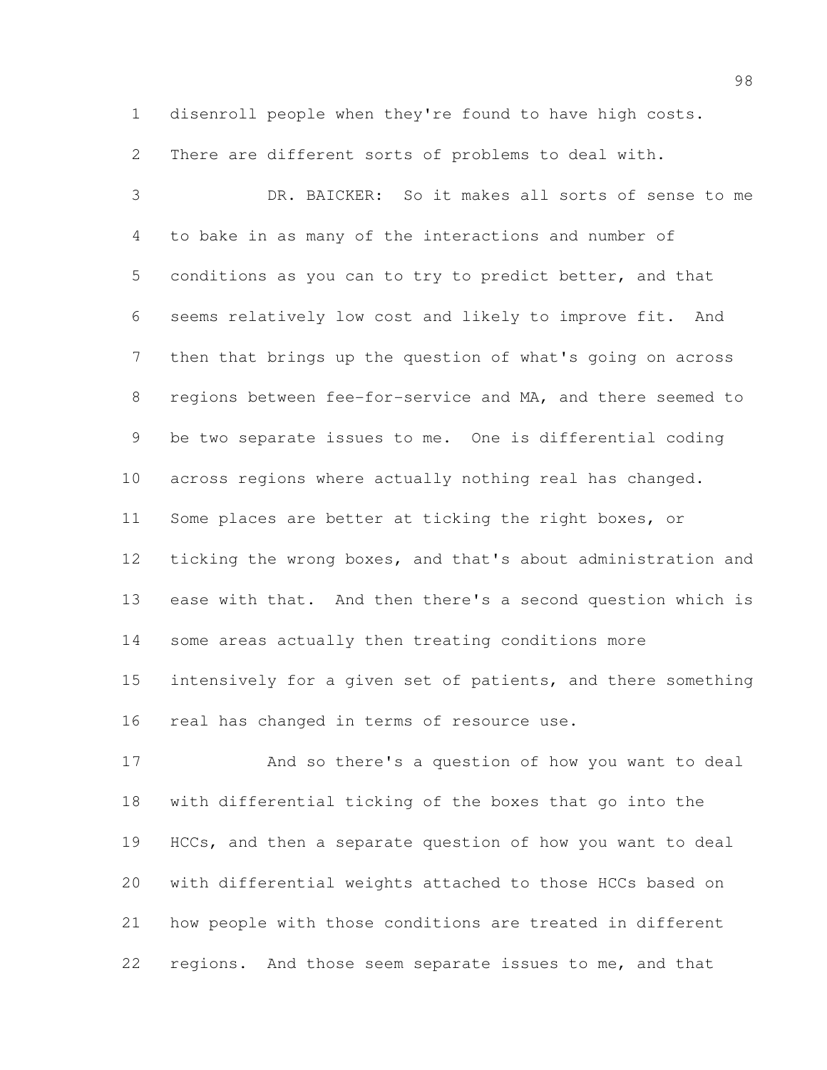disenroll people when they're found to have high costs. There are different sorts of problems to deal with.

DR. BAICKER: So it makes all sorts of sense to me to bake in as many of the interactions and number of conditions as you can to try to predict better, and that seems relatively low cost and likely to improve fit. And then that brings up the question of what's going on across regions between fee-for-service and MA, and there seemed to be two separate issues to me. One is differential coding across regions where actually nothing real has changed. Some places are better at ticking the right boxes, or ticking the wrong boxes, and that's about administration and ease with that. And then there's a second question which is some areas actually then treating conditions more intensively for a given set of patients, and there something real has changed in terms of resource use.

And so there's a question of how you want to deal with differential ticking of the boxes that go into the HCCs, and then a separate question of how you want to deal with differential weights attached to those HCCs based on how people with those conditions are treated in different regions. And those seem separate issues to me, and that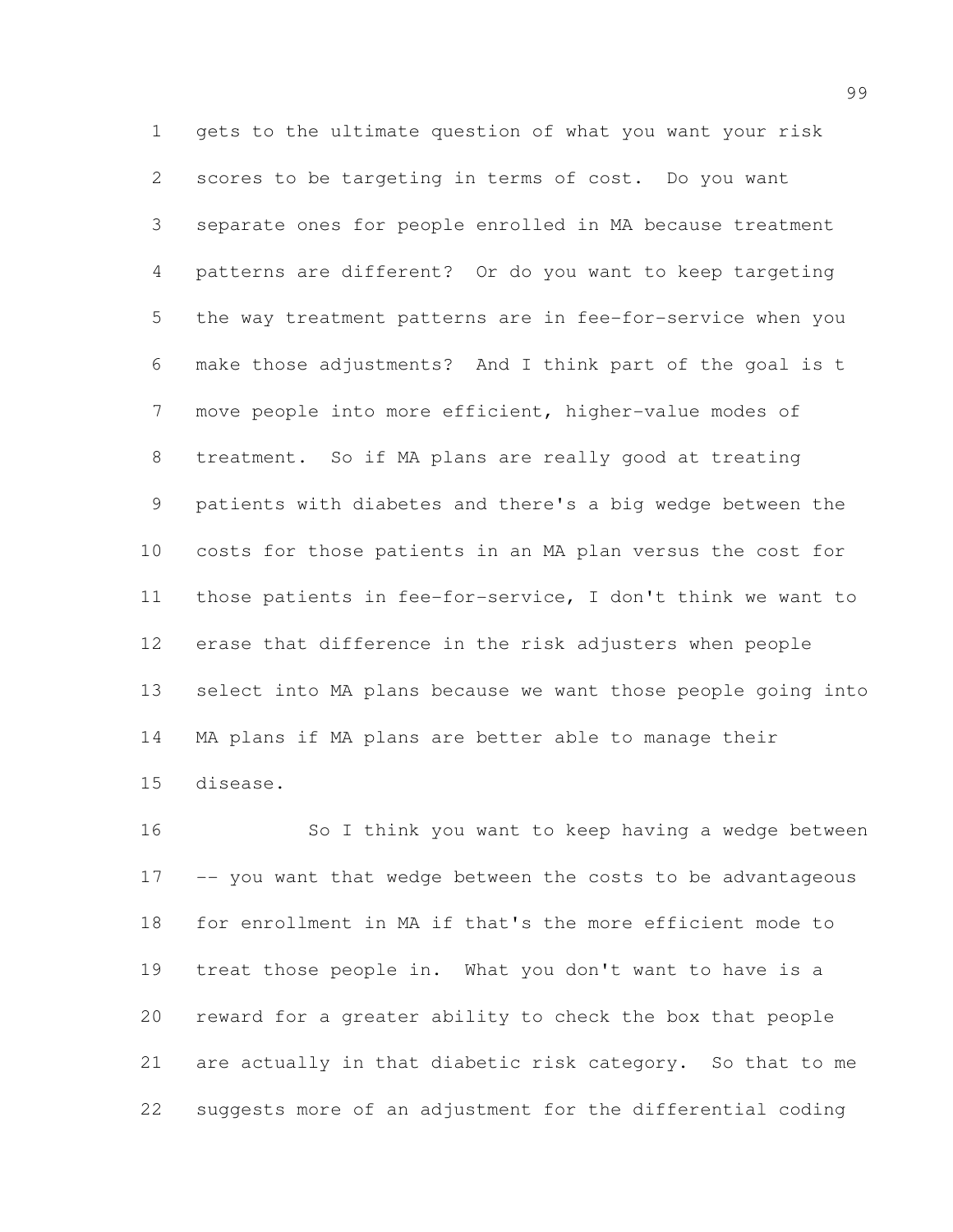gets to the ultimate question of what you want your risk scores to be targeting in terms of cost. Do you want separate ones for people enrolled in MA because treatment patterns are different? Or do you want to keep targeting the way treatment patterns are in fee-for-service when you make those adjustments? And I think part of the goal is t move people into more efficient, higher-value modes of treatment. So if MA plans are really good at treating patients with diabetes and there's a big wedge between the costs for those patients in an MA plan versus the cost for those patients in fee-for-service, I don't think we want to erase that difference in the risk adjusters when people select into MA plans because we want those people going into MA plans if MA plans are better able to manage their disease.

So I think you want to keep having a wedge between -- you want that wedge between the costs to be advantageous for enrollment in MA if that's the more efficient mode to treat those people in. What you don't want to have is a reward for a greater ability to check the box that people are actually in that diabetic risk category. So that to me suggests more of an adjustment for the differential coding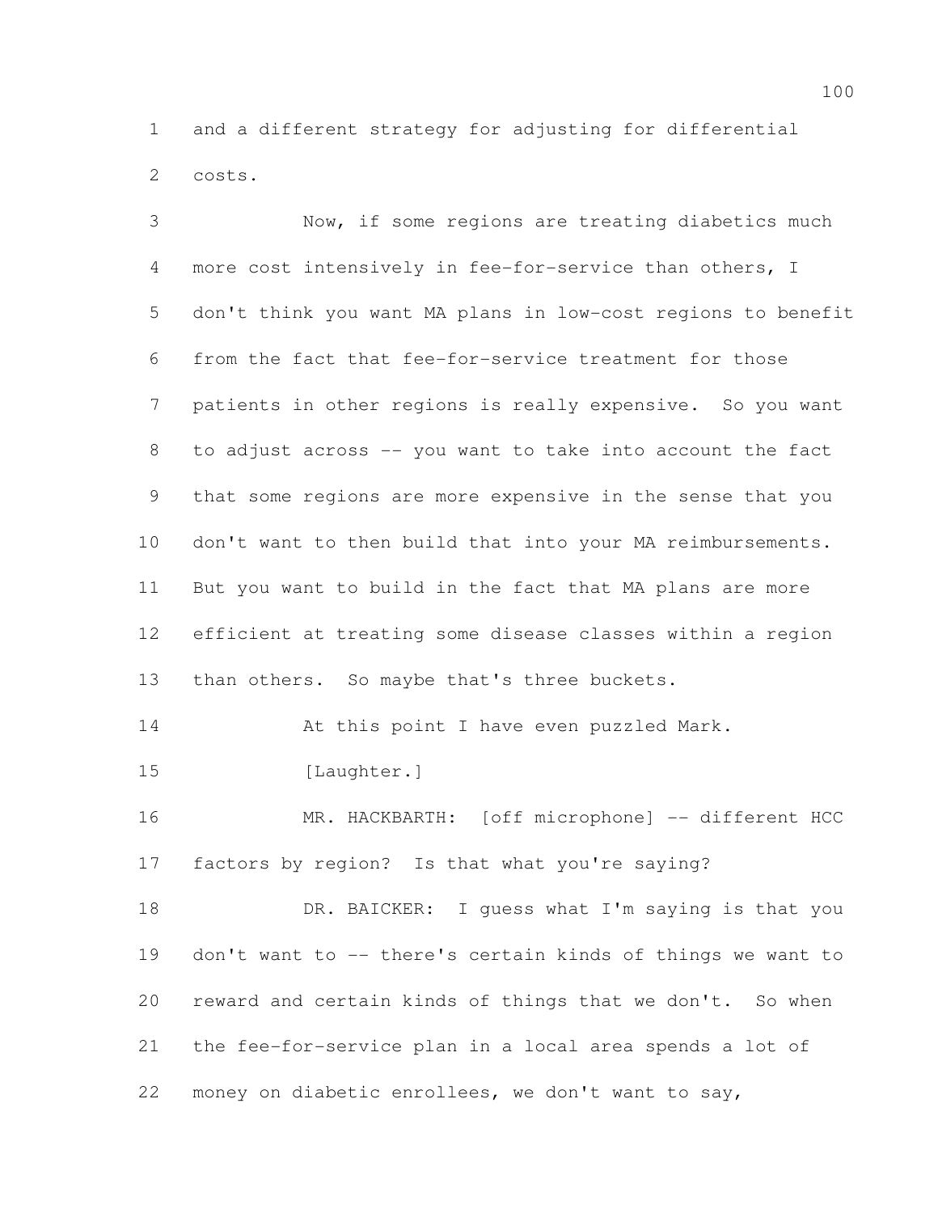and a different strategy for adjusting for differential costs.

Now, if some regions are treating diabetics much more cost intensively in fee-for-service than others, I don't think you want MA plans in low-cost regions to benefit from the fact that fee-for-service treatment for those patients in other regions is really expensive. So you want to adjust across -- you want to take into account the fact that some regions are more expensive in the sense that you don't want to then build that into your MA reimbursements. But you want to build in the fact that MA plans are more efficient at treating some disease classes within a region than others. So maybe that's three buckets.

At this point I have even puzzled Mark.

[Laughter.]

MR. HACKBARTH: [off microphone] -- different HCC factors by region? Is that what you're saying?

DR. BAICKER: I guess what I'm saying is that you don't want to -- there's certain kinds of things we want to reward and certain kinds of things that we don't. So when the fee-for-service plan in a local area spends a lot of money on diabetic enrollees, we don't want to say,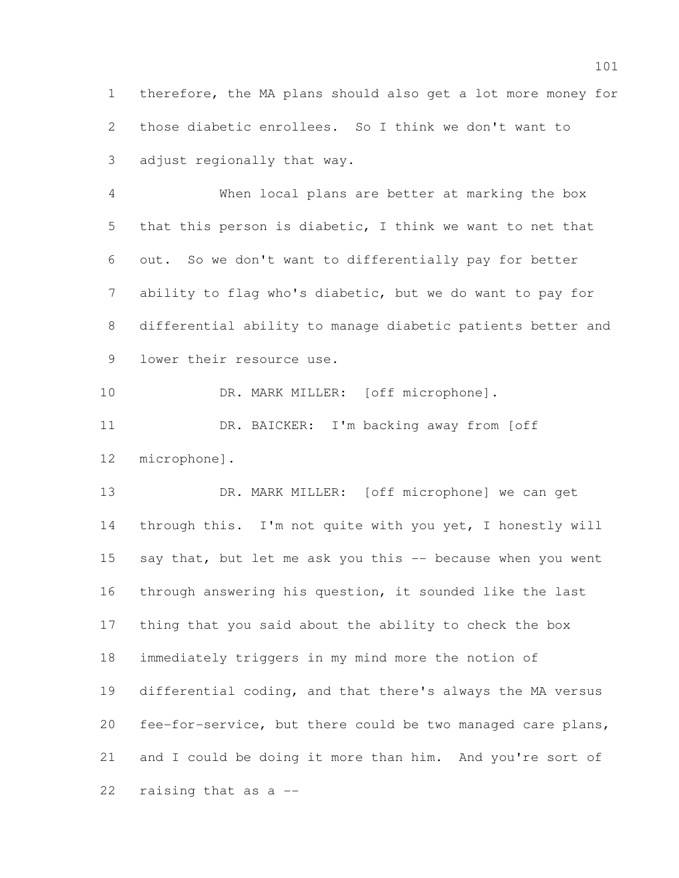therefore, the MA plans should also get a lot more money for those diabetic enrollees. So I think we don't want to adjust regionally that way.

When local plans are better at marking the box that this person is diabetic, I think we want to net that out. So we don't want to differentially pay for better ability to flag who's diabetic, but we do want to pay for differential ability to manage diabetic patients better and lower their resource use.

DR. MARK MILLER: [off microphone].

DR. BAICKER: I'm backing away from [off microphone].

DR. MARK MILLER: [off microphone] we can get through this. I'm not quite with you yet, I honestly will say that, but let me ask you this -- because when you went through answering his question, it sounded like the last thing that you said about the ability to check the box immediately triggers in my mind more the notion of differential coding, and that there's always the MA versus fee-for-service, but there could be two managed care plans, and I could be doing it more than him. And you're sort of raising that as a --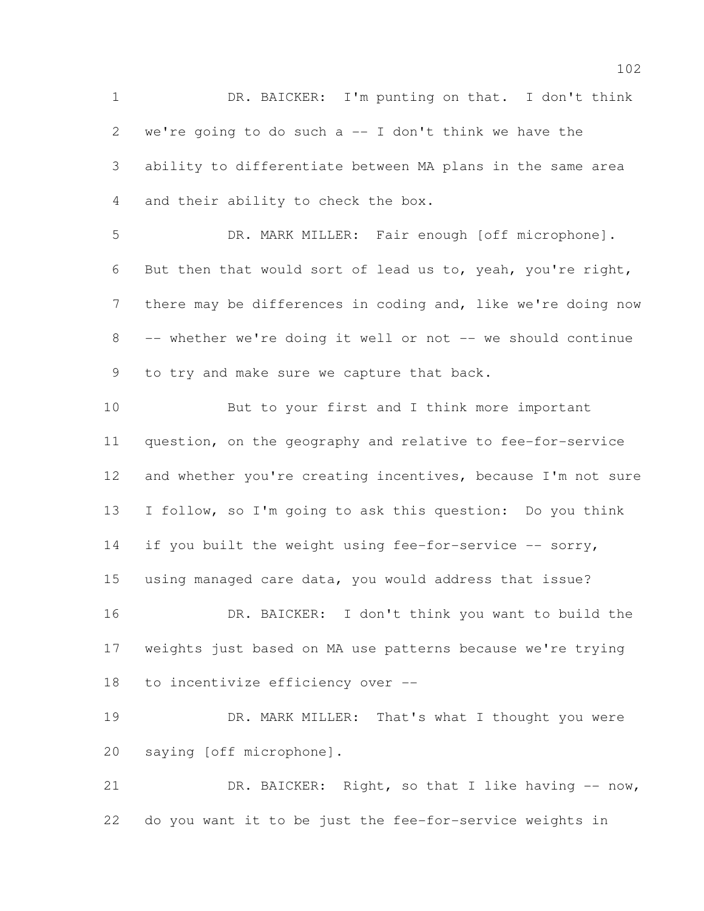DR. BAICKER: I'm punting on that. I don't think we're going to do such a -- I don't think we have the ability to differentiate between MA plans in the same area and their ability to check the box.

DR. MARK MILLER: Fair enough [off microphone]. But then that would sort of lead us to, yeah, you're right, there may be differences in coding and, like we're doing now -- whether we're doing it well or not -- we should continue to try and make sure we capture that back.

But to your first and I think more important question, on the geography and relative to fee-for-service and whether you're creating incentives, because I'm not sure I follow, so I'm going to ask this question: Do you think if you built the weight using fee-for-service -- sorry, using managed care data, you would address that issue?

DR. BAICKER: I don't think you want to build the weights just based on MA use patterns because we're trying to incentivize efficiency over --

DR. MARK MILLER: That's what I thought you were saying [off microphone].

DR. BAICKER: Right, so that I like having -- now, do you want it to be just the fee-for-service weights in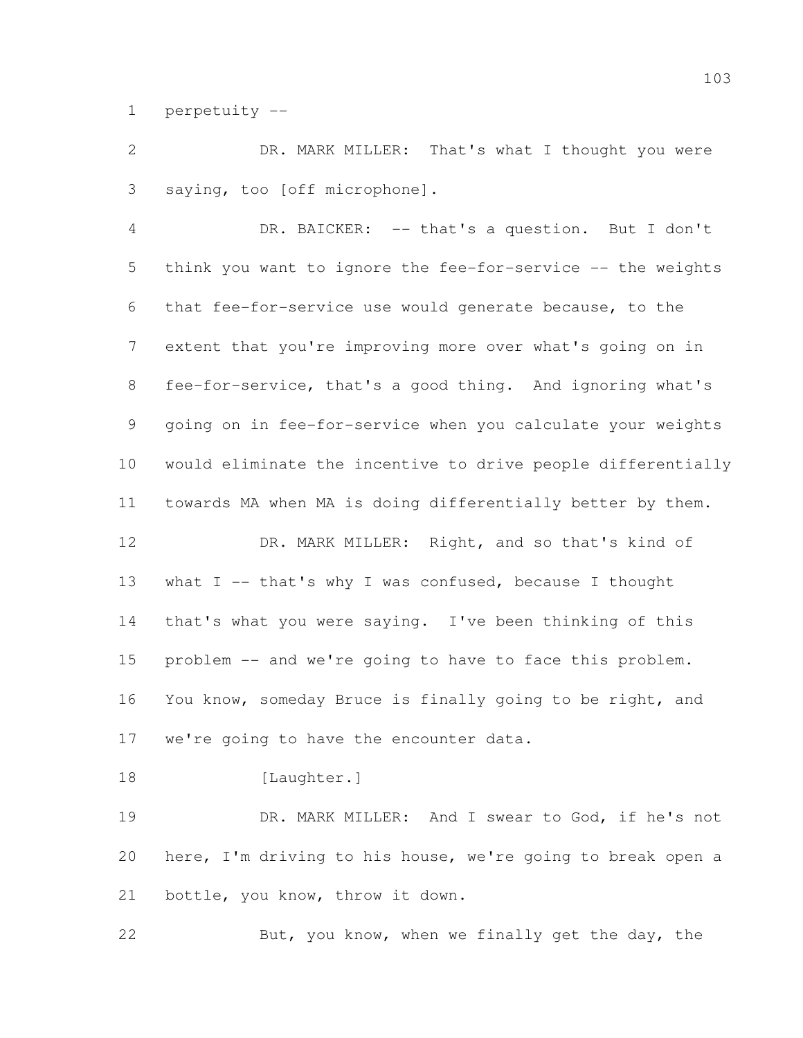perpetuity --

DR. MARK MILLER: That's what I thought you were saying, too [off microphone].

DR. BAICKER: -- that's a question. But I don't think you want to ignore the fee-for-service -- the weights that fee-for-service use would generate because, to the extent that you're improving more over what's going on in fee-for-service, that's a good thing. And ignoring what's going on in fee-for-service when you calculate your weights would eliminate the incentive to drive people differentially towards MA when MA is doing differentially better by them.

DR. MARK MILLER: Right, and so that's kind of what I -- that's why I was confused, because I thought that's what you were saying. I've been thinking of this problem -- and we're going to have to face this problem. You know, someday Bruce is finally going to be right, and we're going to have the encounter data.

[Laughter.]

DR. MARK MILLER: And I swear to God, if he's not here, I'm driving to his house, we're going to break open a bottle, you know, throw it down.

But, you know, when we finally get the day, the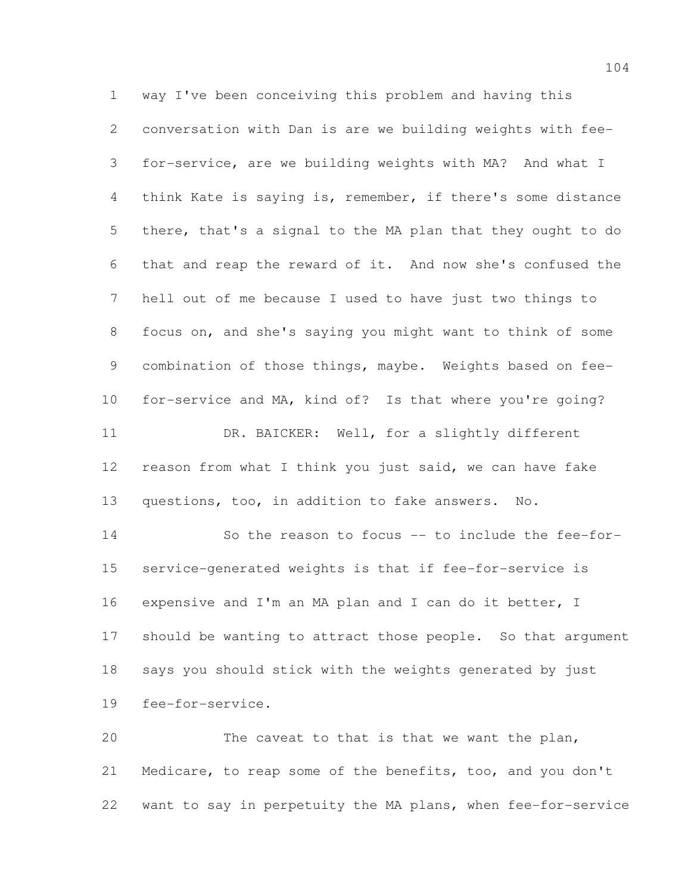way I've been conceiving this problem and having this conversation with Dan is are we building weights with fee-for-service, are we building weights with MA? And what I think Kate is saying is, remember, if there's some distance there, that's a signal to the MA plan that they ought to do that and reap the reward of it. And now she's confused the hell out of me because I used to have just two things to focus on, and she's saying you might want to think of some combination of those things, maybe. Weights based on fee-for-service and MA, kind of? Is that where you're going?

DR. BAICKER: Well, for a slightly different reason from what I think you just said, we can have fake questions, too, in addition to fake answers. No.

So the reason to focus -- to include the fee-for-service-generated weights is that if fee-for-service is expensive and I'm an MA plan and I can do it better, I should be wanting to attract those people. So that argument says you should stick with the weights generated by just fee-for-service.

The caveat to that is that we want the plan, Medicare, to reap some of the benefits, too, and you don't want to say in perpetuity the MA plans, when fee-for-service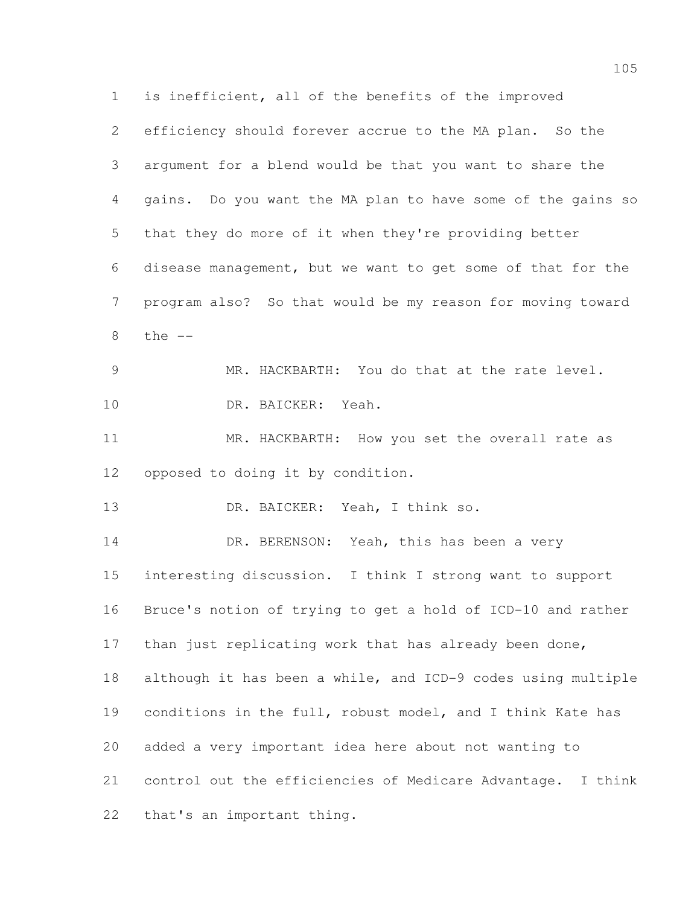is inefficient, all of the benefits of the improved efficiency should forever accrue to the MA plan. So the argument for a blend would be that you want to share the gains. Do you want the MA plan to have some of the gains so that they do more of it when they're providing better disease management, but we want to get some of that for the program also? So that would be my reason for moving toward the --

MR. HACKBARTH: You do that at the rate level.

DR. BAICKER: Yeah.

MR. HACKBARTH: How you set the overall rate as opposed to doing it by condition.

DR. BAICKER: Yeah, I think so.

DR. BERENSON: Yeah, this has been a very interesting discussion. I think I strong want to support Bruce's notion of trying to get a hold of ICD-10 and rather than just replicating work that has already been done, although it has been a while, and ICD-9 codes using multiple conditions in the full, robust model, and I think Kate has added a very important idea here about not wanting to control out the efficiencies of Medicare Advantage. I think that's an important thing.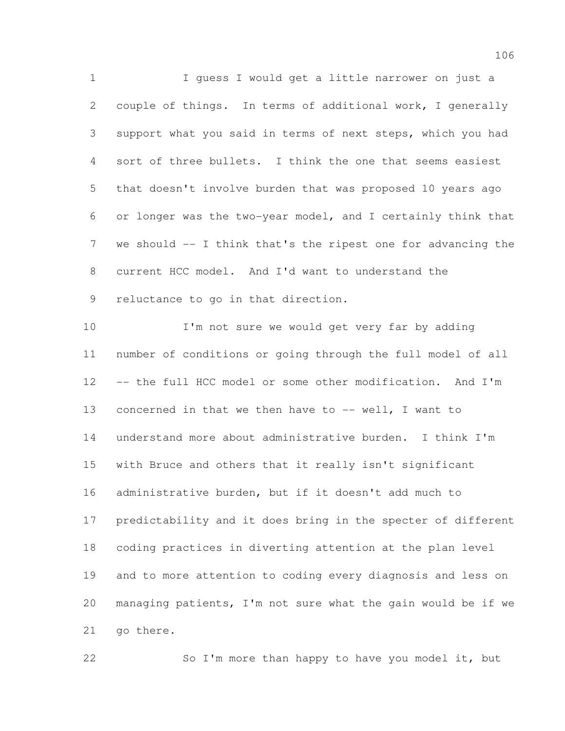I guess I would get a little narrower on just a couple of things. In terms of additional work, I generally support what you said in terms of next steps, which you had sort of three bullets. I think the one that seems easiest that doesn't involve burden that was proposed 10 years ago or longer was the two-year model, and I certainly think that we should -- I think that's the ripest one for advancing the current HCC model. And I'd want to understand the reluctance to go in that direction.

I'm not sure we would get very far by adding number of conditions or going through the full model of all -- the full HCC model or some other modification. And I'm concerned in that we then have to -- well, I want to understand more about administrative burden. I think I'm with Bruce and others that it really isn't significant administrative burden, but if it doesn't add much to predictability and it does bring in the specter of different coding practices in diverting attention at the plan level and to more attention to coding every diagnosis and less on managing patients, I'm not sure what the gain would be if we go there.

So I'm more than happy to have you model it, but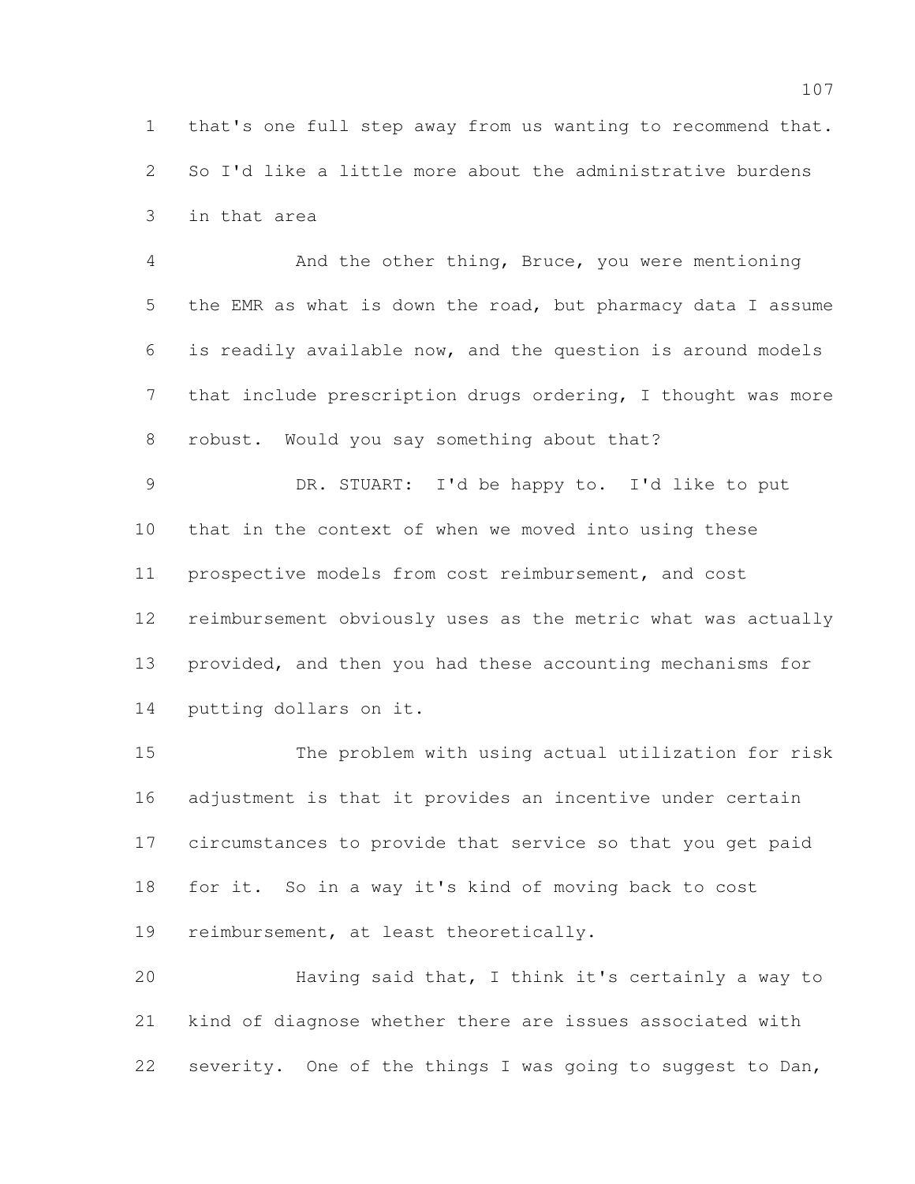that's one full step away from us wanting to recommend that. So I'd like a little more about the administrative burdens in that area

And the other thing, Bruce, you were mentioning the EMR as what is down the road, but pharmacy data I assume is readily available now, and the question is around models that include prescription drugs ordering, I thought was more robust. Would you say something about that?

DR. STUART: I'd be happy to. I'd like to put that in the context of when we moved into using these prospective models from cost reimbursement, and cost reimbursement obviously uses as the metric what was actually provided, and then you had these accounting mechanisms for putting dollars on it.

The problem with using actual utilization for risk adjustment is that it provides an incentive under certain circumstances to provide that service so that you get paid for it. So in a way it's kind of moving back to cost reimbursement, at least theoretically.

Having said that, I think it's certainly a way to kind of diagnose whether there are issues associated with severity. One of the things I was going to suggest to Dan,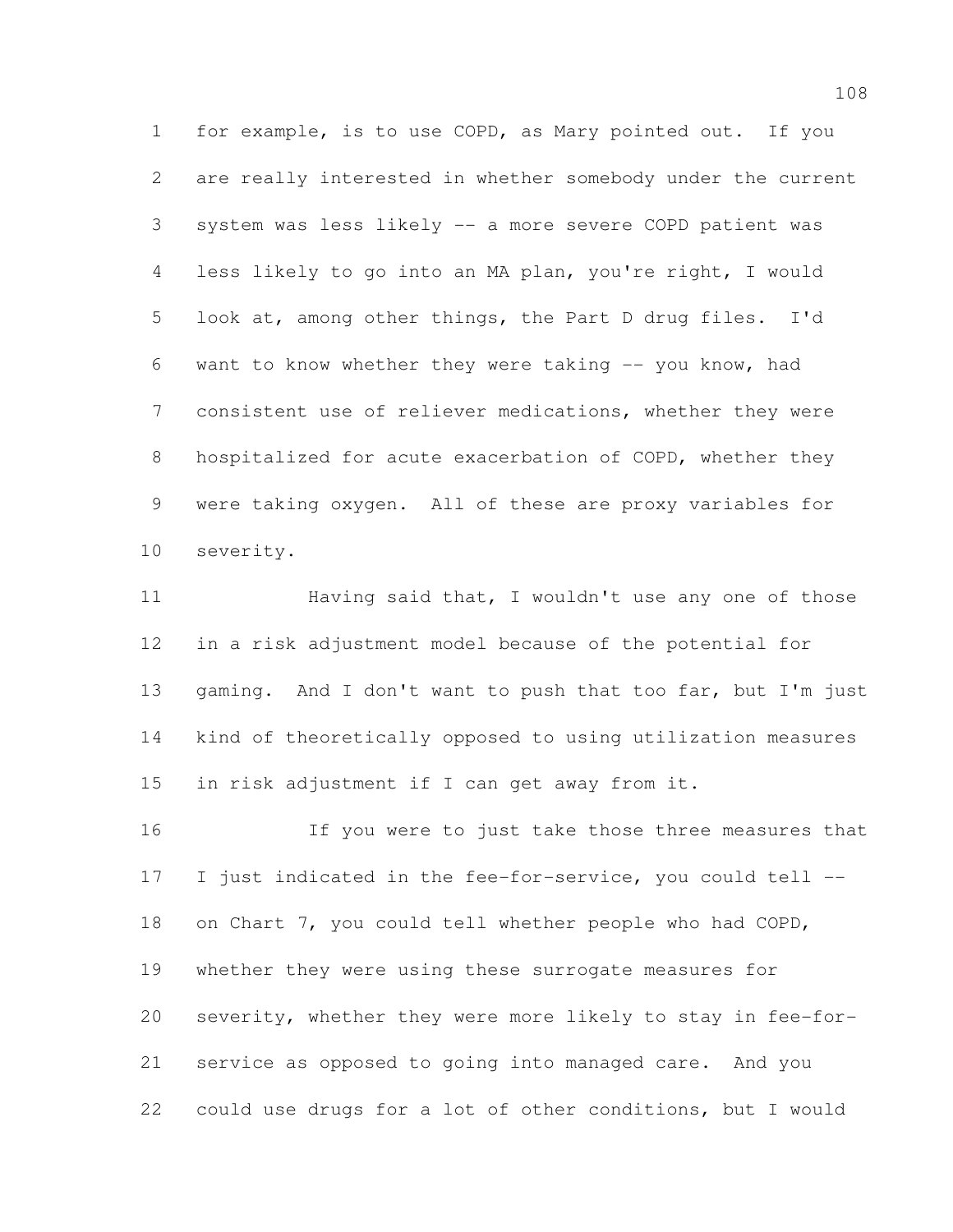for example, is to use COPD, as Mary pointed out. If you are really interested in whether somebody under the current system was less likely -- a more severe COPD patient was less likely to go into an MA plan, you're right, I would look at, among other things, the Part D drug files. I'd want to know whether they were taking -- you know, had consistent use of reliever medications, whether they were hospitalized for acute exacerbation of COPD, whether they were taking oxygen. All of these are proxy variables for severity.

Having said that, I wouldn't use any one of those in a risk adjustment model because of the potential for gaming. And I don't want to push that too far, but I'm just kind of theoretically opposed to using utilization measures in risk adjustment if I can get away from it.

If you were to just take those three measures that I just indicated in the fee-for-service, you could tell -- on Chart 7, you could tell whether people who had COPD, whether they were using these surrogate measures for severity, whether they were more likely to stay in fee-for-service as opposed to going into managed care. And you could use drugs for a lot of other conditions, but I would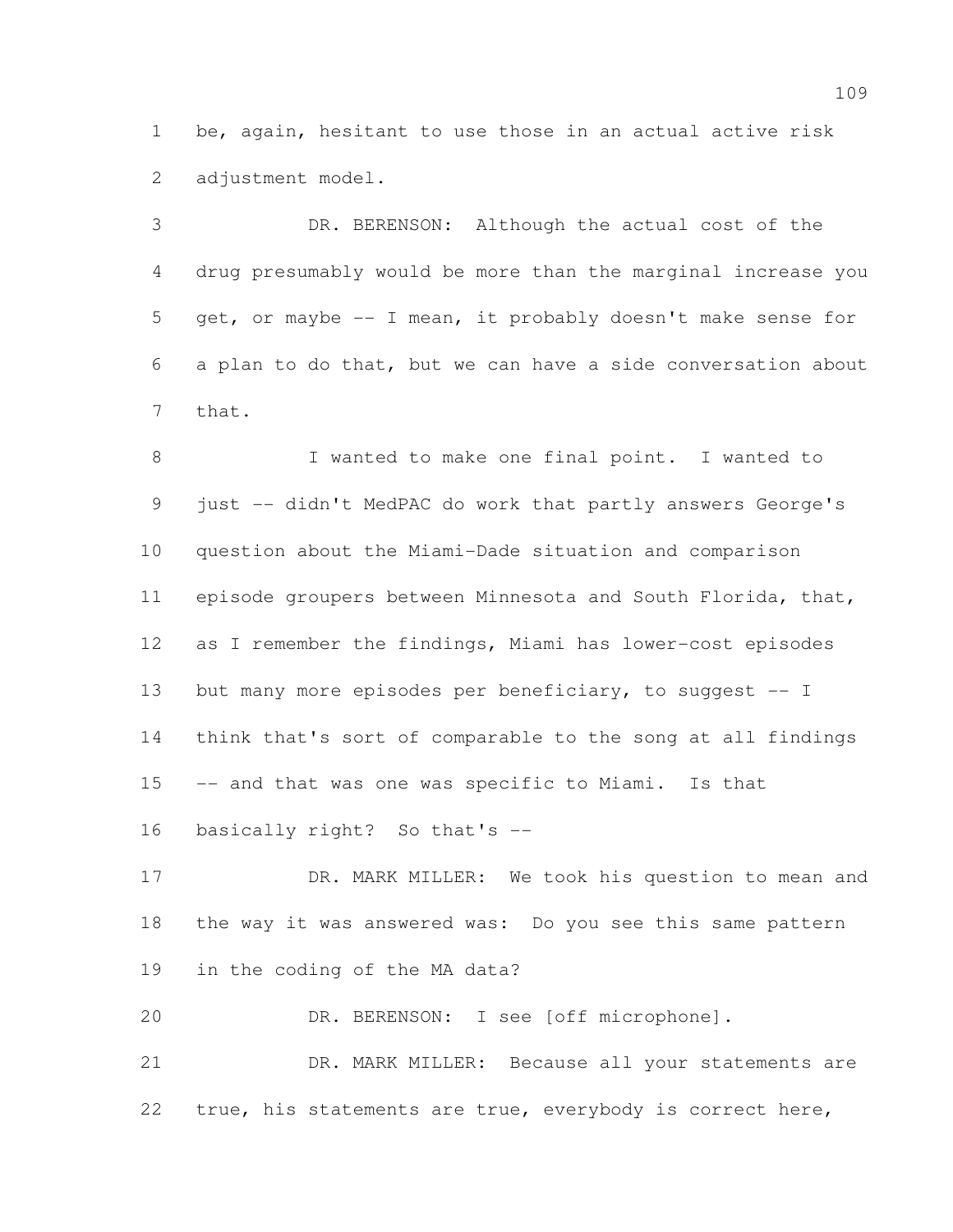be, again, hesitant to use those in an actual active risk adjustment model.

DR. BERENSON: Although the actual cost of the drug presumably would be more than the marginal increase you get, or maybe -- I mean, it probably doesn't make sense for a plan to do that, but we can have a side conversation about that.

I wanted to make one final point. I wanted to just -- didn't MedPAC do work that partly answers George's question about the Miami-Dade situation and comparison episode groupers between Minnesota and South Florida, that, as I remember the findings, Miami has lower-cost episodes but many more episodes per beneficiary, to suggest -- I think that's sort of comparable to the song at all findings -- and that was one was specific to Miami. Is that basically right? So that's --

DR. MARK MILLER: We took his question to mean and the way it was answered was: Do you see this same pattern in the coding of the MA data?

DR. BERENSON: I see [off microphone].

DR. MARK MILLER: Because all your statements are true, his statements are true, everybody is correct here,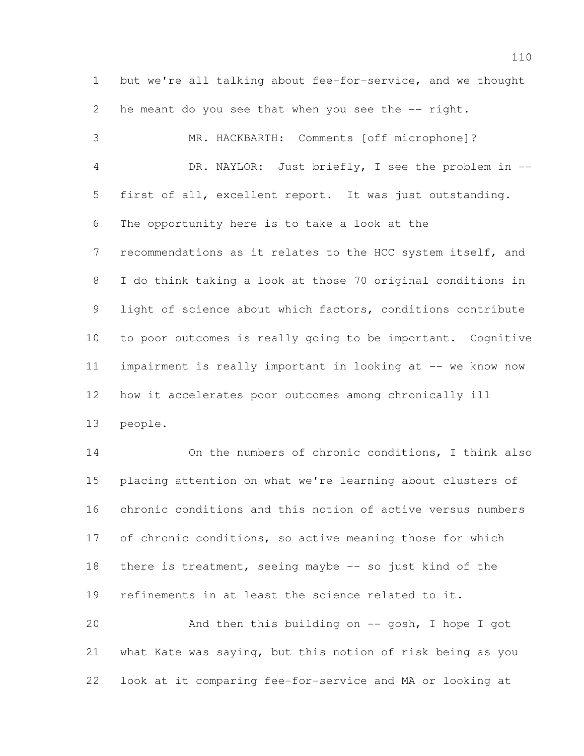but we're all talking about fee-for-service, and we thought he meant do you see that when you see the -- right.

MR. HACKBARTH: Comments [off microphone]?

DR. NAYLOR: Just briefly, I see the problem in -- first of all, excellent report. It was just outstanding. The opportunity here is to take a look at the recommendations as it relates to the HCC system itself, and I do think taking a look at those 70 original conditions in light of science about which factors, conditions contribute to poor outcomes is really going to be important. Cognitive impairment is really important in looking at -- we know now how it accelerates poor outcomes among chronically ill people.

On the numbers of chronic conditions, I think also placing attention on what we're learning about clusters of chronic conditions and this notion of active versus numbers of chronic conditions, so active meaning those for which there is treatment, seeing maybe -- so just kind of the refinements in at least the science related to it.

And then this building on -- gosh, I hope I got what Kate was saying, but this notion of risk being as you look at it comparing fee-for-service and MA or looking at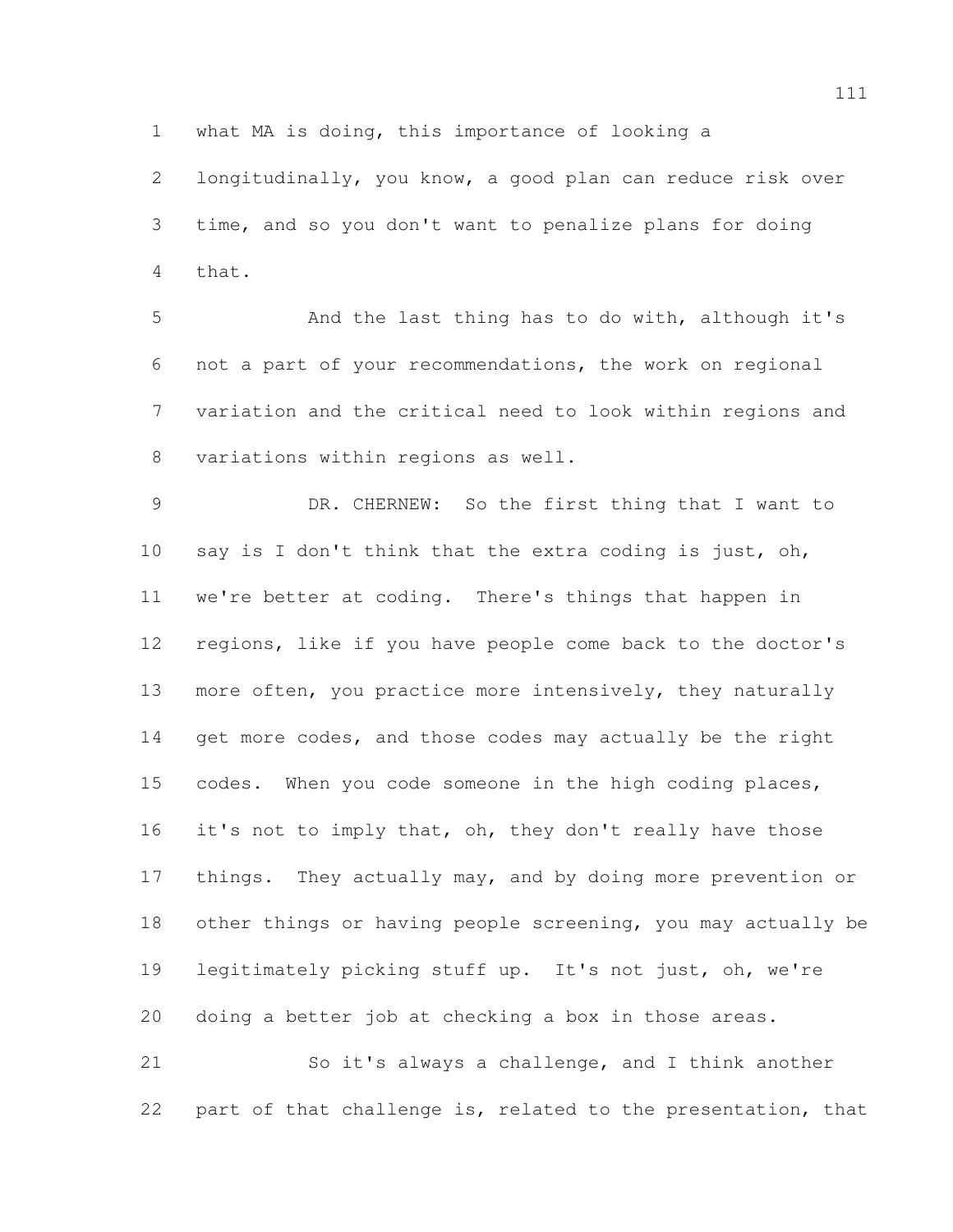what MA is doing, this importance of looking a longitudinally, you know, a good plan can reduce risk over time, and so you don't want to penalize plans for doing that.

And the last thing has to do with, although it's not a part of your recommendations, the work on regional variation and the critical need to look within regions and variations within regions as well.

DR. CHERNEW: So the first thing that I want to say is I don't think that the extra coding is just, oh, we're better at coding. There's things that happen in regions, like if you have people come back to the doctor's more often, you practice more intensively, they naturally get more codes, and those codes may actually be the right codes. When you code someone in the high coding places, it's not to imply that, oh, they don't really have those things. They actually may, and by doing more prevention or other things or having people screening, you may actually be legitimately picking stuff up. It's not just, oh, we're doing a better job at checking a box in those areas.

So it's always a challenge, and I think another part of that challenge is, related to the presentation, that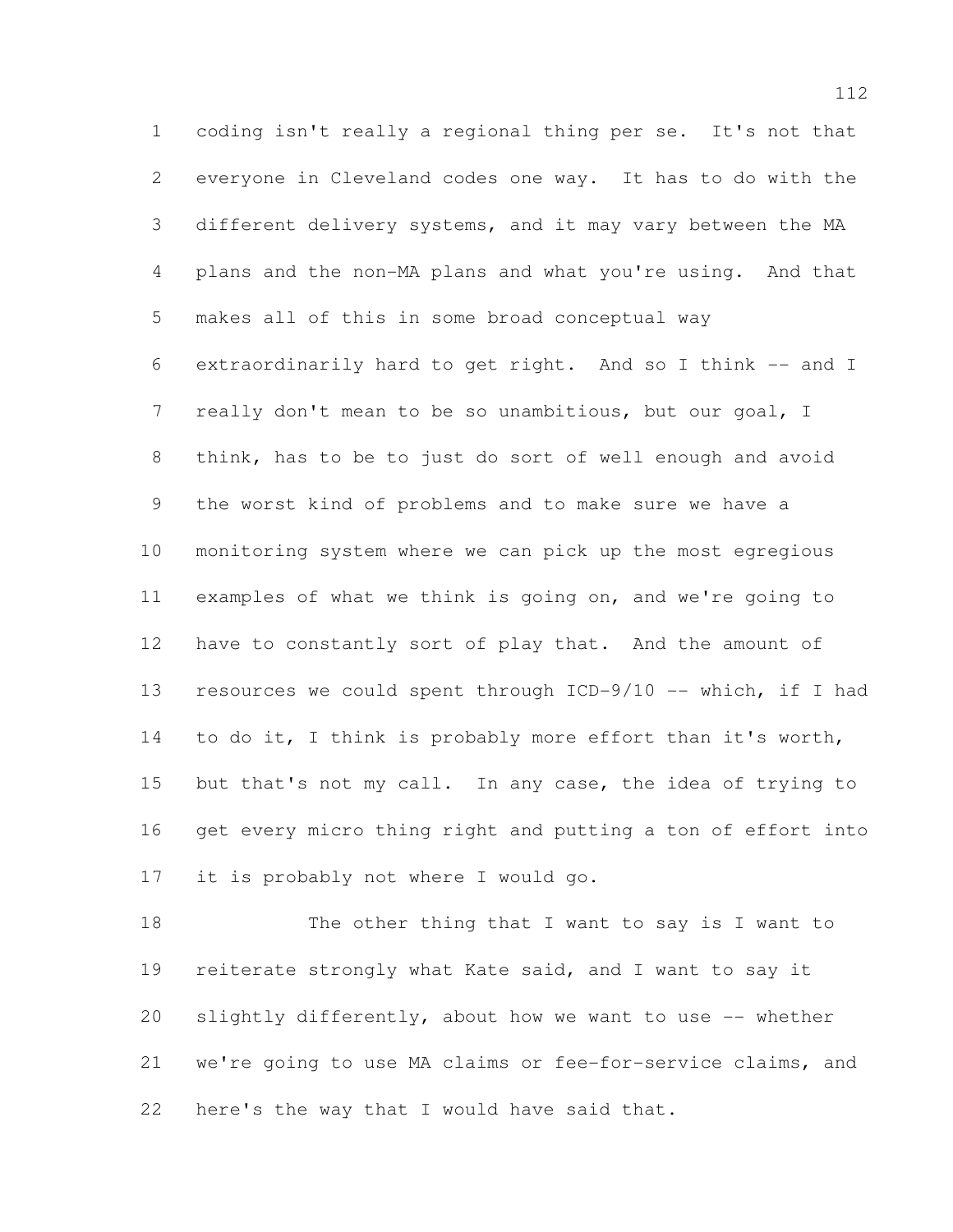coding isn't really a regional thing per se. It's not that everyone in Cleveland codes one way. It has to do with the different delivery systems, and it may vary between the MA plans and the non-MA plans and what you're using. And that makes all of this in some broad conceptual way extraordinarily hard to get right. And so I think -- and I really don't mean to be so unambitious, but our goal, I think, has to be to just do sort of well enough and avoid the worst kind of problems and to make sure we have a monitoring system where we can pick up the most egregious examples of what we think is going on, and we're going to have to constantly sort of play that. And the amount of resources we could spent through ICD-9/10 -- which, if I had to do it, I think is probably more effort than it's worth, but that's not my call. In any case, the idea of trying to get every micro thing right and putting a ton of effort into it is probably not where I would go.

The other thing that I want to say is I want to reiterate strongly what Kate said, and I want to say it slightly differently, about how we want to use -- whether we're going to use MA claims or fee-for-service claims, and here's the way that I would have said that.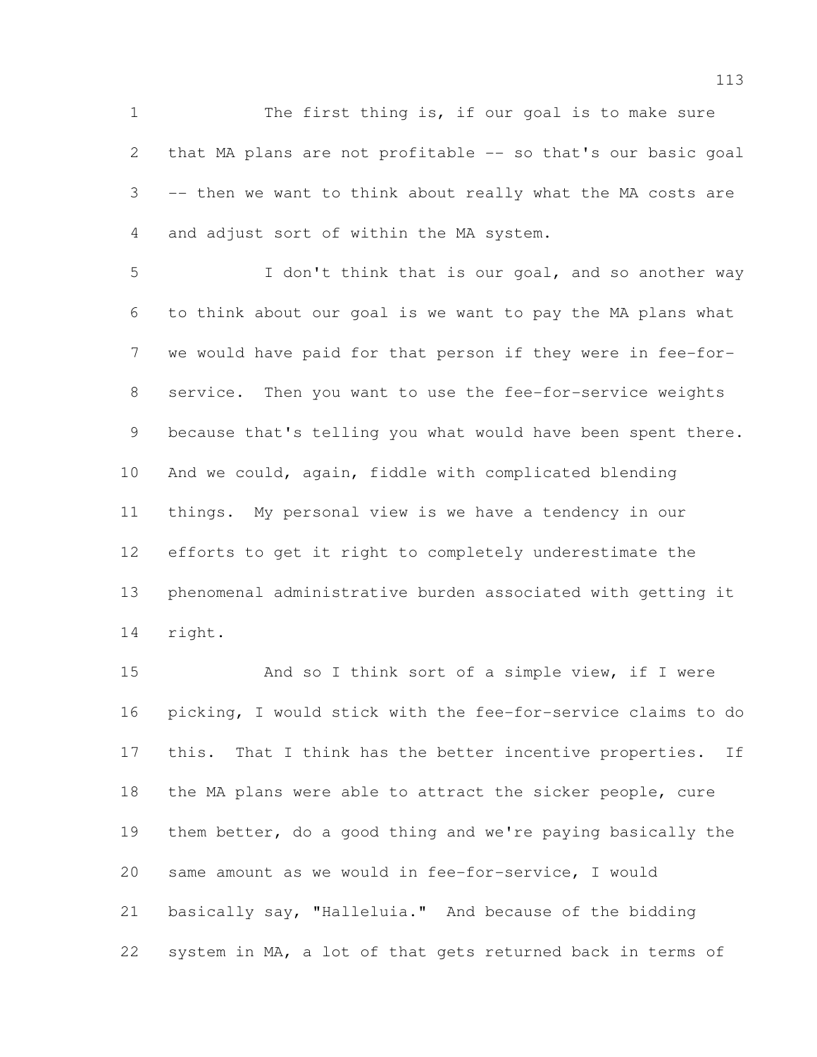The first thing is, if our goal is to make sure that MA plans are not profitable -- so that's our basic goal -- then we want to think about really what the MA costs are and adjust sort of within the MA system.

I don't think that is our goal, and so another way to think about our goal is we want to pay the MA plans what we would have paid for that person if they were in fee-for-service. Then you want to use the fee-for-service weights because that's telling you what would have been spent there. And we could, again, fiddle with complicated blending things. My personal view is we have a tendency in our efforts to get it right to completely underestimate the phenomenal administrative burden associated with getting it right.

And so I think sort of a simple view, if I were picking, I would stick with the fee-for-service claims to do this. That I think has the better incentive properties. If the MA plans were able to attract the sicker people, cure them better, do a good thing and we're paying basically the same amount as we would in fee-for-service, I would basically say, "Halleluia." And because of the bidding system in MA, a lot of that gets returned back in terms of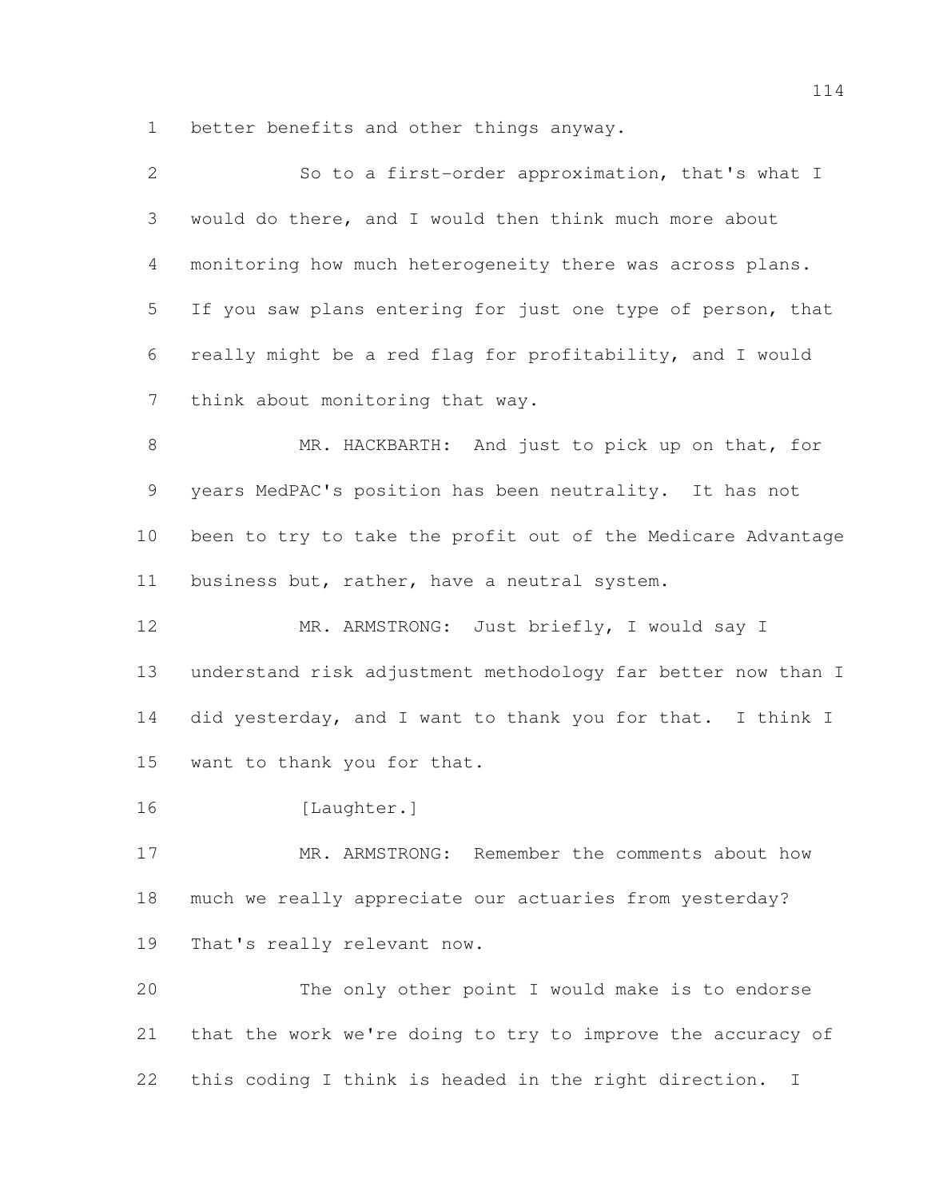better benefits and other things anyway.

So to a first-order approximation, that's what I would do there, and I would then think much more about monitoring how much heterogeneity there was across plans. If you saw plans entering for just one type of person, that really might be a red flag for profitability, and I would think about monitoring that way.

MR. HACKBARTH: And just to pick up on that, for years MedPAC's position has been neutrality. It has not been to try to take the profit out of the Medicare Advantage business but, rather, have a neutral system.

MR. ARMSTRONG: Just briefly, I would say I understand risk adjustment methodology far better now than I did yesterday, and I want to thank you for that. I think I want to thank you for that.

[Laughter.]

MR. ARMSTRONG: Remember the comments about how much we really appreciate our actuaries from yesterday? That's really relevant now.

The only other point I would make is to endorse that the work we're doing to try to improve the accuracy of this coding I think is headed in the right direction. I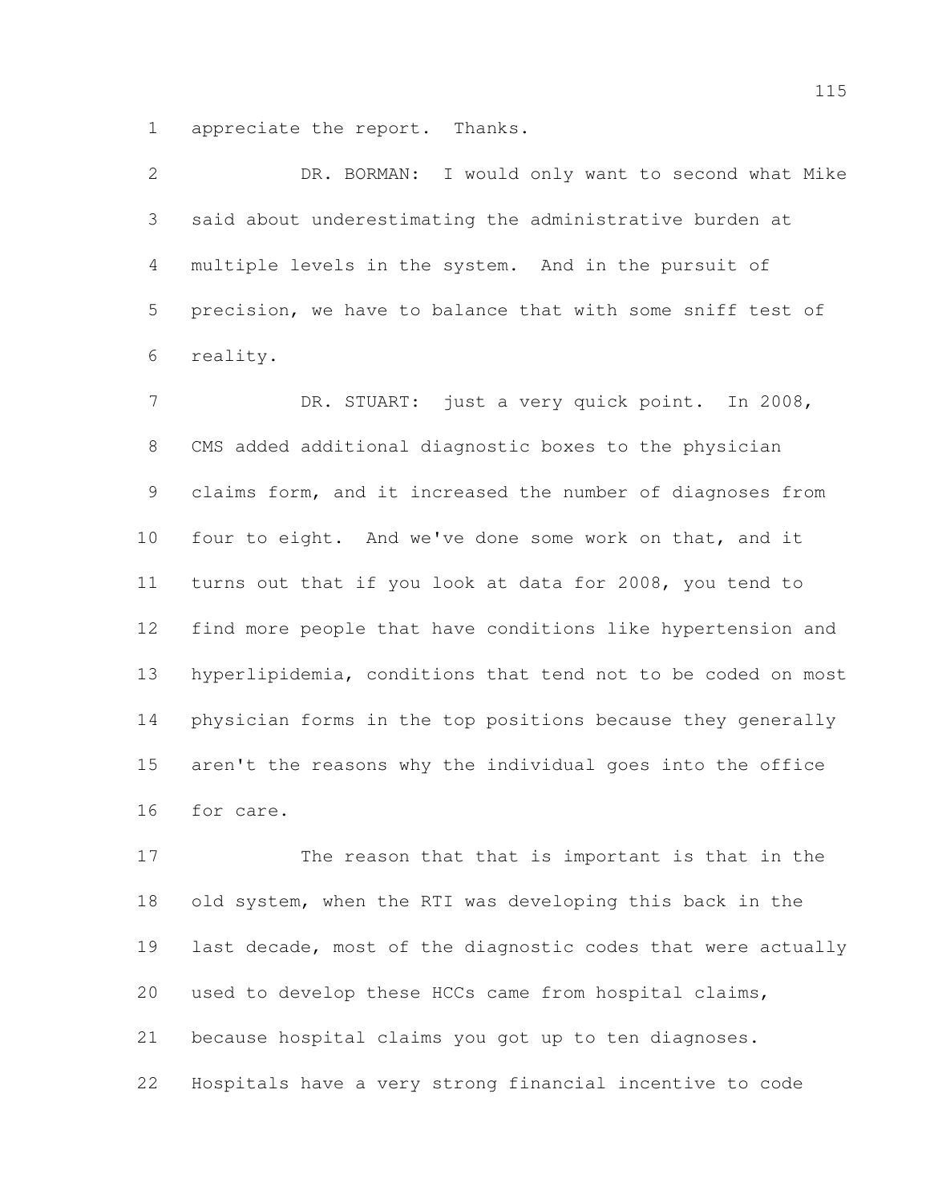appreciate the report. Thanks.

DR. BORMAN: I would only want to second what Mike said about underestimating the administrative burden at multiple levels in the system. And in the pursuit of precision, we have to balance that with some sniff test of reality.

DR. STUART: just a very quick point. In 2008, CMS added additional diagnostic boxes to the physician claims form, and it increased the number of diagnoses from four to eight. And we've done some work on that, and it turns out that if you look at data for 2008, you tend to find more people that have conditions like hypertension and hyperlipidemia, conditions that tend not to be coded on most physician forms in the top positions because they generally aren't the reasons why the individual goes into the office for care.

The reason that that is important is that in the old system, when the RTI was developing this back in the last decade, most of the diagnostic codes that were actually used to develop these HCCs came from hospital claims, because hospital claims you got up to ten diagnoses. Hospitals have a very strong financial incentive to code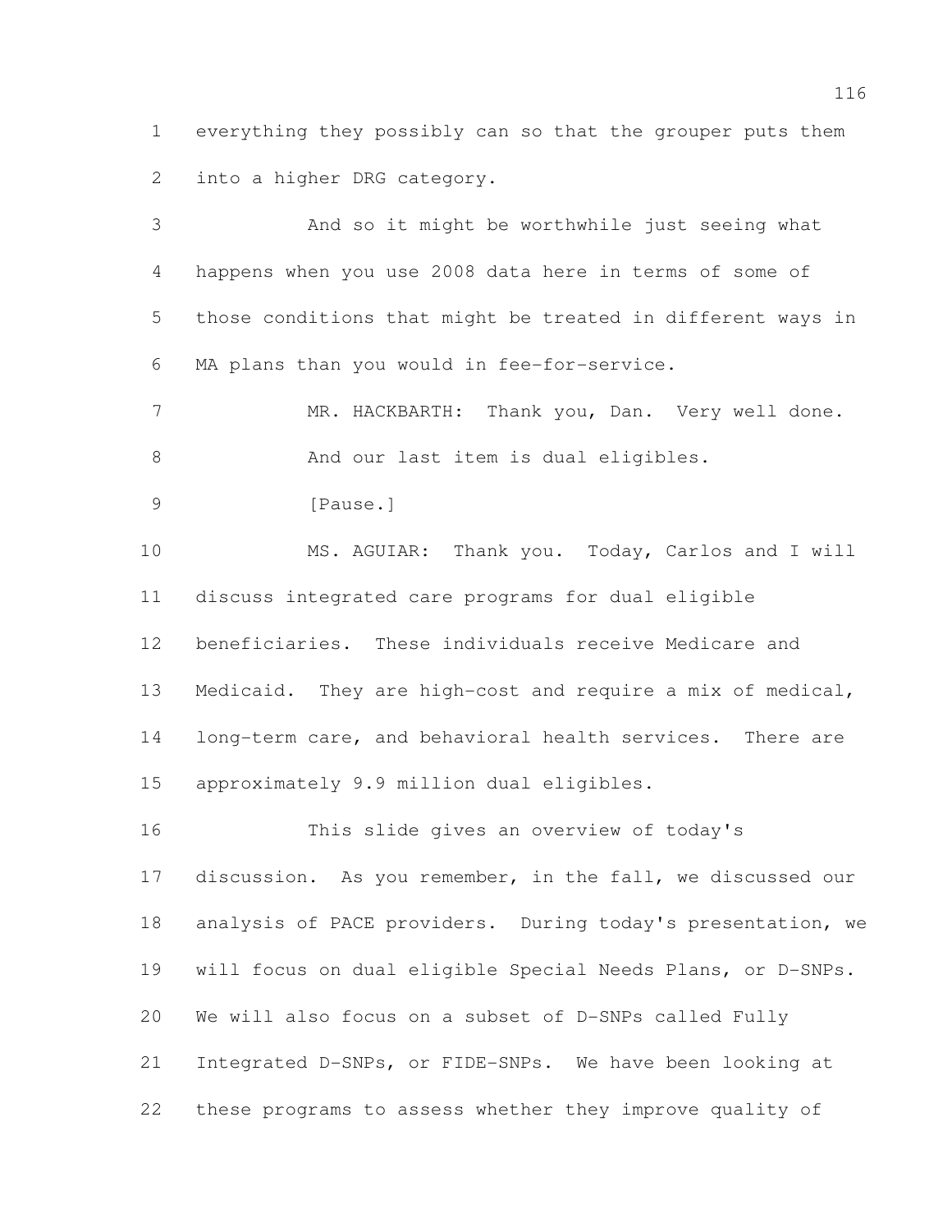everything they possibly can so that the grouper puts them into a higher DRG category.

And so it might be worthwhile just seeing what happens when you use 2008 data here in terms of some of those conditions that might be treated in different ways in MA plans than you would in fee-for-service.

MR. HACKBARTH: Thank you, Dan. Very well done.

And our last item is dual eligibles.

[Pause.]

MS. AGUIAR: Thank you. Today, Carlos and I will discuss integrated care programs for dual eligible beneficiaries. These individuals receive Medicare and Medicaid. They are high-cost and require a mix of medical, long-term care, and behavioral health services. There are approximately 9.9 million dual eligibles.

This slide gives an overview of today's discussion. As you remember, in the fall, we discussed our analysis of PACE providers. During today's presentation, we will focus on dual eligible Special Needs Plans, or D-SNPs. We will also focus on a subset of D-SNPs called Fully Integrated D-SNPs, or FIDE-SNPs. We have been looking at these programs to assess whether they improve quality of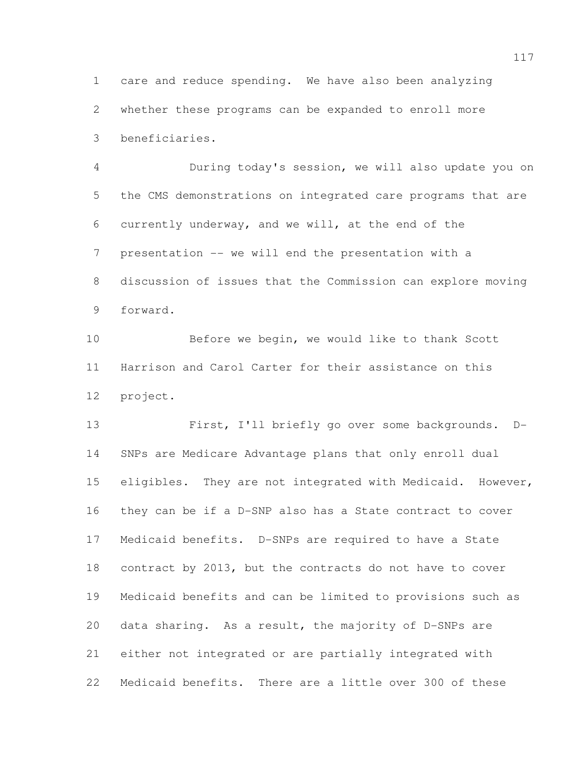care and reduce spending. We have also been analyzing whether these programs can be expanded to enroll more beneficiaries.

During today's session, we will also update you on the CMS demonstrations on integrated care programs that are currently underway, and we will, at the end of the presentation -- we will end the presentation with a discussion of issues that the Commission can explore moving forward.

Before we begin, we would like to thank Scott Harrison and Carol Carter for their assistance on this project.

First, I'll briefly go over some backgrounds. D-SNPs are Medicare Advantage plans that only enroll dual eligibles. They are not integrated with Medicaid. However, they can be if a D-SNP also has a State contract to cover Medicaid benefits. D-SNPs are required to have a State contract by 2013, but the contracts do not have to cover Medicaid benefits and can be limited to provisions such as data sharing. As a result, the majority of D-SNPs are either not integrated or are partially integrated with Medicaid benefits. There are a little over 300 of these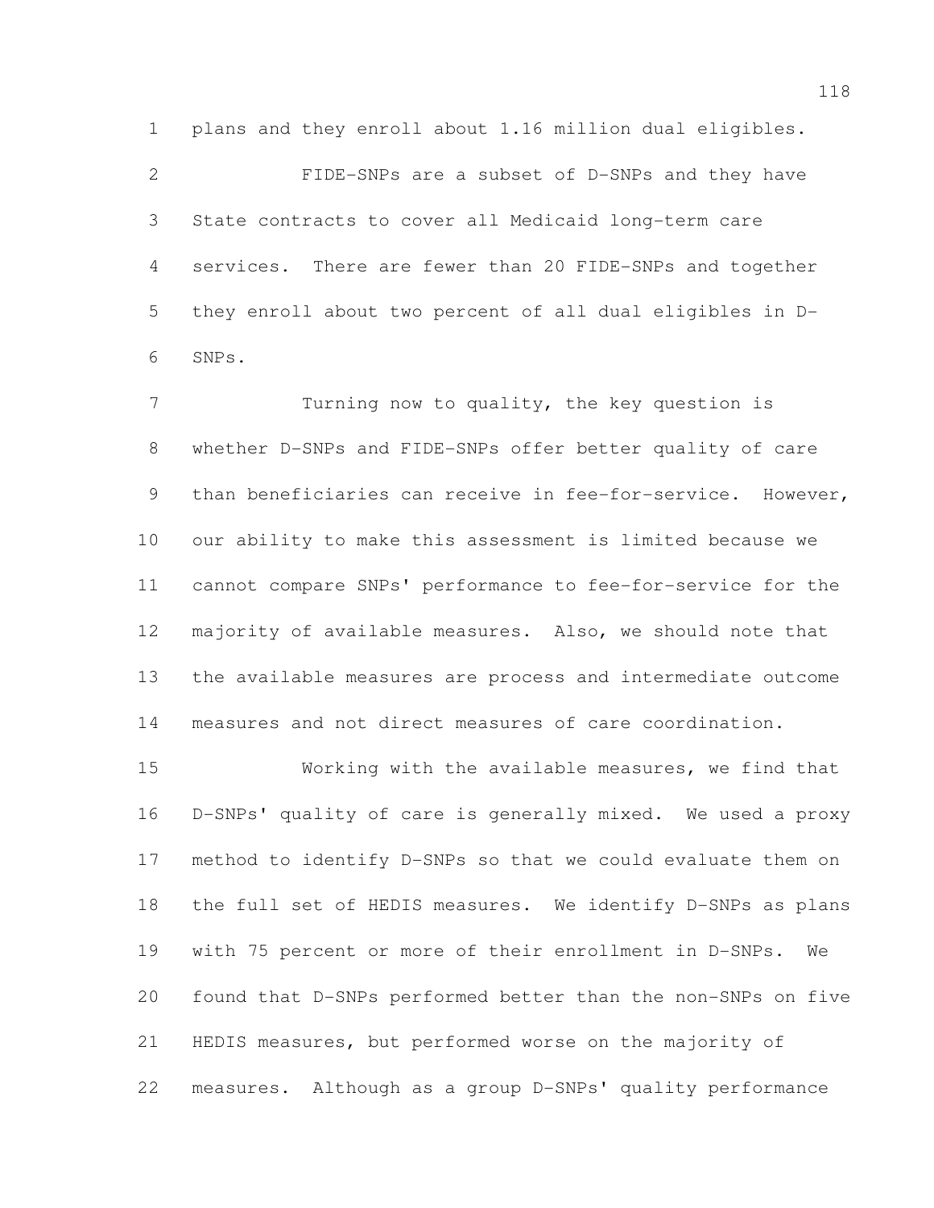plans and they enroll about 1.16 million dual eligibles.

FIDE-SNPs are a subset of D-SNPs and they have State contracts to cover all Medicaid long-term care services. There are fewer than 20 FIDE-SNPs and together they enroll about two percent of all dual eligibles in D-SNPs.

Turning now to quality, the key question is whether D-SNPs and FIDE-SNPs offer better quality of care than beneficiaries can receive in fee-for-service. However, our ability to make this assessment is limited because we cannot compare SNPs' performance to fee-for-service for the majority of available measures. Also, we should note that the available measures are process and intermediate outcome measures and not direct measures of care coordination.

Working with the available measures, we find that D-SNPs' quality of care is generally mixed. We used a proxy method to identify D-SNPs so that we could evaluate them on the full set of HEDIS measures. We identify D-SNPs as plans with 75 percent or more of their enrollment in D-SNPs. We found that D-SNPs performed better than the non-SNPs on five HEDIS measures, but performed worse on the majority of measures. Although as a group D-SNPs' quality performance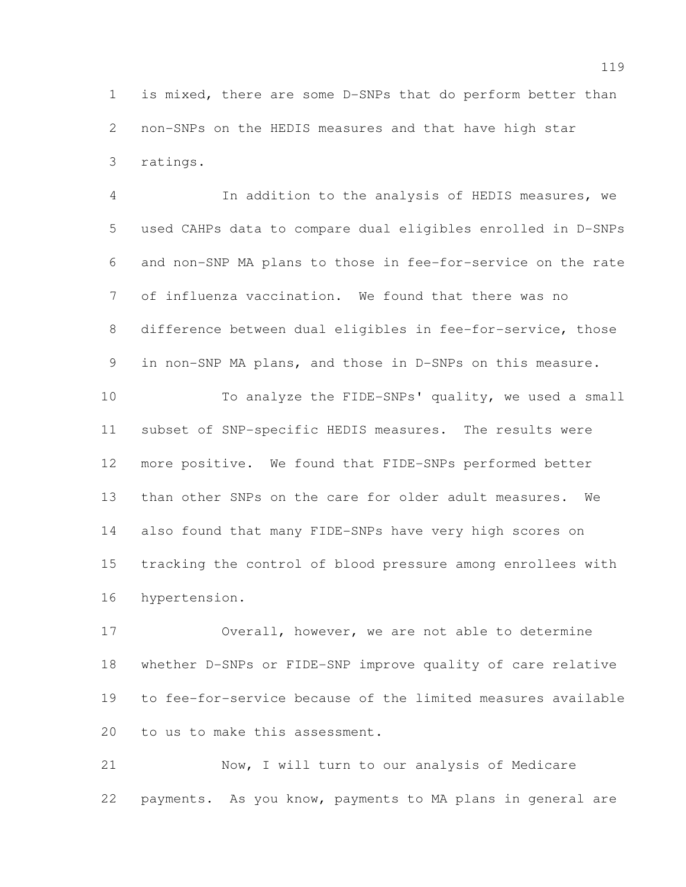is mixed, there are some D-SNPs that do perform better than non-SNPs on the HEDIS measures and that have high star ratings.

In addition to the analysis of HEDIS measures, we used CAHPs data to compare dual eligibles enrolled in D-SNPs and non-SNP MA plans to those in fee-for-service on the rate of influenza vaccination. We found that there was no difference between dual eligibles in fee-for-service, those in non-SNP MA plans, and those in D-SNPs on this measure.

To analyze the FIDE-SNPs' quality, we used a small subset of SNP-specific HEDIS measures. The results were more positive. We found that FIDE-SNPs performed better than other SNPs on the care for older adult measures. We also found that many FIDE-SNPs have very high scores on tracking the control of blood pressure among enrollees with hypertension.

Overall, however, we are not able to determine whether D-SNPs or FIDE-SNP improve quality of care relative to fee-for-service because of the limited measures available to us to make this assessment.

Now, I will turn to our analysis of Medicare payments. As you know, payments to MA plans in general are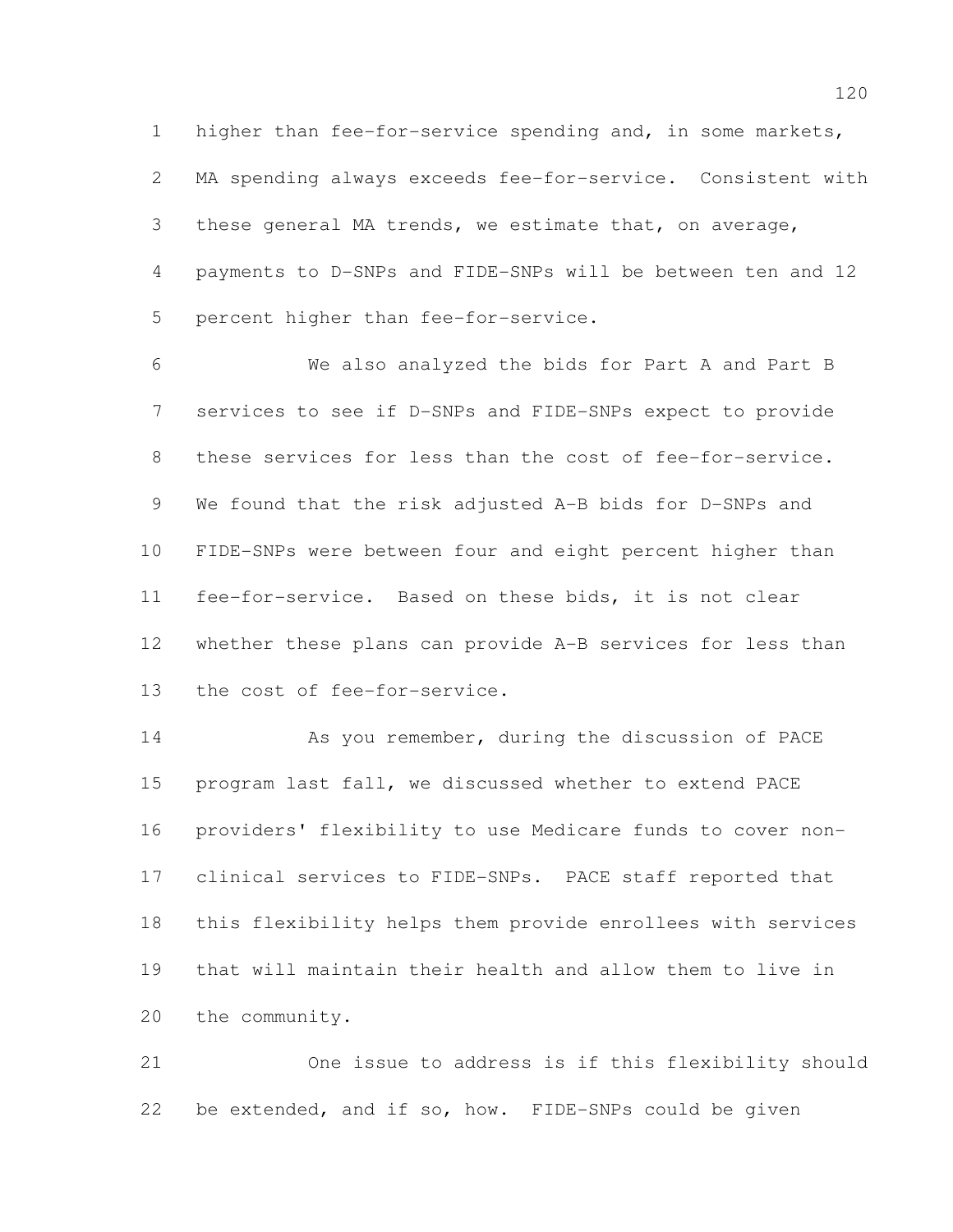higher than fee-for-service spending and, in some markets, MA spending always exceeds fee-for-service. Consistent with these general MA trends, we estimate that, on average, payments to D-SNPs and FIDE-SNPs will be between ten and 12 percent higher than fee-for-service.

We also analyzed the bids for Part A and Part B services to see if D-SNPs and FIDE-SNPs expect to provide these services for less than the cost of fee-for-service. We found that the risk adjusted A-B bids for D-SNPs and FIDE-SNPs were between four and eight percent higher than fee-for-service. Based on these bids, it is not clear whether these plans can provide A-B services for less than the cost of fee-for-service.

As you remember, during the discussion of PACE program last fall, we discussed whether to extend PACE providers' flexibility to use Medicare funds to cover non-clinical services to FIDE-SNPs. PACE staff reported that this flexibility helps them provide enrollees with services that will maintain their health and allow them to live in the community.

One issue to address is if this flexibility should be extended, and if so, how. FIDE-SNPs could be given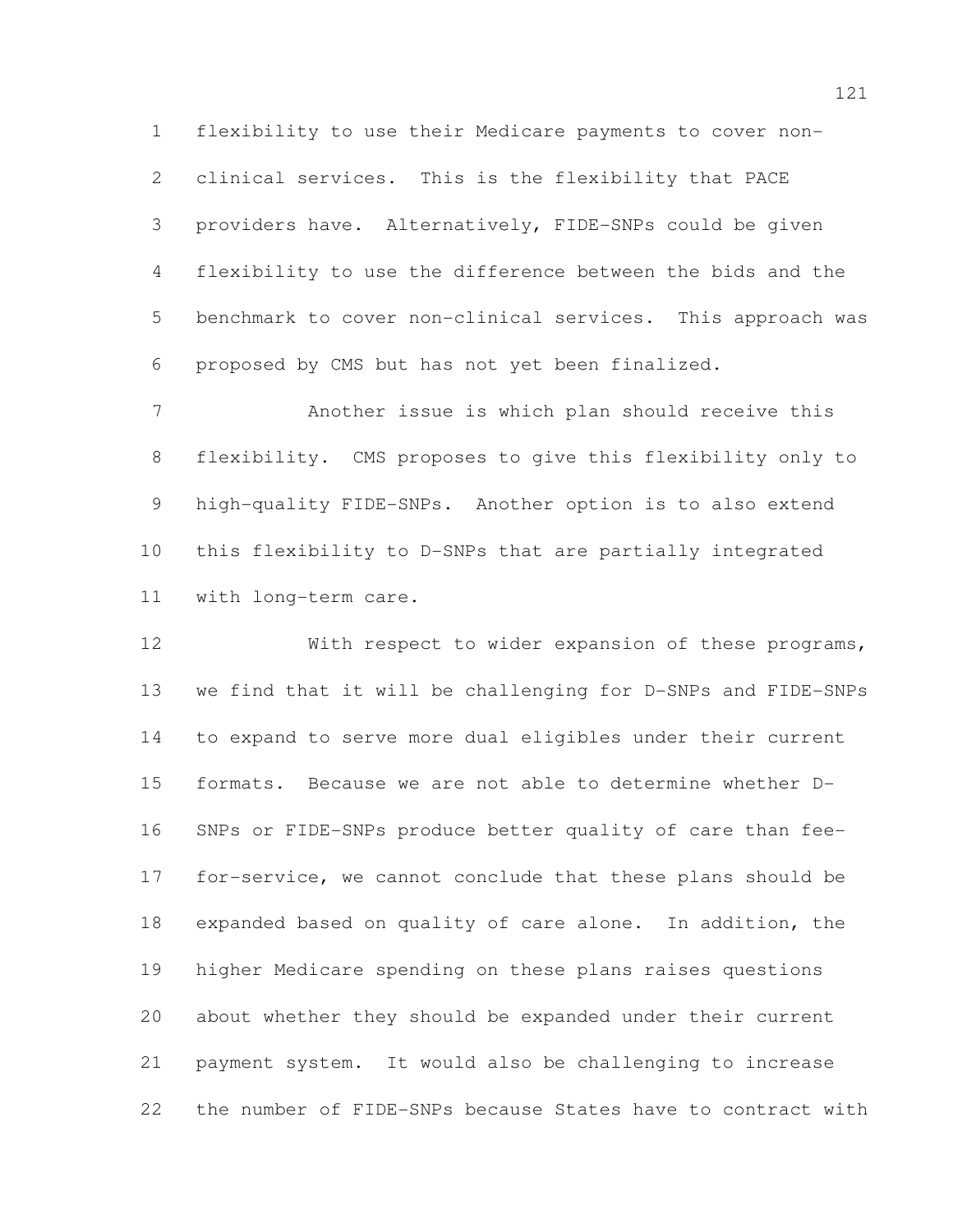flexibility to use their Medicare payments to cover non-clinical services. This is the flexibility that PACE providers have. Alternatively, FIDE-SNPs could be given flexibility to use the difference between the bids and the benchmark to cover non-clinical services. This approach was proposed by CMS but has not yet been finalized.

Another issue is which plan should receive this flexibility. CMS proposes to give this flexibility only to high-quality FIDE-SNPs. Another option is to also extend this flexibility to D-SNPs that are partially integrated with long-term care.

With respect to wider expansion of these programs, we find that it will be challenging for D-SNPs and FIDE-SNPs to expand to serve more dual eligibles under their current formats. Because we are not able to determine whether D-SNPs or FIDE-SNPs produce better quality of care than fee-for-service, we cannot conclude that these plans should be expanded based on quality of care alone. In addition, the higher Medicare spending on these plans raises questions about whether they should be expanded under their current payment system. It would also be challenging to increase the number of FIDE-SNPs because States have to contract with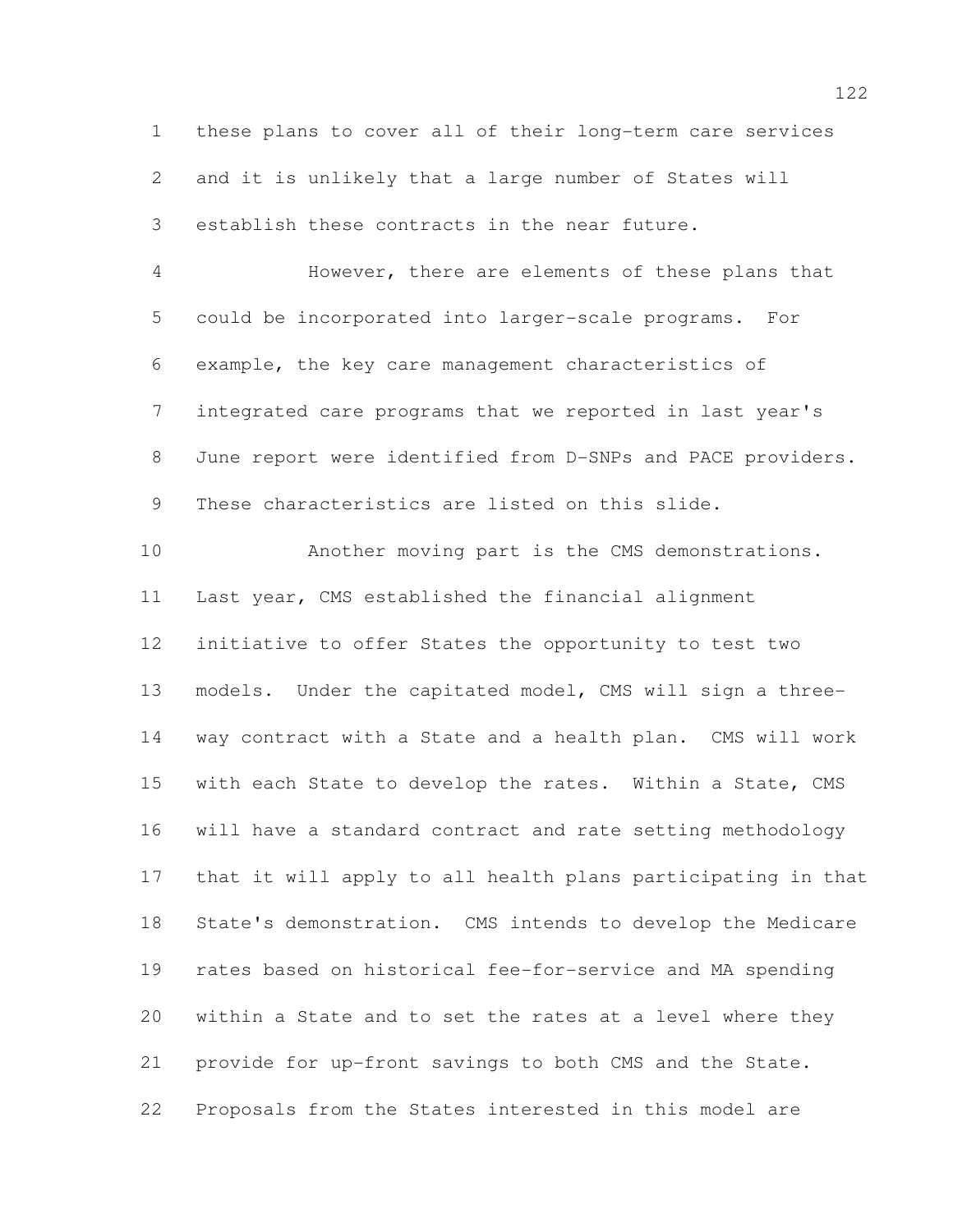these plans to cover all of their long-term care services and it is unlikely that a large number of States will establish these contracts in the near future.

However, there are elements of these plans that could be incorporated into larger-scale programs. For example, the key care management characteristics of integrated care programs that we reported in last year's June report were identified from D-SNPs and PACE providers. These characteristics are listed on this slide.

Another moving part is the CMS demonstrations. Last year, CMS established the financial alignment initiative to offer States the opportunity to test two models. Under the capitated model, CMS will sign a three-way contract with a State and a health plan. CMS will work with each State to develop the rates. Within a State, CMS will have a standard contract and rate setting methodology that it will apply to all health plans participating in that State's demonstration. CMS intends to develop the Medicare rates based on historical fee-for-service and MA spending within a State and to set the rates at a level where they provide for up-front savings to both CMS and the State. Proposals from the States interested in this model are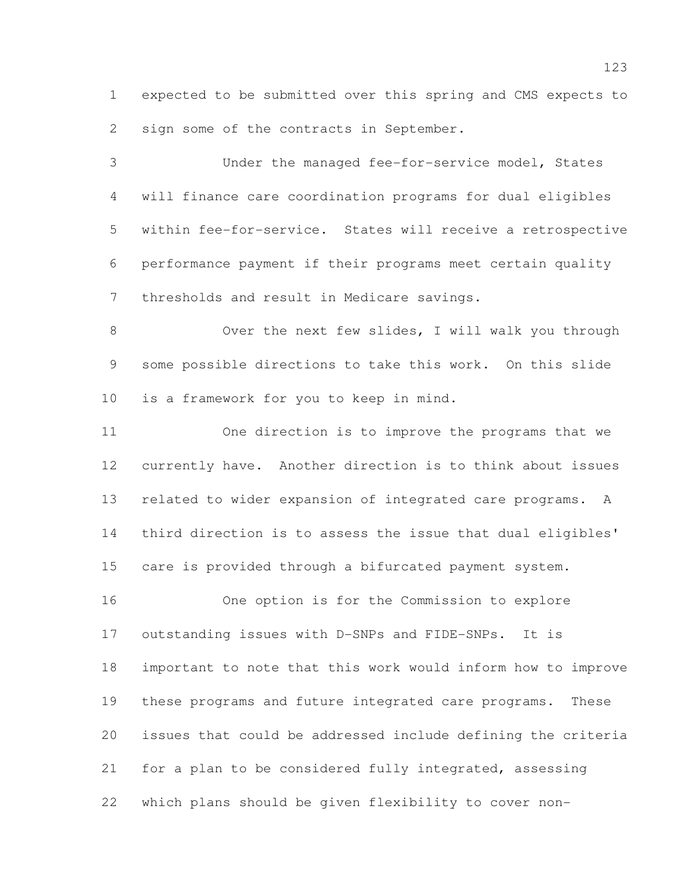expected to be submitted over this spring and CMS expects to sign some of the contracts in September.

Under the managed fee-for-service model, States will finance care coordination programs for dual eligibles within fee-for-service. States will receive a retrospective performance payment if their programs meet certain quality thresholds and result in Medicare savings.

Over the next few slides, I will walk you through some possible directions to take this work. On this slide is a framework for you to keep in mind.

One direction is to improve the programs that we currently have. Another direction is to think about issues related to wider expansion of integrated care programs. A third direction is to assess the issue that dual eligibles' care is provided through a bifurcated payment system.

One option is for the Commission to explore outstanding issues with D-SNPs and FIDE-SNPs. It is important to note that this work would inform how to improve these programs and future integrated care programs. These issues that could be addressed include defining the criteria for a plan to be considered fully integrated, assessing which plans should be given flexibility to cover non-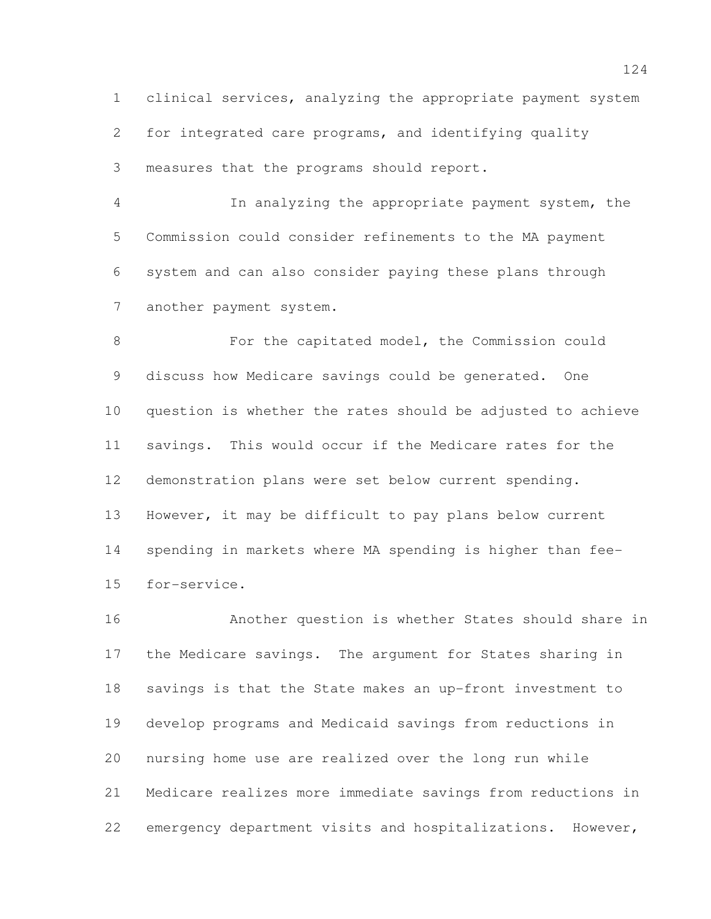clinical services, analyzing the appropriate payment system for integrated care programs, and identifying quality measures that the programs should report.

In analyzing the appropriate payment system, the Commission could consider refinements to the MA payment system and can also consider paying these plans through another payment system.

For the capitated model, the Commission could discuss how Medicare savings could be generated. One question is whether the rates should be adjusted to achieve savings. This would occur if the Medicare rates for the demonstration plans were set below current spending. However, it may be difficult to pay plans below current spending in markets where MA spending is higher than fee-for-service.

Another question is whether States should share in the Medicare savings. The argument for States sharing in savings is that the State makes an up-front investment to develop programs and Medicaid savings from reductions in nursing home use are realized over the long run while Medicare realizes more immediate savings from reductions in emergency department visits and hospitalizations. However,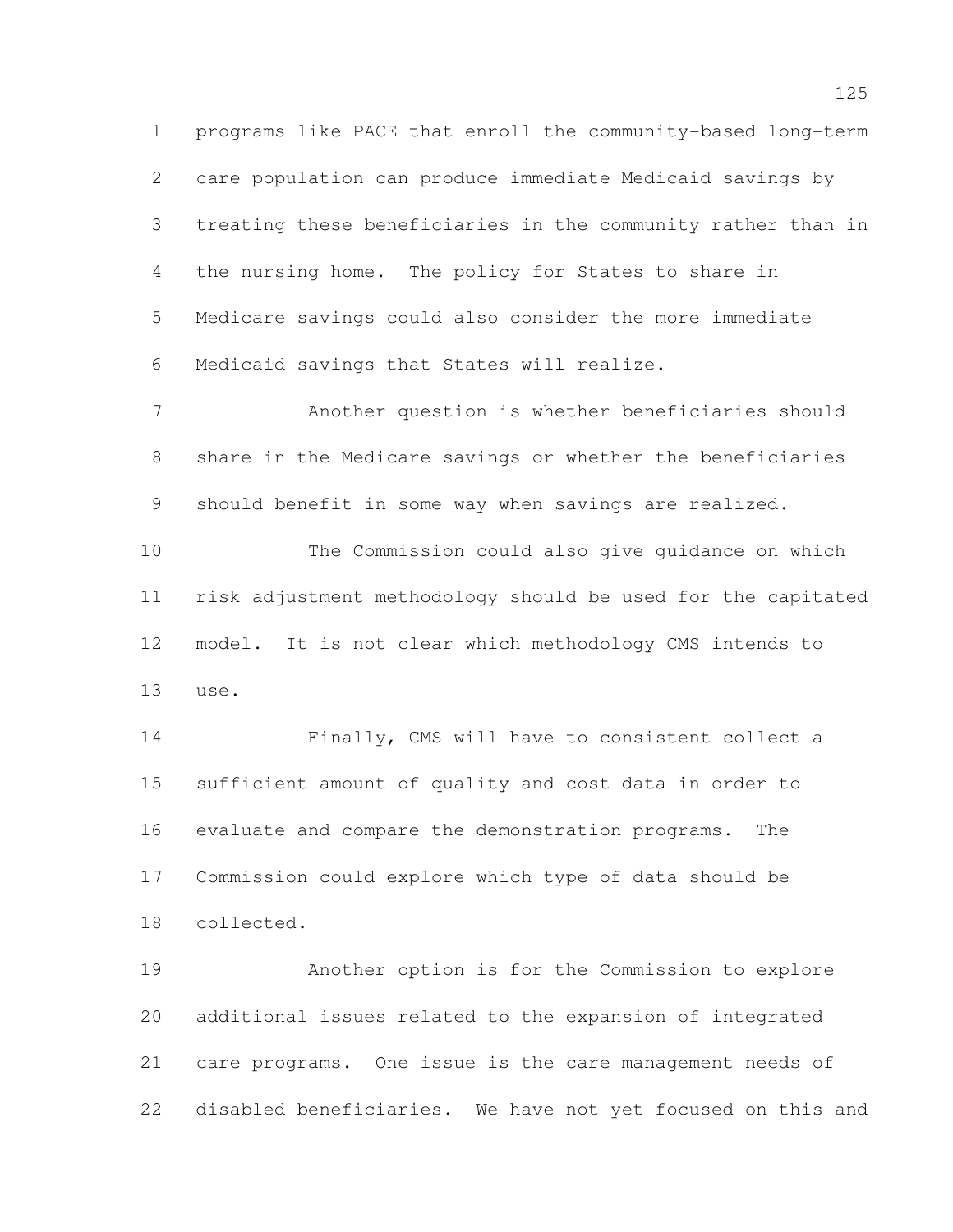programs like PACE that enroll the community-based long-term care population can produce immediate Medicaid savings by treating these beneficiaries in the community rather than in the nursing home. The policy for States to share in Medicare savings could also consider the more immediate Medicaid savings that States will realize.

Another question is whether beneficiaries should share in the Medicare savings or whether the beneficiaries should benefit in some way when savings are realized.

The Commission could also give guidance on which risk adjustment methodology should be used for the capitated model. It is not clear which methodology CMS intends to use.

Finally, CMS will have to consistent collect a sufficient amount of quality and cost data in order to evaluate and compare the demonstration programs. The Commission could explore which type of data should be collected.

Another option is for the Commission to explore additional issues related to the expansion of integrated care programs. One issue is the care management needs of disabled beneficiaries. We have not yet focused on this and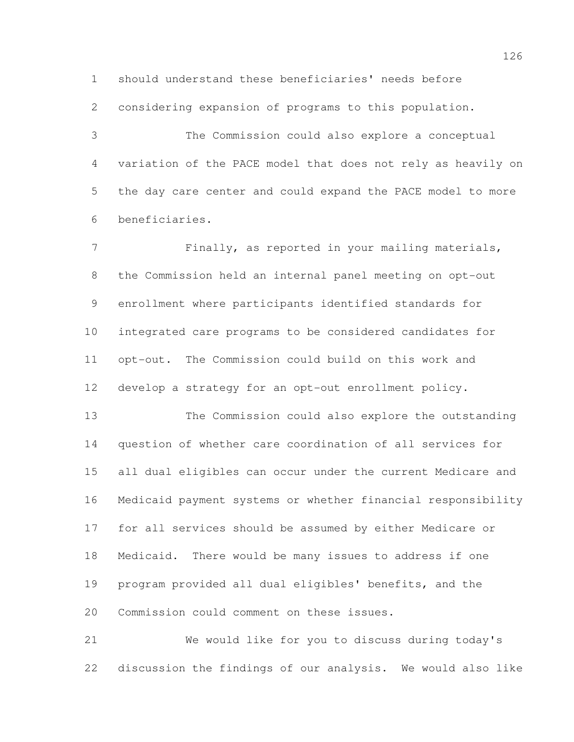should understand these beneficiaries' needs before considering expansion of programs to this population.

The Commission could also explore a conceptual variation of the PACE model that does not rely as heavily on the day care center and could expand the PACE model to more beneficiaries.

Finally, as reported in your mailing materials, the Commission held an internal panel meeting on opt-out enrollment where participants identified standards for integrated care programs to be considered candidates for opt-out. The Commission could build on this work and develop a strategy for an opt-out enrollment policy.

The Commission could also explore the outstanding question of whether care coordination of all services for all dual eligibles can occur under the current Medicare and Medicaid payment systems or whether financial responsibility for all services should be assumed by either Medicare or Medicaid. There would be many issues to address if one program provided all dual eligibles' benefits, and the Commission could comment on these issues.

We would like for you to discuss during today's discussion the findings of our analysis. We would also like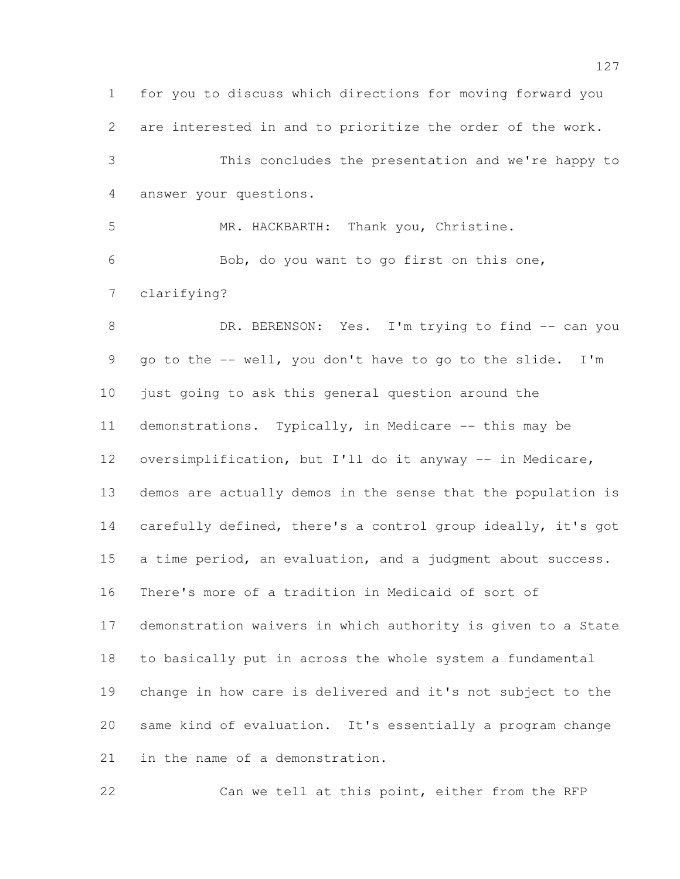for you to discuss which directions for moving forward you are interested in and to prioritize the order of the work.

This concludes the presentation and we're happy to answer your questions.

MR. HACKBARTH: Thank you, Christine.

Bob, do you want to go first on this one, clarifying?

DR. BERENSON: Yes. I'm trying to find -- can you go to the -- well, you don't have to go to the slide. I'm just going to ask this general question around the demonstrations. Typically, in Medicare -- this may be oversimplification, but I'll do it anyway -- in Medicare, demos are actually demos in the sense that the population is carefully defined, there's a control group ideally, it's got a time period, an evaluation, and a judgment about success. There's more of a tradition in Medicaid of sort of demonstration waivers in which authority is given to a State to basically put in across the whole system a fundamental change in how care is delivered and it's not subject to the same kind of evaluation. It's essentially a program change in the name of a demonstration.

Can we tell at this point, either from the RFP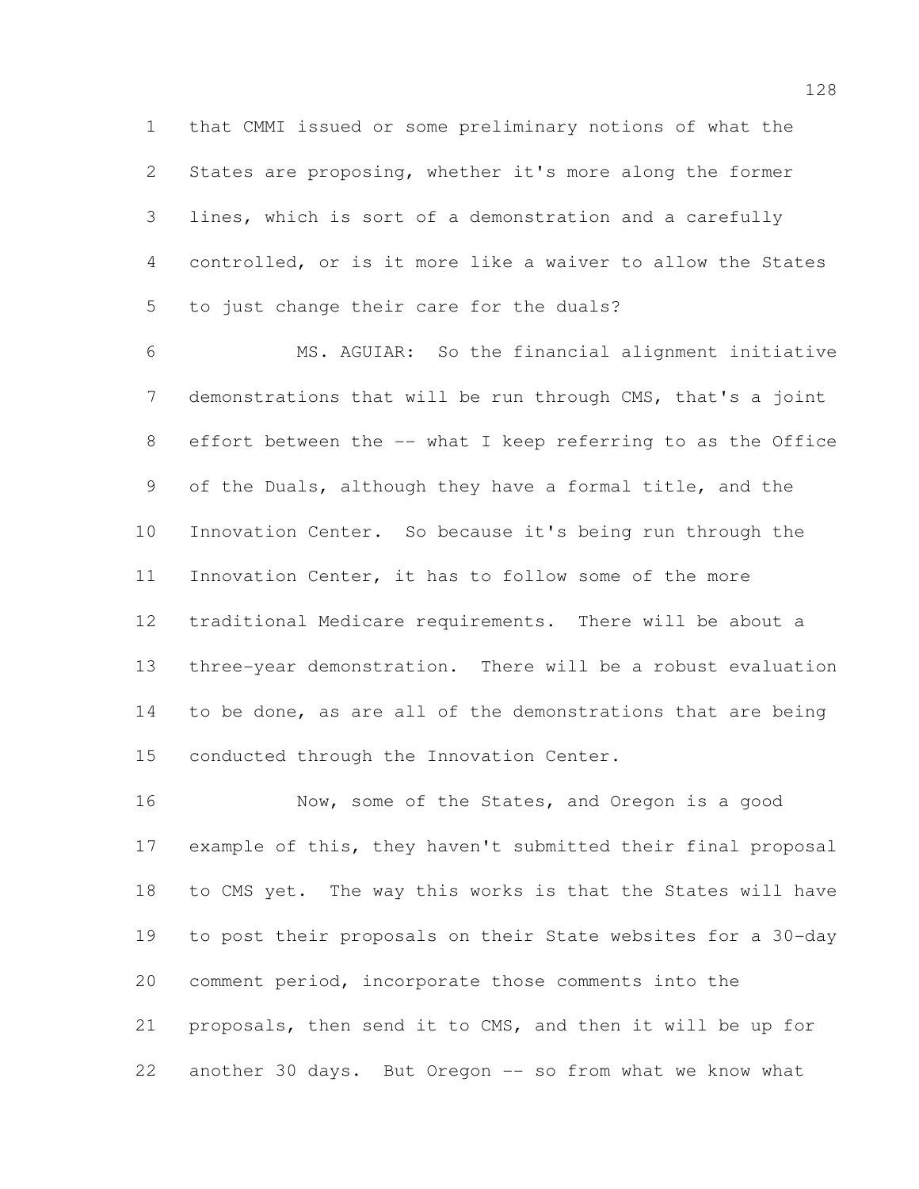that CMMI issued or some preliminary notions of what the States are proposing, whether it's more along the former lines, which is sort of a demonstration and a carefully controlled, or is it more like a waiver to allow the States to just change their care for the duals?

MS. AGUIAR: So the financial alignment initiative demonstrations that will be run through CMS, that's a joint effort between the -- what I keep referring to as the Office of the Duals, although they have a formal title, and the Innovation Center. So because it's being run through the Innovation Center, it has to follow some of the more traditional Medicare requirements. There will be about a three-year demonstration. There will be a robust evaluation to be done, as are all of the demonstrations that are being conducted through the Innovation Center.

Now, some of the States, and Oregon is a good example of this, they haven't submitted their final proposal to CMS yet. The way this works is that the States will have to post their proposals on their State websites for a 30-day comment period, incorporate those comments into the proposals, then send it to CMS, and then it will be up for another 30 days. But Oregon -- so from what we know what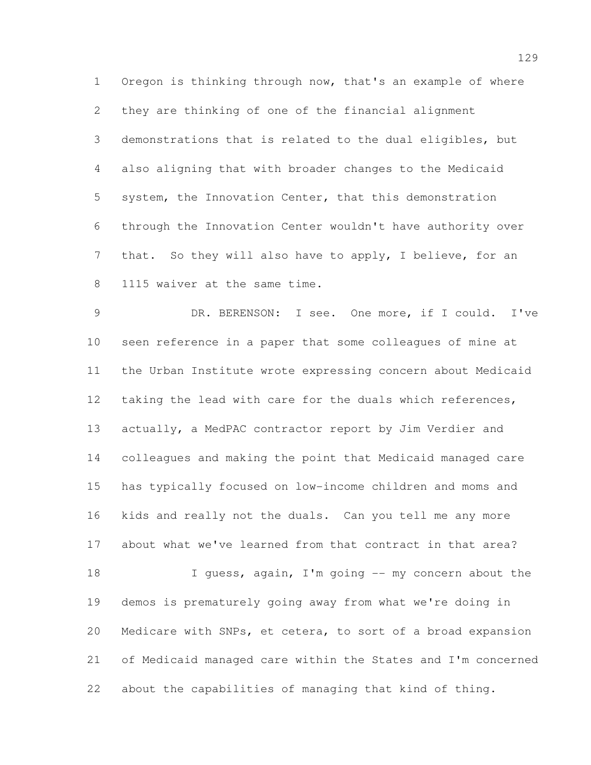Oregon is thinking through now, that's an example of where they are thinking of one of the financial alignment demonstrations that is related to the dual eligibles, but also aligning that with broader changes to the Medicaid system, the Innovation Center, that this demonstration through the Innovation Center wouldn't have authority over that. So they will also have to apply, I believe, for an 1115 waiver at the same time.

DR. BERENSON: I see. One more, if I could. I've seen reference in a paper that some colleagues of mine at the Urban Institute wrote expressing concern about Medicaid taking the lead with care for the duals which references, actually, a MedPAC contractor report by Jim Verdier and colleagues and making the point that Medicaid managed care has typically focused on low-income children and moms and kids and really not the duals. Can you tell me any more about what we've learned from that contract in that area?

I guess, again, I'm going -- my concern about the demos is prematurely going away from what we're doing in Medicare with SNPs, et cetera, to sort of a broad expansion of Medicaid managed care within the States and I'm concerned about the capabilities of managing that kind of thing.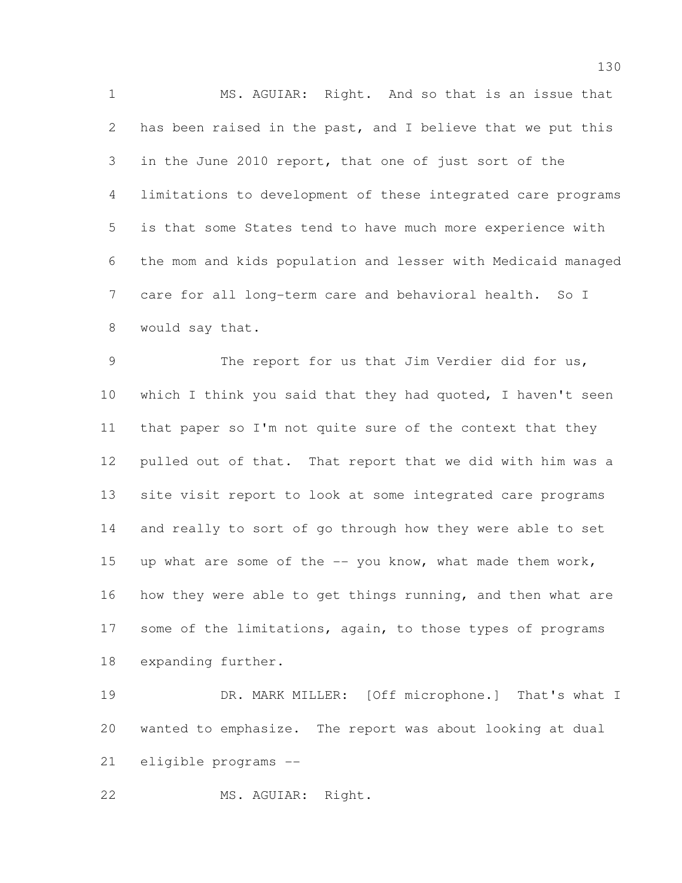MS. AGUIAR: Right. And so that is an issue that has been raised in the past, and I believe that we put this in the June 2010 report, that one of just sort of the limitations to development of these integrated care programs is that some States tend to have much more experience with the mom and kids population and lesser with Medicaid managed care for all long-term care and behavioral health. So I would say that.

The report for us that Jim Verdier did for us, which I think you said that they had quoted, I haven't seen that paper so I'm not quite sure of the context that they pulled out of that. That report that we did with him was a site visit report to look at some integrated care programs and really to sort of go through how they were able to set up what are some of the -- you know, what made them work, how they were able to get things running, and then what are some of the limitations, again, to those types of programs expanding further.

DR. MARK MILLER: [Off microphone.] That's what I wanted to emphasize. The report was about looking at dual eligible programs --

MS. AGUIAR: Right.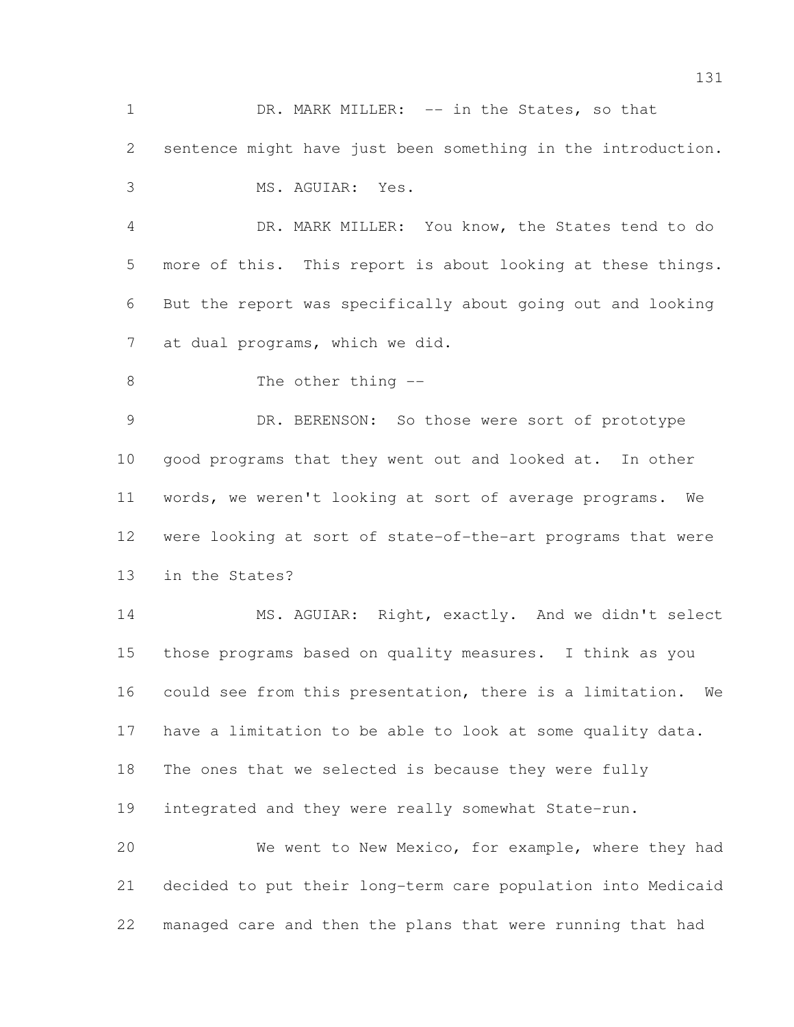DR. MARK MILLER: -- in the States, so that sentence might have just been something in the introduction.

MS. AGUIAR: Yes.

DR. MARK MILLER: You know, the States tend to do more of this. This report is about looking at these things. But the report was specifically about going out and looking at dual programs, which we did.

The other thing --

DR. BERENSON: So those were sort of prototype good programs that they went out and looked at. In other words, we weren't looking at sort of average programs. We were looking at sort of state-of-the-art programs that were in the States?

MS. AGUIAR: Right, exactly. And we didn't select those programs based on quality measures. I think as you could see from this presentation, there is a limitation. We have a limitation to be able to look at some quality data. The ones that we selected is because they were fully integrated and they were really somewhat State-run.

We went to New Mexico, for example, where they had decided to put their long-term care population into Medicaid managed care and then the plans that were running that had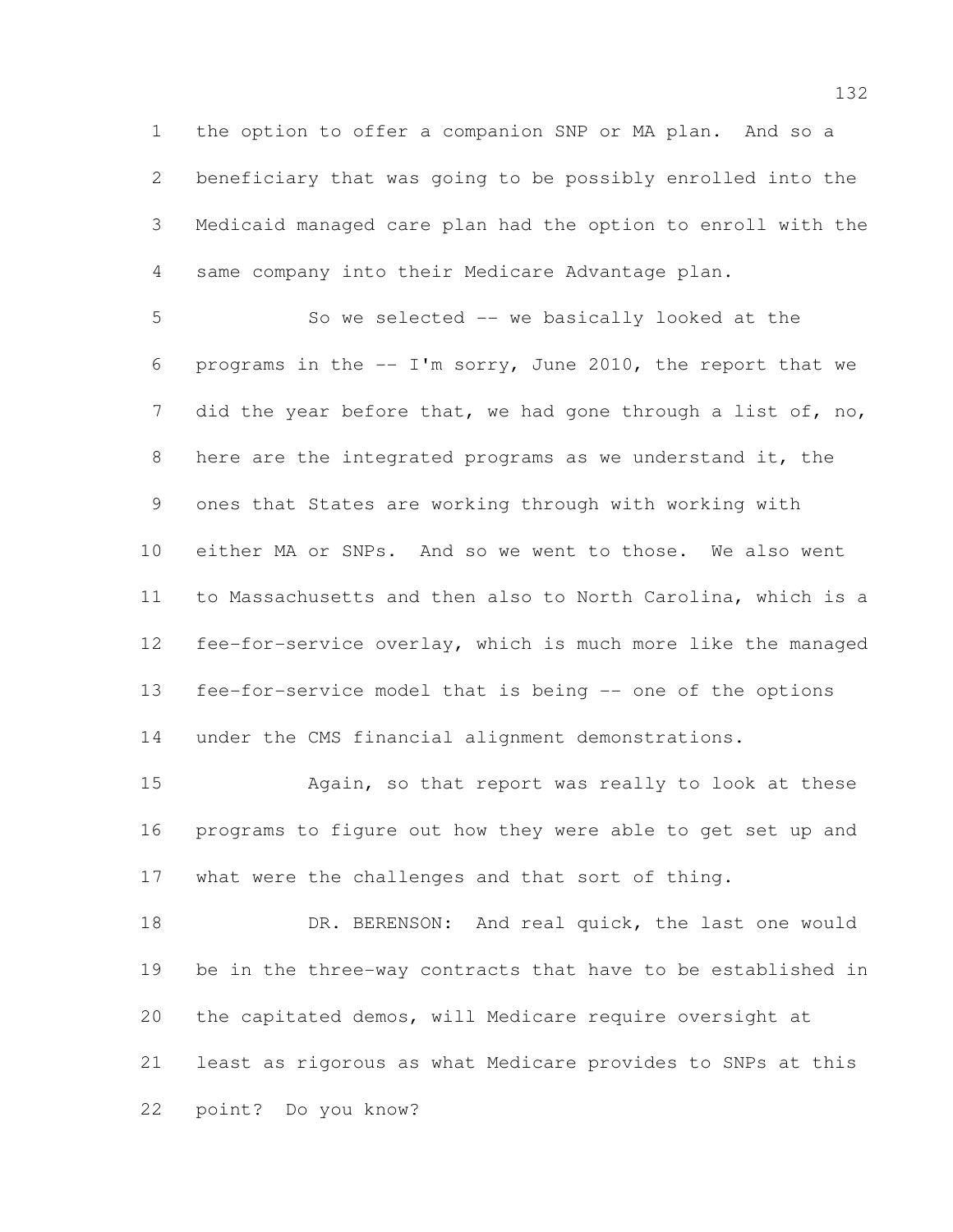the option to offer a companion SNP or MA plan. And so a beneficiary that was going to be possibly enrolled into the Medicaid managed care plan had the option to enroll with the same company into their Medicare Advantage plan.

So we selected -- we basically looked at the programs in the -- I'm sorry, June 2010, the report that we did the year before that, we had gone through a list of, no, here are the integrated programs as we understand it, the ones that States are working through with working with either MA or SNPs. And so we went to those. We also went to Massachusetts and then also to North Carolina, which is a fee-for-service overlay, which is much more like the managed fee-for-service model that is being -- one of the options under the CMS financial alignment demonstrations.

Again, so that report was really to look at these programs to figure out how they were able to get set up and what were the challenges and that sort of thing.

DR. BERENSON: And real quick, the last one would be in the three-way contracts that have to be established in the capitated demos, will Medicare require oversight at least as rigorous as what Medicare provides to SNPs at this point? Do you know?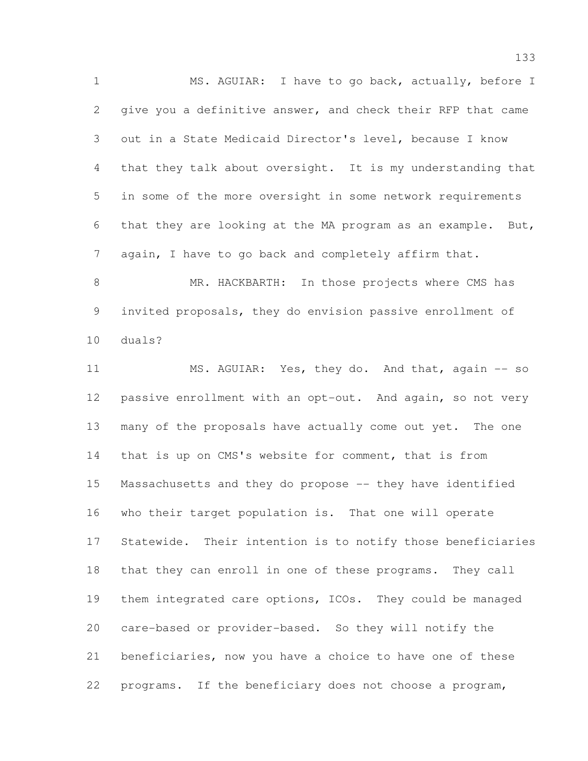MS. AGUIAR: I have to go back, actually, before I give you a definitive answer, and check their RFP that came out in a State Medicaid Director's level, because I know that they talk about oversight. It is my understanding that in some of the more oversight in some network requirements that they are looking at the MA program as an example. But, again, I have to go back and completely affirm that.

MR. HACKBARTH: In those projects where CMS has invited proposals, they do envision passive enrollment of duals?

MS. AGUIAR: Yes, they do. And that, again -- so passive enrollment with an opt-out. And again, so not very many of the proposals have actually come out yet. The one that is up on CMS's website for comment, that is from Massachusetts and they do propose -- they have identified who their target population is. That one will operate Statewide. Their intention is to notify those beneficiaries that they can enroll in one of these programs. They call them integrated care options, ICOs. They could be managed care-based or provider-based. So they will notify the beneficiaries, now you have a choice to have one of these programs. If the beneficiary does not choose a program,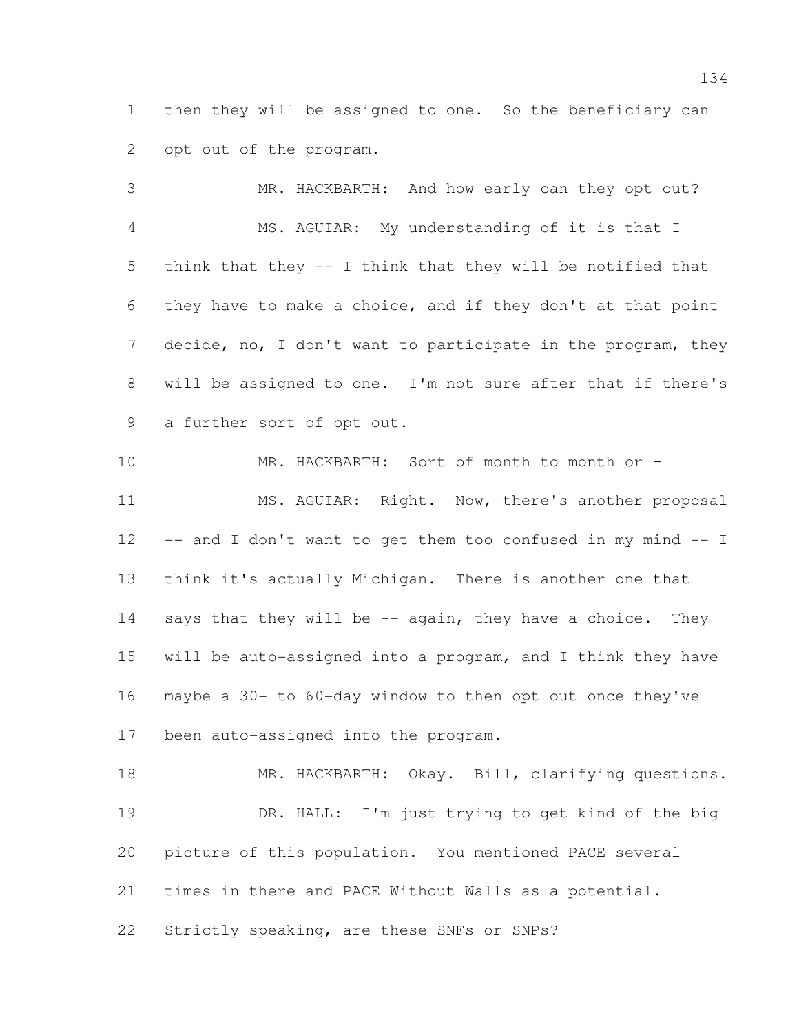then they will be assigned to one. So the beneficiary can opt out of the program.

MR. HACKBARTH: And how early can they opt out?

MS. AGUIAR: My understanding of it is that I think that they -- I think that they will be notified that they have to make a choice, and if they don't at that point decide, no, I don't want to participate in the program, they will be assigned to one. I'm not sure after that if there's a further sort of opt out.

MR. HACKBARTH: Sort of month to month or -

MS. AGUIAR: Right. Now, there's another proposal -- and I don't want to get them too confused in my mind -- I think it's actually Michigan. There is another one that says that they will be -- again, they have a choice. They will be auto-assigned into a program, and I think they have maybe a 30- to 60-day window to then opt out once they've been auto-assigned into the program.

MR. HACKBARTH: Okay. Bill, clarifying questions.

DR. HALL: I'm just trying to get kind of the big picture of this population. You mentioned PACE several times in there and PACE Without Walls as a potential. Strictly speaking, are these SNFs or SNPs?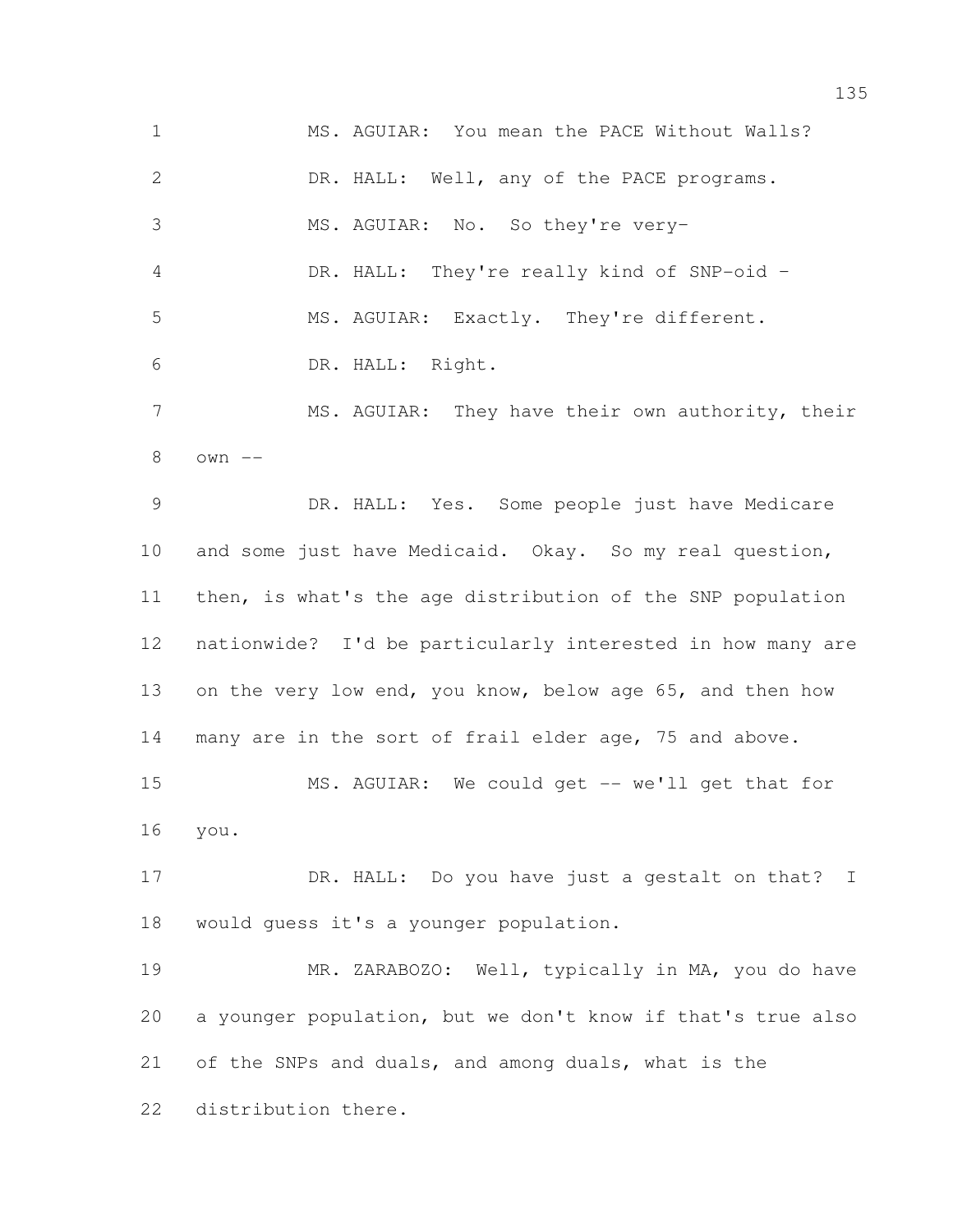MS. AGUIAR: You mean the PACE Without Walls?

DR. HALL: Well, any of the PACE programs.

MS. AGUIAR: No. So they're very-

DR. HALL: They're really kind of SNP-oid -

MS. AGUIAR: Exactly. They're different.

DR. HALL: Right.

MS. AGUIAR: They have their own authority, their own --

DR. HALL: Yes. Some people just have Medicare and some just have Medicaid. Okay. So my real question, then, is what's the age distribution of the SNP population nationwide? I'd be particularly interested in how many are on the very low end, you know, below age 65, and then how many are in the sort of frail elder age, 75 and above.

MS. AGUIAR: We could get -- we'll get that for you.

DR. HALL: Do you have just a gestalt on that? I would guess it's a younger population.

MR. ZARABOZO: Well, typically in MA, you do have a younger population, but we don't know if that's true also of the SNPs and duals, and among duals, what is the distribution there.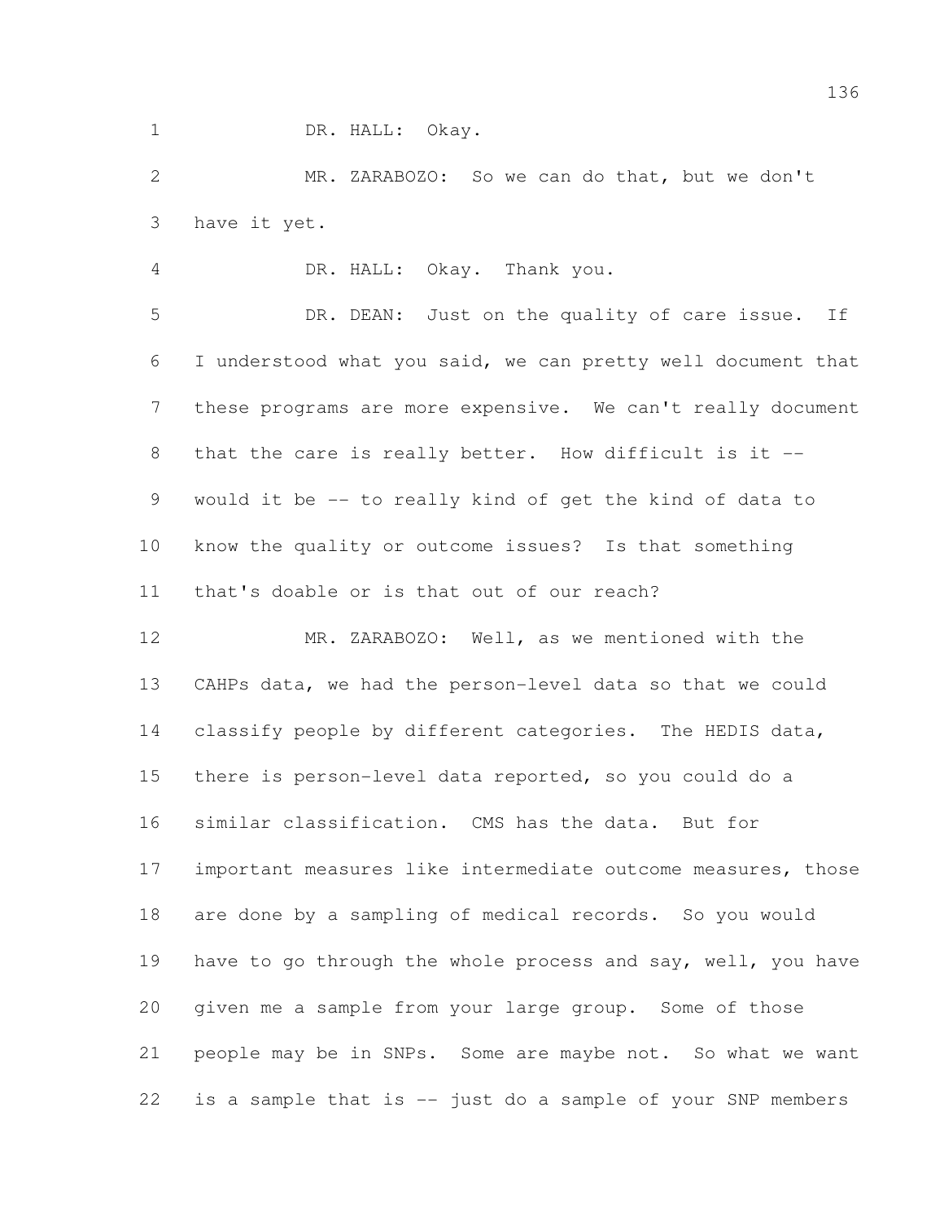DR. HALL: Okay.

MR. ZARABOZO: So we can do that, but we don't have it yet.

DR. HALL: Okay. Thank you.

DR. DEAN: Just on the quality of care issue. If I understood what you said, we can pretty well document that these programs are more expensive. We can't really document that the care is really better. How difficult is it -- would it be -- to really kind of get the kind of data to know the quality or outcome issues? Is that something that's doable or is that out of our reach?

MR. ZARABOZO: Well, as we mentioned with the CAHPs data, we had the person-level data so that we could classify people by different categories. The HEDIS data, there is person-level data reported, so you could do a similar classification. CMS has the data. But for important measures like intermediate outcome measures, those are done by a sampling of medical records. So you would have to go through the whole process and say, well, you have given me a sample from your large group. Some of those people may be in SNPs. Some are maybe not. So what we want is a sample that is -- just do a sample of your SNP members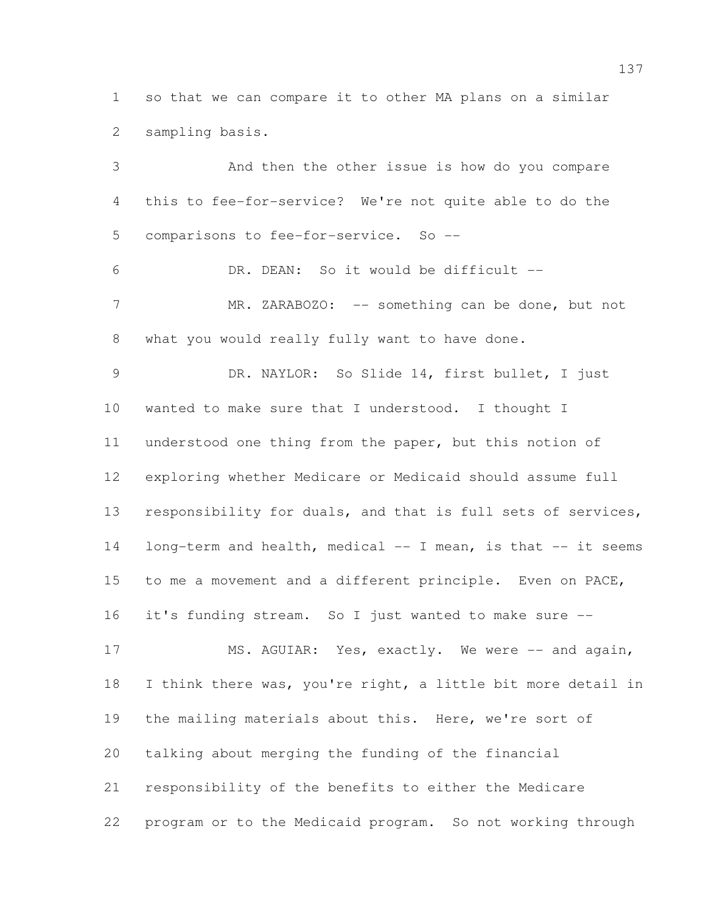so that we can compare it to other MA plans on a similar sampling basis.

And then the other issue is how do you compare this to fee-for-service? We're not quite able to do the comparisons to fee-for-service. So --

DR. DEAN: So it would be difficult --

MR. ZARABOZO: -- something can be done, but not what you would really fully want to have done.

DR. NAYLOR: So Slide 14, first bullet, I just wanted to make sure that I understood. I thought I understood one thing from the paper, but this notion of exploring whether Medicare or Medicaid should assume full responsibility for duals, and that is full sets of services, long-term and health, medical -- I mean, is that -- it seems to me a movement and a different principle. Even on PACE, it's funding stream. So I just wanted to make sure --

MS. AGUIAR: Yes, exactly. We were -- and again, I think there was, you're right, a little bit more detail in the mailing materials about this. Here, we're sort of talking about merging the funding of the financial responsibility of the benefits to either the Medicare program or to the Medicaid program. So not working through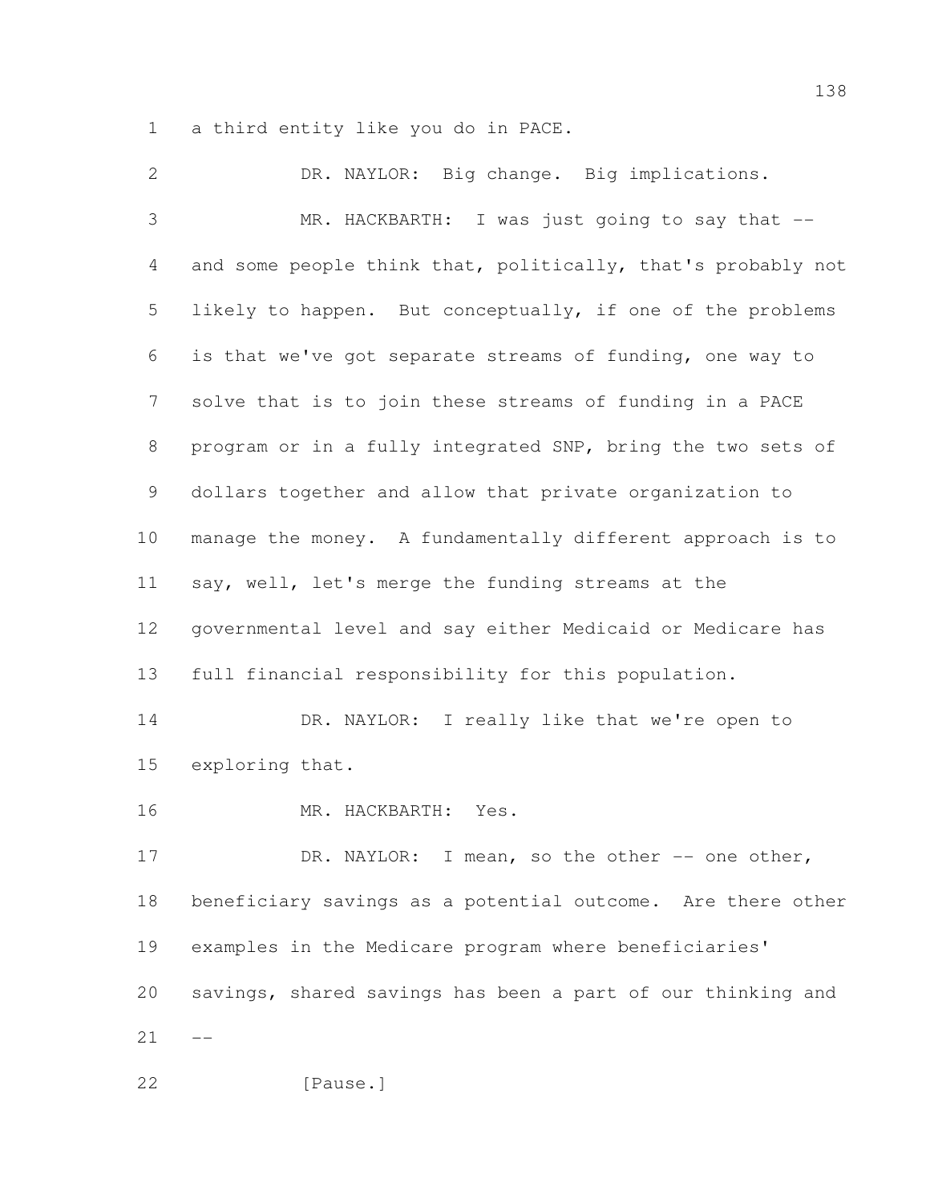a third entity like you do in PACE.

DR. NAYLOR: Big change. Big implications.

MR. HACKBARTH: I was just going to say that -- and some people think that, politically, that's probably not likely to happen. But conceptually, if one of the problems is that we've got separate streams of funding, one way to solve that is to join these streams of funding in a PACE program or in a fully integrated SNP, bring the two sets of dollars together and allow that private organization to manage the money. A fundamentally different approach is to say, well, let's merge the funding streams at the governmental level and say either Medicaid or Medicare has full financial responsibility for this population.

DR. NAYLOR: I really like that we're open to exploring that.

MR. HACKBARTH: Yes.

DR. NAYLOR: I mean, so the other -- one other, beneficiary savings as a potential outcome. Are there other examples in the Medicare program where beneficiaries' savings, shared savings has been a part of our thinking and --

[Pause.]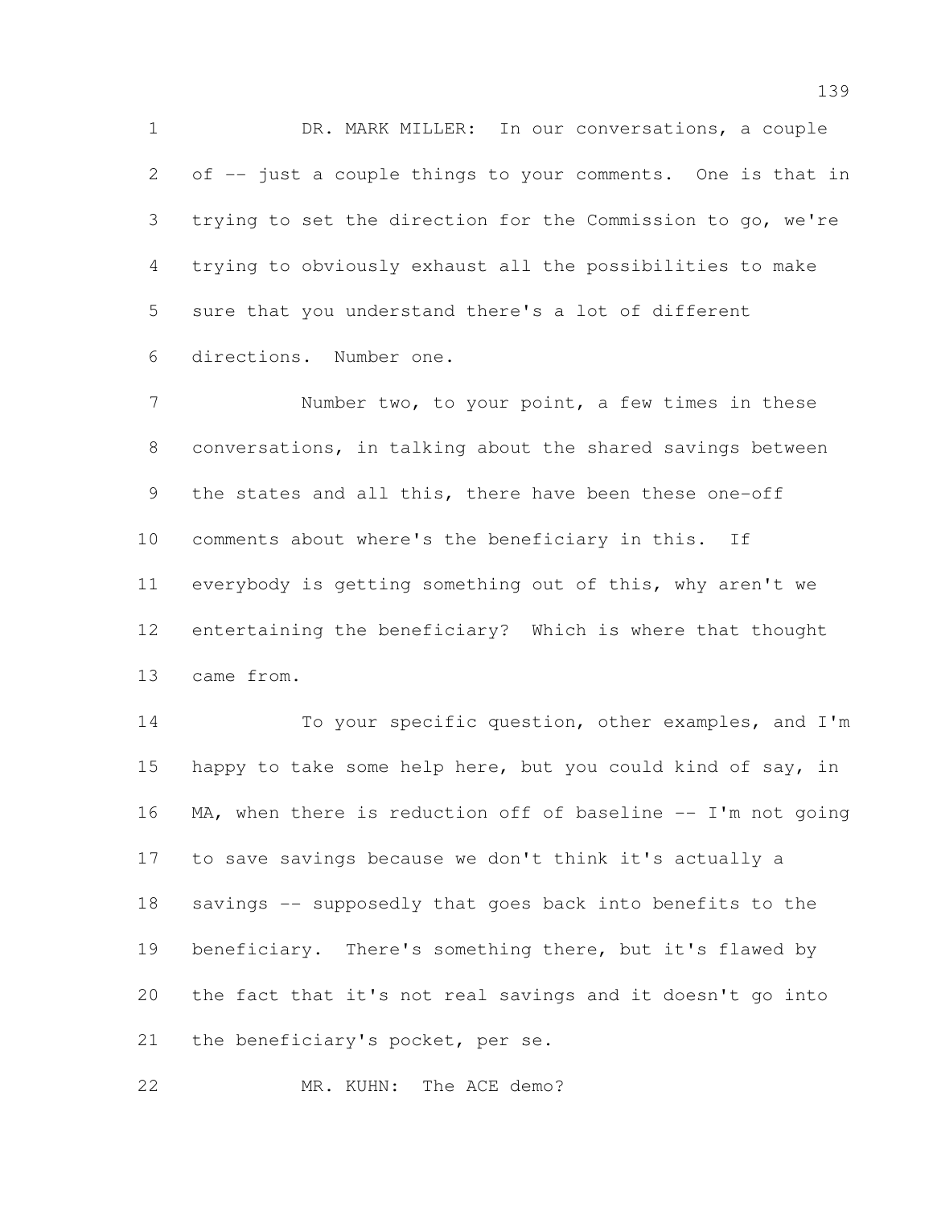DR. MARK MILLER: In our conversations, a couple of -- just a couple things to your comments. One is that in trying to set the direction for the Commission to go, we're trying to obviously exhaust all the possibilities to make sure that you understand there's a lot of different directions. Number one.

Number two, to your point, a few times in these conversations, in talking about the shared savings between the states and all this, there have been these one-off comments about where's the beneficiary in this. If everybody is getting something out of this, why aren't we entertaining the beneficiary? Which is where that thought came from.

To your specific question, other examples, and I'm happy to take some help here, but you could kind of say, in MA, when there is reduction off of baseline -- I'm not going to save savings because we don't think it's actually a savings -- supposedly that goes back into benefits to the beneficiary. There's something there, but it's flawed by the fact that it's not real savings and it doesn't go into the beneficiary's pocket, per se.

MR. KUHN: The ACE demo?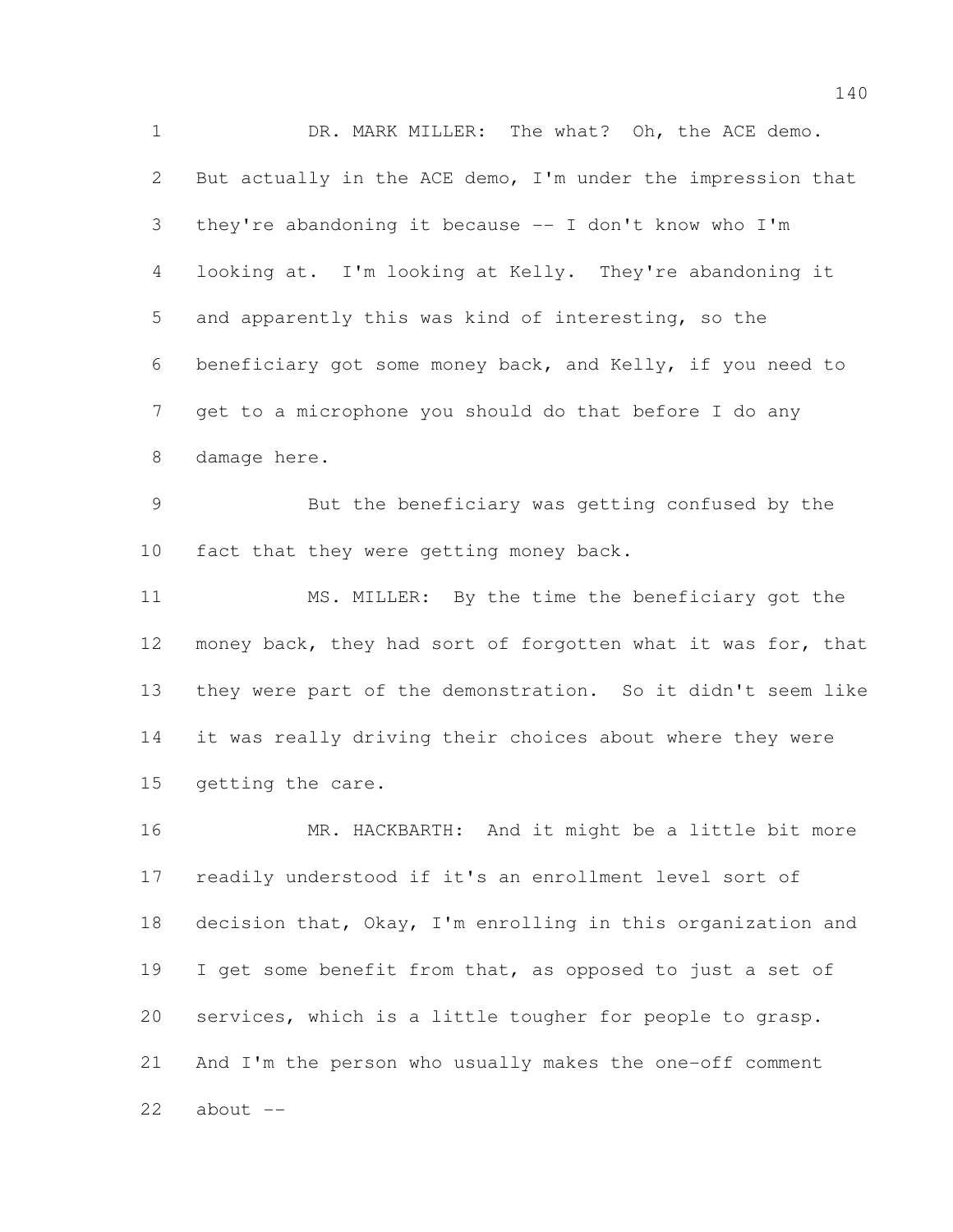DR. MARK MILLER: The what? Oh, the ACE demo. But actually in the ACE demo, I'm under the impression that they're abandoning it because -- I don't know who I'm looking at. I'm looking at Kelly. They're abandoning it and apparently this was kind of interesting, so the beneficiary got some money back, and Kelly, if you need to get to a microphone you should do that before I do any damage here.

But the beneficiary was getting confused by the fact that they were getting money back.

MS. MILLER: By the time the beneficiary got the money back, they had sort of forgotten what it was for, that they were part of the demonstration. So it didn't seem like it was really driving their choices about where they were getting the care.

MR. HACKBARTH: And it might be a little bit more readily understood if it's an enrollment level sort of decision that, Okay, I'm enrolling in this organization and I get some benefit from that, as opposed to just a set of services, which is a little tougher for people to grasp. And I'm the person who usually makes the one-off comment about --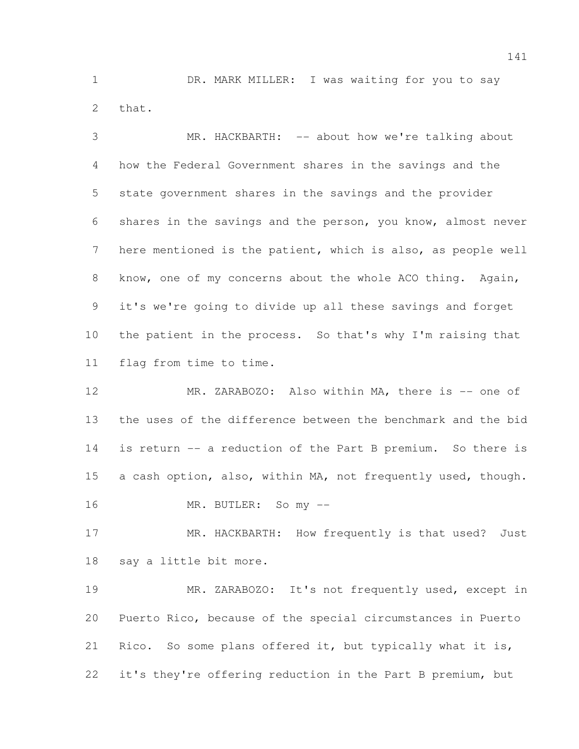DR. MARK MILLER: I was waiting for you to say that.

MR. HACKBARTH: -- about how we're talking about how the Federal Government shares in the savings and the state government shares in the savings and the provider shares in the savings and the person, you know, almost never here mentioned is the patient, which is also, as people well know, one of my concerns about the whole ACO thing. Again, it's we're going to divide up all these savings and forget the patient in the process. So that's why I'm raising that flag from time to time.

MR. ZARABOZO: Also within MA, there is -- one of the uses of the difference between the benchmark and the bid is return -- a reduction of the Part B premium. So there is a cash option, also, within MA, not frequently used, though.

MR. BUTLER: So my --

MR. HACKBARTH: How frequently is that used? Just say a little bit more.

MR. ZARABOZO: It's not frequently used, except in Puerto Rico, because of the special circumstances in Puerto Rico. So some plans offered it, but typically what it is, it's they're offering reduction in the Part B premium, but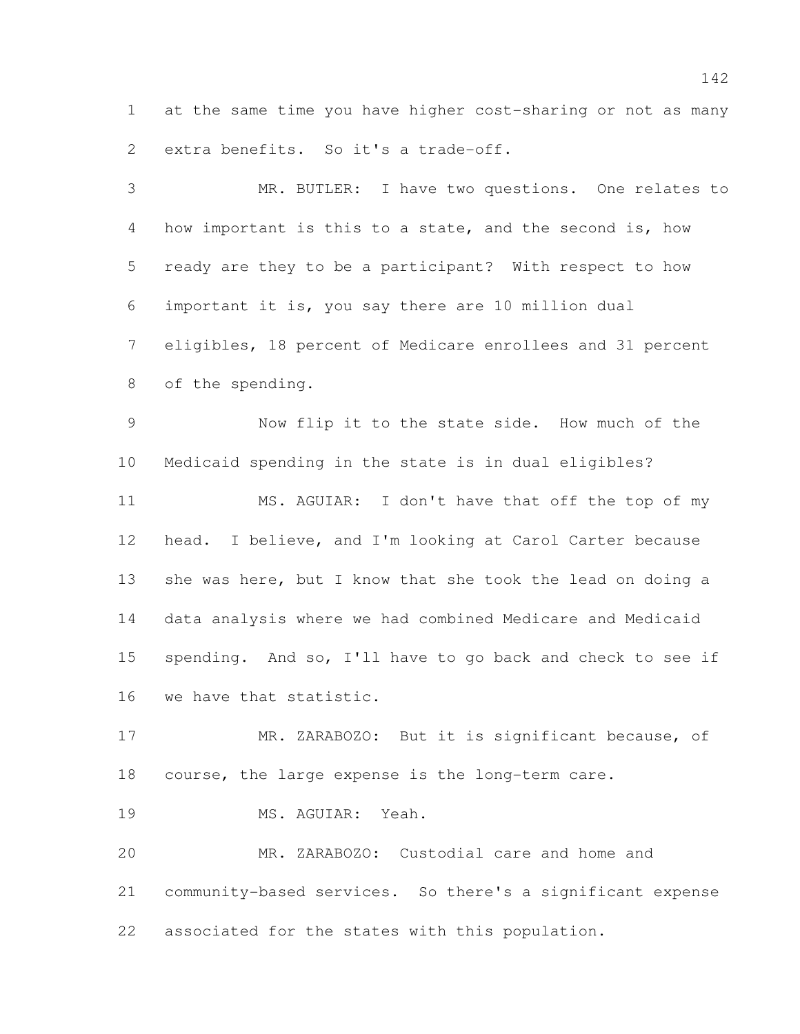at the same time you have higher cost-sharing or not as many extra benefits. So it's a trade-off.

MR. BUTLER: I have two questions. One relates to how important is this to a state, and the second is, how ready are they to be a participant? With respect to how important it is, you say there are 10 million dual eligibles, 18 percent of Medicare enrollees and 31 percent of the spending.

Now flip it to the state side. How much of the Medicaid spending in the state is in dual eligibles?

MS. AGUIAR: I don't have that off the top of my head. I believe, and I'm looking at Carol Carter because she was here, but I know that she took the lead on doing a data analysis where we had combined Medicare and Medicaid spending. And so, I'll have to go back and check to see if we have that statistic.

MR. ZARABOZO: But it is significant because, of course, the large expense is the long-term care.

MS. AGUIAR: Yeah.

MR. ZARABOZO: Custodial care and home and community-based services. So there's a significant expense associated for the states with this population.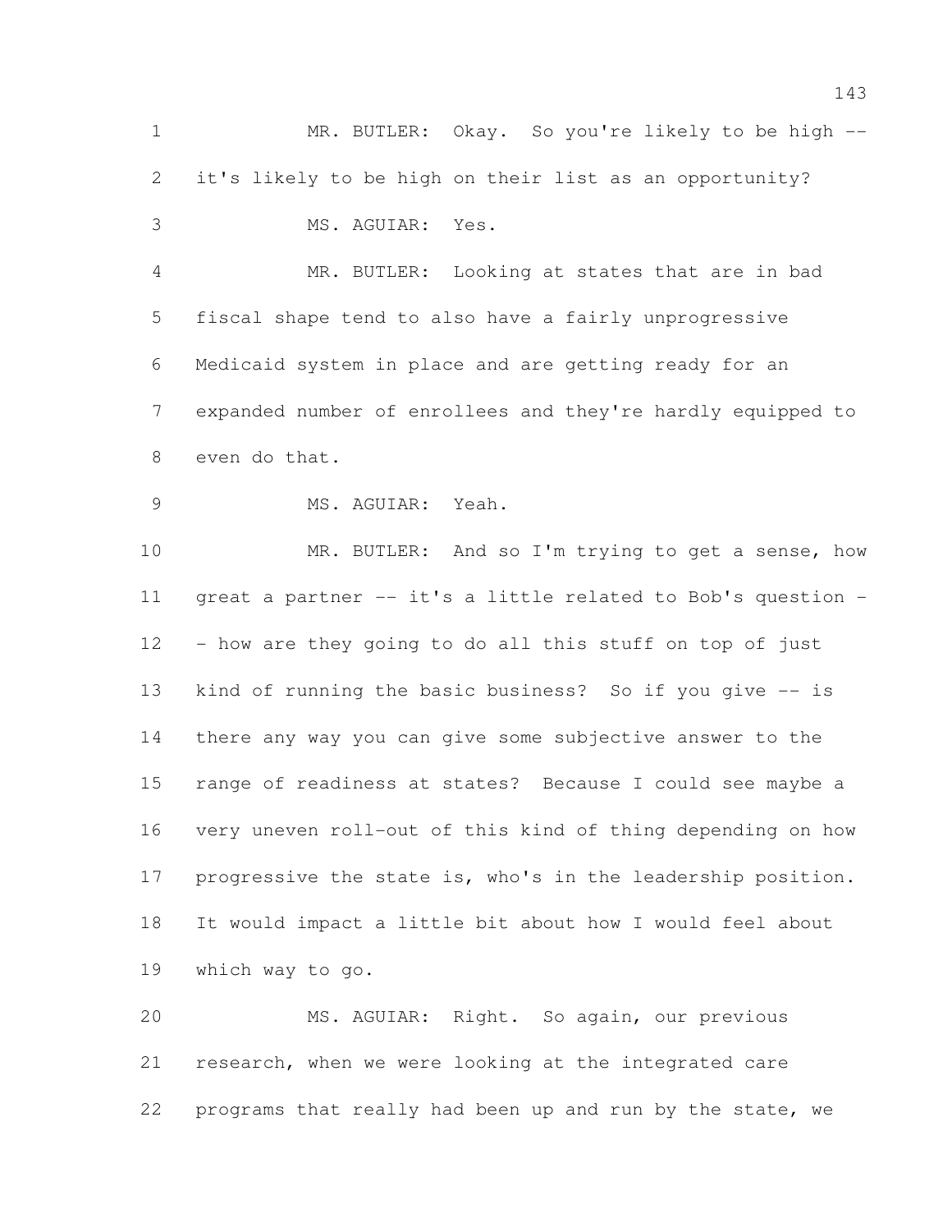MR. BUTLER: Okay. So you're likely to be high -- it's likely to be high on their list as an opportunity?

MS. AGUIAR: Yes.

MR. BUTLER: Looking at states that are in bad fiscal shape tend to also have a fairly unprogressive Medicaid system in place and are getting ready for an expanded number of enrollees and they're hardly equipped to even do that.

MS. AGUIAR: Yeah.

MR. BUTLER: And so I'm trying to get a sense, how great a partner -- it's a little related to Bob's question -- how are they going to do all this stuff on top of just kind of running the basic business? So if you give -- is there any way you can give some subjective answer to the range of readiness at states? Because I could see maybe a very uneven roll-out of this kind of thing depending on how progressive the state is, who's in the leadership position. It would impact a little bit about how I would feel about which way to go.

MS. AGUIAR: Right. So again, our previous research, when we were looking at the integrated care programs that really had been up and run by the state, we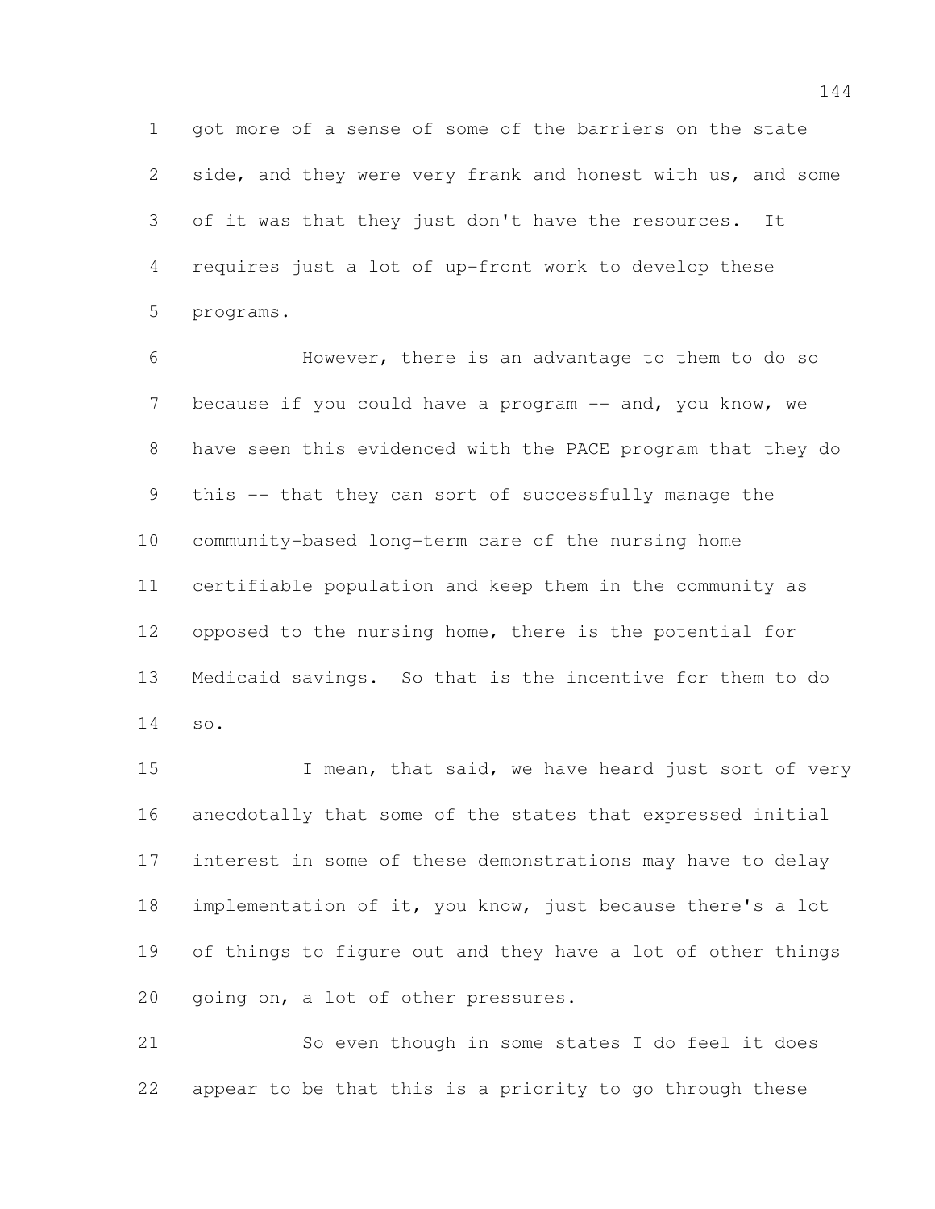got more of a sense of some of the barriers on the state side, and they were very frank and honest with us, and some of it was that they just don't have the resources. It requires just a lot of up-front work to develop these programs.

However, there is an advantage to them to do so because if you could have a program -- and, you know, we have seen this evidenced with the PACE program that they do this -- that they can sort of successfully manage the community-based long-term care of the nursing home certifiable population and keep them in the community as opposed to the nursing home, there is the potential for Medicaid savings. So that is the incentive for them to do so.

I mean, that said, we have heard just sort of very anecdotally that some of the states that expressed initial interest in some of these demonstrations may have to delay implementation of it, you know, just because there's a lot of things to figure out and they have a lot of other things going on, a lot of other pressures.

So even though in some states I do feel it does appear to be that this is a priority to go through these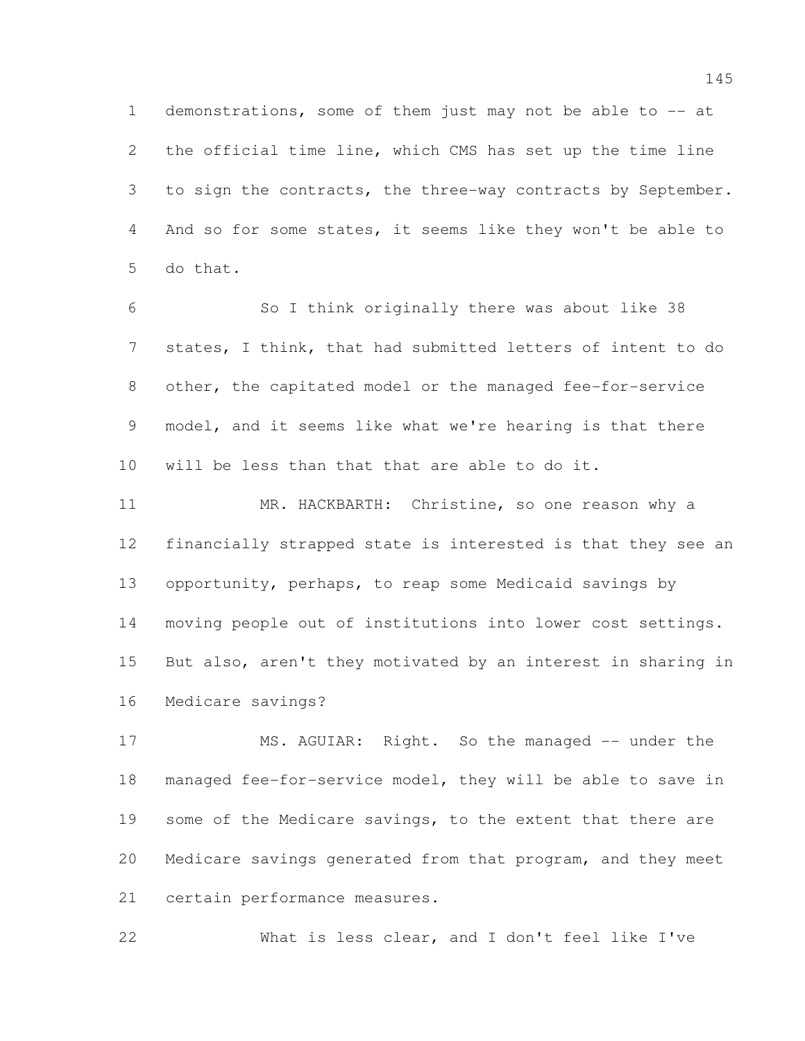demonstrations, some of them just may not be able to -- at the official time line, which CMS has set up the time line to sign the contracts, the three-way contracts by September. And so for some states, it seems like they won't be able to do that.

So I think originally there was about like 38 states, I think, that had submitted letters of intent to do other, the capitated model or the managed fee-for-service model, and it seems like what we're hearing is that there will be less than that that are able to do it.

MR. HACKBARTH: Christine, so one reason why a financially strapped state is interested is that they see an opportunity, perhaps, to reap some Medicaid savings by moving people out of institutions into lower cost settings. But also, aren't they motivated by an interest in sharing in Medicare savings?

MS. AGUIAR: Right. So the managed -- under the managed fee-for-service model, they will be able to save in some of the Medicare savings, to the extent that there are Medicare savings generated from that program, and they meet certain performance measures.

What is less clear, and I don't feel like I've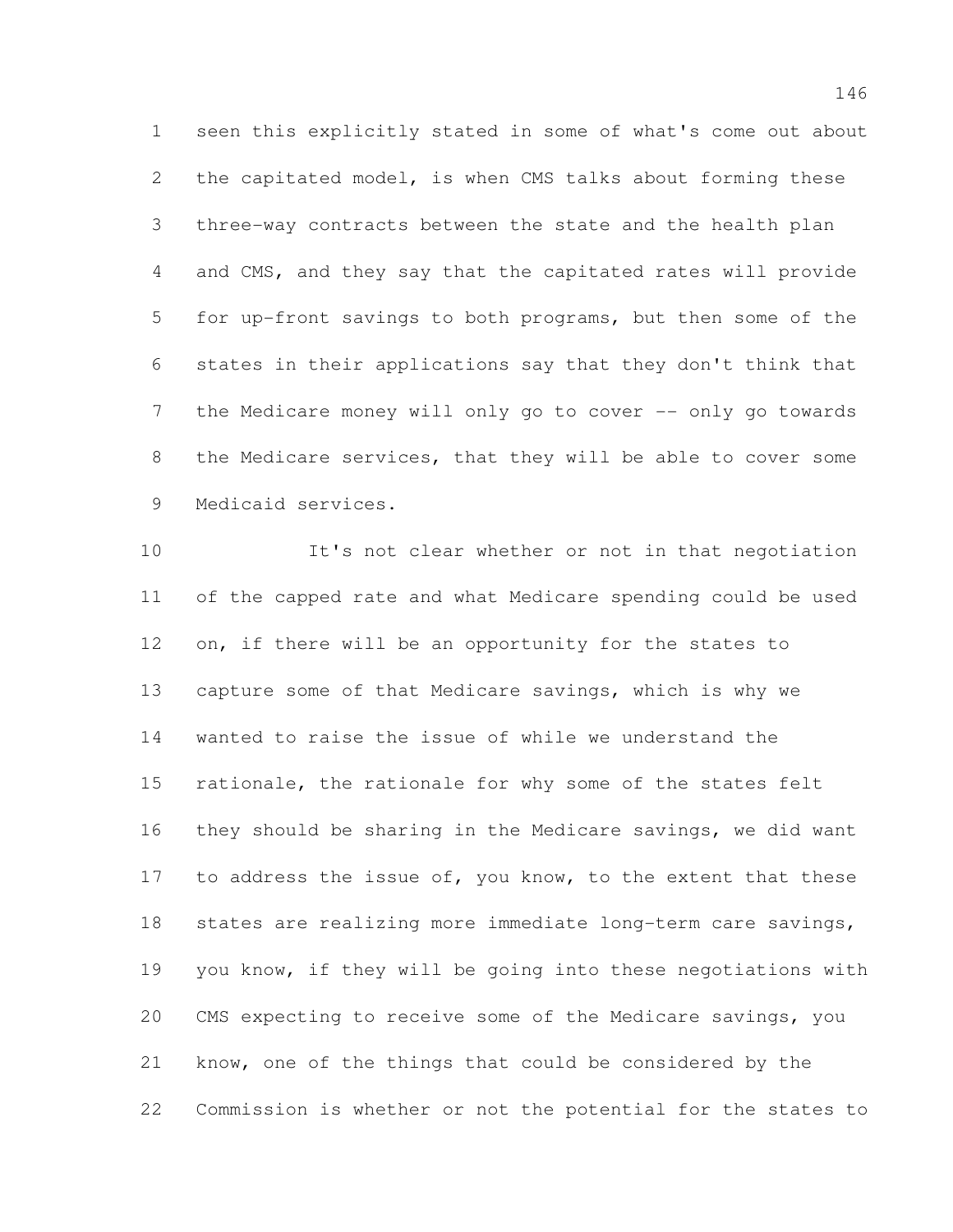seen this explicitly stated in some of what's come out about the capitated model, is when CMS talks about forming these three-way contracts between the state and the health plan and CMS, and they say that the capitated rates will provide for up-front savings to both programs, but then some of the states in their applications say that they don't think that the Medicare money will only go to cover -- only go towards the Medicare services, that they will be able to cover some Medicaid services.

It's not clear whether or not in that negotiation of the capped rate and what Medicare spending could be used on, if there will be an opportunity for the states to capture some of that Medicare savings, which is why we wanted to raise the issue of while we understand the rationale, the rationale for why some of the states felt they should be sharing in the Medicare savings, we did want to address the issue of, you know, to the extent that these states are realizing more immediate long-term care savings, you know, if they will be going into these negotiations with CMS expecting to receive some of the Medicare savings, you know, one of the things that could be considered by the Commission is whether or not the potential for the states to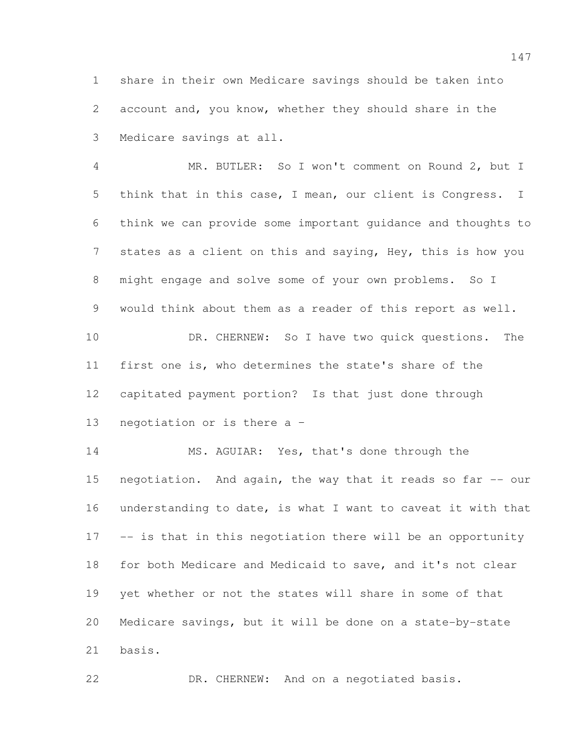share in their own Medicare savings should be taken into account and, you know, whether they should share in the Medicare savings at all.

MR. BUTLER: So I won't comment on Round 2, but I think that in this case, I mean, our client is Congress. I think we can provide some important guidance and thoughts to states as a client on this and saying, Hey, this is how you might engage and solve some of your own problems. So I would think about them as a reader of this report as well.

DR. CHERNEW: So I have two quick questions. The first one is, who determines the state's share of the capitated payment portion? Is that just done through negotiation or is there a -

MS. AGUIAR: Yes, that's done through the negotiation. And again, the way that it reads so far -- our understanding to date, is what I want to caveat it with that -- is that in this negotiation there will be an opportunity for both Medicare and Medicaid to save, and it's not clear yet whether or not the states will share in some of that Medicare savings, but it will be done on a state-by-state basis.

DR. CHERNEW: And on a negotiated basis.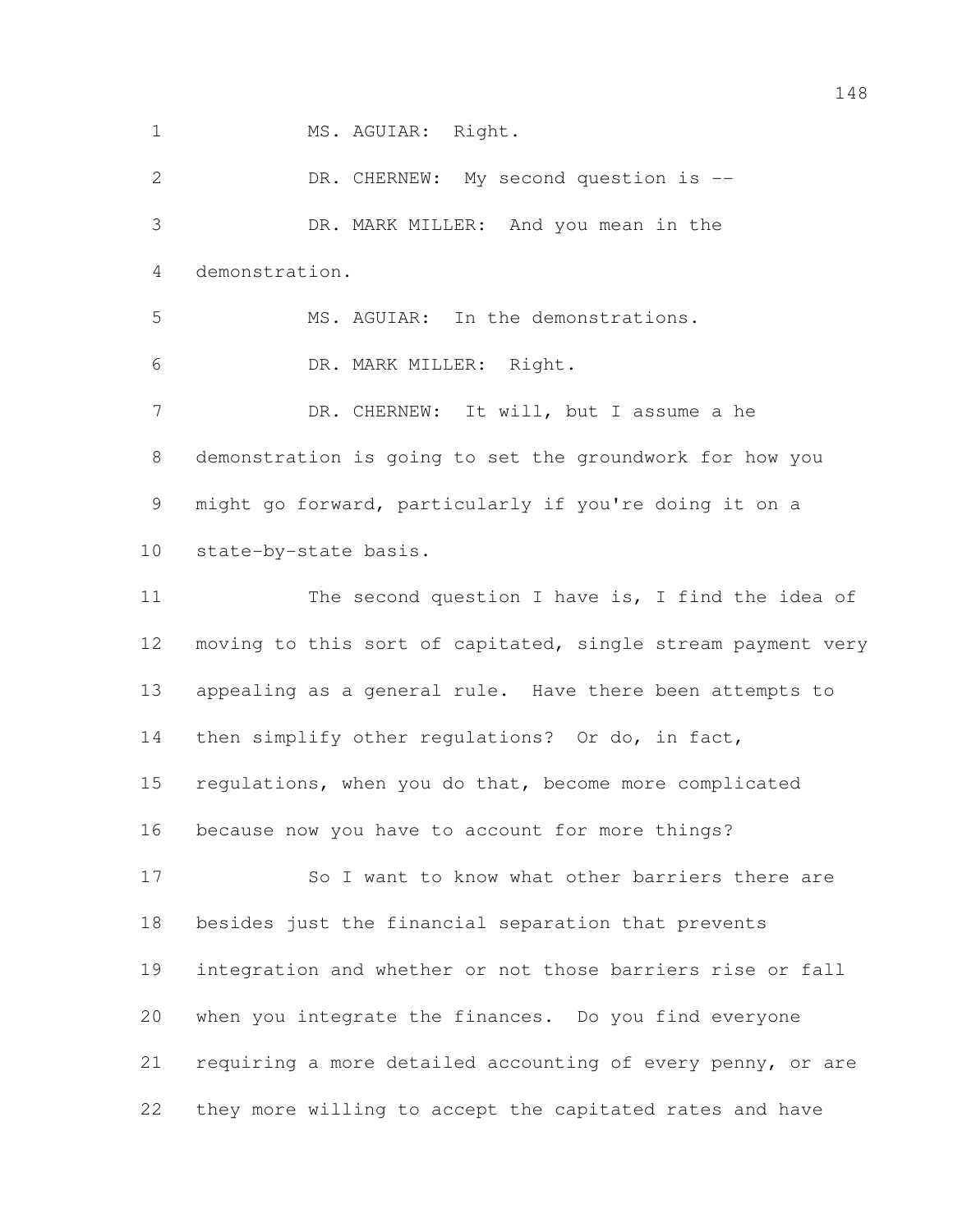MS. AGUIAR: Right.

DR. CHERNEW: My second question is --

DR. MARK MILLER: And you mean in the demonstration.

MS. AGUIAR: In the demonstrations.

DR. MARK MILLER: Right.

DR. CHERNEW: It will, but I assume a he demonstration is going to set the groundwork for how you might go forward, particularly if you're doing it on a state-by-state basis.

The second question I have is, I find the idea of moving to this sort of capitated, single stream payment very appealing as a general rule. Have there been attempts to then simplify other regulations? Or do, in fact, regulations, when you do that, become more complicated because now you have to account for more things?

So I want to know what other barriers there are besides just the financial separation that prevents integration and whether or not those barriers rise or fall when you integrate the finances. Do you find everyone requiring a more detailed accounting of every penny, or are they more willing to accept the capitated rates and have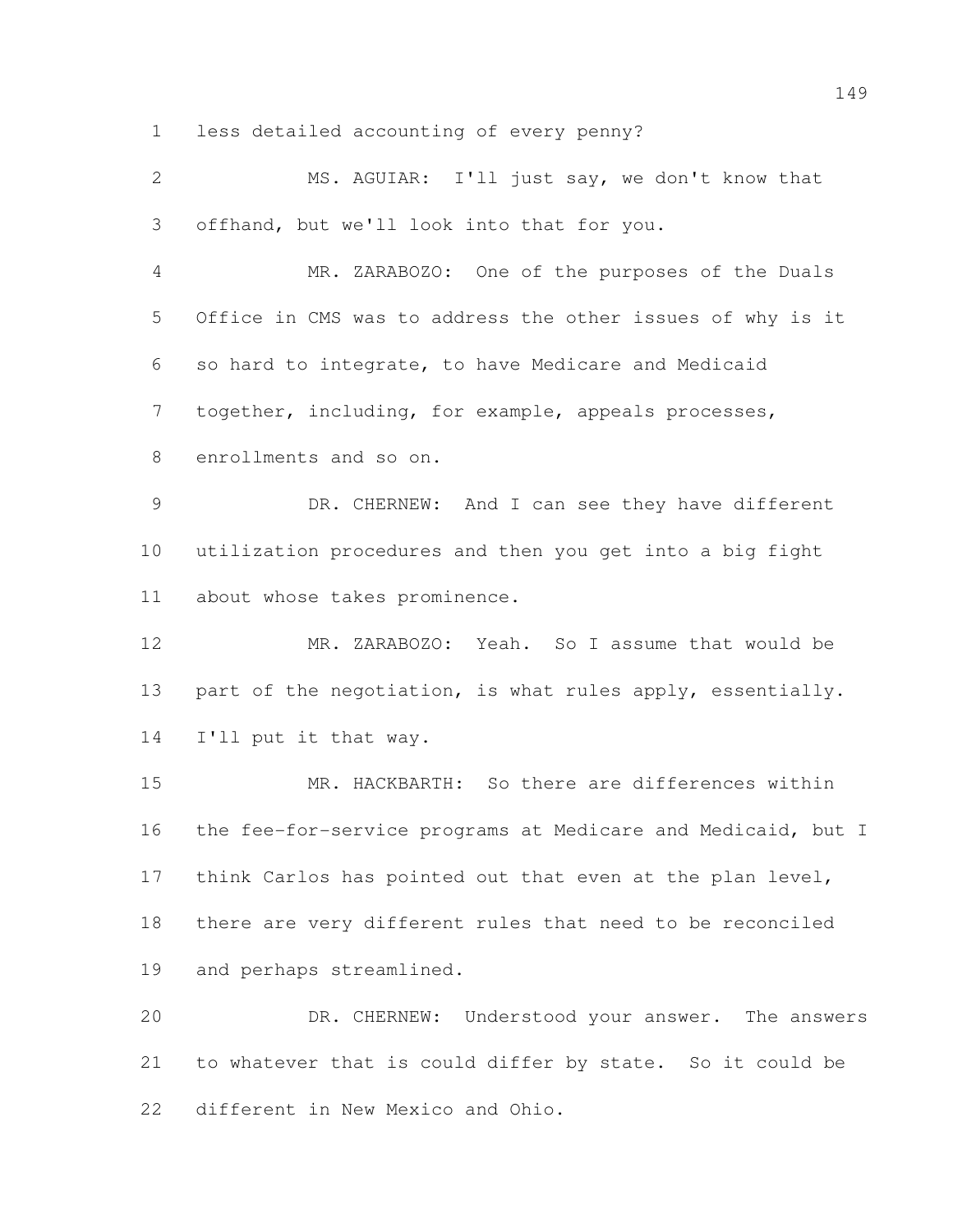less detailed accounting of every penny?

MS. AGUIAR: I'll just say, we don't know that offhand, but we'll look into that for you.

MR. ZARABOZO: One of the purposes of the Duals Office in CMS was to address the other issues of why is it so hard to integrate, to have Medicare and Medicaid together, including, for example, appeals processes, enrollments and so on.

DR. CHERNEW: And I can see they have different utilization procedures and then you get into a big fight about whose takes prominence.

MR. ZARABOZO: Yeah. So I assume that would be part of the negotiation, is what rules apply, essentially. I'll put it that way.

MR. HACKBARTH: So there are differences within the fee-for-service programs at Medicare and Medicaid, but I think Carlos has pointed out that even at the plan level, there are very different rules that need to be reconciled and perhaps streamlined.

DR. CHERNEW: Understood your answer. The answers to whatever that is could differ by state. So it could be different in New Mexico and Ohio.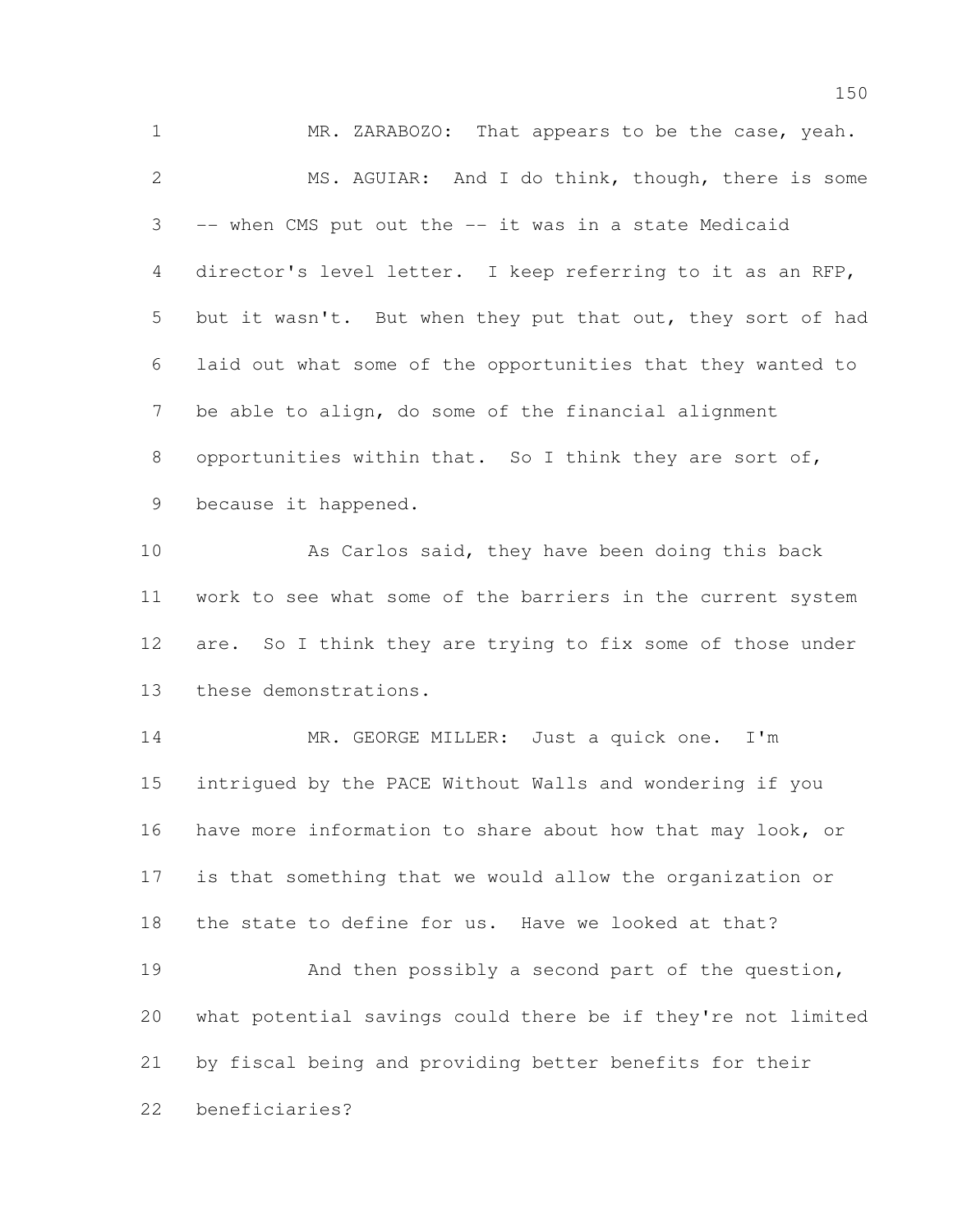MR. ZARABOZO: That appears to be the case, yeah.

MS. AGUIAR: And I do think, though, there is some -- when CMS put out the -- it was in a state Medicaid director's level letter. I keep referring to it as an RFP, but it wasn't. But when they put that out, they sort of had laid out what some of the opportunities that they wanted to be able to align, do some of the financial alignment opportunities within that. So I think they are sort of, because it happened.

As Carlos said, they have been doing this back work to see what some of the barriers in the current system are. So I think they are trying to fix some of those under these demonstrations.

MR. GEORGE MILLER: Just a quick one. I'm intrigued by the PACE Without Walls and wondering if you have more information to share about how that may look, or is that something that we would allow the organization or the state to define for us. Have we looked at that?

And then possibly a second part of the question, what potential savings could there be if they're not limited by fiscal being and providing better benefits for their beneficiaries?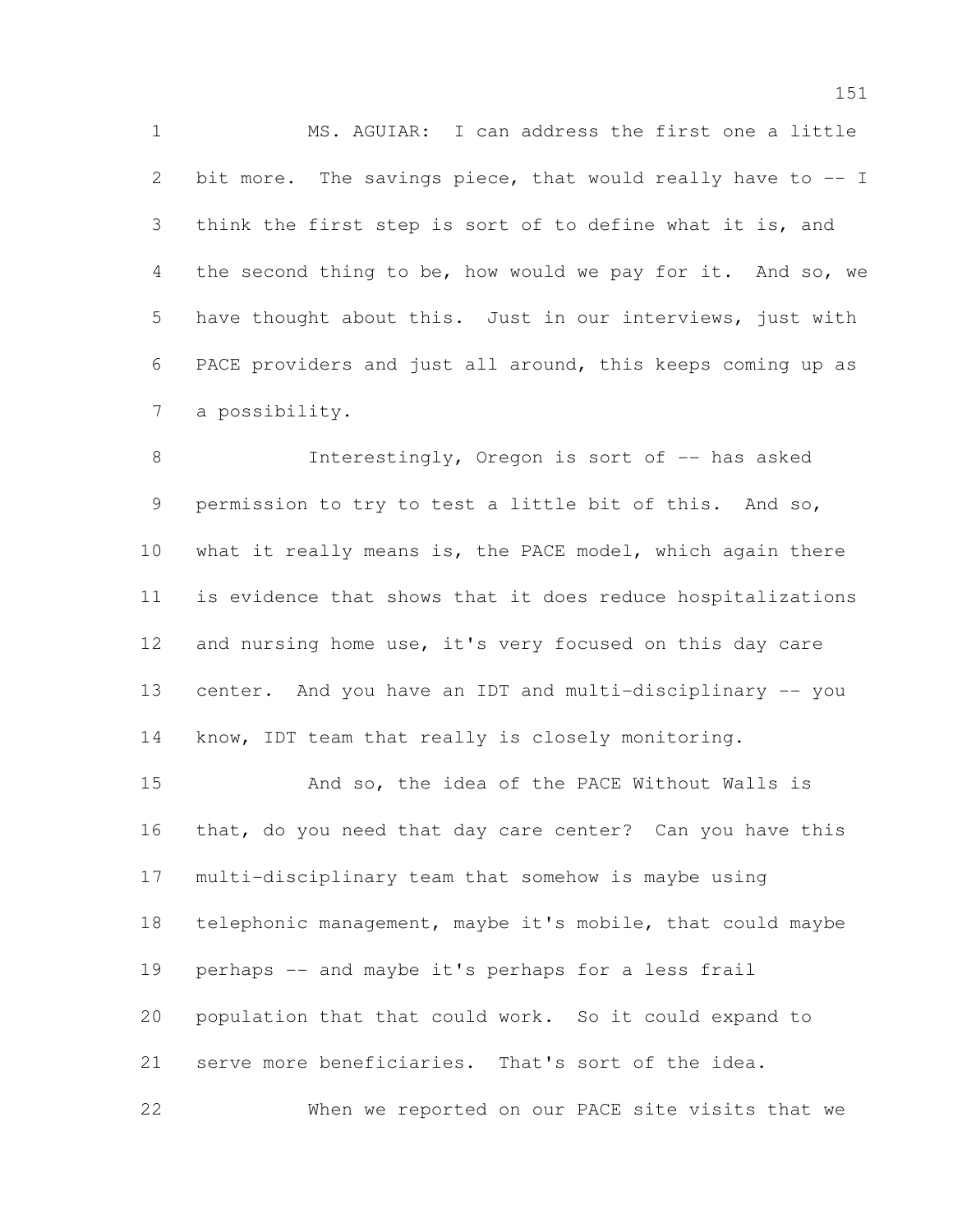MS. AGUIAR: I can address the first one a little bit more. The savings piece, that would really have to -- I think the first step is sort of to define what it is, and the second thing to be, how would we pay for it. And so, we have thought about this. Just in our interviews, just with PACE providers and just all around, this keeps coming up as a possibility.

Interestingly, Oregon is sort of -- has asked permission to try to test a little bit of this. And so, what it really means is, the PACE model, which again there is evidence that shows that it does reduce hospitalizations and nursing home use, it's very focused on this day care center. And you have an IDT and multi-disciplinary -- you know, IDT team that really is closely monitoring.

And so, the idea of the PACE Without Walls is that, do you need that day care center? Can you have this multi-disciplinary team that somehow is maybe using telephonic management, maybe it's mobile, that could maybe perhaps -- and maybe it's perhaps for a less frail population that that could work. So it could expand to serve more beneficiaries. That's sort of the idea.

When we reported on our PACE site visits that we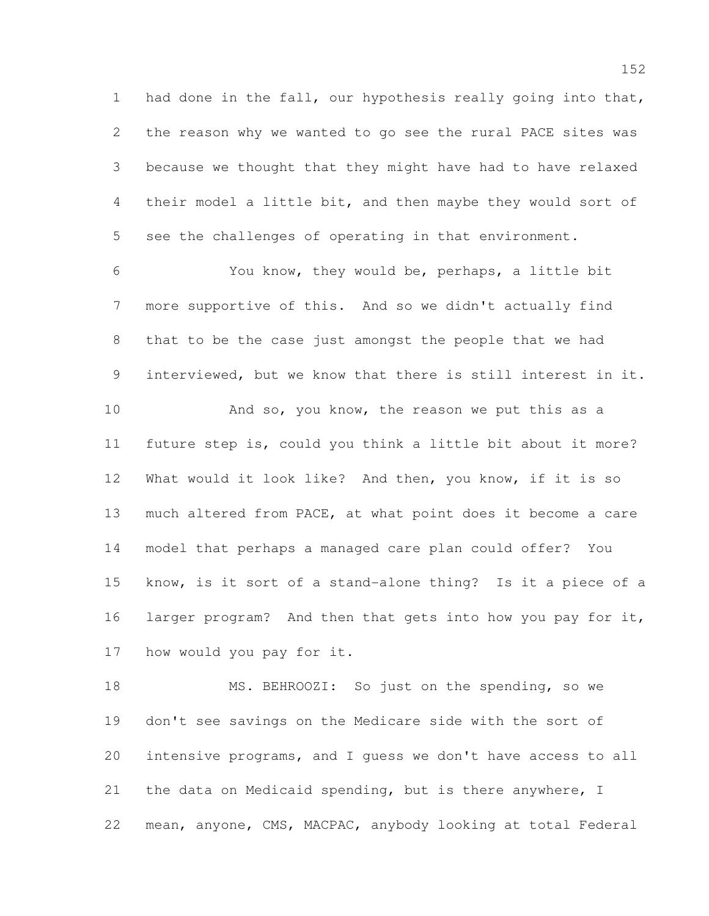had done in the fall, our hypothesis really going into that, the reason why we wanted to go see the rural PACE sites was because we thought that they might have had to have relaxed their model a little bit, and then maybe they would sort of see the challenges of operating in that environment.

You know, they would be, perhaps, a little bit more supportive of this. And so we didn't actually find that to be the case just amongst the people that we had interviewed, but we know that there is still interest in it.

And so, you know, the reason we put this as a future step is, could you think a little bit about it more? What would it look like? And then, you know, if it is so much altered from PACE, at what point does it become a care model that perhaps a managed care plan could offer? You know, is it sort of a stand-alone thing? Is it a piece of a larger program? And then that gets into how you pay for it, how would you pay for it.

MS. BEHROOZI: So just on the spending, so we don't see savings on the Medicare side with the sort of intensive programs, and I guess we don't have access to all the data on Medicaid spending, but is there anywhere, I mean, anyone, CMS, MACPAC, anybody looking at total Federal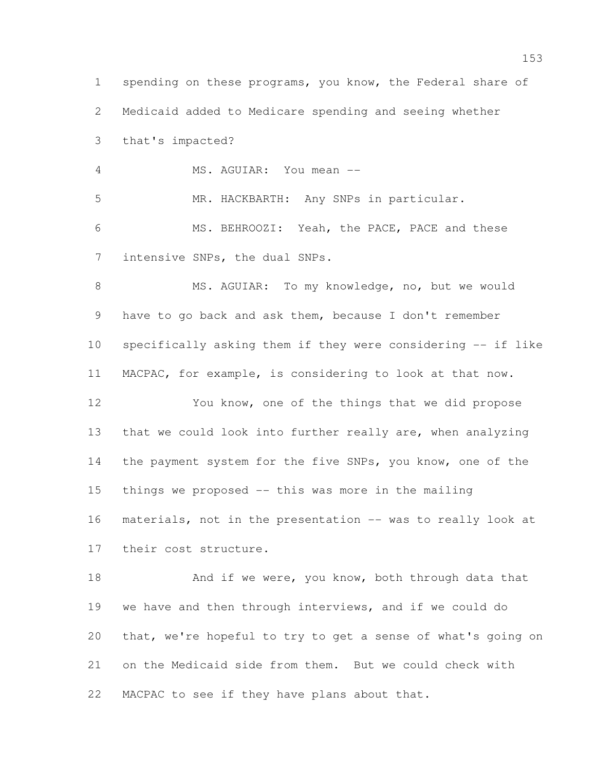spending on these programs, you know, the Federal share of Medicaid added to Medicare spending and seeing whether that's impacted?

MS. AGUIAR: You mean --

MR. HACKBARTH: Any SNPs in particular.

MS. BEHROOZI: Yeah, the PACE, PACE and these intensive SNPs, the dual SNPs.

MS. AGUIAR: To my knowledge, no, but we would have to go back and ask them, because I don't remember specifically asking them if they were considering -- if like MACPAC, for example, is considering to look at that now.

You know, one of the things that we did propose that we could look into further really are, when analyzing the payment system for the five SNPs, you know, one of the things we proposed -- this was more in the mailing materials, not in the presentation -- was to really look at their cost structure.

And if we were, you know, both through data that we have and then through interviews, and if we could do that, we're hopeful to try to get a sense of what's going on on the Medicaid side from them. But we could check with MACPAC to see if they have plans about that.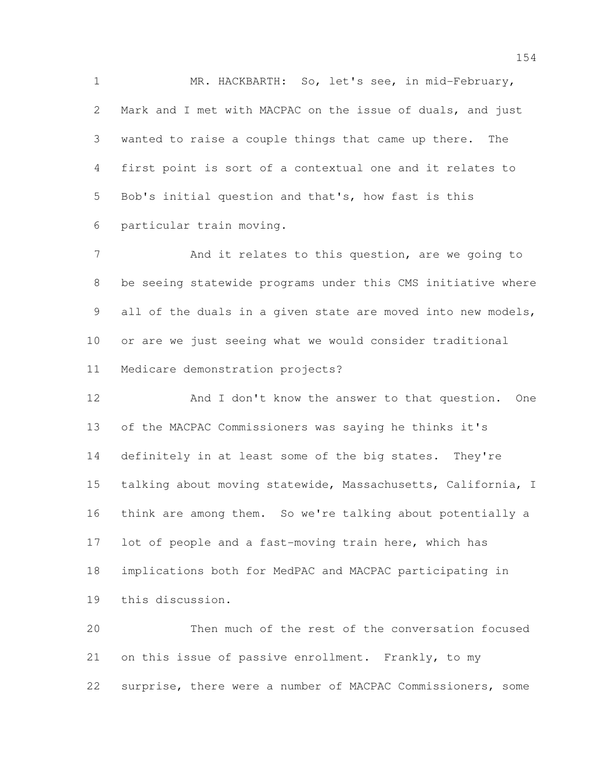MR. HACKBARTH: So, let's see, in mid-February, Mark and I met with MACPAC on the issue of duals, and just wanted to raise a couple things that came up there. The first point is sort of a contextual one and it relates to Bob's initial question and that's, how fast is this particular train moving.

And it relates to this question, are we going to be seeing statewide programs under this CMS initiative where all of the duals in a given state are moved into new models, or are we just seeing what we would consider traditional Medicare demonstration projects?

And I don't know the answer to that question. One of the MACPAC Commissioners was saying he thinks it's definitely in at least some of the big states. They're talking about moving statewide, Massachusetts, California, I think are among them. So we're talking about potentially a lot of people and a fast-moving train here, which has implications both for MedPAC and MACPAC participating in this discussion.

Then much of the rest of the conversation focused on this issue of passive enrollment. Frankly, to my surprise, there were a number of MACPAC Commissioners, some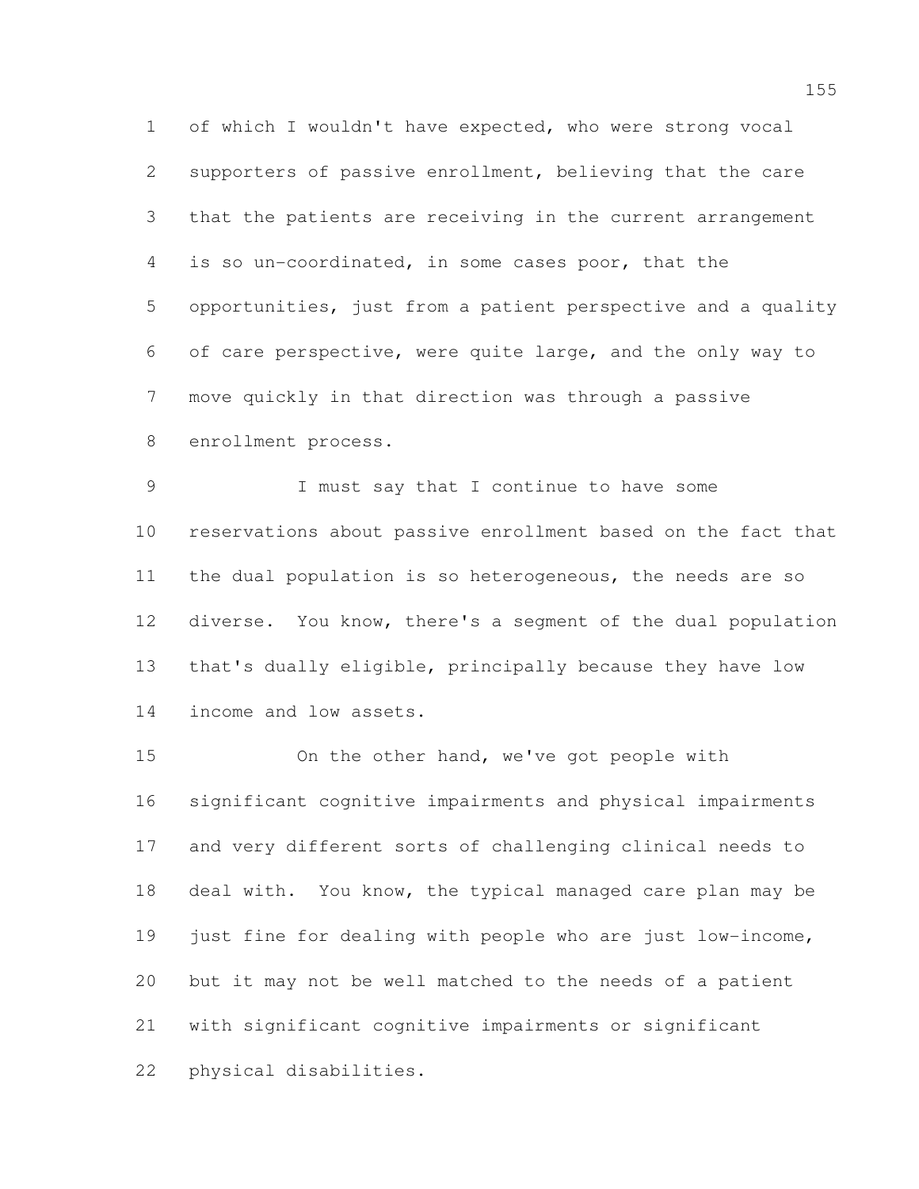of which I wouldn't have expected, who were strong vocal supporters of passive enrollment, believing that the care that the patients are receiving in the current arrangement is so un-coordinated, in some cases poor, that the opportunities, just from a patient perspective and a quality of care perspective, were quite large, and the only way to move quickly in that direction was through a passive enrollment process.

I must say that I continue to have some reservations about passive enrollment based on the fact that the dual population is so heterogeneous, the needs are so diverse. You know, there's a segment of the dual population that's dually eligible, principally because they have low income and low assets.

On the other hand, we've got people with significant cognitive impairments and physical impairments and very different sorts of challenging clinical needs to deal with. You know, the typical managed care plan may be just fine for dealing with people who are just low-income, but it may not be well matched to the needs of a patient with significant cognitive impairments or significant physical disabilities.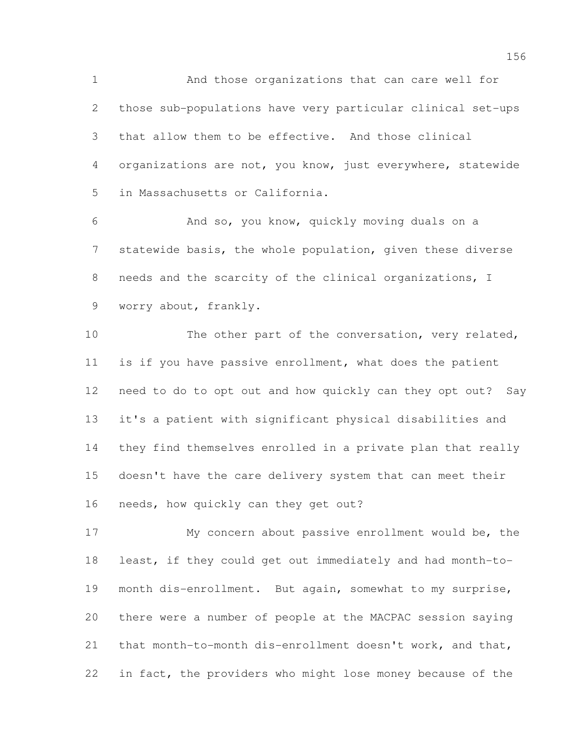And those organizations that can care well for those sub-populations have very particular clinical set-ups that allow them to be effective. And those clinical organizations are not, you know, just everywhere, statewide in Massachusetts or California.

And so, you know, quickly moving duals on a statewide basis, the whole population, given these diverse needs and the scarcity of the clinical organizations, I worry about, frankly.

The other part of the conversation, very related, is if you have passive enrollment, what does the patient need to do to opt out and how quickly can they opt out? Say it's a patient with significant physical disabilities and they find themselves enrolled in a private plan that really doesn't have the care delivery system that can meet their needs, how quickly can they get out?

My concern about passive enrollment would be, the least, if they could get out immediately and had month-to-month dis-enrollment. But again, somewhat to my surprise, there were a number of people at the MACPAC session saying that month-to-month dis-enrollment doesn't work, and that, in fact, the providers who might lose money because of the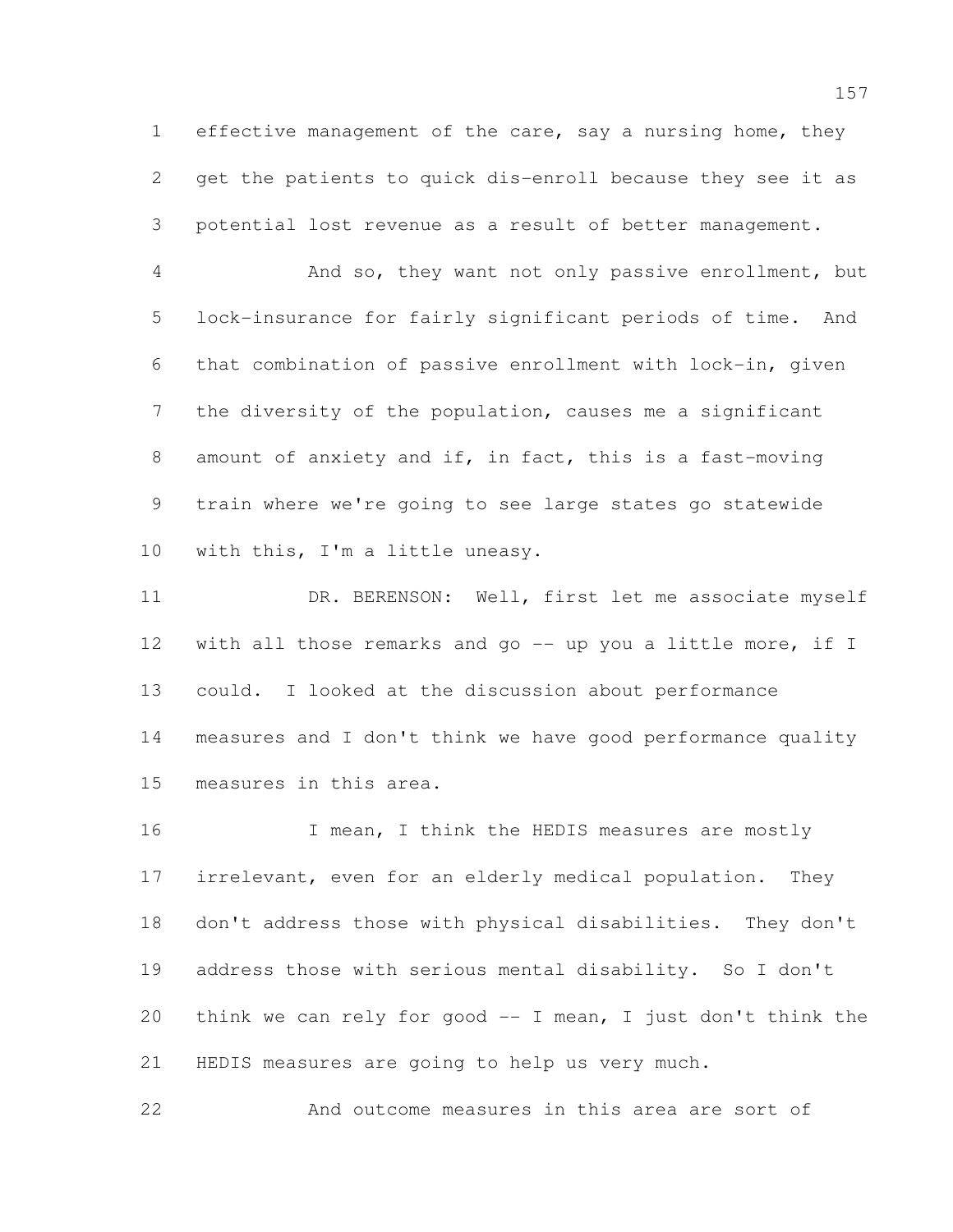effective management of the care, say a nursing home, they get the patients to quick dis-enroll because they see it as potential lost revenue as a result of better management.

And so, they want not only passive enrollment, but lock-insurance for fairly significant periods of time. And that combination of passive enrollment with lock-in, given the diversity of the population, causes me a significant amount of anxiety and if, in fact, this is a fast-moving train where we're going to see large states go statewide with this, I'm a little uneasy.

DR. BERENSON: Well, first let me associate myself with all those remarks and go -- up you a little more, if I could. I looked at the discussion about performance measures and I don't think we have good performance quality measures in this area.

I mean, I think the HEDIS measures are mostly irrelevant, even for an elderly medical population. They don't address those with physical disabilities. They don't address those with serious mental disability. So I don't think we can rely for good -- I mean, I just don't think the HEDIS measures are going to help us very much.

And outcome measures in this area are sort of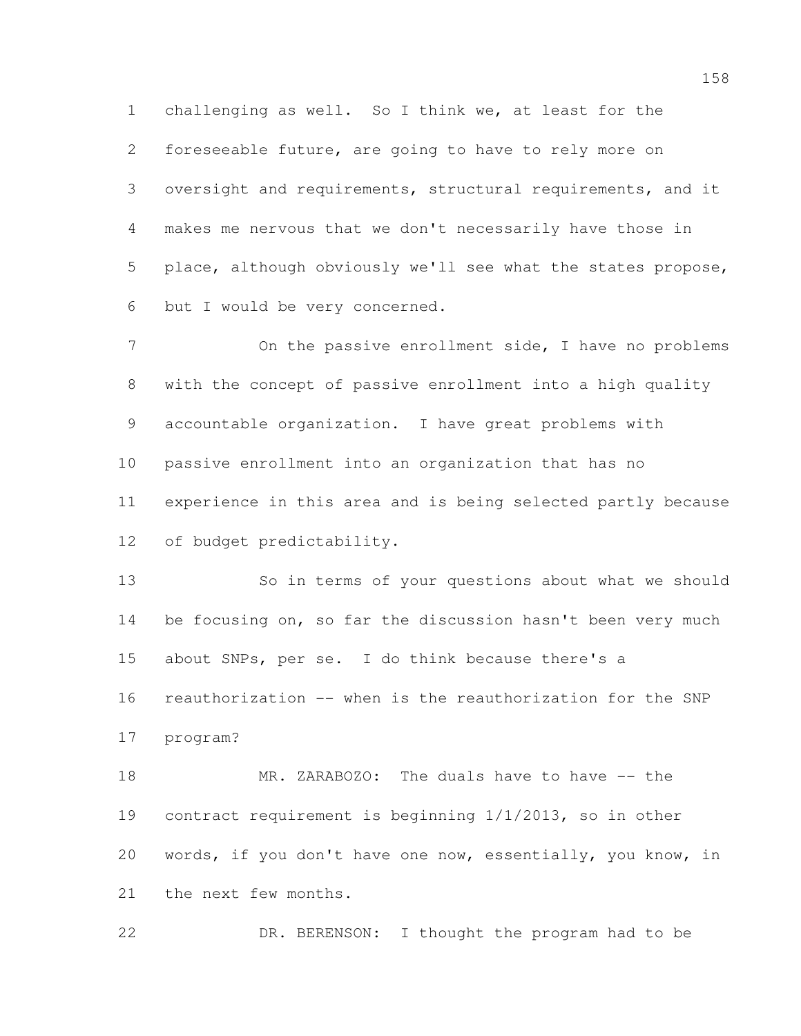challenging as well. So I think we, at least for the foreseeable future, are going to have to rely more on oversight and requirements, structural requirements, and it makes me nervous that we don't necessarily have those in place, although obviously we'll see what the states propose, but I would be very concerned.

On the passive enrollment side, I have no problems with the concept of passive enrollment into a high quality accountable organization. I have great problems with passive enrollment into an organization that has no experience in this area and is being selected partly because of budget predictability.

So in terms of your questions about what we should be focusing on, so far the discussion hasn't been very much about SNPs, per se. I do think because there's a reauthorization -- when is the reauthorization for the SNP program?

MR. ZARABOZO: The duals have to have -- the contract requirement is beginning 1/1/2013, so in other words, if you don't have one now, essentially, you know, in the next few months.

DR. BERENSON: I thought the program had to be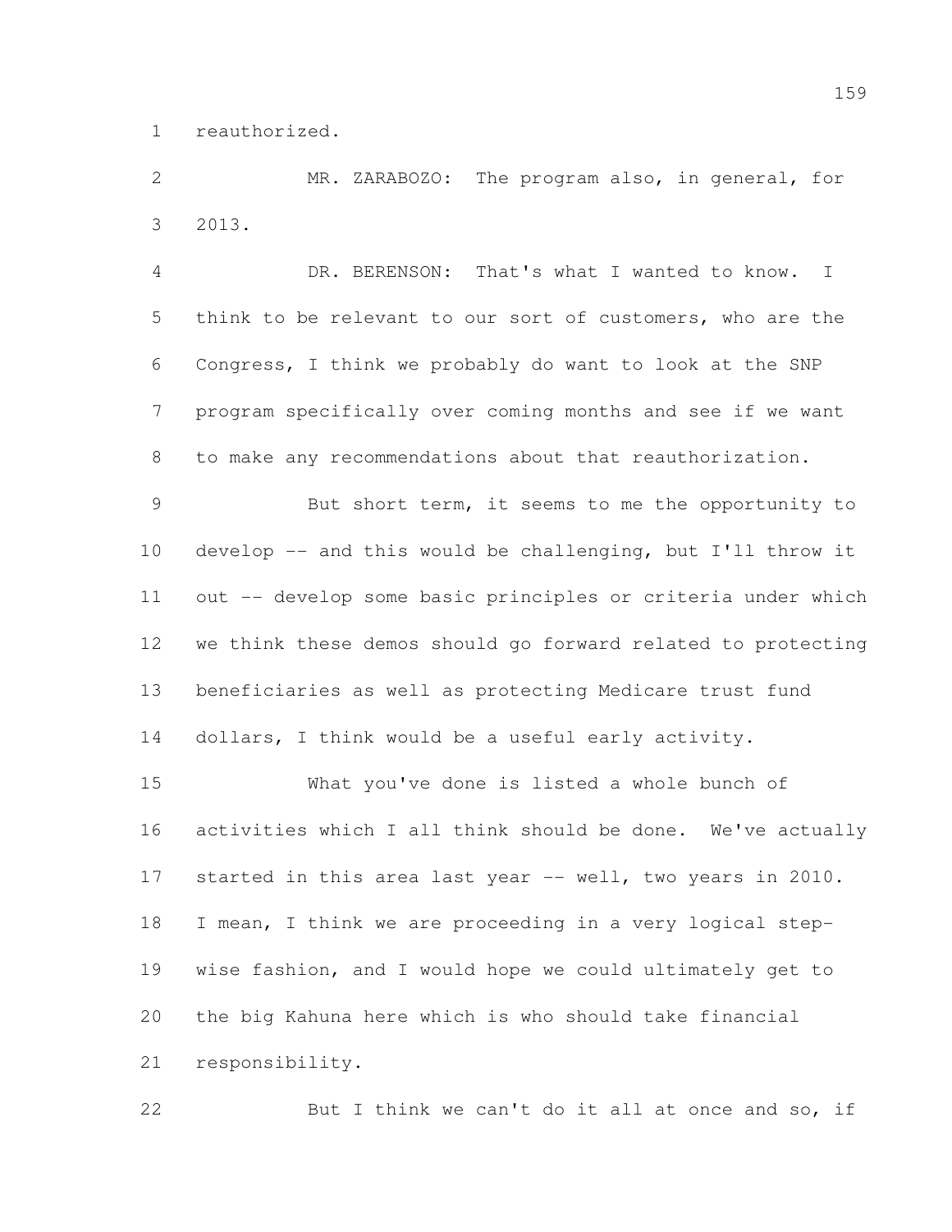reauthorized.

MR. ZARABOZO: The program also, in general, for 2013.

DR. BERENSON: That's what I wanted to know. I think to be relevant to our sort of customers, who are the Congress, I think we probably do want to look at the SNP program specifically over coming months and see if we want to make any recommendations about that reauthorization.

But short term, it seems to me the opportunity to develop -- and this would be challenging, but I'll throw it out -- develop some basic principles or criteria under which we think these demos should go forward related to protecting beneficiaries as well as protecting Medicare trust fund dollars, I think would be a useful early activity.

What you've done is listed a whole bunch of activities which I all think should be done. We've actually started in this area last year -- well, two years in 2010. I mean, I think we are proceeding in a very logical step-wise fashion, and I would hope we could ultimately get to the big Kahuna here which is who should take financial responsibility.

But I think we can't do it all at once and so, if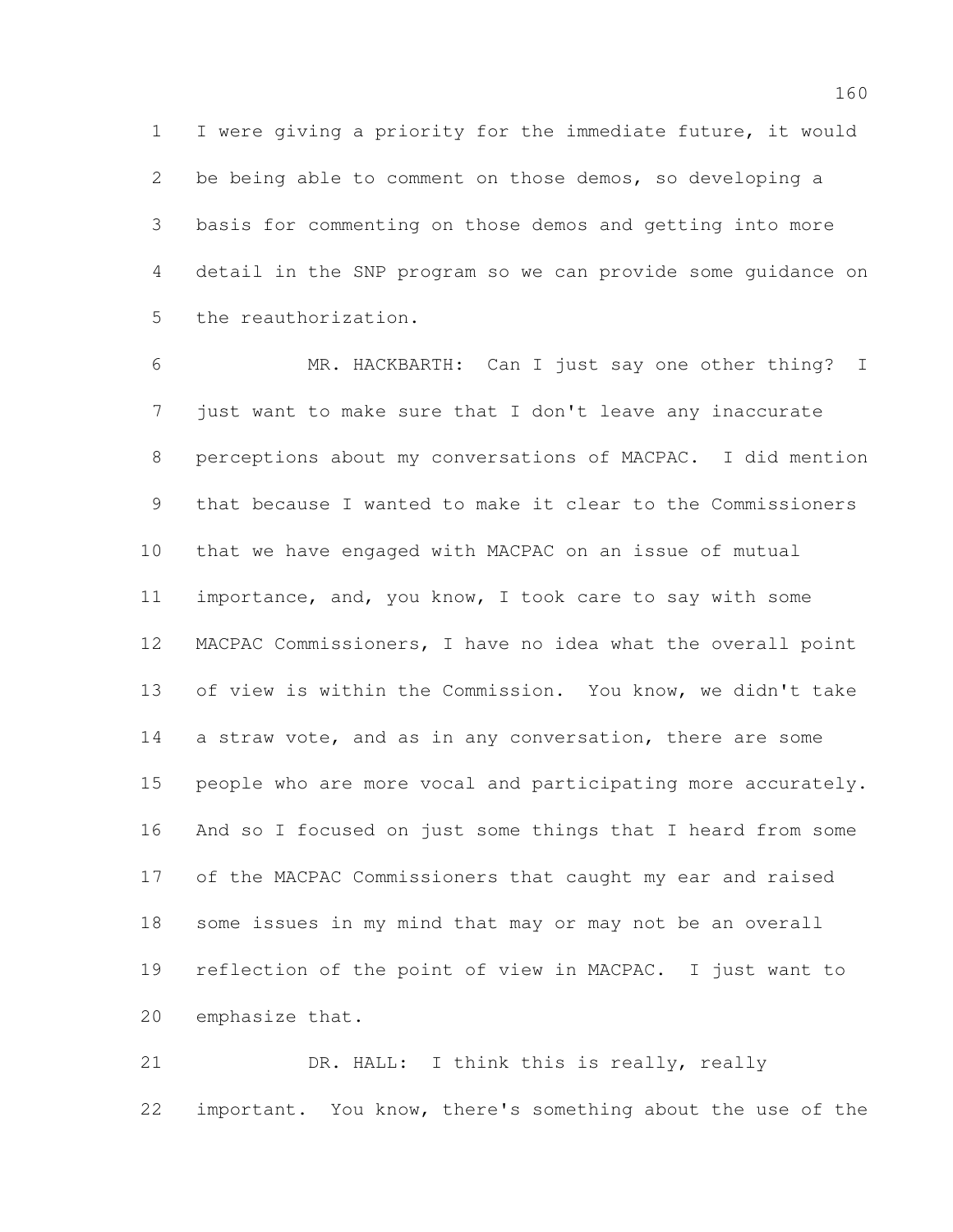I were giving a priority for the immediate future, it would be being able to comment on those demos, so developing a basis for commenting on those demos and getting into more detail in the SNP program so we can provide some guidance on the reauthorization.

MR. HACKBARTH: Can I just say one other thing? I just want to make sure that I don't leave any inaccurate perceptions about my conversations of MACPAC. I did mention that because I wanted to make it clear to the Commissioners that we have engaged with MACPAC on an issue of mutual importance, and, you know, I took care to say with some MACPAC Commissioners, I have no idea what the overall point of view is within the Commission. You know, we didn't take a straw vote, and as in any conversation, there are some people who are more vocal and participating more accurately. And so I focused on just some things that I heard from some of the MACPAC Commissioners that caught my ear and raised some issues in my mind that may or may not be an overall reflection of the point of view in MACPAC. I just want to emphasize that.

DR. HALL: I think this is really, really important. You know, there's something about the use of the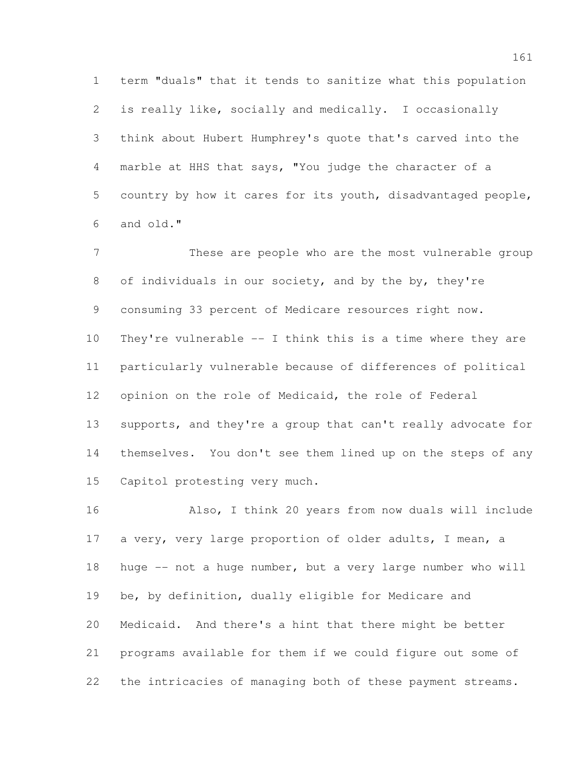term "duals" that it tends to sanitize what this population is really like, socially and medically. I occasionally think about Hubert Humphrey's quote that's carved into the marble at HHS that says, "You judge the character of a country by how it cares for its youth, disadvantaged people, and old."

These are people who are the most vulnerable group of individuals in our society, and by the by, they're consuming 33 percent of Medicare resources right now. They're vulnerable -- I think this is a time where they are particularly vulnerable because of differences of political opinion on the role of Medicaid, the role of Federal supports, and they're a group that can't really advocate for themselves. You don't see them lined up on the steps of any Capitol protesting very much.

Also, I think 20 years from now duals will include a very, very large proportion of older adults, I mean, a huge -- not a huge number, but a very large number who will be, by definition, dually eligible for Medicare and Medicaid. And there's a hint that there might be better programs available for them if we could figure out some of the intricacies of managing both of these payment streams.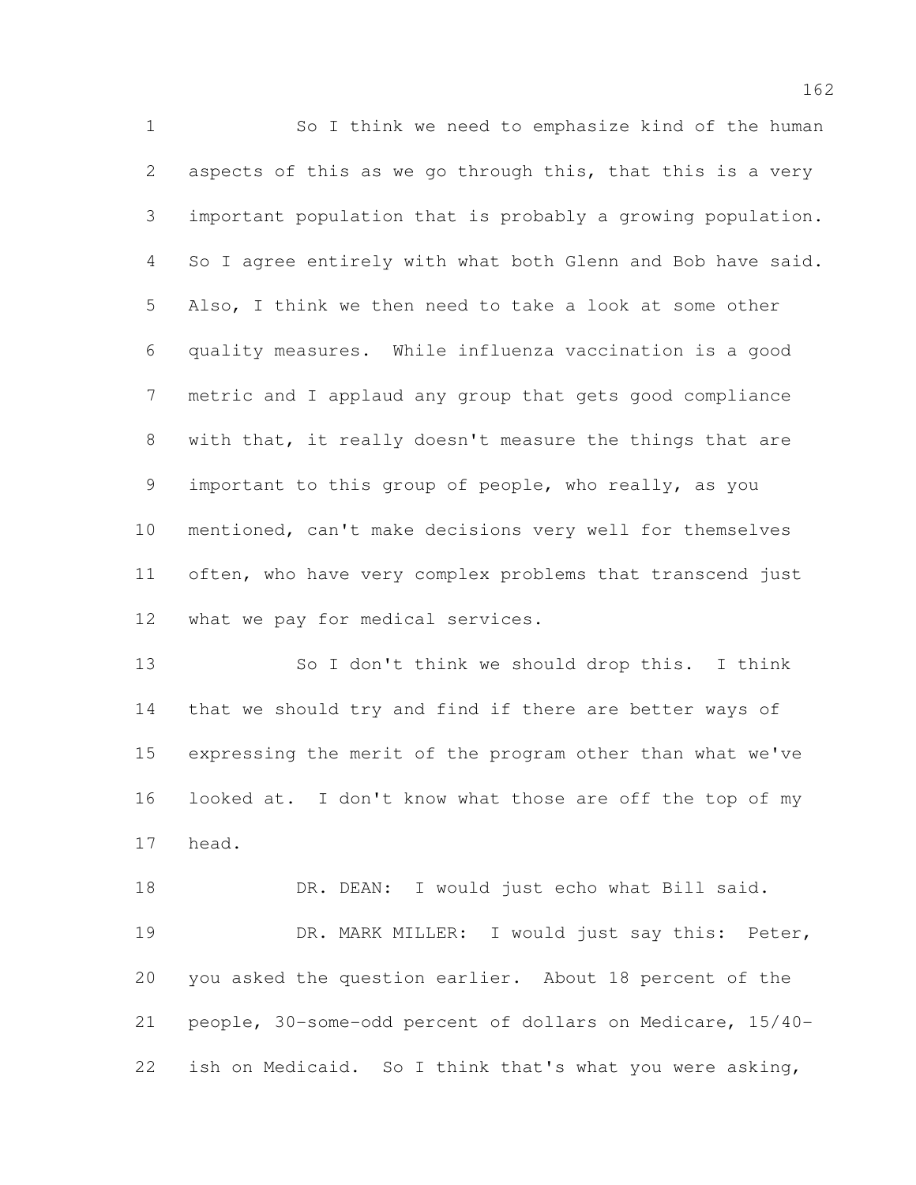So I think we need to emphasize kind of the human aspects of this as we go through this, that this is a very important population that is probably a growing population. So I agree entirely with what both Glenn and Bob have said. Also, I think we then need to take a look at some other quality measures. While influenza vaccination is a good metric and I applaud any group that gets good compliance with that, it really doesn't measure the things that are important to this group of people, who really, as you mentioned, can't make decisions very well for themselves often, who have very complex problems that transcend just what we pay for medical services.

So I don't think we should drop this. I think that we should try and find if there are better ways of expressing the merit of the program other than what we've looked at. I don't know what those are off the top of my head.

DR. DEAN: I would just echo what Bill said.

DR. MARK MILLER: I would just say this: Peter, you asked the question earlier. About 18 percent of the people, 30-some-odd percent of dollars on Medicare, 15/40-ish on Medicaid. So I think that's what you were asking,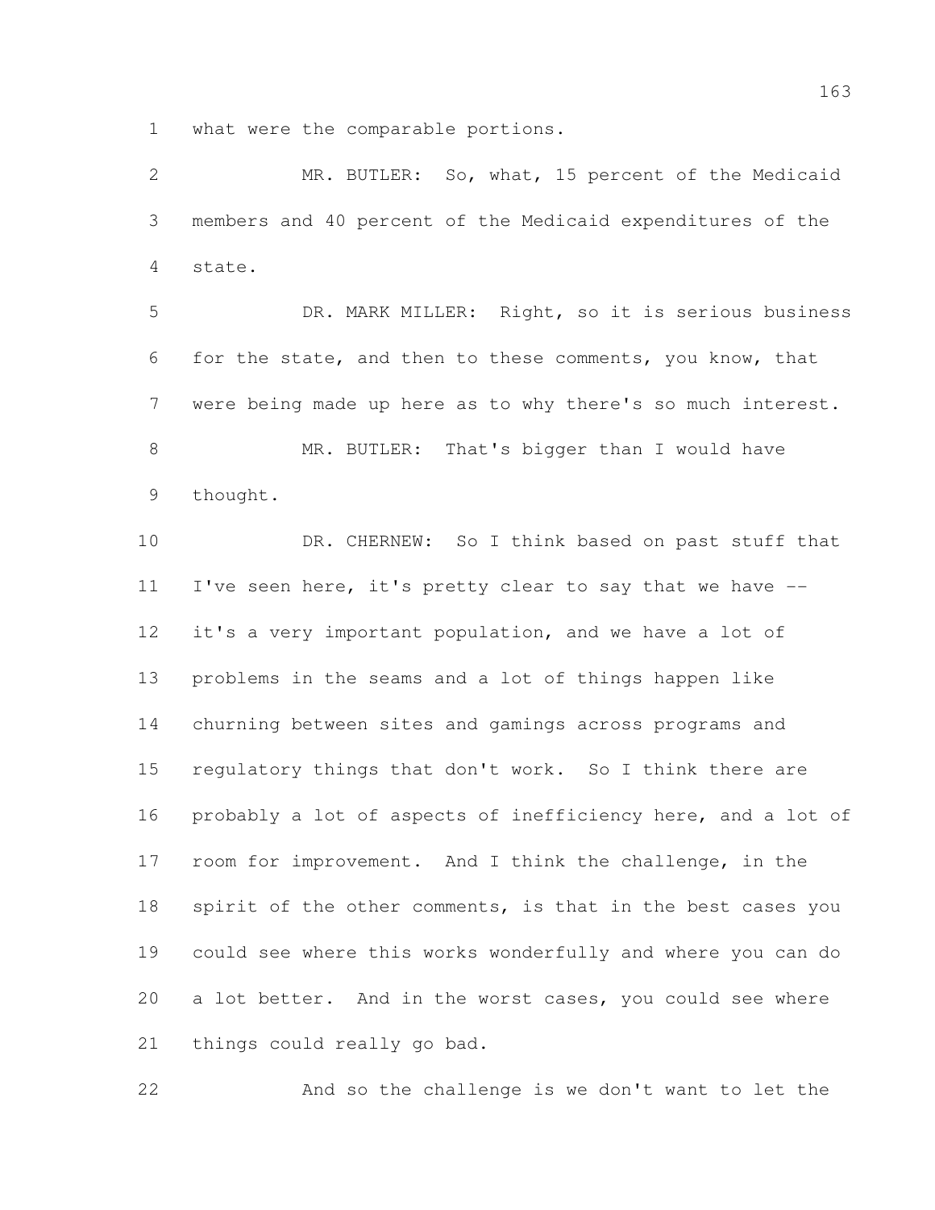what were the comparable portions.

MR. BUTLER: So, what, 15 percent of the Medicaid members and 40 percent of the Medicaid expenditures of the state.

DR. MARK MILLER: Right, so it is serious business for the state, and then to these comments, you know, that were being made up here as to why there's so much interest.

MR. BUTLER: That's bigger than I would have thought.

DR. CHERNEW: So I think based on past stuff that I've seen here, it's pretty clear to say that we have -- it's a very important population, and we have a lot of problems in the seams and a lot of things happen like churning between sites and gamings across programs and regulatory things that don't work. So I think there are probably a lot of aspects of inefficiency here, and a lot of room for improvement. And I think the challenge, in the spirit of the other comments, is that in the best cases you could see where this works wonderfully and where you can do a lot better. And in the worst cases, you could see where things could really go bad.

And so the challenge is we don't want to let the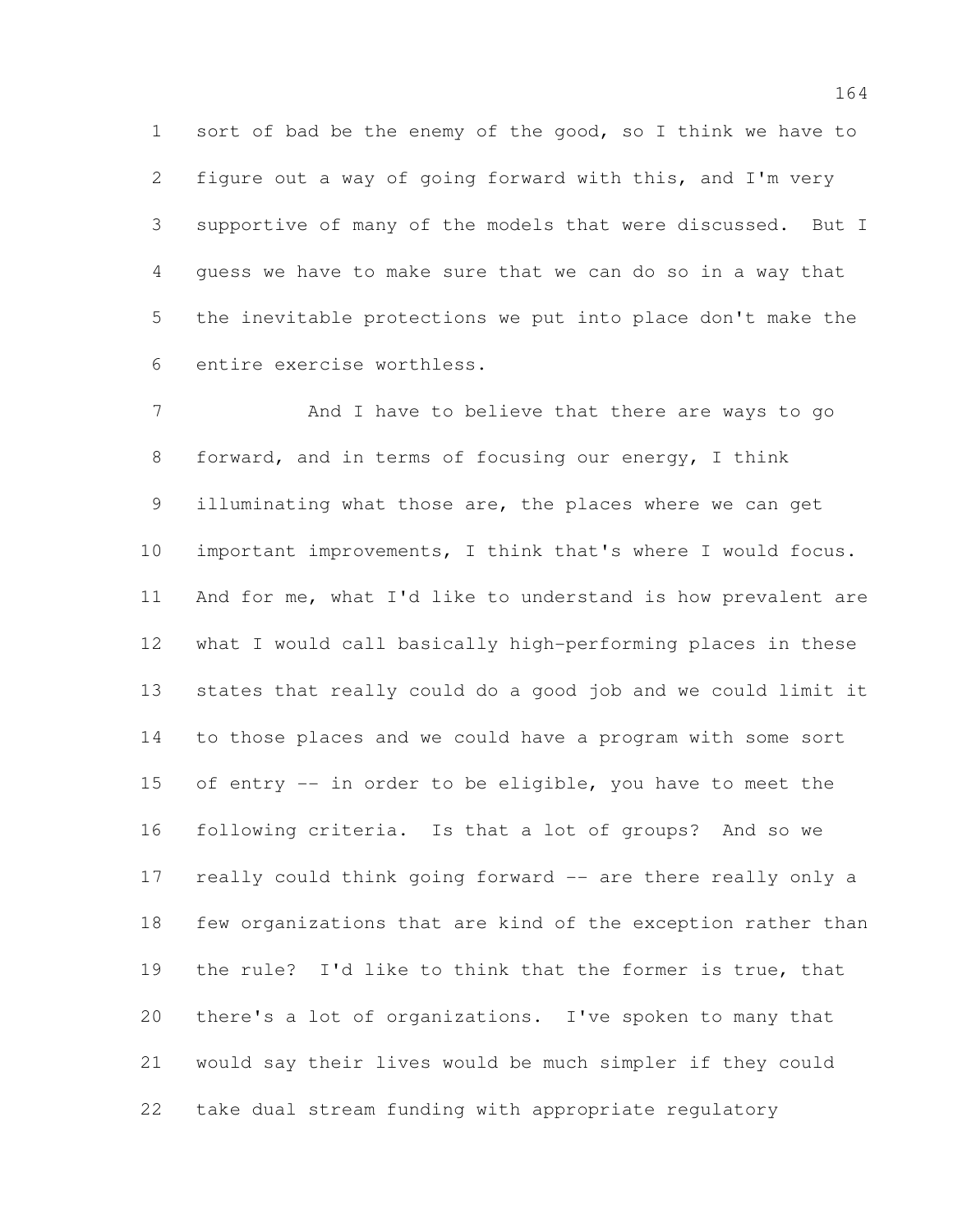sort of bad be the enemy of the good, so I think we have to figure out a way of going forward with this, and I'm very supportive of many of the models that were discussed. But I guess we have to make sure that we can do so in a way that the inevitable protections we put into place don't make the entire exercise worthless.

And I have to believe that there are ways to go forward, and in terms of focusing our energy, I think illuminating what those are, the places where we can get important improvements, I think that's where I would focus. And for me, what I'd like to understand is how prevalent are what I would call basically high-performing places in these states that really could do a good job and we could limit it to those places and we could have a program with some sort of entry -- in order to be eligible, you have to meet the following criteria. Is that a lot of groups? And so we really could think going forward -- are there really only a few organizations that are kind of the exception rather than the rule? I'd like to think that the former is true, that there's a lot of organizations. I've spoken to many that would say their lives would be much simpler if they could take dual stream funding with appropriate regulatory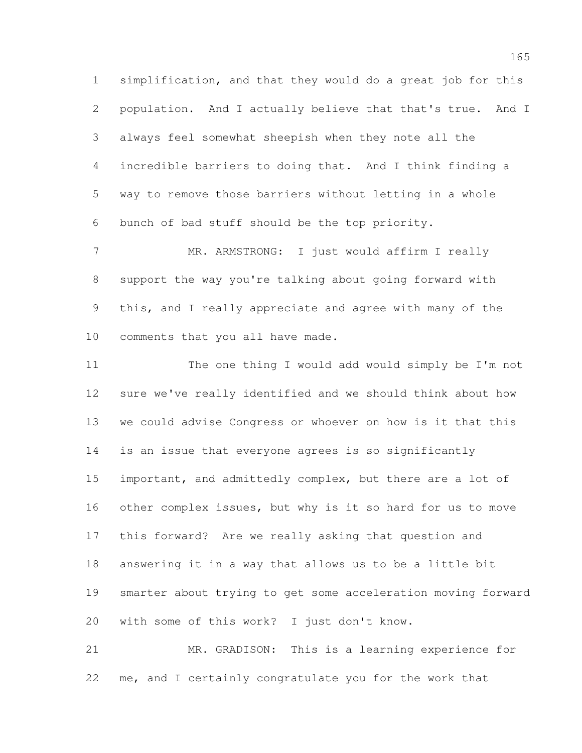simplification, and that they would do a great job for this population. And I actually believe that that's true. And I always feel somewhat sheepish when they note all the incredible barriers to doing that. And I think finding a way to remove those barriers without letting in a whole bunch of bad stuff should be the top priority.

MR. ARMSTRONG: I just would affirm I really support the way you're talking about going forward with this, and I really appreciate and agree with many of the comments that you all have made.

The one thing I would add would simply be I'm not sure we've really identified and we should think about how we could advise Congress or whoever on how is it that this is an issue that everyone agrees is so significantly important, and admittedly complex, but there are a lot of other complex issues, but why is it so hard for us to move this forward? Are we really asking that question and answering it in a way that allows us to be a little bit smarter about trying to get some acceleration moving forward with some of this work? I just don't know.

MR. GRADISON: This is a learning experience for me, and I certainly congratulate you for the work that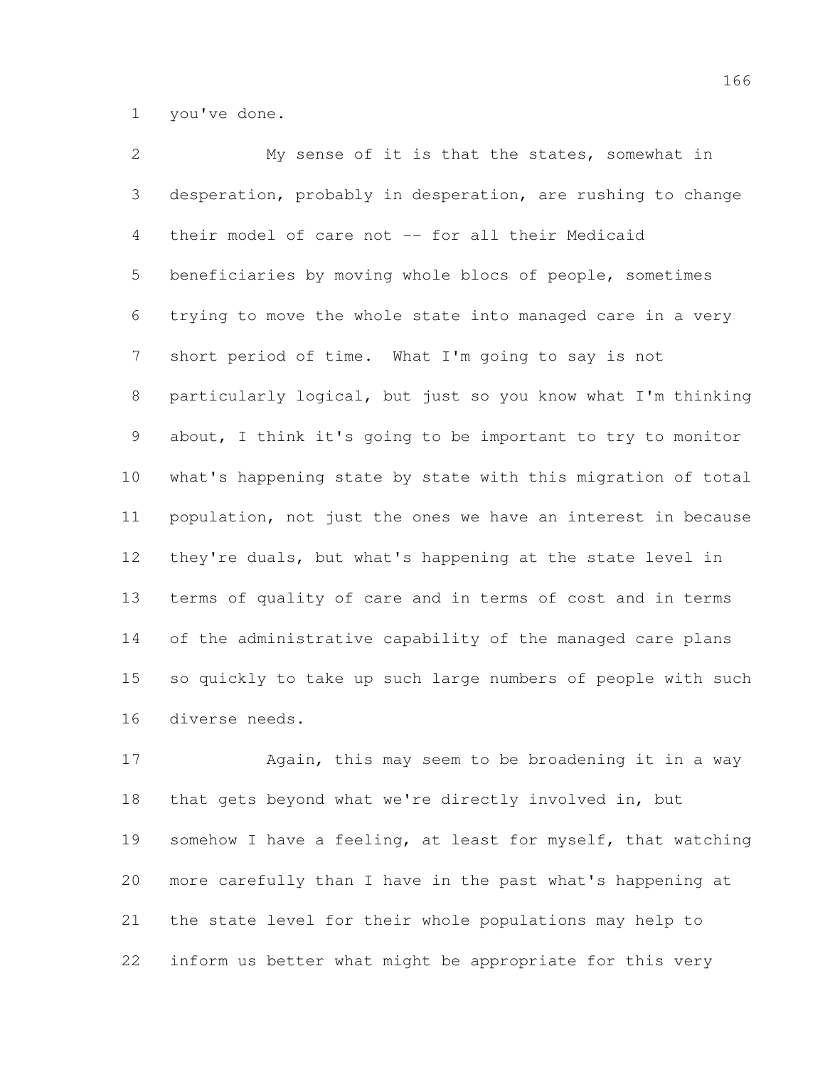you've done.

My sense of it is that the states, somewhat in desperation, probably in desperation, are rushing to change their model of care not -- for all their Medicaid beneficiaries by moving whole blocs of people, sometimes trying to move the whole state into managed care in a very short period of time. What I'm going to say is not particularly logical, but just so you know what I'm thinking about, I think it's going to be important to try to monitor what's happening state by state with this migration of total population, not just the ones we have an interest in because they're duals, but what's happening at the state level in terms of quality of care and in terms of cost and in terms of the administrative capability of the managed care plans so quickly to take up such large numbers of people with such diverse needs.

Again, this may seem to be broadening it in a way that gets beyond what we're directly involved in, but somehow I have a feeling, at least for myself, that watching more carefully than I have in the past what's happening at the state level for their whole populations may help to inform us better what might be appropriate for this very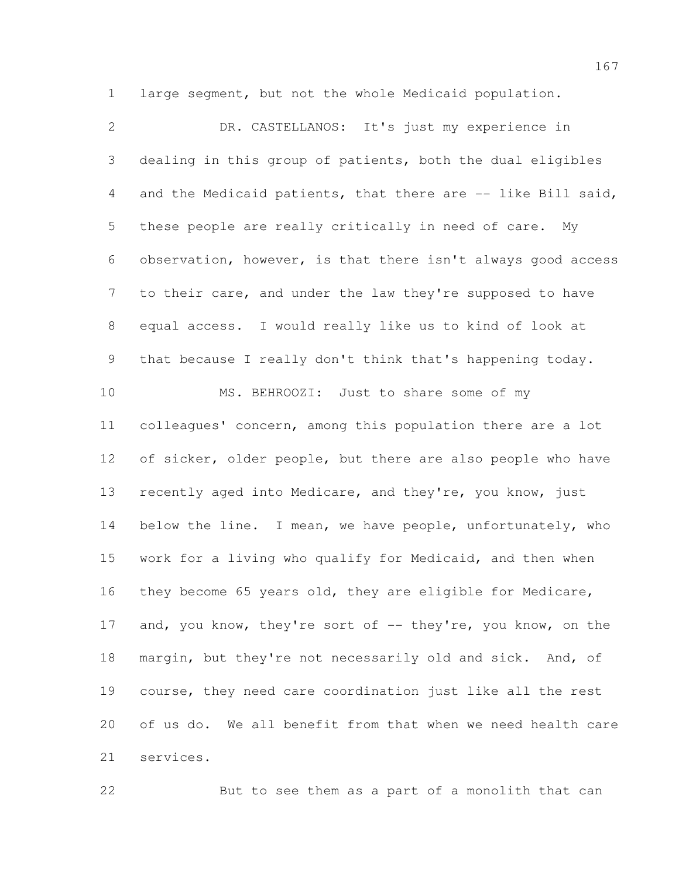large segment, but not the whole Medicaid population.

DR. CASTELLANOS: It's just my experience in dealing in this group of patients, both the dual eligibles and the Medicaid patients, that there are -- like Bill said, these people are really critically in need of care. My observation, however, is that there isn't always good access to their care, and under the law they're supposed to have equal access. I would really like us to kind of look at that because I really don't think that's happening today.

MS. BEHROOZI: Just to share some of my colleagues' concern, among this population there are a lot of sicker, older people, but there are also people who have recently aged into Medicare, and they're, you know, just below the line. I mean, we have people, unfortunately, who work for a living who qualify for Medicaid, and then when they become 65 years old, they are eligible for Medicare, and, you know, they're sort of -- they're, you know, on the margin, but they're not necessarily old and sick. And, of course, they need care coordination just like all the rest of us do. We all benefit from that when we need health care services.

But to see them as a part of a monolith that can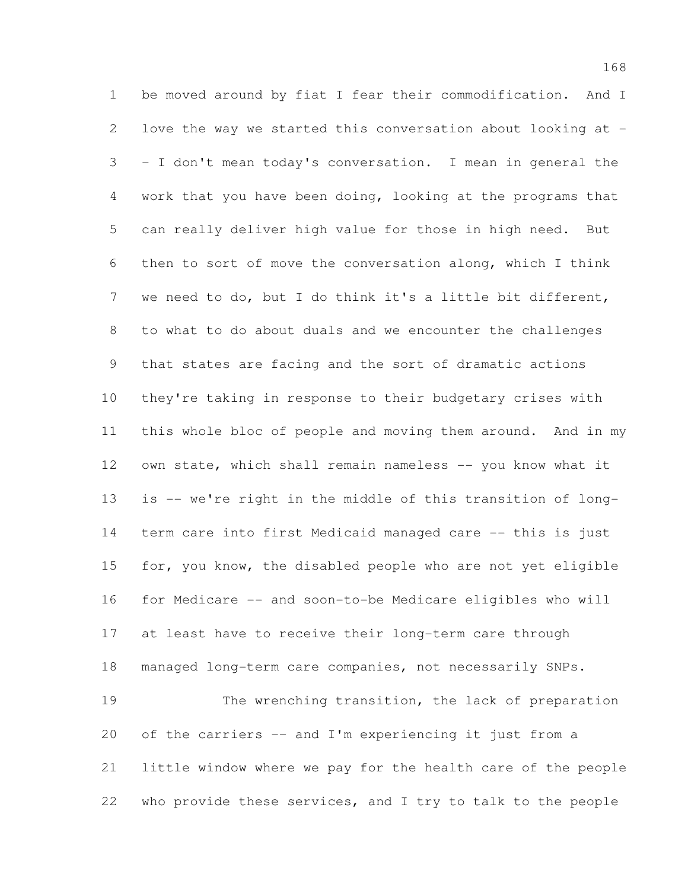be moved around by fiat I fear their commodification. And I love the way we started this conversation about looking at -- I don't mean today's conversation. I mean in general the work that you have been doing, looking at the programs that can really deliver high value for those in high need. But then to sort of move the conversation along, which I think we need to do, but I do think it's a little bit different, to what to do about duals and we encounter the challenges that states are facing and the sort of dramatic actions they're taking in response to their budgetary crises with this whole bloc of people and moving them around. And in my own state, which shall remain nameless -- you know what it is -- we're right in the middle of this transition of long-term care into first Medicaid managed care -- this is just for, you know, the disabled people who are not yet eligible for Medicare -- and soon-to-be Medicare eligibles who will at least have to receive their long-term care through managed long-term care companies, not necessarily SNPs.

The wrenching transition, the lack of preparation of the carriers -- and I'm experiencing it just from a little window where we pay for the health care of the people who provide these services, and I try to talk to the people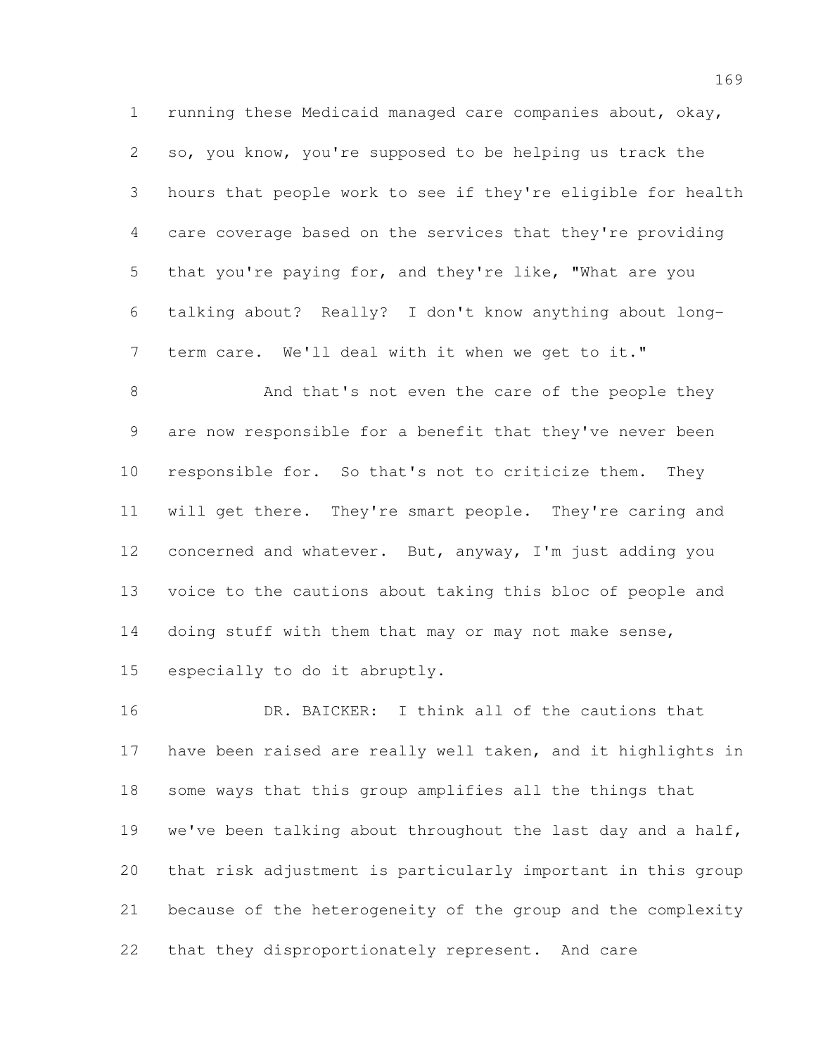running these Medicaid managed care companies about, okay, so, you know, you're supposed to be helping us track the hours that people work to see if they're eligible for health care coverage based on the services that they're providing that you're paying for, and they're like, "What are you talking about? Really? I don't know anything about long-term care. We'll deal with it when we get to it."

And that's not even the care of the people they are now responsible for a benefit that they've never been responsible for. So that's not to criticize them. They will get there. They're smart people. They're caring and concerned and whatever. But, anyway, I'm just adding you voice to the cautions about taking this bloc of people and doing stuff with them that may or may not make sense, especially to do it abruptly.

DR. BAICKER: I think all of the cautions that have been raised are really well taken, and it highlights in some ways that this group amplifies all the things that we've been talking about throughout the last day and a half, that risk adjustment is particularly important in this group because of the heterogeneity of the group and the complexity that they disproportionately represent. And care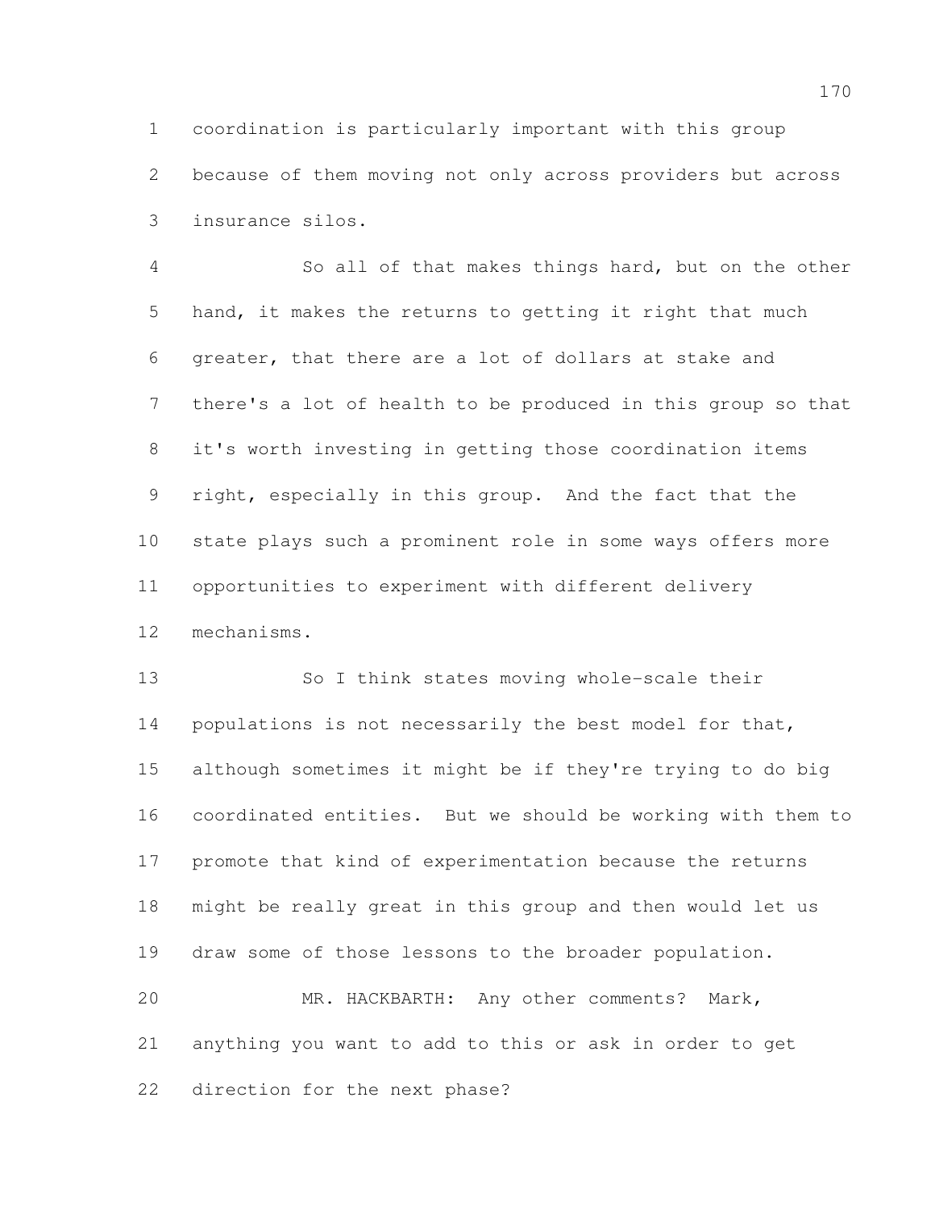coordination is particularly important with this group because of them moving not only across providers but across insurance silos.

So all of that makes things hard, but on the other hand, it makes the returns to getting it right that much greater, that there are a lot of dollars at stake and there's a lot of health to be produced in this group so that it's worth investing in getting those coordination items right, especially in this group. And the fact that the state plays such a prominent role in some ways offers more opportunities to experiment with different delivery mechanisms.

So I think states moving whole-scale their populations is not necessarily the best model for that, although sometimes it might be if they're trying to do big coordinated entities. But we should be working with them to promote that kind of experimentation because the returns might be really great in this group and then would let us draw some of those lessons to the broader population.

MR. HACKBARTH: Any other comments? Mark, anything you want to add to this or ask in order to get direction for the next phase?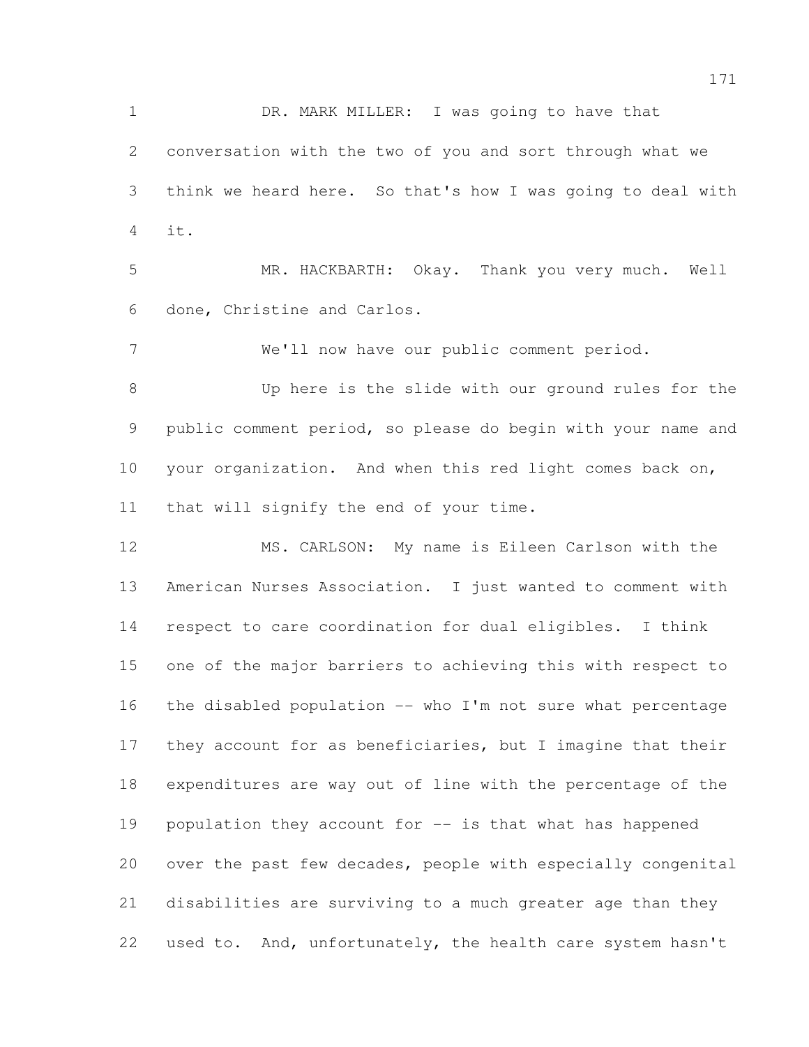DR. MARK MILLER: I was going to have that conversation with the two of you and sort through what we think we heard here. So that's how I was going to deal with it.

MR. HACKBARTH: Okay. Thank you very much. Well done, Christine and Carlos.

We'll now have our public comment period.

Up here is the slide with our ground rules for the public comment period, so please do begin with your name and your organization. And when this red light comes back on, that will signify the end of your time.

MS. CARLSON: My name is Eileen Carlson with the American Nurses Association. I just wanted to comment with respect to care coordination for dual eligibles. I think one of the major barriers to achieving this with respect to the disabled population -- who I'm not sure what percentage they account for as beneficiaries, but I imagine that their expenditures are way out of line with the percentage of the population they account for -- is that what has happened over the past few decades, people with especially congenital disabilities are surviving to a much greater age than they used to. And, unfortunately, the health care system hasn't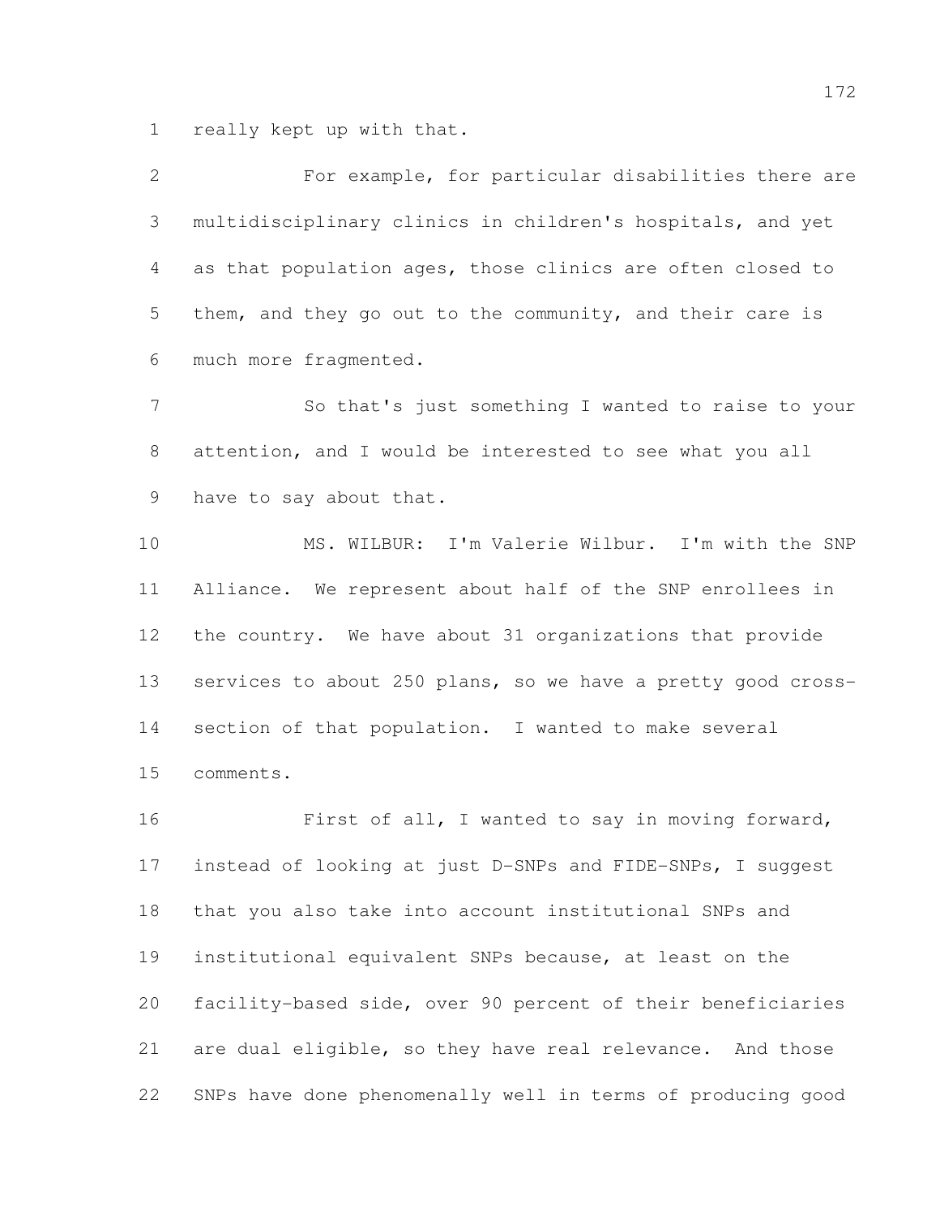really kept up with that.

For example, for particular disabilities there are multidisciplinary clinics in children's hospitals, and yet as that population ages, those clinics are often closed to them, and they go out to the community, and their care is much more fragmented.

So that's just something I wanted to raise to your attention, and I would be interested to see what you all have to say about that.

MS. WILBUR: I'm Valerie Wilbur. I'm with the SNP Alliance. We represent about half of the SNP enrollees in the country. We have about 31 organizations that provide services to about 250 plans, so we have a pretty good cross-section of that population. I wanted to make several comments.

First of all, I wanted to say in moving forward, instead of looking at just D-SNPs and FIDE-SNPs, I suggest that you also take into account institutional SNPs and institutional equivalent SNPs because, at least on the facility-based side, over 90 percent of their beneficiaries are dual eligible, so they have real relevance. And those SNPs have done phenomenally well in terms of producing good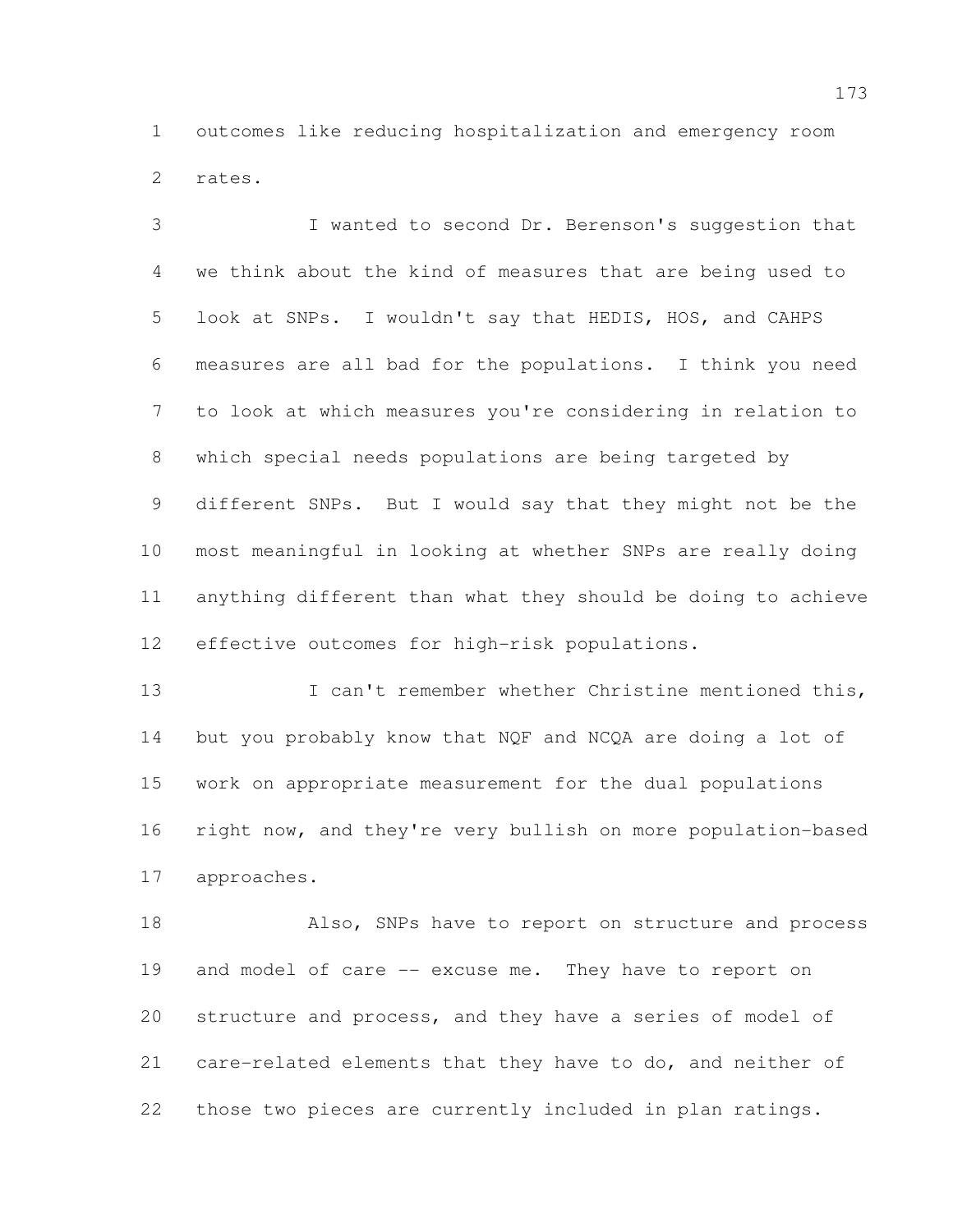outcomes like reducing hospitalization and emergency room rates.

I wanted to second Dr. Berenson's suggestion that we think about the kind of measures that are being used to look at SNPs. I wouldn't say that HEDIS, HOS, and CAHPS measures are all bad for the populations. I think you need to look at which measures you're considering in relation to which special needs populations are being targeted by different SNPs. But I would say that they might not be the most meaningful in looking at whether SNPs are really doing anything different than what they should be doing to achieve effective outcomes for high-risk populations.

I can't remember whether Christine mentioned this, but you probably know that NQF and NCQA are doing a lot of work on appropriate measurement for the dual populations right now, and they're very bullish on more population-based approaches.

Also, SNPs have to report on structure and process and model of care -- excuse me. They have to report on structure and process, and they have a series of model of care-related elements that they have to do, and neither of those two pieces are currently included in plan ratings.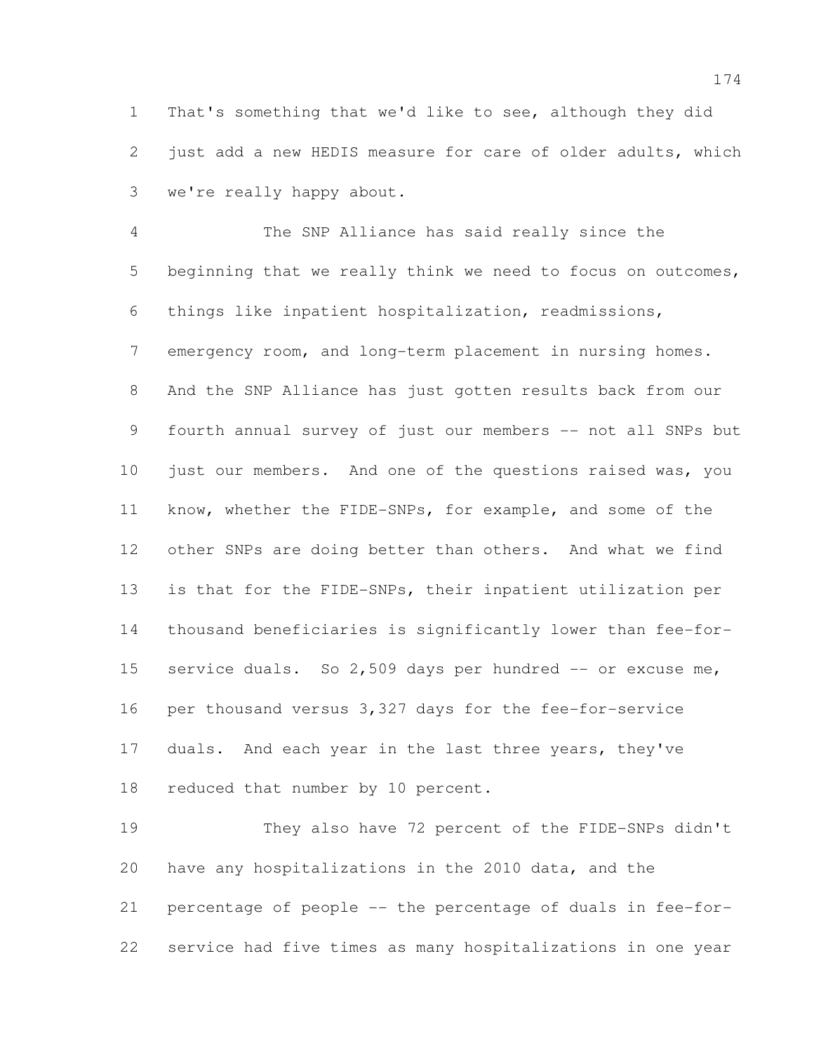That's something that we'd like to see, although they did just add a new HEDIS measure for care of older adults, which we're really happy about.

The SNP Alliance has said really since the beginning that we really think we need to focus on outcomes, things like inpatient hospitalization, readmissions, emergency room, and long-term placement in nursing homes. And the SNP Alliance has just gotten results back from our fourth annual survey of just our members -- not all SNPs but just our members. And one of the questions raised was, you know, whether the FIDE-SNPs, for example, and some of the other SNPs are doing better than others. And what we find is that for the FIDE-SNPs, their inpatient utilization per thousand beneficiaries is significantly lower than fee-for-service duals. So 2,509 days per hundred -- or excuse me, per thousand versus 3,327 days for the fee-for-service duals. And each year in the last three years, they've reduced that number by 10 percent.

They also have 72 percent of the FIDE-SNPs didn't have any hospitalizations in the 2010 data, and the percentage of people -- the percentage of duals in fee-for-service had five times as many hospitalizations in one year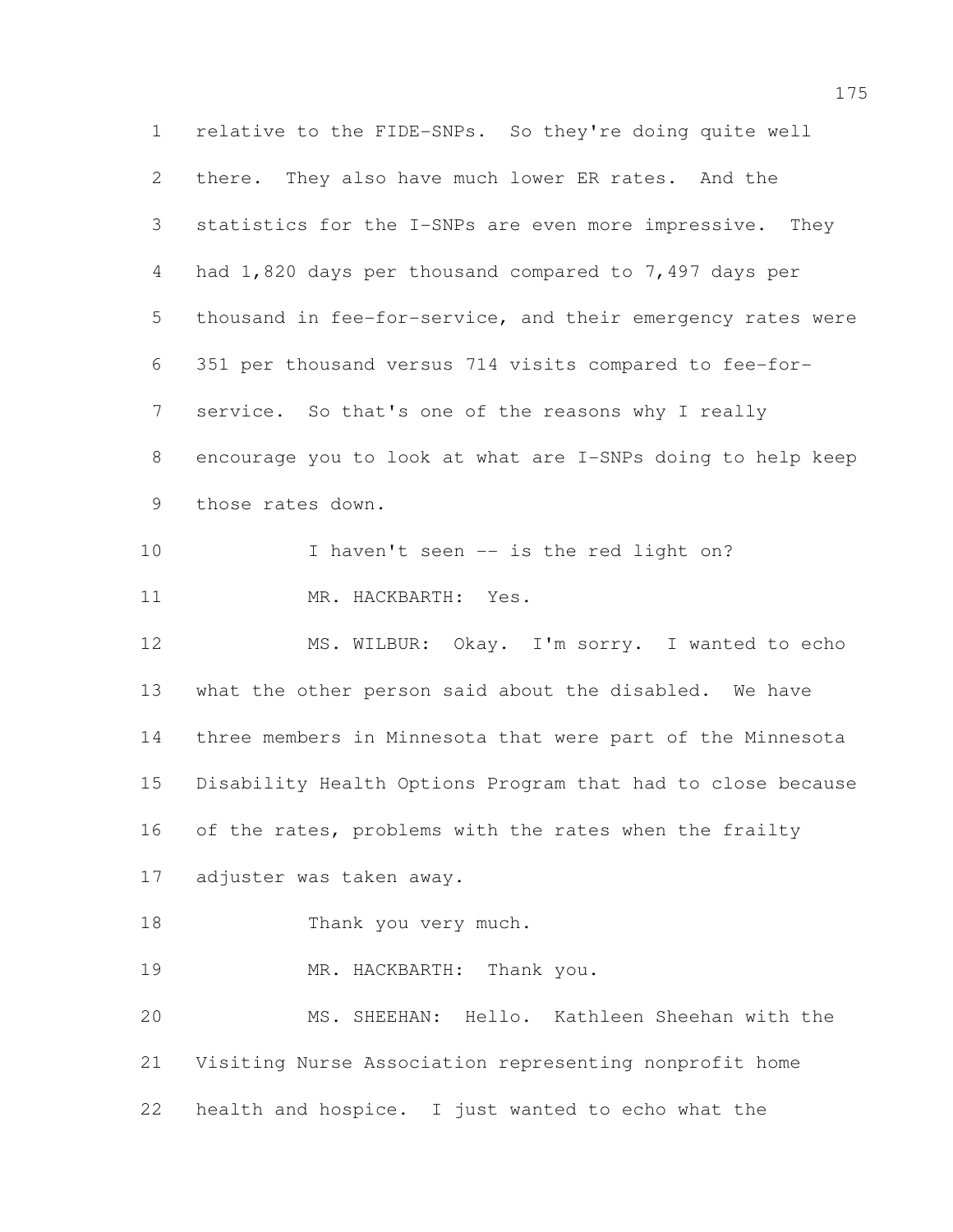relative to the FIDE-SNPs. So they're doing quite well there. They also have much lower ER rates. And the statistics for the I-SNPs are even more impressive. They had 1,820 days per thousand compared to 7,497 days per thousand in fee-for-service, and their emergency rates were 351 per thousand versus 714 visits compared to fee-for-service. So that's one of the reasons why I really encourage you to look at what are I-SNPs doing to help keep those rates down.

I haven't seen -- is the red light on?

MR. HACKBARTH: Yes.

MS. WILBUR: Okay. I'm sorry. I wanted to echo what the other person said about the disabled. We have three members in Minnesota that were part of the Minnesota Disability Health Options Program that had to close because of the rates, problems with the rates when the frailty adjuster was taken away.

Thank you very much.

MR. HACKBARTH: Thank you.

MS. SHEEHAN: Hello. Kathleen Sheehan with the Visiting Nurse Association representing nonprofit home health and hospice. I just wanted to echo what the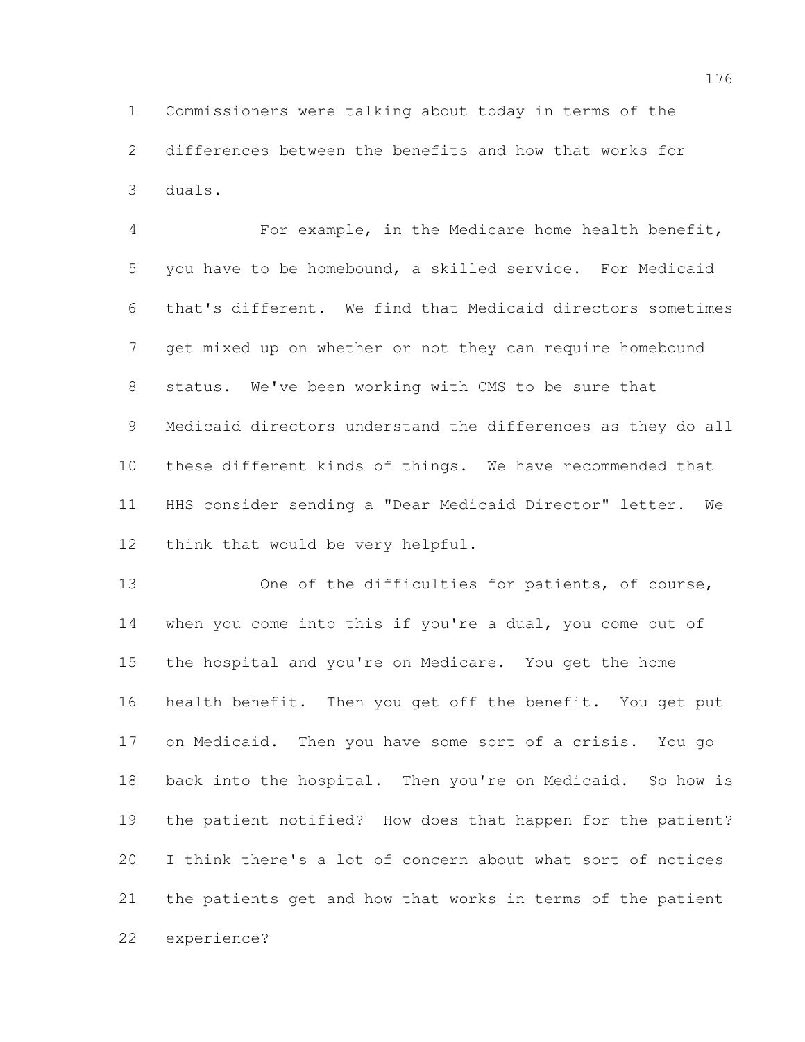Commissioners were talking about today in terms of the differences between the benefits and how that works for duals.

For example, in the Medicare home health benefit, you have to be homebound, a skilled service. For Medicaid that's different. We find that Medicaid directors sometimes get mixed up on whether or not they can require homebound status. We've been working with CMS to be sure that Medicaid directors understand the differences as they do all these different kinds of things. We have recommended that HHS consider sending a "Dear Medicaid Director" letter. We think that would be very helpful.

One of the difficulties for patients, of course, when you come into this if you're a dual, you come out of the hospital and you're on Medicare. You get the home health benefit. Then you get off the benefit. You get put on Medicaid. Then you have some sort of a crisis. You go back into the hospital. Then you're on Medicaid. So how is the patient notified? How does that happen for the patient? I think there's a lot of concern about what sort of notices the patients get and how that works in terms of the patient experience?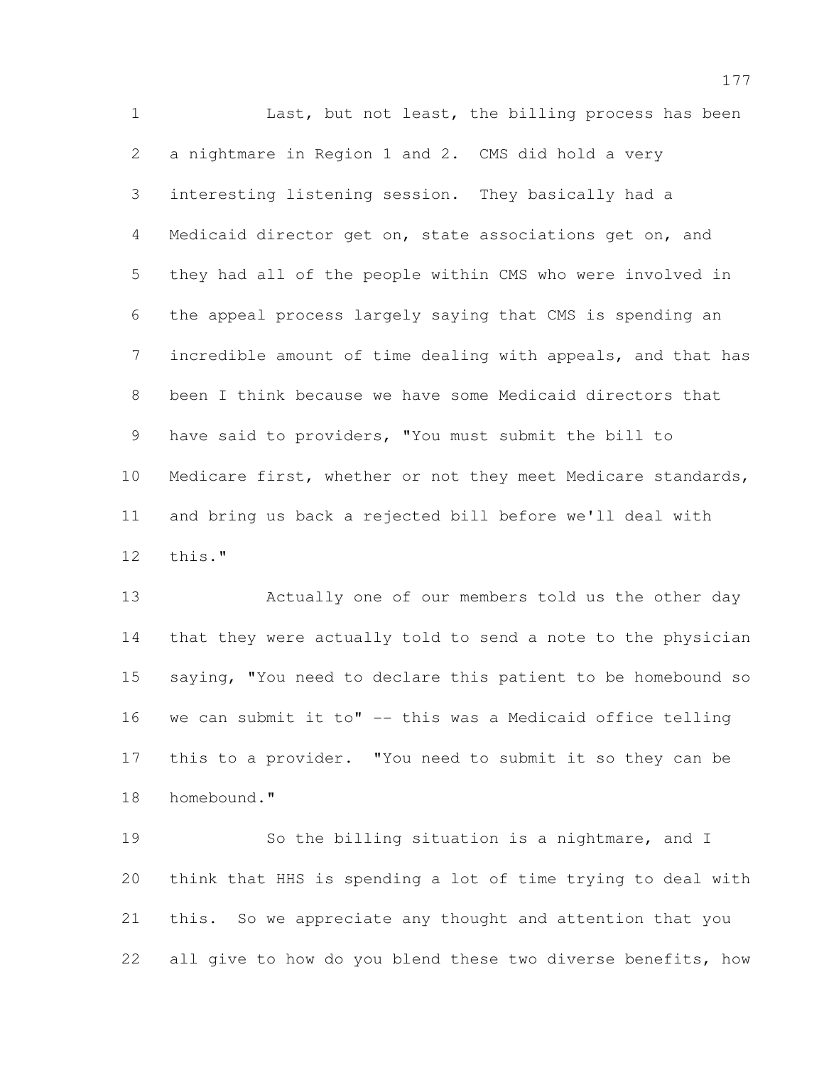Last, but not least, the billing process has been a nightmare in Region 1 and 2. CMS did hold a very interesting listening session. They basically had a Medicaid director get on, state associations get on, and they had all of the people within CMS who were involved in the appeal process largely saying that CMS is spending an incredible amount of time dealing with appeals, and that has been I think because we have some Medicaid directors that have said to providers, "You must submit the bill to Medicare first, whether or not they meet Medicare standards, and bring us back a rejected bill before we'll deal with this."

Actually one of our members told us the other day that they were actually told to send a note to the physician saying, "You need to declare this patient to be homebound so we can submit it to" -- this was a Medicaid office telling this to a provider. "You need to submit it so they can be homebound."

So the billing situation is a nightmare, and I think that HHS is spending a lot of time trying to deal with this. So we appreciate any thought and attention that you all give to how do you blend these two diverse benefits, how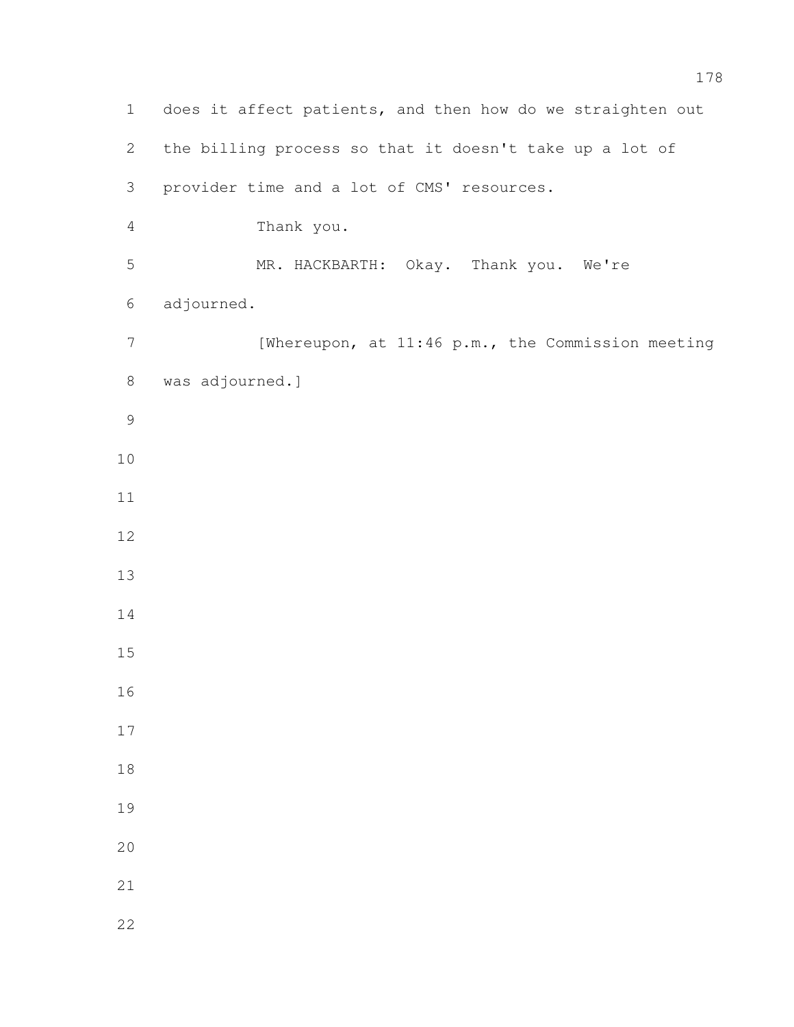does it affect patients, and then how do we straighten out the billing process so that it doesn't take up a lot of provider time and a lot of CMS' resources.

Thank you.

MR. HACKBARTH: Okay. Thank you. We're adjourned.

[Whereupon, at 11:46 p.m., the Commission meeting was adjourned.]